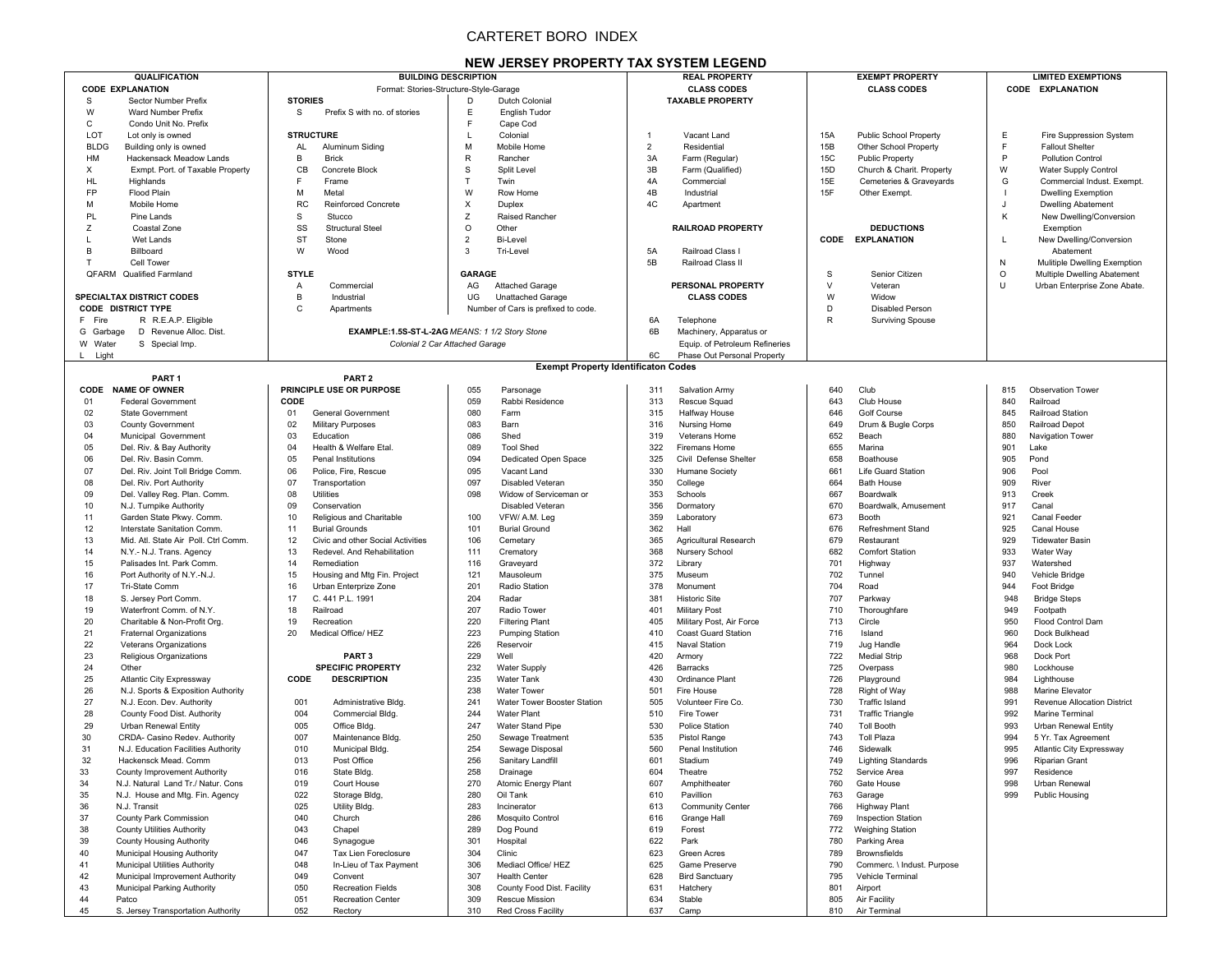# CARTERET BORO INDEX

## NEW JERSEY PROPERTY TAX SYSTEM LEGEND

### QUALIFICATION

| CODE | EXPLANATION |
|---|---|
| S | Sector Number Prefix |
| W | Ward Number Prefix |
| C | Condo Unit No. Prefix |
| LOT | Lot only is owned |
| BLDG | Building only is owned |
| HM | Hackensack Meadow Lands |
| X | Exmpt. Port. of Taxable Property |
| HL | Highlands |
| FP | Flood Plain |
| M | Mobile Home |
| PL | Pine Lands |
| Z | Coastal Zone |
| L | Wet Lands |
| B | Billboard |
| T | Cell Tower |
| QFARM | Qualified Farmland |

### SPECIALTAX DISTRICT CODES

| CODE | DISTRICT TYPE | CODE | DISTRICT TYPE |
|---|---|---|---|
| F | Fire | R | R.E.A.P. Eligible |
| G | Garbage | D | Revenue Alloc. Dist. |
| W | Water | S | Special Imp. |
| L | Light | | |

### BUILDING DESCRIPTION

Format: Stories-Structure-Style-Garage

**STORIES**

| Code | Description |
|---|---|
| S | Prefix S with no. of stories |

**STRUCTURE**

| Code | Description |
|---|---|
| AL | Aluminum Siding |
| B | Brick |
| CB | Concrete Block |
| F | Frame |
| M | Metal |
| RC | Reinforced Concrete |
| S | Stucco |
| SS | Structural Steel |
| ST | Stone |
| W | Wood |

**STYLE**

| Code | Description |
|---|---|
| A | Commercial |
| B | Industrial |
| C | Apartments |
| D | Dutch Colonial |
| E | English Tudor |
| F | Cape Cod |
| L | Colonial |
| M | Mobile Home |
| R | Rancher |
| S | Split Level |
| T | Twin |
| W | Row Home |
| X | Duplex |
| Z | Raised Rancher |
| O | Other |
| 2 | Bi-Level |
| 3 | Tri-Level |

**GARAGE**

| Code | Description |
|---|---|
| AG | Attached Garage |
| UG | Unattached Garage |

Number of Cars is prefixed to code.

**EXAMPLE:1.5S-ST-L-2AG** *MEANS: 1 1/2 Story Stone Colonial 2 Car Attached Garage*

### REAL PROPERTY CLASS CODES

**TAXABLE PROPERTY**

| Code | Description |
|---|---|
| 1 | Vacant Land |
| 2 | Residential |
| 3A | Farm (Regular) |
| 3B | Farm (Qualified) |
| 4A | Commercial |
| 4B | Industrial |
| 4C | Apartment |

**RAILROAD PROPERTY**

| Code | Description |
|---|---|
| 5A | Railroad Class I |
| 5B | Railroad Class II |

**PERSONAL PROPERTY CLASS CODES**

| Code | Description |
|---|---|
| 6A | Telephone |
| 6B | Machinery, Apparatus or Equip. of Petroleum Refineries |
| 6C | Phase Out Personal Property |

### EXEMPT PROPERTY CLASS CODES

| Code | Description |
|---|---|
| 15A | Public School Property |
| 15B | Other School Property |
| 15C | Public Property |
| 15D | Church & Charit. Property |
| 15E | Cemeteries & Graveyards |
| 15F | Other Exempt. |

**DEDUCTIONS**

| CODE | EXPLANATION |
|---|---|
| S | Senior Citizen |
| V | Veteran |
| W | Widow |
| D | Disabled Person |
| R | Surviving Spouse |

### LIMITED EXEMPTIONS

| CODE | EXPLANATION |
|---|---|
| E | Fire Suppression System |
| F | Fallout Shelter |
| P | Pollution Control |
| W | Water Supply Control |
| G | Commercial Indust. Exempt. |
| I | Dwelling Exemption |
| J | Dwelling Abatement |
| K | New Dwelling/Conversion Exemption |
| L | New Dwelling/Conversion Abatement |
| N | Mulitiple Dwelling Exemption |
| O | Multiple Dwelling Abatement |
| U | Urban Enterprise Zone Abate. |

## Exempt Property Identificaton Codes

### PART 1

| CODE | NAME OF OWNER |
|---|---|
| 01 | Federal Government |
| 02 | State Government |
| 03 | County Government |
| 04 | Municipal Government |
| 05 | Del. Riv. & Bay Authority |
| 06 | Del. Riv. Basin Comm. |
| 07 | Del. Riv. Joint Toll Bridge Comm. |
| 08 | Del. Riv. Port Authority |
| 09 | Del. Valley Reg. Plan. Comm. |
| 10 | N.J. Turnpike Authority |
| 11 | Garden State Pkwy. Comm. |
| 12 | Interstate Sanitation Comm. |
| 13 | Mid. Atl. State Air Poll. Ctrl Comm. |
| 14 | N.Y.- N.J. Trans. Agency |
| 15 | Palisades Int. Park Comm. |
| 16 | Port Authority of N.Y.-N.J. |
| 17 | Tri-State Comm |
| 18 | S. Jersey Port Comm. |
| 19 | Waterfront Comm. of N.Y. |
| 20 | Charitable & Non-Profit Org. |
| 21 | Fraternal Organizations |
| 22 | Veterans Organizations |
| 23 | Religious Organizations |
| 24 | Other |
| 25 | Atlantic City Expressway |
| 26 | N.J. Sports & Exposition Authority |
| 27 | N.J. Econ. Dev. Authority |
| 28 | County Food Dist. Authority |
| 29 | Urban Renewal Entity |
| 30 | CRDA- Casino Redev. Authority |
| 31 | N.J. Education Facilities Authority |
| 32 | Hackensck Mead. Comm |
| 33 | County Improvement Authority |
| 34 | N.J. Natural Land Tr./ Natur. Cons |
| 35 | N.J. House and Mtg. Fin. Agency |
| 36 | N.J. Transit |
| 37 | County Park Commission |
| 38 | County Utilities Authority |
| 39 | County Housing Authority |
| 40 | Municipal Housing Authority |
| 41 | Municipal Utilities Authority |
| 42 | Municipal Improvement Authority |
| 43 | Municipal Parking Authority |
| 44 | Patco |
| 45 | S. Jersey Transportation Authority |

### PART 2

| CODE | PRINCIPLE USE OR PURPOSE |
|---|---|
| 01 | General Government |
| 02 | Military Purposes |
| 03 | Education |
| 04 | Health & Welfare Etal. |
| 05 | Penal Institutions |
| 06 | Police, Fire, Rescue |
| 07 | Transportation |
| 08 | Utilities |
| 09 | Conservation |
| 10 | Religious and Charitable |
| 11 | Burial Grounds |
| 12 | Civic and other Social Activities |
| 13 | Redevel. And Rehabilitation |
| 14 | Remediation |
| 15 | Housing and Mtg Fin. Project |
| 16 | Urban Enterprize Zone |
| 17 | C. 441 P.L. 1991 |
| 18 | Railroad |
| 19 | Recreation |
| 20 | Medical Office/ HEZ |

### PART 3 SPECIFIC PROPERTY

| CODE | DESCRIPTION |
|---|---|
| 001 | Administrative Bldg. |
| 004 | Commercial Bldg. |
| 005 | Office Bldg. |
| 007 | Maintenance Bldg. |
| 010 | Municipal Bldg. |
| 013 | Post Office |
| 016 | State Bldg. |
| 019 | Court House |
| 022 | Storage Bldg, |
| 025 | Utility Bldg. |
| 040 | Church |
| 043 | Chapel |
| 046 | Synagogue |
| 047 | Tax Lien Foreclosure |
| 048 | In-Lieu of Tax Payment |
| 049 | Convent |
| 050 | Recreation Fields |
| 051 | Recreation Center |
| 052 | Rectory |
| 055 | Parsonage |
| 059 | Rabbi Residence |
| 080 | Farm |
| 083 | Barn |
| 086 | Shed |
| 089 | Tool Shed |
| 094 | Dedicated Open Space |
| 095 | Vacant Land |
| 097 | Disabled Veteran |
| 098 | Widow of Serviceman or Disabled Veteran |
| 100 | VFW/ A.M. Leg |
| 101 | Burial Ground |
| 106 | Cemetary |
| 111 | Crematory |
| 116 | Graveyard |
| 121 | Mausoleum |
| 201 | Radio Station |
| 204 | Radar |
| 207 | Radio Tower |
| 220 | Filtering Plant |
| 223 | Pumping Station |
| 226 | Reservoir |
| 229 | Well |
| 232 | Water Supply |
| 235 | Water Tank |
| 238 | Water Tower |
| 241 | Water Tower Booster Station |
| 244 | Water Plant |
| 247 | Water Stand Pipe |
| 250 | Sewage Treatment |
| 254 | Sewage Disposal |
| 256 | Sanitary Landfill |
| 258 | Drainage |
| 270 | Atomic Energy Plant |
| 280 | Oil Tank |
| 283 | Incinerator |
| 286 | Mosquito Control |
| 289 | Dog Pound |
| 301 | Hospital |
| 304 | Clinic |
| 306 | Mediacl Office/ HEZ |
| 307 | Health Center |
| 308 | County Food Dist. Facility |
| 309 | Rescue Mission |
| 310 | Red Cross Facility |
| 311 | Salvation Army |
| 313 | Rescue Squad |
| 315 | Halfway House |
| 316 | Nursing Home |
| 319 | Veterans Home |
| 322 | Firemans Home |
| 325 | Civil Defense Shelter |
| 330 | Humane Society |
| 350 | College |
| 353 | Schools |
| 356 | Dormatory |
| 359 | Laboratory |
| 362 | Hall |
| 365 | Agricultural Research |
| 368 | Nursery School |
| 372 | Library |
| 375 | Museum |
| 378 | Monument |
| 381 | Historic Site |
| 401 | Military Post |
| 405 | Military Post, Air Force |
| 410 | Coast Guard Station |
| 415 | Naval Station |
| 420 | Armory |
| 426 | Barracks |
| 430 | Ordinance Plant |
| 501 | Fire House |
| 505 | Volunteer Fire Co. |
| 510 | Fire Tower |
| 530 | Police Station |
| 535 | Pistol Range |
| 560 | Penal Institution |
| 601 | Stadium |
| 604 | Theatre |
| 607 | Amphitheater |
| 610 | Pavillion |
| 613 | Community Center |
| 616 | Grange Hall |
| 619 | Forest |
| 622 | Park |
| 623 | Green Acres |
| 625 | Game Preserve |
| 628 | Bird Sanctuary |
| 631 | Hatchery |
| 634 | Stable |
| 637 | Camp |
| 640 | Club |
| 643 | Club House |
| 646 | Golf Course |
| 649 | Drum & Bugle Corps |
| 652 | Beach |
| 655 | Marina |
| 658 | Boathouse |
| 661 | Life Guard Station |
| 664 | Bath House |
| 667 | Boardwalk |
| 670 | Boardwalk, Amusement |
| 673 | Booth |
| 676 | Refreshment Stand |
| 679 | Restaurant |
| 682 | Comfort Station |
| 701 | Highway |
| 702 | Tunnel |
| 704 | Road |
| 707 | Parkway |
| 710 | Thoroughfare |
| 713 | Circle |
| 716 | Island |
| 719 | Jug Handle |
| 722 | Medial Strip |
| 725 | Overpass |
| 726 | Playground |
| 728 | Right of Way |
| 730 | Traffic Island |
| 731 | Traffic Triangle |
| 740 | Toll Booth |
| 743 | Toll Plaza |
| 746 | Sidewalk |
| 749 | Lighting Standards |
| 752 | Service Area |
| 760 | Gate House |
| 763 | Garage |
| 766 | Highway Plant |
| 769 | Inspection Station |
| 772 | Weighing Station |
| 780 | Parking Area |
| 789 | Brownsfields |
| 790 | Commerc. \ Indust. Purpose |
| 795 | Vehicle Terminal |
| 801 | Airport |
| 805 | Air Facility |
| 810 | Air Terminal |
| 815 | Observation Tower |
| 840 | Railroad |
| 845 | Railroad Station |
| 850 | Railroad Depot |
| 880 | Navigation Tower |
| 901 | Lake |
| 905 | Pond |
| 906 | Pool |
| 909 | River |
| 913 | Creek |
| 917 | Canal |
| 921 | Canal Feeder |
| 925 | Canal House |
| 929 | Tidewater Basin |
| 933 | Water Way |
| 937 | Watershed |
| 940 | Vehicle Bridge |
| 944 | Foot Bridge |
| 948 | Bridge Steps |
| 949 | Footpath |
| 950 | Flood Control Dam |
| 960 | Dock Bulkhead |
| 964 | Dock Lock |
| 968 | Dock Port |
| 980 | Lockhouse |
| 984 | Lighthouse |
| 988 | Marine Elevator |
| 991 | Revenue Allocation District |
| 992 | Marine Terminal |
| 993 | Urban Renewal Entity |
| 994 | 5 Yr. Tax Agreement |
| 995 | Atlantic City Expressway |
| 996 | Riparian Grant |
| 997 | Residence |
| 998 | Urban Renewal |
| 999 | Public Housing |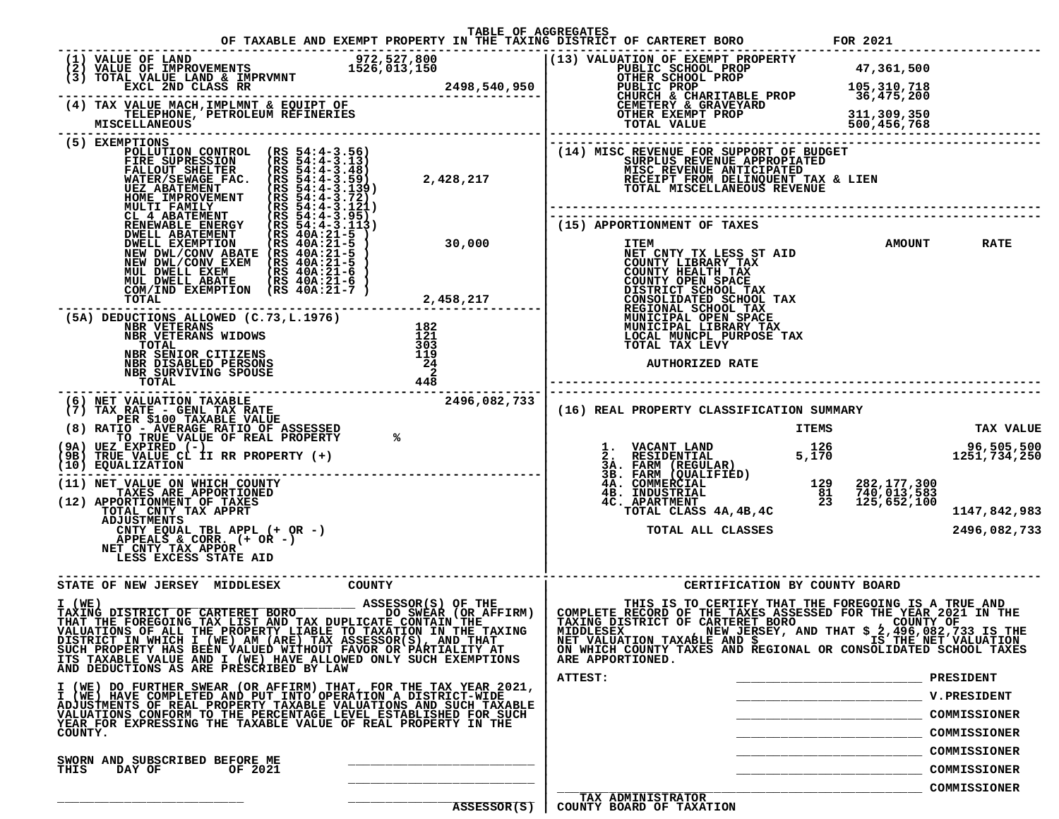# TABLE OF AGGREGATES

## OF TAXABLE AND EXEMPT PROPERTY IN THE TAXING DISTRICT OF CARTERET BORO FOR 2021

| | | |
|---|---|---|
| (1) VALUE OF LAND | 972,527,800 | |
| (2) VALUE OF IMPROVEMENTS | 1526,013,150 | |
| (3) TOTAL VALUE LAND & IMPRVMNT EXCL 2ND CLASS RR | | 2498,540,950 |
| (4) TAX VALUE MACH,IMPLMNT & EQUIPT OF TELEPHONE, PETROLEUM REFINERIES MISCELLANEOUS | | |

**(5) EXEMPTIONS**

| | | |
|---|---|---|
| POLLUTION CONTROL | (RS 54:4-3.56) | |
| FIRE SUPRESSION | (RS 54:4-3.13) | |
| FALLOUT SHELTER | (RS 54:4-3.48) | |
| WATER/SEWAGE FAC. | (RS 54:4-3.59) | 2,428,217 |
| UEZ ABATEMENT | (RS 54:4-3.139) | |
| HOME IMPROVEMENT | (RS 54:4-3.72) | |
| MULTI FAMILY | (RS 54:4-3.121) | |
| CL 4 ABATEMENT | (RS 54:4-3.95) | |
| RENEWABLE ENERGY | (RS 54:4-3.113) | |
| DWELL ABATEMENT | (RS 40A:21-5 ) | |
| DWELL EXEMPTION | (RS 40A:21-5 ) | 30,000 |
| NEW DWL/CONV ABATE | (RS 40A:21-5 ) | |
| NEW DWL/CONV EXEM | (RS 40A:21-5 ) | |
| MUL DWELL EXEM | (RS 40A:21-6 ) | |
| MUL DWELL ABATE | (RS 40A:21-6 ) | |
| COM/IND EXEMPTION | (RS 40A:21-7 ) | |
| TOTAL | | 2,458,217 |

**(5A) DEDUCTIONS ALLOWED (C.73,L.1976)**

| | |
|---|---|
| NBR VETERANS | 182 |
| NBR VETERANS WIDOWS | 121 |
| TOTAL | 303 |
| NBR SENIOR CITIZENS | 119 |
| NBR DISABLED PERSONS | 24 |
| NBR SURVIVING SPOUSE | 2 |
| TOTAL | 448 |

| | |
|---|---|
| (6) NET VALUATION TAXABLE | 2496,082,733 |
| (7) TAX RATE - GENL TAX RATE PER $100 TAXABLE VALUE | |
| (8) RATIO - AVERAGE RATIO OF ASSESSED TO TRUE VALUE OF REAL PROPERTY | % |
| (9A) UEZ EXPIRED (-) | |
| (9B) TRUE VALUE CL II RR PROPERTY (+) | |
| (10) EQUALIZATION | |
| (11) NET VALUE ON WHICH COUNTY TAXES ARE APPORTIONED | |
| (12) APPORTIONMENT OF TAXES | |
| TOTAL CNTY TAX APPRT | |
| ADJUSTMENTS | |
| CNTY EQUAL TBL APPL (+ OR -) | |
| APPEALS & CORR. (+ OR -) | |
| NET CNTY TAX APPOR | |
| LESS EXCESS STATE AID | |

**(13) VALUATION OF EXEMPT PROPERTY**

| | |
|---|---|
| PUBLIC SCHOOL PROP | 47,361,500 |
| OTHER SCHOOL PROP | |
| PUBLIC PROP | 105,310,718 |
| CHURCH & CHARITABLE PROP | 36,475,200 |
| CEMETERY & GRAVEYARD | |
| OTHER EXEMPT PROP | 311,309,350 |
| TOTAL VALUE | 500,456,768 |

**(14) MISC REVENUE FOR SUPPORT OF BUDGET**

- SURPLUS REVENUE APPROPIATED
- MISC REVENUE ANTICIPATED
- RECEIPT FROM DELINQUENT TAX & LIEN
- TOTAL MISCELLANEOUS REVENUE

**(15) APPORTIONMENT OF TAXES**

| ITEM | AMOUNT | RATE |
|---|---|---|
| NET CNTY TX LESS ST AID | | |
| COUNTY LIBRARY TAX | | |
| COUNTY HEALTH TAX | | |
| COUNTY OPEN SPACE | | |
| DISTRICT SCHOOL TAX | | |
| CONSOLIDATED SCHOOL TAX | | |
| REGIONAL SCHOOL TAX | | |
| MUNICIPAL OPEN SPACE | | |
| MUNICIPAL LIBRARY TAX | | |
| LOCAL MUNCPL PURPOSE TAX | | |
| TOTAL TAX LEVY | | |
| AUTHORIZED RATE | | |

**(16) REAL PROPERTY CLASSIFICATION SUMMARY**

| | ITEMS | | TAX VALUE |
|---|---|---|---|
| 1. VACANT LAND | 126 | | 96,505,500 |
| 2. RESIDENTIAL | 5,170 | | 1251,734,250 |
| 3A. FARM (REGULAR) | | | |
| 3B. FARM (QUALIFIED) | | | |
| 4A. COMMERCIAL | 129 | 282,177,300 | |
| 4B. INDUSTRIAL | 81 | 740,013,583 | |
| 4C. APARTMENT | 23 | 125,652,100 | |
| TOTAL CLASS 4A,4B,4C | | | 1147,842,983 |
| TOTAL ALL CLASSES | | | 2496,082,733 |

**STATE OF NEW JERSEY MIDDLESEX COUNTY**

I (WE) ______________________ ASSESSOR(S) OF THE TAXING DISTRICT OF CARTERET BORO DO SWEAR (OR AFFIRM) THAT THE FOREGOING TAX LIST AND TAX DUPLICATE CONTAIN THE VALUATIONS OF ALL THE PROPERTY LIABLE TO TAXATION IN THE TAXING DISTRICT IN WHICH I (WE) AM (ARE) TAX ASSESSOR(S), AND THAT SUCH PROPERTY HAS BEEN VALUED WITHOUT FAVOR OR PARTIALITY AT ITS TAXABLE VALUE AND I (WE) HAVE ALLOWED ONLY SUCH EXEMPTIONS AND DEDUCTIONS AS ARE PRESCRIBED BY LAW

I (WE) DO FURTHER SWEAR (OR AFFIRM) THAT, FOR THE TAX YEAR 2021, I (WE) HAVE COMPLETED AND PUT INTO OPERATION A DISTRICT-WIDE ADJUSTMENTS OF REAL PROPERTY TAXABLE VALUATIONS AND SUCH TAXABLE VALUATIONS CONFORM TO THE PERCENTAGE LEVEL ESTABLISHED FOR SUCH YEAR FOR EXPRESSING THE TAXABLE VALUE OF REAL PROPERTY IN THE COUNTY.

SWORN AND SUBSCRIBED BEFORE ME THIS DAY OF OF 2021

______________________

______________________

______________________ ______________________ ASSESSOR(S)

**CERTIFICATION BY COUNTY BOARD**

THIS IS TO CERTIFY THAT THE FOREGOING IS A TRUE AND COMPLETE RECORD OF THE TAXES ASSESSED FOR THE YEAR 2021 IN THE TAXING DISTRICT OF CARTERET BORO COUNTY OF MIDDLESEX , NEW JERSEY, AND THAT $ 2,496,082,733 IS THE NET VALUATION TAXABLE AND $ IS THE NET VALUATION ON WHICH COUNTY TAXES AND REGIONAL OR CONSOLIDATED SCHOOL TAXES ARE APPORTIONED.

ATTEST:

______________________ PRESIDENT

______________________ V.PRESIDENT

______________________ COMMISSIONER

______________________ COMMISSIONER

______________________ COMMISSIONER

______________________ COMMISSIONER

______________________ COMMISSIONER

TAX ADMINISTRATOR
COUNTY BOARD OF TAXATION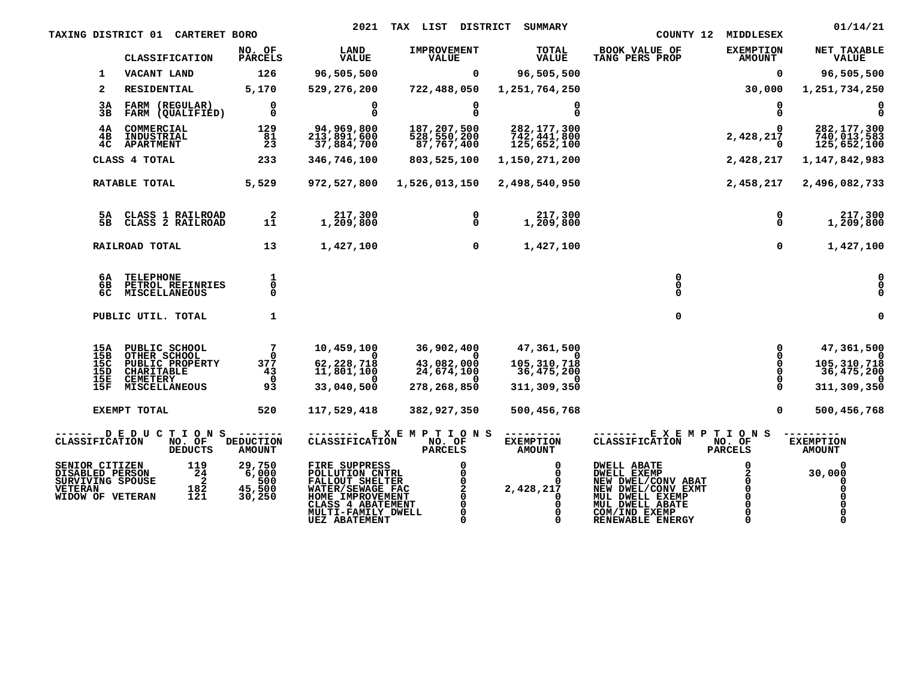TAXING DISTRICT 01 CARTERET BORO

# 2021 TAX LIST DISTRICT SUMMARY

COUNTY 12 MIDDLESEX 01/14/21

| | CLASSIFICATION | NO. OF PARCELS | LAND VALUE | IMPROVEMENT VALUE | TOTAL VALUE | BOOK VALUE OF TANG PERS PROP | EXEMPTION AMOUNT | NET TAXABLE VALUE |
|---|---|---|---|---|---|---|---|---|
| 1 | VACANT LAND | 126 | 96,505,500 | 0 | 96,505,500 | | 0 | 96,505,500 |
| 2 | RESIDENTIAL | 5,170 | 529,276,200 | 722,488,050 | 1,251,764,250 | | 30,000 | 1,251,734,250 |
| 3A | FARM (REGULAR) | 0 | 0 | 0 | 0 | | 0 | 0 |
| 3B | FARM (QUALIFIED) | 0 | 0 | 0 | 0 | | 0 | 0 |
| 4A | COMMERCIAL | 129 | 94,969,800 | 187,207,500 | 282,177,300 | | 0 | 282,177,300 |
| 4B | INDUSTRIAL | 81 | 213,891,600 | 528,550,200 | 742,441,800 | | 2,428,217 | 740,013,583 |
| 4C | APARTMENT | 23 | 37,884,700 | 87,767,400 | 125,652,100 | | 0 | 125,652,100 |
| | CLASS 4 TOTAL | 233 | 346,746,100 | 803,525,100 | 1,150,271,200 | | 2,428,217 | 1,147,842,983 |
| | RATABLE TOTAL | 5,529 | 972,527,800 | 1,526,013,150 | 2,498,540,950 | | 2,458,217 | 2,496,082,733 |
| 5A | CLASS 1 RAILROAD | 2 | 217,300 | 0 | 217,300 | | 0 | 217,300 |
| 5B | CLASS 2 RAILROAD | 11 | 1,209,800 | 0 | 1,209,800 | | 0 | 1,209,800 |
| | RAILROAD TOTAL | 13 | 1,427,100 | 0 | 1,427,100 | | 0 | 1,427,100 |
| 6A | TELEPHONE | 1 | | | | 0 | | 0 |
| 6B | PETROL REFINRIES | 0 | | | | 0 | | 0 |
| 6C | MISCELLANEOUS | 0 | | | | 0 | | 0 |
| | PUBLIC UTIL. TOTAL | 1 | | | | 0 | | 0 |
| 15A | PUBLIC SCHOOL | 7 | 10,459,100 | 36,902,400 | 47,361,500 | | 0 | 47,361,500 |
| 15B | OTHER SCHOOL | 0 | 0 | 0 | 0 | | 0 | 0 |
| 15C | PUBLIC PROPERTY | 377 | 62,228,718 | 43,082,000 | 105,310,718 | | 0 | 105,310,718 |
| 15D | CHARITABLE | 43 | 11,801,100 | 24,674,100 | 36,475,200 | | 0 | 36,475,200 |
| 15E | CEMETERY | 0 | 0 | 0 | 0 | | 0 | 0 |
| 15F | MISCELLANEOUS | 93 | 33,040,500 | 278,268,850 | 311,309,350 | | 0 | 311,309,350 |
| | EXEMPT TOTAL | 520 | 117,529,418 | 382,927,350 | 500,456,768 | | 0 | 500,456,768 |

**DEDUCTIONS**

| CLASSIFICATION | NO. OF DEDUCTS | DEDUCTION AMOUNT |
|---|---|---|
| SENIOR CITIZEN | 119 | 29,750 |
| DISABLED PERSON | 24 | 6,000 |
| SURVIVING SPOUSE | 2 | 500 |
| VETERAN | 182 | 45,500 |
| WIDOW OF VETERAN | 121 | 30,250 |

**EXEMPTIONS**

| CLASSIFICATION | NO. OF PARCELS | EXEMPTION AMOUNT |
|---|---|---|
| FIRE SUPPRESS | 0 | 0 |
| POLLUTION CNTRL | 0 | 0 |
| FALLOUT SHELTER | 0 | 0 |
| WATER/SEWAGE FAC | 2 | 2,428,217 |
| HOME IMPROVEMENT | 0 | 0 |
| CLASS 4 ABATEMENT | 0 | 0 |
| MULTI-FAMILY DWELL | 0 | 0 |
| UEZ ABATEMENT | 0 | 0 |

**EXEMPTIONS**

| CLASSIFICATION | NO. OF PARCELS | EXEMPTION AMOUNT |
|---|---|---|
| DWELL ABATE | 0 | 0 |
| DWELL EXEMP | 2 | 30,000 |
| NEW DWEL/CONV ABAT | 0 | 0 |
| NEW DWEL/CONV EXMT | 0 | 0 |
| MUL DWELL EXEMP | 0 | 0 |
| MUL DWELL ABATE | 0 | 0 |
| COM/IND EXEMP | 0 | 0 |
| RENEWABLE ENERGY | 0 | 0 |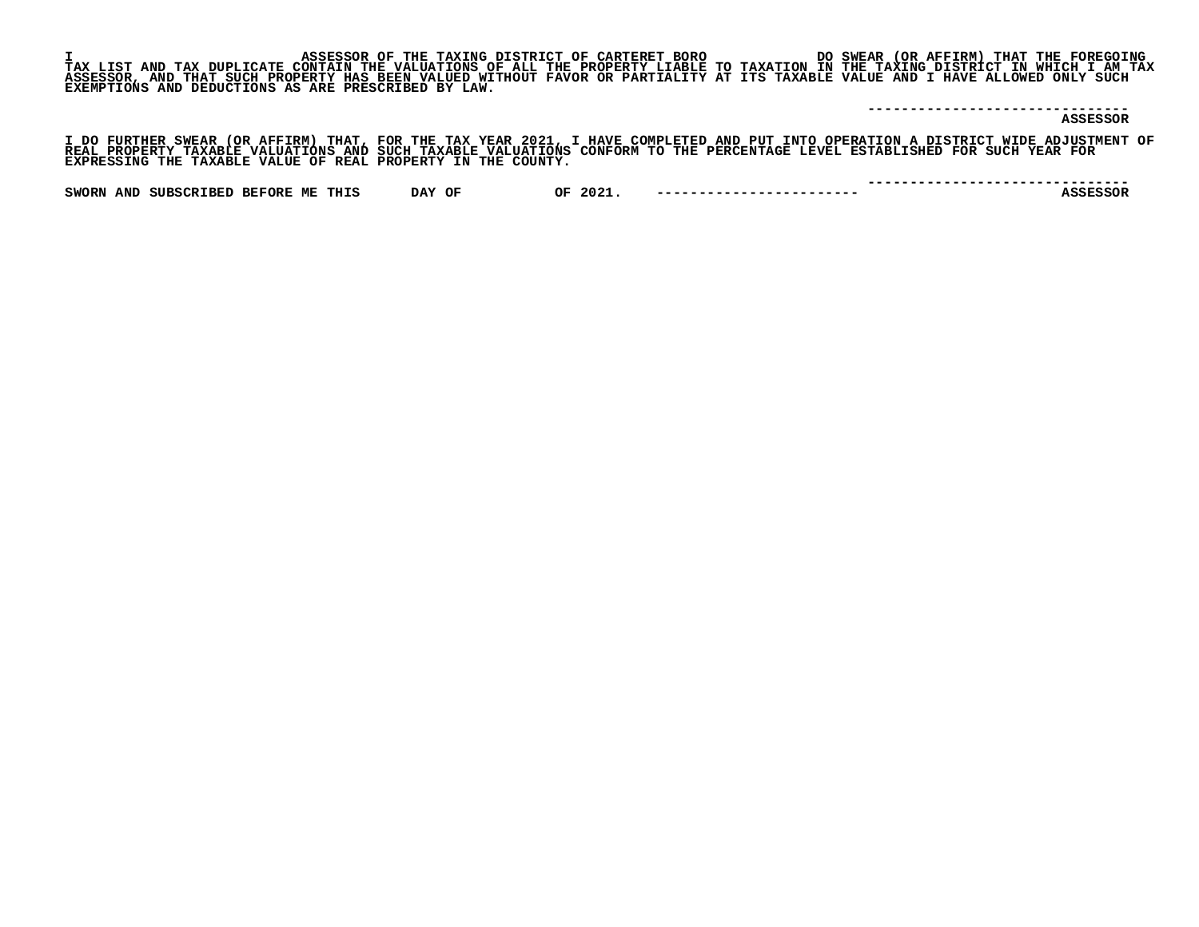I ASSESSOR OF THE TAXING DISTRICT OF CARTERET BORO DO SWEAR (OR AFFIRM) THAT THE FOREGOING TAX LIST AND TAX DUPLICATE CONTAIN THE VALUATIONS OF ALL THE PROPERTY LIABLE TO TAXATION IN THE TAXING DISTRICT IN WHICH I AM TAX ASSESSOR, AND THAT SUCH PROPERTY HAS BEEN VALUED WITHOUT FAVOR OR PARTIALITY AT ITS TAXABLE VALUE AND I HAVE ALLOWED ONLY SUCH EXEMPTIONS AND DEDUCTIONS AS ARE PRESCRIBED BY LAW.

------------------------------
ASSESSOR

I DO FURTHER SWEAR (OR AFFIRM) THAT, FOR THE TAX YEAR 2021, I HAVE COMPLETED AND PUT INTO OPERATION A DISTRICT WIDE ADJUSTMENT OF REAL PROPERTY TAXABLE VALUATIONS AND SUCH TAXABLE VALUATIONS CONFORM TO THE PERCENTAGE LEVEL ESTABLISHED FOR SUCH YEAR FOR EXPRESSING THE TAXABLE VALUE OF REAL PROPERTY IN THE COUNTY.

------------------------------

SWORN AND SUBSCRIBED BEFORE ME THIS DAY OF OF 2021. ------------------------ ASSESSOR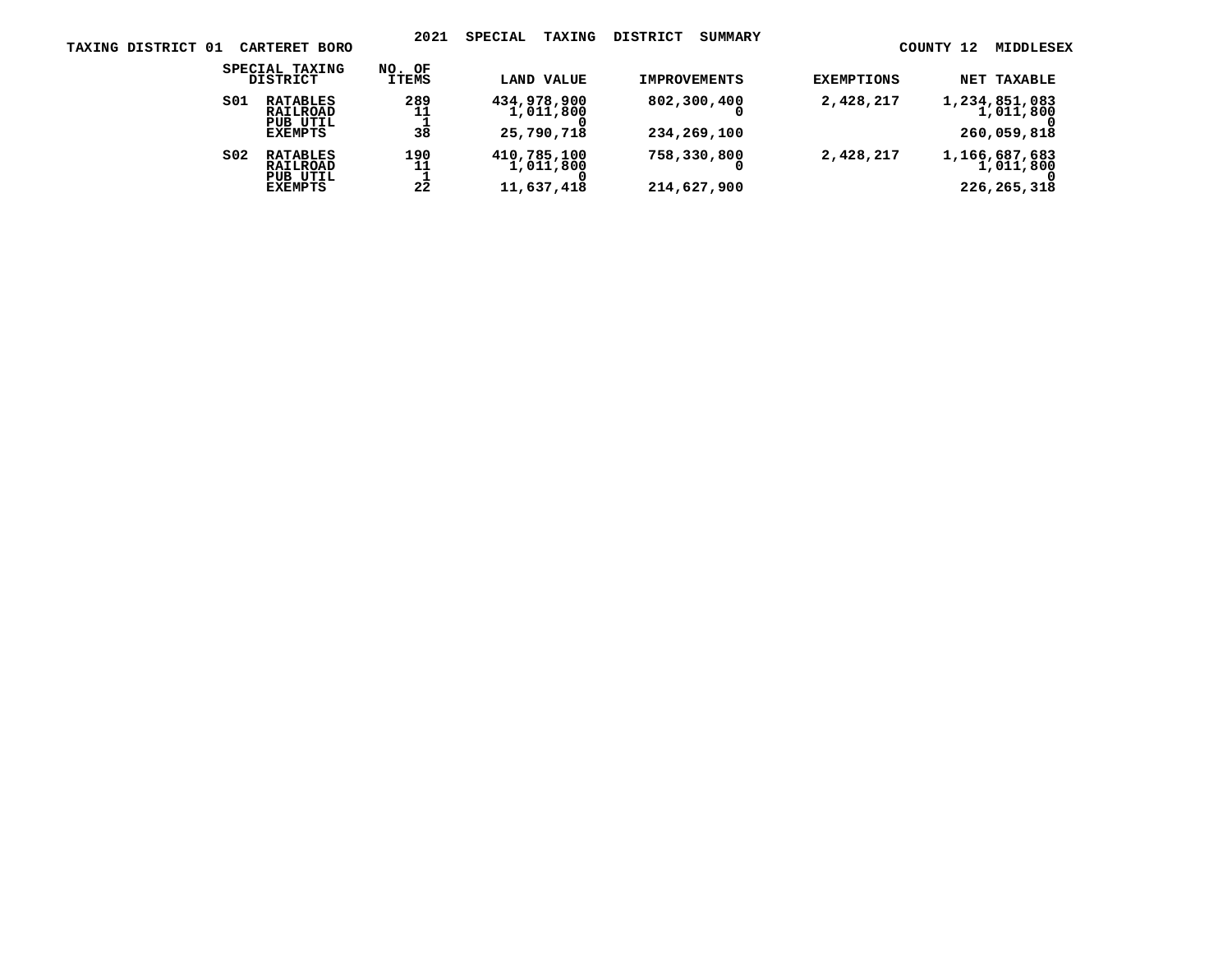# 2021 SPECIAL TAXING DISTRICT SUMMARY

TAXING DISTRICT 01 CARTERET BORO

COUNTY 12 MIDDLESEX

| SPECIAL TAXING DISTRICT | | NO. OF ITEMS | LAND VALUE | IMPROVEMENTS | EXEMPTIONS | NET TAXABLE |
|---|---|---|---|---|---|---|
| S01 | RATABLES | 289 | 434,978,900 | 802,300,400 | 2,428,217 | 1,234,851,083 |
| | RAILROAD | 11 | 1,011,800 | 0 | | 1,011,800 |
| | PUB UTIL | 1 | 0 | | | 0 |
| | EXEMPTS | 38 | 25,790,718 | 234,269,100 | | 260,059,818 |
| S02 | RATABLES | 190 | 410,785,100 | 758,330,800 | 2,428,217 | 1,166,687,683 |
| | RAILROAD | 11 | 1,011,800 | 0 | | 1,011,800 |
| | PUB UTIL | 1 | 0 | | | 0 |
| | EXEMPTS | 22 | 11,637,418 | 214,627,900 | | 226,265,318 |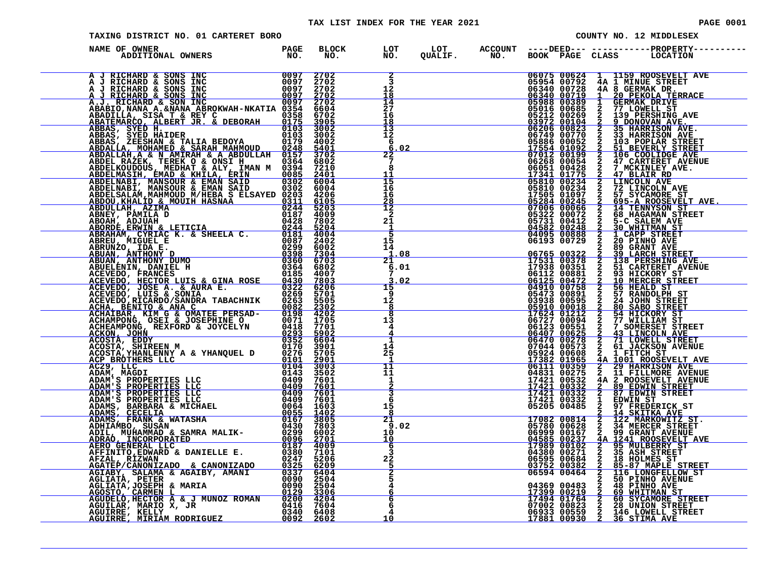# TAX LIST INDEX FOR THE YEAR 2021

TAXING DISTRICT NO. 01 CARTERET BORO — COUNTY NO. 12 MIDDLESEX

| NAME OF OWNER / ADDITIONAL OWNERS | PAGE NO. | BLOCK NO. | LOT NO. | LOT QUALIF. | ACCOUNT NO. | DEED BOOK | DEED PAGE | CLASS | PROPERTY LOCATION |
|---|---|---|---|---|---|---|---|---|---|
| A J RICHARD & SONS INC | 0097 | 2702 | 2 | | | 06075 | 00624 | 1 | 1159 ROOSEVELT AVE |
| A J RICHARD & SONS INC | 0097 | 2702 | 3 | | | 05954 | 00792 | 4A | 1 MINUE STREET |
| A J RICHARD & SONS INC | 0097 | 2702 | 12 | | | 06340 | 00728 | 4A | 8 GERMAK DR. |
| A J RICHARD & SONS INC | 0097 | 2702 | 18 | | | 06340 | 00719 | 1 | 20 PEKOLA TERRACE |
| A.J. RICHARD & SON INC | 0097 | 2702 | 14 | | | 05988 | 00389 | 1 | GERMAK DRIVE |
| ABABIO,NANA A.&NANA ABROKWAH-NKATIA | 0354 | 6604 | 27 | | | 05016 | 00685 | 2 | 77 LOWELL ST |
| ABADILLA, SISA T & REY C | 0358 | 6702 | 16 | | | 05212 | 00269 | 2 | 139 PERSHING AVE |
| ABATEMARCO, ALBERT JR. & DEBORAH | 0175 | 3905 | 18 | | | 03972 | 00104 | 2 | 9 DONOVAN AVE. |
| ABBAS, SYED H. | 0103 | 3002 | 13 | | | 06206 | 00823 | 2 | 35 HARRISON AVE. |
| ABBAS, SYED HAIDER | 0103 | 3002 | 12 | | | 06749 | 00770 | 2 | 33 HARRISON AVE |
| ABBAS, ZEESHAN & TALIA BEDOYA | 0179 | 4002 | 6 | | | 05886 | 00052 | 2 | 103 POPLAR STREET |
| ABDALLA, MOHAMED & SARAH MAHMOUD | 0248 | 5401 | 6.02 | | | 17554 | 01092 | 2 | 51 BEVERLY STREET |
| ABDALLAH,A & N AMIRAH & A ABDULLAH | 0157 | 3702 | 22 | | | 07012 | 00199 | 2 | 106 COOLIDGE AVE |
| ABDEL RAZEK, TEREK O & ONSI H | 0364 | 6802 | 7 | | | 06268 | 00054 | 2 | 47 CARTERET AVENUE |
| ABDELKOUDOUS, MEDHAT & ALY, IMAN M | 0394 | 7210 | 8 | | | 06051 | 00428 | 2 | 7 MCKINLEY AVE. |
| ABDELMASIH, EMAD & KHILA, ERIN | 0085 | 2401 | 11 | | | 17341 | 01775 | 2 | 47 BLAIR RD |
| ABDELNABI, MANSOUR & EMAN SAID | 0302 | 6004 | 15 | | | 05810 | 00234 | 2 | LINCOLN AVE |
| ABDELNABI, MANSOUR & EMAN SAID | 0302 | 6004 | 16 | | | 05810 | 00234 | 2 | 72 LINCOLN AVE |
| ABDELSALAM,MAHMOUD M/HEBA S ELSAYED | 0203 | 4206 | 16 | | | 17505 | 01097 | 2 | 57 SYCAMORE ST |
| ABDOU,KHALID & MOUIH HASNAA | 0311 | 6105 | 28 | | | 05284 | 00245 | 2 | 695-A ROOSEVELT AVE. |
| ABDULLAH, AZIMA | 0244 | 5203 | 12 | | | 07006 | 00066 | 2 | 14 TENNYSON ST |
| ABNEY, PAMILA D | 0187 | 4009 | 2 | | | 05322 | 00072 | 2 | 68 HAGAMAN STREET |
| ABOAH, ADJUAH | 0428 | 7802 | 21 | | | 05731 | 00412 | 2 | 5-C SALEM AVE |
| ABORDE,ERWIN & LETICIA | 0244 | 5204 | 1 | | | 04582 | 00248 | 2 | 30 WHITMAN ST |
| ABRAHAM, CYRIAC K. & SHEELA C. | 0181 | 4004 | 5 | | | 04095 | 00888 | 2 | 1 CAPP STREET |
| ABREU, MIGUEL E | 0087 | 2402 | 15 | | | 06193 | 00729 | 2 | 20 PINHO AVE |
| ABRUNZO, IDA E. | 0299 | 6002 | 14 | | | | | 2 | 89 GRANT AVE |
| ABUAN, ANTHONY D | 0398 | 7304 | 1.08 | | | 06765 | 00322 | 2 | 39 LARCH STREET |
| ABUAN, ANTHONY DUMO | 0360 | 6703 | 21 | | | 17531 | 00378 | 2 | 138 PERSHING AVE. |
| ABUELENIN, DANIEL H | 0364 | 6802 | 6.01 | | | 17938 | 00351 | 2 | 51 CARTERET AVENUE |
| ACEVEDO, FRANCES | 0185 | 4007 | 7 | | | 06112 | 00881 | 2 | 93 HICKORY ST |
| ACEVEDO, HECTOR LUIS & GINA ROSE | 0430 | 7803 | 3.02 | | | 06125 | 00472 | 2 | 10 MERCER STREET |
| ACEVEDO, JOSE A. & AURA E. | 0322 | 6206 | 15 | | | 04910 | 00758 | 2 | 56 HEALD ST |
| ACEVEDO, LUIS & SONIA | 0269 | 5701 | 9 | | | 05473 | 00891 | 2 | 57 RANDOLPH ST |
| ACEVEDO,RICARDO/SANDRA TABACHNIK | 0263 | 5505 | 12 | | | 03938 | 00595 | 2 | 24 JOHN STREET |
| ACHA, BENITO & ANA C | 0082 | 2302 | 8 | | | 05910 | 00018 | 2 | 80 SABO STREET |
| ACHAIBAR, KIM G & OMATEE PERSAD- | 0198 | 4202 | 8 | | | 17624 | 01212 | 2 | 54 HICKORY ST |
| ACHAMPONG, OSEI & JOSEPHINE O | 0071 | 1705 | 13 | | | 06727 | 00094 | 2 | 77 WILLIAM ST |
| ACHEAMPONG, REXFORD & JOYCELYN | 0418 | 7701 | 4 | | | 06123 | 00551 | 2 | 7 SOMERSET STREET |
| ACKON, JOHN | 0293 | 5902 | 4 | | | 06407 | 00625 | 2 | 43 LINCOLN AVE |
| ACOSTA, EDDY | 0352 | 6604 | 1 | | | 06470 | 00278 | 2 | 71 LOWELL STREET |
| ACOSTA, SHIREEN M | 0170 | 3901 | 14 | | | 07044 | 00573 | 2 | 61 JACKSON AVENUE |
| ACOSTA,YHANLENNY A & YHANQUEL D | 0276 | 5705 | 25 | | | 05924 | 00608 | 2 | 1 FITCH ST |
| ACP BROTHERS LLC | 0101 | 2901 | 1 | | | 17382 | 01965 | 4A | 1001 ROOSEVELT AVE |
| AC29, LLC | 0104 | 3003 | 11 | | | 06111 | 00359 | 2 | 29 HARRISON AVE |
| ADAM, MAGDI | 0143 | 3502 | 11 | | | 04831 | 00275 | 2 | 11 FILLMORE AVENUE |
| ADAM'S PROPERTIES LLC | 0409 | 7601 | 1 | | | 17421 | 00532 | 4A | 2 ROOSEVELT AVENUE |
| ADAM'S PROPERTIES LLC | 0409 | 7601 | 2 | | | 17421 | 00332 | 2 | 89 EDWIN STREET |
| ADAM'S PROPERTIES LLC | 0409 | 7601 | 3 | | | 17421 | 00332 | 2 | 87 EDWIN STREET |
| ADAM'S PROPERTIES LLC | 0409 | 7601 | 6 | | | 17421 | 00332 | 1 | EDWIN ST |
| ADAMS, BARBARA & MICHAEL | 0064 | 1603 | 15 | | | 05205 | 00485 | 2 | 97 FREDERICK ST |
| ADAMS, CECELIA | 0055 | 1402 | 8 | | | | | 2 | 14 SKITKA AVE |
| ADAMS, FRANK & WATASHA | 0167 | 3805 | 21 | | | 17082 | 00814 | 2 | 122 MARKOWITZ ST. |
| ADHIAMBO, SUSAN | 0430 | 7803 | 9.02 | | | 05780 | 00628 | 2 | 34 MERCER STREET |
| ADIL, MUHAMMAD & SAMRA MALIK- | 0299 | 6002 | 10 | | | 06999 | 00167 | 2 | 99 GRANT AVENUE |
| ADRAO, INCORPORATED | 0096 | 2701 | 10 | | | 04585 | 00237 | 4A | 1241 ROOSEVELT AVE |
| AERO GENERAL LLC | 0187 | 4009 | 6 | | | 17989 | 00102 | 2 | 95 MULBERRY ST |
| AFFINITO,EDWARD & DANIELLE E. | 0380 | 7101 | 3 | | | 04380 | 00271 | 2 | 35 ASH STREET |
| AFZAL, RIZWAN | 0247 | 5206 | 22 | | | 06595 | 00684 | 2 | 18 HOLMES ST |
| AGATEP/CANONIZADO & CANONIZADO | 0325 | 6209 | 5 | | | 03752 | 00382 | 2 | 85-87 MAPLE STREET |
| AGIABY, SALAMA & AGAIBY, AMANI | 0337 | 6404 | 2 | | | 06594 | 00464 | 2 | 116 LONGFELLOW ST |
| AGLIATA, PETER | 0090 | 2504 | 5 | | | | | 2 | 50 PINHO AVENUE |
| AGLIATA,JOSEPH & MARIA | 0090 | 2504 | 4 | | | 04369 | 00483 | 2 | 48 PINHO AVE |
| AGOSTO, CARMEN L | 0129 | 3306 | 6 | | | 17399 | 00219 | 2 | 69 WHITMAN ST |
| AGUDELO,HECTOR A & J MUNOZ ROMAN | 0200 | 4204 | 6 | | | 17494 | 01764 | 2 | 60 SYCAMORE STREET |
| AGUILAR, MARIO X, JR | 0416 | 7604 | 6 | | | 07002 | 00823 | 2 | 28 UNION STREET |
| AGUIRRE, KELLY | 0340 | 6408 | 4 | | | 06933 | 00559 | 2 | 146 LOWELL STREET |
| AGUIRRE, MIRIAM RODRIGUEZ | 0092 | 2602 | 10 | | | 17881 | 00930 | 2 | 36 STIMA AVE |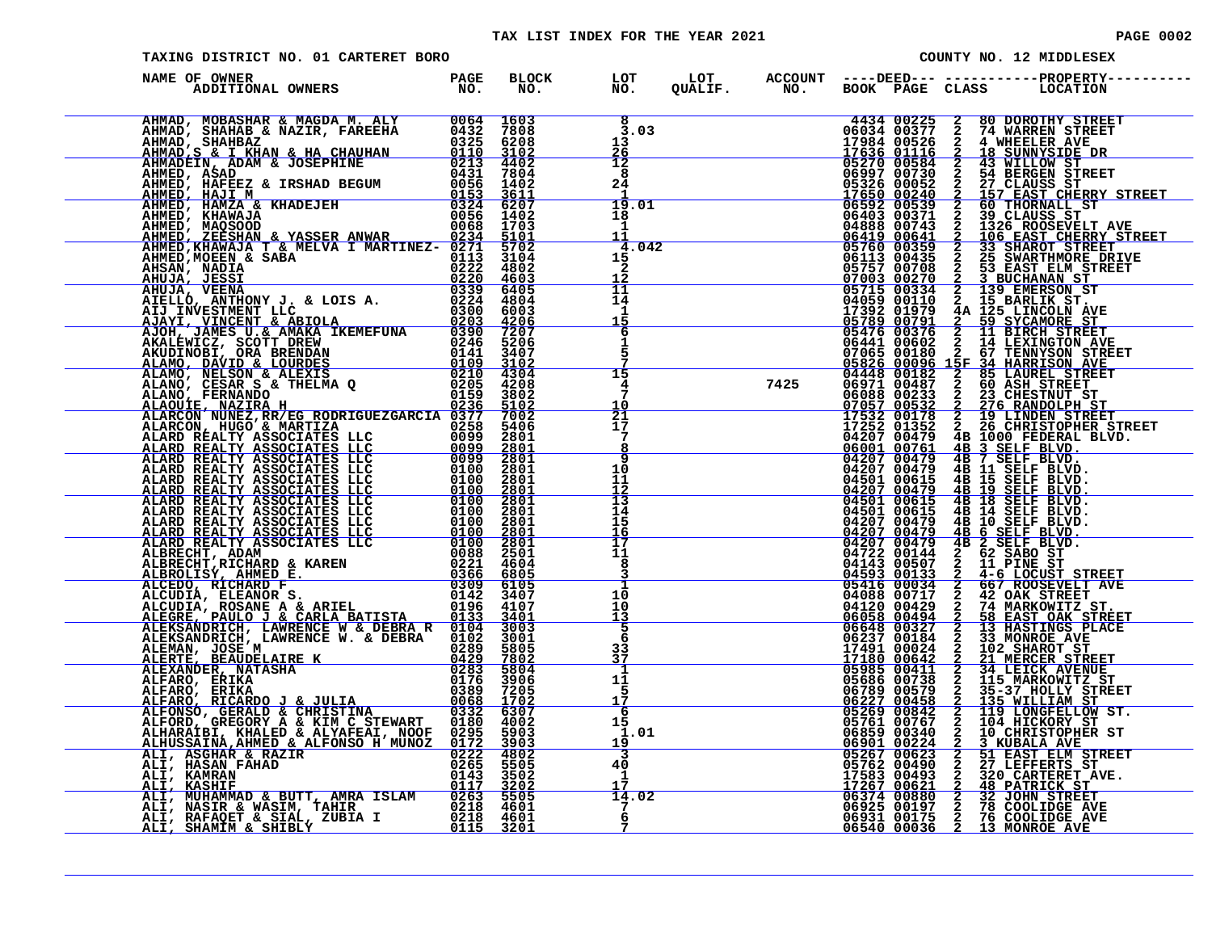# TAX LIST INDEX FOR THE YEAR 2021

TAXING DISTRICT NO. 01 CARTERET BORO | COUNTY NO. 12 MIDDLESEX

| NAME OF OWNER / ADDITIONAL OWNERS | PAGE NO. | BLOCK NO. | LOT NO. | LOT QUALIF. | ACCOUNT NO. | DEED BOOK | DEED PAGE | CLASS | PROPERTY LOCATION |
|---|---|---|---|---|---|---|---|---|---|
| AHMAD, MOBASHAR & MAGDA M. ALY | 0064 | 1603 | 8 | | | 4434 | 00225 | 2 | 80 DOROTHY STREET |
| AHMAD, SHAHAB & NAZIR, FAREEHA | 0432 | 7808 | 3.03 | | | 06034 | 00377 | 2 | 74 WARREN STREET |
| AHMAD, SHAHBAZ | 0325 | 6208 | 13 | | | 17984 | 00526 | 2 | 4 WHEELER AVE |
| AHMAD,S & I KHAN & HA CHAUHAN | 0110 | 3102 | 26 | | | 17636 | 01116 | 2 | 18 SUNNYSIDE DR |
| AHMADEIN, ADAM & JOSEPHINE | 0213 | 4402 | 12 | | | 05270 | 00584 | 2 | 43 WILLOW ST |
| AHMED, ASAD | 0431 | 7804 | 8 | | | 06997 | 00730 | 2 | 54 BERGEN STREET |
| AHMED, HAFEEZ & IRSHAD BEGUM | 0056 | 1402 | 24 | | | 05326 | 00052 | 2 | 27 CLAUSS ST |
| AHMED, HAJI M | 0153 | 3611 | 1 | | | 17650 | 00240 | 2 | 157 EAST CHERRY STREET |
| AHMED, HAMZA & KHADEJEH | 0324 | 6207 | 19.01 | | | 06592 | 00539 | 2 | 60 THORNALL ST |
| AHMED, KHAWAJA | 0056 | 1402 | 18 | | | 06403 | 00371 | 2 | 39 CLAUSS ST |
| AHMED, MAQSOOD | 0068 | 1703 | 1 | | | 04888 | 00743 | 2 | 1326 ROOSEVELT AVE |
| AHMED, ZEESHAN & YASSER ANWAR | 0234 | 5101 | 11 | | | 06419 | 00641 | 2 | 106 EAST CHERRY STREET |
| AHMED,KHAWAJA T & MELVA I MARTINEZ- | 0271 | 5702 | 4.042 | | | 05760 | 00359 | 2 | 33 SHAROT STREET |
| AHMED,MOEEN & SABA | 0113 | 3104 | 15 | | | 06113 | 00435 | 2 | 25 SWARTHMORE DRIVE |
| AHSAN, NADIA | 0222 | 4802 | 2 | | | 05757 | 00708 | 2 | 53 EAST ELM STREET |
| AHUJA, JESSI | 0220 | 4603 | 12 | | | 07003 | 00270 | 2 | 3 BUCHANAN ST |
| AHUJA, VEENA | 0339 | 6405 | 11 | | | 05715 | 00334 | 2 | 139 EMERSON ST |
| AIELLO, ANTHONY J. & LOIS A. | 0224 | 4804 | 14 | | | 04059 | 00110 | 2 | 15 BARLIK ST. |
| AIJ INVESTMENT LLC | 0300 | 6003 | 1 | | | 17392 | 01979 | 4A | 125 LINCOLN AVE |
| AJAYI, VINCENT & ABIOLA | 0203 | 4206 | 15 | | | 05789 | 00791 | 2 | 59 SYCAMORE ST |
| AJOH, JAMES U.& AMAKA IKEMEFUNA | 0390 | 7207 | 6 | | | 05476 | 00376 | 2 | 11 BIRCH STREET |
| AKALEWICZ, SCOTT DREW | 0246 | 5206 | 1 | | | 06441 | 00602 | 2 | 14 LEXINGTON AVE |
| AKUDINOBI, ORA BRENDAN | 0141 | 3407 | 5 | | | 07065 | 00180 | 2 | 67 TENNYSON STREET |
| ALAMO, DAVID & LOURDES | 0109 | 3102 | 7 | | | 05826 | 00096 | 15F | 34 HARRISON AVE |
| ALAMO, NELSON & ALEXIS | 0210 | 4304 | 15 | | | 04448 | 00182 | 2 | 85 LAUREL STREET |
| ALANO, CESAR S & THELMA Q | 0205 | 4208 | 4 | | 7425 | 06971 | 00487 | 2 | 60 ASH STREET |
| ALANO, FERNANDO | 0159 | 3802 | 7 | | | 06088 | 00233 | 2 | 23 CHESTNUT ST |
| ALAOUIE, NAZIRA H | 0236 | 5102 | 10 | | | 07057 | 00532 | 2 | 276 RANDOLPH ST |
| ALARCON NUNEZ,RR/EG RODRIGUEZGARCIA | 0377 | 7002 | 21 | | | 17532 | 00178 | 2 | 19 LINDEN STREET |
| ALARCON, HUGO & MARTIZA | 0258 | 5406 | 17 | | | 17252 | 01352 | 2 | 26 CHRISTOPHER STREET |
| ALARD REALTY ASSOCIATES LLC | 0099 | 2801 | 7 | | | 04207 | 00479 | 4B | 1000 FEDERAL BLVD. |
| ALARD REALTY ASSOCIATES LLC | 0099 | 2801 | 8 | | | 06001 | 00761 | 4B | 3 SELF BLVD. |
| ALARD REALTY ASSOCIATES LLC | 0099 | 2801 | 9 | | | 04207 | 00479 | 4B | 7 SELF BLVD. |
| ALARD REALTY ASSOCIATES LLC | 0100 | 2801 | 10 | | | 04207 | 00479 | 4B | 11 SELF BLVD. |
| ALARD REALTY ASSOCIATES LLC | 0100 | 2801 | 11 | | | 04501 | 00615 | 4B | 15 SELF BLVD. |
| ALARD REALTY ASSOCIATES LLC | 0100 | 2801 | 12 | | | 04207 | 00479 | 4B | 19 SELF BLVD. |
| ALARD REALTY ASSOCIATES LLC | 0100 | 2801 | 13 | | | 04501 | 00615 | 4B | 18 SELF BLVD. |
| ALARD REALTY ASSOCIATES LLC | 0100 | 2801 | 14 | | | 04501 | 00615 | 4B | 14 SELF BLVD. |
| ALARD REALTY ASSOCIATES LLC | 0100 | 2801 | 15 | | | 04207 | 00479 | 4B | 10 SELF BLVD. |
| ALARD REALTY ASSOCIATES LLC | 0100 | 2801 | 16 | | | 04207 | 00479 | 4B | 6 SELF BLVD. |
| ALARD REALTY ASSOCIATES LLC | 0100 | 2801 | 17 | | | 04207 | 00479 | 4B | 2 SELF BLVD. |
| ALBRECHT, ADAM | 0088 | 2501 | 11 | | | 04722 | 00144 | 2 | 62 SABO ST |
| ALBRECHT,RICHARD & KAREN | 0221 | 4604 | 8 | | | 04143 | 00507 | 2 | 11 PINE ST |
| ALBROLISY, AHMED E. | 0366 | 6805 | 3 | | | 04593 | 00133 | 2 | 4-6 LOCUST STREET |
| ALCEDO, RICHARD F | 0309 | 6105 | 1 | | | 05416 | 00034 | 2 | 667 ROOSEVELT AVE |
| ALCUDIA, ELEANOR S. | 0142 | 3407 | 10 | | | 04088 | 00717 | 2 | 42 OAK STREET |
| ALCUDIA, ROSANE A & ARIEL | 0196 | 4107 | 10 | | | 04120 | 00429 | 2 | 74 MARKOWITZ ST. |
| ALEGRE, PAULO J & CARLA BATISTA | 0133 | 3401 | 13 | | | 06058 | 00494 | 2 | 58 EAST OAK STREET |
| ALEKSANDRICH, LAWRENCE W & DEBRA R | 0104 | 3003 | 5 | | | 06648 | 00327 | 2 | 13 HASTINGS PLACE |
| ALEKSANDRICH, LAWRENCE W. & DEBRA | 0102 | 3001 | 6 | | | 06237 | 00184 | 2 | 33 MONROE AVE |
| ALEMAN, JOSE M | 0289 | 5805 | 33 | | | 17491 | 00024 | 2 | 102 SHAROT ST |
| ALERTE, BEAUDELAIRE K | 0429 | 7802 | 37 | | | 17180 | 00642 | 2 | 21 MERCER STREET |
| ALEXANDER, NATASHA | 0283 | 5804 | 1 | | | 05985 | 00411 | 2 | 34 LEICK AVENUE |
| ALFARO, ERIKA | 0176 | 3906 | 11 | | | 05686 | 00738 | 2 | 115 MARKOWITZ ST |
| ALFARO, ERIKA | 0389 | 7205 | 5 | | | 06789 | 00579 | 2 | 35-37 HOLLY STREET |
| ALFARO, RICARDO J & JULIA | 0068 | 1702 | 17 | | | 06227 | 00458 | 2 | 135 WILLIAM ST |
| ALFONSO, GERALD & CHRISTINA | 0332 | 6307 | 6 | | | 05269 | 00842 | 2 | 119 LONGFELLOW ST. |
| ALFORD, GREGORY A & KIM C STEWART | 0180 | 4002 | 15 | | | 05761 | 00767 | 2 | 104 HICKORY ST |
| ALHARAIBI, KHALED & ALYAFEAI, NOOF | 0295 | 5903 | 1.01 | | | 06859 | 00340 | 2 | 10 CHRISTOPHER ST |
| ALHUSSAINA,AHMED & ALFONSO H MUNOZ | 0172 | 3903 | 19 | | | 06901 | 00224 | 2 | 3 KUBALA AVE |
| ALI, ASGHAR & RAZIR | 0222 | 4802 | 3 | | | 05267 | 00623 | 2 | 51 EAST ELM STREET |
| ALI, HASAN FAHAD | 0265 | 5505 | 40 | | | 05762 | 00490 | 2 | 27 LEFFERTS ST |
| ALI, KAMRAN | 0143 | 3502 | 1 | | | 17583 | 00493 | 2 | 320 CARTERET AVE. |
| ALI, KASHIF | 0117 | 3202 | 17 | | | 17267 | 00621 | 2 | 48 PATRICK ST |
| ALI, MUHAMMAD & BUTT, AMRA ISLAM | 0263 | 5505 | 14.02 | | | 06374 | 00880 | 2 | 32 JOHN STREET |
| ALI, NASIR & WASIM, TAHIR | 0218 | 4601 | 7 | | | 06925 | 00197 | 2 | 78 COOLIDGE AVE |
| ALI, RAFAQET & SIAL, ZUBIA I | 0218 | 4601 | 6 | | | 06931 | 00175 | 2 | 76 COOLIDGE AVE |
| ALI, SHAMIM & SHIBLY | 0115 | 3201 | 7 | | | 06540 | 00036 | 2 | 13 MONROE AVE |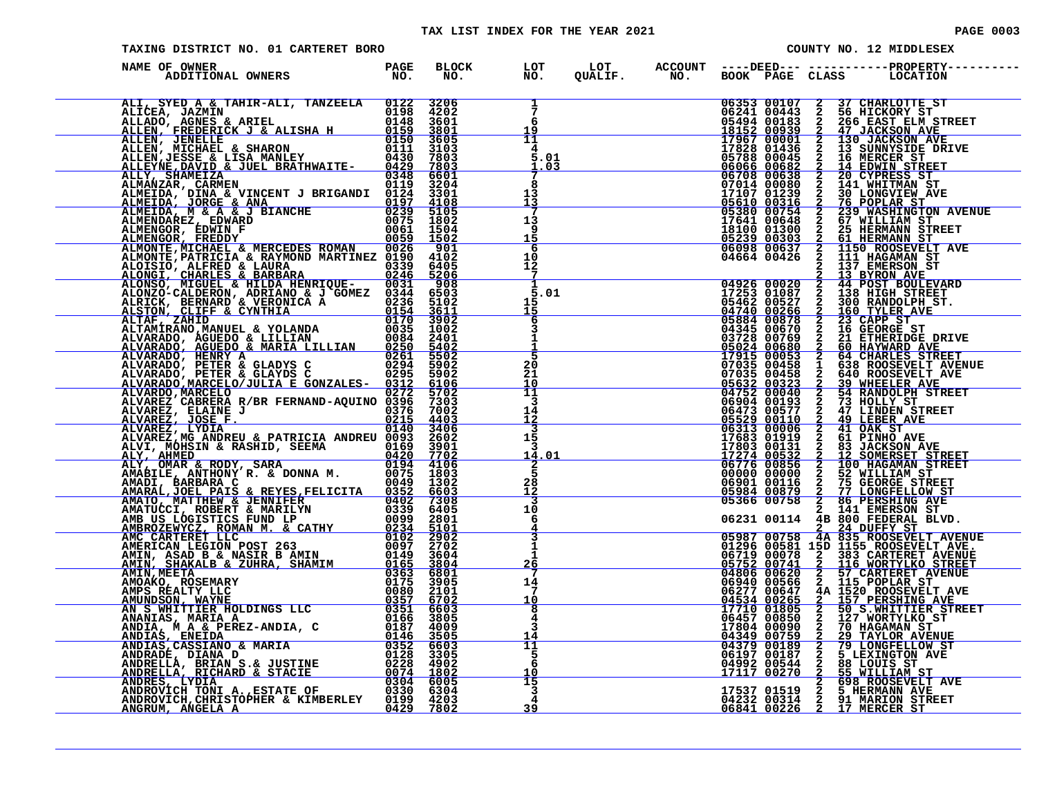TAX LIST INDEX FOR THE YEAR 2021

TAXING DISTRICT NO. 01 CARTERET BORO — COUNTY NO. 12 MIDDLESEX

| NAME OF OWNER / ADDITIONAL OWNERS | PAGE NO. | BLOCK NO. | LOT NO. | LOT QUALIF. | ACCOUNT NO. | DEED BOOK | DEED PAGE | CLASS | PROPERTY LOCATION |
|---|---|---|---|---|---|---|---|---|---|
| ALI, SYED A & TAHIR-ALI, TANZEELA | 0122 | 3206 | 1 | | | 06353 | 00107 | 2 | 37 CHARLOTTE ST |
| ALICEA, JAZMIN | 0198 | 4202 | 7 | | | 06241 | 00443 | 2 | 56 HICKORY ST |
| ALLADO, AGNES & ARIEL | 0148 | 3601 | 6 | | | 05494 | 00183 | 2 | 266 EAST ELM STREET |
| ALLEN, FREDERICK J & ALISHA H | 0159 | 3801 | 19 | | | 18152 | 00939 | 2 | 47 JACKSON AVE |
| ALLEN, JENELLE | 0150 | 3605 | 11 | | | 17967 | 00001 | 2 | 130 JACKSON AVE |
| ALLEN, MICHAEL & SHARON | 0111 | 3103 | 4 | | | 17828 | 01436 | 2 | 13 SUNNYSIDE DRIVE |
| ALLEN,JESSE & LISA MANLEY | 0430 | 7803 | 5.01 | | | 05788 | 00045 | 2 | 16 MERCER ST |
| ALLEYNE,DAVID & JUEL BRATHWAITE- | 0429 | 7803 | 1.03 | | | 06066 | 00682 | 2 | 14 EDWIN STREET |
| ALLY, SHAMEIZA | 0348 | 6601 | 7 | | | 06708 | 00638 | 2 | 20 CYPRESS ST |
| ALMANZAR, CARMEN | 0119 | 3204 | 8 | | | 07014 | 00080 | 2 | 141 WHITMAN ST |
| ALMEIDA, DINA & VINCENT J BRIGANDI | 0124 | 3301 | 13 | | | 17107 | 01239 | 2 | 30 LONGVIEW AVE |
| ALMEIDA, JORGE & ANA | 0197 | 4108 | 13 | | | 05610 | 00316 | 2 | 76 POPLAR ST |
| ALMEIDA, M & A & J BIANCHE | 0239 | 5105 | 7 | | | 05380 | 00754 | 2 | 239 WASHINGTON AVENUE |
| ALMENDAREZ, EDWARD | 0075 | 1802 | 13 | | | 17641 | 00648 | 2 | 67 WILLIAM ST |
| ALMENGOR, EDWIN F | 0061 | 1504 | 9 | | | 18100 | 01300 | 2 | 25 HERMANN STREET |
| ALMENGOR, FREDDY | 0059 | 1502 | 15 | | | 05239 | 00303 | 2 | 61 HERMANN ST |
| ALMONTE,MICHAEL & MERCEDES ROMAN | 0026 | 901 | 6 | | | 06098 | 00637 | 2 | 1150 ROOSEVELT AVE |
| ALMONTE,PATRICIA & RAYMOND MARTINEZ | 0190 | 4102 | 10 | | | 04664 | 00426 | 2 | 111 HAGAMAN ST |
| ALOISIO, ALFRED & LAURA | 0339 | 6405 | 12 | | | | | 2 | 137 EMERSON ST |
| ALONGI, CHARLES & BARBARA | 0246 | 5206 | 7 | | | | | 2 | 13 BYRON AVE |
| ALONSO, MIGUEL & HILDA HENRIQUE- | 0031 | 908 | 1 | | | 04926 | 00020 | 2 | 44 POST BOULEVARD |
| ALONZO-CALDERON, ADRIANO & J GOMEZ | 0344 | 6503 | 5.01 | | | 17253 | 01087 | 2 | 138 HIGH STREET |
| ALRICK, BERNARD & VERONICA A | 0236 | 5102 | 15 | | | 05462 | 00527 | 2 | 300 RANDOLPH ST. |
| ALSTON, CLIFF & CYNTHIA | 0154 | 3611 | 15 | | | 04740 | 00266 | 2 | 160 TYLER AVE |
| ALTAF, ZAHID | 0170 | 3902 | 6 | | | 05884 | 00878 | 2 | 23 CAPP ST |
| ALTAMIRANO,MANUEL & YOLANDA | 0035 | 1002 | 3 | | | 04345 | 00670 | 2 | 16 GEORGE ST |
| ALVARADO, AGUEDO & LILLIAN | 0084 | 2401 | 1 | | | 03728 | 00769 | 2 | 21 ETHERIDGE DRIVE |
| ALVARADO, AGUEDO & MARIA LILLIAN | 0250 | 5402 | 1 | | | 05024 | 00680 | 2 | 60 HAYWARD AVE |
| ALVARADO, HENRY A | 0261 | 5502 | 5 | | | 17915 | 00053 | 2 | 64 CHARLES STREET |
| ALVARADO, PETER & GLADYS C | 0294 | 5902 | 20 | | | 07035 | 00458 | 1 | 638 ROOSEVELT AVENUE |
| ALVARADO, PETER & GLAYDS C | 0295 | 5902 | 21 | | | 07035 | 00458 | 2 | 640 ROOSEVELT AVE |
| ALVARADO,MARCELO/JULIA E GONZALES- | 0312 | 6106 | 10 | | | 05632 | 00323 | 2 | 39 WHEELER AVE |
| ALVARDO,MARCELO | 0272 | 5702 | 11 | | | 04752 | 00040 | 2 | 54 RANDOLPH STREET |
| ALVAREZ CABRERA R/BR FERNAND-AQUINO | 0396 | 7303 | 3 | | | 06904 | 00193 | 2 | 73 HOLLY ST |
| ALVAREZ, ELAINE J | 0376 | 7002 | 14 | | | 06473 | 00577 | 2 | 47 LINDEN STREET |
| ALVAREZ, JOSE F. | 0215 | 4403 | 12 | | | 05529 | 00110 | 2 | 49 LEBER AVE |
| ALVAREZ, LYDIA | 0140 | 3406 | 3 | | | 06313 | 00006 | 2 | 41 OAK ST |
| ALVAREZ,MG ANDREU & PATRICIA ANDREU | 0093 | 2602 | 15 | | | 17683 | 01919 | 2 | 61 PINHO AVE |
| ALVI, MOHSIN & RASHID, SEEMA | 0169 | 3901 | 3 | | | 17803 | 00131 | 2 | 83 JACKSON AVE |
| ALY, AHMED | 0420 | 7702 | 14.01 | | | 17274 | 00532 | 2 | 12 SOMERSET STREET |
| ALY, OMAR & RODY, SARA | 0194 | 4106 | 2 | | | 06776 | 00856 | 2 | 100 HAGAMAN STREET |
| AMABILE, ANTHONY R. & DONNA M. | 0075 | 1803 | 5 | | | 00000 | 00000 | 2 | 52 WILLIAM ST |
| AMADI, BARBARA C | 0049 | 1302 | 28 | | | 06901 | 00116 | 2 | 75 GEORGE STREET |
| AMARAL,JOEL PAIS & REYES,FELICITA | 0352 | 6603 | 12 | | | 05984 | 00879 | 2 | 77 LONGFELLOW ST |
| AMATO, MATTHEW & JENNIFER | 0402 | 7308 | 3 | | | 05366 | 00758 | 2 | 86 PERSHING AVE |
| AMATUCCI, ROBERT & MARILYN | 0339 | 6405 | 10 | | | | | 2 | 141 EMERSON ST |
| AMB US LOGISTICS FUND LP | 0099 | 2801 | 6 | | | 06231 | 00114 | 4B | 800 FEDERAL BLVD. |
| AMBROZEWYCZ, ROMAN M. & CATHY | 0234 | 5101 | 4 | | | | | 2 | 24 DUFFY ST |
| AMC CARTERET LLC | 0102 | 2902 | 3 | | | 05987 | 00758 | 4A | 835 ROOSEVELT AVENUE |
| AMERICAN LEGION POST 263 | 0097 | 2702 | 1 | | | 01296 | 00581 | 15D | 1155 ROOSEVELT AVE. |
| AMIN, ASAD B & NASIR B AMIN | 0149 | 3604 | 1 | | | 06719 | 00078 | 2 | 383 CARTERET AVENUE |
| AMIN, SHAKALB & ZUHRA, SHAMIM | 0165 | 3804 | 26 | | | 05752 | 00741 | 2 | 116 WORTYLKO STREET |
| AMIN,MEETA | 0363 | 6801 | 7 | | | 04806 | 00620 | 2 | 57 CARTERET AVENUE |
| AMOAKO, ROSEMARY | 0175 | 3905 | 14 | | | 06940 | 00566 | 2 | 115 POPLAR ST |
| AMPS REALTY LLC | 0080 | 2101 | 7 | | | 06277 | 00647 | 4A | 1520 ROOSEVELT AVE |
| AMUNDSON, WAYNE | 0357 | 6702 | 10 | | | 04534 | 00265 | 2 | 157 PERSHING AVE |
| AN S WHITTIER HOLDINGS LLC | 0351 | 6603 | 8 | | | 17710 | 01805 | 2 | 50 S.WHITTIER STREET |
| ANANIAS, MARIA A | 0166 | 3805 | 4 | | | 06457 | 00850 | 2 | 127 WORTYLKO ST |
| ANDIA, M A & PEREZ-ANDIA, C | 0187 | 4009 | 3 | | | 17804 | 00090 | 2 | 70 HAGAMAN ST |
| ANDIAS, ENEIDA | 0146 | 3505 | 14 | | | 04349 | 00759 | 2 | 29 TAYLOR AVENUE |
| ANDIAS,CASSIANO & MARIA | 0352 | 6603 | 11 | | | 04379 | 00189 | 2 | 79 LONGFELLOW ST |
| ANDRADE, DIANA D | 0128 | 3305 | 5 | | | 06197 | 00187 | 2 | 5 LEXINGTON AVE |
| ANDRELLA, BRIAN S.& JUSTINE | 0228 | 4902 | 6 | | | 04992 | 00544 | 2 | 88 LOUIS ST |
| ANDRELLA, RICHARD & STACIE | 0074 | 1802 | 10 | | | 17117 | 00270 | 2 | 55 WILLIAM ST |
| ANDRES, LYDIA | 0304 | 6005 | 15 | | | | | 2 | 698 ROOSEVELT AVE |
| ANDROVICH TONI A.,ESTATE OF | 0330 | 6304 | 3 | | | 17537 | 01519 | 2 | 5 HERMANN AVE |
| ANDROVICH,CHRISTOPHER & KIMBERLEY | 0199 | 4203 | 4 | | | 04232 | 00314 | 2 | 91 MARION STREET |
| ANGRUM, ANGELA A | 0429 | 7802 | 39 | | | 06841 | 00226 | 2 | 17 MERCER ST |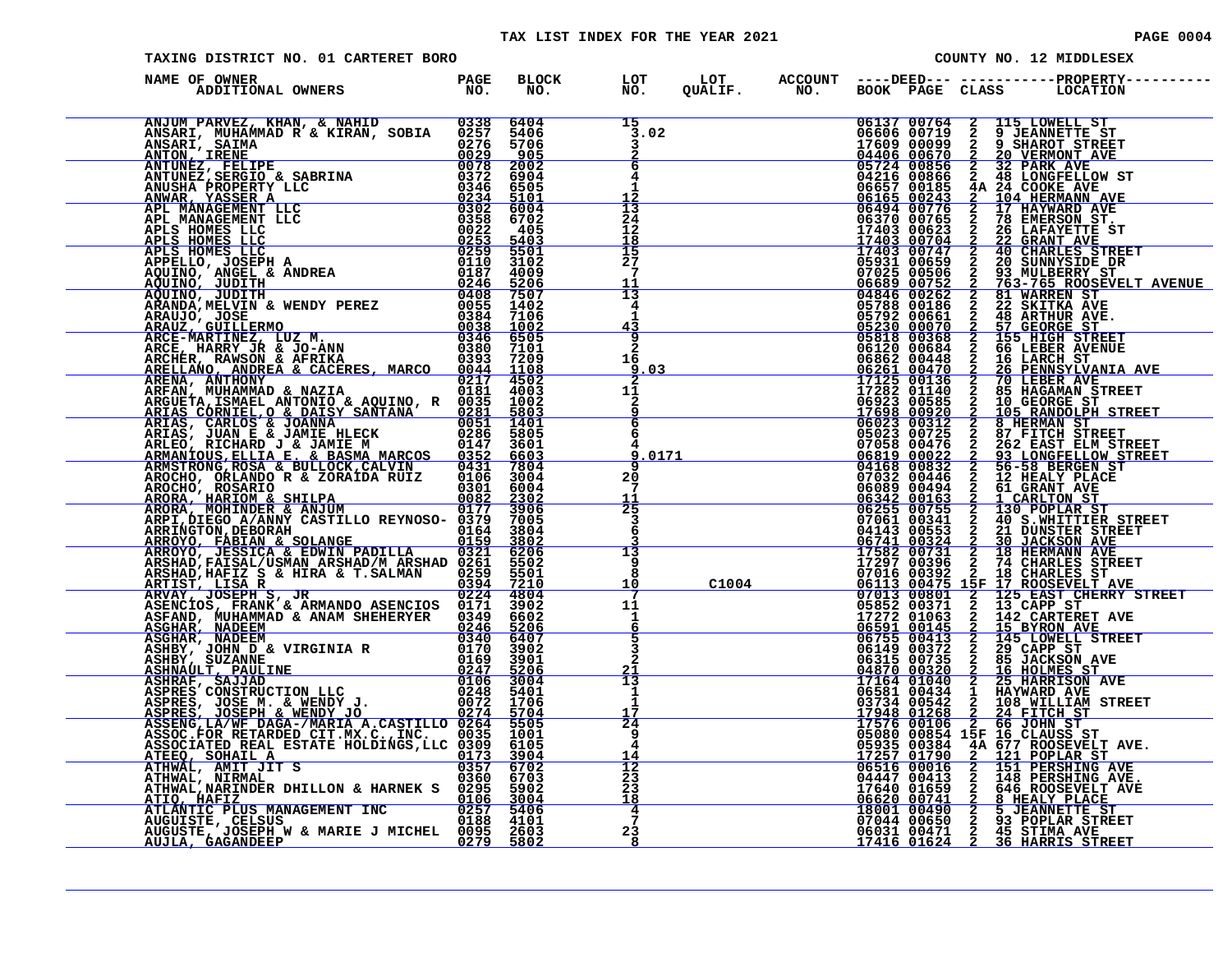# TAX LIST INDEX FOR THE YEAR 2021

TAXING DISTRICT NO. 01 CARTERET BORO — COUNTY NO. 12 MIDDLESEX

| NAME OF OWNER / ADDITIONAL OWNERS | PAGE NO. | BLOCK NO. | LOT NO. | LOT QUALIF. | ACCOUNT NO. | DEED BOOK | DEED PAGE | CLASS | PROPERTY LOCATION |
|---|---|---|---|---|---|---|---|---|---|
| ANJUM PARVEZ, KHAN, & NAHID | 0338 | 6404 | 15 | | | 06137 | 00764 | 2 | 115 LOWELL ST |
| ANSARI, MUHAMMAD R & KIRAN, SOBIA | 0257 | 5406 | 3.02 | | | 06606 | 00719 | 2 | 9 JEANNETTE ST |
| ANSARI, SAIMA | 0276 | 5706 | 3 | | | 17609 | 00099 | 2 | 9 SHAROT STREET |
| ANTON, IRENE | 0029 | 905 | 2 | | | 04406 | 00670 | 2 | 20 VERMONT AVE |
| ANTUNEZ, FELIPE | 0078 | 2002 | 6 | | | 05724 | 00856 | 2 | 32 PARK AVE |
| ANTUNEZ,SERGIO & SABRINA | 0372 | 6904 | 4 | | | 04216 | 00866 | 2 | 48 LONGFELLOW ST |
| ANUSHA PROPERTY LLC | 0346 | 6505 | 1 | | | 06657 | 00185 | 4A | 24 COOKE AVE |
| ANWAR, YASSER A | 0234 | 5101 | 12 | | | 06165 | 00243 | 2 | 104 HERMANN AVE |
| APL MANAGEMENT LLC | 0302 | 6004 | 13 | | | 06494 | 00776 | 2 | 17 HAYWARD AVE |
| APL MANAGEMENT LLC | 0358 | 6702 | 24 | | | 06370 | 00765 | 2 | 78 EMERSON ST |
| APLS HOMES LLC | 0022 | 405 | 12 | | | 17403 | 00623 | 2 | 26 LAFAYETTE ST |
| APLS HOMES LLC | 0253 | 5403 | 18 | | | 17403 | 00704 | 2 | 22 GRANT AVE |
| APLS HOMES LLC | 0259 | 5501 | 15 | | | 17403 | 00747 | 2 | 40 CHARLES STREET |
| APPELLO, JOSEPH A | 0110 | 3102 | 27 | | | 05931 | 00659 | 2 | 20 SUNNYSIDE DR |
| AQUINO, ANGEL & ANDREA | 0187 | 4009 | 7 | | | 07025 | 00506 | 2 | 93 MULBERRY ST |
| AQUINO, JUDITH | 0246 | 5206 | 11 | | | 06689 | 00752 | 2 | 763-765 ROOSEVELT AVENUE |
| AQUINO, JUDITH | 0408 | 7507 | 13 | | | 04846 | 00262 | 2 | 81 WARREN ST |
| ARANDA,MELVIN & WENDY PEREZ | 0055 | 1402 | 4 | | | 05788 | 00186 | 2 | 22 SKITKA AVE |
| ARAUJO, JOSE | 0384 | 7106 | 1 | | | 05792 | 00661 | 2 | 48 ARTHUR AVE. |
| ARAUZ, GUILLERMO | 0038 | 1002 | 43 | | | 05230 | 00070 | 2 | 57 GEORGE ST |
| ARCE-MARTINEZ, LUZ M. | 0346 | 6505 | 9 | | | 05818 | 00368 | 2 | 155 HIGH STREET |
| ARCE, HARRY JR & JO-ANN | 0380 | 7101 | 2 | | | 06120 | 00684 | 2 | 66 LEBER AVENUE |
| ARCHER, RAWSON & AFRIKA | 0393 | 7209 | 16 | | | 06862 | 00448 | 2 | 16 LARCH ST |
| ARELLANO, ANDREA & CACERES, MARCO | 0044 | 1108 | 9.03 | | | 06261 | 00470 | 2 | 26 PENNSYLVANIA AVE |
| ARENA, ANTHONY | 0217 | 4502 | 2 | | | 17125 | 00136 | 2 | 70 LEBER AVE |
| ARFAN, MUHAMMAD & NAZIA | 0181 | 4003 | 11 | | | 17282 | 01140 | 2 | 85 HAGAMAN STREET |
| ARGUETA,ISMAEL ANTONIO & AQUINO, R | 0035 | 1002 | 2 | | | 06923 | 00585 | 2 | 10 GEORGE ST |
| ARIAS CORNIEL,O & DAISY SANTANA | 0281 | 5803 | 9 | | | 17698 | 00920 | 2 | 105 RANDOLPH STREET |
| ARIAS, CARLOS & JOANNA | 0051 | 1401 | 6 | | | 06023 | 00312 | 2 | 8 HERMAN ST |
| ARIAS, JUAN E & JAMIE HLECK | 0286 | 5805 | 6 | | | 05023 | 00725 | 2 | 87 FITCH STREET |
| ARLEO, RICHARD J & JAMIE M | 0147 | 3601 | 4 | | | 07058 | 00476 | 2 | 262 EAST ELM STREET |
| ARMANIOUS,ELLIA E. & BASMA MARCOS | 0352 | 6603 | 9.0171 | | | 06819 | 00022 | 2 | 93 LONGFELLOW STREET |
| ARMSTRONG,ROSA & BULLOCK,CALVIN | 0431 | 7804 | 9 | | | 04168 | 00832 | 2 | 56-58 BERGEN ST |
| AROCHO, ORLANDO R & ZORAIDA RUIZ | 0106 | 3004 | 20 | | | 07032 | 00446 | 2 | 12 HEALY PLACE |
| AROCHO, ROSARIO | 0301 | 6004 | 7 | | | 06089 | 00494 | 2 | 61 GRANT AVE |
| ARORA, HARIOM & SHILPA | 0082 | 2302 | 11 | | | 06342 | 00163 | 2 | 1 CARLTON ST |
| ARORA, MOHINDER & ANJUM | 0177 | 3906 | 25 | | | 06255 | 00755 | 2 | 130 POPLAR ST |
| ARPI,DIEGO A/ANNY CASTILLO REYNOSO- | 0379 | 7005 | 3 | | | 07061 | 00341 | 2 | 40 S.WHITTIER STREET |
| ARRINGTON,DEBORAH | 0164 | 3804 | 6 | | | 04143 | 00553 | 2 | 21 DUNSTER STREET |
| ARROYO, FABIAN & SOLANGE | 0159 | 3802 | 3 | | | 06741 | 00324 | 2 | 30 JACKSON AVE |
| ARROYO, JESSICA & EDWIN PADILLA | 0321 | 6206 | 13 | | | 17582 | 00731 | 2 | 18 HERMANN AVE |
| ARSHAD,FAISAL/USMAN ARSHAD/M ARSHAD | 0261 | 5502 | 9 | | | 17297 | 00396 | 2 | 74 CHARLES STREET |
| ARSHAD,HAFIZ S & HIRA & T.SALMAN | 0259 | 5501 | 8 | | | 07016 | 00392 | 2 | 18 CHARLES ST |
| ARTIST, LISA R | 0394 | 7210 | 10 | C1004 | | 06113 | 00475 | 15F | 17 ROOSEVELT AVE |
| ARVAY, JOSEPH S, JR | 0224 | 4804 | 7 | | | 07013 | 00801 | 2 | 125 EAST CHERRY STREET |
| ASENCIOS, FRANK & ARMANDO ASENCIOS | 0171 | 3902 | 11 | | | 05852 | 00371 | 2 | 13 CAPP ST |
| ASFAND, MUHAMMAD & ANAM SHEHERYER | 0349 | 6602 | 1 | | | 17272 | 01063 | 2 | 142 CARTERET AVE |
| ASGHAR, NADEEM | 0246 | 5206 | 6 | | | 06591 | 00145 | 2 | 15 BYRON AVE |
| ASGHAR, NADEEM | 0340 | 6407 | 5 | | | 06755 | 00413 | 2 | 145 LOWELL STREET |
| ASHBY, JOHN D & VIRGINIA R | 0170 | 3902 | 3 | | | 06149 | 00372 | 2 | 29 CAPP ST |
| ASHBY, SUZANNE | 0169 | 3901 | 2 | | | 06315 | 00735 | 2 | 85 JACKSON AVE |
| ASHNAULT, PAULINE | 0247 | 5206 | 21 | | | 04870 | 00320 | 2 | 16 HOLMES ST |
| ASHRAF, SAJJAD | 0106 | 3004 | 13 | | | 17164 | 01040 | 2 | 25 HARRISON AVE |
| ASPRES CONSTRUCTION LLC | 0248 | 5401 | 1 | | | 06581 | 00434 | 1 | HAYWARD AVE |
| ASPRES, JOSE M. & WENDY J. | 0072 | 1706 | 1 | | | 03734 | 00542 | 2 | 108 WILLIAM STREET |
| ASPRES, JOSEPH & WENDY JO | 0274 | 5704 | 17 | | | 17948 | 01268 | 2 | 24 FITCH ST |
| ASSENG,LA/WF DAGA-/MARIA A.CASTILLO | 0264 | 5505 | 24 | | | 17576 | 00106 | 2 | 66 JOHN ST |
| ASSOC.FOR RETARDED CIT.MX.C. INC. | 0035 | 1001 | 9 | | | 05080 | 00854 | 15F | 16 CLAUSS ST |
| ASSOCIATED REAL ESTATE HOLDINGS,LLC | 0309 | 6105 | 4 | | | 05935 | 00384 | 4A | 677 ROOSEVELT AVE. |
| ATEEQ, SOHAIL A | 0173 | 3904 | 14 | | | 17257 | 01790 | 2 | 121 POPLAR ST |
| ATHWAL, AMIT JIT S | 0357 | 6702 | 12 | | | 06516 | 00016 | 2 | 151 PERSHING AVE |
| ATHWAL, NIRMAL | 0360 | 6703 | 23 | | | 04447 | 00413 | 2 | 148 PERSHING AVE. |
| ATHWAL,NARINDER DHILLON & HARNEK S | 0295 | 5902 | 23 | | | 17640 | 01659 | 2 | 646 ROOSEVELT AVE |
| ATIQ, HAFIZ | 0106 | 3004 | 18 | | | 06620 | 00741 | 2 | 8 HEALY PLACE |
| ATLANTIC PLUS MANAGEMENT INC | 0257 | 5406 | 4 | | | 18000 | 00490 | 2 | 5 JEANNETTE ST |
| AUGUISTE, CELSUS | 0188 | 4101 | 7 | | | 07044 | 00650 | 2 | 93 POPLAR STREET |
| AUGUSTE, JOSEPH W & MARIE J MICHEL | 0095 | 2603 | 23 | | | 06031 | 00471 | 2 | 45 STIMA AVE |
| AUJLA, GAGANDEEP | 0279 | 5802 | 8 | | | 17416 | 01624 | 2 | 36 HARRIS STREET |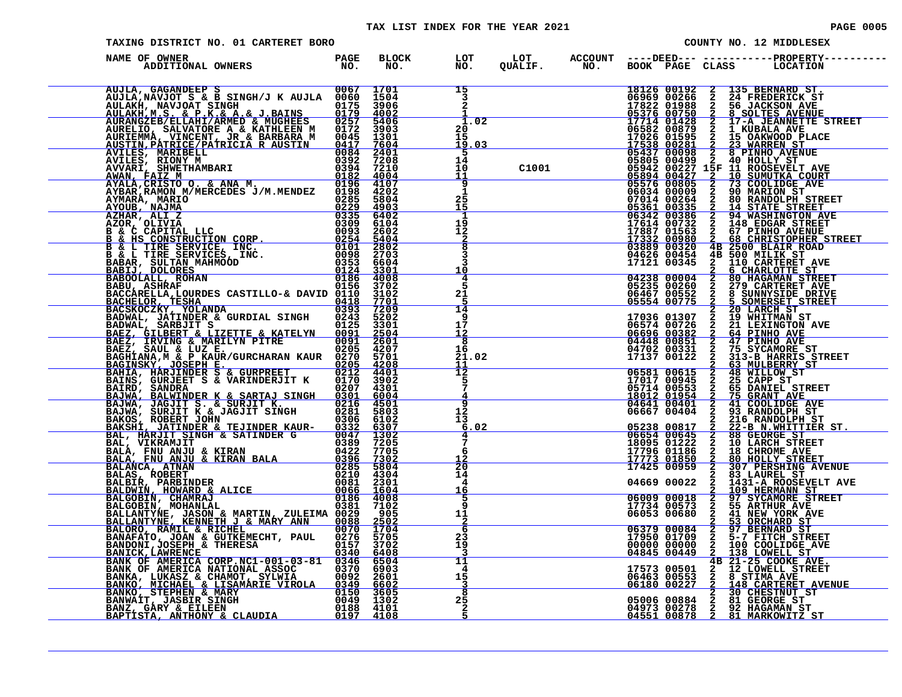TAX LIST INDEX FOR THE YEAR 2021

TAXING DISTRICT NO. 01 CARTERET BORO — COUNTY NO. 12 MIDDLESEX

| NAME OF OWNER / ADDITIONAL OWNERS | PAGE NO. | BLOCK NO. | LOT NO. | LOT QUALIF. | ACCOUNT NO. | DEED BOOK | DEED PAGE | CLASS | PROPERTY LOCATION |
|---|---|---|---|---|---|---|---|---|---|
| AUJLA, GAGANDEEP S | 0067 | 1701 | 15 | | | 18126 | 00192 | 2 | 135 BERNARD ST. |
| AUJLA,NAVJOT S & B SINGH/J K AUJLA | 0060 | 1504 | 3 | | | 06969 | 00266 | 2 | 24 FREDERICK ST |
| AULAKH, NAVJOAT SINGH | 0175 | 3906 | 2 | | | 17822 | 01988 | 2 | 56 JACKSON AVE |
| AULAKH,M.S. & P.K.& A.& J.BAINS | 0179 | 4002 | 1 | | | 05376 | 00750 | 2 | 8 SOLTES AVENUE |
| AURANGZEB/ELLAHI/ARMED & MUGHEES | 0257 | 5406 | 1.02 | | | 17714 | 01428 | 2 | 17-A JEANNETTE STREET |
| AURELIO, SALVATORE A & KATHLEEN M | 0172 | 3903 | 20 | | | 06582 | 00879 | 2 | 1 KUBALA AVE |
| AURIEMMA, VINCENT, JR & BARBARA M | 0045 | 1301 | 15 | | | 17026 | 01595 | 2 | 15 OAKWOOD PLACE |
| AUSTIN,PATRICE/PATRICIA R AUSTIN | 0417 | 7604 | 19.03 | | | 17538 | 00281 | 2 | 23 WARREN ST |
| AVILES, MARIBELL | 0084 | 2401 | 5 | | | 05437 | 00098 | 2 | 8 PINHO AVENUE |
| AVILES, RIONY M | 0392 | 7208 | 14 | | | 05805 | 00499 | 2 | 40 HOLLY ST |
| AVVARI, SHWETHAMBARI | 0394 | 7210 | 10 | C1001 | | 05942 | 00227 | 15F | 11 ROOSEVELT AVE |
| AWAN, FAIZ M | 0182 | 4004 | 11 | | | 05894 | 00427 | 2 | 10 SUMUTKA COURT |
| AYALA,CRISTO O. & ANA M. | 0196 | 4107 | 9 | | | 05576 | 00805 | 2 | 73 COOLIDGE AVE |
| AYBAR,RAMON M/MERCEDES J/M.MENDEZ | 0198 | 4202 | 1 | | | 06034 | 00009 | 2 | 90 MARION ST |
| AYMARA, MARIO | 0285 | 5804 | 25 | | | 07014 | 00264 | 2 | 80 RANDOLPH STREET |
| AYOUB, NAJMA | 0229 | 4903 | 15 | | | 05361 | 00335 | 2 | 14 STATE STREET |
| AZHAR, ALI Z | 0335 | 6402 | 1 | | | 06342 | 00386 | 2 | 94 WASHINGTON AVE |
| AZOR, OLIVIA | 0309 | 6104 | 19 | | | 17614 | 00732 | 2 | 148 EDGAR STREET |
| B & C CAPITAL LLC | 0093 | 2602 | 12 | | | 17887 | 01563 | 2 | 67 PINHO AVENUE |
| B & HS CONSTRUCTION CORP. | 0254 | 5404 | 2 | | | 17332 | 00980 | 2 | 68 CHRISTOPHER STREET |
| B & L TIRE SERVICE, INC. | 0101 | 2802 | 8 | | | 03889 | 00320 | 4B | 2500 BLAIR ROAD |
| B & L TIRE SERVICES, INC. | 0098 | 2703 | 3 | | | 04626 | 00454 | 4B | 500 MILIK ST |
| BABAR, SULTAN MAHMOOD | 0353 | 6604 | 3 | | | 17121 | 00345 | 2 | 110 CARTERET AVE |
| BABIJ, DOLORES | 0124 | 3301 | 10 | | | | | 2 | 6 CHARLOTTE ST |
| BABOOLALL, ROHAN | 0186 | 4008 | 4 | | | 04238 | 00004 | 2 | 80 HAGAMAN STREET |
| BABU, ASHRAF | 0156 | 3702 | 5 | | | 05235 | 00260 | 2 | 279 CARTERET AVE |
| BACCARELLA,LOURDES CASTILLO-& DAVID | 0110 | 3102 | 21 | | | 06467 | 00552 | 2 | 8 SUNNYSIDE DRIVE |
| BACHELOR, TESHA | 0418 | 7701 | 5 | | | 05554 | 00775 | 2 | 5 SOMERSET STREET |
| BACSKOCZKY, YOLANDA | 0393 | 7209 | 14 | | | | | 2 | 20 LARCH ST |
| BADWAL, JATINDER & GURDIAL SINGH | 0243 | 5202 | 9 | | | 17036 | 01307 | 2 | 19 WHITMAN ST |
| BADWAL, SARBJIT S | 0125 | 3301 | 17 | | | 06574 | 00726 | 2 | 21 LEXINGTON AVE |
| BAEZ, GILBERT & LIZETTE & KATELYN | 0091 | 2504 | 12 | | | 06696 | 00382 | 2 | 64 PINHO AVE |
| BAEZ, IRVING & MARILYN PITRE | 0091 | 2601 | 8 | | | 04448 | 00851 | 2 | 47 PINHO AVE |
| BAEZ, SAUL & LUZ E. | 0205 | 4207 | 16 | | | 04702 | 00331 | 2 | 75 SYCAMORE ST |
| BAGHIANA,M & P KAUR/GURCHARAN KAUR | 0270 | 5701 | 21.02 | | | 17137 | 00122 | 2 | 313-B HARRIS STREET |
| BAGINSKY, JOSEPH E. | 0205 | 4208 | 11 | | | | | 2 | 63 MULBERRY ST |
| BAHIA, HARJINDER S & GURPREET | 0212 | 4401 | 12 | | | 06581 | 00615 | 2 | 48 WILLOW ST |
| BAINS, GURJEET S & VARINDERJIT K | 0170 | 3902 | 5 | | | 17017 | 00945 | 2 | 25 CAPP ST |
| BAIRD, SANDRA | 0207 | 4301 | 7 | | | 05714 | 00553 | 2 | 65 DANIEL STREET |
| BAJWA, BALWINDER K & SARTAJ SINGH | 0301 | 6004 | 4 | | | 18012 | 01954 | 2 | 75 GRANT AVE |
| BAJWA, JAGJIT S. & SURJIT K. | 0216 | 4501 | 9 | | | 04641 | 00401 | 2 | 41 COOLIDGE AVE |
| BAJWA, SURJIT K & JAGJIT SINGH | 0281 | 5803 | 12 | | | 06667 | 00404 | 2 | 93 RANDOLPH ST |
| BAKOS, ROBERT JOHN | 0306 | 6102 | 13 | | | | | 2 | 216 RANDOLPH ST |
| BAKSHI, JATINDER & TEJINDER KAUR- | 0332 | 6307 | 6.02 | | | 05238 | 00817 | 2 | 22-B N.WHITTIER ST. |
| BAL, HARJIT SINGH & SATINDER G | 0047 | 1302 | 4 | | | 06654 | 00645 | 2 | 88 GEORGE ST |
| BAL, VIKRAMJIT | 0389 | 7205 | 7 | | | 18095 | 01222 | 2 | 10 LARCH STREET |
| BALA, FNU ANJU & KIRAN | 0422 | 7705 | 6 | | | 17796 | 01186 | 2 | 18 CHROME AVE |
| BALA, FNU ANJU & KIRAN BALA | 0396 | 7302 | 12 | | | 17773 | 01850 | 2 | 80 HOLLY STREET |
| BALANCA, ATNAN | 0285 | 5804 | 20 | | | 17425 | 00959 | 2 | 307 PERSHING AVENUE |
| BALAS, ROBERT | 0210 | 4304 | 14 | | | | | 2 | 83 LAUREL ST |
| BALBIR, PARBINDER | 0081 | 2301 | 4 | | | 04669 | 00022 | 2 | 1431-A ROOSEVELT AVE |
| BALDWIN, HOWARD & ALICE | 0066 | 1604 | 16 | | | | | 2 | 109 HERMANN ST |
| BALGOBIN, CHAMRAJ | 0186 | 4008 | 5 | | | 06009 | 00018 | 2 | 97 SYCAMORE STREET |
| BALGOBIN, MOHANLAL | 0381 | 7102 | 9 | | | 17734 | 00573 | 2 | 55 ARTHUR AVE |
| BALLANTYNE, JASON & MARTIN, ZULEIMA | 0029 | 905 | 11 | | | 06053 | 00680 | 2 | 41 NEW YORK AVE |
| BALLANTYNE, KENNETH J & MARY ANN | 0088 | 2502 | 2 | | | | | 2 | 53 ORCHARD ST |
| BALORO, RAMIL & RICHEL | 0070 | 1704 | 6 | | | 06379 | 00084 | 2 | 97 BERNARD ST |
| BANAFATO, JOAN & GUTKEMECHT, PAUL | 0276 | 5705 | 23 | | | 17950 | 01709 | 2 | 5-7 FITCH STREET |
| BANDONI,JOSEPH & THERESA | 0157 | 3702 | 19 | | | 00000 | 00000 | 2 | 100 COOLIDGE AVE |
| BANICK,LAWRENCE | 0340 | 6408 | 3 | | | 04845 | 00449 | 2 | 138 LOWELL ST |
| BANK OF AMERICA CORP.NC1-001-03-81 | 0346 | 6504 | 11 | | | | | 4B | 21-25 COOKE AVE. |
| BANK OF AMERICA NATIONAL ASSOC | 0370 | 6903 | 4 | | | 17573 | 00501 | 2 | 12 LOWELL STREET |
| BANKA, LUKASZ & CHAMOT, SYLWIA | 0092 | 2601 | 15 | | | 06463 | 00553 | 2 | 8 STIMA AVE |
| BANKO, MICHAEL & LISAMARIE VIROLA | 0349 | 6602 | 3 | | | 06180 | 00227 | 2 | 148 CARTERET AVENUE |
| BANKO, STEPHEN & MARY | 0150 | 3605 | 8 | | | | | 2 | 30 CHESTNUT ST |
| BANWAIT, JASBIR SINGH | 0049 | 1302 | 25 | | | 05006 | 00884 | 2 | 81 GEORGE ST |
| BANZ, GARY & EILEEN | 0188 | 4101 | 2 | | | 04973 | 00278 | 2 | 92 HAGAMAN ST |
| BAPTISTA, ANTHONY & CLAUDIA | 0197 | 4108 | 5 | | | 04551 | 00878 | 2 | 81 MARKOWITZ ST |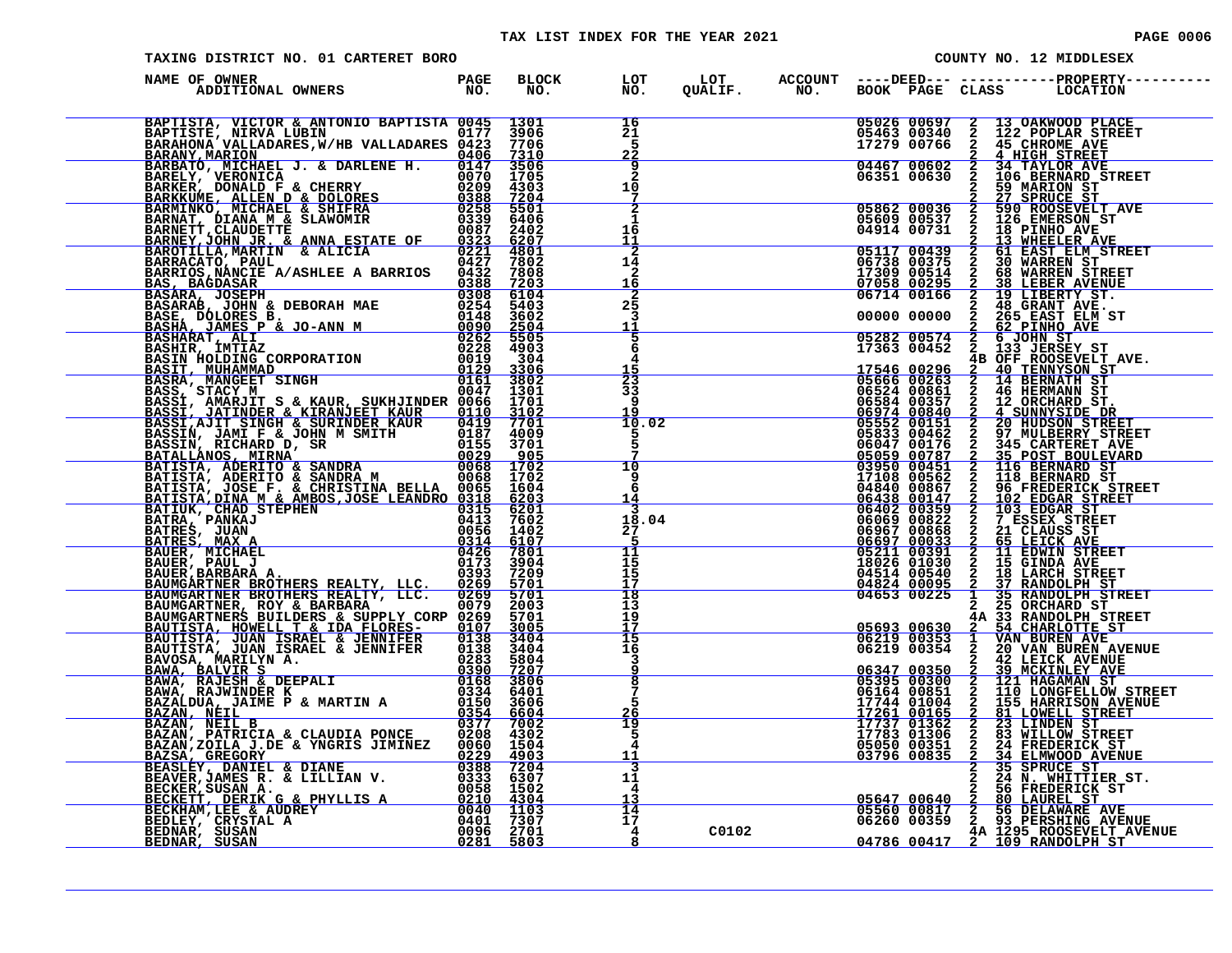# TAX LIST INDEX FOR THE YEAR 2021

TAXING DISTRICT NO. 01 CARTERET BORO — COUNTY NO. 12 MIDDLESEX

| NAME OF OWNER / ADDITIONAL OWNERS | PAGE NO. | BLOCK NO. | LOT NO. | LOT QUALIF. | ACCOUNT NO. | DEED BOOK | DEED PAGE | CLASS | PROPERTY LOCATION |
|---|---|---|---|---|---|---|---|---|---|
| BAPTISTA, VICTOR & ANTONIO BAPTISTA | 0045 | 1301 | 16 | | | 05026 | 00697 | 2 | 13 OAKWOOD PLACE |
| BAPTISTE, NIRVA LUBIN | 0177 | 3906 | 21 | | | 05463 | 00340 | 2 | 122 POPLAR STREET |
| BARAHONA VALLADARES,W/HB VALLADARES | 0423 | 7706 | 5 | | | 17279 | 00766 | 2 | 45 CHROME AVE |
| BARANY,MARION | 0406 | 7310 | 22 | | | | | 2 | 4 HIGH STREET |
| BARBATO, MICHAEL J. & DARLENE H. | 0147 | 3506 | 9 | | | 04467 | 00602 | 2 | 34 TAYLOR AVE |
| BARELY, VERONICA | 0070 | 1705 | 2 | | | 06351 | 00630 | 2 | 106 BERNARD STREET |
| BARKER, DONALD F & CHERRY | 0209 | 4303 | 10 | | | | | 2 | 59 MARION ST |
| BARKKUME, ALLEN D & DOLORES | 0388 | 7204 | 7 | | | | | 2 | 27 SPRUCE ST |
| BARMINKO, MICHAEL & SHIFRA | 0258 | 5501 | 2 | | | 05862 | 00036 | 2 | 590 ROOSEVELT AVE |
| BARNAT, DIANA M & SLAWOMIR | 0339 | 6406 | 1 | | | 05609 | 00537 | 2 | 126 EMERSON ST |
| BARNETT,CLAUDETTE | 0087 | 2402 | 16 | | | 04914 | 00731 | 2 | 18 PINHO AVE |
| BARNEY,JOHN JR. & ANNA ESTATE OF | 0323 | 6207 | 11 | | | | | 2 | 13 WHEELER AVE |
| BAROTILLA,MARTIN & ALICIA | 0221 | 4801 | 2 | | | 05117 | 00439 | 2 | 61 EAST ELM STREET |
| BARRACATO, PAUL | 0427 | 7802 | 14 | | | 06738 | 00375 | 2 | 30 WARREN ST |
| BARRIOS,NANCIE A/ASHLEE A BARRIOS | 0432 | 7808 | 2 | | | 17309 | 00514 | 2 | 68 WARREN STREET |
| BAS, BAGDASAR | 0388 | 7203 | 16 | | | 07058 | 00295 | 2 | 38 LEBER AVENUE |
| BASARA, JOSEPH | 0308 | 6104 | 2 | | | 06714 | 00166 | 2 | 19 LIBERTY ST. |
| BASARAB, JOHN & DEBORAH MAE | 0254 | 5403 | 25 | | | | | 2 | 48 GRANT AVE. |
| BASE, DOLORES B. | 0148 | 3602 | 3 | | | 00000 | 00000 | 2 | 265 EAST ELM ST |
| BASHA, JAMES P & JO-ANN M | 0090 | 2504 | 11 | | | | | 2 | 62 PINHO AVE |
| BASHARAT, ALI | 0262 | 5505 | 5 | | | 05282 | 00574 | 2 | 6 JOHN ST |
| BASHIR, IMTIAZ | 0228 | 4903 | 6 | | | 17363 | 00452 | 2 | 133 JERSEY ST |
| BASIN HOLDING CORPORATION | 0019 | 304 | 4 | | | | | 4B | OFF ROOSEVELT AVE. |
| BASIT, MUHAMMAD | 0129 | 3306 | 15 | | | 17546 | 00296 | 2 | 40 TENNYSON ST |
| BASRA, MANGEET SINGH | 0161 | 3802 | 23 | | | 05666 | 00263 | 2 | 14 BERNATH ST |
| BASS, STACY M | 0047 | 1301 | 33 | | | 06524 | 00861 | 2 | 46 HERMANN ST |
| BASSI, AMARJIT S & KAUR, SUKHJINDER | 0066 | 1701 | 9 | | | 06584 | 00357 | 2 | 12 ORCHARD ST. |
| BASSI, JATINDER & KIRANJEET KAUR | 0110 | 3102 | 19 | | | 06974 | 00840 | 2 | 4 SUNNYSIDE DR |
| BASSI,AJIT SINGH & SURINDER KAUR | 0419 | 7701 | 10.02 | | | 05552 | 00151 | 2 | 20 HUDSON STREET |
| BASSIN, JAMI F & JOHN M SMITH | 0187 | 4009 | 5 | | | 05833 | 00462 | 2 | 97 MULBERRY STREET |
| BASSIN, RICHARD D, SR | 0155 | 3701 | 5 | | | 06047 | 00176 | 2 | 345 CARTERET AVE |
| BATALLANOS, MIRNA | 0029 | 905 | 7 | | | 05059 | 00787 | 2 | 35 POST BOULEVARD |
| BATISTA, ADERITO & SANDRA | 0068 | 1702 | 10 | | | 03950 | 00451 | 2 | 116 BERNARD ST |
| BATISTA, ADERITO & SANDRA M | 0068 | 1702 | 9 | | | 17108 | 00562 | 2 | 118 BERNARD ST |
| BATISTA, JOSE F. & CHRISTINA BELLA | 0065 | 1604 | 6 | | | 04840 | 00867 | 2 | 96 FREDERICK STREET |
| BATISTA,DINA M & AMBOS,JOSE LEANDRO | 0318 | 6203 | 14 | | | 06438 | 00147 | 2 | 102 EDGAR STREET |
| BATIUK, CHAD STEPHEN | 0315 | 6201 | 3 | | | 06402 | 00359 | 2 | 103 EDGAR ST |
| BATRA, PANKAJ | 0413 | 7602 | 18.04 | | | 06069 | 00822 | 2 | 7 ESSEX STREET |
| BATRES, JUAN | 0056 | 1402 | 27 | | | 06967 | 00868 | 2 | 21 CLAUSS ST |
| BATRES, MAX A | 0314 | 6107 | 5 | | | 06697 | 00033 | 2 | 65 LEICK AVE |
| BAUER, MICHAEL | 0426 | 7801 | 11 | | | 05211 | 00391 | 2 | 11 EDWIN STREET |
| BAUER, PAUL J | 0173 | 3904 | 15 | | | 18026 | 01030 | 2 | 15 CINDA AVE |
| BAUER,BARBARA A. | 0393 | 7209 | 15 | | | 04514 | 00540 | 2 | 18 LARCH STREET |
| BAUMGARTNER BROTHERS REALTY, LLC. | 0269 | 5701 | 17 | | | 04824 | 00095 | 2 | 37 RANDOLPH ST |
| BAUMGARTNER BROTHERS REALTY, LLC. | 0269 | 5701 | 18 | | | 04653 | 00225 | 1 | 35 RANDOLPH STREET |
| BAUMGARTNER, ROY & BARBARA | 0079 | 2003 | 13 | | | | | 2 | 25 ORCHARD ST |
| BAUMGARTNERS BUILDERS & SUPPLY CORP | 0269 | 5701 | 19 | | | | | 4A | 33 RANDOLPH STREET |
| BAUTISTA, HOWELL T & IDA FLORES- | 0107 | 3005 | 17 | | | 05693 | 00630 | 2 | 54 CHARLOTTE ST |
| BAUTISTA, JUAN ISRAEL & JENNIFER | 0138 | 3404 | 15 | | | 06219 | 00353 | 1 | VAN BUREN AVE |
| BAUTISTA, JUAN ISRAEL & JENNIFER | 0138 | 3404 | 16 | | | 06219 | 00354 | 2 | 20 VAN BUREN AVENUE |
| BAVOSA, MARILYN A. | 0283 | 5804 | 3 | | | | | 2 | 42 LEICK AVENUE |
| BAWA, BALVIR S | 0390 | 7207 | 9 | | | 06347 | 00350 | 2 | 39 MCKINLEY AVE |
| BAWA, RAJESH & DEEPALI | 0168 | 3806 | 8 | | | 05395 | 00300 | 2 | 121 HAGAMAN ST |
| BAWA, RAJWINDER K | 0334 | 6401 | 7 | | | 06164 | 00851 | 2 | 110 LONGFELLOW STREET |
| BAZALDUA, JAIME P & MARTIN A | 0150 | 3606 | 5 | | | 17744 | 01004 | 2 | 155 HARRISON AVENUE |
| BAZAN, NEIL | 0354 | 6604 | 26 | | | 17261 | 00165 | 2 | 81 LOWELL STREET |
| BAZAN, NEIL B | 0377 | 7002 | 19 | | | 17737 | 01362 | 2 | 23 LINDEN ST |
| BAZAN, PATRICIA & CLAUDIA PONCE | 0208 | 4302 | 5 | | | 17783 | 01306 | 2 | 83 WILLOW STREET |
| BAZAN,ZOILA J.DE & YNGRIS JIMINEZ | 0060 | 1504 | 4 | | | 05050 | 00351 | 2 | 24 FREDERICK ST |
| BAZSA, GREGORY | 0229 | 4903 | 11 | | | 03796 | 00835 | 2 | 34 ELMWOOD AVENUE |
| BEASLEY, DANIEL & DIANE | 0388 | 7204 | 3 | | | | | 2 | 35 SPRUCE ST |
| BEAVER,JAMES R. & LILLIAN V. | 0333 | 6307 | 11 | | | | | 2 | 24 N. WHITTIER ST. |
| BECKER,SUSAN A. | 0058 | 1502 | 4 | | | | | 2 | 56 FREDERICK ST |
| BECKETT, DERIK G & PHYLLIS A | 0210 | 4304 | 13 | | | 05647 | 00640 | 2 | 80 LAUREL ST |
| BECKHAM,LEE & AUDREY | 0040 | 1103 | 14 | | | 05560 | 00817 | 2 | 56 DELAWARE AVE |
| BEDLEY, CRYSTAL A | 0401 | 7307 | 17 | | | 06260 | 00359 | 2 | 93 PERSHING AVENUE |
| BEDNAR, SUSAN | 0096 | 2701 | 4 | C0102 | | | | 4A | 1295 ROOSEVELT AVENUE |
| BEDNAR, SUSAN | 0281 | 5803 | 8 | | | 04786 | 00417 | 2 | 109 RANDOLPH ST |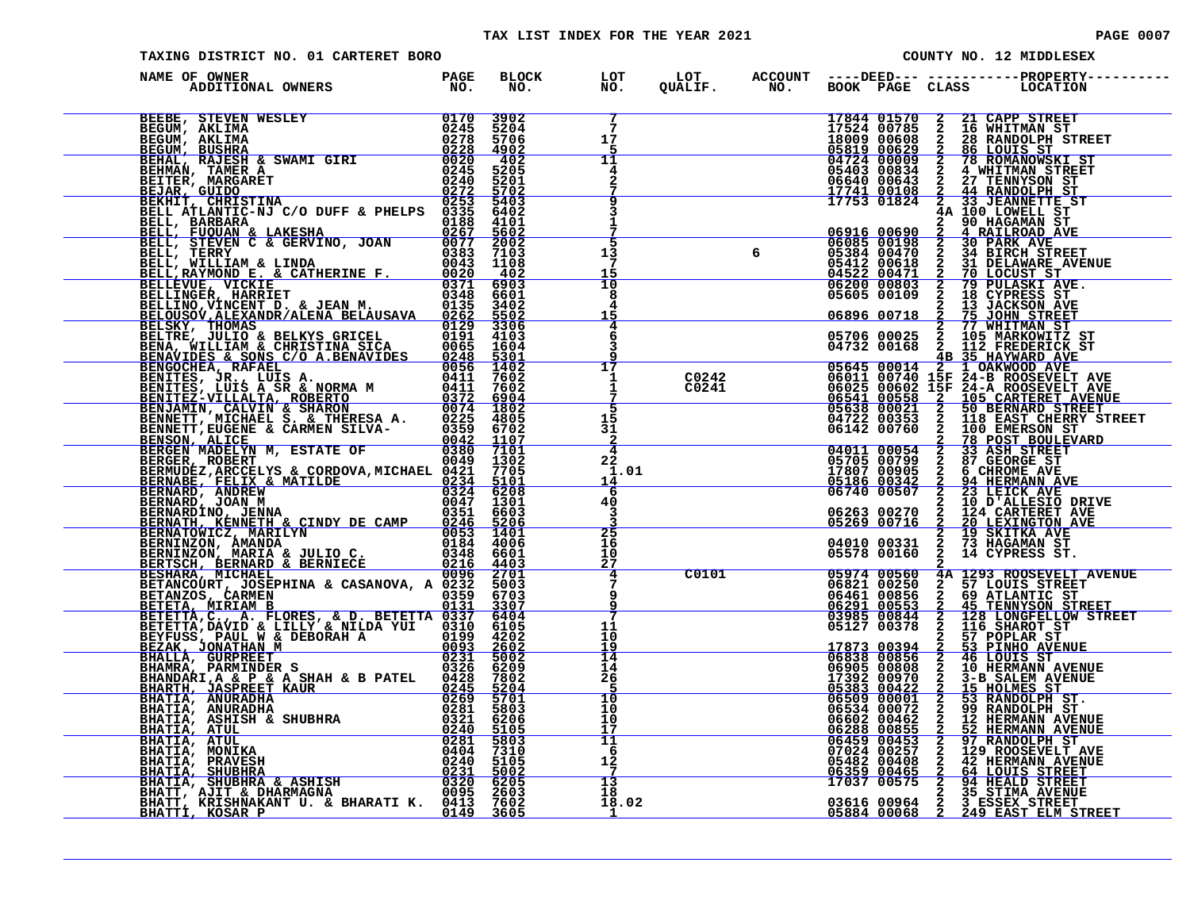# TAX LIST INDEX FOR THE YEAR 2021

TAXING DISTRICT NO. 01 CARTERET BORO

COUNTY NO. 12 MIDDLESEX

| NAME OF OWNER / ADDITIONAL OWNERS | PAGE NO. | BLOCK NO. | LOT NO. | LOT QUALIF. | ACCOUNT NO. | DEED BOOK | DEED PAGE | CLASS | PROPERTY LOCATION |
|---|---|---|---|---|---|---|---|---|---|
| BEEBE, STEVEN WESLEY | 0170 | 3902 | 7 | | | 17844 | 01570 | 2 | 21 CAPP STREET |
| BEGUM, AKLIMA | 0245 | 5204 | 7 | | | 17524 | 00785 | 2 | 16 WHITMAN ST |
| BEGUM, AKLIMA | 0278 | 5706 | 17 | | | 18009 | 00608 | 2 | 28 RANDOLPH STREET |
| BEGUM, BUSHRA | 0228 | 4902 | 5 | | | 05819 | 00629 | 2 | 86 LOUIS ST |
| BEHAL, RAJESH & SWAMI GIRI | 0020 | 402 | 11 | | | 04724 | 00009 | 2 | 78 ROMANOWSKI ST |
| BEHMAN, TAMER A | 0245 | 5205 | 4 | | | 05403 | 00834 | 2 | 4 WHITMAN STREET |
| BEITER, MARGARET | 0240 | 5201 | 2 | | | 06640 | 00643 | 2 | 27 TENNYSON ST |
| BEJAR, GUIDO | 0272 | 5702 | 7 | | | 17741 | 00108 | 2 | 44 RANDOLPH ST |
| BEKHIT, CHRISTINA | 0253 | 5403 | 9 | | | 17753 | 01824 | 2 | 33 JEANNETTE ST |
| BELL ATLANTIC-NJ C/O DUFF & PHELPS | 0335 | 6402 | 3 | | | | | 4A | 100 LOWELL ST |
| BELL, BARBARA | 0188 | 4101 | 1 | | | | | 2 | 90 HAGAMAN ST |
| BELL, FUQUAN & LAKESHA | 0267 | 5602 | 7 | | | 06916 | 00690 | 2 | 4 RAILROAD AVE |
| BELL, STEVEN C & GERVINO, JOAN | 0077 | 2002 | 5 | | | 06085 | 00198 | 2 | 30 PARK AVE |
| BELL, TERRY | 0383 | 7103 | 13 | | 6 | 05384 | 00470 | 2 | 34 BIRCH STREET |
| BELL, WILLIAM & LINDA | 0043 | 1108 | 7 | | | 05412 | 00618 | 2 | 31 DELAWARE AVENUE |
| BELL,RAYMOND E. & CATHERINE F. | 0020 | 402 | 15 | | | 04522 | 00471 | 2 | 70 LOCUST ST |
| BELLEVUE, VICKIE | 0371 | 6903 | 10 | | | 06200 | 00803 | 2 | 79 PULASKI AVE. |
| BELLINGER, HARRIET | 0348 | 6601 | 8 | | | 05605 | 00109 | 2 | 18 CYPRESS ST |
| BELLINO,VINCENT D. & JEAN M. | 0135 | 3402 | 4 | | | | | 2 | 13 JACKSON AVE |
| BELOUSOV,ALEXANDR/ALENA BELAUSAVA | 0262 | 5502 | 15 | | | 06896 | 00718 | 2 | 75 JOHN STREET |
| BELSKY, THOMAS | 0129 | 3306 | 4 | | | | | 2 | 77 WHITMAN ST |
| BELTRE, JULIO & BELKYS GRICEL | 0191 | 4103 | 6 | | | 05706 | 00025 | 2 | 105 MARKOWITZ ST |
| BENA, WILLIAM & CHRISTINA SICA | 0065 | 1604 | 3 | | | 04732 | 00168 | 2 | 112 FREDERICK ST |
| BENAVIDES & SONS C/O A.BENAVIDES | 0248 | 5301 | 9 | | | | | 4B | 35 HAYWARD AVE |
| BENGOCHEA, RAFAEL | 0056 | 1402 | 17 | | | 05645 | 00014 | 2 | 1 OAKWOOD AVE |
| BENITES, JR., LUIS A. | 0411 | 7602 | 1 | C0242 | | 06011 | 00740 | 15F | 24-B ROOSEVELT AVE |
| BENITES, LUIS A SR & NORMA M | 0411 | 7602 | 1 | C0241 | | 06025 | 00602 | 15F | 24-A ROOSEVELT AVE |
| BENITEZ-VILLALTA, ROBERTO | 0372 | 6904 | 7 | | | 06541 | 00558 | 2 | 105 CARTERET AVENUE |
| BENJAMIN, CALVIN & SHARON | 0074 | 1802 | 5 | | | 05638 | 00021 | 2 | 50 BERNARD STREET |
| BENNETT, MICHAEL S. & THERESA A. | 0225 | 4805 | 15 | | | 04722 | 00353 | 2 | 118 EAST CHERRY STREET |
| BENNETT,EUGENE & CARMEN SILVA- | 0359 | 6702 | 31 | | | 06142 | 00760 | 2 | 100 EMERSON ST |
| BENSON, ALICE | 0042 | 1107 | 2 | | | | | 2 | 78 POST BOULEVARD |
| BERGEN MADELYN M, ESTATE OF | 0380 | 7101 | 4 | | | 04011 | 00054 | 2 | 33 ASH STREET |
| BERGER, ROBERT | 0049 | 1302 | 22 | | | 05705 | 00799 | 2 | 87 GEORGE ST |
| BERMUDEZ,ARCCELYS & CORDOVA,MICHAEL | 0421 | 7705 | 1.01 | | | 17807 | 00905 | 2 | 6 CHROME AVE |
| BERNABE, FELIX & MATILDE | 0234 | 5101 | 14 | | | 05186 | 00342 | 2 | 94 HERMANN AVE |
| BERNARD, ANDREW | 0324 | 6208 | 6 | | | 06740 | 00507 | 2 | 23 LEICK AVE |
| BERNARD, JOAN M | 0047 | 1301 | 40 | | | | | 2 | 10 D'ALLESIO DRIVE |
| BERNARDINO, JENNA | 0351 | 6603 | 3 | | | 06263 | 00270 | 2 | 124 CARTERET AVE |
| BERNATH, KENNETH & CINDY DE CAMP | 0246 | 5206 | 3 | | | 05269 | 00716 | 2 | 20 LEXINGTON AVE |
| BERNATOWICZ, MARILYN | 0053 | 1401 | 25 | | | | | 2 | 19 SKITKA AVE |
| BERNINZON, AMANDA | 0184 | 4006 | 16 | | | 04010 | 00331 | 2 | 73 HAGAMAN ST |
| BERNINZON, MARIA & JULIO C. | 0348 | 6601 | 10 | | | 05578 | 00160 | 2 | 14 CYPRESS ST. |
| BERTSCH, BERNARD & BERNIECE | 0216 | 4403 | 27 | | | | | 2 | |
| BESHARA, MICHAEL | 0096 | 2701 | 4 | C0101 | | 05974 | 00560 | 4A | 1293 ROOSEVELT AVENUE |
| BETANCOURT, JOSEPHINA & CASANOVA, A | 0232 | 5003 | 7 | | | 06821 | 00250 | 2 | 57 LOUIS STREET |
| BETANZOS, CARMEN | 0359 | 6703 | 9 | | | 06461 | 00856 | 2 | 69 ATLANTIC ST |
| BETETA, MIRIAM B | 0131 | 3307 | 9 | | | 06291 | 00553 | 2 | 45 TENNYSON STREET |
| BETETTA,C., A. FLORES, & D. BETETTA | 0337 | 6404 | 7 | | | 03985 | 00844 | 2 | 128 LONGFELLOW STREET |
| BETETTA,DAVID & LILLY & NILDA YUI | 0310 | 6105 | 11 | | | 05127 | 00378 | 2 | 116 SHAROT ST |
| BEYFUSS, PAUL W & DEBORAH A | 0199 | 4202 | 10 | | | | | 2 | 57 POPLAR ST |
| BEZAK, JONATHAN M | 0093 | 2602 | 19 | | | 17873 | 00394 | 2 | 53 PINHO AVENUE |
| BHALLA, GURPREET | 0231 | 5002 | 14 | | | 06838 | 00856 | 2 | 46 LOUIS ST |
| BHAMRA, PARMINDER S | 0326 | 6209 | 14 | | | 06905 | 00808 | 2 | 10 HERMANN AVENUE |
| BHANDARI,A & P & A SHAH & B PATEL | 0428 | 7802 | 26 | | | 17392 | 00970 | 2 | 3-B SALEM AVENUE |
| BHARTH, JASPREET KAUR | 0245 | 5204 | 5 | | | 05583 | 00422 | 2 | 15 HOLMES ST |
| BHATIA, ANURADHA | 0269 | 5701 | 10 | | | 06509 | 00001 | 2 | 53 RANDOLPH ST. |
| BHATIA, ANURADHA | 0281 | 5803 | 10 | | | 06534 | 00072 | 2 | 99 RANDOLPH ST |
| BHATIA, ASHISH & SHUBHRA | 0321 | 6206 | 10 | | | 06602 | 00462 | 2 | 12 HERMANN AVENUE |
| BHATIA, ATUL | 0240 | 5105 | 17 | | | 06288 | 00855 | 2 | 52 HERMANN AVENUE |
| BHATIA, ATUL | 0281 | 5803 | 11 | | | 06459 | 00453 | 2 | 97 RANDOLPH ST |
| BHATIA, MONIKA | 0404 | 7310 | 6 | | | 07024 | 00257 | 2 | 129 ROOSEVELT AVE |
| BHATIA, PRAVESH | 0240 | 5105 | 12 | | | 05482 | 00408 | 2 | 42 HERMANN AVENUE |
| BHATIA, SHUBHRA | 0231 | 5002 | 7 | | | 06359 | 00465 | 2 | 64 LOUIS STREET |
| BHATIA, SHUBHRA & ASHISH | 0320 | 6205 | 13 | | | 17037 | 00575 | 2 | 94 HEALD STREET |
| BHATT, AJIT & DHARMAGNA | 0095 | 2603 | 18 | | | | | 2 | 35 STIMA AVENUE |
| BHATT, KRISHNAKANT U. & BHARATI K. | 0413 | 7602 | 18.02 | | | 03616 | 00964 | 2 | 3 ESSEX STREET |
| BHATTI, KOSAR P | 0149 | 3605 | 1 | | | 05884 | 00068 | 2 | 249 EAST ELM STREET |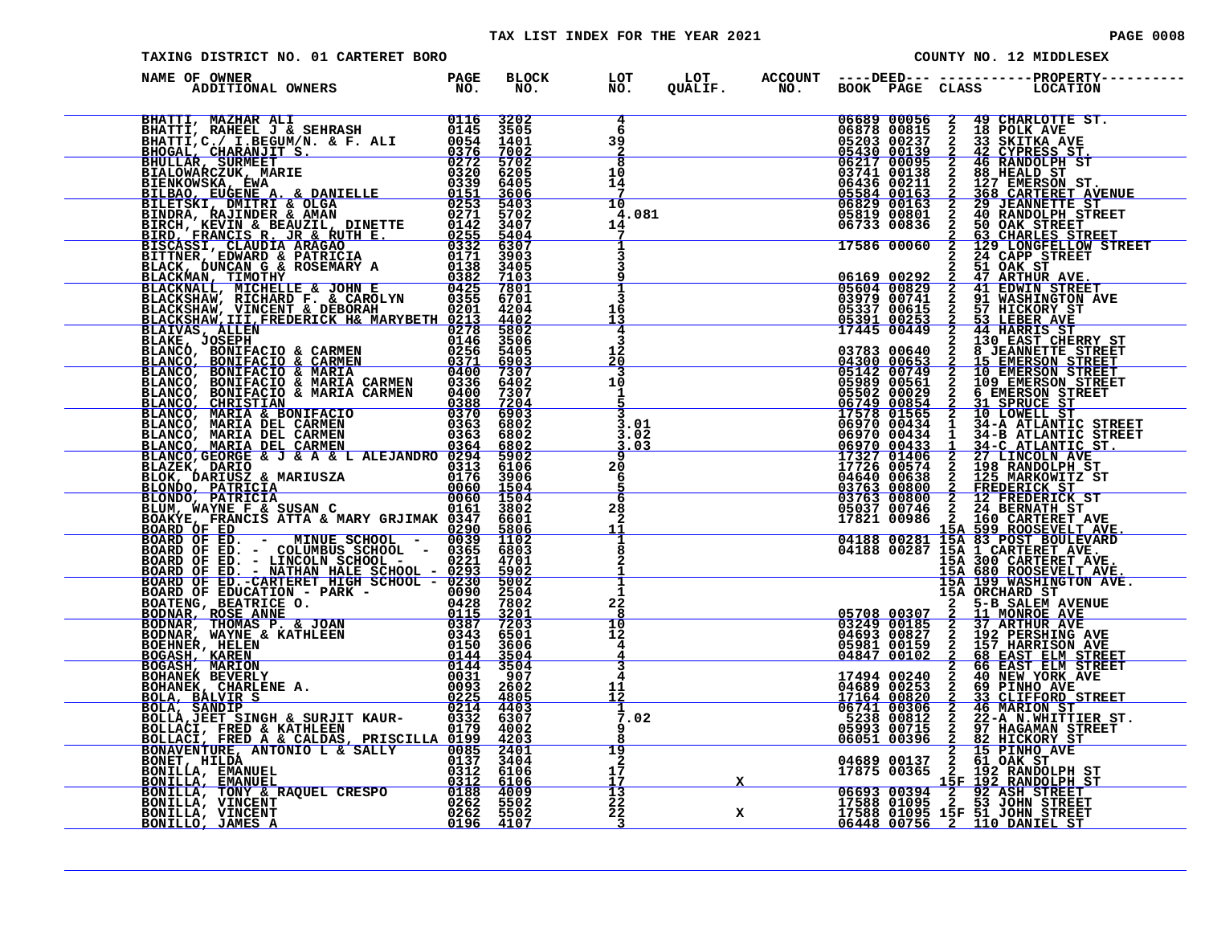TAX LIST INDEX FOR THE YEAR 2021

TAXING DISTRICT NO. 01 CARTERET BORO

COUNTY NO. 12 MIDDLESEX

| NAME OF OWNER / ADDITIONAL OWNERS | PAGE NO. | BLOCK NO. | LOT NO. | LOT QUALIF. | ACCOUNT NO. | DEED BOOK | DEED PAGE | CLASS | PROPERTY LOCATION |
|---|---|---|---|---|---|---|---|---|---|
| BHATTI, MAZHAR ALI | 0116 | 3202 | 4 | | | 06689 | 00056 | 2 | 49 CHARLOTTE ST. |
| BHATTI, RAHEEL J & SEHRASH | 0145 | 3505 | 6 | | | 06878 | 00815 | 2 | 18 POLK AVE |
| BHATTI,C./ I.BEGUM/N. & F. ALI | 0054 | 1401 | 39 | | | 05203 | 00237 | 2 | 33 SKITKA AVE |
| BHOGAL, CHARANJIT S. | 0376 | 7002 | 2 | | | 05430 | 00139 | 2 | 42 CYPRESS ST. |
| BHULLAR, SURMEET | 0272 | 5702 | 8 | | | 06217 | 00095 | 2 | 46 RANDOLPH ST |
| BIALOWARCZUK, MARIE | 0320 | 6205 | 10 | | | 03741 | 00138 | 2 | 88 HEALD ST |
| BIENKOWSKA, EWA | 0339 | 6405 | 14 | | | 06436 | 00211 | 2 | 127 EMERSON ST. |
| BILBAO, EUGENE A. & DANIELLE | 0151 | 3606 | 7 | | | 05584 | 00163 | 2 | 368 CARTERET AVENUE |
| BILETSKI, DMITRI & OLGA | 0253 | 5403 | 10 | | | 06829 | 00163 | 2 | 29 JEANNETTE ST |
| BINDRA, RAJINDER & AMAN | 0271 | 5702 | 4.081 | | | 05819 | 00801 | 2 | 40 RANDOLPH STREET |
| BIRCH, KEVIN & BEAUZIL, DINETTE | 0142 | 3407 | 14 | | | 06733 | 00836 | 2 | 50 OAK STREET |
| BIRD, FRANCIS R. JR & RUTH E. | 0255 | 5404 | 7 | | | | | 2 | 63 CHARLES STREET |
| BISCASSI, CLAUDIA ARAGAO | 0332 | 6307 | 1 | | | 17586 | 00060 | 2 | 129 LONGFELLOW STREET |
| BITTNER, EDWARD & PATRICIA | 0171 | 3903 | 3 | | | | | 2 | 24 CAPP STREET |
| BLACK, DUNCAN G & ROSEMARY A | 0138 | 3405 | 3 | | | | | 2 | 51 OAK ST |
| BLACKMAN, TIMOTHY | 0382 | 7103 | 9 | | | 06169 | 00292 | 2 | 47 ARTHUR AVE. |
| BLACKNALL, MICHELLE & JOHN E | 0425 | 7801 | 1 | | | 05604 | 00829 | 2 | 41 EDWIN STREET |
| BLACKSHAW, RICHARD F. & CAROLYN | 0355 | 6701 | 3 | | | 03979 | 00741 | 2 | 91 WASHINGTON AVE |
| BLACKSHAW, VINCENT & DEBORAH | 0201 | 4204 | 16 | | | 05337 | 00615 | 2 | 57 HICKORY ST |
| BLACKSHAW,III,FREDERICK H& MARYBETH | 0213 | 4402 | 13 | | | 05391 | 00253 | 2 | 53 LEBER AVE |
| BLAIVAS, ALLEN | 0278 | 5802 | 4 | | | 17445 | 00449 | 2 | 44 HARRIS ST |
| BLAKE, JOSEPH | 0146 | 3506 | 3 | | | | | 2 | 130 EAST CHERRY ST |
| BLANCO, BONIFACIO & CARMEN | 0256 | 5405 | 12 | | | 03783 | 00640 | 2 | 8 JEANNETTE STREET |
| BLANCO, BONIFACIO & CARMEN | 0371 | 6903 | 20 | | | 04300 | 00653 | 2 | 15 EMERSON STREET |
| BLANCO, BONIFACIO & MARIA | 0400 | 7307 | 3 | | | 05142 | 00749 | 2 | 10 EMERSON STREET |
| BLANCO, BONIFACIO & MARIA CARMEN | 0336 | 6402 | 10 | | | 05989 | 00561 | 2 | 109 EMERSON STREET |
| BLANCO, BONIFACIO & MARIA CARMEN | 0400 | 7307 | 1 | | | 05502 | 00029 | 2 | 6 EMERSON STREET |
| BLANCO, CHRISTIAN | 0388 | 7204 | 5 | | | 06749 | 00854 | 2 | 31 SPRUCE ST |
| BLANCO, MARIA & BONIFACIO | 0370 | 6903 | 3 | | | 17578 | 01565 | 2 | 10 LOWELL ST |
| BLANCO, MARIA DEL CARMEN | 0363 | 6802 | 3.01 | | | 06970 | 00434 | 1 | 34-A ATLANTIC STREET |
| BLANCO, MARIA DEL CARMEN | 0363 | 6802 | 3.02 | | | 06970 | 00434 | 1 | 34-B ATLANTIC STREET |
| BLANCO, MARIA DEL CARMEN | 0364 | 6802 | 3.03 | | | 06970 | 00433 | 1 | 34-C ATLANTIC ST. |
| BLANCO,GEORGE & J & A & L ALEJANDRO | 0294 | 5902 | 9 | | | 17327 | 01406 | 2 | 27 LINCOLN AVE |
| BLAZEK, DARIO | 0313 | 6106 | 20 | | | 17726 | 00574 | 2 | 198 RANDOLPH ST |
| BLOK, DARIUSZ & MARIUSZA | 0176 | 3906 | 6 | | | 04640 | 00638 | 2 | 125 MARKOWITZ ST |
| BLONDO, PATRICIA | 0060 | 1504 | 5 | | | 03763 | 00800 | 2 | FREDERICK ST |
| BLONDO, PATRICIA | 0060 | 1504 | 6 | | | 03763 | 00800 | 2 | 12 FREDERICK ST |
| BLUM, WAYNE F & SUSAN C | 0161 | 3802 | 28 | | | 05037 | 00746 | 2 | 24 BERNATH ST |
| BOAKYE, FRANCIS ATTA & MARY GRJIMAK | 0347 | 6601 | 2 | | | 17821 | 00986 | 2 | 160 CARTERET AVE |
| BOARD OF ED | 0290 | 5806 | 11 | | | | | 15A | 599 ROOSEVELT AVE. |
| BOARD OF ED. - MINUE SCHOOL - | 0039 | 1102 | 1 | | | 04188 | 00281 | 15A | 83 POST BOULEVARD |
| BOARD OF ED. - COLUMBUS SCHOOL - | 0365 | 6803 | 8 | | | 04188 | 00287 | 15A | 1 CARTERET AVE. |
| BOARD OF ED. - LINCOLN SCHOOL - | 0221 | 4701 | 2 | | | | | 15A | 300 CARTERET AVE. |
| BOARD OF ED. - NATHAN HALE SCHOOL - | 0293 | 5902 | 1 | | | | | 15A | 680 ROOSEVELT AVE. |
| BOARD OF ED.-CARTERET HIGH SCHOOL - | 0230 | 5002 | 1 | | | | | 15A | 199 WASHINGTON AVE. |
| BOARD OF EDUCATION - PARK - | 0090 | 2504 | 1 | | | | | 15A | ORCHARD ST |
| BOATENG, BEATRICE O. | 0428 | 7802 | 22 | | | | | 2 | 5-B SALEM AVENUE |
| BODNAR, ROSE ANNE | 0115 | 3201 | 8 | | | 05708 | 00307 | 2 | 11 MONROE AVE |
| BODNAR, THOMAS P. & JOAN | 0387 | 7203 | 10 | | | 03249 | 00185 | 2 | 37 ARTHUR AVE |
| BODNAR, WAYNE & KATHLEEN | 0343 | 6501 | 12 | | | 04693 | 00827 | 2 | 192 PERSHING AVE |
| BOEHNER, HELEN | 0150 | 3606 | 4 | | | 05981 | 00159 | 2 | 157 HARRISON AVE |
| BOGASH, KAREN | 0144 | 3504 | 4 | | | 04847 | 00102 | 2 | 68 EAST ELM STREET |
| BOGASH, MARION | 0144 | 3504 | 3 | | | | | 2 | 66 EAST ELM STREET |
| BOHANEK BEVERLY | 0031 | 907 | 4 | | | 17494 | 00240 | 2 | 40 NEW YORK AVE |
| BOHANEK, CHARLENE A. | 0093 | 2602 | 11 | | | 04689 | 00253 | 2 | 69 PINHO AVE |
| BOLA, BALVIR S | 0225 | 4805 | 12 | | | 17164 | 00820 | 2 | 33 CLIFFORD STREET |
| BOLA, SANDIP | 0214 | 4403 | 1 | | | 06741 | 00306 | 2 | 46 MARION ST |
| BOLLA,JEET SINGH & SURJIT KAUR- | 0332 | 6307 | 7.02 | | | 5238 | 00812 | 2 | 22-A N.WHITTIER ST. |
| BOLLACI, FRED & KATHLEEN | 0179 | 4002 | 9 | | | 05993 | 00715 | 2 | 97 HAGAMAN STREET |
| BOLLACI, FRED A & CALDAS, PRISCILLA | 0199 | 4203 | 8 | | | 06051 | 00396 | 2 | 82 HICKORY ST |
| BONAVENTURE, ANTONIO L & SALLY | 0085 | 2401 | 19 | | | | | 2 | 15 PINHO AVE |
| BONET, HILDA | 0137 | 3404 | 2 | | | 04689 | 00137 | 2 | 61 OAK ST |
| BONILLA, EMANUEL | 0312 | 6106 | 17 | | | 17875 | 00365 | 2 | 192 RANDOLPH ST |
| BONILLA, EMANUEL | 0312 | 6106 | 17 | X | | | | 15F | 192 RANDOLPH ST |
| BONILLA, TONY & RAQUEL CRESPO | 0188 | 4009 | 13 | | | 06693 | 00394 | 2 | 92 ASH STREET |
| BONILLA, VINCENT | 0262 | 5502 | 22 | | | 17588 | 01095 | 2 | 53 JOHN STREET |
| BONILLA, VINCENT | 0262 | 5502 | 22 | X | | 17588 | 01095 | 15F | 51 JOHN STREET |
| BONILLO, JAMES A | 0196 | 4107 | 3 | | | 06448 | 00756 | 2 | 110 DANIEL ST |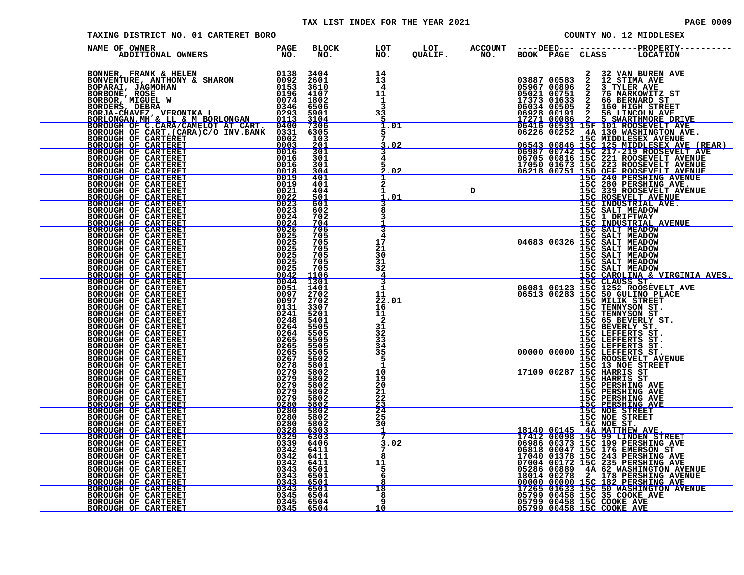TAX LIST INDEX FOR THE YEAR 2021

TAXING DISTRICT NO. 01 CARTERET BORO

COUNTY NO. 12 MIDDLESEX

| NAME OF OWNER ADDITIONAL OWNERS | PAGE NO. | BLOCK NO. | LOT NO. | LOT QUALIF. | ACCOUNT NO. | DEED BOOK | DEED PAGE | CLASS | PROPERTY LOCATION |
|---|---|---|---|---|---|---|---|---|---|
| BONNER, FRANK & HELEN | 0138 | 3404 | 14 | | | | | 2 | 32 VAN BUREN AVE |
| BONVENTURE, ANTHONY & SHARON | 0092 | 2601 | 13 | | | 03887 | 00583 | 2 | 12 STIMA AVE |
| BOPARAI, JAGMOHAN | 0153 | 3610 | 4 | | | 05967 | 00896 | 2 | 3 TYLER AVE |
| BORBONE, ROSE | 0196 | 4107 | 11 | | | 05021 | 00751 | 2 | 76 MARKOWITZ ST |
| BORBOR, MIGUEL W | 0074 | 1802 | 1 | | | 17373 | 01633 | 2 | 66 BERNARD ST |
| BORDERS, DEBRA | 0346 | 6506 | 3 | | | 06034 | 00505 | 2 | 160 HIGH STREET |
| BORJA-CHAVEZ, VERONICA L | 0293 | 5901 | 33 | | | 06928 | 00191 | 2 | 56 LINCOLN AVE |
| BORLONGAN,MH & LL & M BORLONGAN | 0113 | 3104 | 5 | | | 17271 | 00086 | 2 | 5 SWARTHMORE DRIVE |
| BOROUGH OF C.CARA/CAMELOT AT CART. | 0400 | 7306 | 1.01 | | | 06416 | 00531 | 15F | 101 ROOSEVELT AVE |
| BOROUGH OF CART.(CARA)C/O INV.BANK | 0331 | 6305 | 5 | | | 06226 | 00252 | 4A | 130 WASHINGTON AVE. |
| BOROUGH OF CARTERET | 0002 | 103 | 7 | | | | | 15C | MIDDLESEX AVENUE |
| BOROUGH OF CARTERET | 0003 | 201 | 3.02 | | | 06543 | 00846 | 15C | 125 MIDDLESEX AVE (REAR) |
| BOROUGH OF CARTERET | 0016 | 301 | 3 | | | 06987 | 00742 | 15C | 217-219 ROOSEVELT AVE |
| BOROUGH OF CARTERET | 0016 | 301 | 4 | | | 06705 | 00816 | 15C | 221 ROOSEVELT AVENUE |
| BOROUGH OF CARTERET | 0016 | 301 | 5 | | | 17050 | 01673 | 15C | 223 ROOSEVELT AVENUE |
| BOROUGH OF CARTERET | 0018 | 304 | 2.02 | | | 06218 | 00751 | 15D | OFF ROOSEVELT AVENUE |
| BOROUGH OF CARTERET | 0019 | 401 | 1 | | | | | 15C | 240 PERSHING AVENUE |
| BOROUGH OF CARTERET | 0019 | 401 | 2 | | | | | 15C | 280 PERSHING AVE. |
| BOROUGH OF CARTERET | 0021 | 404 | 1 | | D | | | 15C | 339 ROOSEVELT AVENUE |
| BOROUGH OF CARTERET | 0022 | 501 | 1.01 | | | | | 15C | ROSEVELT AVENUE |
| BOROUGH OF CARTERET | 0023 | 601 | 3 | | | | | 15C | INDUSTRIAL AVE. |
| BOROUGH OF CARTERET | 0023 | 602 | 8 | | | | | 15C | SALT MEADOW |
| BOROUGH OF CARTERET | 0024 | 702 | 3 | | | | | 15C | 1 DRIFTWAY |
| BOROUGH OF CARTERET | 0024 | 704 | 1 | | | | | 15C | INDUSTRIAL AVENUE |
| BOROUGH OF CARTERET | 0025 | 705 | 3 | | | | | 15C | SALT MEADOW |
| BOROUGH OF CARTERET | 0025 | 705 | 4 | | | | | 15C | SALT MEADOW |
| BOROUGH OF CARTERET | 0025 | 705 | 17 | | | 04683 | 00326 | 15C | SALT MEADOW |
| BOROUGH OF CARTERET | 0025 | 705 | 21 | | | | | 15C | SALT MEADOW |
| BOROUGH OF CARTERET | 0025 | 705 | 30 | | | | | 15C | SALT MEADOW |
| BOROUGH OF CARTERET | 0025 | 705 | 31 | | | | | 15C | SALT MEADOW |
| BOROUGH OF CARTERET | 0025 | 705 | 32 | | | | | 15C | SALT MEADOW |
| BOROUGH OF CARTERET | 0042 | 1106 | 4 | | | | | 15C | CAROLINA & VIRGINIA AVES. |
| BOROUGH OF CARTERET | 0044 | 1301 | 3 | | | | | 15C | CLAUSS ST. |
| BOROUGH OF CARTERET | 0051 | 1401 | 1 | | | 06081 | 00123 | 15C | 1252 ROOSEVELT AVE |
| BOROUGH OF CARTERET | 0097 | 2702 | 11 | | | 06513 | 00283 | 15C | 50 GULINO PLACE |
| BOROUGH OF CARTERET | 0097 | 2702 | 22.01 | | | | | 15C | MILIK STREET |
| BOROUGH OF CARTERET | 0131 | 3307 | 16 | | | | | 15C | TENNYSON ST. |
| BOROUGH OF CARTERET | 0241 | 5201 | 11 | | | | | 15C | TENNYSON ST |
| BOROUGH OF CARTERET | 0248 | 5401 | 2 | | | | | 15C | 65 BEVERLY ST. |
| BOROUGH OF CARTERET | 0264 | 5505 | 31 | | | | | 15C | BEVERLY ST. |
| BOROUGH OF CARTERET | 0264 | 5505 | 32 | | | | | 15C | LEFFERTS ST. |
| BOROUGH OF CARTERET | 0265 | 5505 | 33 | | | | | 15C | LEFFERTS ST. |
| BOROUGH OF CARTERET | 0265 | 5505 | 34 | | | | | 15C | LEFFERTS ST. |
| BOROUGH OF CARTERET | 0265 | 5505 | 35 | | | 00000 | 00000 | 15C | LEFFERTS ST. |
| BOROUGH OF CARTERET | 0267 | 5602 | 5 | | | | | 15C | ROOSEVELT AVENUE |
| BOROUGH OF CARTERET | 0278 | 5801 | 1 | | | | | 15C | 13 NOE STREET |
| BOROUGH OF CARTERET | 0279 | 5802 | 10 | | | 17109 | 00287 | 15C | HARRIS ST |
| BOROUGH OF CARTERET | 0279 | 5802 | 19 | | | | | 15C | HARRIS ST |
| BOROUGH OF CARTERET | 0279 | 5802 | 20 | | | | | 15C | PERSHING AVE |
| BOROUGH OF CARTERET | 0279 | 5802 | 21 | | | | | 15C | PERSHING AVE |
| BOROUGH OF CARTERET | 0279 | 5802 | 22 | | | | | 15C | PERSHING AVE |
| BOROUGH OF CARTERET | 0280 | 5802 | 23 | | | | | 15C | PERSHING AVE |
| BOROUGH OF CARTERET | 0280 | 5802 | 24 | | | | | 15C | NOE STREET |
| BOROUGH OF CARTERET | 0280 | 5802 | 25 | | | | | 15C | NOE STREET |
| BOROUGH OF CARTERET | 0280 | 5802 | 30 | | | | | 15C | NOE ST. |
| BOROUGH OF CARTERET | 0328 | 6303 | 1 | | | 18140 | 00145 | 4A | MATTHEW AVE. |
| BOROUGH OF CARTERET | 0329 | 6303 | 7 | | | 17412 | 00098 | 15C | 99 LINDEN STREET |
| BOROUGH OF CARTERET | 0339 | 6406 | 3.02 | | | 06986 | 00373 | 15C | 199 PERSHING AVE |
| BOROUGH OF CARTERET | 0342 | 6411 | 7 | | | 06818 | 00047 | 15C | 176 EMERSON ST |
| BOROUGH OF CARTERET | 0342 | 6411 | 8 | | | 17040 | 01378 | 15C | 243 PERSHING AVE |
| BOROUGH OF CARTERET | 0342 | 6411 | 11 | | | 07004 | 00172 | 15C | 235 PERSHING AVE |
| BOROUGH OF CARTERET | 0343 | 6501 | 5 | | | 05286 | 00889 | 4A | 62 WASHINGTON AVENUE |
| BOROUGH OF CARTERET | 0343 | 6501 | 6 | | | 18014 | 00278 | 2 | 178 PERSHING AVENUE |
| BOROUGH OF CARTERET | 0343 | 6501 | 8 | | | 00000 | 00000 | 15C | 182 PERSHING AVE |
| BOROUGH OF CARTERET | 0343 | 6501 | 18 | | | 17265 | 01633 | 15C | 50 WASHINGTON AVENUE |
| BOROUGH OF CARTERET | 0345 | 6504 | 8 | | | 05799 | 00458 | 15C | 35 COOKE AVE |
| BOROUGH OF CARTERET | 0345 | 6504 | 9 | | | 05799 | 00458 | 15C | COOKE AVE |
| BOROUGH OF CARTERET | 0345 | 6504 | 10 | | | 05799 | 00458 | 15C | COOKE AVE |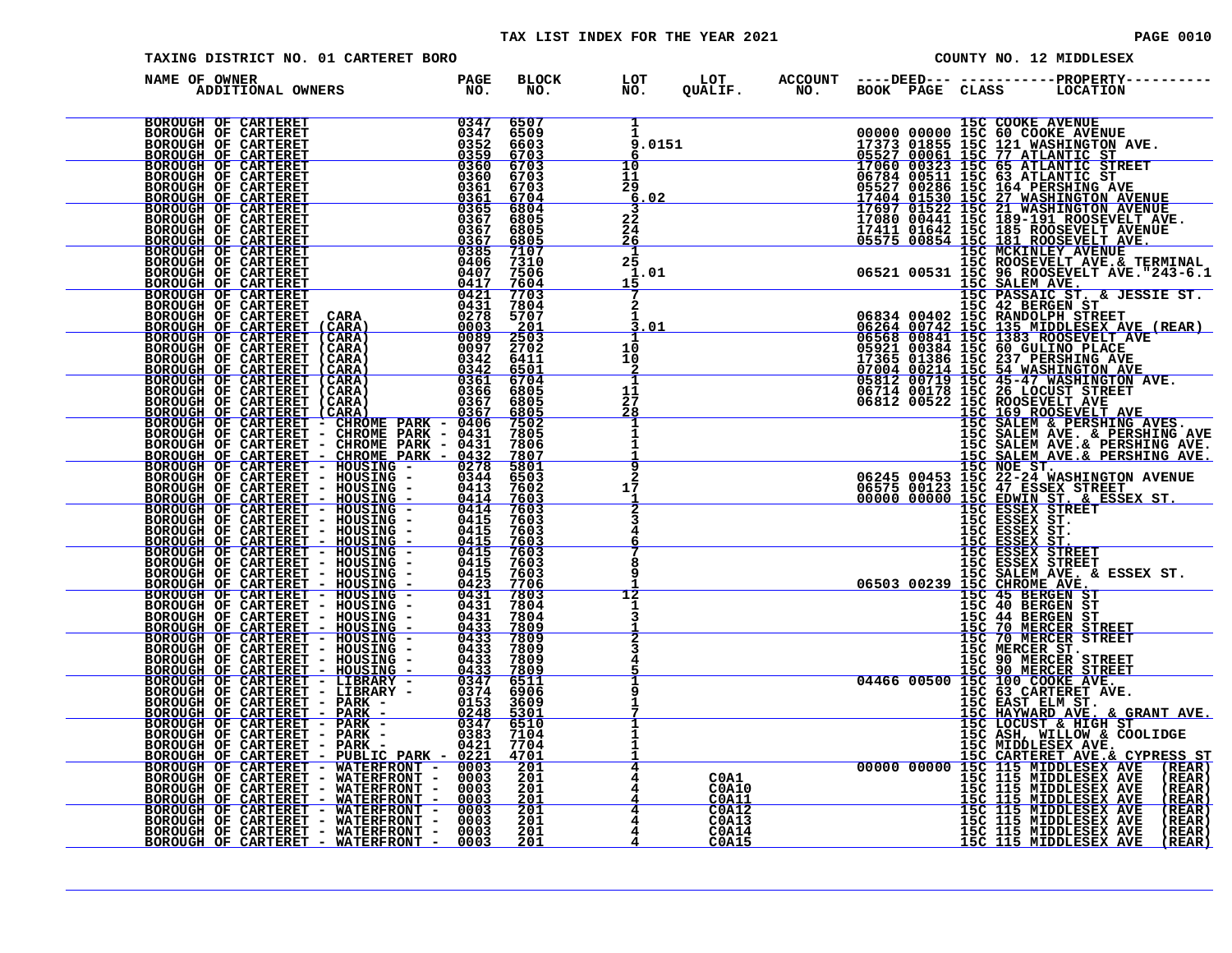# TAX LIST INDEX FOR THE YEAR 2021

TAXING DISTRICT NO. 01 CARTERET BORO

COUNTY NO. 12 MIDDLESEX

| NAME OF OWNER / ADDITIONAL OWNERS | PAGE NO. | BLOCK NO. | LOT NO. | LOT QUALIF. | ACCOUNT NO. | DEED BOOK | DEED PAGE | CLASS | PROPERTY LOCATION |
|---|---|---|---|---|---|---|---|---|---|
| BOROUGH OF CARTERET | 0347 | 6507 | 1 | | | | | 15C | COOKE AVENUE |
| BOROUGH OF CARTERET | 0347 | 6509 | 1 | | | 00000 | 00000 | 15C | 60 COOKE AVENUE |
| BOROUGH OF CARTERET | 0352 | 6603 | 9.0151 | | | 17373 | 01855 | 15C | 121 WASHINGTON AVE. |
| BOROUGH OF CARTERET | 0359 | 6703 | 6 | | | 05527 | 00061 | 15C | 77 ATLANTIC ST |
| BOROUGH OF CARTERET | 0360 | 6703 | 10 | | | 17060 | 00323 | 15C | 65 ATLANTIC STREET |
| BOROUGH OF CARTERET | 0360 | 6703 | 11 | | | 06784 | 00511 | 15C | 63 ATLANTIC ST |
| BOROUGH OF CARTERET | 0361 | 6703 | 29 | | | 05527 | 00286 | 15C | 164 PERSHING AVE |
| BOROUGH OF CARTERET | 0361 | 6704 | 6.02 | | | 17404 | 01530 | 15C | 27 WASHINGTON AVENUE |
| BOROUGH OF CARTERET | 0365 | 6804 | 3 | | | 17697 | 01522 | 15C | 21 WASHINGTON AVENUE |
| BOROUGH OF CARTERET | 0367 | 6805 | 22 | | | 17080 | 00441 | 15C | 189-191 ROOSEVELT AVE. |
| BOROUGH OF CARTERET | 0367 | 6805 | 24 | | | 17411 | 01642 | 15C | 185 ROOSEVELT AVENUE |
| BOROUGH OF CARTERET | 0367 | 6805 | 26 | | | 05575 | 00854 | 15C | 181 ROOSEVELT AVE. |
| BOROUGH OF CARTERET | 0385 | 7107 | 1 | | | | | 15C | MCKINLEY AVENUE |
| BOROUGH OF CARTERET | 0406 | 7310 | 25 | | | | | 15C | ROOSEVELT AVE.& TERMINAL |
| BOROUGH OF CARTERET | 0407 | 7506 | 1.01 | | | 06521 | 00531 | 15C | 96 ROOSEVELT AVE."243-6.1 |
| BOROUGH OF CARTERET | 0417 | 7604 | 15 | | | | | 15C | SALEM AVE. |
| BOROUGH OF CARTERET | 0421 | 7703 | 7 | | | | | 15C | PASSAIC ST. & JESSIE ST. |
| BOROUGH OF CARTERET | 0431 | 7804 | 2 | | | | | 15C | 42 BERGEN ST |
| BOROUGH OF CARTERET CARA | 0278 | 5707 | 1 | | | 06834 | 00402 | 15C | RANDOLPH STREET |
| BOROUGH OF CARTERET (CARA) | 0003 | 201 | 3.01 | | | 06264 | 00742 | 15C | 135 MIDDLESEX AVE (REAR) |
| BOROUGH OF CARTERET (CARA) | 0089 | 2503 | 1 | | | 06568 | 00841 | 15C | 1383 ROOSEVELT AVE |
| BOROUGH OF CARTERET (CARA) | 0097 | 2702 | 10 | | | 05921 | 00384 | 15C | 60 GULINO PLACE |
| BOROUGH OF CARTERET (CARA) | 0342 | 6411 | 10 | | | 17365 | 01386 | 15C | 237 PERSHING AVE |
| BOROUGH OF CARTERET (CARA) | 0342 | 6501 | 2 | | | 07004 | 00214 | 15C | 54 WASHINGTON AVE |
| BOROUGH OF CARTERET (CARA) | 0361 | 6704 | 1 | | | 05812 | 00719 | 15C | 45-47 WASHINGTON AVE. |
| BOROUGH OF CARTERET (CARA) | 0366 | 6805 | 11 | | | 06714 | 00178 | 15C | 26 LOCUST STREET |
| BOROUGH OF CARTERET (CARA) | 0367 | 6805 | 27 | | | 06812 | 00522 | 15C | ROOSEVELT AVE |
| BOROUGH OF CARTERET (CARA) | 0367 | 6805 | 28 | | | | | 15C | 169 ROOSEVELT AVE |
| BOROUGH OF CARTERET - CHROME PARK - | 0406 | 7502 | 1 | | | | | 15C | SALEM & PERSHING AVES. |
| BOROUGH OF CARTERET - CHROME PARK - | 0431 | 7805 | 1 | | | | | 15C | SALEM AVE. & PERSHING AVE |
| BOROUGH OF CARTERET - CHROME PARK - | 0431 | 7806 | 1 | | | | | 15C | SALEM AVE.& PERSHING AVE. |
| BOROUGH OF CARTERET - CHROME PARK - | 0432 | 7807 | 1 | | | | | 15C | SALEM AVE.& PERSHING AVE. |
| BOROUGH OF CARTERET - HOUSING - | 0278 | 5801 | 9 | | | | | 15C | NOE ST. |
| BOROUGH OF CARTERET - HOUSING - | 0344 | 6503 | 2 | | | 06245 | 00453 | 15C | 22-24 WASHINGTON AVENUE |
| BOROUGH OF CARTERET - HOUSING - | 0413 | 7602 | 17 | | | 06575 | 00123 | 15C | 47 ESSEX STREET |
| BOROUGH OF CARTERET - HOUSING - | 0414 | 7603 | 1 | | | 00000 | 00000 | 15C | EDWIN ST. & ESSEX ST. |
| BOROUGH OF CARTERET - HOUSING - | 0414 | 7603 | 2 | | | | | 15C | ESSEX STREET |
| BOROUGH OF CARTERET - HOUSING - | 0415 | 7603 | 3 | | | | | 15C | ESSEX ST. |
| BOROUGH OF CARTERET - HOUSING - | 0415 | 7603 | 4 | | | | | 15C | ESSEX ST. |
| BOROUGH OF CARTERET - HOUSING - | 0415 | 7603 | 6 | | | | | 15C | ESSEX ST. |
| BOROUGH OF CARTERET - HOUSING - | 0415 | 7603 | 7 | | | | | 15C | ESSEX STREET |
| BOROUGH OF CARTERET - HOUSING - | 0415 | 7603 | 8 | | | | | 15C | ESSEX STREET |
| BOROUGH OF CARTERET - HOUSING - | 0415 | 7603 | 9 | | | | | 15C | SALEM AVE. & ESSEX ST. |
| BOROUGH OF CARTERET - HOUSING - | 0423 | 7706 | 1 | | | 06503 | 00239 | 15C | CHROME AVE. |
| BOROUGH OF CARTERET - HOUSING - | 0431 | 7803 | 12 | | | | | 15C | 45 BERGEN ST |
| BOROUGH OF CARTERET - HOUSING - | 0431 | 7804 | 1 | | | | | 15C | 40 BERGEN ST |
| BOROUGH OF CARTERET - HOUSING - | 0431 | 7804 | 3 | | | | | 15C | 44 BERGEN ST |
| BOROUGH OF CARTERET - HOUSING - | 0433 | 7809 | 1 | | | | | 15C | 70 MERCER STREET |
| BOROUGH OF CARTERET - HOUSING - | 0433 | 7809 | 2 | | | | | 15C | 70 MERCER STREET |
| BOROUGH OF CARTERET - HOUSING - | 0433 | 7809 | 3 | | | | | 15C | MERCER ST. |
| BOROUGH OF CARTERET - HOUSING - | 0433 | 7809 | 4 | | | | | 15C | 90 MERCER STREET |
| BOROUGH OF CARTERET - HOUSING - | 0433 | 7809 | 5 | | | | | 15C | 90 MERCER STREET |
| BOROUGH OF CARTERET - LIBRARY - | 0347 | 6511 | 1 | | | 04466 | 00500 | 15C | 100 COOKE AVE. |
| BOROUGH OF CARTERET - LIBRARY - | 0374 | 6906 | 9 | | | | | 15C | 63 CARTERET AVE. |
| BOROUGH OF CARTERET - PARK - | 0153 | 3609 | 1 | | | | | 15C | EAST ELM ST. |
| BOROUGH OF CARTERET - PARK - | 0248 | 5301 | 7 | | | | | 15C | HAYWARD AVE. & GRANT AVE. |
| BOROUGH OF CARTERET - PARK - | 0347 | 6510 | 1 | | | | | 15C | LOCUST & HIGH ST |
| BOROUGH OF CARTERET - PARK - | 0383 | 7104 | 1 | | | | | 15C | ASH, WILLOW & COOLIDGE |
| BOROUGH OF CARTERET - PARK - | 0421 | 7704 | 1 | | | | | 15C | MIDDLESEX AVE. |
| BOROUGH OF CARTERET - PUBLIC PARK - | 0221 | 4701 | 1 | | | | | 15C | CARTERET AVE.& CYPRESS ST |
| BOROUGH OF CARTERET - WATERFRONT - | 0003 | 201 | 4 | | | 00000 | 00000 | 15C | 115 MIDDLESEX AVE (REAR) |
| BOROUGH OF CARTERET - WATERFRONT - | 0003 | 201 | 4 | C0A1 | | | | 15C | 115 MIDDLESEX AVE (REAR) |
| BOROUGH OF CARTERET - WATERFRONT - | 0003 | 201 | 4 | C0A10 | | | | 15C | 115 MIDDLESEX AVE (REAR) |
| BOROUGH OF CARTERET - WATERFRONT - | 0003 | 201 | 4 | C0A11 | | | | 15C | 115 MIDDLESEX AVE (REAR) |
| BOROUGH OF CARTERET - WATERFRONT - | 0003 | 201 | 4 | C0A12 | | | | 15C | 115 MIDDLESEX AVE (REAR) |
| BOROUGH OF CARTERET - WATERFRONT - | 0003 | 201 | 4 | C0A13 | | | | 15C | 115 MIDDLESEX AVE (REAR) |
| BOROUGH OF CARTERET - WATERFRONT - | 0003 | 201 | 4 | C0A14 | | | | 15C | 115 MIDDLESEX AVE (REAR) |
| BOROUGH OF CARTERET - WATERFRONT - | 0003 | 201 | 4 | C0A15 | | | | 15C | 115 MIDDLESEX AVE (REAR) |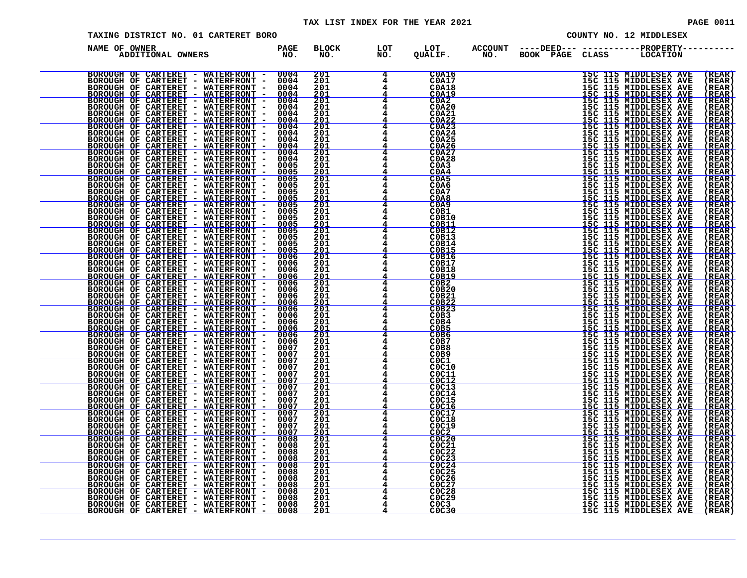TAX LIST INDEX FOR THE YEAR 2021

TAXING DISTRICT NO. 01 CARTERET BORO

COUNTY NO. 12 MIDDLESEX

| NAME OF OWNER ADDITIONAL OWNERS | PAGE NO. | BLOCK NO. | LOT NO. | LOT QUALIF. | ACCOUNT NO. | ----DEED--- BOOK PAGE | CLASS | -----------PROPERTY---------- LOCATION |
|---|---|---|---|---|---|---|---|---|
| BOROUGH OF CARTERET - WATERFRONT - | 0004 | 201 | 4 | C0A16 | | | 15C | 115 MIDDLESEX AVE (REAR) |
| BOROUGH OF CARTERET - WATERFRONT - | 0004 | 201 | 4 | C0A17 | | | 15C | 115 MIDDLESEX AVE (REAR) |
| BOROUGH OF CARTERET - WATERFRONT - | 0004 | 201 | 4 | C0A18 | | | 15C | 115 MIDDLESEX AVE (REAR) |
| BOROUGH OF CARTERET - WATERFRONT - | 0004 | 201 | 4 | C0A19 | | | 15C | 115 MIDDLESEX AVE (REAR) |
| BOROUGH OF CARTERET - WATERFRONT - | 0004 | 201 | 4 | C0A2 | | | 15C | 115 MIDDLESEX AVE (REAR) |
| BOROUGH OF CARTERET - WATERFRONT - | 0004 | 201 | 4 | C0A20 | | | 15C | 115 MIDDLESEX AVE (REAR) |
| BOROUGH OF CARTERET - WATERFRONT - | 0004 | 201 | 4 | C0A21 | | | 15C | 115 MIDDLESEX AVE (REAR) |
| BOROUGH OF CARTERET - WATERFRONT - | 0004 | 201 | 4 | C0A22 | | | 15C | 115 MIDDLESEX AVE (REAR) |
| BOROUGH OF CARTERET - WATERFRONT - | 0004 | 201 | 4 | C0A23 | | | 15C | 115 MIDDLESEX AVE (REAR) |
| BOROUGH OF CARTERET - WATERFRONT - | 0004 | 201 | 4 | C0A24 | | | 15C | 115 MIDDLESEX AVE (REAR) |
| BOROUGH OF CARTERET - WATERFRONT - | 0004 | 201 | 4 | C0A25 | | | 15C | 115 MIDDLESEX AVE (REAR) |
| BOROUGH OF CARTERET - WATERFRONT - | 0004 | 201 | 4 | C0A26 | | | 15C | 115 MIDDLESEX AVE (REAR) |
| BOROUGH OF CARTERET - WATERFRONT - | 0004 | 201 | 4 | C0A27 | | | 15C | 115 MIDDLESEX AVE (REAR) |
| BOROUGH OF CARTERET - WATERFRONT - | 0004 | 201 | 4 | C0A28 | | | 15C | 115 MIDDLESEX AVE (REAR) |
| BOROUGH OF CARTERET - WATERFRONT - | 0005 | 201 | 4 | C0A3 | | | 15C | 115 MIDDLESEX AVE (REAR) |
| BOROUGH OF CARTERET - WATERFRONT - | 0005 | 201 | 4 | C0A4 | | | 15C | 115 MIDDLESEX AVE (REAR) |
| BOROUGH OF CARTERET - WATERFRONT - | 0005 | 201 | 4 | C0A5 | | | 15C | 115 MIDDLESEX AVE (REAR) |
| BOROUGH OF CARTERET - WATERFRONT - | 0005 | 201 | 4 | C0A6 | | | 15C | 115 MIDDLESEX AVE (REAR) |
| BOROUGH OF CARTERET - WATERFRONT - | 0005 | 201 | 4 | C0A7 | | | 15C | 115 MIDDLESEX AVE (REAR) |
| BOROUGH OF CARTERET - WATERFRONT - | 0005 | 201 | 4 | C0A8 | | | 15C | 115 MIDDLESEX AVE (REAR) |
| BOROUGH OF CARTERET - WATERFRONT - | 0005 | 201 | 4 | C0A9 | | | 15C | 115 MIDDLESEX AVE (REAR) |
| BOROUGH OF CARTERET - WATERFRONT - | 0005 | 201 | 4 | C0B1 | | | 15C | 115 MIDDLESEX AVE (REAR) |
| BOROUGH OF CARTERET - WATERFRONT - | 0005 | 201 | 4 | C0B10 | | | 15C | 115 MIDDLESEX AVE (REAR) |
| BOROUGH OF CARTERET - WATERFRONT - | 0005 | 201 | 4 | C0B11 | | | 15C | 115 MIDDLESEX AVE (REAR) |
| BOROUGH OF CARTERET - WATERFRONT - | 0005 | 201 | 4 | C0B12 | | | 15C | 115 MIDDLESEX AVE (REAR) |
| BOROUGH OF CARTERET - WATERFRONT - | 0005 | 201 | 4 | C0B13 | | | 15C | 115 MIDDLESEX AVE (REAR) |
| BOROUGH OF CARTERET - WATERFRONT - | 0005 | 201 | 4 | C0B14 | | | 15C | 115 MIDDLESEX AVE (REAR) |
| BOROUGH OF CARTERET - WATERFRONT - | 0005 | 201 | 4 | C0B15 | | | 15C | 115 MIDDLESEX AVE (REAR) |
| BOROUGH OF CARTERET - WATERFRONT - | 0006 | 201 | 4 | C0B16 | | | 15C | 115 MIDDLESEX AVE (REAR) |
| BOROUGH OF CARTERET - WATERFRONT - | 0006 | 201 | 4 | C0B17 | | | 15C | 115 MIDDLESEX AVE (REAR) |
| BOROUGH OF CARTERET - WATERFRONT - | 0006 | 201 | 4 | C0B18 | | | 15C | 115 MIDDLESEX AVE (REAR) |
| BOROUGH OF CARTERET - WATERFRONT - | 0006 | 201 | 4 | C0B19 | | | 15C | 115 MIDDLESEX AVE (REAR) |
| BOROUGH OF CARTERET - WATERFRONT - | 0006 | 201 | 4 | C0B2 | | | 15C | 115 MIDDLESEX AVE (REAR) |
| BOROUGH OF CARTERET - WATERFRONT - | 0006 | 201 | 4 | C0B20 | | | 15C | 115 MIDDLESEX AVE (REAR) |
| BOROUGH OF CARTERET - WATERFRONT - | 0006 | 201 | 4 | C0B21 | | | 15C | 115 MIDDLESEX AVE (REAR) |
| BOROUGH OF CARTERET - WATERFRONT - | 0006 | 201 | 4 | C0B22 | | | 15C | 115 MIDDLESEX AVE (REAR) |
| BOROUGH OF CARTERET - WATERFRONT - | 0006 | 201 | 4 | C0B23 | | | 15C | 115 MIDDLESEX AVE (REAR) |
| BOROUGH OF CARTERET - WATERFRONT - | 0006 | 201 | 4 | C0B3 | | | 15C | 115 MIDDLESEX AVE (REAR) |
| BOROUGH OF CARTERET - WATERFRONT - | 0006 | 201 | 4 | C0B4 | | | 15C | 115 MIDDLESEX AVE (REAR) |
| BOROUGH OF CARTERET - WATERFRONT - | 0006 | 201 | 4 | C0B5 | | | 15C | 115 MIDDLESEX AVE (REAR) |
| BOROUGH OF CARTERET - WATERFRONT - | 0006 | 201 | 4 | C0B6 | | | 15C | 115 MIDDLESEX AVE (REAR) |
| BOROUGH OF CARTERET - WATERFRONT - | 0006 | 201 | 4 | C0B7 | | | 15C | 115 MIDDLESEX AVE (REAR) |
| BOROUGH OF CARTERET - WATERFRONT - | 0007 | 201 | 4 | C0B8 | | | 15C | 115 MIDDLESEX AVE (REAR) |
| BOROUGH OF CARTERET - WATERFRONT - | 0007 | 201 | 4 | C0B9 | | | 15C | 115 MIDDLESEX AVE (REAR) |
| BOROUGH OF CARTERET - WATERFRONT - | 0007 | 201 | 4 | C0C1 | | | 15C | 115 MIDDLESEX AVE (REAR) |
| BOROUGH OF CARTERET - WATERFRONT - | 0007 | 201 | 4 | C0C10 | | | 15C | 115 MIDDLESEX AVE (REAR) |
| BOROUGH OF CARTERET - WATERFRONT - | 0007 | 201 | 4 | C0C11 | | | 15C | 115 MIDDLESEX AVE (REAR) |
| BOROUGH OF CARTERET - WATERFRONT - | 0007 | 201 | 4 | C0C12 | | | 15C | 115 MIDDLESEX AVE (REAR) |
| BOROUGH OF CARTERET - WATERFRONT - | 0007 | 201 | 4 | C0C13 | | | 15C | 115 MIDDLESEX AVE (REAR) |
| BOROUGH OF CARTERET - WATERFRONT - | 0007 | 201 | 4 | C0C14 | | | 15C | 115 MIDDLESEX AVE (REAR) |
| BOROUGH OF CARTERET - WATERFRONT - | 0007 | 201 | 4 | C0C15 | | | 15C | 115 MIDDLESEX AVE (REAR) |
| BOROUGH OF CARTERET - WATERFRONT - | 0007 | 201 | 4 | C0C16 | | | 15C | 115 MIDDLESEX AVE (REAR) |
| BOROUGH OF CARTERET - WATERFRONT - | 0007 | 201 | 4 | C0C17 | | | 15C | 115 MIDDLESEX AVE (REAR) |
| BOROUGH OF CARTERET - WATERFRONT - | 0007 | 201 | 4 | C0C18 | | | 15C | 115 MIDDLESEX AVE (REAR) |
| BOROUGH OF CARTERET - WATERFRONT - | 0007 | 201 | 4 | C0C19 | | | 15C | 115 MIDDLESEX AVE (REAR) |
| BOROUGH OF CARTERET - WATERFRONT - | 0007 | 201 | 4 | C0C2 | | | 15C | 115 MIDDLESEX AVE (REAR) |
| BOROUGH OF CARTERET - WATERFRONT - | 0008 | 201 | 4 | C0C20 | | | 15C | 115 MIDDLESEX AVE (REAR) |
| BOROUGH OF CARTERET - WATERFRONT - | 0008 | 201 | 4 | C0C21 | | | 15C | 115 MIDDLESEX AVE (REAR) |
| BOROUGH OF CARTERET - WATERFRONT - | 0008 | 201 | 4 | C0C22 | | | 15C | 115 MIDDLESEX AVE (REAR) |
| BOROUGH OF CARTERET - WATERFRONT - | 0008 | 201 | 4 | C0C23 | | | 15C | 115 MIDDLESEX AVE (REAR) |
| BOROUGH OF CARTERET - WATERFRONT - | 0008 | 201 | 4 | C0C24 | | | 15C | 115 MIDDLESEX AVE (REAR) |
| BOROUGH OF CARTERET - WATERFRONT - | 0008 | 201 | 4 | C0C25 | | | 15C | 115 MIDDLESEX AVE (REAR) |
| BOROUGH OF CARTERET - WATERFRONT - | 0008 | 201 | 4 | C0C26 | | | 15C | 115 MIDDLESEX AVE (REAR) |
| BOROUGH OF CARTERET - WATERFRONT - | 0008 | 201 | 4 | C0C27 | | | 15C | 115 MIDDLESEX AVE (REAR) |
| BOROUGH OF CARTERET - WATERFRONT - | 0008 | 201 | 4 | C0C28 | | | 15C | 115 MIDDLESEX AVE (REAR) |
| BOROUGH OF CARTERET - WATERFRONT - | 0008 | 201 | 4 | C0C29 | | | 15C | 115 MIDDLESEX AVE (REAR) |
| BOROUGH OF CARTERET - WATERFRONT - | 0008 | 201 | 4 | C0C3 | | | 15C | 115 MIDDLESEX AVE (REAR) |
| BOROUGH OF CARTERET - WATERFRONT - | 0008 | 201 | 4 | C0C30 | | | 15C | 115 MIDDLESEX AVE (REAR) |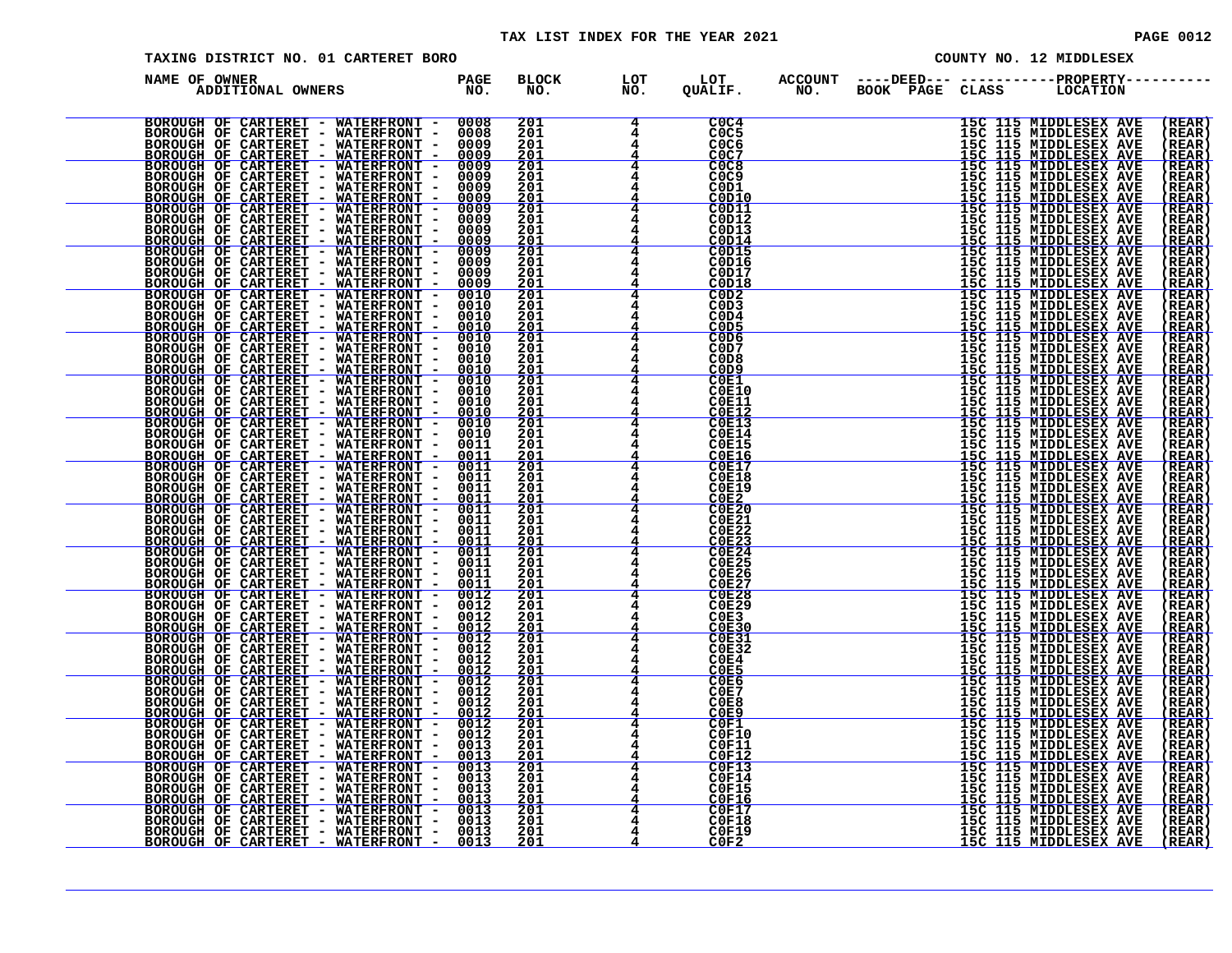TAX LIST INDEX FOR THE YEAR 2021

TAXING DISTRICT NO. 01 CARTERET BORO

COUNTY NO. 12 MIDDLESEX

| NAME OF OWNER ADDITIONAL OWNERS | PAGE NO. | BLOCK NO. | LOT NO. | LOT QUALIF. | ACCOUNT NO. | ----DEED--- BOOK PAGE | CLASS | -----------PROPERTY---------- LOCATION |
|---|---|---|---|---|---|---|---|---|
| BOROUGH OF CARTERET - WATERFRONT - | 0008 | 201 | 4 | C0C4 | | | 15C | 115 MIDDLESEX AVE (REAR) |
| BOROUGH OF CARTERET - WATERFRONT - | 0008 | 201 | 4 | C0C5 | | | 15C | 115 MIDDLESEX AVE (REAR) |
| BOROUGH OF CARTERET - WATERFRONT - | 0009 | 201 | 4 | C0C6 | | | 15C | 115 MIDDLESEX AVE (REAR) |
| BOROUGH OF CARTERET - WATERFRONT - | 0009 | 201 | 4 | C0C7 | | | 15C | 115 MIDDLESEX AVE (REAR) |
| BOROUGH OF CARTERET - WATERFRONT - | 0009 | 201 | 4 | C0C8 | | | 15C | 115 MIDDLESEX AVE (REAR) |
| BOROUGH OF CARTERET - WATERFRONT - | 0009 | 201 | 4 | C0C9 | | | 15C | 115 MIDDLESEX AVE (REAR) |
| BOROUGH OF CARTERET - WATERFRONT - | 0009 | 201 | 4 | C0D1 | | | 15C | 115 MIDDLESEX AVE (REAR) |
| BOROUGH OF CARTERET - WATERFRONT - | 0009 | 201 | 4 | C0D10 | | | 15C | 115 MIDDLESEX AVE (REAR) |
| BOROUGH OF CARTERET - WATERFRONT - | 0009 | 201 | 4 | C0D11 | | | 15C | 115 MIDDLESEX AVE (REAR) |
| BOROUGH OF CARTERET - WATERFRONT - | 0009 | 201 | 4 | C0D12 | | | 15C | 115 MIDDLESEX AVE (REAR) |
| BOROUGH OF CARTERET - WATERFRONT - | 0009 | 201 | 4 | C0D13 | | | 15C | 115 MIDDLESEX AVE (REAR) |
| BOROUGH OF CARTERET - WATERFRONT - | 0009 | 201 | 4 | C0D14 | | | 15C | 115 MIDDLESEX AVE (REAR) |
| BOROUGH OF CARTERET - WATERFRONT - | 0009 | 201 | 4 | C0D15 | | | 15C | 115 MIDDLESEX AVE (REAR) |
| BOROUGH OF CARTERET - WATERFRONT - | 0009 | 201 | 4 | C0D16 | | | 15C | 115 MIDDLESEX AVE (REAR) |
| BOROUGH OF CARTERET - WATERFRONT - | 0009 | 201 | 4 | C0D17 | | | 15C | 115 MIDDLESEX AVE (REAR) |
| BOROUGH OF CARTERET - WATERFRONT - | 0009 | 201 | 4 | C0D18 | | | 15C | 115 MIDDLESEX AVE (REAR) |
| BOROUGH OF CARTERET - WATERFRONT - | 0010 | 201 | 4 | C0D2 | | | 15C | 115 MIDDLESEX AVE (REAR) |
| BOROUGH OF CARTERET - WATERFRONT - | 0010 | 201 | 4 | C0D3 | | | 15C | 115 MIDDLESEX AVE (REAR) |
| BOROUGH OF CARTERET - WATERFRONT - | 0010 | 201 | 4 | C0D4 | | | 15C | 115 MIDDLESEX AVE (REAR) |
| BOROUGH OF CARTERET - WATERFRONT - | 0010 | 201 | 4 | C0D5 | | | 15C | 115 MIDDLESEX AVE (REAR) |
| BOROUGH OF CARTERET - WATERFRONT - | 0010 | 201 | 4 | C0D6 | | | 15C | 115 MIDDLESEX AVE (REAR) |
| BOROUGH OF CARTERET - WATERFRONT - | 0010 | 201 | 4 | C0D7 | | | 15C | 115 MIDDLESEX AVE (REAR) |
| BOROUGH OF CARTERET - WATERFRONT - | 0010 | 201 | 4 | C0D8 | | | 15C | 115 MIDDLESEX AVE (REAR) |
| BOROUGH OF CARTERET - WATERFRONT - | 0010 | 201 | 4 | C0D9 | | | 15C | 115 MIDDLESEX AVE (REAR) |
| BOROUGH OF CARTERET - WATERFRONT - | 0010 | 201 | 4 | C0E1 | | | 15C | 115 MIDDLESEX AVE (REAR) |
| BOROUGH OF CARTERET - WATERFRONT - | 0010 | 201 | 4 | C0E10 | | | 15C | 115 MIDDLESEX AVE (REAR) |
| BOROUGH OF CARTERET - WATERFRONT - | 0010 | 201 | 4 | C0E11 | | | 15C | 115 MIDDLESEX AVE (REAR) |
| BOROUGH OF CARTERET - WATERFRONT - | 0010 | 201 | 4 | C0E12 | | | 15C | 115 MIDDLESEX AVE (REAR) |
| BOROUGH OF CARTERET - WATERFRONT - | 0010 | 201 | 4 | C0E13 | | | 15C | 115 MIDDLESEX AVE (REAR) |
| BOROUGH OF CARTERET - WATERFRONT - | 0010 | 201 | 4 | C0E14 | | | 15C | 115 MIDDLESEX AVE (REAR) |
| BOROUGH OF CARTERET - WATERFRONT - | 0011 | 201 | 4 | C0E15 | | | 15C | 115 MIDDLESEX AVE (REAR) |
| BOROUGH OF CARTERET - WATERFRONT - | 0011 | 201 | 4 | C0E16 | | | 15C | 115 MIDDLESEX AVE (REAR) |
| BOROUGH OF CARTERET - WATERFRONT - | 0011 | 201 | 4 | C0E17 | | | 15C | 115 MIDDLESEX AVE (REAR) |
| BOROUGH OF CARTERET - WATERFRONT - | 0011 | 201 | 4 | C0E18 | | | 15C | 115 MIDDLESEX AVE (REAR) |
| BOROUGH OF CARTERET - WATERFRONT - | 0011 | 201 | 4 | C0E19 | | | 15C | 115 MIDDLESEX AVE (REAR) |
| BOROUGH OF CARTERET - WATERFRONT - | 0011 | 201 | 4 | C0E2 | | | 15C | 115 MIDDLESEX AVE (REAR) |
| BOROUGH OF CARTERET - WATERFRONT - | 0011 | 201 | 4 | C0E20 | | | 15C | 115 MIDDLESEX AVE (REAR) |
| BOROUGH OF CARTERET - WATERFRONT - | 0011 | 201 | 4 | C0E21 | | | 15C | 115 MIDDLESEX AVE (REAR) |
| BOROUGH OF CARTERET - WATERFRONT - | 0011 | 201 | 4 | C0E22 | | | 15C | 115 MIDDLESEX AVE (REAR) |
| BOROUGH OF CARTERET - WATERFRONT - | 0011 | 201 | 4 | C0E23 | | | 15C | 115 MIDDLESEX AVE (REAR) |
| BOROUGH OF CARTERET - WATERFRONT - | 0011 | 201 | 4 | C0E24 | | | 15C | 115 MIDDLESEX AVE (REAR) |
| BOROUGH OF CARTERET - WATERFRONT - | 0011 | 201 | 4 | C0E25 | | | 15C | 115 MIDDLESEX AVE (REAR) |
| BOROUGH OF CARTERET - WATERFRONT - | 0011 | 201 | 4 | C0E26 | | | 15C | 115 MIDDLESEX AVE (REAR) |
| BOROUGH OF CARTERET - WATERFRONT - | 0011 | 201 | 4 | C0E27 | | | 15C | 115 MIDDLESEX AVE (REAR) |
| BOROUGH OF CARTERET - WATERFRONT - | 0012 | 201 | 4 | C0E28 | | | 15C | 115 MIDDLESEX AVE (REAR) |
| BOROUGH OF CARTERET - WATERFRONT - | 0012 | 201 | 4 | C0E29 | | | 15C | 115 MIDDLESEX AVE (REAR) |
| BOROUGH OF CARTERET - WATERFRONT - | 0012 | 201 | 4 | C0E3 | | | 15C | 115 MIDDLESEX AVE (REAR) |
| BOROUGH OF CARTERET - WATERFRONT - | 0012 | 201 | 4 | C0E30 | | | 15C | 115 MIDDLESEX AVE (REAR) |
| BOROUGH OF CARTERET - WATERFRONT - | 0012 | 201 | 4 | C0E31 | | | 15C | 115 MIDDLESEX AVE (REAR) |
| BOROUGH OF CARTERET - WATERFRONT - | 0012 | 201 | 4 | C0E32 | | | 15C | 115 MIDDLESEX AVE (REAR) |
| BOROUGH OF CARTERET - WATERFRONT - | 0012 | 201 | 4 | C0E4 | | | 15C | 115 MIDDLESEX AVE (REAR) |
| BOROUGH OF CARTERET - WATERFRONT - | 0012 | 201 | 4 | C0E5 | | | 15C | 115 MIDDLESEX AVE (REAR) |
| BOROUGH OF CARTERET - WATERFRONT - | 0012 | 201 | 4 | C0E6 | | | 15C | 115 MIDDLESEX AVE (REAR) |
| BOROUGH OF CARTERET - WATERFRONT - | 0012 | 201 | 4 | C0E7 | | | 15C | 115 MIDDLESEX AVE (REAR) |
| BOROUGH OF CARTERET - WATERFRONT - | 0012 | 201 | 4 | C0E8 | | | 15C | 115 MIDDLESEX AVE (REAR) |
| BOROUGH OF CARTERET - WATERFRONT - | 0012 | 201 | 4 | C0E9 | | | 15C | 115 MIDDLESEX AVE (REAR) |
| BOROUGH OF CARTERET - WATERFRONT - | 0012 | 201 | 4 | C0F1 | | | 15C | 115 MIDDLESEX AVE (REAR) |
| BOROUGH OF CARTERET - WATERFRONT - | 0012 | 201 | 4 | C0F10 | | | 15C | 115 MIDDLESEX AVE (REAR) |
| BOROUGH OF CARTERET - WATERFRONT - | 0013 | 201 | 4 | C0F11 | | | 15C | 115 MIDDLESEX AVE (REAR) |
| BOROUGH OF CARTERET - WATERFRONT - | 0013 | 201 | 4 | C0F12 | | | 15C | 115 MIDDLESEX AVE (REAR) |
| BOROUGH OF CARTERET - WATERFRONT - | 0013 | 201 | 4 | C0F13 | | | 15C | 115 MIDDLESEX AVE (REAR) |
| BOROUGH OF CARTERET - WATERFRONT - | 0013 | 201 | 4 | C0F14 | | | 15C | 115 MIDDLESEX AVE (REAR) |
| BOROUGH OF CARTERET - WATERFRONT - | 0013 | 201 | 4 | C0F15 | | | 15C | 115 MIDDLESEX AVE (REAR) |
| BOROUGH OF CARTERET - WATERFRONT - | 0013 | 201 | 4 | C0F16 | | | 15C | 115 MIDDLESEX AVE (REAR) |
| BOROUGH OF CARTERET - WATERFRONT - | 0013 | 201 | 4 | C0F17 | | | 15C | 115 MIDDLESEX AVE (REAR) |
| BOROUGH OF CARTERET - WATERFRONT - | 0013 | 201 | 4 | C0F18 | | | 15C | 115 MIDDLESEX AVE (REAR) |
| BOROUGH OF CARTERET - WATERFRONT - | 0013 | 201 | 4 | C0F19 | | | 15C | 115 MIDDLESEX AVE (REAR) |
| BOROUGH OF CARTERET - WATERFRONT - | 0013 | 201 | 4 | C0F2 | | | 15C | 115 MIDDLESEX AVE (REAR) |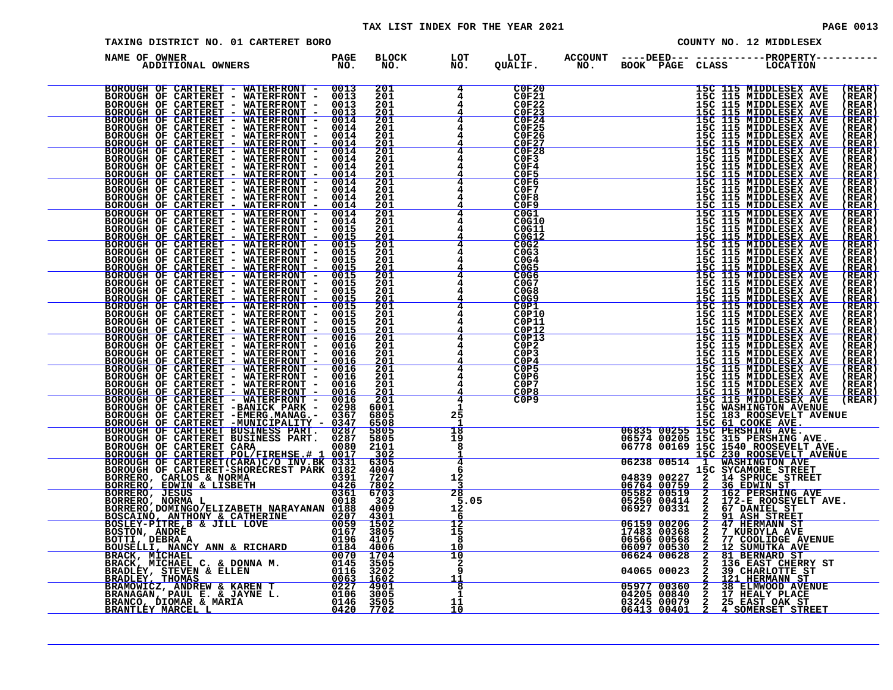# TAX LIST INDEX FOR THE YEAR 2021

TAXING DISTRICT NO. 01 CARTERET BORO

COUNTY NO. 12 MIDDLESEX

| NAME OF OWNER / ADDITIONAL OWNERS | PAGE NO. | BLOCK NO. | LOT NO. | LOT QUALIF. | ACCOUNT NO. | DEED BOOK | DEED PAGE | CLASS | PROPERTY LOCATION |
|---|---|---|---|---|---|---|---|---|---|
| BOROUGH OF CARTERET - WATERFRONT - | 0013 | 201 | 4 | C0F20 | | | | 15C | 115 MIDDLESEX AVE (REAR) |
| BOROUGH OF CARTERET - WATERFRONT - | 0013 | 201 | 4 | C0F21 | | | | 15C | 115 MIDDLESEX AVE (REAR) |
| BOROUGH OF CARTERET - WATERFRONT - | 0013 | 201 | 4 | C0F22 | | | | 15C | 115 MIDDLESEX AVE (REAR) |
| BOROUGH OF CARTERET - WATERFRONT - | 0013 | 201 | 4 | C0F23 | | | | 15C | 115 MIDDLESEX AVE (REAR) |
| BOROUGH OF CARTERET - WATERFRONT - | 0014 | 201 | 4 | C0F24 | | | | 15C | 115 MIDDLESEX AVE (REAR) |
| BOROUGH OF CARTERET - WATERFRONT - | 0014 | 201 | 4 | C0F25 | | | | 15C | 115 MIDDLESEX AVE (REAR) |
| BOROUGH OF CARTERET - WATERFRONT - | 0014 | 201 | 4 | C0F26 | | | | 15C | 115 MIDDLESEX AVE (REAR) |
| BOROUGH OF CARTERET - WATERFRONT - | 0014 | 201 | 4 | C0F27 | | | | 15C | 115 MIDDLESEX AVE (REAR) |
| BOROUGH OF CARTERET - WATERFRONT - | 0014 | 201 | 4 | C0F28 | | | | 15C | 115 MIDDLESEX AVE (REAR) |
| BOROUGH OF CARTERET - WATERFRONT - | 0014 | 201 | 4 | C0F3 | | | | 15C | 115 MIDDLESEX AVE (REAR) |
| BOROUGH OF CARTERET - WATERFRONT - | 0014 | 201 | 4 | C0F4 | | | | 15C | 115 MIDDLESEX AVE (REAR) |
| BOROUGH OF CARTERET - WATERFRONT - | 0014 | 201 | 4 | C0F5 | | | | 15C | 115 MIDDLESEX AVE (REAR) |
| BOROUGH OF CARTERET - WATERFRONT - | 0014 | 201 | 4 | C0F6 | | | | 15C | 115 MIDDLESEX AVE (REAR) |
| BOROUGH OF CARTERET - WATERFRONT - | 0014 | 201 | 4 | C0F7 | | | | 15C | 115 MIDDLESEX AVE (REAR) |
| BOROUGH OF CARTERET - WATERFRONT - | 0014 | 201 | 4 | C0F8 | | | | 15C | 115 MIDDLESEX AVE (REAR) |
| BOROUGH OF CARTERET - WATERFRONT - | 0014 | 201 | 4 | C0F9 | | | | 15C | 115 MIDDLESEX AVE (REAR) |
| BOROUGH OF CARTERET - WATERFRONT - | 0014 | 201 | 4 | C0G1 | | | | 15C | 115 MIDDLESEX AVE (REAR) |
| BOROUGH OF CARTERET - WATERFRONT - | 0014 | 201 | 4 | C0G10 | | | | 15C | 115 MIDDLESEX AVE (REAR) |
| BOROUGH OF CARTERET - WATERFRONT - | 0015 | 201 | 4 | C0G11 | | | | 15C | 115 MIDDLESEX AVE (REAR) |
| BOROUGH OF CARTERET - WATERFRONT - | 0015 | 201 | 4 | C0G12 | | | | 15C | 115 MIDDLESEX AVE (REAR) |
| BOROUGH OF CARTERET - WATERFRONT - | 0015 | 201 | 4 | C0G2 | | | | 15C | 115 MIDDLESEX AVE (REAR) |
| BOROUGH OF CARTERET - WATERFRONT - | 0015 | 201 | 4 | C0G3 | | | | 15C | 115 MIDDLESEX AVE (REAR) |
| BOROUGH OF CARTERET - WATERFRONT - | 0015 | 201 | 4 | C0G4 | | | | 15C | 115 MIDDLESEX AVE (REAR) |
| BOROUGH OF CARTERET - WATERFRONT - | 0015 | 201 | 4 | C0G5 | | | | 15C | 115 MIDDLESEX AVE (REAR) |
| BOROUGH OF CARTERET - WATERFRONT - | 0015 | 201 | 4 | C0G6 | | | | 15C | 115 MIDDLESEX AVE (REAR) |
| BOROUGH OF CARTERET - WATERFRONT - | 0015 | 201 | 4 | C0G7 | | | | 15C | 115 MIDDLESEX AVE (REAR) |
| BOROUGH OF CARTERET - WATERFRONT - | 0015 | 201 | 4 | C0G8 | | | | 15C | 115 MIDDLESEX AVE (REAR) |
| BOROUGH OF CARTERET - WATERFRONT - | 0015 | 201 | 4 | C0G9 | | | | 15C | 115 MIDDLESEX AVE (REAR) |
| BOROUGH OF CARTERET - WATERFRONT - | 0015 | 201 | 4 | C0P1 | | | | 15C | 115 MIDDLESEX AVE (REAR) |
| BOROUGH OF CARTERET - WATERFRONT - | 0015 | 201 | 4 | C0P10 | | | | 15C | 115 MIDDLESEX AVE (REAR) |
| BOROUGH OF CARTERET - WATERFRONT - | 0015 | 201 | 4 | C0P11 | | | | 15C | 115 MIDDLESEX AVE (REAR) |
| BOROUGH OF CARTERET - WATERFRONT - | 0015 | 201 | 4 | C0P12 | | | | 15C | 115 MIDDLESEX AVE (REAR) |
| BOROUGH OF CARTERET - WATERFRONT - | 0016 | 201 | 4 | C0P13 | | | | 15C | 115 MIDDLESEX AVE (REAR) |
| BOROUGH OF CARTERET - WATERFRONT - | 0016 | 201 | 4 | C0P2 | | | | 15C | 115 MIDDLESEX AVE (REAR) |
| BOROUGH OF CARTERET - WATERFRONT - | 0016 | 201 | 4 | C0P3 | | | | 15C | 115 MIDDLESEX AVE (REAR) |
| BOROUGH OF CARTERET - WATERFRONT - | 0016 | 201 | 4 | C0P4 | | | | 15C | 115 MIDDLESEX AVE (REAR) |
| BOROUGH OF CARTERET - WATERFRONT - | 0016 | 201 | 4 | C0P5 | | | | 15C | 115 MIDDLESEX AVE (REAR) |
| BOROUGH OF CARTERET - WATERFRONT - | 0016 | 201 | 4 | C0P6 | | | | 15C | 115 MIDDLESEX AVE (REAR) |
| BOROUGH OF CARTERET - WATERFRONT - | 0016 | 201 | 4 | C0P7 | | | | 15C | 115 MIDDLESEX AVE (REAR) |
| BOROUGH OF CARTERET - WATERFRONT - | 0016 | 201 | 4 | C0P8 | | | | 15C | 115 MIDDLESEX AVE (REAR) |
| BOROUGH OF CARTERET - WATERFRONT - | 0016 | 201 | 4 | C0P9 | | | | 15C | 115 MIDDLESEX AVE (REAR) |
| BOROUGH OF CARTERET -BANICK PARK - | 0298 | 6001 | 1 | | | | | 15C | WASHINGTON AVENUE |
| BOROUGH OF CARTERET -EMERG.MANAG.- | 0367 | 6805 | 25 | | | | | 15C | 183 ROOSEVELT AVENUE |
| BOROUGH OF CARTERET -MUNICIPALITY - | 0347 | 6508 | 1 | | | | | 15C | 61 COOKE AVE. |
| BOROUGH OF CARTERET BUSINESS PART. | 0287 | 5805 | 18 | | | 06835 | 00255 | 15C | PERSHING AVE. |
| BOROUGH OF CARTERET BUSINESS PART. | 0287 | 5805 | 19 | | | 06574 | 00205 | 15C | 315 PERSHING AVE. |
| BOROUGH OF CARTERET CARA | 0080 | 2101 | 8 | | | 06778 | 00169 | 15C | 1540 ROOSEVELT AVE. |
| BOROUGH OF CARTERET POL/FIREHSE.# 1 | 0017 | 302 | 1 | | | | | 15C | 230 ROOSEVELT AVENUE |
| BOROUGH OF CARTERET(CARA)C/O INV.BK | 0331 | 6305 | 4 | | | 06238 | 00514 | 1 | WASHINGTON AVE |
| BOROUGH OF CARTERET-SHORECREST PARK | 0182 | 4004 | 6 | | | | | 15C | SYCAMORE STREET |
| BORRERO, CARLOS & NORMA | 0391 | 7207 | 12 | | | 04839 | 00227 | 2 | 14 SPRUCE STREET |
| BORRERO, EDWIN & LISBETH | 0426 | 7802 | 3 | | | 06764 | 00759 | 2 | 36 EDWIN ST |
| BORRERO, JESUS | 0361 | 6703 | 28 | | | 05582 | 00519 | 2 | 162 PERSHING AVE |
| BORRERO, NORMA L | 0018 | 302 | 5.05 | | | 05250 | 00414 | 2 | 172-E ROOSEVELT AVE. |
| BORRERO,DOMINGO/ELIZABETH NARAYANAN | 0188 | 4009 | 12 | | | 06927 | 00331 | 2 | 67 DANIEL ST |
| BOSCAINO, ANTHONY & CATHERINE | 0207 | 4301 | 6 | | | | | 2 | 91 ASH STREET |
| BOSLEY-PITRE,B & JILL LOVE | 0059 | 1502 | 12 | | | 06159 | 00206 | 2 | 47 HERMANN ST |
| BOSTON, ANDRE | 0167 | 3805 | 15 | | | 17483 | 00368 | 2 | 7 KURDYLA AVE |
| BOTTI, DEBRA A | 0196 | 4107 | 8 | | | 06566 | 00568 | 2 | 77 COOLIDGE AVENUE |
| BOUSELLI, NANCY ANN & RICHARD | 0184 | 4006 | 10 | | | 06097 | 00530 | 2 | 12 SUMUTKA AVE |
| BRACK, MICHAEL | 0070 | 1704 | 10 | | | 06624 | 00628 | 2 | 81 BERNARD ST |
| BRACK, MICHAEL C. & DONNA M. | 0145 | 3505 | 2 | | | | | 2 | 136 EAST CHERRY ST |
| BRADLEY, STEVEN & ELLEN | 0116 | 3202 | 9 | | | 04065 | 00023 | 2 | 39 CHARLOTTE ST |
| BRADLEY, THOMAS | 0063 | 1602 | 11 | | | | | 2 | 121 HERMANN ST |
| BRAMOWICZ, ANDREW & KAREN T | 0227 | 4901 | 8 | | | 05977 | 00360 | 2 | 38 ELMWOOD AVENUE |
| BRANAGAN, PAUL E. & JAYNE L. | 0106 | 3005 | 1 | | | 04205 | 00840 | 2 | 17 HEALY PLACE |
| BRANCO, DIOMAR & MARIA | 0146 | 3505 | 11 | | | 03245 | 00079 | 2 | 25 EAST OAK ST |
| BRANTLEY MARCEL L | 0420 | 7702 | 10 | | | 06413 | 00401 | 2 | 4 SOMERSET STREET |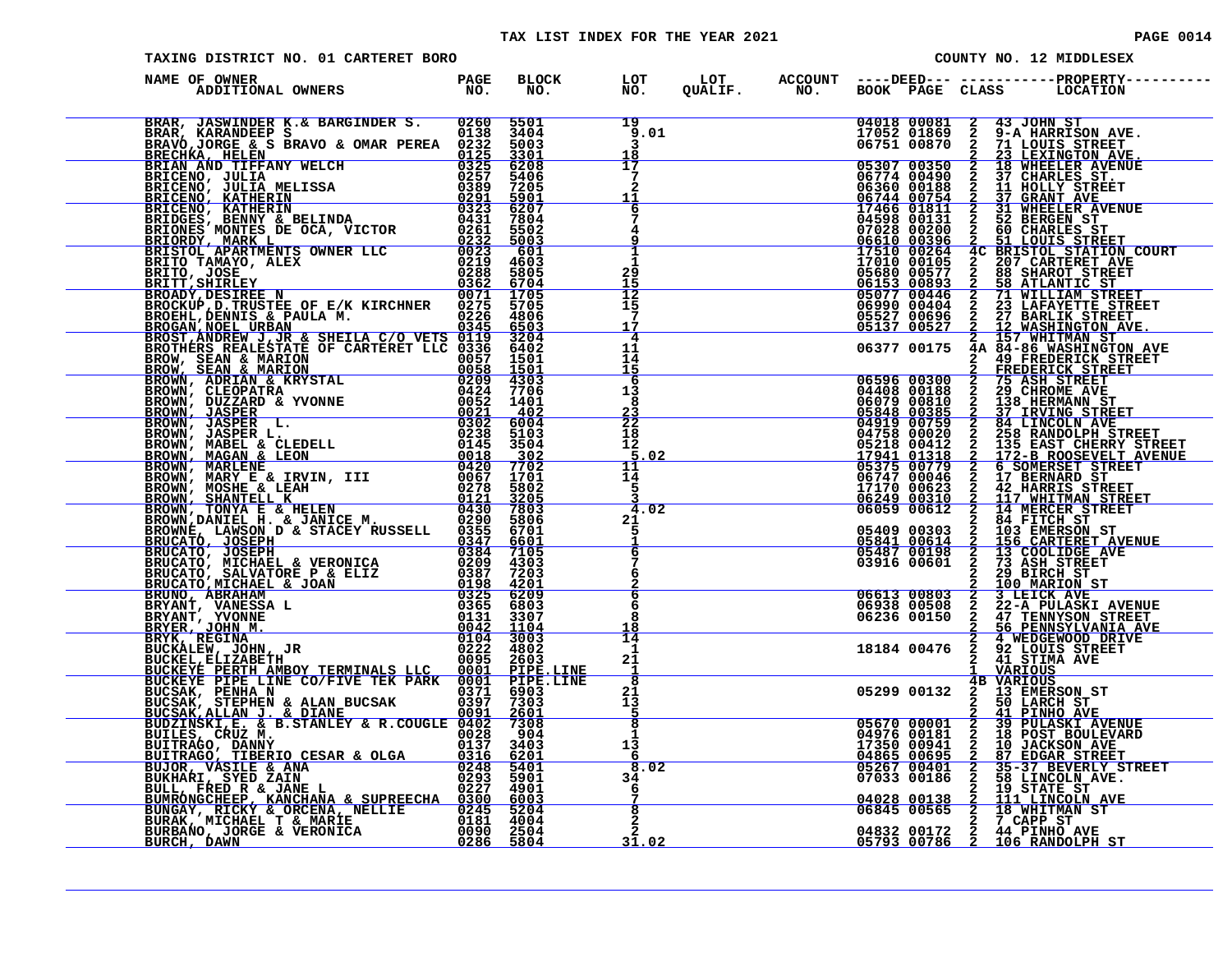TAX LIST INDEX FOR THE YEAR 2021

TAXING DISTRICT NO. 01 CARTERET BORO — COUNTY NO. 12 MIDDLESEX

| NAME OF OWNER / ADDITIONAL OWNERS | PAGE NO. | BLOCK NO. | LOT NO. | LOT QUALIF. | ACCOUNT NO. | DEED BOOK | DEED PAGE | CLASS | PROPERTY LOCATION |
|---|---|---|---|---|---|---|---|---|---|
| BRAR, JASWINDER K.& BARGINDER S. | 0260 | 5501 | 19 | | | 04018 | 00081 | 2 | 43 JOHN ST |
| BRAR, KARANDEEP S | 0138 | 3404 | 9.01 | | | 17052 | 01869 | 2 | 9-A HARRISON AVE. |
| BRAVO,JORGE & S BRAVO & OMAR PEREA | 0232 | 5003 | 3 | | | 06751 | 00870 | 2 | 71 LOUIS STREET |
| BRECHKA, HELEN | 0125 | 3301 | 18 | | | | | 2 | 23 LEXINGTON AVE. |
| BRIAN AND TIFFANY WELCH | 0325 | 6208 | 17 | | | 05307 | 00350 | 2 | 18 WHEELER AVENUE |
| BRICENO, JULIA | 0257 | 5406 | 7 | | | 06774 | 00490 | 2 | 37 CHARLES ST. |
| BRICENO, JULIA MELISSA | 0389 | 7205 | 2 | | | 06360 | 00188 | 2 | 11 HOLLY STREET |
| BRICENO, KATHERIN | 0291 | 5901 | 11 | | | 06744 | 00754 | 2 | 37 GRANT AVE |
| BRICENO, KATHERIN | 0323 | 6207 | 6 | | | 17466 | 01811 | 2 | 31 WHEELER AVENUE |
| BRIDGES, BENNY & BELINDA | 0431 | 7804 | 7 | | | 04598 | 00131 | 2 | 52 BERGEN ST |
| BRIONES MONTES DE OCA, VICTOR | 0261 | 5502 | 4 | | | 07028 | 00200 | 2 | 60 CHARLES ST |
| BRIORDY, MARK L | 0232 | 5003 | 9 | | | 06610 | 00396 | 2 | 51 LOUIS STREET |
| BRISTOL APARTMENTS OWNER LLC | 0023 | 601 | 1 | | | 17510 | 00264 | 4C | BRISTOL STATION COURT |
| BRITO TAMAYO, ALEX | 0219 | 4603 | 1 | | | 17010 | 00105 | 2 | 207 CARTERET AVE |
| BRITO, JOSE | 0288 | 5805 | 29 | | | 05680 | 00577 | 2 | 88 SHAROT STREET |
| BRITT,SHIRLEY | 0362 | 6704 | 15 | | | 06153 | 00893 | 2 | 58 ATLANTIC ST |
| BROADY,DESIREE N | 0071 | 1705 | 12 | | | 05077 | 00446 | 2 | 71 WILLIAM STREET |
| BROCKUP,D.TRUSTEE OF E/K KIRCHNER | 0275 | 5705 | 15 | | | 06990 | 00404 | 2 | 23 LAFAYETTE STREET |
| BROEHL,DENNIS & PAULA M. | 0226 | 4806 | 7 | | | 05527 | 00696 | 2 | 27 BARLIK STREET |
| BROGAN,NOEL URBAN | 0345 | 6503 | 17 | | | 05137 | 00527 | 2 | 12 WASHINGTON AVE. |
| BROST,ANDREW J,JR & SHEILA C/O VETS | 0119 | 3204 | 4 | | | | | 2 | 157 WHITMAN ST |
| BROTHERS REALESTATE OF CARTERET LLC | 0336 | 6402 | 11 | | | 06377 | 00175 | 4A | 84-86 WASHINGTON AVE |
| BROW, SEAN & MARION | 0057 | 1501 | 14 | | | | | 2 | 49 FREDERICK STREET |
| BROW, SEAN & MARION | 0058 | 1501 | 15 | | | | | 2 | FREDERICK STREET |
| BROWN, ADRIAN & KRYSTAL | 0209 | 4303 | 6 | | | 06596 | 00300 | 2 | 75 ASH STREET |
| BROWN, CLEOPATRA | 0424 | 7706 | 13 | | | 04408 | 00188 | 2 | 29 CHROME AVE |
| BROWN, DUZZARD & YVONNE | 0052 | 1401 | 8 | | | 06079 | 00810 | 2 | 138 HERMANN ST |
| BROWN, JASPER | 0021 | 402 | 23 | | | 05848 | 00385 | 2 | 37 IRVING STREET |
| BROWN, JASPER L. | 0302 | 6004 | 22 | | | 04919 | 00759 | 2 | 84 LINCOLN AVE |
| BROWN, JASPER L. | 0238 | 5103 | 18 | | | 04758 | 00020 | 2 | 258 RANDOLPH STREET |
| BROWN, MABEL & CLEDELL | 0145 | 3504 | 12 | | | 05218 | 00412 | 2 | 135 EAST CHERRY STREET |
| BROWN, MAGAN & LEON | 0018 | 302 | 5.02 | | | 17941 | 01318 | 2 | 172-B ROOSEVELT AVENUE |
| BROWN, MARLENE | 0420 | 7702 | 11 | | | 05375 | 00779 | 2 | 6 SOMERSET STREET |
| BROWN, MARY E & IRVIN, III | 0067 | 1701 | 14 | | | 06747 | 00046 | 2 | 17 BERNARD ST |
| BROWN, MOSHE & LEAH | 0278 | 5802 | 5 | | | 17170 | 00623 | 2 | 42 HARRIS STREET |
| BROWN, SHANTELL K | 0121 | 3205 | 3 | | | 06249 | 00310 | 2 | 117 WHITMAN STREET |
| BROWN, TONYA E & HELEN | 0430 | 7803 | 4.02 | | | 06059 | 00612 | 2 | 14 MERCER STREET |
| BROWN,DANIEL H. & JANICE M. | 0290 | 5806 | 21 | | | | | 2 | 84 FITCH ST |
| BROWNE, LAWSON D & STACEY RUSSELL | 0355 | 6701 | 5 | | | 05409 | 00303 | 2 | 103 EMERSON ST |
| BRUCATO, JOSEPH | 0347 | 6601 | 1 | | | 05841 | 00614 | 2 | 156 CARTERET AVENUE |
| BRUCATO, JOSEPH | 0384 | 7105 | 6 | | | 05487 | 00198 | 2 | 13 COOLIDGE AVE |
| BRUCATO, MICHAEL & VERONICA | 0209 | 4303 | 7 | | | 03916 | 00601 | 2 | 73 ASH STREET |
| BRUCATO, SALVATORE P & ELIZ | 0387 | 7203 | 6 | | | | | 2 | 29 BIRCH ST |
| BRUCATO,MICHAEL & JOAN | 0198 | 4201 | 2 | | | | | 2 | 100 MARION ST |
| BRUNO, ABRAHAM | 0325 | 6209 | 6 | | | 06613 | 00803 | 2 | 3 LEICK AVE |
| BRYANT, VANESSA L | 0365 | 6803 | 6 | | | 06938 | 00508 | 2 | 22-A PULASKI AVENUE |
| BRYANT, YVONNE | 0131 | 3307 | 8 | | | 06236 | 00150 | 2 | 47 TENNYSON STREET |
| BRYER, JOHN M. | 0042 | 1104 | 18 | | | | | 2 | 56 PENNSYLVANIA AVE |
| BRYK, REGINA | 0104 | 3003 | 14 | | | | | 2 | 4 WEDGEWOOD DRIVE |
| BUCKALEW, JOHN, JR | 0222 | 4802 | 1 | | | 18184 | 00476 | 2 | 92 LOUIS STREET |
| BUCKEL,ELIZABETH | 0095 | 2603 | 21 | | | | | 2 | 41 STIMA AVE |
| BUCKEYE PERTH AMBOY TERMINALS LLC | 0001 | PIPE.LINE | 1 | | | | | 1 | VARIOUS |
| BUCKEYE PIPE LINE CO/FIVE TEK PARK | 0001 | PIPE.LINE | 8 | | | | | 4B | VARIOUS |
| BUCSAK, PENHA N | 0371 | 6903 | 21 | | | 05299 | 00132 | 2 | 13 EMERSON ST |
| BUCSAK, STEPHEN & ALAN BUCSAK | 0397 | 7303 | 13 | | | | | 2 | 50 LARCH ST |
| BUCSAK,ALLAN J. & DIANE | 0091 | 2601 | 5 | | | | | 2 | 41 PINHO AVE |
| BUDZINSKI,E. & B.STANLEY & R.COUGLE | 0402 | 7308 | 8 | | | 05670 | 00001 | 2 | 39 PULASKI AVENUE |
| BUILES, CRUZ M. | 0028 | 904 | 1 | | | 04976 | 00181 | 2 | 18 POST BOULEVARD |
| BUITRAGO, DANNY | 0137 | 3403 | 13 | | | 17350 | 00941 | 2 | 10 JACKSON AVE |
| BUITRAGO, TIBERIO CESAR & OLGA | 0316 | 6201 | 6 | | | 04865 | 00695 | 2 | 87 EDGAR STREET |
| BUJOR, VASILE & ANA | 0248 | 5401 | 8.02 | | | 05267 | 00401 | 2 | 35-37 BEVERLY STREET |
| BUKHARI, SYED ZAIN | 0293 | 5901 | 34 | | | 07033 | 00186 | 2 | 58 LINCOLN AVE. |
| BULL, FRED R & JANE L | 0227 | 4901 | 6 | | | | | 2 | 19 STATE ST |
| BUMRONGCHEEP, KANCHANA & SUPREECHA | 0300 | 6003 | 7 | | | 04028 | 00138 | 2 | 111 LINCOLN AVE |
| BUNGAY, RICKY & ORCENA, NELLIE | 0245 | 5204 | 8 | | | 06845 | 00565 | 2 | 18 WHITMAN ST |
| BURAK, MICHAEL T & MARIE | 0181 | 4004 | 2 | | | | | 2 | 7 CAPP ST |
| BURBANO, JORGE & VERONICA | 0090 | 2504 | 2 | | | 04832 | 00172 | 2 | 44 PINHO AVE |
| BURCH, DAWN | 0286 | 5804 | 31.02 | | | 05793 | 00786 | 2 | 106 RANDOLPH ST |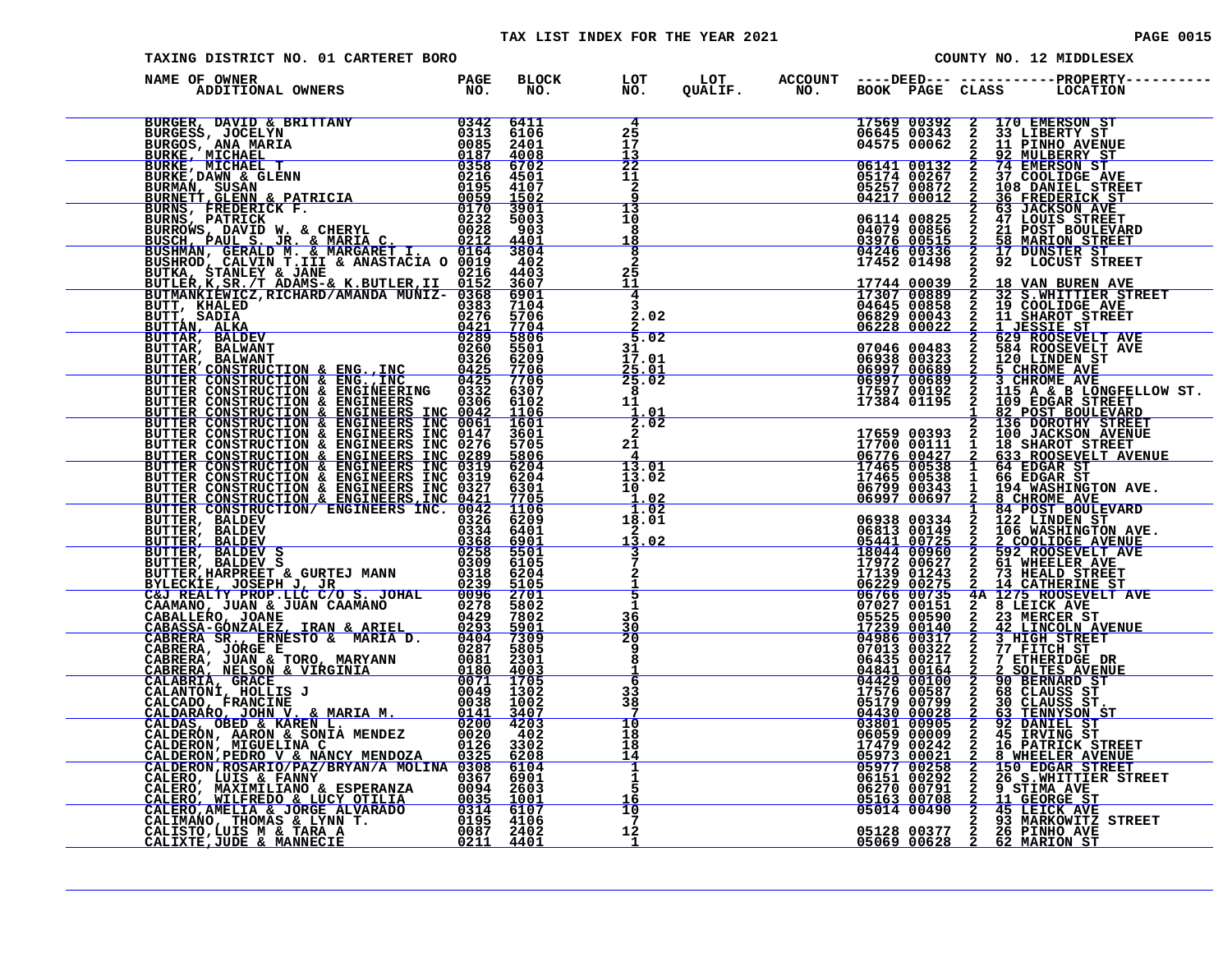TAX LIST INDEX FOR THE YEAR 2021

TAXING DISTRICT NO. 01 CARTERET BORO — COUNTY NO. 12 MIDDLESEX

| NAME OF OWNER / ADDITIONAL OWNERS | PAGE NO. | BLOCK NO. | LOT NO. | LOT QUALIF. | ACCOUNT NO. | DEED BOOK | DEED PAGE | CLASS | PROPERTY LOCATION |
|---|---|---|---|---|---|---|---|---|---|
| BURGER, DAVID & BRITTANY | 0342 | 6411 | 4 | | | 17569 | 00392 | 2 | 170 EMERSON ST |
| BURGESS, JOCELYN | 0313 | 6106 | 25 | | | 06645 | 00343 | 2 | 33 LIBERTY ST |
| BURGOS, ANA MARIA | 0085 | 2401 | 17 | | | 04575 | 00062 | 2 | 11 PINHO AVENUE |
| BURKE, MICHAEL | 0187 | 4008 | 13 | | | | | 2 | 92 MULBERRY ST |
| BURKE, MICHAEL T | 0358 | 6702 | 22 | | | 06141 | 00132 | 2 | 74 EMERSON ST |
| BURKE,DAWN & GLENN | 0216 | 4501 | 11 | | | 05174 | 00267 | 2 | 37 COOLIDGE AVE |
| BURMAN, SUSAN | 0195 | 4107 | 2 | | | 05257 | 00872 | 2 | 108 DANIEL STREET |
| BURNETT,GLENN & PATRICIA | 0059 | 1502 | 9 | | | 04217 | 00012 | 2 | 36 FREDERICK ST |
| BURNS, FREDERICK F. | 0170 | 3901 | 13 | | | | | 2 | 63 JACKSON AVE |
| BURNS, PATRICK | 0232 | 5003 | 10 | | | 06114 | 00825 | 2 | 47 LOUIS STREET |
| BURROWS, DAVID W. & CHERYL | 0028 | 903 | 8 | | | 04079 | 00856 | 2 | 21 POST BOULEVARD |
| BUSCH, PAUL S. JR. & MARIA C. | 0212 | 4401 | 18 | | | 03976 | 00515 | 2 | 58 MARION STREET |
| BUSHMAN, GERALD M. & MARGARET I. | 0164 | 3804 | 8 | | | 04246 | 00336 | 2 | 17 DUNSTER ST |
| BUSHROD, CALVIN T.III & ANASTACIA O | 0019 | 402 | 2 | | | 17452 | 01498 | 2 | 92 LOCUST STREET |
| BUTKA, STANLEY & JANE | 0216 | 4403 | 25 | | | | | 2 | |
| BUTLER,K,SR./T ADAMS-& K.BUTLER,II | 0152 | 3607 | 11 | | | 17744 | 00039 | 2 | 18 VAN BUREN AVE |
| BUTMANKIEWICZ,RICHARD/AMANDA MUNIZ- | 0368 | 6901 | 4 | | | 17307 | 00889 | 2 | 32 S.WHITTIER STREET |
| BUTT, KHALED | 0383 | 7104 | 3 | | | 04645 | 00858 | 2 | 19 COOLIDGE AVE |
| BUTT, SADIA | 0276 | 5706 | 2.02 | | | 06829 | 00043 | 2 | 11 SHAROT STREET |
| BUTTAN, ALKA | 0421 | 7704 | 2 | | | 06228 | 00022 | 2 | 1 JESSIE ST |
| BUTTAR, BALDEV | 0289 | 5806 | 5.02 | | | | | 2 | 629 ROOSEVELT AVE |
| BUTTAR, BALWANT | 0260 | 5501 | 31 | | | 07046 | 00483 | 2 | 584 ROOSEVELT AVE |
| BUTTAR, BALWANT | 0326 | 6209 | 17.01 | | | 06938 | 00323 | 2 | 120 LINDEN ST |
| BUTTER CONSTRUCTION & ENG.,INC | 0425 | 7706 | 25.01 | | | 06997 | 00689 | 2 | 5 CHROME AVE |
| BUTTER CONSTRUCTION & ENG.,INC | 0425 | 7706 | 25.02 | | | 06997 | 00689 | 2 | 3 CHROME AVE |
| BUTTER CONSTRUCTION & ENGINEERING | 0332 | 6307 | 8 | | | 17597 | 00192 | 2 | 115 A & B LONGFELLOW ST. |
| BUTTER CONSTRUCTION & ENGINEERS | 0306 | 6102 | 11 | | | 17384 | 01195 | 2 | 109 EDGAR STREET |
| BUTTER CONSTRUCTION & ENGINEERS INC | 0042 | 1106 | 1.01 | | | | | 1 | 82 POST BOULEVARD |
| BUTTER CONSTRUCTION & ENGINEERS INC | 0061 | 1601 | 2.02 | | | | | 2 | 136 DOROTHY STREET |
| BUTTER CONSTRUCTION & ENGINEERS INC | 0147 | 3601 | 2 | | | 17659 | 00393 | 2 | 100 JACKSON AVENUE |
| BUTTER CONSTRUCTION & ENGINEERS INC | 0276 | 5705 | 21 | | | 17700 | 00111 | 1 | 18 SHAROT STREET |
| BUTTER CONSTRUCTION & ENGINEERS INC | 0289 | 5806 | 4 | | | 06776 | 00427 | 2 | 633 ROOSEVELT AVENUE |
| BUTTER CONSTRUCTION & ENGINEERS INC | 0319 | 6204 | 13.01 | | | 17465 | 00538 | 1 | 64 EDGAR ST |
| BUTTER CONSTRUCTION & ENGINEERS INC | 0319 | 6204 | 13.02 | | | 17465 | 00538 | 1 | 66 EDGAR ST |
| BUTTER CONSTRUCTION & ENGINEERS INC | 0327 | 6301 | 10 | | | 06799 | 00343 | 1 | 194 WASHINGTON AVE. |
| BUTTER CONSTRUCTION & ENGINEERS,INC | 0421 | 7705 | 1.02 | | | 06997 | 00697 | 2 | 8 CHROME AVE |
| BUTTER CONSTRUCTION/ ENGINEERS INC. | 0042 | 1106 | 1.02 | | | | | 1 | 84 POST BOULEVARD |
| BUTTER, BALDEV | 0326 | 6209 | 18.01 | | | 06938 | 00334 | 2 | 122 LINDEN ST |
| BUTTER, BALDEV | 0334 | 6401 | 2 | | | 06813 | 00149 | 2 | 106 WASHINGTON AVE. |
| BUTTER, BALDEV | 0368 | 6901 | 13.02 | | | 05441 | 00725 | 2 | 2 COOLIDGE AVENUE |
| BUTTER, BALDEV S | 0258 | 5501 | 3 | | | 18044 | 00960 | 2 | 592 ROOSEVELT AVE |
| BUTTER, BALDEV S | 0309 | 6105 | 7 | | | 17972 | 00627 | 2 | 61 WHEELER AVE |
| BUTTER,HARPREET & GURTEJ MANN | 0318 | 6204 | 2 | | | 17139 | 01243 | 2 | 73 HEALD STREET |
| BYLECKIE, JOSEPH J. JR | 0239 | 5105 | 1 | | | 06229 | 00275 | 2 | 14 CATHERINE ST |
| C&J REALTY PROP.LLC C/O S. JOHAL | 0096 | 2701 | 5 | | | 06766 | 00735 | 4A | 1275 ROOSEVELT AVE |
| CAAMANO, JUAN & JUAN CAAMANO | 0278 | 5802 | 1 | | | 07027 | 00151 | 2 | 8 LEICK AVE |
| CABALLERO, JOANE | 0429 | 7802 | 36 | | | 05525 | 00590 | 2 | 23 MERCER ST |
| CABASSA-GONZALEZ, IRAN & ARIEL | 0293 | 5901 | 30 | | | 17239 | 00140 | 2 | 42 LINCOLN AVENUE |
| CABRERA SR., ERNESTO & MARIA D. | 0404 | 7309 | 20 | | | 04986 | 00317 | 2 | 3 HIGH STREET |
| CABRERA, JORGE E | 0287 | 5805 | 9 | | | 07013 | 00322 | 2 | 77 FITCH ST |
| CABRERA, JUAN & TORO, MARYANN | 0081 | 2301 | 8 | | | 06435 | 00217 | 2 | 7 ETHERIDGE DR |
| CABRERA, NELSON & VIRGINIA | 0180 | 4003 | 1 | | | 04841 | 00164 | 2 | 2 SOLTES AVENUE |
| CALABRIA, GRACE | 0071 | 1705 | 6 | | | 04429 | 00100 | 2 | 90 BERNARD ST |
| CALANTONI, HOLLIS J | 0049 | 1302 | 33 | | | 17576 | 00587 | 2 | 68 CLAUSS ST |
| CALCADO, FRANCINE | 0038 | 1002 | 38 | | | 05179 | 00799 | 2 | 30 CLAUSS ST. |
| CALDARARO, JOHN V. & MARIA M. | 0141 | 3407 | 7 | | | 04430 | 00028 | 2 | 63 TENNYSON ST |
| CALDAS, OBED & KAREN L. | 0200 | 4203 | 10 | | | 03801 | 00905 | 2 | 92 DANIEL ST |
| CALDERON, AARON & SONIA MENDEZ | 0020 | 402 | 18 | | | 06059 | 00009 | 2 | 45 IRVING ST |
| CALDERON, MIGUELINA C | 0126 | 3302 | 18 | | | 17479 | 00242 | 2 | 16 PATRICK STREET |
| CALDERON,PEDRO V & NANCY MENDOZA | 0325 | 6208 | 14 | | | 05973 | 00021 | 2 | 8 WHEELER AVENUE |
| CALDERON,ROSARIO/PAZ/BRYAN/A MOLINA | 0308 | 6104 | 1 | | | 05977 | 00258 | 2 | 150 EDGAR STREET |
| CALERO, LUIS & FANNY | 0367 | 6901 | 1 | | | 06151 | 00292 | 2 | 26 S.WHITTIER STREET |
| CALERO, MAXIMILIANO & ESPERANZA | 0094 | 2603 | 5 | | | 06270 | 00791 | 2 | 9 STIMA AVE |
| CALERO, WILFREDO & LUCY OTILIA | 0035 | 1001 | 16 | | | 05163 | 00708 | 2 | 11 GEORGE ST |
| CALERO,AMELIA & JORGE ALVARADO | 0314 | 6107 | 10 | | | 05014 | 00490 | 2 | 45 LEICK AVE |
| CALIMANO, THOMAS & LYNN T. | 0195 | 4106 | 7 | | | | | 2 | 93 MARKOWITZ STREET |
| CALISTO,LUIS M & TARA A | 0087 | 2402 | 12 | | | 05128 | 00377 | 2 | 26 PINHO AVE |
| CALIXTE,JUDE & MANNECIE | 0211 | 4401 | 1 | | | 05069 | 00628 | 2 | 62 MARION ST |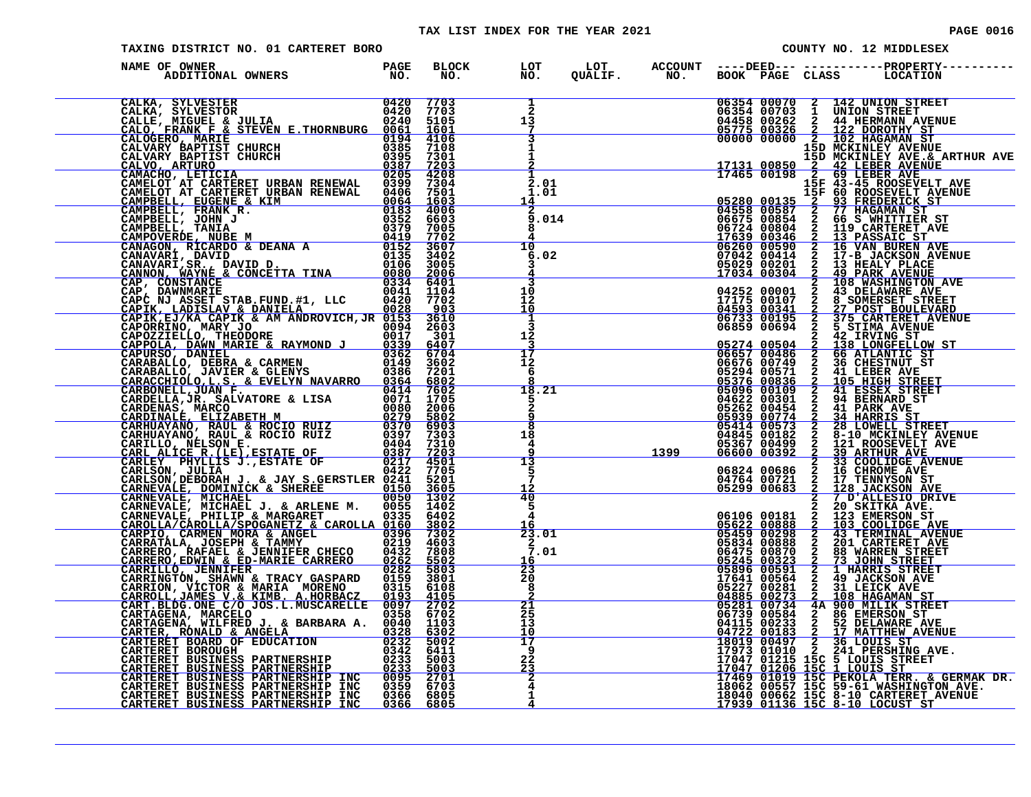# TAX LIST INDEX FOR THE YEAR 2021

**TAXING DISTRICT NO. 01 CARTERET BORO** — **COUNTY NO. 12 MIDDLESEX**

| NAME OF OWNER / ADDITIONAL OWNERS | PAGE NO. | BLOCK NO. | LOT NO. | LOT QUALIF. | ACCOUNT NO. | DEED BOOK | DEED PAGE | CLASS | PROPERTY LOCATION |
|---|---|---|---|---|---|---|---|---|---|
| CALKA, SYLVESTER | 0420 | 7703 | 1 | | | 06354 | 00070 | 2 | 142 UNION STREET |
| CALKA, SYLVESTOR | 0420 | 7703 | 2 | | | 06354 | 00703 | 1 | UNION STREET |
| CALLE, MIGUEL & JULIA | 0240 | 5105 | 13 | | | 04458 | 00262 | 2 | 44 HERMANN AVENUE |
| CALO, FRANK F & STEVEN E.THORNBURG | 0061 | 1601 | 7 | | | 05775 | 00326 | 2 | 122 DOROTHY ST |
| CALOGERO, MARIE | 0194 | 4106 | 3 | | | 00000 | 00000 | 2 | 102 HAGAMAN ST |
| CALVARY BAPTIST CHURCH | 0385 | 7108 | 1 | | | | | 15D | MCKINLEY AVENUE |
| CALVARY BAPTIST CHURCH | 0395 | 7301 | 1 | | | | | 15D | MCKINLEY AVE.& ARTHUR AVE |
| CALVO, ARTURO | 0387 | 7203 | 2 | | | 17131 | 00850 | 2 | 42 LEBER AVENUE |
| CAMACHO, LETICIA | 0205 | 4208 | 1 | | | 17465 | 00198 | 2 | 69 LEBER AVE |
| CAMELOT AT CARTERET URBAN RENEWAL | 0399 | 7304 | 2.01 | | | | | 15F | 43-45 ROOSEVELT AVE |
| CAMELOT AT CARTERET URBAN RENEWAL | 0406 | 7501 | 1.01 | | | | | 15F | 60 ROOSEVELT AVENUE |
| CAMPBELL, EUGENE & KIM | 0064 | 1603 | 14 | | | 05280 | 00135 | 2 | 93 FREDERICK ST |
| CAMPBELL, FRANK R. | 0183 | 4006 | 2 | | | 04558 | 00587 | 2 | 77 HAGAMAN ST |
| CAMPBELL, JOHN J | 0352 | 6603 | 9.014 | | | 06675 | 00854 | 2 | 66 S WHITTIER ST |
| CAMPBELL, TANIA | 0379 | 7005 | 8 | | | 06724 | 00804 | 2 | 119 CARTERET AVE |
| CAMPOVERDE, NUBE M | 0419 | 7702 | 4 | | | 17639 | 00346 | 2 | 13 PASSAIC ST |
| CANAGON, RICARDO & DEANA A | 0152 | 3607 | 10 | | | 06260 | 00590 | 2 | 16 VAN BUREN AVE |
| CANAVARI, DAVID | 0135 | 3402 | 6.02 | | | 07042 | 00414 | 2 | 17-B JACKSON AVENUE |
| CANAVARI,SR., DAVID D. | 0106 | 3005 | 3 | | | 05029 | 00201 | 2 | 13 HEALY PLACE |
| CANNON, WAYNE & CONCETTA TINA | 0080 | 2006 | 4 | | | 17034 | 00304 | 2 | 49 PARK AVENUE |
| CAP, CONSTANCE | 0334 | 6401 | 3 | | | | | 2 | 108 WASHINGTON AVE |
| CAP, DAWNMARIE | 0041 | 1104 | 10 | | | 04252 | 00001 | 2 | 43 DELAWARE AVE |
| CAPC NJ ASSET STAB.FUND.#1, LLC | 0420 | 7702 | 12 | | | 17175 | 00107 | 2 | 8 SOMERSET STREET |
| CAPIK, LADISLAV & DANIELA | 0028 | 903 | 10 | | | 04593 | 00341 | 2 | 27 POST BOULEVARD |
| CAPIK,EJ/KA CAPIK & AM ANDROVICH,JR | 0153 | 3610 | 1 | | | 06733 | 00195 | 2 | 375 CARTERET AVENUE |
| CAPORRINO, MARY JO | 0094 | 2603 | 3 | | | 06859 | 00694 | 2 | 5 STIMA AVENUE |
| CAPOZZIELLO, THEODORE | 0017 | 301 | 12 | | | | | 2 | 42 IRVING ST |
| CAPPOLA, DAWN MARIE & RAYMOND J | 0339 | 6407 | 3 | | | 05274 | 00504 | 2 | 138 LONGFELLOW ST |
| CAPURSO, DANIEL | 0362 | 6704 | 17 | | | 06657 | 00486 | 2 | 66 ATLANTIC ST |
| CARABALLO, DEBRA & CARMEN | 0149 | 3602 | 12 | | | 06676 | 00749 | 2 | 36 CHESTNUT ST |
| CARABALLO, JAVIER & GLENYS | 0386 | 7201 | 6 | | | 05294 | 00571 | 2 | 41 LEBER AVE |
| CARACCHIOLO,L.S. & EVELYN NAVARRO | 0364 | 6802 | 8 | | | 05376 | 00836 | 2 | 105 HIGH STREET |
| CARBONELL,JUAN F. | 0414 | 7602 | 18.21 | | | 05096 | 00109 | 2 | 41 ESSEX STREET |
| CARDELLA,JR. SALVATORE & LISA | 0071 | 1705 | 5 | | | 04622 | 00301 | 2 | 94 BERNARD ST |
| CARDENAS, MARCO | 0080 | 2006 | 2 | | | 05262 | 00454 | 2 | 41 PARK AVE |
| CARDINALE, ELIZABETH M | 0279 | 5802 | 9 | | | 05939 | 00774 | 2 | 34 HARRIS ST |
| CARHUAYANO, RAUL & ROCIO RUIZ | 0370 | 6903 | 8 | | | 05414 | 00573 | 2 | 28 LOWELL STREET |
| CARHUAYANO, RAUL & ROCIO RUIZ | 0397 | 7303 | 18 | | | 04845 | 00182 | 2 | 8-10 MCKINLEY AVENUE |
| CARILLO, NELSON E. | 0404 | 7310 | 4 | | | 05367 | 00499 | 2 | 121 ROOSEVELT AVE |
| CARL ALICE R.(LE),ESTATE OF | 0387 | 7203 | 9 | | 1399 | 06600 | 00392 | 2 | 39 ARTHUR AVE |
| CARLEY PHYLLIS J.,ESTATE OF | 0217 | 4501 | 13 | | | | | 2 | 33 COOLIDGE AVENUE |
| CARLSON, JULIA | 0422 | 7705 | 5 | | | 06824 | 00686 | 2 | 16 CHROME AVE |
| CARLSON,DEBORAH J. & JAY S.GERSTLER | 0241 | 5201 | 7 | | | 04764 | 00721 | 2 | 17 TENNYSON ST |
| CARNEVALE, DOMINICK & SHEREE | 0150 | 3605 | 12 | | | 05299 | 00683 | 2 | 128 JACKSON AVE |
| CARNEVALE, MICHAEL | 0050 | 1302 | 40 | | | | | 2 | 7 D'ALLESIO DRIVE |
| CARNEVALE, MICHAEL J. & ARLENE M. | 0055 | 1402 | 5 | | | | | 2 | 20 SKITKA AVE. |
| CARNEVALE, PHILIP & MARGARET | 0335 | 6402 | 4 | | | 06106 | 00181 | 2 | 123 EMERSON ST |
| CAROLLA/CAROLLA/SPOGANETZ & CAROLLA | 0160 | 3802 | 16 | | | 05622 | 00888 | 2 | 103 COOLIDGE AVE |
| CARPIO, CARMEN MORA & ANGEL | 0396 | 7302 | 23.01 | | | 05459 | 00298 | 2 | 43 TERMINAL AVENUE |
| CARRATALA, JOSEPH & TAMMY | 0219 | 4603 | 2 | | | 05834 | 00888 | 2 | 201 CARTERET AVE |
| CARRERO, RAFAEL & JENNIFER CHECO | 0432 | 7808 | 7.01 | | | 06475 | 00870 | 2 | 88 WARREN STREET |
| CARRERO,EDWIN & ED-MARIE CARRERO | 0262 | 5502 | 16 | | | 05245 | 00323 | 2 | 73 JOHN STREET |
| CARRILLO, JENNIFER | 0282 | 5803 | 23 | | | 05896 | 00591 | 2 | 1 HARRIS STREET |
| CARRINGTON, SHAWN & TRACY GASPARD | 0159 | 3801 | 20 | | | 17641 | 00564 | 2 | 49 JACKSON AVE |
| CARRION, VICTOR & MARIA MORENO | 0315 | 6108 | 8 | | | 05227 | 00281 | 2 | 31 LEICK AVE |
| CARROLL,JAMES V.& KIMB. A.HORBACZ | 0193 | 4105 | 2 | | | 04885 | 00273 | 2 | 108 HAGAMAN ST |
| CART.BLDG.ONE C/O JOS.L.MUSCARELLE | 0097 | 2702 | 21 | | | 05281 | 00734 | 4A | 900 MILIK STREET |
| CARTAGENA, MARCELO | 0358 | 6702 | 25 | | | 06739 | 00584 | 2 | 86 EMERSON ST |
| CARTAGENA, WILFRED J. & BARBARA A. | 0040 | 1103 | 13 | | | 04115 | 00233 | 2 | 52 DELAWARE AVE |
| CARTER, RONALD & ANGELA | 0328 | 6302 | 10 | | | 04722 | 00183 | 2 | 17 MATTHEW AVENUE |
| CARTERET BOARD OF EDUCATION | 0232 | 5002 | 17 | | | 18019 | 00497 | 2 | 36 LOUIS ST |
| CARTERET BOROUGH | 0342 | 6411 | 9 | | | 17973 | 01010 | 2 | 241 PERSHING AVE. |
| CARTERET BUSINESS PARTNERSHIP | 0233 | 5003 | 22 | | | 17047 | 01215 | 15C | 5 LOUIS STREET |
| CARTERET BUSINESS PARTNERSHIP | 0233 | 5003 | 23 | | | 17047 | 01206 | 15C | 1 LOUIS ST |
| CARTERET BUSINESS PARTNERSHIP INC | 0095 | 2701 | 2 | | | 17469 | 01019 | 15C | PEKOLA TERR. & GERMAK DR. |
| CARTERET BUSINESS PARTNERSHIP INC | 0359 | 6703 | 4 | | | 18062 | 00557 | 15C | 59-61 WASHINGTON AVE. |
| CARTERET BUSINESS PARTNERSHIP INC | 0366 | 6805 | 1 | | | 18040 | 00662 | 15C | 8-10 CARTERET AVENUE |
| CARTERET BUSINESS PARTNERSHIP INC | 0366 | 6805 | 4 | | | 17939 | 01136 | 15C | 8-10 LOCUST ST |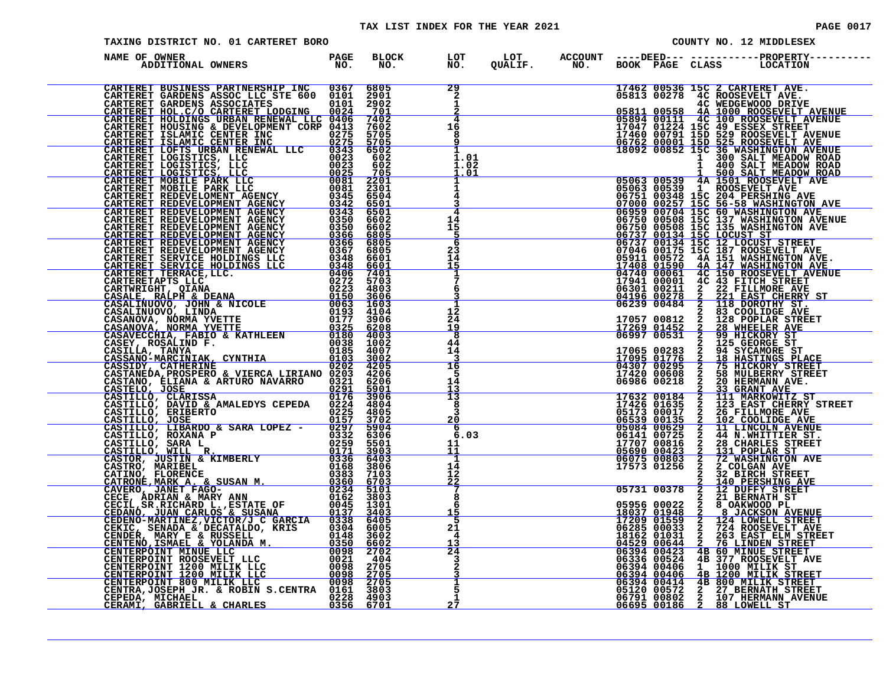TAX LIST INDEX FOR THE YEAR 2021

TAXING DISTRICT NO. 01 CARTERET BORO — COUNTY NO. 12 MIDDLESEX

| NAME OF OWNER / ADDITIONAL OWNERS | PAGE NO. | BLOCK NO. | LOT NO. | LOT QUALIF. | ACCOUNT NO. | DEED BOOK | DEED PAGE | CLASS | PROPERTY LOCATION |
|---|---|---|---|---|---|---|---|---|---|
| CARTERET BUSINESS PARTNERSHIP INC | 0367 | 6805 | 29 | | | 17462 | 00536 | 15C | 2 CARTERET AVE. |
| CARTERET GARDENS ASSOC LLC STE 600 | 0101 | 2901 | 2 | | | 05813 | 00278 | 4C | ROOSEVELT AVE. |
| CARTERET GARDENS ASSOCIATES | 0101 | 2902 | 1 | | | | | 4C | WEDGEWOOD DRIVE |
| CARTERET HOL.C/O CARTERET LODGING | 0024 | 701 | 2 | | | 05811 | 00558 | 4A | 1000 ROOSEVELT AVENUE |
| CARTERET HOLDINGS URBAN RENEWAL LLC | 0406 | 7402 | 4 | | | 05894 | 00111 | 4C | 100 ROOSEVELT AVENUE |
| CARTERET HOUSING & DEVELOPMENT CORP | 0413 | 7602 | 16 | | | 17047 | 01224 | 15C | 49 ESSEX STREET |
| CARTERET ISLAMIC CENTER INC | 0275 | 5705 | 8 | | | 17460 | 00791 | 15D | 529 ROOSEVELT AVENUE |
| CARTERET ISLAMIC CENTER INC | 0275 | 5705 | 9 | | | 06762 | 00001 | 15D | 525 ROOSEVELT AVE |
| CARTERET LOFTS URBAN RENEWAL LLC | 0343 | 6502 | 1 | | | 18092 | 00852 | 15C | 36 WASHINGTON AVENUE |
| CARTERET LOGISTICS, LLC | 0023 | 602 | 1.01 | | | | | 1 | 300 SALT MEADOW ROAD |
| CARTERET LOGISTICS, LLC | 0023 | 602 | 1.02 | | | | | 1 | 400 SALT MEADOW ROAD |
| CARTERET LOGISTICS, LLC | 0025 | 705 | 1.01 | | | | | 1 | 500 SALT MEADOW ROAD |
| CARTERET MOBILE PARK LLC | 0081 | 2201 | 1 | | | 05063 | 00539 | 4A | 1501 ROOSEVELT AVE |
| CARTERET MOBILE PARK LLC | 0081 | 2301 | 1 | | | 05063 | 00539 | 1 | ROOSEVELT AVE |
| CARTERET REDEVELOMENT AGENCY | 0345 | 6504 | 4 | | | 06751 | 00348 | 15C | 204 PERSHING AVE |
| CARTERET REDEVELOPMENT AGENCY | 0342 | 6501 | 3 | | | 07000 | 00257 | 15C | 56-58 WASHINGTON AVE |
| CARTERET REDEVELOPMENT AGENCY | 0343 | 6501 | 4 | | | 06959 | 00704 | 15C | 60 WASHINGTON AVE |
| CARTERET REDEVELOPMENT AGENCY | 0350 | 6602 | 14 | | | 06750 | 00508 | 15C | 137 WASHINGTON AVENUE |
| CARTERET REDEVELOPMENT AGENCY | 0350 | 6602 | 15 | | | 06750 | 00508 | 15C | 135 WASHINGTON AVE |
| CARTERET REDEVELOPMENT AGENCY | 0366 | 6805 | 5 | | | 06737 | 00134 | 15C | LOCUST ST |
| CARTERET REDEVELOPMENT AGENCY | 0366 | 6805 | 6 | | | 06737 | 00134 | 15C | 12 LOCUST STREET |
| CARTERET REDEVELOPMENT AGENCY | 0367 | 6805 | 23 | | | 07046 | 00175 | 15C | 187 ROOSEVELT AVE |
| CARTERET SERVICE HOLDINGS LLC | 0348 | 6601 | 14 | | | 05911 | 00572 | 4A | 151 WASHINGTON AVE. |
| CARTERET SERVICE HOLDINGS LLC | 0348 | 6601 | 15 | | | 17408 | 01590 | 4A | 147 WASHINGTON AVE |
| CARTERET TERRACE,LLC. | 0406 | 7401 | 1 | | | 04740 | 00061 | 4C | 150 ROOSEVELT AVENUE |
| CARTERETAPTS LLC | 0272 | 5703 | 7 | | | 17941 | 00001 | 4C | 43 FITCH STREET |
| CARTWRIGHT, QIANA | 0223 | 4803 | 6 | | | 06301 | 00211 | 2 | 22 FILLMORE AVE |
| CASALE, RALPH & DEANA | 0150 | 3606 | 3 | | | 04196 | 00278 | 2 | 221 EAST CHERRY ST |
| CASALINUOVO, JOHN & NICOLE | 0063 | 1603 | 1 | | | 06239 | 00484 | 2 | 118 DOROTHY ST. |
| CASALINUOVO, LINDA | 0193 | 4104 | 12 | | | | | 2 | 83 COOLIDGE AVE |
| CASANOVA, NORMA YVETTE | 0177 | 3906 | 24 | | | 17057 | 00812 | 2 | 128 POPLAR STREET |
| CASANOVA, NORMA YVETTE | 0325 | 6208 | 19 | | | 17269 | 01452 | 2 | 28 WHEELER AVE |
| CASAVECCHIA, FABIO & KATHLEEN | 0180 | 4003 | 8 | | | 06997 | 00531 | 2 | 99 HICKORY ST |
| CASEY, ROSALIND F. | 0038 | 1002 | 44 | | | | | 2 | 125 GEORGE ST |
| CASILLA, TANYA | 0185 | 4007 | 14 | | | 17065 | 00283 | 2 | 94 SYCAMORE ST |
| CASSANO-MARCINIAK, CYNTHIA | 0103 | 3002 | 3 | | | 17095 | 01776 | 2 | 18 HASTINGS PLACE |
| CASSIDY, CATHERINE | 0202 | 4205 | 16 | | | 04307 | 00295 | 2 | 75 HICKORY STREET |
| CASTANEDA,PROSPERO & VIERCA LIRIANO | 0203 | 4206 | 5 | | | 17420 | 00608 | 2 | 58 MULBERRY STREET |
| CASTANO, ELIANA & ARTURO NAVARRO | 0321 | 6206 | 14 | | | 06986 | 00218 | 2 | 20 HERMANN AVE. |
| CASTELO, JOSE | 0291 | 5901 | 13 | | | | | 2 | 33 GRANT AVE |
| CASTILLO, CLARISSA | 0176 | 3906 | 13 | | | 17632 | 00184 | 2 | 111 MARKOWITZ ST |
| CASTILLO, DAVID & AMALEDYS CEPEDA | 0224 | 4804 | 8 | | | 17426 | 01635 | 2 | 123 EAST CHERRY STREET |
| CASTILLO, ERIBERTO | 0225 | 4805 | 3 | | | 05173 | 00017 | 2 | 26 FILLMORE AVE |
| CASTILLO, JOSE | 0157 | 3702 | 20 | | | 06539 | 00135 | 2 | 102 COOLIDGE AVE |
| CASTILLO, LIBARDO & SARA LOPEZ - | 0297 | 5904 | 6 | | | 05084 | 00629 | 2 | 11 LINCOLN AVENUE |
| CASTILLO, ROXANA P | 0332 | 6306 | 6.03 | | | 06141 | 00725 | 2 | 44 N.WHITTIER ST. |
| CASTILLO, SARA L | 0259 | 5501 | 11 | | | 17707 | 00816 | 2 | 28 CHARLES STREET |
| CASTILLO, WILL R. | 0171 | 3903 | 11 | | | 05690 | 00423 | 2 | 131 POPLAR ST |
| CASTOR, JUSTIN & KIMBERLY | 0336 | 6403 | 1 | | | 06075 | 00803 | 2 | 72 WASHINGTON AVE |
| CASTRO, MARIBEL | 0168 | 3806 | 14 | | | 17573 | 01256 | 2 | 2 COLGAN AVE |
| CATINO, FLORENCE | 0383 | 7103 | 12 | | | | | 2 | 32 BIRCH STREET |
| CATRONE,MARK A. & SUSAN M. | 0360 | 6703 | 22 | | | | | 2 | 140 PERSHING AVE |
| CAVERO, JANET FAGO- | 0234 | 5101 | 7 | | | 05731 | 00378 | 2 | 12 DUFFY STREET |
| CECE, ADRIAN & MARY ANN | 0162 | 3803 | 8 | | | | | 2 | 21 BERNATH ST |
| CECIL,SR,RICHARD L.,ESTATE OF | 0045 | 1301 | 6 | | | 05956 | 00022 | 2 | 8 OAKWOOD PL |
| CEDANO, JUAN CARLOS & SUSANA | 0137 | 3403 | 15 | | | 18037 | 01948 | 2 | 8 JACKSON AVENUE |
| CEDENO-MARTINEZ,VICTOR/J C GARCIA | 0338 | 6405 | 5 | | | 17209 | 01559 | 2 | 124 LOWELL STREET |
| CEKIC, SENADA & DECATALDO, KRIS | 0304 | 6005 | 21 | | | 06285 | 00033 | 2 | 724 ROOSEVELT AVE |
| CENDER, MARY E & RUSSELL | 0148 | 3602 | 4 | | | 18162 | 01031 | 2 | 263 EAST ELM STREET |
| CENTENO,ISMAEL & YOLANDA M. | 0350 | 6602 | 13 | | | 04529 | 00644 | 2 | 76 LINDEN STREET |
| CENTERPOINT MINUE LLC | 0098 | 2702 | 24 | | | 06394 | 00423 | 4B | 60 MINUE STREET |
| CENTERPOINT ROOSEVELT LLC | 0021 | 404 | 3 | | | 06336 | 00524 | 4B | 377 ROOSEVELT AVE |
| CENTERPOINT 1200 MILIK LLC | 0098 | 2705 | 2 | | | 06394 | 00406 | 1 | 1000 MILIK ST |
| CENTERPOINT 1200 MILIK LLC | 0098 | 2705 | 3 | | | 06394 | 00406 | 4B | 1200 MILIK STREET |
| CENTERPOINT 800 MILIK LLC | 0098 | 2705 | 1 | | | 06394 | 00414 | 4B | 800 MILIK STREET |
| CENTRA,JOSEPH JR. & ROBIN S.CENTRA | 0161 | 3803 | 5 | | | 05120 | 00572 | 2 | 27 BERNATH STREET |
| CEPEDA, MICHAEL | 0228 | 4903 | 1 | | | 06791 | 00802 | 2 | 107 HERMANN AVENUE |
| CERAMI, GABRIELL & CHARLES | 0356 | 6701 | 27 | | | 06695 | 00186 | 2 | 88 LOWELL ST |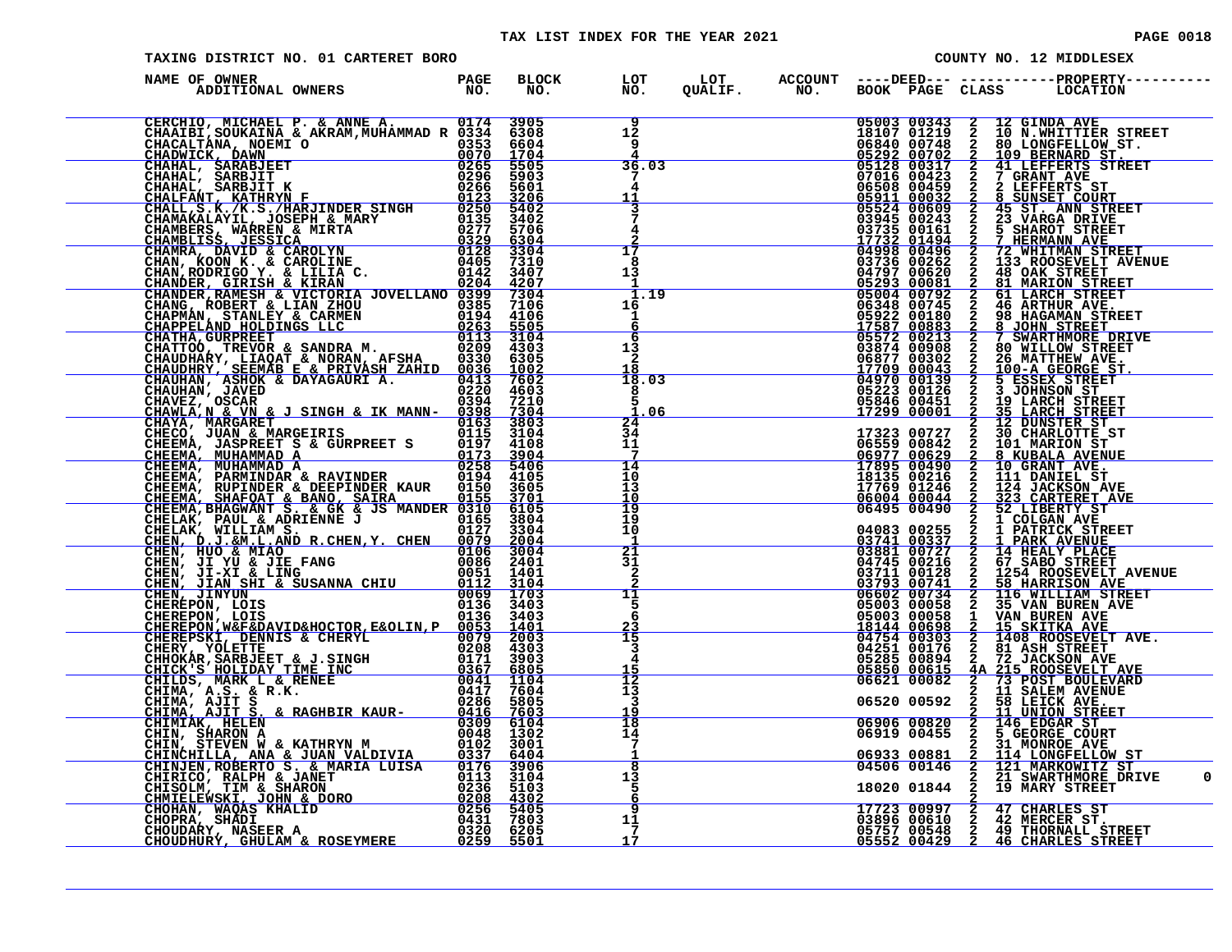TAX LIST INDEX FOR THE YEAR 2021

TAXING DISTRICT NO. 01 CARTERET BORO

COUNTY NO. 12 MIDDLESEX

| NAME OF OWNER ADDITIONAL OWNERS | PAGE NO. | BLOCK NO. | LOT NO. | LOT QUALIF. | ACCOUNT NO. | DEED BOOK | DEED PAGE | CLASS | PROPERTY LOCATION |
|---|---|---|---|---|---|---|---|---|---|
| CERCHIO, MICHAEL P. & ANNE A. | 0174 | 3905 | 9 | | | 05003 | 00343 | 2 | 12 GINDA AVE |
| CHAAIBI,SOUKAINA & AKRAM,MUHAMMAD R | 0334 | 6308 | 12 | | | 18107 | 01219 | 2 | 10 N.WHITTIER STREET |
| CHACALTANA, NOEMI O | 0353 | 6604 | 9 | | | 06840 | 00748 | 2 | 80 LONGFELLOW ST. |
| CHADWICK, DAWN | 0070 | 1704 | 4 | | | 05292 | 00702 | 2 | 109 BERNARD ST. |
| CHAHAL, SARABJEET | 0265 | 5505 | 36.03 | | | 05128 | 00317 | 2 | 41 LEFFERTS STREET |
| CHAHAL, SARBJIT | 0296 | 5903 | 7 | | | 07016 | 00423 | 2 | 7 GRANT AVE |
| CHAHAL, SARBJIT K | 0266 | 5601 | 4 | | | 06508 | 00459 | 2 | 2 LEFFERTS ST |
| CHALFANT, KATHRYN F | 0123 | 3206 | 11 | | | 05911 | 00032 | 2 | 8 SUNSET COURT |
| CHALL,S.K./K.S./HARJINDER SINGH | 0250 | 5402 | 3 | | | 05524 | 00609 | 2 | 45 ST. ANN STREET |
| CHAMAKALAYIL, JOSEPH & MARY | 0135 | 3402 | 7 | | | 03945 | 00243 | 2 | 23 VARGA DRIVE |
| CHAMBERS, WARREN & MIRTA | 0277 | 5706 | 4 | | | 03735 | 00161 | 2 | 5 SHAROT STREET |
| CHAMBLISS, JESSICA | 0329 | 6304 | 2 | | | 17732 | 01494 | 2 | 7 HERMANN AVE |
| CHAMRA, DAVID & CAROLYN | 0128 | 3304 | 17 | | | 04998 | 00496 | 2 | 72 WHITMAN STREET |
| CHAN, KOON K. & CAROLINE | 0405 | 7310 | 8 | | | 03736 | 00262 | 2 | 133 ROOSEVELT AVENUE |
| CHAN,RODRIGO Y. & LILIA C. | 0142 | 3407 | 13 | | | 04797 | 00620 | 2 | 48 OAK STREET |
| CHANDER, GIRISH & KIRAN | 0204 | 4207 | 1 | | | 05293 | 00081 | 2 | 81 MARION STREET |
| CHANDER,RAMESH & VICTORIA JOVELLANO | 0399 | 7304 | 1.19 | | | 05004 | 00792 | 2 | 61 LARCH STREET |
| CHANG, ROBERT & LIAN ZHOU | 0385 | 7106 | 16 | | | 06348 | 00745 | 2 | 46 ARTHUR AVE. |
| CHAPMAN, STANLEY & CARMEN | 0194 | 4106 | 1 | | | 05922 | 00180 | 2 | 98 HAGAMAN STREET |
| CHAPPELAND HOLDINGS LLC | 0263 | 5505 | 6 | | | 17587 | 00883 | 2 | 8 JOHN STREET |
| CHATHA,GURPREET | 0113 | 3104 | 6 | | | 05572 | 00213 | 2 | 7 SWARTHMORE DRIVE |
| CHATTOO, TREVOR & SANDRA M. | 0209 | 4303 | 13 | | | 03874 | 00908 | 2 | 80 WILLOW STREET |
| CHAUDHARY, LIAQAT & NORAN, AFSHA | 0330 | 6305 | 2 | | | 06877 | 00302 | 2 | 26 MATTHEW AVE. |
| CHAUDHRY, SEEMAB E & PRIVASH ZAHID | 0036 | 1002 | 18 | | | 17709 | 00043 | 2 | 100-A GEORGE ST. |
| CHAUHAN, ASHOK & DAYAGAURI A. | 0413 | 7602 | 18.03 | | | 04970 | 00139 | 2 | 5 ESSEX STREET |
| CHAUHAN, JAVED | 0220 | 4603 | 8 | | | 05223 | 00126 | 2 | 3 JOHNSON ST |
| CHAVEZ, OSCAR | 0394 | 7210 | 5 | | | 05446 | 00451 | 2 | 19 LARCH STREET |
| CHAWLA,N & VN & J SINGH & IK MANN- | 0398 | 7304 | 1.06 | | | 17299 | 00001 | 2 | 35 LARCH STREET |
| CHAYA, MARGARET | 0163 | 3803 | 24 | | | | | 2 | 12 DUNSTER ST |
| CHECO, JUAN & MARGEIRIS | 0115 | 3104 | 34 | | | 17323 | 00727 | 2 | 30 CHARLOTTE ST |
| CHEEMA, JASPREET S & GURPREET S | 0197 | 4108 | 11 | | | 06559 | 00842 | 2 | 101 MARION ST |
| CHEEMA, MUHAMMAD A | 0173 | 3904 | 7 | | | 06977 | 00629 | 2 | 8 KUBALA AVENUE |
| CHEEMA, MUHAMMAD A | 0258 | 5406 | 14 | | | 17895 | 00490 | 2 | 10 GRANT AVE. |
| CHEEMA, PARMINDAR & RAVINDER | 0194 | 4105 | 10 | | | 18135 | 00216 | 2 | 111 DANIEL ST |
| CHEEMA, RUPINDER & DEEPINDER KAUR | 0150 | 3605 | 13 | | | 17769 | 01246 | 2 | 124 JACKSON AVE |
| CHEEMA, SHAFQAT & BANO, SAIRA | 0155 | 3701 | 10 | | | 06004 | 00044 | 2 | 323 CARTERET AVE |
| CHEEMA,BHAGWANT S. & GK & JS MANDER | 0310 | 6105 | 19 | | | 06495 | 00490 | 2 | 52 LIBERTY ST |
| CHELAK, PAUL & ADRIENNE J | 0165 | 3804 | 19 | | | | | 2 | 1 COLGAN AVE |
| CHELAK, WILLIAM S. | 0127 | 3304 | 10 | | | 04083 | 00255 | 2 | 1 PATRICK STREET |
| CHEN, D.J.&M.L.AND R.CHEN,Y. CHEN | 0079 | 2004 | 1 | | | 03741 | 00337 | 2 | 1 PARK AVENUE |
| CHEN, HUO & MIAO | 0106 | 3004 | 21 | | | 03881 | 00727 | 2 | 14 HEALY PLACE |
| CHEN, JI YU & JIE FANG | 0086 | 2401 | 31 | | | 04745 | 00216 | 2 | 67 SABO STREET |
| CHEN, JI-XI & LING | 0051 | 1401 | 2 | | | 03711 | 00128 | 2 | 1254 ROOSEVELT AVENUE |
| CHEN, JIAN SHI & SUSANNA CHIU | 0112 | 3104 | 2 | | | 03793 | 00741 | 2 | 58 HARRISON AVE |
| CHEN, JINYUN | 0069 | 1703 | 11 | | | 06602 | 00734 | 2 | 116 WILLIAM STREET |
| CHEREPON, LOIS | 0136 | 3403 | 5 | | | 05003 | 00058 | 2 | 35 VAN BUREN AVE |
| CHEREPON, LOIS | 0136 | 3403 | 6 | | | 05003 | 00058 | 1 | VAN BUREN AVE |
| CHEREPON,W&F&DAVID&HOCTOR,E&OLIN,P | 0053 | 1401 | 23 | | | 18144 | 00698 | 2 | 15 SKITKA AVE |
| CHEREPSKI, DENNIS & CHERYL | 0079 | 2003 | 15 | | | 04754 | 00303 | 2 | 1408 ROOSEVELT AVE. |
| CHERY, YOLETTE | 0208 | 4303 | 3 | | | 04251 | 00176 | 2 | 81 ASH STREET |
| CHHOKAR,SARBJEET & J.SINGH | 0171 | 3903 | 4 | | | 05285 | 00894 | 2 | 72 JACKSON AVE |
| CHICK'S HOLIDAY TIME INC | 0367 | 6805 | 15 | | | 05850 | 00615 | 4A | 215 ROOSEVELT AVE |
| CHILDS, MARK L & RENEE | 0041 | 1104 | 12 | | | 06621 | 00082 | 2 | 73 POST BOULEVARD |
| CHIMA, A.S. & R.K. | 0417 | 7604 | 13 | | | | | 2 | 11 SALEM AVENUE |
| CHIMA, AJIT S | 0286 | 5805 | 3 | | | 06520 | 00592 | 2 | 58 LEICK AVE. |
| CHIMA, AJIT S. & RAGHBIR KAUR- | 0416 | 7603 | 19 | | | | | 2 | 11 UNION STREET |
| CHIMIAK, HELEN | 0309 | 6104 | 18 | | | 06906 | 00820 | 2 | 146 EDGAR ST |
| CHIN, SHARON A | 0048 | 1302 | 14 | | | 06919 | 00455 | 2 | 5 GEORGE COURT |
| CHIN, STEVEN W & KATHRYN M | 0102 | 3001 | 7 | | | | | 2 | 31 MONROE AVE |
| CHINCHILLA, ANA & JUAN VALDIVIA | 0337 | 6404 | 1 | | | 06933 | 00881 | 2 | 114 LONGFELLOW ST |
| CHINJEN,ROBERTO S. & MARIA LUISA | 0176 | 3906 | 8 | | | 04506 | 00146 | 2 | 121 MARKOWITZ ST |
| CHIRICO, RALPH & JANET | 0113 | 3104 | 13 | | | | | 2 | 21 SWARTHMORE DRIVE 0 |
| CHISOLM, TIM & SHARON | 0236 | 5103 | 5 | | | 18020 | 01844 | 2 | 19 MARY STREET |
| CHMIELEWSKI, JOHN & DORO | 0208 | 4302 | 6 | | | | | 2 | |
| CHOHAN, WAQAS KHALID | 0256 | 5405 | 9 | | | 17723 | 00997 | 2 | 47 CHARLES ST |
| CHOPRA, SHADI | 0431 | 7803 | 11 | | | 03896 | 00610 | 2 | 42 MERCER ST. |
| CHOUDARY, NASEER A | 0320 | 6205 | 7 | | | 05757 | 00548 | 2 | 49 THORNALL STREET |
| CHOUDHURY, GHULAM & ROSEYMERE | 0259 | 5501 | 17 | | | 05552 | 00429 | 2 | 46 CHARLES STREET |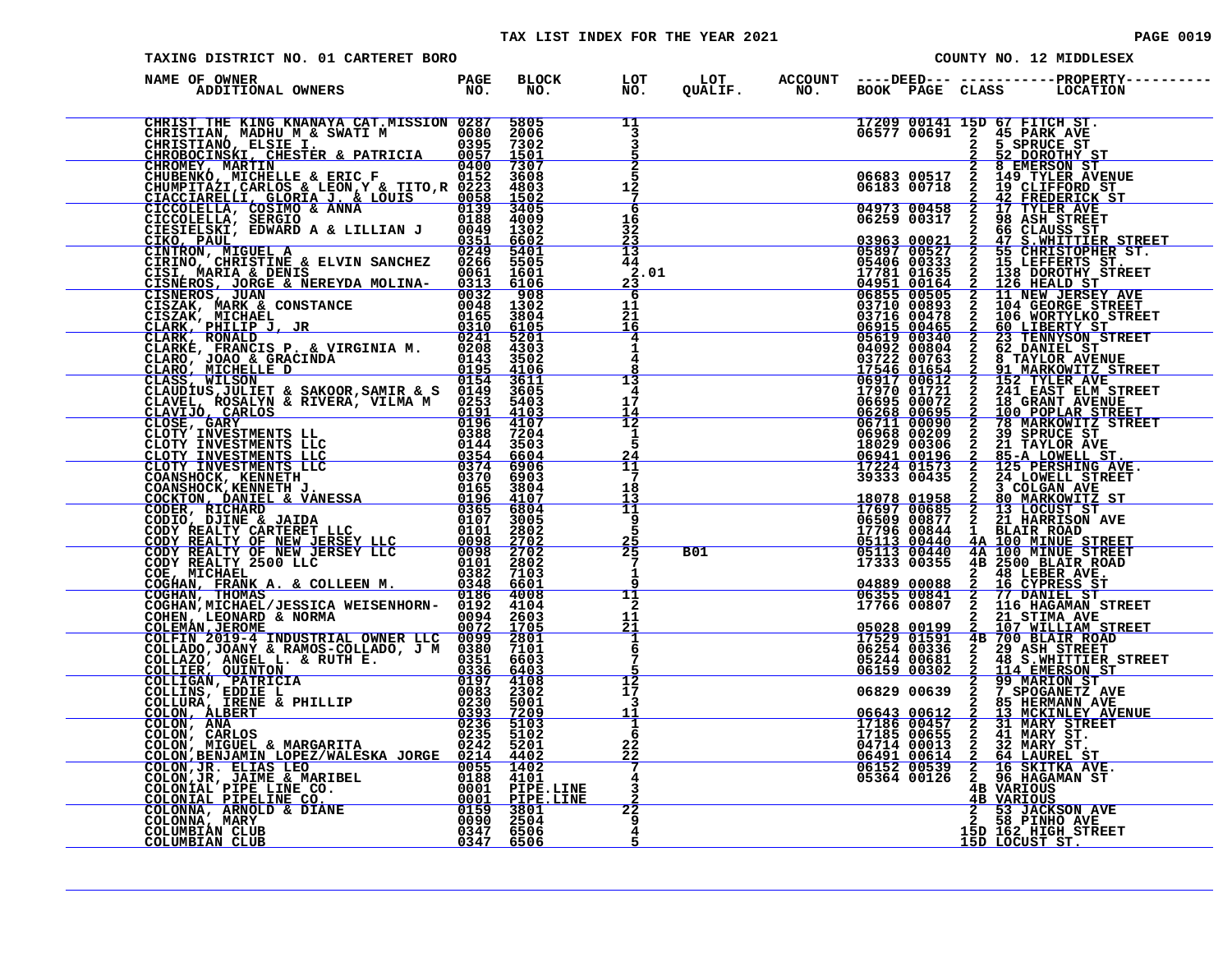TAX LIST INDEX FOR THE YEAR 2021

TAXING DISTRICT NO. 01 CARTERET BORO

COUNTY NO. 12 MIDDLESEX

| NAME OF OWNER ADDITIONAL OWNERS | PAGE NO. | BLOCK NO. | LOT NO. | LOT QUALIF. | ACCOUNT NO. | DEED BOOK | DEED PAGE | CLASS | PROPERTY LOCATION |
|---|---|---|---|---|---|---|---|---|---|
| CHRIST THE KING KNANAYA CAT.MISSION | 0287 | 5805 | 11 | | | 17209 | 00141 | 15D | 67 FITCH ST. |
| CHRISTIAN, MADHU M & SWATI M | 0080 | 2006 | 3 | | | 06577 | 00691 | 2 | 45 PARK AVE |
| CHRISTIANO, ELSIE I. | 0395 | 7302 | 3 | | | | | 2 | 5 SPRUCE ST |
| CHROBOCINSKI, CHESTER & PATRICIA | 0057 | 1501 | 5 | | | | | 2 | 52 DOROTHY ST |
| CHROMEY, MARTIN | 0400 | 7307 | 2 | | | | | 2 | 8 EMERSON ST |
| CHUBENKO, MICHELLE & ERIC F | 0152 | 3608 | 5 | | | 06683 | 00517 | 2 | 149 TYLER AVENUE |
| CHUMPITAZI,CARLOS & LEON,Y & TITO,R | 0223 | 4803 | 12 | | | 06183 | 00718 | 2 | 19 CLIFFORD ST |
| CIACCIARELLI, GLORIA J. & LOUIS | 0058 | 1502 | 7 | | | | | 2 | 42 FREDERICK ST |
| CICCOLELLA, COSIMO & ANNA | 0139 | 3405 | 6 | | | 04973 | 00458 | 2 | 17 TYLER AVE |
| CICCOLELLA, SERGIO | 0188 | 4009 | 16 | | | 06259 | 00317 | 2 | 98 ASH STREET |
| CIESIELSKI, EDWARD A & LILLIAN J | 0049 | 1302 | 32 | | | | | 2 | 66 CLAUSS ST |
| CIKO, PAUL | 0351 | 6602 | 23 | | | 03963 | 00021 | 2 | 47 S.WHITTIER STREET |
| CINTRON, MIGUEL A | 0249 | 5401 | 13 | | | 05897 | 00527 | 2 | 55 CHRISTOPHER ST. |
| CIRINO, CHRISTINE & ELVIN SANCHEZ | 0266 | 5505 | 44 | | | 05406 | 00333 | 2 | 15 LEFFERTS ST. |
| CISI, MARIA & DENIS | 0061 | 1601 | 2.01 | | | 17781 | 01635 | 2 | 138 DOROTHY STREET |
| CISNEROS, JORGE & NEREYDA MOLINA- | 0313 | 6106 | 23 | | | 04951 | 00164 | 2 | 126 HEALD ST |
| CISNEROS, JUAN | 0032 | 908 | 6 | | | 06855 | 00505 | 2 | 11 NEW JERSEY AVE |
| CISZAK, MARK & CONSTANCE | 0048 | 1302 | 11 | | | 03710 | 00893 | 2 | 104 GEORGE STREET |
| CISZAK, MICHAEL | 0165 | 3804 | 21 | | | 03716 | 00478 | 2 | 106 WORTYLKO STREET |
| CLARK, PHILIP J, JR | 0310 | 6105 | 16 | | | 06915 | 00465 | 2 | 60 LIBERTY ST |
| CLARK, RONALD | 0241 | 5201 | 4 | | | 05619 | 00340 | 2 | 23 TENNYSON STREET |
| CLARKE, FRANCIS P. & VIRGINIA M. | 0208 | 4303 | 1 | | | 04092 | 00804 | 2 | 62 DANIEL ST |
| CLARO, JOAO & GRACINDA | 0143 | 3502 | 4 | | | 03722 | 00763 | 2 | 8 TAYLOR AVENUE |
| CLARO, MICHELLE D | 0195 | 4106 | 8 | | | 17546 | 01654 | 2 | 91 MARKOWITZ STREET |
| CLASS, WILSON | 0154 | 3611 | 13 | | | 06917 | 00612 | 2 | 152 TYLER AVE |
| CLAUDIUS,JULIET & SAKOOR,SAMIR & S | 0149 | 3605 | 4 | | | 17970 | 01721 | 2 | 241 EAST ELM STREET |
| CLAVEL, ROSALYN & RIVERA, VILMA M | 0253 | 5403 | 17 | | | 05695 | 00072 | 2 | 18 GRANT AVENUE |
| CLAVIJO, CARLOS | 0191 | 4103 | 14 | | | 06268 | 00695 | 2 | 100 POPLAR STREET |
| CLOSE, GARY | 0196 | 4107 | 12 | | | 06711 | 00090 | 2 | 78 MARKOWITZ STREET |
| CLOTY INVESTMENTS LL | 0388 | 7204 | 1 | | | 06968 | 00209 | 2 | 39 SPRUCE ST |
| CLOTY INVESTMENTS LLC | 0144 | 3503 | 5 | | | 18029 | 00306 | 2 | 21 TAYLOR AVE |
| CLOTY INVESTMENTS LLC | 0354 | 6604 | 24 | | | 06941 | 00196 | 2 | 85-A LOWELL ST. |
| CLOTY INVESTMENTS LLC | 0374 | 6906 | 11 | | | 17224 | 01573 | 2 | 125 PERSHING AVE. |
| COANSHOCK, KENNETH | 0370 | 6903 | 7 | | | 39333 | 00435 | 2 | 24 LOWELL STREET |
| COANSHOCK,KENNETH J. | 0165 | 3804 | 18 | | | | | 2 | 3 COLGAN AVE |
| COCKTON, DANIEL & VANESSA | 0196 | 4107 | 13 | | | 18078 | 01958 | 2 | 80 MARKOWITZ ST |
| CODER, RICHARD | 0365 | 6804 | 11 | | | 17697 | 00685 | 2 | 13 LOCUST ST |
| CODIO, DJINE & JAIDA | 0107 | 3005 | 9 | | | 06509 | 00877 | 2 | 21 HARRISON AVE |
| CODY REALTY CARTERET LLC | 0101 | 2802 | 5 | | | 17796 | 00844 | 1 | BLAIR ROAD |
| CODY REALTY OF NEW JERSEY LLC | 0098 | 2702 | 25 | | | 05113 | 00440 | 4A | 100 MINUE STREET |
| CODY REALTY OF NEW JERSEY LLC | 0098 | 2702 | 25 | B01 | | 05113 | 00440 | 4A | 100 MINUE STREET |
| CODY REALTY 2500 LLC | 0101 | 2802 | 7 | | | 17333 | 00355 | 4B | 2500 BLAIR ROAD |
| COE, MICHAEL | 0382 | 7103 | 1 | | | | | 2 | 48 LEBER AVE. |
| COGHAN, FRANK A. & COLLEEN M. | 0348 | 6601 | 9 | | | 04889 | 00088 | 2 | 16 CYPRESS ST |
| COGHAN, THOMAS | 0186 | 4008 | 11 | | | 06355 | 00841 | 2 | 77 DANIEL ST |
| COGHAN,MICHAEL/JESSICA WEISENHORN- | 0192 | 4104 | 2 | | | 17766 | 00807 | 2 | 116 HAGAMAN STREET |
| COHEN, LEONARD & NORMA | 0094 | 2603 | 11 | | | | | 2 | 21 STIMA AVE |
| COLEMAN,JEROME | 0072 | 1705 | 21 | | | 05028 | 00199 | 2 | 107 WILLIAM STREET |
| COLFIN 2019-4 INDUSTRIAL OWNER LLC | 0099 | 2801 | 1 | | | 17529 | 01591 | 4B | 700 BLAIR ROAD |
| COLLADO,JOANY & RAMOS-COLLADO, J M | 0380 | 7101 | 6 | | | 06254 | 00336 | 2 | 29 ASH STREET |
| COLLAZO, ANGEL L. & RUTH E. | 0351 | 6603 | 7 | | | 05244 | 00681 | 2 | 48 S.WHITTIER STREET |
| COLLIER, QUINTON | 0336 | 6403 | 5 | | | 06159 | 00302 | 2 | 114 EMERSON ST |
| COLLIGAN, PATRICIA | 0197 | 4108 | 12 | | | | | 2 | 99 MARION ST |
| COLLINS, EDDIE L | 0083 | 2302 | 17 | | | 06829 | 00639 | 2 | 7 SPOGANETZ AVE |
| COLLURA, IRENE & PHILLIP | 0230 | 5001 | 3 | | | | | 2 | 85 HERMANN AVE |
| COLON, ALBERT | 0393 | 7209 | 11 | | | 06643 | 00612 | 2 | 13 MCKINLEY AVENUE |
| COLON, ANA | 0236 | 5103 | 1 | | | 17186 | 00457 | 2 | 31 MARY STREET |
| COLON, CARLOS | 0235 | 5102 | 6 | | | 17185 | 00655 | 2 | 41 MARY ST. |
| COLON, MIGUEL & MARGARITA | 0242 | 5201 | 22 | | | 04714 | 00013 | 2 | 32 MARY ST. |
| COLON,BENJAMIN LOPEZ/WALESKA JORGE | 0214 | 4402 | 22 | | | 06491 | 00614 | 2 | 64 LAUREL ST |
| COLON,JR. ELIAS LEO | 0055 | 1402 | 7 | | | 06152 | 00539 | 2 | 16 SKITKA AVE. |
| COLON,JR, JAIME & MARIBEL | 0188 | 4101 | 4 | | | 05364 | 00126 | 2 | 96 HAGAMAN ST |
| COLONIAL PIPE LINE CO. | 0001 | PIPE.LINE | 3 | | | | | 4B | VARIOUS |
| COLONIAL PIPELINE CO. | 0001 | PIPE.LINE | 2 | | | | | 4B | VARIOUS |
| COLONNA, ARNOLD & DIANE | 0159 | 3801 | 22 | | | | | 2 | 53 JACKSON AVE |
| COLONNA, MARY | 0090 | 2504 | 9 | | | | | 2 | 58 PINHO AVE |
| COLUMBIAN CLUB | 0347 | 6506 | 4 | | | | | 15D | 162 HIGH STREET |
| COLUMBIAN CLUB | 0347 | 6506 | 5 | | | | | 15D | LOCUST ST. |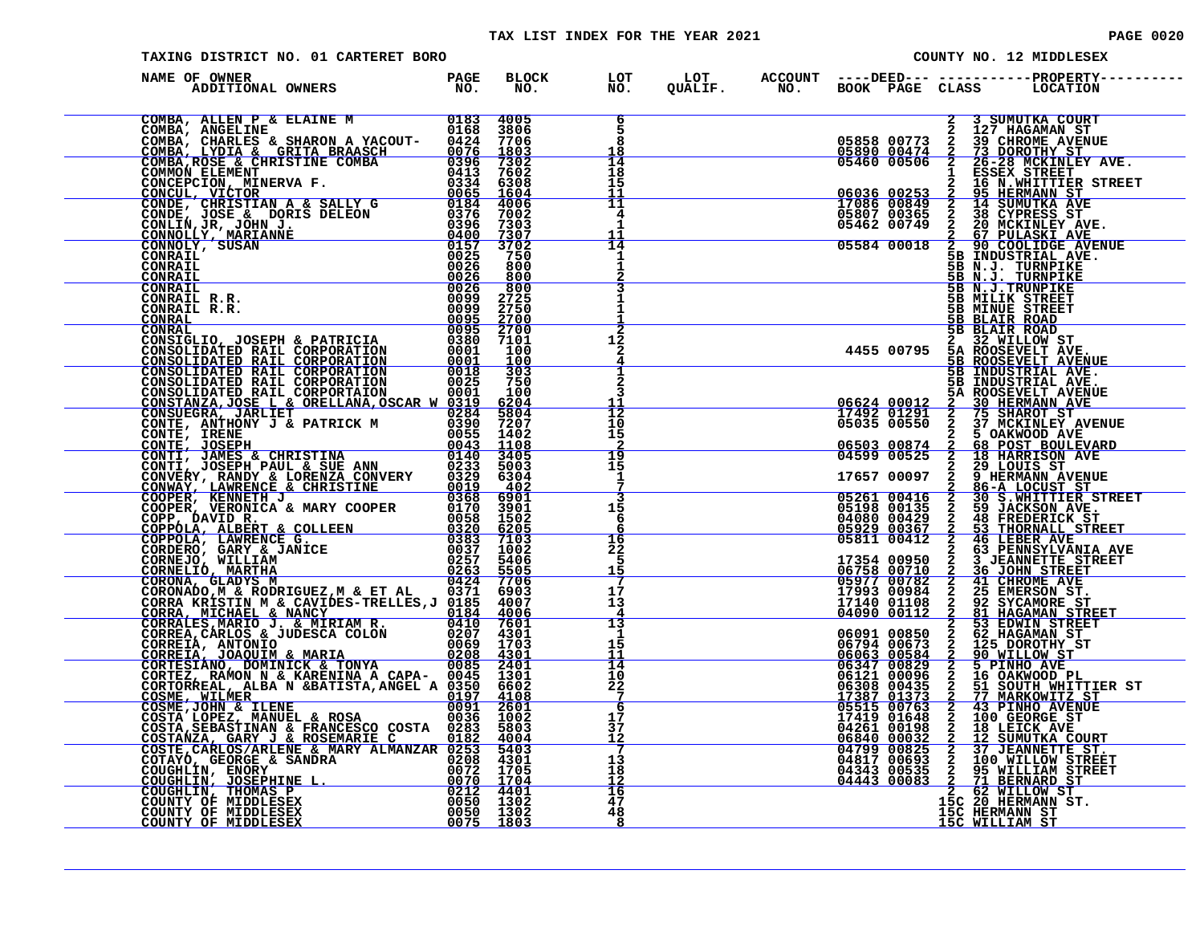# TAX LIST INDEX FOR THE YEAR 2021

TAXING DISTRICT NO. 01 CARTERET BORO — COUNTY NO. 12 MIDDLESEX

| NAME OF OWNER / ADDITIONAL OWNERS | PAGE NO. | BLOCK NO. | LOT NO. | LOT QUALIF. | ACCOUNT NO. | DEED BOOK | DEED PAGE | CLASS | PROPERTY LOCATION |
|---|---|---|---|---|---|---|---|---|---|
| COMBA, ALLEN P & ELAINE M | 0183 | 4005 | 6 | | | | | 2 | 3 SUMUTKA COURT |
| COMBA, ANGELINE | 0168 | 3806 | 5 | | | | | 2 | 127 HAGAMAN ST |
| COMBA, CHARLES & SHARON A YACOUT- | 0424 | 7706 | 8 | | | 05858 | 00773 | 2 | 39 CHROME AVENUE |
| COMBA, LYDIA & GRITA BRAASCH | 0076 | 1803 | 18 | | | 05890 | 00474 | 2 | 73 DOROTHY ST |
| COMBA,ROSE & CHRISTINE COMBA | 0396 | 7302 | 14 | | | 05460 | 00506 | 2 | 26-28 MCKINLEY AVE. |
| COMMON ELEMENT | 0413 | 7602 | 18 | | | | | 1 | ESSEX STREET |
| CONCEPCION, MINERVA F. | 0334 | 6308 | 15 | | | | | 2 | 16 N.WHITTIER STREET |
| CONCUL, VICTOR | 0065 | 1604 | 11 | | | 06036 | 00253 | 2 | 95 HERMANN ST |
| CONDE, CHRISTIAN A & SALLY G | 0184 | 4006 | 11 | | | 17086 | 00849 | 2 | 14 SUMUTKA AVE |
| CONDE, JOSE & DORIS DELEON | 0376 | 7002 | 4 | | | 05807 | 00365 | 2 | 38 CYPRESS ST |
| CONLIN,JR, JOHN J. | 0396 | 7303 | 1 | | | 05462 | 00749 | 2 | 20 MCKINLEY AVE. |
| CONNOLLY, MARIANNE | 0400 | 7307 | 11 | | | | | 2 | 67 PULASKI AVE |
| CONNOLY, SUSAN | 0157 | 3702 | 14 | | | 05584 | 00018 | 2 | 90 COOLIDGE AVENUE |
| CONRAIL | 0025 | 750 | 1 | | | | | 5B | INDUSTRIAL AVE. |
| CONRAIL | 0026 | 800 | 1 | | | | | 5B | N.J. TURNPIKE |
| CONRAIL | 0026 | 800 | 2 | | | | | 5B | N.J. TURNPIKE |
| CONRAIL | 0026 | 800 | 3 | | | | | 5B | N.J.TRUNPIKE |
| CONRAIL R.R. | 0099 | 2725 | 1 | | | | | 5B | MILIK STREET |
| CONRAIL R.R. | 0099 | 2750 | 1 | | | | | 5B | MINUE STREET |
| CONRAL | 0095 | 2700 | 1 | | | | | 5B | BLAIR ROAD |
| CONRAL | 0095 | 2700 | 2 | | | | | 5B | BLAIR ROAD |
| CONSIGLIO, JOSEPH & PATRICIA | 0380 | 7101 | 12 | | | | | 2 | 32 WILLOW ST |
| CONSOLIDATED RAIL CORPORATION | 0001 | 100 | 2 | | | 4455 | 00795 | 5A | ROOSEVELT AVE. |
| CONSOLIDATED RAIL CORPORATION | 0001 | 100 | 4 | | | | | 5B | ROOSEVELT AVENUE |
| CONSOLIDATED RAIL CORPORATION | 0018 | 303 | 1 | | | | | 5B | INDUSTRIAL AVE. |
| CONSOLIDATED RAIL CORPORATION | 0025 | 750 | 2 | | | | | 5B | INDUSTRIAL AVE |
| CONSOLIDATED RAIL CORPORTAION | 0001 | 100 | 3 | | | | | 5A | ROOSEVELT AVENUE |
| CONSTANZA,JOSE L & ORELLANA,OSCAR W | 0319 | 6204 | 11 | | | 06624 | 00012 | 2 | 30 HERMANN AVE |
| CONSUEGRA, JARLIET | 0284 | 5804 | 12 | | | 17492 | 01291 | 2 | 75 SHAROT ST |
| CONTE, ANTHONY J & PATRICK M | 0390 | 7207 | 10 | | | 05035 | 00550 | 2 | 37 MCKINLEY AVENUE |
| CONTE, IRENE | 0055 | 1402 | 15 | | | | | 2 | 5 OAKWOOD AVE |
| CONTE, JOSEPH | 0043 | 1108 | 2 | | | 06503 | 00874 | 2 | 68 POST BOULEVARD |
| CONTI, JAMES & CHRISTINA | 0140 | 3405 | 19 | | | 04599 | 00525 | 2 | 18 HARRISON AVE |
| CONTI, JOSEPH PAUL & SUE ANN | 0233 | 5003 | 15 | | | | | 2 | 29 LOUIS ST |
| CONVERY, RANDY & LORENZA CONVERY | 0329 | 6304 | 1 | | | 17657 | 00097 | 2 | 9 HERMANN AVENUE |
| CONWAY, LAWRENCE & CHRISTINE | 0019 | 402 | 7 | | | | | 2 | 86-A LOCUST ST |
| COOPER, KENNETH J | 0368 | 6901 | 3 | | | 05261 | 00416 | 2 | 30 S.WHITTIER STREET |
| COOPER, VERONICA & MARY COOPER | 0170 | 3901 | 15 | | | 05198 | 00135 | 2 | 59 JACKSON AVE. |
| COPP, DAVID R. | 0058 | 1502 | 6 | | | 04080 | 00429 | 2 | 48 FREDERICK ST |
| COPPOLA, ALBERT & COLLEEN | 0320 | 6205 | 6 | | | 05929 | 00367 | 2 | 53 THORNALL STREET |
| COPPOLA, LAWRENCE G. | 0383 | 7103 | 16 | | | 05811 | 00412 | 2 | 46 LEBER AVE |
| CORDERO, GARY & JANICE | 0037 | 1002 | 22 | | | | | 2 | 63 PENNSYLVANIA AVE |
| CORNEJO, WILLIAM | 0257 | 5406 | 5 | | | 17354 | 00950 | 2 | 3 JEANNETTE STREET |
| CORNELIO, MARTHA | 0263 | 5505 | 15 | | | 06758 | 00710 | 2 | 36 JOHN STREET |
| CORONA, GLADYS M | 0424 | 7706 | 7 | | | 05977 | 00782 | 2 | 41 CHROME AVE |
| CORONADO,M & RODRIGUEZ,M & ET AL | 0371 | 6903 | 17 | | | 17993 | 00984 | 2 | 25 EMERSON ST. |
| CORRA KRISTIN M & CAVIDES-TRELLES,J | 0185 | 4007 | 13 | | | 17140 | 01108 | 2 | 92 SYCAMORE ST |
| CORRA, MICHAEL & NANCY | 0184 | 4006 | 4 | | | 04090 | 00112 | 2 | 81 HAGAMAN STREET |
| CORRALES,MARIO J. & MIRIAM R. | 0410 | 7601 | 13 | | | | | 2 | 53 EDWIN STREET |
| CORREA,CARLOS & JUDESCA COLON | 0207 | 4301 | 1 | | | 06091 | 00850 | 2 | 62 HAGAMAN ST |
| CORREIA, ANTONIO | 0069 | 1703 | 15 | | | 06794 | 00673 | 2 | 125 DOROTHY ST |
| CORREIA, JOAQUIM & MARIA | 0208 | 4301 | 11 | | | 06063 | 00584 | 2 | 90 WILLOW ST |
| CORTESIANO, DOMINICK & TONYA | 0085 | 2401 | 14 | | | 06347 | 00829 | 2 | 5 PINHO AVE |
| CORTEZ, RAMON N & KARENINA A CAPA- | 0045 | 1301 | 10 | | | 06121 | 00096 | 2 | 16 OAKWOOD PL |
| CORTORREAL, ALBA N &BATISTA,ANGEL A | 0350 | 6602 | 22 | | | 06308 | 00435 | 2 | 51 SOUTH WHITTIER ST |
| COSME, WILMER | 0197 | 4108 | 7 | | | 17387 | 01373 | 2 | 77 MARKOWITZ ST |
| COSME,JOHN & ILENE | 0091 | 2601 | 6 | | | 05515 | 00763 | 2 | 43 PINHO AVENUE |
| COSTA LOPEZ, MANUEL & ROSA | 0036 | 1002 | 17 | | | 17419 | 01648 | 2 | 100 GEORGE ST |
| COSTA,SEBASTINAN & FRANCESCO COSTA | 0283 | 5803 | 37 | | | 04261 | 00198 | 2 | 18 LEICK AVE |
| COSTANZA, GARY J & ROSEMARIE C | 0182 | 4004 | 12 | | | 06840 | 00032 | 2 | 12 SUMUTKA COURT |
| COSTE,CARLOS/ARLENE & MARY ALMANZAR | 0253 | 5403 | 7 | | | 04799 | 00825 | 2 | 37 JEANNETTE ST. |
| COTAYO, GEORGE & SANDRA | 0208 | 4301 | 13 | | | 04817 | 00693 | 2 | 100 WILLOW STREET |
| COUGHLIN, ENORY | 0072 | 1705 | 18 | | | 04343 | 00535 | 2 | 95 WILLIAM STREET |
| COUGHLIN, JOSEPHINE L. | 0070 | 1704 | 12 | | | 04443 | 00083 | 2 | 71 BERNARD ST |
| COUGHLIN, THOMAS P | 0212 | 4401 | 16 | | | | | 2 | 62 WILLOW ST |
| COUNTY OF MIDDLESEX | 0050 | 1302 | 47 | | | | | 15C | 20 HERMANN ST. |
| COUNTY OF MIDDLESEX | 0050 | 1302 | 48 | | | | | 15C | HERMANN ST |
| COUNTY OF MIDDLESEX | 0075 | 1803 | 8 | | | | | 15C | WILLIAM ST |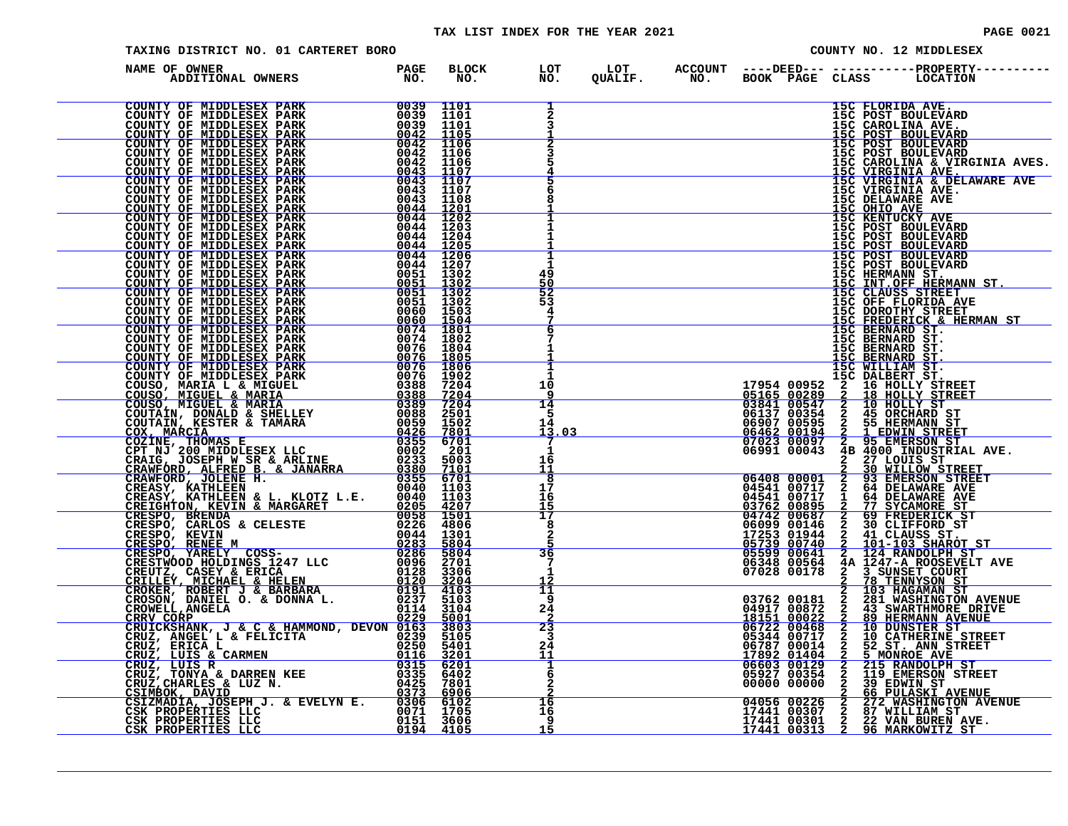TAX LIST INDEX FOR THE YEAR 2021

TAXING DISTRICT NO. 01 CARTERET BORO — COUNTY NO. 12 MIDDLESEX

| NAME OF OWNER / ADDITIONAL OWNERS | PAGE NO. | BLOCK NO. | LOT NO. | LOT QUALIF. | ACCOUNT NO. | DEED BOOK | DEED PAGE | PROPERTY CLASS | PROPERTY LOCATION |
|---|---|---|---|---|---|---|---|---|---|
| COUNTY OF MIDDLESEX PARK | 0039 | 1101 | 1 | | | | | 15C | FLORIDA AVE. |
| COUNTY OF MIDDLESEX PARK | 0039 | 1101 | 2 | | | | | 15C | POST BOULEVARD |
| COUNTY OF MIDDLESEX PARK | 0039 | 1101 | 3 | | | | | 15C | CAROLINA AVE. |
| COUNTY OF MIDDLESEX PARK | 0042 | 1105 | 1 | | | | | 15C | POST BOULEVARD |
| COUNTY OF MIDDLESEX PARK | 0042 | 1106 | 2 | | | | | 15C | POST BOULEVARD |
| COUNTY OF MIDDLESEX PARK | 0042 | 1106 | 3 | | | | | 15C | POST BOULEVARD |
| COUNTY OF MIDDLESEX PARK | 0042 | 1106 | 5 | | | | | 15C | CAROLINA & VIRGINIA AVES. |
| COUNTY OF MIDDLESEX PARK | 0043 | 1107 | 4 | | | | | 15C | VIRGINIA AVE. |
| COUNTY OF MIDDLESEX PARK | 0043 | 1107 | 5 | | | | | 15C | VIRGINIA & DELAWARE AVE |
| COUNTY OF MIDDLESEX PARK | 0043 | 1107 | 6 | | | | | 15C | VIRGINIA AVE. |
| COUNTY OF MIDDLESEX PARK | 0043 | 1108 | 8 | | | | | 15C | DELAWARE AVE |
| COUNTY OF MIDDLESEX PARK | 0044 | 1201 | 1 | | | | | 15C | OHIO AVE |
| COUNTY OF MIDDLESEX PARK | 0044 | 1202 | 1 | | | | | 15C | KENTUCKY AVE |
| COUNTY OF MIDDLESEX PARK | 0044 | 1203 | 1 | | | | | 15C | POST BOULEVARD |
| COUNTY OF MIDDLESEX PARK | 0044 | 1204 | 1 | | | | | 15C | POST BOULEVARD |
| COUNTY OF MIDDLESEX PARK | 0044 | 1205 | 1 | | | | | 15C | POST BOULEVARD |
| COUNTY OF MIDDLESEX PARK | 0044 | 1206 | 1 | | | | | 15C | POST BOULEVARD |
| COUNTY OF MIDDLESEX PARK | 0044 | 1207 | 1 | | | | | 15C | POST BOULEVARD |
| COUNTY OF MIDDLESEX PARK | 0051 | 1302 | 49 | | | | | 15C | HERMANN ST. |
| COUNTY OF MIDDLESEX PARK | 0051 | 1302 | 50 | | | | | 15C | INT.OFF HERMANN ST. |
| COUNTY OF MIDDLESEX PARK | 0051 | 1302 | 52 | | | | | 15C | CLAUSS STREET |
| COUNTY OF MIDDLESEX PARK | 0051 | 1302 | 53 | | | | | 15C | OFF FLORIDA AVE |
| COUNTY OF MIDDLESEX PARK | 0060 | 1503 | 4 | | | | | 15C | DOROTHY STREET |
| COUNTY OF MIDDLESEX PARK | 0060 | 1504 | 7 | | | | | 15C | FREDERICK & HERMAN ST |
| COUNTY OF MIDDLESEX PARK | 0074 | 1801 | 6 | | | | | 15C | BERNARD ST. |
| COUNTY OF MIDDLESEX PARK | 0074 | 1802 | 7 | | | | | 15C | BERNARD ST. |
| COUNTY OF MIDDLESEX PARK | 0076 | 1804 | 1 | | | | | 15C | BERNARD ST. |
| COUNTY OF MIDDLESEX PARK | 0076 | 1805 | 1 | | | | | 15C | BERNARD ST. |
| COUNTY OF MIDDLESEX PARK | 0076 | 1806 | 1 | | | | | 15C | WILLIAM ST. |
| COUNTY OF MIDDLESEX PARK | 0076 | 1902 | 1 | | | | | 15C | DALBERT ST. |
| COUSO, MARIA L & MIGUEL | 0388 | 7204 | 10 | | | 17954 | 00952 | 2 | 16 HOLLY STREET |
| COUSO, MIGUEL & MARIA | 0388 | 7204 | 9 | | | 05165 | 00289 | 2 | 18 HOLLY STREET |
| COUSO, MIGUEL & MARIA | 0389 | 7204 | 14 | | | 03841 | 00547 | 2 | 10 HOLLY ST |
| COUTAIN, DONALD & SHELLEY | 0088 | 2501 | 5 | | | 06137 | 00354 | 2 | 45 ORCHARD ST |
| COUTAIN, KESTER & TAMARA | 0059 | 1502 | 14 | | | 06907 | 00595 | 2 | 55 HERMANN ST |
| COX, MARCIA | 0426 | 7801 | 13.03 | | | 06462 | 00194 | 2 | 1 EDWIN STREET |
| COZINE, THOMAS E | 0355 | 6701 | 7 | | | 07023 | 00097 | 2 | 95 EMERSON ST |
| CPT NJ 200 MIDDLESEX LLC | 0002 | 201 | 1 | | | 06991 | 00043 | 4B | 4000 INDUSTRIAL AVE. |
| CRAIG, JOSEPH W SR & ARLINE | 0233 | 5003 | 16 | | | | | 2 | 27 LOUIS ST |
| CRAWFORD, ALFRED B. & JANARRA | 0380 | 7101 | 11 | | | | | 2 | 30 WILLOW STREET |
| CRAWFORD, JOLENE H. | 0355 | 6701 | 8 | | | 06408 | 00001 | 2 | 93 EMERSON STREET |
| CREASY, KATHLEEN | 0040 | 1103 | 17 | | | 04541 | 00717 | 2 | 64 DELAWARE AVE |
| CREASY, KATHLEEN & L. KLOTZ L.E. | 0040 | 1103 | 16 | | | 04541 | 00717 | 1 | 64 DELAWARE AVE |
| CREIGHTON, KEVIN & MARGARET | 0205 | 4207 | 15 | | | 03762 | 00895 | 2 | 77 SYCAMORE ST |
| CRESPO, BRENDA | 0058 | 1501 | 17 | | | 04742 | 00687 | 2 | 69 FREDERICK ST |
| CRESPO, CARLOS & CELESTE | 0226 | 4806 | 8 | | | 06099 | 00146 | 2 | 30 CLIFFORD ST |
| CRESPO, KEVIN | 0044 | 1301 | 2 | | | 17253 | 01944 | 2 | 41 CLAUSS ST. |
| CRESPO, RENEE M | 0283 | 5804 | 5 | | | 05739 | 00740 | 2 | 101-103 SHAROT ST |
| CRESPO, YARELY COSS- | 0286 | 5804 | 36 | | | 05599 | 00641 | 2 | 124 RANDOLPH ST |
| CRESTWOOD HOLDINGS 1247 LLC | 0096 | 2701 | 7 | | | 06348 | 00564 | 4A | 1247-A ROOSEVELT AVE |
| CREUTZ, CASEY & ERICA | 0128 | 3306 | 1 | | | 07028 | 00178 | 2 | 3 SUNSET COURT |
| CRILLEY, MICHAEL & HELEN | 0120 | 3204 | 12 | | | | | 2 | 78 TENNYSON ST |
| CROKER, ROBERT J & BARBARA | 0191 | 4103 | 11 | | | | | 2 | 103 HAGAMAN ST |
| CROSON, DANIEL O. & DONNA L. | 0237 | 5103 | 9 | | | 03762 | 00181 | 2 | 281 WASHINGTON AVENUE |
| CROWELL,ANGELA | 0114 | 3104 | 24 | | | 04917 | 00872 | 2 | 43 SWARTHMORE DRIVE |
| CRRV CORP | 0229 | 5001 | 2 | | | 18151 | 00022 | 2 | 89 HERMANN AVENUE |
| CRUICKSHANK, J & C & HAMMOND, DEVON | 0163 | 3803 | 23 | | | 06722 | 00468 | 2 | 10 DUNSTER ST |
| CRUZ, ANGEL L & FELICITA | 0239 | 5105 | 3 | | | 05344 | 00717 | 2 | 10 CATHERINE STREET |
| CRUZ, ERICA L | 0250 | 5401 | 24 | | | 06787 | 00014 | 2 | 52 ST. ANN STREET |
| CRUZ, LUIS & CARMEN | 0116 | 3201 | 11 | | | 17892 | 01404 | 2 | 5 MONROE AVE |
| CRUZ, LUIS R | 0315 | 6201 | 1 | | | 06603 | 00129 | 2 | 215 RANDOLPH ST |
| CRUZ, TONYA & DARREN KEE | 0335 | 6402 | 6 | | | 05927 | 00354 | 2 | 119 EMERSON STREET |
| CRUZ,CHARLES & LUZ N. | 0425 | 7801 | 2 | | | 00000 | 00000 | 2 | 39 EDWIN ST |
| CSIMBOK, DAVID | 0373 | 6906 | 2 | | | | | 2 | 66 PULASKI AVENUE |
| CSIZMADIA, JOSEPH J. & EVELYN E. | 0306 | 6102 | 16 | | | 04056 | 00226 | 2 | 272 WASHINGTON AVENUE |
| CSK PROPERTIES LLC | 0071 | 1705 | 16 | | | 17441 | 00307 | 2 | 87 WILLIAM ST |
| CSK PROPERTIES LLC | 0151 | 3606 | 9 | | | 17441 | 00301 | 2 | 22 VAN BUREN AVE. |
| CSK PROPERTIES LLC | 0194 | 4105 | 15 | | | 17441 | 00313 | 2 | 96 MARKOWITZ ST |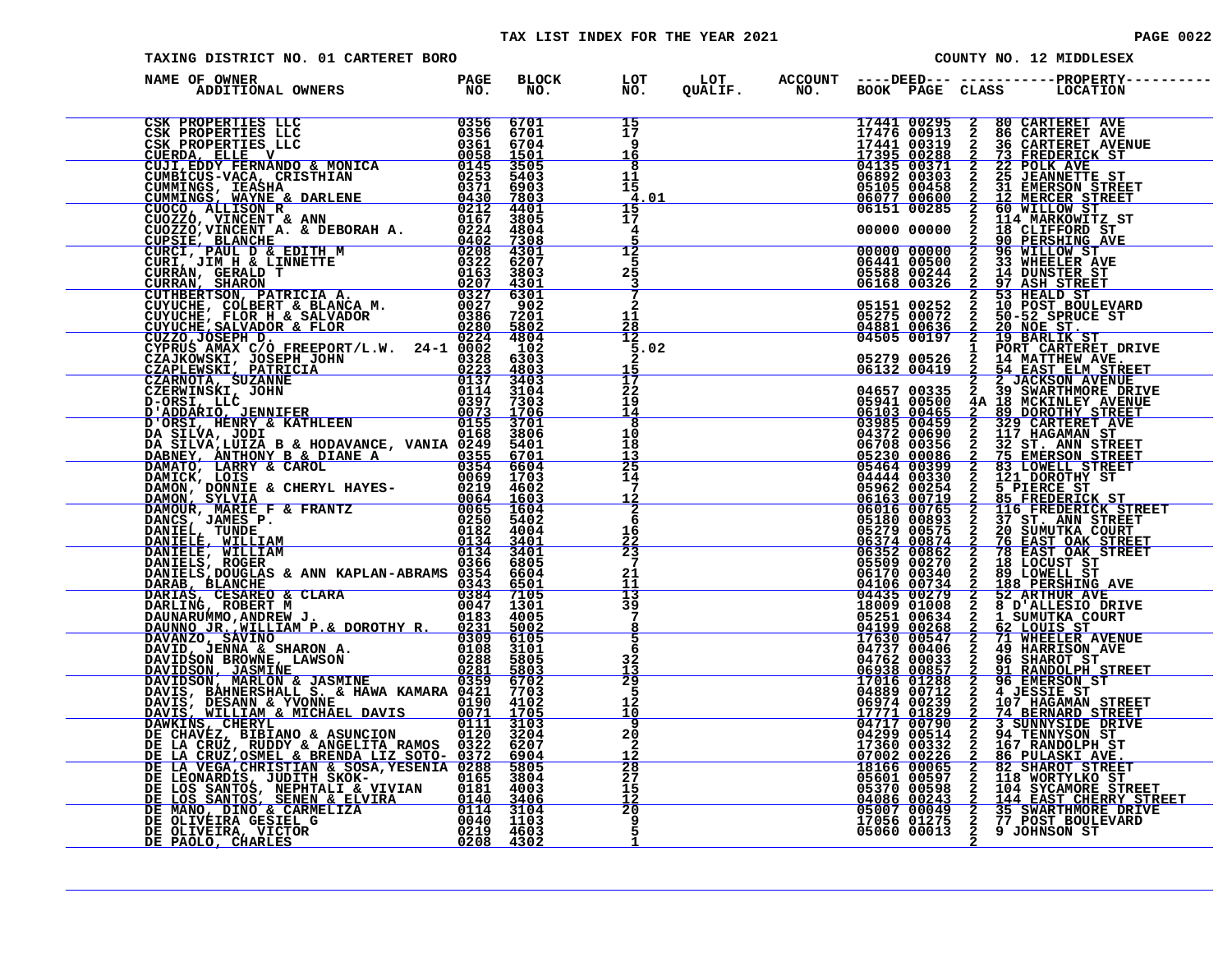TAX LIST INDEX FOR THE YEAR 2021

TAXING DISTRICT NO. 01 CARTERET BORO — COUNTY NO. 12 MIDDLESEX

| NAME OF OWNER / ADDITIONAL OWNERS | PAGE NO. | BLOCK NO. | LOT NO. | LOT QUALIF. | ACCOUNT NO. | DEED BOOK | DEED PAGE | CLASS | PROPERTY LOCATION |
|---|---|---|---|---|---|---|---|---|---|
| CSK PROPERTIES LLC | 0356 | 6701 | 15 | | | 17441 | 00295 | 2 | 80 CARTERET AVE |
| CSK PROPERTIES LLC | 0356 | 6701 | 17 | | | 17476 | 00913 | 2 | 86 CARTERET AVE |
| CSK PROPERTIES LLC | 0361 | 6704 | 9 | | | 17441 | 00319 | 2 | 36 CARTERET AVENUE |
| CUERDA, ELLE V | 0058 | 1501 | 16 | | | 17395 | 00288 | 2 | 73 FREDERICK ST |
| CUJI,EDDY FERNANDO & MONICA | 0145 | 3505 | 8 | | | 04135 | 00371 | 2 | 22 POLK AVE |
| CUMBICUS-VACA, CRISTHIAN | 0253 | 5403 | 11 | | | 06892 | 00303 | 2 | 25 JEANNETTE ST |
| CUMMINGS, IEASHA | 0371 | 6903 | 15 | | | 05105 | 00458 | 2 | 31 EMERSON STREET |
| CUMMINGS, WAYNE & DARLENE | 0430 | 7803 | 4.01 | | | 06077 | 00600 | 2 | 12 MERCER STREET |
| CUOCO, ALLISON R | 0212 | 4401 | 15 | | | 06151 | 00285 | 2 | 60 WILLOW ST |
| CUOZZO, VINCENT & ANN | 0167 | 3805 | 17 | | | | | 2 | 114 MARKOWITZ ST |
| CUOZZO,VINCENT A. & DEBORAH A. | 0224 | 4804 | 4 | | | 00000 | 00000 | 2 | 18 CLIFFORD ST |
| CUPSIE, BLANCHE | 0402 | 7308 | 5 | | | | | 2 | 90 PERSHING AVE |
| CURCI, PAUL D & EDITH M | 0208 | 4301 | 12 | | | 00000 | 00000 | 2 | 96 WILLOW ST |
| CURI, JIM H & LINNETTE | 0322 | 6207 | 5 | | | 06441 | 00500 | 2 | 33 WHEELER AVE |
| CURRAN, GERALD T | 0163 | 3803 | 25 | | | 05588 | 00244 | 2 | 14 DUNSTER ST |
| CURRAN, SHARON | 0207 | 4301 | 3 | | | 06168 | 00326 | 2 | 97 ASH STREET |
| CUTHBERTSON, PATRICIA A. | 0327 | 6301 | 7 | | | | | 2 | 53 HEALD ST |
| CUYUCHE, COLBERT & BLANCA M. | 0027 | 902 | 2 | | | 05151 | 00252 | 2 | 10 POST BOULEVARD |
| CUYUCHE, FLOR H & SALVADOR | 0386 | 7201 | 11 | | | 05275 | 00072 | 2 | 50-52 SPRUCE ST |
| CUYUCHE,SALVADOR & FLOR | 0280 | 5802 | 28 | | | 04881 | 00636 | 2 | 20 NOE ST. |
| CUZZO,JOSEPH D. | 0224 | 4804 | 12 | | | 04505 | 00197 | 2 | 19 BARLIK ST |
| CYPRUS AMAX C/O FREEPORT/L.W. 24-1 | 0002 | 102 | 5.02 | | | | | 1 | PORT CARTERET DRIVE |
| CZAJKOWSKI, JOSEPH JOHN | 0328 | 6303 | 2 | | | 05279 | 00526 | 2 | 14 MATTHEW AVE. |
| CZAPLEWSKI, PATRICIA | 0223 | 4803 | 15 | | | 06132 | 00419 | 2 | 54 EAST ELM STREET |
| CZARNOTA, SUZANNE | 0137 | 3403 | 17 | | | | | 2 | 2 JACKSON AVENUE |
| CZERWINSKI, JOHN | 0114 | 3104 | 22 | | | 04657 | 00335 | 2 | 39 SWARTHMORE DRIVE |
| D-ORSI, LLC | 0397 | 7303 | 19 | | | 05941 | 00500 | 4A | 18 MCKINLEY AVENUE |
| D'ADDARIO, JENNIFER | 0073 | 1706 | 14 | | | 06103 | 00465 | 2 | 89 DOROTHY STREET |
| D'ORSI, HENRY & KATHLEEN | 0155 | 3701 | 8 | | | 03985 | 00459 | 2 | 329 CARTERET AVE |
| DA SILVA, JODI | 0168 | 3806 | 10 | | | 04372 | 00690 | 2 | 117 HAGAMAN ST |
| DA SILVA,LUIZA B & HODAVANCE, VANIA | 0249 | 5401 | 18 | | | 06708 | 00356 | 2 | 32 ST. ANN STREET |
| DABNEY, ANTHONY B & DIANE A | 0355 | 6701 | 13 | | | 05230 | 00086 | 2 | 75 EMERSON STREET |
| DAMATO, LARRY & CAROL | 0354 | 6604 | 25 | | | 05464 | 00399 | 2 | 83 LOWELL STREET |
| DAMICK, LOIS | 0069 | 1703 | 14 | | | 04444 | 00330 | 2 | 121 DOROTHY ST |
| DAMON, DONNIE & CHERYL HAYES- | 0219 | 4602 | 7 | | | 05962 | 00254 | 2 | 5 PIERCE ST |
| DAMON, SYLVIA | 0064 | 1603 | 12 | | | 06163 | 00719 | 2 | 85 FREDERICK ST |
| DAMOUR, MARIE F & FRANTZ | 0065 | 1604 | 2 | | | 06016 | 00765 | 2 | 116 FREDERICK STREET |
| DANCS, JAMES P. | 0250 | 5402 | 6 | | | 05180 | 00893 | 2 | 37 ST. ANN STREET |
| DANIEL, TUNDE | 0182 | 4004 | 16 | | | 05279 | 00575 | 2 | 20 SUMUTKA COURT |
| DANIELE, WILLIAM | 0134 | 3401 | 22 | | | 06374 | 00874 | 2 | 76 EAST OAK STREET |
| DANIELE, WILLIAM | 0134 | 3401 | 23 | | | 06352 | 00862 | 2 | 78 EAST OAK STREET |
| DANIELS, ROGER | 0366 | 6805 | 7 | | | 05509 | 00270 | 2 | 18 LOCUST ST |
| DANIELS,DOUGLAS & ANN KAPLAN-ABRAMS | 0354 | 6604 | 21 | | | 06170 | 00340 | 2 | 89 LOWELL ST |
| DARAB, BLANCHE | 0343 | 6501 | 11 | | | 04106 | 00734 | 2 | 188 PERSHING AVE |
| DARIAS, CESAREO & CLARA | 0384 | 7105 | 13 | | | 04435 | 00279 | 2 | 52 ARTHUR AVE |
| DARLING, ROBERT M | 0047 | 1301 | 39 | | | 18009 | 01008 | 2 | 8 D'ALLESIO DRIVE |
| DAUNARUMMO,ANDREW J. | 0183 | 4005 | 7 | | | 05251 | 00634 | 2 | 1 SUMUTKA COURT |
| DAUNNO JR.,WILLIAM P.& DOROTHY R. | 0231 | 5002 | 8 | | | 04199 | 00268 | 2 | 62 LOUIS ST |
| DAVANZO, SAVINO | 0309 | 6105 | 5 | | | 17630 | 00547 | 2 | 71 WHEELER AVENUE |
| DAVID, JENNA & SHARON A. | 0108 | 3101 | 6 | | | 04737 | 00406 | 2 | 49 HARRISON AVE |
| DAVIDSON BROWNE, LAWSON | 0288 | 5805 | 32 | | | 04762 | 00033 | 2 | 96 SHAROT ST |
| DAVIDSON, JASMINE | 0281 | 5803 | 13 | | | 06938 | 00857 | 2 | 91 RANDOLPH STREET |
| DAVIDSON, MARLON & JASMINE | 0359 | 6702 | 29 | | | 17016 | 01288 | 2 | 96 EMERSON ST |
| DAVIS, BAHNERSHALL S. & HAWA KAMARA | 0421 | 7703 | 5 | | | 04889 | 00712 | 2 | 4 JESSIE ST |
| DAVIS, DESANN & YVONNE | 0190 | 4102 | 12 | | | 06974 | 00239 | 2 | 107 HAGAMAN STREET |
| DAVIS, WILLIAM & MICHAEL DAVIS | 0071 | 1705 | 10 | | | 17771 | 01829 | 2 | 74 BERNARD STREET |
| DAWKINS, CHERYL | 0111 | 3103 | 9 | | | 04717 | 00790 | 2 | 3 SUNNYSIDE DRIVE |
| DE CHAVEZ, BIBIANO & ASUNCION | 0120 | 3204 | 20 | | | 04299 | 00514 | 2 | 94 TENNYSON ST |
| DE LA CRUZ, RUDDY & ANGELITA RAMOS | 0322 | 6207 | 2 | | | 17360 | 00332 | 2 | 167 RANDOLPH ST |
| DE LA CRUZ,OSMEL & BRENDA LIZ SOTO- | 0372 | 6904 | 12 | | | 07002 | 00226 | 2 | 86 PULASKI AVE. |
| DE LA VEGA,CHRISTIAN & SOSA,YESENIA | 0288 | 5805 | 28 | | | 18166 | 00065 | 2 | 82 SHAROT STREET |
| DE LEONARDIS, JUDITH SKOK- | 0165 | 3804 | 27 | | | 05601 | 00597 | 2 | 118 WORTYLKO ST |
| DE LOS SANTOS, NEPHTALI & VIVIAN | 0181 | 4003 | 15 | | | 05370 | 00598 | 2 | 104 SYCAMORE STREET |
| DE LOS SANTOS, SENEN & ELVIRA | 0140 | 3406 | 12 | | | 04086 | 00243 | 2 | 144 EAST CHERRY STREET |
| DE MANO, DINO & CARMELIZA | 0114 | 3104 | 20 | | | 05007 | 00049 | 2 | 35 SWARTHMORE DRIVE |
| DE OLIVEIRA GESIEL G | 0040 | 1103 | 9 | | | 17056 | 01275 | 2 | 77 POST BOULEVARD |
| DE OLIVEIRA, VICTOR | 0219 | 4603 | 5 | | | 05060 | 00013 | 2 | 9 JOHNSON ST |
| DE PAOLO, CHARLES | 0208 | 4302 | 1 | | | | | 2 | |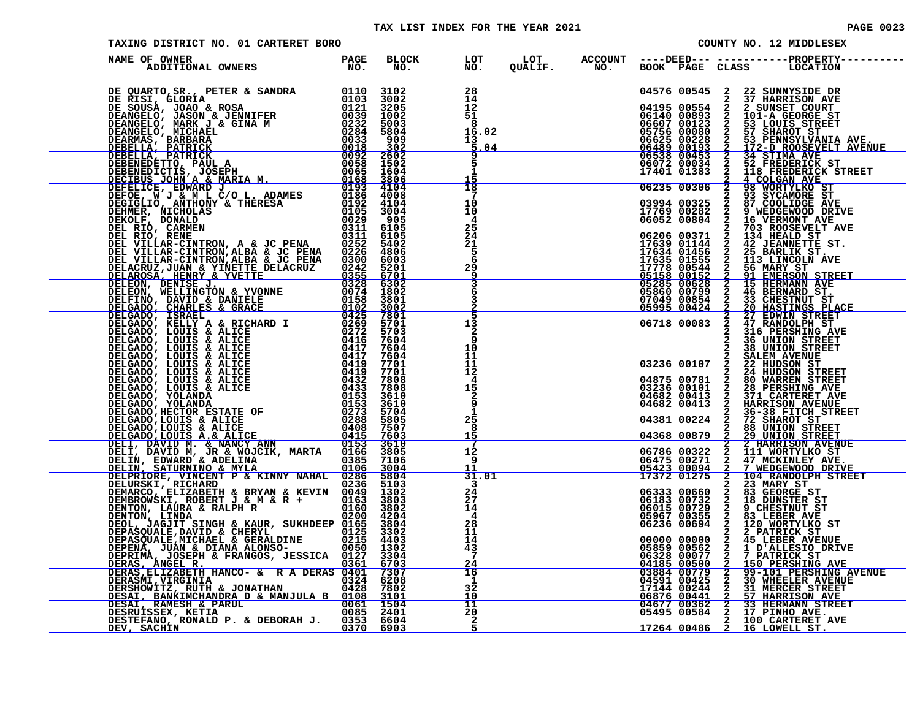# TAX LIST INDEX FOR THE YEAR 2021

TAXING DISTRICT NO. 01 CARTERET BORO

COUNTY NO. 12 MIDDLESEX

| NAME OF OWNER / ADDITIONAL OWNERS | PAGE NO. | BLOCK NO. | LOT NO. | LOT QUALIF. | ACCOUNT NO. | DEED BOOK | DEED PAGE | CLASS | PROPERTY LOCATION |
|---|---|---|---|---|---|---|---|---|---|
| DE QUARTO,SR., PETER & SANDRA | 0110 | 3102 | 28 | | | 04576 | 00545 | 2 | 22 SUNNYSIDE DR |
| DE RISI, GLORIA | 0103 | 3002 | 14 | | | | | 2 | 37 HARRISON AVE |
| DE SOUSA, JOAO & ROSA | 0121 | 3205 | 12 | | | 04195 | 00554 | 2 | 2 SUNSET COURT |
| DEANGELO, JASON & JENNIFER | 0039 | 1002 | 51 | | | 06140 | 00893 | 2 | 101-A GEORGE ST |
| DEANGELO, MARK J & GINA M | 0232 | 5003 | 8 | | | 06607 | 00123 | 2 | 53 LOUIS STREET |
| DEANGELO, MICHAEL | 0284 | 5804 | 16.02 | | | 05756 | 00080 | 2 | 57 SHAROT ST |
| DEARMAS, BARBARA | 0033 | 909 | 13 | | | 06625 | 00228 | 2 | 53 PENNSYLVANIA AVE. |
| DEBELLA, PATRICK | 0018 | 302 | 5.04 | | | 06489 | 00193 | 2 | 172-D ROOSEVELT AVENUE |
| DEBELLA, PATRICK | 0092 | 2602 | 9 | | | 06538 | 00453 | 2 | 34 STIMA AVE |
| DEBENEDETTO, PAUL A | 0058 | 1502 | 5 | | | 06072 | 00034 | 2 | 52 FREDERICK ST |
| DEBENEDICTIS, JOSEPH | 0065 | 1604 | 1 | | | 17401 | 01383 | 2 | 118 FREDERICK STREET |
| DECIBUS JOHN A & MARIA M. | 0168 | 3806 | 15 | | | | | 2 | 4 COLGAN AVE |
| DEFELICE, EDWARD J | 0193 | 4104 | 18 | | | 06235 | 00306 | 2 | 98 WORTYLKO ST |
| DEFOE, W J & M L C/O L. ADAMES | 0186 | 4008 | 7 | | | | | 2 | 93 SYCAMORE ST |
| DEGIGLIO, ANTHONY & THERESA | 0192 | 4104 | 10 | | | 03994 | 00325 | 2 | 87 COOLIDGE AVE |
| DEHMER, NICHOLAS | 0105 | 3004 | 10 | | | 17769 | 00282 | 2 | 9 WEDGEWOOD DRIVE |
| DEKOLF, DONALD | 0029 | 905 | 4 | | | 06052 | 00804 | 2 | 16 VERMONT AVE |
| DEL RIO, CARMEN | 0311 | 6105 | 25 | | | | | 2 | 703 ROOSEVELT AVE |
| DEL RIO, RENE | 0311 | 6105 | 24 | | | 06206 | 00371 | 2 | 134 HEALD ST |
| DEL VILLAR-CINTRON, A & JC PENA | 0252 | 5402 | 21 | | | 17639 | 01144 | 2 | 42 JEANNETTE ST. |
| DEL VILLAR-CINTRON,ALBA & JC PENA | 0226 | 4806 | 5 | | | 17634 | 01456 | 2 | 25 BARLIK ST. |
| DEL VILLAR-CINTRON,ALBA & JC PENA | 0300 | 6003 | 6 | | | 17635 | 01555 | 2 | 113 LINCOLN AVE |
| DELACRUZ,JUAN & YINETTE DELACRUZ | 0242 | 5201 | 29 | | | 17778 | 00544 | 2 | 56 MARY ST |
| DELAROSA, HENRY & YVETTE | 0355 | 6701 | 9 | | | 05158 | 00152 | 2 | 91 EMERSON STREET |
| DELEON, DENISE J. | 0328 | 6302 | 3 | | | 05285 | 00628 | 2 | 15 HERMANN AVE |
| DELEON, WELLINGTON & YVONNE | 0074 | 1802 | 6 | | | 05860 | 00799 | 2 | 46 BERNARD ST. |
| DELFINO, DAVID & DANIELE | 0158 | 3801 | 3 | | | 07049 | 00854 | 2 | 33 CHESTNUT ST |
| DELGADO, CHARLES & GRACE | 0102 | 3002 | 2 | | | 05995 | 00424 | 2 | 20 HASTINGS PLACE |
| DELGADO, ISRAEL | 0425 | 7801 | 5 | | | | | 2 | 27 EDWIN STREET |
| DELGADO, KELLY A & RICHARD I | 0269 | 5701 | 13 | | | 06718 | 00083 | 2 | 47 RANDOLPH ST |
| DELGADO, LOUIS & ALICE | 0272 | 5703 | 2 | | | | | 2 | 316 PERSHING AVE |
| DELGADO, LOUIS & ALICE | 0416 | 7604 | 9 | | | | | 2 | 36 UNION STREET |
| DELGADO, LOUIS & ALICE | 0417 | 7604 | 10 | | | | | 2 | 38 UNION STREET |
| DELGADO, LOUIS & ALICE | 0417 | 7604 | 11 | | | | | 2 | SALEM AVENUE |
| DELGADO, LOUIS & ALICE | 0419 | 7701 | 11 | | | 03236 | 00107 | 2 | 22 HUDSON ST |
| DELGADO, LOUIS & ALICE | 0419 | 7701 | 12 | | | | | 2 | 24 HUDSON STREET |
| DELGADO, LOUIS & ALICE | 0432 | 7808 | 4 | | | 04875 | 00781 | 2 | 80 WARREN STREET |
| DELGADO, LOUIS & ALICE | 0433 | 7808 | 15 | | | 03236 | 00101 | 2 | 28 PERSHING AVE |
| DELGADO, YOLANDA | 0153 | 3610 | 2 | | | 04682 | 00413 | 2 | 371 CARTERET AVE |
| DELGADO, YOLANDA | 0153 | 3610 | 9 | | | 04682 | 00413 | 2 | HARRISON AVENUE |
| DELGADO,HECTOR ESTATE OF | 0273 | 5704 | 1 | | | | | 2 | 36-38 FITCH STREET |
| DELGADO,LOUIS & ALICE | 0288 | 5805 | 25 | | | 04381 | 00224 | 2 | 72 SHAROT ST |
| DELGADO,LOUIS & ALICE | 0408 | 7507 | 8 | | | | | 2 | 88 UNION STREET |
| DELGADO,LOUIS A.& ALICE | 0415 | 7603 | 15 | | | 04368 | 00879 | 2 | 29 UNION STREET |
| DELI, DAVID M. & NANCY ANN | 0153 | 3610 | 7 | | | | | 2 | 2 HARRISON AVENUE |
| DELI, DAVID M, JR & WOJCIK, MARTA | 0166 | 3805 | 12 | | | 06786 | 00322 | 2 | 111 WORTYLKO ST |
| DELIN, EDWARD & ADELINA | 0385 | 7106 | 9 | | | 06475 | 00271 | 2 | 47 MCKINLEY AVE. |
| DELIN, SATURNINO & MYLA | 0106 | 3004 | 11 | | | 05423 | 00094 | 2 | 7 WEDGEWOOD DRIVE |
| DELPRIORE, VINCENT P & KINNY NAHAL | 0286 | 5804 | 31.01 | | | 17372 | 01275 | 2 | 104 RANDOLPH STREET |
| DELURSKI, RICHARD | 0236 | 5103 | 3 | | | | | 2 | 23 MARY ST |
| DEMARCO, ELIZABETH & BRYAN & KEVIN | 0049 | 1302 | 24 | | | 06333 | 00660 | 2 | 83 GEORGE ST |
| DEMBROWSKI, ROBERT J & M & R + | 0163 | 3803 | 27 | | | 06183 | 00732 | 2 | 18 DUNSTER ST |
| DENTON, LAURA & RALPH R | 0160 | 3802 | 14 | | | 06015 | 00729 | 2 | 9 CHESTNUT ST |
| DENTON, LINDA | 0200 | 4204 | 4 | | | 05967 | 00355 | 2 | 83 LEBER AVE |
| DEOL, JAGJIT SINGH & KAUR, SUKHDEEP | 0165 | 3804 | 28 | | | 06236 | 00694 | 2 | 120 WORTYLKO ST |
| DEPASQUALE,DAVID & CHERYL | 0125 | 3302 | 11 | | | | | 2 | 2 PATRICK ST |
| DEPASQUALE,MICHAEL & GERALDINE | 0215 | 4403 | 14 | | | 00000 | 00000 | 2 | 45 LEBER AVENUE |
| DEPENA, JUAN & DIANA ALONSO- | 0050 | 1302 | 43 | | | 05859 | 00562 | 2 | 1 D'ALLESIO DRIVE |
| DEPRIMA, JOSEPH & FRANGOS, JESSICA | 0127 | 3304 | 7 | | | 06328 | 00077 | 2 | 7 PATRICK ST |
| DERAS, ANGEL R. | 0361 | 6703 | 24 | | | 04185 | 00500 | 2 | 150 PERSHING AVE |
| DERAS,ELIZABETH HANCO- & R A DERAS | 0401 | 7307 | 16 | | | 03884 | 00779 | 2 | 99-101 PERSHING AVENUE |
| DERASMI,VIRGINIA | 0324 | 6208 | 1 | | | 04591 | 00425 | 2 | 30 WHEELER AVENUE |
| DERSHOWITZ, RUTH & JONATHAN | 0428 | 7802 | 32 | | | 17144 | 00244 | 2 | 31 MERCER STREET |
| DESAI, BANKIMCHANDRA D & MANJULA B | 0108 | 3101 | 10 | | | 06876 | 00441 | 2 | 57 HARRISON AVE |
| DESAI, RAMESH & PARUL | 0061 | 1504 | 11 | | | 04677 | 00362 | 2 | 33 HERMANN STREET |
| DESRUISSEX, KETIA | 0085 | 2401 | 20 | | | 05495 | 00584 | 2 | 17 PINHO AVE. |
| DESTEFANO, RONALD P. & DEBORAH J. | 0353 | 6604 | 2 | | | | | 2 | 100 CARTERET AVE |
| DEV, SACHIN | 0370 | 6903 | 5 | | | 17264 | 00486 | 2 | 16 LOWELL ST. |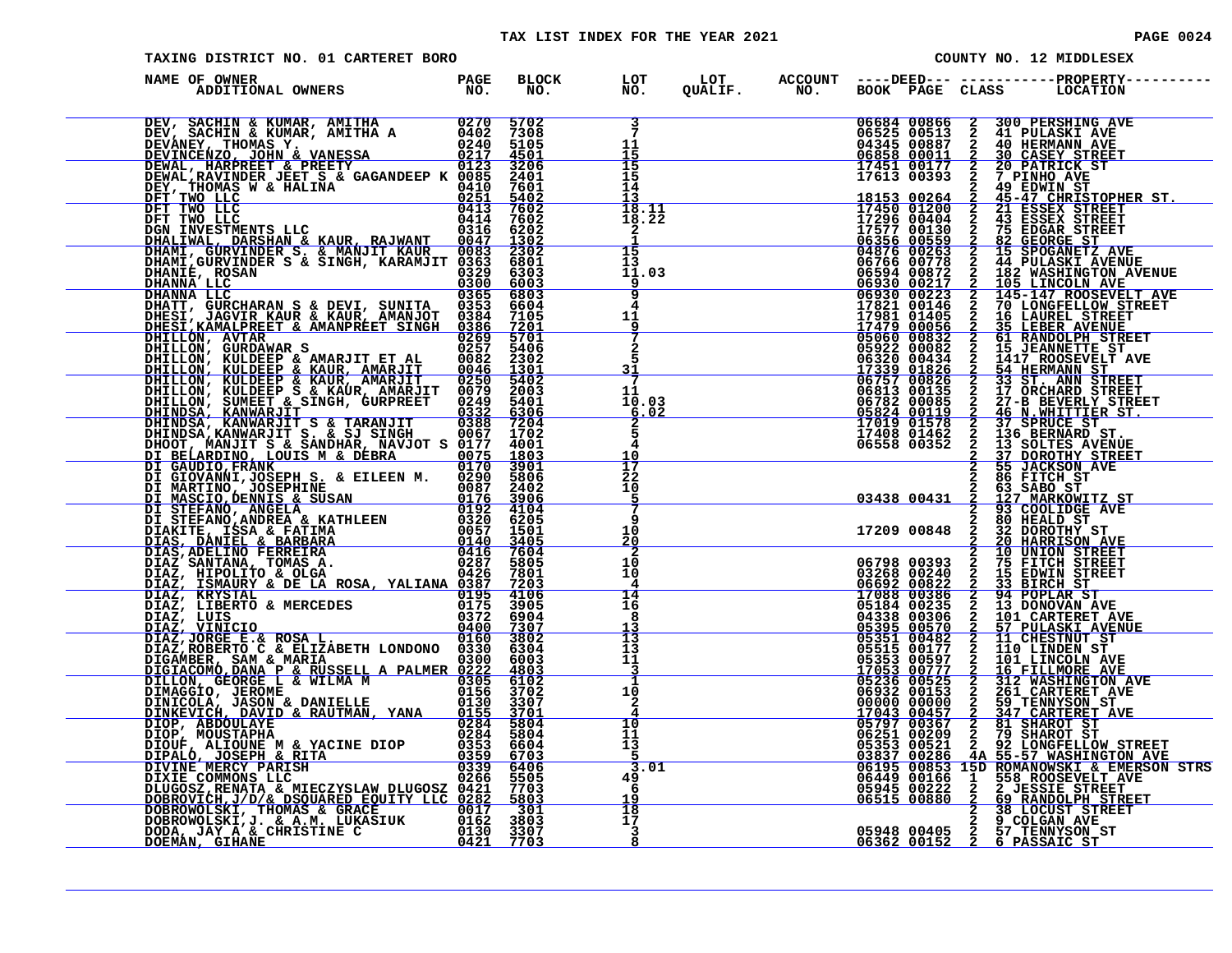TAX LIST INDEX FOR THE YEAR 2021

TAXING DISTRICT NO. 01 CARTERET BORO

COUNTY NO. 12 MIDDLESEX

| NAME OF OWNER / ADDITIONAL OWNERS | PAGE NO. | BLOCK NO. | LOT NO. | LOT QUALIF. | ACCOUNT NO. | DEED BOOK | DEED PAGE | CLASS | PROPERTY LOCATION |
|---|---|---|---|---|---|---|---|---|---|
| DEV, SACHIN & KUMAR, AMITHA | 0270 | 5702 | 3 | | | 06684 | 00866 | 2 | 300 PERSHING AVE |
| DEV, SACHIN & KUMAR, AMITHA A | 0402 | 7308 | 7 | | | 06525 | 00513 | 2 | 41 PULASKI AVE |
| DEVANEY, THOMAS Y. | 0240 | 5105 | 11 | | | 04345 | 00887 | 2 | 40 HERMANN AVE |
| DEVINCENZO, JOHN & VANESSA | 0217 | 4501 | 15 | | | 06858 | 00011 | 2 | 30 CASEY STREET |
| DEWAL, HARPREET & PREETY | 0123 | 3206 | 15 | | | 17451 | 00177 | 2 | 20 PATRICK ST |
| DEWAL,RAVINDER JEET S & GAGANDEEP K | 0085 | 2401 | 15 | | | 17613 | 00393 | 2 | 7 PINHO AVE |
| DEY, THOMAS W & HALINA | 0410 | 7601 | 14 | | | | | 2 | 49 EDWIN ST |
| DFT TWO LLC | 0251 | 5402 | 13 | | | 18153 | 00264 | 2 | 45-47 CHRISTOPHER ST. |
| DFT TWO LLC | 0413 | 7602 | 18.11 | | | 17450 | 01200 | 2 | 21 ESSEX STREET |
| DFT TWO LLC | 0414 | 7602 | 18.22 | | | 17296 | 00404 | 2 | 43 ESSEX STREET |
| DGN INVESTMENTS LLC | 0316 | 6202 | 2 | | | 17577 | 00130 | 2 | 75 EDGAR STREET |
| DHALIWAL, DARSHAN & KAUR, RAJWANT | 0047 | 1302 | 1 | | | 06356 | 00559 | 2 | 82 GEORGE ST |
| DHAMI, GURVINDER S. & MANJIT KAUR | 0083 | 2302 | 15 | | | 04876 | 00263 | 2 | 15 SPOGANETZ AVE |
| DHAMI,GURVINDER S & SINGH, KARAMJIT | 0363 | 6801 | 13 | | | 06766 | 00778 | 2 | 44 PULASKI AVENUE |
| DHANIE, ROSAN | 0329 | 6303 | 11.03 | | | 06594 | 00872 | 2 | 182 WASHINGTON AVENUE |
| DHANNA LLC | 0300 | 6003 | 9 | | | 06930 | 00217 | 2 | 105 LINCOLN AVE |
| DHANNA LLC | 0365 | 6803 | 9 | | | 06930 | 00223 | 2 | 145-147 ROOSEVELT AVE |
| DHATT, GURCHARAN S & DEVI, SUNITA | 0353 | 6604 | 4 | | | 17821 | 00146 | 2 | 70 LONGFELLOW STREET |
| DHESI, JAGVIR KAUR & KAUR, AMANJOT | 0384 | 7105 | 11 | | | 17981 | 01405 | 2 | 16 LAUREL STREET |
| DHESI,KAMALPREET & AMANPREET SINGH | 0386 | 7201 | 9 | | | 17479 | 00056 | 2 | 35 LEBER AVENUE |
| DHILLON, AVTAR | 0269 | 5701 | 7 | | | 05060 | 00832 | 2 | 61 RANDOLPH STREET |
| DHILLON, GURDAWAR S | 0257 | 5406 | 2 | | | 05922 | 00082 | 2 | 15 JEANNETTE ST |
| DHILLON, KULDEEP & AMARJIT ET AL | 0082 | 2302 | 5 | | | 06320 | 00434 | 2 | 1417 ROOSEVELT AVE |
| DHILLON, KULDEEP & KAUR, AMARJIT | 0046 | 1301 | 31 | | | 17339 | 01826 | 2 | 54 HERMANN ST |
| DHILLON, KULDEEP & KAUR, AMARJIT | 0250 | 5402 | 7 | | | 06757 | 00826 | 2 | 33 ST. ANN STREET |
| DHILLON, KULDEEP S & KAUR, AMARJIT | 0079 | 2003 | 11 | | | 06813 | 00135 | 2 | 17 ORCHARD STREET |
| DHILLON, SUMEET & SINGH, GURPREET | 0249 | 5401 | 10.03 | | | 06782 | 00085 | 2 | 27-B BEVERLY STREET |
| DHINDSA, KANWARJIT | 0332 | 6306 | 6.02 | | | 05824 | 00119 | 2 | 46 N.WHITTIER ST. |
| DHINDSA, KANWARJIT S & TARANJIT | 0388 | 7204 | 2 | | | 17019 | 01578 | 2 | 37 SPRUCE ST |
| DHINDSA,KANWARJIT S. & SJ SINGH | 0067 | 1702 | 5 | | | 17408 | 01462 | 2 | 136 BERNARD ST. |
| DHOOT, MANJIT S & SANDHAR, NAVJOT S | 0177 | 4001 | 4 | | | 06558 | 00352 | 2 | 13 SOLTES AVENUE |
| DI BELARDINO, LOUIS M & DEBRA | 0075 | 1803 | 10 | | | | | 2 | 37 DOROTHY STREET |
| DI GAUDIO,FRANK | 0170 | 3901 | 17 | | | | | 2 | 55 JACKSON AVE |
| DI GIOVANNI,JOSEPH S. & EILEEN M. | 0290 | 5806 | 22 | | | | | 2 | 86 FITCH ST |
| DI MARTINO, JOSEPHINE | 0087 | 2402 | 10 | | | | | 2 | 63 SABO ST |
| DI MASCIO,DENNIS & SUSAN | 0176 | 3906 | 5 | | | 03438 | 00431 | 2 | 127 MARKOWITZ ST |
| DI STEFANO, ANGELA | 0192 | 4104 | 7 | | | | | 2 | 93 COOLIDGE AVE |
| DI STEFANO,ANDREA & KATHLEEN | 0320 | 6205 | 9 | | | | | 2 | 80 HEALD ST |
| DIAKITE, ISSA & FATIMA | 0057 | 1501 | 10 | | | 17209 | 00848 | 2 | 32 DOROTHY ST |
| DIAS, DANIEL & BARBARA | 0140 | 3405 | 20 | | | | | 2 | 20 HARRISON AVE |
| DIAS,ADELINO FERREIRA | 0416 | 7604 | 2 | | | | | 2 | 10 UNION STREET |
| DIAZ SANTANA, TOMAS A. | 0287 | 5805 | 10 | | | 06798 | 00393 | 2 | 75 FITCH STREET |
| DIAZ, HIPOLITO & OLGA | 0426 | 7801 | 10 | | | 03268 | 00240 | 2 | 15 EDWIN STREET |
| DIAZ, ISMAURY & DE LA ROSA, YALIANA | 0387 | 7203 | 4 | | | 06692 | 00822 | 2 | 33 BIRCH ST |
| DIAZ, KRYSTAL | 0195 | 4106 | 14 | | | 17088 | 00386 | 2 | 94 POPLAR ST |
| DIAZ, LIBERTO & MERCEDES | 0175 | 3905 | 16 | | | 05184 | 00235 | 2 | 13 DONOVAN AVE |
| DIAZ, LUIS | 0372 | 6904 | 8 | | | 04338 | 00306 | 2 | 101 CARTERET AVE |
| DIAZ, VINICIO | 0400 | 7307 | 13 | | | 05395 | 00570 | 2 | 57 PULASKI AVENUE |
| DIAZ,JORGE E.& ROSA L. | 0160 | 3802 | 13 | | | 05351 | 00482 | 2 | 11 CHESTNUT ST |
| DIAZ,ROBERTO C & ELIZABETH LONDONO | 0330 | 6304 | 13 | | | 05515 | 00177 | 2 | 110 LINDEN ST |
| DIGAMBER, SAM & MARIA | 0300 | 6003 | 11 | | | 05353 | 00597 | 2 | 101 LINCOLN AVE |
| DIGIACOMO,DANA P & RUSSELL A PALMER | 0222 | 4803 | 3 | | | 17053 | 00777 | 2 | 16 FILLMORE AVE |
| DILLON, GEORGE L & WILMA M | 0305 | 6102 | 1 | | | 05236 | 00525 | 2 | 312 WASHINGTON AVE |
| DIMAGGIO, JEROME | 0156 | 3702 | 10 | | | 06932 | 00153 | 2 | 261 CARTERET AVE |
| DINICOLA, JASON & DANIELLE | 0130 | 3307 | 2 | | | 00000 | 00000 | 2 | 59 TENNYSON ST |
| DINKEVICH, DAVID & RAUTMAN, YANA | 0155 | 3701 | 4 | | | 17043 | 00457 | 2 | 347 CARTERET AVE |
| DIOP, ABDOULAYE | 0284 | 5804 | 10 | | | 05797 | 00367 | 2 | 81 SHAROT ST |
| DIOP, MOUSTAPHA | 0284 | 5804 | 11 | | | 06251 | 00209 | 2 | 79 SHAROT ST |
| DIOUF, ALIOUNE M & YACINE DIOP | 0353 | 6604 | 13 | | | 05353 | 00521 | 2 | 92 LONGFELLOW STREET |
| DIPALO, JOSEPH & RITA | 0359 | 6703 | 5 | | | 03837 | 00286 | 4A | 55-57 WASHINGTON AVE |
| DIVINE MERCY PARISH | 0339 | 6406 | 3.01 | | | 06195 | 00853 | 15D | ROMANOWSKI & EMERSON STRS |
| DIXIE COMMONS LLC | 0266 | 5505 | 49 | | | 06449 | 00166 | 1 | 558 ROOSEVELT AVE |
| DLUGOSZ,RENATA & MIECZYSLAW DLUGOSZ | 0421 | 7703 | 6 | | | 05945 | 00222 | 2 | 2 JESSIE STREET |
| DOBROVICH,J/D/& DSQUARED EQUITY LLC | 0282 | 5803 | 19 | | | 06515 | 00880 | 2 | 69 RANDOLPH STREET |
| DOBROWOLSKI, THOMAS & GRACE | 0017 | 301 | 18 | | | | | 2 | 38 LOCUST STREET |
| DOBROWOLSKI,J. & A.M. LUKASIUK | 0162 | 3803 | 17 | | | | | 2 | 9 COLGAN AVE |
| DODA, JAY A & CHRISTINE C | 0130 | 3307 | 3 | | | 05948 | 00405 | 2 | 57 TENNYSON ST |
| DOEMAN, GIHANE | 0421 | 7703 | 8 | | | 06362 | 00152 | 2 | 6 PASSAIC ST |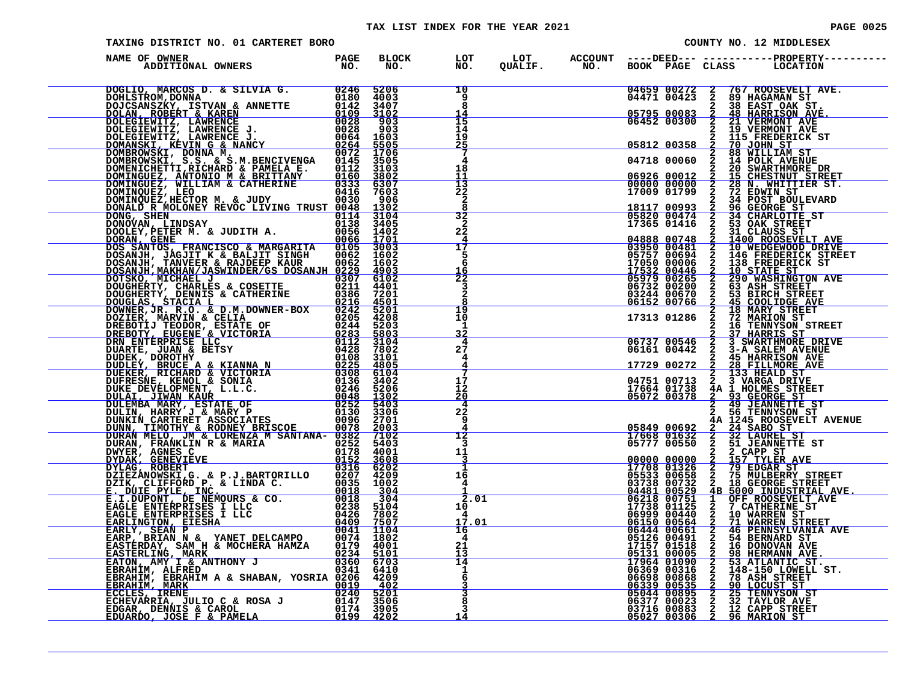TAX LIST INDEX FOR THE YEAR 2021

TAXING DISTRICT NO. 01 CARTERET BORO

COUNTY NO. 12 MIDDLESEX

| NAME OF OWNER / ADDITIONAL OWNERS | PAGE NO. | BLOCK NO. | LOT NO. | LOT QUALIF. | ACCOUNT NO. | DEED BOOK | DEED PAGE | CLASS | PROPERTY LOCATION |
|---|---|---|---|---|---|---|---|---|---|
| DOGLIO, MARCOS D. & SILVIA G. | 0246 | 5206 | 10 | | | 04659 | 00272 | 2 | 767 ROOSEVELT AVE. |
| DOHLSTROM,DONNA | 0180 | 4003 | 9 | | | 04471 | 00423 | 2 | 89 HAGAMAN ST |
| DOJCSANSZKY, ISTVAN & ANNETTE | 0142 | 3407 | 8 | | | | | 2 | 38 EAST OAK ST. |
| DOLAN, ROBERT & KAREN | 0109 | 3102 | 14 | | | 05795 | 00083 | 2 | 48 HARRISON AVE. |
| DOLEGIEWITZ, LAWRENCE | 0028 | 903 | 15 | | | 06452 | 00300 | 2 | 21 VERMONT AVE |
| DOLEGIEWITZ, LAWRENCE J. | 0028 | 903 | 14 | | | | | 2 | 19 VERMONT AVE |
| DOLEGIEWITZ, LAWRENCE J. | 0064 | 1603 | 19 | | | | | 2 | 115 FREDERICK ST |
| DOMANSKI, KEVIN G & NANCY | 0264 | 5505 | 25 | | | 05812 | 00358 | 2 | 70 JOHN ST |
| DOMBROWSKI, DONNA M. | 0072 | 1706 | 7 | | | | | 2 | 88 WILLIAM ST |
| DOMBROWSKI, S.S. & S.M.BENCIVENGA | 0145 | 3505 | 4 | | | 04718 | 00060 | 2 | 14 POLK AVENUE |
| DOMENICHETTI,RICHARD & PAMELA E. | 0112 | 3103 | 18 | | | | | 2 | 20 SWARTHMORE DR |
| DOMINGUEZ, ANTONIO M & BRITTANY | 0160 | 3802 | 11 | | | 06926 | 00012 | 2 | 15 CHESTNUT STREET |
| DOMINGUEZ, WILLIAM & CATHERINE | 0333 | 6307 | 13 | | | 00000 | 00000 | 2 | 28 N. WHITTIER ST. |
| DOMINQUEZ, LEO | 0416 | 7603 | 22 | | | 17009 | 01799 | 2 | 72 EDWIN ST |
| DOMINQUEZ,HECTOR M. & JUDY | 0030 | 906 | 2 | | | | | 2 | 34 POST BOULEVARD |
| DONALD R MOLONEY REVOC LIVING TRUST | 0048 | 1302 | 8 | | | 18117 | 00993 | 2 | 96 GEORGE ST |
| DONG, SHEN | 0114 | 3104 | 32 | | | 05820 | 00474 | 2 | 34 CHARLOTTE ST |
| DONOVAN, LINDSAY | 0138 | 3405 | 2 | | | 17365 | 01416 | 2 | 53 OAK STREET |
| DOOLEY,PETER M. & JUDITH A. | 0056 | 1402 | 22 | | | | | 2 | 31 CLAUSS ST |
| DORAN, GENE | 0066 | 1701 | 4 | | | 04888 | 00748 | 2 | 1400 ROOSEVELT AVE |
| DOS SANTOS, FRANCISCO & MARGARITA | 0105 | 3003 | 17 | | | 03950 | 00481 | 2 | 10 WEDGEWOOD DRIVE |
| DOSANJH, JAGJIT K & BALJIT SINGH | 0062 | 1602 | 5 | | | 05757 | 00694 | 2 | 146 FREDERICK STREET |
| DOSANJH, TANVEER & RAJDEEP KAUR | 0062 | 1602 | 6 | | | 17050 | 00006 | 2 | 138 FREDERICK ST |
| DOSANJH,MAKHAN/JASWINDER/GS DOSANJH | 0229 | 4903 | 16 | | | 17532 | 00446 | 2 | 10 STATE ST |
| DOTSKO, MICHAEL J | 0307 | 6102 | 22 | | | 05979 | 00265 | 2 | 290 WASHINGTON AVE |
| DOUGHERTY, CHARLES & COSETTE | 0211 | 4401 | 3 | | | 06732 | 00200 | 2 | 63 ASH STREET |
| DOUGHERTY, DENNIS & CATHERINE | 0386 | 7201 | 2 | | | 03244 | 00670 | 2 | 53 BIRCH STREET |
| DOUGLAS, STACIA L | 0216 | 4501 | 8 | | | 06152 | 00766 | 2 | 45 COOLIDGE AVE |
| DOWNER,JR. R.O. & D.M.DOWNER-BOX | 0242 | 5201 | 19 | | | | | 2 | 18 MARY STREET |
| DOZIER, MARVIN & CELIA | 0205 | 4208 | 10 | | | 17313 | 01286 | 2 | 72 MARION ST |
| DREBOTIJ TEODOR, ESTATE OF | 0244 | 5203 | 1 | | | | | 2 | 16 TENNYSON STREET |
| DREBOTY, EUGENE & VICTORIA | 0283 | 5803 | 32 | | | | | 2 | 37 HARRIS ST |
| DRN ENTERPRISE LLC | 0112 | 3104 | 4 | | | 06737 | 00546 | 2 | 3 SWARTHMORE DRIVE |
| DUARTE, JUAN & BETSY | 0428 | 7802 | 27 | | | 06161 | 00442 | 2 | 3-A SALEM AVENUE |
| DUDEK, DOROTHY | 0108 | 3101 | 4 | | | | | 2 | 45 HARRISON AVE |
| DUDLEY, BRUCE A & KIANNA N | 0225 | 4805 | 4 | | | 17729 | 00272 | 2 | 28 FILLMORE AVE |
| DUEKER, RICHARD & VICTORIA | 0308 | 6104 | 7 | | | | | 2 | 133 HEALD ST |
| DUFRESNE, KENOL & SONIA | 0136 | 3402 | 17 | | | 04751 | 00713 | 2 | 3 VARGA DRIVE |
| DUKE DEVELOPMENT, L.L.C. | 0246 | 5206 | 12 | | | 17664 | 01738 | 4A | 1 HOLMES STREET |
| DULAI, JIWAN KAUR | 0048 | 1302 | 20 | | | 05072 | 00378 | 2 | 93 GEORGE ST |
| DULEMBA MARY, ESTATE OF | 0252 | 5403 | 4 | | | | | 2 | 49 JEANNETTE ST |
| DULIN, HARRY J & MARY P | 0130 | 3306 | 22 | | | | | 2 | 56 TENNYSON ST |
| DUNKIN CARTERET ASSOCIATES | 0096 | 2701 | 9 | | | | | 4A | 1245 ROOSEVELT AVENUE |
| DUNN, TIMOTHY & RODNEY BRISCOE | 0078 | 2003 | 4 | | | 05849 | 00692 | 2 | 24 SABO ST |
| DURAN MELO, JM & LORENZA M SANTANA- | 0382 | 7102 | 12 | | | 17668 | 01632 | 2 | 32 LAUREL ST |
| DURAN, FRANKLIN R & MARIA | 0252 | 5403 | 3 | | | 05777 | 00550 | 2 | 51 JEANNETTE ST |
| DWYER, AGNES C | 0178 | 4001 | 11 | | | | | 2 | 2 CAPP ST |
| DYDAK, GENEVIEVE | 0152 | 3608 | 3 | | | 00000 | 00000 | 2 | 157 TYLER AVE |
| DYLAG, ROBERT | 0316 | 6202 | 1 | | | 17708 | 01326 | 2 | 79 EDGAR ST |
| DZIEZANOWSKI,G. & P.J.BARTORILLO | 0207 | 4209 | 16 | | | 05533 | 00658 | 2 | 75 MULBERRY STREET |
| DZIK, CLIFFORD P. & LINDA C. | 0035 | 1002 | 4 | | | 03738 | 00732 | 2 | 18 GEORGE STREET |
| E. DUIE PYLE, INC. | 0018 | 304 | 1 | | | 04481 | 00529 | 4B | 5000 INDUSTRIAL AVE. |
| E.I.DUPONT, DE NEMOURS & CO. | 0018 | 304 | 2.01 | | | 06218 | 00751 | 1 | OFF ROOSEVELT AVE |
| EAGLE ENTERPRISES I LLC | 0238 | 5104 | 10 | | | 17738 | 01125 | 2 | 7 CATHERINE ST |
| EAGLE ENTERPRISES I LLC | 0426 | 7802 | 4 | | | 06999 | 00440 | 2 | 10 WARREN ST |
| EARLINGTON, EIESHA | 0409 | 7507 | 17.01 | | | 06150 | 00564 | 2 | 71 WARREN STREET |
| EARLY, SEAN P | 0041 | 1104 | 16 | | | 06444 | 00661 | 2 | 46 PENNSYLVANIA AVE |
| EARP, BRIAN N & YANET DELCAMPO | 0074 | 1802 | 4 | | | 05126 | 00491 | 2 | 54 BERNARD ST |
| EASTERDAY, SAM H & MOCHERA HAMZA | 0179 | 4001 | 21 | | | 17157 | 01518 | 2 | 16 DONOVAN AVE |
| EASTERLING, MARK | 0234 | 5101 | 13 | | | 05131 | 00005 | 2 | 98 HERMANN AVE. |
| EATON, AMY I & ANTHONY J | 0360 | 6703 | 14 | | | 17964 | 01090 | 2 | 53 ATLANTIC ST. |
| EBRAHIM, ALFRED | 0341 | 6410 | 1 | | | 06369 | 00316 | 2 | 148-150 LOWELL ST. |
| EBRAHIM, EBRAHIM A & SHABAN, YOSRIA | 0206 | 4209 | 6 | | | 06698 | 00868 | 2 | 78 ASH STREET |
| EBRAHIM, MARK | 0019 | 402 | 3 | | | 06339 | 00535 | 2 | 90 LOCUST ST |
| ECCLES, IRENE | 0240 | 5201 | 3 | | | 05044 | 00895 | 2 | 25 TENNYSON ST |
| ECHEVARRIA, JULIO C & ROSA J | 0147 | 3506 | 8 | | | 06377 | 00023 | 2 | 32 TAYLOR AVE |
| EDGAR, DENNIS & CAROL | 0174 | 3905 | 3 | | | 03716 | 00883 | 2 | 12 CAPP STREET |
| EDUARDO, JOSE F & PAMELA | 0199 | 4202 | 14 | | | 05027 | 00306 | 2 | 96 MARION ST |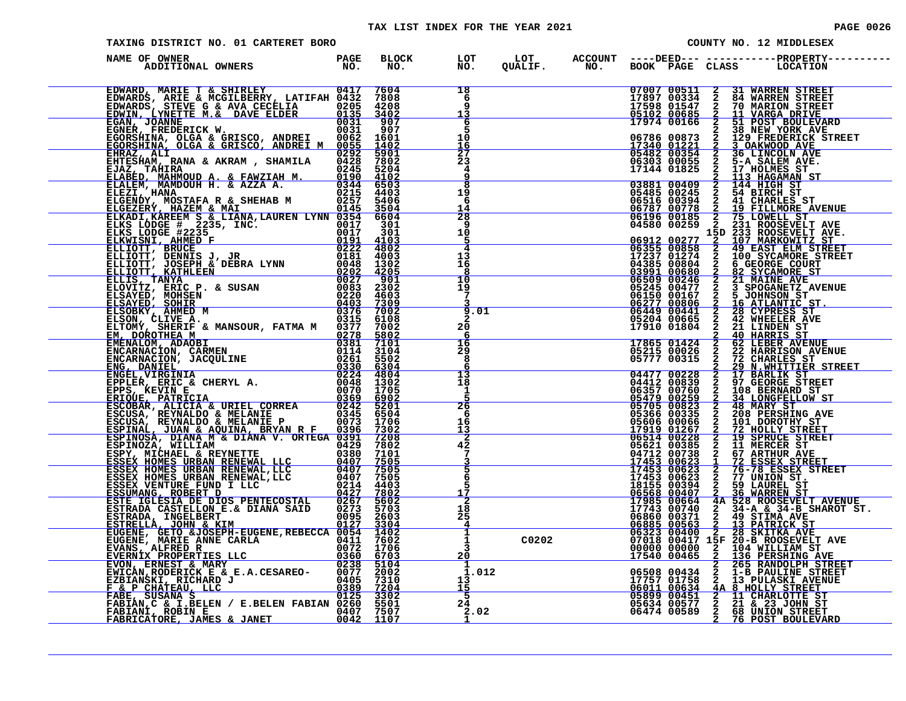TAX LIST INDEX FOR THE YEAR 2021

TAXING DISTRICT NO. 01 CARTERET BORO — COUNTY NO. 12 MIDDLESEX

| NAME OF OWNER / ADDITIONAL OWNERS | PAGE NO. | BLOCK NO. | LOT NO. | LOT QUALIF. | ACCOUNT NO. | DEED BOOK | DEED PAGE | CLASS | PROPERTY LOCATION |
|---|---|---|---|---|---|---|---|---|---|
| EDWARD, MARIE T & SHIRLEY | 0417 | 7604 | 18 | | | 07007 | 00511 | 2 | 31 WARREN STREET |
| EDWARDS, ARIE & MCGILBERRY, LATIFAH | 0432 | 7808 | 6 | | | 17897 | 00334 | 2 | 84 WARREN STREET |
| EDWARDS, STEVE G & AVA CECELIA | 0205 | 4208 | 9 | | | 17598 | 01547 | 2 | 70 MARION STREET |
| EDWIN, LYNETTE M.& DAVE ELDER | 0135 | 3402 | 13 | | | 05102 | 00685 | 2 | 11 VARGA DRIVE |
| EGAN, JOANNE | 0031 | 907 | 6 | | | 17974 | 00166 | 2 | 51 POST BOULEVARD |
| EGNER, FREDERICK W. | 0031 | 907 | 5 | | | | | 2 | 38 NEW YORK AVE |
| EGORSHINA, OLGA & GRISCO, ANDREI | 0062 | 1601 | 10 | | | 06786 | 00873 | 2 | 129 FREDERICK STREET |
| EGORSHINA, OLGA & GRISCO, ANDREI M | 0055 | 1402 | 16 | | | 17340 | 01221 | 2 | 3 OAKWOOD AVE |
| EHRAZ, ALI | 0292 | 5901 | 27 | | | 05482 | 00354 | 2 | 36 LINCOLN AVE |
| EHTESHAM, RANA & AKRAM , SHAMILA | 0428 | 7802 | 23 | | | 06303 | 00055 | 2 | 5-A SALEM AVE. |
| EJAZ, TAHIRA | 0245 | 5204 | 4 | | | 17144 | 01825 | 2 | 17 HOLMES ST |
| ELABED, MAHMOUD A. & FAWZIAH M. | 0190 | 4102 | 9 | | | | | 2 | 113 HAGAMAN ST |
| ELALEM, MAMDOUH H. & AZZA A. | 0344 | 6503 | 8 | | | 03881 | 00409 | 2 | 144 HIGH ST |
| ELEZI, HANA | 0215 | 4403 | 19 | | | 05485 | 00245 | 2 | 54 BIRCH ST |
| ELGENDY, MOSTAFA R & SHEHAB M | 0257 | 5406 | 6 | | | 06516 | 00394 | 2 | 41 CHARLES ST |
| ELGEZERY, HAZEM & MAI | 0145 | 3504 | 14 | | | 06787 | 00778 | 2 | 19 FILLMORE AVENUE |
| ELKADI,KAREEM S & LIANA,LAUREN LYNN | 0354 | 6604 | 28 | | | 06196 | 00185 | 2 | 75 LOWELL ST |
| ELKS LODGE # 2235, INC. | 0017 | 301 | 9 | | | 04580 | 00259 | 2 | 231 ROOSEVELT AVE |
| ELKS LODGE #2235 | 0017 | 301 | 10 | | | | | 15D | 233 ROOSEVELT AVE. |
| ELKWISNI, AHMED F | 0191 | 4103 | 5 | | | 06912 | 00277 | 2 | 107 MARKOWITZ ST |
| ELLIOTT, BRUCE | 0222 | 4802 | 4 | | | 06355 | 00858 | 2 | 49 EAST ELM STREET |
| ELLIOTT, DENNIS J, JR | 0181 | 4003 | 13 | | | 17237 | 01274 | 2 | 100 SYCAMORE STREET |
| ELLIOTT, JOSEPH & DEBRA LYNN | 0048 | 1302 | 16 | | | 04385 | 00804 | 2 | 6 GEORGE COURT |
| ELLIOTT, KATHLEEN | 0202 | 4205 | 8 | | | 03991 | 00680 | 2 | 82 SYCAMORE ST |
| ELLIS, TANYA | 0027 | 901 | 10 | | | 06509 | 00246 | 2 | 21 MAINE AVE |
| ELOVITZ, ERIC P. & SUSAN | 0083 | 2302 | 19 | | | 05245 | 00477 | 2 | 3 SPOGANETZ AVENUE |
| ELSAYED, MOHSEN | 0220 | 4603 | 7 | | | 06150 | 00167 | 2 | 5 JOHNSON ST |
| ELSAYED, SOHIR | 0403 | 7309 | 3 | | | 06277 | 00806 | 2 | 16 ATLANTIC ST. |
| ELSOBKY, AHMED M | 0376 | 7002 | 9.01 | | | 06449 | 00441 | 2 | 28 CYPRESS ST |
| ELSON, CLIVE A. | 0315 | 6108 | 2 | | | 05204 | 00665 | 2 | 42 WHEELER AVE |
| ELTOMY, SHERIF & MANSOUR, FATMA M | 0377 | 7002 | 20 | | | 17910 | 01804 | 2 | 21 LINDEN ST |
| EM, DOROTHEA M | 0278 | 5802 | 6 | | | | | 2 | 40 HARRIS ST |
| EMENALOM, ADAOBI | 0381 | 7101 | 16 | | | 17865 | 01424 | 2 | 62 LEBER AVENUE |
| ENCARNACION, CARMEN | 0114 | 3104 | 29 | | | 05215 | 00026 | 2 | 22 HARRISON AVENUE |
| ENCARNACION, JACQULINE | 0261 | 5502 | 8 | | | 05777 | 00315 | 2 | 72 CHARLES ST |
| ENG, DANIEL | 0330 | 6304 | 6 | | | | | 2 | 29 N.WHITTIER STREET |
| ENGEL,VIRGINIA | 0224 | 4804 | 13 | | | 04477 | 00228 | 2 | 17 BARLIK ST |
| EPPLER, ERIC & CHERYL A. | 0048 | 1302 | 18 | | | 04412 | 00839 | 2 | 97 GEORGE STREET |
| EPPS, KEVIN E | 0070 | 1705 | 1 | | | 06357 | 00760 | 2 | 108 BERNARD ST |
| ERIQUE, PATRICIA | 0369 | 6902 | 5 | | | 05479 | 00259 | 2 | 34 LONGFELLOW ST |
| ESCOBAR, ALICIA & URIEL CORREA | 0242 | 5201 | 26 | | | 05705 | 00823 | 2 | 48 MARY ST |
| ESCUSA, REYNALDO & MELANIE | 0345 | 6504 | 6 | | | 05366 | 00335 | 2 | 208 PERSHING AVE |
| ESCUSA, REYNALDO & MELANIE P | 0073 | 1706 | 16 | | | 05606 | 00066 | 2 | 101 DOROTHY ST |
| ESPINAL, JUAN & AQUINA, BRYAN R F | 0396 | 7302 | 13 | | | 17919 | 01267 | 2 | 72 HOLLY STREET |
| ESPINOSA, DIANA M & DIANA V. ORTEGA | 0391 | 7208 | 2 | | | 06514 | 00228 | 2 | 19 SPRUCE STREET |
| ESPINOZA, WILLIAM | 0429 | 7802 | 42 | | | 05621 | 00385 | 2 | 11 MERCER ST |
| ESPY, MICHAEL & REYNETTE | 0380 | 7101 | 7 | | | 04712 | 00738 | 2 | 67 ARTHUR AVE |
| ESSEX HOMES URBAN RENEWAL LLC | 0407 | 7505 | 3 | | | 17453 | 00623 | 1 | 72 ESSEX STREET |
| ESSEX HOMES URBAN RENEWAL,LLC | 0407 | 7505 | 5 | | | 17453 | 00623 | 2 | 76-78 ESSEX STREET |
| ESSEX HOMES URBAN RENEWAL,LLC | 0407 | 7505 | 6 | | | 17453 | 00623 | 2 | 77 UNION ST. |
| ESSEX VENTURE FUND I LLC | 0214 | 4403 | 5 | | | 18155 | 00394 | 2 | 59 LAUREL ST |
| ESSUMANG, ROBERT D | 0427 | 7802 | 17 | | | 06568 | 00407 | 2 | 36 WARREN ST |
| ESTE IGLESIA DE DIOS PENTECOSTAL | 0267 | 5602 | 2 | | | 17985 | 00664 | 4A | 528 ROOSEVELT AVENUE |
| ESTRADA CASTELLON E.& DIANA SAID | 0273 | 5703 | 18 | | | 17743 | 00740 | 2 | 34-A & 34-B SHAROT ST. |
| ESTRADA, INGELBERT | 0095 | 2603 | 25 | | | 06860 | 00371 | 2 | 49 STIMA AVE |
| ESTRELLA, JOHN & KIM | 0127 | 3304 | 4 | | | 06885 | 00563 | 2 | 13 PATRICK ST |
| EUGENE, GETO &JOSEPH-EUGENE,REBECCA | 0054 | 1402 | 1 | | | 06323 | 00400 | 2 | 28 SKITKA AVE |
| EUGENE, MARIE ANNE CARLA | 0411 | 7602 | 1 | C0202 | | 07018 | 00417 | 15F | 20-B ROOSEVELT AVE |
| EVANS, ALFRED R | 0072 | 1706 | 3 | | | 00000 | 00000 | 2 | 104 WILLIAM ST |
| EVERNIX PROPERTIES LLC | 0360 | 6703 | 20 | | | 17540 | 00465 | 2 | 136 PERSHING AVE |
| EVON, ERNEST & MARY | 0238 | 5104 | 1 | | | | | 2 | 265 RANDOLPH STREET |
| EWICAN,RODERICK E & E.A.CESAREO- | 0077 | 2002 | 1.012 | | | 06508 | 00434 | 2 | 1-B PAULINE STREET |
| EZBIANSKI, RICHARD J | 0405 | 7310 | 13 | | | 17757 | 01758 | 2 | 13 PULASKI AVENUE |
| F & P CHATEAU, LLC | 0389 | 7204 | 15 | | | 06011 | 00634 | 4A | 8 HOLLY STREET |
| FABE, SUSANA S | 0125 | 3302 | 5 | | | 05899 | 00451 | 2 | 11 CHARLOTTE ST |
| FABIAN,C & I.BELEN / E.BELEN FABIAN | 0260 | 5501 | 24 | | | 05634 | 00577 | 2 | 21 & 23 JOHN ST |
| FABIANI, ROBIN E | 0407 | 7507 | 2.02 | | | 06474 | 00589 | 2 | 68 UNION STREET |
| FABRICATORE, JAMES & JANET | 0042 | 1107 | 1 | | | | | 2 | 76 POST BOULEVARD |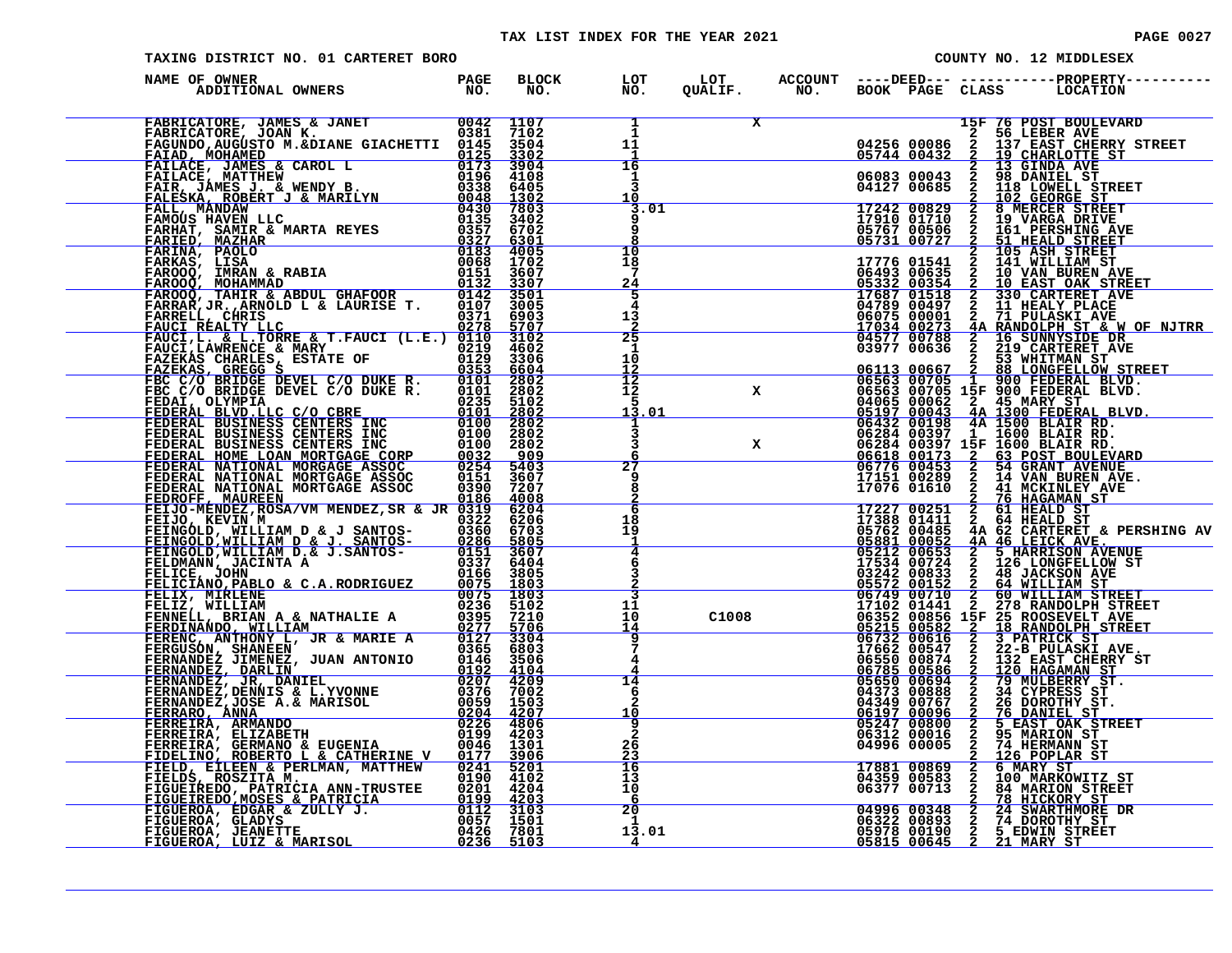# TAX LIST INDEX FOR THE YEAR 2021

TAXING DISTRICT NO. 01 CARTERET BORO — COUNTY NO. 12 MIDDLESEX

| NAME OF OWNER / ADDITIONAL OWNERS | PAGE NO. | BLOCK NO. | LOT NO. | LOT QUALIF. | ACCOUNT NO. | DEED BOOK | DEED PAGE | CLASS | PROPERTY LOCATION |
|---|---|---|---|---|---|---|---|---|---|
| FABRICATORE, JAMES & JANET | 0042 | 1107 | 1 | X | | | | 15F | 76 POST BOULEVARD |
| FABRICATORE, JOAN K. | 0381 | 7102 | 1 | | | | | 2 | 56 LEBER AVE |
| FAGUNDO,AUGUSTO M.&DIANE GIACHETTI | 0145 | 3504 | 11 | | | 04256 | 00086 | 2 | 137 EAST CHERRY STREET |
| FAIAD, MOHAMED | 0125 | 3302 | 1 | | | 05744 | 00432 | 2 | 19 CHARLOTTE ST |
| FAILACE, JAMES & CAROL L | 0173 | 3904 | 16 | | | | | 2 | 13 GINDA AVE |
| FAILACE, MATTHEW | 0196 | 4108 | 1 | | | 06083 | 00043 | 2 | 98 DANIEL ST |
| FAIR, JAMES J. & WENDY B. | 0338 | 6405 | 3 | | | 04127 | 00685 | 2 | 118 LOWELL STREET |
| FALESKA, ROBERT J & MARILYN | 0048 | 1302 | 10 | | | | | 2 | 102 GEORGE ST |
| FALL, MANDAW | 0430 | 7803 | 3.01 | | | 17242 | 00829 | 2 | 8 MERCER STREET |
| FAMOUS HAVEN LLC | 0135 | 3402 | 9 | | | 17910 | 01710 | 2 | 19 VARGA DRIVE |
| FARHAT, SAMIR & MARTA REYES | 0357 | 6702 | 9 | | | 05767 | 00506 | 2 | 161 PERSHING AVE |
| FARIED, MAZHAR | 0327 | 6301 | 8 | | | 05731 | 00727 | 2 | 51 HEALD STREET |
| FARINA, PAOLO | 0183 | 4005 | 10 | | | | | 2 | 105 ASH STREET |
| FARKAS, LISA | 0068 | 1702 | 18 | | | 17776 | 01541 | 2 | 141 WILLIAM ST |
| FAROOQ, IMRAN & RABIA | 0151 | 3607 | 7 | | | 06493 | 00635 | 2 | 10 VAN BUREN AVE |
| FAROOQ, MOHAMMAD | 0132 | 3307 | 24 | | | 05332 | 00354 | 2 | 10 EAST OAK STREET |
| FAROOQ, TAHIR & ABDUL GHAFOOR | 0142 | 3501 | 5 | | | 17687 | 01518 | 2 | 330 CARTERET AVE |
| FARRAR,JR.,ARNOLD L & LAURISE T. | 0107 | 3005 | 4 | | | 04789 | 00497 | 2 | 11 HEALY PLACE |
| FARRELL, CHRIS | 0371 | 6903 | 13 | | | 06075 | 00001 | 2 | 71 PULASKI AVE |
| FAUCI REALTY LLC | 0278 | 5707 | 2 | | | 17034 | 00273 | 4A | RANDOLPH ST & W OF NJTRR |
| FAUCI,L. & L.TORRE & T.FAUCI (L.E.) | 0110 | 3102 | 25 | | | 04577 | 00788 | 2 | 16 SUNNYSIDE DR |
| FAUCI,LAWRENCE & MARY | 0219 | 4602 | 1 | | | 03977 | 00636 | 2 | 219 CARTERET AVE |
| FAZEKAS CHARLES, ESTATE OF | 0129 | 3306 | 10 | | | | | 2 | 53 WHITMAN ST |
| FAZEKAS, GREGG S | 0353 | 6604 | 12 | | | 06113 | 00667 | 2 | 88 LONGFELLOW STREET |
| FBC C/O BRIDGE DEVEL C/O DUKE R. | 0101 | 2802 | 12 | | | 06563 | 00705 | 1 | 900 FEDERAL BLVD. |
| FBC C/O BRIDGE DEVEL C/O DUKE R. | 0101 | 2802 | 12 | X | | 06563 | 00705 | 15F | 900 FEDERAL BLVD. |
| FEDAI, OLYMPIA | 0235 | 5102 | 5 | | | 04065 | 00062 | 2 | 45 MARY ST |
| FEDERAL BLVD.LLC C/O CBRE | 0101 | 2802 | 13.01 | | | 05197 | 00043 | 4A | 1300 FEDERAL BLVD. |
| FEDERAL BUSINESS CENTERS INC | 0100 | 2802 | 1 | | | 06432 | 00198 | 4A | 1500 BLAIR RD. |
| FEDERAL BUSINESS CENTERS INC | 0100 | 2802 | 3 | | | 06284 | 00397 | 1 | 1600 BLAIR RD. |
| FEDERAL BUSINESS CENTERS INC | 0100 | 2802 | 3 | X | | 06284 | 00397 | 15F | 1600 BLAIR RD. |
| FEDERAL HOME LOAN MORTGAGE CORP | 0032 | 909 | 6 | | | 06618 | 00173 | 2 | 63 POST BOULEVARD |
| FEDERAL NATIONAL MORGAGE ASSOC | 0254 | 5403 | 27 | | | 06776 | 00453 | 2 | 54 GRANT AVENUE |
| FEDERAL NATIONAL MORTGAGE ASSOC | 0151 | 3607 | 9 | | | 17151 | 00289 | 2 | 14 VAN BUREN AVE. |
| FEDERAL NATIONAL MORTGAGE ASSOC | 0390 | 7207 | 8 | | | 17076 | 01610 | 2 | 41 MCKINLEY AVE |
| FEDROFF, MAUREEN | 0186 | 4008 | 2 | | | | | 2 | 76 HAGAMAN ST |
| FEIJO-MENDEZ,ROSA/VM MENDEZ,SR & JR | 0319 | 6204 | 6 | | | 17227 | 00251 | 2 | 61 HEALD ST |
| FEIJO, KEVIN M | 0322 | 6206 | 18 | | | 17388 | 01411 | 2 | 64 HEALD ST |
| FEINGOLD, WILLIAM D & J SANTOS- | 0360 | 6703 | 19 | | | 05762 | 00485 | 4A | 62 CARTERET & PERSHING AV |
| FEINGOLD,WILLIAM D & J. SANTOS- | 0286 | 5805 | 1 | | | 05881 | 00052 | 4A | 46 LEICK AVE. |
| FEINGOLD,WILLIAM D.& J.SANTOS- | 0151 | 3607 | 4 | | | 05212 | 00653 | 2 | 5 HARRISON AVENUE |
| FELDMANN, JACINTA A | 0337 | 6404 | 6 | | | 17534 | 00724 | 2 | 126 LONGFELLOW ST |
| FELICE, JOHN | 0166 | 3805 | 3 | | | 03242 | 00833 | 2 | 48 JACKSON AVE |
| FELICIANO,PABLO & C.A.RODRIGUEZ | 0075 | 1803 | 2 | | | 05572 | 00152 | 2 | 64 WILLIAM ST |
| FELIX, MIRLENE | 0075 | 1803 | 3 | | | 06749 | 00710 | 2 | 60 WILLIAM STREET |
| FELIZ, WILLIAM | 0236 | 5102 | 11 | | | 17102 | 01441 | 2 | 278 RANDOLPH STREET |
| FENNELL, BRIAN A & NATHALIE A | 0395 | 7210 | 10 | C1008 | | 06352 | 00856 | 15F | 25 ROOSEVELT AVE |
| FERDINANDO, WILLIAM | 0277 | 5706 | 14 | | | 05215 | 00582 | 2 | 18 RANDOLPH STREET |
| FERENC, ANTHONY L, JR & MARIE A | 0127 | 3304 | 9 | | | 06732 | 00616 | 2 | 3 PATRICK ST |
| FERGUSON, SHANEEN | 0365 | 6803 | 7 | | | 17662 | 00547 | 2 | 22-B PULASKI AVE. |
| FERNANDEZ JIMENEZ, JUAN ANTONIO | 0146 | 3506 | 4 | | | 06550 | 00874 | 2 | 132 EAST CHERRY ST |
| FERNANDEZ, DARLIN | 0192 | 4104 | 4 | | | 06785 | 00586 | 2 | 120 HAGAMAN ST |
| FERNANDEZ, JR, DANIEL | 0207 | 4209 | 14 | | | 05650 | 00694 | 2 | 79 MULBERRY ST. |
| FERNANDEZ,DENNIS & L.YVONNE | 0376 | 7002 | 6 | | | 04373 | 00888 | 2 | 34 CYPRESS ST |
| FERNANDEZ,JOSE A.& MARISOL | 0059 | 1503 | 2 | | | 04349 | 00767 | 2 | 26 DOROTHY ST. |
| FERRARO, ANNA | 0204 | 4207 | 10 | | | 06197 | 00096 | 2 | 76 DANIEL ST |
| FERREIRA, ARMANDO | 0226 | 4806 | 9 | | | 05247 | 00800 | 2 | 5 EAST OAK STREET |
| FERREIRA, ELIZABETH | 0199 | 4203 | 2 | | | 06312 | 00016 | 2 | 95 MARION ST |
| FERREIRA, GERMANO & EUGENIA | 0046 | 1301 | 26 | | | 04996 | 00005 | 2 | 74 HERMANN ST |
| FIDELINO, ROBERTO L & CATHERINE V | 0177 | 3906 | 23 | | | | | 2 | 126 POPLAR ST |
| FIELD, EILEEN & PERLMAN, MATTHEW | 0241 | 5201 | 16 | | | 17881 | 00869 | 2 | 6 MARY ST |
| FIELDS, ROSZITA M. | 0190 | 4102 | 13 | | | 04359 | 00583 | 2 | 100 MARKOWITZ ST |
| FIGUEIREDO, PATRICIA ANN-TRUSTEE | 0201 | 4204 | 10 | | | 06377 | 00713 | 2 | 84 MARION STREET |
| FIGUEIREDO,MOSES & PATRICIA | 0199 | 4203 | 6 | | | | | 2 | 78 HICKORY ST |
| FIGUEROA, EDGAR & ZULLY J. | 0112 | 3103 | 20 | | | 04996 | 00348 | 2 | 24 SWARTHMORE DR |
| FIGUEROA, GLADYS | 0057 | 1501 | 1 | | | 06322 | 00893 | 2 | 74 DOROTHY ST |
| FIGUEROA, JEANETTE | 0426 | 7801 | 13.01 | | | 05978 | 00190 | 2 | 5 EDWIN STREET |
| FIGUEROA, LUIZ & MARISOL | 0236 | 5103 | 4 | | | 05815 | 00645 | 2 | 21 MARY ST |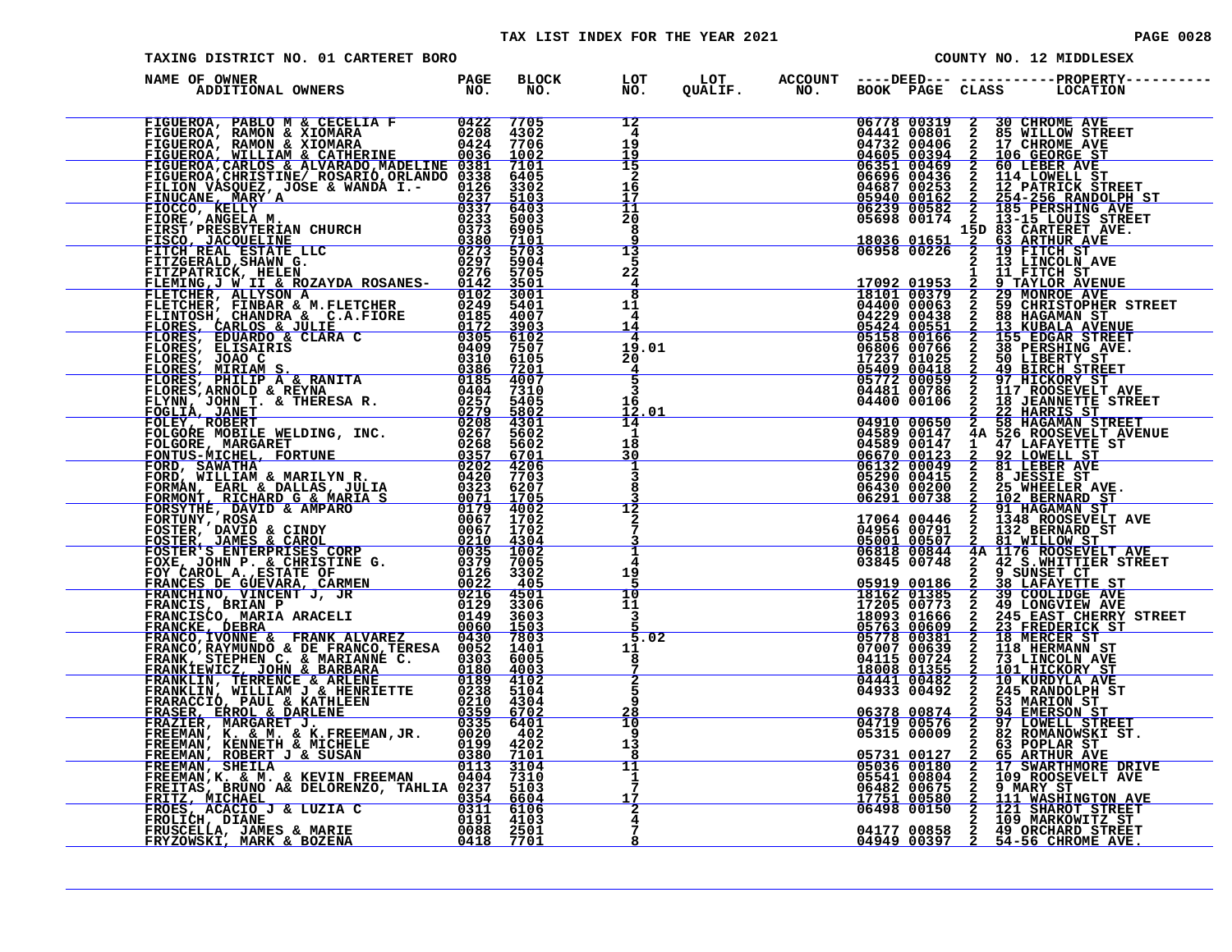TAX LIST INDEX FOR THE YEAR 2021

TAXING DISTRICT NO. 01 CARTERET BORO | COUNTY NO. 12 MIDDLESEX

| NAME OF OWNER / ADDITIONAL OWNERS | PAGE NO. | BLOCK NO. | LOT NO. | LOT QUALIF. | ACCOUNT NO. | DEED BOOK | DEED PAGE | CLASS | PROPERTY LOCATION |
|---|---|---|---|---|---|---|---|---|---|
| FIGUEROA, PABLO M & CECELIA F | 0422 | 7705 | 12 | | | 06778 | 00319 | 2 | 30 CHROME AVE |
| FIGUEROA, RAMON & XIOMARA | 0208 | 4302 | 4 | | | 04441 | 00801 | 2 | 85 WILLOW STREET |
| FIGUEROA, RAMON & XIOMARA | 0424 | 7706 | 19 | | | 04732 | 00406 | 2 | 17 CHROME AVE |
| FIGUEROA, WILLIAM & CATHERINE | 0036 | 1002 | 19 | | | 04605 | 00394 | 2 | 106 GEORGE ST |
| FIGUEROA,CARLOS & ALVARADO,MADELINE | 0381 | 7101 | 15 | | | 06351 | 00469 | 2 | 60 LEBER AVE |
| FIGUEROA,CHRISTINE/ ROSARIO,ORLANDO | 0338 | 6405 | 2 | | | 06696 | 00436 | 2 | 114 LOWELL ST |
| FILION VASQUEZ, JOSE & WANDA I.- | 0126 | 3302 | 16 | | | 04687 | 00253 | 2 | 12 PATRICK STREET |
| FINUCANE, MARY A | 0237 | 5103 | 17 | | | 05940 | 00162 | 2 | 254-256 RANDOLPH ST |
| FIOCCO, KELLY | 0337 | 6403 | 11 | | | 06239 | 00582 | 2 | 185 PERSHING AVE |
| FIORE, ANGELA M. | 0233 | 5003 | 20 | | | 05698 | 00174 | 2 | 13-15 LOUIS STREET |
| FIRST PRESBYTERIAN CHURCH | 0373 | 6905 | 8 | | | | | 15D | 83 CARTERET AVE. |
| FISCO, JACQUELINE | 0380 | 7101 | 9 | | | 18036 | 01651 | 2 | 63 ARTHUR AVE |
| FITCH REAL ESTATE LLC | 0273 | 5703 | 13 | | | 06958 | 00226 | 2 | 19 FITCH ST |
| FITZGERALD,SHAWN G. | 0297 | 5904 | 5 | | | | | 2 | 13 LINCOLN AVE |
| FITZPATRICK, HELEN | 0276 | 5705 | 22 | | | | | 1 | 11 FITCH ST |
| FLEMING,J W II & ROZAYDA ROSANES- | 0142 | 3501 | 4 | | | 17092 | 01953 | 2 | 9 TAYLOR AVENUE |
| FLETCHER, ALLYSON A | 0102 | 3001 | 8 | | | 18101 | 00379 | 2 | 29 MONROE AVE |
| FLETCHER, FINBAR & M.FLETCHER | 0249 | 5401 | 11 | | | 04400 | 00063 | 2 | 59 CHRISTOPHER STREET |
| FLINTOSH, CHANDRA & C.A.FIORE | 0185 | 4007 | 4 | | | 04229 | 00438 | 2 | 88 HAGAMAN ST |
| FLORES, CARLOS & JULIE | 0172 | 3903 | 14 | | | 05424 | 00551 | 2 | 13 KUBALA AVENUE |
| FLORES, EDUARDO & CLARA C | 0305 | 6102 | 4 | | | 05158 | 00166 | 2 | 155 EDGAR STREET |
| FLORES, ELISAIRIS | 0409 | 7507 | 19.01 | | | 06806 | 00766 | 2 | 38 PERSHING AVE. |
| FLORES, JOAO C | 0310 | 6105 | 20 | | | 17237 | 01025 | 2 | 50 LIBERTY ST |
| FLORES, MIRIAM S. | 0386 | 7201 | 4 | | | 05409 | 00418 | 2 | 49 BIRCH STREET |
| FLORES, PHILIP A & RANITA | 0185 | 4007 | 5 | | | 05772 | 00059 | 2 | 97 HICKORY ST |
| FLORES,ARNOLD & REYNA | 0404 | 7310 | 3 | | | 04481 | 00786 | 2 | 117 ROOSEVELT AVE |
| FLYNN, JOHN T. & THERESA R. | 0257 | 5405 | 16 | | | 04400 | 00106 | 2 | 18 JEANNETTE STREET |
| FOGLIA, JANET | 0279 | 5802 | 12.01 | | | | | 2 | 22 HARRIS ST |
| FOLEY, ROBERT | 0208 | 4301 | 14 | | | 04910 | 00650 | 2 | 58 HAGAMAN STREET |
| FOLGORE MOBILE WELDING, INC. | 0267 | 5602 | 1 | | | 04589 | 00147 | 4A | 526 ROOSEVELT AVENUE |
| FOLGORE, MARGARET | 0268 | 5602 | 18 | | | 04589 | 00147 | 1 | 47 LAFAYETTE ST |
| FONTUS-MICHEL, FORTUNE | 0357 | 6701 | 30 | | | 06670 | 00123 | 2 | 92 LOWELL ST |
| FORD, SAWATHA | 0202 | 4206 | 1 | | | 06132 | 00049 | 2 | 81 LEBER AVE |
| FORD, WILLIAM & MARILYN R. | 0420 | 7703 | 3 | | | 05290 | 00415 | 2 | 8 JESSIE ST |
| FORMAN, EARL & DALLAS, JULIA | 0323 | 6207 | 8 | | | 06430 | 00200 | 2 | 25 WHEELER AVE. |
| FORMONT, RICHARD G & MARIA S | 0071 | 1705 | 3 | | | 06291 | 00738 | 2 | 102 BERNARD ST |
| FORSYTHE, DAVID & AMPARO | 0179 | 4002 | 12 | | | | | 2 | 91 HAGAMAN ST |
| FORTUNY, ROSA | 0067 | 1702 | 2 | | | 17064 | 00446 | 2 | 1348 ROOSEVELT AVE |
| FOSTER, DAVID & CINDY | 0067 | 1702 | 7 | | | 04956 | 00791 | 2 | 132 BERNARD ST |
| FOSTER, JAMES & CAROL | 0210 | 4304 | 3 | | | 05001 | 00507 | 2 | 81 WILLOW ST |
| FOSTER'S ENTERPRISES CORP | 0035 | 1002 | 1 | | | 06818 | 00844 | 4A | 1176 ROOSEVELT AVE |
| FOXE, JOHN P. & CHRISTINE G. | 0379 | 7005 | 4 | | | 03845 | 00748 | 2 | 42 S.WHITTIER STREET |
| FOY CAROL A. ESTATE OF | 0126 | 3302 | 19 | | | | | 2 | 9 SUNSET CT |
| FRANCES DE GUEVARA, CARMEN | 0022 | 405 | 5 | | | 05919 | 00186 | 2 | 38 LAFAYETTE ST |
| FRANCHINO, VINCENT J, JR | 0216 | 4501 | 10 | | | 18162 | 01385 | 2 | 39 COOLIDGE AVE |
| FRANCIS, BRIAN P | 0129 | 3306 | 11 | | | 17205 | 00773 | 2 | 49 LONGVIEW AVE |
| FRANCISCO, MARIA ARACELI | 0149 | 3603 | 3 | | | 18093 | 01666 | 2 | 245 EAST CHERRY STREET |
| FRANCKE, DEBRA | 0060 | 1503 | 5 | | | 05763 | 00609 | 2 | 23 FREDERICK ST |
| FRANCO,IVONNE & FRANK ALVAREZ | 0430 | 7803 | 5.02 | | | 05778 | 00381 | 2 | 18 MERCER ST |
| FRANCO,RAYMUNDO & DE FRANCO,TERESA | 0052 | 1401 | 11 | | | 07007 | 00639 | 2 | 118 HERMANN ST |
| FRANK, STEPHEN C. & MARIANNE C. | 0303 | 6005 | 8 | | | 04115 | 00724 | 2 | 73 LINCOLN AVE |
| FRANKIEWICZ, JOHN & BARBARA | 0180 | 4003 | 7 | | | 18008 | 01355 | 2 | 101 HICKORY ST |
| FRANKLIN, TERRENCE & ARLENE | 0189 | 4102 | 2 | | | 04441 | 00482 | 2 | 10 KURDYLA AVE |
| FRANKLIN, WILLIAM J & HENRIETTE | 0238 | 5104 | 5 | | | 04933 | 00492 | 2 | 245 RANDOLPH ST |
| FRARACCIO, PAUL & KATHLEEN | 0210 | 4304 | 9 | | | | | 2 | 53 MARION ST |
| FRASER, ERROL & DARLENE | 0359 | 6702 | 28 | | | 06378 | 00874 | 2 | 94 EMERSON ST |
| FRAZIER, MARGARET J. | 0335 | 6401 | 10 | | | 04719 | 00576 | 2 | 97 LOWELL STREET |
| FREEMAN, K. & M. & K.FREEMAN,JR. | 0020 | 402 | 9 | | | 05315 | 00009 | 2 | 82 ROMANOWSKI ST. |
| FREEMAN, KENNETH & MICHELE | 0199 | 4202 | 13 | | | | | 2 | 63 POPLAR ST |
| FREEMAN, ROBERT J & SUSAN | 0380 | 7101 | 8 | | | 05731 | 00127 | 2 | 65 ARTHUR AVE |
| FREEMAN, SHEILA | 0113 | 3104 | 11 | | | 05036 | 00180 | 2 | 17 SWARTHMORE DRIVE |
| FREEMAN,K. & M. & KEVIN FREEMAN | 0404 | 7310 | 1 | | | 05541 | 00804 | 2 | 109 ROOSEVELT AVE |
| FREITAS, BRUNO A& DELORENZO, TAHLIA | 0237 | 5103 | 7 | | | 06482 | 00675 | 2 | 9 MARY ST |
| FRITZ, MICHAEL | 0354 | 6604 | 17 | | | 17751 | 00580 | 2 | 111 WASHINGTON AVE |
| FROES, ACACIO J & LUZIA C | 0311 | 6106 | 2 | | | 06498 | 00150 | 2 | 121 SHAROT STREET |
| FROLICH, DIANE | 0191 | 4103 | 4 | | | | | 2 | 109 MARKOWITZ ST |
| FRUSCELLA, JAMES & MARIE | 0088 | 2501 | 7 | | | 04177 | 00858 | 2 | 49 ORCHARD STREET |
| FRYZOWSKI, MARK & BOZENA | 0418 | 7701 | 8 | | | 04949 | 00397 | 2 | 54-56 CHROME AVE. |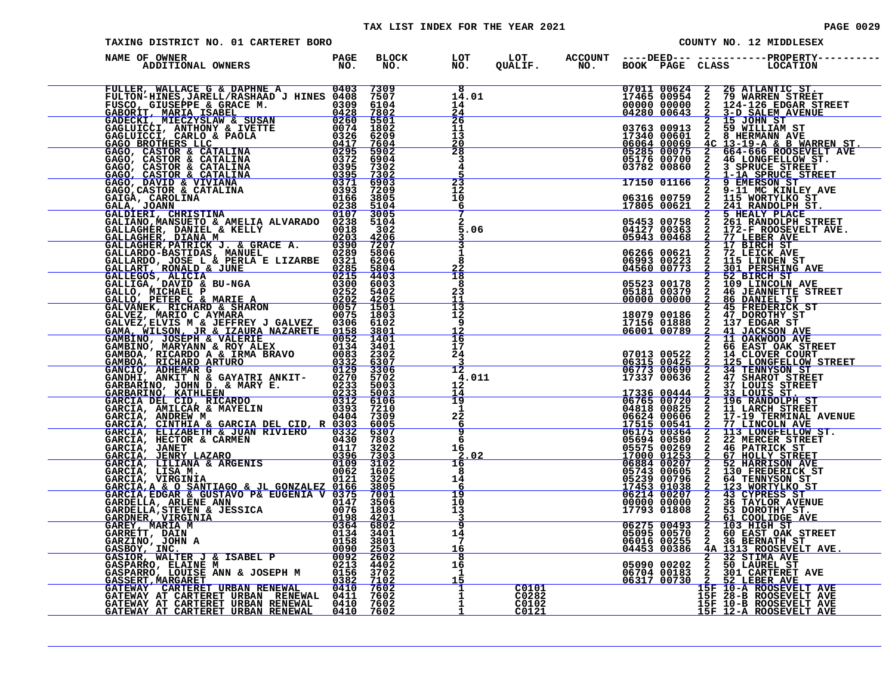# TAX LIST INDEX FOR THE YEAR 2021

TAXING DISTRICT NO. 01 CARTERET BORO — COUNTY NO. 12 MIDDLESEX

| NAME OF OWNER / ADDITIONAL OWNERS | PAGE NO. | BLOCK NO. | LOT NO. | LOT QUALIF. | ACCOUNT NO. | DEED BOOK | DEED PAGE | CLASS | PROPERTY LOCATION |
|---|---|---|---|---|---|---|---|---|---|
| FULLER, WALLACE G & DAPHNE A | 0403 | 7309 | 8 | | | 07011 | 00624 | 2 | 26 ATLANTIC ST. |
| FULTON-HINES,JARELL/RASHAAD J HINES | 0408 | 7507 | 14.01 | | | 17465 | 00954 | 2 | 79 WARREN STREET |
| FUSCO, GIUSEPPE & GRACE M. | 0309 | 6104 | 14 | | | 00000 | 00000 | 2 | 124-126 EDGAR STREET |
| GABORIT, MARIA ISABEL | 0428 | 7802 | 24 | | | 04280 | 00643 | 2 | 3-D SALEM AVENUE |
| GADECKI, MIECZYSLAW & SUSAN | 0260 | 5501 | 26 | | | | | 2 | 15 JOHN ST |
| GAGLUICCI, ANTHONY & IVETTE | 0074 | 1802 | 11 | | | 03763 | 00913 | 2 | 59 WILLIAM ST |
| GAGLUICCI, CARLO & PAOLA | 0326 | 6209 | 13 | | | 17340 | 00601 | 2 | 8 HERMANN AVE |
| GAGO BROTHERS LLC | 0417 | 7604 | 20 | | | 06064 | 00069 | 4C | 13-19-A & B WARREN ST. |
| GAGO, CASTOR & CATALINA | 0295 | 5902 | 28 | | | 05285 | 00075 | 2 | 664-666 ROOSEVELT AVE |
| GAGO, CASTOR & CATALINA | 0372 | 6904 | 3 | | | 05176 | 00700 | 2 | 46 LONGFELLOW ST. |
| GAGO, CASTOR & CATALINA | 0395 | 7302 | 4 | | | 03782 | 00860 | 2 | 3 SPRUCE STREET |
| GAGO, CASTOR & CATALINA | 0395 | 7302 | 5 | | | | | 2 | 1-1A SPRUCE STREET |
| GAGO, DAVID & VIVIANA | 0371 | 6903 | 23 | | | 17150 | 01166 | 2 | 9 EMERSON ST |
| GAGO,CASTOR & CATALINA | 0393 | 7209 | 12 | | | | | 2 | 9-11 MC KINLEY AVE |
| GAIGA, CAROLINA | 0166 | 3805 | 10 | | | 06316 | 00759 | 2 | 115 WORTYLKO ST |
| GALA, JOANN | 0238 | 5104 | 6 | | | 17805 | 00621 | 2 | 241 RANDOLPH ST. |
| GALDIERI, CHRISTINA | 0107 | 3005 | 7 | | | | | 2 | 5 HEALY PLACE |
| GALIANO,MANSUETO & AMELIA ALVARADO | 0238 | 5104 | 2 | | | 05453 | 00758 | 2 | 261 RANDOLPH STREET |
| GALLAGHER, DANIEL & KELLY | 0018 | 302 | 5.06 | | | 04127 | 00363 | 2 | 172-F ROOSEVELT AVE. |
| GALLAGHER, DIANA M | 0203 | 4206 | 3 | | | 05943 | 00468 | 2 | 77 LEBER AVE |
| GALLAGHER,PATRICK J. & GRACE A. | 0390 | 7207 | 3 | | | | | 2 | 17 BIRCH ST |
| GALLARDO-BASTIDAS, MANUEL | 0289 | 5806 | 1 | | | 06266 | 00621 | 2 | 72 LEICK AVE |
| GALLARDO, JOSE L & PERLA E LIZARBE | 0321 | 6206 | 8 | | | 06993 | 00223 | 2 | 115 LINDEN ST |
| GALLART, RONALD & JUNE | 0285 | 5804 | 22 | | | 04560 | 00773 | 2 | 301 PERSHING AVE |
| GALLEGOS, ALICIA | 0215 | 4403 | 18 | | | | | 2 | 52 BIRCH ST |
| GALLIGA, DAVID & BU-NGA | 0300 | 6003 | 8 | | | 05523 | 00178 | 2 | 109 LINCOLN AVE |
| GALLO, MICHAEL P | 0252 | 5402 | 23 | | | 05181 | 00379 | 2 | 46 JEANNETTE STREET |
| GALLO, PETER C & MARIE A | 0202 | 4205 | 11 | | | 00000 | 00000 | 2 | 86 DANIEL ST |
| GALVANEK, RICHARD & SHARON | 0057 | 1501 | 13 | | | | | 2 | 45 FREDERICK ST |
| GALVEZ, MARIO C AYMARA | 0075 | 1803 | 12 | | | 18079 | 00186 | 2 | 47 DOROTHY ST |
| GALVEZ,ELVIS M & JEFFREY J GALVEZ | 0306 | 6102 | 9 | | | 17156 | 01888 | 2 | 137 EDGAR ST |
| GAMA, WILSON, JR & IZAURA NAZARETE | 0158 | 3801 | 12 | | | 06001 | 00789 | 2 | 41 JACKSON AVE |
| GAMBINO, JOSEPH & VALERIE | 0052 | 1401 | 16 | | | | | 2 | 11 OAKWOOD AVE |
| GAMBINO, MARYANN & ROY ALEX | 0134 | 3401 | 17 | | | | | 2 | 66 EAST OAK STREET |
| GAMBOA, RICARDO A & IRMA BRAVO | 0083 | 2302 | 24 | | | 07013 | 00522 | 2 | 14 CLOVER COURT |
| GAMBOA, RICHARD ARTURO | 0332 | 6307 | 3 | | | 06315 | 00425 | 2 | 125 LONGFELLOW STREET |
| GANCIO, ADHEMAR G | 0129 | 3306 | 12 | | | 06773 | 00690 | 2 | 34 TENNYSON ST |
| GANDHI, ANKIT N & GAYATRI ANKIT- | 0270 | 5702 | 4.011 | | | 17337 | 00636 | 2 | 47 SHAROT STREET |
| GARBARINO, JOHN D. & MARY E. | 0233 | 5003 | 12 | | | | | 2 | 37 LOUIS STREET |
| GARBARINO, KATHLEEN | 0233 | 5003 | 14 | | | 17336 | 00444 | 2 | 33 LOUIS ST. |
| GARCIA DEL CID, RICARDO | 0312 | 6106 | 19 | | | 06765 | 00720 | 2 | 196 RANDOLPH ST |
| GARCIA, AMILCAR & MAYELIN | 0393 | 7210 | 1 | | | 04818 | 00825 | 2 | 11 LARCH STREET |
| GARCIA, ANDREW M | 0404 | 7309 | 22 | | | 06624 | 00606 | 2 | 17-19 TERMINAL AVENUE |
| GARCIA, CINTHIA & GARCIA DEL CID, R | 0303 | 6005 | 6 | | | 17515 | 00541 | 2 | 77 LINCOLN AVE |
| GARCIA, ELIZABETH & JUAN RIVIERO | 0332 | 6307 | 9 | | | 06175 | 00364 | 2 | 113 LONGFELLOW ST. |
| GARCIA, HECTOR & CARMEN | 0430 | 7803 | 6 | | | 05694 | 00580 | 2 | 22 MERCER STREET |
| GARCIA, JANET | 0117 | 3202 | 16 | | | 05575 | 00269 | 2 | 46 PATRICK ST |
| GARCIA, JENRY LAZARO | 0396 | 7303 | 2.02 | | | 17000 | 01253 | 2 | 67 HOLLY STREET |
| GARCIA, LILIANA & ARGENIS | 0109 | 3102 | 16 | | | 06884 | 00207 | 2 | 52 HARRISON AVE |
| GARCIA, LISA M. | 0062 | 1602 | 8 | | | 05743 | 00605 | 2 | 130 FREDERICK ST |
| GARCIA, VIRGINIA | 0121 | 3205 | 14 | | | 05239 | 00796 | 2 | 64 TENNYSON ST |
| GARCIA,A & O SANTIAGO & JL GONZALEZ | 0166 | 3805 | 6 | | | 17453 | 01038 | 2 | 123 WORTYLKO ST |
| GARCIA,EDGAR & GUSTAVO P& EUGENIA V | 0375 | 7001 | 19 | | | 06214 | 00207 | 2 | 43 CYPRESS ST |
| GARDELLA, ARLENE ANN | 0147 | 3506 | 10 | | | 00000 | 00000 | 2 | 36 TAYLOR AVENUE |
| GARDELLA,STEVEN & JESSICA | 0076 | 1803 | 13 | | | 17793 | 01808 | 2 | 53 DOROTHY ST. |
| GARDNER, VIRGINIA | 0198 | 4201 | 3 | | | | | 2 | 61 COOLIDGE AVE |
| GAREY, MARIA M | 0364 | 6802 | 9 | | | 06275 | 00493 | 2 | 103 HIGH ST |
| GARRETT, DAIN | 0134 | 3401 | 14 | | | 05095 | 00570 | 2 | 60 EAST OAK STREET |
| GARZINO, JOHN A | 0158 | 3801 | 7 | | | 06016 | 00255 | 2 | 36 BERNATH ST |
| GASBOY, INC. | 0090 | 2503 | 16 | | | 04453 | 00386 | 4A | 1313 ROOSEVELT AVE. |
| GASIOR, WALTER J & ISABEL P | 0092 | 2602 | 8 | | | | | 2 | 32 STIMA AVE |
| GASPARRO, ELAINE M | 0213 | 4402 | 16 | | | 05090 | 00202 | 2 | 50 LAUREL ST |
| GASPARRO, LOUISE ANN & JOSEPH M | 0156 | 3702 | 1 | | | 06704 | 00183 | 2 | 301 CARTERET AVE |
| GASSERT,MARGARET | 0382 | 7102 | 15 | | | 06317 | 00730 | 2 | 52 LEBER AVE |
| GATEWAY CARTERET URBAN RENEWAL | 0410 | 7602 | 1 | C0101 | | | | 15F | 10-A ROOSEVELT AVE |
| GATEWAY AT CARTERET URBAN RENEWAL | 0411 | 7602 | 1 | C0282 | | | | 15F | 28-B ROOSEVELT AVE |
| GATEWAY AT CARTERET URBAN RENEWAL | 0410 | 7602 | 1 | C0102 | | | | 15F | 10-B ROOSEVELT AVE |
| GATEWAY AT CARTERET URBAN RENEWAL | 0410 | 7602 | 1 | C0121 | | | | 15F | 12-A ROOSEVELT AVE |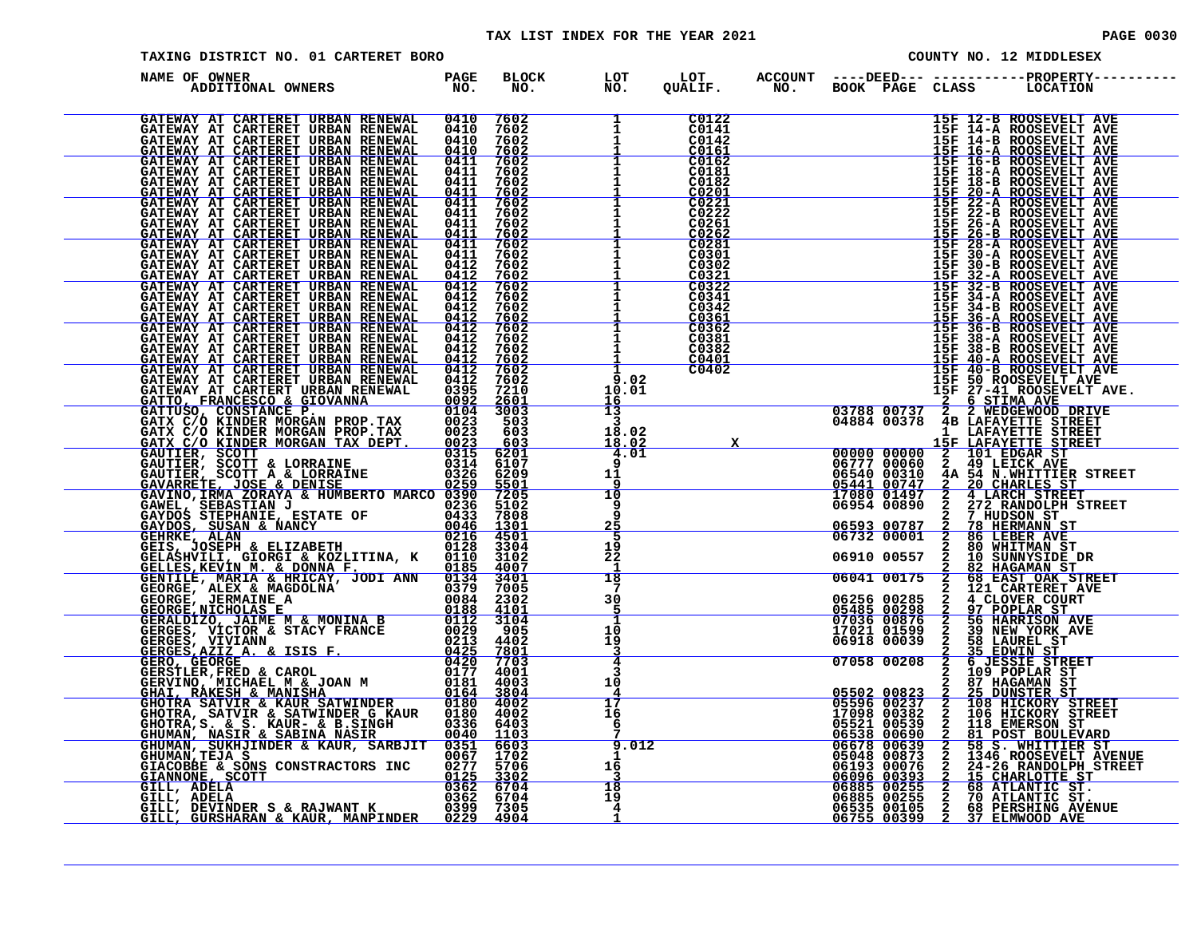TAX LIST INDEX FOR THE YEAR 2021

TAXING DISTRICT NO. 01 CARTERET BORO

COUNTY NO. 12 MIDDLESEX

| NAME OF OWNER / ADDITIONAL OWNERS | PAGE NO. | BLOCK NO. | LOT NO. | LOT QUALIF. | ACCOUNT NO. | DEED BOOK | DEED PAGE | CLASS | PROPERTY LOCATION |
|---|---|---|---|---|---|---|---|---|---|
| GATEWAY AT CARTERET URBAN RENEWAL | 0410 | 7602 | 1 | C0122 | | | | 15F | 12-B ROOSEVELT AVE |
| GATEWAY AT CARTERET URBAN RENEWAL | 0410 | 7602 | 1 | C0141 | | | | 15F | 14-A ROOSEVELT AVE |
| GATEWAY AT CARTERET URBAN RENEWAL | 0410 | 7602 | 1 | C0142 | | | | 15F | 14-B ROOSEVELT AVE |
| GATEWAY AT CARTERET URBAN RENEWAL | 0410 | 7602 | 1 | C0161 | | | | 15F | 16-A ROOSEVELT AVE |
| GATEWAY AT CARTERET URBAN RENEWAL | 0411 | 7602 | 1 | C0162 | | | | 15F | 16-B ROOSEVELT AVE |
| GATEWAY AT CARTERET URBAN RENEWAL | 0411 | 7602 | 1 | C0181 | | | | 15F | 18-A ROOSEVELT AVE |
| GATEWAY AT CARTERET URBAN RENEWAL | 0411 | 7602 | 1 | C0182 | | | | 15F | 18-B ROOSEVELT AVE |
| GATEWAY AT CARTERET URBAN RENEWAL | 0411 | 7602 | 1 | C0201 | | | | 15F | 20-A ROOSEVELT AVE |
| GATEWAY AT CARTERET URBAN RENEWAL | 0411 | 7602 | 1 | C0221 | | | | 15F | 22-A ROOSEVELT AVE |
| GATEWAY AT CARTERET URBAN RENEWAL | 0411 | 7602 | 1 | C0222 | | | | 15F | 22-B ROOSEVELT AVE |
| GATEWAY AT CARTERET URBAN RENEWAL | 0411 | 7602 | 1 | C0261 | | | | 15F | 26-A ROOSEVELT AVE |
| GATEWAY AT CARTERET URBAN RENEWAL | 0411 | 7602 | 1 | C0262 | | | | 15F | 26-B ROOSEVELT AVE |
| GATEWAY AT CARTERET URBAN RENEWAL | 0411 | 7602 | 1 | C0281 | | | | 15F | 28-A ROOSEVELT AVE |
| GATEWAY AT CARTERET URBAN RENEWAL | 0411 | 7602 | 1 | C0301 | | | | 15F | 30-A ROOSEVELT AVE |
| GATEWAY AT CARTERET URBAN RENEWAL | 0412 | 7602 | 1 | C0302 | | | | 15F | 30-B ROOSEVELT AVE |
| GATEWAY AT CARTERET URBAN RENEWAL | 0412 | 7602 | 1 | C0321 | | | | 15F | 32-A ROOSEVELT AVE |
| GATEWAY AT CARTERET URBAN RENEWAL | 0412 | 7602 | 1 | C0322 | | | | 15F | 32-B ROOSEVELT AVE |
| GATEWAY AT CARTERET URBAN RENEWAL | 0412 | 7602 | 1 | C0341 | | | | 15F | 34-A ROOSEVELT AVE |
| GATEWAY AT CARTERET URBAN RENEWAL | 0412 | 7602 | 1 | C0342 | | | | 15F | 34-B ROOSEVELT AVE |
| GATEWAY AT CARTERET URBAN RENEWAL | 0412 | 7602 | 1 | C0361 | | | | 15F | 36-A ROOSEVELT AVE |
| GATEWAY AT CARTERET URBAN RENEWAL | 0412 | 7602 | 1 | C0362 | | | | 15F | 36-B ROOSEVELT AVE |
| GATEWAY AT CARTERET URBAN RENEWAL | 0412 | 7602 | 1 | C0381 | | | | 15F | 38-A ROOSEVELT AVE |
| GATEWAY AT CARTERET URBAN RENEWAL | 0412 | 7602 | 1 | C0382 | | | | 15F | 38-B ROOSEVELT AVE |
| GATEWAY AT CARTERET URBAN RENEWAL | 0412 | 7602 | 1 | C0401 | | | | 15F | 40-A ROOSEVELT AVE |
| GATEWAY AT CARTERET URBAN RENEWAL | 0412 | 7602 | 1 | C0402 | | | | 15F | 40-B ROOSEVELT AVE |
| GATEWAY AT CARTERET URBAN RENEWAL | 0412 | 7602 | 9.02 | | | | | 15F | 50 ROOSEVELT AVE |
| GATEWAY AT CARTERT URBAN RENEWAL | 0395 | 7210 | 10.01 | | | | | 15F | 27-41 ROOSEVELT AVE. |
| GATTO, FRANCESCO & GIOVANNA | 0092 | 2601 | 16 | | | | | 2 | 6 STIMA AVE |
| GATTUSO, CONSTANCE P. | 0104 | 3003 | 13 | | | 03788 | 00737 | 2 | 2 WEDGEWOOD DRIVE |
| GATX C/O KINDER MORGAN PROP.TAX | 0023 | 503 | 3 | | | 04884 | 00378 | 4B | LAFAYETTE STREET |
| GATX C/O KINDER MORGAN PROP.TAX | 0023 | 603 | 18.02 | | | | | 1 | LAFAYETTE STREET |
| GATX C/O KINDER MORGAN TAX DEPT. | 0023 | 603 | 18.02 | X | | | | 15F | LAFAYETTE STREET |
| GAUTIER, SCOTT | 0315 | 6201 | 4.01 | | | 00000 | 00000 | 2 | 101 EDGAR ST |
| GAUTIER, SCOTT & LORRAINE | 0314 | 6107 | 9 | | | 06777 | 00060 | 2 | 49 LEICK AVE |
| GAUTIER, SCOTT A & LORRAINE | 0326 | 6209 | 11 | | | 06540 | 00310 | 4A | 54 N.WHITTIER STREET |
| GAVARRETE, JOSE & DENISE | 0259 | 5501 | 9 | | | 05441 | 00747 | 2 | 20 CHARLES ST |
| GAVINO,IRMA ZORAYA & HUMBERTO MARCO | 0390 | 7205 | 10 | | | 17080 | 01497 | 2 | 4 LARCH STREET |
| GAWEL, SEBASTIAN J | 0236 | 5102 | 9 | | | 06954 | 00890 | 2 | 272 RANDOLPH STREET |
| GAYDOS STEPHANIE, ESTATE OF | 0433 | 7808 | 9 | | | | | 2 | 7 HUDSON ST |
| GAYDOS, SUSAN & NANCY | 0046 | 1301 | 25 | | | 06593 | 00787 | 2 | 78 HERMANN ST |
| GEHRKE, ALAN | 0216 | 4501 | 5 | | | 06732 | 00001 | 2 | 86 LEBER AVE |
| GEIS, JOSEPH & ELIZABETH | 0128 | 3304 | 19 | | | | | 2 | 80 WHITMAN ST |
| GELASHVILI, GIORGI & KOZLITINA, K | 0110 | 3102 | 22 | | | 06910 | 00557 | 2 | 10 SUNNYSIDE DR |
| GELLES,KEVIN M. & DONNA F. | 0185 | 4007 | 1 | | | | | 2 | 82 HAGAMAN ST |
| GENTILE, MARIA & HRICAY, JODI ANN | 0134 | 3401 | 18 | | | 06041 | 00175 | 2 | 68 EAST OAK STREET |
| GEORGE, ALEX & MAGDOLNA | 0379 | 7005 | 7 | | | | | 2 | 121 CARTERET AVE |
| GEORGE, JERMAINE A | 0084 | 2302 | 30 | | | 06256 | 00285 | 2 | 4 CLOVER COURT |
| GEORGE,NICHOLAS E | 0188 | 4101 | 5 | | | 05485 | 00298 | 2 | 97 POPLAR ST |
| GERALDIZO, JAIME M & MONINA B | 0112 | 3104 | 1 | | | 07036 | 00876 | 2 | 56 HARRISON AVE |
| GERGES, VICTOR & STACY FRANCE | 0029 | 905 | 10 | | | 17021 | 01599 | 2 | 39 NEW YORK AVE |
| GERGES, VIVIANN | 0213 | 4402 | 19 | | | 06918 | 00039 | 2 | 58 LAUREL ST |
| GERGES,AZIZ A. & ISIS F. | 0425 | 7801 | 3 | | | | | 2 | 35 EDWIN ST |
| GERO, GEORGE | 0420 | 7703 | 4 | | | 07058 | 00208 | 2 | 6 JESSIE STREET |
| GERSTLER,FRED & CAROL | 0177 | 4001 | 3 | | | | | 2 | 109 POPLAR ST |
| GERVINO, MICHAEL M & JOAN M | 0181 | 4003 | 10 | | | | | 2 | 87 HAGAMAN ST |
| GHAI, RAKESH & MANISHA | 0164 | 3804 | 4 | | | 05502 | 00823 | 2 | 25 DUNSTER ST |
| GHOTRA SATVIR & KAUR SATWINDER | 0180 | 4002 | 17 | | | 05596 | 00237 | 2 | 108 HICKORY STREET |
| GHOTRA, SATVIR & SATWINDER G KAUR | 0180 | 4002 | 16 | | | 17098 | 00382 | 2 | 106 HICKORY STREET |
| GHOTRA,S. & S. KAUR- & B.SINGH | 0336 | 6403 | 6 | | | 05521 | 00539 | 2 | 118 EMERSON ST |
| GHUMAN, NASIR & SABINA NASIR | 0040 | 1103 | 7 | | | 06538 | 00690 | 2 | 81 POST BOULEVARD |
| GHUMAN, SUKHJINDER & KAUR, SARBJIT | 0351 | 6603 | 9.012 | | | 06679 | 00639 | 2 | 58 S. WHITTIER ST |
| GHUMAN,TEJA S | 0067 | 1702 | 1 | | | 05048 | 00873 | 2 | 1346 ROOSEVELT AVENUE |
| GIACOBBE & SONS CONSTRACTORS INC | 0277 | 5706 | 16 | | | 06193 | 00076 | 2 | 24-26 RANDOLPH STREET |
| GIANNONE, SCOTT | 0125 | 3302 | 3 | | | 06096 | 00393 | 2 | 15 CHARLOTTE ST |
| GILL, ADELA | 0362 | 6704 | 18 | | | 06885 | 00255 | 2 | 68 ATLANTIC ST. |
| GILL, ADELA | 0362 | 6704 | 19 | | | 06885 | 00255 | 2 | 70 ATLANTIC ST. |
| GILL, DEVINDER S & RAJWANT K | 0399 | 7305 | 4 | | | 06535 | 00105 | 2 | 68 PERSHING AVENUE |
| GILL, GURSHARAN & KAUR, MANPINDER | 0229 | 4904 | 1 | | | 06755 | 00399 | 2 | 37 ELMWOOD AVE |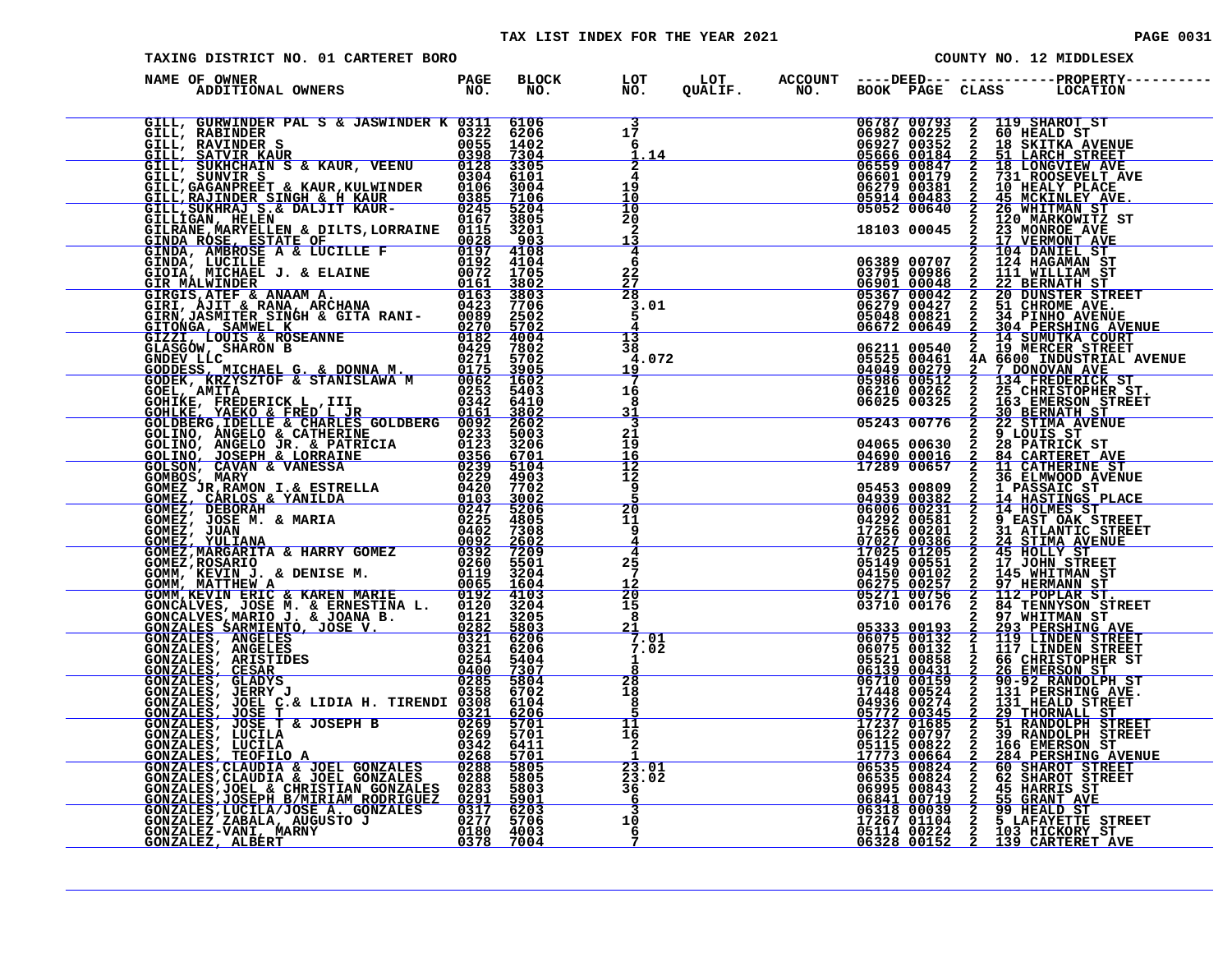TAX LIST INDEX FOR THE YEAR 2021

TAXING DISTRICT NO. 01 CARTERET BORO

COUNTY NO. 12 MIDDLESEX

| NAME OF OWNER / ADDITIONAL OWNERS | PAGE NO. | BLOCK NO. | LOT NO. | LOT QUALIF. | ACCOUNT NO. | DEED BOOK | DEED PAGE | CLASS | PROPERTY LOCATION |
|---|---|---|---|---|---|---|---|---|---|
| GILL, GURWINDER PAL S & JASWINDER K | 0311 | 6106 | 3 | | | 06787 | 00793 | 2 | 119 SHAROT ST |
| GILL, RABINDER | 0322 | 6206 | 17 | | | 06982 | 00225 | 2 | 60 HEALD ST |
| GILL, RAVINDER S | 0055 | 1402 | 6 | | | 06927 | 00352 | 2 | 18 SKITKA AVENUE |
| GILL, SATVIR KAUR | 0398 | 7304 | 1.14 | | | 05666 | 00184 | 2 | 51 LARCH STREET |
| GILL, SUKHCHAIN S & KAUR, VEENU | 0128 | 3305 | 2 | | | 06559 | 00847 | 2 | 18 LONGVIEW AVE |
| GILL, SUNVIR S | 0304 | 6101 | 4 | | | 06601 | 00179 | 2 | 731 ROOSEVELT AVE |
| GILL,GAGANPREET & KAUR,KULWINDER | 0106 | 3004 | 19 | | | 06279 | 00381 | 2 | 10 HEALY PLACE |
| GILL,RAJINDER SINGH & H KAUR | 0385 | 7106 | 10 | | | 05914 | 00483 | 2 | 45 MCKINLEY AVE. |
| GILL,SUKHRAJ S.& DALJIT KAUR- | 0245 | 5204 | 10 | | | 05052 | 00640 | 2 | 26 WHITMAN ST |
| GILLIGAN, HELEN | 0167 | 3805 | 20 | | | | | 2 | 120 MARKOWITZ ST |
| GILRANE,MARYELLEN & DILTS,LORRAINE | 0115 | 3201 | 2 | | | 18103 | 00045 | 2 | 23 MONROE AVE |
| GINDA ROSE, ESTATE OF | 0028 | 903 | 13 | | | | | 2 | 17 VERMONT AVE |
| GINDA, AMBROSE A & LUCILLE F | 0197 | 4108 | 4 | | | | | 2 | 104 DANIEL ST |
| GINDA, LUCILLE | 0192 | 4104 | 6 | | | 06389 | 00707 | 2 | 124 HAGAMAN ST |
| GIOIA, MICHAEL J. & ELAINE | 0072 | 1705 | 22 | | | 03795 | 00986 | 2 | 111 WILLIAM ST |
| GIR MALWINDER | 0161 | 3802 | 27 | | | 06901 | 00048 | 2 | 22 BERNATH ST |
| GIRGIS,ATEF & ANAAM A. | 0163 | 3803 | 28 | | | 05367 | 00042 | 2 | 20 DUNSTER STREET |
| GIRI, AJIT & RANA, ARCHANA | 0423 | 7706 | 3.01 | | | 06279 | 00427 | 2 | 51 CHROME AVE. |
| GIRN,JASMITER SINGH & GITA RANI- | 0089 | 2502 | 5 | | | 05048 | 00821 | 2 | 34 PINHO AVENUE |
| GITONGA, SAMWEL K | 0270 | 5702 | 4 | | | 06672 | 00649 | 2 | 304 PERSHING AVENUE |
| GIZZI, LOUIS & ROSEANNE | 0182 | 4004 | 13 | | | | | 2 | 14 SUMUTKA COURT |
| GLASGOW, SHARON B | 0429 | 7802 | 38 | | | 06211 | 00540 | 2 | 19 MERCER STREET |
| GNDEV LLC | 0271 | 5702 | 4.072 | | | 05525 | 00461 | 4A | 6600 INDUSTRIAL AVENUE |
| GODDESS, MICHAEL G. & DONNA M. | 0175 | 3905 | 19 | | | 04049 | 00279 | 2 | 7 DONOVAN AVE |
| GODEK, KRZYSZTOF & STANISLAWA M | 0062 | 1602 | 7 | | | 05986 | 00512 | 2 | 134 FREDERICK ST |
| GOEL, AMITA | 0253 | 5403 | 16 | | | 06210 | 00262 | 2 | 25 CHRISTOPHER ST. |
| GOHIKE, FREDERICK L ,III | 0342 | 6410 | 8 | | | 06025 | 00325 | 2 | 163 EMERSON STREET |
| GOHLKE, YAEKO & FRED L JR | 0161 | 3802 | 31 | | | | | 2 | 30 BERNATH ST |
| GOLDBERG,IDELLE & CHARLES GOLDBERG | 0092 | 2602 | 3 | | | 05243 | 00776 | 2 | 22 STIMA AVENUE |
| GOLINO, ANGELO & CATHERINE | 0233 | 5003 | 21 | | | | | 2 | 9 LOUIS ST |
| GOLINO, ANGELO JR. & PATRICIA | 0123 | 3206 | 19 | | | 04065 | 00630 | 2 | 28 PATRICK ST |
| GOLINO, JOSEPH & LORRAINE | 0356 | 6701 | 16 | | | 04690 | 00016 | 2 | 84 CARTERET AVE |
| GOLSON, CAVAN & VANESSA | 0239 | 5104 | 12 | | | 17289 | 00657 | 2 | 11 CATHERINE ST |
| GOMBOS, MARY | 0229 | 4903 | 12 | | | | | 2 | 36 ELMWOOD AVENUE |
| GOMEZ JR,RAMON I.& ESTRELLA | 0420 | 7702 | 9 | | | 05453 | 00809 | 2 | 1 PASSAIC ST |
| GOMEZ, CARLOS & YANILDA | 0103 | 3002 | 5 | | | 04939 | 00382 | 2 | 14 HASTINGS PLACE |
| GOMEZ, DEBORAH | 0247 | 5206 | 20 | | | 06006 | 00231 | 2 | 14 HOLMES ST |
| GOMEZ, JOSE M. & MARIA | 0225 | 4805 | 11 | | | 04292 | 00581 | 2 | 9 EAST OAK STREET |
| GOMEZ, JUAN | 0402 | 7308 | 9 | | | 17256 | 00201 | 2 | 31 ATLANTIC STREET |
| GOMEZ, YULIANA | 0092 | 2602 | 4 | | | 07027 | 00386 | 2 | 24 STIMA AVENUE |
| GOMEZ,MARGARITA & HARRY GOMEZ | 0392 | 7209 | 4 | | | 17025 | 01205 | 2 | 45 HOLLY ST |
| GOMEZ,ROSARIO | 0260 | 5501 | 25 | | | 05149 | 00551 | 2 | 17 JOHN STREET |
| GOMM, KEVIN J. & DENISE M. | 0119 | 3204 | 7 | | | 04150 | 00102 | 2 | 145 WHITMAN ST |
| GOMM, MATTHEW A | 0065 | 1604 | 12 | | | 06275 | 00257 | 2 | 97 HERMANN ST |
| GOMM,KEVIN ERIC & KAREN MARIE | 0192 | 4103 | 20 | | | 05271 | 00756 | 2 | 112 POPLAR ST. |
| GONCALVES, JOSE M. & ERNESTINA L. | 0120 | 3204 | 15 | | | 03710 | 00176 | 2 | 84 TENNYSON STREET |
| GONCALVES,MARIO J. & JOANA B. | 0121 | 3205 | 8 | | | | | 2 | 97 WHITMAN ST |
| GONZALES SARMIENTO, JOSE V. | 0282 | 5803 | 21 | | | 05333 | 00193 | 2 | 293 PERSHING AVE |
| GONZALES, ANGELES | 0321 | 6206 | 7.01 | | | 06075 | 00132 | 2 | 119 LINDEN STREET |
| GONZALES, ANGELES | 0321 | 6206 | 7.02 | | | 06075 | 00132 | 1 | 117 LINDEN STREET |
| GONZALES, ARISTIDES | 0254 | 5404 | 1 | | | 05521 | 00858 | 2 | 66 CHRISTOPHER ST |
| GONZALES, CESAR | 0400 | 7307 | 8 | | | 06139 | 00431 | 2 | 26 EMERSON ST |
| GONZALES, GLADYS | 0285 | 5804 | 28 | | | 06710 | 00159 | 2 | 90-92 RANDOLPH ST |
| GONZALES, JERRY J | 0358 | 6702 | 18 | | | 17448 | 00524 | 2 | 131 PERSHING AVE. |
| GONZALES, JOEL C.& LIDIA H. TIRENDI | 0308 | 6104 | 8 | | | 04936 | 00274 | 2 | 131 HEALD STREET |
| GONZALES, JOSE T | 0321 | 6206 | 5 | | | 05772 | 00345 | 2 | 29 THORNALL ST |
| GONZALES, JOSE T & JOSEPH B | 0269 | 5701 | 11 | | | 17237 | 01685 | 2 | 51 RANDOLPH STREET |
| GONZALES, LUCILA | 0269 | 5701 | 16 | | | 06122 | 00797 | 2 | 39 RANDOLPH STREET |
| GONZALES, LUCILA | 0342 | 6411 | 2 | | | 05115 | 00822 | 2 | 166 EMERSON ST |
| GONZALES, TEOFILO A | 0268 | 5701 | 1 | | | 17773 | 00664 | 2 | 284 PERSHING AVENUE |
| GONZALES,CLAUDIA & JOEL GONZALES | 0288 | 5805 | 23.01 | | | 06535 | 00824 | 2 | 60 SHAROT STREET |
| GONZALES,CLAUDIA & JOEL GONZALES | 0288 | 5805 | 23.02 | | | 06535 | 00824 | 2 | 62 SHAROT STREET |
| GONZALES,JOEL & CHRISTIAN GONZALES | 0283 | 5803 | 36 | | | 06995 | 00843 | 2 | 45 HARRIS ST |
| GONZALES,JOSEPH B/MIRIAM RODRIGUEZ | 0291 | 5901 | 6 | | | 06841 | 00719 | 2 | 55 GRANT AVE |
| GONZALES,LUCILA/JOSE A. GONZALES | 0317 | 6203 | 3 | | | 06318 | 00039 | 2 | 99 HEALD ST |
| GONZALEZ ZABALA, AUGUSTO J | 0277 | 5706 | 10 | | | 17267 | 01104 | 2 | 5 LAFAYETTE STREET |
| GONZALEZ-VANI, MARNY | 0180 | 4003 | 6 | | | 05114 | 00224 | 2 | 103 HICKORY ST |
| GONZALEZ, ALBERT | 0378 | 7004 | 7 | | | 06328 | 00152 | 2 | 139 CARTERET AVE |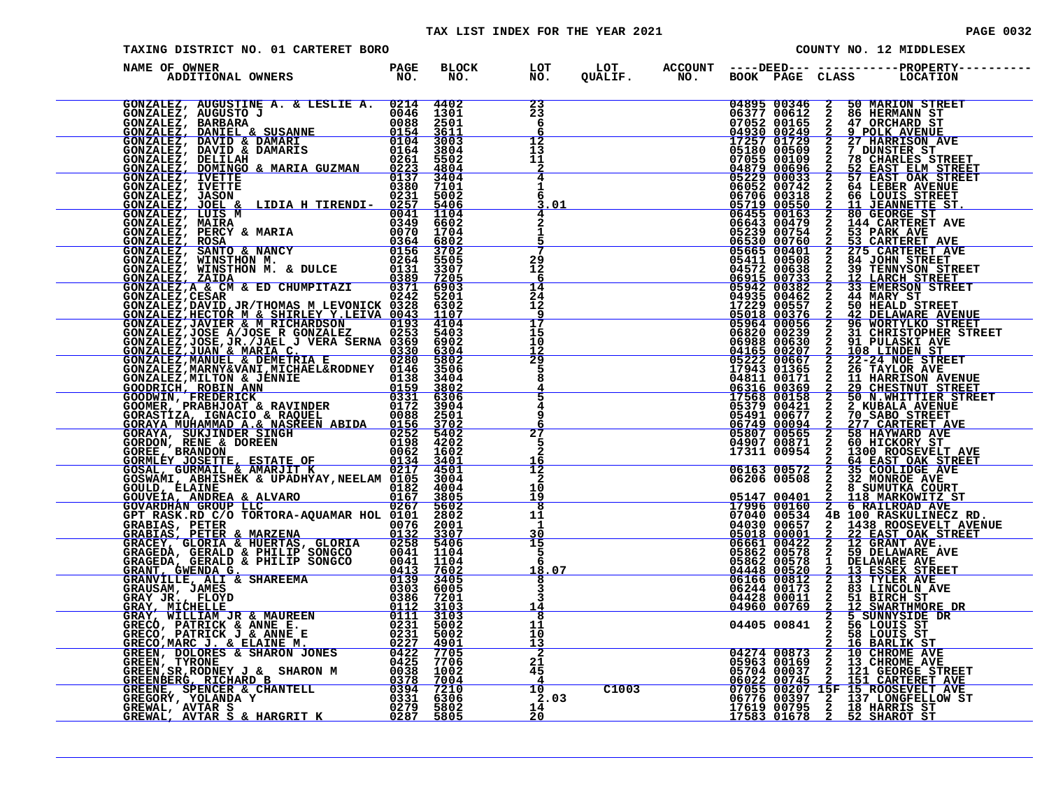TAX LIST INDEX FOR THE YEAR 2021

TAXING DISTRICT NO. 01 CARTERET BORO — COUNTY NO. 12 MIDDLESEX

| NAME OF OWNER / ADDITIONAL OWNERS | PAGE NO. | BLOCK NO. | LOT NO. | LOT QUALIF. | ACCOUNT NO. | DEED BOOK | DEED PAGE | CLASS | PROPERTY LOCATION |
|---|---|---|---|---|---|---|---|---|---|
| GONZALEZ, AUGUSTINE A. & LESLIE A. | 0214 | 4402 | 23 | | | 04895 | 00346 | 2 | 50 MARION STREET |
| GONZALEZ, AUGUSTO J | 0046 | 1301 | 23 | | | 06377 | 00612 | 2 | 86 HERMANN ST |
| GONZALEZ, BARBARA | 0088 | 2501 | 6 | | | 07052 | 00165 | 2 | 47 ORCHARD ST |
| GONZALEZ, DANIEL & SUSANNE | 0154 | 3611 | 6 | | | 04930 | 00249 | 2 | 9 POLK AVENUE |
| GONZALEZ, DAVID & DAMARI | 0104 | 3003 | 12 | | | 17257 | 01729 | 2 | 27 HARRISON AVE |
| GONZALEZ, DAVID & DAMARIS | 0164 | 3804 | 13 | | | 05180 | 00509 | 2 | 7 DUNSTER ST |
| GONZALEZ, DELILAH | 0261 | 5502 | 11 | | | 07055 | 00109 | 2 | 78 CHARLES STREET |
| GONZALEZ, DOMINGO & MARIA GUZMAN | 0223 | 4804 | 2 | | | 04879 | 00696 | 2 | 52 EAST ELM STREET |
| GONZALEZ, IVETTE | 0137 | 3404 | 4 | | | 05229 | 00033 | 2 | 57 EAST OAK STREET |
| GONZALEZ, IVETTE | 0380 | 7101 | 1 | | | 06052 | 00742 | 2 | 64 LEBER AVENUE |
| GONZALEZ, JASON | 0231 | 5002 | 6 | | | 06706 | 00318 | 2 | 66 LOUIS STREET |
| GONZALEZ, JOEL & LIDIA H TIRENDI- | 0257 | 5406 | 3.01 | | | 05719 | 00550 | 2 | 11 JEANNETTE ST. |
| GONZALEZ, LUIS M | 0041 | 1104 | 4 | | | 06455 | 00163 | 2 | 80 GEORGE ST |
| GONZALEZ, MAIRA | 0349 | 6602 | 2 | | | 06643 | 00479 | 2 | 144 CARTERET AVE |
| GONZALEZ, PERCY & MARIA | 0070 | 1704 | 1 | | | 05239 | 00754 | 2 | 53 PARK AVE |
| GONZALEZ, ROSA | 0364 | 6802 | 5 | | | 06530 | 00760 | 2 | 53 CARTERET AVE |
| GONZALEZ, SANTO & NANCY | 0156 | 3702 | 7 | | | 05665 | 00401 | 2 | 275 CARTERET AVE |
| GONZALEZ, WINSTHON M. | 0264 | 5505 | 29 | | | 05411 | 00508 | 2 | 84 JOHN STREET |
| GONZALEZ, WINSTHON M. & DULCE | 0131 | 3307 | 12 | | | 04572 | 00638 | 2 | 39 TENNYSON STREET |
| GONZALEZ, ZAIDA | 0389 | 7205 | 6 | | | 06915 | 00733 | 2 | 12 LARCH STREET |
| GONZALEZ,A & CM & ED CHUMPITAZI | 0371 | 6903 | 14 | | | 05942 | 00382 | 2 | 33 EMERSON STREET |
| GONZALEZ,CESAR | 0242 | 5201 | 24 | | | 04935 | 00462 | 2 | 44 MARY ST |
| GONZALEZ,DAVID,JR/THOMAS M LEVONICK | 0328 | 6302 | 12 | | | 17229 | 00557 | 2 | 50 HEALD STREET |
| GONZALEZ,HECTOR M & SHIRLEY Y.LEIVA | 0043 | 1107 | 9 | | | 05018 | 00376 | 2 | 42 DELAWARE AVENUE |
| GONZALEZ,JAVIER & M RICHARDSON | 0193 | 4104 | 17 | | | 05964 | 00056 | 2 | 96 WORTYLKO STREET |
| GONZALEZ,JOSE A/JOSE R GONZALEZ | 0253 | 5403 | 15 | | | 06820 | 00239 | 2 | 31 CHRISTOPHER STREET |
| GONZALEZ,JOSE,JR./JAEL J VERA SERNA | 0369 | 6902 | 10 | | | 06988 | 00630 | 2 | 91 PULASKI AVE |
| GONZALEZ,JUAN & MARIA C. | 0330 | 6304 | 12 | | | 04165 | 00207 | 2 | 108 LINDEN ST |
| GONZALEZ,MANUEL & DEMETRIA E | 0280 | 5802 | 29 | | | 05222 | 00667 | 2 | 22-24 NOE STREET |
| GONZALEZ,MARNY&VANI,MICHAEL&RODNEY | 0146 | 3506 | 5 | | | 17943 | 01365 | 2 | 26 TAYLOR AVE |
| GONZALEZ,MILTON & JENNIE | 0138 | 3404 | 8 | | | 04811 | 00171 | 2 | 11 HARRISON AVENUE |
| GOODRICH, ROBIN ANN | 0159 | 3802 | 4 | | | 06316 | 00369 | 2 | 29 CHESTNUT STREET |
| GOODWIN, FREDERICK | 0331 | 6306 | 5 | | | 17568 | 00158 | 2 | 50 N.WHITTIER STREET |
| GOOMER, PRABHJOAT & RAVINDER | 0172 | 3904 | 4 | | | 05379 | 00421 | 2 | 2 KUBALA AVENUE |
| GORASTIZA, IGNACIO & RAQUEL | 0088 | 2501 | 9 | | | 05491 | 00677 | 2 | 70 SABO STREET |
| GORAYA MUHAMMAD A.& NASREEN ABIDA | 0156 | 3702 | 6 | | | 06749 | 00094 | 2 | 277 CARTERET AVE |
| GORAYA, SUKJINDER SINGH | 0252 | 5402 | 27 | | | 05807 | 00565 | 2 | 58 HAYWARD AVE |
| GORDON, RENE & DOREEN | 0198 | 4202 | 5 | | | 04907 | 00871 | 2 | 60 HICKORY ST |
| GOREE, BRANDON | 0062 | 1602 | 2 | | | 17311 | 00954 | 2 | 1300 ROOSEVELT AVE |
| GORMLEY JOSETTE, ESTATE OF | 0134 | 3401 | 16 | | | | | 2 | 64 EAST OAK STREET |
| GOSAL, GURMAIL & AMARJIT K | 0217 | 4501 | 12 | | | 06163 | 00572 | 2 | 35 COOLIDGE AVE |
| GOSWAMI, ABHISHEK & UPADHYAY,NEELAM | 0105 | 3004 | 2 | | | 06206 | 00508 | 2 | 32 MONROE AVE |
| GOULD, ELAINE | 0182 | 4004 | 10 | | | | | 2 | 8 SUMUTKA COURT |
| GOUVEIA, ANDREA & ALVARO | 0167 | 3805 | 19 | | | 05147 | 00401 | 2 | 118 MARKOWITZ ST |
| GOVARDHAN GROUP LLC | 0267 | 5602 | 8 | | | 17996 | 00160 | 2 | 6 RAILROAD AVE |
| GPT RASK.RD C/O TORTORA-AQUAMAR HOL | 0101 | 2802 | 11 | | | 07040 | 00534 | 4B | 100 RASKULINECZ RD. |
| GRABIAS, PETER | 0076 | 2001 | 1 | | | 04030 | 00657 | 2 | 1438 ROOSEVELT AVENUE |
| GRABIAS, PETER & MARZENA | 0132 | 3307 | 30 | | | 05018 | 00001 | 2 | 22 EAST OAK STREET |
| GRACEY, GLORIA & HUERTAS, GLORIA | 0258 | 5406 | 15 | | | 06661 | 00422 | 2 | 12 GRANT AVE. |
| GRAGEDA, GERALD & PHILIP SONGCO | 0041 | 1104 | 5 | | | 05862 | 00578 | 2 | 59 DELAWARE AVE |
| GRAGEDA, GERALD & PHILIP SONGCO | 0041 | 1104 | 6 | | | 05862 | 00578 | 1 | DELAWARE AVE |
| GRANT, GWENDA G. | 0413 | 7602 | 18.07 | | | 04448 | 00520 | 2 | 13 ESSEX STREET |
| GRANVILLE, ALI & SHAREEMA | 0139 | 3405 | 8 | | | 06166 | 00812 | 2 | 13 TYLER AVE |
| GRAUSAM, JAMES | 0303 | 6005 | 3 | | | 06244 | 00173 | 2 | 83 LINCOLN AVE |
| GRAY JR., FLOYD | 0386 | 7201 | 3 | | | 04428 | 00011 | 2 | 51 BIRCH ST |
| GRAY, MICHELLE | 0112 | 3103 | 14 | | | 04960 | 00769 | 2 | 12 SWARTHMORE DR |
| GRAY, WILLIAM JR & MAUREEN | 0111 | 3103 | 8 | | | | | 2 | 5 SUNNYSIDE DR |
| GRECO, PATRICK & ANNE E. | 0231 | 5002 | 11 | | | 04405 | 00841 | 2 | 56 LOUIS ST |
| GRECO, PATRICK J & ANNE E | 0231 | 5002 | 10 | | | | | 2 | 58 LOUIS ST |
| GRECO,MARC J. & ELAINE M. | 0227 | 4901 | 13 | | | | | 2 | 16 BARLIK ST |
| GREEN, DOLORES & SHARON JONES | 0422 | 7705 | 2 | | | 04274 | 00873 | 2 | 10 CHROME AVE |
| GREEN, TYRONE | 0425 | 7706 | 21 | | | 05963 | 00169 | 2 | 13 CHROME AVE |
| GREEN,SR,RODNEY J & SHARON M | 0038 | 1002 | 45 | | | 05704 | 00037 | 2 | 121 GEORGE STREET |
| GREENBERG, RICHARD B | 0378 | 7004 | 4 | | | 06022 | 00745 | 2 | 151 CARTERET AVE |
| GREENE, SPENCER & CHANTELL | 0394 | 7210 | 10 | C1003 | | 07055 | 00207 | 15F | 15 ROOSEVELT AVE |
| GREGORY, YOLANDA Y | 0331 | 6306 | 2.03 | | | 06776 | 00397 | 2 | 137 LONGFELLOW ST |
| GREWAL, AVTAR S | 0279 | 5802 | 14 | | | 17619 | 00795 | 2 | 18 HARRIS ST |
| GREWAL, AVTAR S & HARGRIT K | 0287 | 5805 | 20 | | | 17583 | 01678 | 2 | 52 SHAROT ST |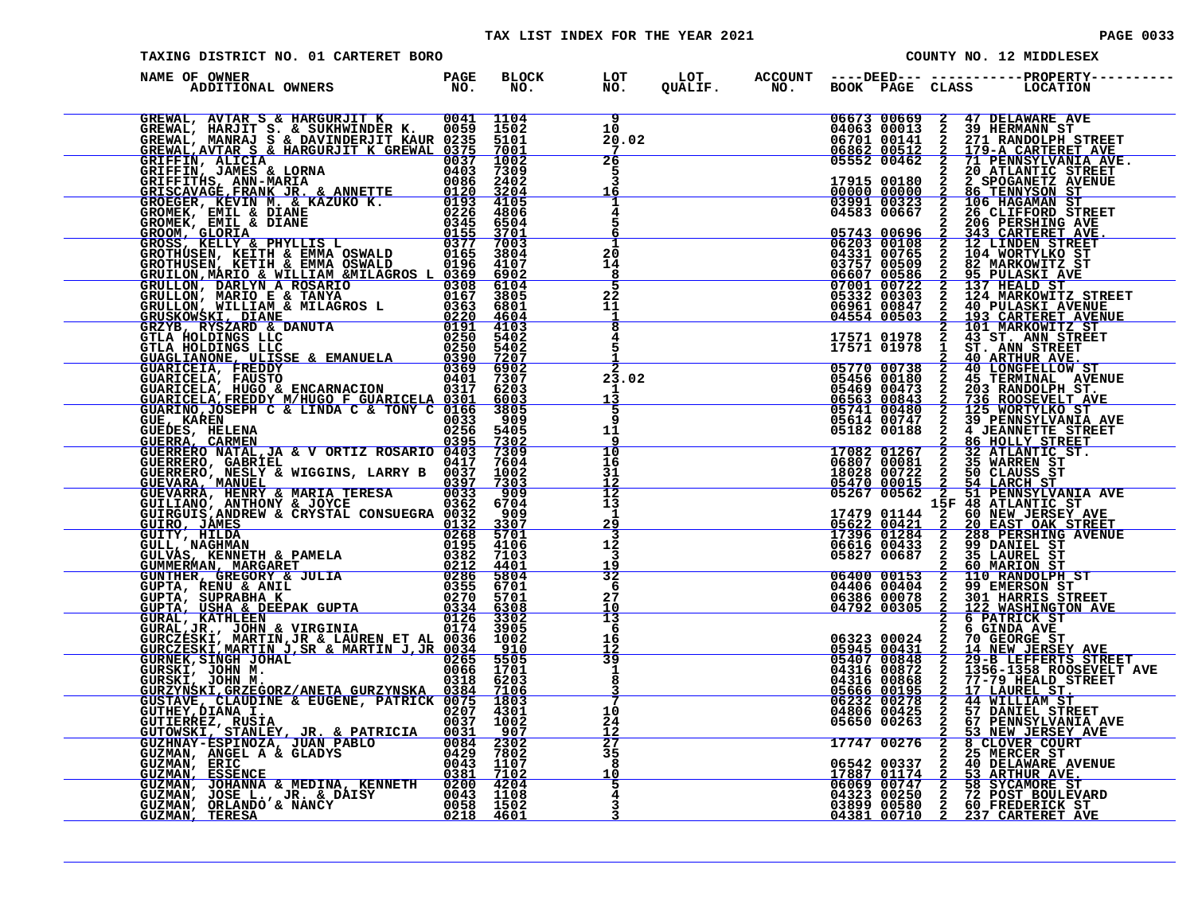TAX LIST INDEX FOR THE YEAR 2021

TAXING DISTRICT NO. 01 CARTERET BORO

COUNTY NO. 12 MIDDLESEX

| NAME OF OWNER ADDITIONAL OWNERS | PAGE NO. | BLOCK NO. | LOT NO. | LOT QUALIF. | ACCOUNT NO. | DEED BOOK | DEED PAGE | CLASS | PROPERTY LOCATION |
|---|---|---|---|---|---|---|---|---|---|
| GREWAL, AVTAR S & HARGURJIT K | 0041 | 1104 | 9 | | | 06673 | 00669 | 2 | 47 DELAWARE AVE |
| GREWAL, HARJIT S. & SUKHWINDER K. | 0059 | 1502 | 10 | | | 04063 | 00013 | 2 | 39 HERMANN ST |
| GREWAL, MANRAJ S & DAVINDERJIT KAUR | 0235 | 5101 | 20.02 | | | 06701 | 00141 | 2 | 271 RANDOLPH STREET |
| GREWAL,AVTAR S & HARGURJIT K GREWAL | 0375 | 7001 | 7 | | | 06862 | 00512 | 2 | 179-A CARTERET AVE |
| GRIFFIN, ALICIA | 0037 | 1002 | 26 | | | 05552 | 00462 | 2 | 71 PENNSYLVANIA AVE. |
| GRIFFIN, JAMES & LORNA | 0403 | 7309 | 5 | | | | | 2 | 20 ATLANTIC STREET |
| GRIFFITHS, ANN-MARIA | 0086 | 2402 | 3 | | | 17915 | 00180 | 2 | 2 SPOGANETZ AVENUE |
| GRISCAVAGE,FRANK JR. & ANNETTE | 0120 | 3204 | 16 | | | 00000 | 00000 | 2 | 86 TENNYSON ST |
| GROEGER, KEVIN M. & KAZUKO K. | 0193 | 4105 | 1 | | | 03991 | 00323 | 2 | 106 HAGAMAN ST |
| GROMEK, EMIL & DIANE | 0226 | 4806 | 4 | | | 04583 | 00667 | 2 | 26 CLIFFORD STREET |
| GROMEK, EMIL & DIANE | 0345 | 6504 | 5 | | | | | 2 | 206 PERSHING AVE |
| GROOM, GLORIA | 0155 | 3701 | 6 | | | 05743 | 00696 | 2 | 343 CARTERET AVE. |
| GROSS, KELLY & PHYLLIS L | 0377 | 7003 | 1 | | | 06203 | 00108 | 2 | 12 LINDEN STREET |
| GROTHUSEN, KEITH & EMMA OSWALD | 0165 | 3804 | 20 | | | 04331 | 00765 | 2 | 104 WORTYLKO ST |
| GROTHUSEN, KETIH & EMMA OSWALD | 0196 | 4107 | 14 | | | 03757 | 00509 | 2 | 82 MARKOWITZ ST |
| GRUILON,MARIO & WILLIAM &MILAGROS L | 0369 | 6902 | 8 | | | 06607 | 00586 | 2 | 95 PULASKI AVE |
| GRULLON, DARLYN A ROSARIO | 0308 | 6104 | 5 | | | 07001 | 00722 | 2 | 137 HEALD ST |
| GRULLON, MARIO E & TANYA | 0167 | 3805 | 22 | | | 05332 | 00303 | 2 | 124 MARKOWITZ STREET |
| GRULLON, WILLIAM & MILAGROS L | 0363 | 6801 | 11 | | | 06961 | 00847 | 2 | 40 PULASKI AVENUE |
| GRUSKOWSKI, DIANE | 0220 | 4604 | 1 | | | 04554 | 00503 | 2 | 193 CARTERET AVENUE |
| GRZYB, RYSZARD & DANUTA | 0191 | 4103 | 8 | | | | | 2 | 101 MARKOWITZ ST |
| GTLA HOLDINGS LLC | 0250 | 5402 | 4 | | | 17571 | 01978 | 2 | 43 ST. ANN STREET |
| GTLA HOLDINGS LLC | 0250 | 5402 | 5 | | | 17571 | 01978 | 1 | ST. ANN STREET |
| GUAGLIANONE, ULISSE & EMANUELA | 0390 | 7207 | 1 | | | | | 2 | 40 ARTHUR AVE. |
| GUARICELA, FREDDY | 0369 | 6902 | 2 | | | 05770 | 00738 | 2 | 40 LONGFELLOW ST |
| GUARICELA, FAUSTO | 0401 | 7307 | 23.02 | | | 05456 | 00180 | 2 | 45 TERMINAL AVENUE |
| GUARICELA, HUGO & ENCARNACION | 0317 | 6203 | 1 | | | 05469 | 00473 | 2 | 203 RANDOLPH ST. |
| GUARICELA,FREDDY M/HUGO F GUARICELA | 0301 | 6003 | 13 | | | 06563 | 00843 | 2 | 736 ROOSEVELT AVE |
| GUARINO,JOSEPH C & LINDA C & TONY C | 0166 | 3805 | 5 | | | 05741 | 00480 | 2 | 125 WORTYLKO ST |
| GUE, KAREN | 0033 | 909 | 9 | | | 05614 | 00747 | 2 | 39 PENNSYLVANIA AVE |
| GUEDES, HELENA | 0256 | 5405 | 11 | | | 05182 | 00188 | 2 | 4 JEANNETTE STREET |
| GUERRA, CARMEN | 0395 | 7302 | 9 | | | | | 2 | 86 HOLLY STREET |
| GUERRERO NATAL,JA & V ORTIZ ROSARIO | 0403 | 7309 | 10 | | | 17082 | 01267 | 2 | 32 ATLANTIC ST. |
| GUERRERO, GABRIEL | 0417 | 7604 | 16 | | | 06807 | 00081 | 2 | 35 WARREN ST |
| GUERRERO, NESLY & WIGGINS, LARRY B | 0037 | 1002 | 31 | | | 18028 | 00722 | 2 | 50 CLAUSS ST |
| GUEVARA, MANUEL | 0397 | 7303 | 12 | | | 05470 | 00015 | 2 | 54 LARCH ST |
| GUEVARRA, HENRY & MARIA TERESA | 0033 | 909 | 12 | | | 05267 | 00562 | 2 | 51 PENNSYLVANIA AVE |
| GUILIANO, ANTHONY & JOYCE | 0362 | 6704 | 13 | | | | | 15F | 48 ATLANTIC ST |
| GUIRGUIS,ANDREW & CRYSTAL CONSUEGRA | 0032 | 909 | 1 | | | 17479 | 01144 | 2 | 60 NEW JERSEY AVE |
| GUIRO, JAMES | 0132 | 3307 | 29 | | | 05622 | 00421 | 2 | 20 EAST OAK STREET |
| GUITY, HILDA | 0268 | 5701 | 3 | | | 17396 | 01284 | 2 | 288 PERSHING AVENUE |
| GULL, NAGHMAN | 0195 | 4106 | 12 | | | 06616 | 00433 | 2 | 99 DANIEL ST |
| GULVAS, KENNETH & PAMELA | 0382 | 7103 | 3 | | | 05827 | 00687 | 2 | 35 LAUREL ST |
| GUMMERMAN, MARGARET | 0212 | 4401 | 19 | | | | | 2 | 60 MARION ST |
| GUNTHER, GREGORY & JULIA | 0286 | 5804 | 32 | | | 06400 | 00153 | 2 | 110 RANDOLPH ST |
| GUPTA, RENU & ANIL | 0355 | 6701 | 6 | | | 04406 | 00404 | 2 | 99 EMERSON ST |
| GUPTA, SUPRABHA K | 0270 | 5701 | 27 | | | 06386 | 00078 | 2 | 301 HARRIS STREET |
| GUPTA, USHA & DEEPAK GUPTA | 0334 | 6308 | 10 | | | 04792 | 00305 | 2 | 122 WASHINGTON AVE |
| GURAL, KATHLEEN | 0126 | 3302 | 13 | | | | | 2 | 6 PATRICK ST |
| GURAL,JR., JOHN & VIRGINIA | 0174 | 3905 | 6 | | | | | 2 | 6 GINDA AVE |
| GURCZESKI, MARTIN,JR & LAUREN ET AL | 0036 | 1002 | 16 | | | 06323 | 00024 | 2 | 70 GEORGE ST |
| GURCZESKI,MARTIN J,SR & MARTIN J,JR | 0034 | 910 | 12 | | | 05945 | 00431 | 2 | 14 NEW JERSEY AVE |
| GURNEK,SINGH JOHAL | 0265 | 5505 | 39 | | | 05407 | 00848 | 2 | 29-B LEFFERTS STREET |
| GURSKI, JOHN M. | 0066 | 1701 | 1 | | | 04316 | 00872 | 2 | 1356-1358 ROOSEVELT AVE |
| GURSKI, JOHN M. | 0318 | 6203 | 8 | | | 04316 | 00868 | 2 | 77-79 HEALD STREET |
| GURZYNSKI,GRZEGORZ/ANETA GURZYNSKA | 0384 | 7106 | 3 | | | 05666 | 00195 | 2 | 17 LAUREL ST |
| GUSTAVE, CLAUDINE & EUGENE, PATRICK | 0075 | 1803 | 7 | | | 06232 | 00278 | 2 | 44 WILLIAM ST |
| GUTHEY,DIANA I. | 0207 | 4301 | 10 | | | 04806 | 00425 | 2 | 57 DANIEL STREET |
| GUTIERREZ, RUSIA | 0037 | 1002 | 24 | | | 05650 | 00263 | 2 | 67 PENNSYLVANIA AVE |
| GUTOWSKI, STANLEY, JR. & PATRICIA | 0031 | 907 | 12 | | | | | 2 | 53 NEW JERSEY AVE |
| GUZHNAY-ESPINOZA, JUAN PABLO | 0084 | 2302 | 27 | | | 17747 | 00276 | 2 | 8 CLOVER COURT |
| GUZMAN, ANGEL A & GLADYS | 0429 | 7802 | 35 | | | | | 2 | 25 MERCER ST |
| GUZMAN, ERIC | 0043 | 1107 | 8 | | | 06542 | 00337 | 2 | 40 DELAWARE AVENUE |
| GUZMAN, ESSENCE | 0381 | 7102 | 10 | | | 17887 | 01174 | 2 | 53 ARTHUR AVE. |
| GUZMAN, JOHANNA & MEDINA, KENNETH | 0200 | 4204 | 5 | | | 06069 | 00747 | 2 | 58 SYCAMORE ST |
| GUZMAN, JOSE L., JR. & DAISY | 0043 | 1108 | 4 | | | 04323 | 00250 | 2 | 72 POST BOULEVARD |
| GUZMAN, ORLANDO & NANCY | 0058 | 1502 | 3 | | | 03899 | 00580 | 2 | 60 FREDERICK ST |
| GUZMAN, TERESA | 0218 | 4601 | 3 | | | 04381 | 00710 | 2 | 237 CARTERET AVE |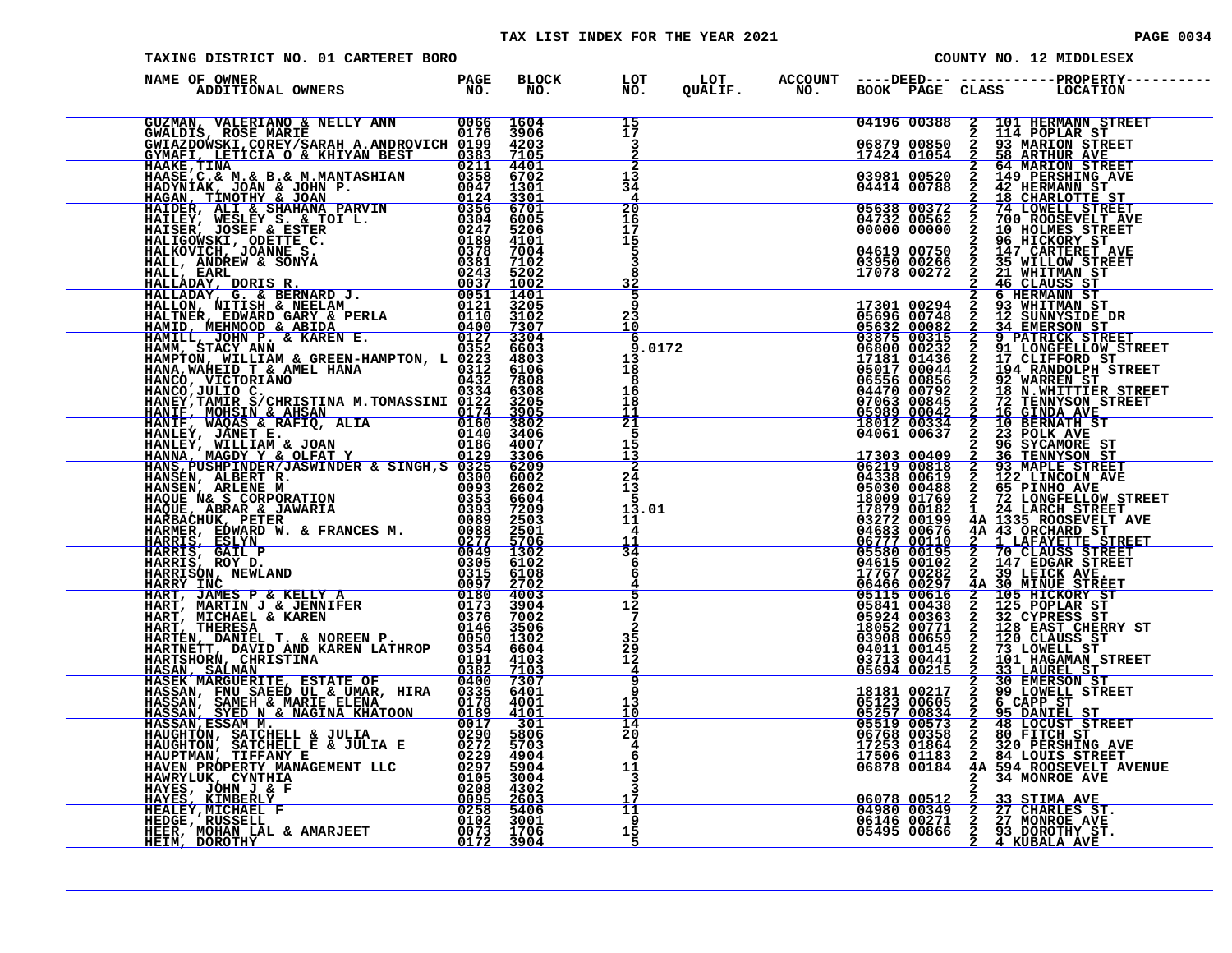TAX LIST INDEX FOR THE YEAR 2021

TAXING DISTRICT NO. 01 CARTERET BORO — COUNTY NO. 12 MIDDLESEX

| NAME OF OWNER / ADDITIONAL OWNERS | PAGE NO. | BLOCK NO. | LOT NO. | LOT QUALIF. | ACCOUNT NO. | DEED BOOK | DEED PAGE | CLASS | PROPERTY LOCATION |
|---|---|---|---|---|---|---|---|---|---|
| GUZMAN, VALERIANO & NELLY ANN | 0066 | 1604 | 15 | | | 04196 | 00388 | 2 | 101 HERMANN STREET |
| GWALDIS, ROSE MARIE | 0176 | 3906 | 17 | | | | | 2 | 114 POPLAR ST |
| GWIAZDOWSKI,COREY/SARAH A.ANDROVICH | 0199 | 4203 | 3 | | | 06879 | 00850 | 2 | 93 MARION STREET |
| GYMAFI, LETICIA O & KHIYAN BEST | 0383 | 7105 | 2 | | | 17424 | 01054 | 2 | 58 ARTHUR AVE |
| HAAKE,TINA | 0211 | 4401 | 2 | | | | | 2 | 64 MARION STREET |
| HAASE,C.& M.& B.& M.MANTASHIAN | 0358 | 6702 | 13 | | | 03981 | 00520 | 2 | 149 PERSHING AVE |
| HADYNIAK, JOAN & JOHN P. | 0047 | 1301 | 34 | | | 04414 | 00788 | 2 | 42 HERMANN ST |
| HAGAN, TIMOTHY & JOAN | 0124 | 3301 | 4 | | | | | 2 | 18 CHARLOTTE ST |
| HAIDER, ALI & SHAHANA PARVIN | 0356 | 6701 | 20 | | | 05638 | 00372 | 2 | 74 LOWELL STREET |
| HAILEY, WESLEY S. & TOI L. | 0304 | 6005 | 16 | | | 04732 | 00562 | 2 | 700 ROOSEVELT AVE |
| HAISER, JOSEF & ESTER | 0247 | 5206 | 17 | | | 00000 | 00000 | 2 | 10 HOLMES STREET |
| HALIGOWSKI, ODETTE C. | 0189 | 4101 | 15 | | | | | 2 | 96 HICKORY ST |
| HALKOVICH, JOANNE S. | 0378 | 7004 | 5 | | | 04619 | 00750 | 2 | 147 CARTERET AVE |
| HALL, ANDREW & SONYA | 0381 | 7102 | 3 | | | 03950 | 00266 | 2 | 35 WILLOW STREET |
| HALL, EARL | 0243 | 5202 | 8 | | | 17078 | 00272 | 2 | 21 WHITMAN ST |
| HALLADAY, DORIS R. | 0037 | 1002 | 32 | | | | | 2 | 46 CLAUSS ST |
| HALLADAY, G. & BERNARD J. | 0051 | 1401 | 5 | | | | | 2 | 6 HERMANN ST |
| HALLON, NITISH & NEELAM | 0121 | 3205 | 9 | | | 17301 | 00294 | 2 | 93 WHITMAN ST |
| HALTNER, EDWARD GARY & PERLA | 0110 | 3102 | 23 | | | 05696 | 00748 | 2 | 12 SUNNYSIDE DR |
| HAMID, MEHMOOD & ABIDA | 0400 | 7307 | 10 | | | 05632 | 00082 | 2 | 34 EMERSON ST |
| HAMILL, JOHN P. & KAREN E. | 0127 | 3304 | 6 | | | 03875 | 00315 | 2 | 9 PATRICK STREET |
| HAMM, STACY ANN | 0352 | 6603 | 9.0172 | | | 06800 | 00232 | 2 | 91 LONGFELLOW STREET |
| HAMPTON, WILLIAM & GREEN-HAMPTON, L | 0223 | 4803 | 13 | | | 17181 | 01436 | 2 | 17 CLIFFORD ST |
| HANA,WAHEID T & AMEL HANA | 0312 | 6106 | 18 | | | 05017 | 00044 | 2 | 194 RANDOLPH STREET |
| HANCO, VICTORIANO | 0432 | 7808 | 8 | | | 06556 | 00856 | 2 | 92 WARREN ST |
| HANCO,JULIO C. | 0334 | 6308 | 16 | | | 04470 | 00792 | 2 | 18 N.WHITTIER STREET |
| HANEY,TAMIR S/CHRISTINA M.TOMASSINI | 0122 | 3205 | 18 | | | 07063 | 00845 | 2 | 72 TENNYSON STREET |
| HANIF, MOHSIN & AHSAN | 0174 | 3905 | 11 | | | 05989 | 00042 | 2 | 16 GINDA AVE |
| HANIF, WAQAS & RAFIQ, ALIA | 0160 | 3802 | 21 | | | 18012 | 00334 | 2 | 10 BERNATH ST |
| HANLEY, JANET E. | 0140 | 3406 | 5 | | | 04061 | 00637 | 2 | 23 POLK AVE |
| HANLEY, WILLIAM & JOAN | 0186 | 4007 | 15 | | | | | 2 | 96 SYCAMORE ST |
| HANNA, MAGDY Y & OLFAT Y | 0129 | 3306 | 13 | | | 17303 | 00409 | 2 | 36 TENNYSON ST |
| HANS,PUSHPINDER/JASWINDER & SINGH,S | 0325 | 6209 | 2 | | | 06219 | 00818 | 2 | 93 MAPLE STREET |
| HANSEN, ALBERT R. | 0300 | 6002 | 24 | | | 04338 | 00619 | 2 | 122 LINCOLN AVE |
| HANSEN, ARLENE M | 0093 | 2602 | 13 | | | 05030 | 00488 | 2 | 65 PINHO AVE |
| HAQUE N& S CORPORATION | 0353 | 6604 | 5 | | | 18009 | 01769 | 2 | 72 LONGFELLOW STREET |
| HAQUE, ABRAR & JAWARIA | 0393 | 7209 | 13.01 | | | 17879 | 00182 | 1 | 24 LARCH STREET |
| HARBACHUK, PETER | 0089 | 2503 | 11 | | | 03272 | 00199 | 4A | 1335 ROOSEVELT AVE |
| HARMER, EDWARD W. & FRANCES M. | 0088 | 2501 | 4 | | | 04683 | 00676 | 4A | 43 ORCHARD ST |
| HARRIS, ESLYN | 0277 | 5706 | 11 | | | 06777 | 00110 | 2 | 1 LAFAYETTE STREET |
| HARRIS, GAIL P | 0049 | 1302 | 34 | | | 05580 | 00195 | 2 | 70 CLAUSS STREET |
| HARRIS, ROY D. | 0305 | 6102 | 6 | | | 04615 | 00102 | 2 | 147 EDGAR STREET |
| HARRISON, NEWLAND | 0315 | 6108 | 6 | | | 17767 | 00282 | 2 | 39 LEICK AVE. |
| HARRY INC | 0097 | 2702 | 4 | | | 06466 | 00297 | 4A | 30 MINUE STREET |
| HART, JAMES P & KELLY A | 0180 | 4003 | 5 | | | 05115 | 00616 | 2 | 105 HICKORY ST |
| HART, MARTIN J & JENNIFER | 0173 | 3904 | 12 | | | 05841 | 00438 | 2 | 125 POPLAR ST |
| HART, MICHAEL & KAREN | 0376 | 7002 | 7 | | | 05924 | 00363 | 2 | 32 CYPRESS ST |
| HART, THERESA | 0146 | 3506 | 2 | | | 18052 | 00771 | 2 | 128 EAST CHERRY ST |
| HARTEN, DANIEL T. & NOREEN P. | 0050 | 1302 | 35 | | | 03908 | 00659 | 2 | 120 CLAUSS ST |
| HARTNETT, DAVID AND KAREN LATHROP | 0354 | 6604 | 29 | | | 04011 | 00145 | 2 | 73 LOWELL ST |
| HARTSHORN, CHRISTINA | 0191 | 4103 | 12 | | | 03713 | 00441 | 2 | 101 HAGAMAN STREET |
| HASAN, SALMAN | 0382 | 7103 | 4 | | | 05694 | 00215 | 2 | 33 LAUREL ST |
| HASEK MARGUERITE, ESTATE OF | 0400 | 7307 | 9 | | | | | 2 | 30 EMERSON ST |
| HASSAN, FNU SAEED UL & UMAR, HIRA | 0335 | 6401 | 9 | | | 18181 | 00217 | 2 | 99 LOWELL STREET |
| HASSAN, SAMEH & MARIE ELENA | 0178 | 4001 | 13 | | | 05123 | 00605 | 2 | 6 CAPP ST |
| HASSAN, SYED N & NAGINA KHATOON | 0189 | 4101 | 10 | | | 05257 | 00834 | 2 | 95 DANIEL ST |
| HASSAN,ESSAM M. | 0017 | 301 | 14 | | | 05519 | 00573 | 2 | 48 LOCUST STREET |
| HAUGHTON, SATCHELL & JULIA | 0290 | 5806 | 20 | | | 06768 | 00358 | 2 | 80 FITCH ST |
| HAUGHTON, SATCHELL E & JULIA E | 0272 | 5703 | 4 | | | 17253 | 01864 | 2 | 320 PERSHING AVE |
| HAUPTMAN, TIFFANY E | 0229 | 4904 | 6 | | | 17506 | 01183 | 2 | 84 LOUIS STREET |
| HAVEN PROPERTY MANAGEMENT LLC | 0297 | 5904 | 11 | | | 06878 | 00184 | 4A | 594 ROOSEVELT AVENUE |
| HAWRYLUK, CYNTHIA | 0105 | 3004 | 3 | | | | | 2 | 34 MONROE AVE |
| HAYES, JOHN J & F | 0208 | 4302 | 3 | | | | | 2 | |
| HAYES, KIMBERLY | 0095 | 2603 | 17 | | | 06078 | 00512 | 2 | 33 STIMA AVE |
| HEALEY,MICHAEL F | 0258 | 5406 | 11 | | | 04980 | 00349 | 2 | 27 CHARLES ST. |
| HEDGE, RUSSELL | 0102 | 3001 | 9 | | | 06146 | 00271 | 2 | 27 MONROE AVE |
| HEER, MOHAN LAL & AMARJEET | 0073 | 1706 | 15 | | | 05495 | 00866 | 2 | 93 DOROTHY ST. |
| HEIM, DOROTHY | 0172 | 3904 | 5 | | | | | 2 | 4 KUBALA AVE |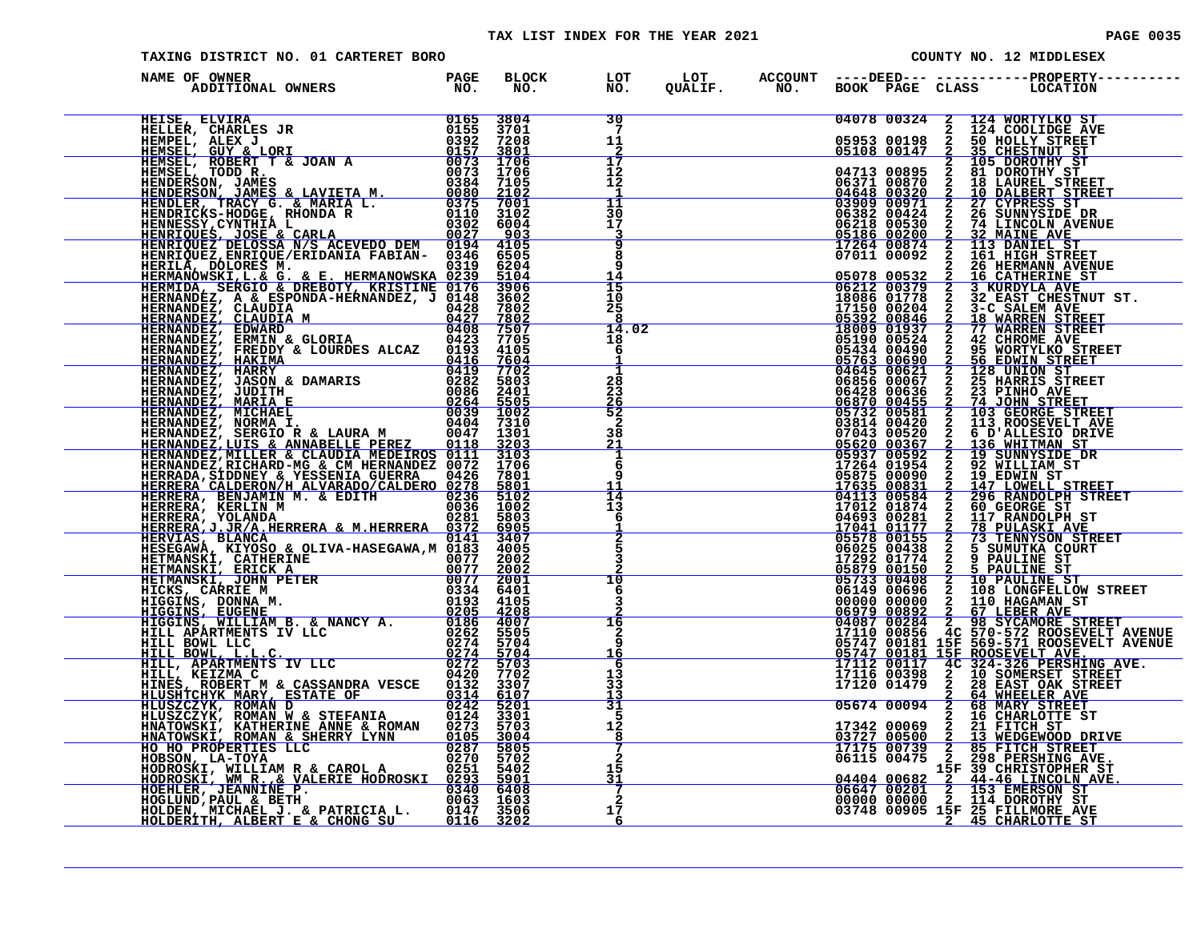# TAX LIST INDEX FOR THE YEAR 2021

TAXING DISTRICT NO. 01 CARTERET BORO

COUNTY NO. 12 MIDDLESEX

| NAME OF OWNER ADDITIONAL OWNERS | PAGE NO. | BLOCK NO. | LOT NO. | LOT QUALIF. | ACCOUNT NO. | DEED BOOK | DEED PAGE | CLASS | PROPERTY LOCATION |
|---|---|---|---|---|---|---|---|---|---|
| HEISE, ELVIRA | 0165 | 3804 | 30 | | | 04078 | 00324 | 2 | 124 WORTYLKO ST |
| HELLER, CHARLES JR | 0155 | 3701 | 7 | | | | | 2 | 124 COOLIDGE AVE |
| HEMPEL, ALEX J | 0392 | 7208 | 11 | | | 05953 | 00198 | 2 | 50 HOLLY STREET |
| HEMSEL, GUY & LORI | 0157 | 3801 | 2 | | | 05108 | 00147 | 2 | 35 CHESTNUT ST |
| HEMSEL, ROBERT T & JOAN A | 0073 | 1706 | 17 | | | | | 2 | 105 DOROTHY ST |
| HEMSEL, TODD R. | 0073 | 1706 | 12 | | | 04713 | 00895 | 2 | 81 DOROTHY ST |
| HENDERSON, JAMES | 0384 | 7105 | 12 | | | 06371 | 00870 | 2 | 18 LAUREL STREET |
| HENDERSON, JAMES & LAVIETA M. | 0080 | 2102 | 1 | | | 04648 | 00320 | 2 | 10 DALBERT STREET |
| HENDLER, TRACY G. & MARIA L. | 0375 | 7001 | 11 | | | 03909 | 00971 | 2 | 27 CYPRESS ST |
| HENDRICKS-HODGE, RHONDA R | 0110 | 3102 | 30 | | | 06382 | 00424 | 2 | 26 SUNNYSIDE DR |
| HENNESSY,CYNTHIA L | 0302 | 6004 | 17 | | | 06218 | 00530 | 2 | 74 LINCOLN AVENUE |
| HENRIQUES, JOSE & CARLA | 0027 | 903 | 3 | | | 05186 | 00200 | 2 | 32 MAINE AVE |
| HENRIQUEZ,DELOSSA N/S ACEVEDO DEM | 0194 | 4105 | 9 | | | 17264 | 00874 | 2 | 113 DANIEL ST |
| HENRIQUEZ,ENRIQUE/ERIDANIA FABIAN- | 0346 | 6505 | 8 | | | 07011 | 00092 | 2 | 161 HIGH STREET |
| HERILA, DOLORES M. | 0319 | 6204 | 9 | | | | | 2 | 26 HERMANN AVENUE |
| HERMANOWSKI,L.& G. & E. HERMANOWSKA | 0239 | 5104 | 14 | | | 05078 | 00532 | 2 | 16 CATHERINE ST |
| HERMIDA, SERGIO & DREBOTY, KRISTINE | 0176 | 3906 | 15 | | | 06212 | 00379 | 2 | 3 KURDYLA AVE |
| HERNANDEZ, A & ESPONDA-HERNANDEZ, J | 0148 | 3602 | 10 | | | 18086 | 01778 | 2 | 32 EAST CHESTNUT ST. |
| HERNANDEZ, CLAUDIA | 0428 | 7802 | 25 | | | 17150 | 00204 | 2 | 3-C SALEM AVE |
| HERNANDEZ, CLAUDIA M | 0427 | 7802 | 8 | | | 05392 | 00846 | 2 | 18 WARREN STREET |
| HERNANDEZ, EDWARD | 0408 | 7507 | 14.02 | | | 18009 | 01937 | 2 | 77 WARREN STREET |
| HERNANDEZ, ERMIN & GLORIA | 0423 | 7705 | 18 | | | 05190 | 00524 | 2 | 42 CHROME AVE |
| HERNANDEZ, FREDDY & LOURDES ALCAZ | 0193 | 4105 | 6 | | | 05434 | 00490 | 2 | 95 WORTYLKO STREET |
| HERNANDEZ, HAKIMA | 0416 | 7604 | 1 | | | 05763 | 00690 | 2 | 56 EDWIN STREET |
| HERNANDEZ, HARRY | 0419 | 7702 | 1 | | | 04645 | 00621 | 2 | 128 UNION ST |
| HERNANDEZ, JASON & DAMARIS | 0282 | 5803 | 28 | | | 06856 | 00067 | 2 | 25 HARRIS STREET |
| HERNANDEZ, JUDITH | 0086 | 2401 | 23 | | | 06428 | 00636 | 2 | 23 PINHO AVE |
| HERNANDEZ, MARIA E | 0264 | 5505 | 26 | | | 06870 | 00455 | 2 | 74 JOHN STREET |
| HERNANDEZ, MICHAEL | 0039 | 1002 | 52 | | | 05732 | 00581 | 2 | 103 GEORGE STREET |
| HERNANDEZ, NORMA I. | 0404 | 7310 | 2 | | | 03814 | 00420 | 2 | 113 ROOSEVELT AVE |
| HERNANDEZ, SERGIO R & LAURA M | 0047 | 1301 | 38 | | | 07043 | 00520 | 2 | 6 D'ALLESIO DRIVE |
| HERNANDEZ,LUIS & ANNABELLE PEREZ | 0118 | 3203 | 21 | | | 05620 | 00367 | 2 | 136 WHITMAN ST |
| HERNANDEZ,MILLER & CLAUDIA MEDEIROS | 0111 | 3103 | 1 | | | 05937 | 00592 | 2 | 19 SUNNYSIDE DR |
| HERNANDEZ,RICHARD-MG & CM HERNANDEZ | 0072 | 1706 | 6 | | | 17264 | 01954 | 2 | 92 WILLIAM ST |
| HERRADA,SIDDNEY & YESSENIA GUERRA | 0426 | 7801 | 9 | | | 05875 | 00090 | 2 | 19 EDWIN ST |
| HERRERA CALDERON/H ALVARADO/CALDERO | 0278 | 5801 | 11 | | | 17635 | 00831 | 2 | 147 LOWELL STREET |
| HERRERA, BENJAMIN M. & EDITH | 0236 | 5102 | 14 | | | 04113 | 00584 | 2 | 296 RANDOLPH STREET |
| HERRERA, KERLIN M | 0036 | 1002 | 13 | | | 17012 | 01874 | 2 | 60 GEORGE ST |
| HERRERA, YOLANDA | 0281 | 5803 | 6 | | | 04693 | 00281 | 2 | 117 RANDOLPH ST |
| HERRERA,J.JR/A.HERRERA & M.HERRERA | 0372 | 6905 | 1 | | | 17041 | 01177 | 2 | 78 PULASKI AVE |
| HERVIAS, BLANCA | 0141 | 3407 | 2 | | | 05578 | 00155 | 2 | 73 TENNYSON STREET |
| HESEGAWA, KIYOSO & OLIVA-HASEGAWA,M | 0183 | 4005 | 5 | | | 06025 | 00438 | 2 | 5 SUMUTKA COURT |
| HETMANSKI, CATHERINE | 0077 | 2002 | 3 | | | 17292 | 01774 | 2 | 9 PAULINE ST |
| HETMANSKI, ERICK A | 0077 | 2002 | 2 | | | 05879 | 00150 | 2 | 5 PAULINE ST |
| HETMANSKI, JOHN PETER | 0077 | 2001 | 10 | | | 05733 | 00408 | 2 | 10 PAULINE ST |
| HICKS, CARRIE M | 0334 | 6401 | 6 | | | 06149 | 00696 | 2 | 108 LONGFELLOW STREET |
| HIGGINS, DONNA M. | 0193 | 4105 | 3 | | | 00000 | 00000 | 2 | 110 HAGAMAN ST |
| HIGGINS, EUGENE | 0205 | 4208 | 2 | | | 06979 | 00892 | 2 | 67 LEBER AVE |
| HIGGINS, WILLIAM B. & NANCY A. | 0186 | 4007 | 16 | | | 04087 | 00284 | 2 | 98 SYCAMORE STREET |
| HILL APARTMENTS IV LLC | 0262 | 5505 | 2 | | | 17110 | 00856 | 4C | 570-572 ROOSEVELT AVENUE |
| HILL BOWL LLC | 0274 | 5704 | 9 | | | 05747 | 00181 | 15F | 569-571 ROOSEVELT AVENUE |
| HILL BOWL, L.L.C. | 0274 | 5704 | 16 | | | 05747 | 00181 | 15F | ROOSEVELT AVE. |
| HILL, APARTMENTS IV LLC | 0272 | 5703 | 6 | | | 17112 | 00117 | 4C | 324-326 PERSHING AVE. |
| HILL, KEIZMA C | 0420 | 7702 | 13 | | | 17116 | 00398 | 2 | 10 SOMERSET STREET |
| HINES, ROBERT M & CASSANDRA VESCE | 0132 | 3307 | 33 | | | 17120 | 01479 | 2 | 28 EAST OAK STREET |
| HLUSHTCHYK MARY, ESTATE OF | 0314 | 6107 | 13 | | | | | 2 | 64 WHEELER AVE |
| HLUSZCZYK, ROMAN D | 0242 | 5201 | 31 | | | 05674 | 00094 | 2 | 68 MARY STREET |
| HLUSZCZYK, ROMAN W & STEFANIA | 0124 | 3301 | 5 | | | | | 2 | 16 CHARLOTTE ST |
| HNATOWSKI, KATHERINE ANNE & ROMAN | 0273 | 5703 | 12 | | | 17342 | 00069 | 2 | 21 FITCH ST |
| HNATOWSKI, ROMAN & SHERRY LYNN | 0105 | 3004 | 8 | | | 03727 | 00500 | 2 | 13 WEDGEWOOD DRIVE |
| HO HO PROPERTIES LLC | 0287 | 5805 | 7 | | | 17175 | 00739 | 2 | 85 FITCH STREET |
| HOBSON, LA-TOYA | 0270 | 5702 | 2 | | | 06115 | 00475 | 2 | 298 PERSHING AVE. |
| HODROSKI, WILLIAM R & CAROL A | 0251 | 5402 | 15 | | | | | 15F | 39 CHRISTOPHER ST |
| HODROSKI, WM R. & VALERIE HODROSKI | 0293 | 5901 | 31 | | | 04404 | 00682 | 2 | 44-46 LINCOLN AVE. |
| HOEHLER, JEANNINE P. | 0340 | 6408 | 7 | | | 06647 | 00201 | 2 | 153 EMERSON ST |
| HOGLUND,PAUL & BETH | 0063 | 1603 | 2 | | | 00000 | 00000 | 2 | 114 DOROTHY ST |
| HOLDEN, MICHAEL J. & PATRICIA L. | 0147 | 3506 | 17 | | | 03748 | 00905 | 15F | 25 FILLMORE AVE |
| HOLDERITH, ALBERT E & CHONG SU | 0116 | 3202 | 6 | | | | | 2 | 45 CHARLOTTE ST |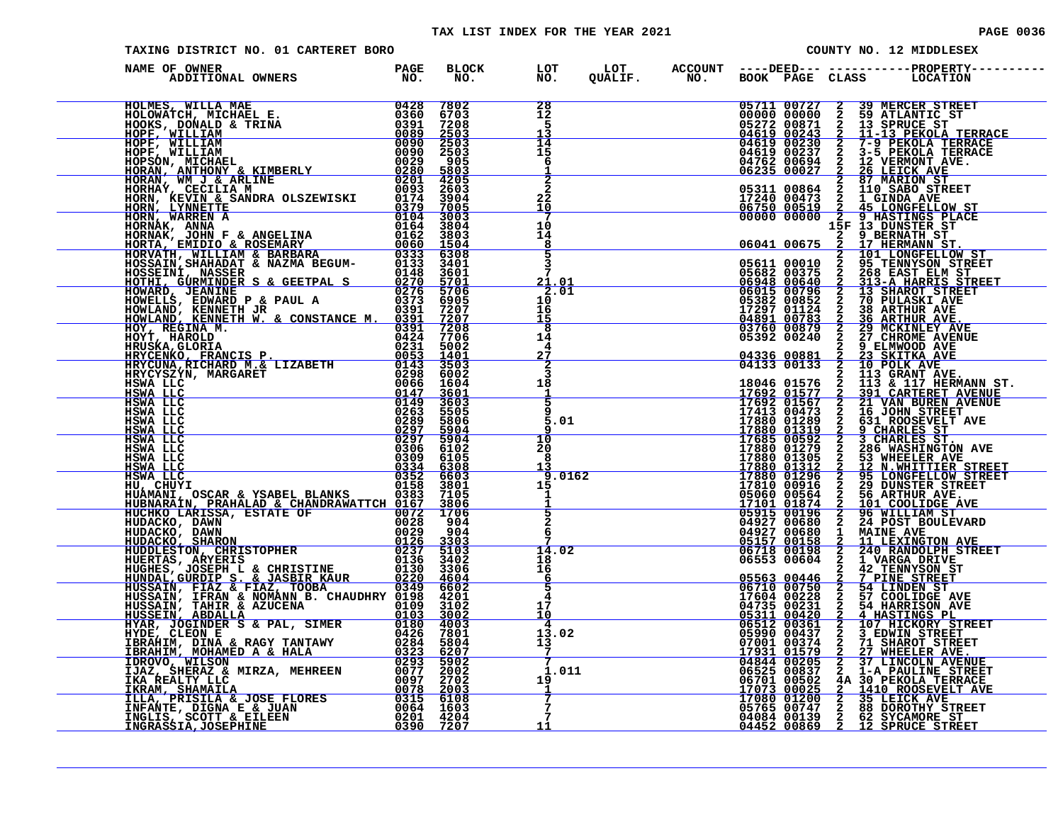TAX LIST INDEX FOR THE YEAR 2021

TAXING DISTRICT NO. 01 CARTERET BORO

COUNTY NO. 12 MIDDLESEX

| NAME OF OWNER ADDITIONAL OWNERS | PAGE NO. | BLOCK NO. | LOT NO. | LOT QUALIF. | ACCOUNT NO. | DEED BOOK | DEED PAGE | CLASS | PROPERTY LOCATION |
|---|---|---|---|---|---|---|---|---|---|
| HOLMES, WILLA MAE | 0428 | 7802 | 28 | | | 05711 | 00727 | 2 | 39 MERCER STREET |
| HOLOWATCH, MICHAEL E. | 0360 | 6703 | 12 | | | 00000 | 00000 | 2 | 59 ATLANTIC ST |
| HOOKS, DONALD & TRINA | 0391 | 7208 | 5 | | | 05272 | 00871 | 2 | 13 SPRUCE ST |
| HOPF, WILLIAM | 0089 | 2503 | 13 | | | 04619 | 00243 | 2 | 11-13 PEKOLA TERRACE |
| HOPF, WILLIAM | 0090 | 2503 | 14 | | | 04619 | 00230 | 2 | 7-9 PEKOLA TERRACE |
| HOPF, WILLIAM | 0090 | 2503 | 15 | | | 04619 | 00237 | 2 | 3-5 PEKOLA TERRACE |
| HOPSON, MICHAEL | 0029 | 905 | 6 | | | 04762 | 00694 | 2 | 12 VERMONT AVE. |
| HORAN, ANTHONY & KIMBERLY | 0280 | 5803 | 1 | | | 06235 | 00027 | 2 | 26 LEICK AVE |
| HORAN, WM J & ARLINE | 0201 | 4205 | 2 | | | | | 2 | 87 MARION ST |
| HORHAY, CECILIA M | 0093 | 2603 | 2 | | | 05311 | 00864 | 2 | 110 SABO STREET |
| HORN, KEVIN & SANDRA OLSZEWISKI | 0174 | 3904 | 22 | | | 17240 | 00473 | 2 | 1 GINDA AVE |
| HORN, LYNNETTE | 0379 | 7005 | 10 | | | 06750 | 00519 | 2 | 45 LONGFELLOW ST |
| HORN, WARREN A | 0104 | 3003 | 7 | | | 00000 | 00000 | 2 | 9 HASTINGS PLACE |
| HORNAK, ANNA | 0164 | 3804 | 10 | | | | | 15F | 13 DUNSTER ST |
| HORNAK, JOHN F & ANGELINA | 0162 | 3803 | 14 | | | | | 2 | 9 BERNATH ST |
| HORTA, EMIDIO & ROSEMARY | 0060 | 1504 | 8 | | | 06041 | 00675 | 2 | 17 HERMANN ST. |
| HORVATH, WILLIAM & BARBARA | 0333 | 6308 | 5 | | | | | 2 | 101 LONGFELLOW ST |
| HOSSAIN,SHAHADAT & NAZMA BEGUM- | 0133 | 3401 | 3 | | | 05611 | 00010 | 2 | 95 TENNYSON STREET |
| HOSSEINI, NASSER | 0148 | 3601 | 7 | | | 05682 | 00375 | 2 | 268 EAST ELM ST |
| HOTHI, GURMINDER S & GEETPAL S | 0270 | 5701 | 21.01 | | | 06948 | 00640 | 2 | 313-A HARRIS STREET |
| HOWARD, JEANINE | 0276 | 5706 | 2.01 | | | 06015 | 00796 | 2 | 13 SHAROT STREET |
| HOWELLS, EDWARD P & PAUL A | 0373 | 6905 | 10 | | | 05382 | 00852 | 2 | 70 PULASKI AVE |
| HOWLAND, KENNETH JR | 0391 | 7207 | 16 | | | 17297 | 01124 | 2 | 38 ARTHUR AVE |
| HOWLAND, KENNETH W. & CONSTANCE M. | 0391 | 7207 | 15 | | | 04891 | 00783 | 2 | 36 ARTHUR AVE. |
| HOY, REGINA M. | 0391 | 7208 | 8 | | | 03760 | 00879 | 2 | 29 MCKINLEY AVE |
| HOYT, HAROLD | 0424 | 7706 | 14 | | | 05392 | 00240 | 2 | 27 CHROME AVENUE |
| HRUSKA,GLORIA | 0231 | 5002 | 4 | | | | | 2 | 9 ELMWOOD AVE |
| HRYCENKO, FRANCIS P. | 0053 | 1401 | 27 | | | 04336 | 00881 | 2 | 23 SKITKA AVE |
| HRYCUNA,RICHARD M.& LIZABETH | 0143 | 3503 | 2 | | | 04133 | 00133 | 2 | 10 POLK AVE |
| HRYCYSZYN, MARGARET | 0298 | 6002 | 3 | | | | | 2 | 113 GRANT AVE. |
| HSWA LLC | 0066 | 1604 | 18 | | | 18046 | 01576 | 2 | 113 & 117 HERMANN ST. |
| HSWA LLC | 0147 | 3601 | 1 | | | 17692 | 01577 | 2 | 391 CARTERET AVENUE |
| HSWA LLC | 0149 | 3603 | 5 | | | 17692 | 01567 | 2 | 21 VAN BUREN AVENUE |
| HSWA LLC | 0263 | 5505 | 9 | | | 17413 | 00473 | 2 | 16 JOHN STREET |
| HSWA LLC | 0289 | 5806 | 5.01 | | | 17880 | 01289 | 2 | 631 ROOSEVELT AVE |
| HSWA LLC | 0297 | 5904 | 9 | | | 17880 | 01319 | 2 | 9 CHARLES ST |
| HSWA LLC | 0297 | 5904 | 10 | | | 17685 | 00592 | 2 | 3 CHARLES ST. |
| HSWA LLC | 0306 | 6102 | 20 | | | 17880 | 01279 | 2 | 286 WASHINGTON AVE |
| HSWA LLC | 0309 | 6105 | 8 | | | 17880 | 01305 | 2 | 53 WHEELER AVE |
| HSWA LLC | 0334 | 6308 | 13 | | | 17880 | 01312 | 2 | 12 N.WHITTIER STREET |
| HSWA LLC | 0352 | 6603 | 9.0162 | | | 17880 | 01296 | 2 | 95 LONGFELLOW STREET |
| HU, CHUYI | 0158 | 3801 | 15 | | | 17810 | 00916 | 2 | 29 DUNSTER STREET |
| HUAMANI, OSCAR & YSABEL BLANKS | 0383 | 7105 | 1 | | | 05060 | 00564 | 2 | 56 ARTHUR AVE. |
| HUBNARAIN, PRAHALAD & CHANDRAWATTCH | 0167 | 3806 | 1 | | | 17101 | 01874 | 2 | 101 COOLIDGE AVE |
| HUCHKO LARISSA, ESTATE OF | 0072 | 1706 | 5 | | | 05915 | 00196 | 2 | 96 WILLIAM ST |
| HUDACKO, DAWN | 0028 | 904 | 2 | | | 04927 | 00680 | 2 | 24 POST BOULEVARD |
| HUDACKO, DAWN | 0029 | 904 | 6 | | | 04927 | 00680 | 1 | MAINE AVE |
| HUDACKO, SHARON | 0126 | 3303 | 7 | | | 05157 | 00158 | 2 | 11 LEXINGTON AVE |
| HUDDLESTON, CHRISTOPHER | 0237 | 5103 | 14.02 | | | 06718 | 00198 | 2 | 240 RANDOLPH STREET |
| HUERTAS, ARYERIS | 0136 | 3402 | 18 | | | 06553 | 00604 | 2 | 1 VARGA DRIVE |
| HUGHES, JOSEPH L & CHRISTINE | 0130 | 3306 | 16 | | | | | 2 | 42 TENNYSON ST |
| HUNDAL,GURDIP S. & JASBIR KAUR | 0220 | 4604 | 6 | | | 05563 | 00446 | 2 | 7 PINE STREET |
| HUSSAIN, FIAZ & FIAZ, TOOBA | 0349 | 6602 | 5 | | | 06710 | 00750 | 2 | 54 LINDEN ST |
| HUSSAIN, IFRAN & NOMANN B. CHAUDHRY | 0198 | 4201 | 4 | | | 17604 | 00228 | 2 | 57 COOLIDGE AVE |
| HUSSAIN, TAHIR & AZUCENA | 0109 | 3102 | 17 | | | 04735 | 00231 | 2 | 54 HARRISON AVE |
| HUSSEIN, ABDALLA | 0103 | 3002 | 10 | | | 05311 | 00420 | 2 | 4 HASTINGS PL |
| HYAR, JOGINDER S & PAL, SIMER | 0180 | 4003 | 4 | | | 06512 | 00361 | 2 | 107 HICKORY STREET |
| HYDE, CLEON E | 0426 | 7801 | 13.02 | | | 05990 | 00437 | 2 | 3 EDWIN STREET |
| IBRAHIM, DINA & RAGY TANTAWY | 0284 | 5804 | 13 | | | 07001 | 00374 | 2 | 71 SHAROT STREET |
| IBRAHIM, MOHAMED A & HALA | 0323 | 6207 | 7 | | | 17931 | 01579 | 2 | 27 WHEELER AVE. |
| IDROVO, WILSON | 0293 | 5902 | 7 | | | 04844 | 00205 | 2 | 37 LINCOLN AVENUE |
| IJAZ, SHERAZ & MIRZA, MEHREEN | 0077 | 2002 | 1.011 | | | 06525 | 00837 | 2 | 1-A PAULINE STREET |
| IKA REALTY LLC | 0097 | 2702 | 19 | | | 06701 | 00502 | 4A | 30 PEKOLA TERRACE |
| IKRAM, SHAMAILA | 0078 | 2003 | 1 | | | 17073 | 00025 | 2 | 1410 ROOSEVELT AVE |
| ILLA, PRISILA & JOSE FLORES | 0315 | 6108 | 7 | | | 17080 | 01200 | 2 | 35 LEICK AVE |
| INFANTE, DIGNA E & JUAN | 0064 | 1603 | 7 | | | 05765 | 00747 | 2 | 88 DOROTHY STREET |
| INGLIS, SCOTT & EILEEN | 0201 | 4204 | 7 | | | 04084 | 00139 | 2 | 62 SYCAMORE ST |
| INGRASSIA,JOSEPHINE | 0390 | 7207 | 11 | | | 04452 | 00869 | 2 | 12 SPRUCE STREET |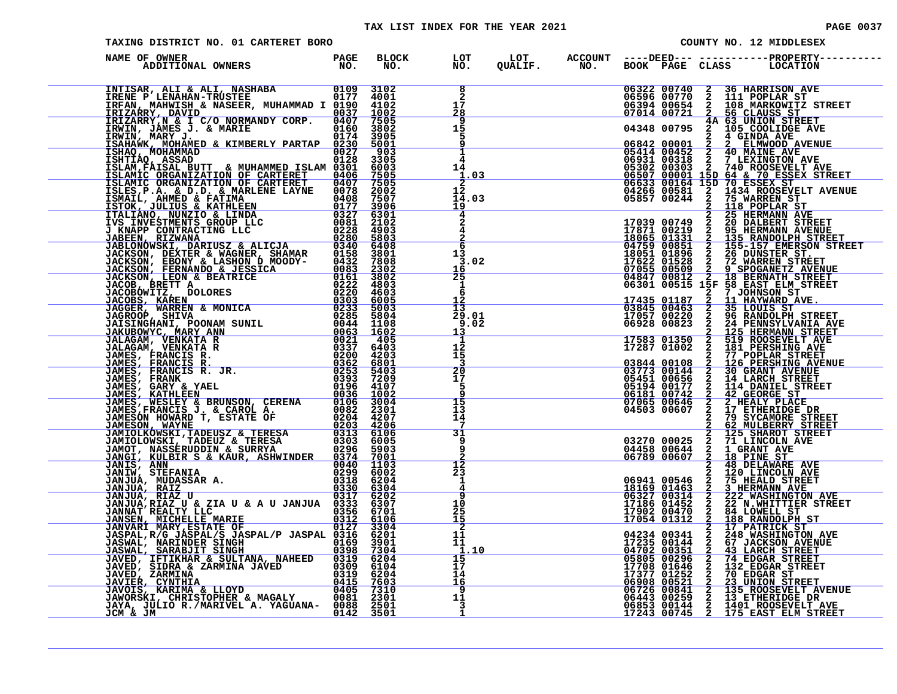TAX LIST INDEX FOR THE YEAR 2021

TAXING DISTRICT NO. 01 CARTERET BORO — COUNTY NO. 12 MIDDLESEX

| NAME OF OWNER / ADDITIONAL OWNERS | PAGE NO. | BLOCK NO. | LOT NO. | LOT QUALIF. | ACCOUNT NO. | DEED BOOK | DEED PAGE | CLASS | PROPERTY LOCATION |
|---|---|---|---|---|---|---|---|---|---|
| INTISAR, ALI & ALI, NASHABA | 0109 | 3102 | 8 | | | 06322 | 00740 | 2 | 36 HARRISON AVE |
| IRENE P LENAHAN-TRUSTEE | 0177 | 4001 | 2 | | | 06596 | 00770 | 2 | 111 POPLAR ST |
| IRFAN, MAHWISH & NASEER, MUHAMMAD I | 0190 | 4102 | 17 | | | 06394 | 00654 | 2 | 108 MARKOWITZ STREET |
| IRIZARRY, DAVID | 0037 | 1002 | 28 | | | 07014 | 00721 | 2 | 56 CLAUSS ST |
| IRIZARRY,N & I C/O NORMANDY CORP. | 0407 | 7505 | 9 | | | | | 4A | 63 UNION STREET |
| IRWIN, JAMES J. & MARIE | 0160 | 3802 | 15 | | | 04348 | 00795 | 2 | 105 COOLIDGE AVE |
| IRWIN, MARY J. | 0174 | 3905 | 5 | | | | | 2 | 4 GINDA AVE |
| ISAHAWK, MOHAMED & KIMBERLY PARTAP | 0230 | 5001 | 9 | | | 06842 | 00001 | 2 | 2 ELMWOOD AVENUE |
| ISHAQ, MOHAMMAD | 0027 | 903 | 1 | | | 05414 | 00452 | 2 | 40 MAINE AVE |
| ISHTIAQ, ASSAD | 0128 | 3305 | 4 | | | 06931 | 00318 | 2 | 7 LEXINGTON AVE |
| ISLAM,FAISAL BUTT & MUHAMMED ISLAM | 0301 | 6003 | 14 | | | 05302 | 00303 | 2 | 740 ROOSEVELT AVE |
| ISLAMIC ORGANIZATION OF CARTERET | 0406 | 7505 | 1.03 | | | 06507 | 00001 | 15D | 64 & 70 ESSEX STREET |
| ISLAMIC ORGANIZATION OF CARTERET | 0407 | 7505 | 2 | | | 06633 | 00164 | 15D | 70 ESSEX ST |
| ISLES,P.A. & D.D. & MARLENE LAYNE | 0078 | 2002 | 12 | | | 04266 | 00581 | 2 | 1434 ROOSEVELT AVENUE |
| ISMAIL, AHMED & FATIMA | 0408 | 7507 | 14.03 | | | 05857 | 00244 | 2 | 75 WARREN ST |
| ISTOK, JULIUS & KATHLEEN | 0177 | 3906 | 19 | | | | | 2 | 118 POPLAR ST |
| ITALIANO, NUNZIO & LINDA | 0327 | 6301 | 4 | | | | | 2 | 25 HERMANN AVE |
| IVS INVESTMENTS GROUP LLC | 0081 | 2102 | 2 | | | 17039 | 00749 | 2 | 20 DALBERT STREET |
| J KNAPP CONTRACTING LLC | 0228 | 4903 | 4 | | | 17871 | 00219 | 2 | 95 HERMANN AVENUE |
| JABEEN, RIZWANA | 0280 | 5803 | 2 | | | 18065 | 01331 | 2 | 135 RANDOLPH STREET |
| JABLONOWSKI, DARIUSZ & ALICJA | 0340 | 6408 | 6 | | | 04759 | 00851 | 2 | 155-157 EMERSON STREET |
| JACKSON, DEXTER & WAGNER, SHAMAR | 0158 | 3801 | 13 | | | 18051 | 01896 | 2 | 26 DUNSTER ST. |
| JACKSON, EBONY & LASHON D MOODY- | 0432 | 7808 | 3.02 | | | 17622 | 01528 | 2 | 72 WARREN STREET |
| JACKSON, FERNANDO & JESSICA | 0083 | 2302 | 16 | | | 07055 | 00509 | 2 | 9 SPOGANETZ AVENUE |
| JACKSON, LEON & BEATRICE | 0161 | 3802 | 25 | | | 04847 | 00812 | 2 | 18 BERNATH STREET |
| JACOB, BRETT A | 0222 | 4803 | 1 | | | 06301 | 00515 | 15F | 58 EAST ELM STREET |
| JACOBOWITZ, DOLORES | 0220 | 4603 | 6 | | | | | 2 | 7 JOHNSON ST |
| JACOBS, KAREN | 0303 | 6005 | 12 | | | 17435 | 01187 | 2 | 11 HAYWARD AVE. |
| JAGGER, WARREN & MONICA | 0233 | 5003 | 13 | | | 03845 | 00463 | 2 | 35 LOUIS ST |
| JAGROOP, SHIVA | 0285 | 5804 | 29.01 | | | 17057 | 00220 | 2 | 96 RANDOLPH STREET |
| JAISINGHANI, POONAM SUNIL | 0044 | 1108 | 9.02 | | | 06928 | 00823 | 2 | 24 PENNSYLVANIA AVE |
| JAKUBOWYC, MARY ANN | 0063 | 1602 | 13 | | | | | 2 | 125 HERMANN STREET |
| JALAGAM, VENKATA R | 0021 | 405 | 1 | | | 17583 | 01350 | 2 | 519 ROOSEVELT AVE |
| JALAGAM, VENKATA R | 0337 | 6403 | 12 | | | 17287 | 01002 | 2 | 181 PERSHING AVE |
| JAMES, FRANCIS R. | 0200 | 4203 | 15 | | | | | 2 | 77 POPLAR STREET |
| JAMES, FRANCIS R. | 0362 | 6801 | 3 | | | 03844 | 00108 | 2 | 126 PERSHING AVENUE |
| JAMES, FRANCIS R. JR. | 0253 | 5403 | 20 | | | 03773 | 00144 | 2 | 30 GRANT AVENUE |
| JAMES, FRANK | 0393 | 7209 | 17 | | | 05451 | 00656 | 2 | 14 LARCH STREET |
| JAMES, GARY & YAEL | 0196 | 4107 | 5 | | | 05194 | 00177 | 2 | 114 DANIEL STREET |
| JAMES, KATHLEEN | 0036 | 1002 | 9 | | | 06181 | 00742 | 2 | 42 GEORGE ST |
| JAMES, WESLEY & BRUNSON, CERENA | 0106 | 3004 | 15 | | | 07065 | 00646 | 2 | 2 HEALY PLACE |
| JAMES,FRANCIS J. & CAROL A. | 0082 | 2301 | 13 | | | 04503 | 00607 | 2 | 17 ETHERIDGE DR |
| JAMESON HOWARD T, ESTATE OF | 0204 | 4207 | 14 | | | | | 2 | 79 SYCAMORE STREET |
| JAMESON, WAYNE | 0203 | 4206 | 7 | | | | | 2 | 62 MULBERRY STREET |
| JAMIOLKOWSKI,TADEUSZ & TERESA | 0313 | 6106 | 31 | | | | | 2 | 125 SHAROT STREET |
| JAMIOLOWSKI, TADEUZ & TERESA | 0303 | 6005 | 9 | | | 03270 | 00025 | 2 | 71 LINCOLN AVE |
| JAMOT, NASSERUDDIN & SURRYA | 0296 | 5903 | 9 | | | 04458 | 00644 | 2 | 1 GRANT AVE |
| JANGI, KULBIR S & KAUR, ASHWINDER | 0374 | 7001 | 2 | | | 06789 | 00607 | 2 | 18 PINE ST |
| JANIS, ANN | 0040 | 1103 | 12 | | | | | 2 | 48 DELAWARE AVE |
| JANIW, STEFANIA | 0299 | 6002 | 23 | | | | | 2 | 120 LINCOLN AVE |
| JANJUA, MUDASSAR A. | 0318 | 6204 | 1 | | | 06941 | 00546 | 2 | 75 HEALD STREET |
| JANJUA, RAIZ | 0330 | 6304 | 4 | | | 18169 | 01463 | 2 | 3 HERMANN AVE |
| JANJUA, RIAZ U | 0317 | 6202 | 9 | | | 06327 | 00314 | 2 | 222 WASHINGTON AVE |
| JANJUA,RIAZ U & ZIA U & A U JANJUA | 0333 | 6307 | 10 | | | 17186 | 01452 | 2 | 22 N.WHITTIER STREET |
| JANNAT REALTY LLC | 0356 | 6701 | 25 | | | 17902 | 00470 | 2 | 84 LOWELL ST |
| JANSEN, MICHELLE MARIE | 0312 | 6106 | 15 | | | 17054 | 01312 | 2 | 188 RANDOLPH ST |
| JANVARI MARY,ESTATE OF | 0127 | 3304 | 2 | | | | | 2 | 17 PATRICK ST |
| JASPAL,R/G JASPAL/S JASPAL/P JASPAL | 0316 | 6201 | 11 | | | 04234 | 00341 | 2 | 248 WASHINGTON AVE |
| JASWAL, NARINDER SINGH | 0169 | 3901 | 11 | | | 17235 | 00144 | 2 | 67 JACKSON AVENUE |
| JASWAL, SARABJIT SINGH | 0398 | 7304 | 1.10 | | | 04702 | 00351 | 2 | 43 LARCH STREET |
| JAVED, IFTIKHAR & SULTANA, NAHEED | 0319 | 6204 | 15 | | | 05805 | 00296 | 2 | 74 EDGAR STREET |
| JAVED, SIDRA & ZARMINA JAVED | 0309 | 6104 | 17 | | | 17708 | 01646 | 2 | 132 EDGAR STREET |
| JAVED, ZARMINA | 0319 | 6204 | 14 | | | 17377 | 01252 | 2 | 70 EDGAR ST |
| JAVIER, CYNTHIA | 0415 | 7603 | 16 | | | 06908 | 00521 | 2 | 23 UNION STREET |
| JAVOIS, KARIMA & LLOYD | 0405 | 7310 | 9 | | | 06726 | 00841 | 2 | 135 ROOSEVELT AVENUE |
| JAWORSKI, CHRISTOPHER & MAGALY | 0081 | 2301 | 11 | | | 06443 | 00259 | 2 | 13 ETHERIDGE DR |
| JAYA, JULIO R./MARIVEL A. YAGUANA- | 0088 | 2501 | 3 | | | 06853 | 00144 | 2 | 1401 ROOSEVELT AVE |
| JCM & JM | 0142 | 3501 | 1 | | | 17243 | 00745 | 2 | 175 EAST ELM STREET |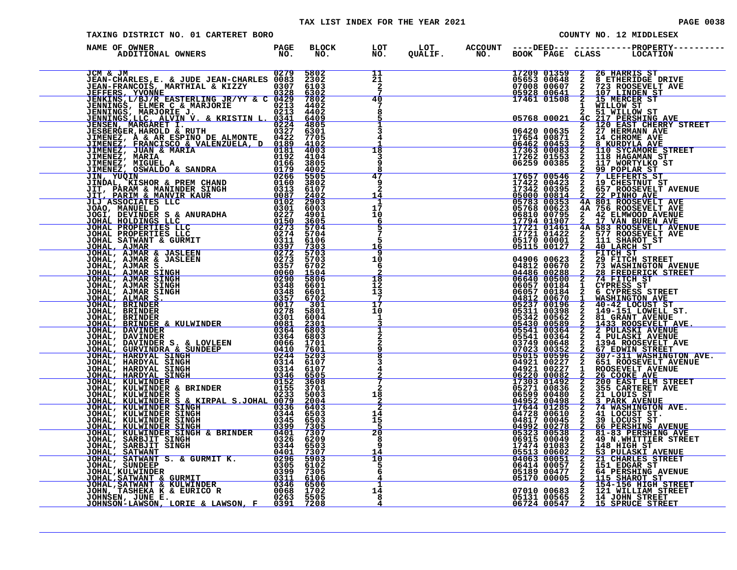TAX LIST INDEX FOR THE YEAR 2021

TAXING DISTRICT NO. 01 CARTERET BORO — COUNTY NO. 12 MIDDLESEX

| NAME OF OWNER / ADDITIONAL OWNERS | PAGE NO. | BLOCK NO. | LOT NO. | LOT QUALIF. | ACCOUNT NO. | DEED BOOK | DEED PAGE | CLASS | PROPERTY LOCATION |
|---|---|---|---|---|---|---|---|---|---|
| JCM & JM | 0279 | 5802 | 11 | | | 17209 | 01359 | 2 | 26 HARRIS ST |
| JEAN-CHARLES,E. & JUDE JEAN-CHARLES | 0083 | 2302 | 21 | | | 05653 | 00648 | 2 | 8 ETHERIDGE DRIVE |
| JEAN-FRANCOIS, MARTHIAL & KIZZY | 0307 | 6103 | 2 | | | 07008 | 00607 | 2 | 723 ROOSEVELT AVE |
| JEFFERS, YVONNE | 0328 | 6302 | 7 | | | 05928 | 00641 | 2 | 107 LINDEN ST |
| JENKINS,L/BJ/R EASTERLING JR/YY & C | 0429 | 7802 | 40 | | | 17461 | 01508 | 2 | 15 MERCER ST |
| JENNINGS, ELMER C & MARJORIE | 0213 | 4402 | 7 | | | | | 1 | WILLOW ST |
| JENNINGS, MARJORIE J. | 0213 | 4402 | 8 | | | | | 2 | 51 WILLOW ST |
| JENNINGS,LLC, ALVIN V. & KRISTIN L. | 0341 | 6409 | 5 | | | 05768 | 00021 | 4C | 217 PERSHING AVE |
| JENSEN, MARGARET I. | 0224 | 4805 | 1 | | | | | 2 | 120 EAST CHERRY STREET |
| JESBERGER,HAROLD & RUTH | 0327 | 6301 | 3 | | | 06420 | 00635 | 2 | 27 HERMANN AVE |
| JIMENEZ, A & AR ESPINO DE ALMONTE | 0422 | 7705 | 4 | | | 17654 | 00871 | 2 | 14 CHROME AVE |
| JIMENEZ, FRANCISCO & VALENZUELA, D | 0189 | 4102 | 1 | | | 06462 | 00453 | 2 | 8 KURDYLA AVE |
| JIMENEZ, JUAN & MARIA | 0181 | 4003 | 18 | | | 17363 | 00083 | 2 | 110 SYCAMORE STREET |
| JIMENEZ, MARIA | 0192 | 4104 | 3 | | | 17262 | 01553 | 2 | 118 HAGAMAN ST |
| JIMENEZ, MIGUEL A | 0166 | 3805 | 9 | | | 06259 | 00385 | 2 | 117 WORTYLKO ST |
| JIMENEZ, OSWALDO & SANDRA | 0179 | 4002 | 8 | | | | | 2 | 99 POPLAR ST |
| JIN, YUQIN | 0266 | 5505 | 47 | | | 17657 | 00546 | 2 | 7 LEFFERTS ST |
| JINDAL, KISHOR & PREM CHAND | 0160 | 3802 | 9 | | | 17422 | 00423 | 2 | 19 CHESTNUT ST |
| JIT, PARAM & MANINDER SINGH | 0313 | 6107 | 2 | | | 17342 | 00395 | 2 | 657 ROOSEVELT AVENUE |
| JIT, PARIM & MANVIR KAUR | 0087 | 2402 | 14 | | | 05000 | 00814 | 2 | 22 PINHO AVE |
| JLJ ASSOCIATES LLC | 0102 | 2903 | 1 | | | 05783 | 00353 | 4A | 801 ROOSEVELT AVE |
| JOAO, MANUEL D | 0301 | 6003 | 17 | | | 05768 | 00623 | 4A | 756 ROOSEVELT AVE |
| JOGI, DEVINDER S & ANURADHA | 0227 | 4901 | 10 | | | 06810 | 00795 | 2 | 42 ELMWOOD AVENUE |
| JOHAL HOLDINGS LLC | 0150 | 3605 | 6 | | | 17794 | 01907 | 2 | 17 VAN BUREN AVE |
| JOHAL PROPERTIES LLC | 0273 | 5704 | 5 | | | 17721 | 01461 | 4A | 583 ROOSEVELT AVENUE |
| JOHAL PROPERTIES LLC | 0274 | 5704 | 7 | | | 17721 | 01422 | 2 | 577 ROOSEVELT AVE |
| JOHAL SATWANT & GURMIT | 0311 | 6106 | 5 | | | 05170 | 00001 | 2 | 111 SHAROT ST |
| JOHAL, AJMAR | 0397 | 7303 | 16 | | | 05115 | 00127 | 2 | 40 LARCH ST |
| JOHAL, AJMAR & JASLEEN | 0272 | 5703 | 9 | | | | | 2 | FITCH ST |
| JOHAL, AJMAR & JASLEEN | 0273 | 5703 | 10 | | | 04906 | 00623 | 2 | 29 FITCH STREET |
| JOHAL, AJMAR S. | 0357 | 6702 | 6 | | | 04812 | 00670 | 2 | 73 WASHINGTON AVENUE |
| JOHAL, AJMAR SINGH | 0060 | 1504 | 2 | | | 04486 | 00288 | 2 | 28 FREDERICK STREET |
| JOHAL, AJMAR SINGH | 0290 | 5806 | 18 | | | 06640 | 00500 | 2 | 74 FITCH ST |
| JOHAL, AJMAR SINGH | 0348 | 6601 | 12 | | | 06057 | 00184 | 1 | CYPRESS ST |
| JOHAL, AJMAR SINGH | 0348 | 6601 | 13 | | | 06057 | 00184 | 2 | 6 CYPRESS STREET |
| JOHAL, ALMAR S. | 0357 | 6702 | 7 | | | 04812 | 00670 | 1 | WASHINGTON AVE |
| JOHAL, BRINDER | 0017 | 301 | 17 | | | 05237 | 00196 | 2 | 40-42 LOCUST ST |
| JOHAL, BRINDER | 0278 | 5801 | 10 | | | 05311 | 00398 | 2 | 149-151 LOWELL ST. |
| JOHAL, BRINDER | 0301 | 6004 | 1 | | | 05342 | 00562 | 2 | 81 GRANT AVENUE |
| JOHAL, BRINDER & KULWINDER | 0081 | 2301 | 3 | | | 05430 | 00589 | 2 | 1433 ROOSEVELT AVE. |
| JOHAL, DAVINDER | 0364 | 6803 | 1 | | | 05541 | 00364 | 2 | 2 PULASKI AVENUE |
| JOHAL, DAVINDER | 0364 | 6803 | 2 | | | 05541 | 00364 | 2 | 4 PULASKI AVENUE |
| JOHAL, DAVINDER S. & LOVLEEN | 0066 | 1701 | 2 | | | 03749 | 00648 | 2 | 1394 ROOSEVELT AVE |
| JOHAL, GURVINDRA & SUNDEEP | 0410 | 7601 | 9 | | | 07023 | 00352 | 2 | 67 EDWIN STREET |
| JOHAL, HARDYAL SINGH | 0244 | 5203 | 8 | | | 05015 | 00596 | 2 | 307-311 WASHINGTON AVE. |
| JOHAL, HARDYAL SINGH | 0314 | 6107 | 3 | | | 04921 | 00227 | 2 | 651 ROOSEVELT AVENUE |
| JOHAL, HARDYAL SINGH | 0314 | 6107 | 4 | | | 04921 | 00227 | 1 | ROOSEVELT AVENUE |
| JOHAL, HARDYAL SINGH | 0346 | 6505 | 2 | | | 06220 | 00082 | 2 | 26 COOKE AVE |
| JOHAL, KULWINDER | 0152 | 3608 | 7 | | | 17303 | 01492 | 2 | 200 EAST ELM STREET |
| JOHAL, KULWINDER & BRINDER | 0155 | 3701 | 2 | | | 05271 | 00836 | 2 | 355 CARTERET AVE |
| JOHAL, KULWINDER S | 0233 | 5003 | 18 | | | 06599 | 00480 | 2 | 21 LOUIS ST |
| JOHAL, KULWINDER S & KIRPAL S.JOHAL | 0079 | 2004 | 2 | | | 04952 | 00498 | 2 | 3 PARK AVENUE |
| JOHAL, KULWINDER SINGH | 0336 | 6403 | 2 | | | 17644 | 01285 | 2 | 74 WASHINGTON AVE. |
| JOHAL, KULWINDER SINGH | 0344 | 6503 | 14 | | | 04728 | 00610 | 2 | 41 LOCUST ST. |
| JOHAL, KULWINDER SINGH | 0345 | 6503 | 15 | | | 04817 | 00045 | 2 | 39 LOCUST ST |
| JOHAL, KULWINDER SINGH | 0399 | 7305 | 5 | | | 04892 | 00278 | 2 | 66 PERSHING AVENUE |
| JOHAL, KULWINDER SINGH & BRINDER | 0401 | 7307 | 20 | | | 05323 | 00538 | 2 | 81-83 PERSHING AVE |
| JOHAL, SARBJIT SINGH | 0326 | 6209 | 8 | | | 06915 | 00049 | 2 | 49 N.WHITTIER STREET |
| JOHAL, SARBJIT SINGH | 0344 | 6503 | 9 | | | 17474 | 01083 | 2 | 148 HIGH ST |
| JOHAL, SATWANT | 0401 | 7307 | 14 | | | 05513 | 00602 | 2 | 53 PULASKI AVENUE |
| JOHAL, SATWANT S. & GURMIT K. | 0296 | 5903 | 10 | | | 04063 | 00051 | 2 | 21 CHARLES STREET |
| JOHAL, SUNDEEP | 0305 | 6102 | 5 | | | 06414 | 00057 | 2 | 151 EDGAR ST |
| JOHAL,KULWINDER | 0399 | 7305 | 6 | | | 05189 | 00477 | 2 | 64 PERSHING AVENUE |
| JOHAL,SATWANT & GURMIT | 0311 | 6106 | 4 | | | 05170 | 00005 | 2 | 115 SHAROT ST |
| JOHAL,SATWANT & KULWINDER | 0346 | 6506 | 1 | | | | | 2 | 154-156 HIGH STREET |
| JOHN, TASHEKA K & EURICO R | 0068 | 1702 | 14 | | | 07010 | 00683 | 2 | 121 WILLIAM STREET |
| JOHNSEN, JUNE E. | 0263 | 5505 | 8 | | | 05131 | 00565 | 2 | 14 JOHN STREET |
| JOHNSON-LAWSON, LORIE & LAWSON, F | 0391 | 7208 | 4 | | | 06724 | 00547 | 2 | 15 SPRUCE STREET |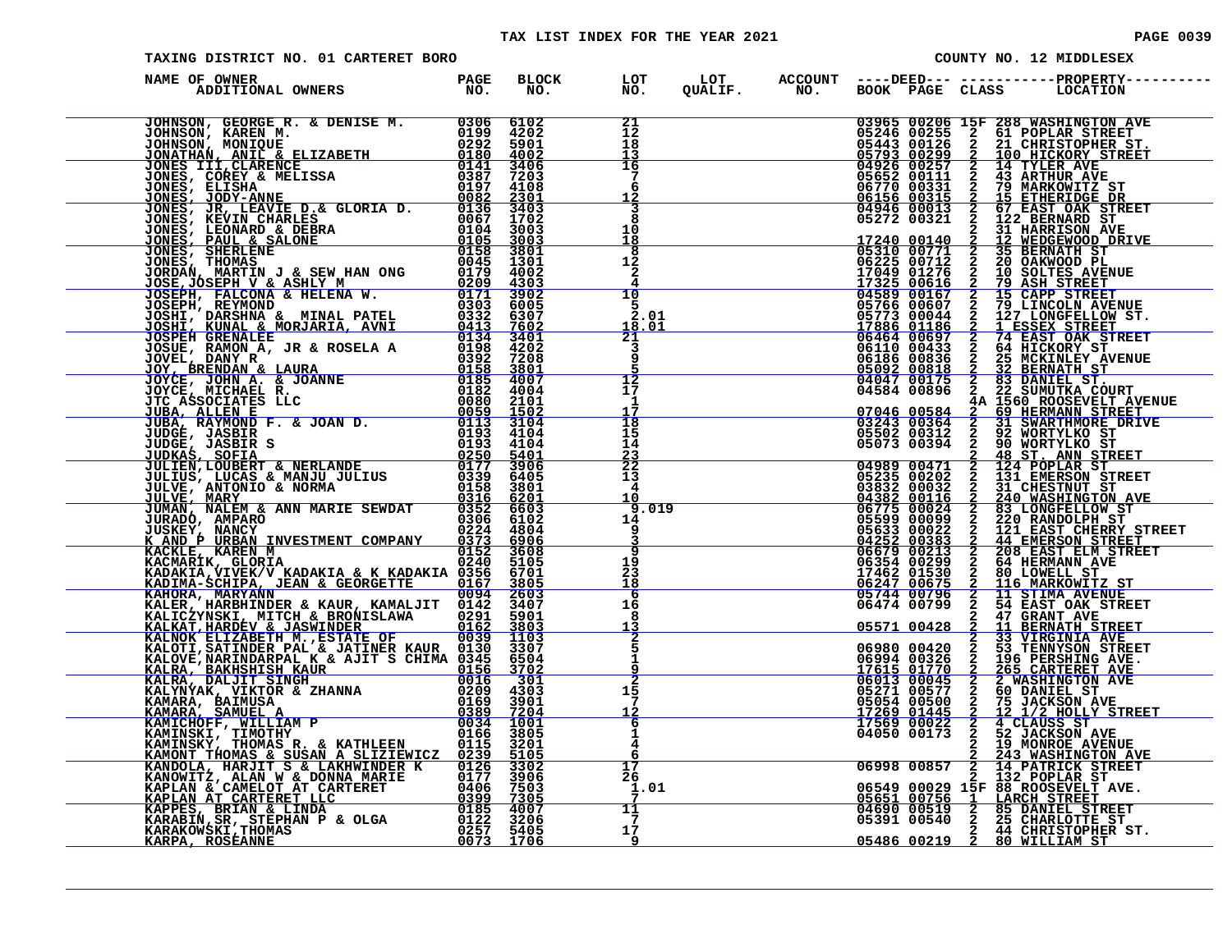TAX LIST INDEX FOR THE YEAR 2021

TAXING DISTRICT NO. 01 CARTERET BORO

COUNTY NO. 12 MIDDLESEX

| NAME OF OWNER / ADDITIONAL OWNERS | PAGE NO. | BLOCK NO. | LOT NO. | LOT QUALIF. | ACCOUNT NO. | DEED BOOK | DEED PAGE | CLASS | PROPERTY LOCATION |
|---|---|---|---|---|---|---|---|---|---|
| JOHNSON, GEORGE R. & DENISE M. | 0306 | 6102 | 21 | | | 03965 | 00206 | 15F | 288 WASHINGTON AVE |
| JOHNSON, KAREN M. | 0199 | 4202 | 12 | | | 05246 | 00255 | 2 | 61 POPLAR STREET |
| JOHNSON, MONIQUE | 0292 | 5901 | 18 | | | 05443 | 00126 | 2 | 21 CHRISTOPHER ST. |
| JONATHAN, ANIL & ELIZABETH | 0180 | 4002 | 13 | | | 05793 | 00299 | 2 | 100 HICKORY STREET |
| JONES III,CLARENCE | 0141 | 3406 | 16 | | | 04926 | 00257 | 2 | 14 TYLER AVE |
| JONES, COREY & MELISSA | 0387 | 7203 | 7 | | | 05652 | 00111 | 2 | 43 ARTHUR AVE |
| JONES, ELISHA | 0197 | 4108 | 6 | | | 06770 | 00331 | 2 | 79 MARKOWITZ ST |
| JONES, JODY-ANNE | 0082 | 2301 | 12 | | | 06156 | 00315 | 2 | 15 ETHERIDGE DR |
| JONES, JR, LEAVIE D.& GLORIA D. | 0136 | 3403 | 3 | | | 04946 | 00013 | 2 | 67 EAST OAK STREET |
| JONES, KEVIN CHARLES | 0067 | 1702 | 8 | | | 05272 | 00321 | 2 | 122 BERNARD ST |
| JONES, LEONARD & DEBRA | 0104 | 3003 | 10 | | | | | 2 | 31 HARRISON AVE |
| JONES, PAUL & SALONE | 0105 | 3003 | 18 | | | 17240 | 00140 | 2 | 12 WEDGEWOOD DRIVE |
| JONES, SHERLENE | 0158 | 3801 | 8 | | | 05310 | 00771 | 2 | 35 BERNATH ST |
| JONES, THOMAS | 0045 | 1301 | 12 | | | 06225 | 00712 | 2 | 20 OAKWOOD PL |
| JORDAN, MARTIN J & SEW HAN ONG | 0179 | 4002 | 2 | | | 17049 | 01276 | 2 | 10 SOLTES AVENUE |
| JOSE,JOSEPH V & ASHLY M | 0209 | 4303 | 4 | | | 17325 | 00616 | 2 | 79 ASH STREET |
| JOSEPH, FALCONA & HELENA W. | 0171 | 3902 | 10 | | | 04589 | 00167 | 2 | 15 CAPP STREET |
| JOSEPH, REYMOND | 0303 | 6005 | 5 | | | 05766 | 00607 | 2 | 79 LINCOLN AVENUE |
| JOSHI, DARSHNA & MINAL PATEL | 0332 | 6307 | 2.01 | | | 05773 | 00044 | 2 | 127 LONGFELLOW ST. |
| JOSHI, KUNAL & MORJARIA, AVNI | 0413 | 7602 | 18.01 | | | 17886 | 01186 | 2 | 1 ESSEX STREET |
| JOSPEH GRENALEE | 0134 | 3401 | 21 | | | 06464 | 00697 | 2 | 74 EAST OAK STREET |
| JOSUE, RAMON A, JR & ROSELA A | 0198 | 4202 | 3 | | | 06110 | 00433 | 2 | 64 HICKORY ST |
| JOVEL, DANY R | 0392 | 7208 | 9 | | | 06186 | 00836 | 2 | 25 MCKINLEY AVENUE |
| JOY, BRENDAN & LAURA | 0158 | 3801 | 5 | | | 05092 | 00818 | 2 | 32 BERNATH ST |
| JOYCE, JOHN A. & JOANNE | 0185 | 4007 | 12 | | | 04047 | 00175 | 2 | 83 DANIEL ST. |
| JOYCE, MICHAEL R. | 0182 | 4004 | 17 | | | 04584 | 00896 | 2 | 22 SUMUTKA COURT |
| JTC ASSOCIATES LLC | 0080 | 2101 | 1 | | | | | 4A | 1560 ROOSEVELT AVENUE |
| JUBA, ALLEN E | 0059 | 1502 | 17 | | | 07046 | 00584 | 2 | 69 HERMANN STREET |
| JUBA, RAYMOND F. & JOAN D. | 0113 | 3104 | 18 | | | 03243 | 00364 | 2 | 31 SWARTHMORE DRIVE |
| JUDGE, JASBIR | 0193 | 4104 | 15 | | | 05502 | 00312 | 2 | 92 WORTYLKO ST |
| JUDGE, JASBIR S | 0193 | 4104 | 14 | | | 05073 | 00394 | 2 | 90 WORTYLKO ST |
| JUDKAS, SOFIA | 0250 | 5401 | 23 | | | | | 2 | 48 ST. ANN STREET |
| JULIEN,LOUBERT & NERLANDE | 0177 | 3906 | 22 | | | 04989 | 00471 | 2 | 124 POPLAR ST |
| JULIUS, LUCAS & MANJU JULIUS | 0339 | 6405 | 13 | | | 05235 | 00202 | 2 | 131 EMERSON STREET |
| JULVE, ANTONIO & NORMA | 0158 | 3801 | 4 | | | 03832 | 00032 | 2 | 31 CHESTNUT ST |
| JULVE, MARY | 0316 | 6201 | 10 | | | 04382 | 00116 | 2 | 240 WASHINGTON AVE |
| JUMAN, NALEM & ANN MARIE SEWDAT | 0352 | 6603 | 9.019 | | | 06775 | 00024 | 2 | 83 LONGFELLOW ST |
| JURADO, AMPARO | 0306 | 6102 | 14 | | | 05599 | 00099 | 2 | 220 RANDOLPH ST |
| JUSKEY, NANCY | 0224 | 4804 | 9 | | | 05633 | 00022 | 2 | 121 EAST CHERRY STREET |
| K AND P URBAN INVESTMENT COMPANY | 0373 | 6906 | 3 | | | 04252 | 00383 | 2 | 44 EMERSON STREET |
| KACKLE, KAREN M | 0152 | 3608 | 9 | | | 06679 | 00213 | 2 | 208 EAST ELM STREET |
| KACMARIK, GLORIA | 0240 | 5105 | 19 | | | 06354 | 00299 | 2 | 64 HERMANN AVE |
| KADAKIA,VIVEK/V KADAKIA & K KADAKIA | 0356 | 6701 | 23 | | | 17462 | 01530 | 2 | 80 LOWELL ST |
| KADIMA-SCHIPA, JEAN & GEORGETTE | 0167 | 3805 | 18 | | | 06247 | 00675 | 2 | 116 MARKOWITZ ST |
| KAHORA, MARYANN | 0094 | 2603 | 6 | | | 05744 | 00796 | 2 | 11 STIMA AVENUE |
| KALER, HARBHINDER & KAUR, KAMALJIT | 0142 | 3407 | 16 | | | 06474 | 00799 | 2 | 54 EAST OAK STREET |
| KALICZYNSKI, MITCH & BRONISLAWA | 0291 | 5901 | 8 | | | | | 2 | 47 GRANT AVE |
| KALKAT,HARDEV & JASWINDER | 0162 | 3803 | 13 | | | 05571 | 00428 | 2 | 11 BERNATH STREET |
| KALNOK ELIZABETH M.,ESTATE OF | 0039 | 1103 | 2 | | | | | 2 | 33 VIRGINIA AVE |
| KALOTI,SATINDER PAL & JATINER KAUR | 0130 | 3307 | 5 | | | 06980 | 00420 | 2 | 53 TENNYSON STREET |
| KALOVE,NARINDARPAL K & AJIT S CHIMA | 0345 | 6504 | 1 | | | 06994 | 00326 | 2 | 196 PERSHING AVE. |
| KALRA, BAKHSHISH KAUR | 0156 | 3702 | 9 | | | 17615 | 01770 | 2 | 265 CARTERET AVE |
| KALRA, DALJIT SINGH | 0016 | 301 | 2 | | | 06013 | 00045 | 2 | 2 WASHINGTON AVE |
| KALYNYAK, VIKTOR & ZHANNA | 0209 | 4303 | 15 | | | 05271 | 00577 | 2 | 60 DANIEL ST |
| KAMARA, BAIMUSA | 0169 | 3901 | 7 | | | 05054 | 00500 | 2 | 75 JACKSON AVE |
| KAMARA, SAMUEL A | 0389 | 7204 | 12 | | | 17269 | 01445 | 2 | 12 1/2 HOLLY STREET |
| KAMICHOFF, WILLIAM P | 0034 | 1001 | 6 | | | 17569 | 00022 | 2 | 4 CLAUSS ST |
| KAMINSKI, TIMOTHY | 0166 | 3805 | 1 | | | 04050 | 00173 | 2 | 52 JACKSON AVE |
| KAMINSKY, THOMAS R. & KATHLEEN | 0115 | 3201 | 4 | | | | | 2 | 19 MONROE AVENUE |
| KAMONT THOMAS & SUSAN A SLIZIEWICZ | 0239 | 5105 | 6 | | | | | 2 | 243 WASHINGTON AVE |
| KANDOLA, HARJIT S & LAKHWINDER K | 0126 | 3302 | 17 | | | 06998 | 00857 | 2 | 14 PATRICK STREET |
| KANOWITZ, ALAN W & DONNA MARIE | 0177 | 3906 | 26 | | | | | 2 | 132 POPLAR ST |
| KAPLAN & CAMELOT AT CARTERET | 0406 | 7503 | 1.01 | | | 06549 | 00029 | 15F | 88 ROOSEVELT AVE. |
| KAPLAN AT CARTERET LLC | 0399 | 7305 | 7 | | | 05651 | 00756 | 1 | LARCH STREET |
| KAPPES, BRIAN & LINDA | 0185 | 4007 | 11 | | | 04690 | 00519 | 2 | 85 DANIEL STREET |
| KARABIN,SR, STEPHAN P & OLGA | 0122 | 3206 | 7 | | | 05391 | 00540 | 2 | 25 CHARLOTTE ST |
| KARAKOWSKI,THOMAS | 0257 | 5405 | 17 | | | | | 2 | 44 CHRISTOPHER ST. |
| KARPA, ROSEANNE | 0073 | 1706 | 9 | | | 05486 | 00219 | 2 | 80 WILLIAM ST |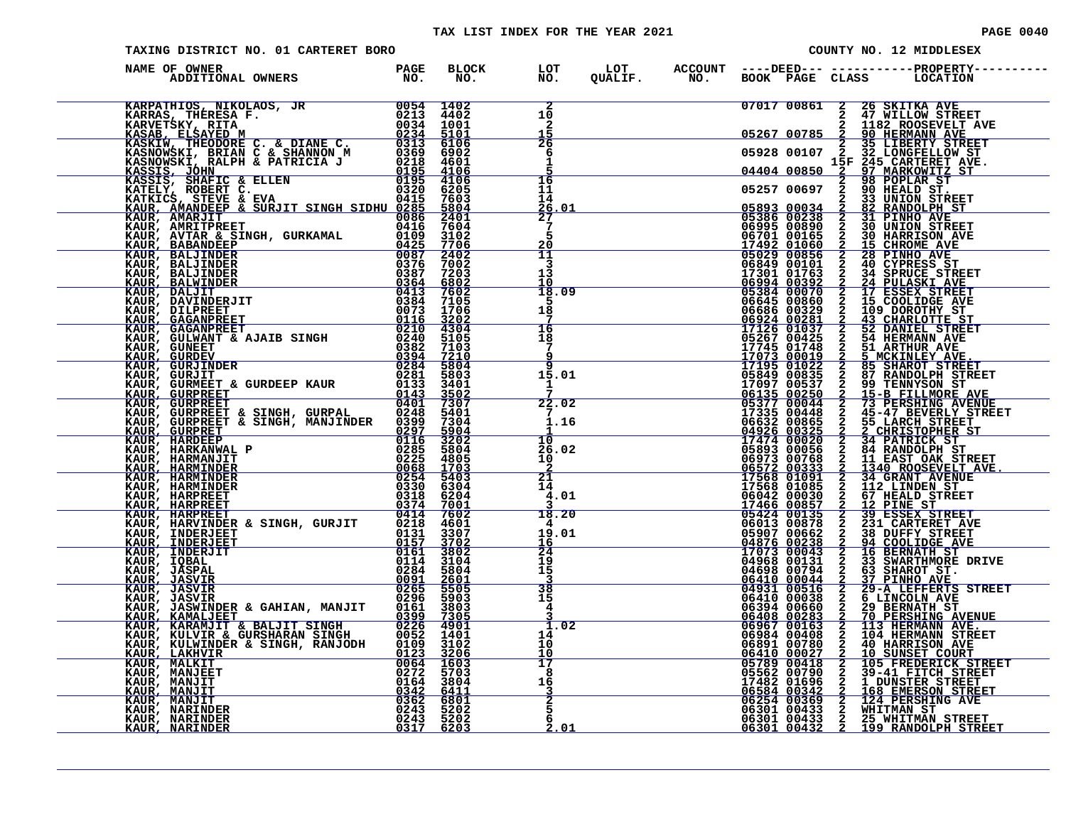TAX LIST INDEX FOR THE YEAR 2021

TAXING DISTRICT NO. 01 CARTERET BORO — COUNTY NO. 12 MIDDLESEX

| NAME OF OWNER / ADDITIONAL OWNERS | PAGE NO. | BLOCK NO. | LOT NO. | LOT QUALIF. | ACCOUNT NO. | DEED BOOK | DEED PAGE | CLASS | PROPERTY LOCATION |
|---|---|---|---|---|---|---|---|---|---|
| KARPATHIOS, NIKOLAOS, JR | 0054 | 1402 | 2 | | | 07017 | 00861 | 2 | 26 SKITKA AVE |
| KARRAS, THERESA F. | 0213 | 4402 | 10 | | | | | 2 | 47 WILLOW STREET |
| KARVETSKY, RITA | 0034 | 1001 | 2 | | | | | 2 | 1182 ROOSEVELT AVE |
| KASAB, ELSAYED M | 0234 | 5101 | 15 | | | 05267 | 00785 | 2 | 90 HERMANN AVE |
| KASKIW, THEODORE C. & DIANE C. | 0313 | 6106 | 26 | | | | | 2 | 35 LIBERTY STREET |
| KASNOWSKI, BRIAN C & SHANNON M | 0369 | 6902 | 6 | | | 05928 | 00107 | 2 | 32 LONGFELLOW ST |
| KASNOWSKI, RALPH & PATRICIA J | 0218 | 4601 | 1 | | | | | 15F | 245 CARTERET AVE. |
| KASSIS, JOHN | 0195 | 4106 | 5 | | | 04404 | 00850 | 2 | 97 MARKOWITZ ST |
| KASSIS, SHAFIC & ELLEN | 0195 | 4106 | 16 | | | | | 2 | 98 POPLAR ST |
| KATELY, ROBERT C. | 0320 | 6205 | 11 | | | 05257 | 00697 | 2 | 90 HEALD ST. |
| KATKICS, STEVE & EVA | 0415 | 7603 | 14 | | | | | 2 | 33 UNION STREET |
| KAUR, AMANDEEP & SURJIT SINGH SIDHU | 0285 | 5804 | 26.01 | | | 05893 | 00034 | 2 | 82 RANDOLPH ST |
| KAUR, AMARJIT | 0086 | 2401 | 27 | | | 05386 | 00238 | 2 | 31 PINHO AVE |
| KAUR, AMRITPREET | 0416 | 7604 | 7 | | | 06995 | 00890 | 2 | 30 UNION STREET |
| KAUR, AVTAR & SINGH, GURKAMAL | 0109 | 3102 | 5 | | | 06701 | 00165 | 2 | 30 HARRISON AVE |
| KAUR, BABANDEEP | 0425 | 7706 | 20 | | | 17492 | 01060 | 2 | 15 CHROME AVE |
| KAUR, BALJINDER | 0087 | 2402 | 11 | | | 05029 | 00856 | 2 | 28 PINHO AVE |
| KAUR, BALJINDER | 0376 | 7002 | 3 | | | 06849 | 00101 | 2 | 40 CYPRESS ST |
| KAUR, BALJINDER | 0387 | 7203 | 13 | | | 17301 | 01763 | 2 | 34 SPRUCE STREET |
| KAUR, BALWINDER | 0364 | 6802 | 10 | | | 06994 | 00392 | 2 | 24 PULASKI AVE |
| KAUR, DALJIT | 0413 | 7602 | 18.09 | | | 05384 | 00070 | 2 | 17 ESSEX STREET |
| KAUR, DAVINDERJIT | 0384 | 7105 | 5 | | | 06645 | 00860 | 2 | 15 COOLIDGE AVE |
| KAUR, DILPREET | 0073 | 1706 | 18 | | | 06686 | 00329 | 2 | 109 DOROTHY ST |
| KAUR, GAGANPREET | 0116 | 3202 | 7 | | | 06924 | 00281 | 2 | 43 CHARLOTTE ST |
| KAUR, GAGANPREET | 0210 | 4304 | 16 | | | 17126 | 01037 | 2 | 52 DANIEL STREET |
| KAUR, GULWANT & AJAIB SINGH | 0240 | 5105 | 18 | | | 05267 | 00425 | 2 | 54 HERMANN AVE |
| KAUR, GUNEET | 0382 | 7103 | 7 | | | 17745 | 01748 | 2 | 51 ARTHUR AVE |
| KAUR, GURDEV | 0394 | 7210 | 9 | | | 17073 | 00019 | 2 | 5 MCKINLEY AVE. |
| KAUR, GURJINDER | 0284 | 5804 | 9 | | | 17195 | 01022 | 2 | 85 SHAROT STREET |
| KAUR, GURJIT | 0281 | 5803 | 15.01 | | | 05849 | 00835 | 2 | 87 RANDOLPH STREET |
| KAUR, GURMEET & GURDEEP KAUR | 0133 | 3401 | 1 | | | 17097 | 00537 | 2 | 99 TENNYSON ST |
| KAUR, GURPREET | 0143 | 3502 | 7 | | | 06135 | 00250 | 2 | 15-B FILLMORE AVE |
| KAUR, GURPREET | 0401 | 7307 | 22.02 | | | 05377 | 00044 | 2 | 73 PERSHING AVENUE |
| KAUR, GURPREET & SINGH, GURPAL | 0248 | 5401 | 7 | | | 17335 | 00448 | 2 | 45-47 BEVERLY STREET |
| KAUR, GURPREET & SINGH, MANJINDER | 0399 | 7304 | 1.16 | | | 06632 | 00865 | 2 | 55 LARCH STREET |
| KAUR, GURPRET | 0297 | 5904 | 1 | | | 04926 | 00325 | 2 | 2 CHRISTOPHER ST |
| KAUR, HARDEEP | 0116 | 3202 | 10 | | | 17474 | 00020 | 2 | 34 PATRICK ST |
| KAUR, HARKANWAL P | 0285 | 5804 | 26.02 | | | 05893 | 00056 | 2 | 84 RANDOLPH ST |
| KAUR, HARMANJIT | 0225 | 4805 | 10 | | | 06973 | 00768 | 2 | 11 EAST OAK STREET |
| KAUR, HARMINDER | 0068 | 1703 | 2 | | | 06572 | 00333 | 2 | 1340 ROOSEVELT AVE. |
| KAUR, HARMINDER | 0254 | 5403 | 21 | | | 17568 | 01091 | 2 | 34 GRANT AVENUE |
| KAUR, HARMINDER | 0330 | 6304 | 14 | | | 17568 | 01085 | 2 | 112 LINDEN ST |
| KAUR, HARPREET | 0318 | 6204 | 4.01 | | | 06042 | 00030 | 2 | 67 HEALD STREET |
| KAUR, HARPREET | 0374 | 7001 | 3 | | | 17466 | 00857 | 2 | 12 PINE ST |
| KAUR, HARPREET | 0414 | 7602 | 18.20 | | | 05424 | 00135 | 2 | 39 ESSEX STREET |
| KAUR, HARVINDER & SINGH, GURJIT | 0218 | 4601 | 4 | | | 06013 | 00878 | 2 | 231 CARTERET AVE |
| KAUR, INDERJEET | 0131 | 3307 | 19.01 | | | 05907 | 00662 | 2 | 38 DUFFY STREET |
| KAUR, INDERJEET | 0157 | 3702 | 16 | | | 04876 | 00238 | 2 | 94 COOLIDGE AVE |
| KAUR, INDERJIT | 0161 | 3802 | 24 | | | 17073 | 00043 | 2 | 16 BERNATH ST |
| KAUR, IQBAL | 0114 | 3104 | 19 | | | 04968 | 00131 | 2 | 33 SWARTHMORE DRIVE |
| KAUR, JASPAL | 0284 | 5804 | 15 | | | 04698 | 00794 | 2 | 63 SHAROT ST. |
| KAUR, JASVIR | 0091 | 2601 | 3 | | | 06410 | 00044 | 2 | 37 PINHO AVE |
| KAUR, JASVIR | 0265 | 5505 | 38 | | | 04931 | 00516 | 2 | 29-A LEFFERTS STREET |
| KAUR, JASVIR | 0296 | 5903 | 15 | | | 06410 | 00038 | 2 | 6 LINCOLN AVE |
| KAUR, JASWINDER & GAHIAN, MANJIT | 0161 | 3803 | 4 | | | 06394 | 00660 | 2 | 29 BERNATH ST |
| KAUR, KAMALJEET | 0399 | 7305 | 3 | | | 06408 | 00283 | 2 | 70 PERSHING AVENUE |
| KAUR, KARAMJIT & BALJIT SINGH | 0226 | 4901 | 1.02 | | | 06967 | 00163 | 2 | 113 HERMANN AVE. |
| KAUR, KULVIR & GURSHARAN SINGH | 0052 | 1401 | 14 | | | 06984 | 00408 | 2 | 104 HERMANN STREET |
| KAUR, KULWINDER & SINGH, RANJODH | 0109 | 3102 | 10 | | | 06891 | 00780 | 2 | 40 HARRISON AVE |
| KAUR, LAKHVIR | 0123 | 3206 | 10 | | | 06410 | 00027 | 2 | 10 SUNSET COURT |
| KAUR, MALKIT | 0064 | 1603 | 17 | | | 05789 | 00418 | 2 | 105 FREDERICK STREET |
| KAUR, MANJEET | 0272 | 5703 | 8 | | | 05562 | 00790 | 2 | 39-41 FITCH STREET |
| KAUR, MANJIT | 0164 | 3804 | 16 | | | 17482 | 01696 | 2 | 1 DUNSTER STREET |
| KAUR, MANJIT | 0342 | 6411 | 3 | | | 06584 | 00342 | 2 | 168 EMERSON STREET |
| KAUR, MANJIT | 0362 | 6801 | 2 | | | 06254 | 00369 | 2 | 124 PERSHING AVE |
| KAUR, NARINDER | 0243 | 5202 | 5 | | | 06301 | 00433 | 2 | WHITMAN ST |
| KAUR, NARINDER | 0243 | 5202 | 6 | | | 06301 | 00433 | 2 | 25 WHITMAN STREET |
| KAUR, NARINDER | 0317 | 6203 | 2.01 | | | 06301 | 00432 | 2 | 199 RANDOLPH STREET |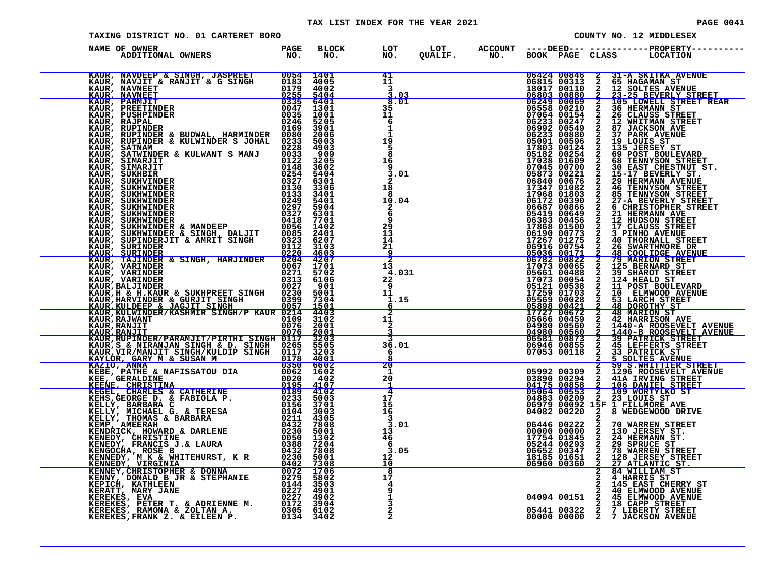TAX LIST INDEX FOR THE YEAR 2021

TAXING DISTRICT NO. 01 CARTERET BORO

COUNTY NO. 12 MIDDLESEX

| NAME OF OWNER ADDITIONAL OWNERS | PAGE NO. | BLOCK NO. | LOT NO. | LOT QUALIF. | ACCOUNT NO. | DEED BOOK | DEED PAGE | CLASS | PROPERTY LOCATION |
|---|---|---|---|---|---|---|---|---|---|
| KAUR, NAVDEEP & SINGH, JASPREET | 0054 | 1401 | 41 | | | 06424 | 00846 | 2 | 31-A SKITKA AVENUE |
| KAUR, NAVJIT & RANJIT & G SINGH | 0183 | 4005 | 11 | | | 06815 | 00313 | 2 | 65 HAGAMAN ST |
| KAUR, NAVNEET | 0179 | 4002 | 3 | | | 18017 | 00110 | 2 | 12 SOLTES AVENUE |
| KAUR, NAVNEET | 0255 | 5404 | 3.03 | | | 06803 | 00880 | 2 | 23-25 BEVERLY STREET |
| KAUR, PARMJIT | 0335 | 6401 | 8.01 | | | 06249 | 00069 | 2 | 105 LOWELL STREET REAR |
| KAUR, PREETINDER | 0047 | 1301 | 35 | | | 06558 | 00210 | 2 | 36 HERMANN ST |
| KAUR, PUSHPINDER | 0035 | 1001 | 11 | | | 07064 | 00154 | 2 | 26 CLAUSS STREET |
| KAUR, RAJPAL | 0246 | 5205 | 6 | | | 06233 | 00247 | 2 | 12 WHITMAN STREET |
| KAUR, RUPINDER | 0169 | 3901 | 1 | | | 06992 | 00549 | 2 | 87 JACKSON AVE |
| KAUR, RUPINDER & BUDWAL, HARMINDER | 0080 | 2006 | 1 | | | 06233 | 00880 | 2 | 37 PARK AVENUE |
| KAUR, RUPINDER & KULWINDER S JOHAL | 0233 | 5003 | 19 | | | 05091 | 00596 | 2 | 19 LOUIS ST |
| KAUR, SATNAM | 0228 | 4903 | 5 | | | 17803 | 00124 | 2 | 135 JERSEY ST |
| KAUR, SATWINDER & KULWANT S MANJ | 0033 | 909 | 8 | | | 05182 | 00254 | 2 | 69 POST BOULEVARD |
| KAUR, SIMARJIT | 0122 | 3205 | 16 | | | 17038 | 01609 | 2 | 68 TENNYSON STREET |
| KAUR, SIMARJIT | 0148 | 3602 | 9 | | | 07045 | 00700 | 2 | 30 EAST CHESTNUT ST. |
| KAUR, SUKHBIR | 0254 | 5404 | 3.01 | | | 05873 | 00221 | 2 | 15-17 BEVERLY ST. |
| KAUR, SUKHVINDER | 0327 | 6301 | 2 | | | 06840 | 00676 | 2 | 29 HERMANN AVENUE |
| KAUR, SUKHWINDER | 0130 | 3306 | 18 | | | 17347 | 01082 | 2 | 46 TENNYSON STREET |
| KAUR, SUKHWINDER | 0133 | 3401 | 8 | | | 17968 | 01803 | 2 | 85 TENNYSON STREET |
| KAUR, SUKHWINDER | 0249 | 5401 | 10.04 | | | 06172 | 00390 | 2 | 27-A BEVERLY STREET |
| KAUR, SUKHWINDER | 0297 | 5904 | 2 | | | 06687 | 00866 | 2 | 6 CHRISTOPHER STREET |
| KAUR, SUKHWINDER | 0327 | 6301 | 6 | | | 05419 | 00649 | 2 | 21 HERMANN AVE |
| KAUR, SUKHWINDER | 0418 | 7701 | 9 | | | 06383 | 00456 | 2 | 12 HUDSON STREET |
| KAUR, SUKHWINDER & MANDEEP | 0056 | 1402 | 29 | | | 17868 | 01500 | 2 | 17 CLAUSS STREET |
| KAUR, SUKHWINDER & SINGH, DALJIT | 0085 | 2401 | 13 | | | 06190 | 00773 | 2 | 3 PINHO AVENUE |
| KAUR, SUPINDERJIT & AMRIT SINGH | 0323 | 6207 | 14 | | | 17267 | 01275 | 2 | 40 THORNALL STREET |
| KAUR, SURINDER | 0112 | 3103 | 21 | | | 06916 | 00754 | 2 | 26 SWARTHMORE DR |
| KAUR, SURINDER | 0220 | 4603 | 9 | | | 05036 | 00171 | 2 | 48 COOLIDGE AVENUE |
| KAUR, TAJINDER & SINGH, HARJINDER | 0204 | 4207 | 2 | | | 06782 | 00822 | 2 | 79 MARION STREET |
| KAUR, VARINDER | 0067 | 1701 | 13 | | | 17073 | 00065 | 2 | 125 BERNARD ST |
| KAUR, VARINDER | 0271 | 5702 | 4.031 | | | 05661 | 00488 | 2 | 39 SHAROT STREET |
| KAUR, VARINDER | 0313 | 6106 | 22 | | | 17073 | 00054 | 2 | 124 HEALD ST |
| KAUR,BALJINDER | 0027 | 901 | 9 | | | 05121 | 00538 | 2 | 11 POST BOULEVARD |
| KAUR,H & H.KAUR & SUKHPREET SINGH | 0230 | 5001 | 11 | | | 17259 | 01703 | 2 | 10 ELMWOOD AVENUE |
| KAUR,HARVINDER & GURJIT SINGH | 0399 | 7304 | 1.15 | | | 05569 | 00028 | 2 | 53 LARCH STREET |
| KAUR,KULDEEP & JAGJIT SINGH | 0057 | 1501 | 6 | | | 05898 | 00421 | 2 | 48 DOROTHY ST |
| KAUR,KULWINDER/KASHMIR SINGH/P KAUR | 0214 | 4403 | 2 | | | 17727 | 00672 | 2 | 48 MARION ST |
| KAUR,RAJWANT | 0109 | 3102 | 11 | | | 05666 | 00459 | 2 | 42 HARRISON AVE |
| KAUR,RANJIT | 0076 | 2001 | 2 | | | 04980 | 00560 | 2 | 1440-A ROOSEVELT AVENUE |
| KAUR,RANJIT | 0076 | 2001 | 3 | | | 04980 | 00560 | 2 | 1440-B ROOSEVELT AVENUE |
| KAUR,RUPINDER/PARAMJIT/PIRTHI SINGH | 0117 | 3203 | 3 | | | 06581 | 00873 | 2 | 39 PATRICK STREET |
| KAUR,S & NIRANJAN SINGH & D. SINGH | 0265 | 5505 | 36.01 | | | 06946 | 00855 | 2 | 45 LEFFERTS STREET |
| KAUR,VIR/MANJIT SINGH/KULDIP SINGH | 0117 | 3203 | 6 | | | 07053 | 00118 | 2 | 33 PATRICK ST |
| KAYLOR, GARY M & SUSAN M | 0178 | 4001 | 8 | | | | | 2 | 5 SOLTES AVENUE |
| KAZIO, ANNA | 0350 | 6602 | 20 | | | | | 2 | 59 S.WHITTIER STREET |
| KEBE, PATHE & NAFISSATOU DIA | 0062 | 1602 | 1 | | | 05992 | 00309 | 2 | 1296 ROOSEVELT AVENUE |
| KEE, GERALDINE | 0020 | 402 | 20 | | | 03890 | 00294 | 2 | 41A IRVING STREET |
| KEENE, CHRISTINA | 0195 | 4107 | 1 | | | 04175 | 00858 | 2 | 106 DANIEL STREET |
| KEGEL, CHARLES & CATHERINE | 0189 | 4102 | 4 | | | 05064 | 00553 | 2 | 109 WORTYLKO ST |
| KEHS,GEORGE D. & FABIOLA P. | 0233 | 5003 | 17 | | | 04883 | 00209 | 2 | 23 LOUIS ST |
| KELLY, BARBARA C | 0156 | 3701 | 15 | | | 06979 | 00092 | 15F | 1 FILLMORE AVE |
| KELLY, MICHAEL G. & TERESA | 0104 | 3003 | 16 | | | 04082 | 00220 | 2 | 8 WEDGEWOOD DRIVE |
| KELLY, THOMAS & BARBARA | 0211 | 4305 | 3 | | | | | 2 | |
| KEMP, AMEERAH | 0432 | 7808 | 3.01 | | | 06446 | 00222 | 2 | 70 WARREN STREET |
| KENDRICK, HOWARD & DARLENE | 0230 | 5001 | 13 | | | 00000 | 00000 | 2 | 130 JERSEY ST. |
| KENEDY, CHRISTINE | 0050 | 1302 | 46 | | | 17754 | 01845 | 2 | 24 HERMANN ST. |
| KENEDY, FRANCIS J.& LAURA | 0388 | 7204 | 6 | | | 05244 | 00293 | 2 | 29 SPRUCE ST |
| KENGOCHA, ROSE B | 0432 | 7808 | 3.05 | | | 06652 | 00347 | 2 | 78 WARREN STREET |
| KENNEDY, M K & WHITEHURST, K R | 0230 | 5001 | 12 | | | 18185 | 01651 | 2 | 128 JERSEY STREET |
| KENNEDY, VIRGINIA | 0402 | 7308 | 10 | | | 06960 | 00360 | 2 | 27 ATLANTIC ST. |
| KENNEY,CHRISTOPHER & DONNA | 0072 | 1706 | 8 | | | | | 2 | 84 WILLIAM ST |
| KENNY, DONALD B JR & STEPHANIE | 0279 | 5802 | 17 | | | | | 2 | 4 HARRIS ST |
| KEPICH, KATHLEEN | 0144 | 3503 | 4 | | | | | 2 | 145 EAST CHERRY ST |
| KERATT, MARY JANE | 0227 | 4901 | 9 | | | | | 2 | 40 ELMWOOD AVENUE |
| KEREKES, EVA | 0227 | 4902 | 1 | | | 04094 | 00151 | 2 | 45 ELMWOOD AVENUE |
| KEREKES, PETER T. & ADRIENNE M. | 0172 | 3904 | 3 | | | | | 2 | 18 CAPP STREET |
| KEREKES, RAMONA & ZOLTAN A. | 0305 | 6102 | 2 | | | 05441 | 00322 | 2 | 7 LIBERTY STREET |
| KEREKES,FRANK Z. & EILEEN P. | 0134 | 3402 | 2 | | | 00000 | 00000 | 2 | 7 JACKSON AVENUE |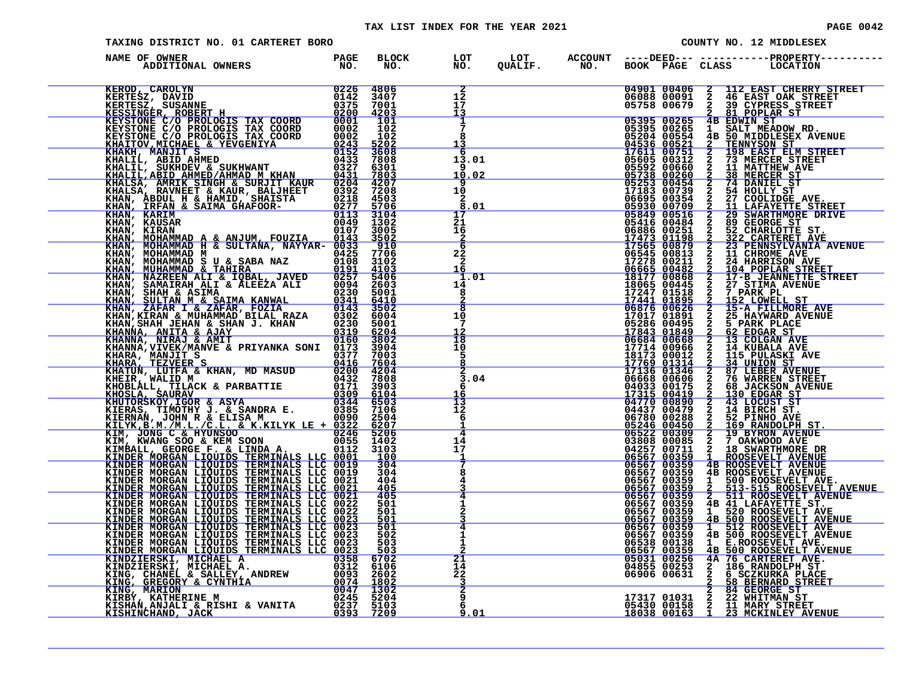TAX LIST INDEX FOR THE YEAR 2021

TAXING DISTRICT NO. 01 CARTERET BORO

COUNTY NO. 12 MIDDLESEX

| NAME OF OWNER ADDITIONAL OWNERS | PAGE NO. | BLOCK NO. | LOT NO. | LOT QUALIF. | ACCOUNT NO. | DEED BOOK | DEED PAGE | CLASS | PROPERTY LOCATION |
|---|---|---|---|---|---|---|---|---|---|
| KEROD, CAROLYN | 0226 | 4806 | 2 | | | 04901 | 00406 | 2 | 112 EAST CHERRY STREET |
| KERTESZ, DAVID | 0142 | 3407 | 12 | | | 06088 | 00091 | 2 | 46 EAST OAK STREET |
| KERTESZ, SUSANNE | 0375 | 7001 | 17 | | | 05758 | 00679 | 2 | 39 CYPRESS STREET |
| KESSINGER, ROBERT H | 0200 | 4203 | 13 | | | | | 2 | 81 POPLAR ST |
| KEYSTONE C/O PROLOGIS TAX COORD | 0001 | 101 | 1 | | | 05395 | 00265 | 4B | EDWIN ST |
| KEYSTONE C/O PROLOGIS TAX COORD | 0002 | 102 | 7 | | | 05395 | 00265 | 1 | SALT MEADOW RD. |
| KEYSTONE C/O PROLOGIS TAX COORD | 0002 | 102 | 8 | | | 05204 | 00554 | 4B | 50 MIDDLESEX AVENUE |
| KHAITOV,MICHAEL & YEVGENIYA | 0243 | 5202 | 13 | | | 04536 | 00521 | 2 | TENNYSON ST |
| KHAKH, MANJIT S | 0152 | 3608 | 6 | | | 17611 | 00751 | 2 | 198 EAST ELM STREET |
| KHALIL, ABID AHMED | 0433 | 7808 | 13.01 | | | 05605 | 00312 | 2 | 73 MERCER STREET |
| KHALIL, SUKHDEV & SUKHWANT | 0327 | 6301 | 9 | | | 05592 | 00660 | 2 | 11 MATTHEW AVE |
| KHALIL,ABID AHMED/AHMAD M KHAN | 0431 | 7803 | 10.02 | | | 05738 | 00260 | 2 | 38 MERCER ST |
| KHALSA, AMRIK SINGH & SURJIT KAUR | 0204 | 4207 | 9 | | | 05253 | 00454 | 2 | 74 DANIEL ST |
| KHALSA, RAVNEET & KAUR, BALJHEET | 0392 | 7208 | 10 | | | 17183 | 00739 | 2 | 54 HOLLY ST |
| KHAN, ABDUL H & HAMID, SHAISTA | 0218 | 4503 | 2 | | | 06695 | 00354 | 2 | 27 COOLIDGE AVE. |
| KHAN, IRFAN & SAIMA GHAFOOR- | 0277 | 5706 | 8.01 | | | 05930 | 00709 | 2 | 11 LAFAYETTE STREET |
| KHAN, KARIM | 0113 | 3104 | 17 | | | 05849 | 00516 | 2 | 29 SWARTHMORE DRIVE |
| KHAN, KAUSAR | 0049 | 1302 | 21 | | | 05416 | 00484 | 2 | 89 GEORGE ST |
| KHAN, KIRAN | 0107 | 3005 | 16 | | | 06886 | 00251 | 2 | 52 CHARLOTTE ST. |
| KHAN, MOHAMMAD A & ANJUM, FOUZIA | 0143 | 3502 | 2 | | | 17473 | 01198 | 2 | 322 CARTERET AVE |
| KHAN, MOHAMMAD H & SULTANA, NAYYAR- | 0033 | 910 | 6 | | | 17565 | 00879 | 2 | 23 PENNSYLVANIA AVENUE |
| KHAN, MOHAMMAD M | 0425 | 7706 | 22 | | | 06545 | 00813 | 2 | 11 CHROME AVE |
| KHAN, MOHAMMAD S U & SABA NAZ | 0108 | 3102 | 2 | | | 17278 | 00211 | 2 | 24 HARRISON AVE |
| KHAN, MUHAMMAD & TAHIRA | 0191 | 4103 | 16 | | | 06665 | 00482 | 2 | 104 POPLAR STREET |
| KHAN, NAZREEN ALI & IQBAL, JAVED | 0257 | 5406 | 1.01 | | | 18177 | 00868 | 2 | 17-B JEANNETTE STREET |
| KHAN, SAMAIRAH ALI & ALEEZA ALI | 0094 | 2603 | 14 | | | 18665 | 00445 | 2 | 27 STIMA AVENUE |
| KHAN, SHAH & ASIMA | 0230 | 5001 | 8 | | | 17247 | 01518 | 2 | 7 PARK PL |
| KHAN, SULTAN M & SAIMA KANWAL | 0341 | 6410 | 2 | | | 17441 | 01895 | 2 | 152 LOWELL ST |
| KHAN, ZAFAR I & ZAFAR, FOZIA | 0143 | 3502 | 8 | | | 06876 | 00626 | 2 | 15-A FILLMORE AVE |
| KHAN,KIRAN & MUHAMMAD BILAL RAZA | 0302 | 6004 | 10 | | | 17017 | 01891 | 2 | 25 HAYWARD AVENUE |
| KHAN,SHAH JEHAN & SHAN J. KHAN | 0230 | 5001 | 7 | | | 05286 | 00495 | 2 | 5 PARK PLACE |
| KHANNA, ANITA & AJAY | 0319 | 6204 | 12 | | | 17843 | 01849 | 2 | 62 EDGAR ST |
| KHANNA, NIRAJ & AMIT | 0160 | 3802 | 18 | | | 06684 | 00668 | 2 | 13 COLGAN AVE |
| KHANNA,VIVEK/MANVE & PRIYANKA SONI | 0173 | 3904 | 10 | | | 17714 | 00966 | 2 | 14 KUBALA AVE |
| KHARA, MANJIT S | 0377 | 7003 | 5 | | | 18173 | 00012 | 2 | 115 PULASKI AVE |
| KHARA, TEZVEER S | 0416 | 7604 | 8 | | | 17769 | 01314 | 2 | 34 UNION ST |
| KHATUN, LUTFA & KHAN, MD MASUD | 0200 | 4204 | 2 | | | 17136 | 01346 | 2 | 87 LEBER AVENUE |
| KHEIR, WALID M | 0432 | 7808 | 3.04 | | | 06668 | 00606 | 2 | 76 WARREN STREET |
| KHOBLALL, TILACK & PARBATTIE | 0171 | 3903 | 6 | | | 04033 | 00175 | 2 | 68 JACKSON AVENUE |
| KHOSLA, SAURAV | 0309 | 6104 | 16 | | | 17315 | 00419 | 2 | 130 EDGAR ST |
| KHUTORSKOY,IGOR & ASYA | 0344 | 6503 | 13 | | | 04770 | 00890 | 2 | 43 LOCUST ST |
| KIERAS, TIMOTHY J. & SANDRA E. | 0385 | 7106 | 12 | | | 04437 | 00479 | 2 | 14 BIRCH ST. |
| KIERNAN, JOHN R & ELISA M | 0090 | 2504 | 6 | | | 06780 | 00288 | 2 | 52 PINHO AVE |
| KILYK,B.M./M.L./C.L. & K.KILYK LE + | 0322 | 6207 | 1 | | | 05246 | 00450 | 2 | 169 RANDOLPH ST. |
| KIM, JONG C & HYUNSOO | 0246 | 5206 | 4 | | | 06522 | 00309 | 2 | 19 BYRON AVENUE |
| KIM, KWANG SOO & KEM SOON | 0055 | 1402 | 14 | | | 03808 | 00085 | 2 | 7 OAKWOOD AVE |
| KIMBALL, GEORGE F. & LINDA A. | 0112 | 3103 | 17 | | | 04257 | 00711 | 2 | 18 SWARTHMORE DR |
| KINDER MORGAN LIQUIDS TERMINALS LLC | 0001 | 100 | 1 | | | 06567 | 00359 | 1 | ROOSEVELT AVENUE |
| KINDER MORGAN LIQUIDS TERMINALS LLC | 0019 | 304 | 7 | | | 06567 | 00359 | 4B | ROOSEVELT AVENUE |
| KINDER MORGAN LIQUIDS TERMINALS LLC | 0019 | 304 | 8 | | | 06567 | 00359 | 4B | ROOSEVELT AVENUE |
| KINDER MORGAN LIQUIDS TERMINALS LLC | 0021 | 404 | 4 | | | 06567 | 00359 | 1 | 500 ROOSEVELT AVE. |
| KINDER MORGAN LIQUIDS TERMINALS LLC | 0021 | 405 | 3 | | | 06567 | 00359 | 2 | 513-515 ROOSEVELT AVENUE |
| KINDER MORGAN LIQUIDS TERMINALS LLC | 0021 | 405 | 4 | | | 06567 | 00359 | 2 | 511 ROOSEVELT AVENUE |
| KINDER MORGAN LIQUIDS TERMINALS LLC | 0022 | 501 | 1 | | | 06567 | 00359 | 4B | 41 LAFAYETTE ST. |
| KINDER MORGAN LIQUIDS TERMINALS LLC | 0022 | 501 | 2 | | | 06567 | 00359 | 1 | 520 ROOSEVELT AVE |
| KINDER MORGAN LIQUIDS TERMINALS LLC | 0023 | 501 | 3 | | | 06567 | 00359 | 4B | 500 ROOSEVELT AVENUE |
| KINDER MORGAN LIQUIDS TERMINALS LLC | 0023 | 501 | 4 | | | 06567 | 00359 | 1 | 512 ROOSEVELT AVE |
| KINDER MORGAN LIQUIDS TERMINALS LLC | 0023 | 502 | 1 | | | 06567 | 00359 | 4B | 500 ROOSEVELT AVENUE |
| KINDER MORGAN LIQUIDS TERMINALS LLC | 0023 | 503 | 1 | | | 06538 | 00138 | 1 | E.ROOSEVELT AVE. |
| KINDER MORGAN LIQUIDS TERMINALS LLC | 0023 | 503 | 2 | | | 06567 | 00359 | 4B | 500 ROOSEVELT AVENUE |
| KINDZIERSKI, MICHAEL A | 0358 | 6702 | 21 | | | 05031 | 00256 | 4A | 76 CARTERET AVE. |
| KINDZIERSKI, MICHAEL A. | 0312 | 6106 | 14 | | | 04855 | 00253 | 2 | 186 RANDOLPH ST |
| KING, CHANEL & SALLEY, ANDREW | 0093 | 2602 | 22 | | | 06906 | 00631 | 2 | 6 SCZKURKA PLACE |
| KING, GREGORY & CYNTHIA | 0074 | 1802 | 3 | | | | | 2 | 58 BERNARD STREET |
| KING, MARION | 0047 | 1302 | 2 | | | | | 2 | 84 GEORGE ST |
| KIRBY, KATHERINE M | 0245 | 5204 | 9 | | | 17317 | 01031 | 2 | 22 WHITMAN ST |
| KISHAN,ANJALI & RISHI & VANITA | 0237 | 5103 | 6 | | | 05430 | 00158 | 2 | 11 MARY STREET |
| KISHINCHAND, JACK | 0393 | 7209 | 9.01 | | | 18038 | 00163 | 1 | 23 MCKINLEY AVENUE |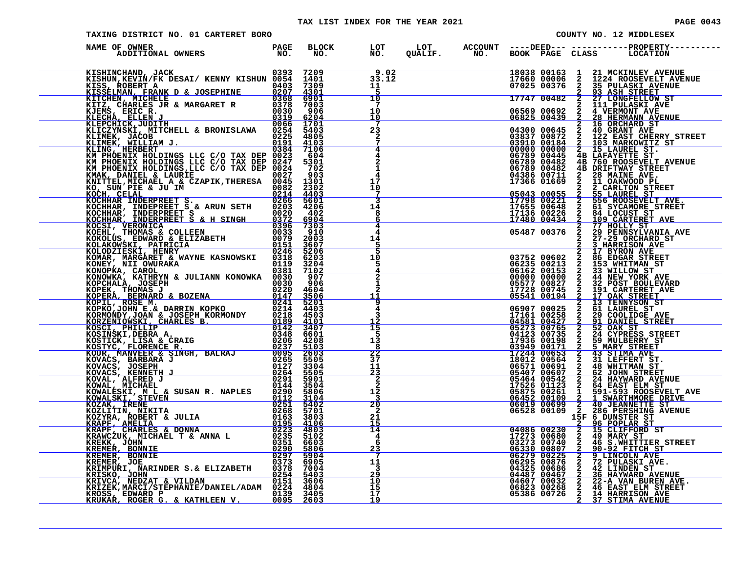TAX LIST INDEX FOR THE YEAR 2021

TAXING DISTRICT NO. 01 CARTERET BORO

COUNTY NO. 12 MIDDLESEX

| NAME OF OWNER / ADDITIONAL OWNERS | PAGE NO. | BLOCK NO. | LOT NO. | LOT QUALIF. | ACCOUNT NO. | DEED BOOK | DEED PAGE | CLASS | PROPERTY LOCATION |
|---|---|---|---|---|---|---|---|---|---|
| KISHINCHAND, JACK | 0393 | 7209 | 9.02 | | | 18038 | 00163 | 1 | 21 MCKINLEY AVENUE |
| KISHUN,KEVIN/FK DESAI/ KENNY KISHUN | 0054 | 1401 | 33.12 | | | 17660 | 00006 | 2 | 1224 ROOSEVELT AVENUE |
| KISS, ROBERT A | 0403 | 7309 | 11 | | | 07025 | 00376 | 2 | 35 PULASKI AVENUE |
| KISSELMAN, FRANK D & JOSEPHINE | 0207 | 4301 | 5 | | | | | 2 | 93 ASH STREET |
| KITCHEN, MICHELE | 0368 | 6901 | 10 | | | 17747 | 00482 | 2 | 27 LONGFELLOW ST |
| KITZ, CHARLES JR & MARGARET R | 0378 | 7003 | 7 | | | | | 2 | 111 PULASKI AVE |
| KJEMS, ERIC R. | 0030 | 906 | 10 | | | 06569 | 00692 | 2 | 4 VERMONT AVE |
| KLECHA, ELLEN J | 0319 | 6204 | 10 | | | 06825 | 00439 | 2 | 28 HERMANN AVENUE |
| KLEPCHICK,JUDITH | 0066 | 1701 | 7 | | | | | 2 | 16 ORCHARD ST |
| KLICZYNSKI, MITCHELL & BRONISLAWA | 0254 | 5403 | 23 | | | 04300 | 00645 | 2 | 40 GRANT AVE |
| KLIMEK, JACOB | 0225 | 4805 | 2 | | | 03837 | 00872 | 2 | 122 EAST CHERRY STREET |
| KLIMEK, WILLIAM J. | 0191 | 4103 | 7 | | | 03910 | 00184 | 2 | 103 MARKOWITZ ST |
| KLING, HERBERT | 0384 | 7106 | 4 | | | 00000 | 00000 | 2 | 15 LAUREL ST. |
| KM PHOENIX HOLDINGS LLC C/O TAX DEP | 0023 | 604 | 4 | | | 06789 | 00445 | 4B | LAFAYETTE ST. |
| KM PHOENIX HOLDINGS LLC C/O TAX DEP | 0247 | 5301 | 2 | | | 06789 | 00482 | 4B | 760 ROOSEVELT AVENUE |
| KM PHOENIX HOLDINGS,LLC C/O TAX DEP | 0024 | 702 | 1 | | | 06789 | 00482 | 4B | DRIFTWAY STREET |
| KMAK, DANIEL & LAURIE | 0027 | 903 | 4 | | | 04386 | 00711 | 2 | 28 MAINE AVE. |
| KNITTEL,MICHAEL A & CZAPIK,THERESA | 0045 | 1301 | 17 | | | 17366 | 01669 | 2 | 11 OAKWOOD PL |
| KO, SUN PIE & JU IM | 0082 | 2302 | 10 | | | | | 2 | 2 CARLTON STREET |
| KOCH, CELAL | 0214 | 4403 | 7 | | | 05043 | 00055 | 2 | 55 LAUREL ST |
| KOCHHAR INDERPREET S. | 0266 | 5601 | 3 | | | 17798 | 00221 | 2 | 556 ROOSEVELT AVE. |
| KOCHHAR, INDEPREET S & ARUN SETH | 0203 | 4206 | 14 | | | 17655 | 00648 | 2 | 61 SYCAMORE STREET |
| KOCHHAR, INDERPREET S | 0020 | 402 | 8 | | | 17136 | 00226 | 2 | 84 LOCUST ST |
| KOCHHAR, INDERPREET S & H SINGH | 0372 | 6904 | 6 | | | 17480 | 00434 | 2 | 109 CARTERET AVE |
| KOCSI, VERONICA | 0396 | 7303 | 4 | | | | | 2 | 77 HOLLY ST |
| KOEHL, THOMAS & COLLEEN | 0033 | 910 | 4 | | | 05487 | 00376 | 2 | 29 PENNSYLVANIA AVE |
| KOKOLUS, EDWARD & ELIZABETH | 0079 | 2003 | 14 | | | | | 2 | 27-29 ORCHARD ST |
| KOLAKOWSKI, PATRICIA | 0151 | 3607 | 5 | | | | | 2 | 3 HARRISON AVE |
| KOLODZIESKI, HENRY | 0246 | 5206 | 5 | | | | | 2 | 17 BYRON AVE |
| KOMAR, MARGARET & WAYNE KASNOWSKI | 0318 | 6203 | 10 | | | 03752 | 00602 | 2 | 86 EDGAR STREET |
| KONEY, NII OWURAKA | 0119 | 3204 | 5 | | | 06235 | 00213 | 2 | 153 WHITMAN ST |
| KONOPKA, CAROL | 0381 | 7102 | 4 | | | 06162 | 00153 | 2 | 33 WILLOW ST |
| KONOWKA, KATHRYN & JULIANN KONOWKA | 0030 | 907 | 2 | | | 00000 | 00000 | 2 | 44 NEW YORK AVE |
| KOPCHALA, JOSEPH | 0030 | 906 | 1 | | | 05577 | 00827 | 2 | 32 POST BOULEVARD |
| KOPEK, THOMAS J | 0220 | 4604 | 2 | | | 17728 | 00745 | 2 | 191 CARTERET AVE |
| KOPERA, BERNARD & BOZENA | 0147 | 3506 | 11 | | | 05541 | 00194 | 2 | 17 OAK STREET |
| KOPIL, ROSE M. | 0241 | 5201 | 9 | | | | | 2 | 13 TENNYSON ST |
| KOPKO,JOHN E.& DARRIN KOPKO | 0214 | 4403 | 4 | | | 06907 | 00025 | 2 | 61 LAUREL ST |
| KORMONDY,JOAN & JOSEPH KORMONDY | 0218 | 4503 | 3 | | | 17161 | 00258 | 2 | 29 COOLIDGE AVE |
| KORZENIOWSKI, CHARLES B. | 0189 | 4101 | 12 | | | 04581 | 00427 | 2 | 91 DANIEL STREET |
| KOSCI, PHILLIP | 0142 | 3407 | 15 | | | 05273 | 00765 | 2 | 52 OAK ST |
| KOSINSKI,DEBRA A. | 0348 | 6601 | 5 | | | 04123 | 00735 | 2 | 24 CYPRESS STREET |
| KOSTICK, LISA & CRAIG | 0206 | 4208 | 13 | | | 17936 | 00198 | 2 | 59 MULBERRY ST |
| KOSTYC, FLORENCE R. | 0237 | 5103 | 8 | | | 03949 | 00171 | 2 | 5 MARY STREET |
| KOUR, MANVEER & SINGH, BALRAJ | 0095 | 2603 | 22 | | | 17244 | 00653 | 2 | 43 STIMA AVE |
| KOVACS, BARBARA J | 0265 | 5505 | 37 | | | 18012 | 00564 | 2 | 31 LEFFERT ST. |
| KOVACS, JOSEPH | 0127 | 3304 | 11 | | | 06571 | 00691 | 2 | 48 WHITMAN ST |
| KOVACS, KENNETH J | 0264 | 5505 | 23 | | | 05407 | 00607 | 2 | 62 JOHN STREET |
| KOVAL, ALFRED J | 0291 | 5901 | 2 | | | 05464 | 00542 | 2 | 24 HAYWARD AVENUE |
| KOWAL, MICHAEL | 0144 | 3504 | 2 | | | 17526 | 01123 | 2 | 64 EAST ELM ST |
| KOWALESKI, M L & SUSAN R. NAPLES | 0290 | 5806 | 12 | | | 05875 | 00261 | 1 | 591-593 ROOSEVELT AVE |
| KOWALSKI, STEVEN | 0112 | 3104 | 3 | | | 06452 | 00109 | 2 | 1 SWARTHMORE DRIVE |
| KOZAK, IRENE | 0251 | 5402 | 20 | | | 06019 | 00699 | 2 | 40 JEANNETTE ST |
| KOZLITIN, NIKITA | 0268 | 5701 | 2 | | | 06528 | 00109 | 2 | 286 PERSHING AVENUE |
| KOZYRA, ROBERT & JULIA | 0163 | 3803 | 21 | | | | | 15F | 6 DUNSTER ST |
| KRAPF, AMELIA | 0195 | 4106 | 15 | | | | | 2 | 96 POPLAR ST |
| KRAPF, CHARLES & DONNA | 0223 | 4803 | 14 | | | 04086 | 00230 | 2 | 15 CLIFFORD ST |
| KRAWCZUK, MICHAEL T & ANNA L | 0235 | 5102 | 4 | | | 17273 | 00680 | 2 | 49 MARY ST |
| KREKK, JOHN | 0351 | 6603 | 6 | | | 03273 | 00740 | 2 | 46 S.WHITTIER STREET |
| KREMER, BONNIE | 0290 | 5806 | 23 | | | 06330 | 00807 | 2 | 90-92 FITCH ST |
| KREMER, BONNIE | 0297 | 5904 | 7 | | | 06279 | 00225 | 2 | 9 LINCOLN AVE |
| KREMER, JOE | 0373 | 6905 | 11 | | | 06295 | 00876 | 2 | 72 PULASKI AVE. |
| KRIMPURI, NARINDER S.& ELIZABETH | 0378 | 7004 | 3 | | | 04325 | 00686 | 2 | 42 LINDEN ST |
| KRISKO, JOHN | 0254 | 5403 | 29 | | | 04487 | 00467 | 2 | 36 HAYWARD AVENUE |
| KRIVCA, NEDZAT & VILDAN | 0151 | 3606 | 10 | | | 04607 | 00032 | 2 | 22-A VAN BUREN AVE. |
| KRIZEK,MARCI/STEPHANIE/DANIEL/ADAM | 0224 | 4804 | 15 | | | 06823 | 00268 | 2 | 46 EAST ELM STREET |
| KROSS, EDWARD P | 0139 | 3405 | 17 | | | 05386 | 00726 | 2 | 14 HARRISON AVE |
| KRUKAR, ROGER G. & KATHLEEN V. | 0095 | 2603 | 19 | | | | | 2 | 37 STIMA AVENUE |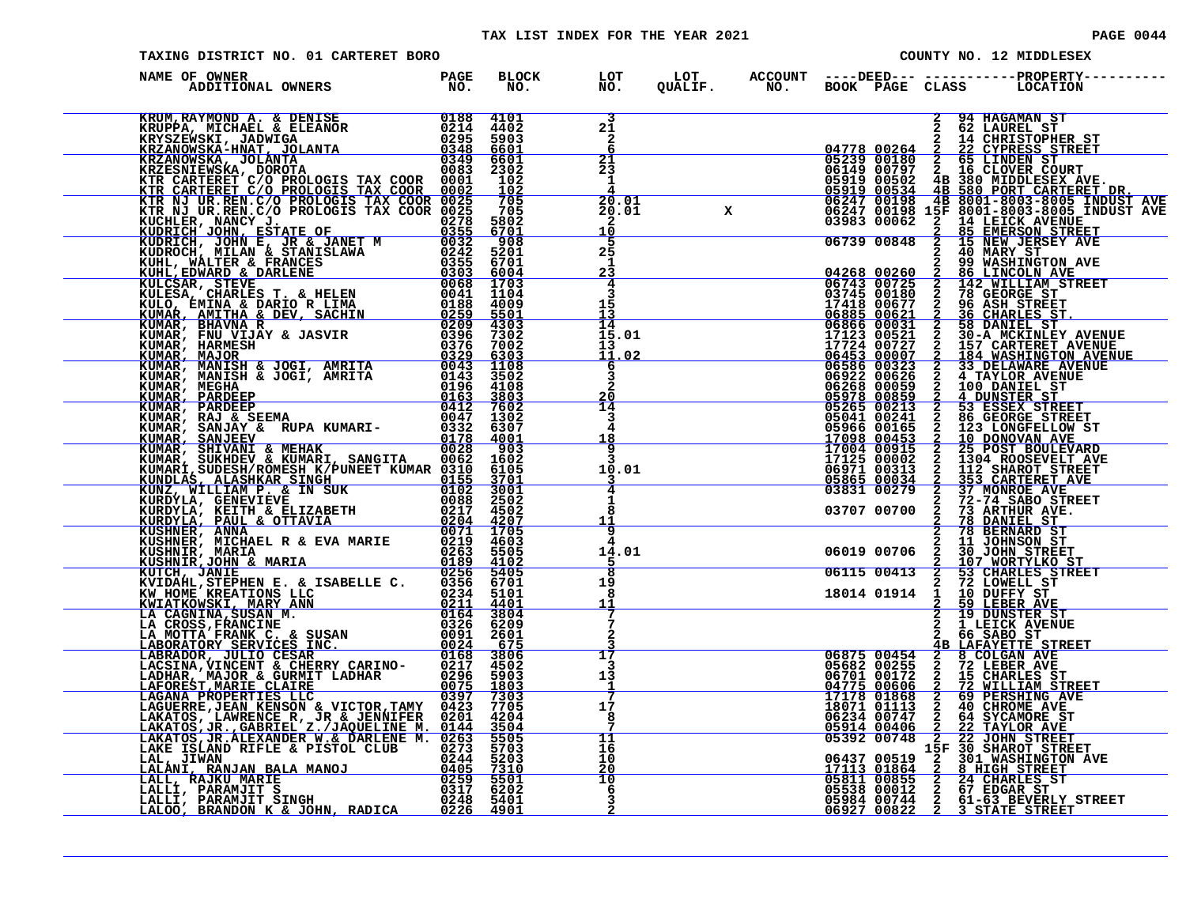TAX LIST INDEX FOR THE YEAR 2021

TAXING DISTRICT NO. 01 CARTERET BORO

COUNTY NO. 12 MIDDLESEX

| NAME OF OWNER ADDITIONAL OWNERS | PAGE NO. | BLOCK NO. | LOT NO. | LOT QUALIF. | ACCOUNT NO. | DEED BOOK | DEED PAGE | CLASS | PROPERTY LOCATION |
|---|---|---|---|---|---|---|---|---|---|
| KRUM,RAYMOND A. & DENISE | 0188 | 4101 | 3 | | | | | 2 | 94 HAGAMAN ST |
| KRUPPA, MICHAEL & ELEANOR | 0214 | 4402 | 21 | | | | | 2 | 62 LAUREL ST |
| KRYSZEWSKI, JADWIGA | 0295 | 5903 | 2 | | | | | 2 | 14 CHRISTOPHER ST |
| KRZANOWSKA-HNAT, JOLANTA | 0348 | 6601 | 6 | | | 04778 | 00264 | 2 | 22 CYPRESS STREET |
| KRZANOWSKA, JOLANTA | 0349 | 6601 | 21 | | | 05239 | 00180 | 2 | 65 LINDEN ST |
| KRZESNIEWSKA, DOROTA | 0083 | 2302 | 23 | | | 06149 | 00797 | 2 | 16 CLOVER COURT |
| KTR CARTERET C/O PROLOGIS TAX COOR | 0001 | 102 | 1 | | | 05919 | 00502 | 4B | 380 MIDDLESEX AVE. |
| KTR CARTERET C/O PROLOGIS TAX COOR | 0002 | 102 | 4 | | | 05919 | 00534 | 4B | 580 PORT CARTERET DR. |
| KTR NJ UR.REN.C/O PROLOGIS TAX COOR | 0025 | 705 | 20.01 | | | 06247 | 00198 | 4B | 8001-8003-8005 INDUST AVE |
| KTR NJ UR.REN.C/O PROLOGIS TAX COOR | 0025 | 705 | 20.01 | X | | 06247 | 00198 | 15F | 8001-8003-8005 INDUST AVE |
| KUCHLER, NANCY J. | 0278 | 5802 | 2 | | | 03983 | 00062 | 2 | 14 LEICK AVENUE |
| KUDRICH,JOHN, ESTATE OF | 0355 | 6701 | 10 | | | | | 2 | 85 EMERSON STREET |
| KUDRICH, JOHN E. JR & JANET M | 0032 | 908 | 5 | | | 06739 | 00848 | 2 | 15 NEW JERSEY AVE |
| KUDROCH, MILAN & STANISLAWA | 0242 | 5201 | 25 | | | | | 2 | 40 MARY ST |
| KUHL, WALTER & FRANCES | 0355 | 6701 | 1 | | | | | 2 | 99 WASHINGTON AVE |
| KUHL,EDWARD & DARLENE | 0303 | 6004 | 23 | | | 04268 | 00260 | 2 | 86 LINCOLN AVE |
| KULCSAR, STEVE | 0068 | 1703 | 4 | | | 06743 | 00725 | 2 | 142 WILLIAM STREET |
| KULESA, CHARLES T. & HELEN | 0041 | 1104 | 3 | | | 03745 | 00180 | 2 | 78 GEORGE ST |
| KULO, EMINA & DARIO R LIMA | 0188 | 4009 | 15 | | | 17418 | 00677 | 2 | 96 ASH STREET |
| KUMAR, AMITHA & DEV, SACHIN | 0259 | 5501 | 13 | | | 06885 | 00621 | 2 | 36 CHARLES ST. |
| KUMAR, BHAVNA R | 0209 | 4303 | 14 | | | 06866 | 00031 | 2 | 58 DANIEL ST |
| KUMAR, FNU VIJAY & JASVIR | 0396 | 7302 | 15.01 | | | 17123 | 00521 | 2 | 30-A MCKINLEY AVENUE |
| KUMAR, HARMESH | 0376 | 7002 | 13 | | | 17724 | 00727 | 2 | 157 CARTERET AVENUE |
| KUMAR, MAJOR | 0329 | 6303 | 11.02 | | | 06453 | 00007 | 2 | 184 WASHINGTON AVENUE |
| KUMAR, MANISH & JOGI, AMRITA | 0043 | 1108 | 6 | | | 06586 | 00323 | 2 | 33 DELAWARE AVENUE |
| KUMAR, MANISH & JOGI, AMRITA | 0143 | 3502 | 3 | | | 06922 | 00626 | 2 | 4 TAYLOR AVENUE |
| KUMAR, MEGHA | 0196 | 4108 | 2 | | | 06268 | 00059 | 2 | 100 DANIEL ST |
| KUMAR, PARDEEP | 0163 | 3803 | 20 | | | 05978 | 00859 | 2 | 4 DUNSTER ST |
| KUMAR, PARDEEP | 0412 | 7602 | 14 | | | 05265 | 00213 | 2 | 53 ESSEX STREET |
| KUMAR, RAJ & SEEMA | 0047 | 1302 | 3 | | | 05041 | 00241 | 2 | 86 GEORGE STREET |
| KUMAR, SANJAY & RUPA KUMARI- | 0332 | 6307 | 4 | | | 05966 | 00165 | 2 | 123 LONGFELLOW ST |
| KUMAR, SANJEEV | 0178 | 4001 | 18 | | | 17098 | 00453 | 2 | 10 DONOVAN AVE |
| KUMAR, SHIVANI & MEHAK | 0028 | 903 | 9 | | | 17004 | 00915 | 2 | 25 POST BOULEVARD |
| KUMAR, SUKHDEV & KUMARI, SANGITA | 0062 | 1602 | 3 | | | 17125 | 00002 | 2 | 1304 ROOSEVELT AVE |
| KUMARI,SUDESH/ROMESH K/PUNEET KUMAR | 0310 | 6105 | 10.01 | | | 06971 | 00313 | 2 | 112 SHAROT STREET |
| KUNDLAS, ALASHKAR SINGH | 0155 | 3701 | 3 | | | 05865 | 00034 | 2 | 353 CARTERET AVE |
| KUNZ, WILLIAM P. & IN SUK | 0102 | 3001 | 4 | | | 03831 | 00279 | 2 | 37 MONROE AVE |
| KURDYLA, GENEVIEVE | 0088 | 2502 | 1 | | | | | 2 | 72-74 SABO STREET |
| KURDYLA, KEITH & ELIZABETH | 0217 | 4502 | 8 | | | 03707 | 00700 | 2 | 73 ARTHUR AVE. |
| KURDYLA, PAUL & OTTAVIA | 0204 | 4207 | 11 | | | | | 2 | 78 DANIEL ST |
| KUSHNER, ANNA | 0071 | 1705 | 9 | | | | | 2 | 78 BERNARD ST |
| KUSHNER, MICHAEL R & EVA MARIE | 0219 | 4603 | 4 | | | | | 2 | 11 JOHNSON ST |
| KUSHNIR, MARIA | 0263 | 5505 | 14.01 | | | 06019 | 00706 | 2 | 30 JOHN STREET |
| KUSHNIR,JOHN & MARIA | 0189 | 4102 | 5 | | | | | 2 | 107 WORTYLKO ST |
| KUTCH, JANIE | 0256 | 5405 | 8 | | | 06115 | 00413 | 2 | 53 CHARLES STREET |
| KVIDAHL,STEPHEN E. & ISABELLE C. | 0356 | 6701 | 19 | | | | | 2 | 72 LOWELL ST |
| KW HOME KREATIONS LLC | 0234 | 5101 | 8 | | | 18014 | 01914 | 1 | 10 DUFFY ST |
| KWIATKOWSKI, MARY ANN | 0211 | 4401 | 11 | | | | | 2 | 59 LEBER AVE |
| LA CAGNINA,SUSAN M. | 0164 | 3804 | 7 | | | | | 2 | 19 DUNSTER ST |
| LA CROSS,FRANCINE | 0326 | 6209 | 7 | | | | | 2 | 1 LEICK AVENUE |
| LA MOTTA FRANK C. & SUSAN | 0091 | 2601 | 2 | | | | | 2 | 66 SABO ST |
| LABORATORY SERVICES INC. | 0024 | 675 | 3 | | | | | 4B | LAFAYETTE STREET |
| LABRADOR, JULIO CESAR | 0168 | 3806 | 17 | | | 06875 | 00454 | 2 | 8 COLGAN AVE |
| LACSINA,VINCENT & CHERRY CARINO- | 0217 | 4502 | 3 | | | 05682 | 00255 | 2 | 72 LEBER AVE |
| LADHAR, MAJOR & GURMIT LADHAR | 0296 | 5903 | 13 | | | 06701 | 00172 | 2 | 15 CHARLES ST |
| LAFOREST,MARIE CLAIRE | 0075 | 1803 | 1 | | | 04775 | 00606 | 2 | 72 WILLIAM STREET |
| LAGANA PROPERTIES LLC | 0397 | 7303 | 7 | | | 17178 | 01868 | 2 | 69 PERSHING AVE |
| LAGUERRE,JEAN KENSON & VICTOR,TAMY | 0423 | 7705 | 17 | | | 18071 | 01113 | 2 | 40 CHROME AVE |
| LAKATOS, LAWRENCE R, JR & JENNIFER | 0201 | 4204 | 8 | | | 06234 | 00747 | 2 | 64 SYCAMORE ST |
| LAKATOS,JR.,GABRIEL Z./JAQUELINE M. | 0144 | 3504 | 7 | | | 05914 | 00406 | 2 | 22 TAYLOR AVE |
| LAKATOS,JR.ALEXANDER W.& DARLENE M. | 0263 | 5505 | 11 | | | 05392 | 00748 | 2 | 22 JOHN STREET |
| LAKE ISLAND RIFLE & PISTOL CLUB | 0273 | 5703 | 16 | | | | | 15F | 30 SHAROT STREET |
| LAL, JIWAN | 0244 | 5203 | 10 | | | 06437 | 00519 | 2 | 301 WASHINGTON AVE |
| LALANI, RANJAN BALA MANOJ | 0405 | 7310 | 20 | | | 17113 | 01864 | 2 | 8 HIGH STREET |
| LALL, RAJKU MARIE | 0259 | 5501 | 10 | | | 05811 | 00855 | 2 | 24 CHARLES ST |
| LALLI, PARAMJIT S | 0317 | 6202 | 6 | | | 05538 | 00012 | 2 | 67 EDGAR ST |
| LALLI, PARAMJIT SINGH | 0248 | 5401 | 3 | | | 05984 | 00744 | 2 | 61-63 BEVERLY STREET |
| LALOO, BRANDON K & JOHN, RADICA | 0226 | 4901 | 2 | | | 06927 | 00822 | 2 | 3 STATE STREET |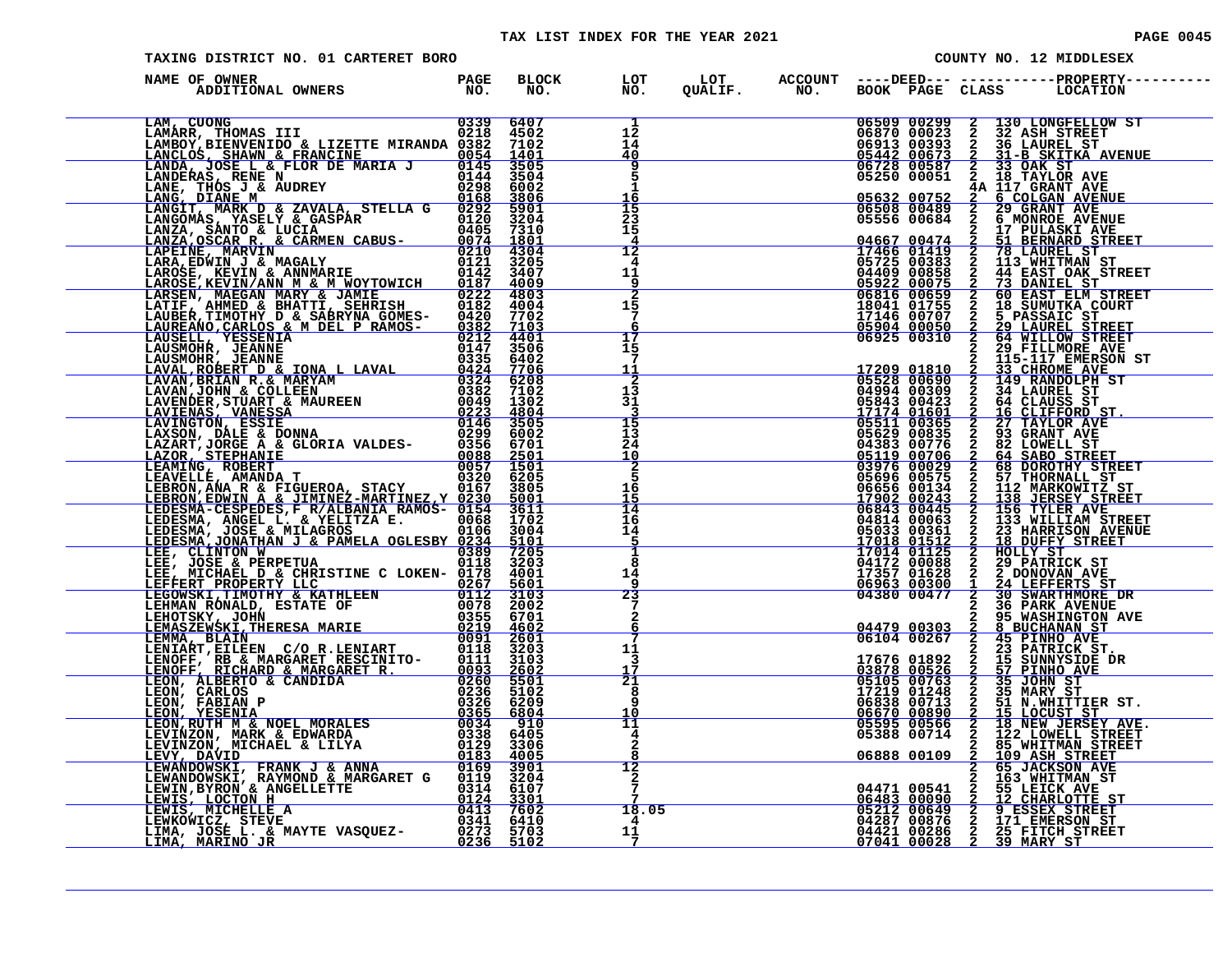# TAX LIST INDEX FOR THE YEAR 2021

TAXING DISTRICT NO. 01 CARTERET BORO — COUNTY NO. 12 MIDDLESEX

| NAME OF OWNER / ADDITIONAL OWNERS | PAGE NO. | BLOCK NO. | LOT NO. | LOT QUALIF. | ACCOUNT NO. | DEED BOOK | DEED PAGE | CLASS | PROPERTY LOCATION |
|---|---|---|---|---|---|---|---|---|---|
| LAM, CUONG | 0339 | 6407 | 1 | | | 06509 | 00299 | 2 | 130 LONGFELLOW ST |
| LAMARR, THOMAS III | 0218 | 4502 | 12 | | | 06870 | 00023 | 2 | 32 ASH STREET |
| LAMBOY,BIENVENIDO & LIZETTE MIRANDA | 0382 | 7102 | 14 | | | 06913 | 00393 | 2 | 36 LAUREL ST |
| LANCLOS, SHAWN & FRANCINE | 0054 | 1401 | 40 | | | 05442 | 00673 | 2 | 31-B SKITKA AVENUE |
| LANDA, JOSE L & FLOR DE MARIA J | 0145 | 3505 | 9 | | | 06728 | 00587 | 2 | 33 OAK ST |
| LANDERAS, RENE N | 0144 | 3504 | 5 | | | 05250 | 00051 | 2 | 18 TAYLOR AVE |
| LANE, THOS J & AUDREY | 0298 | 6002 | 1 | | | | | 4A | 117 GRANT AVE |
| LANG, DIANE M | 0168 | 3806 | 16 | | | 05632 | 00752 | 2 | 6 COLGAN AVENUE |
| LANGIT, MARK D & ZAVALA, STELLA G | 0292 | 5901 | 15 | | | 06508 | 00489 | 2 | 29 GRANT AVE |
| LANGOMAS, YASELY & GASPAR | 0120 | 3204 | 23 | | | 05556 | 00684 | 2 | 6 MONROE AVENUE |
| LANZA, SANTO & LUCIA | 0405 | 7310 | 15 | | | | | 2 | 17 PULASKI AVE |
| LANZA,OSCAR R. & CARMEN CABUS- | 0074 | 1801 | 4 | | | 04667 | 00474 | 2 | 51 BERNARD STREET |
| LAPEINE, MARVIN | 0210 | 4304 | 12 | | | 17466 | 01419 | 2 | 78 LAUREL ST |
| LARA,EDWIN J & MAGALY | 0121 | 3205 | 4 | | | 05725 | 00383 | 2 | 113 WHITMAN ST |
| LAROSE, KEVIN & ANNMARIE | 0142 | 3407 | 11 | | | 04409 | 00858 | 2 | 44 EAST OAK STREET |
| LAROSE,KEVIN/ANN M & M WOYTOWICH | 0187 | 4009 | 9 | | | 05922 | 00075 | 2 | 73 DANIEL ST |
| LARSEN, MAEGAN MARY & JAMIE | 0222 | 4803 | 2 | | | 06816 | 00659 | 2 | 60 EAST ELM STREET |
| LATIF, AHMED & BHATTI, SEHRISH | 0182 | 4004 | 15 | | | 18041 | 01755 | 2 | 18 SUMUTKA COURT |
| LAUBER,TIMOTHY D & SABRYNA GOMES- | 0420 | 7702 | 7 | | | 17146 | 00707 | 2 | 5 PASSAIC ST |
| LAUREANO,CARLOS & M DEL P RAMOS- | 0382 | 7103 | 6 | | | 05904 | 00050 | 2 | 29 LAUREL STREET |
| LAUSELL, YESSENIA | 0212 | 4401 | 17 | | | 06925 | 00310 | 2 | 64 WILLOW STREET |
| LAUSMOHR, JEANNE | 0147 | 3506 | 15 | | | | | 2 | 29 FILLMORE AVE |
| LAUSMOHR, JEANNE | 0335 | 6402 | 7 | | | | | 2 | 115-117 EMERSON ST |
| LAVAL,ROBERT D & IONA L LAVAL | 0424 | 7706 | 11 | | | 17209 | 01810 | 2 | 33 CHROME AVE |
| LAVAN,BRIAN R.& MARYAM | 0324 | 6208 | 2 | | | 05528 | 00690 | 2 | 149 RANDOLPH ST |
| LAVAN,JOHN & COLLEEN | 0382 | 7102 | 13 | | | 04994 | 00309 | 2 | 34 LAUREL ST |
| LAVENDER,STUART & MAUREEN | 0049 | 1302 | 31 | | | 05843 | 00423 | 2 | 64 CLAUSS ST |
| LAVIENAS, VANESSA | 0223 | 4804 | 3 | | | 17174 | 01601 | 2 | 16 CLIFFORD ST. |
| LAVINGTON, ESSIE | 0146 | 3505 | 15 | | | 05511 | 00365 | 2 | 27 TAYLOR AVE |
| LAXSON, DALE & DONNA | 0299 | 6002 | 13 | | | 05629 | 00835 | 2 | 93 GRANT AVE |
| LAZART,JORGE A & GLORIA VALDES- | 0356 | 6701 | 24 | | | 04383 | 00776 | 2 | 82 LOWELL ST |
| LAZOR, STEPHANIE | 0088 | 2501 | 10 | | | 05119 | 00706 | 2 | 64 SABO STREET |
| LEAMING, ROBERT | 0057 | 1501 | 2 | | | 03976 | 00029 | 2 | 68 DOROTHY STREET |
| LEAVELLE, AMANDA T | 0320 | 6205 | 5 | | | 05696 | 00575 | 2 | 57 THORNALL ST |
| LEBRON,ANA R & FIGUEROA, STACY | 0167 | 3805 | 16 | | | 06656 | 00134 | 2 | 112 MARKOWITZ ST |
| LEBRON,EDWIN A & JIMINEZ-MARTINEZ,Y | 0230 | 5001 | 15 | | | 17902 | 00243 | 2 | 138 JERSEY STREET |
| LEDESMA-CESPEDES,F R/ALBANIA RAMOS- | 0154 | 3611 | 14 | | | 06843 | 00445 | 2 | 156 TYLER AVE |
| LEDESMA, ANGEL L. & YELITZA E. | 0068 | 1702 | 16 | | | 04814 | 00063 | 2 | 133 WILLIAM STREET |
| LEDESMA, JOSE & MILAGROS | 0106 | 3004 | 14 | | | 05033 | 00361 | 2 | 23 HARRISON AVENUE |
| LEDESMA,JONATHAN J & PAMELA OGLESBY | 0234 | 5101 | 5 | | | 17018 | 01512 | 2 | 18 DUFFY STREET |
| LEE, CLINTON W | 0389 | 7205 | 1 | | | 17014 | 01125 | 2 | HOLLY ST |
| LEE, JOSE & PERPETUA | 0118 | 3203 | 8 | | | 04172 | 00088 | 2 | 29 PATRICK ST |
| LEE, MICHAEL D & CHRISTINE C LOKEN- | 0178 | 4001 | 14 | | | 17357 | 01628 | 2 | 2 DONOVAN AVE |
| LEFFERT PROPERTY LLC | 0267 | 5601 | 9 | | | 06963 | 00300 | 1 | 24 LEFFERTS ST |
| LEGOWSKI,TIMOTHY & KATHLEEN | 0112 | 3103 | 23 | | | 04380 | 00477 | 2 | 30 SWARTHMORE DR |
| LEHMAN RONALD, ESTATE OF | 0078 | 2002 | 7 | | | | | 2 | 36 PARK AVENUE |
| LEHOTSKY, JOHN | 0355 | 6701 | 2 | | | | | 2 | 95 WASHINGTON AVE |
| LEMASZEWSKI,THERESA MARIE | 0219 | 4602 | 6 | | | 04479 | 00303 | 2 | 8 BUCHANAN ST |
| LEMMA, BLAIN | 0091 | 2601 | 7 | | | 06104 | 00267 | 2 | 45 PINHO AVE |
| LENIART,EILEEN C/O R.LENIART | 0118 | 3203 | 11 | | | | | 2 | 23 PATRICK ST. |
| LENOFF, RB & MARGARET RESCINITO- | 0111 | 3103 | 3 | | | 17676 | 01892 | 2 | 15 SUNNYSIDE DR |
| LENOFF, RICHARD & MARGARET R. | 0093 | 2602 | 17 | | | 03878 | 00526 | 2 | 57 PINHO AVE |
| LEON, ALBERTO & CANDIDA | 0260 | 5501 | 21 | | | 05105 | 00763 | 2 | 35 JOHN ST |
| LEON, CARLOS | 0236 | 5102 | 8 | | | 17219 | 01248 | 2 | 35 MARY ST |
| LEON, FABIAN P | 0326 | 6209 | 9 | | | 06838 | 00713 | 2 | 51 N.WHITTIER ST. |
| LEON, YESENIA | 0365 | 6604 | 10 | | | 06670 | 00890 | 2 | 15 LOCUST ST |
| LEON,RUTH M & NOEL MORALES | 0034 | 910 | 11 | | | 05595 | 00566 | 2 | 18 NEW JERSEY AVE. |
| LEVINZON, MARK & EDWARDA | 0338 | 6405 | 4 | | | 05388 | 00714 | 2 | 122 LOWELL STREET |
| LEVINZON, MICHAEL & LILYA | 0129 | 3306 | 2 | | | | | 2 | 85 WHITMAN STREET |
| LEVY, DAVID | 0183 | 4005 | 8 | | | 06888 | 00109 | 2 | 109 ASH STREET |
| LEWANDOWSKI, FRANK J & ANNA | 0169 | 3901 | 12 | | | | | 2 | 65 JACKSON AVE |
| LEWANDOWSKI, RAYMOND & MARGARET G | 0119 | 3204 | 2 | | | | | 2 | 163 WHITMAN ST |
| LEWIN,BYRON & ANGELLETTE | 0314 | 6107 | 7 | | | 04471 | 00541 | 2 | 55 LEICK AVE |
| LEWIS, LOCTON H | 0124 | 3301 | 7 | | | 06483 | 00090 | 2 | 12 CHARLOTTE ST |
| LEWIS, MICHELLE A | 0413 | 7602 | 18.05 | | | 05212 | 00649 | 2 | 9 ESSEX STREET |
| LEWKOWICZ, STEVE | 0341 | 6410 | 4 | | | 04287 | 00876 | 2 | 171 EMERSON ST |
| LIMA, JOSE L. & MAYTE VASQUEZ- | 0273 | 5703 | 11 | | | 04421 | 00286 | 2 | 25 FITCH STREET |
| LIMA, MARINO JR | 0236 | 5102 | 7 | | | 07041 | 00028 | 2 | 39 MARY ST |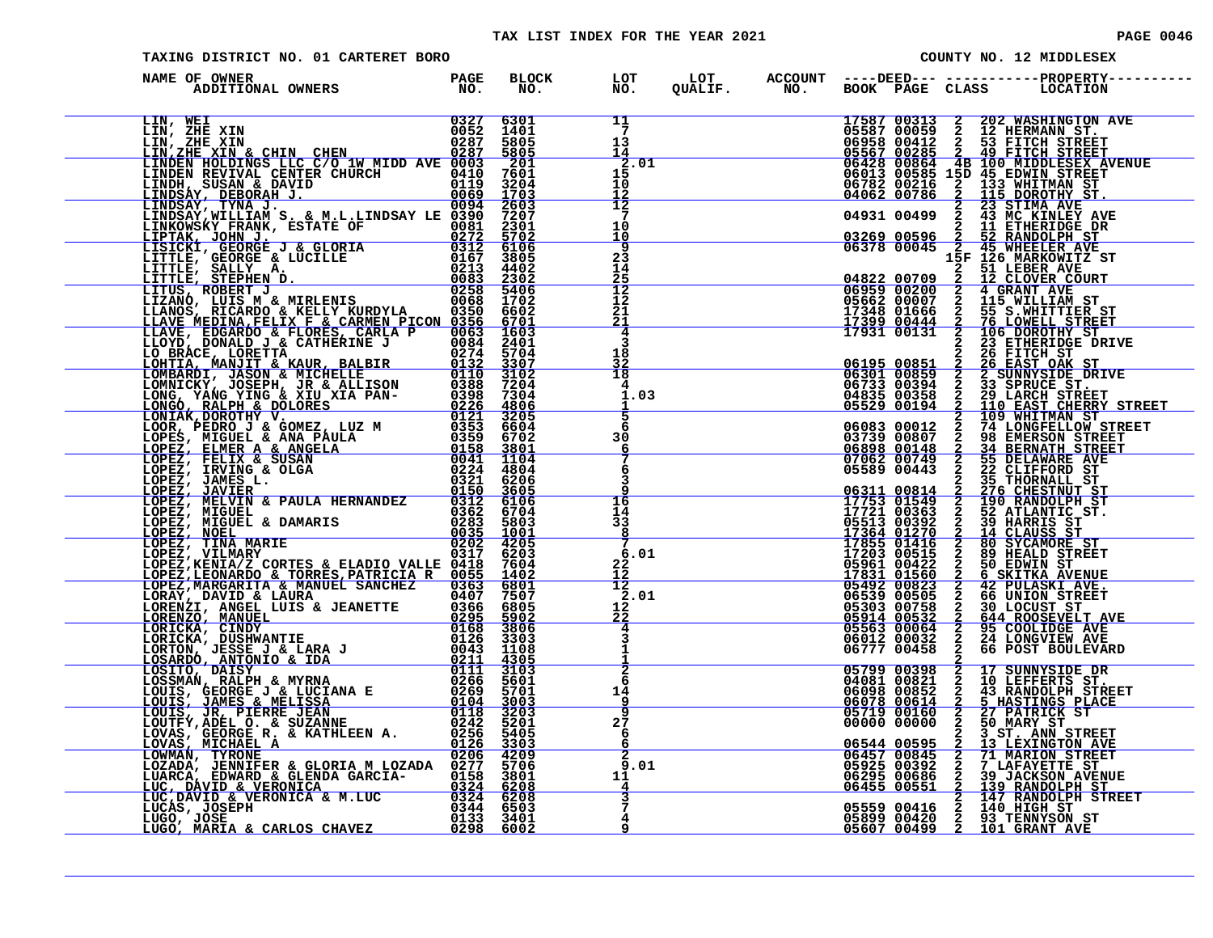TAX LIST INDEX FOR THE YEAR 2021

TAXING DISTRICT NO. 01 CARTERET BORO

COUNTY NO. 12 MIDDLESEX

| NAME OF OWNER ADDITIONAL OWNERS | PAGE NO. | BLOCK NO. | LOT NO. | LOT QUALIF. | ACCOUNT NO. | DEED BOOK | DEED PAGE | CLASS | PROPERTY LOCATION |
|---|---|---|---|---|---|---|---|---|---|
| LIN, WEI | 0327 | 6301 | 11 | | | 17587 | 00313 | 2 | 202 WASHINGTON AVE |
| LIN, ZHE XIN | 0052 | 1401 | 7 | | | 05587 | 00059 | 2 | 12 HERMANN ST. |
| LIN, ZHE XIN | 0287 | 5805 | 13 | | | 06958 | 00412 | 2 | 53 FITCH STREET |
| LIN,ZHE XIN & CHIN CHEN | 0287 | 5805 | 14 | | | 05567 | 00285 | 2 | 49 FITCH STREET |
| LINDEN HOLDINGS LLC C/O 1W MIDD AVE | 0003 | 201 | 2.01 | | | 06428 | 00864 | 4B | 100 MIDDLESEX AVENUE |
| LINDEN REVIVAL CENTER CHURCH | 0410 | 7601 | 15 | | | 06013 | 00585 | 15D | 45 EDWIN STREET |
| LINDH, SUSAN & DAVID | 0119 | 3204 | 10 | | | 06782 | 00216 | 2 | 133 WHITMAN ST |
| LINDSAY, DEBORAH J. | 0069 | 1703 | 12 | | | 04062 | 00786 | 2 | 115 DOROTHY ST. |
| LINDSAY, TYNA J. | 0094 | 2603 | 12 | | | | | 2 | 23 STIMA AVE |
| LINDSAY,WILLIAM S. & M.L.LINDSAY LE | 0390 | 7207 | 7 | | | 04931 | 00499 | 2 | 43 MC KINLEY AVE |
| LINKOWSKY FRANK, ESTATE OF | 0081 | 2301 | 10 | | | | | 2 | 11 ETHERIDGE DR |
| LIPTAK, JOHN J. | 0272 | 5702 | 10 | | | 03269 | 00596 | 2 | 52 RANDOLPH ST |
| LISICKI, GEORGE J & GLORIA | 0312 | 6106 | 9 | | | 06378 | 00045 | 2 | 45 WHEELER AVE |
| LITTLE, GEORGE & LUCILLE | 0167 | 3805 | 23 | | | | | 15F | 126 MARKOWITZ ST |
| LITTLE, SALLY A. | 0213 | 4402 | 14 | | | | | 2 | 51 LEBER AVE |
| LITTLE, STEPHEN D. | 0083 | 2302 | 25 | | | 04822 | 00709 | 2 | 12 CLOVER COURT |
| LITUS, ROBERT J | 0258 | 5406 | 12 | | | 06959 | 00200 | 2 | 4 GRANT AVE |
| LIZANO, LUIS M & MIRLENIS | 0068 | 1702 | 12 | | | 05662 | 00007 | 2 | 115 WILLIAM ST |
| LLANOS, RICARDO & KELLY KURDYLA | 0350 | 6602 | 21 | | | 17348 | 01666 | 2 | 55 S.WHITTIER ST |
| LLAVE MEDINA,FELIX F & CARMEN PICON | 0356 | 6701 | 21 | | | 17399 | 00444 | 2 | 76 LOWELL STREET |
| LLAVE, EDGARDO & FLORES, CARLA P | 0063 | 1603 | 4 | | | 17931 | 00131 | 2 | 106 DOROTHY ST |
| LLOYD, DONALD J & CATHERINE J | 0084 | 2401 | 3 | | | | | 2 | 23 ETHERIDGE DRIVE |
| LO BRACE, LORETTA | 0274 | 5704 | 18 | | | | | 2 | 26 FITCH ST |
| LOHTIA, MANJIT & KAUR, BALBIR | 0132 | 3307 | 32 | | | 06195 | 00851 | 2 | 26 EAST OAK ST |
| LOMBARDI, JASON & MICHELLE | 0110 | 3102 | 18 | | | 06301 | 00859 | 2 | 2 SUNNYSIDE DRIVE |
| LOMNICKY, JOSEPH, JR & ALLISON | 0388 | 7204 | 4 | | | 06733 | 00394 | 2 | 33 SPRUCE ST |
| LONG, YANG YING & XIU XIA PAN- | 0398 | 7304 | 1.03 | | | 04835 | 00358 | 2 | 29 LARCH STREET |
| LONGO, RALPH & DOLORES | 0226 | 4806 | 1 | | | 05529 | 00194 | 2 | 110 EAST CHERRY STREET |
| LONIAK,DOROTHY V. | 0121 | 3205 | 5 | | | | | 2 | 109 WHITMAN ST |
| LOOR, PEDRO J & GOMEZ, LUZ M | 0353 | 6604 | 6 | | | 06083 | 00012 | 2 | 74 LONGFELLOW STREET |
| LOPES, MIGUEL & ANA PAULA | 0359 | 6702 | 30 | | | 03739 | 00807 | 2 | 98 EMERSON STREET |
| LOPEZ, ELMER A & ANGELA | 0158 | 3801 | 6 | | | 06898 | 00148 | 2 | 34 BERNATH STREET |
| LOPEZ, FELIX & SUSAN | 0041 | 1104 | 7 | | | 07062 | 00749 | 2 | 55 DELAWARE AVE |
| LOPEZ, IRVING & OLGA | 0224 | 4804 | 6 | | | 05589 | 00443 | 2 | 22 CLIFFORD ST |
| LOPEZ, JAMES L. | 0321 | 6206 | 3 | | | | | 2 | 35 THORNALL ST |
| LOPEZ, JAVIER | 0150 | 3605 | 9 | | | 06311 | 00814 | 2 | 276 CHESTNUT ST |
| LOPEZ, MELVIN & PAULA HERNANDEZ | 0312 | 6106 | 16 | | | 17753 | 01549 | 2 | 190 RANDOLPH ST |
| LOPEZ, MIGUEL | 0362 | 6704 | 14 | | | 17721 | 00363 | 2 | 52 ATLANTIC ST. |
| LOPEZ, MIGUEL & DAMARIS | 0283 | 5803 | 33 | | | 05513 | 00392 | 2 | 39 HARRIS ST |
| LOPEZ, NOEL | 0035 | 1001 | 8 | | | 17364 | 01270 | 2 | 14 CLAUSS ST |
| LOPEZ, TINA MARIE | 0202 | 4205 | 7 | | | 17855 | 01416 | 2 | 80 SYCAMORE ST |
| LOPEZ, VILMARY | 0317 | 6203 | 6.01 | | | 17203 | 00515 | 2 | 89 HEALD STREET |
| LOPEZ,KENIA/Z CORTES & ELADIO VALLE | 0418 | 7604 | 22 | | | 05961 | 00422 | 2 | 50 EDWIN ST |
| LOPEZ,LEONARDO & TORRES,PATRICIA R | 0055 | 1402 | 12 | | | 17831 | 01560 | 2 | 6 SKITKA AVENUE |
| LOPEZ,MARGARITA & MANUEL SANCHEZ | 0363 | 6801 | 12 | | | 05492 | 00823 | 2 | 42 PULASKI AVE. |
| LORAY, DAVID & LAURA | 0407 | 7507 | 2.01 | | | 06539 | 00505 | 2 | 66 UNION STREET |
| LORENZI, ANGEL LUIS & JEANETTE | 0366 | 6805 | 12 | | | 05303 | 00758 | 2 | 30 LOCUST ST |
| LORENZO, MANUEL | 0295 | 5902 | 22 | | | 05914 | 00532 | 2 | 644 ROOSEVELT AVE |
| LORICKA, CINDY | 0168 | 3806 | 4 | | | 05563 | 00064 | 2 | 95 COOLIDGE AVE |
| LORICKA, DUSHWANTIE | 0126 | 3303 | 3 | | | 06012 | 00032 | 2 | 24 LONGVIEW AVE |
| LORTON, JESSE J & LARA J | 0043 | 1108 | 1 | | | 06777 | 00458 | 2 | 66 POST BOULEVARD |
| LOSARDO, ANTONIO & IDA | 0211 | 4305 | 1 | | | | | 2 | |
| LOSITO, DAISY | 0111 | 3103 | 2 | | | 05799 | 00398 | 2 | 17 SUNNYSIDE DR |
| LOSSMAN, RALPH & MYRNA | 0266 | 5601 | 6 | | | 04081 | 00821 | 2 | 10 LEFFERTS ST. |
| LOUIS, GEORGE J & LUCIANA E | 0269 | 5701 | 14 | | | 06098 | 00852 | 2 | 43 RANDOLPH STREET |
| LOUIS, JAMES & MELISSA | 0104 | 3003 | 9 | | | 06078 | 00614 | 2 | 5 HASTINGS PLACE |
| LOUIS, JR. PIERRE JEAN | 0118 | 3203 | 9 | | | 05719 | 00160 | 2 | 27 PATRICK ST |
| LOUTFY,ADEL O. & SUZANNE | 0242 | 5201 | 27 | | | 00000 | 00000 | 2 | 50 MARY ST |
| LOVAS, GEORGE R. & KATHLEEN A. | 0256 | 5405 | 6 | | | | | 2 | 3 ST. ANN STREET |
| LOVAS, MICHAEL A | 0126 | 3303 | 6 | | | 06544 | 00595 | 2 | 13 LEXINGTON AVE |
| LOWMAN, TYRONE | 0206 | 4209 | 2 | | | 06457 | 00845 | 2 | 71 MARION STREET |
| LOZADA, JENNIFER & GLORIA M LOZADA | 0277 | 5706 | 9.01 | | | 05925 | 00392 | 2 | 7 LAFAYETTE ST |
| LUARCA, EDWARD & GLENDA GARCIA- | 0158 | 3801 | 11 | | | 06295 | 00686 | 2 | 39 JACKSON AVENUE |
| LUC, DAVID & VERONICA | 0324 | 6208 | 4 | | | 06455 | 00551 | 2 | 139 RANDOLPH ST |
| LUC,DAVID & VERONICA & M.LUC | 0324 | 6208 | 3 | | | | | 2 | 147 RANDOLPH STREET |
| LUCAS, JOSEPH | 0344 | 6503 | 7 | | | 05559 | 00416 | 2 | 140 HIGH ST |
| LUGO, JOSE | 0133 | 3401 | 4 | | | 05899 | 00420 | 2 | 93 TENNYSON ST |
| LUGO, MARIA & CARLOS CHAVEZ | 0298 | 6002 | 9 | | | 05607 | 00499 | 2 | 101 GRANT AVE |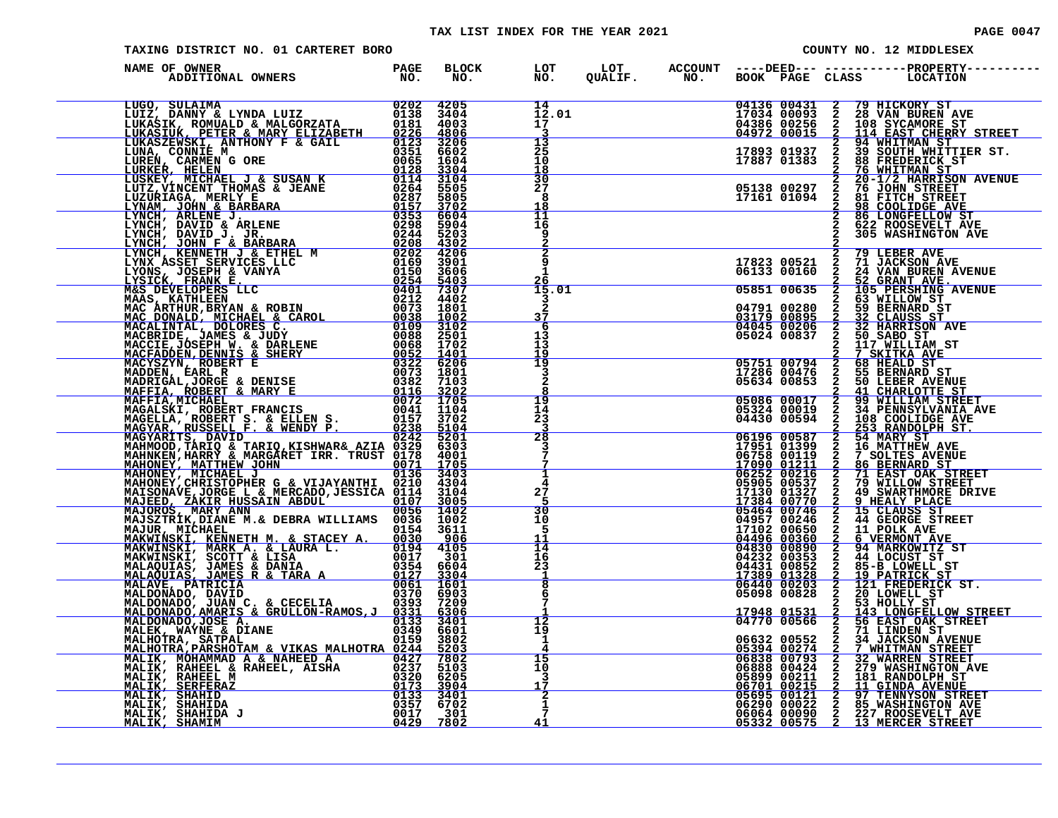TAX LIST INDEX FOR THE YEAR 2021

TAXING DISTRICT NO. 01 CARTERET BORO

COUNTY NO. 12 MIDDLESEX

| NAME OF OWNER ADDITIONAL OWNERS | PAGE NO. | BLOCK NO. | LOT NO. | LOT QUALIF. | ACCOUNT NO. | DEED BOOK | DEED PAGE | CLASS | PROPERTY LOCATION |
|---|---|---|---|---|---|---|---|---|---|
| LUGO, SULAIMA | 0202 | 4205 | 14 | | | 04136 | 00431 | 2 | 79 HICKORY ST |
| LUIZ, DANNY & LYNDA LUIZ | 0138 | 3404 | 12.01 | | | 17034 | 00093 | 2 | 28 VAN BUREN AVE |
| LUKASIK, ROMUALD & MALGORZATA | 0181 | 4003 | 17 | | | 04386 | 00256 | 2 | 108 SYCAMORE ST |
| LUKASIUK, PETER & MARY ELIZABETH | 0226 | 4806 | 3 | | | 04972 | 00015 | 2 | 114 EAST CHERRY STREET |
| LUKASZEWSKI, ANTHONY F & GAIL | 0123 | 3206 | 13 | | | | | 2 | 94 WHITMAN ST |
| LUNA, CONNIE M | 0351 | 6602 | 25 | | | 17893 | 01937 | 2 | 39 SOUTH WHITTIER ST. |
| LUREN, CARMEN G ORE | 0065 | 1604 | 10 | | | 17887 | 01383 | 2 | 88 FREDERICK ST |
| LURKER, HELEN | 0128 | 3304 | 18 | | | | | 2 | 76 WHITMAN ST |
| LUSKEY, MICHAEL J & SUSAN K | 0114 | 3104 | 30 | | | | | 2 | 20-1/2 HARRISON AVENUE |
| LUTZ,VINCENT THOMAS & JEANE | 0264 | 5505 | 27 | | | 05138 | 00297 | 2 | 76 JOHN STREET |
| LUZURIAGA, MERLY E | 0287 | 5805 | 8 | | | 17161 | 01094 | 2 | 81 FITCH STREET |
| LYNAM, JOHN & BARBARA | 0157 | 3702 | 18 | | | | | 2 | 98 COOLIDGE AVE |
| LYNCH, ARLENE J. | 0353 | 6604 | 11 | | | | | 2 | 86 LONGFELLOW ST |
| LYNCH, DAVID & ARLENE | 0298 | 5904 | 16 | | | | | 2 | 622 ROOSEVELT AVE |
| LYNCH, DAVID J. JR. | 0244 | 5203 | 9 | | | | | 2 | 305 WASHINGTON AVE |
| LYNCH, JOHN F & BARBARA | 0208 | 4302 | 2 | | | | | 2 | |
| LYNCH, KENNETH J & ETHEL M | 0202 | 4206 | 2 | | | | | 2 | 79 LEBER AVE |
| LYNX ASSET SERVICES LLC | 0169 | 3901 | 9 | | | 17823 | 00521 | 2 | 71 JACKSON AVE |
| LYONS, JOSEPH & VANYA | 0150 | 3606 | 1 | | | 06133 | 00160 | 2 | 24 VAN BUREN AVENUE |
| LYSICK, FRANK E. | 0254 | 5403 | 26 | | | | | 2 | 52 GRANT AVE. |
| M&S DEVELOPERS LLC | 0401 | 7307 | 15.01 | | | 05851 | 00635 | 2 | 105 PERSHING AVENUE |
| MAAS, KATHLEEN | 0212 | 4402 | 3 | | | | | 2 | 63 WILLOW ST |
| MAC ARTHUR,BRYAN & ROBIN | 0073 | 1801 | 2 | | | 04791 | 00280 | 2 | 59 BERNARD ST |
| MAC DONALD, MICHAEL & CAROL | 0038 | 1002 | 37 | | | 03179 | 00895 | 2 | 32 CLAUSS ST |
| MACALINTAL, DOLORES C. | 0109 | 3102 | 6 | | | 04045 | 00206 | 2 | 32 HARRISON AVE |
| MACBRIDE, JAMES & JUDY | 0088 | 2501 | 13 | | | 05024 | 00837 | 2 | 50 SABO ST |
| MACCIE, JOSEPH W. & DARLENE | 0068 | 1702 | 13 | | | | | 2 | 117 WILLIAM ST |
| MACFADDEN,DENNIS & SHERY | 0052 | 1401 | 19 | | | | | 2 | 7 SKITKA AVE |
| MACYSZYN, ROBERT E | 0322 | 6206 | 19 | | | 05751 | 00794 | 2 | 68 HEALD ST |
| MADDEN, EARL R | 0073 | 1801 | 3 | | | 17286 | 00476 | 2 | 55 BERNARD ST |
| MADRIGAL,JORGE & DENISE | 0382 | 7103 | 2 | | | 05634 | 00853 | 2 | 50 LEBER AVENUE |
| MAFFIA, ROBERT & MARY E | 0116 | 3202 | 8 | | | | | 2 | 41 CHARLOTTE ST |
| MAFFIA,MICHAEL | 0072 | 1705 | 19 | | | 05086 | 00017 | 2 | 99 WILLIAM STREET |
| MAGALSKI, ROBERT FRANCIS | 0041 | 1104 | 14 | | | 05324 | 00019 | 2 | 34 PENNSYLVANIA AVE |
| MAGELLA, ROBERT S. & ELLEN S. | 0157 | 3702 | 23 | | | 04430 | 00594 | 2 | 108 COOLIDGE AVE |
| MAGYAR, RUSSELL F. & WENDY P. | 0238 | 5104 | 3 | | | | | 2 | 253 RANDOLPH ST. |
| MAGYARITS, DAVID | 0242 | 5201 | 28 | | | 06196 | 00587 | 2 | 54 MARY ST |
| MAHMOOD,TARIQ & TARIQ,KISHWAR& AZIA | 0329 | 6303 | 3 | | | 17951 | 01399 | 2 | 16 MATTHEW AVE |
| MAHNKEN,HARRY & MARGARET IRR. TRUST | 0178 | 4001 | 7 | | | 06758 | 00119 | 2 | 7 SOLTES AVENUE |
| MAHONEY, MATTHEW JOHN | 0071 | 1705 | 7 | | | 17090 | 01211 | 2 | 86 BERNARD ST |
| MAHONEY, MICHAEL J | 0136 | 3403 | 1 | | | 06252 | 00216 | 2 | 71 EAST OAK STREET |
| MAHONEY,CHRISTOPHER G & VIJAYANTHI | 0210 | 4304 | 4 | | | 05905 | 00537 | 2 | 79 WILLOW STREET |
| MAISONAVE,JORGE L & MERCADO,JESSICA | 0114 | 3104 | 27 | | | 17130 | 01327 | 2 | 49 SWARTHMORE DRIVE |
| MAJEED, ZAKIR HUSSAIN ABDUL | 0107 | 3005 | 5 | | | 17384 | 00770 | 2 | 9 HEALY PLACE |
| MAJOROS, MARY ANN | 0056 | 1402 | 30 | | | 05464 | 00746 | 2 | 15 CLAUSS ST |
| MAJSZTRIK,DIANE M.& DEBRA WILLIAMS | 0036 | 1002 | 10 | | | 04957 | 00246 | 2 | 44 GEORGE STREET |
| MAJUR, MICHAEL | 0154 | 3611 | 5 | | | 17102 | 00650 | 2 | 11 POLK AVE |
| MAKWINSKI, KENNETH M. & STACEY A. | 0030 | 906 | 11 | | | 04496 | 00360 | 2 | 6 VERMONT AVE |
| MAKWINSKI, MARK A. & LAURA L. | 0194 | 4105 | 14 | | | 04830 | 00890 | 2 | 94 MARKOWITZ ST |
| MAKWINSKI, SCOTT & LISA | 0017 | 301 | 16 | | | 04232 | 00353 | 2 | 44 LOCUST ST |
| MALAQUIAS, JAMES & DANIA | 0354 | 6604 | 23 | | | 04431 | 00852 | 2 | 85-B LOWELL ST |
| MALAQUIAS, JAMES R & TARA A | 0127 | 3304 | 1 | | | 17389 | 01328 | 2 | 19 PATRICK ST |
| MALAVE, PATRICIA | 0061 | 1601 | 8 | | | 06440 | 00203 | 2 | 121 FREDERICK ST. |
| MALDONADO, DAVID | 0370 | 6903 | 6 | | | 05098 | 00828 | 2 | 20 LOWELL ST |
| MALDONADO, JUAN C. & CECELIA | 0393 | 7209 | 7 | | | | | 2 | 53 HOLLY ST |
| MALDONADO,AMARIS & GRULLON-RAMOS,J | 0331 | 6306 | 1 | | | 17948 | 01531 | 2 | 143 LONGFELLOW STREET |
| MALDONADO,JOSE A. | 0133 | 3401 | 12 | | | 04770 | 00566 | 2 | 56 EAST OAK STREET |
| MALEK, WAYNE & DIANE | 0349 | 6601 | 19 | | | | | 2 | 71 LINDEN ST |
| MALHOTRA, SATPAL | 0159 | 3802 | 1 | | | 06632 | 00552 | 2 | 34 JACKSON AVENUE |
| MALHOTRA,PARSHOTAM & VIKAS MALHOTRA | 0244 | 5203 | 4 | | | 05394 | 00274 | 2 | 7 WHITMAN STREET |
| MALIK, MOHAMMAD A & NAHEED A | 0427 | 7802 | 15 | | | 06838 | 00793 | 2 | 32 WARREN STREET |
| MALIK, RAHEEL & RAHEEL, AISHA | 0237 | 5103 | 10 | | | 06888 | 00424 | 2 | 279 WASHINGTON AVE |
| MALIK, RAHEEL M | 0320 | 6205 | 3 | | | 05899 | 00211 | 2 | 181 RANDOLPH ST |
| MALIK, SERFERAZ | 0173 | 3904 | 17 | | | 06701 | 00215 | 2 | 11 GINDA AVENUE |
| MALIK, SHAHID | 0133 | 3401 | 2 | | | 05695 | 00121 | 2 | 97 TENNYSON STREET |
| MALIK, SHAHIDA | 0357 | 6702 | 1 | | | 06290 | 00022 | 2 | 85 WASHINGTON AVE |
| MALIK, SHAHIDA J | 0017 | 301 | 7 | | | 06064 | 00090 | 2 | 227 ROOSEVELT AVE |
| MALIK, SHAMIM | 0429 | 7802 | 41 | | | 05332 | 00575 | 2 | 13 MERCER STREET |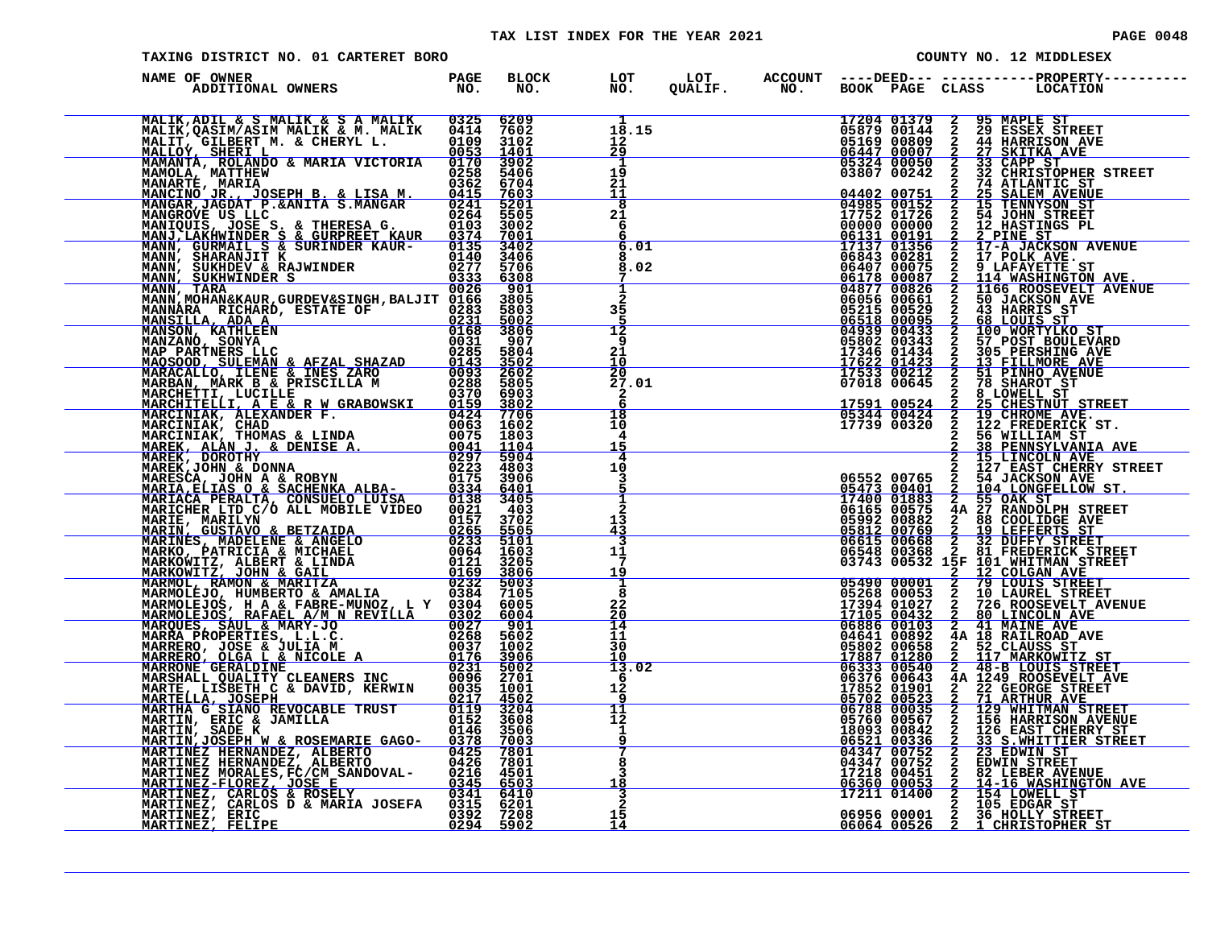# TAX LIST INDEX FOR THE YEAR 2021

TAXING DISTRICT NO. 01 CARTERET BORO

COUNTY NO. 12 MIDDLESEX

| NAME OF OWNER / ADDITIONAL OWNERS | PAGE NO. | BLOCK NO. | LOT NO. | LOT QUALIF. | ACCOUNT NO. | DEED BOOK | DEED PAGE | CLASS | PROPERTY LOCATION |
|---|---|---|---|---|---|---|---|---|---|
| MALIK,ADIL & S MALIK & S A MALIK | 0325 | 6209 | 1 | | | 17204 | 01379 | 2 | 95 MAPLE ST |
| MALIK,QASIM/ASIM MALIK & M. MALIK | 0414 | 7602 | 18.15 | | | 05879 | 00144 | 2 | 29 ESSEX STREET |
| MALIT, GILBERT M. & CHERYL L. | 0109 | 3102 | 12 | | | 05169 | 00809 | 2 | 44 HARRISON AVE |
| MALLOY, SHERI L | 0053 | 1401 | 29 | | | 06447 | 00007 | 2 | 27 SKITKA AVE |
| MAMANTA, ROLANDO & MARIA VICTORIA | 0170 | 3902 | 1 | | | 05324 | 00050 | 2 | 33 CAPP ST |
| MAMOLA, MATTHEW | 0258 | 5406 | 19 | | | 03807 | 00242 | 2 | 32 CHRISTOPHER STREET |
| MANARTE, MARIA | 0362 | 6704 | 21 | | | | | 2 | 74 ATLANTIC ST |
| MANCINO JR., JOSEPH B. & LISA M. | 0415 | 7603 | 11 | | | 04402 | 00751 | 2 | 25 SALEM AVENUE |
| MANGAR,JAGDAT P.&ANITA S.MANGAR | 0241 | 5201 | 8 | | | 04985 | 00152 | 2 | 15 TENNYSON ST |
| MANGROVE US LLC | 0264 | 5505 | 21 | | | 17752 | 01726 | 2 | 54 JOHN STREET |
| MANIQUIS, JOSE S. & THERESA G. | 0103 | 3002 | 6 | | | 00000 | 00000 | 2 | 12 HASTINGS PL |
| MANJ,LAKHWINDER S & GURPREET KAUR | 0374 | 7001 | 6 | | | 06131 | 00191 | 2 | 2 PINE ST |
| MANN, GURMAIL S & SURINDER KAUR- | 0135 | 3402 | 6.01 | | | 17137 | 01356 | 2 | 17-A JACKSON AVENUE |
| MANN, SHARANJIT K | 0140 | 3406 | 8 | | | 06843 | 00281 | 2 | 17 POLK AVE. |
| MANN, SUKHDEV & RAJWINDER | 0277 | 5706 | 8.02 | | | 06407 | 00075 | 2 | 9 LAFAYETTE ST |
| MANN, SUKHWINDER S | 0333 | 6308 | 7 | | | 06178 | 00087 | 2 | 114 WASHINGTON AVE. |
| MANN, TARA | 0026 | 901 | 1 | | | 04877 | 00826 | 2 | 1166 ROOSEVELT AVENUE |
| MANN,MOHAN&KAUR,GURDEV&SINGH,BALJIT | 0166 | 3805 | 2 | | | 06056 | 00661 | 2 | 50 JACKSON AVE |
| MANNARA RICHARD, ESTATE OF | 0283 | 5803 | 35 | | | 05215 | 00529 | 2 | 43 HARRIS ST |
| MANSILLA, ADA A | 0231 | 5002 | 5 | | | 06518 | 00095 | 2 | 68 LOUIS ST |
| MANSON, KATHLEEN | 0168 | 3806 | 12 | | | 04939 | 00433 | 2 | 100 WORTYLKO ST |
| MANZANO, SONYA | 0031 | 907 | 9 | | | 05802 | 00343 | 2 | 57 POST BOULEVARD |
| MAP PARTNERS LLC | 0285 | 5804 | 21 | | | 17346 | 01434 | 2 | 305 PERSHING AVE |
| MAQSOOD, SULEMAN & AFZAL SHAZAD | 0143 | 3502 | 10 | | | 17622 | 01423 | 2 | 13 FILLMORE AVE |
| MARACALLO, ILENE & INES ZARO | 0093 | 2602 | 20 | | | 17533 | 00212 | 2 | 51 PINHO AVENUE |
| MARBAN, MARK B & PRISCILLA M | 0288 | 5805 | 27.01 | | | 07018 | 00645 | 2 | 78 SHAROT ST |
| MARCHETTI, LUCILLE | 0370 | 6903 | 2 | | | | | 2 | 8 LOWELL ST |
| MARCHITELLI, A E & R W GRABOWSKI | 0159 | 3802 | 6 | | | 17591 | 00524 | 2 | 25 CHESTNUT STREET |
| MARCINIAK, ALEXANDER F. | 0424 | 7706 | 18 | | | 05344 | 00424 | 2 | 19 CHROME AVE. |
| MARCINIAK, CHAD | 0063 | 1602 | 10 | | | 17739 | 00320 | 2 | 122 FREDERICK ST. |
| MARCINIAK, THOMAS & LINDA | 0075 | 1803 | 4 | | | | | 2 | 56 WILLIAM ST |
| MAREK, ALAN J. & DENISE A. | 0041 | 1104 | 15 | | | | | 2 | 38 PENNSYLVANIA AVE |
| MAREK, DOROTHY | 0297 | 5904 | 4 | | | | | 2 | 15 LINCOLN AVE |
| MAREK,JOHN & DONNA | 0223 | 4803 | 10 | | | | | 2 | 127 EAST CHERRY STREET |
| MARESCA, JOHN A & ROBYN | 0175 | 3906 | 3 | | | 06552 | 00765 | 2 | 54 JACKSON AVE |
| MARIA,ELIAS O & SACHENKA ALBA- | 0334 | 6401 | 5 | | | 05473 | 00401 | 2 | 104 LONGFELLOW ST. |
| MARIACA PERALTA, CONSUELO LUISA | 0138 | 3405 | 1 | | | 17400 | 01883 | 2 | 55 OAK ST |
| MARICHER LTD C/O ALL MOBILE VIDEO | 0021 | 403 | 2 | | | 06165 | 00575 | 4A | 27 RANDOLPH STREET |
| MARIE, MARILYN | 0157 | 3702 | 13 | | | 05992 | 00882 | 2 | 88 COOLIDGE AVE |
| MARIN, GUSTAVO & BETZAIDA | 0265 | 5505 | 43 | | | 05812 | 00769 | 2 | 19 LEFFERTS ST |
| MARINES, MADELENE & ANGELO | 0233 | 5101 | 3 | | | 06615 | 00668 | 2 | 32 DUFFY STREET |
| MARKO, PATRICIA & MICHAEL | 0064 | 1603 | 11 | | | 06548 | 00368 | 2 | 81 FREDERICK STREET |
| MARKOWITZ, ALBERT & LINDA | 0121 | 3205 | 7 | | | 03743 | 00532 | 15F | 101 WHITMAN STREET |
| MARKOWITZ, JOHN & GAIL | 0169 | 3806 | 19 | | | | | 2 | 12 COLGAN AVE |
| MARMOL, RAMON & MARITZA | 0232 | 5003 | 1 | | | 05490 | 00001 | 2 | 79 LOUIS STREET |
| MARMOLEJO, HUMBERTO & AMALIA | 0384 | 7105 | 8 | | | 05268 | 00053 | 2 | 10 LAUREL STREET |
| MARMOLEJOS, H A & FABRE-MUNOZ, L Y | 0304 | 6005 | 22 | | | 17394 | 01027 | 2 | 726 ROOSEVELT AVENUE |
| MARMOLEJOS, RAFAEL A/M N REVILLA | 0302 | 6004 | 20 | | | 17105 | 00432 | 2 | 80 LINCOLN AVE |
| MARQUES, SAUL & MARY-JO | 0027 | 901 | 14 | | | 06886 | 00103 | 2 | 41 MAINE AVE |
| MARRA PROPERTIES, L.L.C. | 0268 | 5602 | 11 | | | 04641 | 00892 | 4A | 18 RAILROAD AVE |
| MARRERO, JOSE & JULIA M | 0037 | 1002 | 30 | | | 05802 | 00658 | 2 | 52 CLAUSS ST |
| MARRERO, OLGA L & NICOLE A | 0176 | 3906 | 10 | | | 17887 | 01280 | 2 | 117 MARKOWITZ ST |
| MARRONE GERALDINE | 0231 | 5002 | 13.02 | | | 06333 | 00540 | 2 | 48-B LOUIS STREET |
| MARSHALL QUALITY CLEANERS INC | 0096 | 2701 | 6 | | | 06376 | 00643 | 4A | 1249 ROOSEVELT AVE |
| MARTE, LISBETH C & DAVID, KERWIN | 0035 | 1001 | 12 | | | 17852 | 01901 | 2 | 22 GEORGE STREET |
| MARTELLA, JOSEPH | 0217 | 4502 | 9 | | | 05702 | 00523 | 2 | 71 ARTHUR AVE |
| MARTHA G SIANO REVOCABLE TRUST | 0119 | 3204 | 11 | | | 06788 | 00035 | 2 | 129 WHITMAN STREET |
| MARTIN, ERIC & JAMILLA | 0152 | 3608 | 12 | | | 05760 | 00567 | 2 | 156 HARRISON AVENUE |
| MARTIN, SADE K | 0146 | 3506 | 1 | | | 18093 | 00842 | 2 | 126 EAST CHERRY ST |
| MARTIN,JOSEPH W & ROSEMARIE GAGO- | 0378 | 7003 | 9 | | | 06521 | 00336 | 2 | 33 S.WHITTIER STREET |
| MARTINEZ HERNANDEZ, ALBERTO | 0425 | 7801 | 7 | | | 04347 | 00752 | 2 | 23 EDWIN ST |
| MARTINEZ HERNANDEZ, ALBERTO | 0426 | 7801 | 8 | | | 04347 | 00752 | 2 | EDWIN STREET |
| MARTINEZ MORALES,FC/CM SANDOVAL- | 0216 | 4501 | 3 | | | 17218 | 00451 | 2 | 82 LEBER AVENUE |
| MARTINEZ-FLOREZ, JOSE E | 0345 | 6503 | 18 | | | 06360 | 00053 | 2 | 14-16 WASHINGTON AVE |
| MARTINEZ, CARLOS & ROSELY | 0341 | 6410 | 3 | | | 17211 | 01400 | 2 | 154 LOWELL ST |
| MARTINEZ, CARLOS D & MARIA JOSEFA | 0315 | 6201 | 2 | | | | | 2 | 105 EDGAR ST |
| MARTINEZ, ERIC | 0392 | 7208 | 15 | | | 06956 | 00001 | 2 | 36 HOLLY STREET |
| MARTINEZ, FELIPE | 0294 | 5902 | 14 | | | 06064 | 00526 | 2 | 1 CHRISTOPHER ST |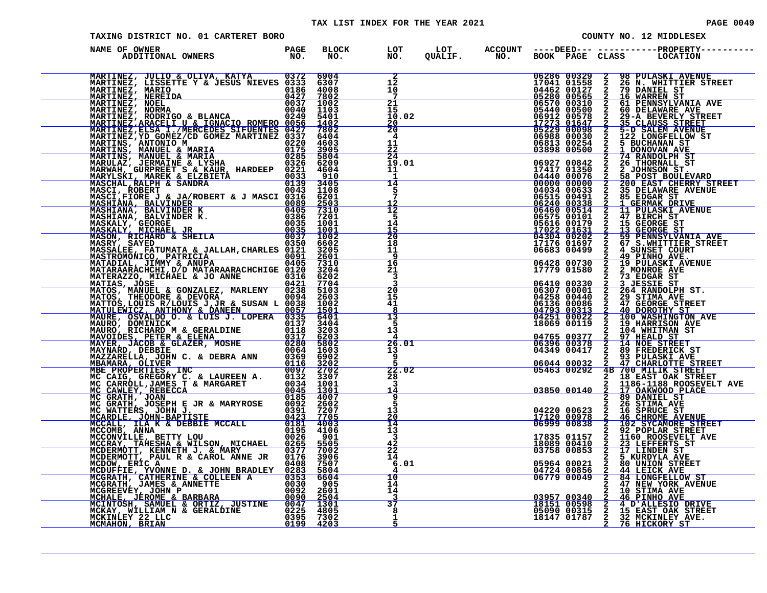TAX LIST INDEX FOR THE YEAR 2021

TAXING DISTRICT NO. 01 CARTERET BORO

COUNTY NO. 12 MIDDLESEX

| NAME OF OWNER / ADDITIONAL OWNERS | PAGE NO. | BLOCK NO. | LOT NO. | LOT QUALIF. | ACCOUNT NO. | DEED BOOK | DEED PAGE | CLASS | PROPERTY LOCATION |
|---|---|---|---|---|---|---|---|---|---|
| MARTINEZ, JULIO & OLIVA, KATYA | 0372 | 6904 | 2 | | | 06286 | 00329 | 2 | 98 PULASKI AVENUE |
| MARTINEZ, LISSETTE Y & JESUS NIEVES | 0333 | 6307 | 12 | | | 17041 | 01558 | 2 | 26 N. WHITTIER STREET |
| MARTINEZ, MARIO | 0186 | 4008 | 10 | | | 04462 | 00127 | 2 | 79 DANIEL ST |
| MARTINEZ, NEREIDA | 0427 | 7802 | 7 | | | 05280 | 00565 | 2 | 16 WARREN ST |
| MARTINEZ, NOEL | 0037 | 1002 | 21 | | | 06570 | 00310 | 2 | 61 PENNSYLVANIA AVE |
| MARTINEZ, NORMA | 0040 | 1103 | 15 | | | 05440 | 00500 | 2 | 60 DELAWARE AVE |
| MARTINEZ, RODRIGO & BLANCA | 0249 | 5401 | 10.02 | | | 06912 | 00578 | 2 | 29-A BEVERLY STREET |
| MARTINEZ,ARACELI U & IGNACIO ROMERO | 0056 | 1402 | 20 | | | 17273 | 01647 | 2 | 35 CLAUSS STREET |
| MARTINEZ,ELSA I./MERCEDES SIFUENTES | 0427 | 7802 | 20 | | | 05229 | 00098 | 2 | 5-D SALEM AVENUE |
| MARTINEZ,YD GOMEZ/CD GOMEZ MARTINEZ | 0337 | 6404 | 4 | | | 06988 | 00030 | 2 | 122 LONGFELLOW ST |
| MARTINS, ANTONIO M | 0220 | 4603 | 11 | | | 06813 | 00254 | 2 | 5 BUCHANAN ST |
| MARTINS, MANUEL & MARIA | 0175 | 3905 | 22 | | | 03898 | 00500 | 2 | 1 DONOVAN AVE |
| MARTINS, MANUEL & MARIA | 0285 | 5804 | 24 | | | | | 2 | 74 RANDOLPH ST |
| MARULAZ, JERMAINE & LYSHA | 0326 | 6209 | 19.01 | | | 06927 | 00842 | 2 | 26 THORNALL ST |
| MARWAH, GURPREET S & KAUR, HARDEEP | 0221 | 4604 | 11 | | | 17417 | 01350 | 2 | 2 JOHNSON ST. |
| MARYLSKI, MAREK & ELZBIETA | 0033 | 910 | 1 | | | 04440 | 00076 | 2 | 58 POST BOULEVARD |
| MASCHAL,RALPH & SANDRA | 0139 | 3405 | 14 | | | 00000 | 00000 | 2 | 200 EAST CHERRY STREET |
| MASCI, ROBERT | 0043 | 1108 | 5 | | | 04034 | 00633 | 2 | 35 DELAWARE AVENUE |
| MASCI,FIORE J & JA/ROBERT & J MASCI | 0316 | 6201 | 7 | | | 06515 | 00491 | 2 | 85 EDGAR ST |
| MASHIANA, BALVINDER | 0089 | 2503 | 12 | | | 06240 | 00338 | 2 | 1 GERMAK DRIVE |
| MASHIANA, BALVINDER K | 0405 | 7310 | 12 | | | 06460 | 00514 | 2 | 11 PULASKI AVENUE |
| MASHIANA, BALVINDER K. | 0386 | 7201 | 5 | | | 06575 | 00101 | 2 | 47 BIRCH ST |
| MASKALY, GEORGE | 0035 | 1001 | 14 | | | 05616 | 00179 | 2 | 15 GEORGE ST |
| MASKALY, MICHAEL JR | 0035 | 1001 | 15 | | | 17022 | 01631 | 2 | 13 GEORGE ST |
| MASON, RICHARD & SHEILA | 0037 | 1002 | 20 | | | 04304 | 00202 | 2 | 59 PENNSYLVANIA AVE |
| MASRY, SAYED | 0350 | 6602 | 18 | | | 17176 | 01697 | 2 | 67 S.WHITTIER STREET |
| MASSALEE, FATUMATA & JALLAH,CHARLES | 0121 | 3205 | 11 | | | 06683 | 00499 | 2 | 4 SUNSET COURT |
| MASTROMONICO, PATRICIA | 0091 | 2601 | 9 | | | | | 2 | 49 PINHO AVE. |
| MATADIAL, JIMMY & ANUPA | 0405 | 7310 | 16 | | | 06428 | 00730 | 2 | 19 PULASKI AVENUE |
| MATARAARACHCHI,D/D MATARAARACHCHIGE | 0120 | 3204 | 21 | | | 17779 | 01580 | 2 | 2 MONROE AVE |
| MATERAZZO, MICHAEL & JO ANNE | 0316 | 6202 | 3 | | | | | 2 | 73 EDGAR ST |
| MATIAS, JOSE | 0421 | 7704 | 3 | | | 06410 | 00330 | 2 | 3 JESSIE ST |
| MATOS, MANUEL & GONZALEZ, MARLENY | 0238 | 5103 | 20 | | | 06307 | 00001 | 2 | 264 RANDOLPH ST. |
| MATOS, THEODORE & DEVORA | 0094 | 2603 | 15 | | | 04258 | 00440 | 2 | 29 STIMA AVE |
| MATTOS,LOUIS R/LOUIS J,JR & SUSAN L | 0038 | 1002 | 41 | | | 06136 | 00086 | 2 | 47 GEORGE STREET |
| MATULEWICZ, ANTHONY & DANEEN | 0057 | 1501 | 8 | | | 04793 | 00313 | 2 | 40 DOROTHY ST |
| MAURE, OSVALDO O. & LUIS J. LOPERA | 0335 | 6401 | 13 | | | 04251 | 00022 | 2 | 100 WASHINGTON AVE |
| MAURO, DOMINICK | 0137 | 3404 | 5 | | | 18069 | 00119 | 2 | 19 HARRISON AVE |
| MAURO, RICHARD M & GERALDINE | 0118 | 3203 | 13 | | | | | 2 | 104 WHITMAN ST |
| MAVOIDES, PETER & ELENA | 0317 | 6203 | 4 | | | 04765 | 00377 | 2 | 97 HEALD ST |
| MAYER, JACOB & GLAZER, MOSHE | 0280 | 5802 | 26.01 | | | 06396 | 00378 | 2 | 14 NOE STREET |
| MAYNARD, DEBBIE | 0064 | 1603 | 13 | | | 04349 | 00417 | 2 | 89 FREDERICK ST |
| MAZZARELLA, JOHN C. & DEBRA ANN | 0369 | 6902 | 9 | | | | | 2 | 93 PULASKI AVE |
| MBAMARA, OLIVER | 0116 | 3202 | 5 | | | 06044 | 00032 | 2 | 47 CHARLOTTE STREET |
| MBE PROPERTIES, INC | 0097 | 2702 | 22.02 | | | 05463 | 00292 | 4B | 700 MILIK STREET |
| MC CAIG, GREGORY C. & LAUREEN A. | 0132 | 3307 | 28 | | | | | 2 | 18 EAST OAK STREET |
| MC CARROLL,JAMES T & MARGARET | 0034 | 1001 | 3 | | | | | 2 | 1186-1188 ROOSEVELT AVE |
| MC CAWLEY, REBECCA | 0045 | 1301 | 14 | | | 03850 | 00140 | 2 | 17 OAKWOOD PLACE |
| MC GRATH, JOAN | 0185 | 4007 | 9 | | | | | 2 | 89 DANIEL ST |
| MC GRATH, JOSEPH E JR & MARYROSE | 0092 | 2602 | 5 | | | | | 2 | 26 STIMA AVE |
| MC WATTERS, JOHN J. | 0391 | 7207 | 13 | | | 04220 | 00623 | 2 | 16 SPRUCE ST |
| MCARDLE, JOHN-BAPTISTE | 0423 | 7705 | 20 | | | 17120 | 00978 | 2 | 46 CHROME AVENUE |
| MCCALL, ILA K & DEBBIE MCCALL | 0181 | 4003 | 14 | | | 06999 | 00838 | 2 | 102 SYCAMORE STREET |
| MCCOMB, ANNA | 0195 | 4106 | 13 | | | | | 2 | 92 POPLAR STREET |
| MCCONVILLE, BETTY LOU | 0026 | 901 | 3 | | | 17835 | 01157 | 2 | 1160 ROOSEVELT AVE |
| MCCRAY, TAHESHA & WILSON, MICHAEL | 0265 | 5505 | 42 | | | 18089 | 00410 | 2 | 23 LEFFERTS ST |
| MCDERMOTT, KENNETH J. & MARY | 0377 | 7002 | 22 | | | 03758 | 00853 | 2 | 17 LINDEN ST |
| MCDERMOTT, PAUL R & CAROL ANNE JR | 0176 | 3906 | 14 | | | | | 2 | 5 KURDYLA AVE |
| MCDOW, ERIC A | 0408 | 7507 | 6.01 | | | 05964 | 00021 | 2 | 80 UNION STREET |
| MCDUFFIE, YVONNE D. & JOHN BRADLEY | 0283 | 5804 | 4 | | | 04724 | 00856 | 2 | 44 LEICK AVE |
| MCGRATH, CATHERINE & COLLEEN A | 0353 | 6604 | 10 | | | 06779 | 00049 | 2 | 84 LONGFELLOW ST |
| MCGRATH, JAMES & ANNETTE | 0030 | 905 | 14 | | | | | 2 | 47 NEW YORK AVENUE |
| MCGREEVEY, JOHN P | 0092 | 2601 | 14 | | | | | 2 | 10 STIMA AVE |
| MCHALE, JEROME & BARBARA | 0090 | 2504 | 3 | | | 03957 | 00340 | 2 | 46 PINHO AVE |
| MCINTOSH, SAMUEL & ORTIZ, JUSTINE | 0047 | 1301 | 37 | | | 18151 | 00598 | 2 | 4 D'ALLESIO DRIVE |
| MCKAY, WILLIAM N & GERALDINE | 0225 | 4805 | 8 | | | 05090 | 00315 | 2 | 15 EAST OAK STREET |
| MCKINLEY 22 LLC | 0395 | 7302 | 1 | | | 18147 | 01787 | 2 | 32 MCKINLEY AVE. |
| MCMAHON, BRIAN | 0199 | 4203 | 5 | | | | | 2 | 76 HICKORY ST |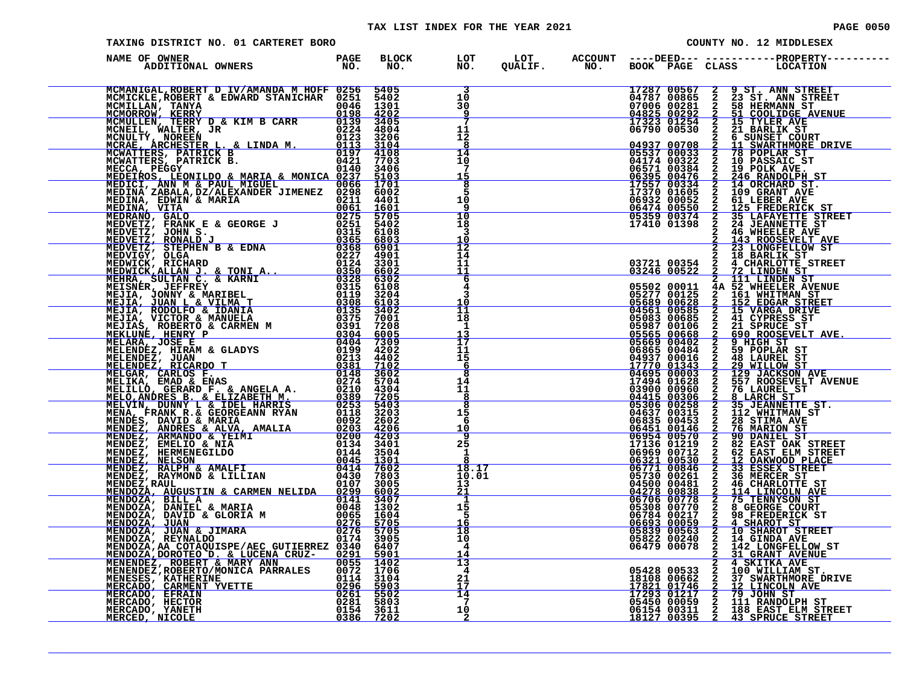TAX LIST INDEX FOR THE YEAR 2021

TAXING DISTRICT NO. 01 CARTERET BORO

COUNTY NO. 12 MIDDLESEX

| NAME OF OWNER ADDITIONAL OWNERS | PAGE NO. | BLOCK NO. | LOT NO. | LOT QUALIF. | ACCOUNT NO. | DEED BOOK | DEED PAGE | CLASS | PROPERTY LOCATION |
|---|---|---|---|---|---|---|---|---|---|
| MCMANIGAL,ROBERT D IV/AMANDA M HOFF | 0256 | 5405 | 3 | | | 17287 | 00567 | 2 | 9 ST. ANN STREET |
| MCMICKLE,ROBERT & EDWARD STANICHAR | 0251 | 5402 | 10 | | | 04787 | 00865 | 2 | 23 ST. ANN STREET |
| MCMILLAN, TANYA | 0046 | 1301 | 30 | | | 07006 | 00281 | 2 | 58 HERMANN ST |
| MCMORROW, KERRY | 0198 | 4202 | 9 | | | 04825 | 00292 | 2 | 51 COOLIDGE AVENUE |
| MCMULLEN, TERRY D & KIM B CARR | 0139 | 3405 | 7 | | | 17323 | 01254 | 2 | 15 TYLER AVE |
| MCNEIL, WALTER, JR | 0224 | 4804 | 11 | | | 06790 | 00530 | 2 | 21 BARLIK ST |
| MCNULTY, NOREEN | 0123 | 3206 | 12 | | | | | 2 | 6 SUNSET COURT |
| MCRAE, ARCHESTER L. & LINDA M. | 0113 | 3104 | 8 | | | 04937 | 00708 | 2 | 11 SWARTHMORE DRIVE |
| MCWATTERS, PATRICK B | 0197 | 4108 | 14 | | | 05537 | 00033 | 2 | 78 POPLAR ST |
| MCWATTERS, PATRICK B. | 0421 | 7703 | 10 | | | 04174 | 00322 | 2 | 10 PASSAIC ST |
| MECCA, PEGGY | 0140 | 3406 | 7 | | | 06571 | 00384 | 2 | 19 POLK AVE. |
| MEDEIROS, LEONILDO & MARIA & MONICA | 0237 | 5103 | 15 | | | 06395 | 00476 | 2 | 246 RANDOLPH ST |
| MEDICI, ANN M & PAUL MIGUEL | 0066 | 1701 | 8 | | | 17557 | 00334 | 2 | 14 ORCHARD ST. |
| MEDINA ZABALA,DZ/ALEXANDER JIMENEZ | 0298 | 6002 | 5 | | | 17370 | 01605 | 2 | 109 GRANT AVE |
| MEDINA, EDWIN & MARIA | 0211 | 4401 | 10 | | | 06932 | 00052 | 2 | 61 LEBER AVE |
| MEDINA, VITA | 0061 | 1601 | 9 | | | 06474 | 00550 | 2 | 125 FREDERICK ST |
| MEDRANO, GALO | 0275 | 5705 | 10 | | | 05359 | 00374 | 2 | 35 LAFAYETTE STREET |
| MEDVETZ, FRANK E & GEORGE J | 0251 | 5402 | 18 | | | 17410 | 01398 | 2 | 24 JEANNETTE ST |
| MEDVETZ, JOHN S. | 0315 | 6108 | 3 | | | | | 2 | 46 WHEELER AVE |
| MEDVETZ, RONALD J | 0365 | 6803 | 10 | | | | | 2 | 143 ROOSEVELT AVE |
| MEDVETZ, STEPHEN B & EDNA | 0368 | 6901 | 12 | | | | | 2 | 23 LONGFELLOW ST |
| MEDVIGY, OLGA | 0227 | 4901 | 14 | | | | | 2 | 18 BARLIK ST |
| MEDWICK, RICHARD | 0124 | 3301 | 11 | | | 03721 | 00354 | 2 | 4 CHARLOTTE STREET |
| MEDWICK,ALLAN J. & TONI A.. | 0350 | 6602 | 11 | | | 03246 | 00522 | 2 | 72 LINDEN ST |
| MEHRA, SULTAN C. & KARNI | 0328 | 6302 | 6 | | | | | 2 | 111 LINDEN ST |
| MEISNER, JEFFREY | 0315 | 6108 | 4 | | | 05502 | 00011 | 4A | 52 WHEELER AVENUE |
| MEJIA, JONNY & MARIBEL | 0119 | 3204 | 3 | | | 05277 | 00125 | 2 | 161 WHITMAN ST |
| MEJIA, JUAN L & VILMA T | 0308 | 6103 | 10 | | | 05689 | 00628 | 2 | 152 EDGAR STREET |
| MEJIA, RODOLFO & IDANIA | 0135 | 3402 | 11 | | | 04561 | 00585 | 2 | 15 VARGA DRIVE |
| MEJIA, VICTOR & MANUELA | 0375 | 7001 | 18 | | | 05083 | 00685 | 2 | 41 CYPRESS ST |
| MEJIAS, ROBERTO & CARMEN M | 0391 | 7208 | 1 | | | 05987 | 00106 | 2 | 21 SPRUCE ST |
| MEKLUNE, HENRY P | 0304 | 6005 | 13 | | | 05565 | 00668 | 2 | 690 ROOSEVELT AVE. |
| MELARA, JOSE E | 0404 | 7309 | 17 | | | 05669 | 00402 | 2 | 9 HIGH ST |
| MELENDEZ, HIRAM & GLADYS | 0199 | 4202 | 11 | | | 06865 | 00484 | 2 | 59 POPLAR ST |
| MELENDEZ, JUAN | 0213 | 4402 | 15 | | | 04937 | 00016 | 2 | 48 LAUREL ST |
| MELENDEZ, RICARDO T | 0381 | 7102 | 6 | | | 17770 | 01343 | 2 | 29 WILLOW ST |
| MELGAR, CARLOS F. | 0148 | 3602 | 8 | | | 04695 | 00003 | 2 | 129 JACKSON AVE |
| MELIKA, EMAD & ENAS | 0274 | 5704 | 14 | | | 17494 | 01628 | 2 | 557 ROOSEVELT AVENUE |
| MELILLO, GERARD F. & ANGELA A. | 0210 | 4304 | 11 | | | 03900 | 00960 | 2 | 76 LAUREL ST |
| MELO,ANDRES B. & ELIZABETH M. | 0389 | 7205 | 8 | | | 04415 | 00306 | 2 | 8 LARCH ST |
| MELVIN, DUNNY L & IDEL HARRIS | 0253 | 5403 | 8 | | | 05306 | 00258 | 2 | 35 JEANNETTE ST. |
| MENA, FRANK R.& GEORGEANN RYAN | 0118 | 3203 | 15 | | | 04637 | 00315 | 2 | 112 WHITMAN ST |
| MENDES, DAVID & MARIA | 0092 | 2602 | 6 | | | 06835 | 00453 | 2 | 28 STIMA AVE |
| MENDEZ, ANDRES & ALVA, AMALIA | 0203 | 4206 | 10 | | | 06451 | 00146 | 2 | 76 MARION ST |
| MENDEZ, ARMANDO & YEIMI | 0200 | 4203 | 9 | | | 06954 | 00570 | 2 | 90 DANIEL ST |
| MENDEZ, EMELIO & NIA | 0134 | 3401 | 25 | | | 17136 | 01219 | 2 | 82 EAST OAK STREET |
| MENDEZ, HERMENEGILDO | 0144 | 3504 | 1 | | | 06969 | 00712 | 2 | 62 EAST ELM STREET |
| MENDEZ, NELSON | 0045 | 1301 | 8 | | | 06321 | 00530 | 2 | 12 OAKWOOD PLACE |
| MENDEZ, RALPH & AMALFI | 0414 | 7602 | 18.17 | | | 06771 | 00846 | 2 | 33 ESSEX STREET |
| MENDEZ, RAYMOND & LILLIAN | 0430 | 7803 | 10.01 | | | 05730 | 00261 | 2 | 36 MERCER ST |
| MENDEZ,RAUL | 0107 | 3005 | 13 | | | 04500 | 00481 | 2 | 46 CHARLOTTE ST |
| MENDOZA, AUGUSTIN & CARMEN NELIDA | 0299 | 6002 | 21 | | | 04278 | 00838 | 2 | 114 LINCOLN AVE |
| MENDOZA, BILL A | 0141 | 3407 | 1 | | | 06706 | 00778 | 2 | 75 TENNYSON ST |
| MENDOZA, DANIEL & MARIA | 0048 | 1302 | 15 | | | 05308 | 00770 | 2 | 8 GEORGE COURT |
| MENDOZA, DAVID & GLORIA M | 0065 | 1604 | 5 | | | 06784 | 00217 | 2 | 98 FREDERICK ST |
| MENDOZA, JUAN | 0276 | 5705 | 16 | | | 06693 | 00059 | 2 | 4 SHAROT ST |
| MENDOZA, JUAN & JIMARA | 0276 | 5705 | 18 | | | 05839 | 00563 | 2 | 10 SHAROT STREET |
| MENDOZA, REYNALDO | 0174 | 3905 | 10 | | | 05822 | 00240 | 2 | 14 GINDA AVE |
| MENDOZA,AA COTAQUISPE/AEC GUTIERREZ | 0340 | 6407 | 4 | | | 06479 | 00078 | 2 | 142 LONGFELLOW ST |
| MENDOZA,DOROTEO D. & LUCENA CRUZ- | 0291 | 5901 | 14 | | | | | 2 | 31 GRANT AVENUE |
| MENENDEZ, ROBERT & MARY ANN | 0055 | 1402 | 13 | | | | | 2 | 4 SKITKA AVE |
| MENENDEZ,ROBERTO/MONICA PARRALES | 0072 | 1706 | 4 | | | 05428 | 00533 | 2 | 100 WILLIAM ST. |
| MENESES, KATHERINE | 0114 | 3104 | 21 | | | 18108 | 00662 | 2 | 37 SWARTHMORE DRIVE |
| MERCADO, CARMENT YVETTE | 0296 | 5903 | 17 | | | 17821 | 01746 | 2 | 12 LINCOLN AVE |
| MERCADO, EFRAIN | 0261 | 5502 | 14 | | | 17293 | 01217 | 2 | 79 JOHN ST |
| MERCADO, HECTOR | 0281 | 5803 | 7 | | | 05450 | 00059 | 2 | 111 RANDOLPH ST |
| MERCADO, YANETH | 0154 | 3611 | 10 | | | 06154 | 00311 | 2 | 188 EAST ELM STREET |
| MERCED, NICOLE | 0386 | 7202 | 2 | | | 18127 | 00395 | 2 | 43 SPRUCE STREET |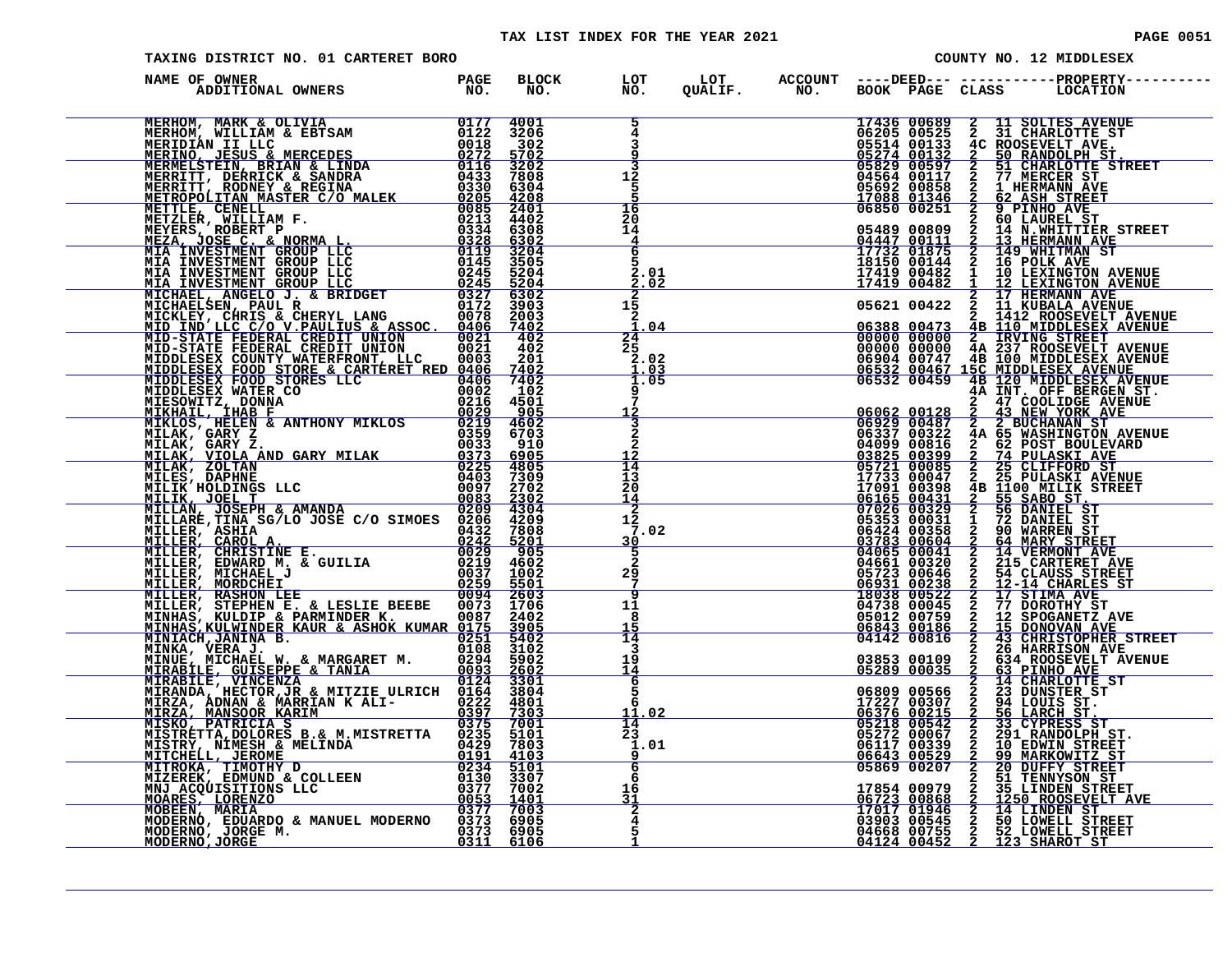# TAX LIST INDEX FOR THE YEAR 2021

TAXING DISTRICT NO. 01 CARTERET BORO — COUNTY NO. 12 MIDDLESEX

| NAME OF OWNER / ADDITIONAL OWNERS | PAGE NO. | BLOCK NO. | LOT NO. | LOT QUALIF. | ACCOUNT NO. | DEED BOOK | DEED PAGE | CLASS | PROPERTY LOCATION |
|---|---|---|---|---|---|---|---|---|---|
| MERHOM, MARK & OLIVIA | 0177 | 4001 | 5 | | | 17436 | 00689 | 2 | 11 SOLTES AVENUE |
| MERHOM, WILLIAM & EBTSAM | 0122 | 3206 | 4 | | | 06205 | 00525 | 2 | 31 CHARLOTTE ST |
| MERIDIAN II LLC | 0018 | 302 | 3 | | | 05514 | 00133 | 4C | ROOSEVELT AVE. |
| MERINO, JESUS & MERCEDES | 0272 | 5702 | 9 | | | 05274 | 00132 | 2 | 50 RANDOLPH ST. |
| MERMELSTEIN, BRIAN & LINDA | 0116 | 3202 | 3 | | | 05829 | 00597 | 2 | 51 CHARLOTTE STREET |
| MERRITT, DERRICK & SANDRA | 0433 | 7808 | 12 | | | 04564 | 00117 | 2 | 77 MERCER ST |
| MERRITT, RODNEY & REGINA | 0330 | 6304 | 5 | | | 05692 | 00858 | 2 | 1 HERMANN AVE |
| METROPOLITAN MASTER C/O MALEK | 0205 | 4208 | 5 | | | 17088 | 01346 | 2 | 62 ASH STREET |
| METTLE, CENELL | 0085 | 2401 | 16 | | | 06850 | 00251 | 2 | 9 PINHO AVE |
| METZLER, WILLIAM F. | 0213 | 4402 | 20 | | | | | 2 | 60 LAUREL ST |
| MEYERS, ROBERT P | 0334 | 6308 | 14 | | | 05489 | 00809 | 2 | 14 N.WHITTIER STREET |
| MEZA, JOSE C. & NORMA L. | 0328 | 6302 | 4 | | | 04447 | 00111 | 2 | 13 HERMANN AVE |
| MIA INVESTMENT GROUP LLC | 0119 | 3204 | 6 | | | 17732 | 01875 | 2 | 149 WHITMAN ST |
| MIA INVESTMENT GROUP LLC | 0145 | 3505 | 5 | | | 18150 | 00144 | 2 | 16 POLK AVE |
| MIA INVESTMENT GROUP LLC | 0245 | 5204 | 2.01 | | | 17419 | 00482 | 1 | 10 LEXINGTON AVENUE |
| MIA INVESTMENT GROUP LLC | 0245 | 5204 | 2.02 | | | 17419 | 00482 | 1 | 12 LEXINGTON AVENUE |
| MICHAEL, ANGELO J. & BRIDGET | 0327 | 6302 | 2 | | | | | 2 | 17 HERMANN AVE |
| MICHAELSEN, PAUL R | 0172 | 3903 | 15 | | | 05621 | 00422 | 2 | 11 KUBALA AVENUE |
| MICKLEY, CHRIS & CHERYL LANG | 0078 | 2003 | 2 | | | | | 2 | 1412 ROOSEVELT AVENUE |
| MID IND LLC C/O V.PAULIUS & ASSOC. | 0406 | 7402 | 1.04 | | | 06388 | 00473 | 4B | 110 MIDDLESEX AVENUE |
| MID-STATE FEDERAL CREDIT UNION | 0021 | 402 | 24 | | | 00000 | 00000 | 2 | IRVING STREET |
| MID-STATE FEDERAL CREDIT UNION | 0021 | 402 | 25 | | | 00000 | 00000 | 4A | 237 ROOSEVELT AVENUE |
| MIDDLESEX COUNTY WATERFRONT, LLC | 0003 | 201 | 2.02 | | | 06904 | 00747 | 4B | 100 MIDDLESEX AVENUE |
| MIDDLESEX FOOD STORE & CARTERET RED | 0406 | 7402 | 1.03 | | | 06532 | 00467 | 15C | MIDDLESEX AVENUE |
| MIDDLESEX FOOD STORES LLC | 0406 | 7402 | 1.05 | | | 06532 | 00459 | 4B | 120 MIDDLESEX AVENUE |
| MIDDLESEX WATER CO | 0002 | 102 | 9 | | | | | 4A | INT. OFF BERGEN ST. |
| MIESOWITZ, DONNA | 0216 | 4501 | 7 | | | | | 2 | 47 COOLIDGE AVENUE |
| MIKHAIL, IHAB F | 0029 | 905 | 12 | | | 06062 | 00128 | 2 | 43 NEW YORK AVE |
| MIKLOS, HELEN & ANTHONY MIKLOS | 0219 | 4602 | 3 | | | 06929 | 00487 | 2 | 2 BUCHANAN ST |
| MILAK, GARY Z | 0359 | 6703 | 2 | | | 06337 | 00322 | 4A | 65 WASHINGTON AVENUE |
| MILAK, GARY Z. | 0033 | 910 | 2 | | | 04099 | 00816 | 2 | 62 POST BOULEVARD |
| MILAK, VIOLA AND GARY MILAK | 0373 | 6905 | 12 | | | 03825 | 00399 | 2 | 74 PULASKI AVE |
| MILAK, ZOLTAN | 0225 | 4805 | 14 | | | 05721 | 00085 | 2 | 25 CLIFFORD ST |
| MILES, DAPHNE | 0403 | 7309 | 13 | | | 17733 | 00047 | 2 | 25 PULASKI AVENUE |
| MILIK HOLDINGS LLC | 0097 | 2702 | 20 | | | 17091 | 00398 | 4B | 1100 MILIK STREET |
| MILIK, JOEL T | 0083 | 2302 | 14 | | | 06165 | 00431 | 2 | 55 SABO ST. |
| MILLAN, JOSEPH & AMANDA | 0209 | 4304 | 2 | | | 07026 | 00329 | 2 | 56 DANIEL ST |
| MILLARE,TINA SG/LO JOSE C/O SIMOES | 0206 | 4209 | 12 | | | 05353 | 00031 | 1 | 72 DANIEL ST |
| MILLER, ASHIA | 0432 | 7808 | 7.02 | | | 06424 | 00358 | 2 | 90 WARREN ST |
| MILLER, CAROL A. | 0242 | 5201 | 30 | | | 03783 | 00604 | 2 | 64 MARY STREET |
| MILLER, CHRISTINE E. | 0029 | 905 | 5 | | | 04065 | 00041 | 2 | 14 VERMONT AVE |
| MILLER, EDWARD M. & GUILIA | 0219 | 4602 | 2 | | | 04661 | 00320 | 2 | 215 CARTERET AVE |
| MILLER, MICHAEL J | 0037 | 1002 | 29 | | | 05723 | 00646 | 2 | 54 CLAUSS STREET |
| MILLER, MORDCHEI | 0259 | 5501 | 7 | | | 06931 | 00238 | 2 | 12-14 CHARLES ST |
| MILLER, RASHON LEE | 0094 | 2603 | 9 | | | 18038 | 00522 | 2 | 17 STIMA AVE |
| MILLER, STEPHEN E. & LESLIE BEEBE | 0073 | 1706 | 11 | | | 04738 | 00045 | 2 | 77 DOROTHY ST |
| MINHAS, KULDIP & PARMINDER K. | 0087 | 2402 | 8 | | | 05012 | 00759 | 2 | 12 SPOGANETZ AVE |
| MINHAS,KULWINDER KAUR & ASHOK KUMAR | 0175 | 3905 | 15 | | | 06843 | 00186 | 2 | 15 DONOVAN AVE |
| MINIACH,JANINA B. | 0251 | 5402 | 14 | | | 04142 | 00816 | 2 | 43 CHRISTOPHER STREET |
| MINKA, VERA J. | 0108 | 3102 | 3 | | | | | 2 | 26 HARRISON AVE |
| MINUE, MICHAEL W. & MARGARET M. | 0294 | 5902 | 19 | | | 03853 | 00109 | 2 | 634 ROOSEVELT AVENUE |
| MIRABILE, GUISEPPE & TANIA | 0093 | 2602 | 14 | | | 05289 | 00035 | 2 | 63 PINHO AVE |
| MIRABILE, VINCENZA | 0124 | 3301 | 6 | | | | | 2 | 14 CHARLOTTE ST |
| MIRANDA, HECTOR,JR & MITZIE ULRICH | 0164 | 3804 | 5 | | | 06809 | 00566 | 2 | 23 DUNSTER ST |
| MIRZA, ADNAN & MARRIAN K ALI- | 0222 | 4801 | 6 | | | 17227 | 00307 | 2 | 94 LOUIS ST. |
| MIRZA, MANSOOR KARIM | 0397 | 7303 | 11.02 | | | 06376 | 00215 | 2 | 56 LARCH ST. |
| MISKO, PATRICIA S | 0375 | 7001 | 14 | | | 05218 | 00542 | 2 | 33 CYPRESS ST |
| MISTRETTA,DOLORES B.& M.MISTRETTA | 0235 | 5101 | 23 | | | 05272 | 00067 | 2 | 291 RANDOLPH ST. |
| MISTRY, NIMESH & MELINDA | 0429 | 7803 | 1.01 | | | 06117 | 00339 | 2 | 10 EDWIN STREET |
| MITCHELL, JEROME | 0191 | 4103 | 9 | | | 06643 | 00529 | 2 | 99 MARKOWITZ ST |
| MITROKA, TIMOTHY D | 0234 | 5101 | 6 | | | 05869 | 00207 | 2 | 20 DUFFY STREET |
| MIZEREK, EDMUND & COLLEEN | 0130 | 3307 | 6 | | | | | 2 | 51 TENNYSON ST |
| MNJ ACQUISITIONS LLC | 0377 | 7002 | 16 | | | 17854 | 00979 | 2 | 35 LINDEN STREET |
| MOARES, LORENZO | 0053 | 1401 | 31 | | | 06723 | 00868 | 2 | 1250 ROOSEVELT AVE |
| MOBEEN, MARIA | 0377 | 7003 | 2 | | | 17017 | 01946 | 2 | 14 LINDEN ST |
| MODERNO, EDUARDO & MANUEL MODERNO | 0373 | 6905 | 4 | | | 03903 | 00545 | 2 | 50 LOWELL STREET |
| MODERNO, JORGE M. | 0373 | 6905 | 5 | | | 04668 | 00755 | 2 | 52 LOWELL STREET |
| MODERNO,JORGE | 0311 | 6106 | 1 | | | 04124 | 00452 | 2 | 123 SHAROT ST |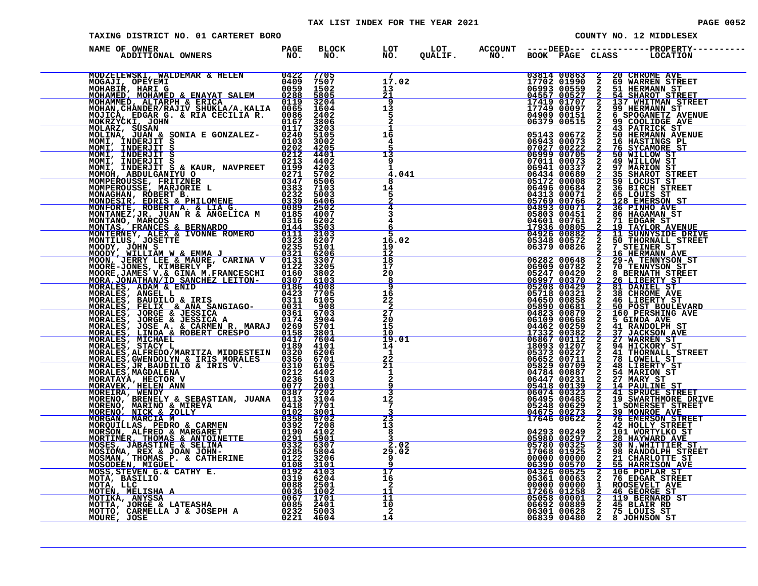# TAX LIST INDEX FOR THE YEAR 2021

TAXING DISTRICT NO. 01 CARTERET BORO — COUNTY NO. 12 MIDDLESEX

| NAME OF OWNER / ADDITIONAL OWNERS | PAGE NO. | BLOCK NO. | LOT NO. | LOT QUALIF. | ACCOUNT NO. | DEED BOOK | DEED PAGE | CLASS | PROPERTY LOCATION |
|---|---|---|---|---|---|---|---|---|---|
| MODZELEWSKI, WALDEMAR & HELEN | 0422 | 7705 | 7 | | | 03814 | 00863 | 2 | 20 CHROME AVE |
| MOGAJI, OPEYEMI | 0409 | 7507 | 17.02 | | | 17702 | 01990 | 2 | 69 WARREN STREET |
| MOHABIR, HARI G | 0059 | 1502 | 13 | | | 06993 | 00559 | 2 | 51 HERMANN ST |
| MOHAMED, MOHAMED & ENAYAT SALEM | 0288 | 5805 | 21 | | | 04557 | 00527 | 2 | 54 SHAROT STREET |
| MOHAMMED, ALTARPH & ERICA | 0119 | 3204 | 9 | | | 17419 | 01707 | 2 | 137 WHITMAN STREET |
| MOHAN,CHANDER/RAJIV SHUKLA/A.KALIA | 0065 | 1604 | 13 | | | 17749 | 00097 | 2 | 99 HERMANN ST |
| MOJICA, EDGAR G. & RIA CECILIA R. | 0086 | 2402 | 5 | | | 04909 | 00151 | 2 | 6 SPOGANETZ AVENUE |
| MOKRZYCKI, JOHN | 0167 | 3806 | 2 | | | 06379 | 00515 | 2 | 99 COOLIDGE AVE |
| MOLARZ, SUSAN | 0117 | 3203 | 1 | | | | | 2 | 43 PATRICK ST |
| MOLINA, JUAN & SONIA E GONZALEZ- | 0240 | 5105 | 16 | | | 05143 | 00672 | 2 | 50 HERMANN AVENUE |
| MOMI, INDERJIT S | 0103 | 3002 | 4 | | | 06943 | 00073 | 2 | 16 HASTINGS PL |
| MOMI, INDERJIT S | 0202 | 4205 | 5 | | | 07027 | 00222 | 2 | 76 SYCAMORE ST |
| MOMI, INDERJIT S | 0212 | 4401 | 13 | | | 06999 | 00705 | 2 | 50 WILLOW ST |
| MOMI, INDERJIT S | 0213 | 4402 | 9 | | | 07011 | 00073 | 2 | 49 WILLOW ST |
| MOMI, INDERJIT S & KAUR, NAVPREET | 0199 | 4203 | 1 | | | 06941 | 00337 | 2 | 97 MARION ST |
| MOMOH, ABDULGANIYU O | 0271 | 5702 | 4.041 | | | 06434 | 00689 | 2 | 35 SHAROT STREET |
| MOMPEROUSSE, FRITZNER | 0347 | 6506 | 8 | | | 05172 | 00008 | 2 | 59 LOCUST ST |
| MOMPEROUSSE, MARJORIE L | 0383 | 7103 | 14 | | | 06496 | 00684 | 2 | 36 BIRCH STREET |
| MONAGHAN, ROBERT B. | 0232 | 5003 | 5 | | | 04313 | 00071 | 2 | 65 LOUIS ST |
| MONDESIR, EDRIS & PHILOMENE | 0339 | 6406 | 2 | | | 05769 | 00766 | 2 | 128 EMERSON ST |
| MONFORTE, ROBERT A. & LIA G. | 0089 | 2502 | 4 | | | 04893 | 00071 | 2 | 36 PINHO AVE |
| MONTANEZ,JR. JUAN R & ANGELICA M | 0185 | 4007 | 3 | | | 05803 | 00451 | 2 | 86 HAGAMAN ST |
| MONTANO, MARCOS | 0316 | 6202 | 4 | | | 04601 | 00761 | 2 | 71 EDGAR ST |
| MONTAS, FRANCES & BERNARDO | 0144 | 3503 | 6 | | | 17936 | 00805 | 2 | 19 TAYLOR AVENUE |
| MONTERNEY, ALEX & IVONNE ROMERO | 0111 | 3103 | 5 | | | 04926 | 00882 | 2 | 11 SUNNYSIDE DRIVE |
| MONTILUS, JOSETTE | 0323 | 6207 | 16.02 | | | 05348 | 00572 | 2 | 50 THORNALL STREET |
| MOODY, JOHN S | 0235 | 5101 | 19 | | | 06379 | 00826 | 2 | 7 STEINER ST |
| MOODY, WILLIAM W & EMMA J | 0321 | 6206 | 12 | | | | | 2 | 16 HERMANN AVE |
| MOON, JERRY LEE & MAURE, CARINA V | 0131 | 3307 | 18 | | | 06282 | 00648 | 2 | 29-A TENNYSON ST |
| MOORE-JONES, KIMBERLY P | 0122 | 3205 | 17 | | | 06909 | 00782 | 2 | 70 TENNYSON ST |
| MOORE,JAMES V.& GINA M.FRANCESCHI | 0160 | 3802 | 20 | | | 05247 | 00429 | 2 | 8 BERNATH STREET |
| MORA,JONATHAN/ID SANCHEZ LEITON- | 0307 | 6103 | 8 | | | 06997 | 00370 | 2 | 26 LIBERTY ST |
| MORALES, ADAM & ENID | 0186 | 4008 | 9 | | | 05208 | 00429 | 2 | 81 DANIEL ST |
| MORALES, ANGEL L | 0423 | 7705 | 16 | | | 05718 | 00321 | 2 | 38 CHROME AVE |
| MORALES, BAUDILO & IRIS | 0311 | 6105 | 22 | | | 04650 | 00858 | 2 | 46 LIBERTY ST |
| MORALES, FELIX & ANA SANGIAGO- | 0031 | 908 | 2 | | | 05890 | 00681 | 2 | 50 POST BOULEVARD |
| MORALES, JORGE & JESSICA | 0361 | 6703 | 27 | | | 04823 | 00879 | 2 | 160 PERSHING AVE |
| MORALES, JORGE & JESSICA A | 0174 | 3904 | 20 | | | 06109 | 00668 | 2 | 5 GINDA AVE |
| MORALES, JOSE A. & CARMEN R. MARAJ | 0269 | 5701 | 15 | | | 04462 | 00259 | 2 | 41 RANDOLPH ST |
| MORALES, LINDA & ROBERT CRESPO | 0158 | 3801 | 10 | | | 17332 | 00382 | 2 | 37 JACKSON AVE |
| MORALES, MICHAEL | 0417 | 7604 | 19.01 | | | 06867 | 00112 | 2 | 27 WARREN ST |
| MORALES, STACY L | 0189 | 4101 | 14 | | | 18093 | 01207 | 2 | 94 HICKORY ST |
| MORALES,ALFREDO/MARITZA MIDDESTEIN | 0320 | 6206 | 1 | | | 05373 | 00227 | 2 | 41 THORNALL STREET |
| MORALES,GWENDOLYN & IRIS MORALES | 0356 | 6701 | 22 | | | 06652 | 00711 | 2 | 78 LOWELL ST |
| MORALES,JR.BAUDILIO & IRIS V. | 0310 | 6105 | 21 | | | 05829 | 00709 | 2 | 48 LIBERTY ST |
| MORALES,MAGDALENA | 0212 | 4402 | 1 | | | 04784 | 00887 | 2 | 54 MARION ST |
| MORATAYA, HECTOR V | 0236 | 5103 | 2 | | | 06447 | 00231 | 2 | 27 MARY ST |
| MORAVEK, HELEN ANN | 0077 | 2001 | 9 | | | 05418 | 00139 | 2 | 14 PAULINE ST |
| MOREIRA, WENDY | 0387 | 7202 | 3 | | | 06074 | 00323 | 2 | 41 SPRUCE STREET |
| MORENO, BRENELY & SEBASTIAN, JUANA | 0113 | 3104 | 12 | | | 06495 | 00485 | 2 | 19 SWARTHMORE DRIVE |
| MORENO, MARINO & MIREYA | 0418 | 7701 | 7 | | | 05248 | 00629 | 2 | 1 SOMERSET STREET |
| MORENO, NICK & ZOLLY | 0102 | 3001 | 3 | | | 04675 | 00273 | 2 | 39 MONROE AVE |
| MORGAN, MARCIA M | 0358 | 6702 | 23 | | | 17646 | 00622 | 2 | 76 EMERSON STREET |
| MORQUILLAS, PEDRO & CARMEN | 0392 | 7208 | 13 | | | | | 2 | 42 HOLLY STREET |
| MORSON, ALFRED & MARGARET | 0190 | 4102 | 8 | | | 04293 | 00249 | 2 | 101 WORTYLKO ST |
| MORTIMER, THOMAS & ANTOINETTE | 0291 | 5901 | 3 | | | 05980 | 00297 | 2 | 28 HAYWARD AVE |
| MOSES, JABASTINE & SELINA | 0332 | 6307 | 2.02 | | | 05780 | 00325 | 2 | 30 N.WHITTIER ST. |
| MOSIOMA, REX & JOAN JOHN- | 0285 | 5804 | 29.02 | | | 17068 | 01925 | 2 | 98 RANDOLPH STREET |
| MOSMAN, THOMAS P. & CATHERINE | 0122 | 3206 | 9 | | | 00000 | 00000 | 2 | 21 CHARLOTTE ST |
| MOSODEEN, MIGUEL | 0108 | 3101 | 9 | | | 06390 | 00570 | 2 | 55 HARRISON AVE |
| MOSS,STEVEN G.& CATHY E. | 0192 | 4103 | 17 | | | 04326 | 00525 | 2 | 106 POPLAR ST |
| MOTA, BASILIO | 0319 | 6204 | 16 | | | 05361 | 00063 | 2 | 76 EDGAR STREET |
| MOTA, LLC | 0088 | 2501 | 2 | | | 00000 | 00000 | 1 | ROOSEVELT AVE |
| MOTEN, MELISHA A | 0036 | 1002 | 11 | | | 17266 | 01258 | 2 | 46 GEORGE ST |
| MOTIKA, ANYSSA | 0067 | 1701 | 11 | | | 05058 | 00001 | 2 | 119 BERNARD ST |
| MOTTA, JORGE & LATEASHA | 0085 | 2401 | 10 | | | 06692 | 00889 | 2 | 45 BLAIR RD |
| MOTTO, CARMELLA J & JOSEPH A | 0232 | 5003 | 2 | | | 06301 | 00628 | 2 | 75 LOUIS ST |
| MOURE, JOSE | 0221 | 4604 | 14 | | | 06839 | 00480 | 2 | 8 JOHNSON ST |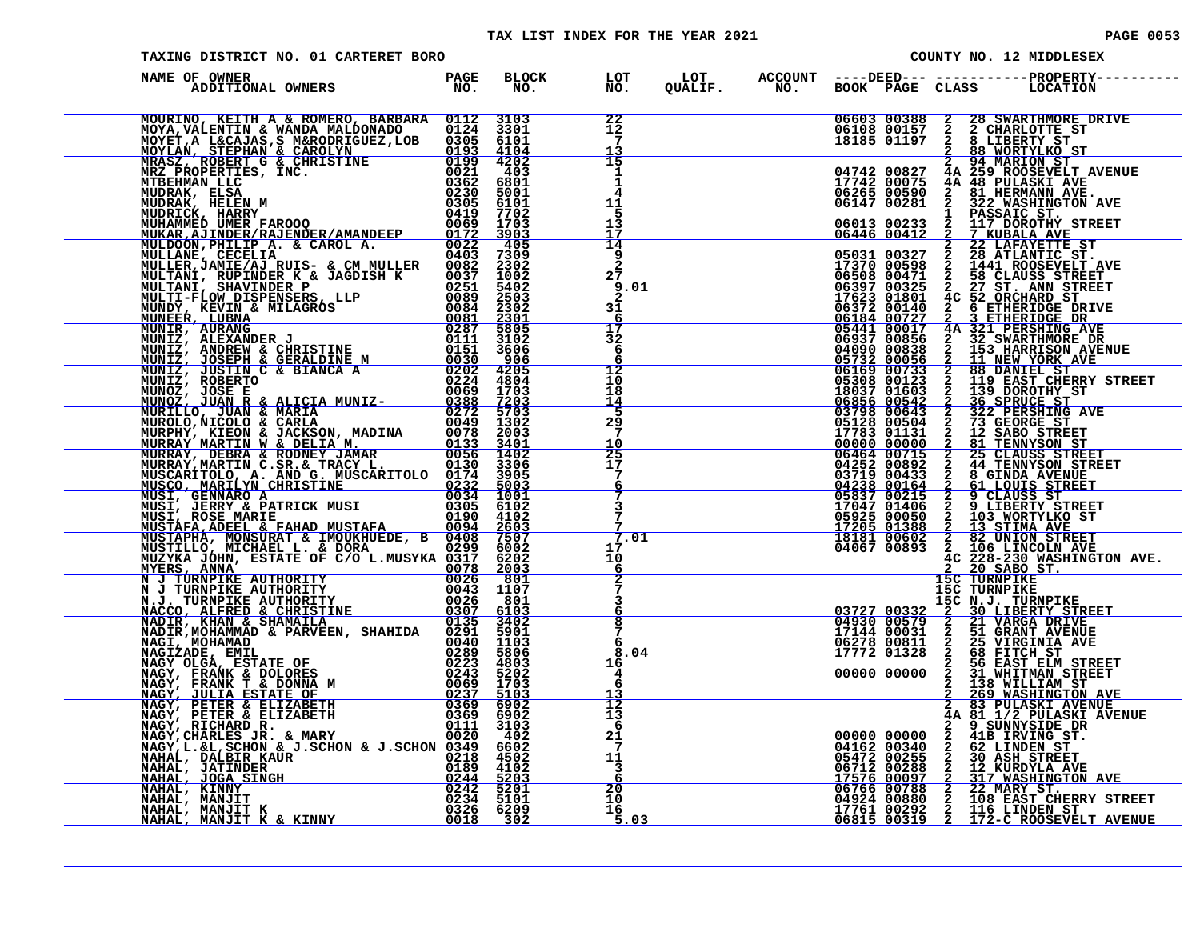TAX LIST INDEX FOR THE YEAR 2021

TAXING DISTRICT NO. 01 CARTERET BORO — COUNTY NO. 12 MIDDLESEX

| NAME OF OWNER / ADDITIONAL OWNERS | PAGE NO. | BLOCK NO. | LOT NO. | LOT QUALIF. | ACCOUNT NO. | DEED BOOK | DEED PAGE | CLASS | PROPERTY LOCATION |
|---|---|---|---|---|---|---|---|---|---|
| MOURINO, KEITH A & ROMERO, BARBARA | 0112 | 3103 | 22 | | | 06603 | 00388 | 2 | 28 SWARTHMORE DRIVE |
| MOYA,VALENTIN & WANDA MALDONADO | 0124 | 3301 | 12 | | | 06108 | 00157 | 2 | 2 CHARLOTTE ST |
| MOYET,A L&CAJAS,S M&RODRIGUEZ,LOB | 0305 | 6101 | 7 | | | 18185 | 01197 | 2 | 8 LIBERTY ST |
| MOYLAN, STEPHAN & CAROLYN | 0193 | 4104 | 13 | | | | | 2 | 88 WORTYLKO ST |
| MRASZ, ROBERT G & CHRISTINE | 0199 | 4202 | 15 | | | | | 2 | 94 MARION ST |
| MRZ PROPERTIES, INC. | 0021 | 403 | 1 | | | 04742 | 00827 | 4A | 259 ROOSEVELT AVENUE |
| MTBEHMAN LLC | 0362 | 6801 | 1 | | | 17742 | 00075 | 4A | 48 PULASKI AVE |
| MUDRAK, ELSA | 0230 | 5001 | 4 | | | 06265 | 00590 | 2 | 81 HERMANN AVE. |
| MUDRAK, HELEN M | 0305 | 6101 | 11 | | | 06147 | 00281 | 2 | 322 WASHINGTON AVE |
| MUDRICK, HARRY | 0419 | 7702 | 5 | | | | | 1 | PASSAIC ST. |
| MUHAMMED UMER FAROOQ | 0069 | 1703 | 13 | | | 06013 | 00233 | 2 | 117 DOROTHY STREET |
| MUKAR,AJINDER/RAJENDER/AMANDEEP | 0172 | 3903 | 17 | | | 06446 | 00412 | 2 | 7 KUBALA AVE |
| MULDOON,PHILIP A. & CAROL A. | 0022 | 405 | 14 | | | | | 2 | 22 LAFAYETTE ST |
| MULLANE, CECELIA | 0403 | 7309 | 9 | | | 05031 | 00327 | 2 | 28 ATLANTIC ST. |
| MULLER,JAMIE/AJ RUIS- & CM MULLER | 0082 | 2302 | 2 | | | 17370 | 00598 | 2 | 1441 ROOSEVELT AVE |
| MULTANI, RUPINDER K & JAGDISH K | 0037 | 1002 | 27 | | | 06508 | 00471 | 2 | 58 CLAUSS STREET |
| MULTANI, SHAVINDER P | 0251 | 5402 | 9.01 | | | 06397 | 00325 | 2 | 27 ST. ANN STREET |
| MULTI-FLOW DISPENSERS, LLP | 0089 | 2503 | 2 | | | 17623 | 01801 | 4C | 52 ORCHARD ST |
| MUNDY, KEVIN & MILAGROS | 0084 | 2302 | 31 | | | 06372 | 00140 | 2 | 6 ETHERIDGE DRIVE |
| MUNEER, LUBNA | 0081 | 2301 | 6 | | | 06184 | 00727 | 2 | 3 ETHERIDGE DR |
| MUNIR, AURANG | 0287 | 5805 | 17 | | | 05441 | 00017 | 4A | 321 PERSHING AVE |
| MUNIZ, ALEXANDER J | 0111 | 3102 | 32 | | | 06937 | 00856 | 2 | 32 SWARTHMORE DR |
| MUNIZ, ANDREW & CHRISTINE | 0151 | 3606 | 6 | | | 04090 | 00838 | 2 | 153 HARRISON AVENUE |
| MUNIZ, JOSEPH & GERALDINE M | 0030 | 906 | 6 | | | 05732 | 00056 | 2 | 11 NEW YORK AVE |
| MUNIZ, JUSTIN C & BIANCA A | 0202 | 4205 | 12 | | | 06169 | 00733 | 2 | 88 DANIEL ST |
| MUNIZ, ROBERTO | 0224 | 4804 | 10 | | | 05308 | 00123 | 2 | 119 EAST CHERRY STREET |
| MUNOZ, JOSE E | 0069 | 1703 | 18 | | | 18037 | 01603 | 2 | 139 DOROTHY ST |
| MUNOZ, JUAN R & ALICIA MUNIZ- | 0388 | 7203 | 14 | | | 06856 | 00542 | 2 | 36 SPRUCE ST |
| MURILLO, JUAN & MARIA | 0272 | 5703 | 5 | | | 03798 | 00643 | 2 | 322 PERSHING AVE |
| MUROLO,NICOLO & CARLA | 0049 | 1302 | 29 | | | 05128 | 00504 | 2 | 73 GEORGE ST |
| MURPHY, KIEON & JACKSON, MADINA | 0078 | 2003 | 7 | | | 17783 | 01131 | 2 | 12 SABO STREET |
| MURRAY MARTIN W & DELIA M. | 0133 | 3401 | 10 | | | 00000 | 00000 | 2 | 81 TENNYSON ST |
| MURRAY, DEBRA & RODNEY JAMAR | 0056 | 1402 | 25 | | | 06464 | 00715 | 2 | 25 CLAUSS STREET |
| MURRAY,MARTIN C.SR.& TRACY L. | 0130 | 3306 | 17 | | | 04252 | 00892 | 2 | 44 TENNYSON STREET |
| MUSCARITOLO, A. AND G. MUSCARITOLO | 0174 | 3905 | 7 | | | 03719 | 00433 | 2 | 8 GINDA AVENUE |
| MUSCO, MARILYN CHRISTINE | 0232 | 5003 | 6 | | | 04238 | 00164 | 2 | 61 LOUIS STREET |
| MUSI, GENNARO A | 0034 | 1001 | 7 | | | 05837 | 00215 | 2 | 9 CLAUSS ST |
| MUSI, JERRY & PATRICK MUSI | 0305 | 6102 | 3 | | | 17047 | 01406 | 2 | 9 LIBERTY STREET |
| MUSI, ROSE MARIE | 0190 | 4102 | 7 | | | 05925 | 00050 | 2 | 103 WORTYLKO ST |
| MUSTAFA,ADEEL & FAHAD MUSTAFA | 0094 | 2603 | 7 | | | 17205 | 01388 | 2 | 13 STIMA AVE |
| MUSTAPHA, MONSURAT & IMOUKHUEDE, B | 0408 | 7507 | 7.01 | | | 18181 | 00602 | 2 | 82 UNION STREET |
| MUSTILLO, MICHAEL L. & DORA | 0299 | 6002 | 17 | | | 04067 | 00893 | 2 | 106 LINCOLN AVE |
| MUZYKA JOHN, ESTATE OF C/O L.MUSYKA | 0317 | 6202 | 10 | | | | | 4C | 228-230 WASHINGTON AVE. |
| MYERS, ANNA | 0078 | 2003 | 6 | | | | | 2 | 20 SABO ST. |
| N J TURNPIKE AUTHORITY | 0026 | 801 | 2 | | | | | 15C | TURNPIKE |
| N J TURNPIKE AUTHORITY | 0043 | 1107 | 7 | | | | | 15C | TURNPIKE |
| N.J. TURNPIKE AUTHORITY | 0026 | 801 | 3 | | | | | 15C | N.J. TURNPIKE |
| NACCO, ALFRED & CHRISTINE | 0307 | 6103 | 6 | | | 03727 | 00332 | 2 | 30 LIBERTY STREET |
| NADIR, KHAN & SHAMAILA | 0135 | 3402 | 8 | | | 04930 | 00579 | 2 | 21 VARGA DRIVE |
| NADIR,MOHAMMAD & PARVEEN, SHAHIDA | 0291 | 5901 | 7 | | | 17144 | 00031 | 2 | 51 GRANT AVENUE |
| NAGI, MOHAMAD | 0040 | 1103 | 6 | | | 06278 | 00811 | 2 | 25 VIRGINIA AVE |
| NAGIZADE, EMIL | 0289 | 5806 | 8.04 | | | 17772 | 01328 | 2 | 68 FITCH ST |
| NAGY OLGA, ESTATE OF | 0223 | 4803 | 16 | | | | | 2 | 56 EAST ELM STREET |
| NAGY, FRANK & DOLORES | 0243 | 5202 | 4 | | | 00000 | 00000 | 2 | 31 WHITMAN STREET |
| NAGY, FRANK T & DONNA M | 0069 | 1703 | 6 | | | | | 2 | 138 WILLIAM ST |
| NAGY, JULIA ESTATE OF | 0237 | 5103 | 13 | | | | | 2 | 269 WASHINGTON AVE |
| NAGY, PETER & ELIZABETH | 0369 | 6902 | 12 | | | | | 2 | 83 PULASKI AVENUE |
| NAGY, PETER & ELIZABETH | 0369 | 6902 | 13 | | | | | 4A | 81 1/2 PULASKI AVENUE |
| NAGY, RICHARD R. | 0111 | 3103 | 6 | | | | | 2 | 9 SUNNYSIDE DR |
| NAGY,CHARLES JR. & MARY | 0020 | 402 | 21 | | | 00000 | 00000 | 2 | 41B IRVING ST. |
| NAGY,L.&L,SCHON & J.SCHON & J.SCHON | 0349 | 6602 | 7 | | | 04162 | 00340 | 2 | 62 LINDEN ST |
| NAHAL, DALBIR KAUR | 0218 | 4502 | 11 | | | 05472 | 00255 | 2 | 30 ASH STREET |
| NAHAL, JATINDER | 0189 | 4102 | 3 | | | 06712 | 00288 | 2 | 12 KURDYLA AVE |
| NAHAL, JOGA SINGH | 0244 | 5203 | 6 | | | 17576 | 00097 | 2 | 317 WASHINGTON AVE |
| NAHAL, KINNY | 0242 | 5201 | 20 | | | 06766 | 00788 | 2 | 22 MARY ST. |
| NAHAL, MANJIT | 0234 | 5101 | 10 | | | 04924 | 00880 | 2 | 108 EAST CHERRY STREET |
| NAHAL, MANJIT K | 0326 | 6209 | 16 | | | 17761 | 00292 | 2 | 116 LINDEN ST |
| NAHAL, MANJIT K & KINNY | 0018 | 302 | 5.03 | | | 06815 | 00319 | 2 | 172-C ROOSEVELT AVENUE |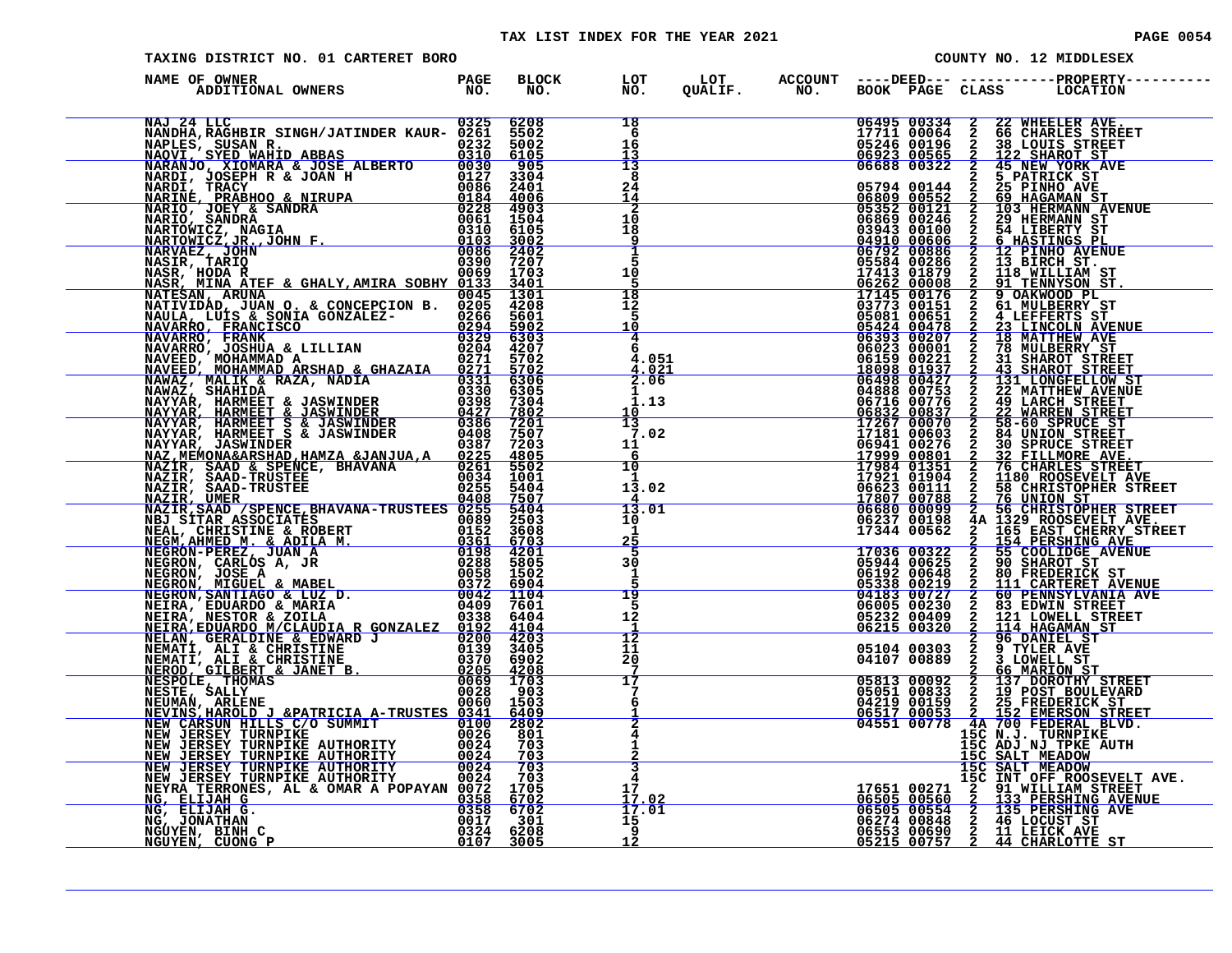TAX LIST INDEX FOR THE YEAR 2021

TAXING DISTRICT NO. 01 CARTERET BORO

COUNTY NO. 12 MIDDLESEX

| NAME OF OWNER ADDITIONAL OWNERS | PAGE NO. | BLOCK NO. | LOT NO. | LOT QUALIF. | ACCOUNT NO. | DEED BOOK | DEED PAGE | CLASS | PROPERTY LOCATION |
|---|---|---|---|---|---|---|---|---|---|
| NAJ 24 LLC | 0325 | 6208 | 18 | | | 06495 | 00334 | 2 | 22 WHEELER AVE. |
| NANDHA,RAGHBIR SINGH/JATINDER KAUR- | 0261 | 5502 | 6 | | | 17711 | 00064 | 2 | 66 CHARLES STREET |
| NAPLES, SUSAN R. | 0232 | 5002 | 16 | | | 05246 | 00196 | 2 | 38 LOUIS STREET |
| NAQVI, SYED WAHID ABBAS | 0310 | 6105 | 13 | | | 06923 | 00565 | 2 | 122 SHAROT ST |
| NARANJO, XIOMARA & JOSE ALBERTO | 0030 | 905 | 13 | | | 06688 | 00322 | 2 | 45 NEW YORK AVE |
| NARDI, JOSEPH R & JOAN H | 0127 | 3304 | 8 | | | | | 2 | 5 PATRICK ST |
| NARDI, TRACY | 0086 | 2401 | 24 | | | 05794 | 00144 | 2 | 25 PINHO AVE |
| NARINE, PRABHOO & NIRUPA | 0184 | 4006 | 14 | | | 06809 | 00552 | 2 | 69 HAGAMAN ST |
| NARIO, JOEY & SANDRA | 0228 | 4903 | 2 | | | 05352 | 00121 | 2 | 103 HERMANN AVENUE |
| NARIO, SANDRA | 0061 | 1504 | 10 | | | 06869 | 00246 | 2 | 29 HERMANN ST |
| NARTOWICZ, NAGIA | 0310 | 6105 | 18 | | | 03943 | 00100 | 2 | 54 LIBERTY ST |
| NARTOWICZ,JR.,JOHN F. | 0103 | 3002 | 9 | | | 04910 | 00606 | 2 | 6 HASTINGS PL |
| NARVAEZ, JOHN | 0086 | 2402 | 1 | | | 06792 | 00886 | 2 | 12 PINHO AVENUE |
| NASIR, TARIQ | 0390 | 7207 | 5 | | | 05584 | 00286 | 2 | 13 BIRCH ST. |
| NASR, HODA R | 0069 | 1703 | 10 | | | 17413 | 01879 | 2 | 118 WILLIAM ST |
| NASR, MINA ATEF & GHALY,AMIRA SOBHY | 0133 | 3401 | 5 | | | 06262 | 00008 | 2 | 91 TENNYSON ST. |
| NATESAN, ARUNA | 0045 | 1301 | 18 | | | 17145 | 00176 | 2 | 9 OAKWOOD PL |
| NATIVIDAD, JUAN O. & CONCEPCION B. | 0205 | 4208 | 12 | | | 03773 | 00151 | 2 | 61 MULBERRY ST |
| NAULA, LUIS & SONIA GONZALEZ- | 0266 | 5601 | 5 | | | 05081 | 00651 | 2 | 4 LEFFERTS ST |
| NAVARRO, FRANCISCO | 0294 | 5902 | 10 | | | 05424 | 00478 | 2 | 23 LINCOLN AVENUE |
| NAVARRO, FRANK | 0329 | 6303 | 4 | | | 06393 | 00207 | 2 | 18 MATTHEW AVE |
| NAVARRO, JOSHUA & LILLIAN | 0204 | 4207 | 6 | | | 06023 | 00001 | 2 | 78 MULBERRY ST |
| NAVEED, MOHAMMAD A | 0271 | 5702 | 4.051 | | | 06159 | 00221 | 2 | 31 SHAROT STREET |
| NAVEED, MOHAMMAD ARSHAD & GHAZAIA | 0271 | 5702 | 4.021 | | | 18098 | 01937 | 2 | 43 SHAROT STREET |
| NAWAZ, MALIK & RAZA, NADIA | 0331 | 6306 | 2.06 | | | 06498 | 00427 | 2 | 131 LONGFELLOW ST |
| NAWAZ, SHAHIDA | 0330 | 6305 | 1 | | | 04888 | 00753 | 2 | 22 MATTHEW AVENUE |
| NAYYAR, HARMEET & JASWINDER | 0398 | 7304 | 1.13 | | | 06716 | 00776 | 2 | 49 LARCH STREET |
| NAYYAR, HARMEET & JASWINDER | 0427 | 7802 | 10 | | | 06832 | 00837 | 2 | 22 WARREN STREET |
| NAYYAR, HARMEET S & JASWINDER | 0386 | 7201 | 13 | | | 17267 | 00070 | 2 | 58-60 SPRUCE ST |
| NAYYAR, HARMEET S & JASWINDER | 0408 | 7507 | 7.02 | | | 17181 | 00603 | 2 | 84 UNION STREET |
| NAYYAR, JASWINDER | 0387 | 7203 | 11 | | | 06941 | 00276 | 2 | 30 SPRUCE STREET |
| NAZ,MEMONA&ARSHAD,HAMZA &JANJUA,A | 0225 | 4805 | 6 | | | 17999 | 00801 | 2 | 32 FILLMORE AVE. |
| NAZIR, SAAD & SPENCE, BHAVANA | 0261 | 5502 | 10 | | | 17984 | 01351 | 2 | 76 CHARLES STREET |
| NAZIR, SAAD-TRUSTEE | 0034 | 1001 | 1 | | | 17921 | 01904 | 2 | 1180 ROOSEVELT AVE |
| NAZIR, SAAD-TRUSTEE | 0255 | 5404 | 13.02 | | | 06623 | 00111 | 2 | 58 CHRISTOPHER STREET |
| NAZIR, UMER | 0408 | 7507 | 4 | | | 17807 | 00788 | 2 | 76 UNION ST |
| NAZIR,SAAD /SPENCE,BHAVANA-TRUSTEES | 0255 | 5404 | 13.01 | | | 06680 | 00099 | 2 | 56 CHRISTOPHER STREET |
| NBJ SITAR ASSOCIATES | 0089 | 2503 | 10 | | | 06237 | 00198 | 4A | 1329 ROOSEVELT AVE. |
| NEAL, CHRISTINE & ROBERT | 0152 | 3608 | 1 | | | 17344 | 00562 | 2 | 165 EAST CHERRY STREET |
| NEGM,AHMED M. & ADILA M. | 0361 | 6703 | 25 | | | | | 2 | 154 PERSHING AVE |
| NEGRON-PEREZ, JUAN A | 0198 | 4201 | 5 | | | 17036 | 00322 | 2 | 55 COOLIDGE AVENUE |
| NEGRON, CARLOS A, JR | 0288 | 5805 | 30 | | | 05944 | 00625 | 2 | 90 SHAROT ST |
| NEGRON, JOSE A | 0058 | 1502 | 1 | | | 06192 | 00648 | 2 | 80 FREDERICK ST |
| NEGRON, MIGUEL & MABEL | 0372 | 6904 | 5 | | | 05338 | 00219 | 2 | 111 CARTERET AVENUE |
| NEGRON,SANTIAGO & LUZ D. | 0042 | 1104 | 19 | | | 04183 | 00727 | 2 | 60 PENNSYLVANIA AVE |
| NEIRA, EDUARDO & MARIA | 0409 | 7601 | 5 | | | 06005 | 00230 | 2 | 83 EDWIN STREET |
| NEIRA, NESTOR & ZOILA | 0338 | 6404 | 12 | | | 05232 | 00409 | 2 | 121 LOWELL STREET |
| NEIRA,EDUARDO M/CLAUDIA R GONZALEZ | 0192 | 4104 | 1 | | | 06215 | 00320 | 2 | 114 HAGAMAN ST |
| NELAN, GERALDINE & EDWARD J | 0200 | 4203 | 12 | | | | | 2 | 96 DANIEL ST |
| NEMATI, ALI & CHRISTINE | 0139 | 3405 | 11 | | | 05104 | 00303 | 2 | 9 TYLER AVE |
| NEMATI, ALI & CHRISTINE | 0370 | 6902 | 20 | | | 04107 | 00889 | 2 | 3 LOWELL ST |
| NEROD, GILBERT & JANET B. | 0205 | 4208 | 7 | | | | | 2 | 66 MARION ST |
| NESPOLE, THOMAS | 0069 | 1703 | 17 | | | 05813 | 00092 | 2 | 137 DOROTHY STREET |
| NESTE, SALLY | 0028 | 903 | 7 | | | 05051 | 00833 | 2 | 19 POST BOULEVARD |
| NEUMAN, ARLENE | 0060 | 1503 | 6 | | | 04219 | 00159 | 2 | 25 FREDERICK ST |
| NEVINS,HAROLD J &PATRICIA A-TRUSTES | 0341 | 6409 | 1 | | | 06517 | 00053 | 2 | 152 EMERSON STREET |
| NEW CARSUN HILLS C/O SUMMIT | 0100 | 2802 | 2 | | | 04551 | 00778 | 4A | 700 FEDERAL BLVD. |
| NEW JERSEY TURNPIKE | 0026 | 801 | 4 | | | | | 15C | N.J. TURNPIKE |
| NEW JERSEY TURNPIKE AUTHORITY | 0024 | 703 | 1 | | | | | 15C | ADJ NJ TPKE AUTH |
| NEW JERSEY TURNPIKE AUTHORITY | 0024 | 703 | 2 | | | | | 15C | SALT MEADOW |
| NEW JERSEY TURNPIKE AUTHORITY | 0024 | 703 | 3 | | | | | 15C | SALT MEADOW |
| NEW JERSEY TURNPIKE AUTHORITY | 0024 | 703 | 4 | | | | | 15C | INT OFF ROOSEVELT AVE. |
| NEYRA TERRONES, AL & OMAR A POPAYAN | 0072 | 1705 | 17 | | | 17651 | 00271 | 2 | 91 WILLIAM STREET |
| NG, ELIJAH G | 0358 | 6702 | 17.02 | | | 06505 | 00560 | 2 | 133 PERSHING AVENUE |
| NG, ELIJAH G. | 0358 | 6702 | 17.01 | | | 06505 | 00554 | 2 | 135 PERSHING AVE |
| NG, JONATHAN | 0017 | 301 | 15 | | | 06274 | 00848 | 2 | 46 LOCUST ST |
| NGUYEN, BINH C | 0324 | 6208 | 9 | | | 06553 | 00690 | 2 | 11 LEICK AVE |
| NGUYEN, CUONG P | 0107 | 3005 | 12 | | | 05215 | 00757 | 2 | 44 CHARLOTTE ST |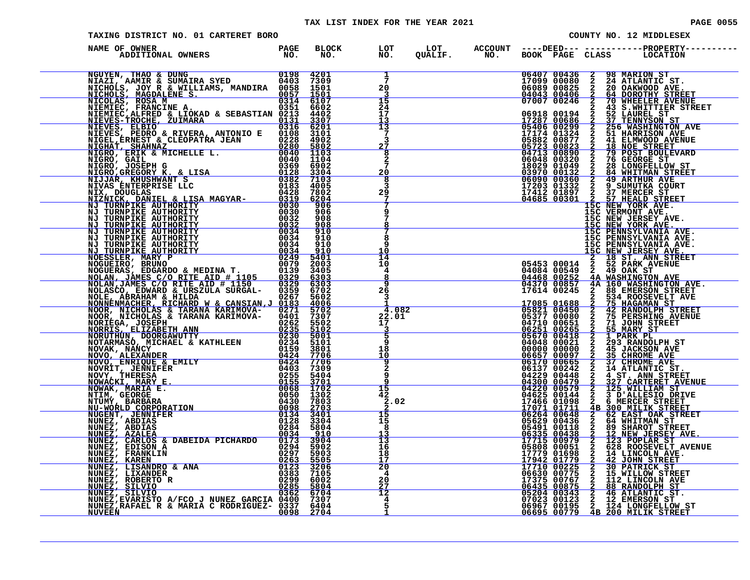# TAX LIST INDEX FOR THE YEAR 2021

TAXING DISTRICT NO. 01 CARTERET BORO — COUNTY NO. 12 MIDDLESEX

| NAME OF OWNER / ADDITIONAL OWNERS | PAGE NO. | BLOCK NO. | LOT NO. | LOT QUALIF. | ACCOUNT NO. | DEED BOOK | DEED PAGE | CLASS | PROPERTY LOCATION |
|---|---|---|---|---|---|---|---|---|---|
| NGUYEN, THAO & DUNG | 0198 | 4201 | 1 | | | 06407 | 00436 | 2 | 98 MARION ST |
| NIAZI, AAMIR & SUMAIRA SYED | 0403 | 7309 | 7 | | | 17099 | 00080 | 2 | 24 ATLANTIC ST. |
| NICHOLS, JOY R & WILLIAMS, MANDIRA | 0058 | 1501 | 20 | | | 06089 | 00825 | 2 | 20 OAKWOOD AVE. |
| NICHOLS, MAGDALENE S. | 0057 | 1501 | 3 | | | 04043 | 00406 | 2 | 64 DOROTHY STREET |
| NICOLAS, ROSA M | 0314 | 6107 | 15 | | | 07007 | 00246 | 2 | 70 WHEELER AVENUE |
| NIEMIEC, FRANCINE A. | 0351 | 6602 | 24 | | | | | 2 | 43 S.WHITTIER STREET |
| NIEMIEC,ALFRED & LIOKAD & SEBASTIAN | 0213 | 4402 | 17 | | | 06918 | 00194 | 2 | 52 LAUREL ST |
| NIEVES-TROCHE, ZUIMARA | 0131 | 3307 | 13 | | | 17287 | 00686 | 2 | 37 TENNYSON ST |
| NIEVES, ELBIO | 0316 | 6201 | 13 | | | 05406 | 00299 | 2 | 256 WASHINGTON AVE |
| NIEVES, PEDRO & RIVERA, ANTONIO E | 0108 | 3101 | 7 | | | 17174 | 01324 | 2 | 51 HARRISON AVE |
| NIGEL,ERNEST & CLEOPATRA JEAN | 0228 | 4902 | 3 | | | 05882 | 00877 | 2 | 41 ELMWOOD AVENUE |
| NIGHAT, SHAHNAZ | 0280 | 5802 | 27 | | | 05723 | 00823 | 2 | 18 NOE STREET |
| NIGRO, ERIK & MICHELLE L. | 0040 | 1103 | 8 | | | 04713 | 00890 | 2 | 79 POST BOULEVARD |
| NIGRO, GAIL | 0040 | 1104 | 2 | | | 06048 | 00320 | 2 | 76 GEORGE ST |
| NIGRO, JOSEPH G | 0369 | 6902 | 7 | | | 18029 | 01049 | 2 | 28 LONGFELLOW ST |
| NIGRO,GREGORY K. & LISA | 0128 | 3304 | 20 | | | 03970 | 00132 | 2 | 84 WHITMAN STREET |
| NIJJAR, KHUSHWANT S | 0382 | 7103 | 8 | | | 06090 | 00360 | 2 | 49 ARTHUR AVE |
| NIVAS ENTERPRISE LLC | 0183 | 4005 | 3 | | | 17203 | 01332 | 2 | 9 SUMUTKA COURT |
| NIX, DOUGLAS | 0428 | 7802 | 29 | | | 17412 | 01897 | 2 | 37 MERCER ST |
| NIZNICK, DANIEL & LISA MAGYAR- | 0319 | 6204 | 7 | | | 04685 | 00301 | 2 | 57 HEALD STREET |
| NJ TURNPIKE AUTHORITY | 0030 | 906 | 7 | | | | | 15C | NEW YORK AVE. |
| NJ TURNPIKE AUTHORITY | 0030 | 906 | 9 | | | | | 15C | VERMONT AVE. |
| NJ TURNPIKE AUTHORITY | 0032 | 908 | 7 | | | | | 15C | NEW JERSEY AVE. |
| NJ TURNPIKE AUTHORITY | 0032 | 908 | 8 | | | | | 15C | NEW YORK AVE. |
| NJ TURNPIKE AUTHORITY | 0034 | 910 | 7 | | | | | 15C | PENNSYLVANIA AVE. |
| NJ TURNPIKE AUTHORITY | 0034 | 910 | 8 | | | | | 15C | PENNSYLVANIA AVE. |
| NJ TURNPIKE AUTHORITY | 0034 | 910 | 9 | | | | | 15C | PENNSYLVANIA AVE. |
| NJ TURNPIKE AUTHORITY | 0034 | 910 | 10 | | | | | 15C | NEW JERSEY AVE. |
| NOESSLER, MARY P | 0249 | 5401 | 14 | | | | | 2 | 18 ST. ANN STREET |
| NOGUEIRO, BRUNO | 0079 | 2003 | 10 | | | 05453 | 00014 | 2 | 52 PARK AVENUE |
| NOGUERAS, EDGARDO & MEDINA T. | 0139 | 3405 | 4 | | | 04084 | 00549 | 2 | 49 OAK ST |
| NOLAN, JAMES C/O RITE AID # 1105 | 0329 | 6303 | 8 | | | 04468 | 00252 | 4A | WASHINGTON AVE |
| NOLAN,JAMES C/O RITE AID # 1150 | 0329 | 6303 | 9 | | | 04370 | 00857 | 4A | 160 WASHINGTON AVE. |
| NOLASCO, EDWARD & URSZULA SURGAL- | 0359 | 6702 | 26 | | | 17614 | 00245 | 2 | 88 EMERSON STREET |
| NOLE, ABRAHAM & HILDA | 0267 | 5602 | 3 | | | | | 2 | 534 ROOSEVELT AVE |
| NONNENMACHER, RICHARD W & CANSIAN,J | 0183 | 4006 | 1 | | | 17085 | 01688 | 2 | 75 HAGAMAN ST |
| NOOR, NICHOLAS & TARANA KARIMOVA- | 0271 | 5702 | 4.082 | | | 05821 | 00450 | 2 | 42 RANDOLPH STREET |
| NOOR, NICHOLAS & TARANA KARIMOVA- | 0401 | 7307 | 22.01 | | | 05377 | 00080 | 2 | 75 PERSHING AVENUE |
| NORIEGA, JOSEPH | 0262 | 5502 | 17 | | | 04710 | 00651 | 2 | 71 JOHN STREET |
| NORRIS, ELIZABETH ANN | 0235 | 5102 | 3 | | | 06251 | 00265 | 2 | 55 MARY ST |
| NORUTHUN, DOORGAWUTTY | 0230 | 5001 | 5 | | | 05670 | 00418 | 2 | 1 PARK PL |
| NOTARMASO, MICHAEL & KATHLEEN | 0234 | 5101 | 9 | | | 04048 | 00021 | 2 | 293 RANDOLPH ST |
| NOVAK, NANCY | 0159 | 3801 | 18 | | | 00000 | 00000 | 2 | 45 JACKSON AVE |
| NOVO, ALEXANDER | 0424 | 7706 | 10 | | | 06657 | 00097 | 2 | 35 CHROME AVE |
| NOVO, ENRIQUE & EMILY | 0424 | 7706 | 9 | | | 06170 | 00665 | 2 | 37 CHROME AVE |
| NOVRIT, JENNIFER | 0403 | 7309 | 2 | | | 06137 | 00242 | 2 | 14 ATLANTIC ST. |
| NOVY, THERESA | 0255 | 5404 | 9 | | | 04229 | 00448 | 2 | 4 ST. ANN STREET |
| NOWACKI, MARY E. | 0155 | 3701 | 9 | | | 04300 | 00479 | 2 | 327 CARTERET AVENUE |
| NOWAK, MARIA E. | 0068 | 1702 | 15 | | | 04220 | 00579 | 2 | 125 WILLIAM ST |
| NTIM, GEORGE | 0050 | 1302 | 42 | | | 04625 | 00144 | 2 | 3 D'ALLESIO DRIVE |
| NTUMY, BARBARA | 0430 | 7803 | 2.02 | | | 17466 | 01098 | 2 | 6 MERCER STREET |
| NU-WORLD CORPORATION | 0098 | 2703 | 2 | | | 17071 | 01711 | 4B | 300 MILIK STREET |
| NUGENT, JENNIFER | 0134 | 3401 | 15 | | | 06264 | 00648 | 2 | 62 EAST OAK STREET |
| NUNEZ, ABDIAS | 0128 | 3304 | 15 | | | 05629 | 00436 | 2 | 64 WHITMAN ST |
| NUNEZ, ABDIAS | 0284 | 5804 | 8 | | | 05491 | 00118 | 2 | 89 SHAROT STREET |
| NUNEZ, AZALEA | 0034 | 910 | 13 | | | 06335 | 00438 | 2 | 12 NEW JERSEY AVE. |
| NUNEZ, CARLOS & DABEIDA PICHARDO | 0173 | 3904 | 13 | | | 17715 | 00979 | 2 | 123 POPLAR ST |
| NUNEZ, EDISON A | 0294 | 5902 | 16 | | | 05808 | 00051 | 2 | 628 ROOSEVELT AVENUE |
| NUNEZ, FRANKLIN | 0297 | 5903 | 18 | | | 17779 | 01698 | 2 | 14 LINCOLN AVE. |
| NUNEZ, KAREN | 0263 | 5505 | 17 | | | 17942 | 01779 | 2 | 42 JOHN STREET |
| NUNEZ, LISANDRO & ANA | 0123 | 3206 | 20 | | | 17710 | 00225 | 2 | 30 PATRICK ST |
| NUNEZ, LIXANDER | 0383 | 7105 | 4 | | | 06630 | 00775 | 2 | 15 WILLOW STREET |
| NUNEZ, ROBERTO R | 0299 | 6002 | 20 | | | 17375 | 00767 | 2 | 112 LINCOLN AVE |
| NUNEZ, SILVIO | 0285 | 5804 | 27 | | | 06435 | 00875 | 2 | 88 RANDOLPH ST |
| NUNEZ, SILVIO | 0362 | 6704 | 12 | | | 05204 | 00343 | 2 | 46 ATLANTIC ST. |
| NUNEZ,EVARISTO A/FCO J NUNEZ GARCIA | 0400 | 7307 | 4 | | | 07023 | 00123 | 2 | 12 EMERSON ST |
| NUNEZ,RAFAEL R & MARIA C RODRIGUEZ- | 0337 | 6404 | 5 | | | 06967 | 00195 | 2 | 124 LONGFELLOW ST |
| NUVEEN | 0098 | 2704 | 1 | | | 06695 | 00779 | 4B | 200 MILIK STREET |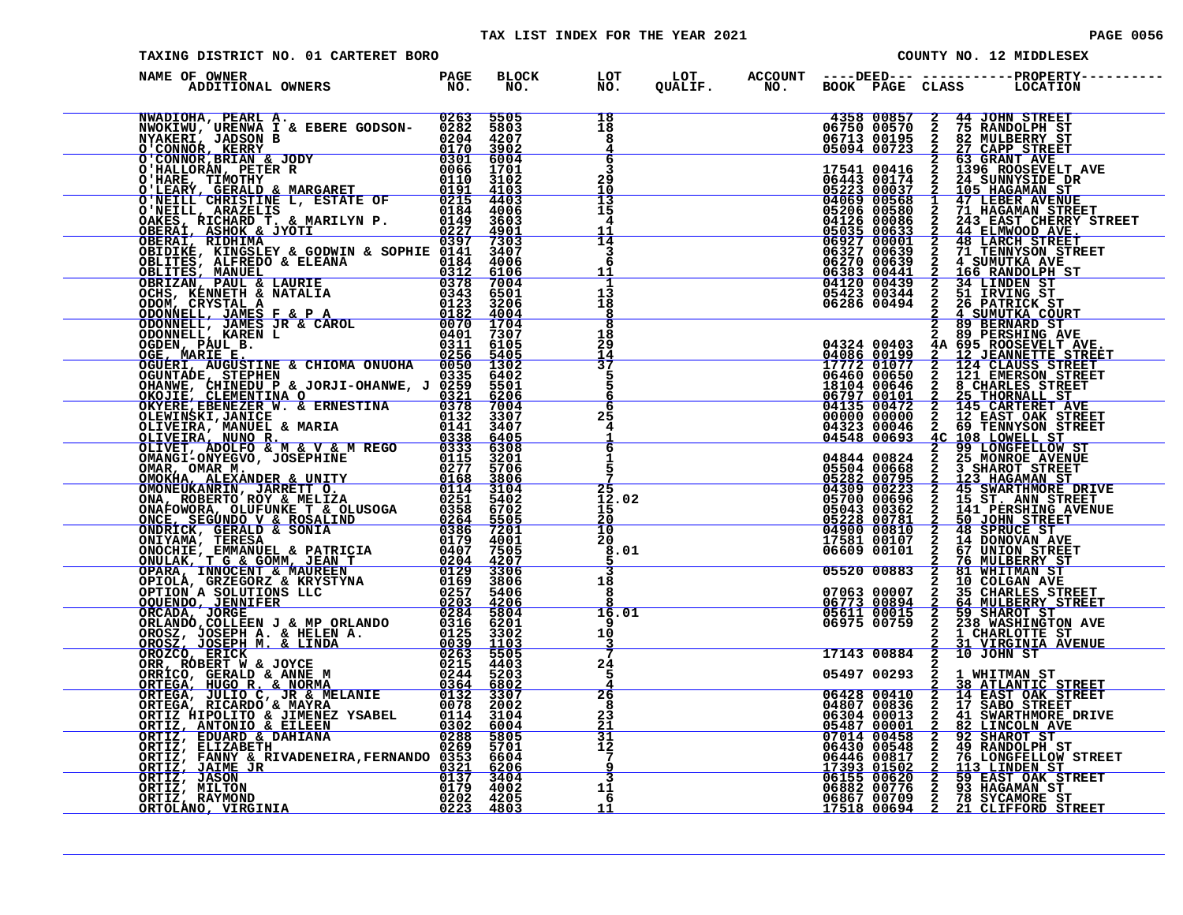TAX LIST INDEX FOR THE YEAR 2021

TAXING DISTRICT NO. 01 CARTERET BORO

COUNTY NO. 12 MIDDLESEX

| NAME OF OWNER / ADDITIONAL OWNERS | PAGE NO. | BLOCK NO. | LOT NO. | LOT QUALIF. | ACCOUNT NO. | DEED BOOK | DEED PAGE | CLASS | PROPERTY LOCATION |
|---|---|---|---|---|---|---|---|---|---|
| NWADIOHA, PEARL A. | 0263 | 5505 | 18 | | | 4358 | 00857 | 2 | 44 JOHN STREET |
| NWOKIWU, URENWA I & EBERE GODSON- | 0282 | 5803 | 18 | | | 06750 | 00570 | 2 | 75 RANDOLPH ST |
| NYAKERI, JADSON B | 0204 | 4207 | 8 | | | 06713 | 00195 | 2 | 82 MULBERRY ST |
| O'CONNOR, KERRY | 0170 | 3902 | 4 | | | 05094 | 00723 | 2 | 27 CAPP STREET |
| O'CONNOR,BRIAN & JODY | 0301 | 6004 | 6 | | | | | 2 | 63 GRANT AVE |
| O'HALLORAN, PETER R | 0066 | 1701 | 3 | | | 17541 | 00416 | 2 | 1396 ROOSEVELT AVE |
| O'HARE, TIMOTHY | 0110 | 3102 | 29 | | | 06443 | 00174 | 2 | 24 SUNNYSIDE DR |
| O'LEARY, GERALD & MARGARET | 0191 | 4103 | 10 | | | 05223 | 00037 | 2 | 105 HAGAMAN ST |
| O'NEILL CHRISTINE L, ESTATE OF | 0215 | 4403 | 13 | | | 04069 | 00568 | 1 | 47 LEBER AVENUE |
| O'NEILL, ARAZELIS | 0184 | 4006 | 15 | | | 05206 | 00580 | 2 | 71 HAGAMAN STREET |
| OAKES, RICHARD T. & MARILYN P. | 0149 | 3603 | 4 | | | 04126 | 00086 | 2 | 243 EAST CHERRY STREET |
| OBERAI, ASHOK & JYOTI | 0227 | 4901 | 11 | | | 05035 | 00633 | 2 | 44 ELMWOOD AVE |
| OBERAI, RIDHIMA | 0397 | 7303 | 14 | | | 06927 | 00001 | 2 | 48 LARCH STREET |
| OBIDIKE, KINGSLEY & GODWIN & SOPHIE | 0141 | 3407 | 3 | | | 06327 | 00639 | 2 | 71 TENNYSON STREET |
| OBLITES, ALFREDO & ELEANA | 0184 | 4006 | 6 | | | 06270 | 00639 | 2 | 4 SUMUTKA AVE |
| OBLITES, MANUEL | 0312 | 6106 | 11 | | | 06383 | 00441 | 2 | 166 RANDOLPH ST |
| OBRIZAN, PAUL & LAURIE | 0378 | 7004 | 1 | | | 04120 | 00439 | 2 | 34 LINDEN ST |
| OCHS, KENNETH & NATALIA | 0343 | 6501 | 13 | | | 05423 | 00344 | 2 | 51 IRVING ST |
| ODOM, CRYSTAL A | 0123 | 3206 | 18 | | | 06286 | 00494 | 2 | 26 PATRICK ST |
| ODONNELL, JAMES F & P A | 0182 | 4004 | 8 | | | | | 2 | 4 SUMUTKA COURT |
| ODONNELL, JAMES JR & CAROL | 0070 | 1704 | 8 | | | | | 2 | 89 BERNARD ST |
| ODONNELL, KAREN L | 0401 | 7307 | 18 | | | | | 2 | 89 PERSHING AVE |
| OGDEN, PAUL B. | 0311 | 6105 | 29 | | | 04324 | 00403 | 4A | 695 ROOSEVELT AVE. |
| OGE, MARIE E. | 0256 | 5405 | 14 | | | 04086 | 00199 | 2 | 12 JEANNETTE STREET |
| OGUERI, AUGUSTINE & CHIOMA ONUOHA | 0050 | 1302 | 37 | | | 17772 | 01077 | 2 | 124 CLAUSS STREET |
| OGUNTADE, STEPHEN | 0335 | 6402 | 5 | | | 06460 | 00650 | 2 | 121 EMERSON STREET |
| OHANWE, CHINEDU P & JORJI-OHANWE, J | 0259 | 5501 | 5 | | | 18104 | 00646 | 2 | 8 CHARLES STREET |
| OKOJIE, CLEMENTINA O | 0321 | 6206 | 6 | | | 06797 | 00101 | 2 | 25 THORNALL ST |
| OKYERE,EBENEZER W. & ERNESTINA | 0378 | 7004 | 6 | | | 04135 | 00472 | 2 | 145 CARTERET AVE |
| OLEWINSKI,JANICE | 0132 | 3307 | 25 | | | 00000 | 00000 | 2 | 12 EAST OAK STREET |
| OLIVEIRA, MANUEL & MARIA | 0141 | 3407 | 4 | | | 04323 | 00046 | 2 | 69 TENNYSON STREET |
| OLIVEIRA, NUNO R. | 0338 | 6405 | 1 | | | 04548 | 00693 | 4C | 108 LOWELL ST |
| OLIVET, ADOLFO & M & V & M REGO | 0333 | 6308 | 6 | | | | | 2 | 99 LONGFELLOW ST |
| OMANGI-ONYEGVO, JOSEPHINE | 0115 | 3201 | 1 | | | 04844 | 00824 | 2 | 25 MONROE AVENUE |
| OMAR, OMAR M. | 0277 | 5706 | 5 | | | 05504 | 00668 | 2 | 3 SHAROT STREET |
| OMOKHA, ALEXANDER & UNITY | 0168 | 3806 | 7 | | | 05282 | 00795 | 2 | 123 HAGAMAN ST |
| OMONEUKANRIN, JARRETT O. | 0114 | 3104 | 25 | | | 04309 | 00223 | 2 | 45 SWARTHMORE DRIVE |
| ONA, ROBERTO ROY & MELIZA | 0251 | 5402 | 12.02 | | | 05700 | 00696 | 2 | 15 ST. ANN STREET |
| ONAFOWORA, OLUFUNKE T & OLUSOGA | 0358 | 6702 | 15 | | | 05043 | 00362 | 2 | 141 PERSHING AVENUE |
| ONCE, SEGUNDO V & ROSALIND | 0264 | 5505 | 20 | | | 05228 | 00781 | 2 | 50 JOHN STREET |
| ONDRICK, GERALD & SONIA | 0386 | 7201 | 10 | | | 04900 | 00810 | 2 | 48 SPRUCE ST |
| ONIYAMA, TERESA | 0179 | 4001 | 20 | | | 17581 | 00107 | 2 | 14 DONOVAN AVE |
| ONOCHIE, EMMANUEL & PATRICIA | 0407 | 7505 | 8.01 | | | 06609 | 00101 | 2 | 67 UNION STREET |
| ONULAK, T G & GOMM, JEAN T | 0204 | 4207 | 5 | | | | | 2 | 76 MULBERRY ST |
| OPARA, INNOCENT & MAUREEN | 0129 | 3306 | 3 | | | 05520 | 00883 | 2 | 81 WHITMAN ST |
| OPIOLA, GRZEGORZ & KRYSTYNA | 0169 | 3806 | 18 | | | | | 2 | 10 COLGAN AVE |
| OPTION A SOLUTIONS LLC | 0257 | 5406 | 8 | | | 07063 | 00007 | 2 | 35 CHARLES STREET |
| OQUENDO, JENNIFER | 0203 | 4206 | 8 | | | 06773 | 00894 | 2 | 64 MULBERRY STREET |
| ORCADA, JORGE | 0284 | 5804 | 16.01 | | | 05611 | 00015 | 2 | 59 SHAROT ST |
| ORLANDO,COLLEEN J & MP ORLANDO | 0316 | 6201 | 9 | | | 06975 | 00759 | 2 | 238 WASHINGTON AVE |
| OROSZ, JOSEPH A. & HELEN A. | 0125 | 3302 | 10 | | | | | 2 | 1 CHARLOTTE ST |
| OROSZ, JOSEPH M. & LINDA | 0039 | 1103 | 3 | | | | | 2 | 31 VIRGINIA AVENUE |
| OROZCO, ERICK | 0263 | 5505 | 7 | | | 17143 | 00884 | 2 | 10 JOHN ST |
| ORR, ROBERT W & JOYCE | 0215 | 4403 | 24 | | | | | 2 | |
| ORRICO, GERALD & ANNE M | 0244 | 5203 | 5 | | | 05497 | 00293 | 2 | 1 WHITMAN ST |
| ORTEGA, HUGO R. & NORMA | 0364 | 6802 | 4 | | | | | 2 | 38 ATLANTIC STREET |
| ORTEGA, JULIO C. JR & MELANIE | 0132 | 3307 | 26 | | | 06428 | 00410 | 2 | 14 EAST OAK STREET |
| ORTEGA, RICARDO & MAYRA | 0078 | 2002 | 8 | | | 04807 | 00836 | 2 | 17 SABO STREET |
| ORTIZ HIPOLITO & JIMENEZ YSABEL | 0114 | 3104 | 23 | | | 06304 | 00013 | 2 | 41 SWARTHMORE DRIVE |
| ORTIZ, ANTONIO & EILEEN | 0302 | 6004 | 21 | | | 05487 | 00001 | 2 | 82 LINCOLN AVE |
| ORTIZ, EDUARD & DAHIANA | 0288 | 5805 | 31 | | | 07014 | 00458 | 2 | 92 SHAROT ST |
| ORTIZ, ELIZABETH | 0269 | 5701 | 12 | | | 06430 | 00548 | 2 | 49 RANDOLPH ST |
| ORTIZ, FANNY & RIVADENEIRA,FERNANDO | 0353 | 6604 | 7 | | | 06446 | 00817 | 2 | 76 LONGFELLOW STREET |
| ORTIZ, JAIME JR | 0321 | 6206 | 9 | | | 17393 | 01502 | 2 | 113 LINDEN ST |
| ORTIZ, JASON | 0137 | 3404 | 3 | | | 06155 | 00620 | 2 | 59 EAST OAK STREET |
| ORTIZ, MILTON | 0179 | 4002 | 11 | | | 06882 | 00776 | 2 | 93 HAGAMAN ST |
| ORTIZ, RAYMOND | 0202 | 4205 | 6 | | | 06867 | 00709 | 2 | 78 SYCAMORE ST |
| ORTOLANO, VIRGINIA | 0223 | 4803 | 11 | | | 17518 | 00694 | 2 | 21 CLIFFORD STREET |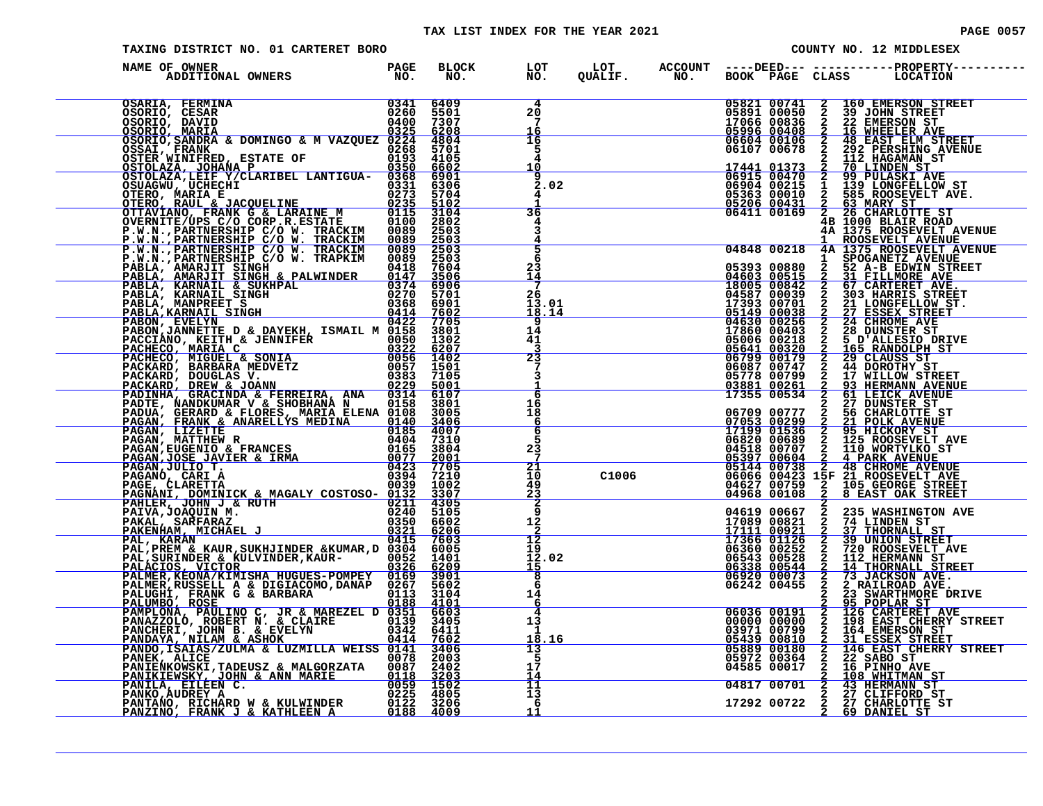TAX LIST INDEX FOR THE YEAR 2021

TAXING DISTRICT NO. 01 CARTERET BORO

COUNTY NO. 12 MIDDLESEX

| NAME OF OWNER ADDITIONAL OWNERS | PAGE NO. | BLOCK NO. | LOT NO. | LOT QUALIF. | ACCOUNT NO. | DEED BOOK | DEED PAGE | CLASS | PROPERTY LOCATION |
|---|---|---|---|---|---|---|---|---|---|
| OSARIA, FERMINA | 0341 | 6409 | 4 | | | 05821 | 00741 | 2 | 160 EMERSON STREET |
| OSORIO, CESAR | 0260 | 5501 | 20 | | | 05891 | 00050 | 2 | 39 JOHN STREET |
| OSORIO, DAVID | 0400 | 7307 | 7 | | | 17066 | 00836 | 2 | 22 EMERSON ST |
| OSORIO, MARIA | 0325 | 6208 | 16 | | | 05996 | 00408 | 2 | 16 WHEELER AVE |
| OSORIO,SANDRA & DOMINGO & M VAZQUEZ | 0224 | 4804 | 16 | | | 06604 | 00106 | 2 | 48 EAST ELM STREET |
| OSSAI, FRANK | 0268 | 5701 | 5 | | | 06107 | 00678 | 2 | 292 PERSHING AVENUE |
| OSTER WINIFRED, ESTATE OF | 0193 | 4105 | 4 | | | | | 2 | 112 HAGAMAN ST |
| OSTOLAZA, JOHANA P | 0350 | 6602 | 10 | | | 17441 | 01373 | 2 | 70 LINDEN ST |
| OSTOLAZA,LEIF Y/CLARIBEL LANTIGUA- | 0368 | 6901 | 9 | | | 06915 | 00470 | 2 | 99 PULASKI AVE |
| OSUAGWU, UCHECHI | 0331 | 6306 | 2.02 | | | 06904 | 00215 | 1 | 139 LONGFELLOW ST |
| OTERO, MARIA E | 0273 | 5704 | 4 | | | 05363 | 00010 | 2 | 585 ROOSEVELT AVE. |
| OTERO, RAUL & JACQUELINE | 0235 | 5102 | 1 | | | 05206 | 00431 | 2 | 63 MARY ST |
| OTTAVIANO, FRANK G & LARAINE M | 0115 | 3104 | 36 | | | 06411 | 00169 | 2 | 26 CHARLOTTE ST |
| OVERNITE/UPS C/O CORP.R.ESTATE | 0100 | 2802 | 4 | | | | | 4B | 1000 BLAIR ROAD |
| P.W.N.,PARTNERSHIP C/O W. TRACKIM | 0089 | 2503 | 3 | | | | | 4A | 1375 ROOSEVELT AVENUE |
| P.W.N.,PARTNERSHIP C/O W. TRACKIM | 0089 | 2503 | 4 | | | | | 1 | ROOSEVELT AVENUE |
| P.W.N.,PARTNERSHIP C/O W. TRACKIM | 0089 | 2503 | 5 | | | 04848 | 00218 | 4A | 1375 ROOSEVELT AVENUE |
| P.W.N.,PARTNERSHIP C/O W. TRAPKIM | 0089 | 2503 | 6 | | | | | 1 | SPOGANETZ AVENUE |
| PABLA, AMARJIT SINGH | 0418 | 7604 | 23 | | | 05393 | 00880 | 2 | 52 A-B EDWIN STREET |
| PABLA, AMARJIT SINGH & PALWINDER | 0147 | 3506 | 14 | | | 04603 | 00515 | 2 | 31 FILLMORE AVE |
| PABLA, KARNAIL & SUKHPAL | 0374 | 6906 | 7 | | | 18005 | 00842 | 2 | 67 CARTERET AVE. |
| PABLA, KARNAIL SINGH | 0270 | 5701 | 26 | | | 04587 | 00039 | 2 | 303 HARRIS STREET |
| PABLA, MANPREET S | 0368 | 6901 | 13.01 | | | 17393 | 00701 | 2 | 21 LONGFELLOW ST. |
| PABLA,KARNAIL SINGH | 0414 | 7602 | 18.14 | | | 05149 | 00038 | 2 | 27 ESSEX STREET |
| PABON, EVELYN | 0422 | 7705 | 9 | | | 04630 | 00256 | 2 | 24 CHROME AVE |
| PABON,JANNETTE D & DAYEKH, ISMAIL M | 0155 | 3801 | 14 | | | 17260 | 00403 | 2 | 28 DUNSTER ST |
| PACCIANO, KEITH & JENNIFER | 0050 | 1302 | 41 | | | 05006 | 00218 | 2 | 5 D'ALLESIO DRIVE |
| PACHECO, MARIA C | 0322 | 6207 | 3 | | | 05641 | 00320 | 2 | 165 RANDOLPH ST |
| PACHECO, MIGUEL & SONIA | 0056 | 1402 | 23 | | | 06799 | 00179 | 2 | 29 CLAUSS ST |
| PACKARD, BARBARA MEDVETZ | 0057 | 1501 | 7 | | | 06087 | 00747 | 2 | 44 DOROTHY ST |
| PACKARD, DOUGLAS V. | 0383 | 7105 | 3 | | | 05778 | 00799 | 2 | 17 WILLOW STREET |
| PACKARD, DREW & JOANN | 0229 | 5001 | 1 | | | 03881 | 00261 | 2 | 93 HERMANN AVENUE |
| PADINHA, GRACINDA & FERREIRA, ANA | 0314 | 6107 | 6 | | | 17355 | 00534 | 2 | 61 LEICK AVENUE |
| PADTE, NANDKUMAR V & SHOBHANA N | 0158 | 3801 | 16 | | | | | 2 | 27 DUNSTER ST |
| PADUA, GERARD & FLORES, MARIA ELENA | 0108 | 3005 | 18 | | | 06709 | 00777 | 2 | 56 CHARLOTTE ST |
| PAGAN, FRANK & ANARELLYS MEDINA | 0140 | 3406 | 6 | | | 07053 | 00299 | 2 | 21 POLK AVENUE |
| PAGAN, LIZETTE | 0185 | 4007 | 6 | | | 17199 | 01536 | 2 | 95 HICKORY ST |
| PAGAN, MATTHEW R | 0404 | 7310 | 5 | | | 06820 | 00689 | 2 | 125 ROOSEVELT AVE |
| PAGAN,EUGENIO & FRANCES | 0165 | 3804 | 23 | | | 04518 | 00707 | 2 | 110 WORTYLKO ST |
| PAGAN,JOSE JAVIER & IRMA | 0077 | 2001 | 7 | | | 05397 | 00604 | 2 | 4 PARK AVENUE |
| PAGAN,JULIO T. | 0423 | 7705 | 21 | | | 05144 | 00738 | 2 | 48 CHROME AVENUE |
| PAGANO, CARI A | 0394 | 7210 | 10 | C1006 | | 06066 | 00423 | 15F | 21 ROOSEVELT AVE |
| PAGE, CLARETTA | 0039 | 1002 | 49 | | | 04627 | 00759 | 2 | 105 GEORGE STREET |
| PAGNANI, DOMINICK & MAGALY COSTOSO- | 0132 | 3307 | 23 | | | 04968 | 00108 | 2 | 8 EAST OAK STREET |
| PAHLER, JOHN J & RUTH | 0211 | 4305 | 2 | | | | | 2 | |
| PAIVA,JOAQUIN M. | 0240 | 5105 | 9 | | | 04619 | 00667 | 2 | 235 WASHINGTON AVE |
| PAKAL, SARFARAZ | 0350 | 6602 | 12 | | | 17089 | 00821 | 2 | 74 LINDEN ST |
| PAKENHAM, MICHAEL J | 0321 | 6206 | 2 | | | 17111 | 00921 | 2 | 37 THORNALL ST |
| PAL, KARAN | 0415 | 7603 | 12 | | | 17366 | 01126 | 2 | 39 UNION STREET |
| PAL,PREM & KAUR,SUKHJINDER &KUMAR,D | 0304 | 6005 | 19 | | | 06360 | 00252 | 2 | 720 ROOSEVELT AVE |
| PAL,SURINDER & KULVINDER,KAUR- | 0052 | 1401 | 12.02 | | | 06543 | 00528 | 2 | 112 HERMANN ST |
| PALACIOS, VICTOR | 0326 | 6209 | 15 | | | 06338 | 00544 | 2 | 14 THORNALL STREET |
| PALMER,KEONA/KIMISHA HUGUES-POMPEY | 0169 | 3901 | 8 | | | 06920 | 00073 | 2 | 73 JACKSON AVE. |
| PALMER,RUSSELL A & DIGIACOMO,DANAP | 0267 | 5602 | 6 | | | 06242 | 00455 | 2 | 2 RAILROAD AVE. |
| PALUGHI, FRANK G & BARBARA | 0113 | 3104 | 14 | | | | | 2 | 23 SWARTHMORE DRIVE |
| PALUMBO, ROSE | 0188 | 4101 | 6 | | | | | 2 | 95 POPLAR ST |
| PAMPLONA, PAULINO C, JR & MAREZEL D | 0351 | 6603 | 4 | | | 06036 | 00191 | 2 | 126 CARTERET AVE |
| PANAZZOLO, ROBERT N. & CLAIRE | 0139 | 3405 | 13 | | | 00000 | 00000 | 2 | 198 EAST CHERRY STREET |
| PANCHERI, JOHN B. & EVELYN | 0342 | 6411 | 1 | | | 03971 | 00799 | 2 | 164 EMERSON ST |
| PANDAYA, NILAM & ASHOK | 0414 | 7602 | 18.16 | | | 05439 | 00810 | 2 | 31 ESSEX STREET |
| PANDO,ISAIAS/ZULMA & LUZMILLA WEISS | 0141 | 3406 | 13 | | | 05889 | 00180 | 2 | 146 EAST CHERRY STREET |
| PANEK, ALICE | 0078 | 2003 | 5 | | | 05972 | 00364 | 2 | 22 SABO ST |
| PANIENKOWSKI,TADEUSZ & MALGORZATA | 0087 | 2402 | 17 | | | 04585 | 00017 | 2 | 16 PINHO AVE |
| PANIKIEWSKY, JOHN & ANN MARIE | 0118 | 3203 | 14 | | | | | 2 | 108 WHITMAN ST |
| PANILA, EILEEN C. | 0059 | 1502 | 11 | | | 04817 | 00701 | 2 | 43 HERMANN ST |
| PANKO,AUDREY A | 0225 | 4805 | 13 | | | | | 2 | 27 CLIFFORD ST |
| PANTANO, RICHARD W & KULWINDER | 0122 | 3206 | 6 | | | 17292 | 00722 | 2 | 27 CHARLOTTE ST |
| PANZINO, FRANK J & KATHLEEN A | 0188 | 4009 | 11 | | | | | 2 | 69 DANIEL ST |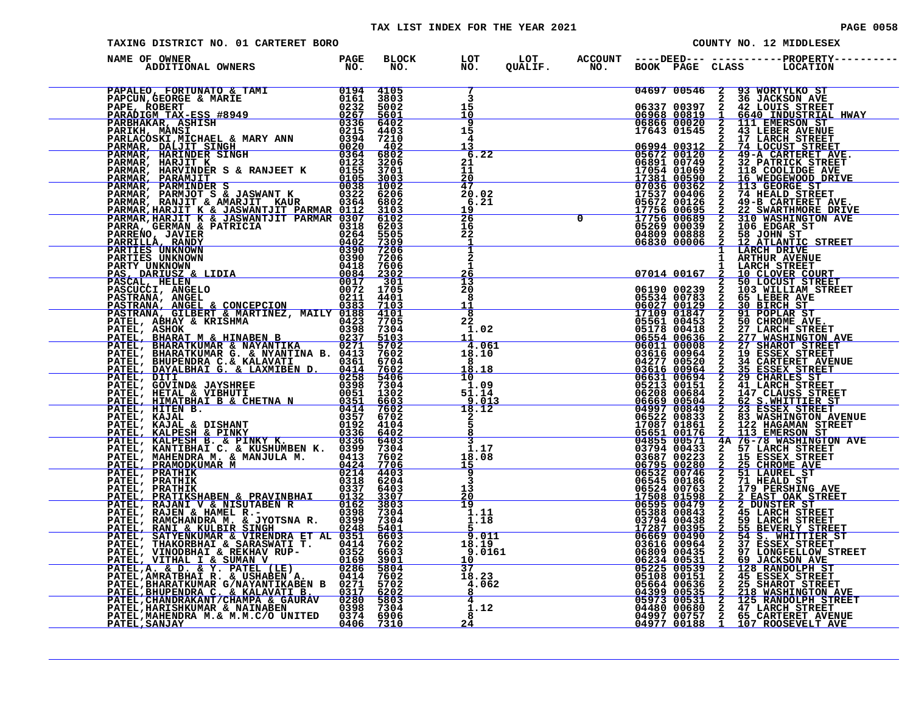# TAX LIST INDEX FOR THE YEAR 2021

TAXING DISTRICT NO. 01 CARTERET BORO

COUNTY NO. 12 MIDDLESEX

| NAME OF OWNER / ADDITIONAL OWNERS | PAGE NO. | BLOCK NO. | LOT NO. | LOT QUALIF. | ACCOUNT NO. | DEED BOOK | DEED PAGE | CLASS | PROPERTY LOCATION |
|---|---|---|---|---|---|---|---|---|---|
| PAPALEO, FORTUNATO & TAMI | 0194 | 4105 | 7 | | | 04697 | 00546 | 2 | 93 WORTYLKO ST |
| PAPCUN,GEORGE & MARIE | 0161 | 3803 | 3 | | | | | 2 | 36 JACKSON AVE |
| PAPE, ROBERT | 0232 | 5002 | 15 | | | 06337 | 00397 | 2 | 42 LOUIS STREET |
| PARADIGM TAX-ESS #8949 | 0267 | 5601 | 10 | | | 06968 | 00819 | 1 | 6640 INDUSTRIAL HWAY |
| PARBHAKAR, ASHISH | 0336 | 6402 | 9 | | | 06866 | 00020 | 2 | 111 EMERSON ST |
| PARIKH, MANSI | 0215 | 4403 | 15 | | | 17643 | 01545 | 2 | 43 LEBER AVENUE |
| PARLACOSKI,MICHAEL & MARY ANN | 0394 | 7210 | 4 | | | | | 2 | 17 LARCH STREET |
| PARMAR, DALJIT SINGH | 0020 | 402 | 13 | | | 06994 | 00312 | 2 | 74 LOCUST STREET |
| PARMAR, HARINDER SINGH | 0364 | 6802 | 6.22 | | | 05672 | 00120 | 2 | 49-A CARTERET AVE. |
| PARMAR, HARJIT K | 0123 | 3206 | 21 | | | 06891 | 00749 | 2 | 32 PATRICK STREET |
| PARMAR, HARVINDER S & RANJEET K | 0155 | 3701 | 11 | | | 17054 | 01069 | 2 | 118 COOLIDGE AVE |
| PARMAR, PARAMJIT | 0105 | 3003 | 20 | | | 17381 | 00590 | 2 | 16 WEDGEWOOD DRIVE |
| PARMAR, PARMINDER S | 0038 | 1002 | 47 | | | 07036 | 00362 | 2 | 113 GEORGE ST |
| PARMAR, PARMJOT S & JASWANT K | 0322 | 6206 | 20.02 | | | 17537 | 00406 | 2 | 74 HEALD STREET |
| PARMAR, RANJIT & AMARJIT KAUR | 0364 | 6802 | 6.21 | | | 05672 | 00126 | 2 | 49-B CARTERET AVE. |
| PARMAR,HARJIT K & JASWANTJIT PARMAR | 0112 | 3103 | 19 | | | 17756 | 00695 | 2 | 22 SWARTHMORE DRIVE |
| PARMAR,HARJIT K & JASWANTJIT PARMAR | 0307 | 6102 | 26 | | 0 | 17756 | 00689 | 2 | 310 WASHINGTON AVE |
| PARRA, GERMAN & PATRICIA | 0318 | 6203 | 16 | | | 05269 | 00039 | 2 | 106 EDGAR ST |
| PARRENO, JAVIER | 0264 | 5505 | 22 | | | 04809 | 00888 | 2 | 58 JOHN ST |
| PARRILLA, RANDY | 0402 | 7309 | 1 | | | 06830 | 00006 | 2 | 12 ATLANTIC STREET |
| PARTIES UNKNOWN | 0390 | 7206 | 1 | | | | | 1 | LARCH DRIVE |
| PARTIES UNKNOWN | 0390 | 7206 | 2 | | | | | 1 | ARTHUR AVENUE |
| PARTY UNKNOWN | 0418 | 7606 | 1 | | | | | 1 | LARCH STREET |
| PAS, DARIUSZ & LIDIA | 0084 | 2302 | 26 | | | 07014 | 00167 | 2 | 10 CLOVER COURT |
| PASCAL, HELEN | 0017 | 301 | 13 | | | | | 2 | 50 LOCUST STREET |
| PASCUCCI, ANGELO | 0072 | 1705 | 20 | | | 06190 | 00239 | 2 | 103 WILLIAM STREET |
| PASTRANA, ANGEL | 0211 | 4401 | 8 | | | 05534 | 00783 | 2 | 65 LEBER AVE |
| PASTRANA, ANGEL & CONCEPCION | 0383 | 7103 | 11 | | | 06027 | 00129 | 2 | 30 BIRCH ST |
| PASTRANA, GILBERT & MARTINEZ, MAILY | 0188 | 4101 | 8 | | | 17109 | 01847 | 2 | 91 POPLAR ST |
| PATEL, ABHAY & KRISHMA | 0423 | 7705 | 22 | | | 05561 | 00453 | 2 | 50 CHROME AVE. |
| PATEL, ASHOK | 0398 | 7304 | 1.02 | | | 05178 | 00418 | 2 | 27 LARCH STREET |
| PATEL, BHARAT M & HINABEN B | 0237 | 5103 | 11 | | | 06554 | 00636 | 2 | 277 WASHINGTON AVE |
| PATEL, BHARATKUMAR & NAYANTIKA | 0271 | 5702 | 4.061 | | | 06011 | 00008 | 2 | 27 SHAROT STREET |
| PATEL, BHARATKUMAR G. & NYANTINA B. | 0413 | 7602 | 18.10 | | | 03616 | 00964 | 2 | 19 ESSEX STREET |
| PATEL, BHUPENDRA C.& KALAVATI | 0361 | 6704 | 8 | | | 04277 | 00520 | 2 | 34 CARTERET AVENUE |
| PATEL, DAYALBHAI G. & LAXMIBEN D. | 0414 | 7602 | 18.18 | | | 03616 | 00964 | 2 | 35 ESSEX STREET |
| PATEL, DITI | 0258 | 5406 | 10 | | | 06631 | 00694 | 2 | 29 CHARLES ST |
| PATEL, GOVIND& JAYSHREE | 0398 | 7304 | 1.09 | | | 05213 | 00151 | 2 | 41 LARCH STREET |
| PATEL, HETAL & VIBHUTI | 0051 | 1302 | 51.14 | | | 06208 | 00684 | 2 | 147 CLAUSS STREET |
| PATEL, HIMATBHAI B & CHETNA N | 0351 | 6603 | 9.013 | | | 06669 | 00504 | 2 | 62 S.WHITTIER ST |
| PATEL, HITEN B. | 0414 | 7602 | 18.12 | | | 04997 | 00849 | 2 | 23 ESSEX STREET |
| PATEL, KAJAL | 0357 | 6702 | 2 | | | 06522 | 00833 | 2 | 83 WASHINGTON AVENUE |
| PATEL, KAJAL & DISHANT | 0192 | 4104 | 5 | | | 17087 | 01861 | 2 | 122 HAGAMAN STREET |
| PATEL, KALPESH & PINKY | 0336 | 6402 | 8 | | | 05651 | 00176 | 2 | 113 EMERSON ST |
| PATEL, KALPESH B. & PINKY K. | 0336 | 6403 | 3 | | | 04855 | 00571 | 4A | 76-78 WASHINGTON AVE |
| PATEL, KANTIBHAI C. & KUSHUMBEN K. | 0399 | 7304 | 1.17 | | | 03794 | 00433 | 2 | 57 LARCH STREET |
| PATEL, MAHENDRA M. & MANJULA M. | 0413 | 7602 | 18.08 | | | 03687 | 00223 | 2 | 15 ESSEX STREET |
| PATEL, PRAMODKUMAR M | 0424 | 7706 | 15 | | | 06795 | 00280 | 2 | 25 CHROME AVE |
| PATEL, PRATHIK | 0214 | 4403 | 9 | | | 06532 | 00746 | 2 | 51 LAUREL ST |
| PATEL, PRATHIK | 0318 | 6204 | 3 | | | 06545 | 00186 | 2 | 71 HEALD ST |
| PATEL, PRATHIK | 0337 | 6403 | 13 | | | 06524 | 00763 | 2 | 179 PERSHING AVE |
| PATEL, PRATIKSHABEN & PRAVINBHAI | 0132 | 3307 | 20 | | | 17508 | 01598 | 2 | 2 EAST OAK STREET |
| PATEL, RAJANI V & NISUTABEN R | 0162 | 3803 | 19 | | | 06595 | 00479 | 2 | 2 DUNSTER ST |
| PATEL, RAJEN & HAMEL R.- | 0398 | 7304 | 1.11 | | | 05388 | 00843 | 2 | 45 LARCH STREET |
| PATEL, RAMCHANDRA M. & JYOTSNA R. | 0399 | 7304 | 1.18 | | | 03794 | 00438 | 2 | 59 LARCH STREET |
| PATEL, RANI & KULBIR SINGH | 0248 | 5401 | 5 | | | 17287 | 00395 | 2 | 55 BEVERLY STREET |
| PATEL, SATYENKUMAR & VIRENDRA ET AL | 0351 | 6603 | 9.011 | | | 06669 | 00490 | 2 | 54 S. WHITTIER ST |
| PATEL, THAKORBHAI & SARASWATI T. | 0414 | 7602 | 18.19 | | | 03616 | 00964 | 2 | 37 ESSEX STREET |
| PATEL, VINODBHAI & REKHAV RUP- | 0352 | 6603 | 9.0161 | | | 06809 | 00435 | 2 | 97 LONGFELLOW STREET |
| PATEL, VITHAL I & SUMAN V | 0169 | 3901 | 10 | | | 06234 | 00531 | 2 | 69 JACKSON AVE |
| PATEL,A. & D. & Y. PATEL (LE) | 0286 | 5804 | 37 | | | 05225 | 00539 | 2 | 128 RANDOLPH ST |
| PATEL,AMRATBHAI R. & USHABEN A. | 0414 | 7602 | 18.23 | | | 05108 | 00151 | 2 | 45 ESSEX STREET |
| PATEL,BHARATKUMAR G/NAYANTIKABEN B | 0271 | 5702 | 4.062 | | | 05664 | 00636 | 2 | 25 SHAROT STREET |
| PATEL,BHUPENDRA C. & KALAVATI B. | 0317 | 6202 | 8 | | | 04399 | 00535 | 2 | 218 WASHINGTON AVE |
| PATEL,CHANDRAKANT/CHAMPA & GAURAV | 0280 | 5803 | 4 | | | 05973 | 00531 | 2 | 125 RANDOLPH STREET |
| PATEL,HARISHKUMAR & NAINABEN | 0398 | 7304 | 1.12 | | | 04480 | 00680 | 2 | 47 LARCH STREET |
| PATEL,MAHENDRA M.& M.M.C/O UNITED | 0374 | 6906 | 8 | | | 04997 | 00757 | 2 | 65 CARTERET AVENUE |
| PATEL,SANJAY | 0406 | 7310 | 24 | | | 04977 | 00188 | 1 | 107 ROOSEVELT AVE |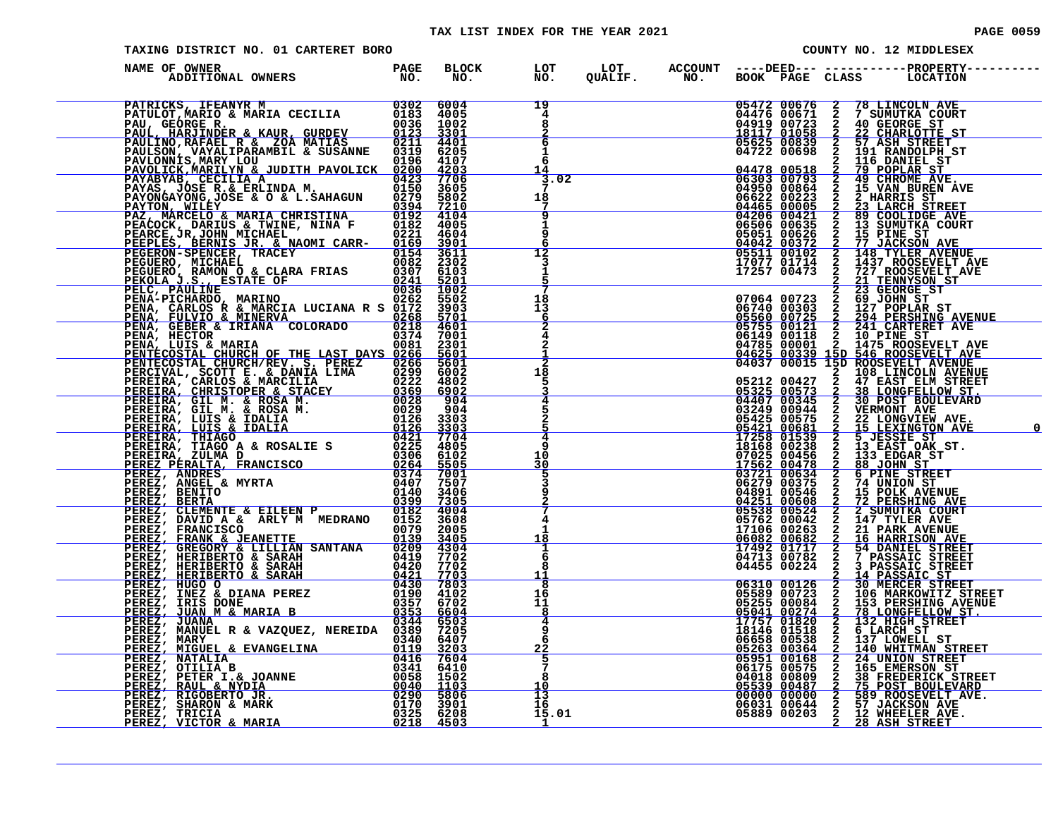# TAX LIST INDEX FOR THE YEAR 2021

TAXING DISTRICT NO. 01 CARTERET BORO — COUNTY NO. 12 MIDDLESEX

| NAME OF OWNER / ADDITIONAL OWNERS | PAGE NO. | BLOCK NO. | LOT NO. | LOT QUALIF. | ACCOUNT NO. | DEED BOOK | DEED PAGE | CLASS | PROPERTY LOCATION |
|---|---|---|---|---|---|---|---|---|---|
| PATRICKS, IFEANYR M | 0302 | 6004 | 19 | | | 05472 | 00676 | 2 | 78 LINCOLN AVE |
| PATULOT,MARIO & MARIA CECILIA | 0183 | 4005 | 4 | | | 04476 | 00671 | 2 | 7 SUMUTKA COURT |
| PAU, GEORGE R. | 0036 | 1002 | 8 | | | 04919 | 00723 | 2 | 40 GEORGE ST |
| PAUL, HARJINDER & KAUR, GURDEV | 0123 | 3301 | 2 | | | 18117 | 01058 | 2 | 22 CHARLOTTE ST |
| PAULINO,RAFAEL R & ZOA MATIAS | 0211 | 4401 | 6 | | | 05625 | 00839 | 2 | 57 ASH STREET |
| PAULSON, VAYALIPARAMBIL & SUSANNE | 0319 | 6205 | 1 | | | 04722 | 00698 | 2 | 191 RANDOLPH ST |
| PAVLONNIS,MARY LOU | 0196 | 4107 | 6 | | | | | 2 | 116 DANIEL ST |
| PAVOLICK,MARILYN & JUDITH PAVOLICK | 0200 | 4203 | 14 | | | 04478 | 00518 | 2 | 79 POPLAR ST |
| PAYABYAB, CECILIA A | 0423 | 7706 | 3.02 | | | 06303 | 00793 | 2 | 49 CHROME AVE. |
| PAYAS, JOSE R.& ERLINDA M. | 0150 | 3605 | 7 | | | 04950 | 00864 | 2 | 15 VAN BUREN AVE |
| PAYONGAYONG,JOSE & O & L.SAHAGUN | 0279 | 5802 | 18 | | | 06622 | 00223 | 2 | 2 HARRIS ST |
| PAYTON, WILEY | 0394 | 7210 | 7 | | | 04465 | 00005 | 2 | 23 LARCH STREET |
| PAZ, MARCELO & MARIA CHRISTINA | 0192 | 4104 | 9 | | | 04206 | 00421 | 2 | 89 COOLIDGE AVE |
| PEACOCK, DARIUS & TWINE, NINA F | 0182 | 4005 | 1 | | | 06506 | 00635 | 2 | 13 SUMUTKA COURT |
| PEARCE,JR,JOHN MICHAEL | 0221 | 4604 | 9 | | | 05051 | 00626 | 2 | 15 PINE ST |
| PEEPLES, BERNIS JR. & NAOMI CARR- | 0169 | 3901 | 6 | | | 04042 | 00372 | 2 | 77 JACKSON AVE |
| PEGERON-SPENCER, TRACEY | 0154 | 3611 | 12 | | | 05511 | 00102 | 2 | 148 TYLER AVENUE |
| PEGUERO, MICHAEL | 0082 | 2302 | 3 | | | 17077 | 01714 | 2 | 1437 ROOSEVELT AVE |
| PEGUERO, RAMON O & CLARA FRIAS | 0307 | 6103 | 1 | | | 17257 | 00473 | 2 | 727 ROOSEVELT AVE |
| PEKOLA J.S., ESTATE OF | 0241 | 5201 | 5 | | | | | 2 | 21 TENNYSON ST |
| PELC, PAULINE | 0036 | 1002 | 7 | | | | | 2 | 23 GEORGE ST |
| PENA-PICHARDO, MARINO | 0262 | 5502 | 18 | | | 07064 | 00723 | 2 | 69 JOHN ST |
| PENA, CARLOS R & MARCIA LUCIANA R S | 0172 | 3903 | 13 | | | 06740 | 00303 | 2 | 127 POPLAR ST |
| PENA, FULVIO & MINERVA | 0268 | 5701 | 6 | | | 05560 | 00725 | 2 | 294 PERSHING AVENUE |
| PENA, GEBER & IRIANA COLORADO | 0218 | 4601 | 2 | | | 05755 | 00121 | 2 | 241 CARTERET AVE |
| PENA, HECTOR | 0374 | 7001 | 4 | | | 06149 | 00118 | 2 | 10 PINE ST |
| PENA, LUIS & MARIA | 0081 | 2301 | 2 | | | 02785 | 00001 | 2 | 1475 ROOSEVELT AVE |
| PENTECOSTAL CHURCH OF THE LAST DAYS | 0266 | 5601 | 1 | | | 04625 | 00339 | 15D | 546 ROOSEVELT AVE |
| PENTECOSTAL CHURCH/REV. S. PEREZ | 0266 | 5601 | 2 | | | 04037 | 00015 | 15D | ROOSEVELT AVENUE |
| PERCIVAL, SCOTT E. & DANIA LIMA | 0299 | 6002 | 18 | | | | | 2 | 108 LINCOLN AVENUE |
| PEREIRA, CARLOS & MARCILIA | 0222 | 4802 | 5 | | | 05212 | 00427 | 2 | 47 EAST ELM STREET |
| PEREIRA, CHRISTOPER & STACEY | 0369 | 6902 | 3 | | | 05325 | 00573 | 2 | 38 LONGFELLOW ST. |
| PEREIRA, GIL M. & ROSA M. | 0028 | 904 | 4 | | | 04407 | 00345 | 2 | 30 POST BOULEVARD |
| PEREIRA, GIL M. & ROSA M. | 0029 | 904 | 5 | | | 03249 | 00944 | 2 | VERMONT AVE |
| PEREIRA, LUIS & IDALIA | 0126 | 3303 | 2 | | | 05425 | 00575 | 2 | 22 LONGVIEW AVE. |
| PEREIRA, LUIS & IDALIA | 0126 | 3303 | 5 | | | 05421 | 00681 | 2 | 15 LEXINGTON AVE 0 |
| PEREIRA, THIAGO | 0421 | 7704 | 4 | | | 17258 | 01539 | 2 | 5 JESSIE ST |
| PEREIRA, TIAGO A & ROSALIE S | 0225 | 4805 | 9 | | | 18168 | 00238 | 2 | 13 EAST OAK ST. |
| PEREIRA, ZULMA D | 0306 | 6102 | 10 | | | 07025 | 00456 | 2 | 133 EDGAR ST |
| PEREZ PERALTA, FRANCISCO | 0264 | 5505 | 30 | | | 17562 | 00478 | 2 | 88 JOHN ST |
| PEREZ, ANDRES | 0374 | 7001 | 5 | | | 03721 | 00634 | 2 | 6 PINE STREET |
| PEREZ, ANGEL & MYRTA | 0407 | 7507 | 3 | | | 06279 | 00375 | 2 | 74 UNION ST |
| PEREZ, BENITO | 0140 | 3406 | 9 | | | 04891 | 00546 | 2 | 15 POLK AVENUE |
| PEREZ, BERTA | 0399 | 7305 | 2 | | | 04251 | 00608 | 2 | 72 PERSHING AVE |
| PEREZ, CLEMENTE & EILEEN P | 0182 | 4004 | 7 | | | 05538 | 00524 | 2 | 2 SUMUTKA COURT |
| PEREZ, DAVID A & ARLY M MEDRANO | 0152 | 3608 | 4 | | | 05762 | 00042 | 2 | 147 TYLER AVE |
| PEREZ, FRANCISCO | 0079 | 2005 | 1 | | | 17106 | 00263 | 2 | 21 PARK AVENUE |
| PEREZ, FRANK & JEANETTE | 0139 | 3405 | 18 | | | 06082 | 00682 | 2 | 16 HARRISON AVE |
| PEREZ, GREGORY & LILLIAN SANTANA | 0209 | 4304 | 1 | | | 17492 | 01717 | 2 | 54 DANIEL STREET |
| PEREZ, HERIBERTO & SARAH | 0419 | 7702 | 6 | | | 04713 | 00782 | 2 | 7 PASSAIC STREET |
| PEREZ, HERIBERTO & SARAH | 0420 | 7702 | 8 | | | 04455 | 00224 | 2 | 3 PASSAIC STREET |
| PEREZ, HERIBERTO & SARAH | 0421 | 7703 | 11 | | | | | 2 | 14 PASSAIC ST |
| PEREZ, HUGO O | 0430 | 7803 | 8 | | | 06310 | 00126 | 2 | 30 MERCER STREET |
| PEREZ, INEZ & DIANA PEREZ | 0190 | 4102 | 16 | | | 05589 | 00723 | 2 | 106 MARKOWITZ STREET |
| PEREZ, IRIS DONE | 0357 | 6702 | 11 | | | 05255 | 00084 | 2 | 153 PERSHING AVENUE |
| PEREZ, JUAN M & MARIA B | 0353 | 6604 | 8 | | | 05041 | 00274 | 2 | 78 LONGFELLOW ST. |
| PEREZ, JUANA | 0344 | 6503 | 4 | | | 17757 | 01820 | 2 | 132 HIGH STREET |
| PEREZ, MANUEL R & VAZQUEZ, NEREIDA | 0389 | 7205 | 9 | | | 18146 | 01518 | 2 | 6 LARCH ST |
| PEREZ, MARY | 0340 | 6407 | 6 | | | 06658 | 00538 | 2 | 137 LOWELL ST |
| PEREZ, MIGUEL & EVANGELINA | 0119 | 3203 | 22 | | | 05263 | 00364 | 2 | 140 WHITMAN STREET |
| PEREZ, NATALIA | 0416 | 7604 | 5 | | | 05951 | 00168 | 2 | 24 UNION STREET |
| PEREZ, OTILIA B | 0341 | 6410 | 7 | | | 06175 | 00575 | 2 | 165 EMERSON ST |
| PEREZ, PETER I.& JOANNE | 0058 | 1502 | 8 | | | 04018 | 00809 | 2 | 38 FREDERICK STREET |
| PEREZ, RAUL & NYDIA | 0040 | 1103 | 10 | | | 05539 | 00487 | 2 | 75 POST BOULEVARD |
| PEREZ, RIGOBERTO JR. | 0290 | 5806 | 13 | | | 00000 | 00000 | 2 | 589 ROOSEVELT AVE. |
| PEREZ, SHARON & MARK | 0170 | 3901 | 16 | | | 06031 | 00644 | 2 | 57 JACKSON AVE |
| PEREZ, TRICIA | 0325 | 6208 | 15.01 | | | 05889 | 00203 | 2 | 12 WHEELER AVE. |
| PEREZ, VICTOR & MARIA | 0218 | 4503 | 1 | | | | | 2 | 28 ASH STREET |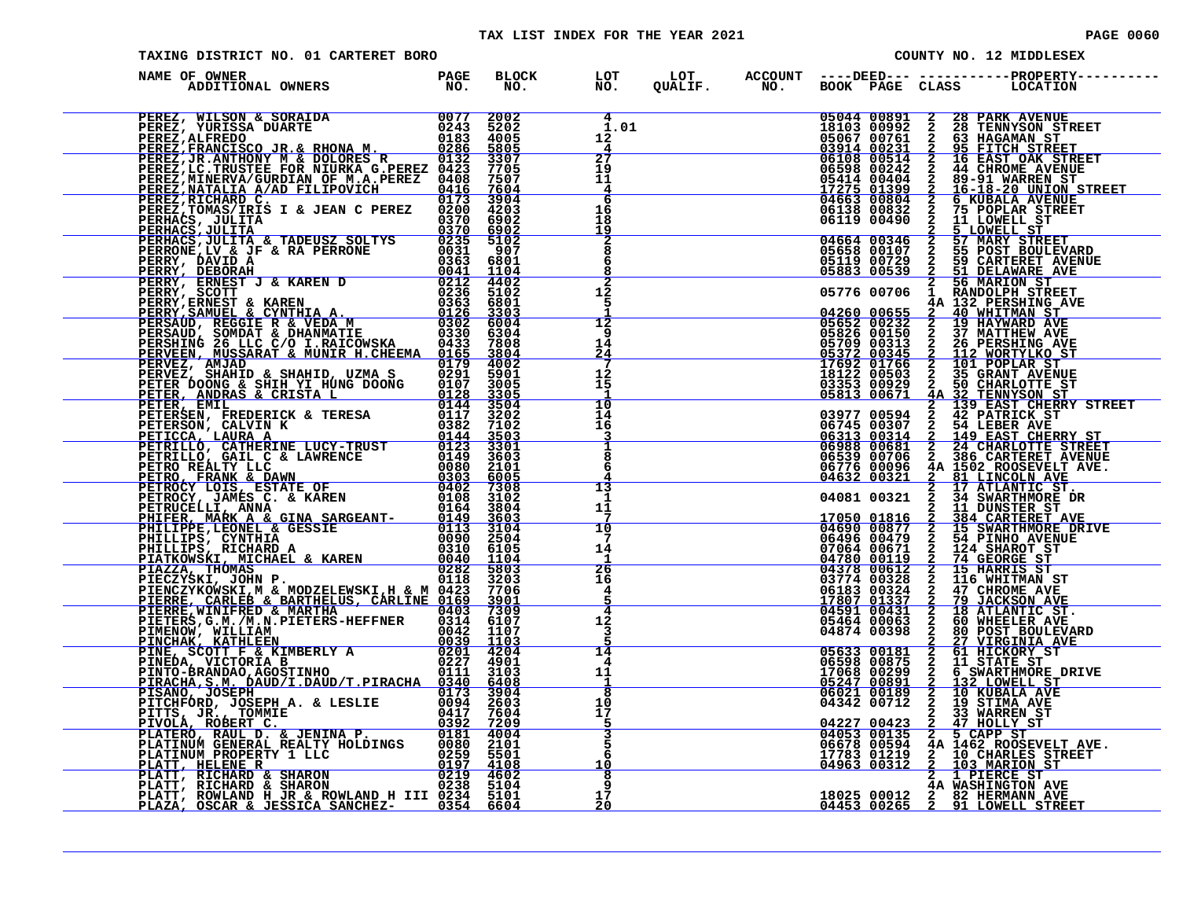TAX LIST INDEX FOR THE YEAR 2021

TAXING DISTRICT NO. 01 CARTERET BORO

COUNTY NO. 12 MIDDLESEX

| NAME OF OWNER / ADDITIONAL OWNERS | PAGE NO. | BLOCK NO. | LOT NO. | LOT QUALIF. | ACCOUNT NO. | DEED BOOK | DEED PAGE | CLASS | PROPERTY LOCATION |
|---|---|---|---|---|---|---|---|---|---|
| PEREZ, WILSON & SORAIDA | 0077 | 2002 | 4 | | | 05044 | 00891 | 2 | 28 PARK AVENUE |
| PEREZ, YURISSA DUARTE | 0243 | 5202 | 1.01 | | | 18103 | 00992 | 2 | 28 TENNYSON STREET |
| PEREZ,ALFREDO | 0183 | 4005 | 12 | | | 05067 | 00761 | 2 | 63 HAGAMAN ST |
| PEREZ,FRANCISCO JR.& RHONA M. | 0286 | 5805 | 4 | | | 03914 | 00231 | 2 | 95 FITCH STREET |
| PEREZ,JR.ANTHONY M & DOLORES R | 0132 | 3307 | 27 | | | 06108 | 00514 | 2 | 16 EAST OAK STREET |
| PEREZ,LC.TRUSTEE FOR NIURKA G.PEREZ | 0423 | 7705 | 19 | | | 06598 | 00242 | 2 | 44 CHROME AVENUE |
| PEREZ,MINERVA/GURDIAN OF M.A.PEREZ | 0408 | 7507 | 11 | | | 05414 | 00404 | 2 | 89-91 WARREN ST |
| PEREZ,NATALIA A/AD FILIPOVICH | 0416 | 7604 | 4 | | | 17275 | 01399 | 2 | 16-18-20 UNION STREET |
| PEREZ,RICHARD C. | 0173 | 3904 | 6 | | | 04663 | 00804 | 2 | 6 KUBALA AVENUE |
| PEREZ,TOMAS/IRIS I & JEAN C PEREZ | 0200 | 4203 | 16 | | | 06138 | 00832 | 2 | 75 POPLAR STREET |
| PERHACS, JULITA | 0370 | 6902 | 18 | | | 06119 | 00490 | 2 | 11 LOWELL ST |
| PERHACS,JULITA | 0370 | 6902 | 19 | | | | | 2 | 5 LOWELL ST |
| PERHACS,JULITA & TADEUSZ SOLTYS | 0235 | 5102 | 2 | | | 04664 | 00346 | 2 | 57 MARY STREET |
| PERRONE,LV & JF & RA PERRONE | 0031 | 907 | 8 | | | 05658 | 00107 | 2 | 55 POST BOULEVARD |
| PERRY, DAVID A | 0363 | 6801 | 6 | | | 05119 | 00729 | 2 | 59 CARTERET AVENUE |
| PERRY, DEBORAH | 0041 | 1104 | 8 | | | 05883 | 00539 | 2 | 51 DELAWARE AVE |
| PERRY, ERNEST J & KAREN D | 0212 | 4402 | 2 | | | | | 2 | 56 MARION ST |
| PERRY, SCOTT | 0236 | 5102 | 12 | | | 05776 | 00706 | 1 | RANDOLPH STREET |
| PERRY,ERNEST & KAREN | 0363 | 6801 | 5 | | | | | 4A | 132 PERSHING AVE |
| PERRY,SAMUEL & CYNTHIA A. | 0126 | 3303 | 1 | | | 04260 | 00655 | 2 | 40 WHITMAN ST |
| PERSAUD, REGGIE R & VEDA M | 0302 | 6004 | 12 | | | 05652 | 00232 | 2 | 19 HAYWARD AVE |
| PERSAUD, SOMDAT & DHANMATIE | 0330 | 6304 | 9 | | | 05826 | 00150 | 2 | 37 MATTHEW AVE |
| PERSHING 26 LLC C/O I.RAICOWSKA | 0433 | 7808 | 14 | | | 05709 | 00313 | 2 | 26 PERSHING AVE |
| PERVEEN, MUSSARAT & MUNIR H.CHEEMA | 0165 | 3804 | 24 | | | 05372 | 00345 | 2 | 112 WORTYLKO ST |
| PERVEZ, AMJAD | 0179 | 4002 | 7 | | | 17692 | 01766 | 2 | 101 POPLAR ST |
| PERVEZ, SHAHID & SHAHID, UZMA S | 0291 | 5901 | 12 | | | 18122 | 00503 | 2 | 35 GRANT AVENUE |
| PETER DOONG & SHIH YI HUNG DOONG | 0107 | 3005 | 15 | | | 03353 | 00929 | 2 | 50 CHARLOTTE ST |
| PETER, ANDRAS & CRISTA L | 0128 | 3305 | 1 | | | 05813 | 00671 | 4A | 32 TENNYSON ST |
| PETER, EMIL | 0144 | 3504 | 10 | | | | | 2 | 139 EAST CHERRY STREET |
| PETERSEN, FREDERICK & TERESA | 0117 | 3202 | 14 | | | 03977 | 00594 | 2 | 42 PATRICK ST |
| PETERSON, CALVIN K | 0382 | 7102 | 16 | | | 06745 | 00307 | 2 | 54 LEBER AVE |
| PETICCA, LAURA A | 0144 | 3503 | 3 | | | 06313 | 00314 | 2 | 149 EAST CHERRY ST |
| PETRILLO, CATHERINE LUCY-TRUST | 0123 | 3301 | 1 | | | 06988 | 00681 | 2 | 24 CHARLOTTE STREET |
| PETRILLO, GAIL C & LAWRENCE | 0149 | 3603 | 8 | | | 06539 | 00706 | 2 | 386 CARTERET AVENUE |
| PETRO REALTY LLC | 0080 | 2101 | 6 | | | 06776 | 00096 | 4A | 1502 ROOSEVELT AVE. |
| PETRO, FRANK & DAWN | 0303 | 6005 | 4 | | | 04632 | 00321 | 2 | 81 LINCOLN AVE |
| PETROCY LOIS, ESTATE OF | 0402 | 7308 | 13 | | | | | 2 | 17 ATLANTIC ST. |
| PETROCY, JAMES C. & KAREN | 0108 | 3102 | 1 | | | 04081 | 00321 | 2 | 34 SWARTHMORE DR |
| PETRUCELLI, ANNA | 0164 | 3804 | 11 | | | | | 2 | 11 DUNSTER ST |
| PHIFER, MARK A & GINA SARGEANT- | 0149 | 3603 | 7 | | | 17050 | 01816 | 2 | 384 CARTERET AVE |
| PHILIPPE,LEONEL & GESSIE | 0113 | 3104 | 10 | | | 04690 | 00877 | 2 | 15 SWARTHMORE DRIVE |
| PHILLIPS, CYNTHIA | 0090 | 2504 | 7 | | | 06496 | 00479 | 2 | 54 PINHO AVENUE |
| PHILLIPS, RICHARD A | 0310 | 6105 | 14 | | | 07064 | 00671 | 2 | 124 SHAROT ST |
| PIATKOWSKI, MICHAEL & KAREN | 0040 | 1104 | 1 | | | 04780 | 00119 | 2 | 74 GEORGE ST |
| PIAZZA, THOMAS | 0282 | 5803 | 26 | | | 04378 | 00612 | 2 | 15 HARRIS ST |
| PIECZYSKI, JOHN P. | 0118 | 3203 | 16 | | | 03774 | 00328 | 2 | 116 WHITMAN ST |
| PIENCZYKOWSKI,M & MODZELEWSKI,H & M | 0423 | 7706 | 4 | | | 06183 | 00324 | 2 | 47 CHROME AVE |
| PIERRE, CARLEB & BARTHELUS, CARLINE | 0169 | 3901 | 5 | | | 17807 | 01337 | 2 | 79 JACKSON AVE |
| PIERRE,WINIFRED & MARTHA | 0403 | 7309 | 4 | | | 04591 | 00431 | 2 | 18 ATLANTIC ST. |
| PIETERS,G.M./M.N.PIETERS-HEFFNER | 0314 | 6107 | 12 | | | 05464 | 00063 | 2 | 60 WHEELER AVE |
| PIMENOW, WILLIAM | 0042 | 1107 | 3 | | | 04874 | 00398 | 2 | 80 POST BOULEVARD |
| PINCHAK, KATHLEEN | 0039 | 1103 | 5 | | | | | 2 | 27 VIRGINIA AVE |
| PINE, SCOTT F & KIMBERLY A | 0201 | 4204 | 14 | | | 05633 | 00181 | 2 | 61 HICKORY ST |
| PINEDA, VICTORIA B | 0227 | 4901 | 4 | | | 06598 | 00875 | 2 | 11 STATE ST |
| PINTO-BRANDAO,AGOSTINHO | 0111 | 3103 | 11 | | | 17068 | 00299 | 2 | 6 SWARTHMORE DRIVE |
| PIRACHA,S.M. DAUD/I.DAUD/T.PIRACHA | 0340 | 6408 | 1 | | | 05247 | 00891 | 2 | 132 LOWELL ST |
| PISANO, JOSEPH | 0173 | 3904 | 8 | | | 06021 | 00189 | 2 | 10 KUBALA AVE |
| PITCHFORD, JOSEPH A. & LESLIE | 0094 | 2603 | 10 | | | 04342 | 00712 | 2 | 19 STIMA AVE |
| PITTS, JR. TOMMIE | 0417 | 7604 | 17 | | | | | 2 | 33 WARREN ST |
| PIVOLA, ROBERT C. | 0392 | 7209 | 5 | | | 04227 | 00423 | 2 | 47 HOLLY ST |
| PLATERO, RAUL D. & JENINA P. | 0181 | 4004 | 3 | | | 04053 | 00135 | 2 | 5 CAPP ST |
| PLATINUM GENERAL REALTY HOLDINGS | 0080 | 2101 | 5 | | | 06678 | 00594 | 4A | 1462 ROOSEVELT AVE. |
| PLATINUM PROPERTY 1 LLC | 0259 | 5501 | 6 | | | 17783 | 01219 | 2 | 10 CHARLES STREET |
| PLATT, HELENE R | 0197 | 4108 | 10 | | | 04963 | 00312 | 2 | 103 MARION ST |
| PLATT, RICHARD & SHARON | 0219 | 4602 | 8 | | | | | 2 | 1 PIERCE ST |
| PLATT, RICHARD & SHARON | 0238 | 5104 | 9 | | | | | 4A | WASHINGTON AVE |
| PLATT, ROWLAND H JR & ROWLAND H III | 0234 | 5101 | 17 | | | 18025 | 00012 | 2 | 82 HERMANN AVE |
| PLAZA, OSCAR & JESSICA SANCHEZ- | 0354 | 6604 | 20 | | | 04453 | 00265 | 2 | 91 LOWELL STREET |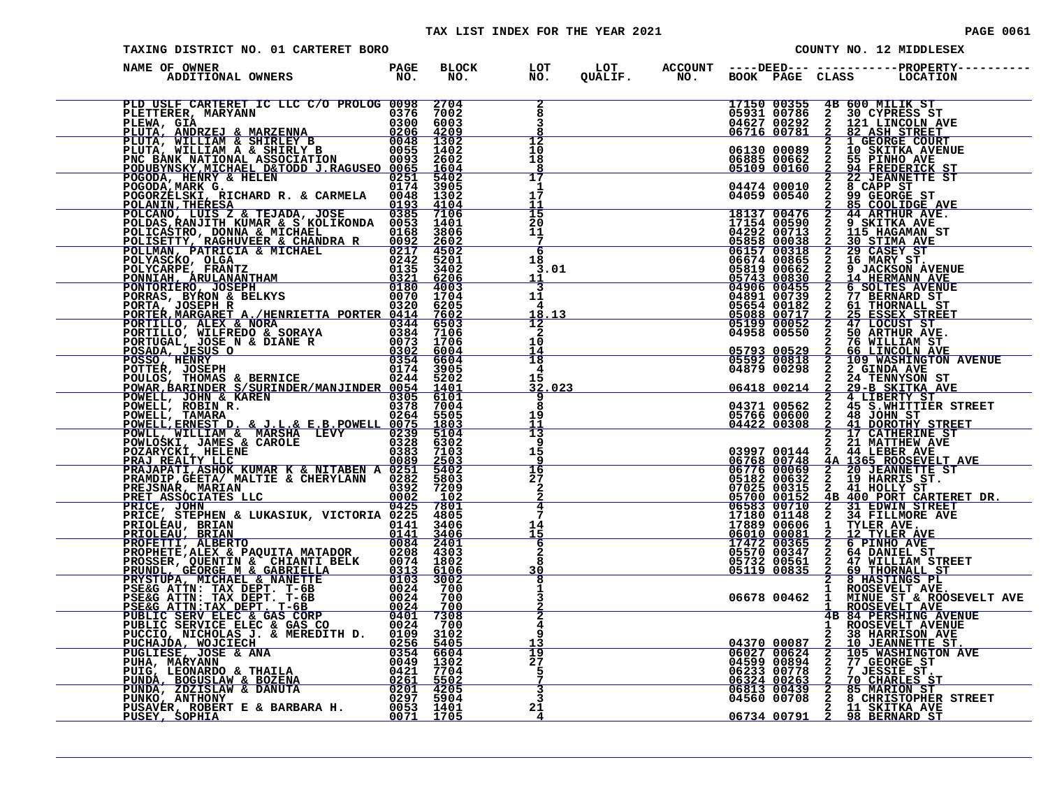TAX LIST INDEX FOR THE YEAR 2021

TAXING DISTRICT NO. 01 CARTERET BORO — COUNTY NO. 12 MIDDLESEX

| NAME OF OWNER / ADDITIONAL OWNERS | PAGE NO. | BLOCK NO. | LOT NO. | LOT QUALIF. | ACCOUNT NO. | DEED BOOK | DEED PAGE | CLASS | PROPERTY LOCATION |
|---|---|---|---|---|---|---|---|---|---|
| PLD USLF CARTERET IC LLC C/O PROLOG | 0098 | 2704 | 2 | | | 17150 | 00355 | 4B | 600 MILIK ST |
| PLETTERER, MARYANN | 0376 | 7002 | 8 | | | 05931 | 00786 | 2 | 30 CYPRESS ST |
| PLEWA, GIA | 0300 | 6003 | 3 | | | 04627 | 00292 | 2 | 121 LINCOLN AVE |
| PLUTA, ANDRZEJ & MARZENNA | 0206 | 4209 | 8 | | | 06716 | 00781 | 2 | 82 ASH STREET |
| PLUTA, WILLIAM & SHIRLEY B | 0048 | 1302 | 12 | | | | | 2 | 1 GEORGE COURT |
| PLUTA, WILLIAM A & SHIRLY B | 0055 | 1402 | 10 | | | 06130 | 00089 | 2 | 10 SKITKA AVENUE |
| PNC BANK NATIONAL ASSOCIATION | 0093 | 2602 | 18 | | | 06885 | 00662 | 2 | 55 PINHO AVE |
| PODUBYNSKY,MICHAEL D&TODD J.RAGUSEO | 0065 | 1604 | 8 | | | 05109 | 00160 | 2 | 94 FREDERICK ST |
| POGODA, HENRY & HELEN | 0251 | 5402 | 17 | | | | | 2 | 22 JEANNETTE ST |
| POGODA,MARK G. | 0174 | 3905 | 1 | | | 04474 | 00010 | 2 | 8 CAPP ST |
| POGORZELSKI, RICHARD R. & CARMELA | 0048 | 1302 | 17 | | | 04059 | 00540 | 2 | 99 GEORGE ST |
| POLANIN,THERESA | 0193 | 4104 | 11 | | | | | 2 | 85 COOLIDGE AVE |
| POLCANO, LUIS Z & TEJADA, JOSE | 0385 | 7106 | 15 | | | 18137 | 00476 | 2 | 44 ARTHUR AVE. |
| POLDAS,RANJITH KUMAR & S KOLIKONDA | 0053 | 1401 | 20 | | | 17154 | 00590 | 2 | 9 SKITKA AVE |
| POLICASTRO, DONNA & MICHAEL | 0168 | 3806 | 11 | | | 04292 | 00713 | 2 | 115 HAGAMAN ST |
| POLISETTY, RAGHUVEER & CHANDRA R | 0092 | 2602 | 7 | | | 05858 | 00038 | 2 | 30 STIMA AVE |
| POLLMAN, PATRICIA & MICHAEL | 0217 | 4502 | 6 | | | 06157 | 00318 | 2 | 29 CASEY ST |
| POLYASCKO, OLGA | 0242 | 5201 | 18 | | | 06674 | 00865 | 2 | 16 MARY ST. |
| POLYCARPE, FRANTZ | 0135 | 3402 | 3.01 | | | 05819 | 00662 | 2 | 9 JACKSON AVENUE |
| PONNIAH, ARULANANTHAM | 0321 | 6206 | 11 | | | 05743 | 00830 | 2 | 14 HERMANN AVE |
| PONTORIERO, JOSEPH | 0180 | 4003 | 3 | | | 04906 | 00455 | 2 | 6 SOLTES AVENUE |
| PORRAS, BYRON & BELKYS | 0070 | 1704 | 11 | | | 04891 | 00739 | 2 | 77 BERNARD ST |
| PORTA, JOSEPH R | 0320 | 6205 | 4 | | | 05654 | 00182 | 2 | 61 THORNALL ST |
| PORTER,MARGARET A./HENRIETTA PORTER | 0414 | 7602 | 18.13 | | | 05088 | 00717 | 2 | 25 ESSEX STREET |
| PORTILLO, ALEX & NORA | 0344 | 6503 | 12 | | | 05199 | 00052 | 2 | 47 LOCUST ST |
| PORTILLO, WILFREDO & SORAYA | 0384 | 7106 | 2 | | | 04958 | 00550 | 2 | 50 ARTHUR AVE. |
| PORTUGAL, JOSE N & DIANE R | 0073 | 1706 | 10 | | | | | 2 | 76 WILLIAM ST |
| POSADA, JESUS O | 0302 | 6004 | 14 | | | 05793 | 00529 | 2 | 66 LINCOLN AVE |
| POSSO, HENRY | 0354 | 6604 | 18 | | | 05592 | 00818 | 2 | 109 WASHINGTON AVENUE |
| POTTER, JOSEPH | 0174 | 3905 | 4 | | | 04879 | 00298 | 2 | 2 GINDA AVE |
| POULOS, THOMAS & BERNICE | 0244 | 5202 | 15 | | | | | 2 | 24 TENNYSON ST |
| POWAR,BARINDER S/SURINDER/MANJINDER | 0054 | 1401 | 32.023 | | | 06418 | 00214 | 2 | 29-B SKITKA AVE |
| POWELL, JOHN & KAREN | 0305 | 6101 | 9 | | | | | 2 | 4 LIBERTY ST |
| POWELL, ROBIN R. | 0378 | 7004 | 8 | | | 04371 | 00562 | 2 | 45 S.WHITTIER STREET |
| POWELL, TAMARA | 0264 | 5505 | 19 | | | 05766 | 00600 | 2 | 48 JOHN ST |
| POWELL,ERNEST D. & J.L.& E.B.POWELL | 0075 | 1803 | 11 | | | 04422 | 00308 | 2 | 41 DOROTHY STREET |
| POWLL, WILLIAM & MARSHA LEVY | 0239 | 5104 | 13 | | | | | 2 | 17 CATHERINE ST |
| POWLOSKI, JAMES & CAROLE | 0328 | 6302 | 9 | | | | | 2 | 21 MATTHEW AVE |
| POZARYCKI, HELENE | 0383 | 7103 | 15 | | | 03997 | 00144 | 2 | 44 LEBER AVE |
| PRAJ REALTY LLC | 0089 | 2503 | 9 | | | 06768 | 00748 | 4A | 1365 ROOSEVELT AVE |
| PRAJAPATI,ASHOK KUMAR K & NITABEN A | 0251 | 5402 | 16 | | | 06776 | 00069 | 2 | 20 JEANNETTE ST |
| PRAMDIP,GEETA/ MALTIE & CHERYLANN | 0282 | 5803 | 27 | | | 05182 | 00632 | 2 | 19 HARRIS ST. |
| PREJSNAR, MARIAN | 0392 | 7209 | 2 | | | 07025 | 00315 | 2 | 41 HOLLY ST |
| PRET ASSOCIATES LLC | 0002 | 102 | 2 | | | 05700 | 00152 | 4B | 400 PORT CARTERET DR. |
| PRICE, JOHN | 0425 | 7801 | 4 | | | 06583 | 00710 | 2 | 31 EDWIN STREET |
| PRICE, STEPHEN & LUKASIUK, VICTORIA | 0225 | 4805 | 7 | | | 17180 | 01148 | 2 | 34 FILLMORE AVE |
| PRIOLEAU, BRIAN | 0141 | 3406 | 14 | | | 17889 | 00606 | 1 | TYLER AVE. |
| PRIOLEAU, BRIAN | 0141 | 3406 | 15 | | | 06010 | 00081 | 2 | 12 TYLER AVE |
| PROFETTI, ALBERTO | 0084 | 2401 | 6 | | | 17472 | 00365 | 2 | 6 PINHO AVE |
| PROPHETE,ALEX & PAQUITA MATADOR | 0208 | 4303 | 2 | | | 05570 | 00347 | 2 | 64 DANIEL ST |
| PROSSER, QUENTIN & CHIANTI BELK | 0074 | 1802 | 8 | | | 05732 | 00561 | 2 | 47 WILLIAM STREET |
| PRUNDL, GEORGE M & GABRIELLA | 0313 | 6106 | 30 | | | 05119 | 00835 | 2 | 69 THORNALL ST |
| PRYSTUPA, MICHAEL & NANETTE | 0103 | 3002 | 8 | | | | | 2 | 8 HASTINGS PL |
| PSE&G ATTN: TAX DEPT. T-6B | 0024 | 700 | 1 | | | | | 1 | ROOSEVELT AVE. |
| PSE&G ATTN: TAX DEPT. T-6B | 0024 | 700 | 3 | | | 06678 | 00462 | 1 | MINUE ST & ROOSEVELT AVE |
| PSE&G ATTN:TAX DEPT. T-6B | 0024 | 700 | 2 | | | | | 1 | ROOSEVELT AVE |
| PUBLIC SERV ELEC & GAS CORP | 0401 | 7308 | 2 | | | | | 4B | 84 PERSHING AVENUE |
| PUBLIC SERVICE ELEC & GAS CO | 0024 | 700 | 4 | | | | | 1 | ROOSEVELT AVENUE |
| PUCCIO, NICHOLAS J. & MEREDITH D. | 0109 | 3102 | 9 | | | | | 2 | 38 HARRISON AVE |
| PUCHAJDA, WOJCIECH | 0256 | 5405 | 13 | | | 04370 | 00087 | 2 | 10 JEANNETTE ST. |
| PUGLIESE, JOSE & ANA | 0354 | 6604 | 19 | | | 06027 | 00624 | 2 | 105 WASHINGTON AVE |
| PUHA, MARYANN | 0049 | 1302 | 27 | | | 04599 | 00894 | 2 | 77 GEORGE ST |
| PUIG, LEONARDO & THAILA | 0421 | 7704 | 5 | | | 06233 | 00778 | 2 | 7 JESSIE ST. |
| PUNDA, BOGUSLAW & BOZENA | 0261 | 5502 | 7 | | | 06324 | 00263 | 2 | 70 CHARLES ST |
| PUNDA, ZDZISLAW & DANUTA | 0201 | 4205 | 3 | | | 06813 | 00439 | 2 | 85 MARION ST |
| PUNKO, ANTHONY | 0297 | 5904 | 3 | | | 04560 | 00708 | 2 | 8 CHRISTOPHER STREET |
| PUSAVER, ROBERT E & BARBARA H. | 0053 | 1401 | 21 | | | | | 2 | 11 SKITKA AVE |
| PUSEY, SOPHIA | 0071 | 1705 | 4 | | | 06734 | 00791 | 2 | 98 BERNARD ST |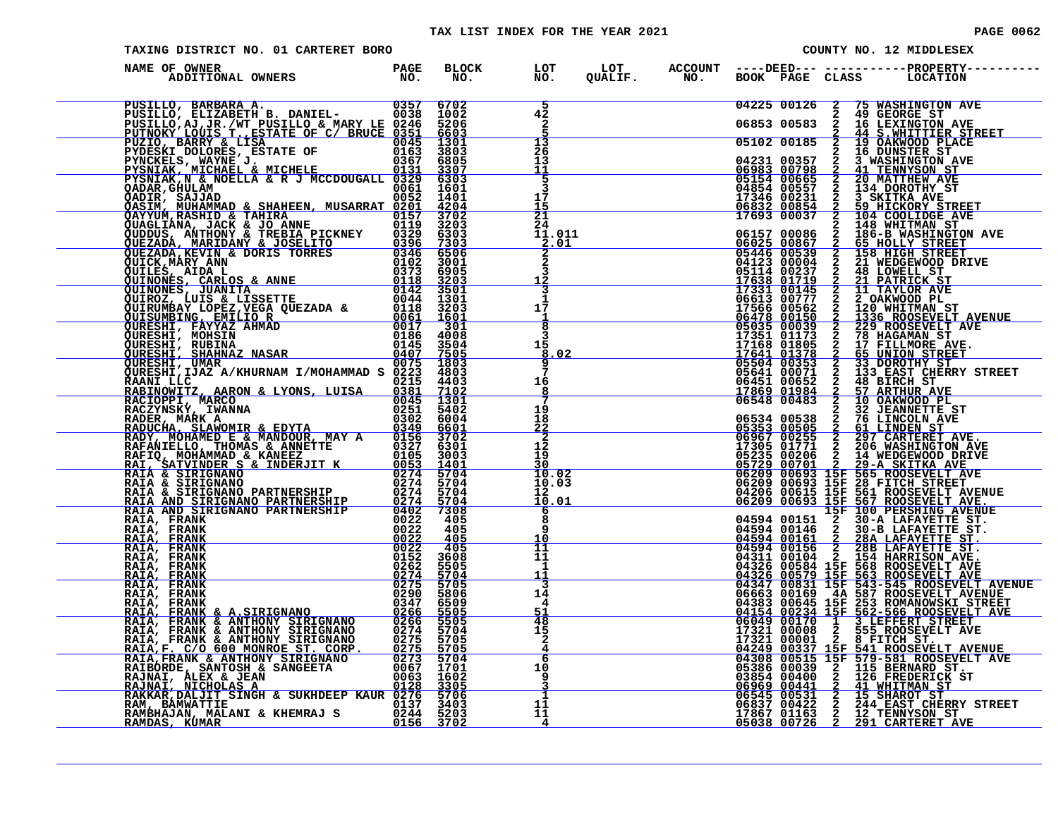TAX LIST INDEX FOR THE YEAR 2021

TAXING DISTRICT NO. 01 CARTERET BORO

COUNTY NO. 12 MIDDLESEX

| NAME OF OWNER ADDITIONAL OWNERS | PAGE NO. | BLOCK NO. | LOT NO. | LOT QUALIF. | ACCOUNT NO. | DEED BOOK | DEED PAGE | CLASS | PROPERTY LOCATION |
|---|---|---|---|---|---|---|---|---|---|
| PUSILLO, BARBARA A. | 0357 | 6702 | 5 | | | 04225 | 00126 | 2 | 75 WASHINGTON AVE |
| PUSILLO, ELIZABETH B. DANIEL- | 0038 | 1002 | 42 | | | | | 2 | 49 GEORGE ST |
| PUSILLO,AJ,JR./WT PUSILLO & MARY LE | 0246 | 5206 | 2 | | | 06853 | 00583 | 2 | 16 LEXINGTON AVE |
| PUTNOKY LOUIS T.,ESTATE OF C/ BRUCE | 0351 | 6603 | 5 | | | | | 2 | 44 S.WHITTIER STREET |
| PUZIO, BARRY & LISA | 0045 | 1301 | 13 | | | 05102 | 00185 | 2 | 19 OAKWOOD PLACE |
| PYDESKI DOLORES, ESTATE OF | 0163 | 3803 | 26 | | | | | 2 | 16 DUNSTER ST |
| PYNCKELS, WAYNE J. | 0367 | 6805 | 13 | | | 04231 | 00357 | 2 | 3 WASHINGTON AVE |
| PYSNIAK, MICHAEL & MICHELE | 0131 | 3307 | 11 | | | 06983 | 00798 | 2 | 41 TENNYSON ST |
| PYSNIAK,N & NOELLA & R J MCCDOUGALL | 0329 | 6303 | 5 | | | 05154 | 00665 | 2 | 20 MATTHEW AVE |
| QADAR,GHULAM | 0061 | 1601 | 3 | | | 04854 | 00557 | 2 | 134 DOROTHY ST |
| QADIR, SAJJAD | 0052 | 1401 | 17 | | | 17346 | 00231 | 2 | 3 SKITKA AVE |
| QASIM, MUHAMMAD & SHAHEEN, MUSARRAT | 0201 | 4204 | 15 | | | 06832 | 00854 | 2 | 59 HICKORY STREET |
| QAYYUM,RASHID & TAHIRA | 0157 | 3702 | 21 | | | 17693 | 00037 | 2 | 104 COOLIDGE AVE |
| QUAGLIANA, JACK & JO ANNE | 0119 | 3203 | 24 | | | | | 2 | 148 WHITMAN ST |
| QUDDUS, ANTHONY & TREBIA PICKNEY | 0329 | 6303 | 11.011 | | | 06157 | 00086 | 2 | 186-B WASHINGTON AVE |
| QUEZADA, MARIDANY & JOSELITO | 0396 | 7303 | 2.01 | | | 06025 | 00867 | 2 | 65 HOLLY STREET |
| QUEZADA,KEVIN & DORIS TORRES | 0346 | 6506 | 2 | | | 05446 | 00539 | 2 | 158 HIGH STREET |
| QUICK,MARY ANN | 0102 | 3001 | 2 | | | 04123 | 00004 | 2 | 21 WEDGEWOOD DRIVE |
| QUILES, AIDA L | 0373 | 6905 | 3 | | | 05114 | 00237 | 2 | 48 LOWELL ST |
| QUINONES, CARLOS & ANNE | 0118 | 3203 | 12 | | | 17638 | 01719 | 2 | 21 PATRICK ST |
| QUINONES, JUANITA | 0142 | 3501 | 3 | | | 17331 | 00145 | 2 | 11 TAYLOR AVE |
| QUIROZ, LUIS & LISSETTE | 0044 | 1301 | 1 | | | 06613 | 00777 | 2 | 2 OAKWOOD PL |
| QUIRUMBAY LOPEZ,VEGA QUEZADA & | 0118 | 3203 | 17 | | | 17566 | 00562 | 2 | 120 WHITMAN ST |
| QUISUMBING, EMILIO R | 0061 | 1601 | 1 | | | 06478 | 00150 | 2 | 1336 ROOSEVELT AVENUE |
| QURESHI, FAYYAZ AHMAD | 0017 | 301 | 8 | | | 05035 | 00039 | 2 | 229 ROOSEVELT AVE |
| QURESHI, MOHSIN | 0186 | 4008 | 3 | | | 17351 | 01173 | 2 | 78 HAGAMAN ST |
| QURESHI, RUBINA | 0145 | 3504 | 15 | | | 17168 | 01805 | 2 | 17 FILLMORE AVE. |
| QURESHI, SHAHNAZ NASAR | 0407 | 7505 | 8.02 | | | 17641 | 01378 | 2 | 65 UNION STREET |
| QURESHI, UMAR | 0075 | 1803 | 9 | | | 05504 | 00353 | 2 | 33 DOROTHY ST |
| QURESHI,IJAZ A/KHURNAM I/MOHAMMAD S | 0223 | 4803 | 7 | | | 05641 | 00071 | 2 | 133 EAST CHERRY STREET |
| RAANI LLC | 0215 | 4403 | 16 | | | 06451 | 00652 | 2 | 48 BIRCH ST |
| RABINOWITZ, AARON & LYONS, LUISA | 0381 | 7102 | 8 | | | 17869 | 01984 | 2 | 57 ARTHUR AVE |
| RACIOPPI, MARCO | 0045 | 1301 | 7 | | | 06548 | 00483 | 2 | 10 OAKWOOD PL |
| RACZYNSKY, IWANNA | 0251 | 5402 | 19 | | | | | 2 | 32 JEANNETTE ST |
| RADER, MARK A | 0302 | 6004 | 18 | | | 06534 | 00538 | 2 | 76 LINCOLN AVE |
| RADUCHA, SLAWOMIR & EDYTA | 0349 | 6601 | 22 | | | 05353 | 00505 | 2 | 61 LINDEN ST |
| RADY, MOHAMED E & MANDOUR, MAY A | 0156 | 3702 | 2 | | | 06967 | 00255 | 2 | 297 CARTERET AVE. |
| RAFANIELLO, THOMAS & ANNETTE | 0327 | 6301 | 12 | | | 17305 | 01771 | 2 | 206 WASHINGTON AVE |
| RAFIQ, MOHAMMAD & KANEEZ | 0105 | 3003 | 19 | | | 05235 | 00206 | 2 | 14 WEDGEWOOD DRIVE |
| RAI, SATVINDER S & INDERJIT K | 0053 | 1401 | 30 | | | 05729 | 00701 | 2 | 29-A SKITKA AVE |
| RAIA & SIRIGNANO | 0274 | 5704 | 10.02 | | | 06209 | 00693 | 15F | 565 ROOSEVELT AVE |
| RAIA & SIRIGNANO | 0274 | 5704 | 10.03 | | | 06209 | 00693 | 15F | 28 FITCH STREET |
| RAIA & SIRIGNANO PARTNERSHIP | 0274 | 5704 | 12 | | | 04206 | 00615 | 15F | 561 ROOSEVELT AVENUE |
| RAIA AND SIRIGNANO PARTNERSHIP | 0274 | 5704 | 10.01 | | | 06209 | 00693 | 15F | 567 ROOSEVELT AVE. |
| RAIA AND SIRIGNANO PARTNERSHIP | 0402 | 7308 | 6 | | | | | 15F | 100 PERSHING AVENUE |
| RAIA, FRANK | 0022 | 405 | 8 | | | 04594 | 00151 | 2 | 30-A LAFAYETTE ST. |
| RAIA, FRANK | 0022 | 405 | 9 | | | 04594 | 00146 | 2 | 30-B LAFAYETTE ST. |
| RAIA, FRANK | 0022 | 405 | 10 | | | 04594 | 00161 | 2 | 28A LAFAYETTE ST. |
| RAIA, FRANK | 0022 | 405 | 11 | | | 04594 | 00156 | 2 | 28B LAFAYETTE ST. |
| RAIA, FRANK | 0152 | 3608 | 11 | | | 04311 | 00104 | 2 | 154 HARRISON AVE. |
| RAIA, FRANK | 0262 | 5505 | 1 | | | 04326 | 00584 | 15F | 568 ROOSEVELT AVE |
| RAIA, FRANK | 0274 | 5704 | 11 | | | 04326 | 00579 | 15F | 563 ROOSEVELT AVE |
| RAIA, FRANK | 0275 | 5705 | 3 | | | 04347 | 00831 | 15F | 543-545 ROOSEVELT AVENUE |
| RAIA, FRANK | 0290 | 5806 | 14 | | | 06663 | 00169 | 4A | 587 ROOSEVELT AVENUE |
| RAIA, FRANK | 0347 | 6509 | 4 | | | 04383 | 00645 | 15F | 253 ROMANOWSKI STREET |
| RAIA, FRANK & A.SIRIGNANO | 0266 | 5505 | 51 | | | 04154 | 00234 | 15F | 562-566 ROOSEVELT AVE |
| RAIA, FRANK & ANTHONY SIRIGNANO | 0266 | 5505 | 48 | | | 06049 | 00170 | 1 | 3 LEFFERT STREET |
| RAIA, FRANK & ANTHONY SIRIGNANO | 0274 | 5704 | 15 | | | 17321 | 00008 | 2 | 555 ROOSEVELT AVE |
| RAIA, FRANK & ANTHONY SIRIGNANO | 0275 | 5705 | 2 | | | 17321 | 00001 | 2 | 8 FITCH ST. |
| RAIA,F. C/O 600 MONROE ST. CORP. | 0275 | 5705 | 4 | | | 04249 | 00337 | 15F | 541 ROOSEVELT AVENUE |
| RAIA,FRANK & ANTHONY SIRIGNANO | 0273 | 5704 | 6 | | | 04308 | 00515 | 15F | 579-581 ROOSEVELT AVE |
| RAIBORDE, SANTOSH & SANGEETA | 0067 | 1701 | 10 | | | 05386 | 00039 | 2 | 115 BERNARD ST. |
| RAJNAI, ALEX & JEAN | 0063 | 1602 | 9 | | | 03854 | 00400 | 2 | 126 FREDERICK ST |
| RAJNAI, NICHOLAS A | 0128 | 3305 | 3 | | | 06969 | 00441 | 2 | 41 WHITMAN ST |
| RAKKAR,DALJIT SINGH & SUKHDEEP KAUR | 0276 | 5706 | 1 | | | 06545 | 00531 | 2 | 15 SHAROT ST |
| RAM, BAMWATTIE | 0137 | 3403 | 11 | | | 06837 | 00422 | 2 | 244 EAST CHERRY STREET |
| RAMBHAJAN, MALANI & KHEMRAJ S | 0244 | 5203 | 11 | | | 17867 | 01163 | 2 | 12 TENNYSON ST |
| RAMDAS, KUMAR | 0156 | 3702 | 4 | | | 05038 | 00726 | 2 | 291 CARTERET AVE |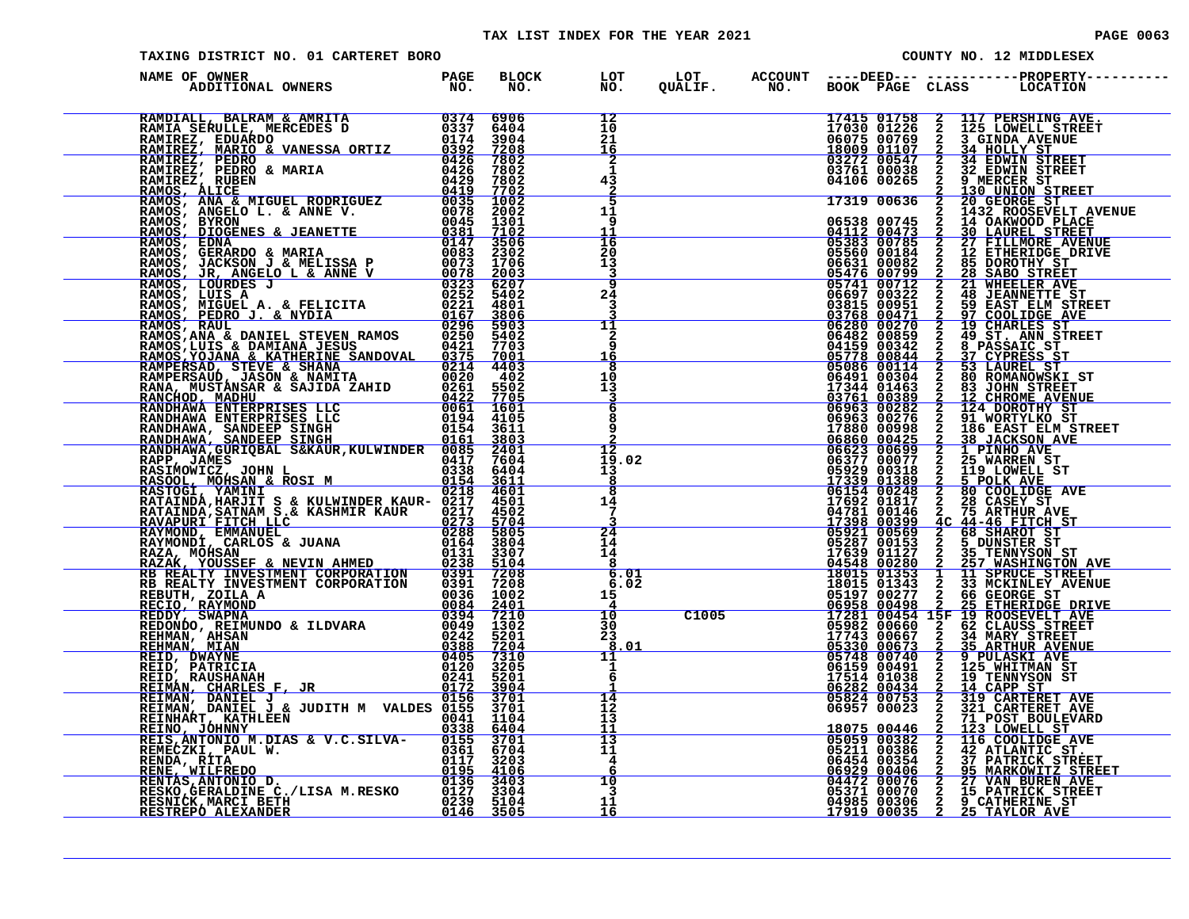# TAX LIST INDEX FOR THE YEAR 2021

TAXING DISTRICT NO. 01 CARTERET BORO — COUNTY NO. 12 MIDDLESEX

| NAME OF OWNER / ADDITIONAL OWNERS | PAGE NO. | BLOCK NO. | LOT NO. | LOT QUALIF. | ACCOUNT NO. | DEED BOOK | DEED PAGE | CLASS | PROPERTY LOCATION |
|---|---|---|---|---|---|---|---|---|---|
| RAMDIALL, BALRAM & AMRITA | 0374 | 6906 | 12 | | | 17415 | 01758 | 2 | 117 PERSHING AVE. |
| RAMIA SERULLE, MERCEDES D | 0337 | 6404 | 10 | | | 17030 | 01226 | 2 | 125 LOWELL STREET |
| RAMIREZ, EDUARDO | 0174 | 3904 | 21 | | | 06075 | 00769 | 2 | 3 GINDA AVENUE |
| RAMIREZ, MARIO & VANESSA ORTIZ | 0392 | 7208 | 16 | | | 18009 | 01107 | 2 | 34 HOLLY ST |
| RAMIREZ, PEDRO | 0426 | 7802 | 2 | | | 03272 | 00547 | 2 | 34 EDWIN STREET |
| RAMIREZ, PEDRO & MARIA | 0426 | 7802 | 1 | | | 03761 | 00038 | 2 | 32 EDWIN STREET |
| RAMIREZ, RUBEN | 0429 | 7802 | 43 | | | 04106 | 00265 | 2 | 9 MERCER ST |
| RAMOS, ALICE | 0419 | 7702 | 2 | | | | | 2 | 130 UNION STREET |
| RAMOS, ANA & MIGUEL RODRIGUEZ | 0035 | 1002 | 5 | | | 17319 | 00636 | 2 | 20 GEORGE ST |
| RAMOS, ANGELO L. & ANNE V. | 0078 | 2002 | 11 | | | | | 2 | 1432 ROOSEVELT AVENUE |
| RAMOS, BYRON | 0045 | 1301 | 9 | | | 06538 | 00745 | 2 | 14 OAKWOOD PLACE |
| RAMOS, DIOGENES & JEANETTE | 0381 | 7102 | 11 | | | 04112 | 00473 | 2 | 30 LAUREL STREET |
| RAMOS, EDNA | 0147 | 3506 | 16 | | | 05383 | 00785 | 2 | 27 FILLMORE AVENUE |
| RAMOS, GERARDO & MARIA | 0083 | 2302 | 20 | | | 05560 | 00184 | 2 | 12 ETHERIDGE DRIVE |
| RAMOS, JACKSON J & MELISSA P | 0073 | 1706 | 13 | | | 06631 | 00082 | 2 | 85 DOROTHY ST |
| RAMOS, JR, ANGELO L & ANNE V | 0078 | 2003 | 3 | | | 05476 | 00799 | 2 | 28 SABO STREET |
| RAMOS, LOURDES J | 0323 | 6207 | 9 | | | 05741 | 00712 | 2 | 21 WHEELER AVE |
| RAMOS, LUIS A | 0252 | 5402 | 24 | | | 06697 | 00322 | 2 | 48 JEANNETTE ST |
| RAMOS, MIGUEL A. & FELICITA | 0221 | 4801 | 3 | | | 03815 | 00951 | 2 | 59 EAST ELM STREET |
| RAMOS, PEDRO J. & NYDIA | 0167 | 3806 | 3 | | | 03768 | 00471 | 2 | 97 COOLIDGE AVE |
| RAMOS, RAUL | 0296 | 5903 | 11 | | | 06280 | 00270 | 2 | 19 CHARLES ST |
| RAMOS,ANA & DANIEL STEVEN RAMOS | 0250 | 5402 | 2 | | | 06482 | 00859 | 2 | 49 ST. ANN STREET |
| RAMOS,LUIS & DAMIANA JESUS | 0421 | 7703 | 9 | | | 04159 | 00342 | 2 | 8 PASSAIC ST |
| RAMOS,YOJANA & KATHERINE SANDOVAL | 0375 | 7001 | 16 | | | 05778 | 00844 | 2 | 37 CYPRESS ST |
| RAMPERSAD, STEVE & SHANA | 0214 | 4403 | 8 | | | 05086 | 00114 | 2 | 53 LAUREL ST |
| RAMPERSAUD, JASON & NAMITA | 0020 | 402 | 10 | | | 06491 | 00304 | 2 | 80 ROMANOWSKI ST |
| RANA, MUSTANSAR & SAJIDA ZAHID | 0261 | 5502 | 13 | | | 17344 | 01463 | 2 | 33 JOHN STREET |
| RANCHOD, MADHU | 0422 | 7705 | 3 | | | 03761 | 00389 | 2 | 12 CHROME AVENUE |
| RANDHAWA ENTERPRISES LLC | 0061 | 1601 | 6 | | | 06963 | 00282 | 2 | 124 DOROTHY ST |
| RANDHAWA ENTERPRISES LLC | 0194 | 4105 | 8 | | | 06963 | 00276 | 2 | 91 WORTYLKO ST |
| RANDHAWA, SANDEEP SINGH | 0154 | 3611 | 9 | | | 17880 | 00998 | 2 | 186 EAST ELM STREET |
| RANDHAWA, SANDEEP SINGH | 0161 | 3803 | 2 | | | 06860 | 00425 | 2 | 38 JACKSON AVE |
| RANDHAWA,GURIQBAL S&KAUR,KULWINDER | 0085 | 2401 | 12 | | | 06623 | 00699 | 2 | 1 PINHO AVE |
| RAPP, JAMES | 0417 | 7604 | 19.02 | | | 06377 | 00077 | 2 | 25 WARREN ST |
| RASIMOWICZ, JOHN L | 0338 | 6404 | 13 | | | 05929 | 00318 | 2 | 119 LOWELL ST |
| RASOOL, MOHSAN & ROSI M | 0154 | 3611 | 8 | | | 17339 | 01389 | 2 | 5 POLK AVE |
| RASTOGI, YAMINI | 0218 | 4601 | 8 | | | 06154 | 00248 | 2 | 80 COOLIDGE AVE |
| RATAINDA,HARJIT S & KULWINDER KAUR- | 0217 | 4501 | 14 | | | 17692 | 01817 | 2 | 28 CASEY ST |
| RATAINDA,SATNAM S.& KASHMIR KAUR | 0217 | 4502 | 7 | | | 04781 | 00146 | 2 | 75 ARTHUR AVE |
| RAVAPURI FITCH LLC | 0273 | 5704 | 3 | | | 17398 | 00399 | 4C | 44-46 FITCH ST |
| RAYMOND, EMMANUEL | 0288 | 5805 | 24 | | | 05921 | 00569 | 2 | 68 SHAROT ST |
| RAYMONDI, CARLOS & JUANA | 0164 | 3804 | 14 | | | 05287 | 00153 | 2 | 5 DUNSTER ST |
| RAZA, MOHSAN | 0131 | 3307 | 14 | | | 17639 | 01127 | 2 | 35 TENNYSON ST |
| RAZAK, YOUSSEF & NEVIN AHMED | 0238 | 5104 | 8 | | | 04548 | 00280 | 2 | 257 WASHINGTON AVE |
| RB REALTY INVESTMENT CORPORATION | 0391 | 7208 | 6.01 | | | 18015 | 01353 | 1 | 11 SPRUCE STREET |
| RB REALTY INVESTMENT CORPORATION | 0391 | 7208 | 6.02 | | | 18015 | 01343 | 2 | 33 MCKINLEY AVENUE |
| REBUTH, ZOILA A | 0036 | 1002 | 15 | | | 05197 | 00277 | 2 | 66 GEORGE ST |
| RECIO, RAYMOND | 0084 | 2401 | 4 | | | 06958 | 00498 | 2 | 25 ETHERIDGE DRIVE |
| REDDY, SWAPNA | 0394 | 7210 | 10 | C1005 | | 17281 | 00454 | 15F | 19 ROOSEVELT AVE |
| REDONDO, REIMUNDO & ILDVARA | 0049 | 1302 | 30 | | | 05982 | 00660 | 2 | 62 CLAUSS STREET |
| REHMAN, AHSAN | 0242 | 5201 | 23 | | | 17743 | 00667 | 2 | 34 MARY STREET |
| REHMAN, MIAN | 0388 | 7204 | 8.01 | | | 05330 | 00673 | 2 | 35 ARTHUR AVENUE |
| REID, DWAYNE | 0405 | 7310 | 11 | | | 05748 | 00740 | 2 | 9 PULASKI AVE |
| REID, PATRICIA | 0120 | 3205 | 1 | | | 06159 | 00491 | 2 | 125 WHITMAN ST |
| REID, RAUSHANAH | 0241 | 5201 | 6 | | | 17514 | 01038 | 2 | 19 TENNYSON ST |
| REIMAN, CHARLES F, JR | 0172 | 3904 | 1 | | | 06282 | 00434 | 2 | 14 CAPP ST |
| REIMAN, DANIEL J | 0156 | 3701 | 14 | | | 05824 | 00753 | 2 | 319 CARTERET AVE |
| REIMAN, DANIEL J & JUDITH M VALDES | 0155 | 3701 | 12 | | | 06957 | 00023 | 2 | 321 CARTERET AVE |
| REINHART, KATHLEEN | 0041 | 1104 | 13 | | | | | 2 | 71 POST BOULEVARD |
| REINO, JOHNNY | 0338 | 6404 | 11 | | | 18075 | 00446 | 2 | 123 LOWELL ST |
| REIS,ANTONIO M.DIAS & V.C.SILVA- | 0155 | 3701 | 13 | | | 05059 | 00382 | 2 | 116 COOLIDGE AVE |
| REMECZKI, PAUL W. | 0361 | 6704 | 11 | | | 05211 | 00386 | 2 | 42 ATLANTIC ST. |
| RENDA, RITA | 0117 | 3203 | 4 | | | 06454 | 00354 | 2 | 37 PATRICK STREET |
| RENE, WILFREDO | 0195 | 4106 | 6 | | | 06929 | 00406 | 2 | 95 MARKOWITZ STREET |
| RENTAS,ANTONIO D. | 0136 | 3403 | 10 | | | 04472 | 00076 | 2 | 27 VAN BUREN AVE |
| RESKO,GERALDINE C./LISA M.RESKO | 0127 | 3304 | 3 | | | 05371 | 00070 | 2 | 15 PATRICK STREET |
| RESNICK,MARCI BETH | 0239 | 5104 | 11 | | | 04985 | 00306 | 2 | 9 CATHERINE ST |
| RESTREPO ALEXANDER | 0146 | 3505 | 16 | | | 17919 | 00035 | 2 | 25 TAYLOR AVE |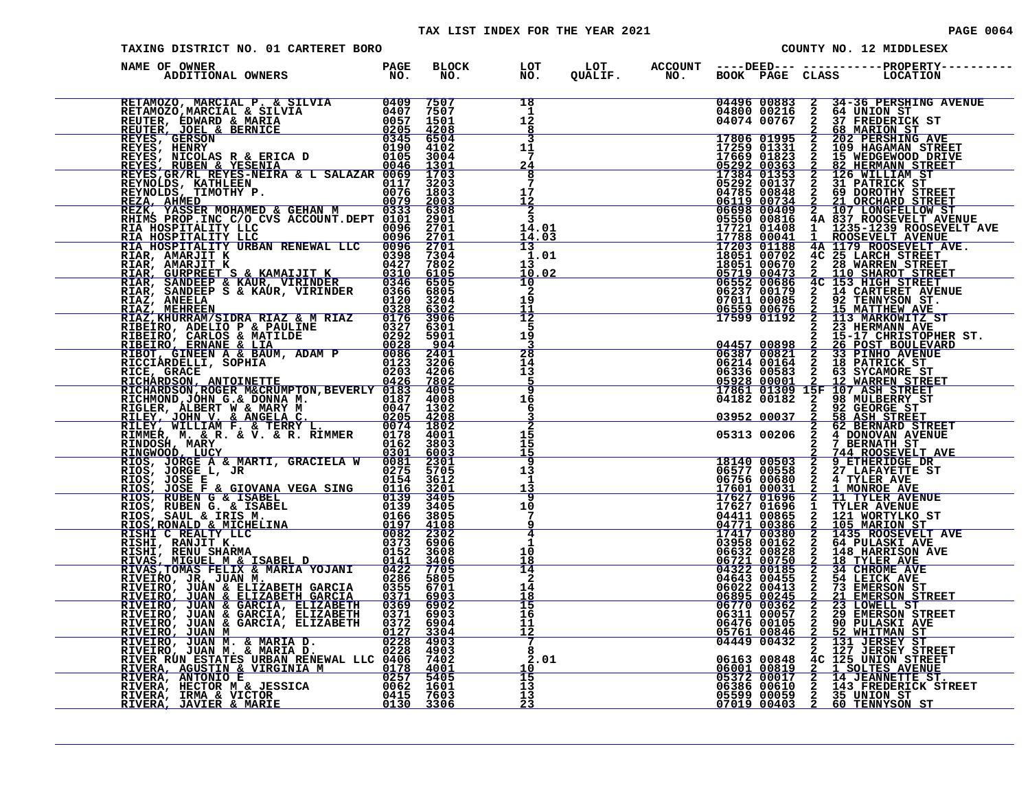TAX LIST INDEX FOR THE YEAR 2021

TAXING DISTRICT NO. 01 CARTERET BORO

COUNTY NO. 12 MIDDLESEX

| NAME OF OWNER ADDITIONAL OWNERS | PAGE NO. | BLOCK NO. | LOT NO. | LOT QUALIF. | ACCOUNT NO. | DEED BOOK | DEED PAGE | CLASS | PROPERTY LOCATION |
|---|---|---|---|---|---|---|---|---|---|
| RETAMOZO, MARCIAL P. & SILVIA | 0409 | 7507 | 18 | | | 04496 | 00883 | 2 | 34-36 PERSHING AVENUE |
| RETAMOZO,MARCIAL & SILVIA | 0407 | 7507 | 1 | | | 04800 | 00216 | 2 | 64 UNION ST |
| REUTER, EDWARD & MARIA | 0057 | 1501 | 12 | | | 04074 | 00767 | 2 | 37 FREDERICK ST |
| REUTER, JOEL & BERNICE | 0205 | 4208 | 8 | | | | | 2 | 68 MARION ST |
| REYES, GERSON | 0345 | 6504 | 3 | | | 17806 | 01995 | 2 | 202 PERSHING AVE |
| REYES, HENRY | 0190 | 4102 | 11 | | | 17259 | 01331 | 2 | 109 HAGAMAN STREET |
| REYES, NICOLAS R & ERICA D | 0105 | 3004 | 7 | | | 17669 | 01823 | 2 | 15 WEDGEWOOD DRIVE |
| REYES, RUBEN & YESENIA | 0046 | 1301 | 24 | | | 05292 | 00363 | 2 | 82 HERMANN STREET |
| REYES,GR/RL REYES-NEIRA & L SALAZAR | 0069 | 1703 | 8 | | | 17384 | 01353 | 2 | 126 WILLIAM ST |
| REYNOLDS, KATHLEEN | 0117 | 3203 | 7 | | | 05292 | 00137 | 2 | 31 PATRICK ST |
| REYNOLDS, TIMOTHY P. | 0076 | 1803 | 17 | | | 04785 | 00848 | 2 | 69 DOROTHY STREET |
| REZA, AHMED | 0079 | 2003 | 12 | | | 06119 | 00734 | 2 | 21 ORCHARD STREET |
| REZK, YASSER MOHAMED & GEHAN M | 0333 | 6308 | 2 | | | 06698 | 00409 | 2 | 107 LONGFELLOW ST |
| RHIMS PROP.INC C/O CVS ACCOUNT.DEPT | 0101 | 2901 | 3 | | | 05550 | 00816 | 4A | 837 ROOSEVELT AVENUE |
| RIA HOSPITALITY LLC | 0096 | 2701 | 14.01 | | | 17721 | 01408 | 1 | 1235-1239 ROOSEVELT AVE |
| RIA HOSPITALITY LLC | 0096 | 2701 | 14.03 | | | 17788 | 00041 | 1 | ROOSEVELT AVENUE |
| RIA HOSPITALITY URBAN RENEWAL LLC | 0096 | 2701 | 13 | | | 17203 | 01188 | 4A | 1179 ROOSEVELT AVE. |
| RIAR, AMARJIT K | 0398 | 7304 | 1.01 | | | 18051 | 00702 | 4C | 25 LARCH STREET |
| RIAR, AMARJIT K | 0427 | 7802 | 13 | | | 18051 | 00670 | 2 | 28 WARREN STREET |
| RIAR, GURPREET S & KAMAIJIT K | 0310 | 6105 | 10.02 | | | 05719 | 00473 | 2 | 110 SHAROT STREET |
| RIAR, SANDEEP & KAUR, VIRINDER | 0346 | 6505 | 10 | | | 06552 | 00686 | 4C | 153 HIGH STREET |
| RIAR, SANDEEP S & KAUR, VIRINDER | 0366 | 6805 | 2 | | | 06237 | 00179 | 2 | 14 CARTERET AVENUE |
| RIAZ, ANEELA | 0120 | 3204 | 19 | | | 07011 | 00085 | 2 | 92 TENNYSON ST. |
| RIAZ, MEHREEN | 0328 | 6302 | 11 | | | 06559 | 00676 | 2 | 15 MATTHEW AVE |
| RIAZ,KHURRAM/SIDRA RIAZ & M RIAZ | 0176 | 3906 | 12 | | | 17599 | 01192 | 2 | 113 MARKOWITZ ST |
| RIBEIRO, ADELIO P & PAULINE | 0327 | 6301 | 5 | | | | | 2 | 23 HERMANN AVE |
| RIBEIRO, CARLOS & MATILDE | 0292 | 5901 | 19 | | | | | 2 | 15-17 CHRISTOPHER ST. |
| RIBEIRO, ERNANE & LIA | 0028 | 904 | 3 | | | 04457 | 00898 | 2 | 26 POST BOULEVARD |
| RIBOT, GINEEN A & BAUM, ADAM P | 0086 | 2401 | 28 | | | 06387 | 00821 | 2 | 33 PINHO AVENUE |
| RICCIARDELLI, SOPHIA | 0123 | 3206 | 14 | | | 06214 | 00164 | 2 | 18 PATRICK ST |
| RICE, GRACE | 0203 | 4206 | 13 | | | 06336 | 00583 | 2 | 63 SYCAMORE ST |
| RICHARDSON, ANTOINETTE | 0426 | 7802 | 5 | | | 05928 | 00001 | 2 | 12 WARREN STREET |
| RICHARDSON,ROGER M&CRUMPTON,BEVERLY | 0183 | 4005 | 9 | | | 17861 | 01309 | 15F | 107 ASH STREET |
| RICHMOND,JOHN G.& DONNA M. | 0187 | 4008 | 16 | | | 04182 | 00182 | 2 | 98 MULBERRY ST |
| RIGLER, ALBERT W & MARY M | 0047 | 1302 | 6 | | | | | 2 | 92 GEORGE ST |
| RILEY, JOHN V. & ANGELA C. | 0205 | 4208 | 3 | | | 03952 | 00037 | 2 | 58 ASH STREET |
| RILEY, WILLIAM F. & TERRY L. | 0074 | 1802 | 2 | | | | | 2 | 62 BERNARD STREET |
| RIMMER, M. & R. & V. & R. RIMMER | 0178 | 4001 | 15 | | | 05313 | 00206 | 2 | 4 DONOVAN AVENUE |
| RINDOSH, MARY | 0162 | 3803 | 15 | | | | | 2 | 7 BERNATH ST |
| RINGWOOD, LUCY | 0301 | 6003 | 15 | | | | | 2 | 744 ROOSEVELT AVE |
| RIOS, JORGE A & MARTI, GRACIELA W | 0081 | 2301 | 9 | | | 18140 | 00503 | 2 | 9 ETHERIDGE DR |
| RIOS, JORGE L, JR | 0275 | 5705 | 13 | | | 06577 | 00558 | 2 | 27 LAFAYETTE ST |
| RIOS, JOSE E | 0154 | 3612 | 1 | | | 06756 | 00680 | 2 | 4 TYLER AVE |
| RIOS, JOSE F & GIOVANA VEGA SING | 0116 | 3201 | 13 | | | 17601 | 00031 | 2 | 1 MONROE AVE |
| RIOS, RUBEN G & ISABEL | 0139 | 3405 | 9 | | | 17627 | 01696 | 2 | 11 TYLER AVENUE |
| RIOS, RUBEN G. & ISABEL | 0139 | 3405 | 10 | | | 17627 | 01696 | 1 | TYLER AVENUE |
| RIOS, SAUL & IRIS M. | 0166 | 3805 | 7 | | | 04411 | 00865 | 2 | 121 WORTYLKO ST |
| RIOS,RONALD & MICHELINA | 0197 | 4108 | 9 | | | 04771 | 00386 | 2 | 105 MARION ST |
| RISHI C REALTY LLC | 0082 | 2302 | 4 | | | 17417 | 00380 | 2 | 1435 ROOSEVELT AVE |
| RISHI, RANJIT K. | 0373 | 6906 | 1 | | | 03958 | 00162 | 2 | 64 PULASKI AVE |
| RISHI, RENU SHARMA | 0152 | 3608 | 10 | | | 06632 | 00828 | 2 | 148 HARRISON AVE |
| RIVAS, MIGUEL M & ISABEL D | 0141 | 3406 | 18 | | | 06721 | 00750 | 2 | 18 TYLER AVE |
| RIVAS,TOMAS FELIX & MARIA YOJANI | 0422 | 7705 | 14 | | | 04322 | 00185 | 2 | 34 CHROME AVE |
| RIVEIRO, JR, JUAN M. | 0286 | 5805 | 2 | | | 04643 | 00455 | 2 | 54 LEICK AVE |
| RIVEIRO, JUAN & ELIZABETH GARCIA | 0355 | 6701 | 14 | | | 06022 | 00413 | 2 | 73 EMERSON ST |
| RIVEIRO, JUAN & ELIZABETH GARCIA | 0371 | 6903 | 18 | | | 06895 | 00245 | 2 | 21 EMERSON STREET |
| RIVEIRO, JUAN & GARCIA, ELIZABETH | 0369 | 6902 | 15 | | | 06770 | 00362 | 2 | 23 LOWELL ST |
| RIVEIRO, JUAN & GARCIA, ELIZABETH | 0371 | 6903 | 16 | | | 06311 | 00057 | 2 | 29 EMERSON STREET |
| RIVEIRO, JUAN & GARCIA, ELIZABETH | 0372 | 6904 | 11 | | | 06476 | 00105 | 2 | 90 PULASKI AVE |
| RIVEIRO, JUAN M | 0127 | 3304 | 12 | | | 05761 | 00846 | 2 | 52 WHITMAN ST |
| RIVEIRO, JUAN M. & MARIA D. | 0228 | 4903 | 7 | | | 04449 | 00432 | 2 | 131 JERSEY ST |
| RIVEIRO, JUAN M. & MARIA D. | 0228 | 4903 | 8 | | | | | 2 | 127 JERSEY STREET |
| RIVER RUN ESTATES URBAN RENEWAL LLC | 0406 | 7402 | 2.01 | | | 06163 | 00848 | 4C | 125 UNION STREET |
| RIVERA, AGUSTIN & VIRGINIA M | 0178 | 4001 | 10 | | | 06001 | 00819 | 2 | 1 SOLTES AVENUE |
| RIVERA, ANTONIO E | 0257 | 5405 | 15 | | | 05372 | 00017 | 2 | 14 JEANNETTE ST. |
| RIVERA, HECTOR M & JESSICA | 0062 | 1601 | 13 | | | 06386 | 00610 | 2 | 143 FREDERICK STREET |
| RIVERA, IRMA & VICTOR | 0415 | 7603 | 13 | | | 05599 | 00059 | 2 | 35 UNION ST |
| RIVERA, JAVIER & MARIE | 0130 | 3306 | 23 | | | 07019 | 00403 | 2 | 60 TENNYSON ST |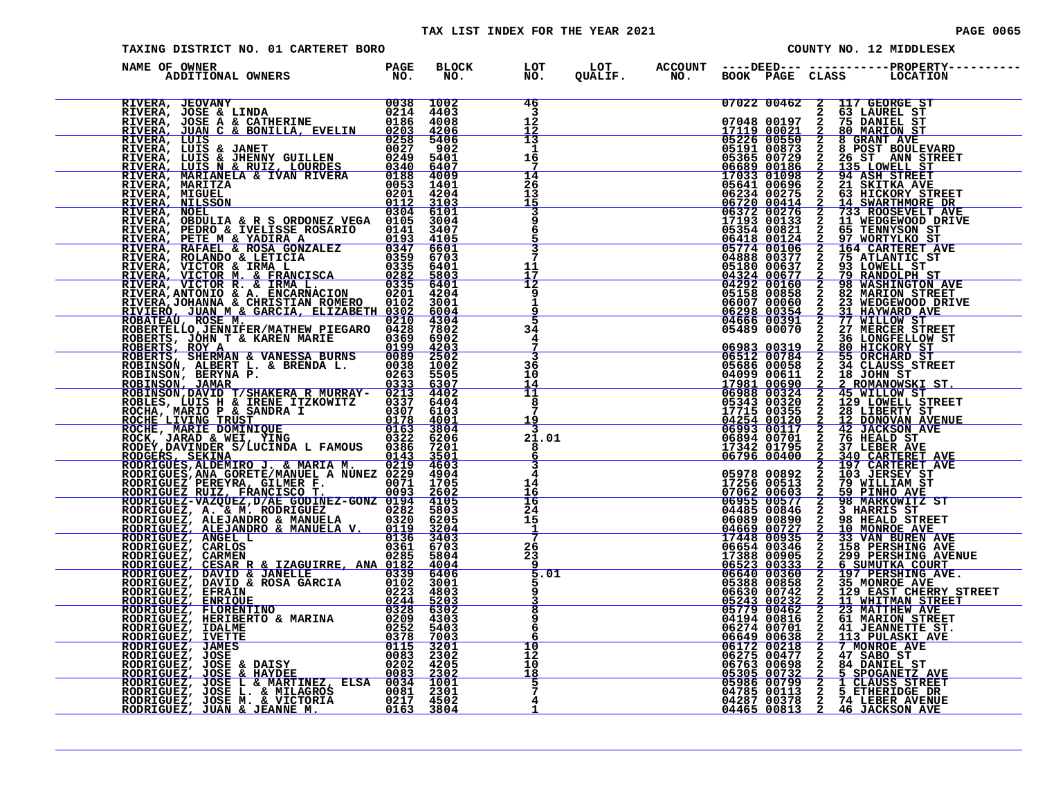# TAX LIST INDEX FOR THE YEAR 2021

TAXING DISTRICT NO. 01 CARTERET BORO

COUNTY NO. 12 MIDDLESEX

| NAME OF OWNER ADDITIONAL OWNERS | PAGE NO. | BLOCK NO. | LOT NO. | LOT QUALIF. | ACCOUNT NO. | DEED BOOK | DEED PAGE | CLASS | PROPERTY LOCATION |
|---|---|---|---|---|---|---|---|---|---|
| RIVERA, JEOVANY | 0038 | 1002 | 46 | | | 07022 | 00462 | 2 | 117 GEORGE ST |
| RIVERA, JOSE & LINDA | 0214 | 4403 | 3 | | | | | 2 | 63 LAUREL ST |
| RIVERA, JOSE A & CATHERINE | 0186 | 4008 | 12 | | | 07048 | 00197 | 2 | 75 DANIEL ST |
| RIVERA, JUAN C & BONILLA, EVELIN | 0203 | 4206 | 12 | | | 17119 | 00021 | 2 | 80 MARION ST |
| RIVERA, LUIS | 0258 | 5406 | 13 | | | 05226 | 00550 | 2 | 8 GRANT AVE |
| RIVERA, LUIS & JANET | 0027 | 902 | 1 | | | 05191 | 00873 | 2 | 8 POST BOULEVARD |
| RIVERA, LUIS & JHENNY GUILLEN | 0249 | 5401 | 16 | | | 05365 | 00729 | 2 | 26 ST ANN STREET |
| RIVERA, LUIS N & RUIZ, LOURDES | 0340 | 6407 | 7 | | | 06689 | 00186 | 2 | 135 LOWELL ST |
| RIVERA, MARIANELA & IVAN RIVERA | 0188 | 4009 | 14 | | | 17033 | 01098 | 2 | 94 ASH STREET |
| RIVERA, MARITZA | 0053 | 1401 | 26 | | | 05641 | 00696 | 2 | 21 SKITKA AVE |
| RIVERA, MIGUEL | 0201 | 4204 | 13 | | | 06234 | 00275 | 2 | 63 HICKORY STREET |
| RIVERA, NILSSON | 0112 | 3103 | 15 | | | 06720 | 00414 | 2 | 14 SWARTHMORE DR |
| RIVERA, NOEL | 0304 | 6101 | 3 | | | 06372 | 00276 | 2 | 733 ROOSEVELT AVE |
| RIVERA, OBDULIA & R S ORDONEZ VEGA | 0105 | 3004 | 9 | | | 17193 | 00133 | 2 | 11 WEDGEWOOD DRIVE |
| RIVERA, PEDRO & IVELISSE ROSARIO | 0141 | 3407 | 6 | | | 05354 | 00821 | 2 | 65 TENNYSON ST |
| RIVERA, PETE M & YADIRA A | 0193 | 4105 | 5 | | | 06418 | 00124 | 2 | 97 WORTYLKO ST |
| RIVERA, RAFAEL & ROSA GONZALEZ | 0347 | 6601 | 3 | | | 05774 | 00106 | 2 | 164 CARTERET AVE |
| RIVERA, ROLANDO & LETICIA | 0359 | 6703 | 7 | | | 04888 | 00377 | 2 | 75 ATLANTIC ST |
| RIVERA, VICTOR & IRMA L | 0335 | 6401 | 11 | | | 05180 | 00637 | 2 | 93 LOWELL ST |
| RIVERA, VICTOR M. & FRANCISCA | 0282 | 5803 | 17 | | | 04324 | 00677 | 2 | 79 RANDOLPH ST |
| RIVERA, VICTOR R. & IRMA L. | 0335 | 6401 | 12 | | | 04292 | 00160 | 2 | 98 WASHINGTON AVE |
| RIVERA,ANTONIO & A. ENCARNACION | 0201 | 4204 | 9 | | | 05158 | 00858 | 2 | 82 MARION STREET |
| RIVERA,JOHANNA & CHRISTIAN ROMERO | 0102 | 3001 | 1 | | | 06007 | 00060 | 2 | 23 WEDGEWOOD DRIVE |
| RIVIERO, JUAN M & GARCIA, ELIZABETH | 0302 | 6004 | 9 | | | 06298 | 00354 | 2 | 31 HAYWARD AVE |
| ROBATEAU, ROSE M. | 0210 | 4304 | 5 | | | 04666 | 00391 | 2 | 77 WILLOW ST |
| ROBERTELLO,JENNIFER/MATHEW PIEGARO | 0428 | 7802 | 34 | | | 05489 | 00070 | 2 | 27 MERCER STREET |
| ROBERTS, JOHN T & KAREN MARIE | 0369 | 6902 | 4 | | | | | 2 | 36 LONGFELLOW ST |
| ROBERTS, ROY A | 0199 | 4203 | 7 | | | 06983 | 00319 | 2 | 80 HICKORY ST |
| ROBERTS, SHERMAN & VANESSA BURNS | 0089 | 2502 | 3 | | | 06512 | 00784 | 2 | 55 ORCHARD ST |
| ROBINSON, ALBERT L. & BRENDA L. | 0038 | 1002 | 36 | | | 05686 | 00058 | 2 | 34 CLAUSS STREET |
| ROBINSON, BERYNA P. | 0263 | 5505 | 10 | | | 04099 | 00611 | 2 | 18 JOHN ST |
| ROBINSON, JAMAR | 0333 | 6307 | 14 | | | 17981 | 00690 | 2 | 2 ROMANOWSKI ST. |
| ROBINSON,DAVID T/SHAKERA R MURRAY- | 0213 | 4402 | 11 | | | 06988 | 00324 | 2 | 45 WILLOW ST |
| ROBLES, LUIS H & IRENE ITZKOWITZ | 0337 | 6404 | 8 | | | 05343 | 00320 | 2 | 129 LOWELL STREET |
| ROCHA, MARIO P & SANDRA I | 0307 | 6103 | 7 | | | 17715 | 00355 | 2 | 28 LIBERTY ST |
| ROCHE LIVING TRUST | 0178 | 4001 | 19 | | | 04254 | 00120 | 2 | 12 DONOVAN AVENUE |
| ROCHE, MARIE DOMINIQUE | 0163 | 3804 | 3 | | | 06993 | 00117 | 2 | 42 JACKSON AVE |
| ROCK, JARAD & WEI, YING | 0322 | 6206 | 21.01 | | | 06894 | 00701 | 2 | 76 HEALD ST |
| RODEY,DAVINDER S/LUCINDA L FAMOUS | 0386 | 7201 | 8 | | | 17342 | 01795 | 2 | 37 LEBER AVE |
| RODGERS, SEKINA | 0143 | 3501 | 6 | | | 06796 | 00400 | 2 | 340 CARTERET AVE |
| RODRIGUES,ALDEMIRO J. & MARIA M. | 0219 | 4603 | 3 | | | | | 2 | 197 CARTERET AVE |
| RODRIGUES,ANA GORETE/MANUEL A NUNEZ | 0229 | 4904 | 4 | | | 05978 | 00892 | 2 | 103 JERSEY ST |
| RODRIGUEZ PEREYRA, GILMER F. | 0071 | 1705 | 14 | | | 17256 | 00513 | 2 | 79 WILLIAM ST |
| RODRIGUEZ RUIZ, FRANCISCO T. | 0093 | 2602 | 16 | | | 07062 | 00603 | 2 | 59 PINHO AVE |
| RODRIGUEZ-VAZQUEZ,D/AE GODINEZ-GONZ | 0194 | 4105 | 16 | | | 06955 | 00577 | 2 | 98 MARKOWITZ ST |
| RODRIGUEZ, A. & M. RODRIGUEZ | 0282 | 5803 | 24 | | | 04485 | 00846 | 2 | 3 HARRIS ST |
| RODRIGUEZ, ALEJANDRO & MANUELA | 0320 | 6205 | 15 | | | 06089 | 00890 | 2 | 98 HEALD STREET |
| RODRIGUEZ, ALEJANDRO & MANUELA V. | 0119 | 3204 | 1 | | | 04669 | 00727 | 2 | 10 MONROE AVE |
| RODRIGUEZ, ANGEL L | 0136 | 3403 | 7 | | | 17448 | 00935 | 2 | 33 VAN BUREN AVE |
| RODRIGUEZ, CARLOS | 0361 | 6703 | 26 | | | 06654 | 00346 | 2 | 158 PERSHING AVE |
| RODRIGUEZ, CARMEN | 0285 | 5804 | 23 | | | 17388 | 00905 | 2 | 299 PERSHING AVENUE |
| RODRIGUEZ, CESAR R & IZAGUIRRE, ANA | 0182 | 4004 | 9 | | | 06523 | 00333 | 2 | 6 SUMUTKA COURT |
| RODRIGUEZ, DAVID & JANELLE | 0339 | 6406 | 5.01 | | | 06640 | 00360 | 2 | 197 PERSHING AVE. |
| RODRIGUEZ, DAVID & ROSA GARCIA | 0102 | 3001 | 5 | | | 05388 | 00858 | 2 | 35 MONROE AVE |
| RODRIGUEZ, EFRAIN | 0223 | 4803 | 9 | | | 06630 | 00742 | 2 | 129 EAST CHERRY STREET |
| RODRIGUEZ, ENRIQUE | 0244 | 5203 | 3 | | | 05243 | 00232 | 2 | 11 WHITMAN STREET |
| RODRIGUEZ, FLORENTINO | 0328 | 6302 | 8 | | | 05779 | 00462 | 2 | 23 MATTHEW AVE |
| RODRIGUEZ, HERIBERTO & MARINA | 0209 | 4303 | 9 | | | 04194 | 00816 | 2 | 61 MARION STREET |
| RODRIGUEZ, IDALME | 0252 | 5403 | 6 | | | 06274 | 00701 | 2 | 41 JEANNETTE ST. |
| RODRIGUEZ, IVETTE | 0378 | 7003 | 6 | | | 06649 | 00638 | 2 | 113 PULASKI AVE |
| RODRIGUEZ, JAMES | 0115 | 3201 | 10 | | | 06172 | 00218 | 2 | 7 MONROE AVE |
| RODRIGUEZ, JOSE | 0083 | 2302 | 12 | | | 06275 | 00477 | 2 | 47 SABO ST |
| RODRIGUEZ, JOSE & DAISY | 0202 | 4205 | 10 | | | 06763 | 00698 | 2 | 84 DANIEL ST |
| RODRIGUEZ, JOSE & HAYDEE | 0083 | 2302 | 18 | | | 05305 | 00732 | 2 | 5 SPOGANETZ AVE |
| RODRIGUEZ, JOSE L & MARTINEZ, ELSA | 0034 | 1001 | 5 | | | 05986 | 00799 | 2 | 1 CLAUSS STREET |
| RODRIGUEZ, JOSE L. & MILAGROS | 0081 | 2301 | 7 | | | 04785 | 00113 | 2 | 5 ETHERIDGE DR |
| RODRIGUEZ, JOSE M. & VICTORIA | 0217 | 4502 | 4 | | | 04287 | 00378 | 2 | 74 LEBER AVENUE |
| RODRIGUEZ, JUAN & JEANNE M. | 0163 | 3804 | 1 | | | 04465 | 00813 | 2 | 46 JACKSON AVE |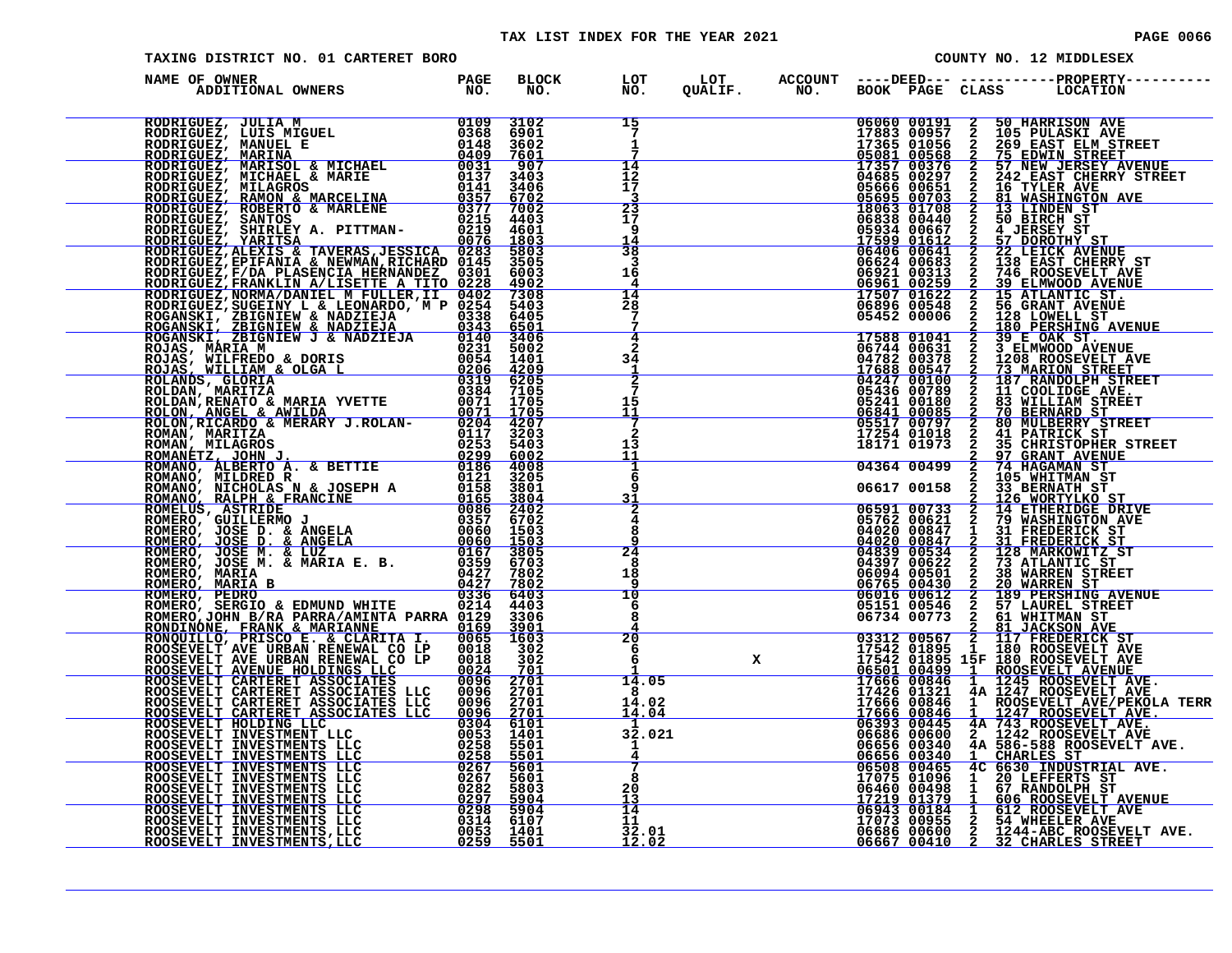# TAX LIST INDEX FOR THE YEAR 2021

TAXING DISTRICT NO. 01 CARTERET BORO

COUNTY NO. 12 MIDDLESEX

| NAME OF OWNER / ADDITIONAL OWNERS | PAGE NO. | BLOCK NO. | LOT NO. | LOT QUALIF. | ACCOUNT NO. | DEED BOOK | DEED PAGE | CLASS | PROPERTY LOCATION |
|---|---|---|---|---|---|---|---|---|---|
| RODRIGUEZ, JULIA M | 0109 | 3102 | 15 | | | 06060 | 00191 | 2 | 50 HARRISON AVE |
| RODRIGUEZ, LUIS MIGUEL | 0368 | 6901 | 7 | | | 17883 | 00957 | 2 | 105 PULASKI AVE |
| RODRIGUEZ, MANUEL E | 0148 | 3602 | 1 | | | 17365 | 01056 | 2 | 269 EAST ELM STREET |
| RODRIGUEZ, MARINA | 0409 | 7601 | 7 | | | 05081 | 00568 | 2 | 75 EDWIN STREET |
| RODRIGUEZ, MARISOL & MICHAEL | 0031 | 907 | 14 | | | 17357 | 00376 | 2 | 57 NEW JERSEY AVENUE |
| RODRIGUEZ, MICHAEL & MARIE | 0137 | 3403 | 12 | | | 04685 | 00297 | 2 | 242 EAST CHERRY STREET |
| RODRIGUEZ, MILAGROS | 0141 | 3406 | 17 | | | 05666 | 00651 | 2 | 16 TYLER AVE |
| RODRIGUEZ, RAMON & MARCELINA | 0357 | 6702 | 3 | | | 05695 | 00703 | 2 | 81 WASHINGTON AVE |
| RODRIGUEZ, ROBERTO & MARLENE | 0377 | 7002 | 23 | | | 18063 | 01708 | 2 | 13 LINDEN ST |
| RODRIGUEZ, SANTOS | 0215 | 4403 | 17 | | | 06838 | 00440 | 2 | 50 BIRCH ST |
| RODRIGUEZ, SHIRLEY A. PITTMAN- | 0219 | 4601 | 9 | | | 05934 | 00667 | 2 | 4 JERSEY ST |
| RODRIGUEZ, YARITSA | 0076 | 1803 | 14 | | | 17599 | 01612 | 2 | 57 DOROTHY ST |
| RODRIGUEZ,ALEXIS & TAVERAS,JESSICA | 0283 | 5803 | 38 | | | 06406 | 00641 | 2 | 22 LEICK AVENUE |
| RODRIGUEZ,EPIFANIA & NEWMAN,RICHARD | 0145 | 3505 | 3 | | | 06624 | 00683 | 2 | 138 EAST CHERRY ST |
| RODRIGUEZ,F/DA PLASENCIA HERNANDEZ | 0301 | 6003 | 16 | | | 06921 | 00313 | 2 | 746 ROOSEVELT AVE |
| RODRIGUEZ,FRANKLIN A/LISETTE A TITO | 0228 | 4902 | 4 | | | 06961 | 00259 | 2 | 39 ELMWOOD AVENUE |
| RODRIGUEZ,NORMA/DANIEL M FULLER,II | 0402 | 7308 | 14 | | | 17507 | 01622 | 2 | 15 ATLANTIC ST. |
| RODRIGUEZ,SUGEINY L & LEONARDO, M P | 0254 | 5403 | 28 | | | 06896 | 00548 | 2 | 56 GRANT AVENUE |
| ROGANSKI, ZBIGNIEW & NADZIEJA | 0338 | 6405 | 7 | | | 05452 | 00006 | 2 | 128 LOWELL ST |
| ROGANSKI, ZBIGNIEW & NADZIEJA | 0343 | 6501 | 7 | | | | | 2 | 180 PERSHING AVENUE |
| ROGANSKI, ZBIGNIEW J & NADZIEJA | 0140 | 3406 | 4 | | | 17588 | 01041 | 2 | 39 E OAK ST. |
| ROJAS, MARIA M | 0231 | 5002 | 2 | | | 06744 | 00631 | 2 | 3 ELMWOOD AVENUE |
| ROJAS, WILFREDO & DORIS | 0054 | 1401 | 34 | | | 04782 | 00378 | 2 | 1208 ROOSEVELT AVE |
| ROJAS, WILLIAM & OLGA L | 0206 | 4209 | 1 | | | 17688 | 00547 | 2 | 73 MARION STREET |
| ROLANDS, GLORIA | 0319 | 6205 | 2 | | | 04247 | 00100 | 2 | 187 RANDOLPH STREET |
| ROLDAN, MARITZA | 0384 | 7105 | 7 | | | 05436 | 00789 | 2 | 11 COOLIDGE AVE. |
| ROLDAN,RENATO & MARIA YVETTE | 0071 | 1705 | 15 | | | 05241 | 00180 | 2 | 83 WILLIAM STREET |
| ROLON, ANGEL & AWILDA | 0071 | 1705 | 11 | | | 06841 | 00085 | 2 | 70 BERNARD ST |
| ROLON,RICARDO & MERARY J.ROLAN- | 0204 | 4207 | 7 | | | 05517 | 00797 | 2 | 80 MULBERRY STREET |
| ROMAN, MARITZA | 0117 | 3203 | 2 | | | 17254 | 01018 | 2 | 41 PATRICK ST |
| ROMAN, MILAGROS | 0253 | 5403 | 13 | | | 18171 | 01973 | 2 | 35 CHRISTOPHER STREET |
| ROMANETZ, JOHN J. | 0299 | 6002 | 11 | | | | | 2 | 97 GRANT AVENUE |
| ROMANO, ALBERTO A. & BETTIE | 0186 | 4008 | 1 | | | 04364 | 00499 | 2 | 74 HAGAMAN ST |
| ROMANO, MILDRED R | 0121 | 3205 | 6 | | | | | 2 | 105 WHITMAN ST |
| ROMANO, NICHOLAS N & JOSEPH A | 0158 | 3801 | 9 | | | 06617 | 00158 | 2 | 33 BERNATH ST |
| ROMANO, RALPH & FRANCINE | 0165 | 3804 | 31 | | | | | 2 | 126 WORTYLKO ST |
| ROMELUS, ASTRIDE | 0086 | 2402 | 2 | | | 06591 | 00733 | 2 | 14 ETHERIDGE DRIVE |
| ROMERO, GUILLERMO J | 0357 | 6702 | 4 | | | 05762 | 00621 | 2 | 79 WASHINGTON AVE |
| ROMERO, JOSE D. & ANGELA | 0060 | 1503 | 8 | | | 04020 | 00847 | 1 | 31 FREDERICK ST |
| ROMERO, JOSE D. & ANGELA | 0060 | 1503 | 9 | | | 04020 | 00847 | 2 | 31 FREDERICK ST |
| ROMERO, JOSE M. & LUZ | 0167 | 3805 | 24 | | | 04839 | 00534 | 2 | 128 MARKOWITZ ST |
| ROMERO, JOSE M. & MARIA E. B. | 0359 | 6703 | 8 | | | 04397 | 00622 | 2 | 73 ATLANTIC ST |
| ROMERO, MARIA | 0427 | 7802 | 18 | | | 06094 | 00501 | 2 | 38 WARREN STREET |
| ROMERO, MARIA B | 0427 | 7802 | 9 | | | 06765 | 00430 | 2 | 20 WARREN ST |
| ROMERO, PEDRO | 0336 | 6403 | 10 | | | 06016 | 00612 | 2 | 189 PERSHING AVENUE |
| ROMERO, SERGIO & EDMUND WHITE | 0214 | 4403 | 6 | | | 05151 | 00546 | 2 | 57 LAUREL STREET |
| ROMERO,JOHN B/RA PARRA/AMINTA PARRA | 0129 | 3306 | 8 | | | 06734 | 00773 | 2 | 61 WHITMAN ST |
| RONDINONE, FRANK & MARIANNE | 0169 | 3901 | 4 | | | | | 2 | 81 JACKSON AVE |
| RONQUILLO, PRISCO E. & CLARITA I. | 0065 | 1603 | 20 | | | 03312 | 00567 | 2 | 117 FREDERICK ST |
| ROOSEVELT AVE URBAN RENEWAL CO LP | 0018 | 302 | 6 | | | 17542 | 01895 | 1 | 180 ROOSEVELT AVE |
| ROOSEVELT AVE URBAN RENEWAL CO LP | 0018 | 302 | 6 | X | | 17542 | 01895 | 15F | 180 ROOSEVELT AVE |
| ROOSEVELT AVENUE HOLDINGS LLC | 0024 | 701 | 1 | | | 06501 | 00499 | 1 | ROOSEVELT AVENUE |
| ROOSEVELT CARTERET ASSOCIATES | 0096 | 2701 | 14.05 | | | 17666 | 00846 | 1 | 1245 ROOSEVELT AVE. |
| ROOSEVELT CARTERET ASSOCIATES LLC | 0096 | 2701 | 8 | | | 17426 | 01321 | 4A | 1247 ROOSEVELT AVE |
| ROOSEVELT CARTERET ASSOCIATES LLC | 0096 | 2701 | 14.02 | | | 17666 | 00846 | 1 | ROOSEVELT AVE/PEKOLA TERR |
| ROOSEVELT CARTERET ASSOCIATES LLC | 0096 | 2701 | 14.04 | | | 17666 | 00846 | 1 | 1247 ROOSEVELT AVE. |
| ROOSEVELT HOLDING LLC | 0304 | 6101 | 1 | | | 06393 | 00445 | 4A | 743 ROOSEVELT AVE. |
| ROOSEVELT INVESTMENT LLC | 0053 | 1401 | 32.021 | | | 06686 | 00600 | 2 | 1242 ROOSEVELT AVE |
| ROOSEVELT INVESTMENTS LLC | 0258 | 5501 | 1 | | | 06656 | 00340 | 4A | 586-588 ROOSEVELT AVE. |
| ROOSEVELT INVESTMENTS LLC | 0258 | 5501 | 4 | | | 06656 | 00340 | 1 | CHARLES ST |
| ROOSEVELT INVESTMENTS LLC | 0267 | 5601 | 7 | | | 06508 | 00465 | 4C | 6630 INDUSTRIAL AVE. |
| ROOSEVELT INVESTMENTS LLC | 0267 | 5601 | 8 | | | 17075 | 01096 | 1 | 20 LEFFERTS ST |
| ROOSEVELT INVESTMENTS LLC | 0282 | 5803 | 20 | | | 06460 | 00498 | 1 | 67 RANDOLPH ST |
| ROOSEVELT INVESTMENTS LLC | 0297 | 5904 | 13 | | | 17219 | 01379 | 1 | 606 ROOSEVELT AVENUE |
| ROOSEVELT INVESTMENTS LLC | 0298 | 5904 | 14 | | | 06943 | 00184 | 1 | 612 ROOSEVELT AVE |
| ROOSEVELT INVESTMENTS LLC | 0314 | 6107 | 11 | | | 17073 | 00955 | 2 | 54 WHEELER AVE |
| ROOSEVELT INVESTMENTS,LLC | 0053 | 1401 | 32.01 | | | 06686 | 00600 | 2 | 1244-ABC ROOSEVELT AVE. |
| ROOSEVELT INVESTMENTS,LLC | 0259 | 5501 | 12.02 | | | 06667 | 00410 | 2 | 32 CHARLES STREET |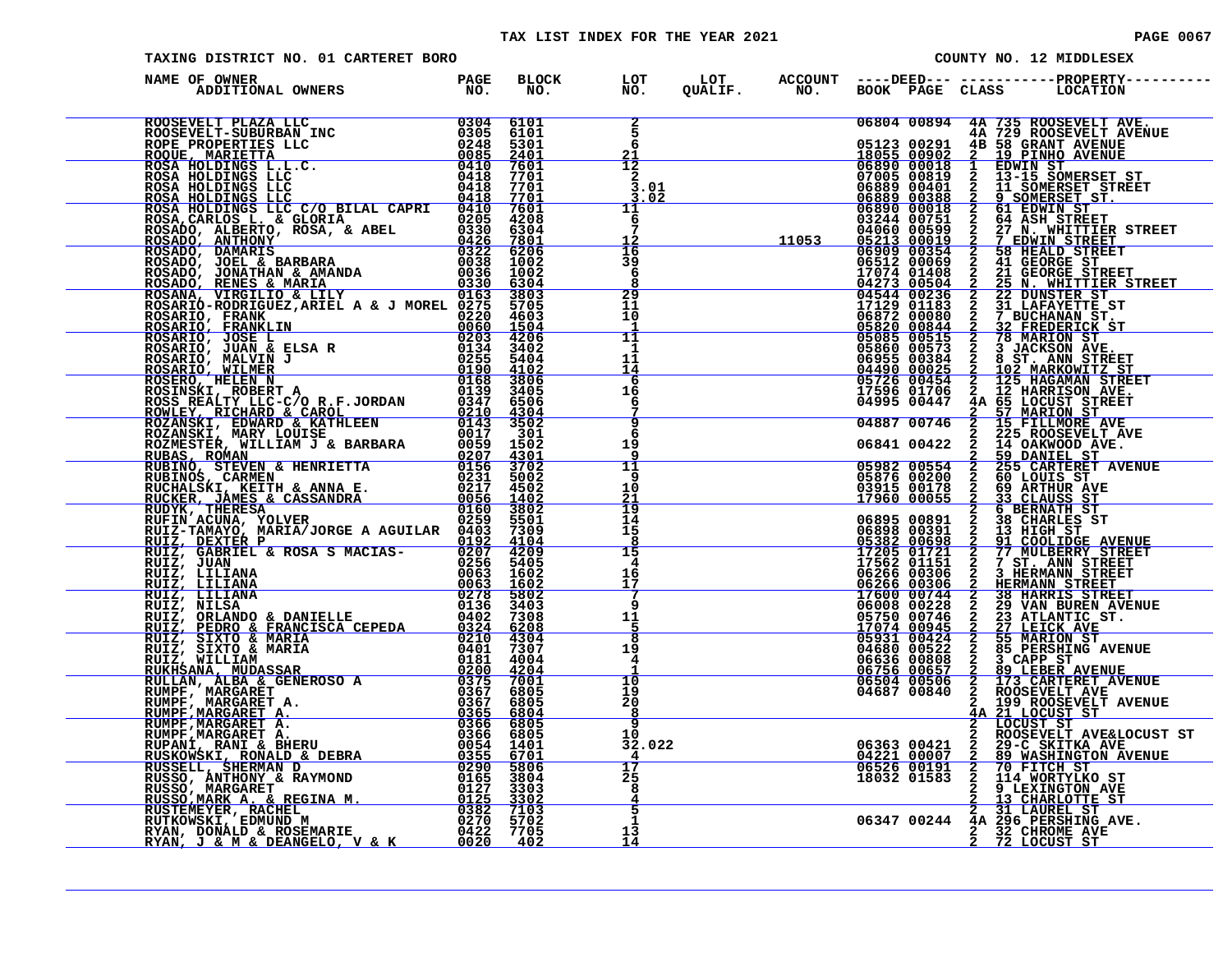TAX LIST INDEX FOR THE YEAR 2021

TAXING DISTRICT NO. 01 CARTERET BORO

COUNTY NO. 12 MIDDLESEX

| NAME OF OWNER ADDITIONAL OWNERS | PAGE NO. | BLOCK NO. | LOT NO. | LOT QUALIF. | ACCOUNT NO. | DEED BOOK | DEED PAGE | CLASS | PROPERTY LOCATION |
|---|---|---|---|---|---|---|---|---|---|
| ROOSEVELT PLAZA LLC | 0304 | 6101 | 2 | | | 06804 | 00894 | 4A | 735 ROOSEVELT AVE. |
| ROOSEVELT-SUBURBAN INC | 0305 | 6101 | 5 | | | | | 4A | 729 ROOSEVELT AVENUE |
| ROPE PROPERTIES LLC | 0248 | 5301 | 6 | | | 05123 | 00291 | 4B | 58 GRANT AVENUE |
| ROQUE, MARIETTA | 0085 | 2401 | 21 | | | 18055 | 00902 | 2 | 19 PINHO AVENUE |
| ROSA HOLDINGS L.L.C. | 0410 | 7601 | 12 | | | 06890 | 00018 | 1 | EDWIN ST |
| ROSA HOLDINGS LLC | 0418 | 7701 | 2 | | | 07005 | 00819 | 2 | 13-15 SOMERSET ST |
| ROSA HOLDINGS LLC | 0418 | 7701 | 3.01 | | | 06889 | 00401 | 2 | 11 SOMERSET STREET |
| ROSA HOLDINGS LLC | 0418 | 7701 | 3.02 | | | 06889 | 00388 | 2 | 9 SOMERSET ST. |
| ROSA HOLDINGS LLC C/O BILAL CAPRI | 0410 | 7601 | 11 | | | 06890 | 00018 | 2 | 61 EDWIN ST |
| ROSA,CARLOS L. & GLORIA | 0205 | 4208 | 6 | | | 03244 | 00751 | 2 | 64 ASH STREET |
| ROSADO, ALBERTO, ROSA, & ABEL | 0330 | 6304 | 7 | | | 04060 | 00599 | 2 | 27 N. WHITTIER STREET |
| ROSADO, ANTHONY | 0426 | 7801 | 12 | | 11053 | 05213 | 00019 | 2 | 7 EDWIN STREET |
| ROSADO, DAMARIS | 0322 | 6206 | 16 | | | 06909 | 00354 | 2 | 58 HEALD STREET |
| ROSADO, JOEL & BARBARA | 0038 | 1002 | 39 | | | 06512 | 00069 | 2 | 41 GEORGE ST |
| ROSADO, JONATHAN & AMANDA | 0036 | 1002 | 6 | | | 17074 | 01408 | 2 | 21 GEORGE STREET |
| ROSADO, RENES & MARIA | 0330 | 6304 | 8 | | | 04273 | 00504 | 2 | 25 N. WHITTIER STREET |
| ROSANA, VIRGILIO & LILY | 0163 | 3803 | 29 | | | 04544 | 00236 | 2 | 22 DUNSTER ST |
| ROSARIO-RODRIGUEZ,ARIEL A & J MOREL | 0275 | 5705 | 11 | | | 17129 | 01183 | 2 | 31 LAFAYETTE ST |
| ROSARIO, FRANK | 0220 | 4603 | 10 | | | 06872 | 00080 | 2 | 7 BUCHANAN ST. |
| ROSARIO, FRANKLIN | 0060 | 1504 | 1 | | | 05820 | 00844 | 2 | 32 FREDERICK ST |
| ROSARIO, JOSE L | 0203 | 4206 | 11 | | | 05085 | 00515 | 2 | 78 MARION ST |
| ROSARIO, JUAN & ELSA R | 0134 | 3402 | 1 | | | 05860 | 00573 | 2 | 3 JACKSON AVE. |
| ROSARIO, MALVIN J | 0255 | 5404 | 11 | | | 06955 | 00384 | 2 | 8 ST. ANN STREET |
| ROSARIO, WILMER | 0190 | 4102 | 14 | | | 04490 | 00025 | 2 | 102 MARKOWITZ ST |
| ROSERO, HELEN N | 0168 | 3806 | 6 | | | 05726 | 00454 | 2 | 125 HAGAMAN STREET |
| ROSINSKI, ROBERT A | 0139 | 3405 | 16 | | | 17596 | 01706 | 2 | 12 HARRISON AVE. |
| ROSS REALTY LLC-C/O R.F.JORDAN | 0347 | 6506 | 6 | | | 04995 | 00447 | 4A | 65 LOCUST STREET |
| ROWLEY, RICHARD & CAROL | 0210 | 4304 | 7 | | | | | 2 | 57 MARION ST |
| ROZANSKI, EDWARD & KATHLEEN | 0143 | 3502 | 9 | | | 04887 | 00746 | 2 | 15 FILLMORE AVE |
| ROZANSKI, MARY LOUISE | 0017 | 301 | 6 | | | | | 2 | 225 ROOSEVELT AVE |
| ROZMESTER, WILLIAM J & BARBARA | 0059 | 1502 | 19 | | | 06841 | 00422 | 2 | 14 OAKWOOD AVE. |
| RUBAS, ROMAN | 0207 | 4301 | 9 | | | | | 2 | 59 DANIEL ST |
| RUBINO, STEVEN & HENRIETTA | 0156 | 3702 | 11 | | | 05982 | 00554 | 2 | 255 CARTERET AVENUE |
| RUBINOS, CARMEN | 0231 | 5002 | 9 | | | 05876 | 00200 | 2 | 60 LOUIS ST |
| RUCHALSKI, KEITH & ANNA E. | 0217 | 4502 | 10 | | | 03915 | 00178 | 2 | 69 ARTHUR AVE |
| RUCKER, JAMES & CASSANDRA | 0056 | 1402 | 21 | | | 17960 | 00055 | 2 | 33 CLAUSS ST |
| RUDYK, THERESA | 0160 | 3802 | 19 | | | | | 2 | 6 BERNATH ST |
| RUFIN ACUNA, YOLVER | 0259 | 5501 | 14 | | | 06895 | 00891 | 2 | 38 CHARLES ST |
| RUIZ-TAMAYO, MARIA/JORGE A AGUILAR | 0403 | 7309 | 15 | | | 06898 | 00391 | 2 | 13 HIGH ST |
| RUIZ, DEXTER P | 0192 | 4104 | 8 | | | 05382 | 00698 | 2 | 91 COOLIDGE AVENUE |
| RUIZ, GABRIEL & ROSA S MACIAS- | 0207 | 4209 | 15 | | | 17205 | 01721 | 2 | 77 MULBERRY STREET |
| RUIZ, JUAN | 0256 | 5405 | 4 | | | 17562 | 01151 | 2 | 7 ST. ANN STREET |
| RUIZ, LILIANA | 0063 | 1602 | 16 | | | 06266 | 00306 | 2 | 3 HERMANN STREET |
| RUIZ, LILIANA | 0063 | 1602 | 17 | | | 06266 | 00306 | 2 | HERMANN STREET |
| RUIZ, LILIANA | 0278 | 5802 | 7 | | | 17600 | 00744 | 2 | 38 HARRIS STREET |
| RUIZ, NILSA | 0136 | 3403 | 9 | | | 06008 | 00228 | 2 | 29 VAN BUREN AVENUE |
| RUIZ, ORLANDO & DANIELLE | 0402 | 7308 | 11 | | | 05750 | 00746 | 2 | 23 ATLANTIC ST. |
| RUIZ, PEDRO & FRANCISCA CEPEDA | 0324 | 6208 | 5 | | | 17074 | 00945 | 2 | 27 LEICK AVE |
| RUIZ, SIXTO & MARIA | 0210 | 4304 | 8 | | | 05931 | 00424 | 2 | 55 MARION ST |
| RUIZ, SIXTO & MARIA | 0401 | 7307 | 19 | | | 04680 | 00522 | 2 | 85 PERSHING AVENUE |
| RUIZ, WILLIAM | 0181 | 4004 | 4 | | | 06636 | 00808 | 2 | 3 CAPP ST |
| RUKHSANA, MUDASSAR | 0200 | 4204 | 1 | | | 06756 | 00657 | 2 | 89 LEBER AVENUE |
| RULLAN, ALBA & GENEROSO A | 0375 | 7001 | 10 | | | 06504 | 00506 | 2 | 173 CARTERET AVENUE |
| RUMPF, MARGARET | 0367 | 6805 | 19 | | | 04687 | 00840 | 2 | ROOSEVELT AVE |
| RUMPF, MARGARET A. | 0367 | 6805 | 20 | | | | | 2 | 199 ROOSEVELT AVENUE |
| RUMPF,MARGARET A. | 0365 | 6804 | 8 | | | | | 4A | 21 LOCUST ST |
| RUMPF,MARGARET A. | 0366 | 6805 | 9 | | | | | 2 | LOCUST ST |
| RUMPF,MARGARET A. | 0366 | 6805 | 10 | | | | | 2 | ROOSEVELT AVE&LOCUST ST |
| RUPANI, RANI & BHERU | 0054 | 1401 | 32.022 | | | 06363 | 00421 | 2 | 29-C SKITKA AVE |
| RUSKOWSKI, RONALD & DEBRA | 0355 | 6701 | 4 | | | 04221 | 00007 | 2 | 89 WASHINGTON AVENUE |
| RUSSELL, SHERMAN D | 0290 | 5806 | 17 | | | 06526 | 00191 | 2 | 70 FITCH ST |
| RUSSO, ANTHONY & RAYMOND | 0165 | 3804 | 25 | | | 18032 | 01583 | 2 | 114 WORTYLKO ST |
| RUSSO, MARGARET | 0127 | 3303 | 8 | | | | | 2 | 9 LEXINGTON AVE |
| RUSSO,MARK A. & REGINA M. | 0125 | 3302 | 4 | | | | | 2 | 13 CHARLOTTE ST |
| RUSTEMEYER, RACHEL | 0382 | 7103 | 5 | | | | | 2 | 31 LAUREL ST |
| RUTKOWSKI, EDMUND M | 0270 | 5702 | 1 | | | 06347 | 00244 | 4A | 296 PERSHING AVE. |
| RYAN, DONALD & ROSEMARIE | 0422 | 7705 | 13 | | | | | 2 | 32 CHROME AVE |
| RYAN, J & M & DEANGELO, V & K | 0020 | 402 | 14 | | | | | 2 | 72 LOCUST ST |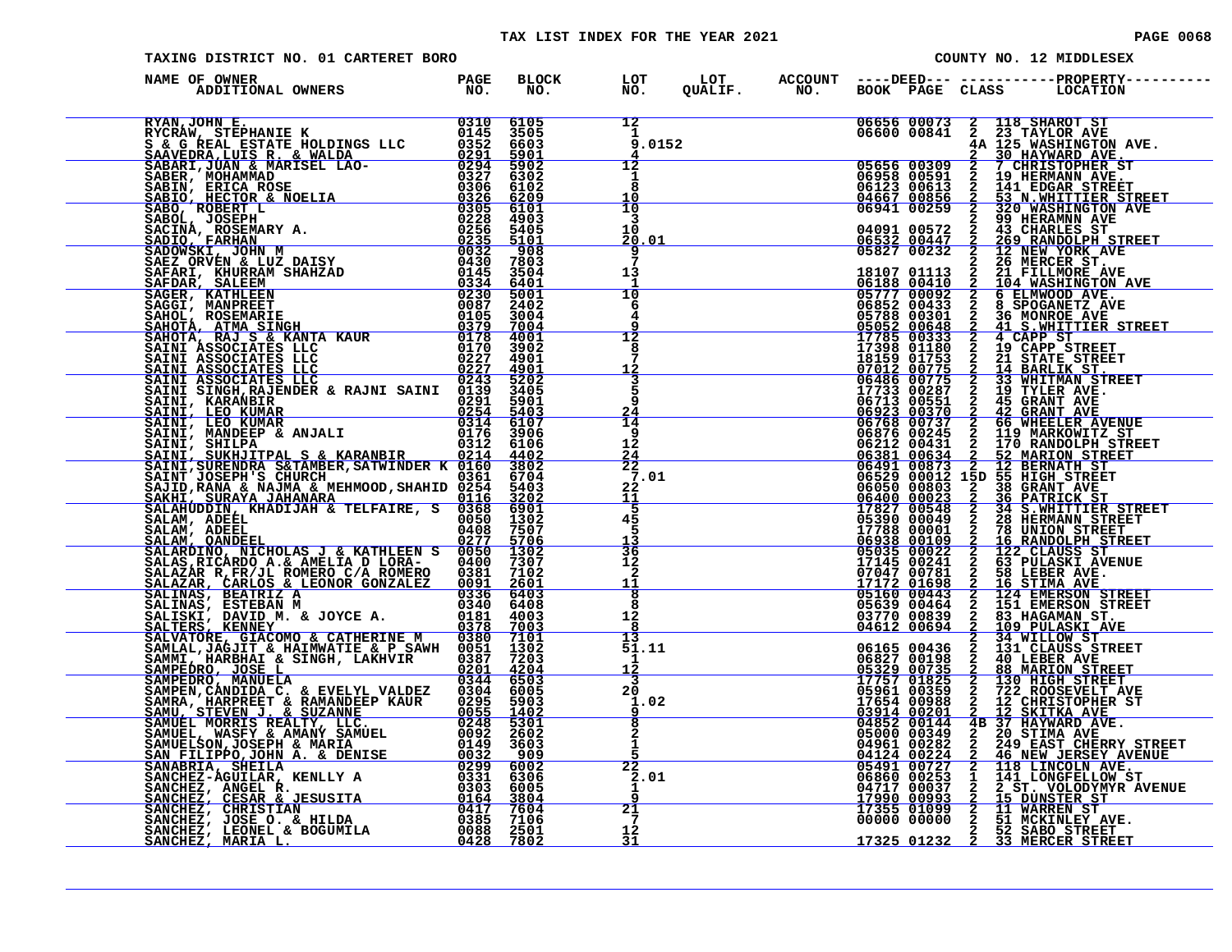TAX LIST INDEX FOR THE YEAR 2021

TAXING DISTRICT NO. 01 CARTERET BORO — COUNTY NO. 12 MIDDLESEX

| NAME OF OWNER / ADDITIONAL OWNERS | PAGE NO. | BLOCK NO. | LOT NO. | LOT QUALIF. | ACCOUNT NO. | DEED BOOK | DEED PAGE | CLASS | PROPERTY LOCATION |
|---|---|---|---|---|---|---|---|---|---|
| RYAN,JOHN E. | 0310 | 6105 | 12 | | | 06656 | 00073 | 2 | 118 SHAROT ST |
| RYCRAW, STEPHANIE K | 0145 | 3505 | 1 | | | 06600 | 00841 | 2 | 23 TAYLOR AVE |
| S & G REAL ESTATE HOLDINGS LLC | 0352 | 6603 | 9.0152 | | | | | 4A | 125 WASHINGTON AVE. |
| SAAVEDRA,LUIS R. & WALDA | 0291 | 5901 | 4 | | | | | 2 | 30 HAYWARD AVE. |
| SABARI,JUAN & MARISEL LAO- | 0294 | 5902 | 12 | | | 05656 | 00309 | 2 | 7 CHRISTOPHER ST |
| SABER, MOHAMMAD | 0327 | 6302 | 1 | | | 06958 | 00591 | 2 | 19 HERMANN AVE. |
| SABIN, ERICA ROSE | 0306 | 6102 | 8 | | | 06123 | 00613 | 2 | 141 EDGAR STREET |
| SABIO, HECTOR & NOELIA | 0326 | 6209 | 10 | | | 04667 | 00856 | 2 | 53 N.WHITTIER STREET |
| SABO, ROBERT L | 0305 | 6101 | 10 | | | 06941 | 00259 | 2 | 320 WASHINGTON AVE |
| SABOL, JOSEPH | 0228 | 4903 | 3 | | | | | 2 | 99 HERAMNN AVE |
| SACINA, ROSEMARY A. | 0256 | 5405 | 10 | | | 04091 | 00572 | 2 | 43 CHARLES ST |
| SADIQ, FARHAN | 0235 | 5101 | 20.01 | | | 06532 | 00447 | 2 | 269 RANDOLPH STREET |
| SADOWSKI, JOHN M | 0032 | 908 | 9 | | | 05827 | 00232 | 2 | 12 NEW YORK AVE |
| SAEZ ORVEN & LUZ DAISY | 0430 | 7803 | 7 | | | | | 2 | 26 MERCER ST. |
| SAFARI, KHURRAM SHAHZAD | 0145 | 3504 | 13 | | | 18107 | 01113 | 2 | 21 FILLMORE AVE |
| SAFDAR, SALEEM | 0334 | 6401 | 1 | | | 06188 | 00410 | 2 | 104 WASHINGTON AVE |
| SAGER, KATHLEEN | 0230 | 5001 | 10 | | | 05777 | 00092 | 2 | 6 ELMWOOD AVE. |
| SAGGI, MANPREET | 0087 | 2402 | 6 | | | 06852 | 00433 | 2 | 8 SPOGANETZ AVE |
| SAHOL, ROSEMARIE | 0105 | 3004 | 4 | | | 05788 | 00301 | 2 | 36 MONROE AVE |
| SAHOTA, ATMA SINGH | 0379 | 7004 | 9 | | | 05052 | 00648 | 2 | 41 S.WHITTIER STREET |
| SAHOTA, RAJ S & KANTA KAUR | 0178 | 4001 | 12 | | | 17785 | 00333 | 2 | 4 CAPP ST |
| SAINI ASSOCIATES LLC | 0170 | 3902 | 8 | | | 17398 | 01180 | 2 | 19 CAPP STREET |
| SAINI ASSOCIATES LLC | 0227 | 4901 | 7 | | | 18159 | 01753 | 2 | 21 STATE STREET |
| SAINI ASSOCIATES LLC | 0227 | 4901 | 12 | | | 07012 | 00775 | 2 | 14 BARLIK ST. |
| SAINI ASSOCIATES LLC | 0243 | 5202 | 3 | | | 06486 | 00775 | 2 | 33 WHITMAN STREET |
| SAINI SINGH,RAJENDER & RAJNI SAINI | 0139 | 3405 | 5 | | | 17733 | 00287 | 2 | 19 TYLER AVE. |
| SAINI, KARANBIR | 0291 | 5901 | 9 | | | 06713 | 00551 | 2 | 45 GRANT AVE |
| SAINI, LEO KUMAR | 0254 | 5403 | 24 | | | 06923 | 00370 | 2 | 42 GRANT AVE |
| SAINI, LEO KUMAR | 0314 | 6107 | 14 | | | 06768 | 00737 | 2 | 66 WHEELER AVENUE |
| SAINI, MANDEEP & ANJALI | 0176 | 3906 | 9 | | | 06876 | 00245 | 2 | 119 MARKOWITZ ST |
| SAINI, SHILPA | 0312 | 6106 | 12 | | | 06212 | 00431 | 2 | 170 RANDOLPH STREET |
| SAINI, SUKHJITPAL S & KARANBIR | 0214 | 4402 | 24 | | | 06381 | 00634 | 2 | 52 MARION STREET |
| SAINI,SURENDRA S&TAMBER,SATWINDER K | 0160 | 3802 | 22 | | | 06491 | 00873 | 2 | 12 BERNATH ST |
| SAINT JOSEPH'S CHURCH | 0361 | 6704 | 7.01 | | | 06529 | 00012 | 15D | 55 HIGH STREET |
| SAJID,RANA & NAJMA & MEHMOOD,SHAHID | 0254 | 5403 | 22 | | | 06050 | 00803 | 2 | 38 GRANT AVE |
| SAKHI, SURAYA JAHANARA | 0116 | 3202 | 11 | | | 06400 | 00023 | 2 | 36 PATRICK ST |
| SALAHUDDIN, KHADIJAH & TELFAIRE, S | 0368 | 6901 | 5 | | | 17827 | 00548 | 2 | 34 S.WHITTIER STREET |
| SALAM, ADEEL | 0050 | 1302 | 45 | | | 05390 | 00049 | 2 | 28 HERMANN STREET |
| SALAM, ADEEL | 0408 | 7507 | 5 | | | 17788 | 00001 | 2 | 78 UNION STREET |
| SALAM, QANDEEL | 0277 | 5706 | 13 | | | 06938 | 00109 | 2 | 16 RANDOLPH STREET |
| SALARDINO, NICHOLAS J & KATHLEEN S | 0050 | 1302 | 36 | | | 05035 | 00022 | 2 | 122 CLAUSS ST |
| SALAS,RICARDO A.& AMELIA D LORA- | 0400 | 7307 | 12 | | | 17145 | 00241 | 2 | 63 PULASKI AVENUE |
| SALAZAR R,FR/JL ROMERO C/A ROMERO | 0381 | 7102 | 2 | | | 07047 | 00781 | 2 | 58 LEBER AVE. |
| SALAZAR, CARLOS & LEONOR GONZALEZ | 0091 | 2601 | 11 | | | 17172 | 01698 | 2 | 16 STIMA AVE |
| SALINAS, BEATRIZ A | 0336 | 6403 | 8 | | | 05160 | 00443 | 2 | 124 EMERSON STREET |
| SALINAS, ESTEBAN M | 0340 | 6408 | 8 | | | 05639 | 00464 | 2 | 151 EMERSON STREET |
| SALISKI, DAVID M. & JOYCE A. | 0181 | 4003 | 12 | | | 03770 | 00839 | 2 | 83 HAGAMAN ST. |
| SALTERS, KENNEY | 0378 | 7003 | 8 | | | 04612 | 00694 | 2 | 109 PULASKI AVE |
| SALVATORE, GIACOMO & CATHERINE M | 0380 | 7101 | 13 | | | | | 2 | 34 WILLOW ST |
| SAMLAL,JAGJIT & HAIMWATIE & P SAWH | 0051 | 1302 | 51.11 | | | 06165 | 00436 | 2 | 131 CLAUSS STREET |
| SAMMI, HARBHAI & SINGH, LAKHVIR | 0387 | 7203 | 1 | | | 06827 | 00198 | 2 | 40 LEBER AVE |
| SAMPEDRO, JOSE L | 0201 | 4204 | 12 | | | 05329 | 00735 | 2 | 88 MARION STREET |
| SAMPEDRO, MANUELA | 0344 | 6503 | 3 | | | 17757 | 01825 | 2 | 130 HIGH STREET |
| SAMPEN,CANDIDA C. & EVELYL VALDEZ | 0304 | 6005 | 20 | | | 05961 | 00359 | 2 | 722 ROOSEVELT AVE |
| SAMRA, HARPREET & RAMANDEEP KAUR | 0295 | 5903 | 1.02 | | | 17654 | 00988 | 2 | 12 CHRISTOPHER ST |
| SAMU, STEVEN J & SUZANNE | 0055 | 1402 | 9 | | | 03914 | 00201 | 2 | 12 SKITKA AVE |
| SAMUEL MORRIS REALTY, LLC. | 0248 | 5301 | 8 | | | 04852 | 00144 | 4B | 37 HAYWARD AVE. |
| SAMUEL, WASFY & AMANY SAMUEL | 0092 | 2602 | 2 | | | 05000 | 00349 | 2 | 20 STIMA AVE |
| SAMUELSON,JOSEPH & MARIA | 0149 | 3603 | 1 | | | 04961 | 00282 | 2 | 249 EAST CHERRY STREET |
| SAN FILIPPO,JOHN A. & DENISE | 0032 | 909 | 5 | | | 04124 | 00224 | 2 | 46 NEW JERSEY AVENUE |
| SANABRIA, SHEILA | 0299 | 6002 | 22 | | | 05491 | 00727 | 2 | 118 LINCOLN AVE. |
| SANCHEZ-AGUILAR, KENLLY A | 0331 | 6306 | 2.01 | | | 06860 | 00253 | 1 | 141 LONGFELLOW ST |
| SANCHEZ, ANGEL R. | 0303 | 6005 | 1 | | | 04717 | 00037 | 2 | 2 ST. VOLODYMYR AVENUE |
| SANCHEZ, CESAR & JESUSITA | 0164 | 3804 | 9 | | | 17990 | 00993 | 2 | 15 DUNSTER ST |
| SANCHEZ, CHRISTIAN | 0417 | 7604 | 21 | | | 17355 | 01099 | 2 | 11 WARREN ST |
| SANCHEZ, JOSE O. & HILDA | 0385 | 7106 | 7 | | | 00000 | 00000 | 2 | 51 MCKINLEY AVE. |
| SANCHEZ, LEONEL & BOGUMILA | 0088 | 2501 | 12 | | | | | 2 | 52 SABO STREET |
| SANCHEZ, MARIA L. | 0428 | 7802 | 31 | | | 17325 | 01232 | 2 | 33 MERCER STREET |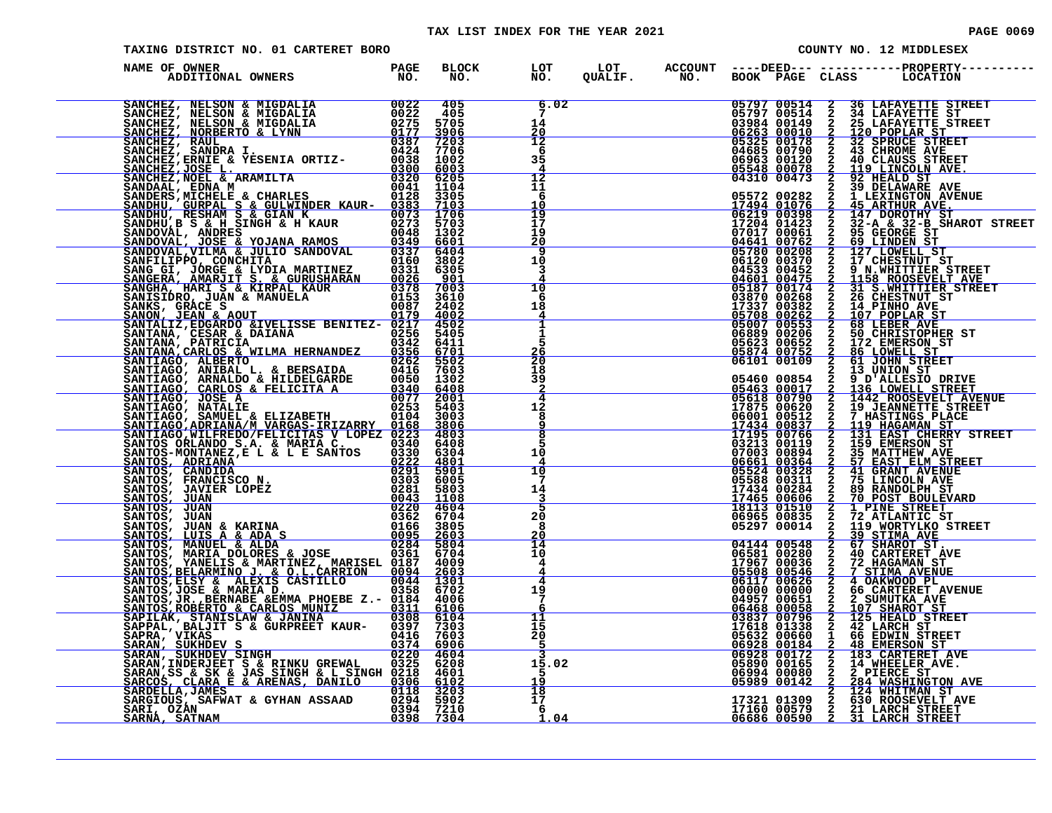# TAX LIST INDEX FOR THE YEAR 2021

TAXING DISTRICT NO. 01 CARTERET BORO | COUNTY NO. 12 MIDDLESEX

| NAME OF OWNER / ADDITIONAL OWNERS | PAGE NO. | BLOCK NO. | LOT NO. | LOT QUALIF. | ACCOUNT NO. | DEED BOOK | DEED PAGE | CLASS | PROPERTY LOCATION |
|---|---|---|---|---|---|---|---|---|---|
| SANCHEZ, NELSON & MIGDALIA | 0022 | 405 | 6.02 | | | 05797 | 00514 | 2 | 36 LAFAYETTE STREET |
| SANCHEZ, NELSON & MIGDALIA | 0022 | 405 | 7 | | | 05797 | 00514 | 2 | 34 LAFAYETTE ST |
| SANCHEZ, NELSON & MIGDALIA | 0275 | 5705 | 14 | | | 03984 | 00149 | 2 | 25 LAFAYETTE STREET |
| SANCHEZ, NORBERTO & LYNN | 0177 | 3906 | 20 | | | 06263 | 00010 | 2 | 120 POPLAR ST |
| SANCHEZ, RAUL | 0387 | 7203 | 12 | | | 05325 | 00178 | 2 | 32 SPRUCE STREET |
| SANCHEZ, SANDRA I. | 0424 | 7706 | 6 | | | 04685 | 00790 | 2 | 43 CHROME AVE |
| SANCHEZ,ERNIE & YESENIA ORTIZ- | 0038 | 1002 | 35 | | | 06963 | 00120 | 2 | 40 CLAUSS STREET |
| SANCHEZ,JOSE L. | 0300 | 6003 | 4 | | | 05548 | 00078 | 2 | 119 LINCOLN AVE. |
| SANCHEZ,NOEL & ARAMILTA | 0320 | 6205 | 12 | | | 04310 | 00473 | 2 | 92 HEALD ST |
| SANDAAL, EDNA M | 0041 | 1104 | 11 | | | | | 2 | 39 DELAWARE AVE |
| SANDERS,MICHELE & CHARLES | 0128 | 3305 | 6 | | | 05572 | 00282 | 2 | 1 LEXINGTON AVENUE |
| SANDHU, GURPAL S & GULWINDER KAUR- | 0383 | 7103 | 10 | | | 17494 | 01076 | 2 | 45 ARTHUR AVE |
| SANDHU, RESHAM S & GIAN K | 0073 | 1706 | 19 | | | 06219 | 00398 | 2 | 147 DOROTHY ST |
| SANDHU,B S & H SINGH & H KAUR | 0273 | 5703 | 17 | | | 17204 | 01423 | 2 | 32-A & 32-B SHAROT STREET |
| SANDOVAL, ANDRES | 0048 | 1302 | 19 | | | 07017 | 00061 | 2 | 95 GEORGE ST |
| SANDOVAL, JOSE & YOJANA RAMOS | 0349 | 6601 | 20 | | | 04641 | 00762 | 2 | 69 LINDEN ST |
| SANDOVAL,VILMA & JULIO SANDOVAL | 0337 | 6404 | 9 | | | 05780 | 00208 | 2 | 127 LOWELL ST |
| SANFILIPPO, CONCHITA | 0160 | 3802 | 10 | | | 06120 | 00370 | 2 | 17 CHESTNUT ST |
| SANG GI, JORGE & LYDIA MARTINEZ | 0331 | 6305 | 3 | | | 04533 | 00452 | 2 | 9 N.WHITTIER STREET |
| SANGERA, AMARJIT S. & GURUSHARAN | 0026 | 901 | 4 | | | 04601 | 00475 | 2 | 1158 ROOSEVELT AVE |
| SANGHA, HARI S & KIRPAL KAUR | 0378 | 7003 | 10 | | | 05187 | 00174 | 2 | 31 S.WHITTIER STREET |
| SANISIDRO, JUAN & MANUELA | 0153 | 3610 | 6 | | | 03870 | 00268 | 2 | 26 CHESTNUT ST |
| SANKS, GRACE S | 0087 | 2402 | 18 | | | 17337 | 00382 | 2 | 14 PINHO AVE |
| SANON, JEAN & AOUT | 0179 | 4002 | 4 | | | 05708 | 00262 | 2 | 107 POPLAR ST |
| SANTALIZ,EDGARDO &IVELISSE BENITEZ- | 0217 | 4502 | 1 | | | 05007 | 00553 | 2 | 68 LEBER AVE |
| SANTANA, CESAR & DAIANA | 0256 | 5405 | 1 | | | 06889 | 00206 | 2 | 50 CHRISTOPHER ST |
| SANTANA, PATRICIA | 0342 | 6411 | 5 | | | 05623 | 00652 | 2 | 172 EMERSON ST |
| SANTANA,CARLOS & WILMA HERNANDEZ | 0356 | 6701 | 26 | | | 05874 | 00752 | 2 | 86 LOWELL ST |
| SANTIAGO, ALBERTO | 0262 | 5502 | 20 | | | 06101 | 00109 | 2 | 61 JOHN STREET |
| SANTIAGO, ANIBAL L. & BERSAIDA | 0416 | 7603 | 18 | | | | | 2 | 13 UNION ST |
| SANTIAGO, ARNALDO & HILDELGARDE | 0050 | 1302 | 39 | | | 05460 | 00854 | 2 | 9 D'ALLESIO DRIVE |
| SANTIAGO, CARLOS & FELICITA A | 0340 | 6408 | 2 | | | 05463 | 00017 | 2 | 136 LOWELL STREET |
| SANTIAGO, JOSE A | 0077 | 2001 | 4 | | | 05618 | 00790 | 2 | 1442 ROOSEVELT AVENUE |
| SANTIAGO, NATALIE | 0253 | 5403 | 12 | | | 17875 | 00620 | 2 | 19 JEANNETTE STREET |
| SANTIAGO, SAMUEL & ELIZABETH | 0104 | 3003 | 8 | | | 06001 | 00512 | 2 | 7 HASTINGS PLACE |
| SANTIAGO,ADRIANA/M VARGAS-IRIZARRY | 0168 | 3806 | 9 | | | 17434 | 00837 | 2 | 119 HAGAMAN ST |
| SANTIAGO,WILFREDO/FELICITAS V LOPEZ | 0223 | 4803 | 8 | | | 17195 | 00766 | 2 | 131 EAST CHERRY STREET |
| SANTOS ORLANDO S.A. & MARIA C. | 0340 | 6408 | 5 | | | 03213 | 00119 | 2 | 159 EMERSON ST |
| SANTOS-MONTANEZ,E L & L E SANTOS | 0330 | 6304 | 10 | | | 07003 | 00894 | 2 | 35 MATTHEW AVE |
| SANTOS, ADRIANA | 0222 | 4801 | 4 | | | 06661 | 00364 | 2 | 57 EAST ELM STREET |
| SANTOS, CANDIDA | 0291 | 5901 | 10 | | | 05524 | 00328 | 2 | 41 GRANT AVENUE |
| SANTOS, FRANCISCO N. | 0303 | 6005 | 7 | | | 05588 | 00311 | 2 | 75 LINCOLN AVE |
| SANTOS, JAVIER LOPEZ | 0281 | 5803 | 14 | | | 17434 | 00284 | 2 | 89 RANDOLPH ST |
| SANTOS, JUAN | 0043 | 1108 | 3 | | | 17465 | 00606 | 2 | 70 POST BOULEVARD |
| SANTOS, JUAN | 0220 | 4604 | 5 | | | 18113 | 01510 | 2 | 1 PINE STREET |
| SANTOS, JUAN | 0362 | 6704 | 20 | | | 06965 | 00835 | 2 | 72 ATLANTIC ST |
| SANTOS, JUAN & KARINA | 0166 | 3805 | 8 | | | 05297 | 00014 | 2 | 119 WORTYLKO STREET |
| SANTOS, LUIS A & ADA S | 0095 | 2603 | 20 | | | | | 2 | 39 STIMA AVE |
| SANTOS, MANUEL & ALDA | 0284 | 5804 | 14 | | | 04144 | 00548 | 2 | 67 SHAROT ST. |
| SANTOS, MARIA DOLORES & JOSE | 0361 | 6704 | 10 | | | 06581 | 00280 | 2 | 40 CARTERET AVE |
| SANTOS, YANELIS & MARTINEZ, MARISEL | 0187 | 4009 | 4 | | | 17967 | 00036 | 2 | 72 HAGAMAN ST |
| SANTOS,BELARMINO J. & O.L.CARRION | 0094 | 2603 | 4 | | | 05508 | 00546 | 2 | 7 STIMA AVENUE |
| SANTOS,ELSY & ALEXIS CASTILLO | 0044 | 1301 | 4 | | | 06117 | 00626 | 2 | 4 OAKWOOD PL |
| SANTOS,JOSE & MARIA D. | 0358 | 6702 | 19 | | | 00000 | 00000 | 2 | 66 CARTERET AVENUE |
| SANTOS,JR. BERNABE &EMMA PHOEBE Z.- | 0184 | 4006 | 7 | | | 04957 | 00651 | 2 | 2 SUMUTKA AVE |
| SANTOS,ROBERTO & CARLOS MUNIZ | 0311 | 6106 | 6 | | | 06468 | 00058 | 2 | 107 SHAROT ST |
| SAPILAK, STANISLAW & JANINA | 0308 | 6104 | 11 | | | 03837 | 00796 | 2 | 125 HEALD STREET |
| SAPPAL, BALJIT S & GURPREET KAUR- | 0397 | 7303 | 15 | | | 17618 | 01338 | 2 | 42 LARCH ST |
| SAPRA, VIKAS | 0416 | 7603 | 20 | | | 05632 | 00660 | 1 | 66 EDWIN STREET |
| SARAN, SUKHDEV S | 0374 | 6906 | 5 | | | 06928 | 00184 | 2 | 48 EMERSON ST |
| SARAN, SUKHDEV SINGH | 0220 | 4604 | 3 | | | 06928 | 00172 | 2 | 183 CARTERET AVE |
| SARAN,INDERJEET S & RINKU GREWAL | 0325 | 6208 | 15.02 | | | 05890 | 00165 | 2 | 14 WHEELER AVE. |
| SARAN,SS & SK & JAS SINGH & L SINGH | 0218 | 4601 | 5 | | | 06994 | 00080 | 2 | 2 PIERCE ST |
| SARCOS, CLARA E & ARENAS, DANILO | 0306 | 6102 | 19 | | | 05989 | 00142 | 2 | 284 WASHINGTON AVE |
| SARDELLA,JAMES | 0118 | 3203 | 18 | | | | | 2 | 124 WHITMAN ST |
| SARGIOUS, SAFWAT & GYHAN ASSAAD | 0294 | 5902 | 17 | | | 17321 | 01309 | 2 | 630 ROOSEVELT AVE |
| SARI, OZAN | 0394 | 7210 | 6 | | | 17160 | 00579 | 2 | 21 LARCH STREET |
| SARNA, SATNAM | 0398 | 7304 | 1.04 | | | 06686 | 00590 | 2 | 31 LARCH STREET |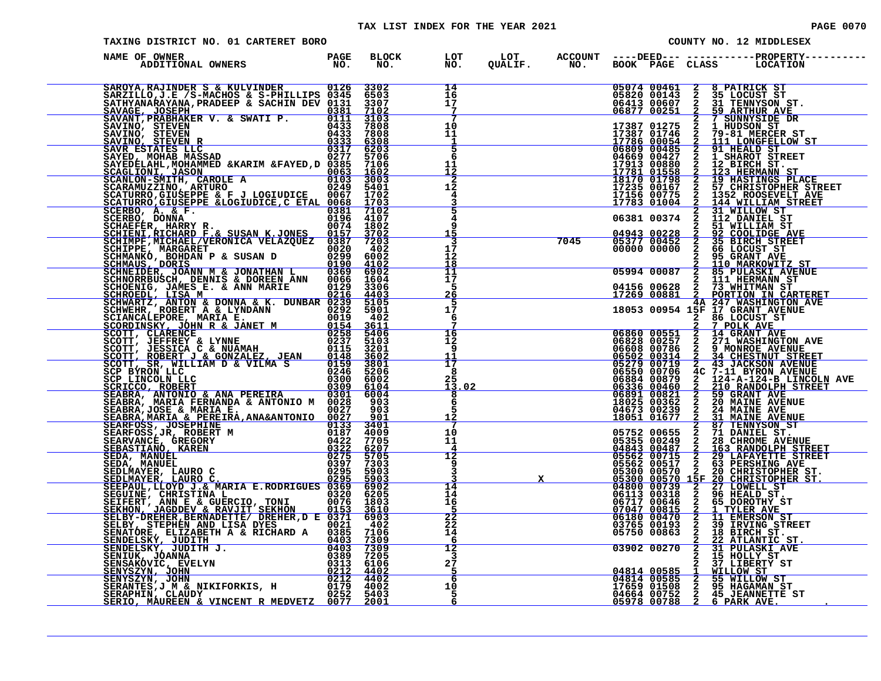# TAX LIST INDEX FOR THE YEAR 2021

TAXING DISTRICT NO. 01 CARTERET BORO — COUNTY NO. 12 MIDDLESEX

| NAME OF OWNER / ADDITIONAL OWNERS | PAGE NO. | BLOCK NO. | LOT NO. | LOT QUALIF. | ACCOUNT NO. | DEED BOOK | DEED PAGE | CLASS | PROPERTY LOCATION |
|---|---|---|---|---|---|---|---|---|---|
| SAROYA,RAJINDER S & KULVINDER | 0126 | 3302 | 14 | | | 05074 | 00461 | 2 | 8 PATRICK ST |
| SARZILLO,J.E /S-MACHOS & S-PHILLIPS | 0345 | 6503 | 16 | | | 05820 | 00143 | 2 | 35 LOCUST ST |
| SATHYANARAYANA,PRADEEP & SACHIN DEV | 0131 | 3307 | 17 | | | 06413 | 00607 | 2 | 31 TENNYSON ST. |
| SAVAGE, JOSEPH | 0381 | 7102 | 7 | | | 06877 | 00251 | 2 | 59 ARTHUR AVE |
| SAVANT,PRABHAKER V. & SWATI P. | 0111 | 3103 | 7 | | | | | 2 | 7 SUNNYSIDE DR |
| SAVINO, STEVEN | 0433 | 7808 | 10 | | | 17387 | 01275 | 2 | 1 HUDSON ST |
| SAVINO, STEVEN | 0433 | 7808 | 11 | | | 17387 | 01746 | 2 | 79-81 MERCER ST |
| SAVINO, STEVEN R | 0333 | 6308 | 1 | | | 17786 | 00054 | 2 | 111 LONGFELLOW ST |
| SAVR ESTATES LLC | 0317 | 6203 | 5 | | | 06809 | 00485 | 2 | 91 HEALD ST |
| SAYED, MOHAB MASSAD | 0277 | 5706 | 6 | | | 04669 | 00427 | 2 | 1 SHAROT STREET |
| SAYEDELAHL,MOHAMMED &KARIM &FAYED,D | 0385 | 7106 | 11 | | | 17913 | 00880 | 2 | 12 BIRCH ST. |
| SCAGLIONI, JASON | 0063 | 1602 | 12 | | | 17781 | 01558 | 2 | 123 HERMANN ST |
| SCANLON-SMITH, CAROLE A | 0103 | 3003 | 2 | | | 18170 | 01798 | 2 | 19 HASTINGS PLACE |
| SCARAMUZZINO, ARTURO | 0249 | 5401 | 12 | | | 17235 | 00167 | 2 | 57 CHRISTOPHER STREET |
| SCATURRO,GIUSEPPE & F J LOGIUDICE | 0067 | 1702 | 4 | | | 17156 | 00775 | 2 | 1352 ROOSEVELT AVE |
| SCATURRO,GIUSEPPE &LOGIUDICE,C ETAL | 0068 | 1703 | 3 | | | 17783 | 01004 | 2 | 144 WILLIAM STREET |
| SCERBO, A. & F. | 0381 | 7102 | 5 | | | | | 2 | 31 WILLOW ST |
| SCERBO, DONNA | 0196 | 4107 | 4 | | | 06381 | 00374 | 2 | 112 DANIEL ST |
| SCHAEFER, HARRY R. | 0074 | 1802 | 9 | | | | | 2 | 51 WILLIAM ST |
| SCHIENI,RICHARD F.& SUSAN K.JONES | 0157 | 3702 | 15 | | | 04943 | 00228 | 2 | 92 COOLIDGE AVE |
| SCHIMPF,MICHAEL/VERONICA VELAZQUEZ | 0387 | 7203 | 3 | | 7045 | 05377 | 00452 | 2 | 35 BIRCH STREET |
| SCHIPPE, MARGARET | 0020 | 402 | 17 | | | 00000 | 00000 | 2 | 66 LOCUST ST |
| SCHMANKO, BOHDAN P & SUSAN D | 0299 | 6002 | 12 | | | | | 2 | 95 GRANT AVE |
| SCHMAUS, DORIS | 0190 | 4102 | 18 | | | | | 2 | 110 MARKOWITZ ST |
| SCHNEIDER, JOANN M & JONATHAN L | 0369 | 6902 | 11 | | | 05994 | 00087 | 2 | 85 PULASKI AVENUE |
| SCHNORRBUSCH, DENNIS & DOREEN ANN | 0066 | 1604 | 17 | | | | | 2 | 111 HERMANN ST |
| SCHOENIG, JAMES E. & ANN MARIE | 0129 | 3306 | 5 | | | 04156 | 00628 | 2 | 73 WHITMAN ST |
| SCHROEDL, LISA M | 0216 | 4403 | 26 | | | 17269 | 00881 | 2 | PORTION IN CARTERET |
| SCHWARTZ, ANTON & DONNA & K. DUNBAR | 0239 | 5105 | 5 | | | | | 4A | 247 WASHINGTON AVE |
| SCHWEHR, ROBERT A & LYNDANN | 0292 | 5901 | 17 | | | 18053 | 00954 | 15F | 17 GRANT AVENUE |
| SCIANCALEPORE, MARIA E. | 0019 | 402 | 6 | | | | | 2 | 86 LOCUST ST |
| SCORDINSKY, JOHN R & JANET M | 0154 | 3611 | 7 | | | | | 2 | 7 POLK AVE |
| SCOTT, CLARENCE | 0258 | 5406 | 16 | | | 06860 | 00551 | 2 | 14 GRANT AVE |
| SCOTT, JEFFREY & LYNNE | 0237 | 5103 | 12 | | | 06828 | 00257 | 2 | 271 WASHINGTON AVE |
| SCOTT, JESSICA C & NUAMAH | 0115 | 3201 | 9 | | | 06608 | 00786 | 2 | 9 MONROE AVENUE |
| SCOTT, ROBERT J & GONZALEZ, JEAN | 0148 | 3602 | 11 | | | 06502 | 00314 | 2 | 34 CHESTNUT STREET |
| SCOTT, SR, WILLIAM D & VILMA S | 0159 | 3801 | 17 | | | 05279 | 00719 | 2 | 43 JACKSON AVENUE |
| SCP BYRON LLC | 0246 | 5206 | 8 | | | 06550 | 00706 | 4C | 7-11 BYRON AVENUE |
| SCP LINCOLN LLC | 0300 | 6002 | 25 | | | 06884 | 00879 | 2 | 124-A-124-B LINCOLN AVE |
| SCRICCO, ROBERT | 0309 | 6104 | 13.02 | | | 06336 | 00460 | 2 | 210 RANDOLPH STREET |
| SEABRA, ANTONIO & ANA PEREIRA | 0301 | 6004 | 8 | | | 06891 | 00821 | 2 | 59 GRANT AVE |
| SEABRA, MARIA FERNANDA & ANTONIO M | 0028 | 903 | 6 | | | 18025 | 00362 | 2 | 20 MAINE AVENUE |
| SEABRA,JOSE & MARIA E. | 0027 | 903 | 5 | | | 04673 | 00239 | 2 | 24 MAINE AVE |
| SEABRA,MARIA & PEREIRA,ANA&ANTONIO | 0027 | 901 | 12 | | | 18051 | 01677 | 2 | 31 MAINE AVENUE |
| SEARFOSS, JOSEPHINE | 0133 | 3401 | 7 | | | | | 2 | 87 TENNYSON ST |
| SEARFOSS,JR, ROBERT M | 0187 | 4009 | 10 | | | 05752 | 00655 | 2 | 71 DANIEL ST. |
| SEARVANCE, GREGORY | 0422 | 7705 | 11 | | | 05355 | 00249 | 2 | 28 CHROME AVENUE |
| SEBASTIANO, KAREN | 0322 | 6207 | 4 | | | 04843 | 00487 | 2 | 163 RANDOLPH STREET |
| SEDA, MANUEL | 0275 | 5705 | 12 | | | 05562 | 00715 | 2 | 29 LAFAYETTE STREET |
| SEDA, MANUEL | 0397 | 7303 | 9 | | | 05562 | 00517 | 2 | 63 PERSHING AVE |
| SEDLMAYER, LAURO C | 0295 | 5903 | 3 | | | 05300 | 00570 | 2 | 20 CHRISTOPHER ST. |
| SEDLMAYER, LAURO C. | 0295 | 5903 | 3 | X | | 05300 | 00570 | 15F | 20 CHRISTOPHER ST. |
| SEEPAUL,LLOYD J.& MARIA E.RODRIGUES | 0369 | 6902 | 14 | | | 04800 | 00739 | 2 | 27 LOWELL ST |
| SEGUINE, CHRISTINA L | 0320 | 6205 | 14 | | | 06113 | 00318 | 2 | 96 HEALD ST. |
| SEIFERT, ANN E & GUERCIO, TONI | 0076 | 1803 | 16 | | | 06717 | 00646 | 2 | 65 DOROTHY ST |
| SEKHON, JAGDDEV & RAVJIT SEKHON | 0153 | 3610 | 5 | | | 07047 | 00815 | 2 | 1 TYLER AVE |
| SELBY-DREHER,BERNADETTE/ DREHER,D E | 0371 | 6903 | 22 | | | 06180 | 00470 | 2 | 11 EMERSON ST |
| SELBY, STEPHEN AND LISA DYES | 0021 | 402 | 22 | | | 03765 | 00193 | 2 | 39 IRVING STREET |
| SENATORE, ELIZABETH A & RICHARD A | 0385 | 7106 | 14 | | | 05750 | 00863 | 2 | 18 BIRCH ST. |
| SENDELSKY, JUDITH | 0403 | 7309 | 6 | | | | | 2 | 22 ATLANTIC ST. |
| SENDELSKY, JUDITH J. | 0403 | 7309 | 12 | | | 03902 | 00270 | 2 | 31 PULASKI AVE |
| SENIUK, JOANNA | 0389 | 7205 | 3 | | | | | 2 | 15 HOLLY ST |
| SENSAKOVIC, EVELYN | 0313 | 6106 | 27 | | | | | 2 | 37 LIBERTY ST |
| SENYSZYN, JOHN | 0212 | 4402 | 5 | | | 04814 | 00585 | 1 | WILLOW ST |
| SENYSZYN, JOHN | 0212 | 4402 | 6 | | | 04814 | 00585 | 2 | 55 WILLOW ST |
| SERANTES,J M & NIKIFORKIS, H | 0179 | 4002 | 10 | | | 17659 | 01508 | 2 | 95 HAGAMAN ST |
| SERAPHIN, CLAUDY | 0252 | 5403 | 5 | | | 04664 | 00752 | 2 | 45 JEANNETTE ST |
| SERIO, MAUREEN & VINCENT R MEDVETZ | 0077 | 2001 | 6 | | | 05978 | 00788 | 2 | 6 PARK AVE. |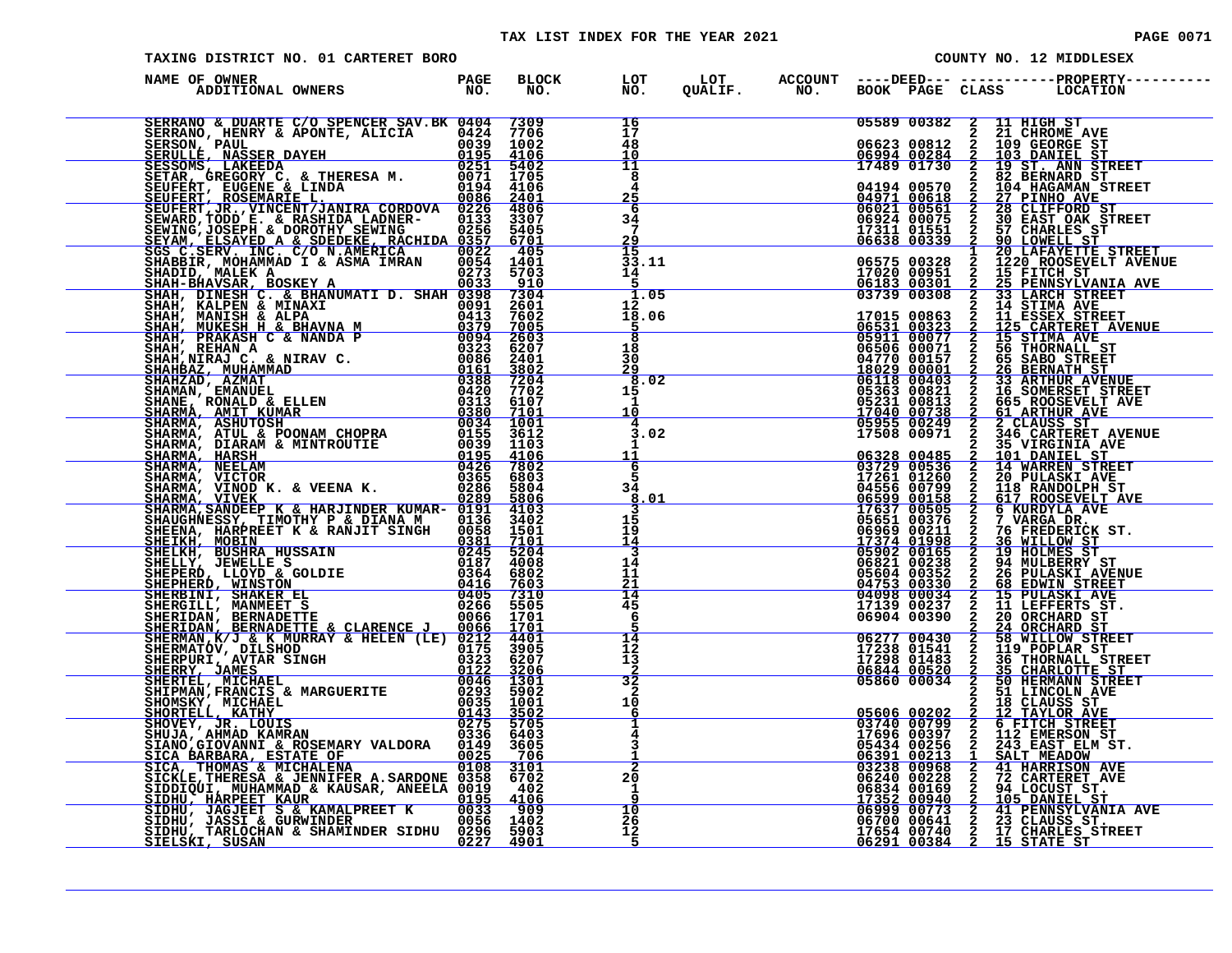# TAX LIST INDEX FOR THE YEAR 2021

TAXING DISTRICT NO. 01 CARTERET BORO — COUNTY NO. 12 MIDDLESEX

| NAME OF OWNER / ADDITIONAL OWNERS | PAGE NO. | BLOCK NO. | LOT NO. | LOT QUALIF. | ACCOUNT NO. | DEED BOOK | DEED PAGE | CLASS | PROPERTY LOCATION |
|---|---|---|---|---|---|---|---|---|---|
| SERRANO & DUARTE C/O SPENCER SAV.BK | 0404 | 7309 | 16 | | | 05589 | 00382 | 2 | 11 HIGH ST |
| SERRANO, HENRY & APONTE, ALICIA | 0424 | 7706 | 17 | | | | | 2 | 21 CHROME AVE |
| SERSON, PAUL | 0039 | 1002 | 48 | | | 06623 | 00812 | 2 | 109 GEORGE ST |
| SERULLE, NASSER DAYEH | 0195 | 4106 | 10 | | | 06994 | 00284 | 2 | 103 DANIEL ST |
| SESSOMS, LAKEEDA | 0251 | 5402 | 11 | | | 17489 | 01730 | 2 | 19 ST. ANN STREET |
| SETAR, GREGORY C. & THERESA M. | 0071 | 1705 | 8 | | | | | 2 | 82 BERNARD ST |
| SEUFERT, EUGENE & LINDA | 0194 | 4106 | 4 | | | 04194 | 00570 | 2 | 104 HAGAMAN STREET |
| SEUFERT, ROSEMARIE L. | 0086 | 2401 | 25 | | | 04971 | 00618 | 2 | 27 PINHO AVE |
| SEUFERT,JR.,VINCENT/JANIRA CORDOVA | 0226 | 4806 | 6 | | | 06021 | 00561 | 2 | 28 CLIFFORD ST |
| SEWARD,TODD E. & RASHIDA LADNER- | 0133 | 3307 | 34 | | | 06924 | 00075 | 2 | 30 EAST OAK STREET |
| SEWING,JOSEPH & DOROTHY SEWING | 0256 | 5405 | 7 | | | 17311 | 01551 | 2 | 57 CHARLES ST |
| SEYAM, ELSAYED A & SDEDEKE, RACHIDA | 0357 | 6701 | 29 | | | 06638 | 00339 | 2 | 90 LOWELL ST |
| SGS C/SERV. INC. C/O N.AMERICA | 0022 | 405 | 15 | | | | | 1 | 20 LAFAYETTE STREET |
| SHABBIR, MOHAMMAD I & ASMA IMRAN | 0054 | 1401 | 33.11 | | | 06575 | 00328 | 2 | 1220 ROOSEVELT AVENUE |
| SHADID, MALEK A | 0273 | 5703 | 14 | | | 17020 | 00951 | 2 | 15 FITCH ST |
| SHAH-BHAVSAR, BOSKEY A | 0033 | 910 | 5 | | | 06183 | 00301 | 2 | 25 PENNSYLVANIA AVE |
| SHAH, DINESH C. & BHANUMATI D. SHAH | 0398 | 7304 | 1.05 | | | 03739 | 00308 | 2 | 33 LARCH STREET |
| SHAH, KALPEN & MINAXI | 0091 | 2601 | 12 | | | | | 2 | 14 STIMA AVE |
| SHAH, MANISH & ALPA | 0413 | 7602 | 18.06 | | | 17015 | 00863 | 2 | 11 ESSEX STREET |
| SHAH, MUKESH H & BHAVNA M | 0379 | 7005 | 5 | | | 06531 | 00323 | 2 | 125 CARTERET AVENUE |
| SHAH, PRAKASH C & NANDA P | 0094 | 2603 | 8 | | | 05911 | 00077 | 2 | 15 STIMA AVE |
| SHAH, REHAN A | 0323 | 6207 | 18 | | | 06506 | 00071 | 2 | 56 THORNALL ST |
| SHAH,NIRAJ C. & NIRAV C. | 0086 | 2401 | 30 | | | 04770 | 00157 | 2 | 65 SABO STREET |
| SHAHBAZ, MUHAMMAD | 0161 | 3802 | 29 | | | 18029 | 00001 | 2 | 26 BERNATH ST |
| SHAHZAD, AZMAT | 0388 | 7204 | 8.02 | | | 06118 | 00403 | 2 | 33 ARTHUR AVENUE |
| SHAMAN, EMANUEL | 0420 | 7702 | 15 | | | 05363 | 00821 | 2 | 16 SOMERSET STREET |
| SHANE, RONALD & ELLEN | 0313 | 6107 | 1 | | | 05231 | 00813 | 2 | 665 ROOSEVELT AVE |
| SHARMA, AMIT KUMAR | 0380 | 7101 | 10 | | | 17040 | 00738 | 2 | 61 ARTHUR AVE |
| SHARMA, ASHUTOSH | 0034 | 1001 | 4 | | | 05955 | 00249 | 2 | 2 CLAUSS ST |
| SHARMA, ATUL & POONAM CHOPRA | 0155 | 3612 | 3.02 | | | 17508 | 00971 | 2 | 346 CARTERET AVENUE |
| SHARMA, DIARAM & MINTROUTIE | 0039 | 1103 | 1 | | | | | 2 | 35 VIRGINIA AVE |
| SHARMA, HARSH | 0195 | 4106 | 11 | | | 06328 | 00485 | 2 | 101 DANIEL ST |
| SHARMA, NEELAM | 0426 | 7802 | 6 | | | 03729 | 00536 | 2 | 14 WARREN STREET |
| SHARMA, VICTOR | 0365 | 6803 | 5 | | | 17261 | 01260 | 2 | 20 PULASKI AVE |
| SHARMA, VINOD K. & VEENA K. | 0286 | 5804 | 34 | | | 04556 | 00799 | 2 | 118 RANDOLPH ST |
| SHARMA, VIVEK | 0289 | 5806 | 8.01 | | | 06599 | 00158 | 2 | 617 ROOSEVELT AVE |
| SHARMA,SANDEEP K & HARJINDER KUMAR- | 0191 | 4103 | 3 | | | 17637 | 00505 | 2 | 6 KURDYLA AVE |
| SHAUGHNESSY, TIMOTHY P & DIANA M | 0136 | 3402 | 15 | | | 05651 | 00376 | 2 | 7 VARGA DR. |
| SHEENA, HARPREET K & RANJIT SINGH | 0058 | 1501 | 19 | | | 06969 | 00211 | 2 | 76 FREDERICK ST. |
| SHEIKH, MOBIN | 0381 | 7101 | 14 | | | 17374 | 01998 | 2 | 36 WILLOW ST |
| SHEIKH, BUSHRA HUSSAIN | 0245 | 5204 | 3 | | | 05902 | 00165 | 2 | 19 HOLMES ST |
| SHELLY, JEWELLE S | 0187 | 4008 | 14 | | | 06821 | 00238 | 2 | 94 MULBERRY ST |
| SHEPERD, LLOYD & GOLDIE | 0364 | 6802 | 11 | | | 05604 | 00352 | 2 | 26 PULASKI AVENUE |
| SHEPHERD, WINSTON | 0416 | 7603 | 21 | | | 04753 | 00330 | 2 | 68 EDWIN STREET |
| SHERBINI, SHAKER EL | 0405 | 7310 | 14 | | | 04098 | 00034 | 2 | 15 PULASKI AVE |
| SHERGILL, MANMEET S | 0266 | 5505 | 45 | | | 17139 | 00237 | 2 | 11 LEFFERTS ST. |
| SHERIDAN, BERNADETTE | 0066 | 1701 | 6 | | | 06904 | 00390 | 2 | 20 ORCHARD ST |
| SHERIDAN, BERNADETTE & CLARENCE J | 0066 | 1701 | 5 | | | | | 2 | 24 ORCHARD ST |
| SHERMAN,K/J & K MURRAY & HELEN (LE) | 0212 | 4401 | 14 | | | 06277 | 00430 | 2 | 58 WILLOW STREET |
| SHERMATOV, DILSHOD | 0175 | 3905 | 12 | | | 17238 | 01541 | 2 | 119 POPLAR ST |
| SHERPURI, AVTAR SINGH | 0323 | 6207 | 13 | | | 17298 | 01483 | 2 | 36 THORNALL STREET |
| SHERRY, JAMES | 0122 | 3206 | 2 | | | 06844 | 00520 | 2 | 35 CHARLOTTE ST |
| SHERTEL, MICHAEL | 0046 | 1301 | 32 | | | 05860 | 00034 | 2 | 50 HERMANN STREET |
| SHIPMAN,FRANCIS & MARGUERITE | 0293 | 5902 | 2 | | | | | 2 | 51 LINCOLN AVE |
| SHOMSKY, MICHAEL | 0035 | 1001 | 10 | | | | | 2 | 18 CLAUSS ST |
| SHORTELL, KATHY | 0143 | 3502 | 6 | | | 05606 | 00202 | 2 | 12 TAYLOR AVE |
| SHOVEY, JR. LOUIS | 0275 | 5705 | 1 | | | 03740 | 00799 | 2 | 6 FITCH STREET |
| SHUJA, AHMAD KAMRAN | 0336 | 6403 | 4 | | | 17696 | 00397 | 2 | 112 EMERSON ST |
| SIANO,GIOVANNI & ROSEMARY VALDORA | 0149 | 3605 | 3 | | | 05434 | 00256 | 2 | 243 EAST ELM ST. |
| SICA BARBARA, ESTATE OF | 0025 | 706 | 1 | | | 06391 | 00213 | 1 | SALT MEADOW |
| SICA, THOMAS & MICHALENA | 0108 | 3101 | 2 | | | 03238 | 00968 | 2 | 41 HARRISON AVE |
| SICKLE,THERESA & JENNIFER A.SARDONE | 0358 | 6702 | 20 | | | 06240 | 00228 | 2 | 72 CARTERET AVE |
| SIDDIQUI, MUHAMMAD & KAUSAR, ANEELA | 0019 | 402 | 1 | | | 06834 | 00169 | 2 | 94 LOCUST ST. |
| SIDHU, HARPEET KAUR | 0195 | 4106 | 9 | | | 17352 | 00940 | 2 | 105 DANIEL ST |
| SIDHU, JAGJEET S & KAMALPREET K | 0033 | 909 | 10 | | | 06999 | 00773 | 2 | 41 PENNSYLVANIA AVE |
| SIDHU, JASSI & GURWINDER | 0056 | 1402 | 26 | | | 06700 | 00641 | 2 | 23 CLAUSS ST. |
| SIDHU, TARLOCHAN & SHAMINDER SIDHU | 0296 | 5903 | 12 | | | 17654 | 00740 | 2 | 17 CHARLES STREET |
| SIELSKI, SUSAN | 0227 | 4901 | 5 | | | 06291 | 00384 | 2 | 15 STATE ST |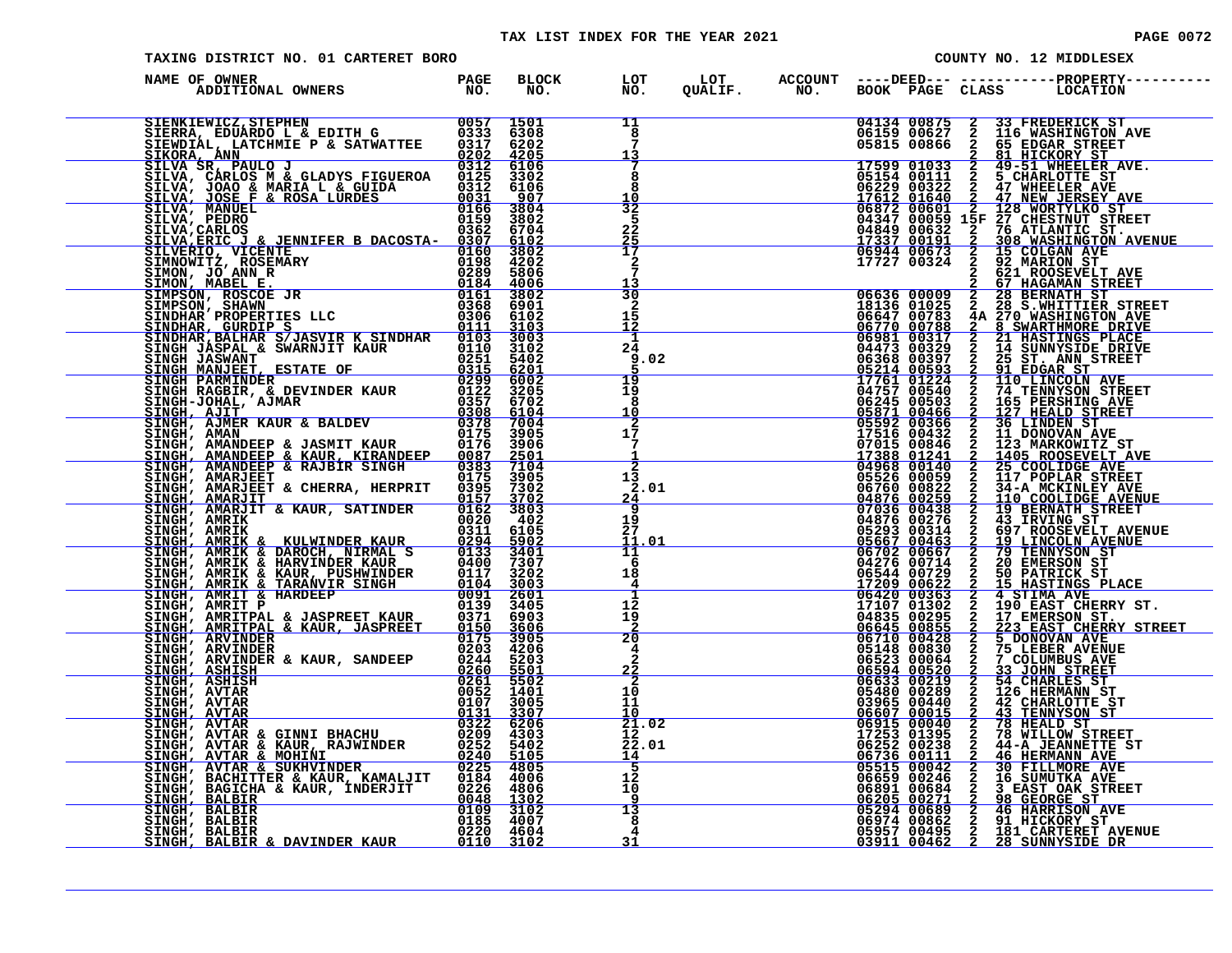# TAX LIST INDEX FOR THE YEAR 2021

TAXING DISTRICT NO. 01 CARTERET BORO — COUNTY NO. 12 MIDDLESEX

| NAME OF OWNER / ADDITIONAL OWNERS | PAGE NO. | BLOCK NO. | LOT NO. | LOT QUALIF. | ACCOUNT NO. | DEED BOOK | DEED PAGE | CLASS | PROPERTY LOCATION |
|---|---|---|---|---|---|---|---|---|---|
| SIENKIEWICZ, STEPHEN | 0057 | 1501 | 11 | | | 04134 | 00875 | 2 | 33 FREDERICK ST |
| SIERRA, EDUARDO L & EDITH G | 0333 | 6308 | 8 | | | 06159 | 00627 | 2 | 116 WASHINGTON AVE |
| SIEWDIAL, LATCHMIE P & SATWATTEE | 0317 | 6202 | 7 | | | 05815 | 00866 | 2 | 65 EDGAR STREET |
| SIKORA, ANN | 0202 | 4205 | 13 | | | | | 2 | 81 HICKORY ST |
| SILVA SR, PAULO J | 0312 | 6106 | 7 | | | 17599 | 01033 | 2 | 49-51 WHEELER AVE. |
| SILVA, CARLOS M & GLADYS FIGUEROA | 0125 | 3302 | 8 | | | 05154 | 00111 | 2 | 5 CHARLOTTE ST |
| SILVA, JOAO & MARIA L & GUIDA | 0312 | 6106 | 8 | | | 06229 | 00322 | 2 | 47 WHEELER AVE |
| SILVA, JOSE F & ROSA LURDES | 0031 | 907 | 10 | | | 17612 | 01640 | 2 | 47 NEW JERSEY AVE |
| SILVA, MANUEL | 0166 | 3804 | 32 | | | 06872 | 00601 | 2 | 128 WORTYLKO ST |
| SILVA, PEDRO | 0159 | 3802 | 5 | | | 04347 | 00059 | 15F | 27 CHESTNUT STREET |
| SILVA,CARLOS | 0362 | 6704 | 22 | | | 04849 | 00632 | 2 | 76 ATLANTIC ST. |
| SILVA,ERIC J & JENNIFER B DACOSTA- | 0307 | 6102 | 25 | | | 17337 | 00191 | 2 | 308 WASHINGTON AVENUE |
| SILVERIO, VICENTE | 0160 | 3802 | 17 | | | 06944 | 00673 | 2 | 15 COLGAN AVE |
| SIMNOWITZ, ROSEMARY | 0198 | 4202 | 2 | | | 17727 | 00324 | 2 | 92 MARION ST |
| SIMON, JO ANN R | 0289 | 5806 | 7 | | | | | 2 | 621 ROOSEVELT AVE |
| SIMON, MABEL E. | 0184 | 4006 | 13 | | | | | 2 | 67 HAGAMAN STREET |
| SIMPSON, ROSCOE JR | 0161 | 3802 | 30 | | | 06636 | 00009 | 2 | 28 BERNATH ST |
| SIMPSON, SHAWN | 0368 | 6901 | 2 | | | 18136 | 01025 | 2 | 28 S.WHITTIER STREET |
| SINDHAR PROPERTIES LLC | 0306 | 6102 | 15 | | | 06647 | 00783 | 4A | 270 WASHINGTON AVE |
| SINDHAR, GURDIP S | 0111 | 3103 | 12 | | | 06770 | 00788 | 2 | 8 SWARTHMORE DRIVE |
| SINDHAR,BALHAR S/JASVIR K SINDHAR | 0103 | 3003 | 1 | | | 06981 | 00317 | 2 | 21 HASTINGS PLACE |
| SINGH JASPAL & SWARNJIT KAUR | 0110 | 3102 | 24 | | | 04473 | 00329 | 2 | 14 SUNNYSIDE DRIVE |
| SINGH JASWANT | 0251 | 5402 | 9.02 | | | 06368 | 00397 | 2 | 25 ST. ANN STREET |
| SINGH MANJEET, ESTATE OF | 0315 | 6201 | 5 | | | 05214 | 00593 | 2 | 91 EDGAR ST |
| SINGH PARMINDER | 0299 | 6002 | 19 | | | 17761 | 01224 | 2 | 110 LINCOLN AVE |
| SINGH RAGBIR, & DEVINDER KAUR | 0122 | 3205 | 19 | | | 04757 | 00540 | 2 | 74 TENNYSON STREET |
| SINGH-JOHAL, AJMAR | 0357 | 6702 | 8 | | | 06245 | 00503 | 2 | 165 PERSHING AVE |
| SINGH, AJIT | 0308 | 6104 | 10 | | | 05871 | 00466 | 2 | 127 HEALD STREET |
| SINGH, AJMER KAUR & BALDEV | 0378 | 7004 | 2 | | | 05592 | 00366 | 2 | 36 LINDEN ST |
| SINGH, AMAN | 0175 | 3905 | 17 | | | 17516 | 00432 | 2 | 11 DONOVAN AVE |
| SINGH, AMANDEEP & JASMIT KAUR | 0176 | 3906 | 7 | | | 07015 | 00846 | 2 | 123 MARKOWITZ ST |
| SINGH, AMANDEEP & KAUR, KIRANDEEP | 0087 | 2501 | 1 | | | 17388 | 01241 | 2 | 1405 ROOSEVELT AVE |
| SINGH, AMANDEEP & RAJBIR SINGH | 0383 | 7104 | 2 | | | 04968 | 00140 | 2 | 25 COOLIDGE AVE |
| SINGH, AMARJEET | 0175 | 3905 | 13 | | | 05526 | 00059 | 2 | 117 POPLAR STREET |
| SINGH, AMARJEET & CHERRA, HERPRIT | 0395 | 7302 | 2.01 | | | 06760 | 00822 | 2 | 34-A MCKINLEY AVE |
| SINGH, AMARJIT | 0157 | 3702 | 24 | | | 04876 | 00259 | 2 | 110 COOLIDGE AVENUE |
| SINGH, AMARJIT & KAUR, SATINDER | 0162 | 3803 | 9 | | | 07036 | 00438 | 2 | 19 BERNATH STREET |
| SINGH, AMRIK | 0020 | 402 | 19 | | | 04876 | 00276 | 2 | 43 IRVING ST |
| SINGH, AMRIK | 0311 | 6105 | 27 | | | 05293 | 00314 | 2 | 697 ROOSEVELT AVENUE |
| SINGH, AMRIK & KULWINDER KAUR | 0294 | 5902 | 11.01 | | | 05667 | 00463 | 2 | 19 LINCOLN AVENUE |
| SINGH, AMRIK & DAROCH, NIRMAL S | 0133 | 3401 | 11 | | | 06702 | 00667 | 2 | 79 TENNYSON ST |
| SINGH, AMRIK & HARVINDER KAUR | 0400 | 7307 | 6 | | | 04276 | 00714 | 2 | 20 EMERSON ST |
| SINGH, AMRIK & KAUR, PUSHWINDER | 0117 | 3202 | 18 | | | 06544 | 00729 | 2 | 50 PATRICK ST |
| SINGH, AMRIK & TARANVIR SINGH | 0104 | 3003 | 4 | | | 17209 | 00622 | 2 | 15 HASTINGS PLACE |
| SINGH, AMRIT & HARDEEP | 0091 | 2601 | 1 | | | 06420 | 00363 | 2 | 4 STIMA AVE |
| SINGH, AMRIT P | 0139 | 3405 | 12 | | | 17107 | 01302 | 2 | 190 EAST CHERRY ST. |
| SINGH, AMRITPAL & JASPREET KAUR | 0371 | 6903 | 19 | | | 04835 | 00295 | 2 | 17 EMERSON ST. |
| SINGH, AMRITPAL & KAUR, JASPREET | 0150 | 3606 | 2 | | | 06645 | 00855 | 2 | 223 EAST CHERRY STREET |
| SINGH, ARVINDER | 0175 | 3905 | 20 | | | 06710 | 00428 | 2 | 5 DONOVAN AVE |
| SINGH, ARVINDER | 0203 | 4206 | 4 | | | 05148 | 00830 | 2 | 75 LEBER AVENUE |
| SINGH, ARVINDER & KAUR, SANDEEP | 0244 | 5203 | 2 | | | 06523 | 00064 | 2 | 7 COLUMBUS AVE |
| SINGH, ASHISH | 0260 | 5501 | 22 | | | 06594 | 00520 | 2 | 33 JOHN STREET |
| SINGH, ASHISH | 0261 | 5502 | 2 | | | 06633 | 00219 | 2 | 54 CHARLES ST |
| SINGH, AVTAR | 0052 | 1401 | 10 | | | 05480 | 00289 | 2 | 126 HERMANN ST |
| SINGH, AVTAR | 0107 | 3005 | 11 | | | 03965 | 00440 | 2 | 42 CHARLOTTE ST |
| SINGH, AVTAR | 0131 | 3307 | 10 | | | 06607 | 00015 | 2 | 43 TENNYSON ST |
| SINGH, AVTAR | 0322 | 6206 | 21.02 | | | 06915 | 00040 | 2 | 78 HEALD ST |
| SINGH, AVTAR & GINNI BHACHU | 0209 | 4303 | 12 | | | 17253 | 01395 | 2 | 78 WILLOW STREET |
| SINGH, AVTAR & KAUR, RAJWINDER | 0252 | 5402 | 22.01 | | | 06252 | 00238 | 2 | 44-A JEANNETTE ST |
| SINGH, AVTAR & MOHINI | 0240 | 5105 | 14 | | | 06736 | 00111 | 2 | 46 HERMANN AVE |
| SINGH, AVTAR & SUKHVINDER | 0225 | 4805 | 5 | | | 05515 | 00042 | 2 | 30 FILLMORE AVE |
| SINGH, BACHITTER & KAUR, KAMALJIT | 0184 | 4006 | 12 | | | 06659 | 00246 | 2 | 16 SUMUTKA AVE |
| SINGH, BAGICHA & KAUR, INDERJIT | 0226 | 4806 | 10 | | | 06891 | 00684 | 2 | 3 EAST OAK STREET |
| SINGH, BALBIR | 0048 | 1302 | 9 | | | 06205 | 00271 | 2 | 98 GEORGE ST |
| SINGH, BALBIR | 0109 | 3102 | 13 | | | 05294 | 00689 | 2 | 46 HARRISON AVE |
| SINGH, BALBIR | 0185 | 4007 | 8 | | | 06974 | 00862 | 2 | 91 HICKORY ST |
| SINGH, BALBIR | 0220 | 4604 | 4 | | | 05957 | 00495 | 2 | 181 CARTERET AVENUE |
| SINGH, BALBIR & DAVINDER KAUR | 0110 | 3102 | 31 | | | 03911 | 00462 | 2 | 28 SUNNYSIDE DR |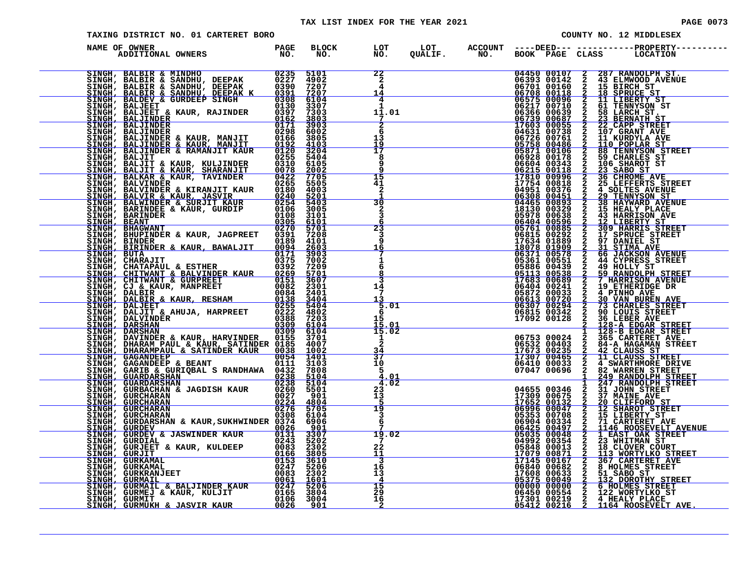TAX LIST INDEX FOR THE YEAR 2021

TAXING DISTRICT NO. 01 CARTERET BORO

COUNTY NO. 12 MIDDLESEX

| NAME OF OWNER / ADDITIONAL OWNERS | PAGE NO. | BLOCK NO. | LOT NO. | LOT QUALIF. | ACCOUNT NO. | DEED BOOK | DEED PAGE | CLASS | PROPERTY LOCATION |
|---|---|---|---|---|---|---|---|---|---|
| SINGH, BALBIR & MINDHO | 0235 | 5101 | 22 | | | 04450 | 00107 | 2 | 287 RANDOLPH ST. |
| SINGH, BALBIR & SANDHU, DEEPAK | 0227 | 4902 | 2 | | | 06393 | 00142 | 2 | 43 ELMWOOD AVENUE |
| SINGH, BALBIR & SANDHU, DEEPAK | 0390 | 7207 | 4 | | | 06701 | 00160 | 2 | 15 BIRCH ST |
| SINGH, BALBIR & SANDHU, DEEPAK K | 0391 | 7207 | 14 | | | 06708 | 00118 | 2 | 18 SPRUCE ST |
| SINGH, BALDEV & GURDEEP SINGH | 0308 | 6104 | 4 | | | 06575 | 00096 | 2 | 11 LIBERTY ST |
| SINGH, BALJEET | 0130 | 3307 | 1 | | | 06217 | 00710 | 2 | 61 TENNYSON ST |
| SINGH, BALJEET & KAUR, RAJINDER | 0397 | 7303 | 11.01 | | | 06366 | 00639 | 2 | 58 LARCH ST. |
| SINGH, BALJINDER | 0162 | 3803 | 7 | | | 06739 | 00687 | 2 | 23 BERNATH ST |
| SINGH, BALJINDER | 0171 | 3903 | 2 | | | 17603 | 00055 | 2 | 22 CAPP STREET |
| SINGH, BALJINDER | 0298 | 6002 | 6 | | | 04631 | 00738 | 2 | 107 GRANT AVE |
| SINGH, BALJINDER & KAUR, MANJIT | 0166 | 3805 | 13 | | | 06726 | 00761 | 2 | 11 KURDYLA AVE |
| SINGH, BALJINDER & KAUR, MANJIT | 0192 | 4103 | 19 | | | 05758 | 00486 | 2 | 110 POPLAR ST |
| SINGH, BALJINDER & RAMANJIT KAUR | 0120 | 3204 | 17 | | | 05871 | 00106 | 2 | 88 TENNYSON STREET |
| SINGH, BALJIT | 0255 | 5404 | 8 | | | 06928 | 00178 | 2 | 59 CHARLES ST |
| SINGH, BALJIT & KAUR, KULJINDER | 0310 | 6105 | 9 | | | 06604 | 00343 | 2 | 106 SHAROT ST |
| SINGH, BALJIT & KAUR, SHARANJIT | 0078 | 2002 | 9 | | | 06215 | 00118 | 2 | 23 SABO ST |
| SINGH, BALKAR & KAUR, TAVINDER | 0422 | 7705 | 15 | | | 17810 | 00996 | 2 | 36 CHROME AVE |
| SINGH, BALVINDER | 0265 | 5505 | 41 | | | 17754 | 00818 | 2 | 25 LEFFERTS STREET |
| SINGH, BALVINDER & KIRANJIT KAUR | 0180 | 4003 | 2 | | | 04951 | 00376 | 2 | 4 SOLTES AVENUE |
| SINGH, BALVIR & KAUR, JASVIR | 0240 | 5201 | 1 | | | 06308 | 00451 | 2 | 29 TENNYSON ST |
| SINGH, BALWINDER & SURJIT KAUR | 0254 | 5403 | 30 | | | 04465 | 00893 | 2 | 38 HAYWARD AVENUE |
| SINGH, BARINDEE & KAUR, GURDIP | 0106 | 3005 | 2 | | | 18130 | 00329 | 2 | 15 HEALY PLACE |
| SINGH, BARINDER | 0108 | 3101 | 3 | | | 05978 | 00638 | 2 | 43 HARRISON AVE |
| SINGH, BEANT | 0305 | 6101 | 6 | | | 06404 | 00596 | 2 | 12 LIBERTY ST |
| SINGH, BHAGWANT | 0270 | 5701 | 23 | | | 05761 | 00885 | 2 | 309 HARRIS STREET |
| SINGH, BHUPINDER & KAUR, JAGPREET | 0391 | 7208 | 3 | | | 06815 | 00292 | 2 | 17 SPRUCE STREET |
| SINGH, BINDER | 0189 | 4101 | 9 | | | 17634 | 01889 | 2 | 97 DANIEL ST |
| SINGH, BIRINDER & KAUR, BAWALJIT | 0094 | 2603 | 16 | | | 18078 | 01909 | 2 | 31 STIMA AVE |
| SINGH, BUTA | 0171 | 3903 | 7 | | | 06371 | 00578 | 2 | 66 JACKSON AVENUE |
| SINGH, CHARAJIT | 0375 | 7002 | 1 | | | 05361 | 00551 | 2 | 44 CYPRESS STREET |
| SINGH, CHATAPAUL & ESTHER | 0392 | 7209 | 6 | | | 05886 | 00439 | 2 | 49 HOLLY ST |
| SINGH, CHITWANT & BALVINDER KAUR | 0269 | 5701 | 8 | | | 05113 | 00538 | 2 | 59 RANDOLPH STREET |
| SINGH, CHITWANT & GURPREET | 0151 | 3607 | 3 | | | 17683 | 00689 | 2 | 7 HARRISON AVENUE |
| SINGH, CJ & KAUR, MANPREET | 0082 | 2301 | 14 | | | 06404 | 00241 | 2 | 19 ETHERIDGE DR |
| SINGH, DALBIR | 0084 | 2401 | 7 | | | 05872 | 00033 | 2 | 4 PINHO AVE |
| SINGH, DALBIR & KAUR, RESHAM | 0138 | 3404 | 13 | | | 06613 | 00720 | 2 | 30 VAN BUREN AVE |
| SINGH, DALJEET | 0255 | 5404 | 5.01 | | | 06307 | 00294 | 2 | 73 CHARLES STREET |
| SINGH, DALJIT & AHUJA, HARPREET | 0222 | 4802 | 6 | | | 06815 | 00342 | 2 | 90 LOUIS STREET |
| SINGH, DALVINDER | 0388 | 7203 | 15 | | | 17092 | 00128 | 2 | 36 LEBER AVE |
| SINGH, DARSHAN | 0309 | 6104 | 15.01 | | | | | 2 | 128-A EDGAR STREET |
| SINGH, DARSHAN | 0309 | 6104 | 15.02 | | | | | 1 | 128-B EDGAR STREET |
| SINGH, DAVINDER & KAUR, HARVINDER | 0155 | 3701 | 1 | | | 06753 | 00024 | 2 | 365 CARTERET AVE. |
| SINGH, DHARAM PAUL & KAUR, SATINDER | 0185 | 4007 | 2 | | | 06532 | 00403 | 2 | 84-A HAGAMAN STREET |
| SINGH, DHARAMPAUL & SATINDER KAUR | 0038 | 1002 | 34 | | | 17673 | 00235 | 2 | 42 CLAUSS ST |
| SINGH, GAGANDEEP | 0054 | 1401 | 37 | | | 17307 | 00465 | 2 | 11 CLAUSS STREET |
| SINGH, GAGANDEEP & BEANT | 0111 | 3103 | 10 | | | 06410 | 00033 | 2 | 4 SWARTHMORE DRIVE |
| SINGH, GARIB & GURIQBAL S RANDHAWA | 0432 | 7808 | 5 | | | 07047 | 00696 | 2 | 82 WARREN STREET |
| SINGH, GUARDARSHAN | 0238 | 5104 | 4.01 | | | | | 1 | 249 RANDOLPH STREET |
| SINGH, GUARDARSHAN | 0238 | 5104 | 4.02 | | | | | 1 | 247 RANDOLPH STREET |
| SINGH, GURBACHAN & JAGDISH KAUR | 0260 | 5501 | 23 | | | 04655 | 00346 | 2 | 31 JOHN STREET |
| SINGH, GURCHARAN | 0027 | 901 | 13 | | | 17309 | 00675 | 2 | 37 MAINE AVE |
| SINGH, GURCHARAN | 0224 | 4804 | 5 | | | 17652 | 00132 | 2 | 20 CLIFFORD ST |
| SINGH, GURCHARAN | 0276 | 5705 | 19 | | | 06996 | 00047 | 2 | 12 SHAROT STREET |
| SINGH, GURCHARAN | 0308 | 6104 | 3 | | | 05353 | 00708 | 2 | 15 LIBERTY ST |
| SINGH, GURDARSHAN & KAUR,SUKHWINDER | 0374 | 6906 | 6 | | | 06904 | 00334 | 2 | 71 CARTERET AVE |
| SINGH, GURDEV | 0026 | 901 | 7 | | | 06425 | 00497 | 2 | 1146 ROOSEVELT AVENUE |
| SINGH, GURDEV & JASWINDER KAUR | 0131 | 3307 | 19.02 | | | 05035 | 00048 | 2 | 1 EAST OAK STREET |
| SINGH, GURDIAL | 0243 | 5202 | 7 | | | 04992 | 00354 | 2 | 23 WHITMAN ST |
| SINGH, GURJEET & KAUR, KULDEEP | 0083 | 2302 | 22 | | | 05848 | 00013 | 2 | 18 CLOVER COURT |
| SINGH, GURJIT | 0166 | 3805 | 11 | | | 17079 | 00871 | 2 | 113 WORTYLKO STREET |
| SINGH, GURKAMAL | 0153 | 3610 | 3 | | | 17145 | 00167 | 2 | 367 CARTERET AVE |
| SINGH, GURKAMAL | 0247 | 5206 | 16 | | | 06840 | 00682 | 2 | 8 HOLMES STREET |
| SINGH, GURKRANJEET | 0083 | 2302 | 13 | | | 17608 | 00633 | 2 | 51 SABO ST |
| SINGH, GURMAIL | 0061 | 1601 | 4 | | | 05375 | 00049 | 2 | 132 DOROTHY STREET |
| SINGH, GURMAIL & BALJINDER KAUR | 0247 | 5206 | 15 | | | 00000 | 00000 | 2 | 6 HOLMES STREET |
| SINGH, GURMEJ & KAUR, KULJIT | 0165 | 3804 | 29 | | | 06450 | 00554 | 2 | 122 WORTYLKO ST |
| SINGH, GURMIT | 0106 | 3004 | 16 | | | 17301 | 00219 | 2 | 4 HEALY PLACE |
| SINGH, GURMUKH & JASVIR KAUR | 0026 | 901 | 2 | | | 05412 | 00216 | 2 | 1164 ROOSEVELT AVE. |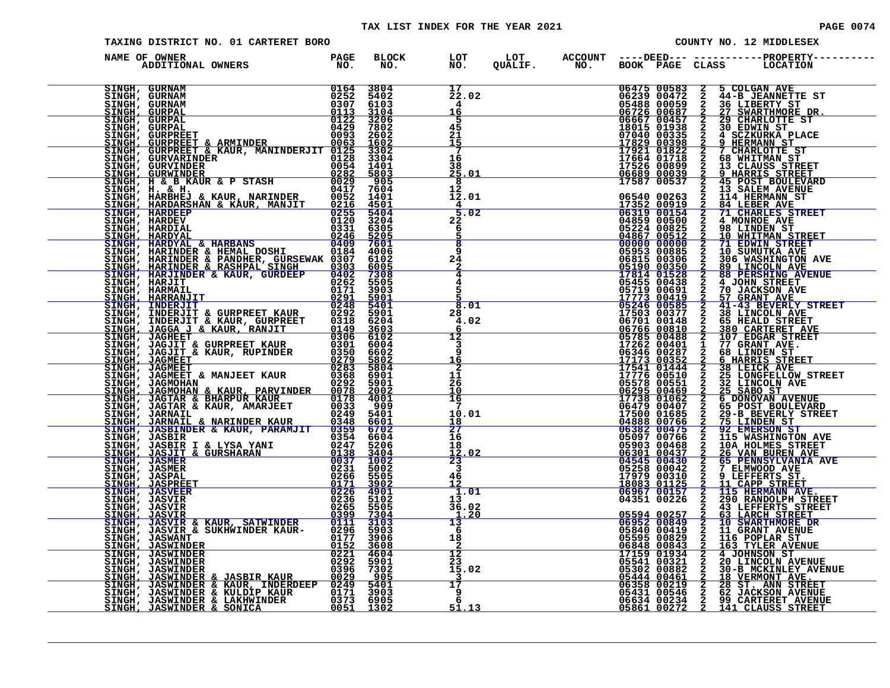# TAX LIST INDEX FOR THE YEAR 2021

TAXING DISTRICT NO. 01 CARTERET BORO

COUNTY NO. 12 MIDDLESEX

| NAME OF OWNER / ADDITIONAL OWNERS | PAGE NO. | BLOCK NO. | LOT NO. | LOT QUALIF. | ACCOUNT NO. | DEED BOOK | DEED PAGE | CLASS | PROPERTY LOCATION |
|---|---|---|---|---|---|---|---|---|---|
| SINGH, GURNAM | 0164 | 3804 | 17 | | | 06475 | 00583 | 2 | 5 COLGAN AVE |
| SINGH, GURNAM | 0252 | 5402 | 22.02 | | | 06239 | 00472 | 2 | 44-B JEANNETTE ST |
| SINGH, GURNAM | 0307 | 6103 | 4 | | | 05488 | 00059 | 2 | 36 LIBERTY ST |
| SINGH, GURPAL | 0113 | 3104 | 16 | | | 06726 | 00687 | 2 | 27 SWARTHMORE DR. |
| SINGH, GURPAL | 0122 | 3206 | 5 | | | 06667 | 00457 | 2 | 29 CHARLOTTE ST |
| SINGH, GURPAL | 0429 | 7802 | 45 | | | 18015 | 01938 | 2 | 30 EDWIN ST |
| SINGH, GURPREET | 0093 | 2602 | 21 | | | 07040 | 00335 | 2 | 4 SCZKURKA PLACE |
| SINGH, GURPREET & ARMINDER | 0063 | 1602 | 15 | | | 17829 | 00398 | 2 | 9 HERMANN ST |
| SINGH, GURPREET & KAUR, MANINDERJIT | 0125 | 3302 | 7 | | | 17921 | 01822 | 2 | 7 CHARLOTTE ST |
| SINGH, GURVARINDER | 0128 | 3304 | 16 | | | 17664 | 01718 | 2 | 68 WHITMAN ST |
| SINGH, GURVINDER | 0054 | 1401 | 38 | | | 17526 | 00899 | 2 | 13 CLAUSS STREET |
| SINGH, GURWINDER | 0282 | 5803 | 25.01 | | | 06689 | 00039 | 2 | 9 HARRIS STREET |
| SINGH, H & B KAUR & P STASH | 0029 | 905 | 8 | | | 17587 | 00537 | 2 | 45 POST BOULEVARD |
| SINGH, H. & H. | 0417 | 7604 | 12 | | | | | 2 | 13 SALEM AVENUE |
| SINGH, HARBHEJ & KAUR, NARINDER | 0052 | 1401 | 12.01 | | | 06540 | 00263 | 2 | 114 HERMANN ST |
| SINGH, HARDARSHAN & KAUR, MANJIT | 0216 | 4501 | 4 | | | 17352 | 00919 | 2 | 84 LEBER AVE |
| SINGH, HARDEEP | 0255 | 5404 | 5.02 | | | 06319 | 00154 | 2 | 71 CHARLES STREET |
| SINGH, HARDEV | 0120 | 3204 | 22 | | | 04859 | 00500 | 2 | 4 MONROE AVE |
| SINGH, HARDIAL | 0331 | 6305 | 6 | | | 05224 | 00825 | 2 | 98 LINDEN ST |
| SINGH, HARDYAL | 0246 | 5205 | 5 | | | 04867 | 00512 | 2 | 10 WHITMAN STREET |
| SINGH, HARDYAL & HARBANS | 0409 | 7601 | 8 | | | 00000 | 00000 | 2 | 71 EDWIN STREET |
| SINGH, HARINDER & HEMAL DOSHI | 0184 | 4006 | 9 | | | 05953 | 00885 | 2 | 10 SUMUTKA AVE |
| SINGH, HARINDER & PANDHER, GURSEWAK | 0307 | 6102 | 24 | | | 06815 | 00306 | 2 | 306 WASHINGTON AVE |
| SINGH, HARINDER & RASHPAL SINGH | 0303 | 6005 | 2 | | | 05190 | 00350 | 2 | 89 LINCOLN AVE |
| SINGH, HARJINDER & KAUR, GURDEEP | 0402 | 7308 | 4 | | | 17814 | 01528 | 2 | 88 PERSHING AVENUE |
| SINGH, HARJIT | 0262 | 5505 | 4 | | | 05455 | 00438 | 2 | 4 JOHN STREET |
| SINGH, HARMAIL | 0171 | 3903 | 5 | | | 05719 | 00691 | 2 | 70 JACKSON AVE |
| SINGH, HARRANJIT | 0291 | 5901 | 5 | | | 17773 | 00419 | 2 | 57 GRANT AVE |
| SINGH, INDERJIT | 0248 | 5401 | 8.01 | | | 05246 | 00585 | 2 | 41-43 BEVERLY STREET |
| SINGH, INDERJIT & GURPREET KAUR | 0292 | 5901 | 28 | | | 17503 | 00377 | 2 | 38 LINCOLN AVE |
| SINGH, INDERJIT & KAUR, GURPREET | 0318 | 6204 | 4.02 | | | 06701 | 00148 | 2 | 65 HEALD STREET |
| SINGH, JAGGA J & KAUR, RANJIT | 0149 | 3603 | 6 | | | 06766 | 00810 | 2 | 380 CARTERET AVE |
| SINGH, JAGHEET | 0306 | 6102 | 12 | | | 05785 | 00488 | 2 | 107 EDGAR STREET |
| SINGH, JAGJIT & GURPREET KAUR | 0301 | 6004 | 3 | | | 17262 | 00401 | 1 | 77 GRANT AVE. |
| SINGH, JAGJIT & KAUR, RUPINDER | 0350 | 6602 | 9 | | | 06346 | 00287 | 2 | 68 LINDEN ST |
| SINGH, JAGMEET | 0279 | 5802 | 16 | | | 17173 | 00352 | 2 | 6 HARRIS STREET |
| SINGH, JAGMEET | 0283 | 5804 | 2 | | | 17541 | 01444 | 2 | 38 LEICK AVE |
| SINGH, JAGMEET & MANJEET KAUR | 0368 | 6901 | 11 | | | 17776 | 00510 | 2 | 25 LONGFELLOW STREET |
| SINGH, JAGMOHAN | 0292 | 5901 | 26 | | | 05578 | 00551 | 2 | 32 LINCOLN AVE |
| SINGH, JAGMOHAN & KAUR, PARVINDER | 0078 | 2002 | 10 | | | 06295 | 00469 | 2 | 25 SABO ST |
| SINGH, JAGTAR & BHARPUR KAUR | 0178 | 4001 | 16 | | | 17738 | 01062 | 2 | 6 DONOVAN AVENUE |
| SINGH, JAGTAR & KAUR, AMARJEET | 0033 | 909 | 7 | | | 06479 | 00407 | 2 | 65 POST BOULEVARD |
| SINGH, JARNAIL | 0249 | 5401 | 10.01 | | | 17500 | 01685 | 2 | 29-B BEVERLY STREET |
| SINGH, JARNAIL & NARINDER KAUR | 0348 | 6601 | 18 | | | 04888 | 00766 | 2 | 75 LINDEN ST |
| SINGH, JASBINDER & KAUR, PARAMJIT | 0359 | 6702 | 27 | | | 06382 | 00475 | 2 | 92 EMERSON ST |
| SINGH, JASBIR | 0354 | 6604 | 16 | | | 05097 | 00766 | 2 | 115 WASHINGTON AVE |
| SINGH, JASBIR I & LYSA YANI | 0247 | 5206 | 18 | | | 05903 | 00468 | 2 | 10A HOLMES STREET |
| SINGH, JASJIT & GURSHARAN | 0138 | 3404 | 12.02 | | | 06301 | 00437 | 2 | 26 VAN BUREN AVE |
| SINGH, JASMER | 0037 | 1002 | 23 | | | 04545 | 00430 | 2 | 65 PENNSYLVANIA AVE |
| SINGH, JASMER | 0231 | 5002 | 3 | | | 05258 | 00042 | 2 | 7 ELMWOOD AVE |
| SINGH, JASPAL | 0266 | 5505 | 46 | | | 17979 | 00310 | 2 | 9 LEFFERTS ST. |
| SINGH, JASPREET | 0171 | 3902 | 12 | | | 18083 | 01125 | 2 | 11 CAPP STREET |
| SINGH, JASVEER | 0226 | 4901 | 1.01 | | | 06967 | 00157 | 2 | 115 HERMANN AVE. |
| SINGH, JASVIR | 0236 | 5102 | 13 | | | 04351 | 00226 | 2 | 290 RANDOLPH STREET |
| SINGH, JASVIR | 0265 | 5505 | 36.02 | | | | | 2 | 43 LEFFERTS STREET |
| SINGH, JASVIR | 0399 | 7304 | 1.20 | | | 05594 | 00257 | 2 | 63 LARCH STREET |
| SINGH, JASVIR & KAUR, SATWINDER | 0111 | 3103 | 13 | | | 06952 | 00849 | 2 | 10 SWARTHMORE DR |
| SINGH, JASVIR & SUKHWINDER KAUR- | 0296 | 5903 | 6 | | | 05840 | 00419 | 2 | 11 GRANT AVENUE |
| SINGH, JASWANT | 0177 | 3906 | 18 | | | 05595 | 00829 | 2 | 116 POPLAR ST |
| SINGH, JASWINDER | 0152 | 3608 | 2 | | | 06848 | 00843 | 2 | 163 TYLER AVENUE |
| SINGH, JASWINDER | 0221 | 4604 | 12 | | | 17159 | 01934 | 2 | 4 JOHNSON ST |
| SINGH, JASWINDER | 0292 | 5901 | 23 | | | 05541 | 00321 | 2 | 20 LINCOLN AVENUE |
| SINGH, JASWINDER | 0396 | 7302 | 15.02 | | | 05302 | 00882 | 2 | 30-B MCKINLEY AVENUE |
| SINGH, JASWINDER & JASBIR KAUR | 0029 | 905 | 3 | | | 05444 | 00461 | 2 | 18 VERMONT AVE. |
| SINGH, JASWINDER & KAUR, INDERDEEP | 0249 | 5401 | 17 | | | 06358 | 00219 | 2 | 28 ST. ANN STREET |
| SINGH, JASWINDER & KULDIP KAUR | 0171 | 3903 | 9 | | | 05431 | 00546 | 2 | 62 JACKSON AVENUE |
| SINGH, JASWINDER & LAKHWINDER | 0373 | 6905 | 6 | | | 06634 | 00234 | 2 | 99 CARTERET AVENUE |
| SINGH, JASWINDER & SONICA | 0051 | 1302 | 51.13 | | | 05861 | 00272 | 2 | 141 CLAUSS STREET |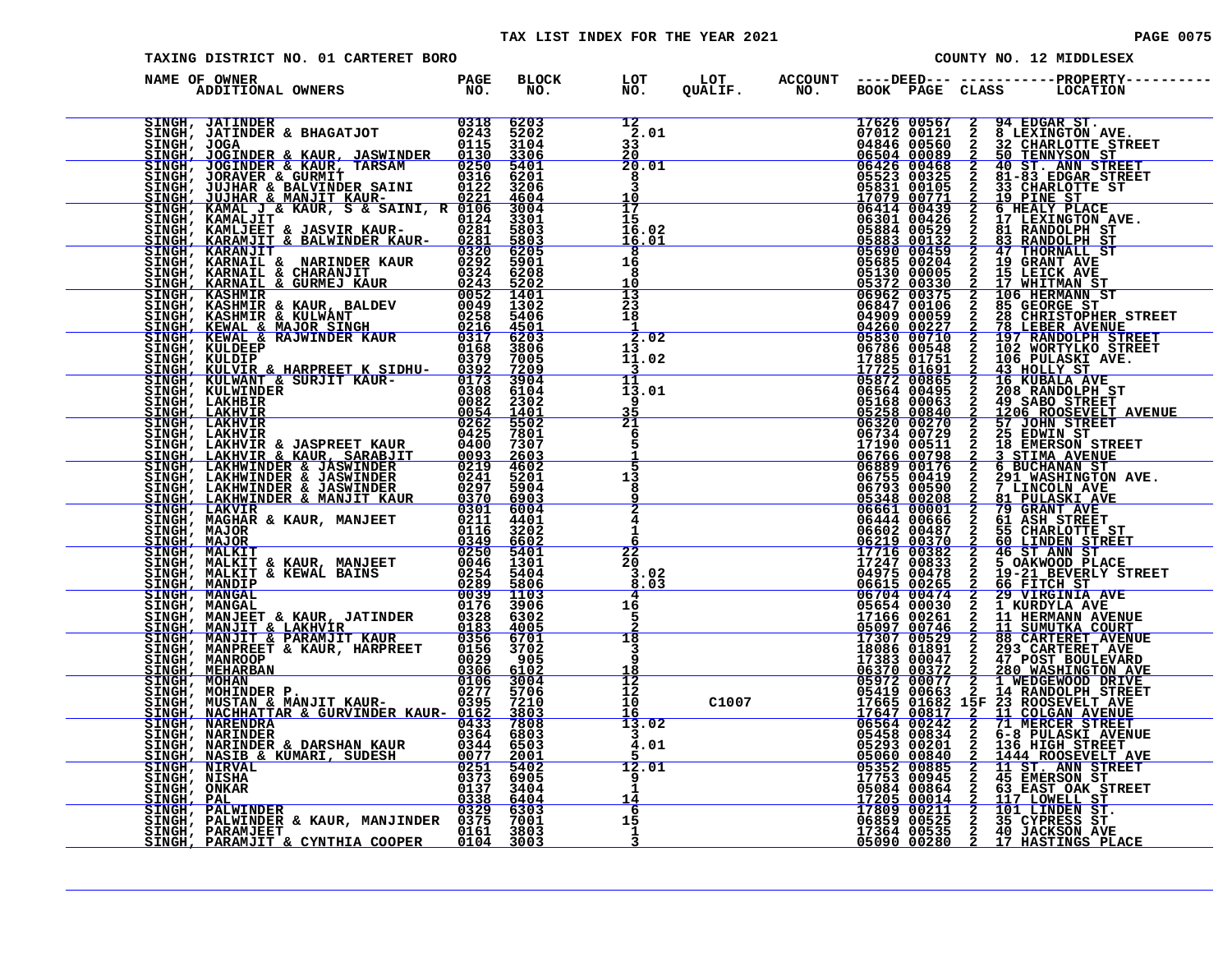TAX LIST INDEX FOR THE YEAR 2021

TAXING DISTRICT NO. 01 CARTERET BORO — COUNTY NO. 12 MIDDLESEX

| NAME OF OWNER / ADDITIONAL OWNERS | PAGE NO. | BLOCK NO. | LOT NO. | LOT QUALIF. | ACCOUNT NO. | DEED BOOK | DEED PAGE | CLASS | PROPERTY LOCATION |
|---|---|---|---|---|---|---|---|---|---|
| SINGH, JATINDER | 0318 | 6203 | 12 | | | 17626 | 00567 | 2 | 94 EDGAR ST. |
| SINGH, JATINDER & BHAGATJOT | 0243 | 5202 | 2.01 | | | 07012 | 00121 | 2 | 8 LEXINGTON AVE. |
| SINGH, JOGA | 0115 | 3104 | 33 | | | 04846 | 00560 | 2 | 32 CHARLOTTE STREET |
| SINGH, JOGINDER & KAUR, JASWINDER | 0130 | 3306 | 20 | | | 06504 | 00089 | 2 | 50 TENNYSON ST |
| SINGH, JOGINDER & KAUR, TARSAM | 0250 | 5401 | 20.01 | | | 06426 | 00468 | 2 | 40 ST. ANN STREET |
| SINGH, JORAVER & GURMIT | 0316 | 6201 | 8 | | | 05523 | 00325 | 2 | 81-83 EDGAR STREET |
| SINGH, JUJHAR & BALVINDER SAINI | 0122 | 3206 | 3 | | | 05831 | 00105 | 2 | 33 CHARLOTTE ST |
| SINGH, JUJHAR & MANJIT KAUR- | 0221 | 4604 | 10 | | | 17079 | 00771 | 2 | 19 PINE ST |
| SINGH, KAMAL J & KAUR, S & SAINI, R | 0106 | 3004 | 17 | | | 06414 | 00439 | 2 | 6 HEALY PLACE |
| SINGH, KAMALJIT | 0124 | 3301 | 15 | | | 06301 | 00426 | 2 | 17 LEXINGTON AVE. |
| SINGH, KAMLJEET & JASVIR KAUR- | 0281 | 5803 | 16.02 | | | 05884 | 00529 | 2 | 81 RANDOLPH ST |
| SINGH, KARAMJIT & BALWINDER KAUR- | 0281 | 5803 | 16.01 | | | 05883 | 00132 | 2 | 83 RANDOLPH ST |
| SINGH, KARANJIT | 0320 | 6205 | 8 | | | 05690 | 00459 | 2 | 47 THORNALL ST |
| SINGH, KARNAIL & NARINDER KAUR | 0292 | 5901 | 16 | | | 05685 | 00204 | 2 | 19 GRANT AVE |
| SINGH, KARNAIL & CHARANJIT | 0324 | 6208 | 8 | | | 05130 | 00005 | 2 | 15 LEICK AVE |
| SINGH, KARNAIL & GURMEJ KAUR | 0243 | 5202 | 10 | | | 05372 | 00330 | 2 | 17 WHITMAN ST |
| SINGH, KASHMIR | 0052 | 1401 | 13 | | | 06962 | 00375 | 2 | 106 HERMANN ST |
| SINGH, KASHMIR & KAUR, BALDEV | 0049 | 1302 | 23 | | | 06847 | 00106 | 2 | 85 GEORGE ST |
| SINGH, KASHMIR & KULWANT | 0258 | 5406 | 18 | | | 04909 | 00059 | 2 | 28 CHRISTOPHER STREET |
| SINGH, KEWAL & MAJOR SINGH | 0216 | 4501 | 1 | | | 04260 | 00227 | 2 | 78 LEBER AVENUE |
| SINGH, KEWAL & RAJWINDER KAUR | 0317 | 6203 | 2.02 | | | 05830 | 00710 | 2 | 197 RANDOLPH STREET |
| SINGH, KULDEEP | 0168 | 3806 | 13 | | | 06786 | 00548 | 2 | 102 WORTYLKO STREET |
| SINGH, KULDIP | 0379 | 7005 | 11.02 | | | 17885 | 01751 | 2 | 106 PULASKI AVE. |
| SINGH, KULVIR & HARPREET K SIDHU- | 0392 | 7209 | 3 | | | 17725 | 01691 | 2 | 43 HOLLY ST |
| SINGH, KULWANT & SURJIT KAUR- | 0173 | 3904 | 11 | | | 05872 | 00865 | 2 | 16 KUBALA AVE |
| SINGH, KULWINDER | 0308 | 6104 | 13.01 | | | 06564 | 00495 | 2 | 208 RANDOLPH ST |
| SINGH, LAKHBIR | 0082 | 2302 | 9 | | | 05168 | 00063 | 2 | 49 SABO STREET |
| SINGH, LAKHVIR | 0054 | 1401 | 35 | | | 05258 | 00840 | 2 | 1206 ROOSEVELT AVENUE |
| SINGH, LAKHVIR | 0262 | 5502 | 21 | | | 06320 | 00270 | 2 | 57 JOHN STREET |
| SINGH, LAKHVIR | 0425 | 7801 | 6 | | | 06734 | 00729 | 2 | 25 EDWIN ST |
| SINGH, LAKHVIR & JASPREET KAUR | 0400 | 7307 | 5 | | | 17190 | 00511 | 2 | 18 EMERSON STREET |
| SINGH, LAKHVIR & KAUR, SARABJIT | 0093 | 2603 | 1 | | | 06766 | 00798 | 2 | 3 STIMA AVENUE |
| SINGH, LAKHWINDER & JASWINDER | 0219 | 4602 | 5 | | | 06889 | 00176 | 2 | 6 BUCHANAN ST |
| SINGH, LAKHWINDER & JASWINDER | 0241 | 5201 | 13 | | | 06755 | 00419 | 2 | 291 WASHINGTON AVE. |
| SINGH, LAKHWINDER & JASWINDER | 0297 | 5904 | 8 | | | 06793 | 00590 | 2 | 7 LINCOLN AVE |
| SINGH, LAKHWINDER & MANJIT KAUR | 0370 | 6903 | 9 | | | 05348 | 00208 | 2 | 81 PULASKI AVE |
| SINGH, LAKVIR | 0301 | 6004 | 2 | | | 06661 | 00001 | 2 | 79 GRANT AVE |
| SINGH, MAGHAR & KAUR, MANJEET | 0211 | 4401 | 4 | | | 06444 | 00666 | 2 | 61 ASH STREET |
| SINGH, MAJOR | 0116 | 3202 | 1 | | | 06602 | 00487 | 2 | 55 CHARLOTTE ST |
| SINGH, MAJOR | 0349 | 6602 | 6 | | | 06219 | 00370 | 2 | 60 LINDEN STREET |
| SINGH, MALKIT | 0250 | 5401 | 22 | | | 17716 | 00382 | 2 | 46 ST ANN ST |
| SINGH, MALKIT & KAUR, MANJEET | 0046 | 1301 | 20 | | | 17247 | 00833 | 2 | 5 OAKWOOD PLACE |
| SINGH, MALKIT & KEWAL BAINS | 0254 | 5404 | 3.02 | | | 04975 | 00478 | 2 | 19-21 BEVERLY STREET |
| SINGH, MANDIP | 0289 | 5806 | 8.03 | | | 06615 | 00265 | 2 | 66 FITCH ST |
| SINGH, MANGAL | 0039 | 1103 | 4 | | | 06704 | 00474 | 2 | 29 VIRGINIA AVE |
| SINGH, MANGAL | 0176 | 3906 | 16 | | | 05654 | 00030 | 2 | 1 KURDYLA AVE |
| SINGH, MANJEET & KAUR, JATINDER | 0328 | 6302 | 5 | | | 17166 | 00261 | 2 | 11 HERMANN AVENUE |
| SINGH, MANJIT & LAKHVIR | 0183 | 4005 | 2 | | | 05097 | 00746 | 2 | 11 SUMUTKA COURT |
| SINGH, MANJIT & PARAMJIT KAUR | 0356 | 6701 | 18 | | | 17307 | 00529 | 2 | 88 CARTERET AVENUE |
| SINGH, MANPREET & KAUR, HARPREET | 0156 | 3702 | 3 | | | 18086 | 01891 | 2 | 293 CARTERET AVE |
| SINGH, MANROOP | 0029 | 905 | 9 | | | 17383 | 00047 | 2 | 47 POST BOULEVARD |
| SINGH, MEHARBAN | 0306 | 6102 | 18 | | | 06370 | 00372 | 2 | 280 WASHINGTON AVE |
| SINGH, MOHAN | 0106 | 3004 | 12 | | | 05972 | 00077 | 2 | 1 WEDGEWOOD DRIVE |
| SINGH, MOHINDER P. | 0277 | 5706 | 12 | | | 05419 | 00663 | 2 | 14 RANDOLPH STREET |
| SINGH, MUSTAN & MANJIT KAUR- | 0395 | 7210 | 10 | C1007 | | 17665 | 01682 | 15F | 23 ROOSEVELT AVE |
| SINGH, NACHHATTAR & GURVINDER KAUR- | 0162 | 3803 | 16 | | | 17647 | 00817 | 2 | 11 COLGAN AVENUE |
| SINGH, NARENDRA | 0433 | 7808 | 13.02 | | | 06564 | 00242 | 2 | 71 MERCER STREET |
| SINGH, NARINDER | 0364 | 6803 | 3 | | | 05458 | 00834 | 2 | 6-8 PULASKI AVENUE |
| SINGH, NARINDER & DARSHAN KAUR | 0344 | 6503 | 4.01 | | | 05293 | 00201 | 2 | 136 HIGH STREET |
| SINGH, NASIB & KUMARI, SUDESH | 0077 | 2001 | 5 | | | 05060 | 00840 | 2 | 1444 ROOSEVELT AVE |
| SINGH, NIRVAL | 0251 | 5402 | 12.01 | | | 05352 | 00885 | 2 | 11 ST. ANN STREET |
| SINGH, NISHA | 0373 | 6905 | 9 | | | 17753 | 00945 | 2 | 45 EMERSON ST |
| SINGH, ONKAR | 0137 | 3404 | 1 | | | 05084 | 00864 | 2 | 63 EAST OAK STREET |
| SINGH, PAL | 0338 | 6404 | 14 | | | 17205 | 00014 | 2 | 117 LOWELL ST |
| SINGH, PALWINDER | 0329 | 6303 | 6 | | | 17809 | 00211 | 2 | 101 LINDEN ST. |
| SINGH, PALWINDER & KAUR, MANJINDER | 0375 | 7001 | 15 | | | 06859 | 00525 | 2 | 35 CYPRESS ST |
| SINGH, PARAMJEET | 0161 | 3803 | 1 | | | 17364 | 00535 | 2 | 40 JACKSON AVE |
| SINGH, PARAMJIT & CYNTHIA COOPER | 0104 | 3003 | 3 | | | 05090 | 00280 | 2 | 17 HASTINGS PLACE |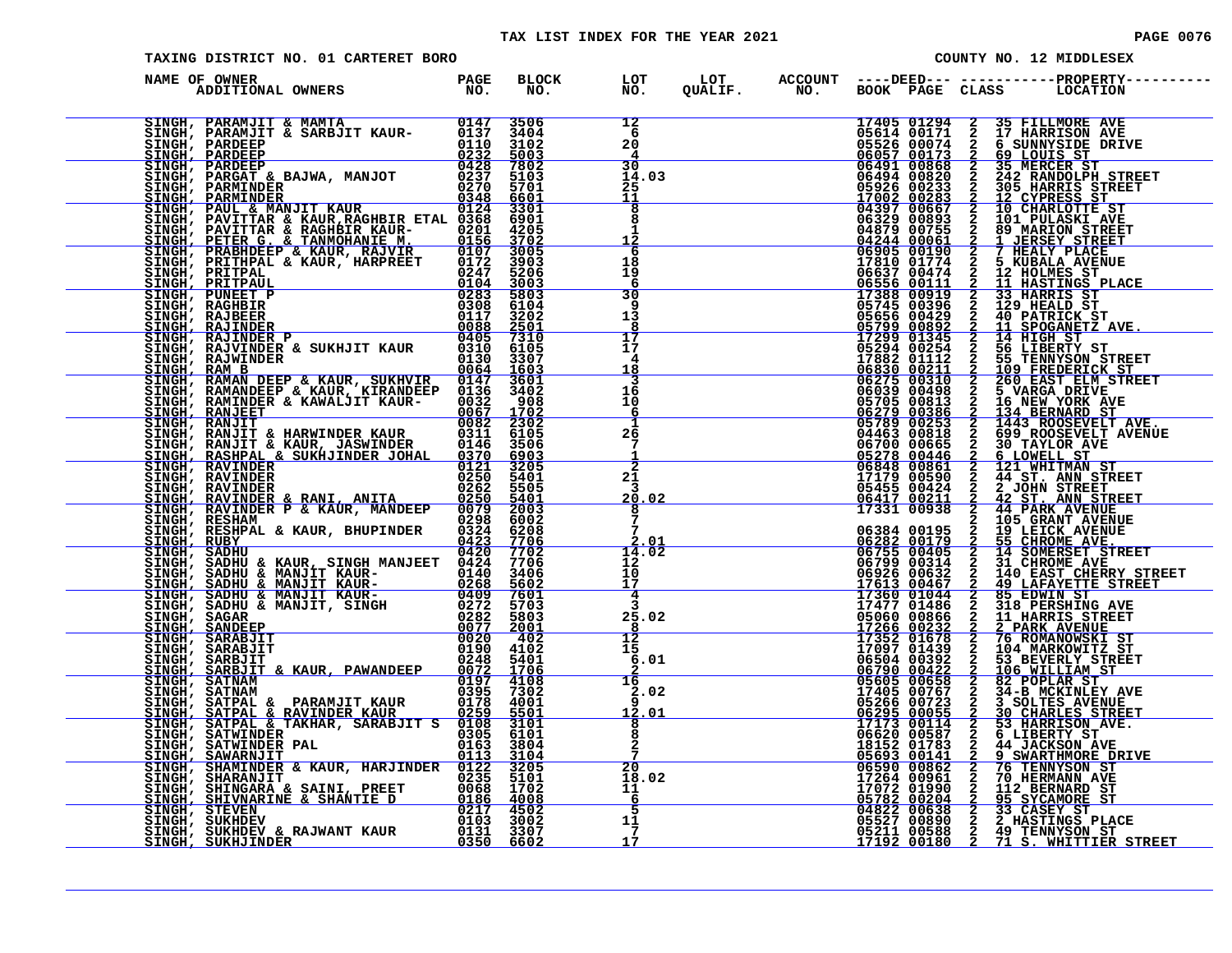TAX LIST INDEX FOR THE YEAR 2021

TAXING DISTRICT NO. 01 CARTERET BORO — COUNTY NO. 12 MIDDLESEX

| NAME OF OWNER / ADDITIONAL OWNERS | PAGE NO. | BLOCK NO. | LOT NO. | LOT QUALIF. | ACCOUNT NO. | DEED BOOK | DEED PAGE | CLASS | PROPERTY LOCATION |
|---|---|---|---|---|---|---|---|---|---|
| SINGH, PARAMJIT & MAMTA | 0147 | 3506 | 12 | | | 17405 | 01294 | 2 | 35 FILLMORE AVE |
| SINGH, PARAMJIT & SARBJIT KAUR- | 0137 | 3404 | 6 | | | 05614 | 00171 | 2 | 17 HARRISON AVE |
| SINGH, PARDEEP | 0110 | 3102 | 20 | | | 05526 | 00074 | 2 | 6 SUNNYSIDE DRIVE |
| SINGH, PARDEEP | 0232 | 5003 | 4 | | | 06057 | 00173 | 2 | 69 LOUIS ST |
| SINGH, PARDEEP | 0428 | 7802 | 30 | | | 06491 | 00868 | 2 | 35 MERCER ST |
| SINGH, PARGAT & BAJWA, MANJOT | 0237 | 5103 | 14.03 | | | 06494 | 00820 | 2 | 242 RANDOLPH STREET |
| SINGH, PARMINDER | 0270 | 5701 | 25 | | | 05926 | 00233 | 2 | 305 HARRIS STREET |
| SINGH, PARMINDER | 0348 | 6601 | 11 | | | 17002 | 00283 | 2 | 12 CYPRESS ST |
| SINGH, PAUL & MANJIT KAUR | 0124 | 3301 | 8 | | | 04397 | 00667 | 2 | 10 CHARLOTTE ST |
| SINGH, PAVITTAR & KAUR,RAGHBIR ETAL | 0368 | 6901 | 8 | | | 06329 | 00893 | 2 | 101 PULASKI AVE |
| SINGH, PAVITTAR & RAGHBIR KAUR- | 0201 | 4205 | 1 | | | 04879 | 00755 | 2 | 89 MARION STREET |
| SINGH, PETER G. & TANMOHANIE M. | 0156 | 3702 | 12 | | | 04244 | 00061 | 2 | 1 JERSEY STREET |
| SINGH, PRABHDEEP & KAUR, RAJVIR | 0107 | 3005 | 6 | | | 06905 | 00190 | 2 | 7 HEALY PLACE |
| SINGH, PRITHPAL & KAUR, HARPREET | 0172 | 3903 | 18 | | | 17810 | 01774 | 2 | 5 KUBALA AVENUE |
| SINGH, PRITPAL | 0247 | 5206 | 19 | | | 06637 | 00474 | 2 | 12 HOLMES ST |
| SINGH, PRITPAUL | 0104 | 3003 | 6 | | | 06556 | 00111 | 2 | 11 HASTINGS PLACE |
| SINGH, PUNEET P | 0283 | 5803 | 30 | | | 17388 | 00919 | 2 | 33 HARRIS ST |
| SINGH, RAGHBIR | 0308 | 6104 | 9 | | | 05745 | 00396 | 2 | 129 HEALD ST |
| SINGH, RAJBEER | 0117 | 3202 | 13 | | | 05656 | 00429 | 2 | 40 PATRICK ST |
| SINGH, RAJINDER | 0088 | 2501 | 8 | | | 05799 | 00892 | 2 | 11 SPOGANETZ AVE. |
| SINGH, RAJINDER P | 0405 | 7310 | 17 | | | 17299 | 01345 | 2 | 14 HIGH ST |
| SINGH, RAJVINDER & SUKHJIT KAUR | 0310 | 6105 | 17 | | | 05294 | 00254 | 2 | 56 LIBERTY ST |
| SINGH, RAJWINDER | 0130 | 3307 | 4 | | | 17882 | 01112 | 2 | 55 TENNYSON STREET |
| SINGH, RAM B | 0064 | 1603 | 18 | | | 06830 | 00211 | 2 | 109 FREDERICK ST |
| SINGH, RAMAN DEEP & KAUR, SUKHVIR | 0147 | 3601 | 3 | | | 06275 | 00310 | 2 | 260 EAST ELM STREET |
| SINGH, RAMANDEEP & KAUR, KIRANDEEP | 0136 | 3402 | 16 | | | 06039 | 00468 | 2 | 5 VARGA DRIVE |
| SINGH, RAMINDER & KAWALJIT KAUR- | 0032 | 908 | 10 | | | 05705 | 00813 | 2 | 16 NEW YORK AVE |
| SINGH, RANJEET | 0067 | 1702 | 6 | | | 06279 | 00386 | 2 | 134 BERNARD ST |
| SINGH, RANJIT | 0082 | 2302 | 1 | | | 05789 | 00253 | 2 | 1443 ROOSEVELT AVE. |
| SINGH, RANJIT & HARWINDER KAUR | 0311 | 6105 | 26 | | | 04463 | 00818 | 2 | 699 ROOSEVELT AVENUE |
| SINGH, RANJIT & KAUR, JASWINDER | 0146 | 3506 | 7 | | | 06700 | 00665 | 2 | 30 TAYLOR AVE |
| SINGH, RASHPAL & SUKHJINDER JOHAL | 0370 | 6903 | 1 | | | 05278 | 00446 | 2 | 6 LOWELL ST |
| SINGH, RAVINDER | 0121 | 3205 | 2 | | | 06848 | 00861 | 2 | 121 WHITMAN ST |
| SINGH, RAVINDER | 0250 | 5401 | 21 | | | 17179 | 00590 | 2 | 44 ST. ANN STREET |
| SINGH, RAVINDER | 0262 | 5505 | 3 | | | 05455 | 00424 | 2 | 2 JOHN STREET |
| SINGH, RAVINDER & RANI, ANITA | 0250 | 5401 | 20.02 | | | 06417 | 00211 | 2 | 42 ST. ANN STREET |
| SINGH, RAVINDER P & KAUR, MANDEEP | 0079 | 2003 | 8 | | | 17331 | 00938 | 2 | 44 PARK AVENUE |
| SINGH, RESHAM | 0298 | 6002 | 7 | | | | | 2 | 105 GRANT AVENUE |
| SINGH, RESHPAL & KAUR, BHUPINDER | 0324 | 6208 | 7 | | | 06384 | 00195 | 2 | 19 LEICK AVENUE |
| SINGH, RUBY | 0423 | 7706 | 2.01 | | | 06282 | 00179 | 2 | 55 CHROME AVE. |
| SINGH, SADHU | 0420 | 7702 | 14.02 | | | 06755 | 00405 | 2 | 14 SOMERSET STREET |
| SINGH, SADHU & KAUR, SINGH MANJEET | 0424 | 7706 | 12 | | | 06799 | 00314 | 2 | 31 CHROME AVE |
| SINGH, SADHU & MANJIT KAUR- | 0140 | 3406 | 10 | | | 06926 | 00632 | 2 | 140 EAST CHERRY STREET |
| SINGH, SADHU & MANJIT KAUR- | 0268 | 5602 | 17 | | | 17613 | 00467 | 2 | 49 LAFAYETTE STREET |
| SINGH, SADHU & MANJIT KAUR- | 0409 | 7601 | 4 | | | 17360 | 01044 | 2 | 85 EDWIN ST |
| SINGH, SADHU & MANJIT, SINGH | 0272 | 5703 | 3 | | | 17477 | 01486 | 2 | 318 PERSHING AVE |
| SINGH, SAGAR | 0282 | 5803 | 25.02 | | | 05060 | 00866 | 2 | 11 HARRIS STREET |
| SINGH, SANDEEP | 0077 | 2001 | 8 | | | 17266 | 00232 | 2 | 2 PARK AVENUE |
| SINGH, SARABJIT | 0020 | 402 | 12 | | | 17352 | 01678 | 2 | 76 ROMANOWSKI ST |
| SINGH, SARABJIT | 0190 | 4102 | 15 | | | 17097 | 01439 | 2 | 104 MARKOWITZ ST |
| SINGH, SARBJIT | 0248 | 5401 | 6.01 | | | 06504 | 00392 | 2 | 53 BEVERLY STREET |
| SINGH, SARBJIT & KAUR, PAWANDEEP | 0072 | 1706 | 2 | | | 06790 | 00422 | 2 | 106 WILLIAM ST |
| SINGH, SATNAM | 0197 | 4108 | 16 | | | 05605 | 00658 | 2 | 82 POPLAR ST |
| SINGH, SATNAM | 0395 | 7302 | 2.02 | | | 17405 | 00767 | 2 | 34-B MCKINLEY AVE |
| SINGH, SATPAL & PARAMJIT KAUR | 0178 | 4001 | 9 | | | 05266 | 00723 | 2 | 3 SOLTES AVENUE |
| SINGH, SATPAL & RAVINDER KAUR | 0259 | 5501 | 12.01 | | | 06295 | 00055 | 2 | 30 CHARLES STREET |
| SINGH, SATPAL & TAKHAR, SARABJIT S | 0108 | 3101 | 8 | | | 17173 | 00114 | 2 | 53 HARRISON AVE. |
| SINGH, SATWINDER | 0305 | 6101 | 8 | | | 06620 | 00587 | 2 | 6 LIBERTY ST |
| SINGH, SATWINDER PAL | 0163 | 3804 | 2 | | | 18152 | 01783 | 2 | 44 JACKSON AVE |
| SINGH, SAWARNJIT | 0113 | 3104 | 7 | | | 05693 | 00141 | 2 | 9 SWARTHMORE DRIVE |
| SINGH, SHAMINDER & KAUR, HARJINDER | 0122 | 3205 | 20 | | | 06590 | 00862 | 2 | 76 TENNYSON ST |
| SINGH, SHARANJIT | 0235 | 5101 | 18.02 | | | 17264 | 00961 | 2 | 70 HERMANN AVE |
| SINGH, SHINGARA & SAINI, PREET | 0068 | 1702 | 11 | | | 17072 | 01990 | 2 | 112 BERNARD ST |
| SINGH, SHIVNARINE & SHANTIE D | 0186 | 4008 | 6 | | | 05782 | 00204 | 2 | 95 SYCAMORE ST |
| SINGH, STEVEN | 0217 | 4502 | 5 | | | 04822 | 00638 | 2 | 33 CASEY ST |
| SINGH, SUKHDEV | 0103 | 3002 | 11 | | | 05527 | 00890 | 2 | 2 HASTINGS PLACE |
| SINGH, SUKHDEV & RAJWANT KAUR | 0131 | 3307 | 7 | | | 05211 | 00588 | 2 | 49 TENNYSON ST |
| SINGH, SUKHJINDER | 0350 | 6602 | 17 | | | 17192 | 00180 | 2 | 71 S. WHITTIER STREET |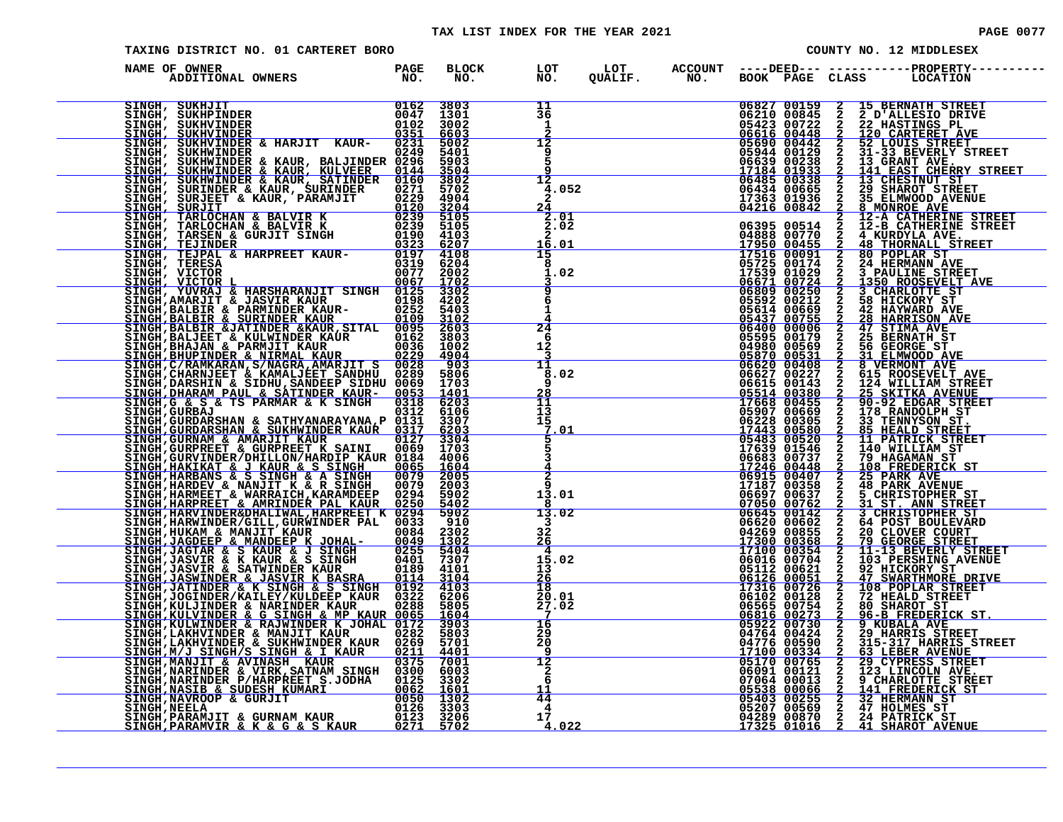TAX LIST INDEX FOR THE YEAR 2021

TAXING DISTRICT NO. 01 CARTERET BORO

COUNTY NO. 12 MIDDLESEX

| NAME OF OWNER / ADDITIONAL OWNERS | PAGE NO. | BLOCK NO. | LOT NO. | LOT QUALIF. | ACCOUNT NO. | DEED BOOK | DEED PAGE | CLASS | PROPERTY LOCATION |
|---|---|---|---|---|---|---|---|---|---|
| SINGH, SUKHJIT | 0162 | 3803 | 11 | | | 06827 | 00159 | 2 | 15 BERNATH STREET |
| SINGH, SUKHPINDER | 0047 | 1301 | 36 | | | 06210 | 00845 | 2 | 2 D'ALLESIO DRIVE |
| SINGH, SUKHVINDER | 0102 | 3002 | 1 | | | 05423 | 00722 | 2 | 22 HASTINGS PL |
| SINGH, SUKHVINDER | 0351 | 6603 | 2 | | | 06616 | 00448 | 2 | 120 CARTERET AVE |
| SINGH, SUKHVINDER & HARJIT KAUR- | 0231 | 5002 | 12 | | | 05690 | 00442 | 2 | 52 LOUIS STREET |
| SINGH, SUKHWINDER | 0249 | 5401 | 9 | | | 05944 | 00129 | 2 | 31-33 BEVERLY STREET |
| SINGH, SUKHWINDER & KAUR, BALJINDER | 0296 | 5903 | 5 | | | 06639 | 00238 | 2 | 13 GRANT AVE. |
| SINGH, SUKHWINDER & KAUR, KULVEER | 0144 | 3504 | 9 | | | 17184 | 01933 | 2 | 141 EAST CHERRY STREET |
| SINGH, SUKHWINDER & KAUR, SATINDER | 0160 | 3802 | 12 | | | 06485 | 00338 | 2 | 13 CHESTNUT ST |
| SINGH, SURINDER & KAUR, SURINDER | 0271 | 5702 | 4.052 | | | 06434 | 00665 | 2 | 29 SHAROT STREET |
| SINGH, SURJEET & KAUR, PARAMJIT | 0229 | 4904 | 2 | | | 17363 | 01936 | 2 | 35 ELMWOOD AVENUE |
| SINGH, SURJIT | 0120 | 3204 | 24 | | | 04216 | 00842 | 2 | 8 MONROE AVE |
| SINGH, TARLOCHAN & BALVIR K | 0239 | 5105 | 2.01 | | | | | 2 | 12-A CATHERINE STREET |
| SINGH, TARLOCHAN & BALVIR K | 0239 | 5105 | 2.02 | | | 06395 | 00514 | 2 | 12-B CATHERINE STREET |
| SINGH, TARSEN & GURJIT SINGH | 0190 | 4103 | 2 | | | 04888 | 00770 | 2 | 4 KURDYLA AVE. |
| SINGH, TEJINDER | 0323 | 6207 | 16.01 | | | 17950 | 00455 | 2 | 48 THORNALL STREET |
| SINGH, TEJPAL & HARPREET KAUR- | 0197 | 4108 | 15 | | | 17516 | 00091 | 2 | 80 POPLAR ST |
| SINGH, TERESA | 0319 | 6204 | 8 | | | 05725 | 00174 | 2 | 24 HERMANN AVE |
| SINGH, VICTOR | 0077 | 2002 | 1.02 | | | 17539 | 01029 | 2 | 3 PAULINE STREET |
| SINGH, VICTOR L | 0067 | 1702 | 3 | | | 06671 | 00724 | 2 | 1350 ROOSEVELT AVE |
| SINGH, YUVRAJ & HARSHARANJIT SINGH | 0125 | 3302 | 9 | | | 06809 | 00250 | 2 | 3 CHARLOTTE ST |
| SINGH,AMARJIT & JASVIR KAUR | 0198 | 4202 | 6 | | | 05592 | 00212 | 2 | 58 HICKORY ST |
| SINGH,BALBIR & PARMINDER KAUR- | 0252 | 5403 | 1 | | | 05614 | 00669 | 2 | 42 HAYWARD AVE |
| SINGH,BALBIR & SURINDER KAUR | 0109 | 3102 | 4 | | | 05437 | 00755 | 2 | 28 HARRISON AVE |
| SINGH,BALBIR &JATINDER &KAUR,SITAL | 0095 | 2603 | 24 | | | 06400 | 00006 | 2 | 47 STIMA AVE |
| SINGH,BALJEET & KULWINDER KAUR | 0162 | 3803 | 6 | | | 05595 | 00179 | 2 | 25 BERNATH ST |
| SINGH,BHAJAN & PARMJIT KAUR | 0036 | 1002 | 12 | | | 04980 | 00569 | 2 | 56 GEORGE ST |
| SINGH,BHUPINDER & NIRMAL KAUR | 0229 | 4904 | 3 | | | 05870 | 00531 | 2 | 31 ELMWOOD AVE |
| SINGH,C/RAMKARAN,S/NAGRA,AMARJIT S | 0028 | 903 | 11 | | | 06620 | 00408 | 2 | 8 VERMONT AVE |
| SINGH,CHARNJEET & KAMALJEET SANDHU | 0289 | 5806 | 8.02 | | | 06627 | 00227 | 2 | 615 ROOSEVELT AVE |
| SINGH,DARSHIN & SIDHU,SANDEEP SIDHU | 0069 | 1703 | 9 | | | 06615 | 00143 | 2 | 124 WILLIAM STREET |
| SINGH,DHARAM PAUL & SATINDER KAUR- | 0053 | 1401 | 28 | | | 05514 | 00380 | 2 | 25 SKITKA AVENUE |
| SINGH,G & S & TS PARMAR & K SINGH | 0318 | 6203 | 11 | | | 17668 | 00455 | 2 | 90-92 EDGAR STREET |
| SINGH,GURBAJ | 0312 | 6106 | 13 | | | 05907 | 00669 | 2 | 178 RANDOLPH ST |
| SINGH,GURDARSHAN & SATHYANARAYANA,P | 0131 | 3307 | 15 | | | 06228 | 00305 | 2 | 33 TENNYSON ST. |
| SINGH,GURDARSHAN & SUKHWINDER KAUR | 0317 | 6203 | 7.01 | | | 17443 | 00580 | 2 | 85 HEALD STREET |
| SINGH,GURNAM & AMARJIT KAUR | 0127 | 3304 | 5 | | | 05483 | 00520 | 2 | 11 PATRICK STREET |
| SINGH,GURPREET & GURPREET K SAINI | 0069 | 1703 | 5 | | | 17639 | 01546 | 2 | 140 WILLIAM ST |
| SINGH,GURVINDER/DHILLON/HARDIP KAUR | 0184 | 4006 | 3 | | | 06683 | 00737 | 2 | 79 HAGAMAN ST |
| SINGH,HAKIKAT & J KAUR & S SINGH | 0065 | 1604 | 4 | | | 17246 | 00448 | 2 | 108 FREDERICK ST |
| SINGH,HARBANS & S SINGH & A SINGH | 0079 | 2005 | 2 | | | 06915 | 00407 | 2 | 25 PARK AVE |
| SINGH,HARDEV & NANJIT K & R SINGH | 0079 | 2003 | 9 | | | 17187 | 00358 | 2 | 48 PARK AVENUE |
| SINGH,HARMEET & WARRAICH,KARAMDEEP | 0294 | 5902 | 13.01 | | | 06697 | 00637 | 2 | 5 CHRISTOPHER ST |
| SINGH,HARPREET & AMRINDER PAL KAUR | 0250 | 5402 | 8 | | | 07050 | 00762 | 2 | 31 ST. ANN STREET |
| SINGH,HARVINDER&DHALIWAL,HARPREET K | 0294 | 5902 | 13.02 | | | 06645 | 00142 | 2 | 3 CHRISTOPHER ST |
| SINGH,HARWINDER/GILL,GURWINDER PAL | 0033 | 910 | 3 | | | 06620 | 00602 | 2 | 64 POST BOULEVARD |
| SINGH,HUKAM & MANJIT KAUR | 0084 | 2302 | 32 | | | 04269 | 00855 | 2 | 20 CLOVER COURT |
| SINGH,JAGDEEP & MANDEEP K JOHAL- | 0049 | 1302 | 26 | | | 17300 | 00368 | 2 | 79 GEORGE STREET |
| SINGH,JAGTAR & S KAUR & J SINGH | 0255 | 5404 | 4 | | | 17100 | 00354 | 2 | 11-13 BEVERLY STREET |
| SINGH,JASVIR & K KAUR & S SINGH | 0401 | 7307 | 15.02 | | | 06016 | 00704 | 2 | 103 PERSHING AVENUE |
| SINGH,JASVIR & SATWINDER KAUR | 0189 | 4101 | 13 | | | 05112 | 00621 | 2 | 92 HICKORY ST |
| SINGH,JASWINDER & JASVIR K BASRA | 0114 | 3104 | 26 | | | 06126 | 00051 | 2 | 47 SWARTHMORE DRIVE |
| SINGH,JATINDER & K SINGH & S SINGH | 0192 | 4103 | 18 | | | 17316 | 00726 | 2 | 108 POPLAR STREET |
| SINGH,JOGINDER/KAILEY/KULDEEP KAUR | 0322 | 6206 | 20.01 | | | 06102 | 00128 | 2 | 72 HEALD STREET |
| SINGH,KULJINDER & NARINDER KAUR | 0288 | 5805 | 27.02 | | | 06565 | 00754 | 2 | 80 SHAROT ST |
| SINGH,KULVINDER & G SINGH & MP KAUR | 0065 | 1604 | 7 | | | 06816 | 00273 | 2 | 96-B FREDERICK ST. |
| SINGH,KULWINDER & RAJWINDER K JOHAL | 0172 | 3903 | 16 | | | 05922 | 00730 | 2 | 9 KUBALA AVE |
| SINGH,LAKHVINDER & MANJIT KAUR | 0282 | 5803 | 29 | | | 04764 | 00424 | 2 | 29 HARRIS STREET |
| SINGH,LAKHVINDER & SUKHWINDER KAUR | 0269 | 5701 | 20 | | | 04776 | 00590 | 2 | 315-317 HARRIS STREET |
| SINGH,M/J SINGH/S SINGH & I KAUR | 0211 | 4401 | 9 | | | 17100 | 00334 | 2 | 63 LEBER AVENUE |
| SINGH,MANJIT & AVINASH KAUR | 0375 | 7001 | 12 | | | 05170 | 00765 | 2 | 29 CYPRESS STREET |
| SINGH,NARINDER & VIRK,SATNAM SINGH | 0300 | 6003 | 2 | | | 06091 | 00121 | 2 | 123 LINCOLN AVE. |
| SINGH,NARINDER P/HARPREET S.JODHA | 0125 | 3302 | 6 | | | 07064 | 00013 | 2 | 9 CHARLOTTE STREET |
| SINGH,NASIB & SUDESH KUMARI | 0062 | 1601 | 11 | | | 05538 | 00066 | 2 | 141 FREDERICK ST |
| SINGH,NAVROOP & GURJIT | 0050 | 1302 | 44 | | | 05403 | 00255 | 2 | 32 HERMANN ST |
| SINGH,NEELA | 0126 | 3303 | 4 | | | 05207 | 00569 | 2 | 47 HOLMES ST |
| SINGH,PARAMJIT & GURNAM KAUR | 0123 | 3206 | 17 | | | 04289 | 00870 | 2 | 24 PATRICK ST |
| SINGH,PARAMVIR & K & G & S KAUR | 0271 | 5702 | 4.022 | | | 17325 | 01016 | 2 | 41 SHAROT AVENUE |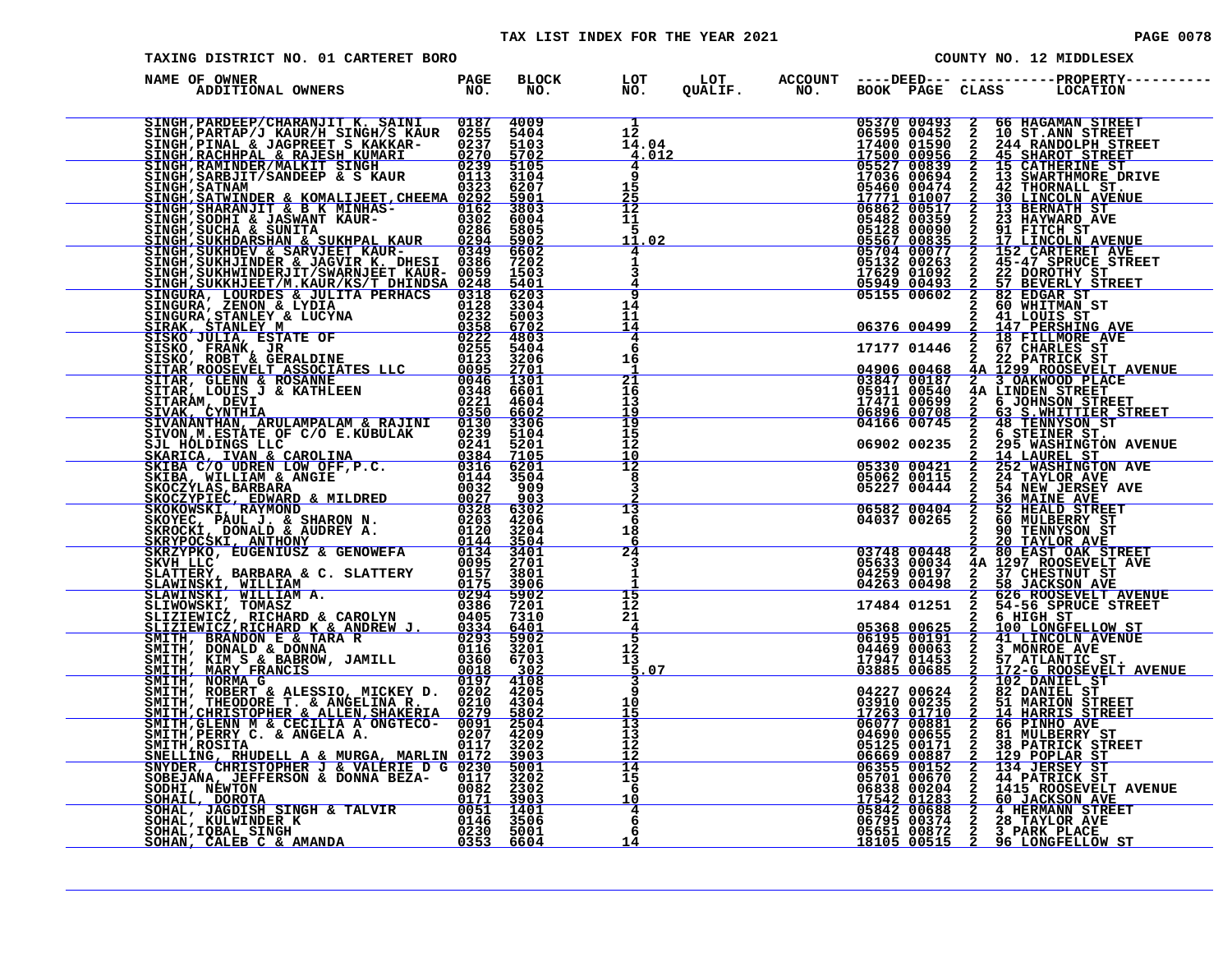TAX LIST INDEX FOR THE YEAR 2021

TAXING DISTRICT NO. 01 CARTERET BORO

COUNTY NO. 12 MIDDLESEX

| NAME OF OWNER / ADDITIONAL OWNERS | PAGE NO. | BLOCK NO. | LOT NO. | LOT QUALIF. | ACCOUNT NO. | DEED BOOK | DEED PAGE | CLASS | PROPERTY LOCATION |
|---|---|---|---|---|---|---|---|---|---|
| SINGH,PARDEEP/CHARANJIT K. SAINI | 0187 | 4009 | 1 | | | 05370 | 00493 | 2 | 66 HAGAMAN STREET |
| SINGH,PARTAP/J KAUR/H SINGH/S KAUR | 0255 | 5404 | 12 | | | 06595 | 00452 | 2 | 10 ST.ANN STREET |
| SINGH,PINAL & JAGPREET S KAKKAR- | 0237 | 5103 | 14.04 | | | 17400 | 01590 | 2 | 244 RANDOLPH STREET |
| SINGH,RACHHPAL & RAJESH KUMARI | 0270 | 5702 | 4.012 | | | 17500 | 00956 | 2 | 45 SHAROT STREET |
| SINGH,RAMINDER/MALKIT SINGH | 0239 | 5105 | 4 | | | 05527 | 00839 | 2 | 15 CATHERINE ST |
| SINGH,SARBJIT/SANDEEP & S KAUR | 0113 | 3104 | 9 | | | 17036 | 00694 | 2 | 13 SWARTHMORE DRIVE |
| SINGH,SATNAM | 0323 | 6207 | 15 | | | 05460 | 00474 | 2 | 42 THORNALL ST. |
| SINGH,SATWINDER & KOMALIJEET,CHEEMA | 0292 | 5901 | 25 | | | 17771 | 01007 | 2 | 30 LINCOLN AVENUE |
| SINGH,SHARANJIT & B K MINHAS- | 0162 | 3803 | 12 | | | 06862 | 00517 | 2 | 13 BERNATH ST |
| SINGH,SODHI & JASWANT KAUR- | 0302 | 6004 | 11 | | | 05482 | 00359 | 2 | 23 HAYWARD AVE |
| SINGH,SUCHA & SUNITA | 0286 | 5805 | 5 | | | 05128 | 00090 | 2 | 91 FITCH ST |
| SINGH,SUKHDARSHAN & SUKHPAL KAUR | 0294 | 5902 | 11.02 | | | 05567 | 00835 | 2 | 17 LINCOLN AVENUE |
| SINGH,SUKHDEV & SARVJEET KAUR- | 0349 | 6602 | 4 | | | 05704 | 00077 | 2 | 152 CARTERET AVE |
| SINGH,SUKHJINDER & JAGVIR K. DHESI | 0386 | 7202 | 1 | | | 05132 | 00263 | 2 | 45-47 SPRUCE STREET |
| SINGH,SUKHWINDERJIT/SWARNJEET KAUR- | 0059 | 1503 | 3 | | | 17629 | 01092 | 2 | 22 DOROTHY ST |
| SINGH,SUKKHJEET/M.KAUR/KS/T DHINDSA | 0248 | 5401 | 4 | | | 05949 | 00493 | 2 | 57 BEVERLY STREET |
| SINGURA, LOURDES & JULITA PERHACS | 0318 | 6203 | 9 | | | 05155 | 00602 | 2 | 82 EDGAR ST |
| SINGURA, ZENON & LYDIA | 0128 | 3304 | 14 | | | | | 2 | 60 WHITMAN ST |
| SINGURA,STANLEY & LUCYNA | 0232 | 5003 | 11 | | | | | 2 | 41 LOUIS ST |
| SIRAK, STANLEY M | 0358 | 6702 | 14 | | | 06376 | 00499 | 2 | 147 PERSHING AVE |
| SISKO JULIA, ESTATE OF | 0222 | 4803 | 4 | | | | | 2 | 18 FILLMORE AVE |
| SISKO, FRANK, JR | 0255 | 5404 | 6 | | | 17177 | 01446 | 2 | 67 CHARLES ST |
| SISKO, ROBT & GERALDINE | 0123 | 3206 | 16 | | | | | 2 | 22 PATRICK ST |
| SITAR ROOSEVELT ASSOCIATES LLC | 0095 | 2701 | 1 | | | 04906 | 00468 | 4A | 1299 ROOSEVELT AVENUE |
| SITAR, GLENN & ROSANNE | 0046 | 1301 | 21 | | | 03847 | 00187 | 2 | 3 OAKWOOD PLACE |
| SITAR, LOUIS J & KATHLEEN | 0348 | 6601 | 16 | | | 05911 | 00540 | 4A | LINDEN STREET |
| SITARAM, DEVI | 0221 | 4604 | 13 | | | 17471 | 00699 | 2 | 6 JOHNSON STREET |
| SIVAK, CYNTHIA | 0350 | 6602 | 19 | | | 06896 | 00708 | 2 | 63 S.WHITTIER STREET |
| SIVANANTHAN, ARULAMPALAM & RAJINI | 0130 | 3306 | 19 | | | 04166 | 00745 | 2 | 48 TENNYSON ST |
| SIVON,M.ESTATE OF C/O E.KUBULAK | 0239 | 5104 | 15 | | | | | 2 | 6 STEINER ST. |
| SJL HOLDINGS LLC | 0241 | 5201 | 12 | | | 06902 | 00235 | 2 | 295 WASHINGTON AVENUE |
| SKARICA, IVAN & CAROLINA | 0384 | 7105 | 10 | | | | | 2 | 14 LAUREL ST |
| SKIBA C/O UDREN LOW OFF,P.C. | 0316 | 6201 | 12 | | | 05330 | 00421 | 2 | 252 WASHINGTON AVE |
| SKIBA, WILLIAM & ANGIE | 0144 | 3504 | 8 | | | 05062 | 00115 | 2 | 24 TAYLOR AVE |
| SKOCZYLAS,BARBARA | 0032 | 909 | 3 | | | 05227 | 00444 | 2 | 54 NEW JERSEY AVE |
| SKOCZYPIEC, EDWARD & MILDRED | 0027 | 903 | 2 | | | | | 2 | 36 MAINE AVE |
| SKOKOWSKI, RAYMOND | 0328 | 6302 | 13 | | | 06582 | 00404 | 2 | 52 HEALD STREET |
| SKOYEC, PAUL J. & SHARON N. | 0203 | 4206 | 6 | | | 04037 | 00265 | 2 | 60 MULBERRY ST |
| SKROCKI, DONALD & AUDREY A. | 0120 | 3204 | 18 | | | | | 2 | 90 TENNYSON ST |
| SKRYPOCSKI, ANTHONY | 0144 | 3504 | 6 | | | | | 2 | 20 TAYLOR AVE |
| SKRZYPKO, EUGENIUSZ & GENOWEFA | 0134 | 3401 | 24 | | | 03748 | 00448 | 2 | 80 EAST OAK STREET |
| SKVH LLC | 0095 | 2701 | 3 | | | 05633 | 00034 | 4A | 1297 ROOSEVELT AVE |
| SLATTERY, BARBARA & C. SLATTERY | 0157 | 3801 | 1 | | | 04259 | 00197 | 2 | 37 CHESTNUT ST |
| SLAWINSKI, WILLIAM | 0175 | 3906 | 1 | | | 04263 | 00498 | 2 | 58 JACKSON AVE |
| SLAWINSKI, WILLIAM A. | 0294 | 5902 | 15 | | | | | 2 | 626 ROOSEVELT AVENUE |
| SLIWOWSKI, TOMASZ | 0386 | 7201 | 12 | | | 17484 | 01251 | 2 | 54-56 SPRUCE STREET |
| SLIZIEWICZ, RICHARD & CAROLYN | 0405 | 7310 | 21 | | | | | 2 | 6 HIGH ST |
| SLIZIEWICZ,RICHARD K & ANDREW J. | 0334 | 6401 | 4 | | | 05368 | 00625 | 2 | 100 LONGFELLOW ST |
| SMITH, BRANDON E & TARA R | 0293 | 5902 | 5 | | | 06195 | 00191 | 2 | 41 LINCOLN AVENUE |
| SMITH, DONALD & DONNA | 0116 | 3201 | 12 | | | 04469 | 00063 | 2 | 3 MONROE AVE |
| SMITH, KIM S & BABROW, JAMILL | 0360 | 6703 | 13 | | | 17947 | 01453 | 2 | 57 ATLANTIC ST. |
| SMITH, MARY FRANCIS | 0018 | 302 | 5.07 | | | 03885 | 00685 | 2 | 172-G ROOSEVELT AVENUE |
| SMITH, NORMA G | 0197 | 4108 | 3 | | | | | 2 | 102 DANIEL ST |
| SMITH, ROBERT & ALESSIO, MICKEY D. | 0202 | 4205 | 9 | | | 04227 | 00624 | 2 | 82 DANIEL ST |
| SMITH, THEODORE T. & ANGELINA R. | 0210 | 4304 | 10 | | | 03910 | 00235 | 2 | 51 MARION STREET |
| SMITH,CHRISTOPHER & ALLEN,SHAKERIA | 0279 | 5802 | 15 | | | 17263 | 01710 | 2 | 14 HARRIS STREET |
| SMITH,GLENN M & CECILIA A ONGTECO- | 0091 | 2504 | 13 | | | 06077 | 00881 | 2 | 66 PINHO AVE |
| SMITH,PERRY C. & ANGELA A. | 0207 | 4209 | 13 | | | 04690 | 00655 | 2 | 81 MULBERRY ST |
| SMITH,ROSITA | 0117 | 3202 | 12 | | | 05125 | 00171 | 2 | 38 PATRICK STREET |
| SNELLING, RHUDELL A & MURGA, MARLIN | 0172 | 3903 | 12 | | | 06669 | 00887 | 2 | 129 POPLAR ST |
| SNYDER, CHRISTOPHER J & VALERIE D G | 0230 | 5001 | 14 | | | 06355 | 00152 | 2 | 134 JERSEY ST |
| SOBEJANA, JEFFERSON & DONNA BEZA- | 0117 | 3202 | 15 | | | 05701 | 00670 | 2 | 44 PATRICK ST |
| SODHI, NEWTON | 0082 | 2302 | 6 | | | 06838 | 00204 | 2 | 1415 ROOSEVELT AVENUE |
| SOHAIL, DOROTA | 0171 | 3903 | 10 | | | 17542 | 01283 | 2 | 60 JACKSON AVE |
| SOHAL, JAGDISH SINGH & TALVIR | 0051 | 1401 | 4 | | | 05842 | 00688 | 2 | 4 HERMANN STREET |
| SOHAL, KULWINDER K | 0146 | 3506 | 6 | | | 06795 | 00374 | 2 | 28 TAYLOR AVE |
| SOHAL,IQBAL SINGH | 0230 | 5001 | 6 | | | 05651 | 00872 | 2 | 3 PARK PLACE |
| SOHAN, CALEB C & AMANDA | 0353 | 6604 | 14 | | | 18105 | 00515 | 2 | 96 LONGFELLOW ST |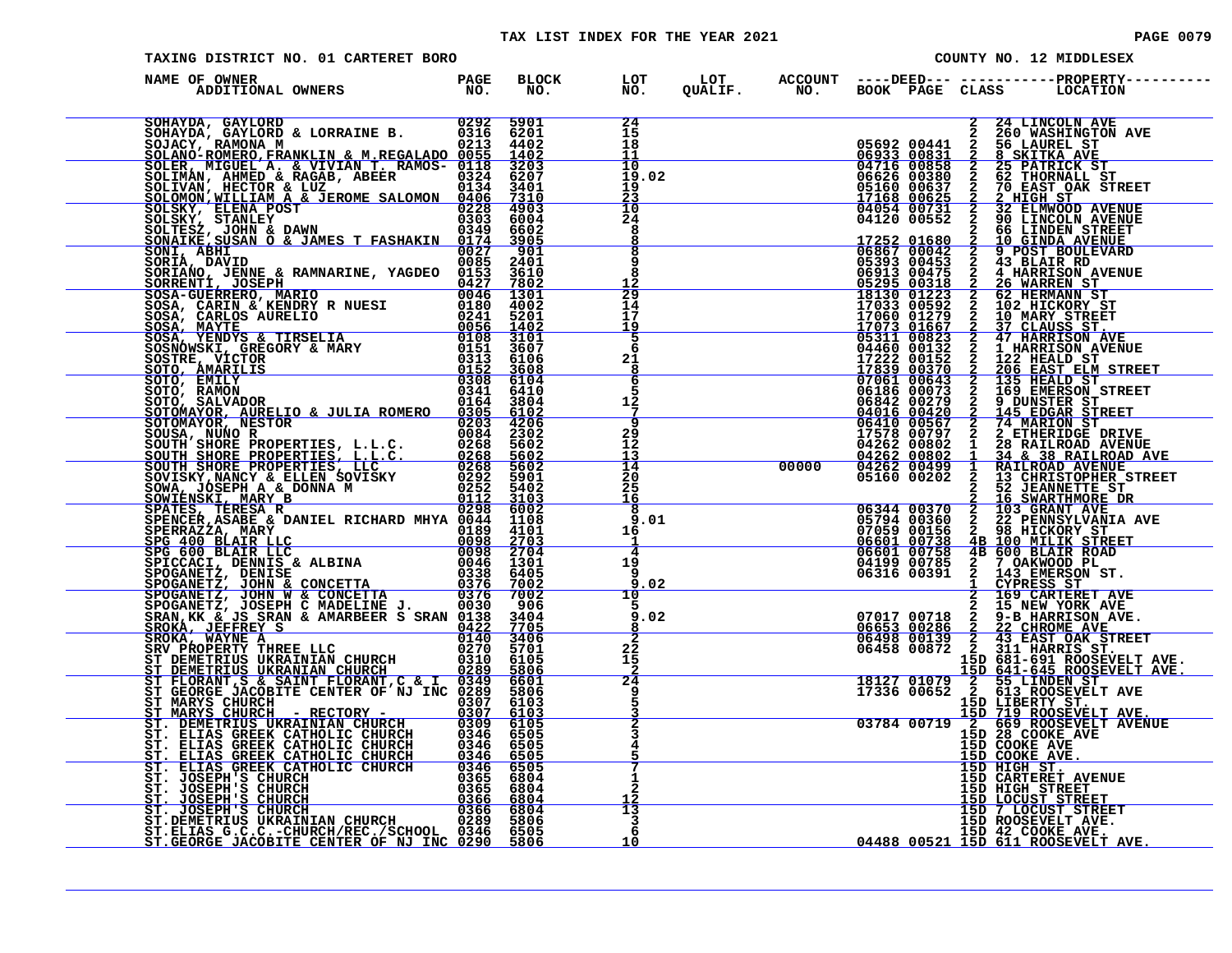TAX LIST INDEX FOR THE YEAR 2021

TAXING DISTRICT NO. 01 CARTERET BORO

COUNTY NO. 12 MIDDLESEX

| NAME OF OWNER ADDITIONAL OWNERS | PAGE NO. | BLOCK NO. | LOT NO. | LOT QUALIF. | ACCOUNT NO. | DEED BOOK | DEED PAGE | CLASS | PROPERTY LOCATION |
|---|---|---|---|---|---|---|---|---|---|
| SOHAYDA, GAYLORD | 0292 | 5901 | 24 | | | | | 2 | 24 LINCOLN AVE |
| SOHAYDA, GAYLORD & LORRAINE B. | 0316 | 6201 | 15 | | | | | 2 | 260 WASHINGTON AVE |
| SOJACY, RAMONA M | 0213 | 4402 | 18 | | | 05692 | 00441 | 2 | 56 LAUREL ST |
| SOLANO-ROMERO,FRANKLIN & M.REGALADO | 0055 | 1402 | 11 | | | 06933 | 00831 | 2 | 8 SKITKA AVE |
| SOLER, MIGUEL A. & VIVIAN T. RAMOS- | 0118 | 3203 | 10 | | | 04716 | 00858 | 2 | 25 PATRICK ST |
| SOLIMAN, AHMED & RAGAB, ABEER | 0324 | 6207 | 19.02 | | | 06626 | 00380 | 2 | 62 THORNALL ST |
| SOLIVAN, HECTOR & LUZ | 0134 | 3401 | 19 | | | 05160 | 00637 | 2 | 70 EAST OAK STREET |
| SOLOMON,WILLIAM A & JEROME SALOMON | 0406 | 7310 | 23 | | | 17168 | 00625 | 2 | 2 HIGH ST |
| SOLSKY, ELENA POST | 0228 | 4903 | 10 | | | 04054 | 00731 | 2 | 32 ELMWOOD AVENUE |
| SOLSKY, STANLEY | 0303 | 6004 | 24 | | | 04120 | 00552 | 2 | 90 LINCOLN AVENUE |
| SOLTESZ, JOHN & DAWN | 0349 | 6602 | 8 | | | | | 2 | 66 LINDEN STREET |
| SONAIKE,SUSAN O & JAMES T FASHAKIN | 0174 | 3905 | 8 | | | 17252 | 01680 | 2 | 10 GINDA AVENUE |
| SONI, ABHI | 0027 | 901 | 8 | | | 06867 | 00042 | 2 | 9 POST BOULEVARD |
| SORIA, DAVID | 0085 | 2401 | 9 | | | 05393 | 00453 | 2 | 43 BLAIR RD |
| SORIANO, JENNE & RAMNARINE, YAGDEO | 0153 | 3610 | 8 | | | 06913 | 00475 | 2 | 4 HARRISON AVENUE |
| SORRENTI, JOSEPH | 0427 | 7802 | 12 | | | 05295 | 00318 | 2 | 26 WARREN ST |
| SOSA-GUERRERO, MARIO | 0046 | 1301 | 29 | | | 18130 | 01223 | 2 | 62 HERMANN ST |
| SOSA, CARIN & KENDRY R NUESI | 0180 | 4002 | 14 | | | 17033 | 00592 | 2 | 102 HICKORY ST |
| SOSA, CARLOS AURELIO | 0241 | 5201 | 17 | | | 17060 | 01279 | 2 | 10 MARY STREET |
| SOSA, MAYTE | 0056 | 1402 | 19 | | | 17073 | 01667 | 2 | 37 CLAUSS ST. |
| SOSA, YENDYS & TIRSELIA | 0108 | 3101 | 5 | | | 05311 | 00823 | 2 | 47 HARRISON AVE |
| SOSNOWSKI, GREGORY & MARY | 0151 | 3607 | 6 | | | 04460 | 00132 | 2 | 1 HARRISON AVENUE |
| SOSTRE, VICTOR | 0313 | 6106 | 21 | | | 17222 | 00152 | 2 | 122 HEALD ST |
| SOTO, AMARILIS | 0152 | 3608 | 8 | | | 17839 | 00370 | 2 | 206 EAST ELM STREET |
| SOTO, EMILY | 0308 | 6104 | 6 | | | 07061 | 00643 | 2 | 135 HEALD ST |
| SOTO, RAMON | 0341 | 6410 | 5 | | | 06186 | 00073 | 2 | 169 EMERSON STREET |
| SOTO, SALVADOR | 0164 | 3804 | 12 | | | 06842 | 00279 | 2 | 9 DUNSTER ST |
| SOTOMAYOR, AURELIO & JULIA ROMERO | 0305 | 6102 | 7 | | | 04016 | 00420 | 2 | 145 EDGAR STREET |
| SOTOMAYOR, NESTOR | 0203 | 4206 | 9 | | | 06410 | 00567 | 2 | 74 MARION ST |
| SOUSA, NUNO R | 0084 | 2302 | 29 | | | 17578 | 00797 | 2 | 2 ETHERIDGE DRIVE |
| SOUTH SHORE PROPERTIES, L.L.C. | 0268 | 5602 | 12 | | | 04262 | 00802 | 1 | 28 RAILROAD AVENUE |
| SOUTH SHORE PROPERTIES, L.L.C. | 0268 | 5602 | 13 | | | 04262 | 00802 | 1 | 34 & 38 RAILROAD AVE |
| SOUTH SHORE PROPERTIES, LLC | 0268 | 5602 | 14 | | 00000 | 04262 | 00499 | 1 | RAILROAD AVENUE |
| SOVISKY,NANCY & ELLEN SOVISKY | 0292 | 5901 | 20 | | | 05160 | 00202 | 2 | 13 CHRISTOPHER STREET |
| SOWA, JOSEPH A & DONNA M | 0252 | 5402 | 25 | | | | | 2 | 52 JEANNETTE ST |
| SOWIENSKI, MARY B | 0112 | 3103 | 16 | | | | | 2 | 16 SWARTHMORE DR |
| SPATES, TERESA R | 0298 | 6002 | 8 | | | 06344 | 00370 | 2 | 103 GRANT AVE |
| SPENCER,ASABE & DANIEL RICHARD MHYA | 0044 | 1108 | 9.01 | | | 05794 | 00360 | 2 | 22 PENNSYLVANIA AVE |
| SPERRAZZA, MARY | 0189 | 4101 | 16 | | | 07059 | 00156 | 2 | 98 HICKORY ST |
| SPG 400 BLAIR LLC | 0098 | 2703 | 1 | | | 06601 | 00738 | 4B | 100 MILIK STREET |
| SPG 600 BLAIR LLC | 0098 | 2704 | 4 | | | 06601 | 00758 | 4B | 600 BLAIR ROAD |
| SPICCACI, DENNIS & ALBINA | 0046 | 1301 | 19 | | | 04199 | 00785 | 2 | 7 OAKWOOD PL |
| SPOGANETZ, DENISE | 0338 | 6405 | 9 | | | 06316 | 00391 | 2 | 143 EMERSON ST. |
| SPOGANETZ, JOHN & CONCETTA | 0376 | 7002 | 9.02 | | | | | 1 | CYPRESS ST |
| SPOGANETZ, JOHN W & CONCETTA | 0376 | 7002 | 10 | | | | | 2 | 169 CARTERET AVE |
| SPOGANETZ, JOSEPH C MADELINE J. | 0030 | 906 | 5 | | | | | 2 | 15 NEW YORK AVE |
| SRAN,KK & JS SRAN & AMARBEER S SRAN | 0138 | 3404 | 9.02 | | | 07017 | 00718 | 2 | 9-B HARRISON AVE. |
| SROKA, JEFFREY S | 0422 | 7705 | 8 | | | 06653 | 00286 | 2 | 22 CHROME AVE |
| SROKA, WAYNE A | 0140 | 3406 | 2 | | | 06498 | 00139 | 2 | 43 EAST OAK STREET |
| SRV PROPERTY THREE LLC | 0270 | 5701 | 22 | | | 06458 | 00872 | 2 | 311 HARRIS ST. |
| ST DEMETRIUS UKRAINIAN CHURCH | 0310 | 6105 | 15 | | | | | 15D | 681-691 ROOSEVELT AVE. |
| ST DEMETRIUS UKRAINIAN CHURCH | 0289 | 5806 | 2 | | | | | 15D | 641-645 ROOSEVELT AVE. |
| ST FLORANT,S & SAINT FLORANT,C & I | 0349 | 6601 | 24 | | | 18127 | 01079 | 2 | 55 LINDEN ST |
| ST GEORGE JACOBITE CENTER OF NJ INC | 0289 | 5806 | 9 | | | 17336 | 00652 | 2 | 613 ROOSEVELT AVE |
| ST MARYS CHURCH | 0307 | 6103 | 5 | | | | | 15D | LIBERTY ST. |
| ST MARYS CHURCH - RECTORY - | 0307 | 6103 | 3 | | | | | 15D | 719 ROOSEVELT AVE. |
| ST. DEMETRIUS UKRAINIAN CHURCH | 0309 | 6105 | 2 | | | 03784 | 00719 | 2 | 669 ROOSEVELT AVENUE |
| ST. ELIAS GREEK CATHOLIC CHURCH | 0346 | 6505 | 3 | | | | | 15D | 28 COOKE AVE |
| ST. ELIAS GREEK CATHOLIC CHURCH | 0346 | 6505 | 4 | | | | | 15D | COOKE AVE |
| ST. ELIAS GREEK CATHOLIC CHURCH | 0346 | 6505 | 5 | | | | | 15D | COOKE AVE. |
| ST. ELIAS GREEK CATHOLIC CHURCH | 0346 | 6505 | 7 | | | | | 15D | HIGH ST. |
| ST. JOSEPH'S CHURCH | 0365 | 6804 | 1 | | | | | 15D | CARTERET AVENUE |
| ST. JOSEPH'S CHURCH | 0365 | 6804 | 2 | | | | | 15D | HIGH STREET |
| ST. JOSEPH'S CHURCH | 0366 | 6804 | 12 | | | | | 15D | LOCUST STREET |
| ST. JOSEPH'S CHURCH | 0366 | 6804 | 13 | | | | | 15D | 7 LOCUST STREET |
| ST.DEMETRIUS UKRAINIAN CHURCH | 0289 | 5806 | 3 | | | | | 15D | ROOSEVELT AVE. |
| ST.ELIAS G.C.C.-CHURCH/REC./SCHOOL | 0346 | 6505 | 6 | | | | | 15D | 42 COOKE AVE. |
| ST.GEORGE JACOBITE CENTER OF NJ INC | 0290 | 5806 | 10 | | | 04488 | 00521 | 15D | 611 ROOSEVELT AVE. |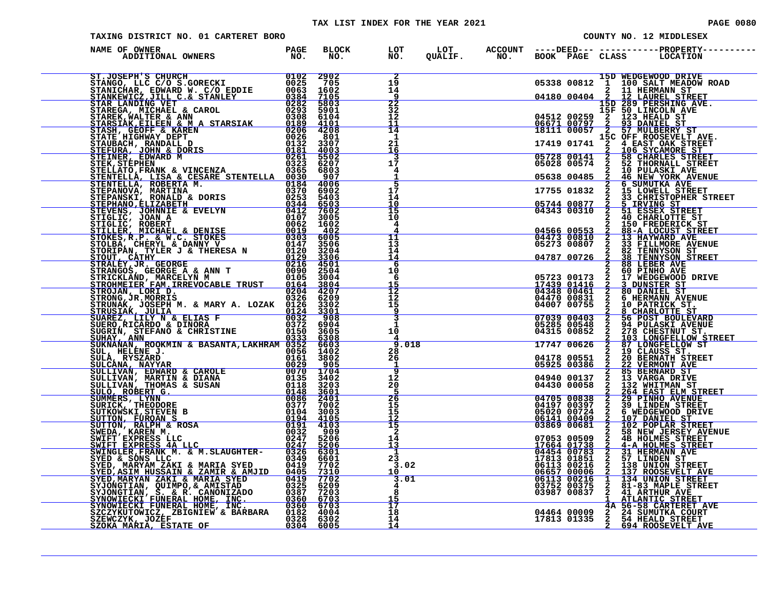TAX LIST INDEX FOR THE YEAR 2021

TAXING DISTRICT NO. 01 CARTERET BORO　　　　COUNTY NO. 12 MIDDLESEX

| NAME OF OWNER / ADDITIONAL OWNERS | PAGE NO. | BLOCK NO. | LOT NO. | LOT QUALIF. | ACCOUNT NO. | DEED BOOK | DEED PAGE | CLASS | PROPERTY LOCATION |
|---|---|---|---|---|---|---|---|---|---|
| ST.JOSEPH'S CHURCH | 0102 | 2902 | 2 | | | | | 15D | WEDGEWOOD DRIVE |
| STANGO, LLC C/O S.GORECKI | 0025 | 705 | 19 | | | 05338 | 00812 | 1 | 100 SALT MEADOW ROAD |
| STANICHAR, EDWARD W. C/O EDDIE | 0063 | 1602 | 14 | | | | | 2 | 11 HERMANN ST |
| STANKEWICZ,JILL C.& STANLEY | 0384 | 7105 | 9 | | | 04180 | 00404 | 2 | 12 LAUREL STREET |
| STAR LANDING VET | 0282 | 5803 | 22 | | | | | 15D | 289 PERSHING AVE. |
| STAREGA, MICHAEL & CAROL | 0293 | 5901 | 32 | | | | | 15F | 50 LINCOLN AVE |
| STAREK,WALTER & ANN | 0308 | 6104 | 12 | | | 04512 | 00259 | 2 | 123 HEALD ST |
| STARSIAK,EILEEN & M A STARSIAK | 0189 | 4101 | 11 | | | 06671 | 00797 | 2 | 93 DANIEL ST |
| STASH, GEOFF & KAREN | 0206 | 4208 | 14 | | | 18111 | 00057 | 2 | 57 MULBERRY ST |
| STATE HIGHWAY DEPT | 0026 | 801 | 1 | | | | | 15C | OFF ROOSEVELT AVE. |
| STAUBACH, RANDALL D | 0132 | 3307 | 21 | | | 17419 | 01741 | 2 | 4 EAST OAK STREET |
| STEFURA, JOHN & DORIS | 0181 | 4003 | 16 | | | | | 2 | 106 SYCAMORE ST |
| STEINER, EDWARD M | 0261 | 5502 | 3 | | | 05728 | 00141 | 2 | 58 CHARLES STREET |
| STEK,STEPHEN | 0323 | 6207 | 17 | | | 05028 | 00574 | 2 | 52 THORNALL STREET |
| STELLATO,FRANK & VINCENZA | 0365 | 6803 | 4 | | | | | 2 | 10 PULASKI AVE |
| STENTELLA, LISA & CESARE STENTELLA | 0030 | 907 | 1 | | | 05638 | 00485 | 2 | 46 NEW YORK AVENUE |
| STENTELLA, ROBERTA M. | 0184 | 4006 | 5 | | | | | 2 | 6 SUMUTKA AVE |
| STEPANOVA, MARTINA | 0370 | 6902 | 17 | | | 17755 | 01832 | 2 | 15 LOWELL STREET |
| STEPANSKI, RONALD & DORIS | 0253 | 5403 | 14 | | | | | 2 | 33 CHRISTOPHER STREET |
| STEPHANO,ELIZABETH | 0344 | 6503 | 10 | | | 05744 | 00877 | 2 | 5 IRVING ST |
| STEVENS, JOHNNIE & EVELYN | 0412 | 7602 | 15 | | | 04343 | 00310 | 2 | 51 ESSEX STREET |
| STIGLIC, JOAN A | 0107 | 3005 | 10 | | | | | 2 | 40 CHARLOTTE ST |
| STIGLIC, ROBERT | 0062 | 1602 | 4 | | | | | 2 | 150 FREDERICK ST |
| STILLER, MICHAEL & DENISE | 0019 | 402 | 4 | | | 04566 | 00553 | 2 | 88-A LOCUST STREET |
| STOKES,R.P. & W.C. STOKES | 0303 | 6005 | 11 | | | 04473 | 00810 | 2 | 13 HAYWARD AVE |
| STOLBA, CHERYL & DANNY V | 0147 | 3506 | 13 | | | 05273 | 00807 | 2 | 33 FILLMORE AVENUE |
| STORIPAN, TYLER J & THERESA N | 0129 | 3204 | 14 | | | | | 2 | 82 TENNYSON ST |
| STOUT, CATHY | 0129 | 3306 | 14 | | | 04787 | 00726 | 2 | 38 TENNYSON STREET |
| STRALEY,JR. GEORGE | 0216 | 4501 | 6 | | | | | 2 | 88 LEBER AVE |
| STRANGOS, GEORGE A & ANN T | 0090 | 2504 | 10 | | | | | 2 | 60 PINHO AVE |
| STRICKLAND, MARCELYN M | 0105 | 3004 | 6 | | | 05723 | 00173 | 2 | 17 WEDGEWOOD DRIVE |
| STROHMEIER FAM.IRREVOCABLE TRUST | 0164 | 3804 | 15 | | | 17439 | 01416 | 2 | 3 DUNSTER ST |
| STROJAN, LORI D. | 0204 | 4207 | 12 | | | 04348 | 00461 | 2 | 80 DANIEL ST |
| STRONG,JR.MORRIS | 0326 | 6209 | 12 | | | 04470 | 00831 | 2 | 6 HERMANN AVENUE |
| STRUNAK, JOSEPH M. & MARY A. LOZAK | 0126 | 3302 | 15 | | | 04007 | 00755 | 2 | 10 PATRICK ST. |
| STRUSIAK, JULIA | 0124 | 3301 | 9 | | | | | 2 | 8 CHARLOTTE ST |
| SUAREZ, LILY N & ELIAS F | 0032 | 908 | 3 | | | 07039 | 00403 | 2 | 56 POST BOULEVARD |
| SUERO,RICARDO & DINORA | 0372 | 6904 | 1 | | | 05285 | 00548 | 2 | 94 PULASKI AVENUE |
| SUGRIN, STEFANO & CHRISTINE | 0150 | 3605 | 10 | | | 04315 | 00852 | 2 | 278 CHESTNUT ST. |
| SUHAY, ANN | 0333 | 6308 | 4 | | | | | 2 | 103 LONGFELLOW STREET |
| SUKNANAN, ROOKMIN & BASANTA,LAKHRAM | 0352 | 6603 | 9.018 | | | 17747 | 00626 | 2 | 87 LONGFELLOW ST |
| SUL, HELENE J. | 0056 | 1402 | 28 | | | | | 2 | 19 CLAUSS ST. |
| SULA, RYSZARD | 0161 | 3802 | 26 | | | 04178 | 00551 | 2 | 20 BERNATH STREET |
| SULCANA, NAYYAR | 0029 | 905 | 1 | | | 05925 | 00386 | 2 | 22 VERMONT AVE |
| SULLIVAN, EDWARD & CAROLE | 0070 | 1704 | 9 | | | | | 2 | 85 BERNARD ST |
| SULLIVAN, MARTIN & DIANA | 0135 | 3402 | 12 | | | 04940 | 00137 | 2 | 13 VARGA DRIVE |
| SULLIVAN, THOMAS & SUSAN | 0118 | 3203 | 20 | | | 04430 | 00058 | 2 | 132 WHITMAN ST |
| SULO, ROBERT G. | 0148 | 3601 | 5 | | | | | 2 | 264 EAST ELM STREET |
| SUMMERS, LYNN | 0086 | 2401 | 26 | | | 04705 | 00838 | 2 | 29 PINHO AVENUE |
| SURICK, THEODORE | 0377 | 7002 | 15 | | | 04197 | 00397 | 2 | 39 LINDEN STREET |
| SUTKOWSKI,STEVEN B | 0104 | 3003 | 15 | | | 05020 | 00724 | 2 | 6 WEDGEWOOD DRIVE |
| SUTTON, FURQAN S | 0194 | 4105 | 12 | | | 06141 | 00409 | 2 | 107 DANIEL ST |
| SUTTON, RALPH & ROSA | 0191 | 4103 | 15 | | | 03869 | 00681 | 2 | 102 POPLAR STREET |
| SWEDA, KAREN M. | 0032 | 909 | 2 | | | | | 2 | 58 NEW JERSEY AVENUE |
| SWIFT EXPRESS LLC | 0247 | 5206 | 14 | | | 07053 | 00509 | 2 | 4B HOLMES STREET |
| SWIFT EXPRESS 4A LLC | 0247 | 5206 | 13 | | | 17664 | 01738 | 2 | 4-A HOLMES STREET |
| SWINGLER,FRANK M. & M.SLAUGHTER- | 0326 | 6301 | 1 | | | 04454 | 00783 | 2 | 31 HERMANN AVE |
| SYED & SONS LLC | 0349 | 6601 | 23 | | | 17813 | 01851 | 2 | 57 LINDEN ST |
| SYED, MARYAM ZAKI & MARIA SYED | 0419 | 7702 | 3.02 | | | 06113 | 00216 | 2 | 138 UNION STREET |
| SYED,ASIM HUSSAIN & ZAMIR & AMJID | 0405 | 7310 | 10 | | | 06657 | 00006 | 2 | 137 ROOSEVELT AVE |
| SYED,MARYAN ZAKI & MARIA SYED | 0419 | 7702 | 3.01 | | | 06113 | 00216 | 1 | 134 UNION STREET |
| SYJONGTIAN, QUIMPO,& AMISTAD | 0325 | 6209 | 4 | | | 03752 | 00375 | 2 | 81-83 MAPLE STREET |
| SYJONGTIAN, S. & R. CANONIZADO | 0387 | 7203 | 8 | | | 03987 | 00837 | 2 | 41 ARTHUR AVE |
| SYNOWIECKI FUNERAL HOME, INC. | 0360 | 6703 | 15 | | | | | 1 | ATLANTIC STREET |
| SYNOWIECKI FUNERAL HOME, INC. | 0360 | 6703 | 17 | | | | | 4A | 56-58 CARTERET AVE |
| SZCZYKUTOWICZ, ZBIGNIEW & BARBARA | 0182 | 4004 | 18 | | | 04464 | 00009 | 2 | 24 SUMUTKA COURT |
| SZEWCZYK, JOZEF | 0328 | 6302 | 14 | | | 17813 | 01335 | 2 | 54 HEALD STREET |
| SZOKA MARIA, ESTATE OF | 0304 | 6005 | 14 | | | | | 2 | 694 ROOSEVELT AVE |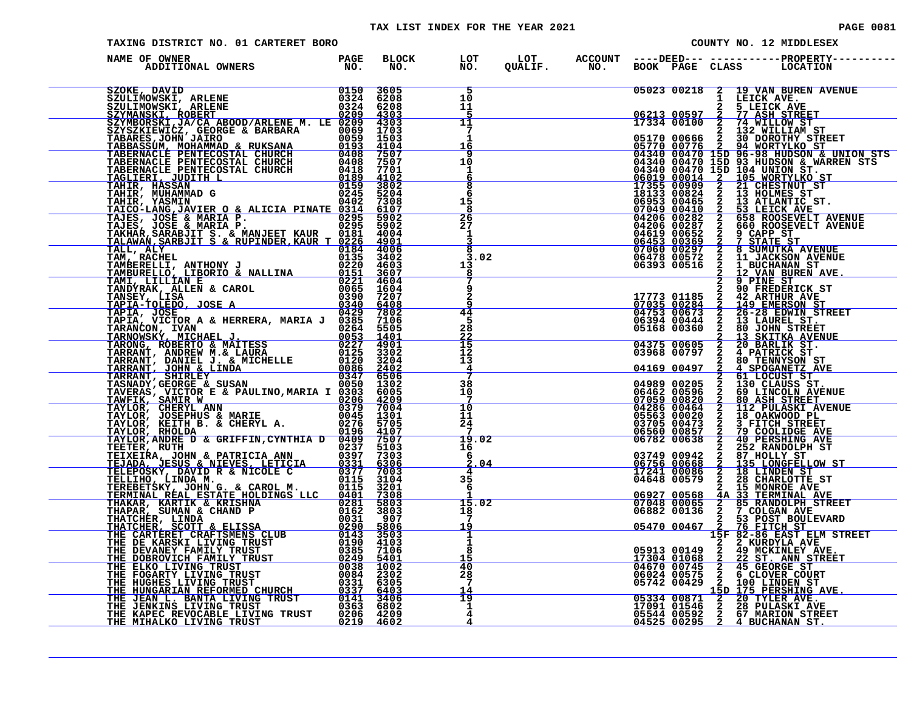# TAX LIST INDEX FOR THE YEAR 2021

TAXING DISTRICT NO. 01 CARTERET BORO — COUNTY NO. 12 MIDDLESEX

| NAME OF OWNER / ADDITIONAL OWNERS | PAGE NO. | BLOCK NO. | LOT NO. | LOT QUALIF. | ACCOUNT NO. | DEED BOOK | DEED PAGE | CLASS | PROPERTY LOCATION |
|---|---|---|---|---|---|---|---|---|---|
| SZOKE, DAVID | 0150 | 3605 | 5 | | | 05023 | 00218 | 2 | 19 VAN BUREN AVENUE |
| SZULIMOWSKI, ARLENE | 0324 | 6208 | 10 | | | | | 1 | LEICK AVE. |
| SZULIMOWSKI, ARLENE | 0324 | 6208 | 11 | | | | | 2 | 5 LEICK AVE |
| SZYMANSKI, ROBERT | 0209 | 4303 | 5 | | | 06213 | 00597 | 2 | 77 ASH STREET |
| SZYMBORSKI,JA/CA ABOOD/ARLENE M. LE | 0209 | 4303 | 11 | | | 17334 | 00100 | 2 | 74 WILLOW ST |
| SZYSZKIEWICZ, GEORGE & BARBARA | 0069 | 1703 | 7 | | | | | 2 | 132 WILLIAM ST |
| TABARES,JOHN JAIRO | 0059 | 1503 | 1 | | | 05170 | 00666 | 2 | 30 DOROTHY STREET |
| TABBASSUM, MOHAMMAD & RUKSANA | 0193 | 4104 | 16 | | | 05770 | 00776 | 2 | 94 WORTYLKO ST |
| TABERNACLE PENTECOSTAL CHURCH | 0408 | 7507 | 9 | | | 04340 | 00470 | 15D | 96-98 HUDSON & UNION STS |
| TABERNACLE PENTECOSTAL CHURCH | 0408 | 7507 | 10 | | | 04340 | 00470 | 15D | 93 HUDSON & WARREN STS |
| TABERNACLE PENTECOSTAL CHURCH | 0418 | 7701 | 1 | | | 04340 | 00470 | 15D | 104 UNION ST. |
| TAGLIERI, JUDITH L | 0189 | 4102 | 6 | | | 06019 | 00014 | 2 | 105 WORTYLKO ST |
| TAHIR, HASSAN | 0159 | 3802 | 8 | | | 17355 | 00909 | 2 | 21 CHESTNUT ST |
| TAHIR, MUHAMMAD G | 0245 | 5204 | 6 | | | 18133 | 00824 | 2 | 13 HOLMES ST |
| TAHIR, YASMIN | 0402 | 7308 | 15 | | | 06953 | 00465 | 2 | 13 ATLANTIC ST. |
| TAICO-LANG,JAVIER O & ALICIA PINATE | 0314 | 6107 | 8 | | | 07049 | 00410 | 2 | 53 LEICK AVE |
| TAJES, JOSE & MARIA P. | 0295 | 5902 | 26 | | | 04206 | 00282 | 2 | 658 ROOSEVELT AVENUE |
| TAJES, JOSE & MARIA P. | 0295 | 5902 | 27 | | | 04206 | 00287 | 2 | 660 ROOSEVELT AVENUE |
| TAKHAR,SARABJIT S. & MANJEET KAUR | 0181 | 4004 | 1 | | | 04619 | 00652 | 2 | 9 CAPP ST |
| TALAWAN,SARBJIT S & RUPINDER,KAUR T | 0226 | 4901 | 3 | | | 06453 | 00369 | 2 | 7 STATE ST |
| TALL, ALY | 0184 | 4006 | 8 | | | 07060 | 00297 | 2 | 8 SUMUTKA AVENUE |
| TAM, RACHEL | 0135 | 3402 | 3.02 | | | 06478 | 00572 | 2 | 11 JACKSON AVENUE |
| TAMBERELLI, ANTHONY J | 0220 | 4603 | 13 | | | 06393 | 00516 | 2 | 1 BUCHANAN ST |
| TAMBURELLO, LIBORIO & NALLINA | 0151 | 3607 | 8 | | | | | 2 | 12 VAN BUREN AVE. |
| TAMI, LILLIAN E | 0221 | 4604 | 7 | | | | | 2 | 9 PINE ST |
| TANDYRAK, ALLEN & CAROL | 0065 | 1604 | 9 | | | | | 2 | 90 FREDERICK ST |
| TANSEY, LISA | 0390 | 7207 | 2 | | | 17773 | 01185 | 2 | 42 ARTHUR AVE |
| TAPIA-TOLEDO, JOSE A | 0340 | 6408 | 9 | | | 07035 | 00284 | 2 | 149 EMERSON ST |
| TAPIA, JOSE | 0429 | 7802 | 44 | | | 04753 | 00673 | 2 | 26-28 EDWIN STREET |
| TAPIA, VICTOR A & HERRERA, MARIA J | 0385 | 7106 | 5 | | | 06394 | 00444 | 2 | 13 LAUREL ST. |
| TARANCON, IVAN | 0264 | 5505 | 28 | | | 05168 | 00360 | 2 | 80 JOHN STREET |
| TARNOWSKY, MICHAEL J. | 0053 | 1401 | 22 | | | | | 2 | 13 SKITKA AVENUE |
| TARONG, ROBERTO & MAITESS | 0227 | 4901 | 15 | | | 04375 | 00605 | 2 | 20 BARLIK ST. |
| TARRANT, ANDREW M.& LAURA | 0125 | 3302 | 12 | | | 03968 | 00797 | 2 | 4 PATRICK ST |
| TARRANT, DANIEL J. & MICHELLE | 0120 | 3204 | 13 | | | | | 2 | 80 TENNYSON ST |
| TARRANT, JOHN & LINDA | 0086 | 2402 | 4 | | | 04169 | 00497 | 2 | 4 SPOGANETZ AVE |
| TARRANT, SHIRLEY | 0347 | 6506 | 7 | | | | | 2 | 61 LOCUST ST |
| TASNADY,GEORGE & SUSAN | 0050 | 1302 | 38 | | | 04989 | 00205 | 2 | 130 CLAUSS ST. |
| TAVERAS, VICTOR E & PAULINO,MARIA I | 0303 | 6005 | 10 | | | 06462 | 00596 | 2 | 69 LINCOLN AVENUE |
| TAWFIK, SAMIR W | 0206 | 4209 | 7 | | | 07059 | 00820 | 2 | 80 ASH STREET |
| TAYLOR, CHERYL ANN | 0379 | 7004 | 10 | | | 04286 | 00464 | 2 | 112 PULASKI AVENUE |
| TAYLOR, JOSEPHUS & MARIE | 0045 | 1301 | 11 | | | 05563 | 00020 | 2 | 18 OAKWOOD PL |
| TAYLOR, KEITH B. & CHERYL A. | 0276 | 5705 | 24 | | | 03705 | 00473 | 2 | 3 FITCH STREET |
| TAYLOR, RHOLDA | 0196 | 4107 | 7 | | | 06560 | 00857 | 2 | 79 COOLIDGE AVE |
| TAYLOR,ANDRE D & GRIFFIN,CYNTHIA D | 0409 | 7507 | 19.02 | | | 06782 | 00638 | 2 | 40 PERSHING AVE |
| TEETER, RUTH | 0237 | 5103 | 16 | | | | | 2 | 252 RANDOLPH ST |
| TEIXEIRA, JOHN & PATRICIA ANN | 0397 | 7303 | 6 | | | 03749 | 00942 | 2 | 87 HOLLY ST |
| TEJADA, JESUS & NIEVES, LETICIA | 0331 | 6306 | 2.04 | | | 06756 | 00668 | 2 | 135 LONGFELLOW ST |
| TELEPOSKY, DAVID R & NICOLE C | 0377 | 7003 | 4 | | | 17241 | 00086 | 2 | 18 LINDEN ST |
| TELLIHO, LINDA M. | 0115 | 3104 | 35 | | | 04648 | 00579 | 2 | 28 CHARLOTTE ST |
| TEREBETSKY, JOHN G. & CAROL M. | 0115 | 3201 | 6 | | | | | 2 | 15 MONROE AVE |
| TERMINAL REAL ESTATE HOLDINGS LLC | 0401 | 7308 | 1 | | | 06927 | 00568 | 4A | 33 TERMINAL AVE |
| THAKAR, KARTIK & KRISHNA | 0281 | 5803 | 15.02 | | | 07048 | 00065 | 2 | 85 RANDOLPH STREET |
| THAPAR, SUMAN & CHAND P | 0162 | 3803 | 18 | | | 06882 | 00136 | 2 | 7 COLGAN AVE |
| THATCHER, LINDA | 0031 | 907 | 7 | | | | | 2 | 53 POST BOULEVARD |
| THATCHER, SCOTT & ELISSA | 0290 | 5806 | 19 | | | 05470 | 00467 | 2 | 76 FITCH ST |
| THE CARTERET CRAFTSMENS CLUB | 0143 | 3503 | 1 | | | | | 15F | 82-86 EAST ELM STREET |
| THE DE KARSKI LIVING TRUST | 0190 | 4103 | 1 | | | | | 2 | 2 KURDYLA AVE |
| THE DEVANEY FAMILY TRUST | 0385 | 7106 | 8 | | | 05913 | 00149 | 2 | 49 MCKINLEY AVE. |
| THE DOBROVICH FAMILY TRUST | 0249 | 5401 | 15 | | | 17304 | 01068 | 2 | 22 ST. ANN STREET |
| THE ELKO LIVING TRUST | 0038 | 1002 | 40 | | | 04670 | 00745 | 2 | 45 GEORGE ST |
| THE FOGARTY LIVING TRUST | 0084 | 2302 | 28 | | | 06024 | 00575 | 2 | 6 CLOVER COURT |
| THE HUGHES LIVING TRUST | 0331 | 6305 | 7 | | | 05742 | 00429 | 2 | 100 LINDEN ST |
| THE HUNGARIAN REFORMED CHURCH | 0337 | 6403 | 14 | | | | | 15D | 175 PERSHING AVE. |
| THE JEAN L. BANTA LIVING TRUST | 0141 | 3406 | 19 | | | 05334 | 00871 | 2 | 20 TYLER AVE. |
| THE JENKINS LIVING TRUST | 0363 | 6802 | 1 | | | 17091 | 01546 | 2 | 28 PULASKI AVE |
| THE KAPEC REVOCABLE LIVING TRUST | 0206 | 4209 | 4 | | | 05544 | 00592 | 2 | 67 MARION STREET |
| THE MIHALKO LIVING TRUST | 0219 | 4602 | 4 | | | 04525 | 00295 | 2 | 4 BUCHANAN ST. |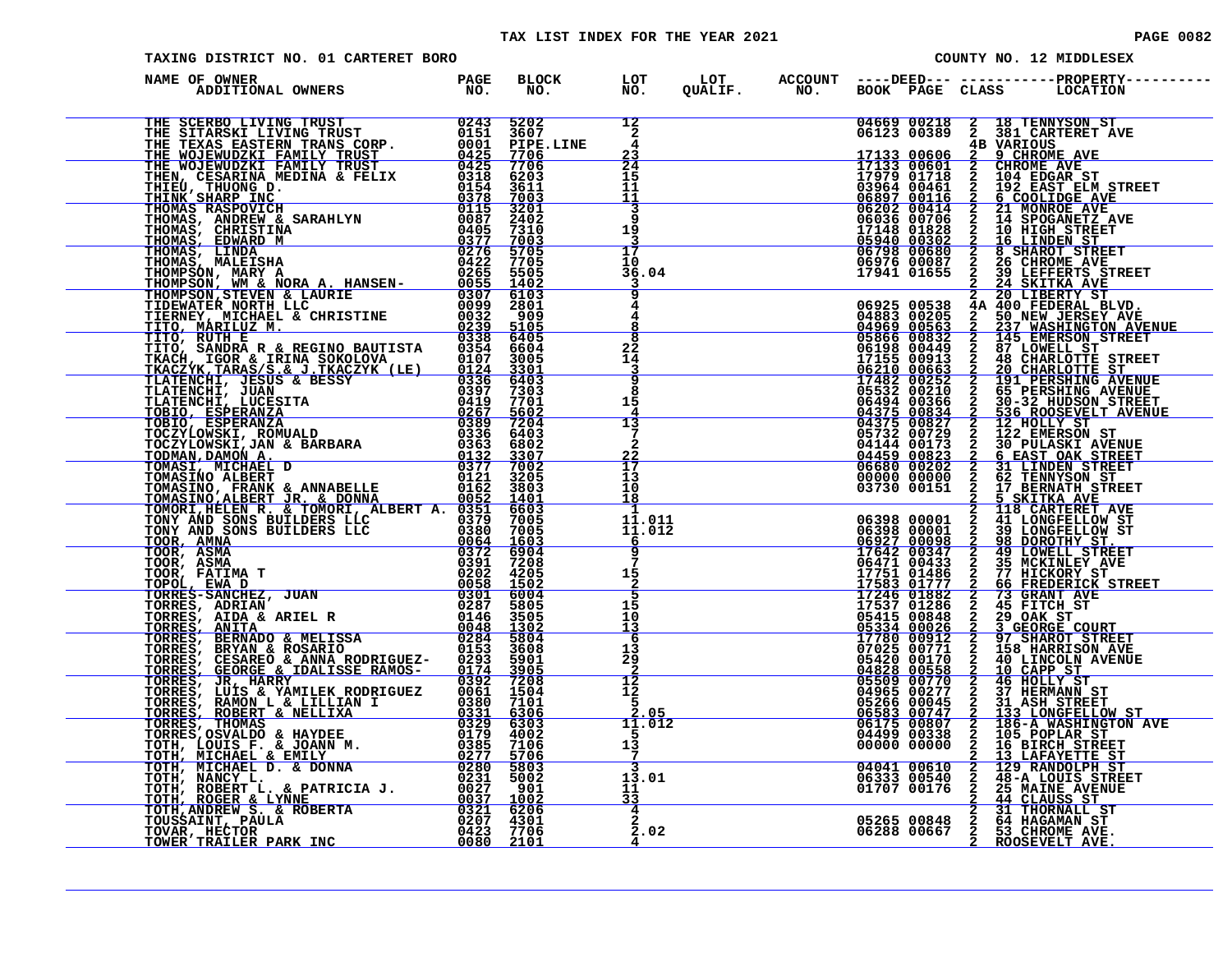TAX LIST INDEX FOR THE YEAR 2021

TAXING DISTRICT NO. 01 CARTERET BORO — COUNTY NO. 12 MIDDLESEX

| NAME OF OWNER / ADDITIONAL OWNERS | PAGE NO. | BLOCK NO. | LOT NO. | LOT QUALIF. | ACCOUNT NO. | DEED BOOK | DEED PAGE | CLASS | PROPERTY LOCATION |
|---|---|---|---|---|---|---|---|---|---|
| THE SCERBO LIVING TRUST | 0243 | 5202 | 12 | | | 04669 | 00218 | 2 | 18 TENNYSON ST |
| THE SITARSKI LIVING TRUST | 0151 | 3607 | 2 | | | 06123 | 00389 | 2 | 381 CARTERET AVE |
| THE TEXAS EASTERN TRANS CORP. | 0001 | PIPE.LINE | 4 | | | | | 4B | VARIOUS |
| THE WOJEWUDZKI FAMILY TRUST | 0425 | 7706 | 23 | | | 17133 | 00606 | 2 | 9 CHROME AVE |
| THE WOJEWUDZKI FAMILY TRUST | 0425 | 7706 | 24 | | | 17133 | 00601 | 2 | CHROME AVE |
| THEN, CESARINA MEDINA & FELIX | 0318 | 6203 | 15 | | | 17979 | 01718 | 2 | 104 EDGAR ST |
| THIEU, THUONG D. | 0154 | 3611 | 11 | | | 03964 | 00461 | 2 | 192 EAST ELM STREET |
| THINK SHARP INC | 0378 | 7003 | 11 | | | 06897 | 00116 | 2 | 6 COOLIDGE AVE |
| THOMAS RASPOVICH | 0115 | 3201 | 3 | | | 06202 | 00414 | 2 | 21 MONROE AVE |
| THOMAS, ANDREW & SARAHLYN | 0087 | 2402 | 9 | | | 06036 | 00706 | 2 | 14 SPOGANETZ AVE |
| THOMAS, CHRISTINA | 0405 | 7310 | 19 | | | 17148 | 01828 | 2 | 10 HIGH STREET |
| THOMAS, EDWARD M | 0377 | 7003 | 3 | | | 05940 | 00302 | 2 | 16 LINDEN ST |
| THOMAS, LINDA | 0276 | 5705 | 17 | | | 06798 | 00680 | 2 | 8 SHAROT STREET |
| THOMAS, MALEISHA | 0422 | 7705 | 10 | | | 06976 | 00087 | 2 | 26 CHROME AVE |
| THOMPSON, MARY A | 0265 | 5505 | 36.04 | | | 17941 | 01655 | 2 | 39 LEFFERTS STREET |
| THOMPSON, WM & NORA A. HANSEN- | 0055 | 1402 | 3 | | | | | 2 | 24 SKITKA AVE |
| THOMPSON,STEVEN & LAURIE | 0307 | 6103 | 9 | | | | | 2 | 20 LIBERTY ST |
| TIDEWATER NORTH LLC | 0099 | 2801 | 4 | | | 06925 | 00538 | 4A | 400 FEDERAL BLVD. |
| TIERNEY, MICHAEL & CHRISTINE | 0032 | 909 | 4 | | | 04883 | 00205 | 2 | 50 NEW JERSEY AVE |
| TITO, MARILUZ M. | 0239 | 5105 | 8 | | | 04969 | 00563 | 2 | 237 WASHINGTON AVENUE |
| TITO, RUTH E | 0338 | 6405 | 8 | | | 05866 | 00832 | 2 | 145 EMERSON STREET |
| TITO, SANDRA R & REGINO BAUTISTA | 0354 | 6604 | 22 | | | 06198 | 00449 | 2 | 87 LOWELL ST |
| TKACH, IGOR & IRINA SOKOLOVA | 0107 | 3005 | 14 | | | 17155 | 00913 | 2 | 48 CHARLOTTE STREET |
| TKACZYK,TARAS/S.& J.TKACZYK (LE) | 0124 | 3301 | 3 | | | 06210 | 00663 | 2 | 20 CHARLOTTE ST |
| TLATENCHI, JESUS & BESSY | 0336 | 6403 | 9 | | | 17482 | 00252 | 2 | 191 PERSHING AVENUE |
| TLATENCHI, JUAN | 0397 | 7303 | 8 | | | 05532 | 00210 | 2 | 65 PERSHING AVENUE |
| TLATENCHI, LUCESITA | 0419 | 7701 | 15 | | | 06404 | 00366 | 2 | 30-32 HUDSON STREET |
| TOBIO, ESPERANZA | 0267 | 5602 | 4 | | | 04375 | 00834 | 2 | 536 ROOSEVELT AVENUE |
| TOBIO, ESPERANZA | 0389 | 7204 | 13 | | | 04375 | 00827 | 2 | 12 HOLLY ST |
| TOCZYLOWSKI, ROMUALD | 0336 | 6403 | 7 | | | 05732 | 00729 | 2 | 122 EMERSON ST |
| TOCZYLOWSKI,JAN & BARBARA | 0363 | 6802 | 2 | | | 04144 | 00173 | 2 | 30 PULASKI AVENUE |
| TODMAN,DAMON A. | 0132 | 3307 | 22 | | | 04459 | 00823 | 2 | 6 EAST OAK STREET |
| TOMASI, MICHAEL D | 0377 | 7002 | 17 | | | 06680 | 00202 | 2 | 31 LINDEN STREET |
| TOMASINO ALBERT | 0121 | 3205 | 13 | | | 00000 | 00000 | 2 | 62 TENNYSON ST |
| TOMASINO, FRANK & ANNABELLE | 0162 | 3803 | 10 | | | 03730 | 00151 | 2 | 17 BERNATH STREET |
| TOMASINO,ALBERT JR. & DONNA | 0052 | 1401 | 18 | | | | | 2 | 5 SKITKA AVE |
| TOMORI,HELEN R. & TOMORI, ALBERT A. | 0351 | 6603 | 1 | | | | | 2 | 118 CARTERET AVE |
| TONY AND SONS BUILDERS LLC | 0379 | 7005 | 11.011 | | | 06398 | 00001 | 2 | 41 LONGFELLOW ST |
| TONY AND SONS BUILDERS LLC | 0380 | 7005 | 11.012 | | | 06398 | 00001 | 2 | 39 LONGFELLOW ST |
| TOOR, AMNA | 0064 | 1603 | 6 | | | 06927 | 00098 | 2 | 98 DOROTHY ST. |
| TOOR, ASMA | 0372 | 6904 | 9 | | | 17642 | 00347 | 2 | 49 LOWELL STREET |
| TOOR, ASMA | 0391 | 7208 | 7 | | | 06471 | 00433 | 2 | 35 MCKINLEY AVE |
| TOOR, FATIMA T | 0202 | 4205 | 15 | | | 17751 | 01486 | 2 | 77 HICKORY ST |
| TOPOL, EWA D | 0058 | 1502 | 2 | | | 17583 | 01777 | 2 | 66 FREDERICK STREET |
| TORRES-SANCHEZ, JUAN | 0301 | 6004 | 5 | | | 17246 | 01882 | 2 | 73 GRANT AVE |
| TORRES, ADRIAN | 0287 | 5805 | 15 | | | 17537 | 01286 | 2 | 45 FITCH ST |
| TORRES, AIDA & ARIEL R | 0146 | 3505 | 10 | | | 05415 | 00848 | 2 | 29 OAK ST |
| TORRES, ANITA | 0048 | 1302 | 13 | | | 05334 | 00026 | 2 | 3 GEORGE COURT |
| TORRES, BERNADO & MELISSA | 0284 | 5804 | 6 | | | 17780 | 00912 | 2 | 97 SHAROT STREET |
| TORRES, BRYAN & ROSARIO | 0153 | 3608 | 13 | | | 07025 | 00771 | 2 | 158 HARRISON AVE |
| TORRES, CESAREO & ANNA RODRIGUEZ- | 0293 | 5901 | 29 | | | 05420 | 00170 | 2 | 40 LINCOLN AVENUE |
| TORRES, GEORGE & IDALISSE RAMOS- | 0174 | 3905 | 2 | | | 04828 | 00558 | 2 | 10 CAPP ST |
| TORRES, JR, HARRY | 0392 | 7208 | 12 | | | 05509 | 00770 | 2 | 46 HOLLY ST |
| TORRES, LUIS & YAMILEK RODRIGUEZ | 0061 | 1504 | 12 | | | 04965 | 00277 | 2 | 37 HERMANN ST |
| TORRES, RAMON L & LILLIAN I | 0380 | 7101 | 5 | | | 05266 | 00045 | 2 | 31 ASH STREET |
| TORRES, ROBERT & NELLIXA | 0331 | 6306 | 2.05 | | | 06583 | 00747 | 2 | 133 LONGFELLOW ST |
| TORRES, THOMAS | 0329 | 6303 | 11.012 | | | 06175 | 00807 | 2 | 186-A WASHINGTON AVE |
| TORRES,OSVALDO & HAYDEE | 0179 | 4002 | 5 | | | 04499 | 00338 | 2 | 105 POPLAR ST |
| TOTH, LOUIS F. & JOANN M. | 0385 | 7106 | 13 | | | 00000 | 00000 | 2 | 16 BIRCH STREET |
| TOTH, MICHAEL & EMILY | 0277 | 5706 | 7 | | | | | 2 | 13 LAFAYETTE ST |
| TOTH, MICHAEL D. & DONNA | 0280 | 5803 | 3 | | | 04041 | 00610 | 2 | 129 RANDOLPH ST |
| TOTH, NANCY L. | 0231 | 5002 | 13.01 | | | 06333 | 00540 | 2 | 48-A LOUIS STREET |
| TOTH, ROBERT L. & PATRICIA J. | 0027 | 901 | 11 | | | 01707 | 00176 | 2 | 25 MAINE AVENUE |
| TOTH, ROGER & LYNNE | 0037 | 1002 | 33 | | | | | 2 | 44 CLAUSS ST |
| TOTH,ANDREW S. & ROBERTA | 0321 | 6206 | 4 | | | | | 2 | 31 THORNALL ST |
| TOUSSAINT, PAULA | 0207 | 4301 | 2 | | | 05265 | 00848 | 2 | 64 HAGAMAN ST |
| TOVAR, HECTOR | 0423 | 7706 | 2.02 | | | 06288 | 00667 | 2 | 53 CHROME AVE. |
| TOWER TRAILER PARK INC | 0080 | 2101 | 4 | | | | | 2 | ROOSEVELT AVE. |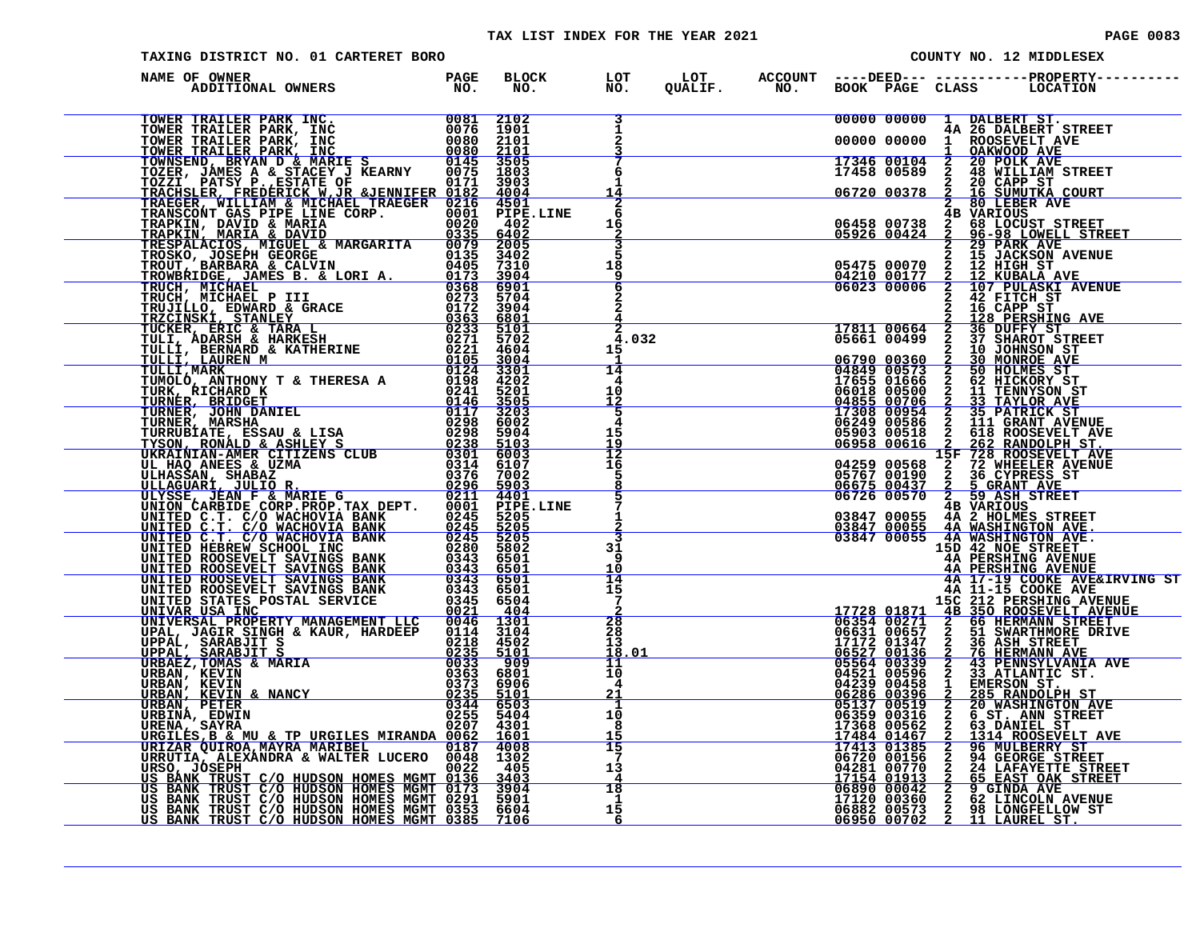# TAX LIST INDEX FOR THE YEAR 2021

TAXING DISTRICT NO. 01 CARTERET BORO

COUNTY NO. 12 MIDDLESEX

| NAME OF OWNER ADDITIONAL OWNERS | PAGE NO. | BLOCK NO. | LOT NO. | LOT QUALIF. | ACCOUNT NO. | DEED BOOK | DEED PAGE | CLASS | PROPERTY LOCATION |
|---|---|---|---|---|---|---|---|---|---|
| TOWER TRAILER PARK INC. | 0081 | 2102 | 3 | | | 00000 | 00000 | 1 | DALBERT ST. |
| TOWER TRAILER PARK, INC | 0076 | 1901 | 1 | | | | | 4A | 26 DALBERT STREET |
| TOWER TRAILER PARK, INC | 0080 | 2101 | 2 | | | 00000 | 00000 | 1 | ROOSEVELT AVE |
| TOWER TRAILER PARK, INC | 0080 | 2101 | 3 | | | | | 1 | OAKWOOD AVE |
| TOWNSEND, BRYAN D & MARIE S | 0145 | 3505 | 7 | | | 17346 | 00104 | 2 | 20 POLK AVE |
| TOZER, JAMES A & STACEY J KEARNY | 0075 | 1803 | 6 | | | 17458 | 00589 | 2 | 48 WILLIAM STREET |
| TOZZI PATSY P.,ESTATE OF | 0171 | 3903 | 1 | | | | | 2 | 20 CAPP ST |
| TRACHSLER, FREDERICK W,JR &JENNIFER | 0182 | 4004 | 14 | | | 06720 | 00378 | 2 | 16 SUMUTKA COURT |
| TRAEGER, WILLIAM & MICHAEL TRAEGER | 0216 | 4501 | 2 | | | | | 2 | 80 LEBER AVE |
| TRANSCONT GAS PIPE LINE CORP. | 0001 | PIPE.LINE | 6 | | | | | 4B | VARIOUS |
| TRAPKIN, DAVID & MARIA | 0020 | 402 | 16 | | | 06458 | 00738 | 2 | 68 LOCUST STREET |
| TRAPKIN, MARIA & DAVID | 0335 | 6402 | 2 | | | 05926 | 00424 | 2 | 96-98 LOWELL STREET |
| TRESPALACIOS, MIGUEL & MARGARITA | 0079 | 2005 | 3 | | | | | 2 | 29 PARK AVE |
| TROSKO, JOSEPH GEORGE | 0135 | 3402 | 5 | | | | | 2 | 15 JACKSON AVENUE |
| TROUT, BARBARA & CALVIN | 0405 | 7310 | 18 | | | 05475 | 00070 | 2 | 12 HIGH ST |
| TROWBRIDGE, JAMES B. & LORI A. | 0173 | 3904 | 9 | | | 04210 | 00177 | 2 | 12 KUBALA AVE |
| TRUCH, MICHAEL | 0368 | 6901 | 6 | | | 06023 | 00006 | 2 | 107 PULASKI AVENUE |
| TRUCH, MICHAEL P III | 0273 | 5704 | 2 | | | | | 2 | 42 FITCH ST |
| TRUJILLO, EDWARD & GRACE | 0172 | 3904 | 2 | | | | | 2 | 16 CAPP ST |
| TRZCINSKI, STANLEY | 0363 | 6801 | 4 | | | | | 2 | 128 PERSHING AVE |
| TUCKER, ERIC & TARA L | 0233 | 5101 | 2 | | | 17811 | 00664 | 2 | 36 DUFFY ST |
| TULI, ADARSH & HARKESH | 0271 | 5702 | 4.032 | | | 05661 | 00499 | 2 | 37 SHAROT STREET |
| TULLI, BERNARD & KATHERINE | 0221 | 4604 | 15 | | | | | 2 | 10 JOHNSON ST |
| TULLI, LAUREN M | 0105 | 3004 | 1 | | | 06790 | 00360 | 2 | 30 MONROE AVE |
| TULLI,MARK | 0124 | 3301 | 14 | | | 04849 | 00573 | 2 | 50 HOLMES ST |
| TUMOLO, ANTHONY T & THERESA A | 0198 | 4202 | 4 | | | 17655 | 01666 | 2 | 62 HICKORY ST |
| TURK, RICHARD K | 0241 | 5201 | 10 | | | 06018 | 00500 | 2 | 11 TENNYSON ST |
| TURNER, BRIDGET | 0146 | 3505 | 12 | | | 04855 | 00706 | 2 | 33 TAYLOR AVE |
| TURNER, JOHN DANIEL | 0117 | 3203 | 5 | | | 17308 | 00954 | 2 | 35 PATRICK ST |
| TURNER, MARSHA | 0298 | 6002 | 4 | | | 06249 | 00586 | 2 | 111 GRANT AVENUE |
| TURRUBIATE, ESSAU & LISA | 0298 | 5904 | 15 | | | 05903 | 00518 | 2 | 618 ROOSEVELT AVE |
| TYSON, RONALD & ASHLEY S | 0238 | 5103 | 19 | | | 06958 | 00616 | 2 | 262 RANDOLPH ST. |
| UKRAINIAN-AMER CITIZENS CLUB | 0301 | 6003 | 12 | | | | | 15F | 728 ROOSEVELT AVE |
| UL HAQ ANEES & UZMA | 0314 | 6107 | 16 | | | 04259 | 00568 | 2 | 72 WHEELER AVENUE |
| ULHASSAN, SHABAZ | 0376 | 7002 | 5 | | | 05767 | 00190 | 2 | 36 CYPRESS ST |
| ULLAGUARI, JULIO R. | 0296 | 5903 | 8 | | | 06675 | 00437 | 2 | 5 GRANT AVE |
| ULYSSE, JEAN F & MARIE G | 0211 | 4401 | 5 | | | 06726 | 00570 | 2 | 59 ASH STREET |
| UNION CARBIDE CORP.PROP.TAX DEPT. | 0001 | PIPE.LINE | 7 | | | | | 4B | VARIOUS |
| UNITED C.T. C/O WACHOVIA BANK | 0245 | 5205 | 1 | | | 03847 | 00055 | 4A | 2 HOLMES STREET |
| UNITED C.T. C/O WACHOVIA BANK | 0245 | 5205 | 2 | | | 03847 | 00055 | 4A | WASHINGTON AVE. |
| UNITED C.T. C/O WACHOVIA BANK | 0245 | 5205 | 3 | | | 03847 | 00055 | 4A | WASHINGTON AVE. |
| UNITED HEBREW SCHOOL INC | 0280 | 5802 | 31 | | | | | 15D | 42 NOE STREET |
| UNITED ROOSEVELT SAVINGS BANK | 0343 | 6501 | 9 | | | | | 4A | PERSHING AVENUE |
| UNITED ROOSEVELT SAVINGS BANK | 0343 | 6501 | 10 | | | | | 4A | PERSHING AVENUE |
| UNITED ROOSEVELT SAVINGS BANK | 0343 | 6501 | 14 | | | | | 4A | 17-19 COOKE AVE&IRVING ST |
| UNITED ROOSEVELT SAVINGS BANK | 0343 | 6501 | 15 | | | | | 4A | 11-15 COOKE AVE |
| UNITED STATES POSTAL SERVICE | 0345 | 6504 | 7 | | | | | 15C | 212 PERSHING AVENUE |
| UNIVAR USA INC | 0021 | 404 | 2 | | | 17728 | 01871 | 4B | 350 ROOSEVELT AVENUE |
| UNIVERSAL PROPERTY MANAGEMENT LLC | 0046 | 1301 | 28 | | | 06354 | 00271 | 2 | 66 HERMANN STREET |
| UPAL, JAGIR SINGH & KAUR, HARDEEP | 0114 | 3104 | 28 | | | 06631 | 00657 | 2 | 51 SWARTHMORE DRIVE |
| UPPAL, SARABJIT S | 0218 | 4502 | 13 | | | 17172 | 01347 | 2 | 36 ASH STREET |
| UPPAL, SARABJIT S | 0235 | 5101 | 18.01 | | | 06527 | 00136 | 2 | 76 HERMANN AVE |
| URBAEZ,TOMAS & MARIA | 0033 | 909 | 11 | | | 05564 | 00339 | 2 | 43 PENNSYLVANIA AVE |
| URBAN, KEVIN | 0363 | 6801 | 10 | | | 04521 | 00596 | 2 | 33 ATLANTIC ST. |
| URBAN, KEVIN | 0373 | 6906 | 4 | | | 04239 | 00458 | 1 | EMERSON ST. |
| URBAN, KEVIN & NANCY | 0235 | 5101 | 21 | | | 06286 | 00396 | 2 | 285 RANDOLPH ST |
| URBAN, PETER | 0344 | 6503 | 1 | | | 05137 | 00519 | 2 | 20 WASHINGTON AVE |
| URBINA, EDWIN | 0255 | 5404 | 10 | | | 06359 | 00316 | 2 | 6 ST. ANN STREET |
| URENA, SAYRA | 0207 | 4301 | 8 | | | 17368 | 00562 | 2 | 63 DANIEL ST |
| URGILES,B & MU & TP URGILES MIRANDA | 0062 | 1601 | 15 | | | 17484 | 01467 | 2 | 1314 ROOSEVELT AVE |
| URIZAR QUIROA,MAYRA MARIBEL | 0187 | 4008 | 15 | | | 17413 | 01385 | 2 | 96 MULBERRY ST |
| URRUTIA, ALEXANDRA & WALTER LUCERO | 0048 | 1302 | 7 | | | 06720 | 00156 | 2 | 94 GEORGE STREET |
| URSO, JOSEPH | 0022 | 405 | 13 | | | 04281 | 00770 | 2 | 24 LAFAYETTE STREET |
| US BANK TRUST C/O HUDSON HOMES MGMT | 0136 | 3403 | 4 | | | 17154 | 01913 | 2 | 65 EAST OAK STREET |
| US BANK TRUST C/O HUDSON HOMES MGMT | 0173 | 3904 | 18 | | | 06890 | 00042 | 2 | 9 GINDA AVE |
| US BANK TRUST C/O HUDSON HOMES MGMT | 0291 | 5901 | 1 | | | 17120 | 00360 | 2 | 62 LINCOLN AVENUE |
| US BANK TRUST C/O HUDSON HOMES MGMT | 0353 | 6604 | 15 | | | 06882 | 00573 | 2 | 98 LONGFELLOW ST |
| US BANK TRUST C/O HUDSON HOMES MGMT | 0385 | 7106 | 6 | | | 06950 | 00702 | 2 | 11 LAUREL ST. |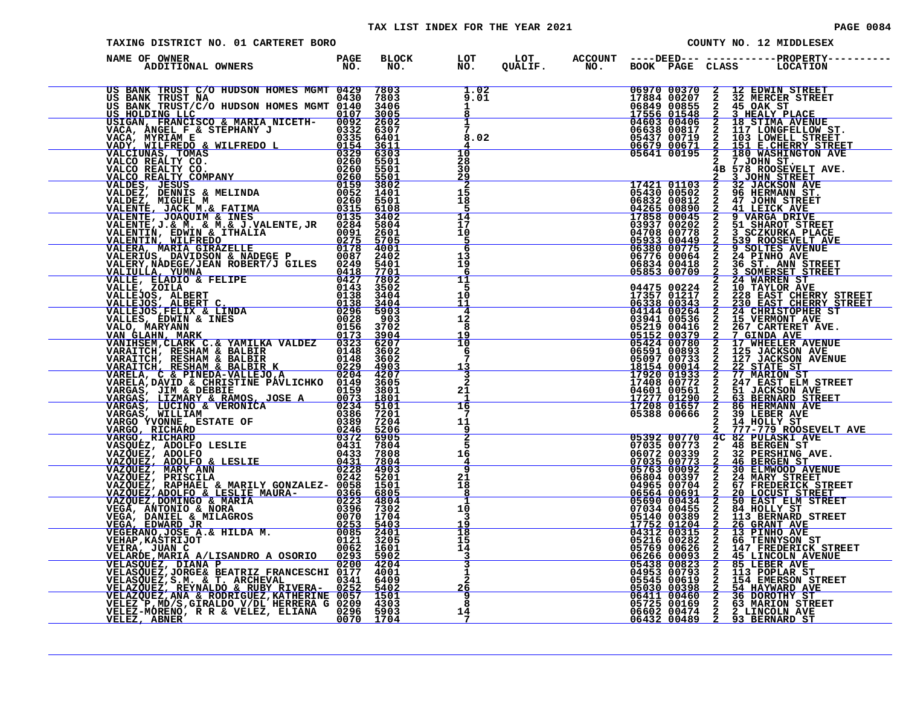TAX LIST INDEX FOR THE YEAR 2021

TAXING DISTRICT NO. 01 CARTERET BORO — COUNTY NO. 12 MIDDLESEX

| NAME OF OWNER ADDITIONAL OWNERS | PAGE NO. | BLOCK NO. | LOT NO. | LOT QUALIF. | ACCOUNT NO. | DEED BOOK | DEED PAGE | CLASS | PROPERTY LOCATION |
|---|---|---|---|---|---|---|---|---|---|
| US BANK TRUST C/O HUDSON HOMES MGMT | 0429 | 7803 | 1.02 | | | 06970 | 00370 | 2 | 12 EDWIN STREET |
| US BANK TRUST NA | 0430 | 7803 | 9.01 | | | 17884 | 00207 | 2 | 32 MERCER STREET |
| US BANK TRUST/C/O HUDSON HOMES MGMT | 0140 | 3406 | 1 | | | 06849 | 00855 | 2 | 45 OAK ST |
| US HOLDING LLC | 0107 | 3005 | 8 | | | 17556 | 01548 | 2 | 3 HEALY PLACE |
| USIGAN, FRANCISCO & MARIA NICETH- | 0092 | 2602 | 1 | | | 04603 | 00406 | 2 | 18 STIMA AVENUE |
| VACA, ANGEL F & STEPHANY J | 0332 | 6307 | 7 | | | 06638 | 00817 | 2 | 117 LONGFELLOW ST. |
| VACA, MYRIAM E | 0335 | 6401 | 8.02 | | | 05437 | 00719 | 2 | 103 LOWELL STREET |
| VADY, WILFREDO & WILFREDO L | 0154 | 3611 | 4 | | | 06679 | 00671 | 2 | 151 E.CHERRY STREET |
| VALCIUNAS, TOMAS | 0329 | 6303 | 10 | | | 05641 | 00195 | 2 | 180 WASHINGTON AVE |
| VALCO REALTY CO. | 0260 | 5501 | 28 | | | | | 2 | 7 JOHN ST. |
| VALCO REALTY CO. | 0260 | 5501 | 30 | | | | | 4B | 578 ROOSEVELT AVE. |
| VALCO REALTY COMPANY | 0260 | 5501 | 29 | | | | | 2 | 3 JOHN STREET |
| VALDES, JESUS | 0159 | 3802 | 2 | | | 17421 | 01103 | 2 | 32 JACKSON AVE |
| VALDEZ, DENNIS & MELINDA | 0052 | 1401 | 15 | | | 05430 | 00502 | 2 | 96 HERMANN ST. |
| VALDEZ, MIGUEL M | 0260 | 5501 | 18 | | | 06832 | 00812 | 2 | 47 JOHN STREET |
| VALENTE, JACK M.& FATIMA | 0315 | 6108 | 5 | | | 04265 | 00890 | 2 | 41 LEICK AVE |
| VALENTE, JOAQUIM & INES | 0135 | 3402 | 14 | | | 17858 | 00045 | 2 | 9 VARGA DRIVE |
| VALENTE,J.& M. & M.& J.VALENTE,JR | 0284 | 5804 | 17 | | | 03937 | 00202 | 2 | 51 SHAROT STREET |
| VALENTIN, EDWIN & ITHALIA | 0091 | 2601 | 10 | | | 04708 | 00778 | 2 | 3 SCZKURKA PLACE |
| VALENTIN, WILFREDO | 0275 | 5705 | 5 | | | 05933 | 00449 | 2 | 539 ROOSEVELT AVE |
| VALERA, MARIA GIRAZELLE | 0178 | 4001 | 6 | | | 06380 | 00775 | 2 | 9 SOLTES AVENUE |
| VALERIUS, DAVIDSON & NADEGE P | 0087 | 2402 | 13 | | | 06776 | 00064 | 2 | 24 PINHO AVE |
| VALERY,NADEGE/JEAN ROBERT/J GILES | 0249 | 5401 | 19 | | | 06834 | 00418 | 2 | 36 ST. ANN STREET |
| VALIULLA, YUMNA | 0418 | 7701 | 6 | | | 05853 | 00709 | 2 | 3 SOMERSET STREET |
| VALLE, ELADIO & FELIPE | 0427 | 7802 | 11 | | | | | 2 | 24 WARREN ST |
| VALLE, ZOILA | 0143 | 3502 | 5 | | | 04475 | 00224 | 2 | 10 TAYLOR AVE |
| VALLEJOS, ALBERT | 0138 | 3404 | 10 | | | 17357 | 01217 | 2 | 228 EAST CHERRY STREET |
| VALLEJOS, ALBERT C. | 0138 | 3404 | 11 | | | 06338 | 00343 | 2 | 230 EAST CHERRY STREET |
| VALLEJOS,FELIX & LINDA | 0296 | 5903 | 4 | | | 04144 | 00264 | 2 | 24 CHRISTOPHER ST |
| VALLES, EDWIN & INES | 0028 | 903 | 12 | | | 03941 | 00536 | 2 | 15 VERMONT AVE |
| VALO, MARYANN | 0156 | 3702 | 8 | | | 05219 | 00416 | 2 | 267 CARTERET AVE. |
| VAN GLAHN, MARK | 0173 | 3904 | 19 | | | 05152 | 00379 | 2 | 7 GINDA AVE |
| VANIHSEM,CLARK C.& YAMILKA VALDEZ | 0323 | 6207 | 10 | | | 05424 | 00780 | 2 | 17 WHEELER AVENUE |
| VARAITCH, RESHAM & BALBIR | 0148 | 3602 | 6 | | | 06591 | 00893 | 2 | 125 JACKSON AVE |
| VARAITCH, RESHAM & BALBIR | 0148 | 3602 | 7 | | | 05097 | 00733 | 2 | 127 JACKSON AVENUE |
| VARAITCH, RESHAM & BALBIR K | 0229 | 4903 | 13 | | | 18154 | 00014 | 2 | 22 STATE ST |
| VARELA, C & PINEDA-VALLEJO,A | 0204 | 4207 | 3 | | | 17920 | 01933 | 2 | 77 MARION ST |
| VARELA,DAVID & CHRISTINE PAVLICHKO | 0149 | 3605 | 2 | | | 17408 | 00772 | 2 | 247 EAST ELM STREET |
| VARGAS, JIM & DEBBIE | 0159 | 3801 | 21 | | | 04601 | 00561 | 2 | 51 JACKSON AVE |
| VARGAS, LIZMARY & RAMOS, JOSE A | 0073 | 1801 | 1 | | | 17277 | 01290 | 2 | 63 BERNARD STREET |
| VARGAS, LUCINO & VERONICA | 0234 | 5101 | 16 | | | 17208 | 01657 | 2 | 86 HERMANN AVE |
| VARGAS, WILLIAM | 0386 | 7201 | 7 | | | 05388 | 00666 | 2 | 39 LEBER AVE |
| VARGO YVONNE, ESTATE OF | 0389 | 7204 | 11 | | | | | 2 | 14 HOLLY ST |
| VARGO, RICHARD | 0246 | 5206 | 9 | | | | | 2 | 777-779 ROOSEVELT AVE |
| VARGO, RICHARD | 0372 | 6905 | 2 | | | 05392 | 00770 | 4C | 82 PULASKI AVE |
| VASQUEZ, ADOLFO LESLIE | 0431 | 7804 | 5 | | | 07035 | 00773 | 2 | 48 BERGEN ST |
| VAZQUEZ, ADOLFO | 0433 | 7808 | 16 | | | 06072 | 00339 | 2 | 32 PERSHING AVE. |
| VAZQUEZ, ADOLFO & LESLIE | 0431 | 7804 | 4 | | | 07035 | 00773 | 2 | 46 BERGEN ST |
| VAZQUEZ, MARY ANN | 0228 | 4903 | 9 | | | 05763 | 00092 | 2 | 30 ELMWOOD AVENUE |
| VAZQUEZ, PRISCILA | 0242 | 5201 | 21 | | | 06804 | 00397 | 2 | 24 MARY STREET |
| VAZQUEZ, RAPHAEL & MARILY GONZALEZ- | 0058 | 1501 | 18 | | | 04965 | 00704 | 2 | 67 FREDERICK STREET |
| VAZQUEZ,ADOLFO & LESLIE MAURA- | 0366 | 6805 | 8 | | | 06564 | 00691 | 2 | 20 LOCUST STREET |
| VAZQUEZ,DOMINGO & MARIA | 0223 | 4804 | 1 | | | 05690 | 00434 | 2 | 50 EAST ELM STREET |
| VEGA, ANTONIO & NORA | 0396 | 7302 | 10 | | | 07034 | 00455 | 2 | 84 HOLLY ST |
| VEGA, DANIEL & MILAGROS | 0070 | 1704 | 3 | | | 05140 | 00389 | 2 | 113 BERNARD STREET |
| VEGA, EDWARD JR | 0253 | 5403 | 19 | | | 17752 | 01204 | 2 | 26 GRANT AVE |
| VEGERANO,JOSE A.& HILDA M. | 0085 | 2401 | 18 | | | 04312 | 00315 | 2 | 13 PINHO AVE |
| VEHAP,KASTRIJOT | 0121 | 3205 | 15 | | | 05216 | 00282 | 2 | 66 TENNYSON ST |
| VEIRA, JUAN C | 0062 | 1601 | 14 | | | 05769 | 00626 | 2 | 147 FREDERICK STREET |
| VELARDE,MARIA A/LISANDRO A OSORIO | 0293 | 5902 | 3 | | | 06266 | 00093 | 2 | 45 LINCOLN AVENUE |
| VELASQUEZ, DIANA P | 0200 | 4204 | 3 | | | 05438 | 00823 | 2 | 85 LEBER AVE |
| VELASQUEZ,JORGE& BEATRIZ FRANCESCHI | 0177 | 4001 | 1 | | | 04953 | 00793 | 2 | 113 POPLAR ST |
| VELASQUEZ,S.M. & T. ARCHEVAL | 0341 | 6409 | 2 | | | 05545 | 00619 | 2 | 154 EMERSON STREET |
| VELAZQUEZ, REYNALDO & RUBY RIVERA- | 0252 | 5402 | 26 | | | 05030 | 00398 | 2 | 54 HAYWARD AVE |
| VELAZQUEZ,ANA & RODRIGUEZ,KATHERINE | 0057 | 1501 | 9 | | | 06411 | 00460 | 2 | 36 DOROTHY ST |
| VELEZ P,MD/S,GIRALDO V/DL HERRERA G | 0209 | 4303 | 8 | | | 05725 | 00169 | 2 | 63 MARION STREET |
| VELEZ-MORENO, R R & VELEZ, ELIANA | 0296 | 5903 | 14 | | | 06602 | 00474 | 2 | 2 LINCOLN AVE |
| VELEZ, ABNER | 0070 | 1704 | 7 | | | 06432 | 00489 | 2 | 93 BERNARD ST |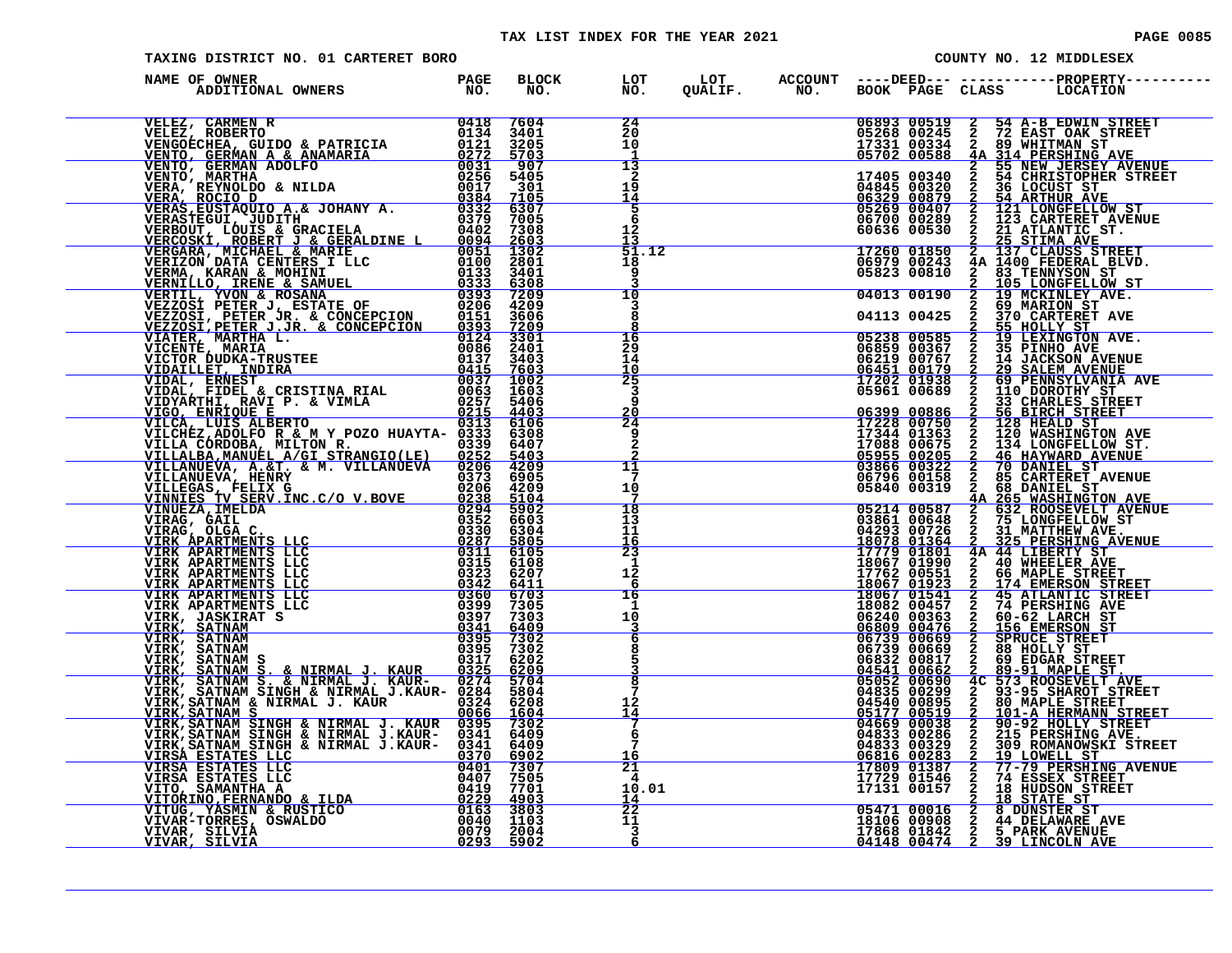TAX LIST INDEX FOR THE YEAR 2021

TAXING DISTRICT NO. 01 CARTERET BORO

COUNTY NO. 12 MIDDLESEX

| NAME OF OWNER ADDITIONAL OWNERS | PAGE NO. | BLOCK NO. | LOT NO. | LOT QUALIF. | ACCOUNT NO. | DEED BOOK | DEED PAGE | CLASS | PROPERTY LOCATION |
|---|---|---|---|---|---|---|---|---|---|
| VELEZ, CARMEN R | 0418 | 7604 | 24 | | | 06893 | 00519 | 2 | 54 A-B EDWIN STREET |
| VELEZ, ROBERTO | 0134 | 3401 | 20 | | | 05268 | 00245 | 2 | 72 EAST OAK STREET |
| VENGOECHEA, GUIDO & PATRICIA | 0121 | 3205 | 10 | | | 17331 | 00334 | 2 | 89 WHITMAN ST |
| VENTO, GERMAN A & ANAMARIA | 0272 | 5703 | 1 | | | 05702 | 00588 | 4A | 314 PERSHING AVE |
| VENTO, GERMAN ADOLFO | 0031 | 907 | 13 | | | | | 2 | 55 NEW JERSEY AVENUE |
| VENTO, MARTHA | 0256 | 5405 | 2 | | | 17405 | 00340 | 2 | 54 CHRISTOPHER STREET |
| VERA, REYNOLDO & NILDA | 0017 | 301 | 19 | | | 04845 | 00320 | 2 | 36 LOCUST ST |
| VERA, ROCIO D | 0384 | 7105 | 14 | | | 06329 | 00879 | 2 | 54 ARTHUR AVE |
| VERAS,EUSTAQUIO A.& JOHANY A. | 0332 | 6307 | 5 | | | 05269 | 00407 | 2 | 121 LONGFELLOW ST |
| VERASTEGUI, JUDITH | 0379 | 7005 | 6 | | | 06700 | 00289 | 2 | 123 CARTERET AVENUE |
| VERBOUT, LOUIS & GRACIELA | 0402 | 7308 | 12 | | | 60636 | 00530 | 2 | 21 ATLANTIC ST. |
| VERCOSKI, ROBERT J & GERALDINE L | 0094 | 2603 | 13 | | | | | 2 | 25 STIMA AVE |
| VERGARA, MICHAEL & MARIE | 0051 | 1302 | 51.12 | | | 17260 | 01850 | 2 | 137 CLAUSS STREET |
| VERIZON DATA CENTERS I LLC | 0100 | 2801 | 18 | | | 06979 | 00243 | 4A | 1400 FEDERAL BLVD. |
| VERMA, KARAN & MOHINI | 0133 | 3401 | 9 | | | 05823 | 00810 | 2 | 83 TENNYSON ST |
| VERNILLO, IRENE & SAMUEL | 0333 | 6308 | 3 | | | | | 2 | 105 LONGFELLOW ST |
| VERTIL, YVON & ROSANA | 0393 | 7209 | 10 | | | 04013 | 00190 | 2 | 19 MCKINLEY AVE. |
| VEZZOSI PETER J, ESTATE OF | 0206 | 4209 | 3 | | | | | 2 | 69 MARION ST |
| VEZZOSI, PETER JR. & CONCEPCION | 0151 | 3606 | 8 | | | 04113 | 00425 | 2 | 370 CARTERET AVE |
| VEZZOSI,PETER J.JR. & CONCEPCION | 0393 | 7209 | 8 | | | | | 2 | 55 HOLLY ST |
| VIATER, MARTHA L. | 0124 | 3301 | 16 | | | 05238 | 00585 | 2 | 19 LEXINGTON AVE. |
| VICENTE, MARIA | 0086 | 2401 | 29 | | | 06859 | 00367 | 2 | 35 PINHO AVE |
| VICTOR DUDKA-TRUSTEE | 0137 | 3403 | 14 | | | 06219 | 00767 | 2 | 14 JACKSON AVENUE |
| VIDAILLET, INDIRA | 0415 | 7603 | 10 | | | 06451 | 00179 | 2 | 29 SALEM AVENUE |
| VIDAL, ERNEST | 0037 | 1002 | 25 | | | 17202 | 01938 | 2 | 69 PENNSYLVANIA AVE |
| VIDAL, FIDEL & CRISTINA RIAL | 0063 | 1603 | 3 | | | 05961 | 00689 | 2 | 110 DOROTHY ST |
| VIDYARTHI, RAVI P. & VIMLA | 0257 | 5406 | 9 | | | | | 2 | 33 CHARLES STREET |
| VIGO, ENRIQUE E | 0215 | 4403 | 20 | | | 06399 | 00886 | 2 | 56 BIRCH STREET |
| VILCA, LUIS ALBERTO | 0313 | 6106 | 24 | | | 17228 | 00750 | 2 | 128 HEALD ST |
| VILCHEZ,ADOLFO R & M Y POZO HUAYTA- | 0333 | 6308 | 9 | | | 17344 | 01363 | 2 | 120 WASHINGTON AVE |
| VILLA CORDOBA, MILTON R. | 0339 | 6407 | 2 | | | 17088 | 00675 | 2 | 134 LONGFELLOW ST. |
| VILLALBA,MANUEL A/GI STRANGIO(LE) | 0252 | 5403 | 2 | | | 05955 | 00205 | 2 | 46 HAYWARD AVENUE |
| VILLANUEVA, A.&T. & M. VILLANUEVA | 0206 | 4209 | 11 | | | 03866 | 00322 | 2 | 70 DANIEL ST |
| VILLANUEVA, HENRY | 0373 | 6905 | 7 | | | 06796 | 00158 | 2 | 85 CARTERET AVENUE |
| VILLEGAS, FELIX G | 0206 | 4209 | 10 | | | 05840 | 00319 | 2 | 68 DANIEL ST |
| VINNIES TV SERV.INC.C/O V.BOVE | 0238 | 5104 | 7 | | | | | 4A | 265 WASHINGTON AVE |
| VINUEZA,IMELDA | 0294 | 5902 | 18 | | | 05214 | 00587 | 2 | 632 ROOSEVELT AVENUE |
| VIRAG, GAIL | 0352 | 6603 | 13 | | | 03861 | 00648 | 2 | 75 LONGFELLOW ST |
| VIRAG, OLGA C. | 0330 | 6304 | 11 | | | 04293 | 00726 | 2 | 31 MATTHEW AVE. |
| VIRK APARTMENTS LLC | 0287 | 5805 | 16 | | | 18078 | 01364 | 2 | 325 PERSHING AVENUE |
| VIRK APARTMENTS LLC | 0311 | 6105 | 23 | | | 17779 | 01801 | 4A | 44 LIBERTY ST |
| VIRK APARTMENTS LLC | 0315 | 6108 | 1 | | | 18067 | 01990 | 2 | 40 WHEELER AVE |
| VIRK APARTMENTS LLC | 0323 | 6207 | 12 | | | 17762 | 00551 | 2 | 66 MAPLE STREET |
| VIRK APARTMENTS LLC | 0342 | 6411 | 6 | | | 18067 | 01923 | 2 | 174 EMERSON STREET |
| VIRK APARTMENTS LLC | 0360 | 6703 | 16 | | | 18067 | 01541 | 2 | 45 ATLANTIC STREET |
| VIRK APARTMENTS LLC | 0399 | 7305 | 1 | | | 18082 | 00457 | 2 | 74 PERSHING AVE |
| VIRK, JASKIRAT S | 0397 | 7303 | 10 | | | 06240 | 00363 | 2 | 60-62 LARCH ST |
| VIRK, SATNAM | 0341 | 6409 | 3 | | | 06809 | 00476 | 2 | 156 EMERSON ST |
| VIRK, SATNAM | 0395 | 7302 | 6 | | | 06739 | 00669 | 2 | SPRUCE STREET |
| VIRK, SATNAM | 0395 | 7302 | 8 | | | 06739 | 00669 | 2 | 88 HOLLY ST |
| VIRK, SATNAM S | 0317 | 6202 | 5 | | | 06832 | 00817 | 2 | 69 EDGAR STREET |
| VIRK, SATNAM S. & NIRMAL J. KAUR | 0325 | 6209 | 3 | | | 04541 | 00662 | 2 | 89-91 MAPLE ST. |
| VIRK, SATNAM S. & NIRMAL J. KAUR- | 0274 | 5704 | 8 | | | 05052 | 00690 | 4C | 573 ROOSEVELT AVE |
| VIRK, SATNAM SINGH & NIRMAL J.KAUR- | 0284 | 5804 | 7 | | | 04835 | 00299 | 2 | 93-95 SHAROT STREET |
| VIRK,SATNAM & NIRMAL J. KAUR | 0324 | 6208 | 12 | | | 04540 | 00895 | 2 | 80 MAPLE STREET |
| VIRK,SATNAM S | 0066 | 1604 | 14 | | | 05177 | 00519 | 2 | 101-A HERMANN STREET |
| VIRK,SATNAM SINGH & NIRMAL J. KAUR | 0395 | 7302 | 7 | | | 04669 | 00038 | 2 | 90-92 HOLLY STREET |
| VIRK,SATNAM SINGH & NIRMAL J.KAUR- | 0341 | 6409 | 6 | | | 04833 | 00286 | 2 | 215 PERSHING AVE. |
| VIRK,SATNAM SINGH & NIRMAL J.KAUR- | 0341 | 6409 | 7 | | | 04833 | 00329 | 2 | 309 ROMANOWSKI STREET |
| VIRSA ESTATES LLC | 0370 | 6902 | 16 | | | 06816 | 00283 | 2 | 19 LOWELL ST |
| VIRSA ESTATES LLC | 0401 | 7307 | 21 | | | 17809 | 01387 | 2 | 77-79 PERSHING AVENUE |
| VIRSA ESTATES LLC | 0407 | 7505 | 4 | | | 17729 | 01546 | 2 | 74 ESSEX STREET |
| VITO, SAMANTHA A | 0419 | 7701 | 10.01 | | | 17131 | 00157 | 2 | 18 HUDSON STREET |
| VITORINO,FERNANDO & ILDA | 0229 | 4903 | 14 | | | | | 2 | 18 STATE ST |
| VITUG, YASMIN & RUSTICO | 0163 | 3803 | 22 | | | 05471 | 00016 | 2 | 8 DUNSTER ST |
| VIVAR-TORRES, OSWALDO | 0040 | 1103 | 11 | | | 18106 | 00908 | 2 | 44 DELAWARE AVE |
| VIVAR, SILVIA | 0079 | 2004 | 3 | | | 17868 | 01842 | 2 | 5 PARK AVENUE |
| VIVAR, SILVIA | 0293 | 5902 | 6 | | | 04148 | 00474 | 2 | 39 LINCOLN AVE |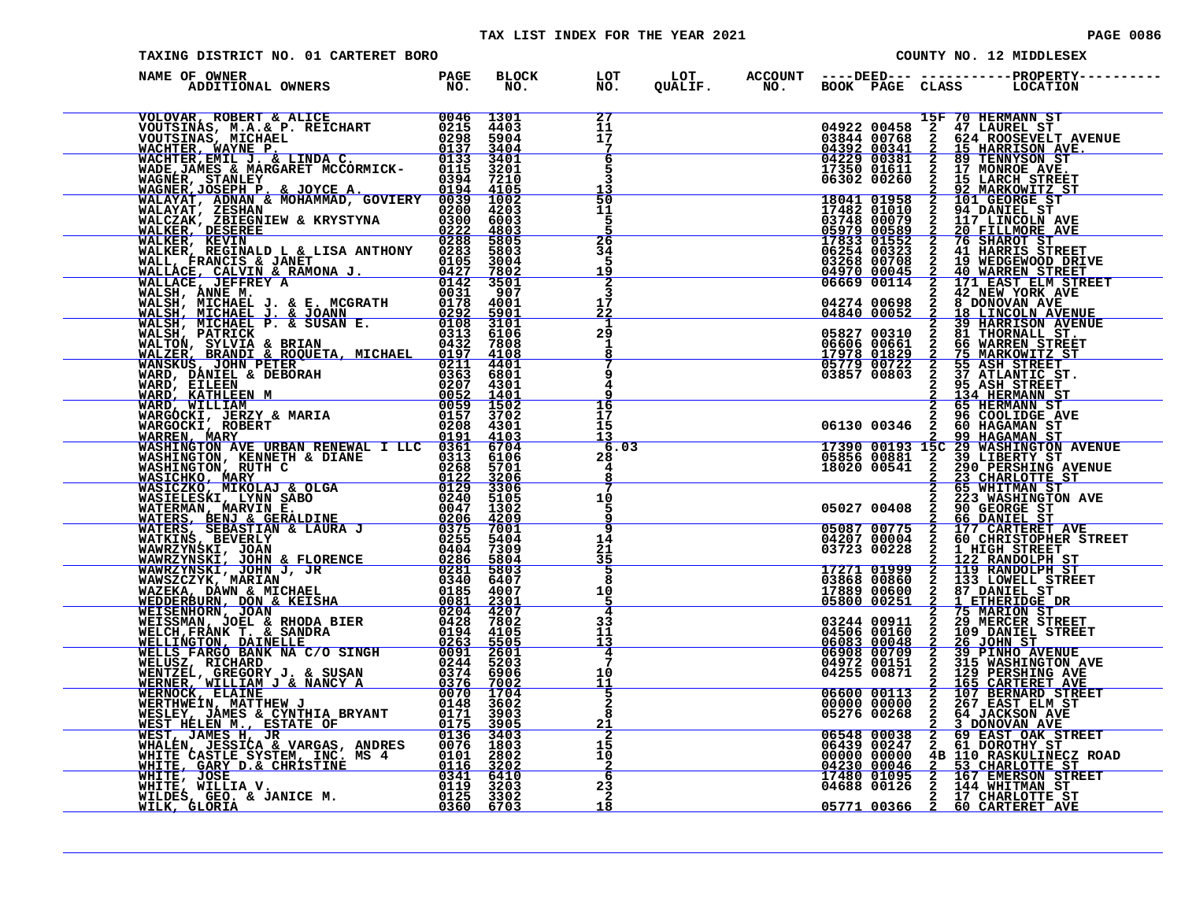# TAX LIST INDEX FOR THE YEAR 2021

TAXING DISTRICT NO. 01 CARTERET BORO — COUNTY NO. 12 MIDDLESEX

| NAME OF OWNER / ADDITIONAL OWNERS | PAGE NO. | BLOCK NO. | LOT NO. | LOT QUALIF. | ACCOUNT NO. | DEED BOOK | DEED PAGE | CLASS | PROPERTY LOCATION |
|---|---|---|---|---|---|---|---|---|---|
| VOLOVAR, ROBERT & ALICE | 0046 | 1301 | 27 | | | | | 15F | 70 HERMANN ST |
| VOUTSINAS, M.A.& P. REICHART | 0215 | 4403 | 11 | | | 04922 | 00458 | 2 | 47 LAUREL ST |
| VOUTSINAS, MICHAEL | 0298 | 5904 | 17 | | | 03844 | 00768 | 2 | 624 ROOSEVELT AVENUE |
| WACHTER, WAYNE P. | 0137 | 3404 | 7 | | | 04392 | 00341 | 2 | 15 HARRISON AVE. |
| WACHTER,EMIL J. & LINDA C. | 0133 | 3401 | 6 | | | 04229 | 00381 | 2 | 89 TENNYSON ST |
| WADE,JAMES & MARGARET MCCORMICK- | 0115 | 3201 | 5 | | | 17350 | 01611 | 2 | 17 MONROE AVE. |
| WAGNER, STANLEY | 0394 | 7210 | 3 | | | 06302 | 00260 | 2 | 15 LARCH STREET |
| WAGNER,JOSEPH P. & JOYCE A. | 0194 | 4105 | 13 | | | | | 2 | 92 MARKOWITZ ST |
| WALAYAT, ADNAN & MOHAMMAD, GOVIERY | 0039 | 1002 | 50 | | | 18041 | 01958 | 2 | 101 GEORGE ST |
| WALAYAT, ZESHAN | 0200 | 4203 | 11 | | | 17482 | 01010 | 2 | 94 DANIEL ST |
| WALCZAK, ZBIEGNIEW & KRYSTYNA | 0300 | 6003 | 5 | | | 03748 | 00079 | 2 | 117 LINCOLN AVE |
| WALKER, DESEREE | 0222 | 4803 | 5 | | | 05979 | 00589 | 2 | 20 FILLMORE AVE |
| WALKER, KEVIN | 0288 | 5805 | 26 | | | 17833 | 01552 | 2 | 76 SHAROT ST |
| WALKER, REGINALD L & LISA ANTHONY | 0283 | 5803 | 34 | | | 06254 | 00323 | 2 | 41 HARRIS STREET |
| WALL, FRANCIS & JANET | 0105 | 3004 | 5 | | | 03268 | 00708 | 2 | 19 WEDGEWOOD DRIVE |
| WALLACE, CALVIN & RAMONA J. | 0427 | 7802 | 19 | | | 04970 | 00045 | 2 | 40 WARREN STREET |
| WALLACE, JEFFREY A | 0142 | 3501 | 2 | | | 06669 | 00114 | 2 | 171 EAST ELM STREET |
| WALSH, ANNE M. | 0031 | 907 | 3 | | | | | 2 | 42 NEW YORK AVE |
| WALSH, MICHAEL J. & E. MCGRATH | 0178 | 4001 | 17 | | | 04274 | 00698 | 2 | 8 DONOVAN AVE |
| WALSH, MICHAEL J. & JOANN | 0292 | 5901 | 22 | | | 04840 | 00052 | 2 | 18 LINCOLN AVENUE |
| WALSH, MICHAEL P. & SUSAN E. | 0108 | 3101 | 1 | | | | | 2 | 39 HARRISON AVENUE |
| WALSH, PATRICK | 0313 | 6106 | 29 | | | 05827 | 00310 | 2 | 81 THORNALL ST. |
| WALTON, SYLVIA & BRIAN | 0432 | 7808 | 1 | | | 06606 | 00661 | 2 | 66 WARREN STREET |
| WALZER, BRANDI & ROQUETA, MICHAEL | 0197 | 4108 | 8 | | | 17978 | 01829 | 2 | 75 MARKOWITZ ST |
| WANSKUS, JOHN PETER | 0211 | 4401 | 7 | | | 05779 | 00722 | 2 | 55 ASH STREET |
| WARD, DANIEL & DEBORAH | 0363 | 6801 | 9 | | | 03857 | 00803 | 2 | 37 ATLANTIC ST. |
| WARD, EILEEN | 0207 | 4301 | 4 | | | | | 2 | 95 ASH STREET |
| WARD, KATHLEEN M | 0052 | 1401 | 9 | | | | | 2 | 134 HERMANN ST |
| WARD, WILLIAM | 0059 | 1502 | 16 | | | | | 2 | 65 HERMANN ST |
| WARGOCKI, JERZY & MARIA | 0157 | 3702 | 17 | | | | | 2 | 96 COOLIDGE AVE |
| WARGOCKI, ROBERT | 0208 | 4301 | 15 | | | 06130 | 00346 | 2 | 60 HAGAMAN ST |
| WARREN, MARY | 0191 | 4103 | 13 | | | | | 2 | 99 HAGAMAN ST |
| WASHINGTON AVE URBAN RENEWAL I LLC | 0361 | 6704 | 6.03 | | | 17390 | 00193 | 15C | 29 WASHINGTON AVENUE |
| WASHINGTON, KENNETH & DIANE | 0313 | 6106 | 28 | | | 05856 | 00881 | 2 | 39 LIBERTY ST |
| WASHINGTON, RUTH C | 0268 | 5701 | 4 | | | 18020 | 00541 | 2 | 290 PERSHING AVENUE |
| WASICHKO, MARY | 0122 | 3206 | 8 | | | | | 2 | 23 CHARLOTTE ST |
| WASICZKO, MIKOLAJ & OLGA | 0129 | 3306 | 7 | | | | | 2 | 65 WHITMAN ST |
| WASIELESKI, LYNN SABO | 0240 | 5105 | 10 | | | | | 2 | 223 WASHINGTON AVE |
| WATERMAN, MARVIN E. | 0047 | 1302 | 5 | | | 05027 | 00408 | 2 | 90 GEORGE ST |
| WATERS, BENJ & GERALDINE | 0206 | 4209 | 9 | | | | | 2 | 66 DANIEL ST |
| WATERS, SEBASTIAN & LAURA J | 0375 | 7001 | 9 | | | 05087 | 00775 | 2 | 177 CARTERET AVE |
| WATKINS, BEVERLY | 0255 | 5404 | 14 | | | 04207 | 00004 | 2 | 60 CHRISTOPHER STREET |
| WAWRZYNSKI, JOAN | 0404 | 7309 | 21 | | | 03723 | 00228 | 2 | 1 HIGH STREET |
| WAWRZYNSKI, JOHN & FLORENCE | 0286 | 5804 | 35 | | | | | 2 | 122 RANDOLPH ST |
| WAWRZYNSKI, JOHN J, JR | 0281 | 5803 | 5 | | | 17271 | 01999 | 2 | 119 RANDOLPH ST |
| WAWSZCZYK, MARIAN | 0340 | 6407 | 8 | | | 03868 | 00860 | 2 | 133 LOWELL STREET |
| WAZEKA, DAWN & MICHAEL | 0185 | 4007 | 10 | | | 17889 | 00600 | 2 | 87 DANIEL ST |
| WEDDERBURN, DON & KEISHA | 0081 | 2301 | 5 | | | 05800 | 00251 | 2 | 1 ETHERIDGE DR |
| WEISENHORN, JOAN | 0204 | 4207 | 4 | | | | | 2 | 75 MARION ST |
| WEISSMAN, JOEL & RHODA BIER | 0428 | 7802 | 33 | | | 03244 | 00911 | 2 | 29 MERCER STREET |
| WELCH,FRANK T. & SANDRA | 0194 | 4105 | 11 | | | 04506 | 00160 | 2 | 109 DANIEL STREET |
| WELLINGTON, DAINELLE | 0263 | 5505 | 13 | | | 06083 | 00048 | 2 | 26 JOHN ST |
| WELLS FARGO BANK NA C/O SINGH | 0091 | 2601 | 4 | | | 06908 | 00709 | 2 | 39 PINHO AVENUE |
| WELUSZ, RICHARD | 0244 | 5203 | 7 | | | 04972 | 00151 | 2 | 315 WASHINGTON AVE |
| WENTZEL, GREGORY J. & SUSAN | 0374 | 6906 | 10 | | | 04255 | 00871 | 2 | 129 PERSHING AVE |
| WERNER, WILLIAM J & NANCY A | 0376 | 7002 | 11 | | | | | 2 | 165 CARTERET AVE |
| WERNOCK, ELAINE | 0070 | 1704 | 5 | | | 06600 | 00113 | 2 | 107 BERNARD STREET |
| WERTHWEIN, MATTHEW J | 0148 | 3602 | 2 | | | 00000 | 00000 | 2 | 267 EAST ELM ST |
| WESLEY, JAMES & CYNTHIA BRYANT | 0171 | 3903 | 8 | | | 05276 | 00268 | 2 | 64 JACKSON AVE |
| WEST HELEN M., ESTATE OF | 0175 | 3905 | 21 | | | | | 2 | 3 DONOVAN AVE |
| WEST, JAMES H, JR | 0136 | 3403 | 2 | | | 06548 | 00038 | 2 | 69 EAST OAK STREET |
| WHALEN, JESSICA & VARGAS, ANDRES | 0076 | 1803 | 15 | | | 06439 | 00247 | 2 | 61 DOROTHY ST |
| WHITE CASTLE SYSTEM, INC. MS 4 | 0101 | 2802 | 10 | | | 00000 | 00000 | 4B | 110 RASKULINECZ ROAD |
| WHITE, GARY D.& CHRISTINE | 0116 | 3202 | 2 | | | 04230 | 00046 | 2 | 53 CHARLOTTE ST |
| WHITE, JOSE | 0341 | 6410 | 6 | | | 17480 | 01095 | 2 | 167 EMERSON STREET |
| WHITE, WILLIA V. | 0119 | 3203 | 23 | | | 04688 | 00126 | 2 | 144 WHITMAN ST |
| WILDES, GEO. & JANICE M. | 0125 | 3302 | 2 | | | | | 2 | 17 CHARLOTTE ST |
| WILK, GLORIA | 0360 | 6703 | 18 | | | 05771 | 00366 | 2 | 60 CARTERET AVE |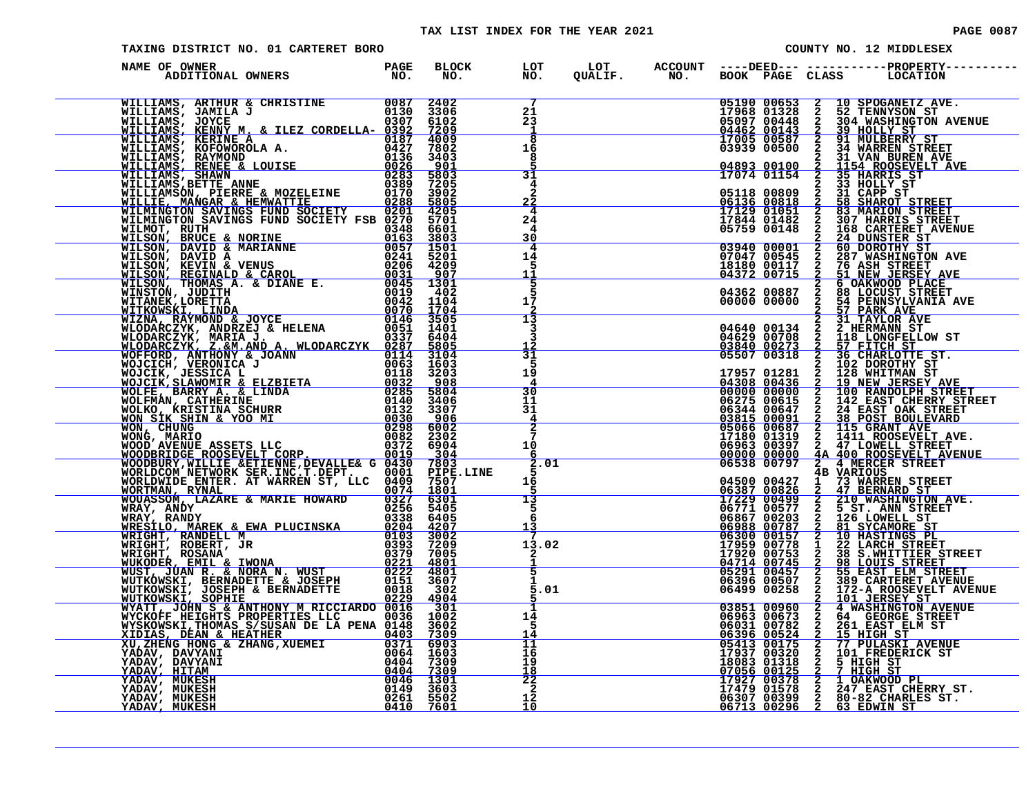TAX LIST INDEX FOR THE YEAR 2021

TAXING DISTRICT NO. 01 CARTERET BORO

COUNTY NO. 12 MIDDLESEX

| NAME OF OWNER ADDITIONAL OWNERS | PAGE NO. | BLOCK NO. | LOT NO. | LOT QUALIF. | ACCOUNT NO. | DEED BOOK | DEED PAGE | CLASS | PROPERTY LOCATION |
|---|---|---|---|---|---|---|---|---|---|
| WILLIAMS, ARTHUR & CHRISTINE | 0087 | 2402 | 7 | | | 05190 | 00653 | 2 | 10 SPOGANETZ AVE. |
| WILLIAMS, JAMILA J | 0130 | 3306 | 21 | | | 17968 | 01328 | 2 | 52 TENNYSON ST |
| WILLIAMS, JOYCE | 0307 | 6102 | 23 | | | 05097 | 00448 | 2 | 304 WASHINGTON AVENUE |
| WILLIAMS, KENNY M. & ILEZ CORDELLA- | 0392 | 7209 | 1 | | | 04462 | 00143 | 2 | 39 HOLLY ST |
| WILLIAMS, KERINE A | 0187 | 4009 | 8 | | | 17005 | 00587 | 2 | 91 MULBERRY ST |
| WILLIAMS, KOFOWOROLA A. | 0427 | 7802 | 16 | | | 03939 | 00500 | 2 | 34 WARREN STREET |
| WILLIAMS, RAYMOND | 0136 | 3403 | 8 | | | | | 2 | 31 VAN BUREN AVE |
| WILLIAMS, RENEE & LOUISE | 0026 | 901 | 5 | | | 04893 | 00100 | 2 | 1154 ROOSEVELT AVE |
| WILLIAMS, SHAWN | 0283 | 5803 | 31 | | | 17074 | 01154 | 2 | 35 HARRIS ST |
| WILLIAMS,BETTE ANNE | 0389 | 7205 | 4 | | | | | 2 | 33 HOLLY ST |
| WILLIAMSON, PIERRE & MOZELEINE | 0170 | 3902 | 2 | | | 05118 | 00809 | 2 | 31 CAPP ST |
| WILLIE, MANGAR & HEMWATTIE | 0288 | 5805 | 22 | | | 06136 | 00818 | 2 | 58 SHAROT STREET |
| WILMINGTON SAVINGS FUND SOCIETY | 0201 | 4205 | 4 | | | 17129 | 01051 | 2 | 83 MARION STREET |
| WILMINGTON SAVINGS FUND SOCIETY FSB | 0270 | 5701 | 24 | | | 17844 | 01482 | 2 | 307 HARRIS STREET |
| WILMOT, RUTH | 0348 | 6601 | 4 | | | 05759 | 00148 | 2 | 168 CARTERET AVENUE |
| WILSON, BRUCE & NORINE | 0163 | 3803 | 30 | | | | | 2 | 24 DUNSTER ST |
| WILSON, DAVID & MARIANNE | 0057 | 1501 | 4 | | | 03940 | 00001 | 2 | 60 DOROTHY ST |
| WILSON, DAVID A | 0241 | 5201 | 14 | | | 07047 | 00545 | 2 | 287 WASHINGTON AVE |
| WILSON, KEVIN & VENUS | 0206 | 4209 | 5 | | | 18180 | 00117 | 2 | 76 ASH STREET |
| WILSON, REGINALD & CAROL | 0031 | 907 | 11 | | | 04372 | 00715 | 2 | 51 NEW JERSEY AVE |
| WILSON, THOMAS A. & DIANE E. | 0045 | 1301 | 5 | | | | | 2 | 6 OAKWOOD PLACE |
| WINSTON, JUDITH | 0019 | 402 | 5 | | | 04362 | 00887 | 2 | 88 LOCUST STREET |
| WITANEK,LORETTA | 0042 | 1104 | 17 | | | 00000 | 00000 | 2 | 54 PENNSYLVANIA AVE |
| WITKOWSKI, LINDA | 0070 | 1704 | 2 | | | | | 2 | 57 PARK AVE |
| WIZNA, RAYMOND & JOYCE | 0146 | 3505 | 13 | | | | | 2 | 31 TAYLOR AVE |
| WLODARCZYK, ANDRZEJ & HELENA | 0051 | 1401 | 3 | | | 04640 | 00134 | 2 | 2 HERMANN ST |
| WLODARCZYK, MARIA J. | 0337 | 6404 | 3 | | | 04629 | 00708 | 2 | 118 LONGFELLOW ST |
| WLODARCZYK, Z.&M.AND A. WLODARCZYK | 0287 | 5805 | 12 | | | 03840 | 00273 | 2 | 57 FITCH ST |
| WOFFORD, ANTHONY & JOANN | 0114 | 3104 | 31 | | | 05507 | 00318 | 2 | 36 CHARLOTTE ST. |
| WOJCICH, VERONICA J | 0063 | 1603 | 5 | | | | | 2 | 102 DOROTHY ST |
| WOJCIK, JESSICA L | 0118 | 3203 | 19 | | | 17957 | 01281 | 2 | 128 WHITMAN ST |
| WOJCIK,SLAWOMIR & ELZBIETA | 0032 | 908 | 4 | | | 04308 | 00436 | 2 | 19 NEW JERSEY AVE |
| WOLFE, BARRY A. & LINDA | 0285 | 5804 | 30 | | | 00000 | 00000 | 2 | 100 RANDOLPH STREET |
| WOLFMAN, CATHERINE | 0140 | 3406 | 11 | | | 06275 | 00615 | 2 | 142 EAST CHERRY STREET |
| WOLKO, KRISTINA SCHURR | 0132 | 3307 | 31 | | | 06344 | 00647 | 2 | 24 EAST OAK STREET |
| WON SIK SHIN & YOO MI | 0030 | 906 | 4 | | | 03815 | 00091 | 2 | 38 POST BOULEVARD |
| WON, CHUNG | 0298 | 6002 | 2 | | | 05066 | 00687 | 2 | 115 GRANT AVE |
| WONG, MARIO | 0082 | 2302 | 7 | | | 17180 | 01319 | 2 | 1411 ROOSEVELT AVE. |
| WOOD AVENUE ASSETS LLC | 0372 | 6904 | 10 | | | 06963 | 00397 | 2 | 47 LOWELL STREET |
| WOODBRIDGE ROOSEVELT CORP. | 0019 | 304 | 6 | | | 00000 | 00000 | 4A | 400 ROOSEVELT AVENUE |
| WOODBURY,WILLIE &ETIENNE,DEVALLE& G | 0430 | 7803 | 2.01 | | | 06538 | 00797 | 2 | 4 MERCER STREET |
| WORLDCOM NETWORK SER.INC.T.DEPT. | 0001 | PIPE.LINE | 5 | | | | | 4B | VARIOUS |
| WORLDWIDE ENTER. AT WARREN ST, LLC | 0409 | 7507 | 16 | | | 04500 | 00427 | 1 | 73 WARREN STREET |
| WORTMAN, RYNAL | 0074 | 1801 | 5 | | | 06387 | 00826 | 2 | 47 BERNARD ST |
| WOUASSOM, LAZARE & MARIE HOWARD | 0327 | 6301 | 13 | | | 17229 | 00499 | 2 | 210 WASHINGTON AVE. |
| WRAY, ANDY | 0256 | 5405 | 5 | | | 06771 | 00577 | 2 | 5 ST. ANN STREET |
| WRAY, RANDY | 0338 | 6405 | 6 | | | 06867 | 00203 | 2 | 126 LOWELL ST |
| WRESILO, MAREK & EWA PLUCINSKA | 0204 | 4207 | 13 | | | 06988 | 00787 | 2 | 81 SYCAMORE ST |
| WRIGHT, RANDELL M | 0103 | 3002 | 7 | | | 06300 | 00157 | 2 | 10 HASTINGS PL |
| WRIGHT, ROBERT, JR | 0393 | 7209 | 13.02 | | | 17959 | 00778 | 1 | 22 LARCH STREET |
| WRIGHT, ROSANA | 0379 | 7005 | 2 | | | 17920 | 00753 | 2 | 38 S.WHITTIER STREET |
| WUKODER, EMIL & IWONA | 0221 | 4801 | 1 | | | 04714 | 00745 | 2 | 98 LOUIS STREET |
| WUST, JUAN R. & NORA N. WUST | 0222 | 4801 | 5 | | | 05291 | 00457 | 2 | 55 EAST ELM STREET |
| WUTKOWSKI, BERNADETTE & JOSEPH | 0151 | 3607 | 1 | | | 06396 | 00507 | 2 | 389 CARTERET AVENUE |
| WUTKOWSKI, JOSEPH & BERNADETTE | 0018 | 302 | 5.01 | | | 06499 | 00258 | 2 | 172-A ROOSEVELT AVENUE |
| WUTKOWSKI, SOPHIE | 0229 | 4904 | 5 | | | | | 2 | 101 JERSEY ST |
| WYATT, JOHN S & ANTHONY M RICCIARDO | 0016 | 301 | 1 | | | 03851 | 00960 | 2 | 4 WASHINGTON AVENUE |
| WYCKOFF HEIGHTS PROPERTIES LLC | 0036 | 1002 | 14 | | | 06963 | 00673 | 2 | 64 GEORGE STREET |
| WYSKOWSKI,THOMAS S/SUSAN DE LA PENA | 0148 | 3602 | 5 | | | 06031 | 00782 | 2 | 261 EAST ELM ST |
| XIDIAS, DEAN & HEATHER | 0403 | 7309 | 14 | | | 06396 | 00524 | 2 | 15 HIGH ST |
| XU,ZHENG HONG & ZHANG,XUEMEI | 0371 | 6903 | 11 | | | 05413 | 00175 | 2 | 77 PULASKI AVENUE |
| YADAV, DAVYANI | 0064 | 1603 | 16 | | | 17937 | 00320 | 2 | 101 FREDERICK ST |
| YADAV, DAVYANI | 0404 | 7309 | 19 | | | 18083 | 01318 | 2 | 5 HIGH ST |
| YADAV, HITAM | 0404 | 7309 | 18 | | | 07056 | 00125 | 2 | 7 HIGH ST |
| YADAV, MUKESH | 0046 | 1301 | 22 | | | 17927 | 00378 | 2 | 1 OAKWOOD PL |
| YADAV, MUKESH | 0149 | 3603 | 2 | | | 17479 | 01578 | 2 | 247 EAST CHERRY ST. |
| YADAV, MUKESH | 0261 | 5502 | 12 | | | 06307 | 00399 | 2 | 80-82 CHARLES ST. |
| YADAV, MUKESH | 0410 | 7601 | 10 | | | 06713 | 00296 | 2 | 63 EDWIN ST |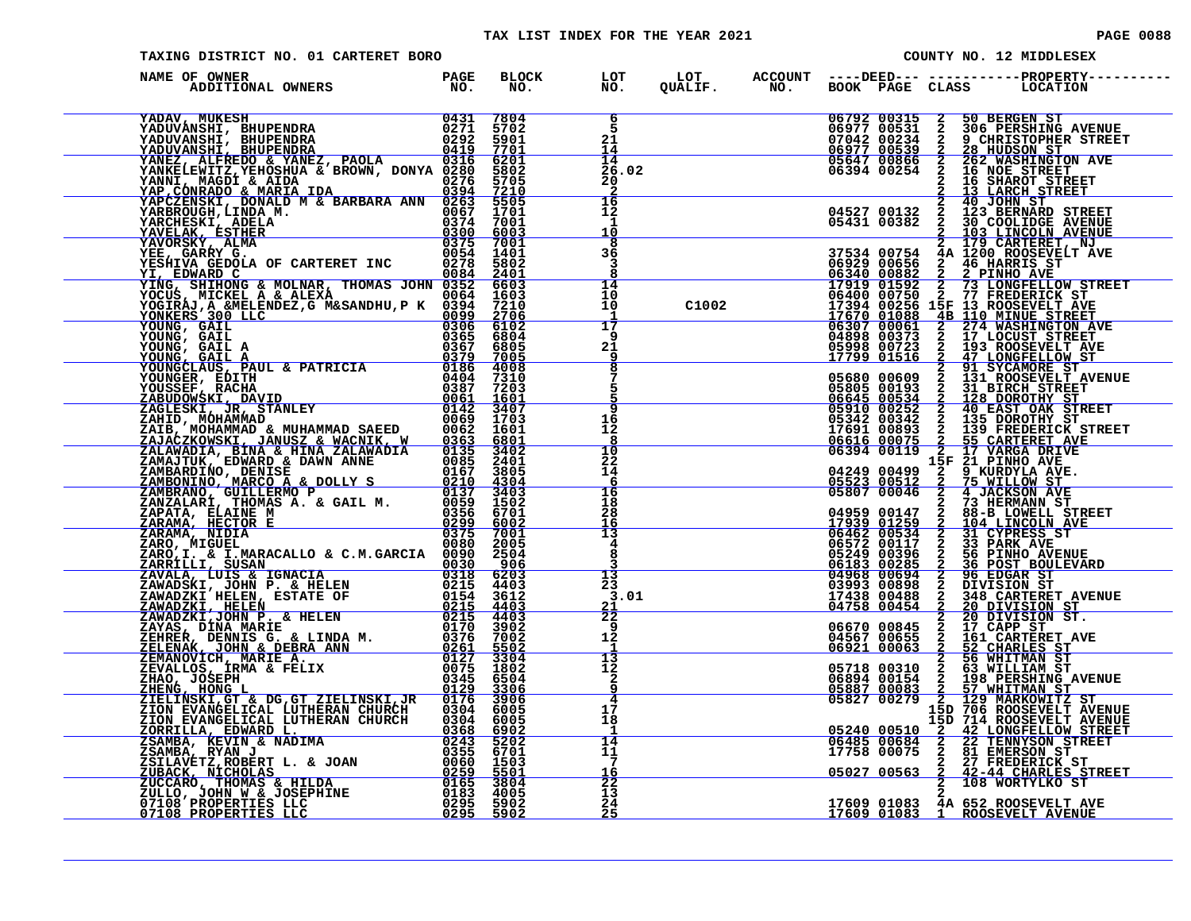# TAX LIST INDEX FOR THE YEAR 2021

TAXING DISTRICT NO. 01 CARTERET BORO — COUNTY NO. 12 MIDDLESEX

| NAME OF OWNER / ADDITIONAL OWNERS | PAGE NO. | BLOCK NO. | LOT NO. | LOT QUALIF. | ACCOUNT NO. | DEED BOOK | DEED PAGE | CLASS | PROPERTY LOCATION |
|---|---|---|---|---|---|---|---|---|---|
| YADAV, MUKESH | 0431 | 7804 | 6 | | | 06792 | 00315 | 2 | 50 BERGEN ST |
| YADUVANSHI, BHUPENDRA | 0271 | 5702 | 5 | | | 06977 | 00531 | 2 | 306 PERSHING AVENUE |
| YADUVANSHI, BHUPENDRA | 0292 | 5901 | 21 | | | 07042 | 00234 | 2 | 9 CHRISTOPHER STREET |
| YADUVANSHI, BHUPENDRA | 0419 | 7701 | 14 | | | 06977 | 00539 | 2 | 28 HUDSON ST |
| YANEZ, ALFREDO & YANEZ, PAOLA | 0316 | 6201 | 14 | | | 05647 | 00866 | 2 | 262 WASHINGTON AVE |
| YANKELEWITZ,YEHOSHUA & BROWN, DONYA | 0280 | 5802 | 26.02 | | | 06394 | 00254 | 2 | 16 NOE STREET |
| YANNI, MAGDI & AIDA | 0276 | 5705 | 20 | | | | | 2 | 16 SHAROT STREET |
| YAP,CONRADO & MARIA IDA | 0394 | 7210 | 2 | | | | | 2 | 13 LARCH STREET |
| YAPCZENSKI, DONALD M & BARBARA ANN | 0263 | 5505 | 16 | | | | | 2 | 40 JOHN ST |
| YARBROUGH,LINDA M. | 0067 | 1701 | 12 | | | 04527 | 00132 | 2 | 123 BERNARD STREET |
| YARCHESKI, ADELA | 0374 | 7001 | 1 | | | 05431 | 00382 | 2 | 30 COOLIDGE AVENUE |
| YAVELAK, ESTHER | 0300 | 6003 | 10 | | | | | 2 | 103 LINCOLN AVENUE |
| YAVORSKY, ALMA | 0375 | 7001 | 8 | | | | | 2 | 179 CARTERET, NJ |
| YEE, GARRY G. | 0054 | 1401 | 36 | | | 37534 | 00754 | 4A | 1200 ROOSEVELT AVE |
| YESHIVA GEDOLA OF CARTERET INC | 0278 | 5802 | 3 | | | 06929 | 00656 | 2 | 46 HARRIS ST |
| YI, EDWARD C | 0084 | 2401 | 8 | | | 06340 | 00882 | 2 | 2 PINHO AVE |
| YING, SHIHONG & MOLNAR, THOMAS JOHN | 0352 | 6603 | 14 | | | 17919 | 01592 | 2 | 73 LONGFELLOW STREET |
| YOCUS, MICKEL A & ALEXA | 0064 | 1603 | 10 | | | 06400 | 00750 | 2 | 77 FREDERICK ST |
| YOGIRAJ,A &MELENDEZ,G M&SANDHU,P K | 0394 | 7210 | 10 | C1002 | | 17394 | 00256 | 15F | 13 ROOSEVELT AVE |
| YONKERS 300 LLC | 0099 | 2706 | 1 | | | 17670 | 01088 | 4B | 110 MINUE STREET |
| YOUNG, GAIL | 0306 | 6102 | 17 | | | 06307 | 00061 | 2 | 274 WASHINGTON AVE |
| YOUNG, GAIL | 0365 | 6804 | 9 | | | 04898 | 00373 | 2 | 17 LOCUST STREET |
| YOUNG, GAIL A | 0367 | 6805 | 21 | | | 05998 | 00723 | 2 | 193 ROOSEVELT AVE |
| YOUNG, GAIL A | 0379 | 7005 | 9 | | | 17799 | 01516 | 2 | 47 LONGFELLOW ST |
| YOUNGCLAUS, PAUL & PATRICIA | 0186 | 4008 | 8 | | | | | 2 | 91 SYCAMORE ST |
| YOUNGER, EDITH | 0404 | 7310 | 7 | | | 05680 | 00609 | 2 | 131 ROOSEVELT AVENUE |
| YOUSSEF, RACHA | 0387 | 7203 | 5 | | | 05805 | 00193 | 2 | 31 BIRCH STREET |
| ZABUDOWSKI, DAVID | 0061 | 1601 | 5 | | | 06645 | 00534 | 2 | 128 DOROTHY ST |
| ZAGLESKI, JR, STANLEY | 0142 | 3407 | 9 | | | 05910 | 00252 | 2 | 40 EAST OAK STREET |
| ZAHID, MOHAMMAD | 0069 | 1703 | 16 | | | 05342 | 00342 | 2 | 135 DOROTHY ST |
| ZAIB, MOHAMMAD & MUHAMMAD SAEED | 0062 | 1601 | 12 | | | 17691 | 00893 | 2 | 139 FREDERICK STREET |
| ZAJACZKOWSKI, JANUSZ & WACNIK, W | 0363 | 6801 | 8 | | | 06616 | 00075 | 2 | 55 CARTERET AVE |
| ZALAWADIA, BINA & HINA ZALAWADIA | 0135 | 3402 | 10 | | | 06394 | 00119 | 2 | 17 VARGA DRIVE |
| ZAMAJTUK, EDWARD & DAWN ANNE | 0085 | 2401 | 22 | | | | | 15F | 21 PINHO AVE |
| ZAMBARDINO, DENISE | 0167 | 3805 | 14 | | | 04249 | 00499 | 2 | 9 KURDYLA AVE. |
| ZAMBONINO, MARCO A & DOLLY S | 0210 | 4304 | 6 | | | 05523 | 00512 | 2 | 75 WILLOW ST |
| ZAMBRANO, GUILLERMO P | 0137 | 3403 | 16 | | | 05807 | 00046 | 2 | 4 JACKSON AVE |
| ZANZALARI, THOMAS A. & GAIL M. | 0059 | 1502 | 18 | | | | | 2 | 73 HERMANN ST |
| ZAPATA, ELAINE M | 0356 | 6701 | 28 | | | 04959 | 00147 | 2 | 88-B LOWELL STREET |
| ZARAMA, HECTOR E | 0299 | 6002 | 16 | | | 17939 | 01259 | 2 | 104 LINCOLN AVE |
| ZARAMA, NIDIA | 0375 | 7001 | 13 | | | 06462 | 00534 | 2 | 31 CYPRESS ST |
| ZARO, MIGUEL | 0080 | 2005 | 4 | | | 06572 | 00117 | 2 | 33 PARK AVE |
| ZARO,I. & I.MARACALLO & C.M.GARCIA | 0090 | 2504 | 8 | | | 05249 | 00396 | 2 | 56 PINHO AVENUE |
| ZARRILLI, SUSAN | 0030 | 906 | 3 | | | 06183 | 00285 | 2 | 36 POST BOULEVARD |
| ZAVALA, LUIS & IGNACIA | 0318 | 6203 | 13 | | | 04968 | 00694 | 2 | 96 EDGAR ST |
| ZAWADSKI, JOHN P. & HELEN | 0215 | 4403 | 23 | | | 03993 | 00898 | 2 | DIVISION ST |
| ZAWADZKI HELEN, ESTATE OF | 0154 | 3612 | 3.01 | | | 17438 | 00488 | 2 | 348 CARTERET AVENUE |
| ZAWADZKI, HELEN | 0215 | 4403 | 21 | | | 04758 | 00454 | 2 | 20 DIVISION ST |
| ZAWADZKI,JOHN P. & HELEN | 0215 | 4403 | 22 | | | | | 2 | 20 DIVISION ST. |
| ZAYAS, DINA MARIE | 0170 | 3902 | 9 | | | 06670 | 00845 | 2 | 17 CAPP ST |
| ZEHRER, DENNIS G. & LINDA M. | 0376 | 7002 | 12 | | | 04567 | 00655 | 2 | 161 CARTERET AVE |
| ZELENAK, JOHN & DEBRA ANN | 0261 | 5502 | 1 | | | 06921 | 00063 | 2 | 52 CHARLES ST |
| ZEMANOVICH, MARIE A. | 0127 | 3304 | 13 | | | | | 2 | 56 WHITMAN ST |
| ZEVALLOS, IRMA & FELIX | 0075 | 1802 | 12 | | | 05718 | 00310 | 2 | 63 WILLIAM ST |
| ZHAO, JOSEPH | 0345 | 6504 | 2 | | | 06894 | 00154 | 2 | 198 PERSHING AVENUE |
| ZHENG, HONG L | 0129 | 3306 | 9 | | | 05887 | 00083 | 2 | 57 WHITMAN ST |
| ZIELINSKI,GT & DG,GT ZIELINSKI,JR | 0176 | 3906 | 4 | | | 05827 | 00279 | 2 | 129 MARKOWITZ ST |
| ZION EVANGELICAL LUTHERAN CHURCH | 0304 | 6005 | 17 | | | | | 15D | 706 ROOSEVELT AVENUE |
| ZION EVANGELICAL LUTHERAN CHURCH | 0304 | 6005 | 18 | | | | | 15D | 714 ROOSEVELT AVENUE |
| ZORRILLA, EDWARD L. | 0368 | 6902 | 1 | | | 05240 | 00510 | 2 | 42 LONGFELLOW STREET |
| ZSAMBA, KEVIN & NADIMA | 0243 | 5202 | 14 | | | 06485 | 00684 | 2 | 22 TENNYSON STREET |
| ZSAMBA, RYAN J | 0355 | 6701 | 11 | | | 17758 | 00075 | 2 | 81 EMERSON ST |
| ZSILAVETZ,ROBERT L. & JOAN | 0060 | 1503 | 7 | | | | | 2 | 27 FREDERICK ST |
| ZUBACK, NICHOLAS | 0259 | 5501 | 16 | | | 05027 | 00563 | 2 | 42-44 CHARLES STREET |
| ZUCCARO, THOMAS & HILDA | 0165 | 3804 | 22 | | | | | 2 | 108 WORTYLKO ST |
| ZULLO, JOHN W & JOSEPHINE | 0183 | 4005 | 13 | | | | | 2 | |
| 07108 PROPERTIES LLC | 0295 | 5902 | 24 | | | 17609 | 01083 | 4A | 652 ROOSEVELT AVE |
| 07108 PROPERTIES LLC | 0295 | 5902 | 25 | | | 17609 | 01083 | 1 | ROOSEVELT AVENUE |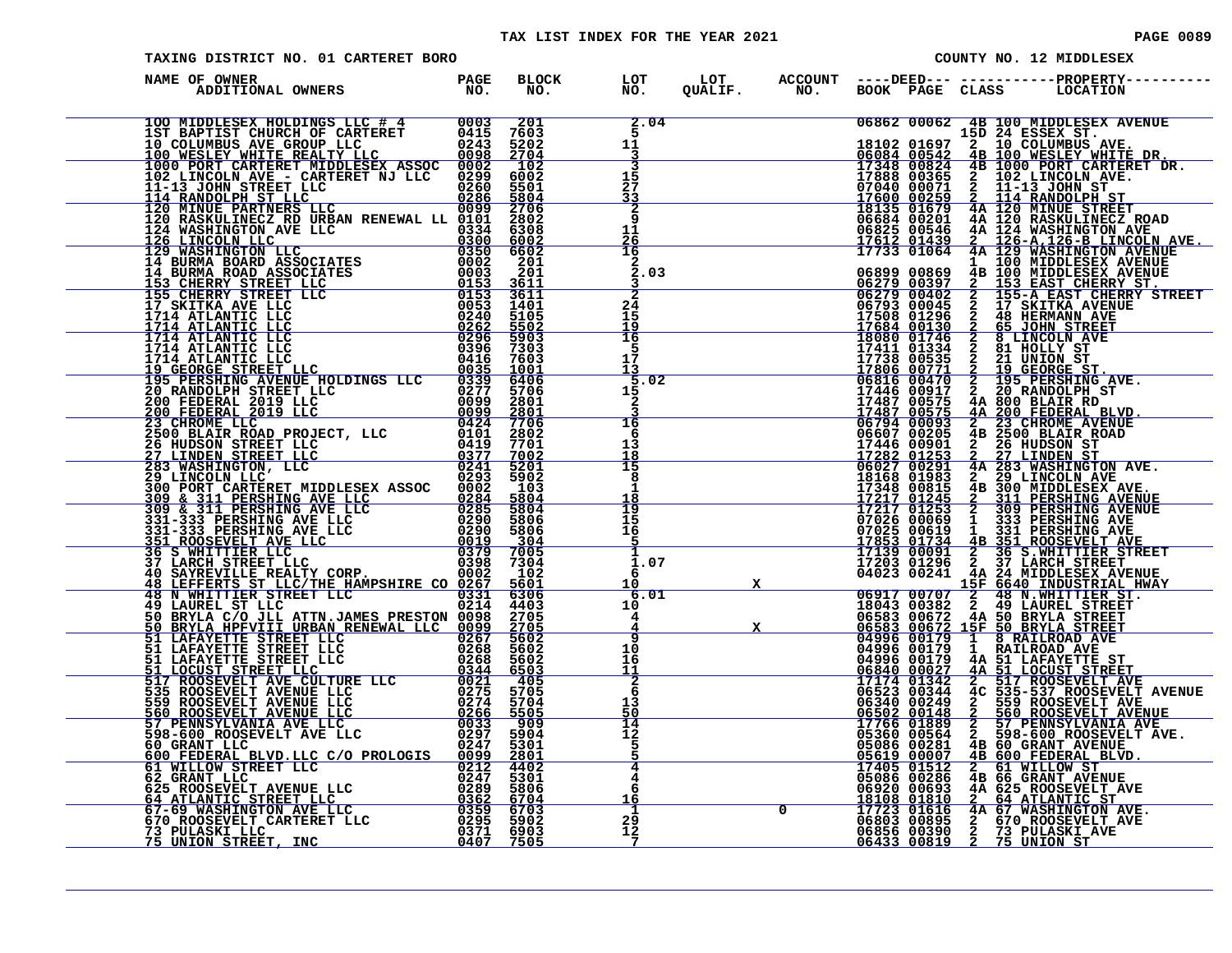TAX LIST INDEX FOR THE YEAR 2021

TAXING DISTRICT NO. 01 CARTERET BORO — COUNTY NO. 12 MIDDLESEX

| NAME OF OWNER / ADDITIONAL OWNERS | PAGE NO. | BLOCK NO. | LOT NO. | LOT QUALIF. | ACCOUNT NO. | DEED BOOK | DEED PAGE | CLASS | PROPERTY LOCATION |
|---|---|---|---|---|---|---|---|---|---|
| 100 MIDDLESEX HOLDINGS LLC # 4 | 0003 | 201 | 2.04 | | | 06862 | 00062 | 4B | 100 MIDDLESEX AVENUE |
| 1ST BAPTIST CHURCH OF CARTERET | 0415 | 7603 | 5 | | | | | 15D | 24 ESSEX ST. |
| 10 COLUMBUS AVE GROUP LLC | 0243 | 5202 | 11 | | | 18102 | 01697 | 2 | 10 COLUMBUS AVE. |
| 100 WESLEY WHITE REALTY LLC | 0098 | 2704 | 3 | | | 06084 | 00542 | 4B | 100 WESLEY WHITE DR. |
| 1000 PORT CARTERET MIDDLESEX ASSOC | 0002 | 102 | 3 | | | 17348 | 00824 | 4B | 1000 PORT CARTERET DR. |
| 102 LINCOLN AVE - CARTERET NJ LLC | 0299 | 6002 | 15 | | | 17888 | 00365 | 2 | 102 LINCOLN AVE. |
| 11-13 JOHN STREET LLC | 0260 | 5501 | 27 | | | 07040 | 00071 | 2 | 11-13 JOHN ST |
| 114 RANDOLPH ST LLC | 0286 | 5804 | 33 | | | 17600 | 00259 | 2 | 114 RANDOLPH ST |
| 120 MINUE PARTNERS LLC | 0099 | 2706 | 2 | | | 18135 | 01679 | 4A | 120 MINUE STREET |
| 120 RASKULINECZ RD URBAN RENEWAL LL | 0101 | 2802 | 9 | | | 06684 | 00201 | 4A | 120 RASKULINECZ ROAD |
| 124 WASHINGTON AVE LLC | 0334 | 6308 | 11 | | | 06825 | 00546 | 4A | 124 WASHINGTON AVE |
| 126 LINCOLN LLC | 0300 | 6002 | 26 | | | 17612 | 01439 | 2 | 126-A 126-B LINCOLN AVE. |
| 129 WASHINGTON LLC | 0350 | 6602 | 16 | | | 17733 | 01064 | 4A | 129 WASHINGTON AVENUE |
| 14 BURMA BOARD ASSOCIATES | 0002 | 201 | 2 | | | | | 1 | 100 MIDDLESEX AVENUE |
| 14 BURMA ROAD ASSOCIATES | 0003 | 201 | 2.03 | | | 06899 | 00869 | 4B | 100 MIDDLESEX AVENUE |
| 153 CHERRY STREET LLC | 0153 | 3611 | 3 | | | 06279 | 00397 | 2 | 153 EAST CHERRY ST. |
| 155 CHERRY STREET LLC | 0153 | 3611 | 2 | | | 06279 | 00402 | 2 | 155-A EAST CHERRY STREET |
| 17 SKITKA AVE LLC | 0053 | 1401 | 24 | | | 06793 | 00045 | 2 | 17 SKITKA AVENUE |
| 1714 ATLANTIC LLC | 0240 | 5105 | 15 | | | 17508 | 01296 | 2 | 48 HERMANN AVE |
| 1714 ATLANTIC LLC | 0262 | 5502 | 19 | | | 17684 | 00130 | 2 | 65 JOHN STREET |
| 1714 ATLANTIC LLC | 0296 | 5903 | 16 | | | 18080 | 01746 | 2 | 8 LINCOLN AVE |
| 1714 ATLANTIC LLC | 0396 | 7303 | 5 | | | 17411 | 01334 | 2 | 81 HOLLY ST |
| 1714 ATLANTIC LLC | 0416 | 7603 | 17 | | | 17738 | 00535 | 2 | 21 UNION ST |
| 19 GEORGE STREET LLC | 0035 | 1001 | 13 | | | 17806 | 00771 | 2 | 19 GEORGE ST. |
| 195 PERSHING AVENUE HOLDINGS LLC | 0339 | 6406 | 5.02 | | | 06816 | 00470 | 2 | 195 PERSHING AVE. |
| 20 RANDOLPH STREET LLC | 0277 | 5706 | 15 | | | 17446 | 00917 | 2 | 20 RANDOLPH ST |
| 200 FEDERAL 2019 LLC | 0099 | 2801 | 2 | | | 17487 | 00575 | 4A | 800 BLAIR RD |
| 200 FEDERAL 2019 LLC | 0099 | 2801 | 3 | | | 17487 | 00575 | 4A | 200 FEDERAL BLVD. |
| 23 CHROME LLC | 0424 | 7706 | 16 | | | 06794 | 00093 | 2 | 23 CHROME AVENUE |
| 2500 BLAIR ROAD PROJECT, LLC | 0101 | 2802 | 6 | | | 06607 | 00205 | 4B | 2500 BLAIR ROAD |
| 26 HUDSON STREET LLC | 0419 | 7701 | 13 | | | 17446 | 00901 | 2 | 26 HUDSON ST |
| 27 LINDEN STREET LLC | 0377 | 7002 | 18 | | | 17282 | 01253 | 2 | 27 LINDEN ST |
| 283 WASHINGTON, LLC | 0241 | 5201 | 15 | | | 06027 | 00291 | 4A | 283 WASHINGTON AVE. |
| 29 LINCOLN LLC | 0293 | 5902 | 8 | | | 18168 | 01983 | 2 | 29 LINCOLN AVE |
| 300 PORT CARTERET MIDDLESEX ASSOC | 0002 | 103 | 1 | | | 17348 | 00815 | 4B | 300 MIDDLESEX AVE. |
| 309 & 311 PERSHING AVE LLC | 0284 | 5804 | 18 | | | 17217 | 01245 | 2 | 311 PERSHING AVENUE |
| 309 & 311 PERSHING AVE LLC | 0285 | 5804 | 19 | | | 17217 | 01253 | 2 | 309 PERSHING AVENUE |
| 331-333 PERSHING AVE LLC | 0290 | 5806 | 15 | | | 07026 | 00069 | 1 | 333 PERSHING AVE |
| 331-333 PERSHING AVE LLC | 0290 | 5806 | 16 | | | 07025 | 00619 | 1 | 331 PERSHING AVE |
| 351 ROOSEVELT AVE LLC | 0019 | 304 | 5 | | | 17853 | 01734 | 4B | 351 ROOSEVELT AVE |
| 36 S WHITTIER LLC | 0379 | 7005 | 1 | | | 17139 | 00091 | 2 | 36 S.WHITTIER STREET |
| 37 LARCH STREET LLC | 0398 | 7304 | 1.07 | | | 17203 | 01296 | 2 | 37 LARCH STREET |
| 40 SAYREVILLE REALTY CORP. | 0002 | 102 | 6 | | | 04023 | 00241 | 4A | 24 MIDDLESEX AVENUE |
| 48 LEFFERTS ST LLC/THE HAMPSHIRE CO | 0267 | 5601 | 10 | X | | | | 15F | 6640 INDUSTRIAL HWAY |
| 48 N WHITTIER STREET LLC | 0331 | 6306 | 6.01 | | | 06917 | 00707 | 2 | 48 N.WHITTIER ST. |
| 49 LAUREL ST LLC | 0214 | 4403 | 10 | | | 18043 | 00382 | 2 | 49 LAUREL STREET |
| 50 BRYLA C/O JLL ATTN.JAMES PRESTON | 0098 | 2705 | 4 | | | 06583 | 00672 | 4A | 50 BRYLA STREET |
| 50 BRYLA HPFVIII URBAN RENEWAL LLC | 0099 | 2705 | 4 | X | | 06583 | 00672 | 15F | 50 BRYLA STREET |
| 51 LAFAYETTE STREET LLC | 0267 | 5602 | 9 | | | 04996 | 00179 | 1 | 8 RAILROAD AVE |
| 51 LAFAYETTE STREET LLC | 0268 | 5602 | 10 | | | 04996 | 00179 | 1 | RAILROAD AVE |
| 51 LAFAYETTE STREET LLC | 0268 | 5602 | 16 | | | 04996 | 00179 | 4A | 51 LAFAYETTE ST |
| 51 LOCUST STREET LLC | 0344 | 6503 | 11 | | | 06840 | 00027 | 4A | 51 LOCUST STREET |
| 517 ROOSEVELT AVE CULTURE LLC | 0021 | 405 | 2 | | | 17174 | 01342 | 2 | 517 ROOSEVELT AVE |
| 535 ROOSEVELT AVENUE LLC | 0275 | 5705 | 6 | | | 06523 | 00344 | 4C | 535-537 ROOSEVELT AVENUE |
| 559 ROOSEVELT AVENUE LLC | 0274 | 5704 | 13 | | | 06340 | 00249 | 2 | 559 ROOSEVELT AVE |
| 560 ROOSEVELT AVENUE LLC | 0266 | 5505 | 50 | | | 06502 | 00148 | 2 | 560 ROOSEVELT AVENUE |
| 57 PENNSYLVANIA AVE LLC | 0033 | 909 | 14 | | | 17766 | 01889 | 2 | 57 PENNSYLVANIA AVE |
| 598-600 ROOSEVELT AVE LLC | 0297 | 5904 | 12 | | | 05360 | 00564 | 2 | 598-600 ROOSEVELT AVE. |
| 60 GRANT LLC | 0247 | 5301 | 5 | | | 05086 | 00281 | 4B | 60 GRANT AVENUE |
| 600 FEDERAL BLVD.LLC C/O PROLOGIS | 0099 | 2801 | 5 | | | 05619 | 00007 | 4B | 600 FEDERAL BLVD. |
| 61 WILLOW STREET LLC | 0212 | 4402 | 4 | | | 17405 | 01512 | 2 | 61 WILLOW ST |
| 62 GRANT LLC | 0247 | 5301 | 4 | | | 05086 | 00286 | 4B | 66 GRANT AVENUE |
| 625 ROOSEVELT AVENUE LLC | 0289 | 5806 | 6 | | | 06920 | 00693 | 4A | 625 ROOSEVELT AVE |
| 64 ATLANTIC STREET LLC | 0362 | 6704 | 16 | | | 18108 | 01810 | 2 | 64 ATLANTIC ST |
| 67-69 WASHINGTON AVE LLC | 0359 | 6703 | 1 | | 0 | 17723 | 01616 | 4A | 67 WASHINGTON AVE. |
| 670 ROOSEVELT CARTERET LLC | 0295 | 5902 | 29 | | | 06803 | 00895 | 2 | 670 ROOSEVELT AVE |
| 73 PULASKI LLC | 0371 | 6903 | 12 | | | 06856 | 00390 | 2 | 73 PULASKI AVE |
| 75 UNION STREET, INC | 0407 | 7505 | 7 | | | 06433 | 00819 | 2 | 75 UNION ST |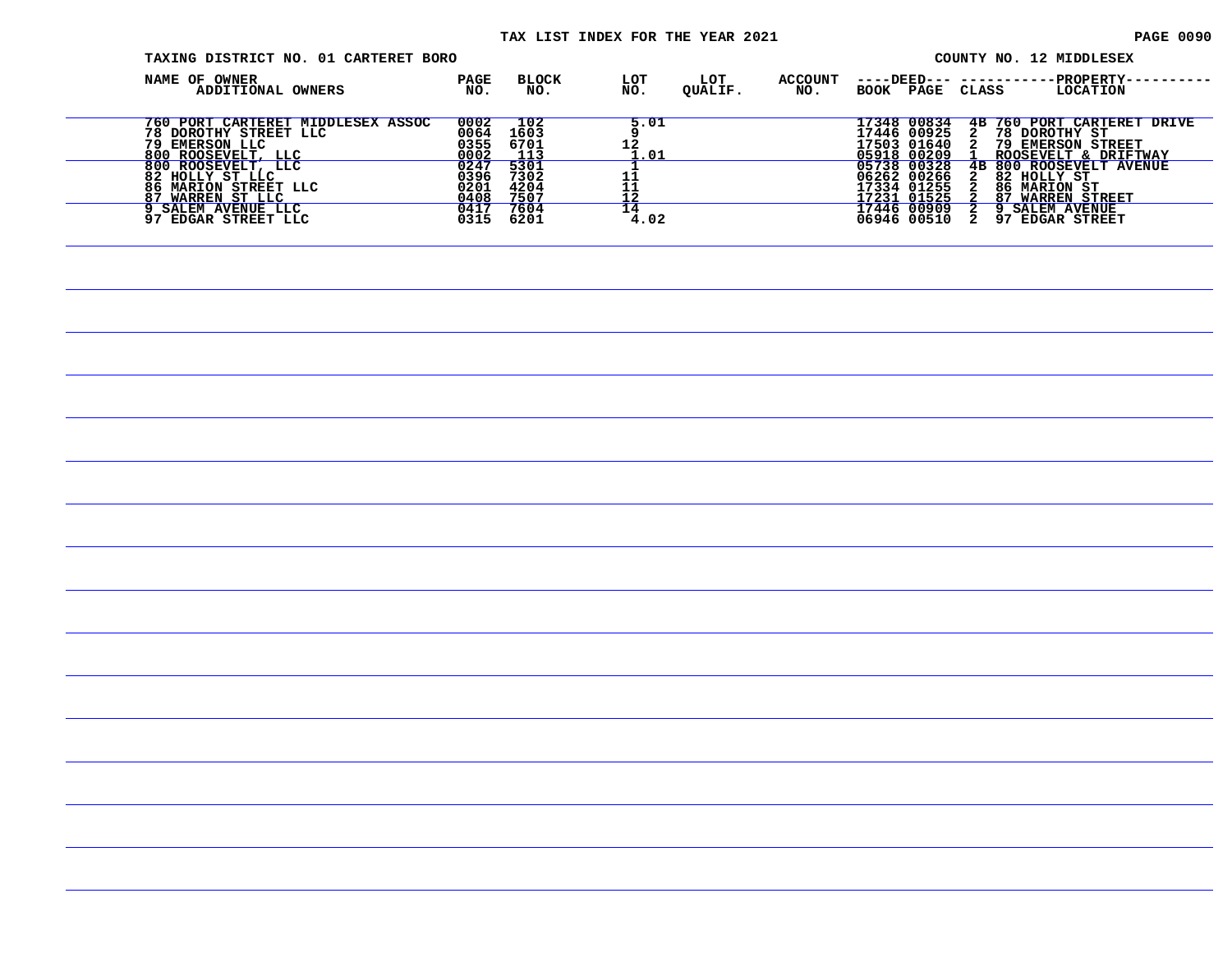TAX LIST INDEX FOR THE YEAR 2021

TAXING DISTRICT NO. 01 CARTERET BORO

COUNTY NO. 12 MIDDLESEX

| NAME OF OWNER ADDITIONAL OWNERS | PAGE NO. | BLOCK NO. | LOT NO. | LOT QUALIF. | ACCOUNT NO. | DEED BOOK | DEED PAGE | CLASS | PROPERTY LOCATION |
|---|---|---|---|---|---|---|---|---|---|
| 760 PORT CARTERET MIDDLESEX ASSOC | 0002 | 102 | 5.01 | | | 17348 | 00834 | 4B | 760 PORT CARTERET DRIVE |
| 78 DOROTHY STREET LLC | 0064 | 1603 | 9 | | | 17446 | 00925 | 2 | 78 DOROTHY ST |
| 79 EMERSON LLC | 0355 | 6701 | 12 | | | 17503 | 01640 | 2 | 79 EMERSON STREET |
| 800 ROOSEVELT, LLC | 0002 | 113 | 1.01 | | | 05918 | 00209 | 1 | ROOSEVELT & DRIFTWAY |
| 800 ROOSEVELT, LLC | 0247 | 5301 | 1 | | | 05738 | 00328 | 4B | 800 ROOSEVELT AVENUE |
| 82 HOLLY ST LLC | 0396 | 7302 | 11 | | | 06262 | 00266 | 2 | 82 HOLLY ST |
| 86 MARION STREET LLC | 0201 | 4204 | 11 | | | 17334 | 01255 | 2 | 86 MARION ST |
| 87 WARREN ST LLC | 0408 | 7507 | 12 | | | 17231 | 01525 | 2 | 87 WARREN STREET |
| 9 SALEM AVENUE LLC | 0417 | 7604 | 14 | | | 17446 | 00909 | 2 | 9 SALEM AVENUE |
| 97 EDGAR STREET LLC | 0315 | 6201 | 4.02 | | | 06946 | 00510 | 2 | 97 EDGAR STREET |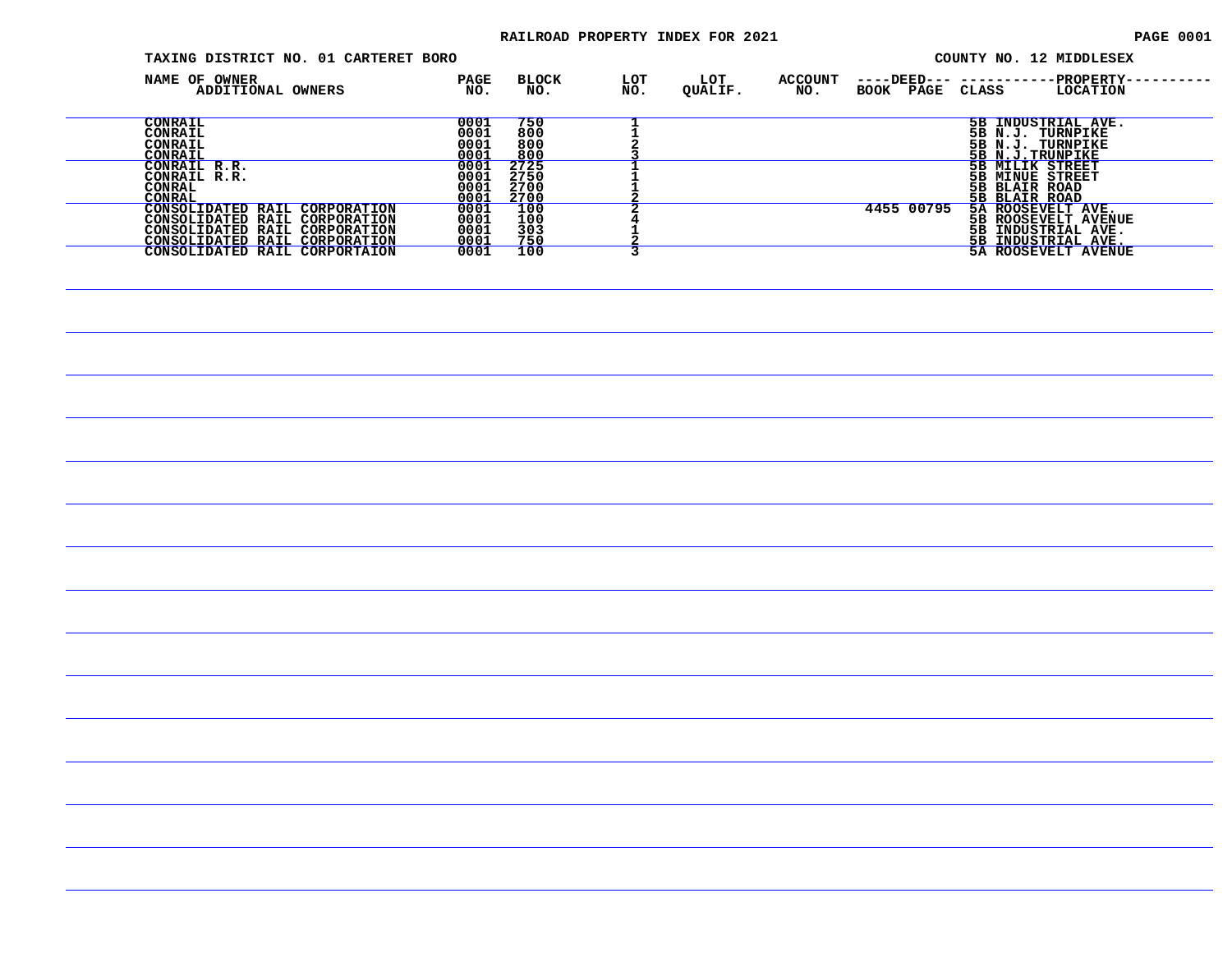# RAILROAD PROPERTY INDEX FOR 2021

TAXING DISTRICT NO. 01 CARTERET BORO

COUNTY NO. 12 MIDDLESEX

| NAME OF OWNER ADDITIONAL OWNERS | PAGE NO. | BLOCK NO. | LOT NO. | LOT QUALIF. | ACCOUNT NO. | DEED BOOK | DEED PAGE | CLASS | PROPERTY LOCATION |
|---|---|---|---|---|---|---|---|---|---|
| CONRAIL | 0001 | 750 | 1 | | | | | 5B | INDUSTRIAL AVE. |
| CONRAIL | 0001 | 800 | 1 | | | | | 5B | N.J. TURNPIKE |
| CONRAIL | 0001 | 800 | 2 | | | | | 5B | N.J. TURNPIKE |
| CONRAIL | 0001 | 800 | 3 | | | | | 5B | N.J.TRUNPIKE |
| CONRAIL R.R. | 0001 | 2725 | 1 | | | | | 5B | MILIK STREET |
| CONRAIL R.R. | 0001 | 2750 | 1 | | | | | 5B | MINUE STREET |
| CONRAL | 0001 | 2700 | 1 | | | | | 5B | BLAIR ROAD |
| CONRAL | 0001 | 2700 | 2 | | | | | 5B | BLAIR ROAD |
| CONSOLIDATED RAIL CORPORATION | 0001 | 100 | 2 | | | 4455 | 00795 | 5A | ROOSEVELT AVE. |
| CONSOLIDATED RAIL CORPORATION | 0001 | 100 | 4 | | | | | 5B | ROOSEVELT AVENUE |
| CONSOLIDATED RAIL CORPORATION | 0001 | 303 | 1 | | | | | 5B | INDUSTRIAL AVE. |
| CONSOLIDATED RAIL CORPORATION | 0001 | 750 | 2 | | | | | 5B | INDUSTRIAL AVE. |
| CONSOLIDATED RAIL CORPORTAION | 0001 | 100 | 3 | | | | | 5A | ROOSEVELT AVENUE |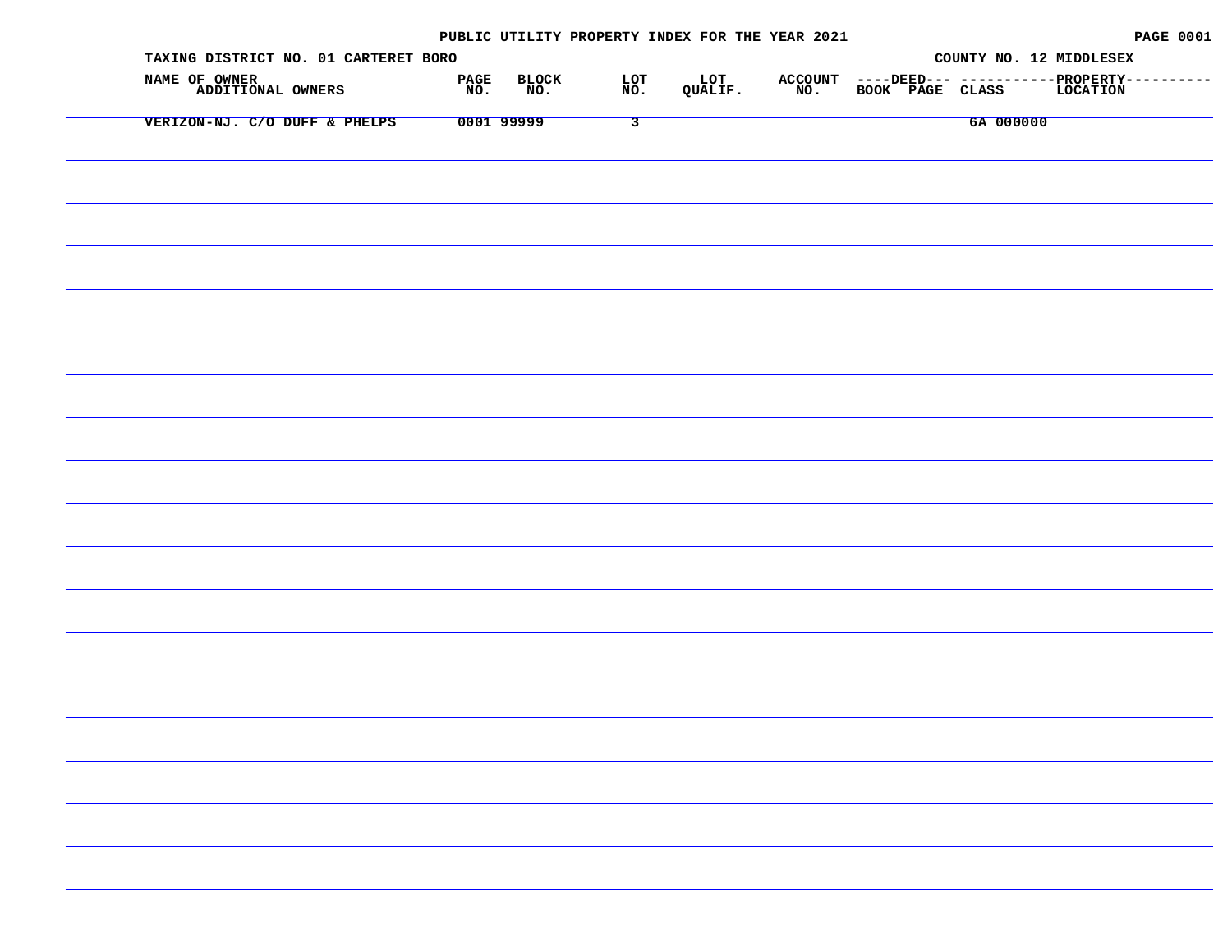PUBLIC UTILITY PROPERTY INDEX FOR THE YEAR 2021

TAXING DISTRICT NO. 01 CARTERET BORO

COUNTY NO. 12 MIDDLESEX

| NAME OF OWNER ADDITIONAL OWNERS | PAGE NO. | BLOCK NO. | LOT NO. | LOT QUALIF. | ACCOUNT NO. | DEED BOOK | DEED PAGE | CLASS | PROPERTY LOCATION |
|---|---|---|---|---|---|---|---|---|---|
| VERIZON-NJ. C/O DUFF & PHELPS | 0001 | 99999 | 3 | | | | | 6A | 000000 |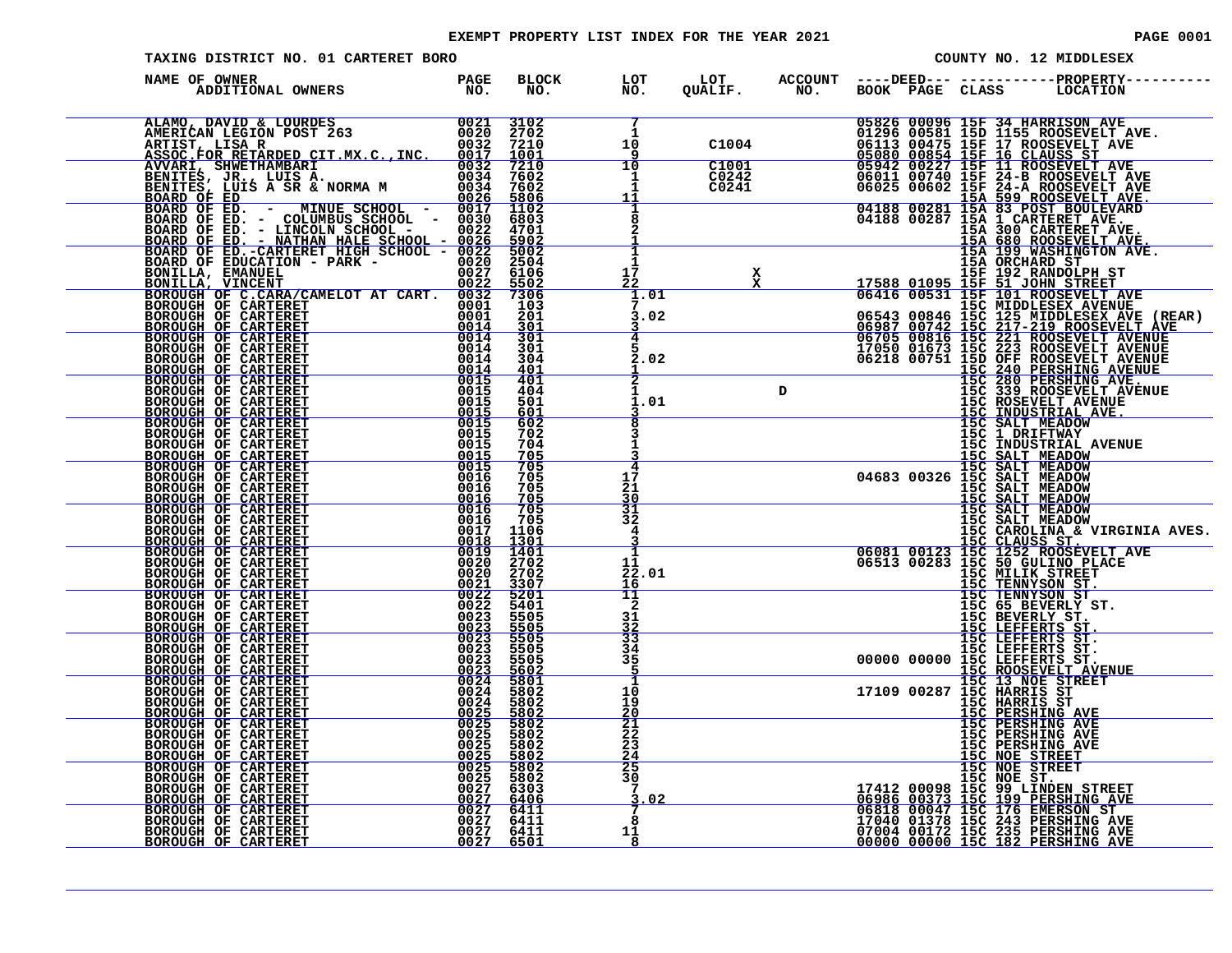# EXEMPT PROPERTY LIST INDEX FOR THE YEAR 2021

TAXING DISTRICT NO. 01 CARTERET BORO

COUNTY NO. 12 MIDDLESEX

| NAME OF OWNER / ADDITIONAL OWNERS | PAGE NO. | BLOCK NO. | LOT NO. | LOT QUALIF. | ACCOUNT NO. | DEED BOOK | DEED PAGE | CLASS | PROPERTY LOCATION |
|---|---|---|---|---|---|---|---|---|---|
| ALAMO, DAVID & LOURDES | 0021 | 3102 | 7 | | | 05826 | 00096 | 15F | 34 HARRISON AVE |
| AMERICAN LEGION POST 263 | 0020 | 2702 | 1 | | | 01296 | 00581 | 15D | 1155 ROOSEVELT AVE. |
| ARTIST, LISA R | 0032 | 7210 | 10 | C1004 | | 06113 | 00475 | 15F | 17 ROOSEVELT AVE |
| ASSOC.FOR RETARDED CIT.MX.C.,INC. | 0017 | 1001 | 9 | | | 05080 | 00854 | 15F | 16 CLAUSS ST |
| AVVARI, SHWETHAMBARI | 0032 | 7210 | 10 | C1001 | | 05942 | 00227 | 15F | 11 ROOSEVELT AVE |
| BENITES, JR., LUIS A. | 0034 | 7602 | 1 | C0242 | | 06011 | 00740 | 15F | 24-B ROOSEVELT AVE |
| BENITES, LUIS A SR & NORMA M | 0034 | 7602 | 1 | C0241 | | 06025 | 00602 | 15F | 24-A ROOSEVELT AVE |
| BOARD OF ED | 0026 | 5806 | 11 | | | | | 15A | 599 ROOSEVELT AVE. |
| BOARD OF ED. - MINUE SCHOOL - | 0017 | 1102 | 1 | | | 04188 | 00281 | 15A | 83 POST BOULEVARD |
| BOARD OF ED. - COLUMBUS SCHOOL - | 0030 | 6803 | 8 | | | 04188 | 00287 | 15A | 1 CARTERET AVE. |
| BOARD OF ED. - LINCOLN SCHOOL - | 0022 | 4701 | 2 | | | | | 15A | 300 CARTERET AVE. |
| BOARD OF ED. - NATHAN HALE SCHOOL - | 0026 | 5902 | 1 | | | | | 15A | 680 ROOSEVELT AVE. |
| BOARD OF ED.-CARTERET HIGH SCHOOL - | 0022 | 5002 | 1 | | | | | 15A | 199 WASHINGTON AVE. |
| BOARD OF EDUCATION - PARK - | 0020 | 2504 | 1 | | | | | 15A | ORCHARD ST |
| BONILLA, EMANUEL | 0027 | 6106 | 17 | X | | | | 15F | 192 RANDOLPH ST |
| BONILLA, VINCENT | 0022 | 5502 | 22 | X | | 17588 | 01095 | 15F | 51 JOHN STREET |
| BOROUGH OF C.CARA/CAMELOT AT CART. | 0032 | 7306 | 1.01 | | | 06416 | 00531 | 15F | 101 ROOSEVELT AVE |
| BOROUGH OF CARTERET | 0001 | 103 | 7 | | | | | 15C | MIDDLESEX AVENUE |
| BOROUGH OF CARTERET | 0001 | 201 | 3.02 | | | 06543 | 00846 | 15C | 125 MIDDLESEX AVE (REAR) |
| BOROUGH OF CARTERET | 0014 | 301 | 3 | | | 06987 | 00742 | 15C | 217-219 ROOSEVELT AVE |
| BOROUGH OF CARTERET | 0014 | 301 | 4 | | | 06705 | 00816 | 15C | 221 ROOSEVELT AVENUE |
| BOROUGH OF CARTERET | 0014 | 301 | 5 | | | 17050 | 01673 | 15C | 223 ROOSEVELT AVENUE |
| BOROUGH OF CARTERET | 0014 | 304 | 2.02 | | | 06218 | 00751 | 15D | OFF ROOSEVELT AVENUE |
| BOROUGH OF CARTERET | 0014 | 401 | 1 | | | | | 15C | 240 PERSHING AVENUE |
| BOROUGH OF CARTERET | 0015 | 401 | 2 | | | | | 15C | 280 PERSHING AVE. |
| BOROUGH OF CARTERET | 0015 | 404 | 1 | | D | | | 15C | 339 ROOSEVELT AVENUE |
| BOROUGH OF CARTERET | 0015 | 501 | 1.01 | | | | | 15C | ROSEVELT AVENUE |
| BOROUGH OF CARTERET | 0015 | 601 | 3 | | | | | 15C | INDUSTRIAL AVE. |
| BOROUGH OF CARTERET | 0015 | 602 | 8 | | | | | 15C | SALT MEADOW |
| BOROUGH OF CARTERET | 0015 | 702 | 3 | | | | | 15C | 1 DRIFTWAY |
| BOROUGH OF CARTERET | 0015 | 704 | 1 | | | | | 15C | INDUSTRIAL AVENUE |
| BOROUGH OF CARTERET | 0015 | 705 | 3 | | | | | 15C | SALT MEADOW |
| BOROUGH OF CARTERET | 0015 | 705 | 4 | | | | | 15C | SALT MEADOW |
| BOROUGH OF CARTERET | 0016 | 705 | 17 | | | 04683 | 00326 | 15C | SALT MEADOW |
| BOROUGH OF CARTERET | 0016 | 705 | 21 | | | | | 15C | SALT MEADOW |
| BOROUGH OF CARTERET | 0016 | 705 | 30 | | | | | 15C | SALT MEADOW |
| BOROUGH OF CARTERET | 0016 | 705 | 31 | | | | | 15C | SALT MEADOW |
| BOROUGH OF CARTERET | 0016 | 705 | 32 | | | | | 15C | SALT MEADOW |
| BOROUGH OF CARTERET | 0017 | 1106 | 4 | | | | | 15C | CAROLINA & VIRGINIA AVES. |
| BOROUGH OF CARTERET | 0018 | 1301 | 3 | | | | | 15C | CLAUSS ST. |
| BOROUGH OF CARTERET | 0019 | 1401 | 1 | | | 06081 | 00123 | 15C | 1252 ROOSEVELT AVE |
| BOROUGH OF CARTERET | 0020 | 2702 | 11 | | | 06513 | 00283 | 15C | 50 GULINO PLACE |
| BOROUGH OF CARTERET | 0020 | 2702 | 22.01 | | | | | 15C | MILIK STREET |
| BOROUGH OF CARTERET | 0021 | 3307 | 16 | | | | | 15C | TENNYSON ST. |
| BOROUGH OF CARTERET | 0022 | 5201 | 11 | | | | | 15C | TENNYSON ST |
| BOROUGH OF CARTERET | 0022 | 5401 | 2 | | | | | 15C | 65 BEVERLY ST. |
| BOROUGH OF CARTERET | 0023 | 5505 | 31 | | | | | 15C | BEVERLY ST. |
| BOROUGH OF CARTERET | 0023 | 5505 | 32 | | | | | 15C | LEFFERTS ST. |
| BOROUGH OF CARTERET | 0023 | 5505 | 33 | | | | | 15C | LEFFERTS ST. |
| BOROUGH OF CARTERET | 0023 | 5505 | 34 | | | | | 15C | LEFFERTS ST. |
| BOROUGH OF CARTERET | 0023 | 5505 | 35 | | | 00000 | 00000 | 15C | LEFFERTS ST. |
| BOROUGH OF CARTERET | 0023 | 5602 | 5 | | | | | 15C | ROOSEVELT AVENUE |
| BOROUGH OF CARTERET | 0024 | 5801 | 1 | | | | | 15C | 13 NOE STREET |
| BOROUGH OF CARTERET | 0024 | 5802 | 10 | | | 17109 | 00287 | 15C | HARRIS ST |
| BOROUGH OF CARTERET | 0024 | 5802 | 19 | | | | | 15C | HARRIS ST |
| BOROUGH OF CARTERET | 0025 | 5802 | 20 | | | | | 15C | PERSHING AVE |
| BOROUGH OF CARTERET | 0025 | 5802 | 21 | | | | | 15C | PERSHING AVE |
| BOROUGH OF CARTERET | 0025 | 5802 | 22 | | | | | 15C | PERSHING AVE |
| BOROUGH OF CARTERET | 0025 | 5802 | 23 | | | | | 15C | PERSHING AVE |
| BOROUGH OF CARTERET | 0025 | 5802 | 24 | | | | | 15C | NOE STREET |
| BOROUGH OF CARTERET | 0025 | 5802 | 25 | | | | | 15C | NOE STREET |
| BOROUGH OF CARTERET | 0025 | 5802 | 30 | | | | | 15C | NOE ST. |
| BOROUGH OF CARTERET | 0027 | 6303 | 7 | | | 17412 | 00098 | 15C | 99 LINDEN STREET |
| BOROUGH OF CARTERET | 0027 | 6406 | 3.02 | | | 06986 | 00373 | 15C | 199 PERSHING AVE |
| BOROUGH OF CARTERET | 0027 | 6411 | 7 | | | 06818 | 00047 | 15C | 176 EMERSON ST |
| BOROUGH OF CARTERET | 0027 | 6411 | 8 | | | 17040 | 01378 | 15C | 243 PERSHING AVE |
| BOROUGH OF CARTERET | 0027 | 6411 | 11 | | | 07004 | 00172 | 15C | 235 PERSHING AVE |
| BOROUGH OF CARTERET | 0027 | 6501 | 8 | | | 00000 | 00000 | 15C | 182 PERSHING AVE |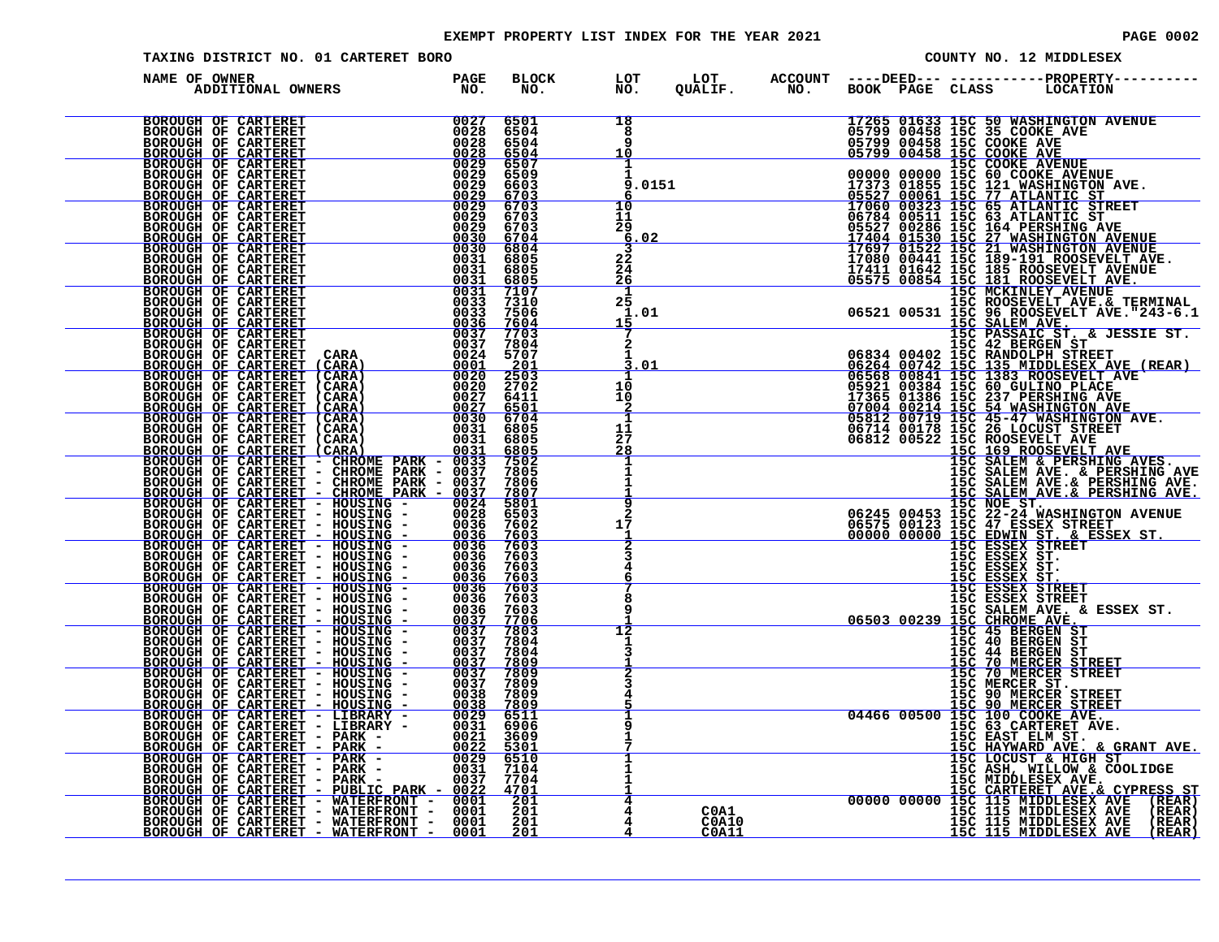# EXEMPT PROPERTY LIST INDEX FOR THE YEAR 2021

TAXING DISTRICT NO. 01 CARTERET BORO

COUNTY NO. 12 MIDDLESEX

| NAME OF OWNER / ADDITIONAL OWNERS | PAGE NO. | BLOCK NO. | LOT NO. | LOT QUALIF. | ACCOUNT NO. | DEED BOOK | DEED PAGE | PROPERTY CLASS | PROPERTY LOCATION |
|---|---|---|---|---|---|---|---|---|---|
| BOROUGH OF CARTERET | 0027 | 6501 | 18 | | | 17265 | 01633 | 15C | 50 WASHINGTON AVENUE |
| BOROUGH OF CARTERET | 0028 | 6504 | 8 | | | 05799 | 00458 | 15C | 35 COOKE AVE |
| BOROUGH OF CARTERET | 0028 | 6504 | 9 | | | 05799 | 00458 | 15C | COOKE AVE |
| BOROUGH OF CARTERET | 0028 | 6504 | 10 | | | 05799 | 00458 | 15C | COOKE AVE |
| BOROUGH OF CARTERET | 0029 | 6507 | 1 | | | | | 15C | COOKE AVENUE |
| BOROUGH OF CARTERET | 0029 | 6509 | 1 | | | 00000 | 00000 | 15C | 60 COOKE AVENUE |
| BOROUGH OF CARTERET | 0029 | 6603 | 9.0151 | | | 17373 | 01855 | 15C | 121 WASHINGTON AVE. |
| BOROUGH OF CARTERET | 0029 | 6703 | 6 | | | 05527 | 00061 | 15C | 77 ATLANTIC ST |
| BOROUGH OF CARTERET | 0029 | 6703 | 10 | | | 17060 | 00323 | 15C | 65 ATLANTIC STREET |
| BOROUGH OF CARTERET | 0029 | 6703 | 11 | | | 06784 | 00511 | 15C | 63 ATLANTIC ST |
| BOROUGH OF CARTERET | 0029 | 6703 | 29 | | | 05527 | 00286 | 15C | 164 PERSHING AVE |
| BOROUGH OF CARTERET | 0030 | 6704 | 6.02 | | | 17404 | 01530 | 15C | 27 WASHINGTON AVENUE |
| BOROUGH OF CARTERET | 0030 | 6804 | 3 | | | 17697 | 01522 | 15C | 21 WASHINGTON AVENUE |
| BOROUGH OF CARTERET | 0031 | 6805 | 22 | | | 17080 | 00441 | 15C | 189-191 ROOSEVELT AVE. |
| BOROUGH OF CARTERET | 0031 | 6805 | 24 | | | 17411 | 01642 | 15C | 185 ROOSEVELT AVENUE |
| BOROUGH OF CARTERET | 0031 | 6805 | 26 | | | 05575 | 00854 | 15C | 181 ROOSEVELT AVE. |
| BOROUGH OF CARTERET | 0031 | 7107 | 1 | | | | | 15C | MCKINLEY AVENUE |
| BOROUGH OF CARTERET | 0033 | 7310 | 25 | | | | | 15C | ROOSEVELT AVE.& TERMINAL |
| BOROUGH OF CARTERET | 0033 | 7506 | 1.01 | | | 06521 | 00531 | 15C | 96 ROOSEVELT AVE."243-6.1 |
| BOROUGH OF CARTERET | 0036 | 7604 | 15 | | | | | 15C | SALEM AVE. |
| BOROUGH OF CARTERET | 0037 | 7703 | 7 | | | | | 15C | PASSAIC ST. & JESSIE ST. |
| BOROUGH OF CARTERET | 0037 | 7804 | 2 | | | | | 15C | 42 BERGEN ST |
| BOROUGH OF CARTERET CARA | 0024 | 5707 | 1 | | | 06834 | 00402 | 15C | RANDOLPH STREET |
| BOROUGH OF CARTERET (CARA) | 0001 | 201 | 3.01 | | | 06264 | 00742 | 15C | 135 MIDDLESEX AVE (REAR) |
| BOROUGH OF CARTERET (CARA) | 0020 | 2503 | 1 | | | 06568 | 00841 | 15C | 1383 ROOSEVELT AVE |
| BOROUGH OF CARTERET (CARA) | 0020 | 2702 | 10 | | | 05921 | 00384 | 15C | 60 GULINO PLACE |
| BOROUGH OF CARTERET (CARA) | 0027 | 6411 | 10 | | | 17365 | 01386 | 15C | 237 PERSHING AVE |
| BOROUGH OF CARTERET (CARA) | 0027 | 6501 | 2 | | | 07004 | 00214 | 15C | 54 WASHINGTON AVE |
| BOROUGH OF CARTERET (CARA) | 0030 | 6704 | 1 | | | 05812 | 00719 | 15C | 45-47 WASHINGTON AVE. |
| BOROUGH OF CARTERET (CARA) | 0031 | 6805 | 11 | | | 06714 | 00178 | 15C | 26 LOCUST STREET |
| BOROUGH OF CARTERET (CARA) | 0031 | 6805 | 27 | | | 06812 | 00522 | 15C | ROOSEVELT AVE |
| BOROUGH OF CARTERET (CARA) | 0031 | 6805 | 28 | | | | | 15C | 169 ROOSEVELT AVE |
| BOROUGH OF CARTERET - CHROME PARK - | 0033 | 7502 | 1 | | | | | 15C | SALEM & PERSHING AVES. |
| BOROUGH OF CARTERET - CHROME PARK - | 0037 | 7805 | 1 | | | | | 15C | SALEM AVE. & PERSHING AVE |
| BOROUGH OF CARTERET - CHROME PARK - | 0037 | 7806 | 1 | | | | | 15C | SALEM AVE.& PERSHING AVE. |
| BOROUGH OF CARTERET - CHROME PARK - | 0037 | 7807 | 1 | | | | | 15C | SALEM AVE.& PERSHING AVE. |
| BOROUGH OF CARTERET - HOUSING - | 0024 | 5801 | 9 | | | | | 15C | NOE ST. |
| BOROUGH OF CARTERET - HOUSING - | 0028 | 6503 | 2 | | | 06245 | 00453 | 15C | 22-24 WASHINGTON AVENUE |
| BOROUGH OF CARTERET - HOUSING - | 0036 | 7602 | 17 | | | 06575 | 00123 | 15C | 47 ESSEX STREET |
| BOROUGH OF CARTERET - HOUSING - | 0036 | 7603 | 1 | | | 00000 | 00000 | 15C | EDWIN ST. & ESSEX ST. |
| BOROUGH OF CARTERET - HOUSING - | 0036 | 7603 | 2 | | | | | 15C | ESSEX STREET |
| BOROUGH OF CARTERET - HOUSING - | 0036 | 7603 | 3 | | | | | 15C | ESSEX ST. |
| BOROUGH OF CARTERET - HOUSING - | 0036 | 7603 | 4 | | | | | 15C | ESSEX ST. |
| BOROUGH OF CARTERET - HOUSING - | 0036 | 7603 | 6 | | | | | 15C | ESSEX ST. |
| BOROUGH OF CARTERET - HOUSING - | 0036 | 7603 | 7 | | | | | 15C | ESSEX STREET |
| BOROUGH OF CARTERET - HOUSING - | 0036 | 7603 | 8 | | | | | 15C | ESSEX STREET |
| BOROUGH OF CARTERET - HOUSING - | 0036 | 7603 | 9 | | | | | 15C | SALEM AVE. & ESSEX ST. |
| BOROUGH OF CARTERET - HOUSING - | 0037 | 7706 | 1 | | | 06503 | 00239 | 15C | CHROME AVE. |
| BOROUGH OF CARTERET - HOUSING - | 0037 | 7803 | 12 | | | | | 15C | 45 BERGEN ST |
| BOROUGH OF CARTERET - HOUSING - | 0037 | 7804 | 1 | | | | | 15C | 40 BERGEN ST |
| BOROUGH OF CARTERET - HOUSING - | 0037 | 7804 | 3 | | | | | 15C | 44 BERGEN ST |
| BOROUGH OF CARTERET - HOUSING - | 0037 | 7809 | 1 | | | | | 15C | 70 MERCER STREET |
| BOROUGH OF CARTERET - HOUSING - | 0037 | 7809 | 2 | | | | | 15C | 70 MERCER STREET |
| BOROUGH OF CARTERET - HOUSING - | 0037 | 7809 | 3 | | | | | 15C | MERCER ST. |
| BOROUGH OF CARTERET - HOUSING - | 0038 | 7809 | 4 | | | | | 15C | 90 MERCER STREET |
| BOROUGH OF CARTERET - HOUSING - | 0038 | 7809 | 5 | | | | | 15C | 90 MERCER STREET |
| BOROUGH OF CARTERET - LIBRARY - | 0029 | 6511 | 1 | | | 04466 | 00500 | 15C | 100 COOKE AVE. |
| BOROUGH OF CARTERET - LIBRARY - | 0031 | 6906 | 9 | | | | | 15C | 63 CARTERET AVE. |
| BOROUGH OF CARTERET - PARK - | 0021 | 3609 | 1 | | | | | 15C | EAST ELM ST. |
| BOROUGH OF CARTERET - PARK - | 0022 | 5301 | 7 | | | | | 15C | HAYWARD AVE. & GRANT AVE. |
| BOROUGH OF CARTERET - PARK - | 0029 | 6510 | 1 | | | | | 15C | LOCUST & HIGH ST |
| BOROUGH OF CARTERET - PARK - | 0031 | 7104 | 1 | | | | | 15C | ASH, WILLOW & COOLIDGE |
| BOROUGH OF CARTERET - PARK - | 0037 | 7704 | 1 | | | | | 15C | MIDDLESEX AVE. |
| BOROUGH OF CARTERET - PUBLIC PARK - | 0022 | 4701 | 1 | | | | | 15C | CARTERET AVE.& CYPRESS ST |
| BOROUGH OF CARTERET - WATERFRONT - | 0001 | 201 | 4 | | | 00000 | 00000 | 15C | 115 MIDDLESEX AVE (REAR) |
| BOROUGH OF CARTERET - WATERFRONT - | 0001 | 201 | 4 | C0A1 | | | | 15C | 115 MIDDLESEX AVE (REAR) |
| BOROUGH OF CARTERET - WATERFRONT - | 0001 | 201 | 4 | C0A10 | | | | 15C | 115 MIDDLESEX AVE (REAR) |
| BOROUGH OF CARTERET - WATERFRONT - | 0001 | 201 | 4 | C0A11 | | | | 15C | 115 MIDDLESEX AVE (REAR) |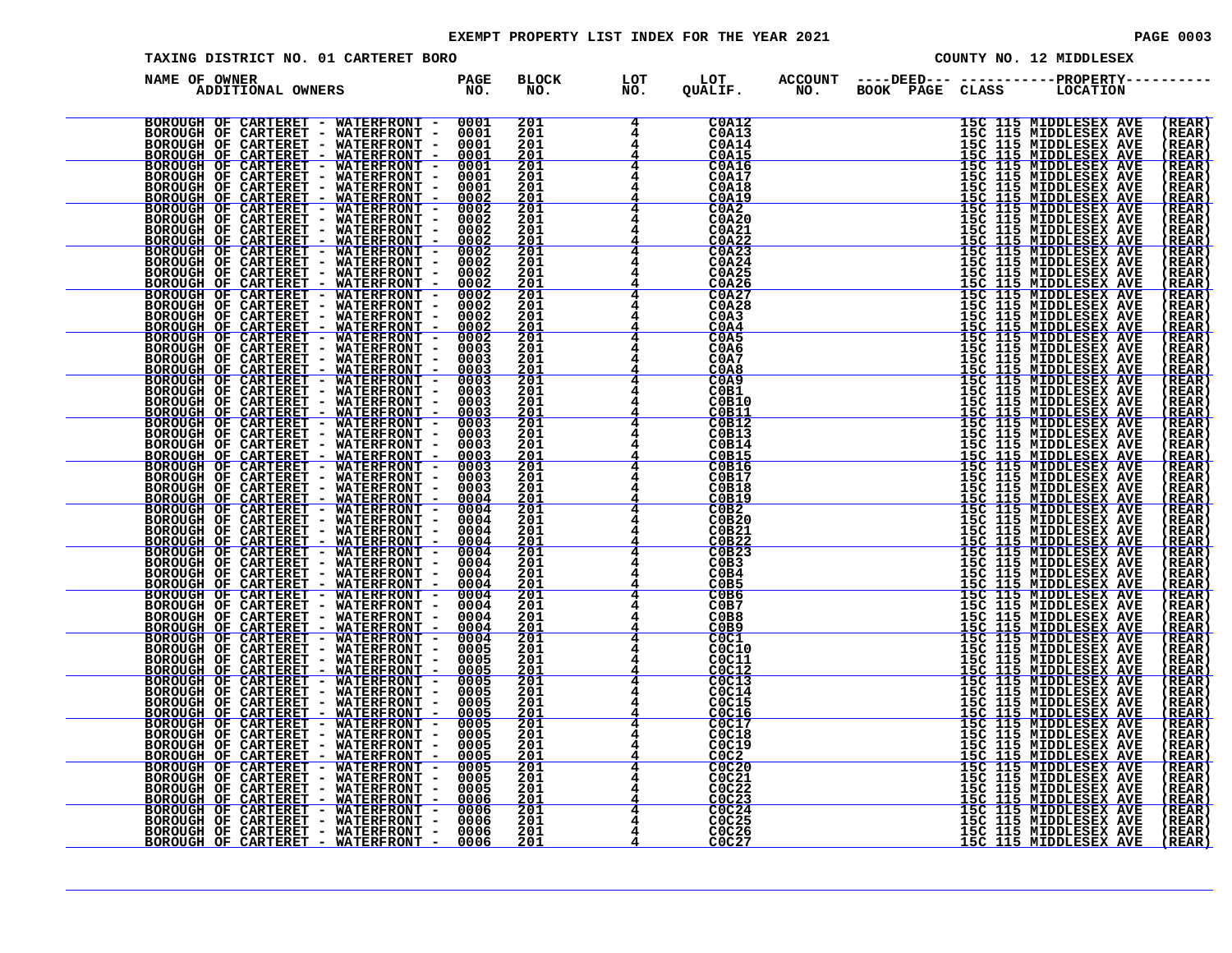# EXEMPT PROPERTY LIST INDEX FOR THE YEAR 2021

TAXING DISTRICT NO. 01 CARTERET BORO

COUNTY NO. 12 MIDDLESEX

| NAME OF OWNER ADDITIONAL OWNERS | PAGE NO. | BLOCK NO. | LOT NO. | LOT QUALIF. | ACCOUNT NO. | ----DEED--- BOOK PAGE | CLASS | -----------PROPERTY---------- LOCATION |
|---|---|---|---|---|---|---|---|---|
| BOROUGH OF CARTERET - WATERFRONT - | 0001 | 201 | 4 | C0A12 | | | 15C | 115 MIDDLESEX AVE (REAR) |
| BOROUGH OF CARTERET - WATERFRONT - | 0001 | 201 | 4 | C0A13 | | | 15C | 115 MIDDLESEX AVE (REAR) |
| BOROUGH OF CARTERET - WATERFRONT - | 0001 | 201 | 4 | C0A14 | | | 15C | 115 MIDDLESEX AVE (REAR) |
| BOROUGH OF CARTERET - WATERFRONT - | 0001 | 201 | 4 | C0A15 | | | 15C | 115 MIDDLESEX AVE (REAR) |
| BOROUGH OF CARTERET - WATERFRONT - | 0001 | 201 | 4 | C0A16 | | | 15C | 115 MIDDLESEX AVE (REAR) |
| BOROUGH OF CARTERET - WATERFRONT - | 0001 | 201 | 4 | C0A17 | | | 15C | 115 MIDDLESEX AVE (REAR) |
| BOROUGH OF CARTERET - WATERFRONT - | 0001 | 201 | 4 | C0A18 | | | 15C | 115 MIDDLESEX AVE (REAR) |
| BOROUGH OF CARTERET - WATERFRONT - | 0002 | 201 | 4 | C0A19 | | | 15C | 115 MIDDLESEX AVE (REAR) |
| BOROUGH OF CARTERET - WATERFRONT - | 0002 | 201 | 4 | C0A2 | | | 15C | 115 MIDDLESEX AVE (REAR) |
| BOROUGH OF CARTERET - WATERFRONT - | 0002 | 201 | 4 | C0A20 | | | 15C | 115 MIDDLESEX AVE (REAR) |
| BOROUGH OF CARTERET - WATERFRONT - | 0002 | 201 | 4 | C0A21 | | | 15C | 115 MIDDLESEX AVE (REAR) |
| BOROUGH OF CARTERET - WATERFRONT - | 0002 | 201 | 4 | C0A22 | | | 15C | 115 MIDDLESEX AVE (REAR) |
| BOROUGH OF CARTERET - WATERFRONT - | 0002 | 201 | 4 | C0A23 | | | 15C | 115 MIDDLESEX AVE (REAR) |
| BOROUGH OF CARTERET - WATERFRONT - | 0002 | 201 | 4 | C0A24 | | | 15C | 115 MIDDLESEX AVE (REAR) |
| BOROUGH OF CARTERET - WATERFRONT - | 0002 | 201 | 4 | C0A25 | | | 15C | 115 MIDDLESEX AVE (REAR) |
| BOROUGH OF CARTERET - WATERFRONT - | 0002 | 201 | 4 | C0A26 | | | 15C | 115 MIDDLESEX AVE (REAR) |
| BOROUGH OF CARTERET - WATERFRONT - | 0002 | 201 | 4 | C0A27 | | | 15C | 115 MIDDLESEX AVE (REAR) |
| BOROUGH OF CARTERET - WATERFRONT - | 0002 | 201 | 4 | C0A28 | | | 15C | 115 MIDDLESEX AVE (REAR) |
| BOROUGH OF CARTERET - WATERFRONT - | 0002 | 201 | 4 | C0A3 | | | 15C | 115 MIDDLESEX AVE (REAR) |
| BOROUGH OF CARTERET - WATERFRONT - | 0002 | 201 | 4 | C0A4 | | | 15C | 115 MIDDLESEX AVE (REAR) |
| BOROUGH OF CARTERET - WATERFRONT - | 0002 | 201 | 4 | C0A5 | | | 15C | 115 MIDDLESEX AVE (REAR) |
| BOROUGH OF CARTERET - WATERFRONT - | 0003 | 201 | 4 | C0A6 | | | 15C | 115 MIDDLESEX AVE (REAR) |
| BOROUGH OF CARTERET - WATERFRONT - | 0003 | 201 | 4 | C0A7 | | | 15C | 115 MIDDLESEX AVE (REAR) |
| BOROUGH OF CARTERET - WATERFRONT - | 0003 | 201 | 4 | C0A8 | | | 15C | 115 MIDDLESEX AVE (REAR) |
| BOROUGH OF CARTERET - WATERFRONT - | 0003 | 201 | 4 | C0A9 | | | 15C | 115 MIDDLESEX AVE (REAR) |
| BOROUGH OF CARTERET - WATERFRONT - | 0003 | 201 | 4 | C0B1 | | | 15C | 115 MIDDLESEX AVE (REAR) |
| BOROUGH OF CARTERET - WATERFRONT - | 0003 | 201 | 4 | C0B10 | | | 15C | 115 MIDDLESEX AVE (REAR) |
| BOROUGH OF CARTERET - WATERFRONT - | 0003 | 201 | 4 | C0B11 | | | 15C | 115 MIDDLESEX AVE (REAR) |
| BOROUGH OF CARTERET - WATERFRONT - | 0003 | 201 | 4 | C0B12 | | | 15C | 115 MIDDLESEX AVE (REAR) |
| BOROUGH OF CARTERET - WATERFRONT - | 0003 | 201 | 4 | C0B13 | | | 15C | 115 MIDDLESEX AVE (REAR) |
| BOROUGH OF CARTERET - WATERFRONT - | 0003 | 201 | 4 | C0B14 | | | 15C | 115 MIDDLESEX AVE (REAR) |
| BOROUGH OF CARTERET - WATERFRONT - | 0003 | 201 | 4 | C0B15 | | | 15C | 115 MIDDLESEX AVE (REAR) |
| BOROUGH OF CARTERET - WATERFRONT - | 0003 | 201 | 4 | C0B16 | | | 15C | 115 MIDDLESEX AVE (REAR) |
| BOROUGH OF CARTERET - WATERFRONT - | 0003 | 201 | 4 | C0B17 | | | 15C | 115 MIDDLESEX AVE (REAR) |
| BOROUGH OF CARTERET - WATERFRONT - | 0003 | 201 | 4 | C0B18 | | | 15C | 115 MIDDLESEX AVE (REAR) |
| BOROUGH OF CARTERET - WATERFRONT - | 0004 | 201 | 4 | C0B19 | | | 15C | 115 MIDDLESEX AVE (REAR) |
| BOROUGH OF CARTERET - WATERFRONT - | 0004 | 201 | 4 | C0B2 | | | 15C | 115 MIDDLESEX AVE (REAR) |
| BOROUGH OF CARTERET - WATERFRONT - | 0004 | 201 | 4 | C0B20 | | | 15C | 115 MIDDLESEX AVE (REAR) |
| BOROUGH OF CARTERET - WATERFRONT - | 0004 | 201 | 4 | C0B21 | | | 15C | 115 MIDDLESEX AVE (REAR) |
| BOROUGH OF CARTERET - WATERFRONT - | 0004 | 201 | 4 | C0B22 | | | 15C | 115 MIDDLESEX AVE (REAR) |
| BOROUGH OF CARTERET - WATERFRONT - | 0004 | 201 | 4 | C0B23 | | | 15C | 115 MIDDLESEX AVE (REAR) |
| BOROUGH OF CARTERET - WATERFRONT - | 0004 | 201 | 4 | C0B3 | | | 15C | 115 MIDDLESEX AVE (REAR) |
| BOROUGH OF CARTERET - WATERFRONT - | 0004 | 201 | 4 | C0B4 | | | 15C | 115 MIDDLESEX AVE (REAR) |
| BOROUGH OF CARTERET - WATERFRONT - | 0004 | 201 | 4 | C0B5 | | | 15C | 115 MIDDLESEX AVE (REAR) |
| BOROUGH OF CARTERET - WATERFRONT - | 0004 | 201 | 4 | C0B6 | | | 15C | 115 MIDDLESEX AVE (REAR) |
| BOROUGH OF CARTERET - WATERFRONT - | 0004 | 201 | 4 | C0B7 | | | 15C | 115 MIDDLESEX AVE (REAR) |
| BOROUGH OF CARTERET - WATERFRONT - | 0004 | 201 | 4 | C0B8 | | | 15C | 115 MIDDLESEX AVE (REAR) |
| BOROUGH OF CARTERET - WATERFRONT - | 0004 | 201 | 4 | C0B9 | | | 15C | 115 MIDDLESEX AVE (REAR) |
| BOROUGH OF CARTERET - WATERFRONT - | 0004 | 201 | 4 | C0C1 | | | 15C | 115 MIDDLESEX AVE (REAR) |
| BOROUGH OF CARTERET - WATERFRONT - | 0005 | 201 | 4 | C0C10 | | | 15C | 115 MIDDLESEX AVE (REAR) |
| BOROUGH OF CARTERET - WATERFRONT - | 0005 | 201 | 4 | C0C11 | | | 15C | 115 MIDDLESEX AVE (REAR) |
| BOROUGH OF CARTERET - WATERFRONT - | 0005 | 201 | 4 | C0C12 | | | 15C | 115 MIDDLESEX AVE (REAR) |
| BOROUGH OF CARTERET - WATERFRONT - | 0005 | 201 | 4 | C0C13 | | | 15C | 115 MIDDLESEX AVE (REAR) |
| BOROUGH OF CARTERET - WATERFRONT - | 0005 | 201 | 4 | C0C14 | | | 15C | 115 MIDDLESEX AVE (REAR) |
| BOROUGH OF CARTERET - WATERFRONT - | 0005 | 201 | 4 | C0C15 | | | 15C | 115 MIDDLESEX AVE (REAR) |
| BOROUGH OF CARTERET - WATERFRONT - | 0005 | 201 | 4 | C0C16 | | | 15C | 115 MIDDLESEX AVE (REAR) |
| BOROUGH OF CARTERET - WATERFRONT - | 0005 | 201 | 4 | C0C17 | | | 15C | 115 MIDDLESEX AVE (REAR) |
| BOROUGH OF CARTERET - WATERFRONT - | 0005 | 201 | 4 | C0C18 | | | 15C | 115 MIDDLESEX AVE (REAR) |
| BOROUGH OF CARTERET - WATERFRONT - | 0005 | 201 | 4 | C0C19 | | | 15C | 115 MIDDLESEX AVE (REAR) |
| BOROUGH OF CARTERET - WATERFRONT - | 0005 | 201 | 4 | C0C2 | | | 15C | 115 MIDDLESEX AVE (REAR) |
| BOROUGH OF CARTERET - WATERFRONT - | 0005 | 201 | 4 | C0C20 | | | 15C | 115 MIDDLESEX AVE (REAR) |
| BOROUGH OF CARTERET - WATERFRONT - | 0005 | 201 | 4 | C0C21 | | | 15C | 115 MIDDLESEX AVE (REAR) |
| BOROUGH OF CARTERET - WATERFRONT - | 0005 | 201 | 4 | C0C22 | | | 15C | 115 MIDDLESEX AVE (REAR) |
| BOROUGH OF CARTERET - WATERFRONT - | 0006 | 201 | 4 | C0C23 | | | 15C | 115 MIDDLESEX AVE (REAR) |
| BOROUGH OF CARTERET - WATERFRONT - | 0006 | 201 | 4 | C0C24 | | | 15C | 115 MIDDLESEX AVE (REAR) |
| BOROUGH OF CARTERET - WATERFRONT - | 0006 | 201 | 4 | C0C25 | | | 15C | 115 MIDDLESEX AVE (REAR) |
| BOROUGH OF CARTERET - WATERFRONT - | 0006 | 201 | 4 | C0C26 | | | 15C | 115 MIDDLESEX AVE (REAR) |
| BOROUGH OF CARTERET - WATERFRONT - | 0006 | 201 | 4 | C0C27 | | | 15C | 115 MIDDLESEX AVE (REAR) |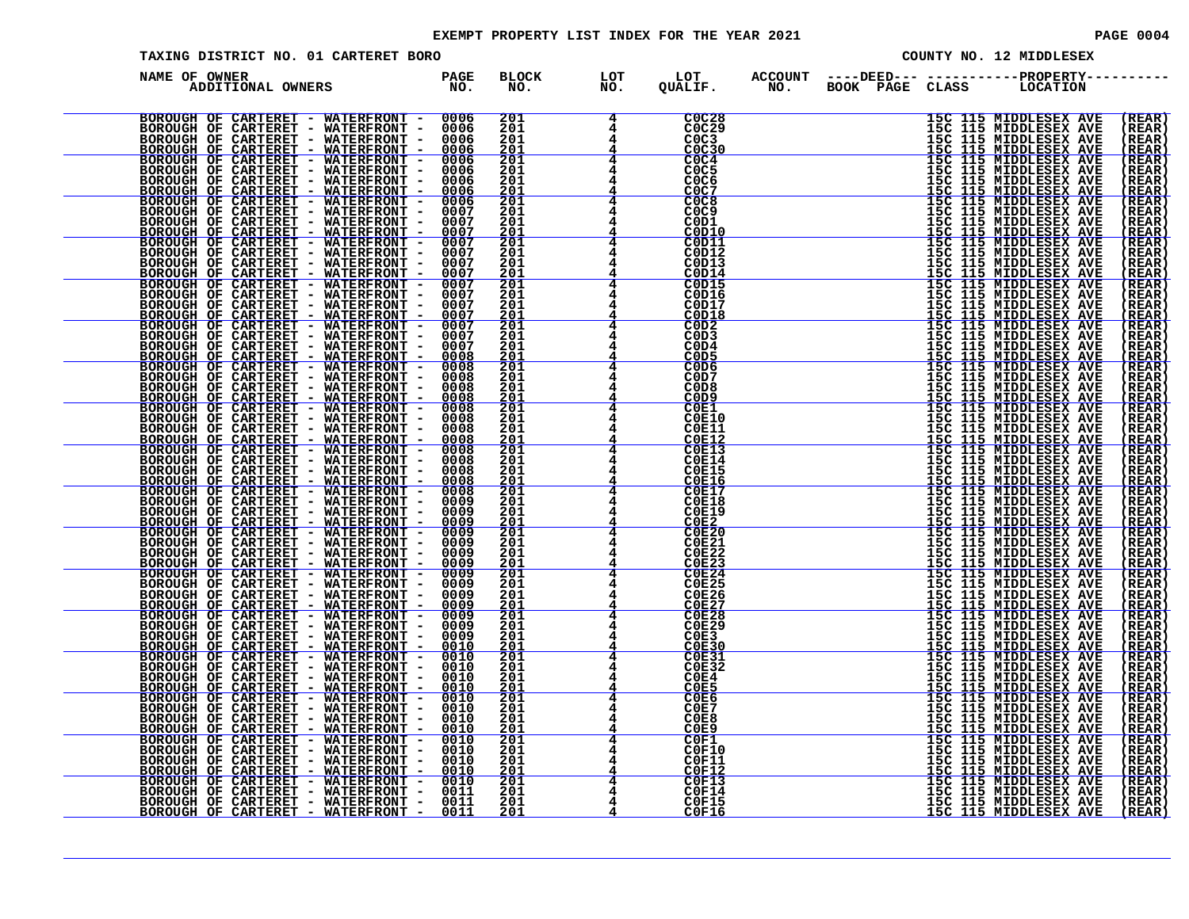EXEMPT PROPERTY LIST INDEX FOR THE YEAR 2021

TAXING DISTRICT NO. 01 CARTERET BORO — COUNTY NO. 12 MIDDLESEX

| NAME OF OWNER / ADDITIONAL OWNERS | PAGE NO. | BLOCK NO. | LOT NO. | LOT QUALIF. | ACCOUNT NO. | DEED BOOK | DEED PAGE | CLASS | PROPERTY LOCATION |
|---|---|---|---|---|---|---|---|---|---|
| BOROUGH OF CARTERET - WATERFRONT - | 0006 | 201 | 4 | C0C28 | | | | 15C | 115 MIDDLESEX AVE (REAR) |
| BOROUGH OF CARTERET - WATERFRONT - | 0006 | 201 | 4 | C0C29 | | | | 15C | 115 MIDDLESEX AVE (REAR) |
| BOROUGH OF CARTERET - WATERFRONT - | 0006 | 201 | 4 | C0C3 | | | | 15C | 115 MIDDLESEX AVE (REAR) |
| BOROUGH OF CARTERET - WATERFRONT - | 0006 | 201 | 4 | C0C30 | | | | 15C | 115 MIDDLESEX AVE (REAR) |
| BOROUGH OF CARTERET - WATERFRONT - | 0006 | 201 | 4 | C0C4 | | | | 15C | 115 MIDDLESEX AVE (REAR) |
| BOROUGH OF CARTERET - WATERFRONT - | 0006 | 201 | 4 | C0C5 | | | | 15C | 115 MIDDLESEX AVE (REAR) |
| BOROUGH OF CARTERET - WATERFRONT - | 0006 | 201 | 4 | C0C6 | | | | 15C | 115 MIDDLESEX AVE (REAR) |
| BOROUGH OF CARTERET - WATERFRONT - | 0006 | 201 | 4 | C0C7 | | | | 15C | 115 MIDDLESEX AVE (REAR) |
| BOROUGH OF CARTERET - WATERFRONT - | 0006 | 201 | 4 | C0C8 | | | | 15C | 115 MIDDLESEX AVE (REAR) |
| BOROUGH OF CARTERET - WATERFRONT - | 0007 | 201 | 4 | C0C9 | | | | 15C | 115 MIDDLESEX AVE (REAR) |
| BOROUGH OF CARTERET - WATERFRONT - | 0007 | 201 | 4 | C0D1 | | | | 15C | 115 MIDDLESEX AVE (REAR) |
| BOROUGH OF CARTERET - WATERFRONT - | 0007 | 201 | 4 | C0D10 | | | | 15C | 115 MIDDLESEX AVE (REAR) |
| BOROUGH OF CARTERET - WATERFRONT - | 0007 | 201 | 4 | C0D11 | | | | 15C | 115 MIDDLESEX AVE (REAR) |
| BOROUGH OF CARTERET - WATERFRONT - | 0007 | 201 | 4 | C0D12 | | | | 15C | 115 MIDDLESEX AVE (REAR) |
| BOROUGH OF CARTERET - WATERFRONT - | 0007 | 201 | 4 | C0D13 | | | | 15C | 115 MIDDLESEX AVE (REAR) |
| BOROUGH OF CARTERET - WATERFRONT - | 0007 | 201 | 4 | C0D14 | | | | 15C | 115 MIDDLESEX AVE (REAR) |
| BOROUGH OF CARTERET - WATERFRONT - | 0007 | 201 | 4 | C0D15 | | | | 15C | 115 MIDDLESEX AVE (REAR) |
| BOROUGH OF CARTERET - WATERFRONT - | 0007 | 201 | 4 | C0D16 | | | | 15C | 115 MIDDLESEX AVE (REAR) |
| BOROUGH OF CARTERET - WATERFRONT - | 0007 | 201 | 4 | C0D17 | | | | 15C | 115 MIDDLESEX AVE (REAR) |
| BOROUGH OF CARTERET - WATERFRONT - | 0007 | 201 | 4 | C0D18 | | | | 15C | 115 MIDDLESEX AVE (REAR) |
| BOROUGH OF CARTERET - WATERFRONT - | 0007 | 201 | 4 | C0D2 | | | | 15C | 115 MIDDLESEX AVE (REAR) |
| BOROUGH OF CARTERET - WATERFRONT - | 0007 | 201 | 4 | C0D3 | | | | 15C | 115 MIDDLESEX AVE (REAR) |
| BOROUGH OF CARTERET - WATERFRONT - | 0007 | 201 | 4 | C0D4 | | | | 15C | 115 MIDDLESEX AVE (REAR) |
| BOROUGH OF CARTERET - WATERFRONT - | 0008 | 201 | 4 | C0D5 | | | | 15C | 115 MIDDLESEX AVE (REAR) |
| BOROUGH OF CARTERET - WATERFRONT - | 0008 | 201 | 4 | C0D6 | | | | 15C | 115 MIDDLESEX AVE (REAR) |
| BOROUGH OF CARTERET - WATERFRONT - | 0008 | 201 | 4 | C0D7 | | | | 15C | 115 MIDDLESEX AVE (REAR) |
| BOROUGH OF CARTERET - WATERFRONT - | 0008 | 201 | 4 | C0D8 | | | | 15C | 115 MIDDLESEX AVE (REAR) |
| BOROUGH OF CARTERET - WATERFRONT - | 0008 | 201 | 4 | C0D9 | | | | 15C | 115 MIDDLESEX AVE (REAR) |
| BOROUGH OF CARTERET - WATERFRONT - | 0008 | 201 | 4 | C0E1 | | | | 15C | 115 MIDDLESEX AVE (REAR) |
| BOROUGH OF CARTERET - WATERFRONT - | 0008 | 201 | 4 | C0E10 | | | | 15C | 115 MIDDLESEX AVE (REAR) |
| BOROUGH OF CARTERET - WATERFRONT - | 0008 | 201 | 4 | C0E11 | | | | 15C | 115 MIDDLESEX AVE (REAR) |
| BOROUGH OF CARTERET - WATERFRONT - | 0008 | 201 | 4 | C0E12 | | | | 15C | 115 MIDDLESEX AVE (REAR) |
| BOROUGH OF CARTERET - WATERFRONT - | 0008 | 201 | 4 | C0E13 | | | | 15C | 115 MIDDLESEX AVE (REAR) |
| BOROUGH OF CARTERET - WATERFRONT - | 0008 | 201 | 4 | C0E14 | | | | 15C | 115 MIDDLESEX AVE (REAR) |
| BOROUGH OF CARTERET - WATERFRONT - | 0008 | 201 | 4 | C0E15 | | | | 15C | 115 MIDDLESEX AVE (REAR) |
| BOROUGH OF CARTERET - WATERFRONT - | 0008 | 201 | 4 | C0E16 | | | | 15C | 115 MIDDLESEX AVE (REAR) |
| BOROUGH OF CARTERET - WATERFRONT - | 0008 | 201 | 4 | C0E17 | | | | 15C | 115 MIDDLESEX AVE (REAR) |
| BOROUGH OF CARTERET - WATERFRONT - | 0009 | 201 | 4 | C0E18 | | | | 15C | 115 MIDDLESEX AVE (REAR) |
| BOROUGH OF CARTERET - WATERFRONT - | 0009 | 201 | 4 | C0E19 | | | | 15C | 115 MIDDLESEX AVE (REAR) |
| BOROUGH OF CARTERET - WATERFRONT - | 0009 | 201 | 4 | C0E2 | | | | 15C | 115 MIDDLESEX AVE (REAR) |
| BOROUGH OF CARTERET - WATERFRONT - | 0009 | 201 | 4 | C0E20 | | | | 15C | 115 MIDDLESEX AVE (REAR) |
| BOROUGH OF CARTERET - WATERFRONT - | 0009 | 201 | 4 | C0E21 | | | | 15C | 115 MIDDLESEX AVE (REAR) |
| BOROUGH OF CARTERET - WATERFRONT - | 0009 | 201 | 4 | C0E22 | | | | 15C | 115 MIDDLESEX AVE (REAR) |
| BOROUGH OF CARTERET - WATERFRONT - | 0009 | 201 | 4 | C0E23 | | | | 15C | 115 MIDDLESEX AVE (REAR) |
| BOROUGH OF CARTERET - WATERFRONT - | 0009 | 201 | 4 | C0E24 | | | | 15C | 115 MIDDLESEX AVE (REAR) |
| BOROUGH OF CARTERET - WATERFRONT - | 0009 | 201 | 4 | C0E25 | | | | 15C | 115 MIDDLESEX AVE (REAR) |
| BOROUGH OF CARTERET - WATERFRONT - | 0009 | 201 | 4 | C0E26 | | | | 15C | 115 MIDDLESEX AVE (REAR) |
| BOROUGH OF CARTERET - WATERFRONT - | 0009 | 201 | 4 | C0E27 | | | | 15C | 115 MIDDLESEX AVE (REAR) |
| BOROUGH OF CARTERET - WATERFRONT - | 0009 | 201 | 4 | C0E28 | | | | 15C | 115 MIDDLESEX AVE (REAR) |
| BOROUGH OF CARTERET - WATERFRONT - | 0009 | 201 | 4 | C0E29 | | | | 15C | 115 MIDDLESEX AVE (REAR) |
| BOROUGH OF CARTERET - WATERFRONT - | 0009 | 201 | 4 | C0E3 | | | | 15C | 115 MIDDLESEX AVE (REAR) |
| BOROUGH OF CARTERET - WATERFRONT - | 0010 | 201 | 4 | C0E30 | | | | 15C | 115 MIDDLESEX AVE (REAR) |
| BOROUGH OF CARTERET - WATERFRONT - | 0010 | 201 | 4 | C0E31 | | | | 15C | 115 MIDDLESEX AVE (REAR) |
| BOROUGH OF CARTERET - WATERFRONT - | 0010 | 201 | 4 | C0E32 | | | | 15C | 115 MIDDLESEX AVE (REAR) |
| BOROUGH OF CARTERET - WATERFRONT - | 0010 | 201 | 4 | C0E4 | | | | 15C | 115 MIDDLESEX AVE (REAR) |
| BOROUGH OF CARTERET - WATERFRONT - | 0010 | 201 | 4 | C0E5 | | | | 15C | 115 MIDDLESEX AVE (REAR) |
| BOROUGH OF CARTERET - WATERFRONT - | 0010 | 201 | 4 | C0E6 | | | | 15C | 115 MIDDLESEX AVE (REAR) |
| BOROUGH OF CARTERET - WATERFRONT - | 0010 | 201 | 4 | C0E7 | | | | 15C | 115 MIDDLESEX AVE (REAR) |
| BOROUGH OF CARTERET - WATERFRONT - | 0010 | 201 | 4 | C0E8 | | | | 15C | 115 MIDDLESEX AVE (REAR) |
| BOROUGH OF CARTERET - WATERFRONT - | 0010 | 201 | 4 | C0E9 | | | | 15C | 115 MIDDLESEX AVE (REAR) |
| BOROUGH OF CARTERET - WATERFRONT - | 0010 | 201 | 4 | C0F1 | | | | 15C | 115 MIDDLESEX AVE (REAR) |
| BOROUGH OF CARTERET - WATERFRONT - | 0010 | 201 | 4 | C0F10 | | | | 15C | 115 MIDDLESEX AVE (REAR) |
| BOROUGH OF CARTERET - WATERFRONT - | 0010 | 201 | 4 | C0F11 | | | | 15C | 115 MIDDLESEX AVE (REAR) |
| BOROUGH OF CARTERET - WATERFRONT - | 0010 | 201 | 4 | C0F12 | | | | 15C | 115 MIDDLESEX AVE (REAR) |
| BOROUGH OF CARTERET - WATERFRONT - | 0010 | 201 | 4 | C0F13 | | | | 15C | 115 MIDDLESEX AVE (REAR) |
| BOROUGH OF CARTERET - WATERFRONT - | 0011 | 201 | 4 | C0F14 | | | | 15C | 115 MIDDLESEX AVE (REAR) |
| BOROUGH OF CARTERET - WATERFRONT - | 0011 | 201 | 4 | C0F15 | | | | 15C | 115 MIDDLESEX AVE (REAR) |
| BOROUGH OF CARTERET - WATERFRONT - | 0011 | 201 | 4 | C0F16 | | | | 15C | 115 MIDDLESEX AVE (REAR) |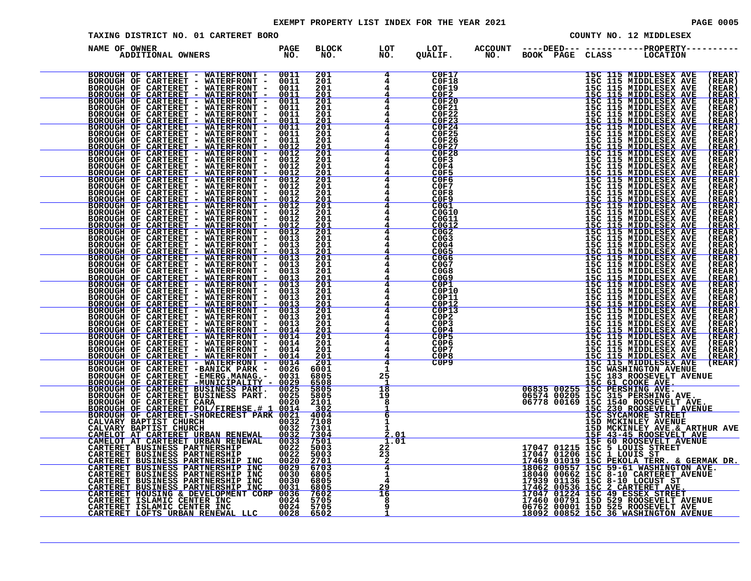# EXEMPT PROPERTY LIST INDEX FOR THE YEAR 2021

TAXING DISTRICT NO. 01 CARTERET BORO — COUNTY NO. 12 MIDDLESEX

| NAME OF OWNER / ADDITIONAL OWNERS | PAGE NO. | BLOCK NO. | LOT NO. | LOT QUALIF. | ACCOUNT NO. | DEED BOOK | DEED PAGE | CLASS | PROPERTY LOCATION |
|---|---|---|---|---|---|---|---|---|---|
| BOROUGH OF CARTERET - WATERFRONT - | 0011 | 201 | 4 | C0F17 | | | | 15C | 115 MIDDLESEX AVE (REAR) |
| BOROUGH OF CARTERET - WATERFRONT - | 0011 | 201 | 4 | C0F18 | | | | 15C | 115 MIDDLESEX AVE (REAR) |
| BOROUGH OF CARTERET - WATERFRONT - | 0011 | 201 | 4 | C0F19 | | | | 15C | 115 MIDDLESEX AVE (REAR) |
| BOROUGH OF CARTERET - WATERFRONT - | 0011 | 201 | 4 | C0F2 | | | | 15C | 115 MIDDLESEX AVE (REAR) |
| BOROUGH OF CARTERET - WATERFRONT - | 0011 | 201 | 4 | C0F20 | | | | 15C | 115 MIDDLESEX AVE (REAR) |
| BOROUGH OF CARTERET - WATERFRONT - | 0011 | 201 | 4 | C0F21 | | | | 15C | 115 MIDDLESEX AVE (REAR) |
| BOROUGH OF CARTERET - WATERFRONT - | 0011 | 201 | 4 | C0F22 | | | | 15C | 115 MIDDLESEX AVE (REAR) |
| BOROUGH OF CARTERET - WATERFRONT - | 0011 | 201 | 4 | C0F23 | | | | 15C | 115 MIDDLESEX AVE (REAR) |
| BOROUGH OF CARTERET - WATERFRONT - | 0011 | 201 | 4 | C0F24 | | | | 15C | 115 MIDDLESEX AVE (REAR) |
| BOROUGH OF CARTERET - WATERFRONT - | 0011 | 201 | 4 | C0F25 | | | | 15C | 115 MIDDLESEX AVE (REAR) |
| BOROUGH OF CARTERET - WATERFRONT - | 0011 | 201 | 4 | C0F26 | | | | 15C | 115 MIDDLESEX AVE (REAR) |
| BOROUGH OF CARTERET - WATERFRONT - | 0012 | 201 | 4 | C0F27 | | | | 15C | 115 MIDDLESEX AVE (REAR) |
| BOROUGH OF CARTERET - WATERFRONT - | 0012 | 201 | 4 | C0F28 | | | | 15C | 115 MIDDLESEX AVE (REAR) |
| BOROUGH OF CARTERET - WATERFRONT - | 0012 | 201 | 4 | C0F3 | | | | 15C | 115 MIDDLESEX AVE (REAR) |
| BOROUGH OF CARTERET - WATERFRONT - | 0012 | 201 | 4 | C0F4 | | | | 15C | 115 MIDDLESEX AVE (REAR) |
| BOROUGH OF CARTERET - WATERFRONT - | 0012 | 201 | 4 | C0F5 | | | | 15C | 115 MIDDLESEX AVE (REAR) |
| BOROUGH OF CARTERET - WATERFRONT - | 0012 | 201 | 4 | C0F6 | | | | 15C | 115 MIDDLESEX AVE (REAR) |
| BOROUGH OF CARTERET - WATERFRONT - | 0012 | 201 | 4 | C0F7 | | | | 15C | 115 MIDDLESEX AVE (REAR) |
| BOROUGH OF CARTERET - WATERFRONT - | 0012 | 201 | 4 | C0F8 | | | | 15C | 115 MIDDLESEX AVE (REAR) |
| BOROUGH OF CARTERET - WATERFRONT - | 0012 | 201 | 4 | C0F9 | | | | 15C | 115 MIDDLESEX AVE (REAR) |
| BOROUGH OF CARTERET - WATERFRONT - | 0012 | 201 | 4 | C0G1 | | | | 15C | 115 MIDDLESEX AVE (REAR) |
| BOROUGH OF CARTERET - WATERFRONT - | 0012 | 201 | 4 | C0G10 | | | | 15C | 115 MIDDLESEX AVE (REAR) |
| BOROUGH OF CARTERET - WATERFRONT - | 0012 | 201 | 4 | C0G11 | | | | 15C | 115 MIDDLESEX AVE (REAR) |
| BOROUGH OF CARTERET - WATERFRONT - | 0012 | 201 | 4 | C0G12 | | | | 15C | 115 MIDDLESEX AVE (REAR) |
| BOROUGH OF CARTERET - WATERFRONT - | 0012 | 201 | 4 | C0G2 | | | | 15C | 115 MIDDLESEX AVE (REAR) |
| BOROUGH OF CARTERET - WATERFRONT - | 0013 | 201 | 4 | C0G3 | | | | 15C | 115 MIDDLESEX AVE (REAR) |
| BOROUGH OF CARTERET - WATERFRONT - | 0013 | 201 | 4 | C0G4 | | | | 15C | 115 MIDDLESEX AVE (REAR) |
| BOROUGH OF CARTERET - WATERFRONT - | 0013 | 201 | 4 | C0G5 | | | | 15C | 115 MIDDLESEX AVE (REAR) |
| BOROUGH OF CARTERET - WATERFRONT - | 0013 | 201 | 4 | C0G6 | | | | 15C | 115 MIDDLESEX AVE (REAR) |
| BOROUGH OF CARTERET - WATERFRONT - | 0013 | 201 | 4 | C0G7 | | | | 15C | 115 MIDDLESEX AVE (REAR) |
| BOROUGH OF CARTERET - WATERFRONT - | 0013 | 201 | 4 | C0G8 | | | | 15C | 115 MIDDLESEX AVE (REAR) |
| BOROUGH OF CARTERET - WATERFRONT - | 0013 | 201 | 4 | C0G9 | | | | 15C | 115 MIDDLESEX AVE (REAR) |
| BOROUGH OF CARTERET - WATERFRONT - | 0013 | 201 | 4 | C0P1 | | | | 15C | 115 MIDDLESEX AVE (REAR) |
| BOROUGH OF CARTERET - WATERFRONT - | 0013 | 201 | 4 | C0P10 | | | | 15C | 115 MIDDLESEX AVE (REAR) |
| BOROUGH OF CARTERET - WATERFRONT - | 0013 | 201 | 4 | C0P11 | | | | 15C | 115 MIDDLESEX AVE (REAR) |
| BOROUGH OF CARTERET - WATERFRONT - | 0013 | 201 | 4 | C0P12 | | | | 15C | 115 MIDDLESEX AVE (REAR) |
| BOROUGH OF CARTERET - WATERFRONT - | 0013 | 201 | 4 | C0P13 | | | | 15C | 115 MIDDLESEX AVE (REAR) |
| BOROUGH OF CARTERET - WATERFRONT - | 0013 | 201 | 4 | C0P2 | | | | 15C | 115 MIDDLESEX AVE (REAR) |
| BOROUGH OF CARTERET - WATERFRONT - | 0013 | 201 | 4 | C0P3 | | | | 15C | 115 MIDDLESEX AVE (REAR) |
| BOROUGH OF CARTERET - WATERFRONT - | 0014 | 201 | 4 | C0P4 | | | | 15C | 115 MIDDLESEX AVE (REAR) |
| BOROUGH OF CARTERET - WATERFRONT - | 0014 | 201 | 4 | C0P5 | | | | 15C | 115 MIDDLESEX AVE (REAR) |
| BOROUGH OF CARTERET - WATERFRONT - | 0014 | 201 | 4 | C0P6 | | | | 15C | 115 MIDDLESEX AVE (REAR) |
| BOROUGH OF CARTERET - WATERFRONT - | 0014 | 201 | 4 | C0P7 | | | | 15C | 115 MIDDLESEX AVE (REAR) |
| BOROUGH OF CARTERET - WATERFRONT - | 0014 | 201 | 4 | C0P8 | | | | 15C | 115 MIDDLESEX AVE (REAR) |
| BOROUGH OF CARTERET - WATERFRONT - | 0014 | 201 | 4 | C0P9 | | | | 15C | 115 MIDDLESEX AVE (REAR) |
| BOROUGH OF CARTERET -BANICK PARK - | 0026 | 6001 | 1 | | | | | 15C | WASHINGTON AVENUE |
| BOROUGH OF CARTERET -EMERG.MANAG.- | 0031 | 6805 | 25 | | | | | 15C | 183 ROOSEVELT AVENUE |
| BOROUGH OF CARTERET -MUNICIPALITY - | 0029 | 6508 | 1 | | | | | 15C | 61 COOKE AVE. |
| BOROUGH OF CARTERET BUSINESS PART. | 0025 | 5805 | 18 | | | 06835 | 00255 | 15C | PERSHING AVE. |
| BOROUGH OF CARTERET BUSINESS PART. | 0025 | 5805 | 19 | | | 06574 | 00205 | 15C | 315 PERSHING AVE. |
| BOROUGH OF CARTERET CARA | 0020 | 2101 | 8 | | | 06778 | 00169 | 15C | 1540 ROOSEVELT AVE. |
| BOROUGH OF CARTERET POL/FIREHSE.# 1 | 0014 | 302 | 1 | | | | | 15C | 230 ROOSEVELT AVENUE |
| BOROUGH OF CARTERET-SHORECREST PARK | 0021 | 4004 | 6 | | | | | 15C | SYCAMORE STREET |
| CALVARY BAPTIST CHURCH | 0032 | 7108 | 1 | | | | | 15D | MCKINLEY AVENUE |
| CALVARY BAPTIST CHURCH | 0032 | 7301 | 1 | | | | | 15D | MCKINLEY AVE.& ARTHUR AVE |
| CAMELOT AT CARTERET URBAN RENEWAL | 0032 | 7304 | 2.01 | | | | | 15F | 43-45 ROOSEVELT AVE |
| CAMELOT AT CARTERET URBAN RENEWAL | 0033 | 7501 | 1.01 | | | | | 15F | 60 ROOSEVELT AVENUE |
| CARTERET BUSINESS PARTNERSHIP | 0022 | 5003 | 22 | | | 17047 | 01215 | 15C | 5 LOUIS STREET |
| CARTERET BUSINESS PARTNERSHIP | 0022 | 5003 | 23 | | | 17047 | 01206 | 15C | 1 LOUIS ST |
| CARTERET BUSINESS PARTNERSHIP INC | 0020 | 2701 | 2 | | | 17469 | 01019 | 15C | PEKOLA TERR. & GERMAK DR. |
| CARTERET BUSINESS PARTNERSHIP INC | 0029 | 6703 | 4 | | | 18062 | 00557 | 15C | 59-61 WASHINGTON AVE. |
| CARTERET BUSINESS PARTNERSHIP INC | 0030 | 6805 | 1 | | | 18040 | 00662 | 15C | 8-10 CARTERET AVENUE |
| CARTERET BUSINESS PARTNERSHIP INC | 0030 | 6805 | 4 | | | 17939 | 01136 | 15C | 8-10 LOCUST ST |
| CARTERET BUSINESS PARTNERSHIP INC | 0031 | 6805 | 29 | | | 17462 | 00536 | 15C | 2 CARTERET AVE. |
| CARTERET HOUSING & DEVELOPMENT CORP | 0036 | 7602 | 16 | | | 17047 | 01224 | 15C | 49 ESSEX STREET |
| CARTERET ISLAMIC CENTER INC | 0024 | 5705 | 8 | | | 17460 | 00791 | 15D | 529 ROOSEVELT AVENUE |
| CARTERET ISLAMIC CENTER INC | 0024 | 5705 | 9 | | | 06762 | 00001 | 15D | 525 ROOSEVELT AVE |
| CARTERET LOFTS URBAN RENEWAL LLC | 0028 | 6502 | 1 | | | 18092 | 00852 | 15C | 36 WASHINGTON AVENUE |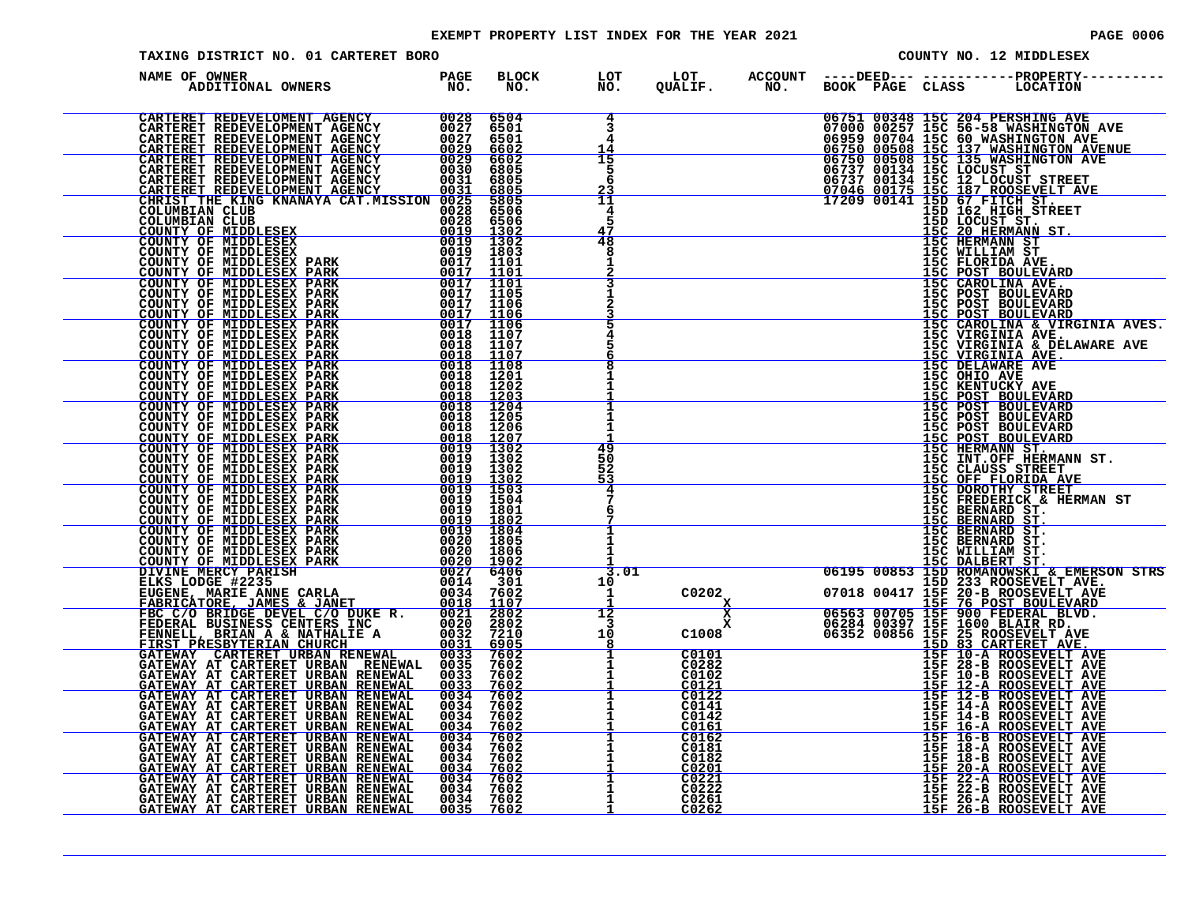EXEMPT PROPERTY LIST INDEX FOR THE YEAR 2021

TAXING DISTRICT NO. 01 CARTERET BORO — COUNTY NO. 12 MIDDLESEX

| NAME OF OWNER / ADDITIONAL OWNERS | PAGE NO. | BLOCK NO. | LOT NO. | LOT QUALIF. | ACCOUNT NO. | DEED BOOK | DEED PAGE | CLASS | PROPERTY LOCATION |
|---|---|---|---|---|---|---|---|---|---|
| CARTERET REDEVELOMENT AGENCY | 0028 | 6504 | 4 | | | 06751 | 00348 | 15C | 204 PERSHING AVE |
| CARTERET REDEVELOPMENT AGENCY | 0027 | 6501 | 3 | | | 07000 | 00257 | 15C | 56-58 WASHINGTON AVE |
| CARTERET REDEVELOPMENT AGENCY | 0027 | 6501 | 4 | | | 06959 | 00704 | 15C | 60 WASHINGTON AVE |
| CARTERET REDEVELOPMENT AGENCY | 0029 | 6602 | 14 | | | 06750 | 00508 | 15C | 137 WASHINGTON AVENUE |
| CARTERET REDEVELOPMENT AGENCY | 0029 | 6602 | 15 | | | 06750 | 00508 | 15C | 135 WASHINGTON AVE |
| CARTERET REDEVELOPMENT AGENCY | 0030 | 6805 | 5 | | | 06737 | 00134 | 15C | LOCUST ST |
| CARTERET REDEVELOPMENT AGENCY | 0031 | 6805 | 6 | | | 06737 | 00134 | 15C | 12 LOCUST STREET |
| CARTERET REDEVELOPMENT AGENCY | 0031 | 6805 | 23 | | | 07046 | 00175 | 15C | 187 ROOSEVELT AVE |
| CHRIST THE KING KNANAYA CAT.MISSION | 0025 | 5805 | 11 | | | 17209 | 00141 | 15D | 67 FITCH ST. |
| COLUMBIAN CLUB | 0028 | 6506 | 4 | | | | | 15D | 162 HIGH STREET |
| COLUMBIAN CLUB | 0028 | 6506 | 5 | | | | | 15D | LOCUST ST. |
| COUNTY OF MIDDLESEX | 0019 | 1302 | 47 | | | | | 15C | 20 HERMANN ST. |
| COUNTY OF MIDDLESEX | 0019 | 1302 | 48 | | | | | 15C | HERMANN ST |
| COUNTY OF MIDDLESEX | 0019 | 1803 | 8 | | | | | 15C | WILLIAM ST |
| COUNTY OF MIDDLESEX PARK | 0017 | 1101 | 1 | | | | | 15C | FLORIDA AVE. |
| COUNTY OF MIDDLESEX PARK | 0017 | 1101 | 2 | | | | | 15C | POST BOULEVARD |
| COUNTY OF MIDDLESEX PARK | 0017 | 1101 | 3 | | | | | 15C | CAROLINA AVE. |
| COUNTY OF MIDDLESEX PARK | 0017 | 1105 | 1 | | | | | 15C | POST BOULEVARD |
| COUNTY OF MIDDLESEX PARK | 0017 | 1106 | 2 | | | | | 15C | POST BOULEVARD |
| COUNTY OF MIDDLESEX PARK | 0017 | 1106 | 3 | | | | | 15C | POST BOULEVARD |
| COUNTY OF MIDDLESEX PARK | 0017 | 1106 | 5 | | | | | 15C | CAROLINA & VIRGINIA AVES. |
| COUNTY OF MIDDLESEX PARK | 0018 | 1107 | 4 | | | | | 15C | VIRGINIA AVE. |
| COUNTY OF MIDDLESEX PARK | 0018 | 1107 | 5 | | | | | 15C | VIRGINIA & DELAWARE AVE |
| COUNTY OF MIDDLESEX PARK | 0018 | 1107 | 6 | | | | | 15C | VIRGINIA AVE. |
| COUNTY OF MIDDLESEX PARK | 0018 | 1108 | 8 | | | | | 15C | DELAWARE AVE |
| COUNTY OF MIDDLESEX PARK | 0018 | 1201 | 1 | | | | | 15C | OHIO AVE |
| COUNTY OF MIDDLESEX PARK | 0018 | 1202 | 1 | | | | | 15C | KENTUCKY AVE |
| COUNTY OF MIDDLESEX PARK | 0018 | 1203 | 1 | | | | | 15C | POST BOULEVARD |
| COUNTY OF MIDDLESEX PARK | 0018 | 1204 | 1 | | | | | 15C | POST BOULEVARD |
| COUNTY OF MIDDLESEX PARK | 0018 | 1205 | 1 | | | | | 15C | POST BOULEVARD |
| COUNTY OF MIDDLESEX PARK | 0018 | 1206 | 1 | | | | | 15C | POST BOULEVARD |
| COUNTY OF MIDDLESEX PARK | 0018 | 1207 | 1 | | | | | 15C | POST BOULEVARD |
| COUNTY OF MIDDLESEX PARK | 0019 | 1302 | 49 | | | | | 15C | HERMANN ST. |
| COUNTY OF MIDDLESEX PARK | 0019 | 1302 | 50 | | | | | 15C | INT.OFF HERMANN ST. |
| COUNTY OF MIDDLESEX PARK | 0019 | 1302 | 52 | | | | | 15C | CLAUSS STREET |
| COUNTY OF MIDDLESEX PARK | 0019 | 1302 | 53 | | | | | 15C | OFF FLORIDA AVE |
| COUNTY OF MIDDLESEX PARK | 0019 | 1503 | 4 | | | | | 15C | DOROTHY STREET |
| COUNTY OF MIDDLESEX PARK | 0019 | 1504 | 7 | | | | | 15C | FREDERICK & HERMAN ST |
| COUNTY OF MIDDLESEX PARK | 0019 | 1801 | 6 | | | | | 15C | BERNARD ST. |
| COUNTY OF MIDDLESEX PARK | 0019 | 1802 | 7 | | | | | 15C | BERNARD ST. |
| COUNTY OF MIDDLESEX PARK | 0019 | 1804 | 1 | | | | | 15C | BERNARD ST. |
| COUNTY OF MIDDLESEX PARK | 0020 | 1805 | 1 | | | | | 15C | BERNARD ST. |
| COUNTY OF MIDDLESEX PARK | 0020 | 1806 | 1 | | | | | 15C | WILLIAM ST. |
| COUNTY OF MIDDLESEX PARK | 0020 | 1902 | 1 | | | | | 15C | DALBERT ST. |
| DIVINE MERCY PARISH | 0027 | 6406 | 3.01 | | | 06195 | 00853 | 15D | ROMANOWSKI & EMERSON STRS |
| ELKS LODGE #2235 | 0014 | 301 | 10 | | | | | 15D | 233 ROOSEVELT AVE. |
| EUGENE, MARIE ANNE CARLA | 0034 | 7602 | 1 | C0202 | X | 07018 | 00417 | 15F | 20-B ROOSEVELT AVE |
| FABRICATORE, JAMES & JANET | 0018 | 1107 | 1 | | X | | | 15F | 76 POST BOULEVARD |
| FBC C/O BRIDGE DEVEL C/O DUKE R. | 0021 | 2802 | 12 | | X | 06563 | 00705 | 15F | 900 FEDERAL BLVD. |
| FEDERAL BUSINESS CENTERS INC | 0020 | 2802 | 3 | | X | 06284 | 00397 | 15F | 1600 BLAIR RD. |
| FENNELL, BRIAN A & NATHALIE A | 0032 | 7210 | 10 | C1008 | | 06352 | 00856 | 15F | 25 ROOSEVELT AVE |
| FIRST PRESBYTERIAN CHURCH | 0031 | 6905 | 8 | | | | | 15D | 83 CARTERET AVE. |
| GATEWAY CARTERET URBAN RENEWAL | 0033 | 7602 | 1 | C0101 | | | | 15F | 10-A ROOSEVELT AVE |
| GATEWAY AT CARTERET URBAN RENEWAL | 0035 | 7602 | 1 | C0282 | | | | 15F | 28-B ROOSEVELT AVE |
| GATEWAY AT CARTERET URBAN RENEWAL | 0033 | 7602 | 1 | C0102 | | | | 15F | 10-B ROOSEVELT AVE |
| GATEWAY AT CARTERET URBAN RENEWAL | 0033 | 7602 | 1 | C0121 | | | | 15F | 12-A ROOSEVELT AVE |
| GATEWAY AT CARTERET URBAN RENEWAL | 0034 | 7602 | 1 | C0122 | | | | 15F | 12-B ROOSEVELT AVE |
| GATEWAY AT CARTERET URBAN RENEWAL | 0034 | 7602 | 1 | C0141 | | | | 15F | 14-A ROOSEVELT AVE |
| GATEWAY AT CARTERET URBAN RENEWAL | 0034 | 7602 | 1 | C0142 | | | | 15F | 14-B ROOSEVELT AVE |
| GATEWAY AT CARTERET URBAN RENEWAL | 0034 | 7602 | 1 | C0161 | | | | 15F | 16-A ROOSEVELT AVE |
| GATEWAY AT CARTERET URBAN RENEWAL | 0034 | 7602 | 1 | C0162 | | | | 15F | 16-B ROOSEVELT AVE |
| GATEWAY AT CARTERET URBAN RENEWAL | 0034 | 7602 | 1 | C0181 | | | | 15F | 18-A ROOSEVELT AVE |
| GATEWAY AT CARTERET URBAN RENEWAL | 0034 | 7602 | 1 | C0182 | | | | 15F | 18-B ROOSEVELT AVE |
| GATEWAY AT CARTERET URBAN RENEWAL | 0034 | 7602 | 1 | C0201 | | | | 15F | 20-A ROOSEVELT AVE |
| GATEWAY AT CARTERET URBAN RENEWAL | 0034 | 7602 | 1 | C0221 | | | | 15F | 22-A ROOSEVELT AVE |
| GATEWAY AT CARTERET URBAN RENEWAL | 0034 | 7602 | 1 | C0222 | | | | 15F | 22-B ROOSEVELT AVE |
| GATEWAY AT CARTERET URBAN RENEWAL | 0034 | 7602 | 1 | C0261 | | | | 15F | 26-A ROOSEVELT AVE |
| GATEWAY AT CARTERET URBAN RENEWAL | 0035 | 7602 | 1 | C0262 | | | | 15F | 26-B ROOSEVELT AVE |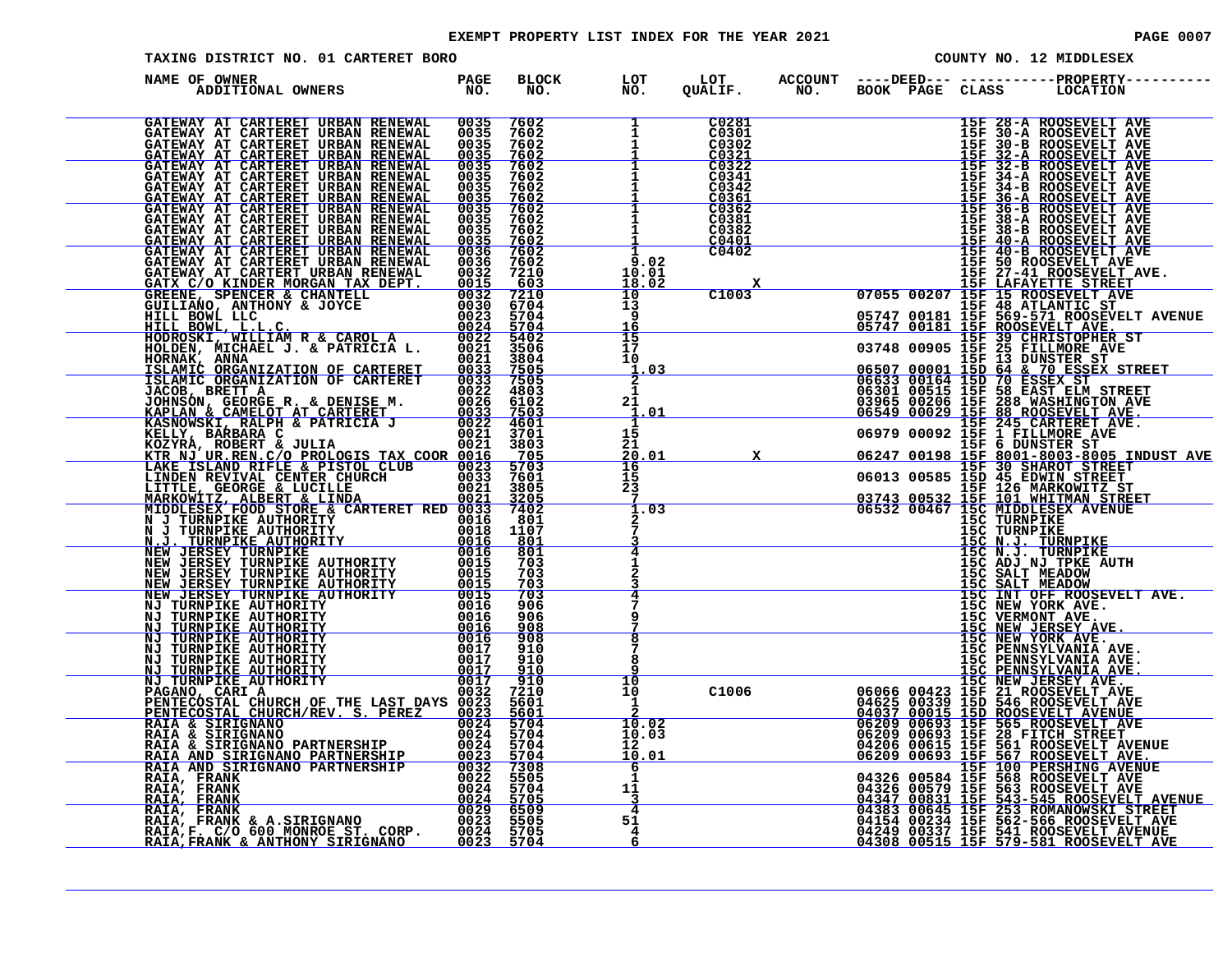# EXEMPT PROPERTY LIST INDEX FOR THE YEAR 2021

TAXING DISTRICT NO. 01 CARTERET BORO

COUNTY NO. 12 MIDDLESEX

| NAME OF OWNER / ADDITIONAL OWNERS | PAGE NO. | BLOCK NO. | LOT NO. | LOT QUALIF. | ACCOUNT NO. | DEED BOOK | DEED PAGE | CLASS | PROPERTY LOCATION |
|---|---|---|---|---|---|---|---|---|---|
| GATEWAY AT CARTERET URBAN RENEWAL | 0035 | 7602 | 1 | C0281 | | | | 15F | 28-A ROOSEVELT AVE |
| GATEWAY AT CARTERET URBAN RENEWAL | 0035 | 7602 | 1 | C0301 | | | | 15F | 30-A ROOSEVELT AVE |
| GATEWAY AT CARTERET URBAN RENEWAL | 0035 | 7602 | 1 | C0302 | | | | 15F | 30-B ROOSEVELT AVE |
| GATEWAY AT CARTERET URBAN RENEWAL | 0035 | 7602 | 1 | C0321 | | | | 15F | 32-A ROOSEVELT AVE |
| GATEWAY AT CARTERET URBAN RENEWAL | 0035 | 7602 | 1 | C0322 | | | | 15F | 32-B ROOSEVELT AVE |
| GATEWAY AT CARTERET URBAN RENEWAL | 0035 | 7602 | 1 | C0341 | | | | 15F | 34-A ROOSEVELT AVE |
| GATEWAY AT CARTERET URBAN RENEWAL | 0035 | 7602 | 1 | C0342 | | | | 15F | 34-B ROOSEVELT AVE |
| GATEWAY AT CARTERET URBAN RENEWAL | 0035 | 7602 | 1 | C0361 | | | | 15F | 36-A ROOSEVELT AVE |
| GATEWAY AT CARTERET URBAN RENEWAL | 0035 | 7602 | 1 | C0362 | | | | 15F | 36-B ROOSEVELT AVE |
| GATEWAY AT CARTERET URBAN RENEWAL | 0035 | 7602 | 1 | C0381 | | | | 15F | 38-A ROOSEVELT AVE |
| GATEWAY AT CARTERET URBAN RENEWAL | 0035 | 7602 | 1 | C0382 | | | | 15F | 38-B ROOSEVELT AVE |
| GATEWAY AT CARTERET URBAN RENEWAL | 0035 | 7602 | 1 | C0401 | | | | 15F | 40-A ROOSEVELT AVE |
| GATEWAY AT CARTERET URBAN RENEWAL | 0036 | 7602 | 1 | C0402 | | | | 15F | 40-B ROOSEVELT AVE |
| GATEWAY AT CARTERET URBAN RENEWAL | 0036 | 7602 | 9.02 | | | | | 15F | 50 ROOSEVELT AVE |
| GATEWAY AT CARTERT URBAN RENEWAL | 0032 | 7210 | 10.01 | | | | | 15F | 27-41 ROOSEVELT AVE. |
| GATX C/O KINDER MORGAN TAX DEPT. | 0015 | 603 | 18.02 | | X | | | 15F | LAFAYETTE STREET |
| GREENE, SPENCER & CHANTELL | 0032 | 7210 | 10 | C1003 | | 07055 | 00207 | 15F | 15 ROOSEVELT AVE |
| GUILIANO, ANTHONY & JOYCE | 0030 | 6704 | 13 | | | | | 15F | 48 ATLANTIC ST |
| HILL BOWL LLC | 0023 | 5704 | 9 | | | 05747 | 00181 | 15F | 569-571 ROOSEVELT AVENUE |
| HILL BOWL, L.L.C. | 0024 | 5704 | 16 | | | 05747 | 00181 | 15F | ROOSEVELT AVE. |
| HODROSKI, WILLIAM R & CAROL A | 0022 | 5402 | 15 | | | | | 15F | 39 CHRISTOPHER ST |
| HOLDEN, MICHAEL J. & PATRICIA L. | 0021 | 3506 | 17 | | | 03748 | 00905 | 15F | 25 FILLMORE AVE |
| HORNAK, ANNA | 0021 | 3804 | 10 | | | | | 15F | 13 DUNSTER ST |
| ISLAMIC ORGANIZATION OF CARTERET | 0033 | 7505 | 1.03 | | | 06507 | 00001 | 15D | 64 & 70 ESSEX STREET |
| ISLAMIC ORGANIZATION OF CARTERET | 0033 | 7505 | 2 | | | 06633 | 00164 | 15D | 70 ESSEX ST |
| JACOB, BRETT A | 0022 | 4803 | 1 | | | 06301 | 00515 | 15F | 58 EAST ELM STREET |
| JOHNSON, GEORGE R. & DENISE M. | 0026 | 6102 | 21 | | | 03965 | 00206 | 15F | 288 WASHINGTON AVE |
| KAPLAN & CAMELOT AT CARTERET | 0033 | 7503 | 1.01 | | | 06549 | 00029 | 15F | 88 ROOSEVELT AVE. |
| KASNOWSKI, RALPH & PATRICIA J | 0022 | 4601 | 1 | | | | | 15F | 245 CARTERET AVE. |
| KELLY, BARBARA C | 0021 | 3701 | 15 | | | 06979 | 00092 | 15F | 1 FILLMORE AVE |
| KOZYRA, ROBERT & JULIA | 0021 | 3803 | 21 | | | | | 15F | 6 DUNSTER ST |
| KTR NJ UR.REN.C/O PROLOGIS TAX COOR | 0016 | 705 | 20.01 | | X | 06247 | 00198 | 15F | 8001-8003-8005 INDUST AVE |
| LAKE ISLAND RIFLE & PISTOL CLUB | 0023 | 5703 | 16 | | | | | 15F | 30 SHAROT STREET |
| LINDEN REVIVAL CENTER CHURCH | 0033 | 7601 | 15 | | | 06013 | 00585 | 15D | 45 EDWIN STREET |
| LITTLE, GEORGE & LUCILLE | 0021 | 3805 | 23 | | | | | 15F | 126 MARKOWITZ ST |
| MARKOWITZ, ALBERT & LINDA | 0021 | 3205 | 7 | | | 03743 | 00532 | 15F | 101 WHITMAN STREET |
| MIDDLESEX FOOD STORE & CARTERET RED | 0033 | 7402 | 1.03 | | | 06532 | 00467 | 15C | MIDDLESEX AVENUE |
| N J TURNPIKE AUTHORITY | 0016 | 801 | 2 | | | | | 15C | TURNPIKE |
| N J TURNPIKE AUTHORITY | 0018 | 1107 | 7 | | | | | 15C | TURNPIKE |
| N.J. TURNPIKE AUTHORITY | 0016 | 801 | 3 | | | | | 15C | N.J. TURNPIKE |
| NEW JERSEY TURNPIKE | 0016 | 801 | 4 | | | | | 15C | N.J. TURNPIKE |
| NEW JERSEY TURNPIKE AUTHORITY | 0015 | 703 | 1 | | | | | 15C | ADJ NJ TPKE AUTH |
| NEW JERSEY TURNPIKE AUTHORITY | 0015 | 703 | 2 | | | | | 15C | SALT MEADOW |
| NEW JERSEY TURNPIKE AUTHORITY | 0015 | 703 | 3 | | | | | 15C | SALT MEADOW |
| NEW JERSEY TURNPIKE AUTHORITY | 0015 | 703 | 4 | | | | | 15C | INT OFF ROOSEVELT AVE. |
| NJ TURNPIKE AUTHORITY | 0016 | 906 | 7 | | | | | 15C | NEW YORK AVE. |
| NJ TURNPIKE AUTHORITY | 0016 | 906 | 9 | | | | | 15C | VERMONT AVE. |
| NJ TURNPIKE AUTHORITY | 0016 | 908 | 7 | | | | | 15C | NEW JERSEY AVE. |
| NJ TURNPIKE AUTHORITY | 0016 | 908 | 8 | | | | | 15C | NEW YORK AVE. |
| NJ TURNPIKE AUTHORITY | 0017 | 910 | 7 | | | | | 15C | PENNSYLVANIA AVE. |
| NJ TURNPIKE AUTHORITY | 0017 | 910 | 8 | | | | | 15C | PENNSYLVANIA AVE. |
| NJ TURNPIKE AUTHORITY | 0017 | 910 | 9 | | | | | 15C | PENNSYLVANIA AVE. |
| NJ TURNPIKE AUTHORITY | 0017 | 910 | 10 | | | | | 15C | NEW JERSEY AVE. |
| PAGANO, CARI A | 0032 | 7210 | 10 | C1006 | | 06066 | 00423 | 15F | 21 ROOSEVELT AVE |
| PENTECOSTAL CHURCH OF THE LAST DAYS | 0023 | 5601 | 1 | | | 04625 | 00339 | 15D | 546 ROOSEVELT AVE |
| PENTECOSTAL CHURCH/REV. S. PEREZ | 0023 | 5601 | 2 | | | 04037 | 00015 | 15D | ROOSEVELT AVENUE |
| RAIA & SIRIGNANO | 0024 | 5704 | 10.02 | | | 06209 | 00693 | 15F | 565 ROOSEVELT AVE |
| RAIA & SIRIGNANO | 0024 | 5704 | 10.03 | | | 06209 | 00693 | 15F | 28 FITCH STREET |
| RAIA & SIRIGNANO PARTNERSHIP | 0024 | 5704 | 12 | | | 04206 | 00615 | 15F | 561 ROOSEVELT AVENUE |
| RAIA AND SIRIGNANO PARTNERSHIP | 0023 | 5704 | 10.01 | | | 06209 | 00693 | 15F | 567 ROOSEVELT AVE. |
| RAIA AND SIRIGNANO PARTNERSHIP | 0032 | 7308 | 6 | | | | | 15F | 100 PERSHING AVENUE |
| RAIA, FRANK | 0022 | 5505 | 1 | | | 04326 | 00584 | 15F | 568 ROOSEVELT AVE |
| RAIA, FRANK | 0024 | 5704 | 11 | | | 04326 | 00579 | 15F | 563 ROOSEVELT AVE |
| RAIA, FRANK | 0024 | 5705 | 3 | | | 04347 | 00831 | 15F | 543-545 ROOSEVELT AVENUE |
| RAIA, FRANK | 0029 | 6509 | 4 | | | 04383 | 00645 | 15F | 253 ROMANOWSKI STREET |
| RAIA, FRANK & A.SIRIGNANO | 0023 | 5505 | 51 | | | 04154 | 00234 | 15F | 562-566 ROOSEVELT AVE |
| RAIA,F. C/O 600 MONROE ST. CORP. | 0024 | 5705 | 4 | | | 04249 | 00337 | 15F | 541 ROOSEVELT AVENUE |
| RAIA,FRANK & ANTHONY SIRIGNANO | 0023 | 5704 | 6 | | | 04308 | 00515 | 15F | 579-581 ROOSEVELT AVE |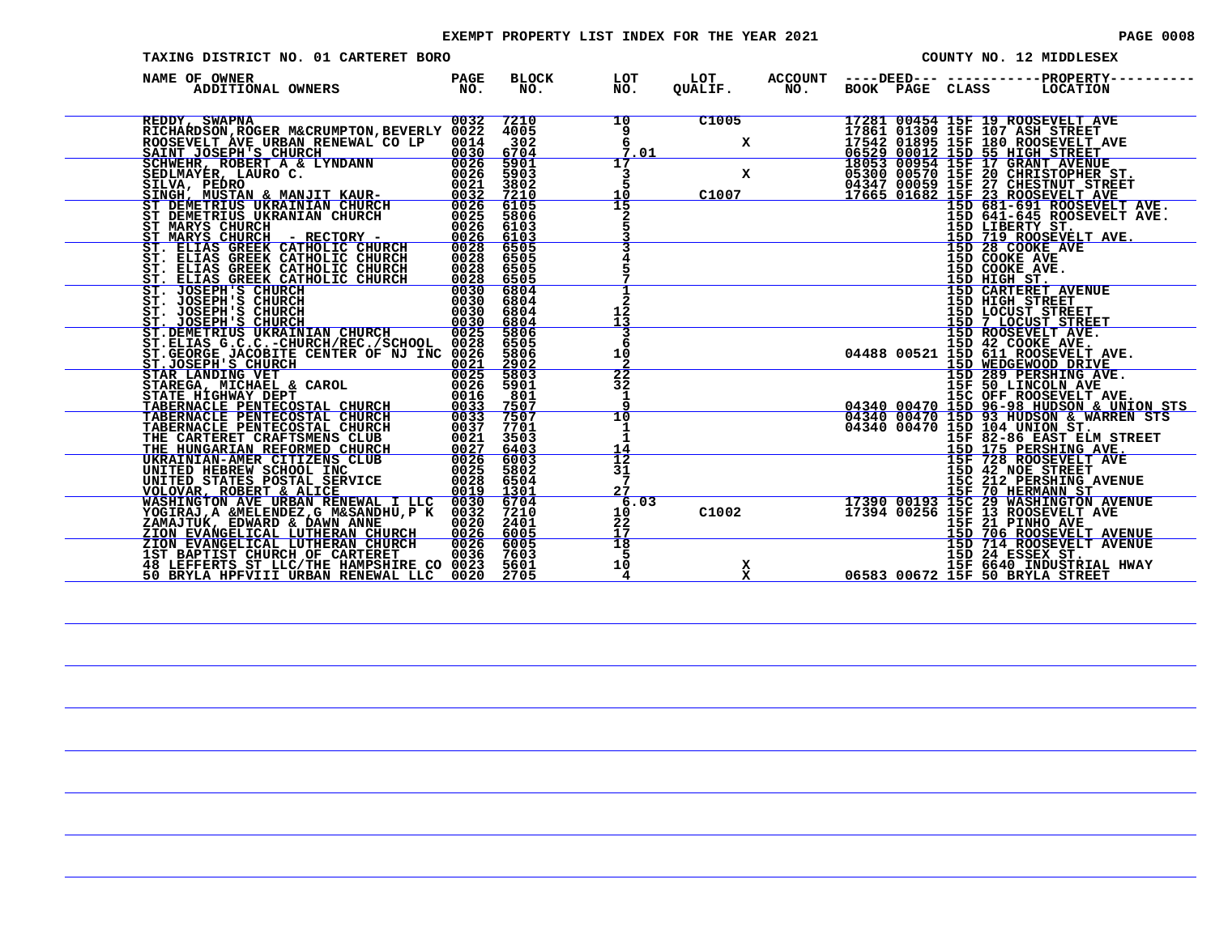# EXEMPT PROPERTY LIST INDEX FOR THE YEAR 2021

TAXING DISTRICT NO. 01 CARTERET BORO

COUNTY NO. 12 MIDDLESEX

| NAME OF OWNER / ADDITIONAL OWNERS | PAGE NO. | BLOCK NO. | LOT NO. | LOT QUALIF. | ACCOUNT NO. | DEED BOOK | DEED PAGE | CLASS | PROPERTY LOCATION |
|---|---|---|---|---|---|---|---|---|---|
| REDDY, SWAPNA | 0032 | 7210 | 10 | C1005 | | 17281 | 00454 | 15F | 19 ROOSEVELT AVE |
| RICHARDSON,ROGER M&CRUMPTON,BEVERLY | 0022 | 4005 | 9 | | | 17861 | 01309 | 15F | 107 ASH STREET |
| ROOSEVELT AVE URBAN RENEWAL CO LP | 0014 | 302 | 6 | X | | 17542 | 01895 | 15F | 180 ROOSEVELT AVE |
| SAINT JOSEPH'S CHURCH | 0030 | 6704 | 7.01 | | | 06529 | 00012 | 15D | 55 HIGH STREET |
| SCHWEHR, ROBERT A & LYNDANN | 0026 | 5901 | 17 | | | 18053 | 00954 | 15F | 17 GRANT AVENUE |
| SEDLMAYER, LAURO C. | 0026 | 5903 | 3 | X | | 05300 | 00570 | 15F | 20 CHRISTOPHER ST. |
| SILVA, PEDRO | 0021 | 3802 | 5 | | | 04347 | 00059 | 15F | 27 CHESTNUT STREET |
| SINGH, MUSTAN & MANJIT KAUR- | 0032 | 7210 | 10 | C1007 | | 17665 | 01682 | 15F | 23 ROOSEVELT AVE |
| ST DEMETRIUS UKRAINIAN CHURCH | 0026 | 6105 | 15 | | | | | 15D | 681-691 ROOSEVELT AVE. |
| ST DEMETRIUS UKRANIAN CHURCH | 0025 | 5806 | 2 | | | | | 15D | 641-645 ROOSEVELT AVE. |
| ST MARYS CHURCH | 0026 | 6103 | 5 | | | | | 15D | LIBERTY ST. |
| ST MARYS CHURCH - RECTORY - | 0026 | 6103 | 3 | | | | | 15D | 719 ROOSEVELT AVE. |
| ST. ELIAS GREEK CATHOLIC CHURCH | 0028 | 6505 | 3 | | | | | 15D | 28 COOKE AVE |
| ST. ELIAS GREEK CATHOLIC CHURCH | 0028 | 6505 | 4 | | | | | 15D | COOKE AVE |
| ST. ELIAS GREEK CATHOLIC CHURCH | 0028 | 6505 | 5 | | | | | 15D | COOKE AVE. |
| ST. ELIAS GREEK CATHOLIC CHURCH | 0028 | 6505 | 7 | | | | | 15D | HIGH ST. |
| ST. JOSEPH'S CHURCH | 0030 | 6804 | 1 | | | | | 15D | CARTERET AVENUE |
| ST. JOSEPH'S CHURCH | 0030 | 6804 | 2 | | | | | 15D | HIGH STREET |
| ST. JOSEPH'S CHURCH | 0030 | 6804 | 12 | | | | | 15D | LOCUST STREET |
| ST. JOSEPH'S CHURCH | 0030 | 6804 | 13 | | | | | 15D | 7 LOCUST STREET |
| ST.DEMETRIUS UKRAINIAN CHURCH | 0025 | 5806 | 3 | | | | | 15D | ROOSEVELT AVE. |
| ST.ELIAS G.C.C.-CHURCH/REC./SCHOOL | 0028 | 6505 | 6 | | | | | 15D | 42 COOKE AVE. |
| ST.GEORGE JACOBITE CENTER OF NJ INC | 0026 | 5806 | 10 | | | 04488 | 00521 | 15D | 611 ROOSEVELT AVE. |
| ST.JOSEPH'S CHURCH | 0021 | 2902 | 2 | | | | | 15D | WEDGEWOOD DRIVE |
| STAR LANDING VET | 0025 | 5803 | 22 | | | | | 15D | 289 PERSHING AVE. |
| STAREGA, MICHAEL & CAROL | 0026 | 5901 | 32 | | | | | 15F | 50 LINCOLN AVE |
| STATE HIGHWAY DEPT | 0016 | 801 | 1 | | | | | 15C | OFF ROOSEVELT AVE. |
| TABERNACLE PENTECOSTAL CHURCH | 0033 | 7507 | 9 | | | 04340 | 00470 | 15D | 96-98 HUDSON & UNION STS |
| TABERNACLE PENTECOSTAL CHURCH | 0033 | 7507 | 10 | | | 04340 | 00470 | 15D | 93 HUDSON & WARREN STS |
| TABERNACLE PENTECOSTAL CHURCH | 0037 | 7701 | 1 | | | 04340 | 00470 | 15D | 104 UNION ST. |
| THE CARTERET CRAFTSMENS CLUB | 0021 | 3503 | 1 | | | | | 15F | 82-86 EAST ELM STREET |
| THE HUNGARIAN REFORMED CHURCH | 0027 | 6403 | 14 | | | | | 15D | 175 PERSHING AVE. |
| UKRAINIAN-AMER CITIZENS CLUB | 0026 | 6003 | 12 | | | | | 15F | 728 ROOSEVELT AVE |
| UNITED HEBREW SCHOOL INC | 0025 | 5802 | 31 | | | | | 15D | 42 NOE STREET |
| UNITED STATES POSTAL SERVICE | 0028 | 6504 | 7 | | | | | 15C | 212 PERSHING AVENUE |
| VOLOVAR, ROBERT & ALICE | 0019 | 1301 | 27 | | | | | 15F | 70 HERMANN ST |
| WASHINGTON AVE URBAN RENEWAL I LLC | 0030 | 6704 | 6.03 | | | 17390 | 00193 | 15C | 29 WASHINGTON AVENUE |
| YOGIRAJ,A &MELENDEZ,G M&SANDHU,P K | 0032 | 7210 | 10 | C1002 | | 17394 | 00256 | 15F | 13 ROOSEVELT AVE |
| ZAMAJTUK, EDWARD & DAWN ANNE | 0020 | 2401 | 22 | | | | | 15F | 21 PINHO AVE |
| ZION EVANGELICAL LUTHERAN CHURCH | 0026 | 6005 | 17 | | | | | 15D | 706 ROOSEVELT AVENUE |
| ZION EVANGELICAL LUTHERAN CHURCH | 0026 | 6005 | 18 | | | | | 15D | 714 ROOSEVELT AVENUE |
| 1ST BAPTIST CHURCH OF CARTERET | 0036 | 7603 | 5 | | | | | 15D | 24 ESSEX ST. |
| 48 LEFFERTS ST LLC/THE HAMPSHIRE CO | 0023 | 5601 | 10 | X | | | | 15F | 6640 INDUSTRIAL HWAY |
| 50 BRYLA HPFVIII URBAN RENEWAL LLC | 0020 | 2705 | 4 | X | | 06583 | 00672 | 15F | 50 BRYLA STREET |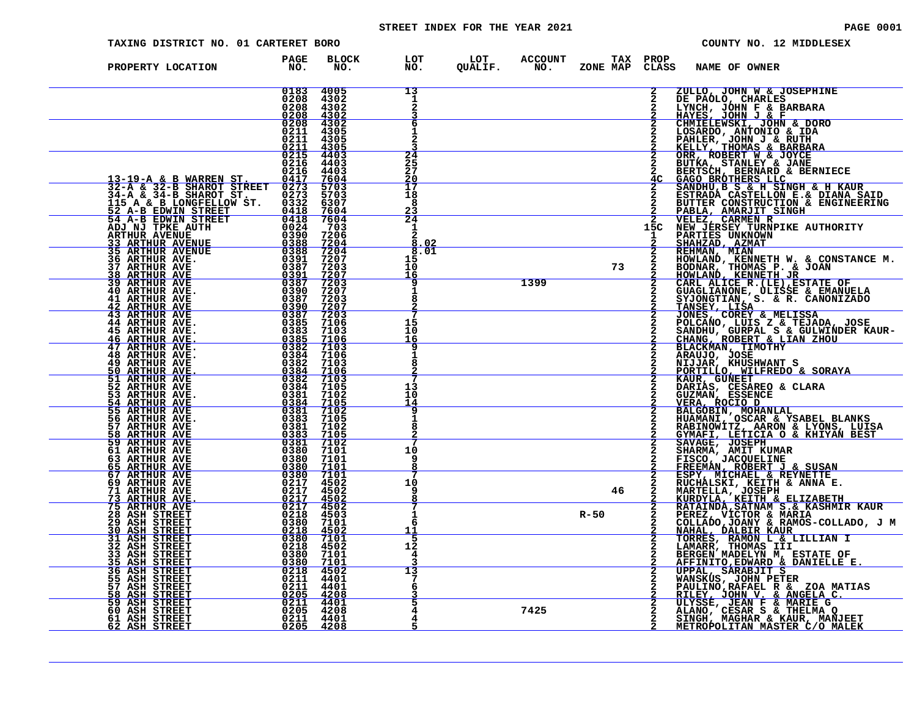STREET INDEX FOR THE YEAR 2021

TAXING DISTRICT NO. 01 CARTERET BORO — COUNTY NO. 12 MIDDLESEX

| PROPERTY LOCATION | PAGE NO. | BLOCK NO. | LOT NO. | LOT QUALIF. | ACCOUNT NO. | ZONE | TAX MAP | PROP CLASS | NAME OF OWNER |
|---|---|---|---|---|---|---|---|---|---|
| | 0183 | 4005 | 13 | | | | | 2 | ZULLO, JOHN W & JOSEPHINE |
| | 0208 | 4302 | 1 | | | | | 2 | DE PAOLO, CHARLES |
| | 0208 | 4302 | 2 | | | | | 2 | LYNCH, JOHN F & BARBARA |
| | 0208 | 4302 | 3 | | | | | 2 | HAYES, JOHN J & F |
| | 0208 | 4302 | 6 | | | | | 2 | CHMIELEWSKI, JOHN & DORO |
| | 0211 | 4305 | 1 | | | | | 2 | LOSARDO, ANTONIO & IDA |
| | 0211 | 4305 | 2 | | | | | 2 | PAHLER, JOHN J & RUTH |
| | 0211 | 4305 | 3 | | | | | 2 | KELLY, THOMAS & BARBARA |
| | 0215 | 4403 | 24 | | | | | 2 | ORR, ROBERT W & JOYCE |
| | 0216 | 4403 | 25 | | | | | 2 | BUTKA, STANLEY & JANE |
| | 0216 | 4403 | 27 | | | | | 2 | BERTSCH, BERNARD & BERNIECE |
| 13-19-A & B WARREN ST. | 0417 | 7604 | 20 | | | | | 4C | GAGO BROTHERS LLC |
| 32-A & 32-B SHAROT STREET | 0273 | 5703 | 17 | | | | | 2 | SANDHU,B S & H SINGH & H KAUR |
| 34-A & 34-B SHAROT ST. | 0273 | 5703 | 18 | | | | | 2 | ESTRADA CASTELLON E.& DIANA SAID |
| 115 A & B LONGFELLOW ST. | 0332 | 6307 | 8 | | | | | 2 | BUTTER CONSTRUCTION & ENGINEERING |
| 52 A-B EDWIN STREET | 0418 | 7604 | 23 | | | | | 2 | PABLA, AMARJIT SINGH |
| 54 A-B EDWIN STREET | 0418 | 7604 | 24 | | | | | 2 | VELEZ, CARMEN R |
| ADJ NJ TPKE AUTH | 0024 | 703 | 1 | | | | | 15C | NEW JERSEY TURNPIKE AUTHORITY |
| ARTHUR AVENUE | 0390 | 7206 | 2 | | | | | 1 | PARTIES UNKNOWN |
| 33 ARTHUR AVENUE | 0388 | 7204 | 8.02 | | | | | 2 | SHAHZAD, AZMAT |
| 35 ARTHUR AVENUE | 0388 | 7204 | 8.01 | | | | | 2 | REHMAN, MIAN |
| 36 ARTHUR AVE. | 0391 | 7207 | 15 | | | | | 2 | HOWLAND, KENNETH W. & CONSTANCE M. |
| 37 ARTHUR AVE | 0387 | 7203 | 10 | | | | 73 | 2 | BODNAR, THOMAS P. & JOAN |
| 38 ARTHUR AVE | 0391 | 7207 | 16 | | | | | 2 | HOWLAND, KENNETH JR |
| 39 ARTHUR AVE | 0387 | 7203 | 9 | | 1399 | | | 2 | CARL ALICE R.(LE),ESTATE OF |
| 40 ARTHUR AVE. | 0390 | 7207 | 1 | | | | | 2 | GUAGLIANONE, ULISSE & EMANUELA |
| 41 ARTHUR AVE | 0387 | 7203 | 8 | | | | | 2 | SYJONGTIAN, S. & R. CANONIZADO |
| 42 ARTHUR AVE | 0390 | 7207 | 2 | | | | | 2 | TANSEY, LISA |
| 43 ARTHUR AVE | 0387 | 7203 | 7 | | | | | 2 | JONES, COREY & MELISSA |
| 44 ARTHUR AVE. | 0385 | 7106 | 15 | | | | | 2 | POLCANO, LUIS Z & TEJADA, JOSE |
| 45 ARTHUR AVE. | 0383 | 7103 | 10 | | | | | 2 | SANDHU, GURPAL S & GULWINDER KAUR- |
| 46 ARTHUR AVE. | 0385 | 7106 | 16 | | | | | 2 | CHANG, ROBERT & LIAN ZHOU |
| 47 ARTHUR AVE. | 0382 | 7103 | 9 | | | | | 2 | BLACKMAN, TIMOTHY |
| 48 ARTHUR AVE. | 0384 | 7106 | 1 | | | | | 2 | ARAUJO, JOSE |
| 49 ARTHUR AVE | 0382 | 7103 | 8 | | | | | 2 | NIJJAR, KHUSHWANT S |
| 50 ARTHUR AVE. | 0384 | 7106 | 2 | | | | | 2 | PORTILLO, WILFREDO & SORAYA |
| 51 ARTHUR AVE | 0382 | 7103 | 7 | | | | | 2 | KAUR, GUNEET |
| 52 ARTHUR AVE | 0384 | 7105 | 13 | | | | | 2 | DARIAS, CESAREO & CLARA |
| 53 ARTHUR AVE. | 0381 | 7102 | 10 | | | | | 2 | GUZMAN, ESSENCE |
| 54 ARTHUR AVE | 0384 | 7105 | 14 | | | | | 2 | VERA, ROCIO D |
| 55 ARTHUR AVE | 0381 | 7102 | 9 | | | | | 2 | BALGOBIN, MOHANLAL |
| 56 ARTHUR AVE. | 0383 | 7105 | 1 | | | | | 2 | HUAMANI, OSCAR & YSABEL BLANKS |
| 57 ARTHUR AVE | 0381 | 7102 | 8 | | | | | 2 | RABINOWITZ, AARON & LYONS, LUISA |
| 58 ARTHUR AVE | 0383 | 7105 | 2 | | | | | 2 | GYMAFI, LETICIA O & KHIYAN BEST |
| 59 ARTHUR AVE | 0381 | 7102 | 7 | | | | | 2 | SAVAGE, JOSEPH |
| 61 ARTHUR AVE | 0380 | 7101 | 10 | | | | | 2 | SHARMA, AMIT KUMAR |
| 63 ARTHUR AVE | 0380 | 7101 | 9 | | | | | 2 | FISCO, JACQUELINE |
| 65 ARTHUR AVE | 0380 | 7101 | 8 | | | | | 2 | FREEMAN, ROBERT J & SUSAN |
| 67 ARTHUR AVE | 0380 | 7101 | 7 | | | | | 2 | ESPY, MICHAEL & REYNETTE |
| 69 ARTHUR AVE | 0217 | 4502 | 10 | | | | | 2 | RUCHALSKI, KEITH & ANNA E. |
| 71 ARTHUR AVE | 0217 | 4502 | 9 | | | | 46 | 2 | MARTELLA, JOSEPH |
| 73 ARTHUR AVE. | 0217 | 4502 | 8 | | | | | 2 | KURDYLA, KEITH & ELIZABETH |
| 75 ARTHUR AVE | 0217 | 4502 | 7 | | | | | 2 | RATAINDA,SATNAM S.& KASHMIR KAUR |
| 28 ASH STREET | 0218 | 4503 | 1 | | | R-50 | | 2 | PEREZ, VICTOR & MARIA |
| 29 ASH STREET | 0380 | 7101 | 6 | | | | | 2 | COLLADO,JOANY & RAMOS-COLLADO, J M |
| 30 ASH STREET | 0218 | 4502 | 11 | | | | | 2 | NAHAL, DALBIR KAUR |
| 31 ASH STREET | 0380 | 7101 | 5 | | | | | 2 | TORRES, RAMON L & LILLIAN I |
| 32 ASH STREET | 0218 | 4502 | 12 | | | | | 2 | LAMARR, THOMAS III |
| 33 ASH STREET | 0380 | 7101 | 4 | | | | | 2 | BERGEN MADELYN M, ESTATE OF |
| 35 ASH STREET | 0380 | 7101 | 3 | | | | | 2 | AFFINITO,EDWARD & DANIELLE E. |
| 36 ASH STREET | 0218 | 4502 | 13 | | | | | 2 | UPPAL, SARABJIT S |
| 55 ASH STREET | 0211 | 4401 | 7 | | | | | 2 | WANSKUS, JOHN PETER |
| 57 ASH STREET | 0211 | 4401 | 6 | | | | | 2 | PAULINO,RAFAEL R & ZOA MATIAS |
| 58 ASH STREET | 0205 | 4208 | 3 | | | | | 2 | RILEY, JOHN V. & ANGELA C. |
| 59 ASH STREET | 0211 | 4401 | 5 | | | | | 2 | ULYSSE, JEAN F & MARIE G |
| 60 ASH STREET | 0205 | 4208 | 4 | | 7425 | | | 2 | ALANO, CESAR S & THELMA Q |
| 61 ASH STREET | 0211 | 4401 | 4 | | | | | 2 | SINGH, MAGHAR & KAUR, MANJEET |
| 62 ASH STREET | 0205 | 4208 | 5 | | | | | 2 | METROPOLITAN MASTER C/O MALEK |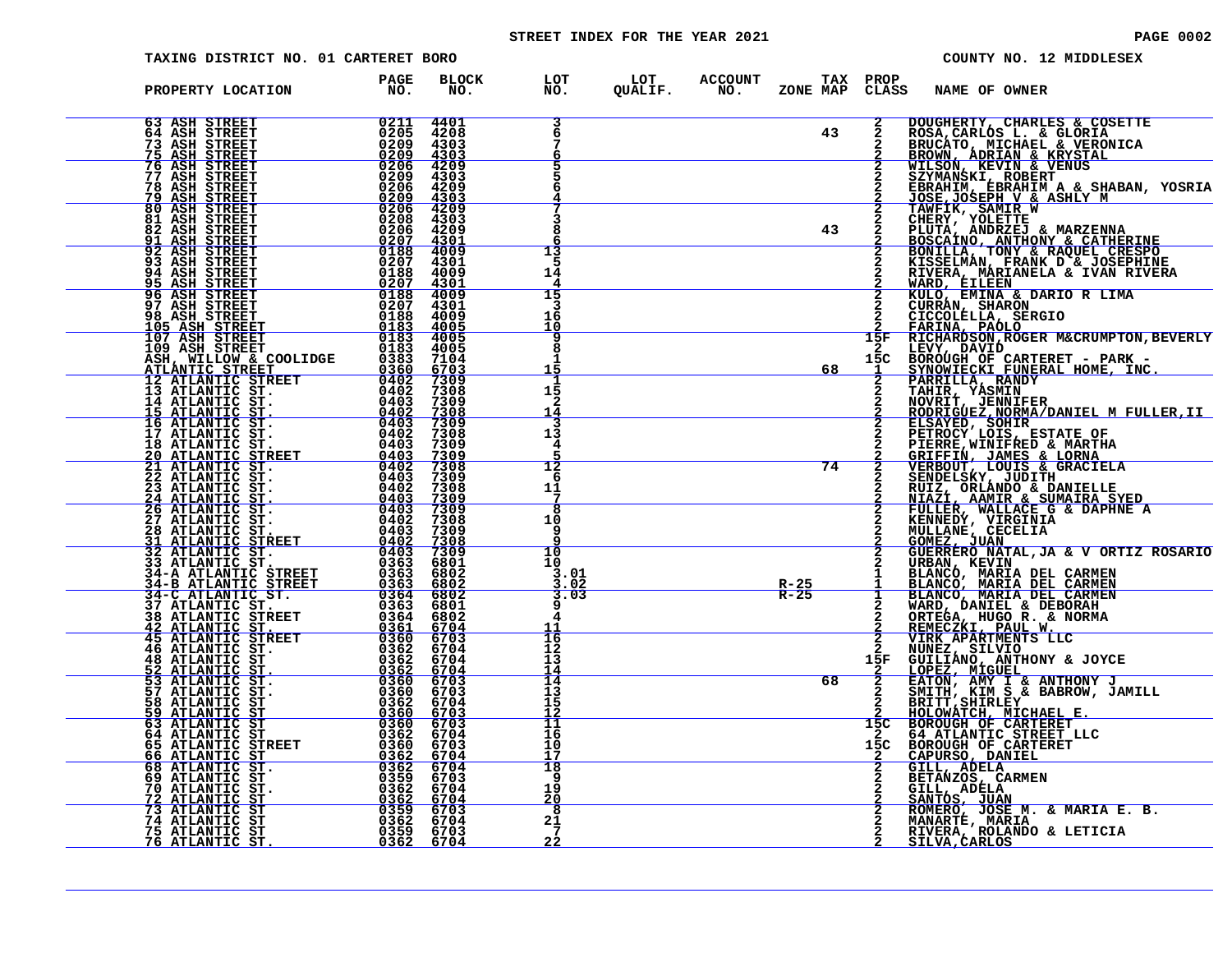STREET INDEX FOR THE YEAR 2021

TAXING DISTRICT NO. 01 CARTERET BORO

COUNTY NO. 12 MIDDLESEX

| PROPERTY LOCATION | PAGE NO. | BLOCK NO. | LOT NO. | LOT QUALIF. | ACCOUNT NO. | ZONE | TAX MAP | PROP CLASS | NAME OF OWNER |
|---|---|---|---|---|---|---|---|---|---|
| 63 ASH STREET | 0211 | 4401 | 3 | | | | | 2 | DOUGHERTY, CHARLES & COSETTE |
| 64 ASH STREET | 0205 | 4208 | 6 | | | | 43 | 2 | ROSA,CARLOS L. & GLORIA |
| 73 ASH STREET | 0209 | 4303 | 7 | | | | | 2 | BRUCATO, MICHAEL & VERONICA |
| 75 ASH STREET | 0209 | 4303 | 6 | | | | | 2 | BROWN, ADRIAN & KRYSTAL |
| 76 ASH STREET | 0206 | 4209 | 5 | | | | | 2 | WILSON, KEVIN & VENUS |
| 77 ASH STREET | 0209 | 4303 | 5 | | | | | 2 | SZYMANSKI, ROBERT |
| 78 ASH STREET | 0206 | 4209 | 6 | | | | | 2 | EBRAHIM, EBRAHIM A & SHABAN, YOSRIA |
| 79 ASH STREET | 0209 | 4303 | 4 | | | | | 2 | JOSE,JOSEPH V & ASHLY M |
| 80 ASH STREET | 0206 | 4209 | 7 | | | | | 2 | TAWFIK, SAMIR W |
| 81 ASH STREET | 0208 | 4303 | 3 | | | | | 2 | CHERY, YOLETTE |
| 82 ASH STREET | 0206 | 4209 | 8 | | | | 43 | 2 | PLUTA, ANDRZEJ & MARZENNA |
| 91 ASH STREET | 0207 | 4301 | 6 | | | | | 2 | BOSCAINO, ANTHONY & CATHERINE |
| 92 ASH STREET | 0188 | 4009 | 13 | | | | | 2 | BONILLA, TONY & RAQUEL CRESPO |
| 93 ASH STREET | 0207 | 4301 | 5 | | | | | 2 | KISSELMAN, FRANK D & JOSEPHINE |
| 94 ASH STREET | 0188 | 4009 | 14 | | | | | 2 | RIVERA, MARIANELA & IVAN RIVERA |
| 95 ASH STREET | 0207 | 4301 | 4 | | | | | 2 | WARD, EILEEN |
| 96 ASH STREET | 0188 | 4009 | 15 | | | | | 2 | KULO, EMINA & DARIO R LIMA |
| 97 ASH STREET | 0207 | 4301 | 3 | | | | | 2 | CURRAN, SHARON |
| 98 ASH STREET | 0188 | 4009 | 16 | | | | | 2 | CICCOLELLA, SERGIO |
| 105 ASH STREET | 0183 | 4005 | 10 | | | | | 2 | FARINA, PAOLO |
| 107 ASH STREET | 0183 | 4005 | 9 | | | | | 15F | RICHARDSON,ROGER M&CRUMPTON,BEVERLY |
| 109 ASH STREET | 0183 | 4005 | 8 | | | | | 2 | LEVY, DAVID |
| ASH, WILLOW & COOLIDGE | 0383 | 7104 | 1 | | | | | 15C | BOROUGH OF CARTERET - PARK - |
| ATLANTIC STREET | 0360 | 6703 | 15 | | | | 68 | 1 | SYNOWIECKI FUNERAL HOME, INC. |
| 12 ATLANTIC STREET | 0402 | 7309 | 1 | | | | | 2 | PARRILLA, RANDY |
| 13 ATLANTIC ST. | 0402 | 7308 | 15 | | | | | 2 | TAHIR, YASMIN |
| 14 ATLANTIC ST. | 0403 | 7309 | 2 | | | | | 2 | NOVRIT, JENNIFER |
| 15 ATLANTIC ST. | 0402 | 7308 | 14 | | | | | 2 | RODRIGUEZ,NORMA/DANIEL M FULLER,II |
| 16 ATLANTIC ST. | 0403 | 7309 | 3 | | | | | 2 | ELSAYED, SOHIR |
| 17 ATLANTIC ST. | 0402 | 7308 | 13 | | | | | 2 | PETROCY LOIS, ESTATE OF |
| 18 ATLANTIC ST. | 0403 | 7309 | 4 | | | | | 2 | PIERRE,WINIFRED & MARTHA |
| 20 ATLANTIC STREET | 0403 | 7309 | 5 | | | | | 2 | GRIFFIN, JAMES & LORNA |
| 21 ATLANTIC ST. | 0402 | 7308 | 12 | | | | 74 | 2 | VERBOUT, LOUIS & GRACIELA |
| 22 ATLANTIC ST. | 0403 | 7309 | 6 | | | | | 2 | SENDELSKY, JUDITH |
| 23 ATLANTIC ST. | 0402 | 7308 | 11 | | | | | 2 | RUIZ, ORLANDO & DANIELLE |
| 24 ATLANTIC ST. | 0403 | 7309 | 7 | | | | | 2 | NIAZI, AAMIR & SUMAIRA SYED |
| 26 ATLANTIC ST. | 0403 | 7309 | 8 | | | | | 2 | FULLER, WALLACE G & DAPHNE A |
| 27 ATLANTIC ST. | 0402 | 7308 | 10 | | | | | 2 | KENNEDY, VIRGINIA |
| 28 ATLANTIC ST. | 0403 | 7309 | 9 | | | | | 2 | MULLANE, CECELIA |
| 31 ATLANTIC STREET | 0402 | 7308 | 9 | | | | | 2 | GOMEZ, JUAN |
| 32 ATLANTIC ST. | 0403 | 7309 | 10 | | | | | 2 | GUERRERO NATAL,JA & V ORTIZ ROSARIO |
| 33 ATLANTIC ST. | 0363 | 6801 | 10 | | | | | 2 | URBAN, KEVIN |
| 34-A ATLANTIC STREET | 0363 | 6802 | 3.01 | | | | | 1 | BLANCO, MARIA DEL CARMEN |
| 34-B ATLANTIC STREET | 0363 | 6802 | 3.02 | | | R-25 | | 1 | BLANCO, MARIA DEL CARMEN |
| 34-C ATLANTIC ST. | 0364 | 6802 | 3.03 | | | R-25 | | 1 | BLANCO, MARIA DEL CARMEN |
| 37 ATLANTIC ST. | 0363 | 6801 | 9 | | | | | 2 | WARD, DANIEL & DEBORAH |
| 38 ATLANTIC STREET | 0364 | 6802 | 4 | | | | | 2 | ORTEGA, HUGO R. & NORMA |
| 42 ATLANTIC ST. | 0361 | 6704 | 11 | | | | | 2 | REMECZKI, PAUL W. |
| 45 ATLANTIC STREET | 0360 | 6703 | 16 | | | | | 2 | VIRK APARTMENTS LLC |
| 46 ATLANTIC ST. | 0362 | 6704 | 12 | | | | | 2 | NUNEZ, SILVIO |
| 48 ATLANTIC ST | 0362 | 6704 | 13 | | | | | 15F | GUILIANO, ANTHONY & JOYCE |
| 52 ATLANTIC ST. | 0362 | 6704 | 14 | | | | | 2 | LOPEZ, MIGUEL |
| 53 ATLANTIC ST. | 0360 | 6703 | 14 | | | | 68 | 2 | EATON, AMY I & ANTHONY J |
| 57 ATLANTIC ST. | 0360 | 6703 | 13 | | | | | 2 | SMITH, KIM S & BABROW, JAMILL |
| 58 ATLANTIC ST | 0362 | 6704 | 15 | | | | | 2 | BRITT,SHIRLEY |
| 59 ATLANTIC ST | 0360 | 6703 | 12 | | | | | 2 | HOLOWATCH, MICHAEL E. |
| 63 ATLANTIC ST | 0360 | 6703 | 11 | | | | | 15C | BOROUGH OF CARTERET |
| 64 ATLANTIC ST | 0362 | 6704 | 16 | | | | | 2 | 64 ATLANTIC STREET LLC |
| 65 ATLANTIC STREET | 0360 | 6703 | 10 | | | | | 15C | BOROUGH OF CARTERET |
| 66 ATLANTIC ST | 0362 | 6704 | 17 | | | | | 2 | CAPURSO, DANIEL |
| 68 ATLANTIC ST. | 0362 | 6704 | 18 | | | | | 2 | GILL, ADELA |
| 69 ATLANTIC ST | 0359 | 6703 | 9 | | | | | 2 | BETANZOS, CARMEN |
| 70 ATLANTIC ST. | 0362 | 6704 | 19 | | | | | 2 | GILL, ADELA |
| 72 ATLANTIC ST | 0362 | 6704 | 20 | | | | | 2 | SANTOS, JUAN |
| 73 ATLANTIC ST | 0359 | 6703 | 8 | | | | | 2 | ROMERO, JOSE M. & MARIA E. B. |
| 74 ATLANTIC ST | 0362 | 6704 | 21 | | | | | 2 | MANARTE, MARIA |
| 75 ATLANTIC ST | 0359 | 6703 | 7 | | | | | 2 | RIVERA, ROLANDO & LETICIA |
| 76 ATLANTIC ST. | 0362 | 6704 | 22 | | | | | 2 | SILVA,CARLOS |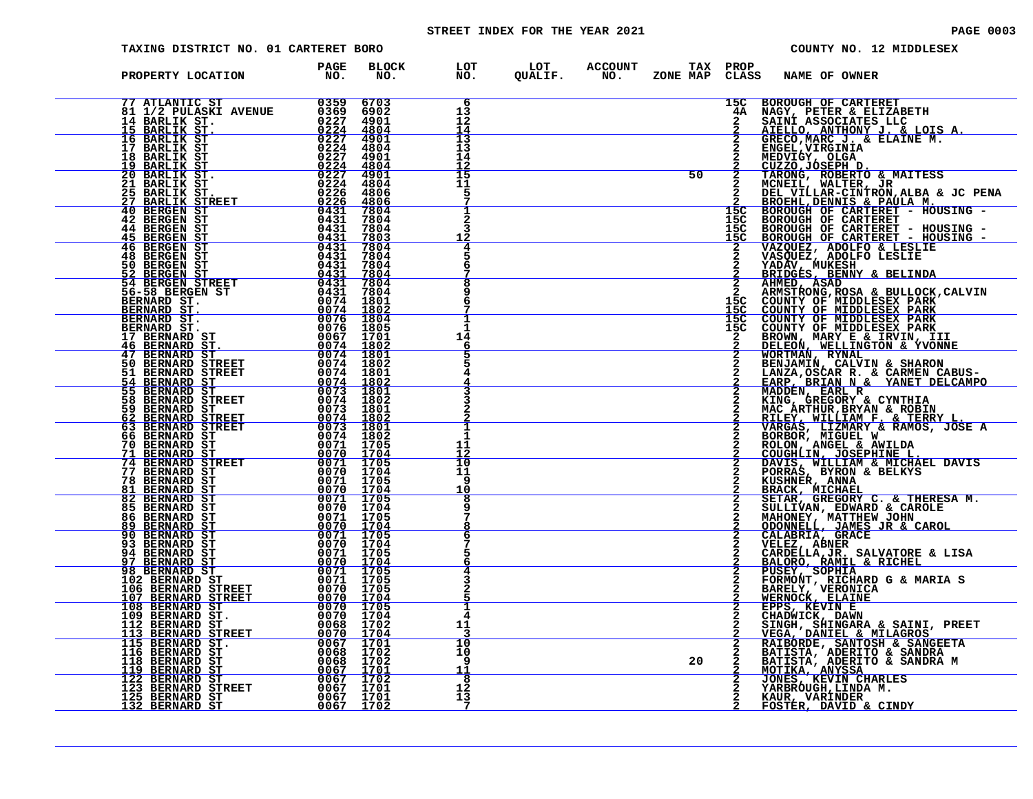STREET INDEX FOR THE YEAR 2021

TAXING DISTRICT NO. 01 CARTERET BORO — COUNTY NO. 12 MIDDLESEX

| PROPERTY LOCATION | PAGE NO. | BLOCK NO. | LOT NO. | LOT QUALIF. | ACCOUNT NO. | TAX ZONE MAP | PROP CLASS | NAME OF OWNER |
|---|---|---|---|---|---|---|---|---|
| 77 ATLANTIC ST | 0359 | 6703 | 6 | | | | 15C | BOROUGH OF CARTERET |
| 81 1/2 PULASKI AVENUE | 0369 | 6902 | 13 | | | | 4A | NAGY, PETER & ELIZABETH |
| 14 BARLIK ST. | 0227 | 4901 | 12 | | | | 2 | SAINI ASSOCIATES LLC |
| 15 BARLIK ST. | 0224 | 4804 | 14 | | | | 2 | AIELLO, ANTHONY J. & LOIS A. |
| 16 BARLIK ST | 0227 | 4901 | 13 | | | | 2 | GRECO,MARC J. & ELAINE M. |
| 17 BARLIK ST | 0224 | 4804 | 13 | | | | 2 | ENGEL,VIRGINIA |
| 18 BARLIK ST | 0227 | 4901 | 14 | | | | 2 | MEDVIGY, OLGA |
| 19 BARLIK ST | 0224 | 4804 | 12 | | | | 2 | CUZZO,JOSEPH D. |
| 20 BARLIK ST. | 0227 | 4901 | 15 | | | 50 | 2 | TARONG, ROBERTO & MAITESS |
| 21 BARLIK ST | 0224 | 4804 | 11 | | | | 2 | MCNEIL, WALTER, JR |
| 25 BARLIK ST. | 0226 | 4806 | 5 | | | | 2 | DEL VILLAR-CINTRON,ALBA & JC PENA |
| 27 BARLIK STREET | 0226 | 4806 | 7 | | | | 2 | BROEHL,DENNIS & PAULA M. |
| 40 BERGEN ST | 0431 | 7804 | 1 | | | | 15C | BOROUGH OF CARTERET - HOUSING - |
| 42 BERGEN ST | 0431 | 7804 | 2 | | | | 15C | BOROUGH OF CARTERET |
| 44 BERGEN ST | 0431 | 7804 | 3 | | | | 15C | BOROUGH OF CARTERET - HOUSING - |
| 45 BERGEN ST | 0431 | 7803 | 12 | | | | 15C | BOROUGH OF CARTERET - HOUSING - |
| 46 BERGEN ST | 0431 | 7804 | 4 | | | | 2 | VAZQUEZ, ADOLFO & LESLIE |
| 48 BERGEN ST | 0431 | 7804 | 5 | | | | 2 | VASQUEZ, ADOLFO LESLIE |
| 50 BERGEN ST | 0431 | 7804 | 6 | | | | 2 | YADAV, MUKESH |
| 52 BERGEN ST | 0431 | 7804 | 7 | | | | 2 | BRIDGES, BENNY & BELINDA |
| 54 BERGEN STREET | 0431 | 7804 | 8 | | | | 2 | AHMED, ASAD |
| 56-58 BERGEN ST | 0431 | 7804 | 9 | | | | 2 | ARMSTRONG,ROSA & BULLOCK,CALVIN |
| BERNARD ST. | 0074 | 1801 | 6 | | | | 15C | COUNTY OF MIDDLESEX PARK |
| BERNARD ST. | 0074 | 1802 | 7 | | | | 15C | COUNTY OF MIDDLESEX PARK |
| BERNARD ST. | 0076 | 1804 | 1 | | | | 15C | COUNTY OF MIDDLESEX PARK |
| BERNARD ST. | 0076 | 1805 | 1 | | | | 15C | COUNTY OF MIDDLESEX PARK |
| 17 BERNARD ST | 0067 | 1701 | 14 | | | | 2 | BROWN, MARY E & IRVIN, III |
| 46 BERNARD ST. | 0074 | 1802 | 6 | | | | 2 | DELEON, WELLINGTON & YVONNE |
| 47 BERNARD ST | 0074 | 1801 | 5 | | | | 2 | WORTMAN, RYNAL |
| 50 BERNARD STREET | 0074 | 1802 | 5 | | | | 2 | BENJAMIN, CALVIN & SHARON |
| 51 BERNARD STREET | 0074 | 1801 | 4 | | | | 2 | LANZA,OSCAR R. & CARMEN CABUS- |
| 54 BERNARD ST | 0074 | 1802 | 4 | | | | 2 | EARP, BRIAN N & YANET DELCAMPO |
| 55 BERNARD ST | 0073 | 1801 | 3 | | | | 2 | MADDEN, EARL R |
| 58 BERNARD STREET | 0074 | 1802 | 3 | | | | 2 | KING, GREGORY & CYNTHIA |
| 59 BERNARD ST | 0073 | 1801 | 2 | | | | 2 | MAC ARTHUR,BRYAN & ROBIN |
| 62 BERNARD STREET | 0074 | 1802 | 2 | | | | 2 | RILEY, WILLIAM F. & TERRY L. |
| 63 BERNARD STREET | 0073 | 1801 | 1 | | | | 2 | VARGAS, LIZMARY & RAMOS, JOSE A |
| 66 BERNARD ST | 0074 | 1802 | 1 | | | | 2 | BORBOR, MIGUEL W |
| 70 BERNARD ST | 0071 | 1705 | 11 | | | | 2 | ROLON, ANGEL & AWILDA |
| 71 BERNARD ST | 0070 | 1704 | 12 | | | | 2 | COUGHLIN, JOSEPHINE L. |
| 74 BERNARD STREET | 0071 | 1705 | 10 | | | | 2 | DAVIS, WILLIAM & MICHAEL DAVIS |
| 77 BERNARD ST | 0070 | 1704 | 11 | | | | 2 | PORRAS, BYRON & BELKYS |
| 78 BERNARD ST | 0071 | 1705 | 9 | | | | 2 | KUSHNER, ANNA |
| 81 BERNARD ST | 0070 | 1704 | 10 | | | | 2 | BRACK, MICHAEL |
| 82 BERNARD ST | 0071 | 1705 | 8 | | | | 2 | SETAR, GREGORY C. & THERESA M. |
| 85 BERNARD ST | 0070 | 1704 | 9 | | | | 2 | SULLIVAN, EDWARD & CAROLE |
| 86 BERNARD ST | 0071 | 1705 | 7 | | | | 2 | MAHONEY, MATTHEW JOHN |
| 89 BERNARD ST | 0070 | 1704 | 8 | | | | 2 | ODONNELL, JAMES JR & CAROL |
| 90 BERNARD ST | 0071 | 1705 | 6 | | | | 2 | CALABRIA, GRACE |
| 93 BERNARD ST | 0070 | 1704 | 7 | | | | 2 | VELEZ, ABNER |
| 94 BERNARD ST | 0071 | 1705 | 5 | | | | 2 | CARDELLA,JR. SALVATORE & LISA |
| 97 BERNARD ST | 0070 | 1704 | 6 | | | | 2 | BALORO, RAMIL & RICHEL |
| 98 BERNARD ST | 0071 | 1705 | 4 | | | | 2 | PUSEY, SOPHIA |
| 102 BERNARD ST | 0071 | 1705 | 3 | | | | 2 | FORMONT, RICHARD G & MARIA S |
| 106 BERNARD STREET | 0070 | 1705 | 2 | | | | 2 | BARELY, VERONICA |
| 107 BERNARD STREET | 0070 | 1704 | 5 | | | | 2 | WERNOCK, ELAINE |
| 108 BERNARD ST | 0070 | 1705 | 1 | | | | 2 | EPPS, KEVIN E |
| 109 BERNARD ST. | 0070 | 1704 | 4 | | | | 2 | CHADWICK, DAWN |
| 112 BERNARD ST. | 0068 | 1702 | 11 | | | | 2 | SINGH, SHINGARA & SAINI, PREET |
| 113 BERNARD STREET | 0070 | 1704 | 3 | | | | 2 | VEGA, DANIEL & MILAGROS |
| 115 BERNARD ST. | 0067 | 1701 | 10 | | | | 2 | RAIBORDE, SANTOSH & SANGEETA |
| 116 BERNARD ST | 0068 | 1702 | 10 | | | | 2 | BATISTA, ADERITO & SANDRA |
| 118 BERNARD ST | 0068 | 1702 | 9 | | | 20 | 2 | BATISTA, ADERITO & SANDRA M |
| 119 BERNARD ST | 0067 | 1701 | 11 | | | | 2 | MOTIKA, ANYSSA |
| 122 BERNARD ST | 0067 | 1702 | 8 | | | | 2 | JONES, KEVIN CHARLES |
| 123 BERNARD STREET | 0067 | 1701 | 12 | | | | 2 | YARBROUGH,LINDA M. |
| 125 BERNARD ST | 0067 | 1701 | 13 | | | | 2 | KAUR, VARINDER |
| 132 BERNARD ST | 0067 | 1702 | 7 | | | | 2 | FOSTER, DAVID & CINDY |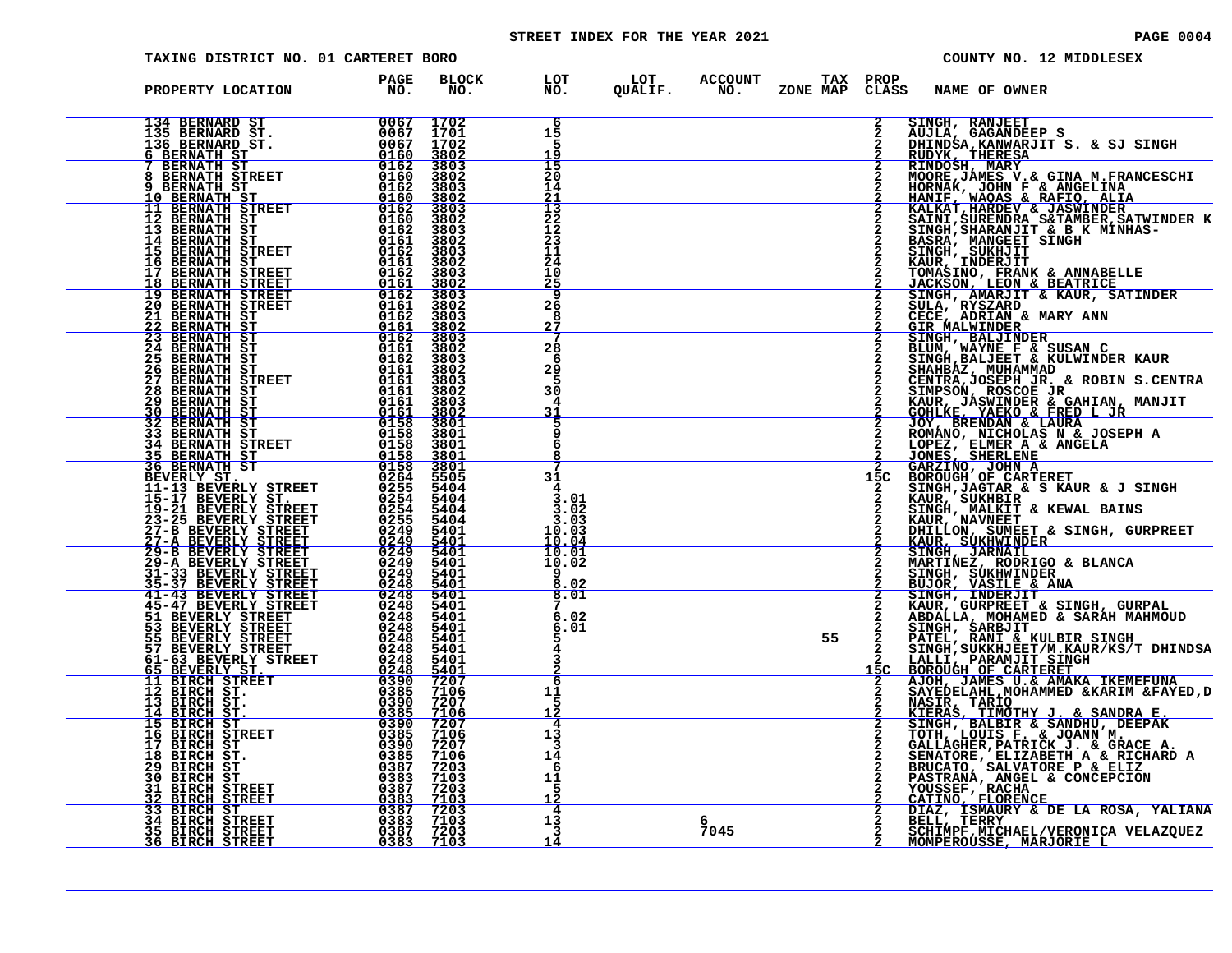STREET INDEX FOR THE YEAR 2021

TAXING DISTRICT NO. 01 CARTERET BORO — COUNTY NO. 12 MIDDLESEX

| PROPERTY LOCATION | PAGE NO. | BLOCK NO. | LOT NO. | LOT QUALIF. | ACCOUNT NO. | TAX ZONE MAP | PROP CLASS | NAME OF OWNER |
|---|---|---|---|---|---|---|---|---|
| 134 BERNARD ST | 0067 | 1702 | 6 | | | | 2 | SINGH, RANJEET |
| 135 BERNARD ST. | 0067 | 1701 | 15 | | | | 2 | AUJLA, GAGANDEEP S |
| 136 BERNARD ST. | 0067 | 1702 | 5 | | | | 2 | DHINDSA,KANWARJIT S. & SJ SINGH |
| 6 BERNATH ST | 0160 | 3802 | 19 | | | | 2 | RUDYK, THERESA |
| 7 BERNATH ST | 0162 | 3803 | 15 | | | | 2 | RINDOSH, MARY |
| 8 BERNATH STREET | 0160 | 3802 | 20 | | | | 2 | MOORE,JAMES V.& GINA M.FRANCESCHI |
| 9 BERNATH ST | 0162 | 3803 | 14 | | | | 2 | HORNAK, JOHN F & ANGELINA |
| 10 BERNATH ST | 0160 | 3802 | 21 | | | | 2 | HANIF, WAQAS & RAFIQ, ALIA |
| 11 BERNATH STREET | 0162 | 3803 | 13 | | | | 2 | KALKAT,HARDEV & JASWINDER |
| 12 BERNATH ST | 0160 | 3802 | 22 | | | | 2 | SAINI,SURENDRA S&TAMBER,SATWINDER K |
| 13 BERNATH ST | 0162 | 3803 | 12 | | | | 2 | SINGH,SHARANJIT & B K MINHAS- |
| 14 BERNATH ST | 0161 | 3802 | 23 | | | | 2 | BASRA, MANGEET SINGH |
| 15 BERNATH STREET | 0162 | 3803 | 11 | | | | 2 | SINGH, SUKHJIT |
| 16 BERNATH ST | 0161 | 3802 | 24 | | | | 2 | KAUR, INDERJIT |
| 17 BERNATH STREET | 0162 | 3803 | 10 | | | | 2 | TOMASINO, FRANK & ANNABELLE |
| 18 BERNATH STREET | 0161 | 3802 | 25 | | | | 2 | JACKSON, LEON & BEATRICE |
| 19 BERNATH STREET | 0162 | 3803 | 9 | | | | 2 | SINGH, AMARJIT & KAUR, SATINDER |
| 20 BERNATH STREET | 0161 | 3802 | 26 | | | | 2 | SULA, RYSZARD |
| 21 BERNATH ST | 0162 | 3803 | 8 | | | | 2 | CECE, ADRIAN & MARY ANN |
| 22 BERNATH ST | 0161 | 3802 | 27 | | | | 2 | GIR MALWINDER |
| 23 BERNATH ST | 0162 | 3803 | 7 | | | | 2 | SINGH, BALJINDER |
| 24 BERNATH ST | 0161 | 3802 | 28 | | | | 2 | BLUM, WAYNE F & SUSAN C |
| 25 BERNATH ST | 0162 | 3803 | 6 | | | | 2 | SINGH,BALJEET & KULWINDER KAUR |
| 26 BERNATH ST | 0161 | 3802 | 29 | | | | 2 | SHAHBAZ, MUHAMMAD |
| 27 BERNATH STREET | 0161 | 3803 | 5 | | | | 2 | CENTRA,JOSEPH JR. & ROBIN S.CENTRA |
| 28 BERNATH ST | 0161 | 3802 | 30 | | | | 2 | SIMPSON, ROSCOE JR |
| 29 BERNATH ST | 0161 | 3803 | 4 | | | | 2 | KAUR, JASWINDER & GAHIAN, MANJIT |
| 30 BERNATH ST | 0161 | 3802 | 31 | | | | 2 | GOHLKE, YAEKO & FRED L JR |
| 32 BERNATH ST | 0158 | 3801 | 5 | | | | 2 | JOY, BRENDAN & LAURA |
| 33 BERNATH ST | 0158 | 3801 | 9 | | | | 2 | ROMANO, NICHOLAS N & JOSEPH A |
| 34 BERNATH STREET | 0158 | 3801 | 6 | | | | 2 | LOPEZ, ELMER A & ANGELA |
| 35 BERNATH ST | 0158 | 3801 | 8 | | | | 2 | JONES, SHERLENE |
| 36 BERNATH ST | 0158 | 3801 | 7 | | | | 2 | GARZINO, JOHN A |
| BEVERLY ST. | 0264 | 5505 | 31 | | | | 15C | BOROUGH OF CARTERET |
| 11-13 BEVERLY STREET | 0255 | 5404 | 4 | | | | 2 | SINGH,JAGTAR & S KAUR & J SINGH |
| 15-17 BEVERLY ST. | 0254 | 5404 | 3.01 | | | | 2 | KAUR, SUKHBIR |
| 19-21 BEVERLY STREET | 0254 | 5404 | 3.02 | | | | 2 | SINGH, MALKIT & KEWAL BAINS |
| 23-25 BEVERLY STREET | 0255 | 5404 | 3.03 | | | | 2 | KAUR, NAVNEET |
| 27-B BEVERLY STREET | 0249 | 5401 | 10.03 | | | | 2 | DHILLON, SUMEET & SINGH, GURPREET |
| 27-A BEVERLY STREET | 0249 | 5401 | 10.04 | | | | 2 | KAUR, SUKHWINDER |
| 29-B BEVERLY STREET | 0249 | 5401 | 10.01 | | | | 2 | SINGH, JARNAIL |
| 29-A BEVERLY STREET | 0249 | 5401 | 10.02 | | | | 2 | MARTINEZ, RODRIGO & BLANCA |
| 31-33 BEVERLY STREET | 0249 | 5401 | 9 | | | | 2 | SINGH, SUKHWINDER |
| 35-37 BEVERLY STREET | 0248 | 5401 | 8.02 | | | | 2 | BUJOR, VASILE & ANA |
| 41-43 BEVERLY STREET | 0248 | 5401 | 8.01 | | | | 2 | SINGH, INDERJIT |
| 45-47 BEVERLY STREET | 0248 | 5401 | 7 | | | | 2 | KAUR, GURPREET & SINGH, GURPAL |
| 51 BEVERLY STREET | 0248 | 5401 | 6.02 | | | | 2 | ABDALLA, MOHAMED & SARAH MAHMOUD |
| 53 BEVERLY STREET | 0248 | 5401 | 6.01 | | | | 2 | SINGH, SARBJIT |
| 55 BEVERLY STREET | 0248 | 5401 | 5 | | | 55 | 2 | PATEL, RANI & KULBIR SINGH |
| 57 BEVERLY STREET | 0248 | 5401 | 4 | | | | 2 | SINGH,SUKKHJEET/M.KAUR/KS/T DHINDSA |
| 61-63 BEVERLY STREET | 0248 | 5401 | 3 | | | | 2 | LALLI, PARAMJIT SINGH |
| 65 BEVERLY ST. | 0248 | 5401 | 2 | | | | 15C | BOROUGH OF CARTERET |
| 11 BIRCH STREET | 0390 | 7207 | 6 | | | | 2 | AJOH, JAMES U.& AMAKA IKEMEFUNA |
| 12 BIRCH ST. | 0385 | 7106 | 11 | | | | 2 | SAYEDELAHL,MOHAMMED &KARIM &FAYED,D |
| 13 BIRCH ST. | 0390 | 7207 | 5 | | | | 2 | NASIR, TARIQ |
| 14 BIRCH ST. | 0385 | 7106 | 12 | | | | 2 | KIERAS, TIMOTHY J. & SANDRA E. |
| 15 BIRCH ST. | 0390 | 7207 | 4 | | | | 2 | SINGH, BALBIR & SANDHU, DEEPAK |
| 16 BIRCH STREET | 0385 | 7106 | 13 | | | | 2 | TOTH, LOUIS F. & JOANN M. |
| 17 BIRCH ST | 0390 | 7207 | 3 | | | | 2 | GALLAGHER,PATRICK J. & GRACE A. |
| 18 BIRCH ST. | 0385 | 7106 | 14 | | | | 2 | SENATORE, ELIZABETH A & RICHARD A |
| 29 BIRCH ST | 0387 | 7203 | 6 | | | | 2 | BRUCATO, SALVATORE P & ELIZ |
| 30 BIRCH ST | 0383 | 7103 | 11 | | | | 2 | PASTRANA, ANGEL & CONCEPCION |
| 31 BIRCH STREET | 0387 | 7203 | 5 | | | | 2 | YOUSSEF, RACHA |
| 32 BIRCH STREET | 0383 | 7103 | 12 | | | | 2 | CATINO, FLORENCE |
| 33 BIRCH ST | 0387 | 7203 | 4 | | | | 2 | DIAZ, ISMAURY & DE LA ROSA, YALIANA |
| 34 BIRCH STREET | 0383 | 7103 | 13 | | 6 | | 2 | BELL, TERRY |
| 35 BIRCH STREET | 0387 | 7203 | 3 | | 7045 | | 2 | SCHIMPF,MICHAEL/VERONICA VELAZQUEZ |
| 36 BIRCH STREET | 0383 | 7103 | 14 | | | | 2 | MOMPEROUSSE, MARJORIE L |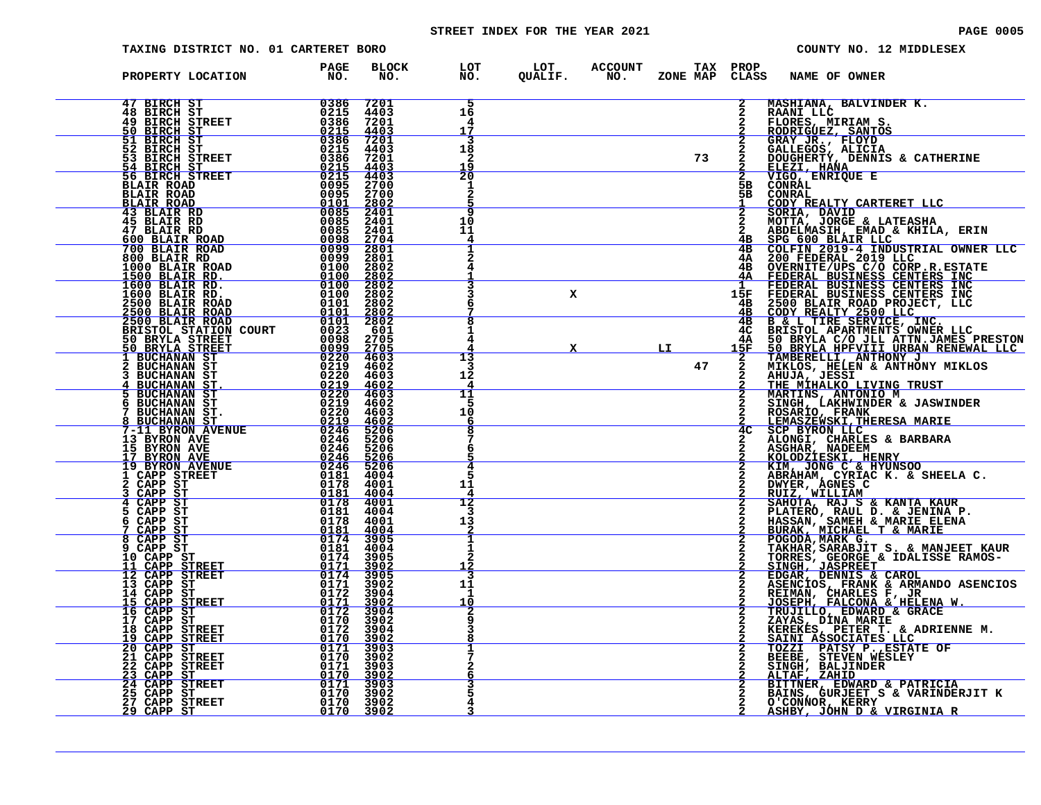STREET INDEX FOR THE YEAR 2021

TAXING DISTRICT NO. 01 CARTERET BORO — COUNTY NO. 12 MIDDLESEX

| PROPERTY LOCATION | PAGE NO. | BLOCK NO. | LOT NO. | LOT QUALIF. | ACCOUNT NO. | ZONE | TAX MAP | PROP CLASS | NAME OF OWNER |
|---|---|---|---|---|---|---|---|---|---|
| 47 BIRCH ST | 0386 | 7201 | 5 | | | | | 2 | MASHIANA, BALVINDER K. |
| 48 BIRCH ST | 0215 | 4403 | 16 | | | | | 2 | RAANI LLC |
| 49 BIRCH STREET | 0386 | 7201 | 4 | | | | | 2 | FLORES, MIRIAM S. |
| 50 BIRCH ST | 0215 | 4403 | 17 | | | | | 2 | RODRIGUEZ, SANTOS |
| 51 BIRCH ST | 0386 | 7201 | 3 | | | | | 2 | GRAY JR., FLOYD |
| 52 BIRCH ST | 0215 | 4403 | 18 | | | | | 2 | GALLEGOS, ALICIA |
| 53 BIRCH STREET | 0386 | 7201 | 2 | | | | 73 | 2 | DOUGHERTY, DENNIS & CATHERINE |
| 54 BIRCH ST | 0215 | 4403 | 19 | | | | | 2 | ELEZI, HANA |
| 56 BIRCH STREET | 0215 | 4403 | 20 | | | | | 2 | VIGO, ENRIQUE E |
| BLAIR ROAD | 0095 | 2700 | 1 | | | | | 5B | CONRAL |
| BLAIR ROAD | 0095 | 2700 | 2 | | | | | 5B | CONRAL |
| BLAIR ROAD | 0101 | 2802 | 5 | | | | | 1 | CODY REALTY CARTERET LLC |
| 43 BLAIR RD | 0085 | 2401 | 9 | | | | | 2 | SORIA, DAVID |
| 45 BLAIR RD | 0085 | 2401 | 10 | | | | | 2 | MOTTA, JORGE & LATEASHA |
| 47 BLAIR RD | 0085 | 2401 | 11 | | | | | 2 | ABDELMASIH, EMAD & KHILA, ERIN |
| 600 BLAIR ROAD | 0098 | 2704 | 4 | | | | | 4B | SPG 600 BLAIR LLC |
| 700 BLAIR ROAD | 0099 | 2801 | 1 | | | | | 4B | COLFIN 2019-4 INDUSTRIAL OWNER LLC |
| 800 BLAIR RD | 0099 | 2801 | 2 | | | | | 4A | 200 FEDERAL 2019 LLC |
| 1000 BLAIR ROAD | 0100 | 2802 | 4 | | | | | 4B | OVERNITE/UPS C/O CORP.R.ESTATE |
| 1500 BLAIR RD. | 0100 | 2802 | 1 | | | | | 4A | FEDERAL BUSINESS CENTERS INC |
| 1600 BLAIR RD. | 0100 | 2802 | 3 | | | | | 1 | FEDERAL BUSINESS CENTERS INC |
| 1600 BLAIR RD. | 0100 | 2802 | 3 | X | | | | 15F | FEDERAL BUSINESS CENTERS INC |
| 2500 BLAIR ROAD | 0101 | 2802 | 6 | | | | | 4B | 2500 BLAIR ROAD PROJECT, LLC |
| 2500 BLAIR ROAD | 0101 | 2802 | 7 | | | | | 4B | CODY REALTY 2500 LLC |
| 2500 BLAIR ROAD | 0101 | 2802 | 8 | | | | | 4B | B & L TIRE SERVICE, INC. |
| BRISTOL STATION COURT | 0023 | 601 | 1 | | | | | 4C | BRISTOL APARTMENTS OWNER LLC |
| 50 BRYLA STREET | 0098 | 2705 | 4 | | | | | 4A | 50 BRYLA C/O JLL ATTN.JAMES PRESTON |
| 50 BRYLA STREET | 0099 | 2705 | 4 | X | | LI | | 15F | 50 BRYLA HPFVIII URBAN RENEWAL LLC |
| 1 BUCHANAN ST | 0220 | 4603 | 13 | | | | | 2 | TAMBERELLI, ANTHONY J |
| 2 BUCHANAN ST | 0219 | 4602 | 3 | | | | 47 | 2 | MIKLOS, HELEN & ANTHONY MIKLOS |
| 3 BUCHANAN ST | 0220 | 4603 | 12 | | | | | 2 | AHUJA, JESSI |
| 4 BUCHANAN ST. | 0219 | 4602 | 4 | | | | | 2 | THE MIHALKO LIVING TRUST |
| 5 BUCHANAN ST | 0220 | 4603 | 11 | | | | | 2 | MARTINS, ANTONIO M |
| 6 BUCHANAN ST | 0219 | 4602 | 5 | | | | | 2 | SINGH, LAKHWINDER & JASWINDER |
| 7 BUCHANAN ST. | 0220 | 4603 | 10 | | | | | 2 | ROSARIO, FRANK |
| 8 BUCHANAN ST | 0219 | 4602 | 6 | | | | | 2 | LEMASZEWSKI,THERESA MARIE |
| 7-11 BYRON AVENUE | 0246 | 5206 | 8 | | | | | 4C | SCP BYRON LLC |
| 13 BYRON AVE | 0246 | 5206 | 7 | | | | | 2 | ALONGI, CHARLES & BARBARA |
| 15 BYRON AVE | 0246 | 5206 | 6 | | | | | 2 | ASGHAR, NADEEM |
| 17 BYRON AVE | 0246 | 5206 | 5 | | | | | 2 | KOLODZIESKI, HENRY |
| 19 BYRON AVENUE | 0246 | 5206 | 4 | | | | | 2 | KIM, JONG C & HYUNSOO |
| 1 CAPP STREET | 0181 | 4004 | 5 | | | | | 2 | ABRAHAM, CYRIAC K. & SHEELA C. |
| 2 CAPP ST | 0178 | 4001 | 11 | | | | | 2 | DWYER, AGNES C |
| 3 CAPP ST | 0181 | 4004 | 4 | | | | | 2 | RUIZ, WILLIAM |
| 4 CAPP ST | 0178 | 4001 | 12 | | | | | 2 | SAHOTA, RAJ S & KANTA KAUR |
| 5 CAPP ST | 0181 | 4004 | 3 | | | | | 2 | PLATERO, RAUL D. & JENINA P. |
| 6 CAPP ST | 0178 | 4001 | 13 | | | | | 2 | HASSAN, SAMEH & MARIE ELENA |
| 7 CAPP ST | 0181 | 4004 | 2 | | | | | 2 | BURAK, MICHAEL T & MARIE |
| 8 CAPP ST | 0174 | 3905 | 1 | | | | | 2 | POGODA,MARK G. |
| 9 CAPP ST | 0181 | 4004 | 1 | | | | | 2 | TAKHAR,SARABJIT S. & MANJEET KAUR |
| 10 CAPP ST | 0174 | 3905 | 2 | | | | | 2 | TORRES, GEORGE & IDALISSE RAMOS- |
| 11 CAPP STREET | 0171 | 3902 | 12 | | | | | 2 | SINGH, JASPREET |
| 12 CAPP STREET | 0174 | 3905 | 3 | | | | | 2 | EDGAR, DENNIS & CAROL |
| 13 CAPP ST | 0171 | 3902 | 11 | | | | | 2 | ASENCIOS, FRANK & ARMANDO ASENCIOS |
| 14 CAPP ST | 0172 | 3904 | 1 | | | | | 2 | REIMAN, CHARLES F, JR |
| 15 CAPP STREET | 0171 | 3902 | 10 | | | | | 2 | JOSEPH, FALCONA & HELENA W. |
| 16 CAPP ST | 0172 | 3904 | 2 | | | | | 2 | TRUJILLO, EDWARD & GRACE |
| 17 CAPP ST | 0170 | 3902 | 9 | | | | | 2 | ZAYAS, DINA MARIE |
| 18 CAPP STREET | 0172 | 3904 | 3 | | | | | 2 | KEREKES, PETER T. & ADRIENNE M. |
| 19 CAPP STREET | 0170 | 3902 | 8 | | | | | 2 | SAINI ASSOCIATES LLC |
| 20 CAPP ST | 0171 | 3903 | 1 | | | | | 2 | TOZZI PATSY P.,ESTATE OF |
| 21 CAPP STREET | 0170 | 3902 | 7 | | | | | 2 | BEEBE, STEVEN WESLEY |
| 22 CAPP STREET | 0171 | 3903 | 2 | | | | | 2 | SINGH, BALJINDER |
| 23 CAPP ST | 0170 | 3902 | 6 | | | | | 2 | ALTAF, ZAHID |
| 24 CAPP STREET | 0171 | 3903 | 3 | | | | | 2 | BITTNER, EDWARD & PATRICIA |
| 25 CAPP ST | 0170 | 3902 | 5 | | | | | 2 | BAINS, GURJEET S & VARINDERJIT K |
| 27 CAPP STREET | 0170 | 3902 | 4 | | | | | 2 | O'CONNOR, KERRY |
| 29 CAPP ST | 0170 | 3902 | 3 | | | | | 2 | ASHBY, JOHN D & VIRGINIA R |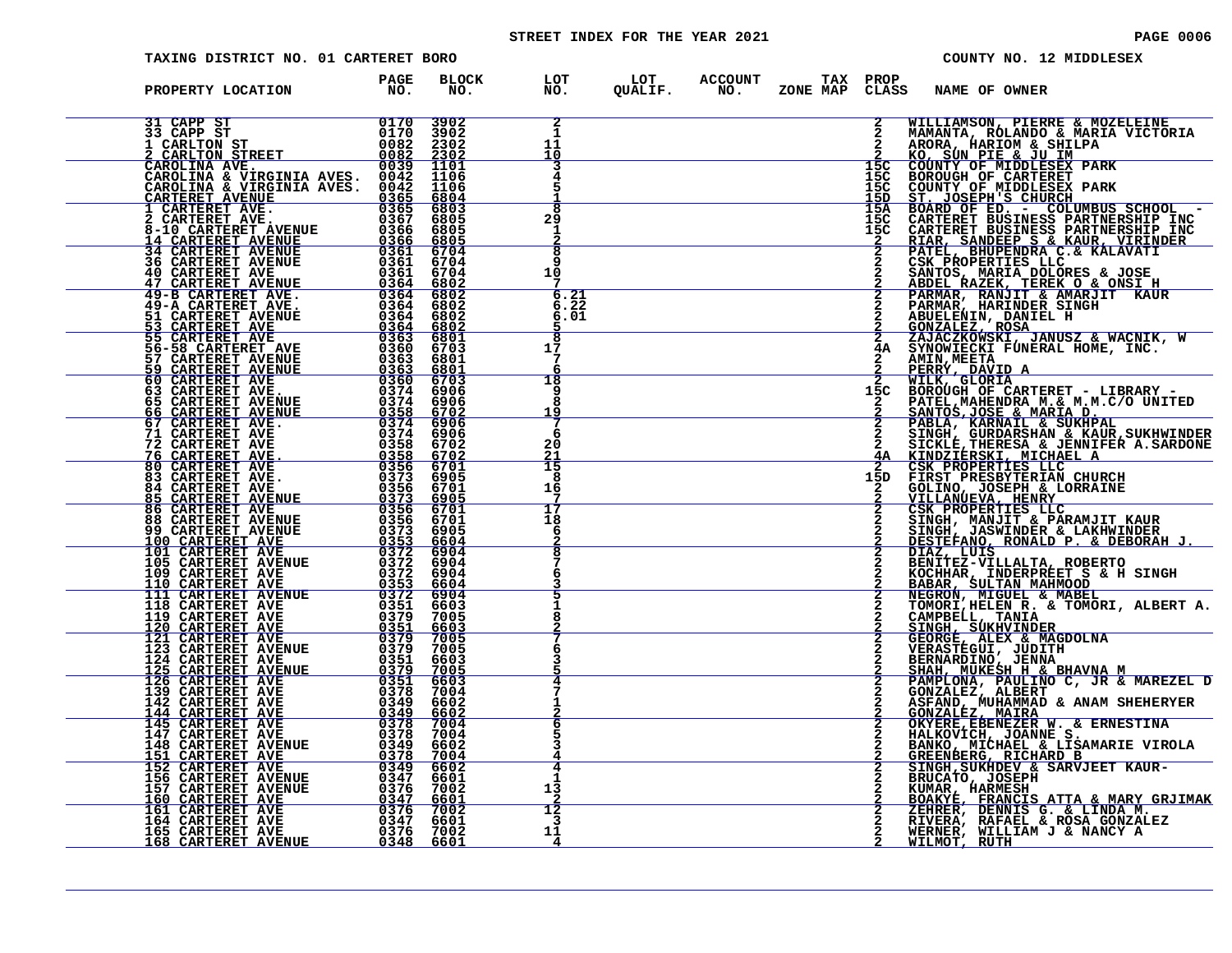STREET INDEX FOR THE YEAR 2021

TAXING DISTRICT NO. 01 CARTERET BORO

COUNTY NO. 12 MIDDLESEX

| PROPERTY LOCATION | PAGE NO. | BLOCK NO. | LOT NO. | LOT QUALIF. | ACCOUNT NO. | TAX ZONE MAP | PROP CLASS | NAME OF OWNER |
|---|---|---|---|---|---|---|---|---|
| 31 CAPP ST | 0170 | 3902 | 2 | | | | 2 | WILLIAMSON, PIERRE & MOZELEINE |
| 33 CAPP ST | 0170 | 3902 | 1 | | | | 2 | MAMANTA, ROLANDO & MARIA VICTORIA |
| 1 CARLTON ST | 0082 | 2302 | 11 | | | | 2 | ARORA, HARIOM & SHILPA |
| 2 CARLTON STREET | 0082 | 2302 | 10 | | | | 2 | KO, SUN PIE & JU IM |
| CAROLINA AVE. | 0039 | 1101 | 3 | | | | 15C | COUNTY OF MIDDLESEX PARK |
| CAROLINA & VIRGINIA AVES. | 0042 | 1106 | 4 | | | | 15C | BOROUGH OF CARTERET |
| CAROLINA & VIRGINIA AVES. | 0042 | 1106 | 5 | | | | 15C | COUNTY OF MIDDLESEX PARK |
| CARTERET AVENUE | 0365 | 6804 | 1 | | | | 15D | ST. JOSEPH'S CHURCH |
| 1 CARTERET AVE. | 0365 | 6803 | 8 | | | | 15A | BOARD OF ED. - COLUMBUS SCHOOL - |
| 2 CARTERET AVE. | 0367 | 6805 | 29 | | | | 15C | CARTERET BUSINESS PARTNERSHIP INC |
| 8-10 CARTERET AVENUE | 0366 | 6805 | 1 | | | | 15C | CARTERET BUSINESS PARTNERSHIP INC |
| 14 CARTERET AVENUE | 0366 | 6805 | 2 | | | | 2 | RIAR, SANDEEP S & KAUR, VIRINDER |
| 34 CARTERET AVENUE | 0361 | 6704 | 8 | | | | 2 | PATEL, BHUPENDRA C.& KALAVATI |
| 36 CARTERET AVENUE | 0361 | 6704 | 9 | | | | 2 | CSK PROPERTIES LLC |
| 40 CARTERET AVE | 0361 | 6704 | 10 | | | | 2 | SANTOS, MARIA DOLORES & JOSE |
| 47 CARTERET AVENUE | 0364 | 6802 | 7 | | | | 2 | ABDEL RAZEK, TEREK O & ONSI H |
| 49-B CARTERET AVE. | 0364 | 6802 | 6.21 | | | | 2 | PARMAR, RANJIT & AMARJIT KAUR |
| 49-A CARTERET AVE. | 0364 | 6802 | 6.22 | | | | 2 | PARMAR, HARINDER SINGH |
| 51 CARTERET AVENUE | 0364 | 6802 | 6.01 | | | | 2 | ABUELENIN, DANIEL H |
| 53 CARTERET AVE | 0364 | 6802 | 5 | | | | 2 | GONZALEZ, ROSA |
| 55 CARTERET AVE | 0363 | 6801 | 8 | | | | 2 | ZAJACZKOWSKI, JANUSZ & WACNIK, W |
| 56-58 CARTERET AVE | 0360 | 6703 | 17 | | | | 4A | SYNOWIECKI FUNERAL HOME, INC. |
| 57 CARTERET AVENUE | 0363 | 6801 | 7 | | | | 2 | AMIN,MEETA |
| 59 CARTERET AVENUE | 0363 | 6801 | 6 | | | | 2 | PERRY, DAVID A |
| 60 CARTERET AVE | 0360 | 6703 | 18 | | | | 2 | WILK, GLORIA |
| 63 CARTERET AVE. | 0374 | 6906 | 9 | | | | 15C | BOROUGH OF CARTERET - LIBRARY - |
| 65 CARTERET AVENUE | 0374 | 6906 | 8 | | | | 2 | PATEL,MAHENDRA M.& M.M.C/O UNITED |
| 66 CARTERET AVENUE | 0358 | 6702 | 19 | | | | 2 | SANTOS,JOSE & MARIA D. |
| 67 CARTERET AVE. | 0374 | 6906 | 7 | | | | 2 | PABLA, KARNAIL & SUKHPAL |
| 71 CARTERET AVE | 0374 | 6906 | 6 | | | | 2 | SINGH, GURDARSHAN & KAUR,SUKHWINDER |
| 72 CARTERET AVE | 0358 | 6702 | 20 | | | | 2 | SICKLE,THERESA & JENNIFER A.SARDONE |
| 76 CARTERET AVE. | 0358 | 6702 | 21 | | | | 4A | KINDZIERSKI, MICHAEL A |
| 80 CARTERET AVE | 0356 | 6701 | 15 | | | | 2 | CSK PROPERTIES LLC |
| 83 CARTERET AVE. | 0373 | 6905 | 8 | | | | 15D | FIRST PRESBYTERIAN CHURCH |
| 84 CARTERET AVE | 0356 | 6701 | 16 | | | | 2 | GOLINO, JOSEPH & LORRAINE |
| 85 CARTERET AVENUE | 0373 | 6905 | 7 | | | | 2 | VILLANUEVA, HENRY |
| 86 CARTERET AVE | 0356 | 6701 | 17 | | | | 2 | CSK PROPERTIES LLC |
| 88 CARTERET AVENUE | 0356 | 6701 | 18 | | | | 2 | SINGH, MANJIT & PARAMJIT KAUR |
| 99 CARTERET AVENUE | 0373 | 6905 | 6 | | | | 2 | SINGH, JASWINDER & LAKHWINDER |
| 100 CARTERET AVE | 0353 | 6604 | 2 | | | | 2 | DESTEFANO, RONALD P. & DEBORAH J. |
| 101 CARTERET AVE | 0372 | 6904 | 8 | | | | 2 | DIAZ, LUIS |
| 105 CARTERET AVENUE | 0372 | 6904 | 7 | | | | 2 | BENITEZ-VILLALTA, ROBERTO |
| 109 CARTERET AVE | 0372 | 6904 | 6 | | | | 2 | KOCHHAR, INDERPREET S & H SINGH |
| 110 CARTERET AVE | 0353 | 6604 | 3 | | | | 2 | BABAR, SULTAN MAHMOOD |
| 111 CARTERET AVENUE | 0372 | 6904 | 5 | | | | 2 | NEGRON, MIGUEL & MABEL |
| 118 CARTERET AVE | 0351 | 6603 | 1 | | | | 2 | TOMORI,HELEN R. & TOMORI, ALBERT A. |
| 119 CARTERET AVE | 0379 | 7005 | 8 | | | | 2 | CAMPBELL, TANIA |
| 120 CARTERET AVE | 0351 | 6603 | 2 | | | | 2 | SINGH, SUKHVINDER |
| 121 CARTERET AVE | 0379 | 7005 | 7 | | | | 2 | GEORGE, ALEX & MAGDOLNA |
| 123 CARTERET AVENUE | 0379 | 7005 | 6 | | | | 2 | VERASTEGUI, JUDITH |
| 124 CARTERET AVE | 0351 | 6603 | 3 | | | | 2 | BERNARDINO, JENNA |
| 125 CARTERET AVENUE | 0379 | 7005 | 5 | | | | 2 | SHAH, MUKESH H & BHAVNA M |
| 126 CARTERET AVE | 0351 | 6603 | 4 | | | | 2 | PAMPLONA, PAULINO C, JR & MAREZEL D |
| 139 CARTERET AVE | 0378 | 7004 | 7 | | | | 2 | GONZALEZ, ALBERT |
| 142 CARTERET AVE | 0349 | 6602 | 1 | | | | 2 | ASFAND, MUHAMMAD & ANAM SHEHERYER |
| 144 CARTERET AVE | 0349 | 6602 | 2 | | | | 2 | GONZALEZ, MAIRA |
| 145 CARTERET AVE | 0378 | 7004 | 6 | | | | 2 | OKYERE,EBENEZER W. & ERNESTINA |
| 147 CARTERET AVE | 0378 | 7004 | 5 | | | | 2 | HALKOVICH, JOANNE S. |
| 148 CARTERET AVENUE | 0349 | 6602 | 3 | | | | 2 | BANKO, MICHAEL & LISAMARIE VIROLA |
| 151 CARTERET AVE | 0378 | 7004 | 4 | | | | 2 | GREENBERG, RICHARD B |
| 152 CARTERET AVE | 0349 | 6602 | 4 | | | | 2 | SINGH,SUKHDEV & SARVJEET KAUR- |
| 156 CARTERET AVENUE | 0347 | 6601 | 1 | | | | 2 | BRUCATO, JOSEPH |
| 157 CARTERET AVENUE | 0376 | 7002 | 13 | | | | 2 | KUMAR, HARMESH |
| 160 CARTERET AVE | 0347 | 6601 | 2 | | | | 2 | BOAKYE, FRANCIS ATTA & MARY GRJIMAK |
| 161 CARTERET AVE | 0376 | 7002 | 12 | | | | 2 | ZEHRER, DENNIS G. & LINDA M. |
| 164 CARTERET AVE | 0347 | 6601 | 3 | | | | 2 | RIVERA, RAFAEL & ROSA GONZALEZ |
| 165 CARTERET AVE | 0376 | 7002 | 11 | | | | 2 | WERNER, WILLIAM J & NANCY A |
| 168 CARTERET AVENUE | 0348 | 6601 | 4 | | | | 2 | WILMOT, RUTH |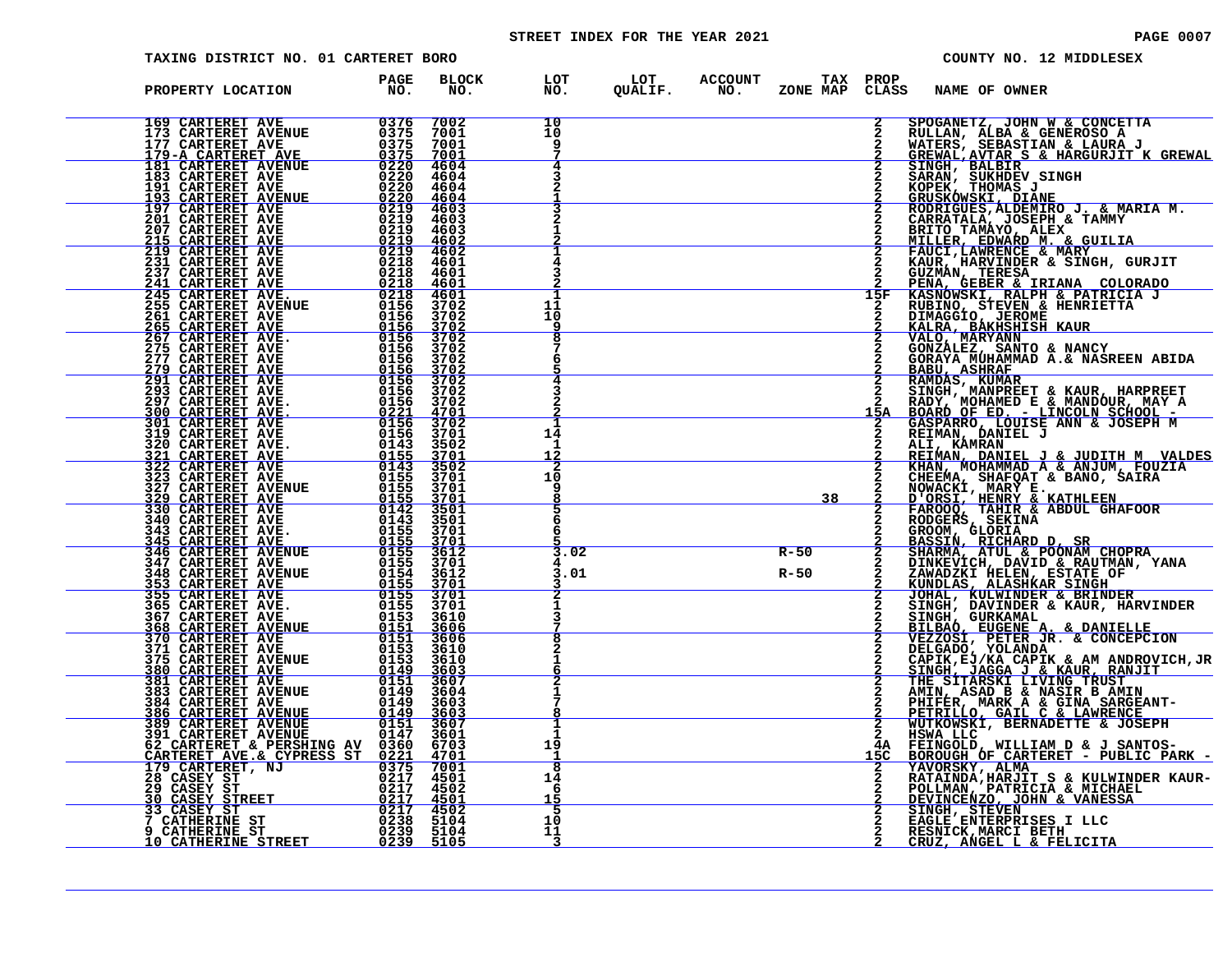STREET INDEX FOR THE YEAR 2021

TAXING DISTRICT NO. 01 CARTERET BORO

COUNTY NO. 12 MIDDLESEX

| PROPERTY LOCATION | PAGE NO. | BLOCK NO. | LOT NO. | LOT QUALIF. | ACCOUNT NO. | TAX ZONE MAP | PROP CLASS | NAME OF OWNER |
|---|---|---|---|---|---|---|---|---|
| 169 CARTERET AVE | 0376 | 7002 | 10 | | | | 2 | SPOGANETZ, JOHN W & CONCETTA |
| 173 CARTERET AVENUE | 0375 | 7001 | 10 | | | | 2 | RULLAN, ALBA & GENEROSO A |
| 177 CARTERET AVE | 0375 | 7001 | 9 | | | | 2 | WATERS, SEBASTIAN & LAURA J |
| 179-A CARTERET AVE | 0375 | 7001 | 7 | | | | 2 | GREWAL,AVTAR S & HARGURJIT K GREWAL |
| 181 CARTERET AVENUE | 0220 | 4604 | 4 | | | | 2 | SINGH, BALBIR |
| 183 CARTERET AVE | 0220 | 4604 | 3 | | | | 2 | SARAN, SUKHDEV SINGH |
| 191 CARTERET AVE | 0220 | 4604 | 2 | | | | 2 | KOPEK, THOMAS J |
| 193 CARTERET AVENUE | 0220 | 4604 | 1 | | | | 2 | GRUSKOWSKI, DIANE |
| 197 CARTERET AVE | 0219 | 4603 | 3 | | | | 2 | RODRIGUES,ALDEMIRO J. & MARIA M. |
| 201 CARTERET AVE | 0219 | 4603 | 2 | | | | 2 | CARRATALA, JOSEPH & TAMMY |
| 207 CARTERET AVE | 0219 | 4603 | 1 | | | | 2 | BRITO TAMAYO, ALEX |
| 215 CARTERET AVE | 0219 | 4602 | 2 | | | | 2 | MILLER, EDWARD M. & GUILIA |
| 219 CARTERET AVE | 0219 | 4602 | 1 | | | | 2 | FAUCI,LAWRENCE & MARY |
| 231 CARTERET AVE | 0218 | 4601 | 4 | | | | 2 | KAUR, HARVINDER & SINGH, GURJIT |
| 237 CARTERET AVE | 0218 | 4601 | 3 | | | | 2 | GUZMAN, TERESA |
| 241 CARTERET AVE | 0218 | 4601 | 2 | | | | 2 | PENA, GEBER & IRIANA COLORADO |
| 245 CARTERET AVE. | 0218 | 4601 | 1 | | | | 15F | KASNOWSKI, RALPH & PATRICIA J |
| 255 CARTERET AVENUE | 0156 | 3702 | 11 | | | | 2 | RUBINO, STEVEN & HENRIETTA |
| 261 CARTERET AVE | 0156 | 3702 | 10 | | | | 2 | DIMAGGIO, JEROME |
| 265 CARTERET AVE | 0156 | 3702 | 9 | | | | 2 | KALRA, BAKHSHISH KAUR |
| 267 CARTERET AVE. | 0156 | 3702 | 8 | | | | 2 | VALO, MARYANN |
| 275 CARTERET AVE | 0156 | 3702 | 7 | | | | 2 | GONZALEZ, SANTO & NANCY |
| 277 CARTERET AVE | 0156 | 3702 | 6 | | | | 2 | GORAYA MUHAMMAD A.& NASREEN ABIDA |
| 279 CARTERET AVE | 0156 | 3702 | 5 | | | | 2 | BABU, ASHRAF |
| 291 CARTERET AVE | 0156 | 3702 | 4 | | | | 2 | RAMDAS, KUMAR |
| 293 CARTERET AVE | 0156 | 3702 | 3 | | | | 2 | SINGH, MANPREET & KAUR, HARPREET |
| 297 CARTERET AVE. | 0156 | 3702 | 2 | | | | 2 | RADY, MOHAMED E & MANDOUR, MAY A |
| 300 CARTERET AVE. | 0221 | 4701 | 2 | | | | 15A | BOARD OF ED. - LINCOLN SCHOOL - |
| 301 CARTERET AVE | 0156 | 3702 | 1 | | | | 2 | GASPARRO, LOUISE ANN & JOSEPH M |
| 319 CARTERET AVE | 0156 | 3701 | 14 | | | | 2 | REIMAN, DANIEL J |
| 320 CARTERET AVE. | 0143 | 3502 | 1 | | | | 2 | ALI, KAMRAN |
| 321 CARTERET AVE | 0155 | 3701 | 12 | | | | 2 | REIMAN, DANIEL J & JUDITH M VALDES |
| 322 CARTERET AVE | 0143 | 3502 | 2 | | | | 2 | KHAN, MOHAMMAD A & ANJUM, FOUZIA |
| 323 CARTERET AVE | 0155 | 3701 | 10 | | | | 2 | CHEEMA, SHAFQAT & BANO, SAIRA |
| 327 CARTERET AVENUE | 0155 | 3701 | 9 | | | | 2 | NOWACKI, MARY E. |
| 329 CARTERET AVE | 0155 | 3701 | 8 | | 38 | | 2 | D'ORSI, HENRY & KATHLEEN |
| 330 CARTERET AVE | 0142 | 3501 | 5 | | | | 2 | FAROOQ, TAHIR & ABDUL GHAFOOR |
| 340 CARTERET AVE | 0143 | 3501 | 6 | | | | 2 | RODGERS, SEKINA |
| 343 CARTERET AVE. | 0155 | 3701 | 6 | | | | 2 | GROOM, GLORIA |
| 345 CARTERET AVE | 0155 | 3701 | 5 | | | | 2 | BASSIN, RICHARD D. SR |
| 346 CARTERET AVENUE | 0155 | 3612 | 3.02 | | | R-50 | 2 | SHARMA, ATUL & POONAM CHOPRA |
| 347 CARTERET AVE | 0155 | 3701 | 4 | | | | 2 | DINKEVICH, DAVID & RAUTMAN, YANA |
| 348 CARTERET AVENUE | 0154 | 3612 | 3.01 | | | R-50 | 2 | ZAWADZKI HELEN, ESTATE OF |
| 353 CARTERET AVE | 0155 | 3701 | 3 | | | | 2 | KUNDLAS, ALASHKAR SINGH |
| 355 CARTERET AVE | 0155 | 3701 | 2 | | | | 2 | JOHAL, KULWINDER & BRINDER |
| 365 CARTERET AVE. | 0155 | 3701 | 1 | | | | 2 | SINGH, DAVINDER & KAUR, HARVINDER |
| 367 CARTERET AVE | 0153 | 3610 | 3 | | | | 2 | SINGH, GURKAMAL |
| 368 CARTERET AVENUE | 0151 | 3606 | 7 | | | | 2 | BILBAO, EUGENE A. & DANIELLE |
| 370 CARTERET AVE | 0151 | 3606 | 8 | | | | 2 | VEZZOSI, PETER JR. & CONCEPCION |
| 371 CARTERET AVE | 0153 | 3610 | 2 | | | | 2 | DELGADO, YOLANDA |
| 375 CARTERET AVENUE | 0153 | 3610 | 1 | | | | 2 | CAPIK,EJ/KA CAPIK & AM ANDROVICH,JR |
| 380 CARTERET AVE | 0149 | 3603 | 6 | | | | 2 | SINGH, JAGGA J & KAUR, RANJIT |
| 381 CARTERET AVE | 0151 | 3607 | 2 | | | | 2 | THE SITARSKI LIVING TRUST |
| 383 CARTERET AVENUE | 0149 | 3604 | 1 | | | | 2 | AMIN, ASAD B & NASIR B AMIN |
| 384 CARTERET AVE | 0149 | 3603 | 7 | | | | 2 | PHIFER, MARK A & GINA SARGEANT- |
| 386 CARTERET AVENUE | 0149 | 3603 | 8 | | | | 2 | PETRILLO, GAIL C & LAWRENCE |
| 389 CARTERET AVENUE | 0151 | 3607 | 1 | | | | 2 | WUTKOWSKI, BERNADETTE & JOSEPH |
| 391 CARTERET AVENUE | 0147 | 3601 | 1 | | | | 2 | HSWA LLC |
| 62 CARTERET & PERSHING AV | 0360 | 6703 | 19 | | | | 4A | FEINGOLD, WILLIAM D & J SANTOS- |
| CARTERET AVE.& CYPRESS ST | 0221 | 4701 | 1 | | | | 15C | BOROUGH OF CARTERET - PUBLIC PARK - |
| 179 CARTERET, NJ | 0375 | 7001 | 8 | | | | 2 | YAVORSKY, ALMA |
| 28 CASEY ST | 0217 | 4501 | 14 | | | | 2 | RATAINDA,HARJIT S & KULWINDER KAUR- |
| 29 CASEY ST | 0217 | 4502 | 6 | | | | 2 | POLLMAN, PATRICIA & MICHAEL |
| 30 CASEY STREET | 0217 | 4501 | 15 | | | | 2 | DEVINCENZO, JOHN & VANESSA |
| 33 CASEY ST | 0217 | 4502 | 5 | | | | 2 | SINGH, STEVEN |
| 7 CATHERINE ST | 0238 | 5104 | 10 | | | | 2 | EAGLE ENTERPRISES I LLC |
| 9 CATHERINE ST | 0239 | 5104 | 11 | | | | 2 | RESNICK,MARCI BETH |
| 10 CATHERINE STREET | 0239 | 5105 | 3 | | | | 2 | CRUZ, ANGEL L & FELICITA |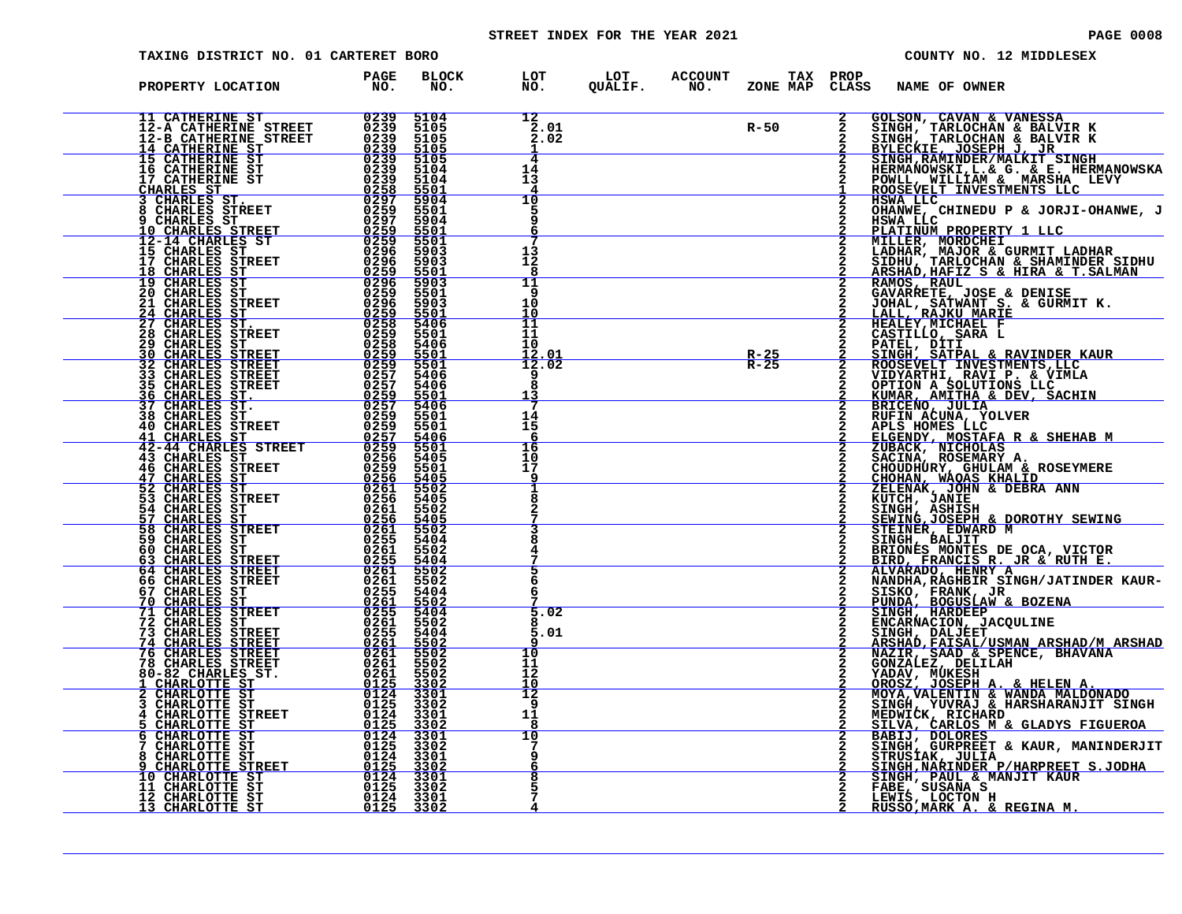STREET INDEX FOR THE YEAR 2021

TAXING DISTRICT NO. 01 CARTERET BORO — COUNTY NO. 12 MIDDLESEX

| PROPERTY LOCATION | PAGE NO. | BLOCK NO. | LOT NO. | LOT QUALIF. | ACCOUNT NO. | TAX ZONE MAP | PROP CLASS | NAME OF OWNER |
|---|---|---|---|---|---|---|---|---|
| 11 CATHERINE ST | 0239 | 5104 | 12 | | | | 2 | GOLSON, CAVAN & VANESSA |
| 12-A CATHERINE STREET | 0239 | 5105 | 2.01 | | | R-50 | 2 | SINGH, TARLOCHAN & BALVIR K |
| 12-B CATHERINE STREET | 0239 | 5105 | 2.02 | | | | 2 | SINGH, TARLOCHAN & BALVIR K |
| 14 CATHERINE ST | 0239 | 5105 | 1 | | | | 2 | BYLECKIE, JOSEPH J, JR |
| 15 CATHERINE ST | 0239 | 5105 | 4 | | | | 2 | SINGH,RAMINDER/MALKIT SINGH |
| 16 CATHERINE ST | 0239 | 5104 | 14 | | | | 2 | HERMANOWSKI,L.& G. & E. HERMANOWSKA |
| 17 CATHERINE ST | 0239 | 5104 | 13 | | | | 2 | POWLL, WILLIAM & MARSHA LEVY |
| CHARLES ST | 0258 | 5501 | 4 | | | | 1 | ROOSEVELT INVESTMENTS LLC |
| 3 CHARLES ST. | 0297 | 5904 | 10 | | | | 2 | HSWA LLC |
| 8 CHARLES STREET | 0259 | 5501 | 5 | | | | 2 | OHANWE, CHINEDU P & JORJI-OHANWE, J |
| 9 CHARLES ST | 0297 | 5904 | 9 | | | | 2 | HSWA LLC |
| 10 CHARLES STREET | 0259 | 5501 | 6 | | | | 2 | PLATINUM PROPERTY 1 LLC |
| 12-14 CHARLES ST | 0259 | 5501 | 7 | | | | 2 | MILLER, MORDCHEI |
| 15 CHARLES ST | 0296 | 5903 | 13 | | | | 2 | LADHAR, MAJOR & GURMIT LADHAR |
| 17 CHARLES STREET | 0296 | 5903 | 12 | | | | 2 | SIDHU, TARLOCHAN & SHAMINDER SIDHU |
| 18 CHARLES ST | 0259 | 5501 | 8 | | | | 2 | ARSHAD,HAFIZ S & HIRA & T.SALMAN |
| 19 CHARLES ST | 0296 | 5903 | 11 | | | | 2 | RAMOS, RAUL |
| 20 CHARLES ST | 0259 | 5501 | 9 | | | | 2 | GAVARRETE, JOSE & DENISE |
| 21 CHARLES STREET | 0296 | 5903 | 10 | | | | 2 | JOHAL, SATWANT S. & GURMIT K. |
| 24 CHARLES ST | 0259 | 5501 | 10 | | | | 2 | LALL, RAJKU MARIE |
| 27 CHARLES ST. | 0258 | 5406 | 11 | | | | 2 | HEALEY,MICHAEL F |
| 28 CHARLES STREET | 0259 | 5501 | 11 | | | | 2 | CASTILLO, SARA L |
| 29 CHARLES ST | 0258 | 5406 | 10 | | | | 2 | PATEL, DITI |
| 30 CHARLES STREET | 0259 | 5501 | 12.01 | | | R-25 | 2 | SINGH, SATPAL & RAVINDER KAUR |
| 32 CHARLES STREET | 0259 | 5501 | 12.02 | | | R-25 | 2 | ROOSEVELT INVESTMENTS,LLC |
| 33 CHARLES STREET | 0257 | 5406 | 9 | | | | 2 | VIDYARTHI, RAVI P. & VIMLA |
| 35 CHARLES STREET | 0257 | 5406 | 8 | | | | 2 | OPTION A SOLUTIONS LLC |
| 36 CHARLES ST. | 0259 | 5501 | 13 | | | | 2 | KUMAR, AMITHA & DEV, SACHIN |
| 37 CHARLES ST. | 0257 | 5406 | 7 | | | | 2 | BRICENO, JULIA |
| 38 CHARLES ST | 0259 | 5501 | 14 | | | | 2 | RUFIN ACUNA, YOLVER |
| 40 CHARLES STREET | 0259 | 5501 | 15 | | | | 2 | APLS HOMES LLC |
| 41 CHARLES ST | 0257 | 5406 | 6 | | | | 2 | ELGENDY, MOSTAFA R & SHEHAB M |
| 42-44 CHARLES STREET | 0259 | 5501 | 16 | | | | 2 | ZUBACK, NICHOLAS |
| 43 CHARLES ST | 0256 | 5405 | 10 | | | | 2 | SACINA, ROSEMARY A. |
| 46 CHARLES STREET | 0259 | 5501 | 17 | | | | 2 | CHOUDHURY, GHULAM & ROSEYMERE |
| 47 CHARLES ST | 0256 | 5405 | 9 | | | | 2 | CHOHAN, WAQAS KHALID |
| 52 CHARLES ST | 0261 | 5502 | 1 | | | | 2 | ZELENAK, JOHN & DEBRA ANN |
| 53 CHARLES STREET | 0256 | 5405 | 8 | | | | 2 | KUTCH, JANIE |
| 54 CHARLES ST | 0261 | 5502 | 2 | | | | 2 | SINGH, ASHISH |
| 57 CHARLES ST | 0256 | 5405 | 7 | | | | 2 | SEWING,JOSEPH & DOROTHY SEWING |
| 58 CHARLES STREET | 0261 | 5502 | 3 | | | | 2 | STEINER, EDWARD M |
| 59 CHARLES ST | 0255 | 5404 | 8 | | | | 2 | SINGH, BALJIT |
| 60 CHARLES ST | 0261 | 5502 | 4 | | | | 2 | BRIONES MONTES DE OCA, VICTOR |
| 63 CHARLES STREET | 0255 | 5404 | 7 | | | | 2 | BIRD, FRANCIS R. JR & RUTH E. |
| 64 CHARLES STREET | 0261 | 5502 | 5 | | | | 2 | ALVARADO, HENRY A |
| 66 CHARLES STREET | 0261 | 5502 | 6 | | | | 2 | NANDHA,RAGHBIR SINGH/JATINDER KAUR- |
| 67 CHARLES ST | 0255 | 5404 | 6 | | | | 2 | SISKO, FRANK, JR |
| 70 CHARLES ST | 0261 | 5502 | 7 | | | | 2 | PUNDA, BOGUSLAW & BOZENA |
| 71 CHARLES STREET | 0255 | 5404 | 5.02 | | | | 2 | SINGH, HARDEEP |
| 72 CHARLES ST | 0261 | 5502 | 8 | | | | 2 | ENCARNACION, JACQULINE |
| 73 CHARLES STREET | 0255 | 5404 | 5.01 | | | | 2 | SINGH, DALJEET |
| 74 CHARLES STREET | 0261 | 5502 | 9 | | | | 2 | ARSHAD,FAISAL/USMAN ARSHAD/M ARSHAD |
| 76 CHARLES STREET | 0261 | 5502 | 10 | | | | 2 | NAZIR, SAAD & SPENCE, BHAVANA |
| 78 CHARLES STREET | 0261 | 5502 | 11 | | | | 2 | GONZALEZ, DELILAH |
| 80-82 CHARLES ST. | 0261 | 5502 | 12 | | | | 2 | YADAV, MUKESH |
| 1 CHARLOTTE ST | 0125 | 3302 | 10 | | | | 2 | OROSZ, JOSEPH A. & HELEN A. |
| 2 CHARLOTTE ST | 0124 | 3301 | 12 | | | | 2 | MOYA,VALENTIN & WANDA MALDONADO |
| 3 CHARLOTTE ST | 0125 | 3302 | 9 | | | | 2 | SINGH, YUVRAJ & HARSHARANJIT SINGH |
| 4 CHARLOTTE STREET | 0124 | 3301 | 11 | | | | 2 | MEDWICK, RICHARD |
| 5 CHARLOTTE ST | 0125 | 3302 | 8 | | | | 2 | SILVA, CARLOS M & GLADYS FIGUEROA |
| 6 CHARLOTTE ST | 0124 | 3301 | 10 | | | | 2 | BABIJ, DOLORES |
| 7 CHARLOTTE ST | 0125 | 3302 | 7 | | | | 2 | SINGH, GURPREET & KAUR, MANINDERJIT |
| 8 CHARLOTTE ST | 0124 | 3301 | 9 | | | | 2 | STRUSIAK, JULIA |
| 9 CHARLOTTE STREET | 0125 | 3302 | 6 | | | | 2 | SINGH,NARINDER P/HARPREET S.JODHA |
| 10 CHARLOTTE ST | 0124 | 3301 | 8 | | | | 2 | SINGH, PAUL & MANJIT KAUR |
| 11 CHARLOTTE ST | 0125 | 3302 | 5 | | | | 2 | FABE, SUSANA S |
| 12 CHARLOTTE ST | 0124 | 3301 | 7 | | | | 2 | LEWIS, LOCTON H |
| 13 CHARLOTTE ST | 0125 | 3302 | 4 | | | | 2 | RUSSO,MARK A. & REGINA M. |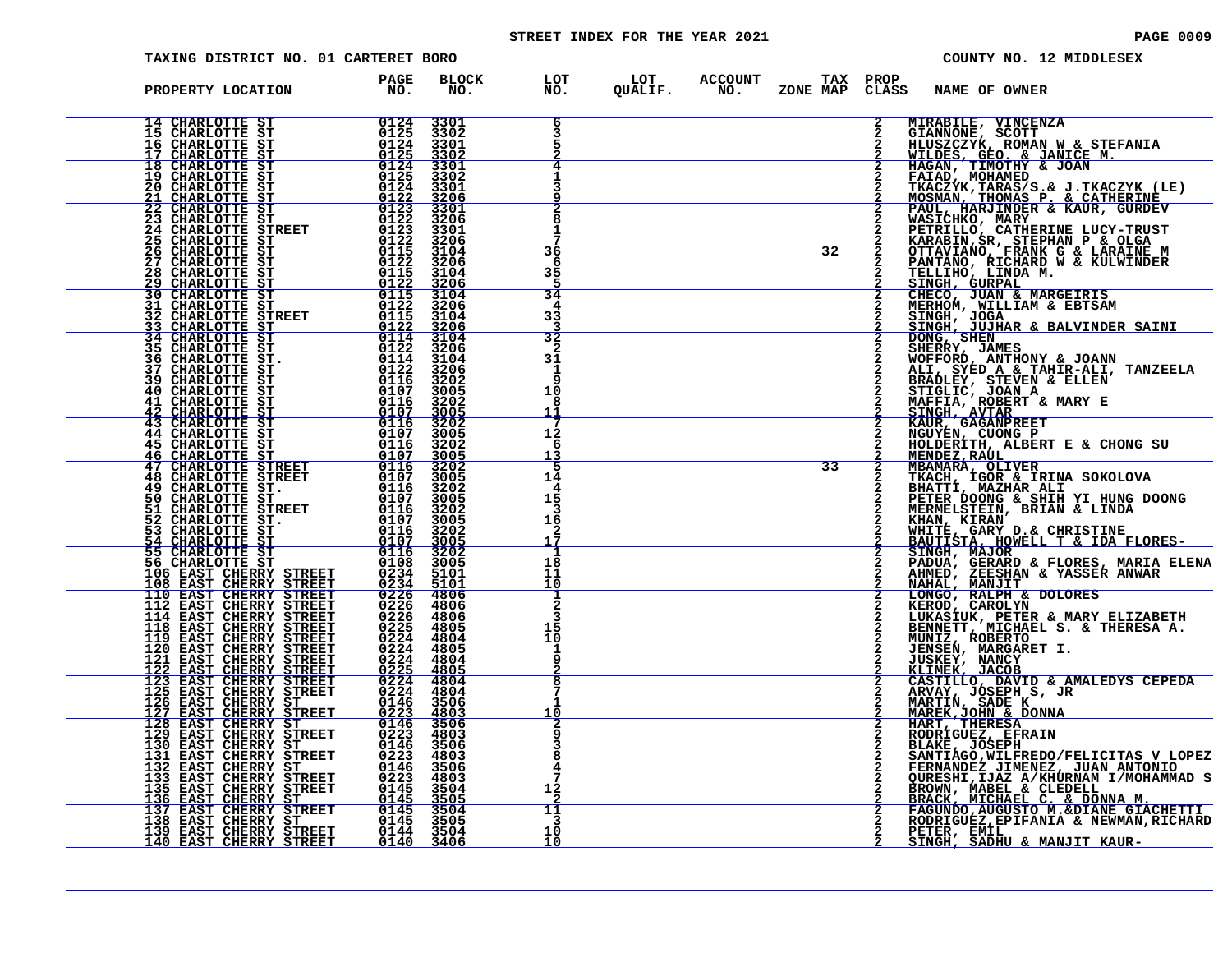STREET INDEX FOR THE YEAR 2021

TAXING DISTRICT NO. 01 CARTERET BORO — COUNTY NO. 12 MIDDLESEX

| PROPERTY LOCATION | PAGE NO. | BLOCK NO. | LOT NO. | LOT QUALIF. | ACCOUNT NO. | TAX ZONE MAP | PROP CLASS | NAME OF OWNER |
|---|---|---|---|---|---|---|---|---|
| 14 CHARLOTTE ST | 0124 | 3301 | 6 | | | | 2 | MIRABILE, VINCENZA |
| 15 CHARLOTTE ST | 0125 | 3302 | 3 | | | | 2 | GIANNONE, SCOTT |
| 16 CHARLOTTE ST | 0124 | 3301 | 5 | | | | 2 | HLUSZCZYK, ROMAN W & STEFANIA |
| 17 CHARLOTTE ST | 0125 | 3302 | 2 | | | | 2 | WILDES, GEO. & JANICE M. |
| 18 CHARLOTTE ST | 0124 | 3301 | 4 | | | | 2 | HAGAN, TIMOTHY & JOAN |
| 19 CHARLOTTE ST | 0125 | 3302 | 1 | | | | 2 | FAIAD, MOHAMED |
| 20 CHARLOTTE ST | 0124 | 3301 | 3 | | | | 2 | TKACZYK,TARAS/S.& J.TKACZYK (LE) |
| 21 CHARLOTTE ST | 0122 | 3206 | 9 | | | | 2 | MOSMAN, THOMAS P. & CATHERINE |
| 22 CHARLOTTE ST | 0123 | 3301 | 2 | | | | 2 | PAUL, HARJINDER & KAUR, GURDEV |
| 23 CHARLOTTE ST | 0122 | 3206 | 8 | | | | 2 | WASICHKO, MARY |
| 24 CHARLOTTE STREET | 0123 | 3301 | 1 | | | | 2 | PETRILLO, CATHERINE LUCY-TRUST |
| 25 CHARLOTTE ST | 0122 | 3206 | 7 | | | | 2 | KARABIN SR, STEPHAN P & OLGA |
| 26 CHARLOTTE ST | 0115 | 3104 | 36 | | | 32 | 2 | OTTAVIANO, FRANK G & LARAINE M |
| 27 CHARLOTTE ST | 0122 | 3206 | 6 | | | | 2 | PANTANO, RICHARD W & KULWINDER |
| 28 CHARLOTTE ST | 0115 | 3104 | 35 | | | | 2 | TELLIHO, LINDA M. |
| 29 CHARLOTTE ST | 0122 | 3206 | 5 | | | | 2 | SINGH, GURPAL |
| 30 CHARLOTTE ST | 0115 | 3104 | 34 | | | | 2 | CHECO, JUAN & MARGEIRIS |
| 31 CHARLOTTE ST | 0122 | 3206 | 4 | | | | 2 | MERHOM, WILLIAM & EBTSAM |
| 32 CHARLOTTE STREET | 0115 | 3104 | 33 | | | | 2 | SINGH, JOGA |
| 33 CHARLOTTE ST | 0122 | 3206 | 3 | | | | 2 | SINGH, JUJHAR & BALVINDER SAINI |
| 34 CHARLOTTE ST | 0114 | 3104 | 32 | | | | 2 | DONG, SHEN |
| 35 CHARLOTTE ST | 0122 | 3206 | 2 | | | | 2 | SHERRY, JAMES |
| 36 CHARLOTTE ST. | 0114 | 3104 | 31 | | | | 2 | WOFFORD, ANTHONY & JOANN |
| 37 CHARLOTTE ST | 0122 | 3206 | 1 | | | | 2 | ALI, SYED A & TAHIR-ALI, TANZEELA |
| 39 CHARLOTTE ST | 0116 | 3202 | 9 | | | | 2 | BRADLEY, STEVEN & ELLEN |
| 40 CHARLOTTE ST | 0107 | 3005 | 10 | | | | 2 | STIGLIC, JOAN A |
| 41 CHARLOTTE ST | 0116 | 3202 | 8 | | | | 2 | MAFFIA, ROBERT & MARY E |
| 42 CHARLOTTE ST | 0107 | 3005 | 11 | | | | 2 | SINGH, AVTAR |
| 43 CHARLOTTE ST | 0116 | 3202 | 7 | | | | 2 | KAUR, GAGANPREET |
| 44 CHARLOTTE ST | 0107 | 3005 | 12 | | | | 2 | NGUYEN, CUONG P |
| 45 CHARLOTTE ST | 0116 | 3202 | 6 | | | | 2 | HOLDERITH, ALBERT E & CHONG SU |
| 46 CHARLOTTE ST | 0107 | 3005 | 13 | | | | 2 | MENDEZ,RAUL |
| 47 CHARLOTTE STREET | 0116 | 3202 | 5 | | | 33 | 2 | MBAMARA, OLIVER |
| 48 CHARLOTTE STREET | 0107 | 3005 | 14 | | | | 2 | TKACH, IGOR & IRINA SOKOLOVA |
| 49 CHARLOTTE ST. | 0116 | 3202 | 4 | | | | 2 | BHATTI, MAZHAR ALI |
| 50 CHARLOTTE ST | 0107 | 3005 | 15 | | | | 2 | PETER DOONG & SHIH YI HUNG DOONG |
| 51 CHARLOTTE STREET | 0116 | 3202 | 3 | | | | 2 | MERMELSTEIN, BRIAN & LINDA |
| 52 CHARLOTTE ST. | 0107 | 3005 | 16 | | | | 2 | KHAN, KIRAN |
| 53 CHARLOTTE ST | 0116 | 3202 | 2 | | | | 2 | WHITE, GARY D.& CHRISTINE |
| 54 CHARLOTTE ST | 0107 | 3005 | 17 | | | | 2 | BAUTISTA, HOWELL T & IDA FLORES- |
| 55 CHARLOTTE ST | 0116 | 3202 | 1 | | | | 2 | SINGH, MAJOR |
| 56 CHARLOTTE ST | 0108 | 3005 | 18 | | | | 2 | PADUA, GERARD & FLORES, MARIA ELENA |
| 106 EAST CHERRY STREET | 0234 | 5101 | 11 | | | | 2 | AHMED, ZEESHAN & YASSER ANWAR |
| 108 EAST CHERRY STREET | 0234 | 5101 | 10 | | | | 2 | NAHAL, MANJIT |
| 110 EAST CHERRY STREET | 0226 | 4806 | 1 | | | | 2 | LONGO, RALPH & DOLORES |
| 112 EAST CHERRY STREET | 0226 | 4806 | 2 | | | | 2 | KEROD, CAROLYN |
| 114 EAST CHERRY STREET | 0226 | 4806 | 3 | | | | 2 | LUKASIUK, PETER & MARY ELIZABETH |
| 118 EAST CHERRY STREET | 0225 | 4805 | 15 | | | | 2 | BENNETT, MICHAEL S. & THERESA A. |
| 119 EAST CHERRY STREET | 0224 | 4804 | 10 | | | | 2 | MUNIZ, ROBERTO |
| 120 EAST CHERRY STREET | 0224 | 4805 | 1 | | | | 2 | JENSEN, MARGARET I. |
| 121 EAST CHERRY STREET | 0224 | 4804 | 9 | | | | 2 | JUSKEY, NANCY |
| 122 EAST CHERRY STREET | 0225 | 4805 | 2 | | | | 2 | KLIMEK, JACOB |
| 123 EAST CHERRY STREET | 0224 | 4804 | 8 | | | | 2 | CASTILLO, DAVID & AMALEDYS CEPEDA |
| 125 EAST CHERRY STREET | 0224 | 4804 | 7 | | | | 2 | ARVAY, JOSEPH S, JR |
| 126 EAST CHERRY ST | 0146 | 3506 | 1 | | | | 2 | MARTIN, SADE K |
| 127 EAST CHERRY STREET | 0223 | 4803 | 10 | | | | 2 | MAREK,JOHN & DONNA |
| 128 EAST CHERRY ST | 0146 | 3506 | 2 | | | | 2 | HART, THERESA |
| 129 EAST CHERRY STREET | 0223 | 4803 | 9 | | | | 2 | RODRIGUEZ, EFRAIN |
| 130 EAST CHERRY ST | 0146 | 3506 | 3 | | | | 2 | BLAKE, JOSEPH |
| 131 EAST CHERRY STREET | 0223 | 4803 | 8 | | | | 2 | SANTIAGO,WILFREDO/FELICITAS V LOPEZ |
| 132 EAST CHERRY ST | 0146 | 3506 | 4 | | | | 2 | FERNANDEZ JIMENEZ, JUAN ANTONIO |
| 133 EAST CHERRY STREET | 0223 | 4803 | 7 | | | | 2 | QURESHI,IJAZ A/KHURNAM I/MOHAMMAD S |
| 135 EAST CHERRY STREET | 0145 | 3504 | 12 | | | | 2 | BROWN, MABEL & CLEDELL |
| 136 EAST CHERRY ST | 0145 | 3505 | 2 | | | | 2 | BRACK, MICHAEL C. & DONNA M. |
| 137 EAST CHERRY STREET | 0145 | 3504 | 11 | | | | 2 | FAGUNDO,AUGUSTO M.&DIANE GIACHETTI |
| 138 EAST CHERRY ST | 0145 | 3505 | 3 | | | | 2 | RODRIGUEZ,EPIFANIA & NEWMAN,RICHARD |
| 139 EAST CHERRY STREET | 0144 | 3504 | 10 | | | | 2 | PETER, EMIL |
| 140 EAST CHERRY STREET | 0140 | 3406 | 10 | | | | 2 | SINGH, SADHU & MANJIT KAUR- |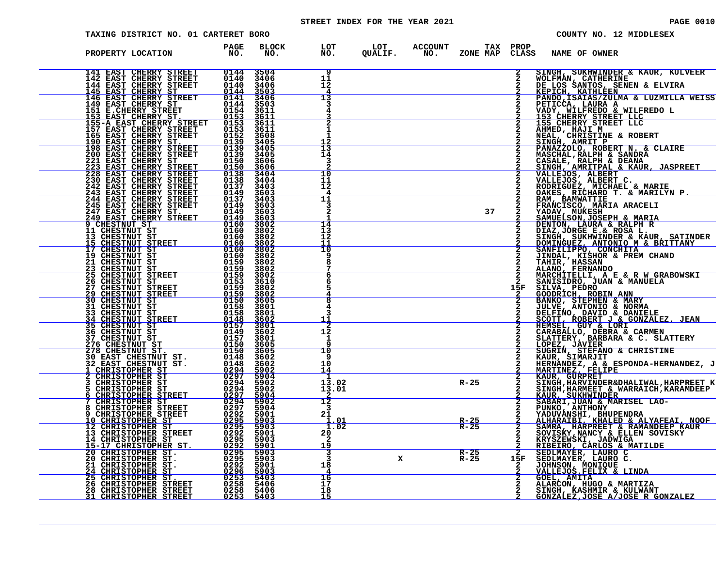STREET INDEX FOR THE YEAR 2021

TAXING DISTRICT NO. 01 CARTERET BORO

COUNTY NO. 12 MIDDLESEX

| PROPERTY LOCATION | PAGE NO. | BLOCK NO. | LOT NO. | LOT QUALIF. | ACCOUNT NO. | ZONE | TAX MAP | PROP CLASS | NAME OF OWNER |
|---|---|---|---|---|---|---|---|---|---|
| 141 EAST CHERRY STREET | 0144 | 3504 | 9 | | | | | 2 | SINGH, SUKHWINDER & KAUR, KULVEER |
| 142 EAST CHERRY STREET | 0140 | 3406 | 11 | | | | | 2 | WOLFMAN, CATHERINE |
| 144 EAST CHERRY STREET | 0140 | 3406 | 12 | | | | | 2 | DE LOS SANTOS, SENEN & ELVIRA |
| 145 EAST CHERRY ST | 0144 | 3503 | 4 | | | | | 2 | KEPICH, KATHLEEN |
| 146 EAST CHERRY STREET | 0141 | 3406 | 13 | | | | | 2 | PANDO,ISAIAS/ZULMA & LUZMILLA WEISS |
| 149 EAST CHERRY ST | 0144 | 3503 | 3 | | | | | 2 | PETICCA, LAURA A |
| 151 E.CHERRY STREET | 0154 | 3611 | 4 | | | | | 2 | VADY, WILFREDO & WILFREDO L |
| 153 EAST CHERRY ST. | 0153 | 3611 | 3 | | | | | 2 | 153 CHERRY STREET LLC |
| 155-A EAST CHERRY STREET | 0153 | 3611 | 2 | | | | | 2 | 155 CHERRY STREET LLC |
| 157 EAST CHERRY STREET | 0153 | 3611 | 1 | | | | | 2 | AHMED, HAJI M |
| 165 EAST CHERRY STREET | 0152 | 3608 | 1 | | | | | 2 | NEAL, CHRISTINE & ROBERT |
| 190 EAST CHERRY ST. | 0139 | 3405 | 12 | | | | | 2 | SINGH, AMRIT P |
| 198 EAST CHERRY STREET | 0139 | 3405 | 13 | | | | | 2 | PANAZZOLO, ROBERT N. & CLAIRE |
| 200 EAST CHERRY STREET | 0139 | 3405 | 14 | | | | | 2 | MASCHAL,RALPH & SANDRA |
| 221 EAST CHERRY ST | 0150 | 3606 | 3 | | | | | 2 | CASALE, RALPH & DEANA |
| 223 EAST CHERRY STREET | 0150 | 3606 | 2 | | | | | 2 | SINGH, AMRITPAL & KAUR, JASPREET |
| 228 EAST CHERRY STREET | 0138 | 3404 | 10 | | | | | 2 | VALLEJOS, ALBERT |
| 230 EAST CHERRY STREET | 0138 | 3404 | 11 | | | | | 2 | VALLEJOS, ALBERT C. |
| 242 EAST CHERRY STREET | 0137 | 3403 | 12 | | | | | 2 | RODRIGUEZ, MICHAEL & MARIE |
| 243 EAST CHERRY STREET | 0149 | 3603 | 4 | | | | | 2 | OAKES, RICHARD T. & MARILYN P. |
| 244 EAST CHERRY STREET | 0137 | 3403 | 11 | | | | | 2 | RAM, BAMWATTIE |
| 245 EAST CHERRY STREET | 0149 | 3603 | 3 | | | | | 2 | FRANCISCO, MARIA ARACELI |
| 247 EAST CHERRY ST. | 0149 | 3603 | 2 | | | | 37 | 2 | YADAV, MUKESH |
| 249 EAST CHERRY STREET | 0149 | 3603 | 1 | | | | | 2 | SAMUELSON,JOSEPH & MARIA |
| 9 CHESTNUT ST | 0160 | 3802 | 14 | | | | | 2 | DENTON, LAURA & RALPH R |
| 11 CHESTNUT ST | 0160 | 3802 | 13 | | | | | 2 | DIAZ, JORGE E. & ROSA L. |
| 13 CHESTNUT ST | 0160 | 3802 | 12 | | | | | 2 | SINGH, SUKHWINDER & KAUR, SATINDER |
| 15 CHESTNUT STREET | 0160 | 3802 | 11 | | | | | 2 | DOMINGUEZ, ANTONIO M & BRITTANY |
| 17 CHESTNUT ST | 0160 | 3802 | 10 | | | | | 2 | SANFILIPPO, CONCHITA |
| 19 CHESTNUT ST | 0160 | 3802 | 9 | | | | | 2 | JINDAL, KISHOR & PREM CHAND |
| 21 CHESTNUT ST | 0159 | 3802 | 8 | | | | | 2 | TAHIR, HASSAN |
| 23 CHESTNUT ST | 0159 | 3802 | 7 | | | | | 2 | ALANO, FERNANDO |
| 25 CHESTNUT STREET | 0159 | 3802 | 6 | | | | | 2 | MARCHITELLI, A E & R W GRABOWSKI |
| 26 CHESTNUT ST | 0153 | 3610 | 6 | | | | | 2 | SANISIDRO, JUAN & MANUELA |
| 27 CHESTNUT STREET | 0159 | 3802 | 5 | | | | | 15F | SILVA, PEDRO |
| 29 CHESTNUT STREET | 0159 | 3802 | 4 | | | | | 2 | GOODRICH, ROBIN ANN |
| 30 CHESTNUT ST | 0150 | 3605 | 8 | | | | | 2 | BANKO, STEPHEN & MARY |
| 31 CHESTNUT ST | 0158 | 3801 | 4 | | | | | 2 | JULVE, ANTONIO & NORMA |
| 33 CHESTNUT ST | 0158 | 3801 | 3 | | | | | 2 | DELFINO, DAVID & DANIELE |
| 34 CHESTNUT STREET | 0148 | 3602 | 11 | | | | | 2 | SCOTT, ROBERT J & GONZALEZ, JEAN |
| 35 CHESTNUT ST | 0157 | 3801 | 2 | | | | | 2 | HEMSEL, GUY & LORI |
| 36 CHESTNUT ST | 0149 | 3602 | 12 | | | | | 2 | CARABALLO, DEBRA & CARMEN |
| 37 CHESTNUT ST | 0157 | 3801 | 1 | | | | | 2 | SLATTERY, BARBARA & C. SLATTERY |
| 276 CHESTNUT ST | 0150 | 3605 | 9 | | | | | 2 | LOPEZ, JAVIER |
| 278 CHESTNUT ST. | 0150 | 3605 | 10 | | | | | 2 | SUGRIN, STEFANO & CHRISTINE |
| 30 EAST CHESTNUT ST. | 0148 | 3602 | 9 | | | | | 2 | KAUR, SIMARJIT |
| 32 EAST CHESTNUT ST. | 0148 | 3602 | 10 | | | | | 2 | HERNANDEZ, A & ESPONDA-HERNANDEZ, J |
| 1 CHRISTOPHER ST | 0294 | 5902 | 14 | | | | | 2 | MARTINEZ, FELIPE |
| 2 CHRISTOPHER ST | 0297 | 5904 | 1 | | | | | 2 | KAUR, GURPREET |
| 3 CHRISTOPHER ST | 0294 | 5902 | 13.02 | | | R-25 | | 2 | SINGH,HARVINDER&DHALIWAL,HARPREET K |
| 5 CHRISTOPHER ST | 0294 | 5902 | 13.01 | | | | | 2 | SINGH,HARMEET & WARRAICH,KARAMDEEP |
| 6 CHRISTOPHER STREET | 0297 | 5904 | 2 | | | | | 2 | KAUR, SUKHWINDER |
| 7 CHRISTOPHER ST | 0294 | 5902 | 12 | | | | | 2 | SABARI,JUAN & MARISEL LAO- |
| 8 CHRISTOPHER STREET | 0297 | 5904 | 3 | | | | | 2 | PUNKO, ANTHONY |
| 9 CHRISTOPHER STREET | 0292 | 5901 | 21 | | | | | 2 | YADUVANSHI, BHUPENDRA |
| 10 CHRISTOPHER ST | 0295 | 5903 | 1.01 | | | R-25 | | 2 | ALHARAIBI, KHALED & ALYAFEAI, NOOF |
| 12 CHRISTOPHER ST | 0295 | 5903 | 1.02 | | | R-25 | | 2 | SAMRA, HARPREET & RAMANDEEP KAUR |
| 13 CHRISTOPHER STREET | 0292 | 5901 | 20 | | | | | 2 | SOVISKY,NANCY & ELLEN SOVISKY |
| 14 CHRISTOPHER ST | 0295 | 5903 | 2 | | | | | 2 | KRYSZEWSKI, JADWIGA |
| 15-17 CHRISTOPHER ST. | 0292 | 5901 | 19 | | | | | 2 | RIBEIRO, CARLOS & MATILDE |
| 20 CHRISTOPHER ST. | 0295 | 5903 | 3 | | | R-25 | | 2 | SEDLMAYER, LAURO C |
| 20 CHRISTOPHER ST. | 0295 | 5903 | 3 | X | | R-25 | | 15F | SEDLMAYER, LAURO C. |
| 21 CHRISTOPHER ST. | 0292 | 5901 | 18 | | | | | 2 | JOHNSON, MONIQUE |
| 24 CHRISTOPHER ST | 0296 | 5903 | 4 | | | | | 2 | VALLEJOS,FELIX & LINDA |
| 25 CHRISTOPHER ST. | 0253 | 5403 | 16 | | | | | 2 | GOEL, AMITA |
| 26 CHRISTOPHER STREET | 0258 | 5406 | 17 | | | | | 2 | ALARCON, HUGO & MARTIZA |
| 28 CHRISTOPHER STREET | 0258 | 5406 | 18 | | | | | 2 | SINGH, KASHMIR & KULWANT |
| 31 CHRISTOPHER STREET | 0253 | 5403 | 15 | | | | | 2 | GONZALEZ,JOSE A/JOSE R GONZALEZ |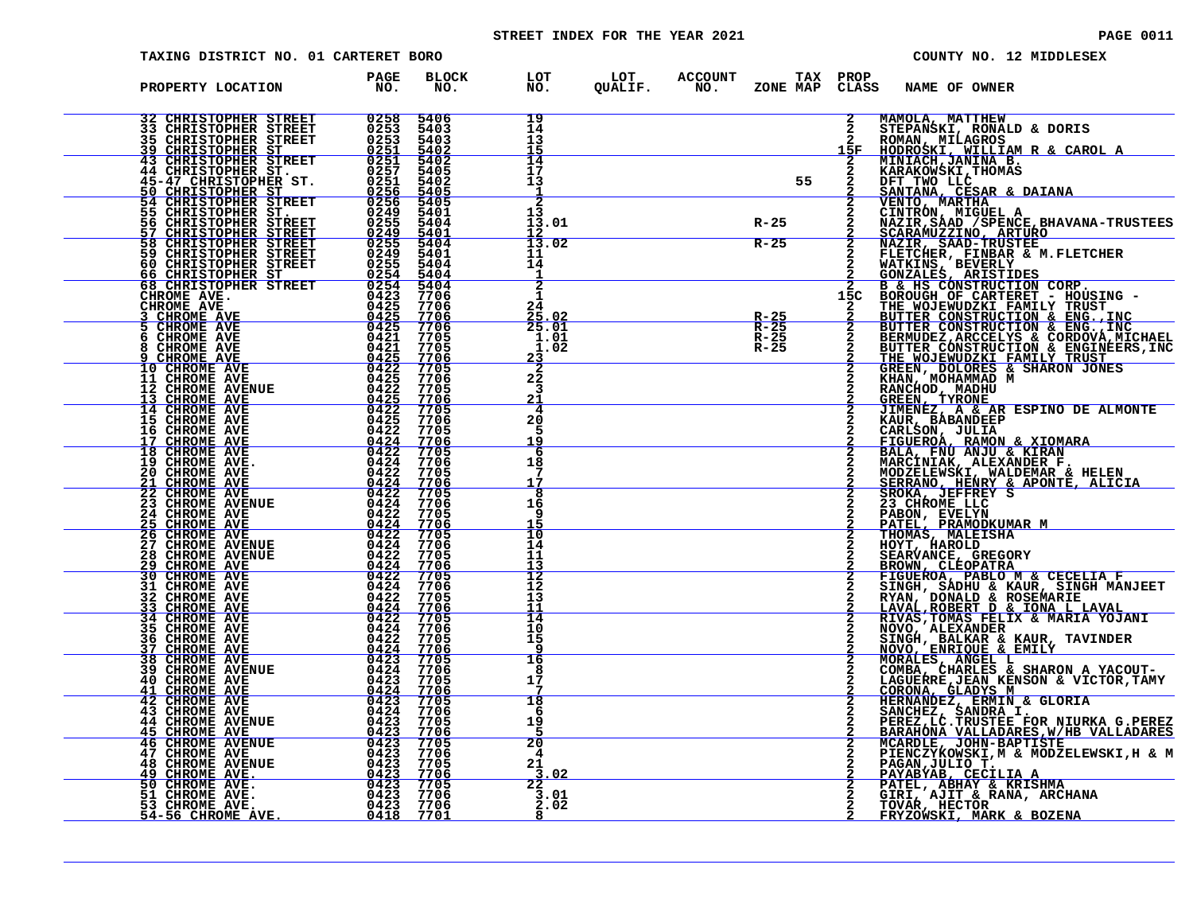# STREET INDEX FOR THE YEAR 2021

TAXING DISTRICT NO. 01 CARTERET BORO

COUNTY NO. 12 MIDDLESEX

| PROPERTY LOCATION | PAGE NO. | BLOCK NO. | LOT NO. | LOT QUALIF. | ACCOUNT NO. | ZONE | TAX MAP | PROP CLASS | NAME OF OWNER |
|---|---|---|---|---|---|---|---|---|---|
| 32 CHRISTOPHER STREET | 0258 | 5406 | 19 | | | | | 2 | MAMOLA, MATTHEW |
| 33 CHRISTOPHER STREET | 0253 | 5403 | 14 | | | | | 2 | STEPANSKI, RONALD & DORIS |
| 35 CHRISTOPHER STREET | 0253 | 5403 | 13 | | | | | 2 | ROMAN, MILAGROS |
| 39 CHRISTOPHER ST | 0251 | 5402 | 15 | | | | | 15F | HODROSKI, WILLIAM R & CAROL A |
| 43 CHRISTOPHER STREET | 0251 | 5402 | 14 | | | | | 2 | MINIACH,JANINA B. |
| 44 CHRISTOPHER ST. | 0257 | 5405 | 17 | | | | | 2 | KARAKOWSKI,THOMAS |
| 45-47 CHRISTOPHER ST. | 0251 | 5402 | 13 | | | | 55 | 2 | DFT TWO LLC |
| 50 CHRISTOPHER ST | 0256 | 5405 | 1 | | | | | 2 | SANTANA, CESAR & DAIANA |
| 54 CHRISTOPHER STREET | 0256 | 5405 | 2 | | | | | 2 | VENTO, MARTHA |
| 55 CHRISTOPHER ST. | 0249 | 5401 | 13 | | | | | 2 | CINTRON, MIGUEL A |
| 56 CHRISTOPHER STREET | 0255 | 5404 | 13.01 | | | R-25 | | 2 | NAZIR,SAAD /SPENCE,BHAVANA-TRUSTEES |
| 57 CHRISTOPHER STREET | 0249 | 5401 | 12 | | | | | 2 | SCARAMUZZINO, ARTURO |
| 58 CHRISTOPHER STREET | 0255 | 5404 | 13.02 | | | R-25 | | 2 | NAZIR, SAAD-TRUSTEE |
| 59 CHRISTOPHER STREET | 0249 | 5401 | 11 | | | | | 2 | FLETCHER, FINBAR & M.FLETCHER |
| 60 CHRISTOPHER STREET | 0255 | 5404 | 14 | | | | | 2 | WATKINS, BEVERLY |
| 66 CHRISTOPHER ST | 0254 | 5404 | 1 | | | | | 2 | GONZALES, ARISTIDES |
| 68 CHRISTOPHER STREET | 0254 | 5404 | 2 | | | | | 2 | B & HS CONSTRUCTION CORP. |
| CHROME AVE. | 0423 | 7706 | 1 | | | | | 15C | BOROUGH OF CARTERET - HOUSING - |
| CHROME AVE | 0425 | 7706 | 24 | | | | | 2 | THE WOJEWUDZKI FAMILY TRUST |
| 3 CHROME AVE | 0425 | 7706 | 25.02 | | | R-25 | | 2 | BUTTER CONSTRUCTION & ENG.,INC |
| 5 CHROME AVE | 0425 | 7706 | 25.01 | | | R-25 | | 2 | BUTTER CONSTRUCTION & ENG.,INC |
| 6 CHROME AVE | 0421 | 7705 | 1.01 | | | R-25 | | 2 | BERMUDEZ,ARCCELYS & CORDOVA,MICHAEL |
| 8 CHROME AVE | 0421 | 7705 | 1.02 | | | R-25 | | 2 | BUTTER CONSTRUCTION & ENGINEERS,INC |
| 9 CHROME AVE | 0425 | 7706 | 23 | | | | | 2 | THE WOJEWUDZKI FAMILY TRUST |
| 10 CHROME AVE | 0422 | 7705 | 2 | | | | | 2 | GREEN, DOLORES & SHARON JONES |
| 11 CHROME AVE | 0425 | 7706 | 22 | | | | | 2 | KHAN, MOHAMMAD M |
| 12 CHROME AVENUE | 0422 | 7705 | 3 | | | | | 2 | RANCHOD, MADHU |
| 13 CHROME AVE | 0425 | 7706 | 21 | | | | | 2 | GREEN, TYRONE |
| 14 CHROME AVE | 0422 | 7705 | 4 | | | | | 2 | JIMENEZ, A & AR ESPINO DE ALMONTE |
| 15 CHROME AVE | 0425 | 7706 | 20 | | | | | 2 | KAUR, BABANDEEP |
| 16 CHROME AVE | 0422 | 7705 | 5 | | | | | 2 | CARLSON, JULIA |
| 17 CHROME AVE | 0424 | 7706 | 19 | | | | | 2 | FIGUEROA, RAMON & XIOMARA |
| 18 CHROME AVE | 0422 | 7705 | 6 | | | | | 2 | BALA, FNU ANJU & KIRAN |
| 19 CHROME AVE. | 0424 | 7706 | 18 | | | | | 2 | MARCINIAK, ALEXANDER F. |
| 20 CHROME AVE | 0422 | 7705 | 7 | | | | | 2 | MODZELEWSKI, WALDEMAR & HELEN |
| 21 CHROME AVE | 0424 | 7706 | 17 | | | | | 2 | SERRANO, HENRY & APONTE, ALICIA |
| 22 CHROME AVE | 0422 | 7705 | 8 | | | | | 2 | SROKA, JEFFREY S |
| 23 CHROME AVENUE | 0424 | 7706 | 16 | | | | | 2 | 23 CHROME LLC |
| 24 CHROME AVE | 0422 | 7705 | 9 | | | | | 2 | PABON, EVELYN |
| 25 CHROME AVE | 0424 | 7706 | 15 | | | | | 2 | PATEL, PRAMODKUMAR M |
| 26 CHROME AVE | 0422 | 7705 | 10 | | | | | 2 | THOMAS, MALEISHA |
| 27 CHROME AVENUE | 0424 | 7706 | 14 | | | | | 2 | HOYT, HAROLD |
| 28 CHROME AVENUE | 0422 | 7705 | 11 | | | | | 2 | SEARVANCE, GREGORY |
| 29 CHROME AVE | 0424 | 7706 | 13 | | | | | 2 | BROWN, CLEOPATRA |
| 30 CHROME AVE | 0422 | 7705 | 12 | | | | | 2 | FIGUEROA, PABLO M & CECELIA F |
| 31 CHROME AVE | 0424 | 7706 | 12 | | | | | 2 | SINGH, SADHU & KAUR, SINGH MANJEET |
| 32 CHROME AVE | 0422 | 7705 | 13 | | | | | 2 | RYAN, DONALD & ROSEMARIE |
| 33 CHROME AVE | 0424 | 7706 | 11 | | | | | 2 | LAVAL,ROBERT D & IONA L LAVAL |
| 34 CHROME AVE | 0422 | 7705 | 14 | | | | | 2 | RIVAS,TOMAS FELIX & MARIA YOJANI |
| 35 CHROME AVE | 0424 | 7706 | 10 | | | | | 2 | NOVO, ALEXANDER |
| 36 CHROME AVE | 0422 | 7705 | 15 | | | | | 2 | SINGH, BALKAR & KAUR, TAVINDER |
| 37 CHROME AVE | 0424 | 7706 | 9 | | | | | 2 | NOVO, ENRIQUE & EMILY |
| 38 CHROME AVE | 0423 | 7705 | 16 | | | | | 2 | MORALES, ANGEL L |
| 39 CHROME AVENUE | 0424 | 7706 | 8 | | | | | 2 | COMBA, CHARLES & SHARON A YACOUT- |
| 40 CHROME AVE | 0423 | 7705 | 17 | | | | | 2 | LAGUERRE,JEAN KENSON & VICTOR,TAMY |
| 41 CHROME AVE | 0424 | 7706 | 7 | | | | | 2 | CORONA, GLADYS M |
| 42 CHROME AVE | 0423 | 7705 | 18 | | | | | 2 | HERNANDEZ, ERMIN & GLORIA |
| 43 CHROME AVE | 0424 | 7706 | 6 | | | | | 2 | SANCHEZ, SANDRA I. |
| 44 CHROME AVENUE | 0423 | 7705 | 19 | | | | | 2 | PEREZ,LC.TRUSTEE FOR NIURKA G.PEREZ |
| 45 CHROME AVE | 0423 | 7706 | 5 | | | | | 2 | BARAHONA VALLADARES,W/HB VALLADARES |
| 46 CHROME AVENUE | 0423 | 7705 | 20 | | | | | 2 | MCARDLE, JOHN-BAPTISTE |
| 47 CHROME AVE | 0423 | 7706 | 4 | | | | | 2 | PIENCZYKOWSKI,M & MODZELEWSKI,H & M |
| 48 CHROME AVENUE | 0423 | 7705 | 21 | | | | | 2 | PAGAN,JULIO T. |
| 49 CHROME AVE. | 0423 | 7706 | 3.02 | | | | | 2 | PAYABYAB, CECILIA A |
| 50 CHROME AVE. | 0423 | 7705 | 22 | | | | | 2 | PATEL, ABHAY & KRISHMA |
| 51 CHROME AVE. | 0423 | 7706 | 3.01 | | | | | 2 | GIRI, AJIT & RANA, ARCHANA |
| 53 CHROME AVE. | 0423 | 7706 | 2.02 | | | | | 2 | TOVAR, HECTOR |
| 54-56 CHROME AVE. | 0418 | 7701 | 8 | | | | | 2 | FRYZOWSKI, MARK & BOZENA |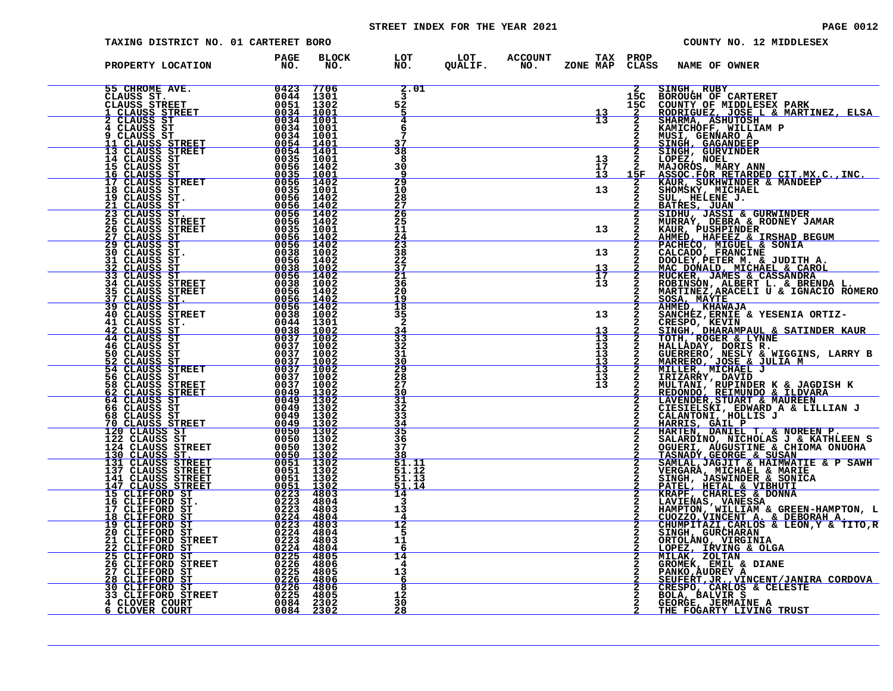STREET INDEX FOR THE YEAR 2021

TAXING DISTRICT NO. 01 CARTERET BORO | COUNTY NO. 12 MIDDLESEX

| PROPERTY LOCATION | PAGE NO. | BLOCK NO. | LOT NO. | LOT QUALIF. | ACCOUNT NO. | TAX ZONE MAP | PROP CLASS | NAME OF OWNER |
|---|---|---|---|---|---|---|---|---|
| 55 CHROME AVE. | 0423 | 7706 | 2.01 | | | | 2 | SINGH, RUBY |
| CLAUSS ST. | 0044 | 1301 | 3 | | | | 15C | BOROUGH OF CARTERET |
| CLAUSS STREET | 0051 | 1302 | 52 | | | | 15C | COUNTY OF MIDDLESEX PARK |
| 1 CLAUSS STREET | 0034 | 1001 | 5 | | | 13 | 2 | RODRIGUEZ, JOSE L & MARTINEZ, ELSA |
| 2 CLAUSS ST | 0034 | 1001 | 4 | | | 13 | 2 | SHARMA, ASHUTOSH |
| 4 CLAUSS ST | 0034 | 1001 | 6 | | | | 2 | KAMICHOFF, WILLIAM P |
| 9 CLAUSS ST | 0034 | 1001 | 7 | | | | 2 | MUSI, GENNARO A |
| 11 CLAUSS STREET | 0054 | 1401 | 37 | | | | 2 | SINGH, GAGANDEEP |
| 13 CLAUSS STREET | 0054 | 1401 | 38 | | | | 2 | SINGH, GURVINDER |
| 14 CLAUSS ST | 0035 | 1001 | 8 | | | 13 | 2 | LOPEZ, NOEL |
| 15 CLAUSS ST | 0056 | 1402 | 30 | | | 17 | 2 | MAJOROS, MARY ANN |
| 16 CLAUSS ST | 0035 | 1001 | 9 | | | 13 | 15F | ASSOC.FOR RETARDED CIT.MX.C.,INC. |
| 17 CLAUSS STREET | 0056 | 1402 | 29 | | | | 2 | KAUR, SUKHWINDER & MANDEEP |
| 18 CLAUSS ST | 0035 | 1001 | 10 | | | 13 | 2 | SHOMSKY, MICHAEL |
| 19 CLAUSS ST. | 0056 | 1402 | 28 | | | | 2 | SUL, HELENE J. |
| 21 CLAUSS ST | 0056 | 1402 | 27 | | | | 2 | BATRES, JUAN |
| 23 CLAUSS ST. | 0056 | 1402 | 26 | | | | 2 | SIDHU, JASSI & GURWINDER |
| 25 CLAUSS STREET | 0056 | 1402 | 25 | | | | 2 | MURRAY, DEBRA & RODNEY JAMAR |
| 26 CLAUSS STREET | 0035 | 1001 | 11 | | | 13 | 2 | KAUR, PUSHPINDER |
| 27 CLAUSS ST | 0056 | 1402 | 24 | | | | 2 | AHMED, HAFEEZ & IRSHAD BEGUM |
| 29 CLAUSS ST | 0056 | 1402 | 23 | | | | 2 | PACHECO, MIGUEL & SONIA |
| 30 CLAUSS ST. | 0038 | 1002 | 38 | | | 13 | 2 | CALCADO, FRANCINE |
| 31 CLAUSS ST | 0056 | 1402 | 22 | | | | 2 | DOOLEY,PETER M. & JUDITH A. |
| 32 CLAUSS ST | 0038 | 1002 | 37 | | | 13 | 2 | MAC DONALD, MICHAEL & CAROL |
| 33 CLAUSS ST | 0056 | 1402 | 21 | | | 17 | 2 | RUCKER, JAMES & CASSANDRA |
| 34 CLAUSS STREET | 0038 | 1002 | 36 | | | 13 | 2 | ROBINSON, ALBERT L. & BRENDA L. |
| 35 CLAUSS STREET | 0056 | 1402 | 20 | | | | 2 | MARTINEZ,ARACELI U & IGNACIO ROMERO |
| 37 CLAUSS ST. | 0056 | 1402 | 19 | | | | 2 | SOSA, MAYTE |
| 39 CLAUSS ST | 0056 | 1402 | 18 | | | | 2 | AHMED, KHAWAJA |
| 40 CLAUSS STREET | 0038 | 1002 | 35 | | | 13 | 2 | SANCHEZ,ERNIE & YESENIA ORTIZ- |
| 41 CLAUSS ST. | 0044 | 1301 | 2 | | | | 2 | CRESPO, KEVIN |
| 42 CLAUSS ST | 0038 | 1002 | 34 | | | 13 | 2 | SINGH, DHARAMPAUL & SATINDER KAUR |
| 44 CLAUSS ST | 0037 | 1002 | 33 | | | 13 | 2 | TOTH, ROGER & LYNNE |
| 46 CLAUSS ST | 0037 | 1002 | 32 | | | 13 | 2 | HALLADAY, DORIS R. |
| 50 CLAUSS ST | 0037 | 1002 | 31 | | | 13 | 2 | GUERRERO, NESLY & WIGGINS, LARRY B |
| 52 CLAUSS ST | 0037 | 1002 | 30 | | | 13 | 2 | MARRERO, JOSE & JULIA M |
| 54 CLAUSS STREET | 0037 | 1002 | 29 | | | 13 | 2 | MILLER, MICHAEL J |
| 56 CLAUSS ST | 0037 | 1002 | 28 | | | 13 | 2 | IRIZARRY, DAVID |
| 58 CLAUSS STREET | 0037 | 1002 | 27 | | | 13 | 2 | MULTANI, RUPINDER K & JAGDISH K |
| 62 CLAUSS STREET | 0049 | 1302 | 30 | | | | 2 | REDONDO, REIMUNDO & ILDVARA |
| 64 CLAUSS ST | 0049 | 1302 | 31 | | | | 2 | LAVENDER,STUART & MAUREEN |
| 66 CLAUSS ST | 0049 | 1302 | 32 | | | | 2 | CIESIELSKI, EDWARD A & LILLIAN J |
| 68 CLAUSS ST | 0049 | 1302 | 33 | | | | 2 | CALANTONI, HOLLIS J |
| 70 CLAUSS STREET | 0049 | 1302 | 34 | | | | 2 | HARRIS, GAIL P |
| 120 CLAUSS ST | 0050 | 1302 | 35 | | | | 2 | HARTEN, DANIEL T. & NOREEN P. |
| 122 CLAUSS ST | 0050 | 1302 | 36 | | | | 2 | SALARDINO, NICHOLAS J & KATHLEEN S |
| 124 CLAUSS STREET | 0050 | 1302 | 37 | | | | 2 | OGUERI, AUGUSTINE & CHIOMA ONUOHA |
| 130 CLAUSS ST. | 0050 | 1302 | 38 | | | | 2 | TASNADY,GEORGE & SUSAN |
| 131 CLAUSS STREET | 0051 | 1302 | 51.11 | | | | 2 | SAMLAL,JAGJIT & HAIMWATIE & P SAWH |
| 137 CLAUSS STREET | 0051 | 1302 | 51.12 | | | | 2 | VERGARA, MICHAEL & MARIE |
| 141 CLAUSS STREET | 0051 | 1302 | 51.13 | | | | 2 | SINGH, JASWINDER & SONICA |
| 147 CLAUSS STREET | 0051 | 1302 | 51.14 | | | | 2 | PATEL, HETAL & VIBHUTI |
| 15 CLIFFORD ST | 0223 | 4803 | 14 | | | | 2 | KRAPF, CHARLES & DONNA |
| 16 CLIFFORD ST. | 0223 | 4804 | 3 | | | | 2 | LAVIENAS, VANESSA |
| 17 CLIFFORD ST | 0223 | 4803 | 13 | | | | 2 | HAMPTON, WILLIAM & GREEN-HAMPTON, L |
| 18 CLIFFORD ST | 0224 | 4804 | 4 | | | | 2 | CUOZZO,VINCENT A. & DEBORAH A. |
| 19 CLIFFORD ST | 0223 | 4803 | 12 | | | | 2 | CHUMPITAZI,CARLOS & LEON,Y & TITO,R |
| 20 CLIFFORD ST | 0224 | 4804 | 5 | | | | 2 | SINGH, GURCHARAN |
| 21 CLIFFORD STREET | 0223 | 4803 | 11 | | | | 2 | ORTOLANO, VIRGINIA |
| 22 CLIFFORD ST | 0224 | 4804 | 6 | | | | 2 | LOPEZ, IRVING & OLGA |
| 25 CLIFFORD ST | 0225 | 4805 | 14 | | | | 2 | MILAK, ZOLTAN |
| 26 CLIFFORD STREET | 0226 | 4806 | 4 | | | | 2 | GROMEK, EMIL & DIANE |
| 27 CLIFFORD ST | 0225 | 4805 | 13 | | | | 2 | PANKO,AUDREY A |
| 28 CLIFFORD ST | 0226 | 4806 | 6 | | | | 2 | SEUFERT,JR.,VINCENT/JANIRA CORDOVA |
| 30 CLIFFORD ST | 0226 | 4806 | 8 | | | | 2 | CRESPO, CARLOS & CELESTE |
| 33 CLIFFORD STREET | 0225 | 4805 | 12 | | | | 2 | BOLA, BALVIR S |
| 4 CLOVER COURT | 0084 | 2302 | 30 | | | | 2 | GEORGE, JERMAINE A |
| 6 CLOVER COURT | 0084 | 2302 | 28 | | | | 2 | THE FOGARTY LIVING TRUST |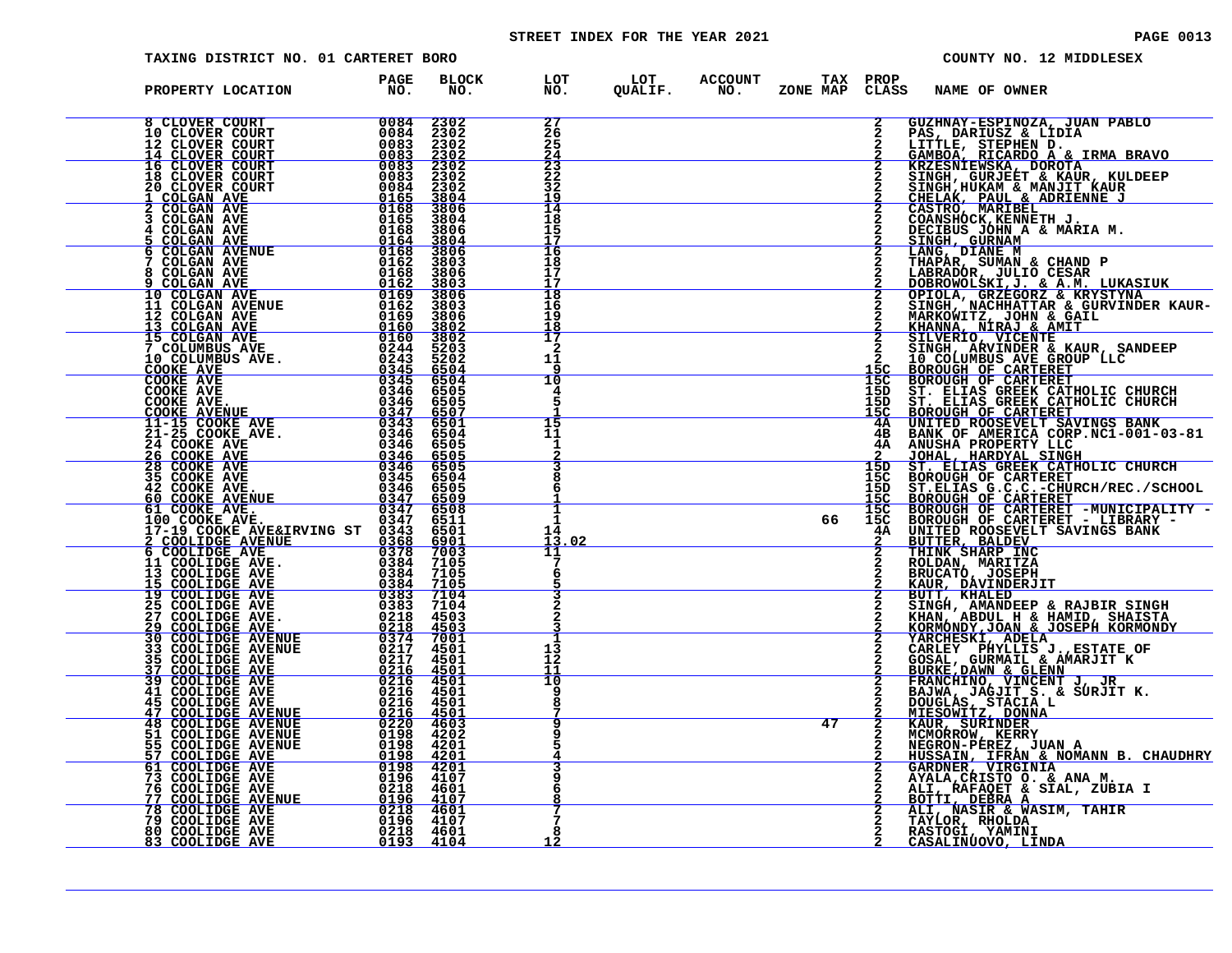STREET INDEX FOR THE YEAR 2021

TAXING DISTRICT NO. 01 CARTERET BORO

COUNTY NO. 12 MIDDLESEX

| PROPERTY LOCATION | PAGE NO. | BLOCK NO. | LOT NO. | LOT QUALIF. | ACCOUNT NO. | TAX ZONE MAP | PROP CLASS | NAME OF OWNER |
|---|---|---|---|---|---|---|---|---|
| 8 CLOVER COURT | 0084 | 2302 | 27 | | | | 2 | GUZHNAY-ESPINOZA, JUAN PABLO |
| 10 CLOVER COURT | 0084 | 2302 | 26 | | | | 2 | PAS, DARIUSZ & LIDIA |
| 12 CLOVER COURT | 0083 | 2302 | 25 | | | | 2 | LITTLE, STEPHEN D. |
| 14 CLOVER COURT | 0083 | 2302 | 24 | | | | 2 | GAMBOA, RICARDO A & IRMA BRAVO |
| 16 CLOVER COURT | 0083 | 2302 | 23 | | | | 2 | KRZESNIEWSKA, DOROTA |
| 18 CLOVER COURT | 0083 | 2302 | 22 | | | | 2 | SINGH, GURJEET & KAUR, KULDEEP |
| 20 CLOVER COURT | 0084 | 2302 | 32 | | | | 2 | SINGH,HUKAM & MANJIT KAUR |
| 1 COLGAN AVE | 0165 | 3804 | 19 | | | | 2 | CHELAK, PAUL & ADRIENNE J |
| 2 COLGAN AVE | 0168 | 3806 | 14 | | | | 2 | CASTRO, MARIBEL |
| 3 COLGAN AVE | 0165 | 3804 | 18 | | | | 2 | COANSHOCK,KENNETH J. |
| 4 COLGAN AVE | 0168 | 3806 | 15 | | | | 2 | DECIBUS JOHN A & MARIA M. |
| 5 COLGAN AVE | 0164 | 3804 | 17 | | | | 2 | SINGH, GURNAM |
| 6 COLGAN AVENUE | 0168 | 3806 | 16 | | | | 2 | LANG, DIANE M |
| 7 COLGAN AVE | 0162 | 3803 | 18 | | | | 2 | THAPAR, SUMAN & CHAND P |
| 8 COLGAN AVE | 0168 | 3806 | 17 | | | | 2 | LABRADOR, JULIO CESAR |
| 9 COLGAN AVE | 0162 | 3803 | 17 | | | | 2 | DOBROWOLSKI,J. & A.M. LUKASIUK |
| 10 COLGAN AVE | 0169 | 3806 | 18 | | | | 2 | OPIOLA, GRZEGORZ & KRYSTYNA |
| 11 COLGAN AVENUE | 0162 | 3803 | 16 | | | | 2 | SINGH, NACHHATTAR & GURVINDER KAUR- |
| 12 COLGAN AVE | 0169 | 3806 | 19 | | | | 2 | MARKOWITZ, JOHN & GAIL |
| 13 COLGAN AVE | 0160 | 3802 | 18 | | | | 2 | KHANNA, NIRAJ & AMIT |
| 15 COLGAN AVE | 0160 | 3802 | 17 | | | | 2 | SILVERIO, VICENTE |
| 7 COLUMBUS AVE | 0244 | 5203 | 2 | | | | 2 | SINGH, ARVINDER & KAUR, SANDEEP |
| 10 COLUMBUS AVE. | 0243 | 5202 | 11 | | | | 2 | 10 COLUMBUS AVE GROUP LLC |
| COOKE AVE | 0345 | 6504 | 9 | | | | 15C | BOROUGH OF CARTERET |
| COOKE AVE | 0345 | 6504 | 10 | | | | 15C | BOROUGH OF CARTERET |
| COOKE AVE | 0346 | 6505 | 4 | | | | 15D | ST. ELIAS GREEK CATHOLIC CHURCH |
| COOKE AVE. | 0346 | 6505 | 5 | | | | 15D | ST. ELIAS GREEK CATHOLIC CHURCH |
| COOKE AVENUE | 0347 | 6507 | 1 | | | | 15C | BOROUGH OF CARTERET |
| 11-15 COOKE AVE | 0343 | 6501 | 15 | | | | 4A | UNITED ROOSEVELT SAVINGS BANK |
| 21-25 COOKE AVE. | 0346 | 6504 | 11 | | | | 4B | BANK OF AMERICA CORP.NC1-001-03-81 |
| 24 COOKE AVE | 0346 | 6505 | 1 | | | | 4A | ANUSHA PROPERTY LLC |
| 26 COOKE AVE | 0346 | 6505 | 2 | | | | 2 | JOHAL, HARDYAL SINGH |
| 28 COOKE AVE | 0346 | 6505 | 3 | | | | 15D | ST. ELIAS GREEK CATHOLIC CHURCH |
| 35 COOKE AVE | 0345 | 6504 | 8 | | | | 15C | BOROUGH OF CARTERET |
| 42 COOKE AVE. | 0346 | 6505 | 6 | | | | 15D | ST.ELIAS G.C.C.-CHURCH/REC./SCHOOL |
| 60 COOKE AVENUE | 0347 | 6509 | 1 | | | | 15C | BOROUGH OF CARTERET |
| 61 COOKE AVE. | 0347 | 6508 | 1 | | | | 15C | BOROUGH OF CARTERET -MUNICIPALITY - |
| 100 COOKE AVE. | 0347 | 6511 | 1 | | | 66 | 15C | BOROUGH OF CARTERET - LIBRARY - |
| 17-19 COOKE AVE&IRVING ST | 0343 | 6501 | 14 | | | | 4A | UNITED ROOSEVELT SAVINGS BANK |
| 2 COOLIDGE AVENUE | 0368 | 6901 | 13.02 | | | | 2 | BUTTER, BALDEV |
| 6 COOLIDGE AVE | 0378 | 7003 | 11 | | | | 2 | THINK SHARP INC |
| 11 COOLIDGE AVE. | 0384 | 7105 | 7 | | | | 2 | ROLDAN, MARITZA |
| 13 COOLIDGE AVE | 0384 | 7105 | 6 | | | | 2 | BRUCATO, JOSEPH |
| 15 COOLIDGE AVE | 0384 | 7105 | 5 | | | | 2 | KAUR, DAVINDERJIT |
| 19 COOLIDGE AVE | 0383 | 7104 | 3 | | | | 2 | BUTT, KHALED |
| 25 COOLIDGE AVE | 0383 | 7104 | 2 | | | | 2 | SINGH, AMANDEEP & RAJBIR SINGH |
| 27 COOLIDGE AVE. | 0218 | 4503 | 2 | | | | 2 | KHAN, ABDUL H & HAMID, SHAISTA |
| 29 COOLIDGE AVE | 0218 | 4503 | 3 | | | | 2 | KORMONDY,JOAN & JOSEPH KORMONDY |
| 30 COOLIDGE AVENUE | 0374 | 7001 | 1 | | | | 2 | YARCHESKI, ADELA |
| 33 COOLIDGE AVENUE | 0217 | 4501 | 13 | | | | 2 | CARLEY PHYLLIS J.,ESTATE OF |
| 35 COOLIDGE AVE | 0217 | 4501 | 12 | | | | 2 | GOSAL, GURMAIL & AMARJIT K |
| 37 COOLIDGE AVE | 0216 | 4501 | 11 | | | | 2 | BURKE,DAWN & GLENN |
| 39 COOLIDGE AVE | 0216 | 4501 | 10 | | | | 2 | FRANCHINO, VINCENT J, JR |
| 41 COOLIDGE AVE | 0216 | 4501 | 9 | | | | 2 | BAJWA, JAGJIT S. & SURJIT K. |
| 45 COOLIDGE AVE | 0216 | 4501 | 8 | | | | 2 | DOUGLAS, STACIA L |
| 47 COOLIDGE AVENUE | 0216 | 4501 | 7 | | | | 2 | MIESOWITZ, DONNA |
| 48 COOLIDGE AVENUE | 0220 | 4603 | 9 | | | 47 | 2 | KAUR, SURINDER |
| 51 COOLIDGE AVENUE | 0198 | 4202 | 9 | | | | 2 | MCMORROW, KERRY |
| 55 COOLIDGE AVENUE | 0198 | 4201 | 5 | | | | 2 | NEGRON-PEREZ, JUAN A |
| 57 COOLIDGE AVE | 0198 | 4201 | 4 | | | | 2 | HUSSAIN, IFRAN & NOMANN B. CHAUDHRY |
| 61 COOLIDGE AVE | 0198 | 4201 | 3 | | | | 2 | GARDNER, VIRGINIA |
| 73 COOLIDGE AVE | 0196 | 4107 | 9 | | | | 2 | AYALA,CRISTO O. & ANA M. |
| 76 COOLIDGE AVE | 0218 | 4601 | 6 | | | | 2 | ALI, RAFAQET & SIAL, ZUBIA I |
| 77 COOLIDGE AVENUE | 0196 | 4107 | 8 | | | | 2 | BOTTI, DEBRA A |
| 78 COOLIDGE AVE | 0218 | 4601 | 7 | | | | 2 | ALI, NASIR & WASIM, TAHIR |
| 79 COOLIDGE AVE | 0196 | 4107 | 7 | | | | 2 | TAYLOR, RHOLDA |
| 80 COOLIDGE AVE | 0218 | 4601 | 8 | | | | 2 | RASTOGI, YAMINI |
| 83 COOLIDGE AVE | 0193 | 4104 | 12 | | | | 2 | CASALINUOVO, LINDA |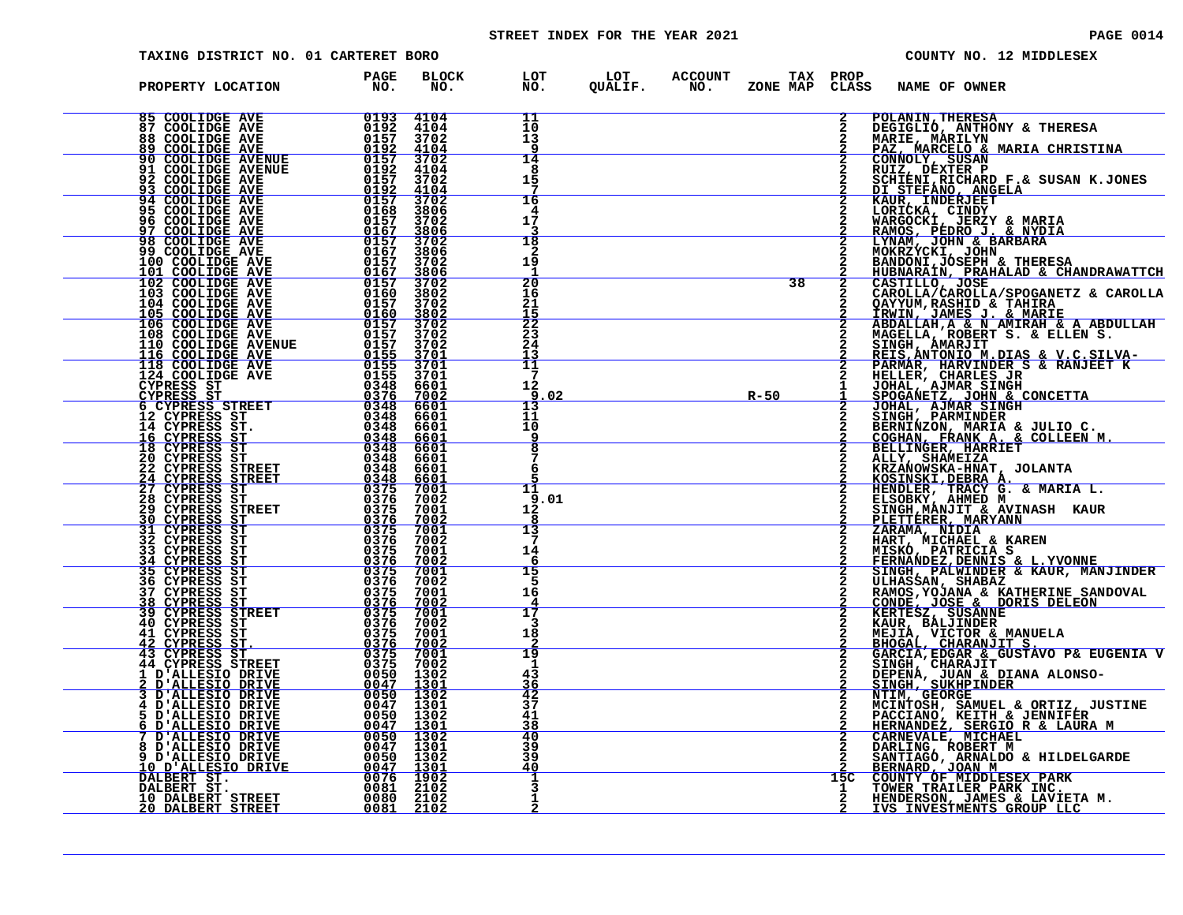STREET INDEX FOR THE YEAR 2021

TAXING DISTRICT NO. 01 CARTERET BORO — COUNTY NO. 12 MIDDLESEX

| PROPERTY LOCATION | PAGE NO. | BLOCK NO. | LOT NO. | LOT QUALIF. | ACCOUNT NO. | TAX ZONE MAP | PROP CLASS | NAME OF OWNER |
|---|---|---|---|---|---|---|---|---|
| 85 COOLIDGE AVE | 0193 | 4104 | 11 | | | | 2 | POLANIN,THERESA |
| 87 COOLIDGE AVE | 0192 | 4104 | 10 | | | | 2 | DEGIGLIO, ANTHONY & THERESA |
| 88 COOLIDGE AVE | 0157 | 3702 | 13 | | | | 2 | MARIE, MARILYN |
| 89 COOLIDGE AVE | 0192 | 4104 | 9 | | | | 2 | PAZ, MARCELO & MARIA CHRISTINA |
| 90 COOLIDGE AVENUE | 0157 | 3702 | 14 | | | | 2 | CONNOLY, SUSAN |
| 91 COOLIDGE AVENUE | 0192 | 4104 | 8 | | | | 2 | RUIZ, DEXTER P |
| 92 COOLIDGE AVE | 0157 | 3702 | 15 | | | | 2 | SCHIENI,RICHARD F.& SUSAN K.JONES |
| 93 COOLIDGE AVE | 0192 | 4104 | 7 | | | | 2 | DI STEFANO, ANGELA |
| 94 COOLIDGE AVE | 0157 | 3702 | 16 | | | | 2 | KAUR, INDERJEET |
| 95 COOLIDGE AVE | 0168 | 3806 | 4 | | | | 2 | LORICKA, CINDY |
| 96 COOLIDGE AVE | 0157 | 3702 | 17 | | | | 2 | WARGOCKI, JERZY & MARIA |
| 97 COOLIDGE AVE | 0167 | 3806 | 3 | | | | 2 | RAMOS, PEDRO J. & NYDIA |
| 98 COOLIDGE AVE | 0157 | 3702 | 18 | | | | 2 | LYNAM, JOHN & BARBARA |
| 99 COOLIDGE AVE | 0167 | 3806 | 2 | | | | 2 | MOKRZYCKI, JOHN |
| 100 COOLIDGE AVE | 0157 | 3702 | 19 | | | | 2 | BANDONI,JOSEPH & THERESA |
| 101 COOLIDGE AVE | 0167 | 3806 | 1 | | | | 2 | HUBNARAIN, PRAHALAD & CHANDRAWATTCH |
| 102 COOLIDGE AVE | 0157 | 3702 | 20 | | 38 | | 2 | CASTILLO, JOSE |
| 103 COOLIDGE AVE | 0160 | 3802 | 16 | | | | 2 | CAROLLA/CAROLLA/SPOGANETZ & CAROLLA |
| 104 COOLIDGE AVE | 0157 | 3702 | 21 | | | | 2 | QAYYUM,RASHID & TAHIRA |
| 105 COOLIDGE AVE | 0160 | 3802 | 15 | | | | 2 | IRWIN, JAMES J. & MARIE |
| 106 COOLIDGE AVE | 0157 | 3702 | 22 | | | | 2 | ABDALLAH,A & N AMIRAH & A ABDULLAH |
| 108 COOLIDGE AVE | 0157 | 3702 | 23 | | | | 2 | MAGELLA, ROBERT S. & ELLEN S. |
| 110 COOLIDGE AVENUE | 0157 | 3702 | 24 | | | | 2 | SINGH, AMARJIT |
| 116 COOLIDGE AVE | 0155 | 3701 | 13 | | | | 2 | REIS,ANTONIO M.DIAS & V.C.SILVA- |
| 118 COOLIDGE AVE | 0155 | 3701 | 11 | | | | 2 | PARMAR, HARVINDER S & RANJEET K |
| 124 COOLIDGE AVE | 0155 | 3701 | 7 | | | | 2 | HELLER, CHARLES JR |
| CYPRESS ST | 0348 | 6601 | 12 | | | | 1 | JOHAL, AJMAR SINGH |
| CYPRESS ST | 0376 | 7002 | 9.02 | | | R-50 | 1 | SPOGANETZ, JOHN & CONCETTA |
| 6 CYPRESS STREET | 0348 | 6601 | 13 | | | | 2 | JOHAL, AJMAR SINGH |
| 12 CYPRESS ST | 0348 | 6601 | 11 | | | | 2 | SINGH, PARMINDER |
| 14 CYPRESS ST. | 0348 | 6601 | 10 | | | | 2 | BERNINZON, MARIA & JULIO C. |
| 16 CYPRESS ST | 0348 | 6601 | 9 | | | | 2 | COGHAN, FRANK A. & COLLEEN M. |
| 18 CYPRESS ST | 0348 | 6601 | 8 | | | | 2 | BELLINGER, HARRIET |
| 20 CYPRESS ST | 0348 | 6601 | 7 | | | | 2 | ALLY, SHAMEIZA |
| 22 CYPRESS STREET | 0348 | 6601 | 6 | | | | 2 | KRZANOWSKA-HNAT, JOLANTA |
| 24 CYPRESS STREET | 0348 | 6601 | 5 | | | | 2 | KOSINSKI,DEBRA A. |
| 27 CYPRESS ST | 0375 | 7001 | 11 | | | | 2 | HENDLER, TRACY G. & MARIA L. |
| 28 CYPRESS ST | 0376 | 7002 | 9.01 | | | | 2 | ELSOBKY, AHMED M |
| 29 CYPRESS STREET | 0375 | 7001 | 12 | | | | 2 | SINGH,MANJIT & AVINASH KAUR |
| 30 CYPRESS ST | 0376 | 7002 | 8 | | | | 2 | PLETTERER, MARYANN |
| 31 CYPRESS ST | 0375 | 7001 | 13 | | | | 2 | ZARAMA, NIDIA |
| 32 CYPRESS ST | 0376 | 7002 | 7 | | | | 2 | HART, MICHAEL & KAREN |
| 33 CYPRESS ST | 0375 | 7001 | 14 | | | | 2 | MISKO, PATRICIA S |
| 34 CYPRESS ST | 0376 | 7002 | 6 | | | | 2 | FERNANDEZ,DENNIS & L.YVONNE |
| 35 CYPRESS ST | 0375 | 7001 | 15 | | | | 2 | SINGH, PALWINDER & KAUR, MANJINDER |
| 36 CYPRESS ST | 0376 | 7002 | 5 | | | | 2 | ULHASSAN, SHABAZ |
| 37 CYPRESS ST | 0375 | 7001 | 16 | | | | 2 | RAMOS,YOJANA & KATHERINE SANDOVAL |
| 38 CYPRESS ST | 0376 | 7002 | 4 | | | | 2 | CONDE, JOSE & DORIS DELEON |
| 39 CYPRESS STREET | 0375 | 7001 | 17 | | | | 2 | KERTESZ, SUSANNE |
| 40 CYPRESS ST | 0376 | 7002 | 3 | | | | 2 | KAUR, BALJINDER |
| 41 CYPRESS ST | 0375 | 7001 | 18 | | | | 2 | MEJIA, VICTOR & MANUELA |
| 42 CYPRESS ST. | 0376 | 7002 | 2 | | | | 2 | BHOGAL, CHARANJIT S. |
| 43 CYPRESS ST | 0375 | 7001 | 19 | | | | 2 | GARCIA,EDGAR & GUSTAVO P& EUGENIA V |
| 44 CYPRESS STREET | 0375 | 7002 | 1 | | | | 2 | SINGH, CHARAJIT |
| 1 D'ALLESIO DRIVE | 0050 | 1302 | 43 | | | | 2 | DEPENA, JUAN & DIANA ALONSO- |
| 2 D'ALLESIO DRIVE | 0047 | 1301 | 36 | | | | 2 | SINGH, SUKHPINDER |
| 3 D'ALLESIO DRIVE | 0050 | 1302 | 42 | | | | 2 | NTIM, GEORGE |
| 4 D'ALLESIO DRIVE | 0047 | 1301 | 37 | | | | 2 | MCINTOSH, SAMUEL & ORTIZ, JUSTINE |
| 5 D'ALLESIO DRIVE | 0050 | 1302 | 41 | | | | 2 | PACCIANO, KEITH & JENNIFER |
| 6 D'ALLESIO DRIVE | 0047 | 1301 | 38 | | | | 2 | HERNANDEZ, SERGIO R & LAURA M |
| 7 D'ALLESIO DRIVE | 0050 | 1302 | 40 | | | | 2 | CARNEVALE, MICHAEL |
| 8 D'ALLESIO DRIVE | 0047 | 1301 | 39 | | | | 2 | DARLING, ROBERT M |
| 9 D'ALLESIO DRIVE | 0050 | 1302 | 39 | | | | 2 | SANTIAGO, ARNALDO & HILDELGARDE |
| 10 D'ALLESIO DRIVE | 0047 | 1301 | 40 | | | | 2 | BERNARD, JOAN M |
| DALBERT ST. | 0076 | 1902 | 1 | | | | 15C | COUNTY OF MIDDLESEX PARK |
| DALBERT ST. | 0081 | 2102 | 3 | | | | 1 | TOWER TRAILER PARK INC. |
| 10 DALBERT STREET | 0080 | 2102 | 1 | | | | 2 | HENDERSON, JAMES & LAVIETA M. |
| 20 DALBERT STREET | 0081 | 2102 | 2 | | | | 2 | IVS INVESTMENTS GROUP LLC |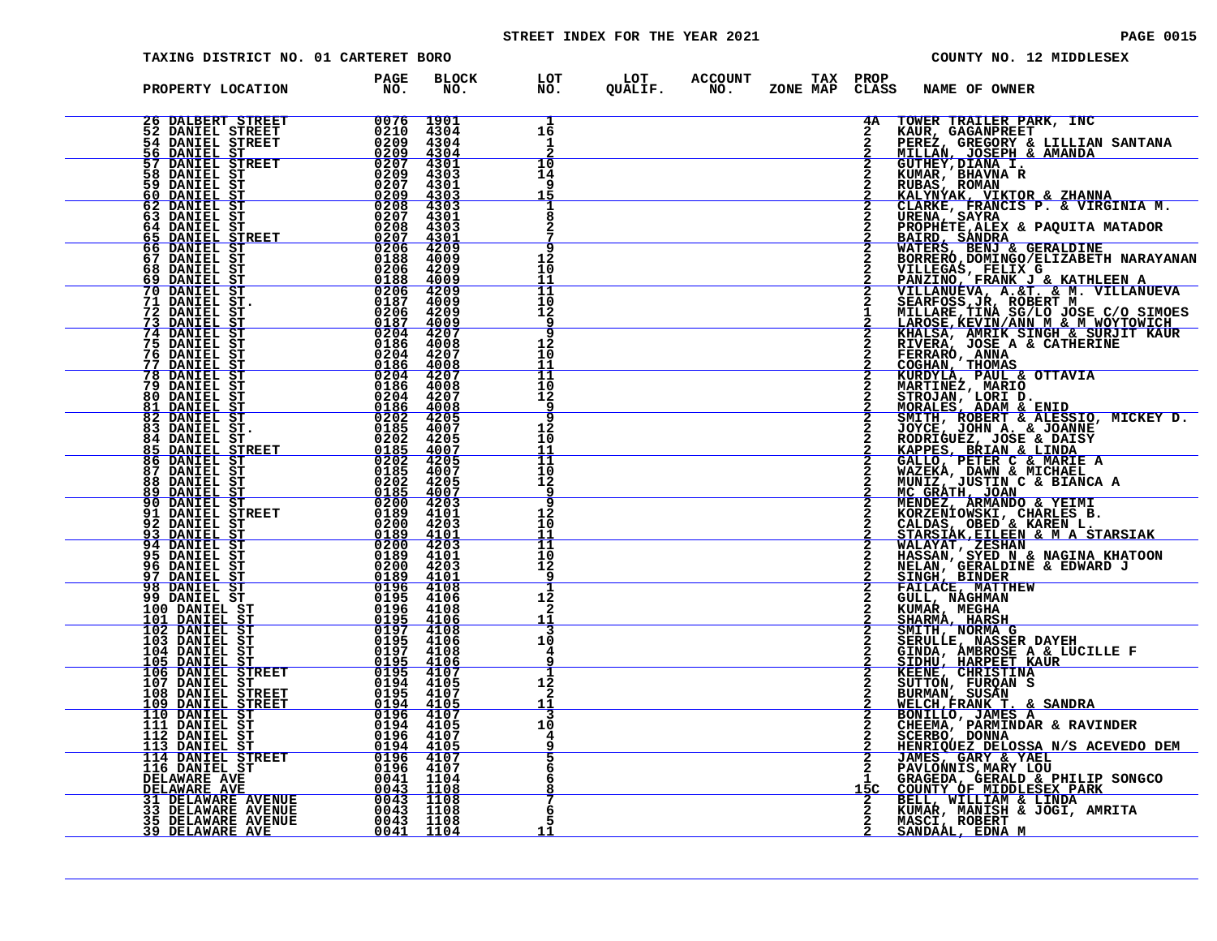STREET INDEX FOR THE YEAR 2021

TAXING DISTRICT NO. 01 CARTERET BORO — COUNTY NO. 12 MIDDLESEX

| PROPERTY LOCATION | PAGE NO. | BLOCK NO. | LOT NO. | LOT QUALIF. | ACCOUNT NO. | TAX ZONE MAP | PROP CLASS | NAME OF OWNER |
|---|---|---|---|---|---|---|---|---|
| 26 DALBERT STREET | 0076 | 1901 | 1 | | | | 4A | TOWER TRAILER PARK, INC |
| 52 DANIEL STREET | 0210 | 4304 | 16 | | | | 2 | KAUR, GAGANPREET |
| 54 DANIEL STREET | 0209 | 4304 | 1 | | | | 2 | PEREZ, GREGORY & LILLIAN SANTANA |
| 56 DANIEL ST | 0209 | 4304 | 2 | | | | 2 | MILLAN, JOSEPH & AMANDA |
| 57 DANIEL STREET | 0207 | 4301 | 10 | | | | 2 | GUTHEY,DIANA I. |
| 58 DANIEL ST | 0209 | 4303 | 14 | | | | 2 | KUMAR, BHAVNA R |
| 59 DANIEL ST | 0207 | 4301 | 9 | | | | 2 | RUBAS, ROMAN |
| 60 DANIEL ST | 0209 | 4303 | 15 | | | | 2 | KALYNYAK, VIKTOR & ZHANNA |
| 62 DANIEL ST | 0208 | 4303 | 1 | | | | 2 | CLARKE, FRANCIS P. & VIRGINIA M. |
| 63 DANIEL ST | 0207 | 4301 | 8 | | | | 2 | URENA, SAYRA |
| 64 DANIEL ST | 0208 | 4303 | 2 | | | | 2 | PROPHETE,ALEX & PAQUITA MATADOR |
| 65 DANIEL STREET | 0207 | 4301 | 7 | | | | 2 | BAIRD, SANDRA |
| 66 DANIEL ST | 0206 | 4209 | 9 | | | | 2 | WATERS, BENJ & GERALDINE |
| 67 DANIEL ST | 0188 | 4009 | 12 | | | | 2 | BORRERO,DOMINGO/ELIZABETH NARAYANAN |
| 68 DANIEL ST | 0206 | 4209 | 10 | | | | 2 | VILLEGAS, FELIX G |
| 69 DANIEL ST | 0188 | 4009 | 11 | | | | 2 | PANZINO, FRANK J & KATHLEEN A |
| 70 DANIEL ST | 0206 | 4209 | 11 | | | | 2 | VILLANUEVA, A.&T. & M. VILLANUEVA |
| 71 DANIEL ST. | 0187 | 4009 | 10 | | | | 2 | SEARFOSS,JR, ROBERT M |
| 72 DANIEL ST | 0206 | 4209 | 12 | | | | 1 | MILLARE,TINA SG/LO JOSE C/O SIMOES |
| 73 DANIEL ST | 0187 | 4009 | 9 | | | | 2 | LAROSE,KEVIN/ANN M & M WOYTOWICH |
| 74 DANIEL ST | 0204 | 4207 | 9 | | | | 2 | KHALSA, AMRIK SINGH & SURJIT KAUR |
| 75 DANIEL ST | 0186 | 4008 | 12 | | | | 2 | RIVERA, JOSE A & CATHERINE |
| 76 DANIEL ST | 0204 | 4207 | 10 | | | | 2 | FERRARO, ANNA |
| 77 DANIEL ST | 0186 | 4008 | 11 | | | | 2 | COGHAN, THOMAS |
| 78 DANIEL ST | 0204 | 4207 | 11 | | | | 2 | KURDYLA, PAUL & OTTAVIA |
| 79 DANIEL ST | 0186 | 4008 | 10 | | | | 2 | MARTINEZ, MARIO |
| 80 DANIEL ST | 0204 | 4207 | 12 | | | | 2 | STROJAN, LORI D. |
| 81 DANIEL ST | 0186 | 4008 | 9 | | | | 2 | MORALES, ADAM & ENID |
| 82 DANIEL ST | 0202 | 4205 | 9 | | | | 2 | SMITH, ROBERT & ALESSIO, MICKEY D. |
| 83 DANIEL ST. | 0185 | 4007 | 12 | | | | 2 | JOYCE, JOHN A. & JOANNE |
| 84 DANIEL ST | 0202 | 4205 | 10 | | | | 2 | RODRIGUEZ, JOSE & DAISY |
| 85 DANIEL STREET | 0185 | 4007 | 11 | | | | 2 | KAPPES, BRIAN & LINDA |
| 86 DANIEL ST | 0202 | 4205 | 11 | | | | 2 | GALLO, PETER C & MARIE A |
| 87 DANIEL ST | 0185 | 4007 | 10 | | | | 2 | WAZEKA, DAWN & MICHAEL |
| 88 DANIEL ST | 0202 | 4205 | 12 | | | | 2 | MUNIZ, JUSTIN C & BIANCA A |
| 89 DANIEL ST | 0185 | 4007 | 9 | | | | 2 | MC GRATH, JOAN |
| 90 DANIEL ST | 0200 | 4203 | 9 | | | | 2 | MENDEZ, ARMANDO & YEIMI |
| 91 DANIEL STREET | 0189 | 4101 | 12 | | | | 2 | KORZENIOWSKI, CHARLES B. |
| 92 DANIEL ST | 0200 | 4203 | 10 | | | | 2 | CALDAS, OBED & KAREN L. |
| 93 DANIEL ST | 0189 | 4101 | 11 | | | | 2 | STARSIAK,EILEEN & M A STARSIAK |
| 94 DANIEL ST | 0200 | 4203 | 11 | | | | 2 | WALAYAT, ZESHAN |
| 95 DANIEL ST | 0189 | 4101 | 10 | | | | 2 | HASSAN, SYED N & NAGINA KHATOON |
| 96 DANIEL ST | 0200 | 4203 | 12 | | | | 2 | NELAN, GERALDINE & EDWARD J |
| 97 DANIEL ST | 0189 | 4101 | 9 | | | | 2 | SINGH, BINDER |
| 98 DANIEL ST | 0196 | 4108 | 1 | | | | 2 | FAILACE, MATTHEW |
| 99 DANIEL ST | 0195 | 4106 | 12 | | | | 2 | GULL, NAGHMAN |
| 100 DANIEL ST | 0196 | 4108 | 2 | | | | 2 | KUMAR, MEGHA |
| 101 DANIEL ST | 0195 | 4106 | 11 | | | | 2 | SHARMA, HARSH |
| 102 DANIEL ST | 0197 | 4108 | 3 | | | | 2 | SMITH, NORMA G |
| 103 DANIEL ST | 0195 | 4106 | 10 | | | | 2 | SERULLE, NASSER DAYEH |
| 104 DANIEL ST | 0197 | 4108 | 4 | | | | 2 | GINDA, AMBROSE A & LUCILLE F |
| 105 DANIEL ST | 0195 | 4106 | 9 | | | | 2 | SIDHU, HARPEET KAUR |
| 106 DANIEL STREET | 0195 | 4107 | 1 | | | | 2 | KEENE, CHRISTINA |
| 107 DANIEL ST | 0194 | 4105 | 12 | | | | 2 | SUTTON, FURQAN S |
| 108 DANIEL STREET | 0195 | 4107 | 2 | | | | 2 | BURMAN, SUSAN |
| 109 DANIEL STREET | 0194 | 4105 | 11 | | | | 2 | WELCH,FRANK T. & SANDRA |
| 110 DANIEL ST | 0196 | 4107 | 3 | | | | 2 | BONILLO, JAMES A |
| 111 DANIEL ST | 0194 | 4105 | 10 | | | | 2 | CHEEMA, PARMINDAR & RAVINDER |
| 112 DANIEL ST | 0196 | 4107 | 4 | | | | 2 | SCERBO, DONNA |
| 113 DANIEL ST | 0194 | 4105 | 9 | | | | 2 | HENRIQUEZ DELOSSA N/S ACEVEDO DEM |
| 114 DANIEL STREET | 0196 | 4107 | 5 | | | | 2 | JAMES, GARY & YAEL |
| 116 DANIEL ST | 0196 | 4107 | 6 | | | | 2 | PAVLONNIS,MARY LOU |
| DELAWARE AVE | 0041 | 1104 | 6 | | | | 1 | GRAGEDA, GERALD & PHILIP SONGCO |
| DELAWARE AVE | 0043 | 1108 | 8 | | | | 15C | COUNTY OF MIDDLESEX PARK |
| 31 DELAWARE AVENUE | 0043 | 1108 | 7 | | | | 2 | BELL, WILLIAM & LINDA |
| 33 DELAWARE AVENUE | 0043 | 1108 | 6 | | | | 2 | KUMAR, MANISH & JOGI, AMRITA |
| 35 DELAWARE AVENUE | 0043 | 1108 | 5 | | | | 2 | MASCI, ROBERT |
| 39 DELAWARE AVE | 0041 | 1104 | 11 | | | | 2 | SANDAAL, EDNA M |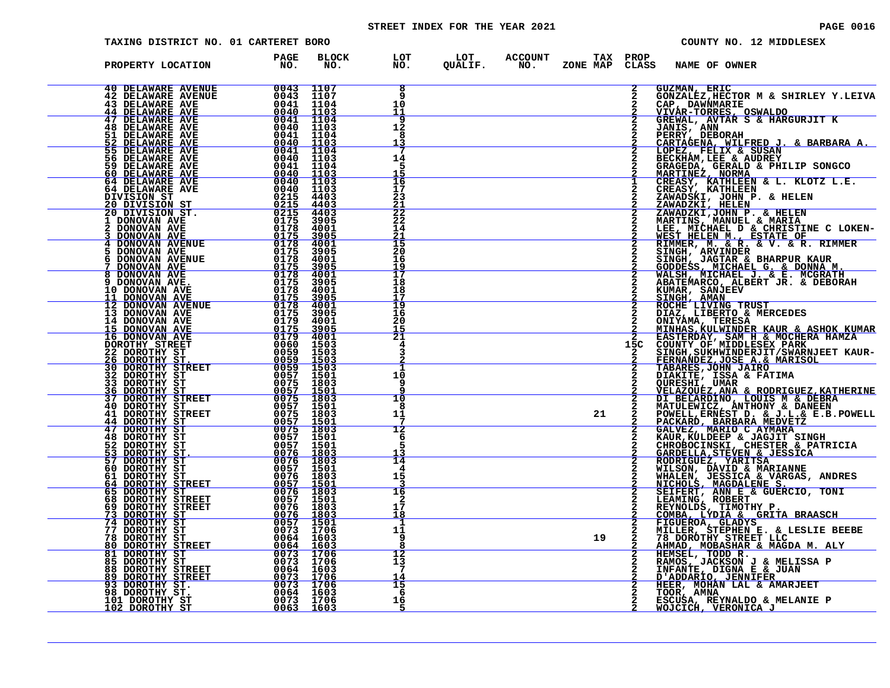STREET INDEX FOR THE YEAR 2021

TAXING DISTRICT NO. 01 CARTERET BORO — COUNTY NO. 12 MIDDLESEX

| PROPERTY LOCATION | PAGE NO. | BLOCK NO. | LOT NO. | LOT QUALIF. | ACCOUNT NO. | TAX MAP | PROP ZONE CLASS | NAME OF OWNER |
|---|---|---|---|---|---|---|---|---|
| 40 DELAWARE AVENUE | 0043 | 1107 | 8 | | | | 2 | GUZMAN, ERIC |
| 42 DELAWARE AVENUE | 0043 | 1107 | 9 | | | | 2 | GONZALEZ,HECTOR M & SHIRLEY Y.LEIVA |
| 43 DELAWARE AVE | 0041 | 1104 | 10 | | | | 2 | CAP, DAWNMARIE |
| 44 DELAWARE AVE | 0040 | 1103 | 11 | | | | 2 | VIVAR-TORRES, OSWALDO |
| 47 DELAWARE AVE | 0041 | 1104 | 9 | | | | 2 | GREWAL, AVTAR S & HARGURJIT K |
| 48 DELAWARE AVE | 0040 | 1103 | 12 | | | | 2 | JANIS, ANN |
| 51 DELAWARE AVE | 0041 | 1104 | 8 | | | | 2 | PERRY, DEBORAH |
| 52 DELAWARE AVE | 0040 | 1103 | 13 | | | | 2 | CARTAGENA, WILFRED J. & BARBARA A. |
| 55 DELAWARE AVE | 0041 | 1104 | 7 | | | | 2 | LOPEZ, FELIX & SUSAN |
| 56 DELAWARE AVE | 0040 | 1103 | 14 | | | | 2 | BECKHAM,LEE & AUDREY |
| 59 DELAWARE AVE | 0041 | 1104 | 5 | | | | 2 | GRAGEDA, GERALD & PHILIP SONGCO |
| 60 DELAWARE AVE | 0040 | 1103 | 15 | | | | 2 | MARTINEZ, NORMA |
| 64 DELAWARE AVE | 0040 | 1103 | 16 | | | | 1 | CREASY, KATHLEEN & L. KLOTZ L.E. |
| 64 DELAWARE AVE | 0040 | 1103 | 17 | | | | 2 | CREASY, KATHLEEN |
| DIVISION ST | 0215 | 4403 | 23 | | | | 2 | ZAWADSKI, JOHN P. & HELEN |
| 20 DIVISION ST | 0215 | 4403 | 21 | | | | 2 | ZAWADZKI, HELEN |
| 20 DIVISION ST. | 0215 | 4403 | 22 | | | | 2 | ZAWADZKI,JOHN P. & HELEN |
| 1 DONOVAN AVE | 0175 | 3905 | 22 | | | | 2 | MARTINS, MANUEL & MARIA |
| 2 DONOVAN AVE | 0178 | 4001 | 14 | | | | 2 | LEE, MICHAEL D & CHRISTINE C LOKEN- |
| 3 DONOVAN AVE | 0175 | 3905 | 21 | | | | 2 | WEST HELEN M., ESTATE OF |
| 4 DONOVAN AVENUE | 0178 | 4001 | 15 | | | | 2 | RIMMER, M. & R. & V. & R. RIMMER |
| 5 DONOVAN AVE | 0175 | 3905 | 20 | | | | 2 | SINGH, ARVINDER |
| 6 DONOVAN AVENUE | 0178 | 4001 | 16 | | | | 2 | SINGH, JAGTAR & BHARPUR KAUR |
| 7 DONOVAN AVE | 0175 | 3905 | 19 | | | | 2 | GODDESS, MICHAEL G. & DONNA M. |
| 8 DONOVAN AVE | 0178 | 4001 | 17 | | | | 2 | WALSH, MICHAEL J. & E. MCGRATH |
| 9 DONOVAN AVE. | 0175 | 3905 | 18 | | | | 2 | ABATEMARCO, ALBERT JR. & DEBORAH |
| 10 DONOVAN AVE | 0178 | 4001 | 18 | | | | 2 | KUMAR, SANJEEV |
| 11 DONOVAN AVE | 0175 | 3905 | 17 | | | | 2 | SINGH, AMAN |
| 12 DONOVAN AVENUE | 0178 | 4001 | 19 | | | | 2 | ROCHE LIVING TRUST |
| 13 DONOVAN AVE | 0175 | 3905 | 16 | | | | 2 | DIAZ, LIBERTO & MERCEDES |
| 14 DONOVAN AVE | 0179 | 4001 | 20 | | | | 2 | ONIYAMA, TERESA |
| 15 DONOVAN AVE | 0175 | 3905 | 15 | | | | 2 | MINHAS,KULWINDER KAUR & ASHOK KUMAR |
| 16 DONOVAN AVE | 0179 | 4001 | 21 | | | | 2 | EASTERDAY, SAM H & MOCHERA HAMZA |
| DOROTHY STREET | 0060 | 1503 | 4 | | | | 15C | COUNTY OF MIDDLESEX PARK |
| 22 DOROTHY ST | 0059 | 1503 | 3 | | | | 2 | SINGH,SUKHWINDERJIT/SWARNJEET KAUR- |
| 26 DOROTHY ST. | 0059 | 1503 | 2 | | | | 2 | FERNANDEZ,JOSE A.& MARISOL |
| 30 DOROTHY STREET | 0059 | 1503 | 1 | | | | 2 | TABARES,JOHN JAIRO |
| 32 DOROTHY ST | 0057 | 1501 | 10 | | | | 2 | DIAKITE, ISSA & FATIMA |
| 33 DOROTHY ST | 0075 | 1803 | 9 | | | | 2 | QURESHI, UMAR |
| 36 DOROTHY ST | 0057 | 1501 | 9 | | | | 2 | VELAZQUEZ,ANA & RODRIGUEZ,KATHERINE |
| 37 DOROTHY STREET | 0075 | 1803 | 10 | | | | 2 | DI BELARDINO, LOUIS M & DEBRA |
| 40 DOROTHY ST | 0057 | 1501 | 8 | | | | 2 | MATULEWICZ, ANTHONY & DANEEN |
| 41 DOROTHY STREET | 0075 | 1803 | 11 | | | 21 | 2 | POWELL,ERNEST D. & J.L.& E.B.POWELL |
| 44 DOROTHY ST | 0057 | 1501 | 7 | | | | 2 | PACKARD, BARBARA MEDVETZ |
| 47 DOROTHY ST | 0075 | 1803 | 12 | | | | 2 | GALVEZ, MARIO C AYMARA |
| 48 DOROTHY ST | 0057 | 1501 | 6 | | | | 2 | KAUR,KULDEEP & JAGJIT SINGH |
| 52 DOROTHY ST | 0057 | 1501 | 5 | | | | 2 | CHROBOCINSKI, CHESTER & PATRICIA |
| 53 DOROTHY ST. | 0076 | 1803 | 13 | | | | 2 | GARDELLA,STEVEN & JESSICA |
| 57 DOROTHY ST | 0076 | 1803 | 14 | | | | 2 | RODRIGUEZ, YARITSA |
| 60 DOROTHY ST | 0057 | 1501 | 4 | | | | 2 | WILSON, DAVID & MARIANNE |
| 61 DOROTHY ST | 0076 | 1803 | 15 | | | | 2 | WHALEN, JESSICA & VARGAS, ANDRES |
| 64 DOROTHY STREET | 0057 | 1501 | 3 | | | | 2 | NICHOLS, MAGDALENE S. |
| 65 DOROTHY ST | 0076 | 1803 | 16 | | | | 2 | SEIFERT, ANN E & GUERCIO, TONI |
| 68 DOROTHY STREET | 0057 | 1501 | 2 | | | | 2 | LEAMING, ROBERT |
| 69 DOROTHY STREET | 0076 | 1803 | 17 | | | | 2 | REYNOLDS, TIMOTHY P. |
| 73 DOROTHY ST | 0076 | 1803 | 18 | | | | 2 | COMBA, LYDIA & GRITA BRAASCH |
| 74 DOROTHY ST | 0057 | 1501 | 1 | | | | 2 | FIGUEROA, GLADYS |
| 77 DOROTHY ST | 0073 | 1706 | 11 | | | | 2 | MILLER, STEPHEN E. & LESLIE BEEBE |
| 78 DOROTHY ST | 0064 | 1603 | 9 | | | 19 | 2 | 78 DOROTHY STREET LLC |
| 80 DOROTHY STREET | 0064 | 1603 | 8 | | | | 2 | AHMAD, MOBASHAR & MAGDA M. ALY |
| 81 DOROTHY ST | 0073 | 1706 | 12 | | | | 2 | HEMSEL, TODD R. |
| 85 DOROTHY ST | 0073 | 1706 | 13 | | | | 2 | RAMOS, JACKSON J & MELISSA P |
| 88 DOROTHY STREET | 0064 | 1603 | 7 | | | | 2 | INFANTE, DIGNA E & JUAN |
| 89 DOROTHY STREET | 0073 | 1706 | 14 | | | | 2 | D'ADDARIO, JENNIFER |
| 93 DOROTHY ST. | 0073 | 1706 | 15 | | | | 2 | HEER, MOHAN LAL & AMARJEET |
| 98 DOROTHY ST. | 0064 | 1603 | 6 | | | | 2 | TOOR, AMNA |
| 101 DOROTHY ST | 0073 | 1706 | 16 | | | | 2 | ESCUSA, REYNALDO & MELANIE P |
| 102 DOROTHY ST | 0063 | 1603 | 5 | | | | 2 | WOJCICH, VERONICA J |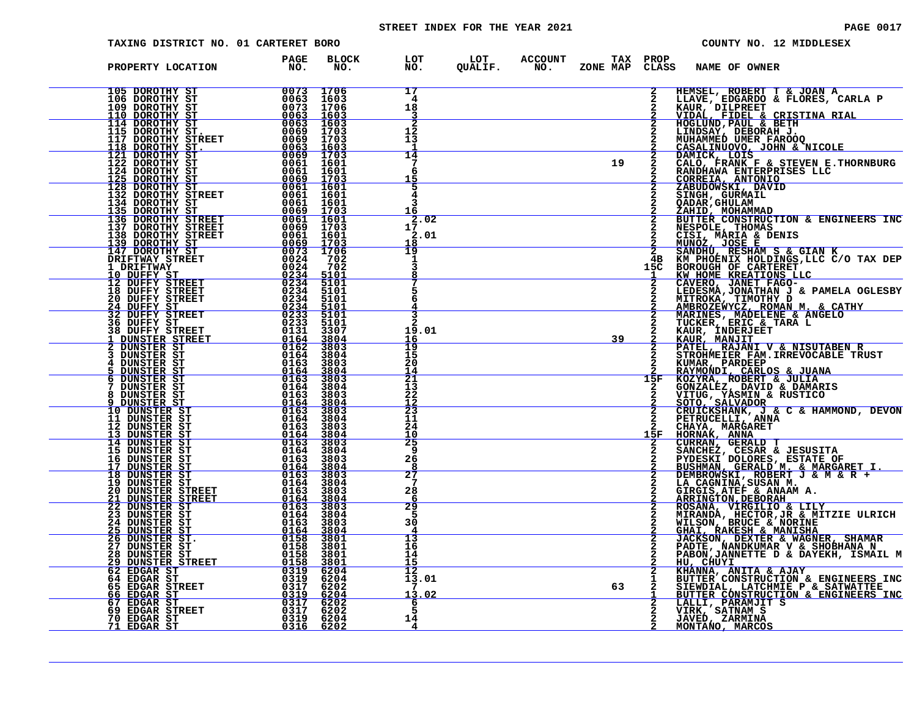# STREET INDEX FOR THE YEAR 2021

TAXING DISTRICT NO. 01 CARTERET BORO

COUNTY NO. 12 MIDDLESEX

| PROPERTY LOCATION | PAGE NO. | BLOCK NO. | LOT NO. | LOT QUALIF. | ACCOUNT NO. | ZONE | TAX MAP | PROP CLASS | NAME OF OWNER |
|---|---|---|---|---|---|---|---|---|---|
| 105 DOROTHY ST | 0073 | 1706 | 17 | | | | | 2 | HEMSEL, ROBERT T & JOAN A |
| 106 DOROTHY ST | 0063 | 1603 | 4 | | | | | 2 | LLAVE, EDGARDO & FLORES, CARLA P |
| 109 DOROTHY ST | 0073 | 1706 | 18 | | | | | 2 | KAUR, DILPREET |
| 110 DOROTHY ST | 0063 | 1603 | 3 | | | | | 2 | VIDAL, FIDEL & CRISTINA RIAL |
| 114 DOROTHY ST | 0063 | 1603 | 2 | | | | | 2 | HOGLUND,PAUL & BETH |
| 115 DOROTHY ST. | 0069 | 1703 | 12 | | | | | 2 | LINDSAY, DEBORAH J. |
| 117 DOROTHY STREET | 0069 | 1703 | 13 | | | | | 2 | MUHAMMED UMER FAROOQ |
| 118 DOROTHY ST. | 0063 | 1603 | 1 | | | | | 2 | CASALINUOVO, JOHN & NICOLE |
| 121 DOROTHY ST | 0069 | 1703 | 14 | | | | | 2 | DAMICK, LOIS |
| 122 DOROTHY ST | 0061 | 1601 | 7 | | | | 19 | 2 | CALO, FRANK F & STEVEN E.THORNBURG |
| 124 DOROTHY ST | 0061 | 1601 | 6 | | | | | 2 | RANDHAWA ENTERPRISES LLC |
| 125 DOROTHY ST | 0069 | 1703 | 15 | | | | | 2 | CORREIA, ANTONIO |
| 128 DOROTHY ST | 0061 | 1601 | 5 | | | | | 2 | ZABUDOWSKI, DAVID |
| 132 DOROTHY STREET | 0061 | 1601 | 4 | | | | | 2 | SINGH, GURMAIL |
| 134 DOROTHY ST | 0061 | 1601 | 3 | | | | | 2 | QADAR,GHULAM |
| 135 DOROTHY ST | 0069 | 1703 | 16 | | | | | 2 | ZAHID, MOHAMMAD |
| 136 DOROTHY STREET | 0061 | 1601 | 2.02 | | | | | 2 | BUTTER CONSTRUCTION & ENGINEERS INC |
| 137 DOROTHY STREET | 0069 | 1703 | 17 | | | | | 2 | NESPOLE, THOMAS |
| 138 DOROTHY STREET | 0061 | 1601 | 2.01 | | | | | 2 | CISI, MARIA & DENIS |
| 139 DOROTHY ST | 0069 | 1703 | 18 | | | | | 2 | MUNOZ, JOSE E |
| 147 DOROTHY ST | 0073 | 1706 | 19 | | | | | 2 | SANDHU, RESHAM S & GIAN K |
| DRIFTWAY STREET | 0024 | 702 | 1 | | | | | 4B | KM PHOENIX HOLDINGS,LLC C/O TAX DEP |
| 1 DRIFTWAY | 0024 | 702 | 3 | | | | | 15C | BOROUGH OF CARTERET |
| 10 DUFFY ST | 0234 | 5101 | 8 | | | | | 1 | KW HOME KREATIONS LLC |
| 12 DUFFY STREET | 0234 | 5101 | 7 | | | | | 2 | CAVERO, JANET FAGO- |
| 18 DUFFY STREET | 0234 | 5101 | 5 | | | | | 2 | LEDESMA,JONATHAN J & PAMELA OGLESBY |
| 20 DUFFY STREET | 0234 | 5101 | 6 | | | | | 2 | MITROKA, TIMOTHY D |
| 24 DUFFY ST | 0234 | 5101 | 4 | | | | | 2 | AMBROZEWYCZ, ROMAN M. & CATHY |
| 32 DUFFY STREET | 0233 | 5101 | 3 | | | | | 2 | MARINES, MADELENE & ANGELO |
| 36 DUFFY ST | 0233 | 5101 | 2 | | | | | 2 | TUCKER, ERIC & TARA L |
| 38 DUFFY STREET | 0131 | 3307 | 19.01 | | | | | 2 | KAUR, INDERJEET |
| 1 DUNSTER STREET | 0164 | 3804 | 16 | | | | 39 | 2 | KAUR, MANJIT |
| 2 DUNSTER ST | 0162 | 3803 | 19 | | | | | 2 | PATEL, RAJANI V & NISUTABEN R |
| 3 DUNSTER ST | 0164 | 3804 | 15 | | | | | 2 | STROHMEIER FAM.IRREVOCABLE TRUST |
| 4 DUNSTER ST | 0163 | 3803 | 20 | | | | | 2 | KUMAR, PARDEEP |
| 5 DUNSTER ST | 0164 | 3804 | 14 | | | | | 2 | RAYMONDI, CARLOS & JUANA |
| 6 DUNSTER ST | 0163 | 3803 | 21 | | | | | 15F | KOZYRA, ROBERT & JULIA |
| 7 DUNSTER ST | 0164 | 3804 | 13 | | | | | 2 | GONZALEZ, DAVID & DAMARIS |
| 8 DUNSTER ST | 0163 | 3803 | 22 | | | | | 2 | VITUG, YASMIN & RUSTICO |
| 9 DUNSTER ST | 0164 | 3804 | 12 | | | | | 2 | SOTO, SALVADOR |
| 10 DUNSTER ST | 0163 | 3803 | 23 | | | | | 2 | CRUICKSHANK, J & C & HAMMOND, DEVON |
| 11 DUNSTER ST | 0164 | 3804 | 11 | | | | | 2 | PETRUCELLI, ANNA |
| 12 DUNSTER ST | 0163 | 3803 | 24 | | | | | 2 | CHAYA, MARGARET |
| 13 DUNSTER ST | 0164 | 3804 | 10 | | | | | 15F | HORNAK, ANNA |
| 14 DUNSTER ST | 0163 | 3803 | 25 | | | | | 2 | CURRAN, GERALD T |
| 15 DUNSTER ST | 0164 | 3804 | 9 | | | | | 2 | SANCHEZ, CESAR & JESUSITA |
| 16 DUNSTER ST | 0163 | 3803 | 26 | | | | | 2 | PYDESKI DOLORES, ESTATE OF |
| 17 DUNSTER ST | 0164 | 3804 | 8 | | | | | 2 | BUSHMAN, GERALD M. & MARGARET I. |
| 18 DUNSTER ST | 0163 | 3803 | 27 | | | | | 2 | DEMBROWSKI, ROBERT J & M & R + |
| 19 DUNSTER ST | 0164 | 3804 | 7 | | | | | 2 | LA CAGNINA,SUSAN M. |
| 20 DUNSTER STREET | 0163 | 3803 | 28 | | | | | 2 | GIRGIS,ATEF & ANAAM A. |
| 21 DUNSTER STREET | 0164 | 3804 | 6 | | | | | 2 | ARRINGTON,DEBORAH |
| 22 DUNSTER ST | 0163 | 3803 | 29 | | | | | 2 | ROSANA, VIRGILIO & LILY |
| 23 DUNSTER ST | 0164 | 3804 | 5 | | | | | 2 | MIRANDA, HECTOR,JR & MITZIE ULRICH |
| 24 DUNSTER ST | 0163 | 3803 | 30 | | | | | 2 | WILSON, BRUCE & NORINE |
| 25 DUNSTER ST | 0164 | 3804 | 4 | | | | | 2 | GHAI, RAKESH & MANISHA |
| 26 DUNSTER ST. | 0158 | 3801 | 13 | | | | | 2 | JACKSON, DEXTER & WAGNER, SHAMAR |
| 27 DUNSTER ST | 0158 | 3801 | 16 | | | | | 2 | PADTE, NANDKUMAR V & SHOBHANA N |
| 28 DUNSTER ST | 0158 | 3801 | 14 | | | | | 2 | PABON,JANNETTE D & DAYEKH, ISMAIL M |
| 29 DUNSTER STREET | 0158 | 3801 | 15 | | | | | 2 | HU, CHUYI |
| 62 EDGAR ST | 0319 | 6204 | 12 | | | | | 2 | KHANNA, ANITA & AJAY |
| 64 EDGAR ST | 0319 | 6204 | 13.01 | | | | | 1 | BUTTER CONSTRUCTION & ENGINEERS INC |
| 65 EDGAR STREET | 0317 | 6202 | 7 | | | | 63 | 2 | SIEWDIAL, LATCHMIE P & SATWATTEE |
| 66 EDGAR ST | 0319 | 6204 | 13.02 | | | | | 1 | BUTTER CONSTRUCTION & ENGINEERS INC |
| 67 EDGAR ST | 0317 | 6202 | 6 | | | | | 2 | LALLI, PARAMJIT S |
| 69 EDGAR STREET | 0317 | 6202 | 5 | | | | | 2 | VIRK, SATNAM S |
| 70 EDGAR ST | 0319 | 6204 | 14 | | | | | 2 | JAVED, ZARMINA |
| 71 EDGAR ST | 0316 | 6202 | 4 | | | | | 2 | MONTANO, MARCOS |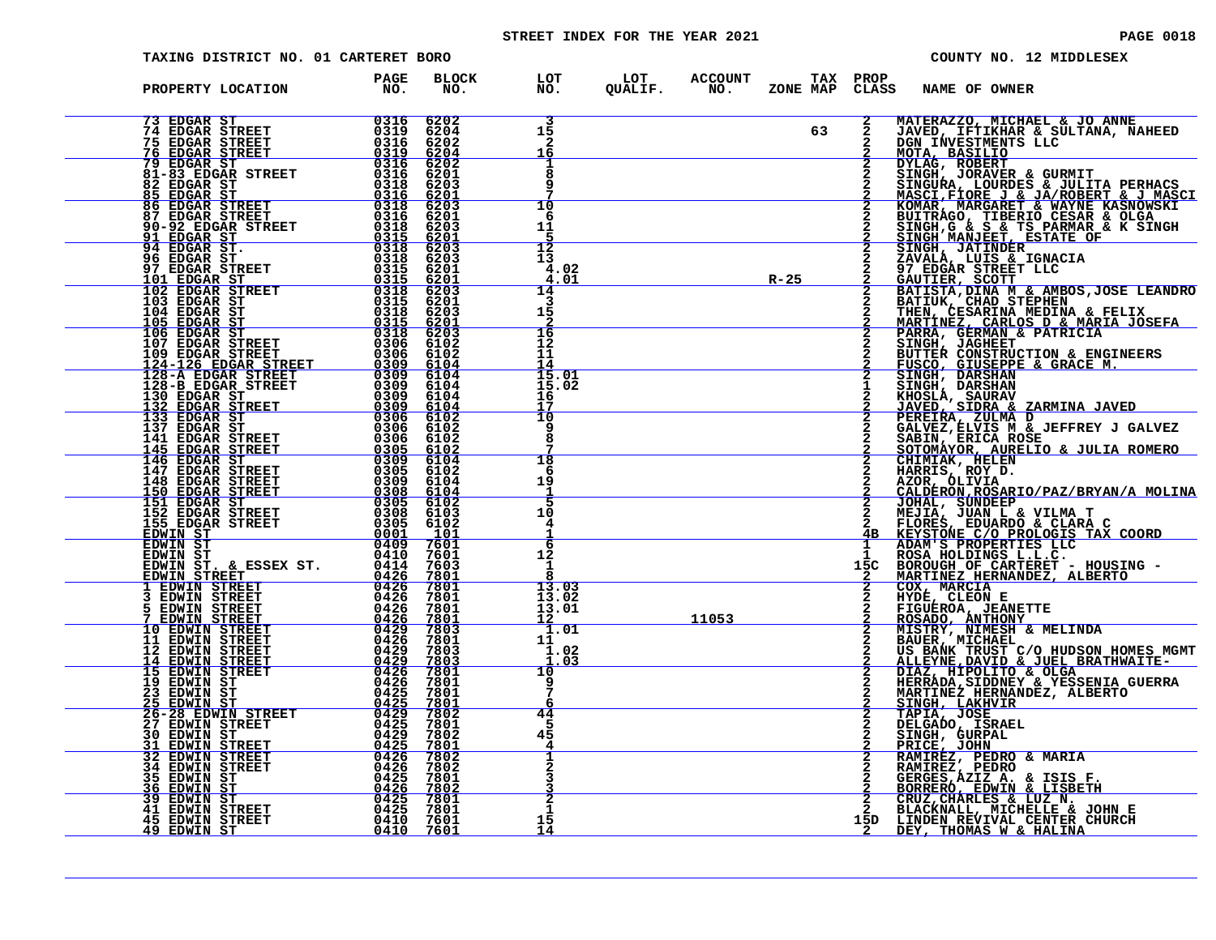STREET INDEX FOR THE YEAR 2021

TAXING DISTRICT NO. 01 CARTERET BORO

COUNTY NO. 12 MIDDLESEX

| PROPERTY LOCATION | PAGE NO. | BLOCK NO. | LOT NO. | LOT QUALIF. | ACCOUNT NO. | ZONE | TAX MAP | PROP CLASS | NAME OF OWNER |
|---|---|---|---|---|---|---|---|---|---|
| 73 EDGAR ST | 0316 | 6202 | 3 | | | | | 2 | MATERAZZO, MICHAEL & JO ANNE |
| 74 EDGAR STREET | 0319 | 6204 | 15 | | | | 63 | 2 | JAVED, IFTIKHAR & SULTANA, NAHEED |
| 75 EDGAR STREET | 0316 | 6202 | 2 | | | | | 2 | DGN INVESTMENTS LLC |
| 76 EDGAR STREET | 0319 | 6204 | 16 | | | | | 2 | MOTA, BASILIO |
| 79 EDGAR ST | 0316 | 6202 | 1 | | | | | 2 | DYLAG, ROBERT |
| 81-83 EDGAR STREET | 0316 | 6201 | 8 | | | | | 2 | SINGH, JORAVER & GURMIT |
| 82 EDGAR ST | 0318 | 6203 | 9 | | | | | 2 | SINGURA, LOURDES & JULITA PERHACS |
| 85 EDGAR ST | 0316 | 6201 | 7 | | | | | 2 | MASCI,FIORE J & JA/ROBERT & J MASCI |
| 86 EDGAR STREET | 0318 | 6203 | 10 | | | | | 2 | KOMAR, MARGARET & WAYNE KASNOWSKI |
| 87 EDGAR STREET | 0316 | 6201 | 6 | | | | | 2 | BUITRAGO, TIBERIO CESAR & OLGA |
| 90-92 EDGAR STREET | 0318 | 6203 | 11 | | | | | 2 | SINGH,G & S & TS PARMAR & K SINGH |
| 91 EDGAR ST | 0315 | 6201 | 5 | | | | | 2 | SINGH MANJEET, ESTATE OF |
| 94 EDGAR ST. | 0318 | 6203 | 12 | | | | | 2 | SINGH, JATINDER |
| 96 EDGAR ST | 0318 | 6203 | 13 | | | | | 2 | ZAVALA, LUIS & IGNACIA |
| 97 EDGAR STREET | 0315 | 6201 | 4.02 | | | | | 2 | 97 EDGAR STREET LLC |
| 101 EDGAR ST | 0315 | 6201 | 4.01 | | | R-25 | | 2 | GAUTIER, SCOTT |
| 102 EDGAR STREET | 0318 | 6203 | 14 | | | | | 2 | BATISTA,DINA M & AMBOS,JOSE LEANDRO |
| 103 EDGAR ST | 0315 | 6201 | 3 | | | | | 2 | BATIUK, CHAD STEPHEN |
| 104 EDGAR ST | 0318 | 6203 | 15 | | | | | 2 | THEN, CESARINA MEDINA & FELIX |
| 105 EDGAR ST | 0315 | 6201 | 2 | | | | | 2 | MARTINEZ, CARLOS D & MARIA JOSEFA |
| 106 EDGAR ST | 0318 | 6203 | 16 | | | | | 2 | PARRA, GERMAN & PATRICIA |
| 107 EDGAR STREET | 0306 | 6102 | 12 | | | | | 2 | SINGH, JAGHEET |
| 109 EDGAR STREET | 0306 | 6102 | 11 | | | | | 2 | BUTTER CONSTRUCTION & ENGINEERS |
| 124-126 EDGAR STREET | 0309 | 6104 | 14 | | | | | 2 | FUSCO, GIUSEPPE & GRACE M. |
| 128-A EDGAR STREET | 0309 | 6104 | 15.01 | | | | | 2 | SINGH, DARSHAN |
| 128-B EDGAR STREET | 0309 | 6104 | 15.02 | | | | | 1 | SINGH, DARSHAN |
| 130 EDGAR ST | 0309 | 6104 | 16 | | | | | 2 | KHOSLA, SAURAV |
| 132 EDGAR STREET | 0309 | 6104 | 17 | | | | | 2 | JAVED, SIDRA & ZARMINA JAVED |
| 133 EDGAR ST | 0306 | 6102 | 10 | | | | | 2 | PEREIRA, ZULMA D |
| 137 EDGAR ST | 0306 | 6102 | 9 | | | | | 2 | GALVEZ,ELVIS M & JEFFREY J GALVEZ |
| 141 EDGAR STREET | 0306 | 6102 | 8 | | | | | 2 | SABIN, ERICA ROSE |
| 145 EDGAR STREET | 0305 | 6102 | 7 | | | | | 2 | SOTOMAYOR, AURELIO & JULIA ROMERO |
| 146 EDGAR ST | 0309 | 6104 | 18 | | | | | 2 | CHIMIAK, HELEN |
| 147 EDGAR STREET | 0305 | 6102 | 6 | | | | | 2 | HARRIS, ROY D. |
| 148 EDGAR STREET | 0309 | 6104 | 19 | | | | | 2 | AZOR, OLIVIA |
| 150 EDGAR STREET | 0308 | 6104 | 1 | | | | | 2 | CALDERON,ROSARIO/PAZ/BRYAN/A MOLINA |
| 151 EDGAR ST | 0305 | 6102 | 5 | | | | | 2 | JOHAL, SUNDEEP |
| 152 EDGAR STREET | 0308 | 6103 | 10 | | | | | 2 | MEJIA, JUAN L & VILMA T |
| 155 EDGAR STREET | 0305 | 6102 | 4 | | | | | 2 | FLORES, EDUARDO & CLARA C |
| EDWIN ST | 0001 | 101 | 1 | | | | | 4B | KEYSTONE C/O PROLOGIS TAX COORD |
| EDWIN ST | 0409 | 7601 | 6 | | | | | 1 | ADAM'S PROPERTIES LLC |
| EDWIN ST | 0410 | 7601 | 12 | | | | | 1 | ROSA HOLDINGS L.L.C. |
| EDWIN ST. & ESSEX ST. | 0414 | 7603 | 1 | | | | | 15C | BOROUGH OF CARTERET - HOUSING - |
| EDWIN STREET | 0426 | 7801 | 8 | | | | | 2 | MARTINEZ HERNANDEZ, ALBERTO |
| 1 EDWIN STREET | 0426 | 7801 | 13.03 | | | | | 2 | COX, MARCIA |
| 3 EDWIN STREET | 0426 | 7801 | 13.02 | | | | | 2 | HYDE, CLEON E |
| 5 EDWIN STREET | 0426 | 7801 | 13.01 | | | | | 2 | FIGUEROA, JEANETTE |
| 7 EDWIN STREET | 0426 | 7801 | 12 | | 11053 | | | 2 | ROSADO, ANTHONY |
| 10 EDWIN STREET | 0429 | 7803 | 1.01 | | | | | 2 | MISTRY, NIMESH & MELINDA |
| 11 EDWIN STREET | 0426 | 7801 | 11 | | | | | 2 | BAUER, MICHAEL |
| 12 EDWIN STREET | 0429 | 7803 | 1.02 | | | | | 2 | US BANK TRUST C/O HUDSON HOMES MGMT |
| 14 EDWIN STREET | 0429 | 7803 | 1.03 | | | | | 2 | ALLEYNE,DAVID & JUEL BRATHWAITE- |
| 15 EDWIN STREET | 0426 | 7801 | 10 | | | | | 2 | DIAZ, HIPOLITO & OLGA |
| 19 EDWIN ST | 0426 | 7801 | 9 | | | | | 2 | HERRADA,SIDDNEY & YESSENIA GUERRA |
| 23 EDWIN ST | 0425 | 7801 | 7 | | | | | 2 | MARTINEZ HERNANDEZ, ALBERTO |
| 25 EDWIN ST | 0425 | 7801 | 6 | | | | | 2 | SINGH, LAKHVIR |
| 26-28 EDWIN STREET | 0429 | 7802 | 44 | | | | | 2 | TAPIA, JOSE |
| 27 EDWIN STREET | 0425 | 7801 | 5 | | | | | 2 | DELGADO, ISRAEL |
| 30 EDWIN ST | 0429 | 7802 | 45 | | | | | 2 | SINGH, GURPAL |
| 31 EDWIN STREET | 0425 | 7801 | 4 | | | | | 2 | PRICE, JOHN |
| 32 EDWIN STREET | 0426 | 7802 | 1 | | | | | 2 | RAMIREZ, PEDRO & MARIA |
| 34 EDWIN STREET | 0426 | 7802 | 2 | | | | | 2 | RAMIREZ, PEDRO |
| 35 EDWIN ST | 0425 | 7801 | 3 | | | | | 2 | GERGES,AZIZ A. & ISIS F. |
| 36 EDWIN ST | 0426 | 7802 | 3 | | | | | 2 | BORRERO, EDWIN & LISBETH |
| 39 EDWIN ST | 0425 | 7801 | 2 | | | | | 2 | CRUZ,CHARLES & LUZ N. |
| 41 EDWIN STREET | 0425 | 7801 | 1 | | | | | 2 | BLACKNALL, MICHELLE & JOHN E |
| 45 EDWIN STREET | 0410 | 7601 | 15 | | | | | 15D | LINDEN REVIVAL CENTER CHURCH |
| 49 EDWIN ST | 0410 | 7601 | 14 | | | | | 2 | DEY, THOMAS W & HALINA |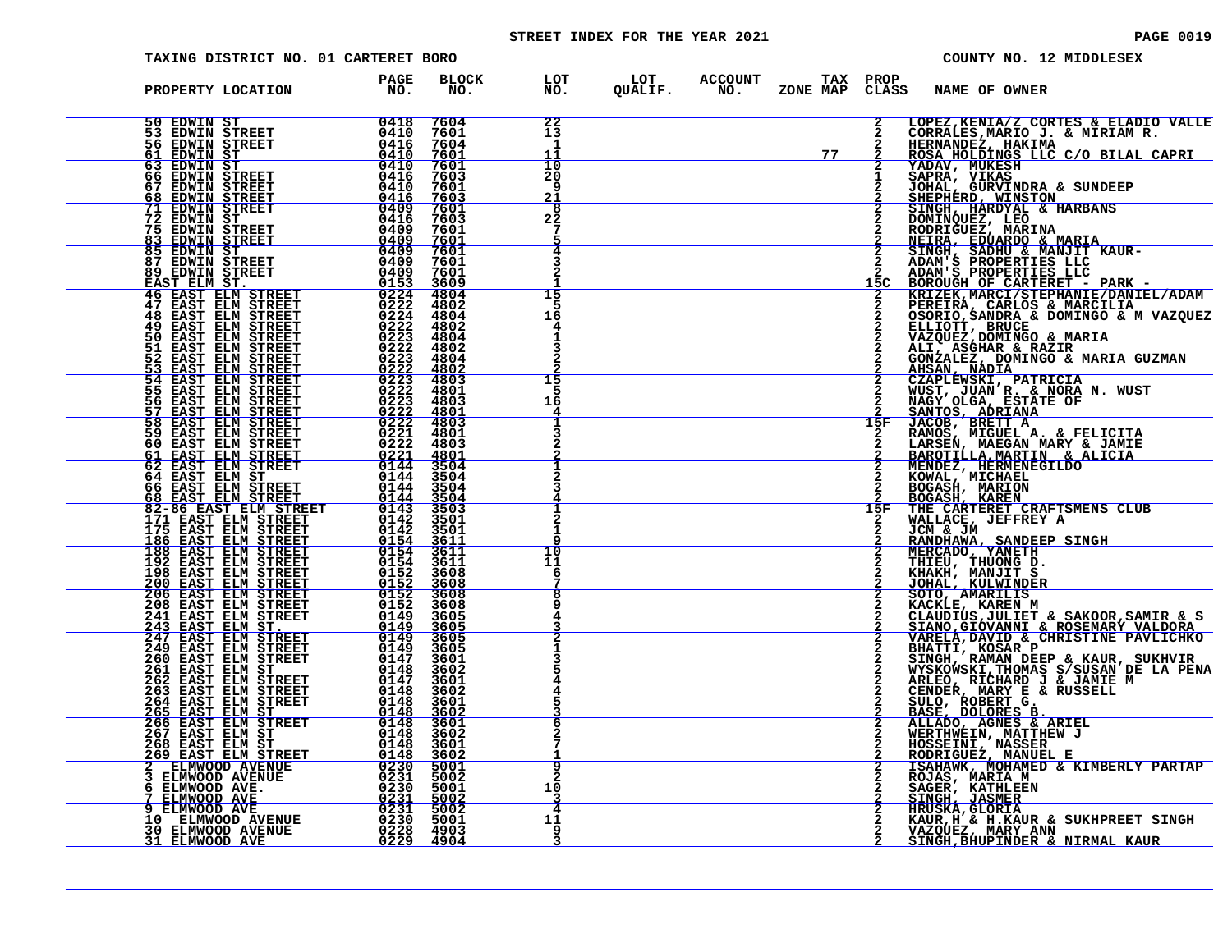STREET INDEX FOR THE YEAR 2021

TAXING DISTRICT NO. 01 CARTERET BORO — COUNTY NO. 12 MIDDLESEX

| PROPERTY LOCATION | PAGE NO. | BLOCK NO. | LOT NO. | LOT QUALIF. | ACCOUNT NO. | TAX ZONE MAP | PROP CLASS | NAME OF OWNER |
|---|---|---|---|---|---|---|---|---|
| 50 EDWIN ST | 0418 | 7604 | 22 | | | | 2 | LOPEZ,KENIA/Z CORTES & ELADIO VALLE |
| 53 EDWIN STREET | 0410 | 7601 | 13 | | | | 2 | CORRALES,MARIO J. & MIRIAM R. |
| 56 EDWIN STREET | 0416 | 7604 | 1 | | | | 2 | HERNANDEZ, HAKIMA |
| 61 EDWIN ST | 0410 | 7601 | 11 | | | 77 | 2 | ROSA HOLDINGS LLC C/O BILAL CAPRI |
| 63 EDWIN ST | 0410 | 7601 | 10 | | | | 2 | YADAV, MUKESH |
| 66 EDWIN STREET | 0416 | 7603 | 20 | | | | 1 | SAPRA, VIKAS |
| 67 EDWIN STREET | 0410 | 7601 | 9 | | | | 2 | JOHAL, GURVINDRA & SUNDEEP |
| 68 EDWIN STREET | 0416 | 7603 | 21 | | | | 2 | SHEPHERD, WINSTON |
| 71 EDWIN STREET | 0409 | 7601 | 8 | | | | 2 | SINGH, HARDYAL & HARBANS |
| 72 EDWIN ST | 0416 | 7603 | 22 | | | | 2 | DOMINQUEZ, LEO |
| 75 EDWIN STREET | 0409 | 7601 | 7 | | | | 2 | RODRIGUEZ, MARINA |
| 83 EDWIN STREET | 0409 | 7601 | 5 | | | | 2 | NEIRA, EDUARDO & MARIA |
| 85 EDWIN ST | 0409 | 7601 | 4 | | | | 2 | SINGH, SADHU & MANJIT KAUR- |
| 87 EDWIN STREET | 0409 | 7601 | 3 | | | | 2 | ADAM'S PROPERTIES LLC |
| 89 EDWIN STREET | 0409 | 7601 | 2 | | | | 2 | ADAM'S PROPERTIES LLC |
| EAST ELM ST. | 0153 | 3609 | 1 | | | | 15C | BOROUGH OF CARTERET - PARK - |
| 46 EAST ELM STREET | 0224 | 4804 | 15 | | | | 2 | KRIZEK,MARCI/STEPHANIE/DANIEL/ADAM |
| 47 EAST ELM STREET | 0222 | 4802 | 5 | | | | 2 | PEREIRA, CARLOS & MARCILIA |
| 48 EAST ELM STREET | 0224 | 4804 | 16 | | | | 2 | OSORIO,SANDRA & DOMINGO & M VAZQUEZ |
| 49 EAST ELM STREET | 0222 | 4802 | 4 | | | | 2 | ELLIOTT, BRUCE |
| 50 EAST ELM STREET | 0223 | 4804 | 1 | | | | 2 | VAZQUEZ,DOMINGO & MARIA |
| 51 EAST ELM STREET | 0222 | 4802 | 3 | | | | 2 | ALI, ASGHAR & RAZIR |
| 52 EAST ELM STREET | 0223 | 4804 | 2 | | | | 2 | GONZALEZ, DOMINGO & MARIA GUZMAN |
| 53 EAST ELM STREET | 0222 | 4802 | 2 | | | | 2 | AHSAN, NADIA |
| 54 EAST ELM STREET | 0223 | 4803 | 15 | | | | 2 | CZAPLEWSKI, PATRICIA |
| 55 EAST ELM STREET | 0222 | 4801 | 5 | | | | 2 | WUST, JUAN R. & NORA N. WUST |
| 56 EAST ELM STREET | 0223 | 4803 | 16 | | | | 2 | NAGY OLGA, ESTATE OF |
| 57 EAST ELM STREET | 0222 | 4801 | 4 | | | | 2 | SANTOS, ADRIANA |
| 58 EAST ELM STREET | 0222 | 4803 | 1 | | | | 15F | JACOB, BRETT A |
| 59 EAST ELM STREET | 0221 | 4801 | 3 | | | | 2 | RAMOS, MIGUEL A. & FELICITA |
| 60 EAST ELM STREET | 0222 | 4803 | 2 | | | | 2 | LARSEN, MAEGAN MARY & JAMIE |
| 61 EAST ELM STREET | 0221 | 4801 | 2 | | | | 2 | BAROTILLA,MARTIN & ALICIA |
| 62 EAST ELM STREET | 0144 | 3504 | 1 | | | | 2 | MENDEZ, HERMENEGILDO |
| 64 EAST ELM ST | 0144 | 3504 | 2 | | | | 2 | KOWAL, MICHAEL |
| 66 EAST ELM STREET | 0144 | 3504 | 3 | | | | 2 | BOGASH, MARION |
| 68 EAST ELM STREET | 0144 | 3504 | 4 | | | | 2 | BOGASH, KAREN |
| 82-86 EAST ELM STREET | 0143 | 3503 | 1 | | | | 15F | THE CARTERET CRAFTSMENS CLUB |
| 171 EAST ELM STREET | 0142 | 3501 | 2 | | | | 2 | WALLACE, JEFFREY A |
| 175 EAST ELM STREET | 0142 | 3501 | 1 | | | | 2 | JCM & JM |
| 186 EAST ELM STREET | 0154 | 3611 | 9 | | | | 2 | RANDHAWA, SANDEEP SINGH |
| 188 EAST ELM STREET | 0154 | 3611 | 10 | | | | 2 | MERCADO, YANETH |
| 192 EAST ELM STREET | 0154 | 3611 | 11 | | | | 2 | THIEU, THUONG D. |
| 198 EAST ELM STREET | 0152 | 3608 | 6 | | | | 2 | KHAKH, MANJIT S |
| 200 EAST ELM STREET | 0152 | 3608 | 7 | | | | 2 | JOHAL, KULWINDER |
| 206 EAST ELM STREET | 0152 | 3608 | 8 | | | | 2 | SOTO, AMARILIS |
| 208 EAST ELM STREET | 0152 | 3608 | 9 | | | | 2 | KACKLE, KAREN M |
| 241 EAST ELM STREET | 0149 | 3605 | 4 | | | | 2 | CLAUDIUS,JULIET & SAKOOR,SAMIR & S |
| 243 EAST ELM ST. | 0149 | 3605 | 3 | | | | 2 | SIANO,GIOVANNI & ROSEMARY VALDORA |
| 247 EAST ELM STREET | 0149 | 3605 | 2 | | | | 2 | VARELA,DAVID & CHRISTINE PAVLICHKO |
| 249 EAST ELM STREET | 0149 | 3605 | 1 | | | | 2 | BHATTI, KOSAR P |
| 260 EAST ELM STREET | 0147 | 3601 | 3 | | | | 2 | SINGH, RAMAN DEEP & KAUR, SUKHVIR |
| 261 EAST ELM ST | 0148 | 3602 | 5 | | | | 2 | WYSKOWSKI,THOMAS S/SUSAN DE LA PENA |
| 262 EAST ELM STREET | 0147 | 3601 | 4 | | | | 2 | ARLEO, RICHARD J & JAMIE M |
| 263 EAST ELM STREET | 0148 | 3602 | 4 | | | | 2 | CENDER, MARY E & RUSSELL |
| 264 EAST ELM STREET | 0148 | 3601 | 5 | | | | 2 | SULO, ROBERT G. |
| 265 EAST ELM ST | 0148 | 3602 | 3 | | | | 2 | BASE, DOLORES B. |
| 266 EAST ELM STREET | 0148 | 3601 | 6 | | | | 2 | ALLADO, AGNES & ARIEL |
| 267 EAST ELM ST | 0148 | 3602 | 2 | | | | 2 | WERTHWEIN, MATTHEW J |
| 268 EAST ELM ST | 0148 | 3601 | 7 | | | | 2 | HOSSEINI, NASSER |
| 269 EAST ELM STREET | 0148 | 3602 | 1 | | | | 2 | RODRIGUEZ, MANUEL E |
| 2 ELMWOOD AVENUE | 0230 | 5001 | 9 | | | | 2 | ISAHAWK, MOHAMED & KIMBERLY PARTAP |
| 3 ELMWOOD AVENUE | 0231 | 5002 | 2 | | | | 2 | ROJAS, MARIA M |
| 6 ELMWOOD AVE. | 0230 | 5001 | 10 | | | | 2 | SAGER, KATHLEEN |
| 7 ELMWOOD AVE | 0231 | 5002 | 3 | | | | 2 | SINGH, JASMER |
| 9 ELMWOOD AVE | 0231 | 5002 | 4 | | | | 2 | HRUSKA,GLORIA |
| 10 ELMWOOD AVENUE | 0230 | 5001 | 11 | | | | 2 | KAUR,H & H.KAUR & SUKHPREET SINGH |
| 30 ELMWOOD AVENUE | 0228 | 4903 | 9 | | | | 2 | VAZQUEZ, MARY ANN |
| 31 ELMWOOD AVE | 0229 | 4904 | 3 | | | | 2 | SINGH,BHUPINDER & NIRMAL KAUR |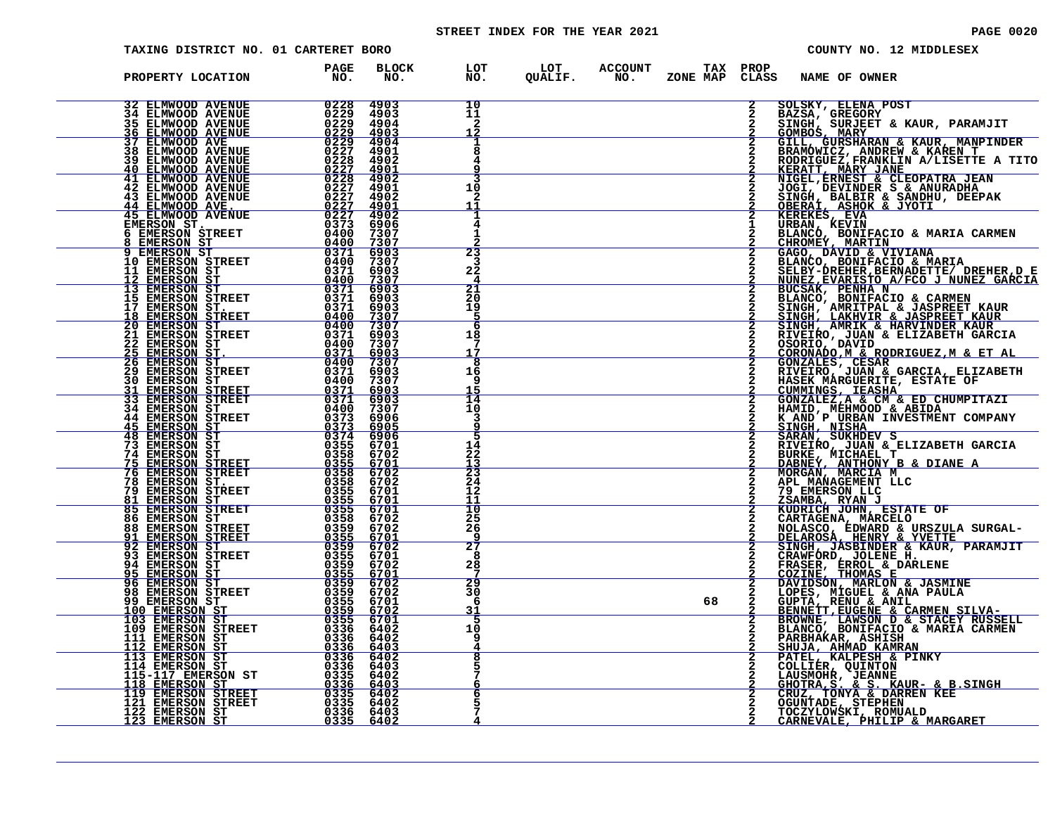STREET INDEX FOR THE YEAR 2021

TAXING DISTRICT NO. 01 CARTERET BORO

COUNTY NO. 12 MIDDLESEX

| PROPERTY LOCATION | PAGE NO. | BLOCK NO. | LOT NO. | LOT QUALIF. | ACCOUNT NO. | TAX ZONE MAP | PROP CLASS | NAME OF OWNER |
|---|---|---|---|---|---|---|---|---|
| 32 ELMWOOD AVENUE | 0228 | 4903 | 10 | | | | 2 | SOLSKY, ELENA POST |
| 34 ELMWOOD AVENUE | 0229 | 4903 | 11 | | | | 2 | BAZSA, GREGORY |
| 35 ELMWOOD AVENUE | 0229 | 4904 | 2 | | | | 2 | SINGH, SURJEET & KAUR, PARAMJIT |
| 36 ELMWOOD AVENUE | 0229 | 4903 | 12 | | | | 2 | GOMBOS, MARY |
| 37 ELMWOOD AVE | 0229 | 4904 | 1 | | | | 2 | GILL, GURSHARAN & KAUR, MANPINDER |
| 38 ELMWOOD AVENUE | 0227 | 4901 | 8 | | | | 2 | BRAMOWICZ, ANDREW & KAREN T |
| 39 ELMWOOD AVENUE | 0228 | 4902 | 4 | | | | 2 | RODRIGUEZ,FRANKLIN A/LISETTE A TITO |
| 40 ELMWOOD AVENUE | 0227 | 4901 | 9 | | | | 2 | KERATT, MARY JANE |
| 41 ELMWOOD AVENUE | 0228 | 4902 | 3 | | | | 2 | NIGEL,ERNEST & CLEOPATRA JEAN |
| 42 ELMWOOD AVENUE | 0227 | 4901 | 10 | | | | 2 | JOGI, DEVINDER S & ANURADHA |
| 43 ELMWOOD AVENUE | 0227 | 4902 | 2 | | | | 2 | SINGH, BALBIR & SANDHU, DEEPAK |
| 44 ELMWOOD AVE. | 0227 | 4901 | 11 | | | | 2 | OBERAI, ASHOK & JYOTI |
| 45 ELMWOOD AVENUE | 0227 | 4902 | 1 | | | | 2 | KEREKES, EVA |
| EMERSON ST. | 0373 | 6906 | 4 | | | | 1 | URBAN, KEVIN |
| 6 EMERSON STREET | 0400 | 7307 | 1 | | | | 2 | BLANCO, BONIFACIO & MARIA CARMEN |
| 8 EMERSON ST | 0400 | 7307 | 2 | | | | 2 | CHROMEY, MARTIN |
| 9 EMERSON ST | 0371 | 6903 | 23 | | | | 2 | GAGO, DAVID & VIVIANA |
| 10 EMERSON STREET | 0400 | 7307 | 3 | | | | 2 | BLANCO, BONIFACIO & MARIA |
| 11 EMERSON ST | 0371 | 6903 | 22 | | | | 2 | SELBY-DREHER,BERNADETTE/ DREHER,D E |
| 12 EMERSON ST | 0400 | 7307 | 4 | | | | 2 | NUNEZ,EVARISTO A/FCO J NUNEZ GARCIA |
| 13 EMERSON ST | 0371 | 6903 | 21 | | | | 2 | BUCSAK, PENHA N |
| 15 EMERSON STREET | 0371 | 6903 | 20 | | | | 2 | BLANCO, BONIFACIO & CARMEN |
| 17 EMERSON ST. | 0371 | 6903 | 19 | | | | 2 | SINGH, AMRITPAL & JASPREET KAUR |
| 18 EMERSON STREET | 0400 | 7307 | 5 | | | | 2 | SINGH, LAKHVIR & JASPREET KAUR |
| 20 EMERSON ST | 0400 | 7307 | 6 | | | | 2 | SINGH, AMRIK & HARVINDER KAUR |
| 21 EMERSON STREET | 0371 | 6903 | 18 | | | | 2 | RIVEIRO, JUAN & ELIZABETH GARCIA |
| 22 EMERSON ST | 0400 | 7307 | 7 | | | | 2 | OSORIO, DAVID |
| 25 EMERSON ST. | 0371 | 6903 | 17 | | | | 2 | CORONADO,M & RODRIGUEZ,M & ET AL |
| 26 EMERSON ST | 0400 | 7307 | 8 | | | | 2 | GONZALES, CESAR |
| 29 EMERSON STREET | 0371 | 6903 | 16 | | | | 2 | RIVEIRO, JUAN & GARCIA, ELIZABETH |
| 30 EMERSON ST | 0400 | 7307 | 9 | | | | 2 | HASEK MARGUERITE, ESTATE OF |
| 31 EMERSON STREET | 0371 | 6903 | 15 | | | | 2 | CUMMINGS, IEASHA |
| 33 EMERSON STREET | 0371 | 6903 | 14 | | | | 2 | GONZALEZ,A & CM & ED CHUMPITAZI |
| 34 EMERSON ST | 0400 | 7307 | 10 | | | | 2 | HAMID, MEHMOOD & ABIDA |
| 44 EMERSON STREET | 0373 | 6906 | 3 | | | | 2 | K AND P URBAN INVESTMENT COMPANY |
| 45 EMERSON ST | 0373 | 6905 | 9 | | | | 2 | SINGH, NISHA |
| 48 EMERSON ST | 0374 | 6906 | 5 | | | | 2 | SARAN, SUKHDEV S |
| 73 EMERSON ST | 0355 | 6701 | 14 | | | | 2 | RIVEIRO, JUAN & ELIZABETH GARCIA |
| 74 EMERSON ST | 0358 | 6702 | 22 | | | | 2 | BURKE, MICHAEL T |
| 75 EMERSON STREET | 0355 | 6701 | 13 | | | | 2 | DABNEY, ANTHONY B & DIANE A |
| 76 EMERSON STREET | 0358 | 6702 | 23 | | | | 2 | MORGAN, MARCIA M |
| 78 EMERSON ST. | 0358 | 6702 | 24 | | | | 2 | APL MANAGEMENT LLC |
| 79 EMERSON STREET | 0355 | 6701 | 12 | | | | 2 | 79 EMERSON LLC |
| 81 EMERSON ST | 0355 | 6701 | 11 | | | | 2 | ZSAMBA, RYAN J |
| 85 EMERSON STREET | 0355 | 6701 | 10 | | | | 2 | KUDRICH JOHN, ESTATE OF |
| 86 EMERSON ST | 0358 | 6702 | 25 | | | | 2 | CARTAGENA, MARCELO |
| 88 EMERSON STREET | 0359 | 6702 | 26 | | | | 2 | NOLASCO, EDWARD & URSZULA SURGAL- |
| 91 EMERSON STREET | 0355 | 6701 | 9 | | | | 2 | DELAROSA, HENRY & YVETTE |
| 92 EMERSON ST | 0359 | 6702 | 27 | | | | 2 | SINGH, JASBINDER & KAUR, PARAMJIT |
| 93 EMERSON STREET | 0355 | 6701 | 8 | | | | 2 | CRAWFORD, JOLENE H. |
| 94 EMERSON ST | 0359 | 6702 | 28 | | | | 2 | FRASER, ERROL & DARLENE |
| 95 EMERSON ST | 0355 | 6701 | 7 | | | | 2 | COZINE, THOMAS E |
| 96 EMERSON ST | 0359 | 6702 | 29 | | | | 2 | DAVIDSON, MARLON & JASMINE |
| 98 EMERSON STREET | 0359 | 6702 | 30 | | | | 2 | LOPES, MIGUEL & ANA PAULA |
| 99 EMERSON ST | 0355 | 6701 | 6 | | | 68 | 2 | GUPTA, RENU & ANIL |
| 100 EMERSON ST | 0359 | 6702 | 31 | | | | 2 | BENNETT,EUGENE & CARMEN SILVA- |
| 103 EMERSON ST | 0355 | 6701 | 5 | | | | 2 | BROWNE, LAWSON D & STACEY RUSSELL |
| 109 EMERSON STREET | 0336 | 6402 | 10 | | | | 2 | BLANCO, BONIFACIO & MARIA CARMEN |
| 111 EMERSON ST | 0336 | 6402 | 9 | | | | 2 | PARBHAKAR, ASHISH |
| 112 EMERSON ST | 0336 | 6403 | 4 | | | | 2 | SHUJA, AHMAD KAMRAN |
| 113 EMERSON ST | 0336 | 6402 | 8 | | | | 2 | PATEL, KALPESH & PINKY |
| 114 EMERSON ST | 0336 | 6403 | 5 | | | | 2 | COLLIER, QUINTON |
| 115-117 EMERSON ST | 0335 | 6402 | 7 | | | | 2 | LAUSMOHR, JEANNE |
| 118 EMERSON ST | 0336 | 6403 | 6 | | | | 2 | GHOTRA,S. & S. KAUR- & B.SINGH |
| 119 EMERSON STREET | 0335 | 6402 | 6 | | | | 2 | CRUZ, TONYA & DARREN KEE |
| 121 EMERSON STREET | 0335 | 6402 | 5 | | | | 2 | OGUNTADE, STEPHEN |
| 122 EMERSON ST | 0336 | 6403 | 7 | | | | 2 | TOCZYLOWSKI, ROMUALD |
| 123 EMERSON ST | 0335 | 6402 | 4 | | | | 2 | CARNEVALE, PHILIP & MARGARET |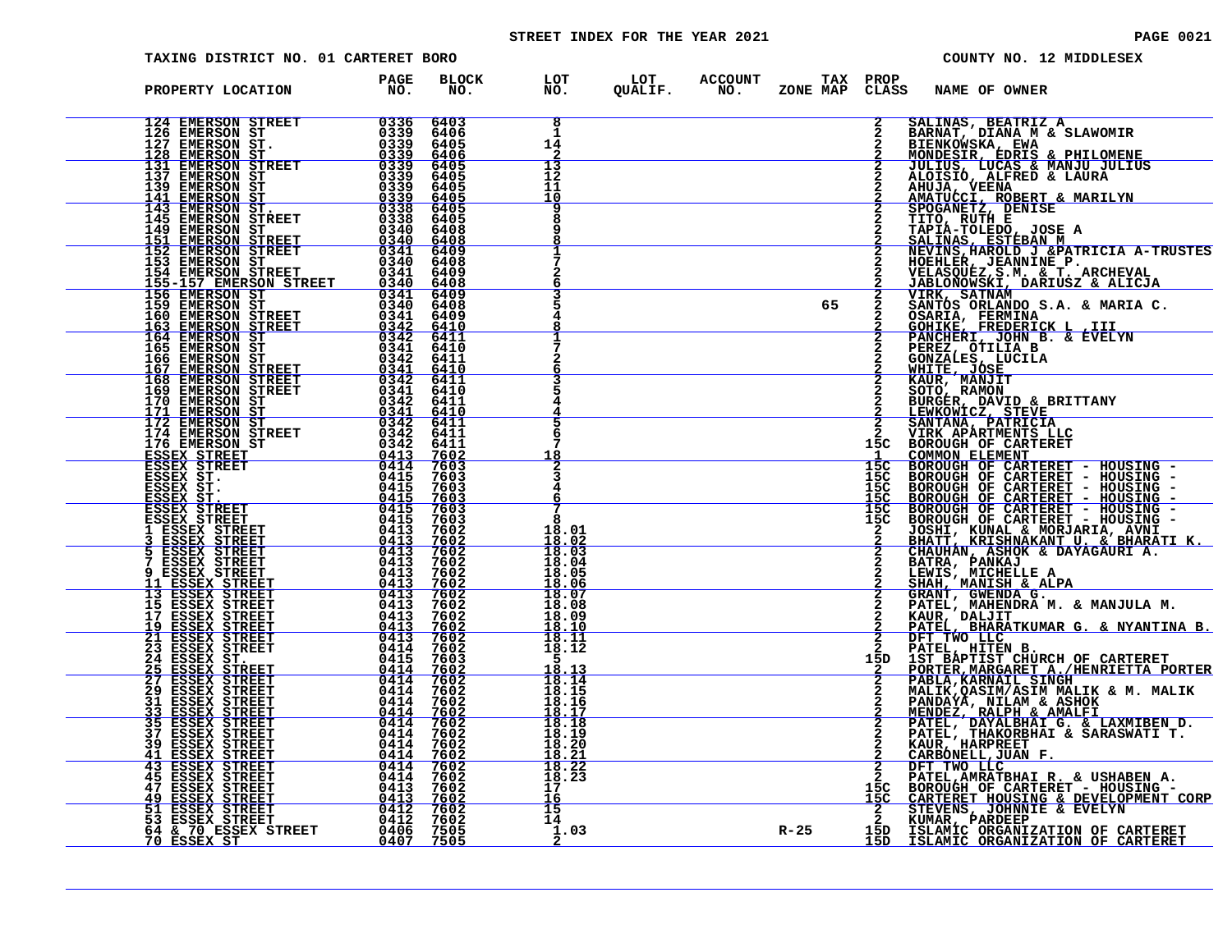STREET INDEX FOR THE YEAR 2021

TAXING DISTRICT NO. 01 CARTERET BORO — COUNTY NO. 12 MIDDLESEX

| PROPERTY LOCATION | PAGE NO. | BLOCK NO. | LOT NO. | LOT QUALIF. | ACCOUNT NO. | TAX ZONE MAP | PROP CLASS | NAME OF OWNER |
|---|---|---|---|---|---|---|---|---|
| 124 EMERSON STREET | 0336 | 6403 | 8 | | | | 2 | SALINAS, BEATRIZ A |
| 126 EMERSON ST | 0339 | 6406 | 1 | | | | 2 | BARNAT, DIANA M & SLAWOMIR |
| 127 EMERSON ST. | 0339 | 6405 | 14 | | | | 2 | BIENKOWSKA, EWA |
| 128 EMERSON ST | 0339 | 6406 | 2 | | | | 2 | MONDESIR, EDRIS & PHILOMENE |
| 131 EMERSON STREET | 0339 | 6405 | 13 | | | | 2 | JULIUS, LUCAS & MANJU JULIUS |
| 137 EMERSON ST | 0339 | 6405 | 12 | | | | 2 | ALOISIO, ALFRED & LAURA |
| 139 EMERSON ST | 0339 | 6405 | 11 | | | | 2 | AHUJA, VEENA |
| 141 EMERSON ST | 0339 | 6405 | 10 | | | | 2 | AMATUCCI, ROBERT & MARILYN |
| 143 EMERSON ST. | 0338 | 6405 | 9 | | | | 2 | SPOGANETZ, DENISE |
| 145 EMERSON STREET | 0338 | 6405 | 8 | | | | 2 | TITO, RUTH E |
| 149 EMERSON ST | 0340 | 6408 | 9 | | | | 2 | TAPIA-TOLEDO, JOSE A |
| 151 EMERSON STREET | 0340 | 6408 | 8 | | | | 2 | SALINAS, ESTEBAN M |
| 152 EMERSON STREET | 0341 | 6409 | 1 | | | | 2 | NEVINS,HAROLD J &PATRICIA A-TRUSTES |
| 153 EMERSON ST | 0340 | 6408 | 7 | | | | 2 | HOEHLER, JEANNINE P. |
| 154 EMERSON STREET | 0341 | 6409 | 2 | | | | 2 | VELASQUEZ,S.M. & T. ARCHEVAL |
| 155-157 EMERSON STREET | 0340 | 6408 | 6 | | | | 2 | JABLONOWSKI, DARIUSZ & ALICJA |
| 156 EMERSON ST | 0341 | 6409 | 3 | | | | 2 | VIRK, SATNAM |
| 159 EMERSON ST | 0340 | 6408 | 5 | | | 65 | 2 | SANTOS ORLANDO S.A. & MARIA C. |
| 160 EMERSON STREET | 0341 | 6409 | 4 | | | | 2 | OSARIA, FERMINA |
| 163 EMERSON STREET | 0342 | 6410 | 8 | | | | 2 | GOHIKE, FREDERICK L ,III |
| 164 EMERSON ST | 0342 | 6411 | 1 | | | | 2 | PANCHERI, JOHN B. & EVELYN |
| 165 EMERSON ST | 0341 | 6410 | 7 | | | | 2 | PEREZ, OTILIA B |
| 166 EMERSON ST | 0342 | 6411 | 2 | | | | 2 | GONZALES, LUCILA |
| 167 EMERSON STREET | 0341 | 6410 | 6 | | | | 2 | WHITE, JOSE |
| 168 EMERSON STREET | 0342 | 6411 | 3 | | | | 2 | KAUR, MANJIT |
| 169 EMERSON STREET | 0341 | 6410 | 5 | | | | 2 | SOTO, RAMON |
| 170 EMERSON ST | 0342 | 6411 | 4 | | | | 2 | BURGER, DAVID & BRITTANY |
| 171 EMERSON ST | 0341 | 6410 | 4 | | | | 2 | LEWKOWICZ, STEVE |
| 172 EMERSON ST | 0342 | 6411 | 5 | | | | 2 | SANTANA, PATRICIA |
| 174 EMERSON STREET | 0342 | 6411 | 6 | | | | 2 | VIRK APARTMENTS LLC |
| 176 EMERSON ST | 0342 | 6411 | 7 | | | | 15C | BOROUGH OF CARTERET |
| ESSEX STREET | 0413 | 7602 | 18 | | | | 1 | COMMON ELEMENT |
| ESSEX STREET | 0414 | 7603 | 2 | | | | 15C | BOROUGH OF CARTERET - HOUSING - |
| ESSEX ST. | 0415 | 7603 | 3 | | | | 15C | BOROUGH OF CARTERET - HOUSING - |
| ESSEX ST. | 0415 | 7603 | 4 | | | | 15C | BOROUGH OF CARTERET - HOUSING - |
| ESSEX ST. | 0415 | 7603 | 6 | | | | 15C | BOROUGH OF CARTERET - HOUSING - |
| ESSEX STREET | 0415 | 7603 | 7 | | | | 15C | BOROUGH OF CARTERET - HOUSING - |
| ESSEX STREET | 0415 | 7603 | 8 | | | | 15C | BOROUGH OF CARTERET - HOUSING - |
| 1 ESSEX STREET | 0413 | 7602 | 18.01 | | | | 2 | JOSHI, KUNAL & MORJARIA, AVNI |
| 3 ESSEX STREET | 0413 | 7602 | 18.02 | | | | 2 | BHATT, KRISHNAKANT U. & BHARATI K. |
| 5 ESSEX STREET | 0413 | 7602 | 18.03 | | | | 2 | CHAUHAN, ASHOK & DAYAGAURI A. |
| 7 ESSEX STREET | 0413 | 7602 | 18.04 | | | | 2 | BATRA, PANKAJ |
| 9 ESSEX STREET | 0413 | 7602 | 18.05 | | | | 2 | LEWIS, MICHELLE A |
| 11 ESSEX STREET | 0413 | 7602 | 18.06 | | | | 2 | SHAH, MANISH & ALPA |
| 13 ESSEX STREET | 0413 | 7602 | 18.07 | | | | 2 | GRANT, GWENDA G. |
| 15 ESSEX STREET | 0413 | 7602 | 18.08 | | | | 2 | PATEL, MAHENDRA M. & MANJULA M. |
| 17 ESSEX STREET | 0413 | 7602 | 18.09 | | | | 2 | KAUR, DALJIT |
| 19 ESSEX STREET | 0413 | 7602 | 18.10 | | | | 2 | PATEL, BHARATKUMAR G. & NYANTINA B. |
| 21 ESSEX STREET | 0413 | 7602 | 18.11 | | | | 2 | DFT TWO LLC |
| 23 ESSEX STREET | 0414 | 7602 | 18.12 | | | | 2 | PATEL, HITEN B. |
| 24 ESSEX ST. | 0415 | 7603 | 5 | | | | 15D | 1ST BAPTIST CHURCH OF CARTERET |
| 25 ESSEX STREET | 0414 | 7602 | 18.13 | | | | 2 | PORTER,MARGARET A./HENRIETTA PORTER |
| 27 ESSEX STREET | 0414 | 7602 | 18.14 | | | | 2 | PABLA,KARNAIL SINGH |
| 29 ESSEX STREET | 0414 | 7602 | 18.15 | | | | 2 | MALIK,QASIM/ASIM MALIK & M. MALIK |
| 31 ESSEX STREET | 0414 | 7602 | 18.16 | | | | 2 | PANDAYA, NILAM & ASHOK |
| 33 ESSEX STREET | 0414 | 7602 | 18.17 | | | | 2 | MENDEZ, RALPH & AMALFI |
| 35 ESSEX STREET | 0414 | 7602 | 18.18 | | | | 2 | PATEL, DAYALBHAI G. & LAXMIBEN D. |
| 37 ESSEX STREET | 0414 | 7602 | 18.19 | | | | 2 | PATEL, THAKORBHAI & SARASWATI T. |
| 39 ESSEX STREET | 0414 | 7602 | 18.20 | | | | 2 | KAUR, HARPREET |
| 41 ESSEX STREET | 0414 | 7602 | 18.21 | | | | 2 | CARBONELL,JUAN F. |
| 43 ESSEX STREET | 0414 | 7602 | 18.22 | | | | 2 | DFT TWO LLC |
| 45 ESSEX STREET | 0414 | 7602 | 18.23 | | | | 2 | PATEL,AMRATBHAI R. & USHABEN A. |
| 47 ESSEX STREET | 0413 | 7602 | 17 | | | | 15C | BOROUGH OF CARTERET - HOUSING - |
| 49 ESSEX STREET | 0413 | 7602 | 16 | | | | 15C | CARTERET HOUSING & DEVELOPMENT CORP |
| 51 ESSEX STREET | 0412 | 7602 | 15 | | | | 2 | STEVENS, JOHNNIE & EVELYN |
| 53 ESSEX STREET | 0412 | 7602 | 14 | | | | 2 | KUMAR, PARDEEP |
| 64 & 70 ESSEX STREET | 0406 | 7505 | 1.03 | | | R-25 | 15D | ISLAMIC ORGANIZATION OF CARTERET |
| 70 ESSEX ST | 0407 | 7505 | 2 | | | | 15D | ISLAMIC ORGANIZATION OF CARTERET |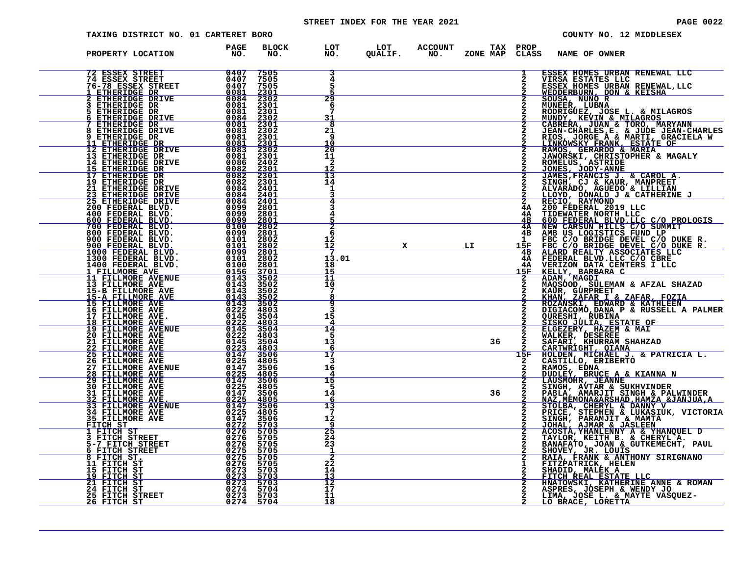STREET INDEX FOR THE YEAR 2021

TAXING DISTRICT NO. 01 CARTERET BORO

COUNTY NO. 12 MIDDLESEX

| PROPERTY LOCATION | PAGE NO. | BLOCK NO. | LOT NO. | LOT QUALIF. | ACCOUNT NO. | ZONE | TAX MAP | PROP CLASS | NAME OF OWNER |
|---|---|---|---|---|---|---|---|---|---|
| 72 ESSEX STREET | 0407 | 7505 | 3 | | | | | 1 | ESSEX HOMES URBAN RENEWAL LLC |
| 74 ESSEX STREET | 0407 | 7505 | 4 | | | | | 2 | VIRSA ESTATES LLC |
| 76-78 ESSEX STREET | 0407 | 7505 | 5 | | | | | 2 | ESSEX HOMES URBAN RENEWAL,LLC |
| 1 ETHERIDGE DR | 0081 | 2301 | 5 | | | | | 2 | WEDDERBURN, DON & KEISHA |
| 2 ETHERIDGE DRIVE | 0084 | 2302 | 29 | | | | | 2 | SOUSA, NUNO R |
| 3 ETHERIDGE DR | 0081 | 2301 | 6 | | | | | 2 | MUNEER, LUBNA |
| 5 ETHERIDGE DR | 0081 | 2301 | 7 | | | | | 2 | RODRIGUEZ, JOSE L. & MILAGROS |
| 6 ETHERIDGE DRIVE | 0084 | 2302 | 31 | | | | | 2 | MUNDY, KEVIN & MILAGROS |
| 7 ETHERIDGE DR | 0081 | 2301 | 8 | | | | | 2 | CABRERA, JUAN & TORO, MARYANN |
| 8 ETHERIDGE DRIVE | 0083 | 2302 | 21 | | | | | 2 | JEAN-CHARLES,E. & JUDE JEAN-CHARLES |
| 9 ETHERIDGE DR | 0081 | 2301 | 9 | | | | | 2 | RIOS, JORGE A & MARTI, GRACIELA W |
| 11 ETHERIDGE DR | 0081 | 2301 | 10 | | | | | 2 | LINKOWSKY FRANK, ESTATE OF |
| 12 ETHERIDGE DRIVE | 0083 | 2302 | 20 | | | | | 2 | RAMOS, GERARDO & MARIA |
| 13 ETHERIDGE DR | 0081 | 2301 | 11 | | | | | 2 | JAWORSKI, CHRISTOPHER & MAGALY |
| 14 ETHERIDGE DRIVE | 0086 | 2402 | 2 | | | | | 2 | ROMELUS, ASTRIDE |
| 15 ETHERIDGE DR | 0082 | 2301 | 12 | | | | | 2 | JONES, JODY-ANNE |
| 17 ETHERIDGE DR | 0082 | 2301 | 13 | | | | | 2 | JAMES,FRANCIS J. & CAROL A. |
| 19 ETHERIDGE DR | 0082 | 2301 | 14 | | | | | 2 | SINGH, CJ & KAUR, MANPREET |
| 21 ETHERIDGE DRIVE | 0084 | 2401 | 1 | | | | | 2 | ALVARADO, AGUEDO & LILLIAN |
| 23 ETHERIDGE DRIVE | 0084 | 2401 | 3 | | | | | 2 | LLOYD, DONALD J & CATHERINE J |
| 25 ETHERIDGE DRIVE | 0084 | 2401 | 4 | | | | | 2 | RECIO, RAYMOND |
| 200 FEDERAL BLVD. | 0099 | 2801 | 3 | | | | | 4A | 200 FEDERAL 2019 LLC |
| 400 FEDERAL BLVD. | 0099 | 2801 | 4 | | | | | 4A | TIDEWATER NORTH LLC |
| 600 FEDERAL BLVD. | 0099 | 2801 | 5 | | | | | 4B | 600 FEDERAL BLVD.LLC C/O PROLOGIS |
| 700 FEDERAL BLVD. | 0100 | 2802 | 2 | | | | | 4A | NEW CARSON HILLS C/O SUMMIT |
| 800 FEDERAL BLVD. | 0099 | 2801 | 6 | | | | | 4B | AMB US LOGISTICS FUND LP |
| 900 FEDERAL BLVD. | 0101 | 2802 | 12 | | | | | 1 | FBC C/O BRIDGE DEVEL C/O DUKE R. |
| 900 FEDERAL BLVD. | 0101 | 2802 | 12 | X | | LI | | 15F | FBC C/O BRIDGE DEVEL C/O DUKE R. |
| 1000 FEDERAL BLVD. | 0099 | 2801 | 7 | | | | | 4B | ALARD REALTY ASSOCIATES LLC |
| 1300 FEDERAL BLVD. | 0101 | 2802 | 13.01 | | | | | 4A | FEDERAL BLVD.LLC C/O CBRE |
| 1400 FEDERAL BLVD. | 0100 | 2801 | 18 | | | | | 4A | VERIZON DATA CENTERS I LLC |
| 1 FILLMORE AVE | 0156 | 3701 | 15 | | | | | 15F | KELLY, BARBARA C |
| 11 FILLMORE AVENUE | 0143 | 3502 | 11 | | | | | 2 | ADAM, MAGDI |
| 13 FILLMORE AVE | 0143 | 3502 | 10 | | | | | 2 | MAQSOOD, SULEMAN & AFZAL SHAZAD |
| 15-B FILLMORE AVE | 0143 | 3502 | 7 | | | | | 2 | KAUR, GURPREET |
| 15-A FILLMORE AVE | 0143 | 3502 | 8 | | | | | 2 | KHAN, ZAFAR I & ZAFAR, FOZIA |
| 15 FILLMORE AVE | 0143 | 3502 | 9 | | | | | 2 | ROZANSKI, EDWARD & KATHLEEN |
| 16 FILLMORE AVE | 0222 | 4803 | 3 | | | | | 2 | DIGIACOMO,DANA P & RUSSELL A PALMER |
| 17 FILLMORE AVE. | 0145 | 3504 | 15 | | | | | 2 | QURESHI, RUBINA |
| 18 FILLMORE AVE | 0222 | 4803 | 4 | | | | | 2 | SISKO JULIA, ESTATE OF |
| 19 FILLMORE AVENUE | 0145 | 3504 | 14 | | | | | 2 | ELGEZERY, HAZEM & MAI |
| 20 FILLMORE AVE | 0222 | 4803 | 5 | | | | | 2 | WALKER, DESEREE |
| 21 FILLMORE AVE | 0145 | 3504 | 13 | | | | 36 | 2 | SAFARI, KHURRAM SHAHZAD |
| 22 FILLMORE AVE | 0223 | 4803 | 6 | | | | | 2 | CARTWRIGHT, QIANA |
| 25 FILLMORE AVE | 0147 | 3506 | 17 | | | | | 15F | HOLDEN, MICHAEL J. & PATRICIA L. |
| 26 FILLMORE AVE | 0225 | 4805 | 3 | | | | | 2 | CASTILLO, ERIBERTO |
| 27 FILLMORE AVENUE | 0147 | 3506 | 16 | | | | | 2 | RAMOS, EDNA |
| 28 FILLMORE AVE | 0225 | 4805 | 4 | | | | | 2 | DUDLEY, BRUCE A & KIANNA N |
| 29 FILLMORE AVE | 0147 | 3506 | 15 | | | | | 2 | LAUSMOHR, JEANNE |
| 30 FILLMORE AVE | 0225 | 4805 | 5 | | | | | 2 | SINGH, AVTAR & SUKHVINDER |
| 31 FILLMORE AVE | 0147 | 3506 | 14 | | | | 36 | 2 | PABLA, AMARJIT SINGH & PALWINDER |
| 32 FILLMORE AVE. | 0225 | 4805 | 6 | | | | | 2 | NAZ,MEMONA&ARSHAD,HAMZA &JANJUA,A |
| 33 FILLMORE AVENUE | 0147 | 3506 | 13 | | | | | 2 | STOLBA, CHERYL & DANNY V |
| 34 FILLMORE AVE | 0225 | 4805 | 7 | | | | | 2 | PRICE, STEPHEN & LUKASIUK, VICTORIA |
| 35 FILLMORE AVE | 0147 | 3506 | 12 | | | | | 2 | SINGH, PARAMJIT & MAMTA |
| FITCH ST | 0272 | 5703 | 9 | | | | | 2 | JOHAL, AJMAR & JASLEEN |
| 1 FITCH ST | 0276 | 5705 | 25 | | | | | 2 | ACOSTA,YHANLENNY A & YHANQUEL D |
| 3 FITCH STREET | 0276 | 5705 | 24 | | | | | 2 | TAYLOR, KEITH B. & CHERYL A. |
| 5-7 FITCH STREET | 0276 | 5705 | 23 | | | | | 2 | BANAFATO, JOAN & GUTKEMECHT, PAUL |
| 6 FITCH STREET | 0275 | 5705 | 1 | | | | | 2 | SHOVEY, JR. LOUIS |
| 8 FITCH ST. | 0275 | 5705 | 2 | | | | | 2 | RAIA, FRANK & ANTHONY SIRIGNANO |
| 11 FITCH ST | 0276 | 5705 | 22 | | | | | 1 | FITZPATRICK, HELEN |
| 15 FITCH ST | 0273 | 5703 | 14 | | | | | 2 | SHADID, MALEK A |
| 19 FITCH ST | 0273 | 5703 | 13 | | | | | 2 | FITCH REAL ESTATE LLC |
| 21 FITCH ST | 0273 | 5703 | 12 | | | | | 2 | HNATOWSKI, KATHERINE ANNE & ROMAN |
| 24 FITCH ST | 0274 | 5704 | 17 | | | | | 2 | ASPRES, JOSEPH & WENDY JO |
| 25 FITCH STREET | 0273 | 5703 | 11 | | | | | 2 | LIMA, JOSE L. & MAYTE VASQUEZ- |
| 26 FITCH ST | 0274 | 5704 | 18 | | | | | 2 | LO BRACE, LORETTA |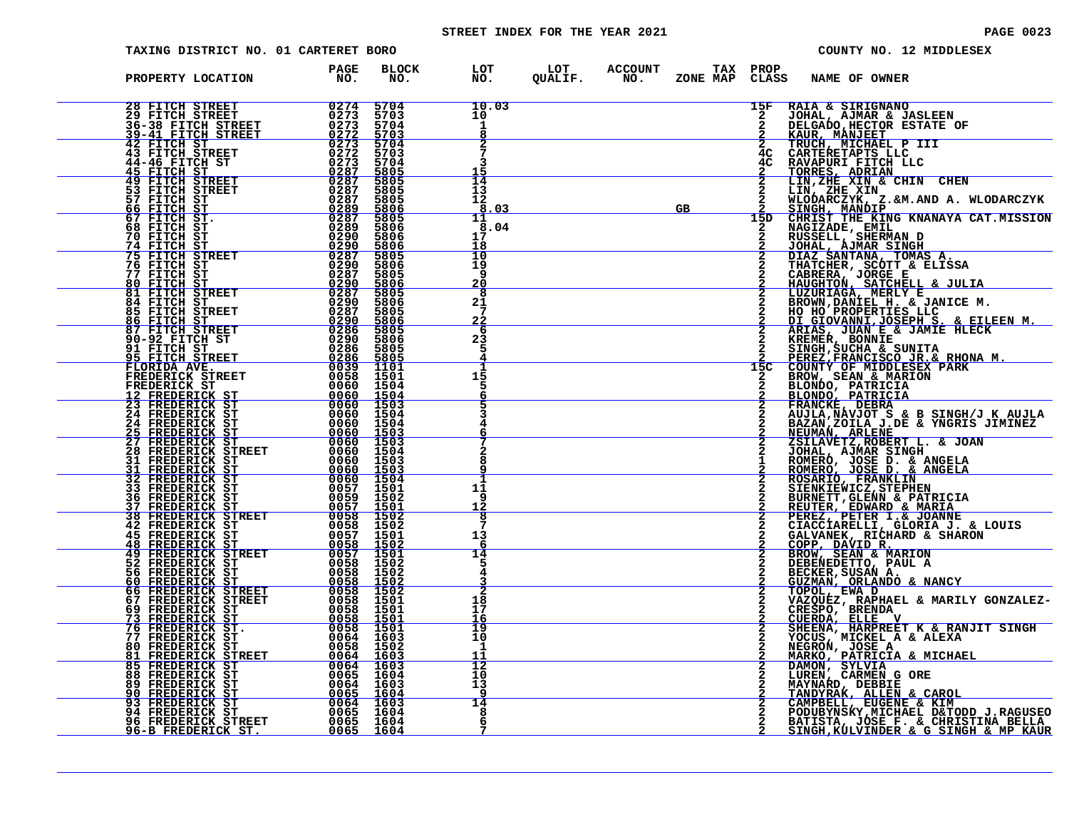# STREET INDEX FOR THE YEAR 2021

TAXING DISTRICT NO. 01 CARTERET BORO

COUNTY NO. 12 MIDDLESEX

| PROPERTY LOCATION | PAGE NO. | BLOCK NO. | LOT NO. | LOT QUALIF. | ACCOUNT NO. | TAX ZONE MAP | PROP CLASS | NAME OF OWNER |
|---|---|---|---|---|---|---|---|---|
| 28 FITCH STREET | 0274 | 5704 | 10.03 | | | | 15F | RAIA & SIRIGNANO |
| 29 FITCH STREET | 0273 | 5703 | 10 | | | | 2 | JOHAL, AJMAR & JASLEEN |
| 36-38 FITCH STREET | 0273 | 5704 | 1 | | | | 2 | DELGADO,HECTOR ESTATE OF |
| 39-41 FITCH STREET | 0272 | 5703 | 8 | | | | 2 | KAUR, MANJEET |
| 42 FITCH ST | 0273 | 5704 | 2 | | | | 2 | TRUCH, MICHAEL P III |
| 43 FITCH STREET | 0272 | 5703 | 7 | | | | 4C | CARTERETAPTS LLC |
| 44-46 FITCH ST | 0273 | 5704 | 3 | | | | 4C | RAVAPURI FITCH LLC |
| 45 FITCH ST | 0287 | 5805 | 15 | | | | 2 | TORRES, ADRIAN |
| 49 FITCH STREET | 0287 | 5805 | 14 | | | | 2 | LIN,ZHE XIN & CHIN CHEN |
| 53 FITCH STREET | 0287 | 5805 | 13 | | | | 2 | LIN, ZHE XIN |
| 57 FITCH ST | 0287 | 5805 | 12 | | | | 2 | WLODARCZYK, Z.&M.AND A. WLODARCZYK |
| 66 FITCH ST | 0289 | 5806 | 8.03 | | | GB | 2 | SINGH, MANDIP |
| 67 FITCH ST. | 0287 | 5805 | 11 | | | | 15D | CHRIST THE KING KNANAYA CAT.MISSION |
| 68 FITCH ST | 0289 | 5806 | 8.04 | | | | 2 | NAGIZADE, EMIL |
| 70 FITCH ST | 0290 | 5806 | 17 | | | | 2 | RUSSELL, SHERMAN D |
| 74 FITCH ST | 0290 | 5806 | 18 | | | | 2 | JOHAL, AJMAR SINGH |
| 75 FITCH STREET | 0287 | 5805 | 10 | | | | 2 | DIAZ SANTANA, TOMAS A. |
| 76 FITCH ST | 0290 | 5806 | 19 | | | | 2 | THATCHER, SCOTT & ELISSA |
| 77 FITCH ST | 0287 | 5805 | 9 | | | | 2 | CABRERA, JORGE E |
| 80 FITCH ST | 0290 | 5806 | 20 | | | | 2 | HAUGHTON, SATCHELL & JULIA |
| 81 FITCH STREET | 0287 | 5805 | 8 | | | | 2 | LUZURIAGA, MERLY E |
| 84 FITCH ST | 0290 | 5806 | 21 | | | | 2 | BROWN,DANIEL H. & JANICE M. |
| 85 FITCH STREET | 0287 | 5805 | 7 | | | | 2 | HO HO PROPERTIES LLC |
| 86 FITCH ST | 0290 | 5806 | 22 | | | | 2 | DI GIOVANNI,JOSEPH S. & EILEEN M. |
| 87 FITCH STREET | 0286 | 5805 | 6 | | | | 2 | ARIAS, JUAN E & JAMIE HLECK |
| 90-92 FITCH ST | 0290 | 5806 | 23 | | | | 2 | KREMER, BONNIE |
| 91 FITCH ST | 0286 | 5805 | 5 | | | | 2 | SINGH,SUCHA & SUNITA |
| 95 FITCH STREET | 0286 | 5805 | 4 | | | | 2 | PEREZ,FRANCISCO JR.& RHONA M. |
| FLORIDA AVE. | 0039 | 1101 | 1 | | | | 15C | COUNTY OF MIDDLESEX PARK |
| FREDERICK STREET | 0058 | 1501 | 15 | | | | 2 | BROW, SEAN & MARION |
| FREDERICK ST | 0060 | 1504 | 5 | | | | 2 | BLONDO, PATRICIA |
| 12 FREDERICK ST | 0060 | 1504 | 6 | | | | 2 | BLONDO, PATRICIA |
| 23 FREDERICK ST | 0060 | 1503 | 5 | | | | 2 | FRANCKE, DEBRA |
| 24 FREDERICK ST | 0060 | 1504 | 3 | | | | 2 | AUJLA,NAVJOT S & B SINGH/J K AUJLA |
| 24 FREDERICK ST | 0060 | 1504 | 4 | | | | 2 | BAZAN,ZOILA J.DE & YNGRIS JIMINEZ |
| 25 FREDERICK ST | 0060 | 1503 | 6 | | | | 2 | NEUMAN, ARLENE |
| 27 FREDERICK ST | 0060 | 1503 | 7 | | | | 2 | ZSILAVETZ,ROBERT L. & JOAN |
| 28 FREDERICK STREET | 0060 | 1504 | 2 | | | | 2 | JOHAL, AJMAR SINGH |
| 31 FREDERICK ST | 0060 | 1503 | 8 | | | | 1 | ROMERO, JOSE D. & ANGELA |
| 31 FREDERICK ST | 0060 | 1503 | 9 | | | | 2 | ROMERO, JOSE D. & ANGELA |
| 32 FREDERICK ST | 0060 | 1504 | 1 | | | | 2 | ROSARIO, FRANKLIN |
| 33 FREDERICK ST | 0057 | 1501 | 11 | | | | 2 | SIENKIEWICZ,STEPHEN |
| 36 FREDERICK ST | 0059 | 1502 | 9 | | | | 2 | BURNETT,GLENN & PATRICIA |
| 37 FREDERICK ST | 0057 | 1501 | 12 | | | | 2 | REUTER, EDWARD & MARIA |
| 38 FREDERICK STREET | 0058 | 1502 | 8 | | | | 2 | PEREZ, PETER I.& JOANNE |
| 42 FREDERICK ST | 0058 | 1502 | 7 | | | | 2 | CIACCIARELLI, GLORIA J. & LOUIS |
| 45 FREDERICK ST | 0057 | 1501 | 13 | | | | 2 | GALVANEK, RICHARD & SHARON |
| 48 FREDERICK ST | 0058 | 1502 | 6 | | | | 2 | COPP, DAVID R. |
| 49 FREDERICK STREET | 0057 | 1501 | 14 | | | | 2 | BROW, SEAN & MARION |
| 52 FREDERICK ST | 0058 | 1502 | 5 | | | | 2 | DEBENEDETTO, PAUL A |
| 56 FREDERICK ST | 0058 | 1502 | 4 | | | | 2 | BECKER,SUSAN A. |
| 60 FREDERICK ST | 0058 | 1502 | 3 | | | | 2 | GUZMAN, ORLANDO & NANCY |
| 66 FREDERICK STREET | 0058 | 1502 | 2 | | | | 2 | TOPOL, EWA D |
| 67 FREDERICK STREET | 0058 | 1501 | 18 | | | | 2 | VAZQUEZ, RAPHAEL & MARILY GONZALEZ- |
| 69 FREDERICK ST | 0058 | 1501 | 17 | | | | 2 | CRESPO, BRENDA |
| 73 FREDERICK ST | 0058 | 1501 | 16 | | | | 2 | CUERDA, ELLE V |
| 76 FREDERICK ST. | 0058 | 1501 | 19 | | | | 2 | SHEENA, HARPREET K & RANJIT SINGH |
| 77 FREDERICK ST | 0064 | 1603 | 10 | | | | 2 | YOCUS, MICKEL A & ALEXA |
| 80 FREDERICK ST | 0058 | 1502 | 1 | | | | 2 | NEGRON, JOSE A |
| 81 FREDERICK STREET | 0064 | 1603 | 11 | | | | 2 | MARKO, PATRICIA & MICHAEL |
| 85 FREDERICK ST | 0064 | 1603 | 12 | | | | 2 | DAMON, SYLVIA |
| 88 FREDERICK ST | 0065 | 1604 | 10 | | | | 2 | LUREN, CARMEN G ORE |
| 89 FREDERICK ST | 0064 | 1603 | 13 | | | | 2 | MAYNARD, DEBBIE |
| 90 FREDERICK ST | 0065 | 1604 | 9 | | | | 2 | TANDYRAK, ALLEN & CAROL |
| 93 FREDERICK ST | 0064 | 1603 | 14 | | | | 2 | CAMPBELL, EUGENE & KIM |
| 94 FREDERICK ST | 0065 | 1604 | 8 | | | | 2 | PODUBYNSKY,MICHAEL D&TODD J.RAGUSEO |
| 96 FREDERICK STREET | 0065 | 1604 | 6 | | | | 2 | BATISTA, JOSE F. & CHRISTINA BELLA |
| 96-B FREDERICK ST. | 0065 | 1604 | 7 | | | | 2 | SINGH,KULVINDER & G SINGH & MP KAUR |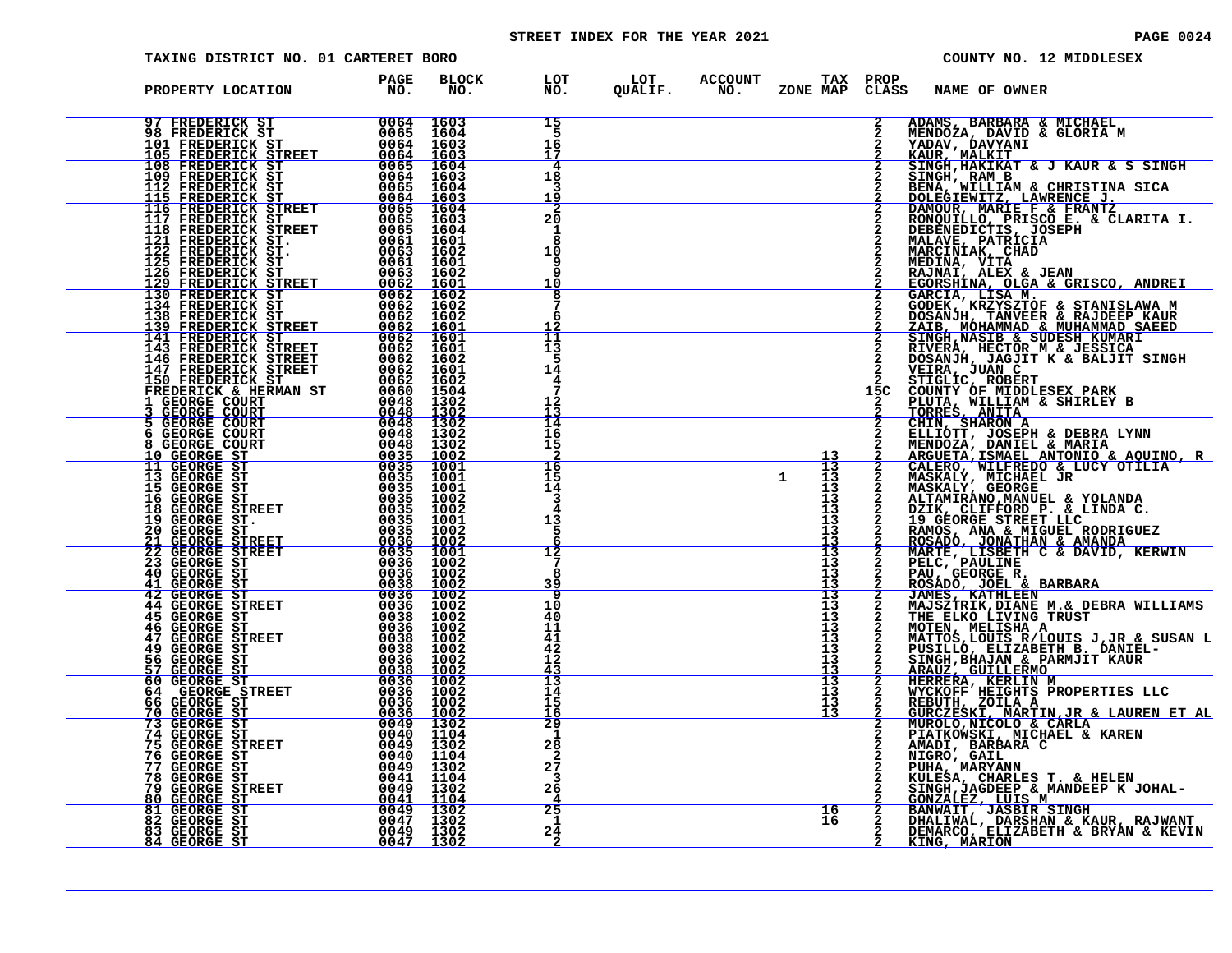STREET INDEX FOR THE YEAR 2021

TAXING DISTRICT NO. 01 CARTERET BORO — COUNTY NO. 12 MIDDLESEX

| PROPERTY LOCATION | PAGE NO. | BLOCK NO. | LOT NO. | LOT QUALIF. | ACCOUNT NO. | ZONE | TAX MAP | PROP CLASS | NAME OF OWNER |
|---|---|---|---|---|---|---|---|---|---|
| 97 FREDERICK ST | 0064 | 1603 | 15 | | | | | 2 | ADAMS, BARBARA & MICHAEL |
| 98 FREDERICK ST | 0065 | 1604 | 5 | | | | | 2 | MENDOZA, DAVID & GLORIA M |
| 101 FREDERICK ST | 0064 | 1603 | 16 | | | | | 2 | YADAV, DAVYANI |
| 105 FREDERICK STREET | 0064 | 1603 | 17 | | | | | 2 | KAUR, MALKIT |
| 108 FREDERICK ST | 0065 | 1604 | 4 | | | | | 2 | SINGH,HAKIKAT & J KAUR & S SINGH |
| 109 FREDERICK ST | 0064 | 1603 | 18 | | | | | 2 | SINGH, RAM B |
| 112 FREDERICK ST | 0065 | 1604 | 3 | | | | | 2 | BENA, WILLIAM & CHRISTINA SICA |
| 115 FREDERICK ST | 0064 | 1603 | 19 | | | | | 2 | DOLEGIEWITZ, LAWRENCE J. |
| 116 FREDERICK STREET | 0065 | 1604 | 2 | | | | | 2 | DAMOUR, MARIE F & FRANTZ |
| 117 FREDERICK ST | 0065 | 1603 | 20 | | | | | 2 | RONQUILLO, PRISCO E. & CLARITA I. |
| 118 FREDERICK STREET | 0065 | 1604 | 1 | | | | | 2 | DEBENEDICTIS, JOSEPH |
| 121 FREDERICK ST. | 0061 | 1601 | 8 | | | | | 2 | MALAVE, PATRICIA |
| 122 FREDERICK ST. | 0063 | 1602 | 10 | | | | | 2 | MARCINIAK, CHAD |
| 125 FREDERICK ST | 0061 | 1601 | 9 | | | | | 2 | MEDINA, VITA |
| 126 FREDERICK ST | 0063 | 1602 | 9 | | | | | 2 | RAJNAI, ALEX & JEAN |
| 129 FREDERICK STREET | 0062 | 1601 | 10 | | | | | 2 | EGORSHINA, OLGA & GRISCO, ANDREI |
| 130 FREDERICK ST | 0062 | 1602 | 8 | | | | | 2 | GARCIA, LISA M. |
| 134 FREDERICK ST | 0062 | 1602 | 7 | | | | | 2 | GODEK, KRZYSZTOF & STANISLAWA M |
| 138 FREDERICK ST | 0062 | 1602 | 6 | | | | | 2 | DOSANJH, TANVEER & RAJDEEP KAUR |
| 139 FREDERICK STREET | 0062 | 1601 | 12 | | | | | 2 | ZAIB, MOHAMMAD & MUHAMMAD SAEED |
| 141 FREDERICK ST | 0062 | 1601 | 11 | | | | | 2 | SINGH,NASIB & SUDESH KUMARI |
| 143 FREDERICK STREET | 0062 | 1601 | 13 | | | | | 2 | RIVERA, HECTOR M & JESSICA |
| 146 FREDERICK STREET | 0062 | 1602 | 5 | | | | | 2 | DOSANJH, JAGJIT K & BALJIT SINGH |
| 147 FREDERICK STREET | 0062 | 1601 | 14 | | | | | 2 | VEIRA, JUAN C |
| 150 FREDERICK ST | 0062 | 1602 | 4 | | | | | 2 | STIGLIC, ROBERT |
| FREDERICK & HERMAN ST | 0060 | 1504 | 7 | | | | | 15C | COUNTY OF MIDDLESEX PARK |
| 1 GEORGE COURT | 0048 | 1302 | 12 | | | | | 2 | PLUTA, WILLIAM & SHIRLEY B |
| 3 GEORGE COURT | 0048 | 1302 | 13 | | | | | 2 | TORRES, ANITA |
| 5 GEORGE COURT | 0048 | 1302 | 14 | | | | | 2 | CHIN, SHARON A |
| 6 GEORGE COURT | 0048 | 1302 | 16 | | | | | 2 | ELLIOTT, JOSEPH & DEBRA LYNN |
| 8 GEORGE COURT | 0048 | 1302 | 15 | | | | | 2 | MENDOZA, DANIEL & MARIA |
| 10 GEORGE ST | 0035 | 1002 | 2 | | | | 13 | 2 | ARGUETA,ISMAEL ANTONIO & AQUINO, R |
| 11 GEORGE ST | 0035 | 1001 | 16 | | | | 13 | 2 | CALERO, WILFREDO & LUCY OTILIA |
| 13 GEORGE ST | 0035 | 1001 | 15 | | | 1 | 13 | 2 | MASKALY, MICHAEL JR |
| 15 GEORGE ST | 0035 | 1001 | 14 | | | | 13 | 2 | MASKALY, GEORGE |
| 16 GEORGE ST | 0035 | 1002 | 3 | | | | 13 | 2 | ALTAMIRANO,MANUEL & YOLANDA |
| 18 GEORGE STREET | 0035 | 1002 | 4 | | | | 13 | 2 | DZIK, CLIFFORD P. & LINDA C. |
| 19 GEORGE ST. | 0035 | 1001 | 13 | | | | 13 | 2 | 19 GEORGE STREET LLC |
| 20 GEORGE ST | 0035 | 1002 | 5 | | | | 13 | 2 | RAMOS, ANA & MIGUEL RODRIGUEZ |
| 21 GEORGE STREET | 0036 | 1002 | 6 | | | | 13 | 2 | ROSADO, JONATHAN & AMANDA |
| 22 GEORGE STREET | 0035 | 1001 | 12 | | | | 13 | 2 | MARTE, LISBETH C & DAVID, KERWIN |
| 23 GEORGE ST | 0036 | 1002 | 7 | | | | 13 | 2 | PELC, PAULINE |
| 40 GEORGE ST | 0036 | 1002 | 8 | | | | 13 | 2 | PAU, GEORGE R. |
| 41 GEORGE ST | 0038 | 1002 | 39 | | | | 13 | 2 | ROSADO, JOEL & BARBARA |
| 42 GEORGE ST | 0036 | 1002 | 9 | | | | 13 | 2 | JAMES, KATHLEEN |
| 44 GEORGE STREET | 0036 | 1002 | 10 | | | | 13 | 2 | MAJSZTRIK,DIANE M.& DEBRA WILLIAMS |
| 45 GEORGE ST | 0038 | 1002 | 40 | | | | 13 | 2 | THE ELKO LIVING TRUST |
| 46 GEORGE ST | 0036 | 1002 | 11 | | | | 13 | 2 | MOTEN, MELISHA A |
| 47 GEORGE STREET | 0038 | 1002 | 41 | | | | 13 | 2 | MATTOS,LOUIS R/LOUIS J,JR & SUSAN L |
| 49 GEORGE ST | 0038 | 1002 | 42 | | | | 13 | 2 | PUSILLO, ELIZABETH B. DANIEL- |
| 56 GEORGE ST | 0036 | 1002 | 12 | | | | 13 | 2 | SINGH,BHAJAN & PARMJIT KAUR |
| 57 GEORGE ST | 0038 | 1002 | 43 | | | | 13 | 2 | ARAUZ, GUILLERMO |
| 60 GEORGE ST | 0036 | 1002 | 13 | | | | 13 | 2 | HERRERA, KERLIN M |
| 64 GEORGE STREET | 0036 | 1002 | 14 | | | | 13 | 2 | WYCKOFF HEIGHTS PROPERTIES LLC |
| 66 GEORGE ST | 0036 | 1002 | 15 | | | | 13 | 2 | REBUTH, ZOILA A |
| 70 GEORGE ST | 0036 | 1002 | 16 | | | | 13 | 2 | GURCZESKI, MARTIN,JR & LAUREN ET AL |
| 73 GEORGE ST | 0049 | 1302 | 29 | | | | | 2 | MUROLO,NICOLO & CARLA |
| 74 GEORGE ST | 0040 | 1104 | 1 | | | | | 2 | PIATKOWSKI, MICHAEL & KAREN |
| 75 GEORGE STREET | 0049 | 1302 | 28 | | | | | 2 | AMADI, BARBARA C |
| 76 GEORGE ST | 0040 | 1104 | 2 | | | | | 2 | NIGRO, GAIL |
| 77 GEORGE ST | 0049 | 1302 | 27 | | | | | 2 | PUHA, MARYANN |
| 78 GEORGE ST | 0041 | 1104 | 3 | | | | | 2 | KULESA, CHARLES T. & HELEN |
| 79 GEORGE STREET | 0049 | 1302 | 26 | | | | | 2 | SINGH,JAGDEEP & MANDEEP K JOHAL- |
| 80 GEORGE ST | 0041 | 1104 | 4 | | | | | 2 | GONZALEZ, LUIS M |
| 81 GEORGE ST | 0049 | 1302 | 25 | | | | 16 | 2 | BANWAIT, JASBIR SINGH |
| 82 GEORGE ST | 0047 | 1302 | 1 | | | | 16 | 2 | DHALIWAL, DARSHAN & KAUR, RAJWANT |
| 83 GEORGE ST | 0049 | 1302 | 24 | | | | | 2 | DEMARCO, ELIZABETH & BRYAN & KEVIN |
| 84 GEORGE ST | 0047 | 1302 | 2 | | | | | 2 | KING, MARION |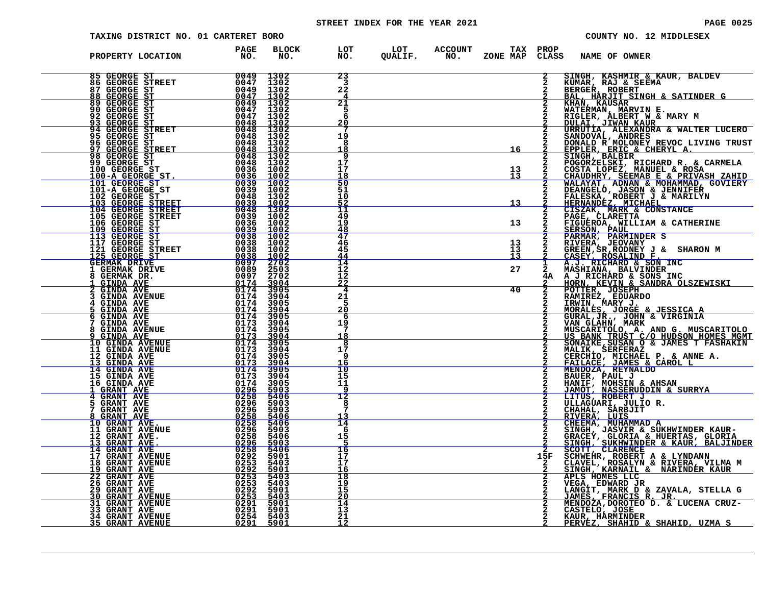STREET INDEX FOR THE YEAR 2021

TAXING DISTRICT NO. 01 CARTERET BORO — COUNTY NO. 12 MIDDLESEX

| PROPERTY LOCATION | PAGE NO. | BLOCK NO. | LOT NO. | LOT QUALIF. | ACCOUNT NO. | TAX ZONE MAP | PROP CLASS | NAME OF OWNER |
|---|---|---|---|---|---|---|---|---|
| 85 GEORGE ST | 0049 | 1302 | 23 | | | | 2 | SINGH, KASHMIR & KAUR, BALDEV |
| 86 GEORGE STREET | 0047 | 1302 | 3 | | | | 2 | KUMAR, RAJ & SEEMA |
| 87 GEORGE ST | 0049 | 1302 | 22 | | | | 2 | BERGER, ROBERT |
| 88 GEORGE ST | 0047 | 1302 | 4 | | | | 2 | BAL, HARJIT SINGH & SATINDER G |
| 89 GEORGE ST | 0049 | 1302 | 21 | | | | 2 | KHAN, KAUSAR |
| 90 GEORGE ST | 0047 | 1302 | 5 | | | | 2 | WATERMAN, MARVIN E. |
| 92 GEORGE ST | 0047 | 1302 | 6 | | | | 2 | RIGLER, ALBERT W & MARY M |
| 93 GEORGE ST | 0048 | 1302 | 20 | | | | 2 | DULAI, JIWAN KAUR |
| 94 GEORGE STREET | 0048 | 1302 | 7 | | | | 2 | URRUTIA, ALEXANDRA & WALTER LUCERO |
| 95 GEORGE ST | 0048 | 1302 | 19 | | | | 2 | SANDOVAL, ANDRES |
| 96 GEORGE ST | 0048 | 1302 | 8 | | | | 2 | DONALD R MOLONEY REVOC LIVING TRUST |
| 97 GEORGE STREET | 0048 | 1302 | 18 | | | 16 | 2 | EPPLER, ERIC & CHERYL A. |
| 98 GEORGE ST | 0048 | 1302 | 9 | | | | 2 | SINGH, BALBIR |
| 99 GEORGE ST | 0048 | 1302 | 17 | | | | 2 | POGORZELSKI, RICHARD R. & CARMELA |
| 100 GEORGE ST | 0036 | 1002 | 17 | | | 13 | 2 | COSTA LOPEZ, MANUEL & ROSA |
| 100-A GEORGE ST. | 0036 | 1002 | 18 | | | 13 | 2 | CHAUDHRY, SEEMAB E & PRIVASH ZAHID |
| 101 GEORGE ST | 0039 | 1002 | 50 | | | | 2 | WALAYAT, ADNAN & MOHAMMAD, GOVIERY |
| 101-A GEORGE ST | 0039 | 1002 | 51 | | | | 2 | DEANGELO, JASON & JENNIFER |
| 102 GEORGE ST | 0048 | 1302 | 10 | | | | 2 | FALESKA, ROBERT J & MARILYN |
| 103 GEORGE STREET | 0039 | 1002 | 52 | | | 13 | 2 | HERNANDEZ, MICHAEL |
| 104 GEORGE STREET | 0048 | 1302 | 11 | | | | 2 | CISZAK, MARK & CONSTANCE |
| 105 GEORGE STREET | 0039 | 1002 | 49 | | | | 2 | PAGE, CLARETTA |
| 106 GEORGE ST | 0036 | 1002 | 19 | | | 13 | 2 | FIGUEROA, WILLIAM & CATHERINE |
| 109 GEORGE ST | 0039 | 1002 | 48 | | | | 2 | SERSON, PAUL |
| 113 GEORGE ST | 0038 | 1002 | 47 | | | | 2 | PARMAR, PARMINDER S |
| 117 GEORGE ST | 0038 | 1002 | 46 | | | 13 | 2 | RIVERA, JEOVANY |
| 121 GEORGE STREET | 0038 | 1002 | 45 | | | 13 | 2 | GREEN,SR,RODNEY J & SHARON M |
| 125 GEORGE ST | 0038 | 1002 | 44 | | | 13 | 2 | CASEY, ROSALIND F. |
| GERMAK DRIVE | 0097 | 2702 | 14 | | | | 1 | A.J. RICHARD & SON INC |
| 1 GERMAK DRIVE | 0089 | 2503 | 12 | | | 27 | 2 | MASHIANA, BALVINDER |
| 8 GERMAK DR. | 0097 | 2702 | 12 | | | | 4A | A J RICHARD & SONS INC |
| 1 GINDA AVE | 0174 | 3904 | 22 | | | | 2 | HORN, KEVIN & SANDRA OLSZEWISKI |
| 2 GINDA AVE | 0174 | 3905 | 4 | | | 40 | 2 | POTTER, JOSEPH |
| 3 GINDA AVENUE | 0174 | 3904 | 21 | | | | 2 | RAMIREZ, EDUARDO |
| 4 GINDA AVE | 0174 | 3905 | 5 | | | | 2 | IRWIN, MARY J. |
| 5 GINDA AVE | 0174 | 3904 | 20 | | | | 2 | MORALES, JORGE & JESSICA A |
| 6 GINDA AVE | 0174 | 3905 | 6 | | | | 2 | GURAL,JR., JOHN & VIRGINIA |
| 7 GINDA AVE | 0173 | 3904 | 19 | | | | 2 | VAN GLAHN, MARK |
| 8 GINDA AVENUE | 0174 | 3905 | 7 | | | | 2 | MUSCARITOLO, A. AND G. MUSCARITOLO |
| 9 GINDA AVE | 0173 | 3904 | 18 | | | | 2 | US BANK TRUST C/O HUDSON HOMES MGMT |
| 10 GINDA AVENUE | 0174 | 3905 | 8 | | | | 2 | SONAIKE,SUSAN O & JAMES T FASHAKIN |
| 11 GINDA AVENUE | 0173 | 3904 | 17 | | | | 2 | MALIK, SERFERAZ |
| 12 GINDA AVE | 0174 | 3905 | 9 | | | | 2 | CERCHIO, MICHAEL P. & ANNE A. |
| 13 GINDA AVE | 0173 | 3904 | 16 | | | | 2 | FAILACE, JAMES & CAROL L |
| 14 GINDA AVE | 0174 | 3905 | 10 | | | | 2 | MENDOZA, REYNALDO |
| 15 GINDA AVE | 0173 | 3904 | 15 | | | | 2 | BAUER, PAUL J |
| 16 GINDA AVE | 0174 | 3905 | 11 | | | | 2 | HANIF, MOHSIN & AHSAN |
| 1 GRANT AVE | 0296 | 5903 | 9 | | | | 2 | JAMOT, NASSERUDDIN & SURRYA |
| 4 GRANT AVE | 0258 | 5406 | 12 | | | | 2 | LITUS, ROBERT J |
| 5 GRANT AVE | 0296 | 5903 | 8 | | | | 2 | ULLAGUARI, JULIO R. |
| 7 GRANT AVE | 0296 | 5903 | 7 | | | | 2 | CHAHAL, SARBJIT |
| 8 GRANT AVE | 0258 | 5406 | 13 | | | | 2 | RIVERA, LUIS |
| 10 GRANT AVE. | 0258 | 5406 | 14 | | | | 2 | CHEEMA, MUHAMMAD A |
| 11 GRANT AVENUE | 0296 | 5903 | 6 | | | | 2 | SINGH, JASVIR & SUKHWINDER KAUR- |
| 12 GRANT AVE. | 0258 | 5406 | 15 | | | | 2 | GRACEY, GLORIA & HUERTAS, GLORIA |
| 13 GRANT AVE. | 0296 | 5903 | 5 | | | | 2 | SINGH, SUKHWINDER & KAUR, BALJINDER |
| 14 GRANT AVE | 0258 | 5406 | 16 | | | | 2 | SCOTT, CLARENCE |
| 17 GRANT AVENUE | 0292 | 5901 | 17 | | | | 15F | SCHWEHR, ROBERT A & LYNDANN |
| 18 GRANT AVENUE | 0253 | 5403 | 17 | | | | 2 | CLAVEL, ROSALYN & RIVERA, VILMA M |
| 19 GRANT AVE | 0292 | 5901 | 16 | | | | 2 | SINGH, KARNAIL & NARINDER KAUR |
| 22 GRANT AVE | 0253 | 5403 | 18 | | | | 2 | APLS HOMES LLC |
| 26 GRANT AVE | 0253 | 5403 | 19 | | | | 2 | VEGA, EDWARD JR |
| 29 GRANT AVE | 0292 | 5901 | 15 | | | | 2 | LANGIT, MARK D & ZAVALA, STELLA G |
| 30 GRANT AVENUE | 0253 | 5403 | 20 | | | | 2 | JAMES, FRANCIS R. JR. |
| 31 GRANT AVENUE | 0291 | 5901 | 14 | | | | 2 | MENDOZA,DOROTEO D. & LUCENA CRUZ- |
| 33 GRANT AVE | 0291 | 5901 | 13 | | | | 2 | CASTELO, JOSE |
| 34 GRANT AVENUE | 0254 | 5403 | 21 | | | | 2 | KAUR, HARMINDER |
| 35 GRANT AVENUE | 0291 | 5901 | 12 | | | | 2 | PERVEZ, SHAHID & SHAHID, UZMA S |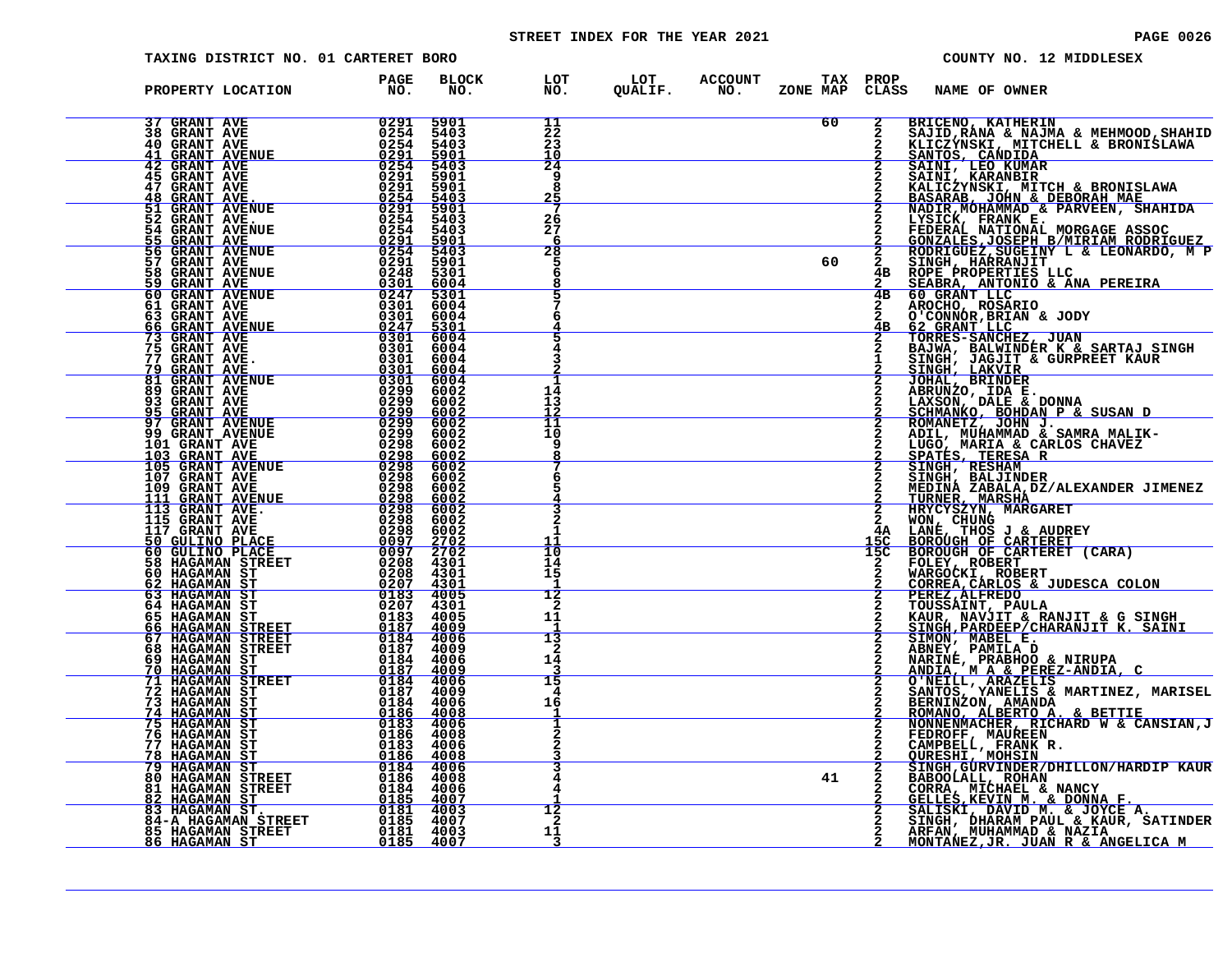STREET INDEX FOR THE YEAR 2021

TAXING DISTRICT NO. 01 CARTERET BORO — COUNTY NO. 12 MIDDLESEX

| PROPERTY LOCATION | PAGE NO. | BLOCK NO. | LOT NO. | LOT QUALIF. | ACCOUNT NO. | TAX ZONE MAP | PROP CLASS | NAME OF OWNER |
|---|---|---|---|---|---|---|---|---|
| 37 GRANT AVE | 0291 | 5901 | 11 | | | 60 | 2 | BRICENO, KATHERIN |
| 38 GRANT AVE | 0254 | 5403 | 22 | | | | 2 | SAJID,RANA & NAJMA & MEHMOOD,SHAHID |
| 40 GRANT AVE | 0254 | 5403 | 23 | | | | 2 | KLICZYNSKI, MITCHELL & BRONISLAWA |
| 41 GRANT AVENUE | 0291 | 5901 | 10 | | | | 2 | SANTOS, CANDIDA |
| 42 GRANT AVE | 0254 | 5403 | 24 | | | | 2 | SAINI, LEO KUMAR |
| 45 GRANT AVE | 0291 | 5901 | 9 | | | | 2 | SAINI, KARANBIR |
| 47 GRANT AVE | 0291 | 5901 | 8 | | | | 2 | KALICZYNSKI, MITCH & BRONISLAWA |
| 48 GRANT AVE. | 0254 | 5403 | 25 | | | | 2 | BASARAB, JOHN & DEBORAH MAE |
| 51 GRANT AVENUE | 0291 | 5901 | 7 | | | | 2 | NADIR,MOHAMMAD & PARVEEN, SHAHIDA |
| 52 GRANT AVE. | 0254 | 5403 | 26 | | | | 2 | LYSICK, FRANK E. |
| 54 GRANT AVENUE | 0254 | 5403 | 27 | | | | 2 | FEDERAL NATIONAL MORGAGE ASSOC |
| 55 GRANT AVE | 0291 | 5901 | 6 | | | | 2 | GONZALES,JOSEPH B/MIRIAM RODRIGUEZ |
| 56 GRANT AVENUE | 0254 | 5403 | 28 | | | | 2 | RODRIGUEZ,SUGEINY L & LEONARDO, M P |
| 57 GRANT AVE | 0291 | 5901 | 5 | | | 60 | 2 | SINGH, HARRANJIT |
| 58 GRANT AVENUE | 0248 | 5301 | 6 | | | | 4B | ROPE PROPERTIES LLC |
| 59 GRANT AVE | 0301 | 6004 | 8 | | | | 2 | SEABRA, ANTONIO & ANA PEREIRA |
| 60 GRANT AVENUE | 0247 | 5301 | 5 | | | | 4B | 60 GRANT LLC |
| 61 GRANT AVE | 0301 | 6004 | 7 | | | | 2 | AROCHO, ROSARIO |
| 63 GRANT AVE | 0301 | 6004 | 6 | | | | 2 | O'CONNOR,BRIAN & JODY |
| 66 GRANT AVENUE | 0247 | 5301 | 4 | | | | 4B | 62 GRANT LLC |
| 73 GRANT AVE | 0301 | 6004 | 5 | | | | 2 | TORRES-SANCHEZ, JUAN |
| 75 GRANT AVE | 0301 | 6004 | 4 | | | | 2 | BAJWA, BALWINDER K & SARTAJ SINGH |
| 77 GRANT AVE. | 0301 | 6004 | 3 | | | | 1 | SINGH, JAGJIT & GURPREET KAUR |
| 79 GRANT AVE | 0301 | 6004 | 2 | | | | 2 | SINGH, LAKVIR |
| 81 GRANT AVENUE | 0301 | 6004 | 1 | | | | 2 | JOHAL, BRINDER |
| 89 GRANT AVE | 0299 | 6002 | 14 | | | | 2 | ABRUNZO, IDA E. |
| 93 GRANT AVE | 0299 | 6002 | 13 | | | | 2 | LAXSON, DALE & DONNA |
| 95 GRANT AVE | 0299 | 6002 | 12 | | | | 2 | SCHMANKO, BOHDAN P & SUSAN D |
| 97 GRANT AVENUE | 0299 | 6002 | 11 | | | | 2 | ROMANETZ, JOHN J. |
| 99 GRANT AVENUE | 0299 | 6002 | 10 | | | | 2 | ADIL, MUHAMMAD & SAMRA MALIK- |
| 101 GRANT AVE | 0298 | 6002 | 9 | | | | 2 | LUGO, MARIA & CARLOS CHAVEZ |
| 103 GRANT AVE | 0298 | 6002 | 8 | | | | 2 | SPATES, TERESA R |
| 105 GRANT AVENUE | 0298 | 6002 | 7 | | | | 2 | SINGH, RESHAM |
| 107 GRANT AVE | 0298 | 6002 | 6 | | | | 2 | SINGH, BALJINDER |
| 109 GRANT AVE | 0298 | 6002 | 5 | | | | 2 | MEDINA ZABALA,DZ/ALEXANDER JIMENEZ |
| 111 GRANT AVENUE | 0298 | 6002 | 4 | | | | 2 | TURNER, MARSHA |
| 113 GRANT AVE. | 0298 | 6002 | 3 | | | | 2 | HRYCYSZYN, MARGARET |
| 115 GRANT AVE | 0298 | 6002 | 2 | | | | 2 | WON, CHUNG |
| 117 GRANT AVE | 0298 | 6002 | 1 | | | | 4A | LANE, THOS J & AUDREY |
| 50 GULINO PLACE | 0097 | 2702 | 11 | | | | 15C | BOROUGH OF CARTERET |
| 60 GULINO PLACE | 0097 | 2702 | 10 | | | | 15C | BOROUGH OF CARTERET (CARA) |
| 58 HAGAMAN STREET | 0208 | 4301 | 14 | | | | 2 | FOLEY, ROBERT |
| 60 HAGAMAN ST | 0208 | 4301 | 15 | | | | 2 | WARGOCKI, ROBERT |
| 62 HAGAMAN ST | 0207 | 4301 | 1 | | | | 2 | CORREA,CARLOS & JUDESCA COLON |
| 63 HAGAMAN ST | 0183 | 4005 | 12 | | | | 2 | PEREZ,ALFREDO |
| 64 HAGAMAN ST | 0207 | 4301 | 2 | | | | 2 | TOUSSAINT, PAULA |
| 65 HAGAMAN ST | 0183 | 4005 | 11 | | | | 2 | KAUR, NAVJIT & RANJIT & G SINGH |
| 66 HAGAMAN STREET | 0187 | 4009 | 1 | | | | 2 | SINGH,PARDEEP/CHARANJIT K. SAINI |
| 67 HAGAMAN STREET | 0184 | 4006 | 13 | | | | 2 | SIMON, MABEL E. |
| 68 HAGAMAN STREET | 0187 | 4009 | 2 | | | | 2 | ABNEY, PAMILA D |
| 69 HAGAMAN ST | 0184 | 4006 | 14 | | | | 2 | NARINE, PRABHOO & NIRUPA |
| 70 HAGAMAN ST | 0187 | 4009 | 3 | | | | 2 | ANDIA, M A & PEREZ-ANDIA, C |
| 71 HAGAMAN STREET | 0184 | 4006 | 15 | | | | 2 | O'NEILL, ARAZELIS |
| 72 HAGAMAN ST | 0187 | 4009 | 4 | | | | 2 | SANTOS, YANELIS & MARTINEZ, MARISEL |
| 73 HAGAMAN ST | 0184 | 4006 | 16 | | | | 2 | BERNINZON, AMANDA |
| 74 HAGAMAN ST | 0186 | 4008 | 1 | | | | 2 | ROMANO, ALBERTO A. & BETTIE |
| 75 HAGAMAN ST | 0183 | 4006 | 1 | | | | 2 | NONNENMACHER, RICHARD W & CANSIAN,J |
| 76 HAGAMAN ST | 0186 | 4008 | 2 | | | | 2 | FEDROFF, MAUREEN |
| 77 HAGAMAN ST | 0183 | 4006 | 2 | | | | 2 | CAMPBELL, FRANK R. |
| 78 HAGAMAN ST | 0186 | 4008 | 3 | | | | 2 | QURESHI, MOHSIN |
| 79 HAGAMAN ST | 0184 | 4006 | 3 | | | | 2 | SINGH,GURVINDER/DHILLON/HARDIP KAUR |
| 80 HAGAMAN STREET | 0186 | 4008 | 4 | | | 41 | 2 | BABOOLALL, ROHAN |
| 81 HAGAMAN STREET | 0184 | 4006 | 4 | | | | 2 | CORRA, MICHAEL & NANCY |
| 82 HAGAMAN ST | 0185 | 4007 | 1 | | | | 2 | GELLES,KEVIN M. & DONNA F. |
| 83 HAGAMAN ST. | 0181 | 4003 | 12 | | | | 2 | SALISKI, DAVID M. & JOYCE A. |
| 84-A HAGAMAN STREET | 0185 | 4007 | 2 | | | | 2 | SINGH, DHARAM PAUL & KAUR, SATINDER |
| 85 HAGAMAN STREET | 0181 | 4003 | 11 | | | | 2 | ARFAN, MUHAMMAD & NAZIA |
| 86 HAGAMAN ST | 0185 | 4007 | 3 | | | | 2 | MONTANEZ,JR. JUAN R & ANGELICA M |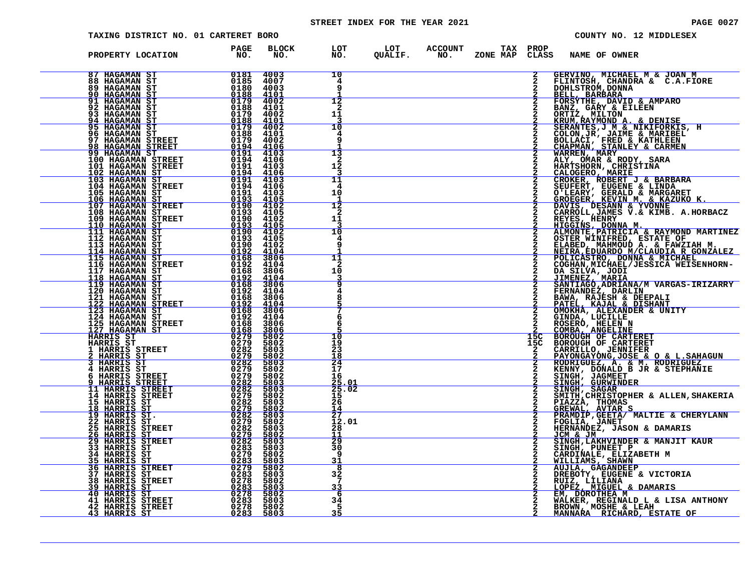STREET INDEX FOR THE YEAR 2021

TAXING DISTRICT NO. 01 CARTERET BORO — COUNTY NO. 12 MIDDLESEX

| PROPERTY LOCATION | PAGE NO. | BLOCK NO. | LOT NO. | LOT QUALIF. | ACCOUNT NO. | TAX ZONE MAP | PROP CLASS | NAME OF OWNER |
|---|---|---|---|---|---|---|---|---|
| 87 HAGAMAN ST | 0181 | 4003 | 10 | | | | 2 | GERVINO, MICHAEL M & JOAN M |
| 88 HAGAMAN ST | 0185 | 4007 | 4 | | | | 2 | FLINTOSH, CHANDRA & C.A.FIORE |
| 89 HAGAMAN ST | 0180 | 4003 | 9 | | | | 2 | DOHLSTROM,DONNA |
| 90 HAGAMAN ST | 0188 | 4101 | 1 | | | | 2 | BELL, BARBARA |
| 91 HAGAMAN ST | 0179 | 4002 | 12 | | | | 2 | FORSYTHE, DAVID & AMPARO |
| 92 HAGAMAN ST | 0188 | 4101 | 2 | | | | 2 | BANZ, GARY & EILEEN |
| 93 HAGAMAN ST | 0179 | 4002 | 11 | | | | 2 | ORTIZ, MILTON |
| 94 HAGAMAN ST | 0188 | 4101 | 3 | | | | 2 | KRUM,RAYMOND A. & DENISE |
| 95 HAGAMAN ST | 0179 | 4002 | 10 | | | | 2 | SERANTES,J M & NIKIFORKIS, H |
| 96 HAGAMAN ST | 0188 | 4101 | 4 | | | | 2 | COLON,JR, JAIME & MARIBEL |
| 97 HAGAMAN STREET | 0179 | 4002 | 9 | | | | 2 | BOLLACI, FRED & KATHLEEN |
| 98 HAGAMAN STREET | 0194 | 4106 | 1 | | | | 2 | CHAPMAN, STANLEY & CARMEN |
| 99 HAGAMAN ST | 0191 | 4103 | 13 | | | | 2 | WARREN, MARY |
| 100 HAGAMAN STREET | 0194 | 4106 | 2 | | | | 2 | ALY, OMAR & RODY, SARA |
| 101 HAGAMAN STREET | 0191 | 4103 | 12 | | | | 2 | HARTSHORN, CHRISTINA |
| 102 HAGAMAN ST | 0194 | 4106 | 3 | | | | 2 | CALOGERO, MARIE |
| 103 HAGAMAN ST | 0191 | 4103 | 11 | | | | 2 | CROKER, ROBERT J & BARBARA |
| 104 HAGAMAN STREET | 0194 | 4106 | 4 | | | | 2 | SEUFERT, EUGENE & LINDA |
| 105 HAGAMAN ST | 0191 | 4103 | 10 | | | | 2 | O'LEARY, GERALD & MARGARET |
| 106 HAGAMAN ST | 0193 | 4105 | 1 | | | | 2 | GROEGER, KEVIN M. & KAZUKO K. |
| 107 HAGAMAN STREET | 0190 | 4102 | 12 | | | | 2 | DAVIS, DESANN & YVONNE |
| 108 HAGAMAN ST | 0193 | 4105 | 2 | | | | 2 | CARROLL,JAMES V.& KIMB. A.HORBACZ |
| 109 HAGAMAN STREET | 0190 | 4102 | 11 | | | | 2 | REYES, HENRY |
| 110 HAGAMAN ST | 0193 | 4105 | 3 | | | | 2 | HIGGINS, DONNA M. |
| 111 HAGAMAN ST | 0190 | 4102 | 10 | | | | 2 | ALMONTE,PATRICIA & RAYMOND MARTINEZ |
| 112 HAGAMAN ST | 0193 | 4105 | 4 | | | | 2 | OSTER WINIFRED, ESTATE OF |
| 113 HAGAMAN ST | 0190 | 4102 | 9 | | | | 2 | ELABED, MAHMOUD A. & FAWZIAH M. |
| 114 HAGAMAN ST | 0192 | 4104 | 1 | | | | 2 | NEIRA,EDUARDO M/CLAUDIA R GONZALEZ |
| 115 HAGAMAN ST | 0168 | 3806 | 11 | | | | 2 | POLICASTRO, DONNA & MICHAEL |
| 116 HAGAMAN STREET | 0192 | 4104 | 2 | | | | 2 | COGHAN,MICHAEL/JESSICA WEISENHORN- |
| 117 HAGAMAN ST | 0168 | 3806 | 10 | | | | 2 | DA SILVA, JODI |
| 118 HAGAMAN ST | 0192 | 4104 | 3 | | | | 2 | JIMENEZ, MARIA |
| 119 HAGAMAN ST | 0168 | 3806 | 9 | | | | 2 | SANTIAGO,ADRIANA/M VARGAS-IRIZARRY |
| 120 HAGAMAN ST | 0192 | 4104 | 4 | | | | 2 | FERNANDEZ, DARLIN |
| 121 HAGAMAN ST | 0168 | 3806 | 8 | | | | 2 | BAWA, RAJESH & DEEPALI |
| 122 HAGAMAN STREET | 0192 | 4104 | 5 | | | | 2 | PATEL, KAJAL & DISHANT |
| 123 HAGAMAN ST | 0168 | 3806 | 7 | | | | 2 | OMOKHA, ALEXANDER & UNITY |
| 124 HAGAMAN ST | 0192 | 4104 | 6 | | | | 2 | GINDA, LUCILLE |
| 125 HAGAMAN STREET | 0168 | 3806 | 6 | | | | 2 | ROSERO, HELEN N |
| 127 HAGAMAN ST | 0168 | 3806 | 5 | | | | 2 | COMBA, ANGELINE |
| HARRIS ST | 0279 | 5802 | 10 | | | | 15C | BOROUGH OF CARTERET |
| HARRIS ST | 0279 | 5802 | 19 | | | | 15C | BOROUGH OF CARTERET |
| 1 HARRIS STREET | 0282 | 5803 | 23 | | | | 2 | CARRILLO, JENNIFER |
| 2 HARRIS ST | 0279 | 5802 | 18 | | | | 2 | PAYONGAYONG,JOSE & O & L.SAHAGUN |
| 3 HARRIS ST | 0282 | 5803 | 24 | | | | 2 | RODRIGUEZ, A. & M. RODRIGUEZ |
| 4 HARRIS ST | 0279 | 5802 | 17 | | | | 2 | KENNY, DONALD B JR & STEPHANIE |
| 6 HARRIS STREET | 0279 | 5802 | 16 | | | | 2 | SINGH, JAGMEET |
| 9 HARRIS STREET | 0282 | 5803 | 25.01 | | | | 2 | SINGH, GURWINDER |
| 11 HARRIS STREET | 0282 | 5803 | 25.02 | | | | 2 | SINGH, SAGAR |
| 14 HARRIS STREET | 0279 | 5802 | 15 | | | | 2 | SMITH,CHRISTOPHER & ALLEN,SHAKERIA |
| 15 HARRIS ST | 0282 | 5803 | 26 | | | | 2 | PIAZZA, THOMAS |
| 18 HARRIS ST | 0279 | 5802 | 14 | | | | 2 | GREWAL, AVTAR S |
| 19 HARRIS ST. | 0282 | 5803 | 27 | | | | 2 | PRAMDIP,GEETA/ MALTIE & CHERYLANN |
| 22 HARRIS ST | 0279 | 5802 | 12.01 | | | | 2 | FOGLIA, JANET |
| 25 HARRIS STREET | 0282 | 5803 | 28 | | | | 2 | HERNANDEZ, JASON & DAMARIS |
| 26 HARRIS ST | 0279 | 5802 | 11 | | | | 2 | JCM & JM |
| 29 HARRIS STREET | 0282 | 5803 | 29 | | | | 2 | SINGH,LAKHVINDER & MANJIT KAUR |
| 33 HARRIS ST | 0283 | 5803 | 30 | | | | 2 | SINGH, PUNEET P |
| 34 HARRIS ST | 0279 | 5802 | 9 | | | | 2 | CARDINALE, ELIZABETH M |
| 35 HARRIS ST | 0283 | 5803 | 31 | | | | 2 | WILLIAMS, SHAWN |
| 36 HARRIS STREET | 0279 | 5802 | 8 | | | | 2 | AUJLA, GAGANDEEP |
| 37 HARRIS ST | 0283 | 5803 | 32 | | | | 2 | DREBOTY, EUGENE & VICTORIA |
| 38 HARRIS STREET | 0278 | 5802 | 7 | | | | 2 | RUIZ, LILIANA |
| 39 HARRIS ST | 0283 | 5803 | 33 | | | | 2 | LOPEZ, MIGUEL & DAMARIS |
| 40 HARRIS ST | 0278 | 5802 | 6 | | | | 2 | EM, DOROTHEA M |
| 41 HARRIS STREET | 0283 | 5803 | 34 | | | | 2 | WALKER, REGINALD L & LISA ANTHONY |
| 42 HARRIS STREET | 0278 | 5802 | 5 | | | | 2 | BROWN, MOSHE & LEAH |
| 43 HARRIS ST | 0283 | 5803 | 35 | | | | 2 | MANNARA RICHARD, ESTATE OF |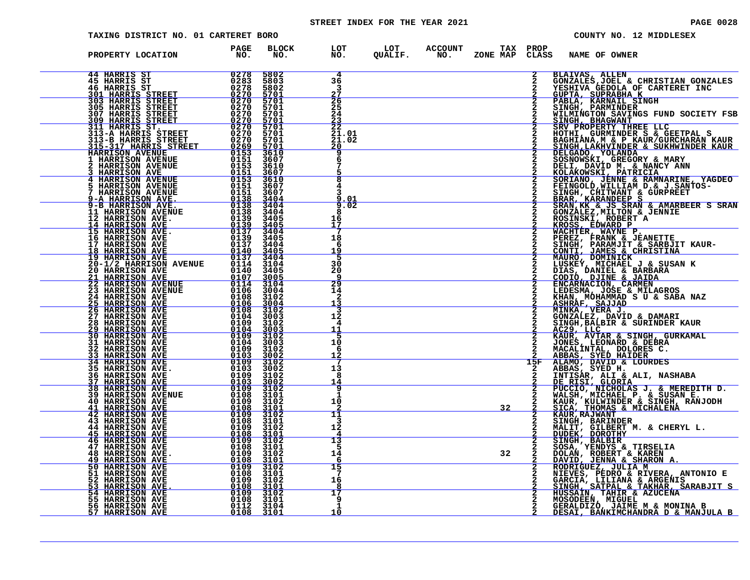# STREET INDEX FOR THE YEAR 2021

TAXING DISTRICT NO. 01 CARTERET BORO — COUNTY NO. 12 MIDDLESEX

| PROPERTY LOCATION | PAGE NO. | BLOCK NO. | LOT NO. | LOT QUALIF. | ACCOUNT NO. | TAX ZONE MAP | PROP CLASS | NAME OF OWNER |
|---|---|---|---|---|---|---|---|---|
| 44 HARRIS ST | 0278 | 5802 | 4 | | | | 2 | BLAIVAS, ALLEN |
| 45 HARRIS ST | 0283 | 5803 | 36 | | | | 2 | GONZALES,JOEL & CHRISTIAN GONZALES |
| 46 HARRIS ST | 0278 | 5802 | 3 | | | | 2 | YESHIVA GEDOLA OF CARTERET INC |
| 301 HARRIS STREET | 0270 | 5701 | 27 | | | | 2 | GUPTA, SUPRABHA K |
| 303 HARRIS STREET | 0270 | 5701 | 26 | | | | 2 | PABLA, KARNAIL SINGH |
| 305 HARRIS STREET | 0270 | 5701 | 25 | | | | 2 | SINGH, PARMINDER |
| 307 HARRIS STREET | 0270 | 5701 | 24 | | | | 2 | WILMINGTON SAVINGS FUND SOCIETY FSB |
| 309 HARRIS STREET | 0270 | 5701 | 23 | | | | 2 | SINGH, BHAGWANT |
| 311 HARRIS ST. | 0270 | 5701 | 22 | | | | 2 | SRV PROPERTY THREE LLC |
| 313-A HARRIS STREET | 0270 | 5701 | 21.01 | | | | 2 | HOTHI, GURMINDER S & GEETPAL S |
| 313-B HARRIS STREET | 0270 | 5701 | 21.02 | | | | 2 | BAGHIANA,M & P KAUR/GURCHARAN KAUR |
| 315-317 HARRIS STREET | 0269 | 5701 | 20 | | | | 2 | SINGH,LAKHVINDER & SUKHWINDER KAUR |
| HARRISON AVENUE | 0153 | 3610 | 9 | | | | 2 | DELGADO, YOLANDA |
| 1 HARRISON AVENUE | 0151 | 3607 | 6 | | | | 2 | SOSNOWSKI, GREGORY & MARY |
| 2 HARRISON AVENUE | 0153 | 3610 | 7 | | | | 2 | DELI, DAVID M. & NANCY ANN |
| 3 HARRISON AVE | 0151 | 3607 | 5 | | | | 2 | KOLAKOWSKI, PATRICIA |
| 4 HARRISON AVENUE | 0153 | 3610 | 8 | | | | 2 | SORIANO, JENNE & RAMNARINE, YAGDEO |
| 5 HARRISON AVENUE | 0151 | 3607 | 4 | | | | 2 | FEINGOLD,WILLIAM D.& J.SANTOS- |
| 7 HARRISON AVENUE | 0151 | 3607 | 3 | | | | 2 | SINGH, CHITWANT & GURPREET |
| 9-A HARRISON AVE. | 0138 | 3404 | 9.01 | | | | 2 | BRAR, KARANDEEP S |
| 9-B HARRISON AVE. | 0138 | 3404 | 9.02 | | | | 2 | SRAN,KK & JS SRAN & AMARBEER S SRAN |
| 11 HARRISON AVENUE | 0138 | 3404 | 8 | | | | 2 | GONZALEZ,MILTON & JENNIE |
| 12 HARRISON AVE. | 0139 | 3405 | 16 | | | | 2 | ROSINSKI, ROBERT A |
| 14 HARRISON AVE | 0139 | 3405 | 17 | | | | 2 | KROSS, EDWARD P |
| 15 HARRISON AVE. | 0137 | 3404 | 7 | | | | 2 | WACHTER, WAYNE P. |
| 16 HARRISON AVE | 0139 | 3405 | 18 | | | | 2 | PEREZ, FRANK & JEANETTE |
| 17 HARRISON AVE | 0137 | 3404 | 6 | | | | 2 | SINGH, PARAMJIT & SARBJIT KAUR- |
| 18 HARRISON AVE | 0140 | 3405 | 19 | | | | 2 | CONTI, JAMES & CHRISTINA |
| 19 HARRISON AVE | 0137 | 3404 | 5 | | | | 2 | MAURO, DOMINICK |
| 20-1/2 HARRISON AVENUE | 0114 | 3104 | 30 | | | | 2 | LUSKEY, MICHAEL J & SUSAN K |
| 20 HARRISON AVE | 0140 | 3405 | 20 | | | | 2 | DIAS, DANIEL & BARBARA |
| 21 HARRISON AVE | 0107 | 3005 | 9 | | | | 2 | CODIO, DJINE & JAIDA |
| 22 HARRISON AVENUE | 0114 | 3104 | 29 | | | | 2 | ENCARNACION, CARMEN |
| 23 HARRISON AVENUE | 0106 | 3004 | 14 | | | | 2 | LEDESMA, JOSE & MILAGROS |
| 24 HARRISON AVE | 0108 | 3102 | 2 | | | | 2 | KHAN, MOHAMMAD S U & SABA NAZ |
| 25 HARRISON AVE | 0106 | 3004 | 13 | | | | 2 | ASHRAF, SAJJAD |
| 26 HARRISON AVE | 0108 | 3102 | 3 | | | | 2 | MINKA, VERA J. |
| 27 HARRISON AVE | 0104 | 3003 | 12 | | | | 2 | GONZALEZ, DAVID & DAMARI |
| 28 HARRISON AVE | 0109 | 3102 | 4 | | | | 2 | SINGH,BALBIR & SURINDER KAUR |
| 29 HARRISON AVE | 0104 | 3003 | 11 | | | | 2 | AC29, LLC |
| 30 HARRISON AVE | 0109 | 3102 | 5 | | | | 2 | KAUR, AVTAR & SINGH, GURKAMAL |
| 31 HARRISON AVE | 0104 | 3003 | 10 | | | | 2 | JONES, LEONARD & DEBRA |
| 32 HARRISON AVE | 0109 | 3102 | 6 | | | | 2 | MACALINTAL, DOLORES C. |
| 33 HARRISON AVE | 0103 | 3002 | 12 | | | | 2 | ABBAS, SYED HAIDER |
| 34 HARRISON AVE | 0109 | 3102 | 7 | | | | 15F | ALAMO, DAVID & LOURDES |
| 35 HARRISON AVE. | 0103 | 3002 | 13 | | | | 2 | ABBAS, SYED H. |
| 36 HARRISON AVE | 0109 | 3102 | 8 | | | | 2 | INTISAR, ALI & ALI, NASHABA |
| 37 HARRISON AVE | 0103 | 3002 | 14 | | | | 2 | DE RISI, GLORIA |
| 38 HARRISON AVE | 0109 | 3102 | 9 | | | | 2 | PUCCIO, NICHOLAS J. & MEREDITH D. |
| 39 HARRISON AVENUE | 0108 | 3101 | 1 | | | | 2 | WALSH, MICHAEL P. & SUSAN E. |
| 40 HARRISON AVE | 0109 | 3102 | 10 | | | | 2 | KAUR, KULWINDER & SINGH, RANJODH |
| 41 HARRISON AVE | 0108 | 3101 | 2 | | | 32 | 2 | SICA, THOMAS & MICHALENA |
| 42 HARRISON AVE | 0109 | 3102 | 11 | | | | 2 | KAUR,RAJWANT |
| 43 HARRISON AVE | 0108 | 3101 | 3 | | | | 2 | SINGH, BARINDER |
| 44 HARRISON AVE | 0109 | 3102 | 12 | | | | 2 | MALIT, GILBERT M. & CHERYL L. |
| 45 HARRISON AVE | 0108 | 3101 | 4 | | | | 2 | DUDEK, DOROTHY |
| 46 HARRISON AVE | 0109 | 3102 | 13 | | | | 2 | SINGH, BALBIR |
| 47 HARRISON AVE | 0108 | 3101 | 5 | | | | 2 | SOSA, YENDYS & TIRSELIA |
| 48 HARRISON AVE. | 0109 | 3102 | 14 | | | 32 | 2 | DOLAN, ROBERT & KAREN |
| 49 HARRISON AVE | 0108 | 3101 | 6 | | | | 2 | DAVID, JENNA & SHARON A. |
| 50 HARRISON AVE | 0109 | 3102 | 15 | | | | 2 | RODRIGUEZ, JULIA M |
| 51 HARRISON AVE | 0108 | 3101 | 7 | | | | 2 | NIEVES, PEDRO & RIVERA, ANTONIO E |
| 52 HARRISON AVE | 0109 | 3102 | 16 | | | | 2 | GARCIA, LILIANA & ARGENIS |
| 53 HARRISON AVE. | 0108 | 3101 | 8 | | | | 2 | SINGH, SATPAL & TAKHAR, SARABJIT S |
| 54 HARRISON AVE | 0109 | 3102 | 17 | | | | 2 | HUSSAIN, TAHIR & AZUCENA |
| 55 HARRISON AVE | 0108 | 3101 | 9 | | | | 2 | MOSODEEN, MIGUEL |
| 56 HARRISON AVE | 0112 | 3104 | 1 | | | | 2 | GERALDIZO, JAIME M & MONINA B |
| 57 HARRISON AVE | 0108 | 3101 | 10 | | | | 2 | DESAI, BANKIMCHANDRA D & MANJULA B |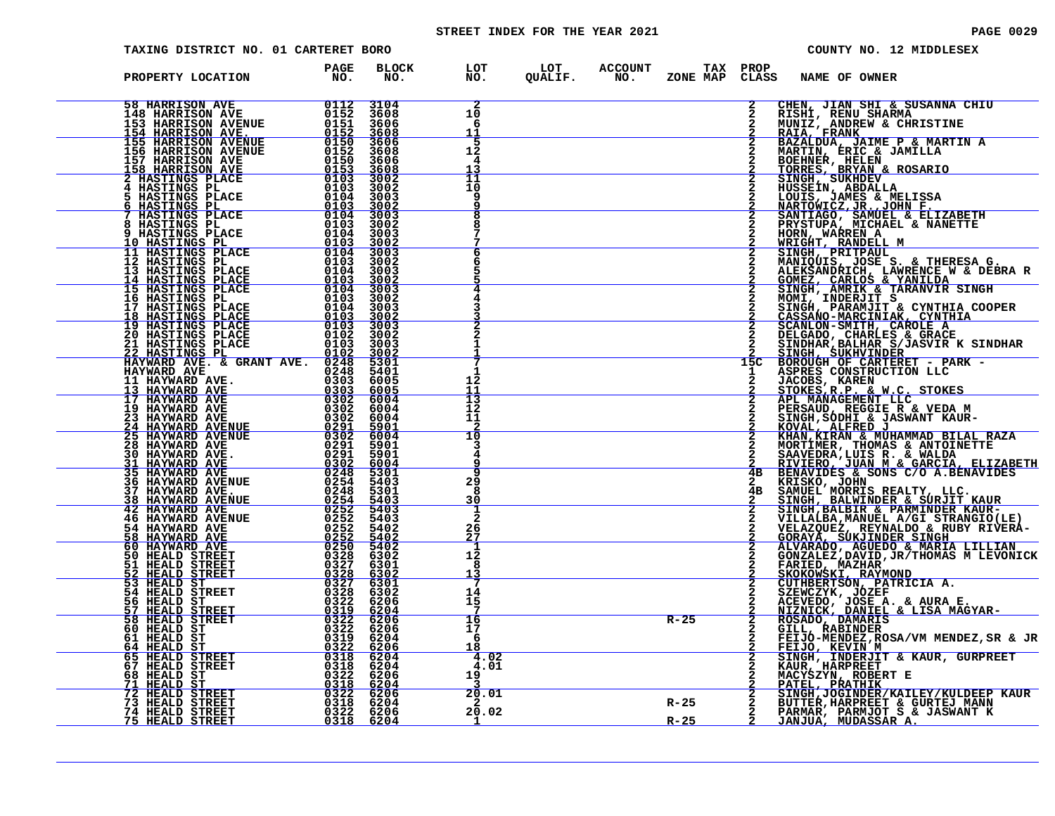STREET INDEX FOR THE YEAR 2021

TAXING DISTRICT NO. 01 CARTERET BORO

COUNTY NO. 12 MIDDLESEX

| PROPERTY LOCATION | PAGE NO. | BLOCK NO. | LOT NO. | LOT QUALIF. | ACCOUNT NO. | TAX ZONE MAP | PROP CLASS | NAME OF OWNER |
|---|---|---|---|---|---|---|---|---|
| 58 HARRISON AVE | 0112 | 3104 | 2 | | | | 2 | CHEN, JIAN SHI & SUSANNA CHIU |
| 148 HARRISON AVE | 0152 | 3608 | 10 | | | | 2 | RISHI, RENU SHARMA |
| 153 HARRISON AVENUE | 0151 | 3606 | 6 | | | | 2 | MUNIZ, ANDREW & CHRISTINE |
| 154 HARRISON AVE. | 0152 | 3608 | 11 | | | | 2 | RAIA, FRANK |
| 155 HARRISON AVENUE | 0150 | 3606 | 5 | | | | 2 | BAZALDUA, JAIME P & MARTIN A |
| 156 HARRISON AVENUE | 0152 | 3608 | 12 | | | | 2 | MARTIN, ERIC & JAMILLA |
| 157 HARRISON AVE | 0150 | 3606 | 4 | | | | 2 | BOEHNER, HELEN |
| 158 HARRISON AVE | 0153 | 3608 | 13 | | | | 2 | TORRES, BRYAN & ROSARIO |
| 2 HASTINGS PLACE | 0103 | 3002 | 11 | | | | 2 | SINGH, SUKHDEV |
| 4 HASTINGS PL | 0103 | 3002 | 10 | | | | 2 | HUSSEIN, ABDALLA |
| 5 HASTINGS PLACE | 0104 | 3003 | 9 | | | | 2 | LOUIS, JAMES & MELISSA |
| 6 HASTINGS PL | 0103 | 3002 | 9 | | | | 2 | NARTOWICZ,JR, JOHN F. |
| 7 HASTINGS PLACE | 0104 | 3003 | 8 | | | | 2 | SANTIAGO, SAMUEL & ELIZABETH |
| 8 HASTINGS PL | 0103 | 3002 | 8 | | | | 2 | PRYSTUPA, MICHAEL & NANETTE |
| 9 HASTINGS PLACE | 0104 | 3003 | 7 | | | | 2 | HORN, WARREN A |
| 10 HASTINGS PL | 0103 | 3002 | 7 | | | | 2 | WRIGHT, RANDELL M |
| 11 HASTINGS PLACE | 0104 | 3003 | 6 | | | | 2 | SINGH, PRITPAUL |
| 12 HASTINGS PL | 0103 | 3002 | 6 | | | | 2 | MANIQUIS, JOSE S. & THERESA G. |
| 13 HASTINGS PLACE | 0104 | 3003 | 5 | | | | 2 | ALEKSANDRICH, LAWRENCE W & DEBRA R |
| 14 HASTINGS PLACE | 0103 | 3002 | 5 | | | | 2 | GOMEZ, CARLOS & YANILDA |
| 15 HASTINGS PLACE | 0104 | 3003 | 4 | | | | 2 | SINGH, AMRIK & TARANVIR SINGH |
| 16 HASTINGS PL | 0103 | 3002 | 4 | | | | 2 | MOMI, INDERJIT S |
| 17 HASTINGS PLACE | 0104 | 3003 | 3 | | | | 2 | SINGH, PARAMJIT & CYNTHIA COOPER |
| 18 HASTINGS PLACE | 0103 | 3002 | 3 | | | | 2 | CASSANO-MARCINIAK, CYNTHIA |
| 19 HASTINGS PLACE | 0103 | 3003 | 2 | | | | 2 | SCANLON-SMITH, CAROLE A |
| 20 HASTINGS PLACE | 0102 | 3002 | 2 | | | | 2 | DELGADO, CHARLES & GRACE |
| 21 HASTINGS PLACE | 0103 | 3003 | 1 | | | | 2 | SINDHAR,BALHAR S/JASVIR K SINDHAR |
| 22 HASTINGS PL | 0102 | 3002 | 1 | | | | 2 | SINGH, SUKHVINDER |
| HAYWARD AVE. & GRANT AVE. | 0248 | 5301 | 7 | | | | 15C | BOROUGH OF CARTERET - PARK - |
| HAYWARD AVE | 0248 | 5401 | 1 | | | | 1 | ASPRES CONSTRUCTION LLC |
| 11 HAYWARD AVE. | 0303 | 6005 | 12 | | | | 2 | JACOBS, KAREN |
| 13 HAYWARD AVE | 0303 | 6005 | 11 | | | | 2 | STOKES,R.P. & W.C. STOKES |
| 17 HAYWARD AVE | 0302 | 6004 | 13 | | | | 2 | APL MANAGEMENT LLC |
| 19 HAYWARD AVE | 0302 | 6004 | 12 | | | | 2 | PERSAUD, REGGIE R & VEDA M |
| 23 HAYWARD AVE | 0302 | 6004 | 11 | | | | 2 | SINGH,SODHI & JASWANT KAUR- |
| 24 HAYWARD AVENUE | 0291 | 5901 | 2 | | | | 2 | KOVAL, ALFRED J |
| 25 HAYWARD AVENUE | 0302 | 6004 | 10 | | | | 2 | KHAN,KIRAN & MUHAMMAD BILAL RAZA |
| 28 HAYWARD AVE | 0291 | 5901 | 3 | | | | 2 | MORTIMER, THOMAS & ANTOINETTE |
| 30 HAYWARD AVE. | 0291 | 5901 | 4 | | | | 2 | SAAVEDRA,LUIS R. & WALDA |
| 31 HAYWARD AVE | 0302 | 6004 | 9 | | | | 2 | RIVIERO, JUAN M & GARCIA, ELIZABETH |
| 35 HAYWARD AVE | 0248 | 5301 | 9 | | | | 4B | BENAVIDES & SONS C/O A.BENAVIDES |
| 36 HAYWARD AVENUE | 0254 | 5403 | 29 | | | | 2 | KRISKO, JOHN |
| 37 HAYWARD AVE. | 0248 | 5301 | 8 | | | | 4B | SAMUEL MORRIS REALTY, LLC. |
| 38 HAYWARD AVENUE | 0254 | 5403 | 30 | | | | 2 | SINGH, BALWINDER & SURJIT KAUR |
| 42 HAYWARD AVE | 0252 | 5403 | 1 | | | | 2 | SINGH,BALBIR & PARMINDER KAUR- |
| 46 HAYWARD AVENUE | 0252 | 5403 | 2 | | | | 2 | VILLALBA,MANUEL A/GI STRANGIO(LE) |
| 54 HAYWARD AVE | 0252 | 5402 | 26 | | | | 2 | VELAZQUEZ, REYNALDO & RUBY RIVERA- |
| 58 HAYWARD AVE | 0252 | 5402 | 27 | | | | 2 | GORAYA, SUKJINDER SINGH |
| 60 HAYWARD AVE | 0250 | 5402 | 1 | | | | 2 | ALVARADO, AGUEDO & MARIA LILLIAN |
| 50 HEALD STREET | 0328 | 6302 | 12 | | | | 2 | GONZALEZ,DAVID,JR/THOMAS M LEVONICK |
| 51 HEALD STREET | 0327 | 6301 | 8 | | | | 2 | FARIED, MAZHAR |
| 52 HEALD STREET | 0328 | 6302 | 13 | | | | 2 | SKOKOWSKI, RAYMOND |
| 53 HEALD ST | 0327 | 6301 | 7 | | | | 2 | CUTHBERTSON, PATRICIA A. |
| 54 HEALD STREET | 0328 | 6302 | 14 | | | | 2 | SZEWCZYK, JOZEF |
| 56 HEALD ST | 0322 | 6206 | 15 | | | | 2 | ACEVEDO, JOSE A. & AURA E. |
| 57 HEALD STREET | 0319 | 6204 | 7 | | | | 2 | NIZNICK, DANIEL & LISA MAGYAR- |
| 58 HEALD STREET | 0322 | 6206 | 16 | | | R-25 | 2 | ROSADO, DAMARIS |
| 60 HEALD ST | 0322 | 6206 | 17 | | | | 2 | GILL, RABINDER |
| 61 HEALD ST | 0319 | 6204 | 6 | | | | 2 | FEIJO-MENDEZ,ROSA/VM MENDEZ,SR & JR |
| 64 HEALD ST | 0322 | 6206 | 18 | | | | 2 | FEIJO, KEVIN M |
| 65 HEALD STREET | 0318 | 6204 | 4.02 | | | | 2 | SINGH, INDERJIT & KAUR, GURPREET |
| 67 HEALD STREET | 0318 | 6204 | 4.01 | | | | 2 | KAUR, HARPREET |
| 68 HEALD ST | 0322 | 6206 | 19 | | | | 2 | MACYSZYN, ROBERT E |
| 71 HEALD ST | 0318 | 6204 | 3 | | | | 2 | PATEL, PRATHIK |
| 72 HEALD STREET | 0322 | 6206 | 20.01 | | | | 2 | SINGH,JOGINDER/KAILEY/KULDEEP KAUR |
| 73 HEALD STREET | 0318 | 6204 | 2 | | | R-25 | 2 | BUTTER,HARPREET & GURTEJ MANN |
| 74 HEALD STREET | 0322 | 6206 | 20.02 | | | | 2 | PARMAR, PARMJOT S & JASWANT K |
| 75 HEALD STREET | 0318 | 6204 | 1 | | | R-25 | 2 | JANJUA, MUDASSAR A. |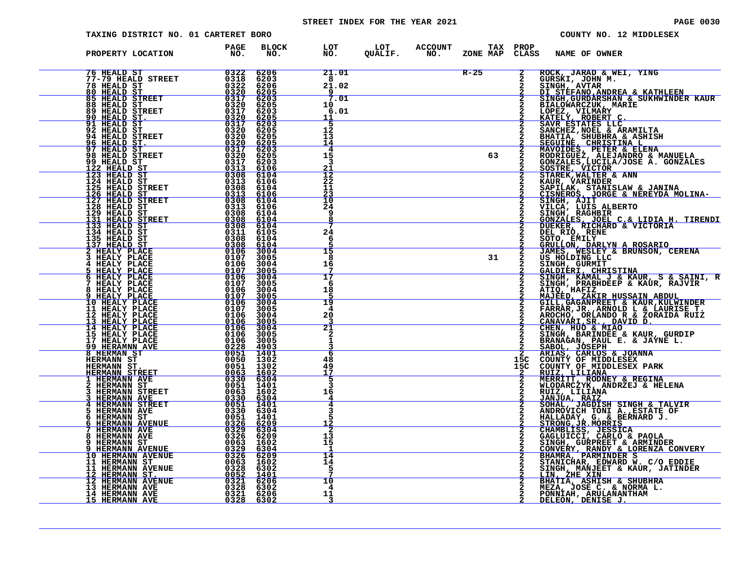STREET INDEX FOR THE YEAR 2021

TAXING DISTRICT NO. 01 CARTERET BORO — COUNTY NO. 12 MIDDLESEX

| PROPERTY LOCATION | PAGE NO. | BLOCK NO. | LOT NO. | LOT QUALIF. | ACCOUNT NO. | ZONE | TAX MAP | PROP CLASS | NAME OF OWNER |
|---|---|---|---|---|---|---|---|---|---|
| 76 HEALD ST | 0322 | 6206 | 21.01 | | | R-25 | | 2 | ROCK, JARAD & WEI, YING |
| 77-79 HEALD STREET | 0318 | 6203 | 8 | | | | | 2 | GURSKI, JOHN M. |
| 78 HEALD ST | 0322 | 6206 | 21.02 | | | | | 2 | SINGH, AVTAR |
| 80 HEALD ST | 0320 | 6205 | 9 | | | | | 2 | DI STEFANO,ANDREA & KATHLEEN |
| 85 HEALD STREET | 0317 | 6203 | 7.01 | | | | | 2 | SINGH,GURDARSHAN & SUKHWINDER KAUR |
| 88 HEALD ST | 0320 | 6205 | 10 | | | | | 2 | BIALOWARCZUK, MARIE |
| 89 HEALD STREET | 0317 | 6203 | 6.01 | | | | | 2 | LOPEZ, VILMARY |
| 90 HEALD ST. | 0320 | 6205 | 11 | | | | | 2 | KATELY, ROBERT C. |
| 91 HEALD ST | 0317 | 6203 | 5 | | | | | 2 | SAVR ESTATES LLC |
| 92 HEALD ST | 0320 | 6205 | 12 | | | | | 2 | SANCHEZ,NOEL & ARAMILTA |
| 94 HEALD STREET | 0320 | 6205 | 13 | | | | | 2 | BHATIA, SHUBHRA & ASHISH |
| 96 HEALD ST. | 0320 | 6205 | 14 | | | | | 2 | SEGUINE, CHRISTINA L |
| 97 HEALD ST. | 0317 | 6203 | 4 | | | | | 2 | MAVOIDES, PETER & ELENA |
| 98 HEALD STREET | 0320 | 6205 | 15 | | | | 63 | 2 | RODRIGUEZ, ALEJANDRO & MANUELA |
| 99 HEALD ST | 0317 | 6203 | 3 | | | | | 2 | GONZALES,LUCILA/JOSE A. GONZALES |
| 122 HEALD ST | 0313 | 6106 | 21 | | | | | 2 | SOSTRE, VICTOR |
| 123 HEALD ST | 0308 | 6104 | 12 | | | | | 2 | STAREK,WALTER & ANN |
| 124 HEALD ST | 0313 | 6106 | 22 | | | | | 2 | KAUR, VARINDER |
| 125 HEALD STREET | 0308 | 6104 | 11 | | | | | 2 | SAPILAK, STANISLAW & JANINA |
| 126 HEALD ST | 0313 | 6106 | 23 | | | | | 2 | CISNEROS, JORGE & NEREYDA MOLINA- |
| 127 HEALD STREET | 0308 | 6104 | 10 | | | | | 2 | SINGH, AJIT |
| 128 HEALD ST | 0313 | 6106 | 24 | | | | | 2 | VILCA, LUIS ALBERTO |
| 129 HEALD ST | 0308 | 6104 | 9 | | | | | 2 | SINGH, RAGHBIR |
| 131 HEALD STREET | 0308 | 6104 | 8 | | | | | 2 | GONZALES, JOEL C.& LIDIA H. TIRENDI |
| 133 HEALD ST | 0308 | 6104 | 7 | | | | | 2 | DUEKER, RICHARD & VICTORIA |
| 134 HEALD ST | 0311 | 6105 | 24 | | | | | 2 | DEL RIO, RENE |
| 135 HEALD ST | 0308 | 6104 | 6 | | | | | 2 | SOTO, EMILY |
| 137 HEALD ST | 0308 | 6104 | 5 | | | | | 2 | GRULLON, DARLYN A ROSARIO |
| 2 HEALY PLACE | 0106 | 3004 | 15 | | | | | 2 | JAMES, WESLEY & BRUNSON, CERENA |
| 3 HEALY PLACE | 0107 | 3005 | 8 | | | | 31 | 2 | US HOLDING LLC |
| 4 HEALY PLACE | 0106 | 3004 | 16 | | | | | 2 | SINGH, GURMIT |
| 5 HEALY PLACE | 0107 | 3005 | 7 | | | | | 2 | GALDIERI, CHRISTINA |
| 6 HEALY PLACE | 0106 | 3004 | 17 | | | | | 2 | SINGH, KAMAL J & KAUR, S & SAINI, R |
| 7 HEALY PLACE | 0107 | 3005 | 6 | | | | | 2 | SINGH, PRABHDEEP & KAUR, RAJVIR |
| 8 HEALY PLACE | 0106 | 3004 | 18 | | | | | 2 | ATIQ, HAFIZ |
| 9 HEALY PLACE | 0107 | 3005 | 5 | | | | | 2 | MAJEED, ZAKIR HUSSAIN ABDUL |
| 10 HEALY PLACE | 0106 | 3004 | 19 | | | | | 2 | GILL,GAGANPREET & KAUR,KULWINDER |
| 11 HEALY PLACE | 0107 | 3005 | 4 | | | | | 2 | FARRAR,JR.,ARNOLD L & LAURISE T. |
| 12 HEALY PLACE | 0106 | 3004 | 20 | | | | | 2 | AROCHO, ORLANDO R & ZORAIDA RUIZ |
| 13 HEALY PLACE | 0106 | 3005 | 3 | | | | | 2 | CANAVARI,SR., DAVID D. |
| 14 HEALY PLACE | 0106 | 3004 | 21 | | | | | 2 | CHEN, HUO & MIAO |
| 15 HEALY PLACE | 0106 | 3005 | 2 | | | | | 2 | SINGH, BARINDEE & KAUR, GURDIP |
| 17 HEALY PLACE | 0106 | 3005 | 1 | | | | | 2 | BRANAGAN, PAUL E. & JAYNE L. |
| 99 HERAMNN AVE | 0228 | 4903 | 3 | | | | | 2 | SABOL, JOSEPH |
| 8 HERMAN ST | 0051 | 1401 | 6 | | | | | 2 | ARIAS, CARLOS & JOANNA |
| HERMANN ST | 0050 | 1302 | 48 | | | | | 15C | COUNTY OF MIDDLESEX |
| HERMANN ST. | 0051 | 1302 | 49 | | | | | 15C | COUNTY OF MIDDLESEX PARK |
| HERMANN STREET | 0063 | 1602 | 17 | | | | | 2 | RUIZ, LILIANA |
| 1 HERMANN AVE | 0330 | 6304 | 5 | | | | | 2 | MERRITT, RODNEY & REGINA |
| 2 HERMANN ST | 0051 | 1401 | 3 | | | | | 2 | WLODARCZYK, ANDRZEJ & HELENA |
| 3 HERMANN STREET | 0063 | 1602 | 16 | | | | | 2 | RUIZ, LILIANA |
| 3 HERMANN AVE | 0330 | 6304 | 4 | | | | | 2 | JANJUA, RAIZ |
| 4 HERMANN STREET | 0051 | 1401 | 4 | | | | | 2 | SOHAL, JAGDISH SINGH & TALVIR |
| 5 HERMANN AVE | 0330 | 6304 | 3 | | | | | 2 | ANDROVICH TONI A.,ESTATE OF |
| 6 HERMANN ST | 0051 | 1401 | 5 | | | | | 2 | HALLADAY, G. & BERNARD J. |
| 6 HERMANN AVENUE | 0326 | 6209 | 12 | | | | | 2 | STRONG,JR.MORRIS |
| 7 HERMANN AVE | 0329 | 6304 | 2 | | | | | 2 | CHAMBLISS, JESSICA |
| 8 HERMANN AVE | 0326 | 6209 | 13 | | | | | 2 | GAGLUICCI, CARLO & PAOLA |
| 9 HERMANN ST | 0063 | 1602 | 15 | | | | | 2 | SINGH, GURPREET & ARMINDER |
| 9 HERMANN AVENUE | 0329 | 6304 | 1 | | | | | 2 | CONVERY, RANDY & LORENZA CONVERY |
| 10 HERMANN AVENUE | 0326 | 6209 | 14 | | | | | 2 | BHAMRA, PARMINDER S |
| 11 HERMANN ST | 0063 | 1602 | 14 | | | | | 2 | STANICHAR, EDWARD W. C/O EDDIE |
| 11 HERMANN AVENUE | 0328 | 6302 | 5 | | | | | 2 | SINGH, MANJEET & KAUR, JATINDER |
| 12 HERMANN ST. | 0052 | 1401 | 7 | | | | | 2 | LIN, ZHE XIN |
| 12 HERMANN AVENUE | 0321 | 6206 | 10 | | | | | 2 | BHATIA, ASHISH & SHUBHRA |
| 13 HERMANN AVE | 0328 | 6302 | 4 | | | | | 2 | MEZA, JOSE C. & NORMA L. |
| 14 HERMANN AVE | 0321 | 6206 | 11 | | | | | 2 | PONNIAH, ARULANANTHAM |
| 15 HERMANN AVE | 0328 | 6302 | 3 | | | | | 2 | DELEON, DENISE J. |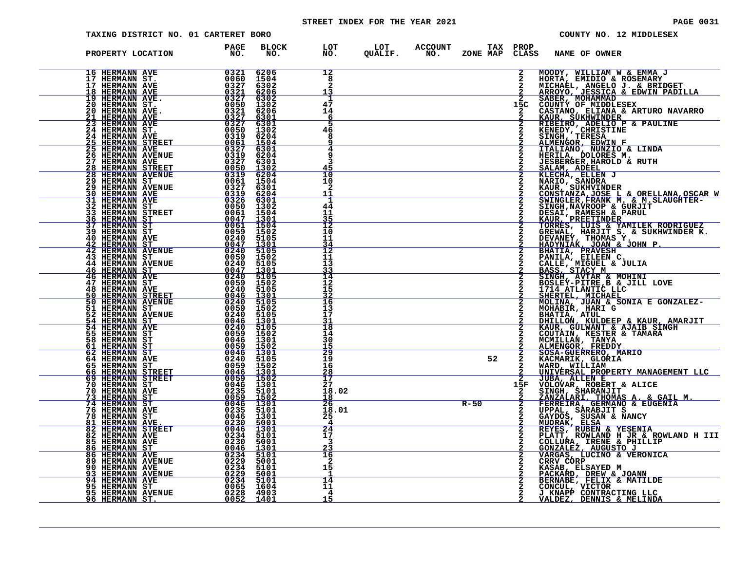STREET INDEX FOR THE YEAR 2021

TAXING DISTRICT NO. 01 CARTERET BORO — COUNTY NO. 12 MIDDLESEX

| PROPERTY LOCATION | PAGE NO. | BLOCK NO. | LOT NO. | LOT QUALIF. | ACCOUNT NO. | ZONE | TAX MAP | PROP CLASS | NAME OF OWNER |
|---|---|---|---|---|---|---|---|---|---|
| 16 HERMANN AVE | 0321 | 6206 | 12 | | | | | 2 | MOODY, WILLIAM W & EMMA J |
| 17 HERMANN ST. | 0060 | 1504 | 8 | | | | | 2 | HORTA, EMIDIO & ROSEMARY |
| 17 HERMANN AVE | 0327 | 6302 | 2 | | | | | 2 | MICHAEL, ANGELO J. & BRIDGET |
| 18 HERMANN AVE | 0321 | 6206 | 13 | | | | | 2 | ARROYO, JESSICA & EDWIN PADILLA |
| 19 HERMANN AVE. | 0327 | 6302 | 1 | | | | | 2 | SABER, MOHAMMAD |
| 20 HERMANN ST. | 0050 | 1302 | 47 | | | | | 15C | COUNTY OF MIDDLESEX |
| 20 HERMANN AVE. | 0321 | 6206 | 14 | | | | | 2 | CASTANO, ELIANA & ARTURO NAVARRO |
| 21 HERMANN AVE | 0327 | 6301 | 6 | | | | | 2 | KAUR, SUKHWINDER |
| 23 HERMANN AVE | 0327 | 6301 | 5 | | | | | 2 | RIBEIRO, ADELIO P & PAULINE |
| 24 HERMANN ST. | 0050 | 1302 | 46 | | | | | 2 | KENEDY, CHRISTINE |
| 24 HERMANN AVE | 0319 | 6204 | 8 | | | | | 2 | SINGH, TERESA |
| 25 HERMANN STREET | 0061 | 1504 | 9 | | | | | 2 | ALMENGOR, EDWIN F |
| 25 HERMANN AVE | 0327 | 6301 | 4 | | | | | 2 | ITALIANO, NUNZIO & LINDA |
| 26 HERMANN AVENUE | 0319 | 6204 | 9 | | | | | 2 | HERILA, DOLORES M. |
| 27 HERMANN AVE | 0327 | 6301 | 3 | | | | | 2 | JESBERGER,HAROLD & RUTH |
| 28 HERMANN STREET | 0050 | 1302 | 45 | | | | | 2 | SALAM, ADEEL |
| 28 HERMANN AVENUE | 0319 | 6204 | 10 | | | | | 2 | KLECHA, ELLEN J |
| 29 HERMANN ST | 0061 | 1504 | 10 | | | | | 2 | NARIO, SANDRA |
| 29 HERMANN AVENUE | 0327 | 6301 | 2 | | | | | 2 | KAUR, SUKHVINDER |
| 30 HERMANN AVE | 0319 | 6204 | 11 | | | | | 2 | CONSTANZA,JOSE L & ORELLANA,OSCAR W |
| 31 HERMANN AVE | 0326 | 6301 | 1 | | | | | 2 | SWINGLER,FRANK M. & M.SLAUGHTER- |
| 32 HERMANN ST | 0050 | 1302 | 44 | | | | | 2 | SINGH,NAVROOP & GURJIT |
| 33 HERMANN STREET | 0061 | 1504 | 11 | | | | | 2 | DESAI, RAMESH & PARUL |
| 36 HERMANN ST | 0047 | 1301 | 35 | | | | | 2 | KAUR, PREETINDER |
| 37 HERMANN ST | 0061 | 1504 | 12 | | | | | 2 | TORRES, LUIS & YAMILEK RODRIGUEZ |
| 39 HERMANN ST | 0059 | 1502 | 10 | | | | | 2 | GREWAL, HARJIT S. & SUKHWINDER K. |
| 40 HERMANN AVE | 0240 | 5105 | 11 | | | | | 2 | DEVANEY, THOMAS Y. |
| 42 HERMANN ST | 0047 | 1301 | 34 | | | | | 2 | HADYNIAK, JOAN & JOHN P. |
| 42 HERMANN AVENUE | 0240 | 5105 | 12 | | | | | 2 | BHATIA, PRAVESH |
| 43 HERMANN ST | 0059 | 1502 | 11 | | | | | 2 | PANILA, EILEEN C. |
| 44 HERMANN AVENUE | 0240 | 5105 | 13 | | | | | 2 | CALLE, MIGUEL & JULIA |
| 46 HERMANN ST | 0047 | 1301 | 33 | | | | | 2 | BASS, STACY M |
| 46 HERMANN AVE | 0240 | 5105 | 14 | | | | | 2 | SINGH, AVTAR & MOHINI |
| 47 HERMANN ST | 0059 | 1502 | 12 | | | | | 2 | BOSLEY-PITRE,B & JILL LOVE |
| 48 HERMANN AVE | 0240 | 5105 | 15 | | | | | 2 | 1714 ATLANTIC LLC |
| 50 HERMANN STREET | 0046 | 1301 | 32 | | | | | 2 | SHERTEL, MICHAEL |
| 50 HERMANN AVENUE | 0240 | 5105 | 16 | | | | | 2 | MOLINA, JUAN & SONIA E GONZALEZ- |
| 51 HERMANN ST | 0059 | 1502 | 13 | | | | | 2 | MOHABIR, HARI G |
| 52 HERMANN AVENUE | 0240 | 5105 | 17 | | | | | 2 | BHATIA, ATUL |
| 54 HERMANN ST | 0046 | 1301 | 31 | | | | | 2 | DHILLON, KULDEEP & KAUR, AMARJIT |
| 54 HERMANN AVE | 0240 | 5105 | 18 | | | | | 2 | KAUR, GULWANT & AJAIB SINGH |
| 55 HERMANN ST | 0059 | 1502 | 14 | | | | | 2 | COUTAIN, KESTER & TAMARA |
| 58 HERMANN ST | 0046 | 1301 | 30 | | | | | 2 | MCMILLAN, TANYA |
| 61 HERMANN ST | 0059 | 1502 | 15 | | | | | 2 | ALMENGOR, FREDDY |
| 62 HERMANN ST | 0046 | 1301 | 29 | | | | | 2 | SOSA-GUERRERO, MARIO |
| 64 HERMANN AVE | 0240 | 5105 | 19 | | | | 52 | 2 | KACMARIK, GLORIA |
| 65 HERMANN ST | 0059 | 1502 | 16 | | | | | 2 | WARD, WILLIAM |
| 66 HERMANN STREET | 0046 | 1301 | 28 | | | | | 2 | UNIVERSAL PROPERTY MANAGEMENT LLC |
| 69 HERMANN STREET | 0059 | 1502 | 17 | | | | | 2 | JUBA, ALLEN E |
| 70 HERMANN ST | 0046 | 1301 | 27 | | | | | 15F | VOLOVAR, ROBERT & ALICE |
| 70 HERMANN AVE | 0235 | 5101 | 18.02 | | | | | 2 | SINGH, SHARANJIT |
| 73 HERMANN ST | 0059 | 1502 | 18 | | | | | 2 | ZANZALARI, THOMAS A. & GAIL M. |
| 74 HERMANN ST | 0046 | 1301 | 26 | | | R-50 | | 2 | FERREIRA, GERMANO & EUGENIA |
| 76 HERMANN AVE | 0235 | 5101 | 18.01 | | | | | 2 | UPPAL, SARABJIT S |
| 78 HERMANN ST | 0046 | 1301 | 25 | | | | | 2 | GAYDOS, SUSAN & NANCY |
| 81 HERMANN AVE. | 0230 | 5001 | 4 | | | | | 2 | MUDRAK, ELSA |
| 82 HERMANN STREET | 0046 | 1301 | 24 | | | | | 2 | REYES, RUBEN & YESENIA |
| 82 HERMANN AVE | 0234 | 5101 | 17 | | | | | 2 | PLATT, ROWLAND H JR & ROWLAND H III |
| 85 HERMANN AVE | 0230 | 5001 | 3 | | | | | 2 | COLLURA, IRENE & PHILLIP |
| 86 HERMANN ST | 0046 | 1301 | 23 | | | | | 2 | GONZALEZ, AUGUSTO J |
| 86 HERMANN AVE | 0234 | 5101 | 16 | | | | | 2 | VARGAS, LUCINO & VERONICA |
| 89 HERMANN AVENUE | 0229 | 5001 | 2 | | | | | 2 | CRRV CORP |
| 90 HERMANN AVE | 0234 | 5101 | 15 | | | | | 2 | KASAB, ELSAYED M |
| 93 HERMANN AVENUE | 0229 | 5001 | 1 | | | | | 2 | PACKARD, DREW & JOANN |
| 94 HERMANN AVE | 0234 | 5101 | 14 | | | | | 2 | BERNABE, FELIX & MATILDE |
| 95 HERMANN ST | 0065 | 1604 | 11 | | | | | 2 | CONCUL, VICTOR |
| 95 HERMANN AVENUE | 0228 | 4903 | 4 | | | | | 2 | J KNAPP CONTRACTING LLC |
| 96 HERMANN ST. | 0052 | 1401 | 15 | | | | | 2 | VALDEZ, DENNIS & MELINDA |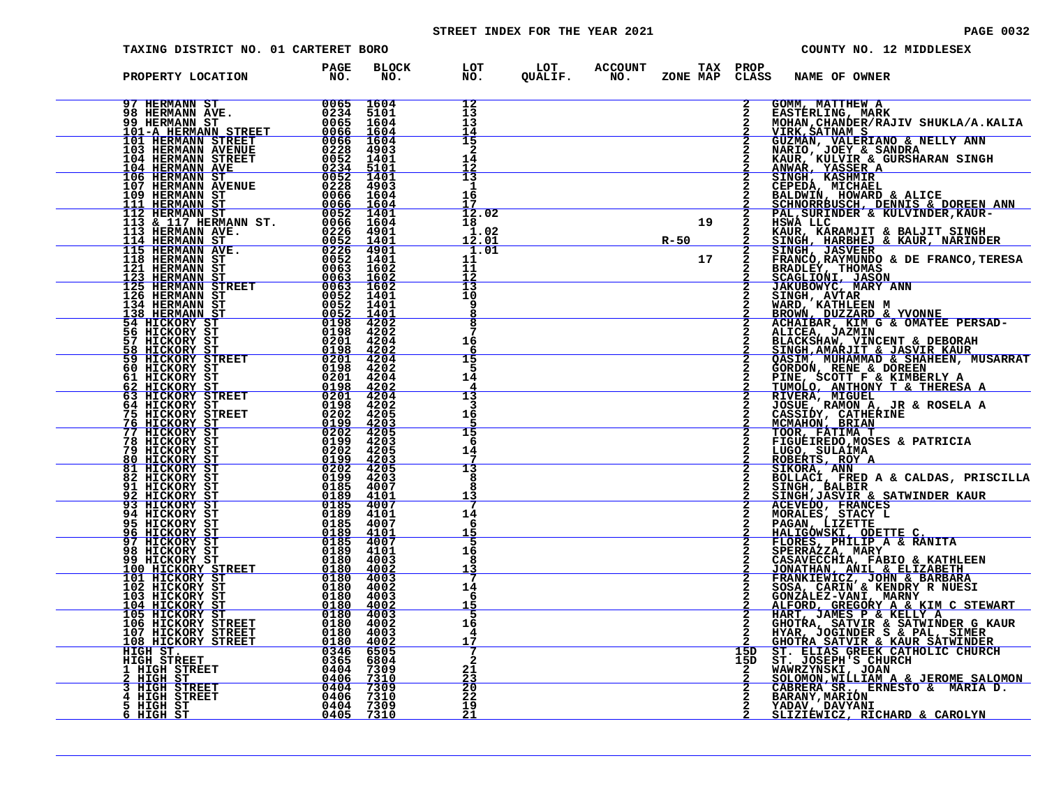STREET INDEX FOR THE YEAR 2021

TAXING DISTRICT NO. 01 CARTERET BORO — COUNTY NO. 12 MIDDLESEX

| PROPERTY LOCATION | PAGE NO. | BLOCK NO. | LOT NO. | LOT QUALIF. | ACCOUNT NO. | ZONE | TAX MAP | PROP CLASS | NAME OF OWNER |
|---|---|---|---|---|---|---|---|---|---|
| 97 HERMANN ST | 0065 | 1604 | 12 | | | | | 2 | GOMM, MATTHEW A |
| 98 HERMANN AVE. | 0234 | 5101 | 13 | | | | | 2 | EASTERLING, MARK |
| 99 HERMANN ST | 0065 | 1604 | 13 | | | | | 2 | MOHAN,CHANDER/RAJIV SHUKLA/A.KALIA |
| 101-A HERMANN STREET | 0066 | 1604 | 14 | | | | | 2 | VIRK,SATNAM S |
| 101 HERMANN STREET | 0066 | 1604 | 15 | | | | | 2 | GUZMAN, VALERIANO & NELLY ANN |
| 103 HERMANN AVENUE | 0228 | 4903 | 2 | | | | | 2 | NARIO, JOEY & SANDRA |
| 104 HERMANN STREET | 0052 | 1401 | 14 | | | | | 2 | KAUR, KULVIR & GURSHARAN SINGH |
| 104 HERMANN AVE | 0234 | 5101 | 12 | | | | | 2 | ANWAR, YASSER A |
| 106 HERMANN ST | 0052 | 1401 | 13 | | | | | 2 | SINGH, KASHMIR |
| 107 HERMANN AVENUE | 0228 | 4903 | 1 | | | | | 2 | CEPEDA, MICHAEL |
| 109 HERMANN ST | 0066 | 1604 | 16 | | | | | 2 | BALDWIN, HOWARD & ALICE |
| 111 HERMANN ST | 0066 | 1604 | 17 | | | | | 2 | SCHNORRBUSCH, DENNIS & DOREEN ANN |
| 112 HERMANN ST | 0052 | 1401 | 12.02 | | | | | 2 | PAL,SURINDER & KULVINDER,KAUR- |
| 113 & 117 HERMANN ST. | 0066 | 1604 | 18 | | | | 19 | 2 | HSWA LLC |
| 113 HERMANN AVE. | 0226 | 4901 | 1.02 | | | | | 2 | KAUR, KARAMJIT & BALJIT SINGH |
| 114 HERMANN ST | 0052 | 1401 | 12.01 | | | R-50 | | 2 | SINGH, HARBHEJ & KAUR, NARINDER |
| 115 HERMANN AVE. | 0226 | 4901 | 1.01 | | | | | 2 | SINGH, JASVEER |
| 118 HERMANN ST | 0052 | 1401 | 11 | | | | 17 | 2 | FRANCO,RAYMUNDO & DE FRANCO,TERESA |
| 121 HERMANN ST | 0063 | 1602 | 11 | | | | | 2 | BRADLEY, THOMAS |
| 123 HERMANN ST | 0063 | 1602 | 12 | | | | | 2 | SCAGLIONI, JASON |
| 125 HERMANN STREET | 0063 | 1602 | 13 | | | | | 2 | JAKUBOWYC, MARY ANN |
| 126 HERMANN ST | 0052 | 1401 | 10 | | | | | 2 | SINGH, AVTAR |
| 134 HERMANN ST | 0052 | 1401 | 9 | | | | | 2 | WARD, KATHLEEN M |
| 138 HERMANN ST | 0052 | 1401 | 8 | | | | | 2 | BROWN, DUZZARD & YVONNE |
| 54 HICKORY ST | 0198 | 4202 | 8 | | | | | 2 | ACHAIBAR, KIM G & OMATEE PERSAD- |
| 56 HICKORY ST | 0198 | 4202 | 7 | | | | | 2 | ALICEA, JAZMIN |
| 57 HICKORY ST | 0201 | 4204 | 16 | | | | | 2 | BLACKSHAW, VINCENT & DEBORAH |
| 58 HICKORY ST | 0198 | 4202 | 6 | | | | | 2 | SINGH,AMARJIT & JASVIR KAUR |
| 59 HICKORY STREET | 0201 | 4204 | 15 | | | | | 2 | QASIM, MUHAMMAD & SHAHEEN, MUSARRAT |
| 60 HICKORY ST | 0198 | 4202 | 5 | | | | | 2 | GORDON, RENE & DOREEN |
| 61 HICKORY ST | 0201 | 4204 | 14 | | | | | 2 | PINE, SCOTT F & KIMBERLY A |
| 62 HICKORY ST | 0198 | 4202 | 4 | | | | | 2 | TUMOLO, ANTHONY T & THERESA A |
| 63 HICKORY STREET | 0201 | 4204 | 13 | | | | | 2 | RIVERA, MIGUEL |
| 64 HICKORY ST | 0198 | 4202 | 3 | | | | | 2 | JOSUE, RAMON A, JR & ROSELA A |
| 75 HICKORY STREET | 0202 | 4205 | 16 | | | | | 2 | CASSIDY, CATHERINE |
| 76 HICKORY ST | 0199 | 4203 | 5 | | | | | 2 | MCMAHON, BRIAN |
| 77 HICKORY ST | 0202 | 4205 | 15 | | | | | 2 | TOOR, FATIMA T |
| 78 HICKORY ST | 0199 | 4203 | 6 | | | | | 2 | FIGUEIREDO,MOSES & PATRICIA |
| 79 HICKORY ST | 0202 | 4205 | 14 | | | | | 2 | LUGO, SULAIMA |
| 80 HICKORY ST | 0199 | 4203 | 7 | | | | | 2 | ROBERTS, ROY A |
| 81 HICKORY ST | 0202 | 4205 | 13 | | | | | 2 | SIKORA, ANN |
| 82 HICKORY ST | 0199 | 4203 | 8 | | | | | 2 | BOLLACI, FRED A & CALDAS, PRISCILLA |
| 91 HICKORY ST | 0185 | 4007 | 8 | | | | | 2 | SINGH, BALBIR |
| 92 HICKORY ST | 0189 | 4101 | 13 | | | | | 2 | SINGH,JASVIR & SATWINDER KAUR |
| 93 HICKORY ST | 0185 | 4007 | 7 | | | | | 2 | ACEVEDO, FRANCES |
| 94 HICKORY ST | 0189 | 4101 | 14 | | | | | 2 | MORALES, STACY L |
| 95 HICKORY ST | 0185 | 4007 | 6 | | | | | 2 | PAGAN, LIZETTE |
| 96 HICKORY ST | 0189 | 4101 | 15 | | | | | 2 | HALIGOWSKI, ODETTE C. |
| 97 HICKORY ST | 0185 | 4007 | 5 | | | | | 2 | FLORES, PHILIP A & RANITA |
| 98 HICKORY ST | 0189 | 4101 | 16 | | | | | 2 | SPERRAZZA, MARY |
| 99 HICKORY ST | 0180 | 4003 | 8 | | | | | 2 | CASAVECCHIA, FABIO & KATHLEEN |
| 100 HICKORY STREET | 0180 | 4002 | 13 | | | | | 2 | JONATHAN, ANIL & ELIZABETH |
| 101 HICKORY ST | 0180 | 4003 | 7 | | | | | 2 | FRANKIEWICZ, JOHN & BARBARA |
| 102 HICKORY ST | 0180 | 4002 | 14 | | | | | 2 | SOSA, CARIN & KENDRY R NUESI |
| 103 HICKORY ST | 0180 | 4003 | 6 | | | | | 2 | GONZALEZ-VANI, MARNY |
| 104 HICKORY ST | 0180 | 4002 | 15 | | | | | 2 | ALFORD, GREGORY A & KIM C STEWART |
| 105 HICKORY ST | 0180 | 4003 | 5 | | | | | 2 | HART, JAMES P & KELLY A |
| 106 HICKORY STREET | 0180 | 4002 | 16 | | | | | 2 | GHOTRA, SATVIR & SATWINDER G KAUR |
| 107 HICKORY STREET | 0180 | 4003 | 4 | | | | | 2 | HYAR, JOGINDER S & PAL, SIMER |
| 108 HICKORY STREET | 0180 | 4002 | 17 | | | | | 2 | GHOTRA SATVIR & KAUR SATWINDER |
| HIGH ST. | 0346 | 6505 | 7 | | | | | 15D | ST. ELIAS GREEK CATHOLIC CHURCH |
| HIGH STREET | 0365 | 6804 | 2 | | | | | 15D | ST. JOSEPH'S CHURCH |
| 1 HIGH STREET | 0404 | 7309 | 21 | | | | | 2 | WAWRZYNSKI, JOAN |
| 2 HIGH ST | 0406 | 7310 | 23 | | | | | 2 | SOLOMON,WILLIAM A & JEROME SALOMON |
| 3 HIGH STREET | 0404 | 7309 | 20 | | | | | 2 | CABRERA SR., ERNESTO & MARIA D. |
| 4 HIGH STREET | 0406 | 7310 | 22 | | | | | 2 | BARANY,MARION |
| 5 HIGH ST | 0404 | 7309 | 19 | | | | | 2 | YADAV, DAVYANI |
| 6 HIGH ST | 0405 | 7310 | 21 | | | | | 2 | SLIZIEWICZ, RICHARD & CAROLYN |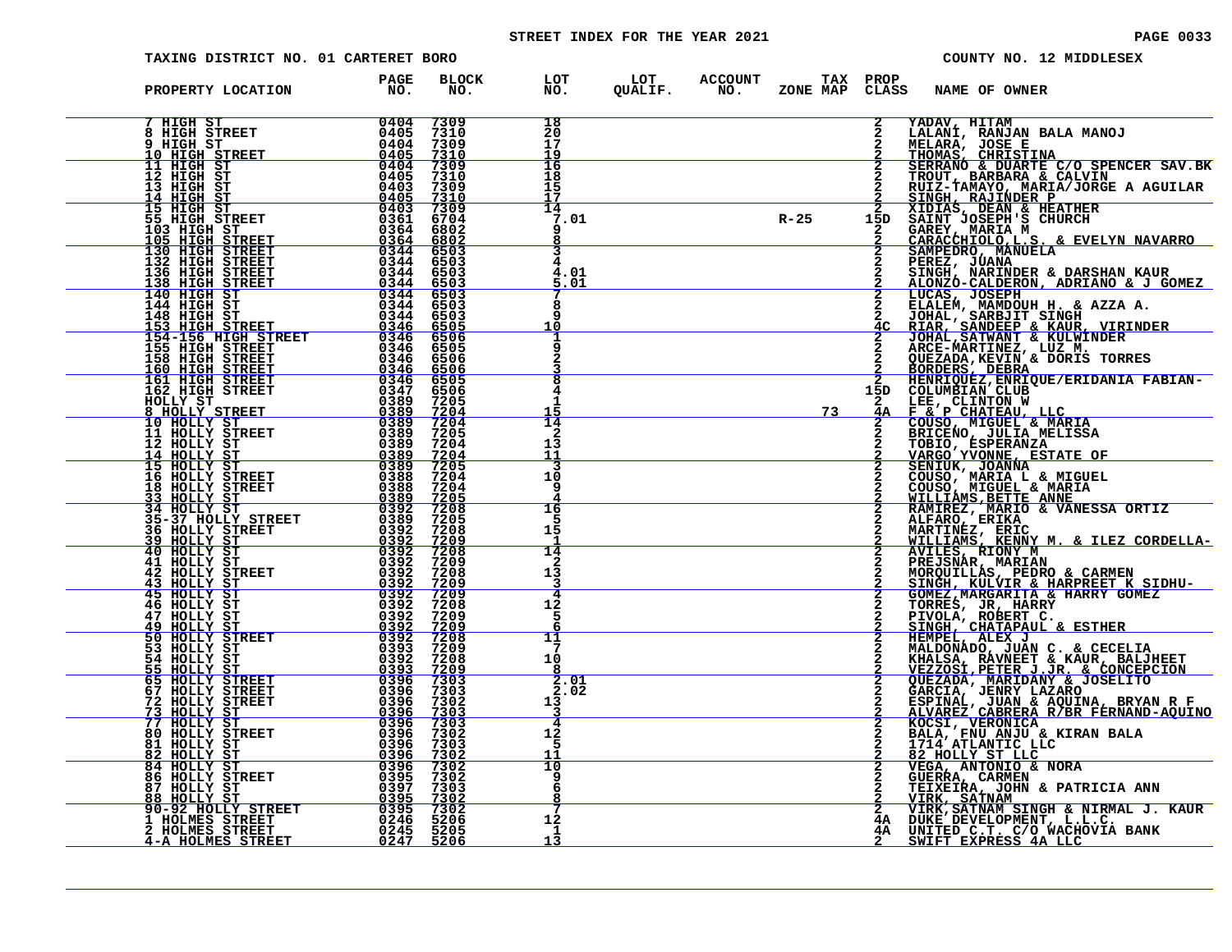STREET INDEX FOR THE YEAR 2021

TAXING DISTRICT NO. 01 CARTERET BORO

COUNTY NO. 12 MIDDLESEX

| PROPERTY LOCATION | PAGE NO. | BLOCK NO. | LOT NO. | LOT QUALIF. | ACCOUNT NO. | TAX ZONE MAP | PROP CLASS | NAME OF OWNER |
|---|---|---|---|---|---|---|---|---|
| 7 HIGH ST | 0404 | 7309 | 18 | | | | 2 | YADAV, HITAM |
| 8 HIGH STREET | 0405 | 7310 | 20 | | | | 2 | LALANI, RANJAN BALA MANOJ |
| 9 HIGH ST | 0404 | 7309 | 17 | | | | 2 | MELARA, JOSE E |
| 10 HIGH STREET | 0405 | 7310 | 19 | | | | 2 | THOMAS, CHRISTINA |
| 11 HIGH ST | 0404 | 7309 | 16 | | | | 2 | SERRANO & DUARTE C/O SPENCER SAV.BK |
| 12 HIGH ST | 0405 | 7310 | 18 | | | | 2 | TROUT, BARBARA & CALVIN |
| 13 HIGH ST | 0403 | 7309 | 15 | | | | 2 | RUIZ-TAMAYO, MARIA/JORGE A AGUILAR |
| 14 HIGH ST | 0405 | 7310 | 17 | | | | 2 | SINGH, RAJINDER P |
| 15 HIGH ST | 0403 | 7309 | 14 | | | | 2 | XIDIAS, DEAN & HEATHER |
| 55 HIGH STREET | 0361 | 6704 | 7.01 | | | R-25 | 15D | SAINT JOSEPH'S CHURCH |
| 103 HIGH ST | 0364 | 6802 | 9 | | | | 2 | GAREY, MARIA M |
| 105 HIGH STREET | 0364 | 6802 | 8 | | | | 2 | CARACCHIOLO,L.S. & EVELYN NAVARRO |
| 130 HIGH STREET | 0344 | 6503 | 3 | | | | 2 | SAMPEDRO, MANUELA |
| 132 HIGH STREET | 0344 | 6503 | 4 | | | | 2 | PEREZ, JUANA |
| 136 HIGH STREET | 0344 | 6503 | 4.01 | | | | 2 | SINGH, NARINDER & DARSHAN KAUR |
| 138 HIGH STREET | 0344 | 6503 | 5.01 | | | | 2 | ALONZO-CALDERON, ADRIANO & J GOMEZ |
| 140 HIGH ST | 0344 | 6503 | 7 | | | | 2 | LUCAS, JOSEPH |
| 144 HIGH ST | 0344 | 6503 | 8 | | | | 2 | ELALEM, MAMDOUH H. & AZZA A. |
| 148 HIGH ST | 0344 | 6503 | 9 | | | | 2 | JOHAL, SARBJIT SINGH |
| 153 HIGH STREET | 0346 | 6505 | 10 | | | | 4C | RIAR, SANDEEP & KAUR, VIRINDER |
| 154-156 HIGH STREET | 0346 | 6506 | 1 | | | | 2 | JOHAL,SATWANT & KULWINDER |
| 155 HIGH STREET | 0346 | 6505 | 9 | | | | 2 | ARCE-MARTINEZ, LUZ M. |
| 158 HIGH STREET | 0346 | 6506 | 2 | | | | 2 | QUEZADA,KEVIN & DORIS TORRES |
| 160 HIGH STREET | 0346 | 6506 | 3 | | | | 2 | BORDERS, DEBRA |
| 161 HIGH STREET | 0346 | 6505 | 8 | | | | 2 | HENRIQUEZ,ENRIQUE/ERIDANIA FABIAN- |
| 162 HIGH STREET | 0347 | 6506 | 4 | | | | 15D | COLUMBIAN CLUB |
| HOLLY ST | 0389 | 7205 | 1 | | | | 2 | LEE, CLINTON W |
| 8 HOLLY STREET | 0389 | 7204 | 15 | | | 73 | 4A | F & P CHATEAU, LLC |
| 10 HOLLY ST | 0389 | 7204 | 14 | | | | 2 | COUSO, MIGUEL & MARIA |
| 11 HOLLY STREET | 0389 | 7205 | 2 | | | | 2 | BRICEÑO, JULIA MELISSA |
| 12 HOLLY ST | 0389 | 7204 | 13 | | | | 2 | TOBIO, ESPERANZA |
| 14 HOLLY ST | 0389 | 7204 | 11 | | | | 2 | VARGO YVONNE, ESTATE OF |
| 15 HOLLY ST | 0389 | 7205 | 3 | | | | 2 | SENIUK, JOANNA |
| 16 HOLLY STREET | 0388 | 7204 | 10 | | | | 2 | COUSO, MARIA L & MIGUEL |
| 18 HOLLY STREET | 0388 | 7204 | 9 | | | | 2 | COUSO, MIGUEL & MARIA |
| 33 HOLLY ST | 0389 | 7205 | 4 | | | | 2 | WILLIAMS,BETTE ANNE |
| 34 HOLLY ST | 0392 | 7208 | 16 | | | | 2 | RAMIREZ, MARIO & VANESSA ORTIZ |
| 35-37 HOLLY STREET | 0389 | 7205 | 5 | | | | 2 | ALFARO, ERIKA |
| 36 HOLLY STREET | 0392 | 7208 | 15 | | | | 2 | MARTINEZ, ERIC |
| 39 HOLLY ST | 0392 | 7209 | 1 | | | | 2 | WILLIAMS, KENNY M. & ILEZ CORDELLA- |
| 40 HOLLY ST | 0392 | 7208 | 14 | | | | 2 | AVILES, RIONY M |
| 41 HOLLY ST | 0392 | 7209 | 2 | | | | 2 | PREJSNAR, MARIAN |
| 42 HOLLY STREET | 0392 | 7208 | 13 | | | | 2 | MORQUILLAS, PEDRO & CARMEN |
| 43 HOLLY ST | 0392 | 7209 | 3 | | | | 2 | SINGH, KULVIR & HARPREET K SIDHU- |
| 45 HOLLY ST | 0392 | 7209 | 4 | | | | 2 | GOMEZ,MARGARITA & HARRY GOMEZ |
| 46 HOLLY ST | 0392 | 7208 | 12 | | | | 2 | TORRES, JR, HARRY |
| 47 HOLLY ST | 0392 | 7209 | 5 | | | | 2 | PIVOLA, ROBERT C. |
| 49 HOLLY ST | 0392 | 7209 | 6 | | | | 2 | SINGH, CHATAPAUL & ESTHER |
| 50 HOLLY STREET | 0392 | 7208 | 11 | | | | 2 | HEMPEL, ALEX J |
| 53 HOLLY ST | 0393 | 7209 | 7 | | | | 2 | MALDONADO, JUAN C. & CECELIA |
| 54 HOLLY ST | 0392 | 7208 | 10 | | | | 2 | KHALSA, RAVNEET & KAUR, BALJHEET |
| 55 HOLLY ST | 0393 | 7209 | 8 | | | | 2 | VEZZOSI,PETER J.JR. & CONCEPCION |
| 65 HOLLY STREET | 0396 | 7303 | 2.01 | | | | 2 | QUEZADA, MARIDANY & JOSELITO |
| 67 HOLLY STREET | 0396 | 7303 | 2.02 | | | | 2 | GARCIA, JENRY LAZARO |
| 72 HOLLY STREET | 0396 | 7302 | 13 | | | | 2 | ESPINAL, JUAN & AQUINA, BRYAN R F |
| 73 HOLLY ST | 0396 | 7303 | 3 | | | | 2 | ALVAREZ CABRERA R/BR FERNAND-AQUINO |
| 77 HOLLY ST | 0396 | 7303 | 4 | | | | 2 | KOCSI, VERONICA |
| 80 HOLLY STREET | 0396 | 7302 | 12 | | | | 2 | BALA, FNU ANJU & KIRAN BALA |
| 81 HOLLY ST | 0396 | 7303 | 5 | | | | 2 | 1714 ATLANTIC LLC |
| 82 HOLLY ST | 0396 | 7302 | 11 | | | | 2 | 82 HOLLY ST LLC |
| 84 HOLLY ST | 0396 | 7302 | 10 | | | | 2 | VEGA, ANTONIO & NORA |
| 86 HOLLY STREET | 0395 | 7302 | 9 | | | | 2 | GUERRA, CARMEN |
| 87 HOLLY ST | 0397 | 7303 | 6 | | | | 2 | TEIXEIRA, JOHN & PATRICIA ANN |
| 88 HOLLY ST | 0395 | 7302 | 8 | | | | 2 | VIRK, SATNAM |
| 90-92 HOLLY STREET | 0395 | 7302 | 7 | | | | 2 | VIRK,SATNAM SINGH & NIRMAL J. KAUR |
| 1 HOLMES STREET | 0246 | 5206 | 12 | | | | 4A | DUKE DEVELOPMENT, L.L.C. |
| 2 HOLMES STREET | 0245 | 5205 | 1 | | | | 4A | UNITED C.T. C/O WACHOVIA BANK |
| 4-A HOLMES STREET | 0247 | 5206 | 13 | | | | 2 | SWIFT EXPRESS 4A LLC |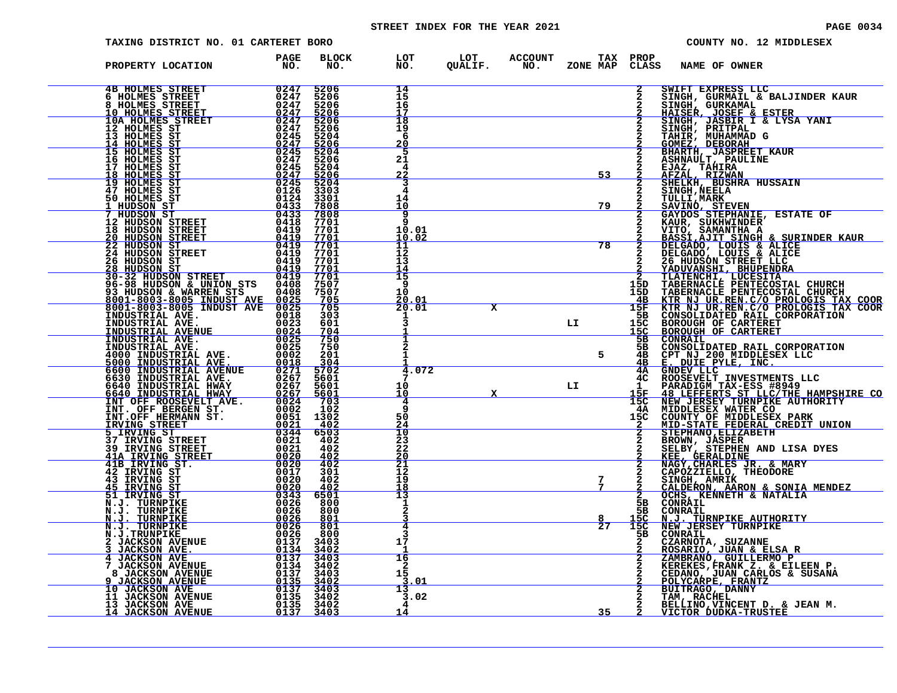STREET INDEX FOR THE YEAR 2021

TAXING DISTRICT NO. 01 CARTERET BORO

COUNTY NO. 12 MIDDLESEX

| PROPERTY LOCATION | PAGE NO. | BLOCK NO. | LOT NO. | LOT QUALIF. | ACCOUNT NO. | ZONE | TAX MAP | PROP CLASS | NAME OF OWNER |
|---|---|---|---|---|---|---|---|---|---|
| 4B HOLMES STREET | 0247 | 5206 | 14 | | | | | 2 | SWIFT EXPRESS LLC |
| 6 HOLMES STREET | 0247 | 5206 | 15 | | | | | 2 | SINGH, GURMAIL & BALJINDER KAUR |
| 8 HOLMES STREET | 0247 | 5206 | 16 | | | | | 2 | SINGH, GURKAMAL |
| 10 HOLMES STREET | 0247 | 5206 | 17 | | | | | 2 | HAISER, JOSEF & ESTER |
| 10A HOLMES STREET | 0247 | 5206 | 18 | | | | | 2 | SINGH, JASBIR I & LYSA YANI |
| 12 HOLMES ST | 0247 | 5206 | 19 | | | | | 2 | SINGH, PRITPAL |
| 13 HOLMES ST | 0245 | 5204 | 6 | | | | | 2 | TAHIR, MUHAMMAD G |
| 14 HOLMES ST | 0247 | 5206 | 20 | | | | | 2 | GOMEZ, DEBORAH |
| 15 HOLMES ST | 0245 | 5204 | 5 | | | | | 2 | BHARTH, JASPREET KAUR |
| 16 HOLMES ST | 0247 | 5206 | 21 | | | | | 2 | ASHNAULT, PAULINE |
| 17 HOLMES ST | 0245 | 5204 | 4 | | | | | 2 | EJAZ, TAHIRA |
| 18 HOLMES ST | 0247 | 5206 | 22 | | | | 53 | 2 | AFZAL, RIZWAN |
| 19 HOLMES ST | 0245 | 5204 | 3 | | | | | 2 | SHELKH, BUSHRA HUSSAIN |
| 47 HOLMES ST | 0126 | 3303 | 4 | | | | | 2 | SINGH,NEELA |
| 50 HOLMES ST | 0124 | 3301 | 14 | | | | | 2 | TULLI,MARK |
| 1 HUDSON ST | 0433 | 7808 | 10 | | | | 79 | 2 | SAVINO, STEVEN |
| 7 HUDSON ST | 0433 | 7808 | 9 | | | | | 2 | GAYDOS STEPHANIE, ESTATE OF |
| 12 HUDSON STREET | 0418 | 7701 | 9 | | | | | 2 | KAUR, SUKHWINDER |
| 18 HUDSON STREET | 0419 | 7701 | 10.01 | | | | | 2 | VITO, SAMANTHA A |
| 20 HUDSON STREET | 0419 | 7701 | 10.02 | | | | | 2 | BASSI,AJIT SINGH & SURINDER KAUR |
| 22 HUDSON ST | 0419 | 7701 | 11 | | | | 78 | 2 | DELGADO, LOUIS & ALICE |
| 24 HUDSON STREET | 0419 | 7701 | 12 | | | | | 2 | DELGADO, LOUIS & ALICE |
| 26 HUDSON ST | 0419 | 7701 | 13 | | | | | 2 | 26 HUDSON STREET LLC |
| 28 HUDSON ST | 0419 | 7701 | 14 | | | | | 2 | YADUVANSHI, BHUPENDRA |
| 30-32 HUDSON STREET | 0419 | 7701 | 15 | | | | | 2 | TLATENCHI, LUCESITA |
| 96-98 HUDSON & UNION STS | 0408 | 7507 | 9 | | | | | 15D | TABERNACLE PENTECOSTAL CHURCH |
| 93 HUDSON & WARREN STS | 0408 | 7507 | 10 | | | | | 15D | TABERNACLE PENTECOSTAL CHURCH |
| 8001-8003-8005 INDUST AVE | 0025 | 705 | 20.01 | | | | | 4B | KTR NJ UR.REN.C/O PROLOGIS TAX COOR |
| 8001-8003-8005 INDUST AVE | 0025 | 705 | 20.01 | X | | | | 15F | KTR NJ UR.REN.C/O PROLOGIS TAX COOR |
| INDUSTRIAL AVE. | 0018 | 303 | 1 | | | | | 5B | CONSOLIDATED RAIL CORPORATION |
| INDUSTRIAL AVE. | 0023 | 601 | 3 | | | LI | | 15C | BOROUGH OF CARTERET |
| INDUSTRIAL AVENUE | 0024 | 704 | 1 | | | | | 15C | BOROUGH OF CARTERET |
| INDUSTRIAL AVE. | 0025 | 750 | 1 | | | | | 5B | CONRAIL |
| INDUSTRIAL AVE. | 0025 | 750 | 2 | | | | | 5B | CONSOLIDATED RAIL CORPORATION |
| 4000 INDUSTRIAL AVE. | 0002 | 201 | 1 | | | | 5 | 4B | CPT NJ 200 MIDDLESEX LLC |
| 5000 INDUSTRIAL AVE. | 0018 | 304 | 1 | | | | | 4B | E. DUIE PYLE, INC. |
| 6600 INDUSTRIAL AVENUE | 0271 | 5702 | 4.072 | | | | | 4A | GNDEV LLC |
| 6630 INDUSTRIAL AVE. | 0267 | 5601 | 7 | | | | | 4C | ROOSEVELT INVESTMENTS LLC |
| 6640 INDUSTRIAL HWAY | 0267 | 5601 | 10 | | | LI | | 1 | PARADIGM TAX-ESS #8949 |
| 6640 INDUSTRIAL HWAY | 0267 | 5601 | 10 | X | | | | 15F | 48 LEFFERTS ST LLC/THE HAMPSHIRE CO |
| INT OFF ROOSEVELT AVE. | 0024 | 703 | 4 | | | | | 15C | NEW JERSEY TURNPIKE AUTHORITY |
| INT. OFF BERGEN ST. | 0002 | 102 | 9 | | | | | 4A | MIDDLESEX WATER CO |
| INT.OFF HERMANN ST. | 0051 | 1302 | 50 | | | | | 15C | COUNTY OF MIDDLESEX PARK |
| IRVING STREET | 0021 | 402 | 24 | | | | | 2 | MID-STATE FEDERAL CREDIT UNION |
| 5 IRVING ST | 0344 | 6503 | 10 | | | | | 2 | STEPHANO,ELIZABETH |
| 37 IRVING STREET | 0021 | 402 | 23 | | | | | 2 | BROWN, JASPER |
| 39 IRVING STREET | 0021 | 402 | 22 | | | | | 2 | SELBY, STEPHEN AND LISA DYES |
| 41A IRVING STREET | 0020 | 402 | 20 | | | | | 2 | KEE, GERALDINE |
| 41B IRVING ST. | 0020 | 402 | 21 | | | | | 2 | NAGY,CHARLES JR. & MARY |
| 42 IRVING ST | 0017 | 301 | 12 | | | | | 2 | CAPOZZIELLO, THEODORE |
| 43 IRVING ST | 0020 | 402 | 19 | | | | 7 | 2 | SINGH, AMRIK |
| 45 IRVING ST | 0020 | 402 | 18 | | | | 7 | 2 | CALDERON, AARON & SONIA MENDEZ |
| 51 IRVING ST | 0343 | 6501 | 13 | | | | | 2 | OCHS, KENNETH & NATALIA |
| N.J. TURNPIKE | 0026 | 800 | 1 | | | | | 5B | CONRAIL |
| N.J. TURNPIKE | 0026 | 800 | 2 | | | | | 5B | CONRAIL |
| N.J. TURNPIKE | 0026 | 801 | 3 | | | | 8 | 15C | N.J. TURNPIKE AUTHORITY |
| N.J. TURNPIKE | 0026 | 801 | 4 | | | | 27 | 15C | NEW JERSEY TURNPIKE |
| N.J.TRUNPIKE | 0026 | 800 | 3 | | | | | 5B | CONRAIL |
| 2 JACKSON AVENUE | 0137 | 3403 | 17 | | | | | 2 | CZARNOTA, SUZANNE |
| 3 JACKSON AVE. | 0134 | 3402 | 1 | | | | | 2 | ROSARIO, JUAN & ELSA R |
| 4 JACKSON AVE | 0137 | 3403 | 16 | | | | | 2 | ZAMBRANO, GUILLERMO P |
| 7 JACKSON AVENUE | 0134 | 3402 | 2 | | | | | 2 | KEREKES,FRANK Z. & EILEEN P. |
| 8 JACKSON AVENUE | 0137 | 3403 | 15 | | | | | 2 | CEDANO, JUAN CARLOS & SUSANA |
| 9 JACKSON AVENUE | 0135 | 3402 | 3.01 | | | | | 2 | POLYCARPE, FRANTZ |
| 10 JACKSON AVE | 0137 | 3403 | 13 | | | | | 2 | BUITRAGO, DANNY |
| 11 JACKSON AVENUE | 0135 | 3402 | 3.02 | | | | | 2 | TAM, RACHEL |
| 13 JACKSON AVE | 0135 | 3402 | 4 | | | | | 2 | BELLINO,VINCENT D. & JEAN M. |
| 14 JACKSON AVENUE | 0137 | 3403 | 14 | | | | 35 | 2 | VICTOR DUDKA-TRUSTEE |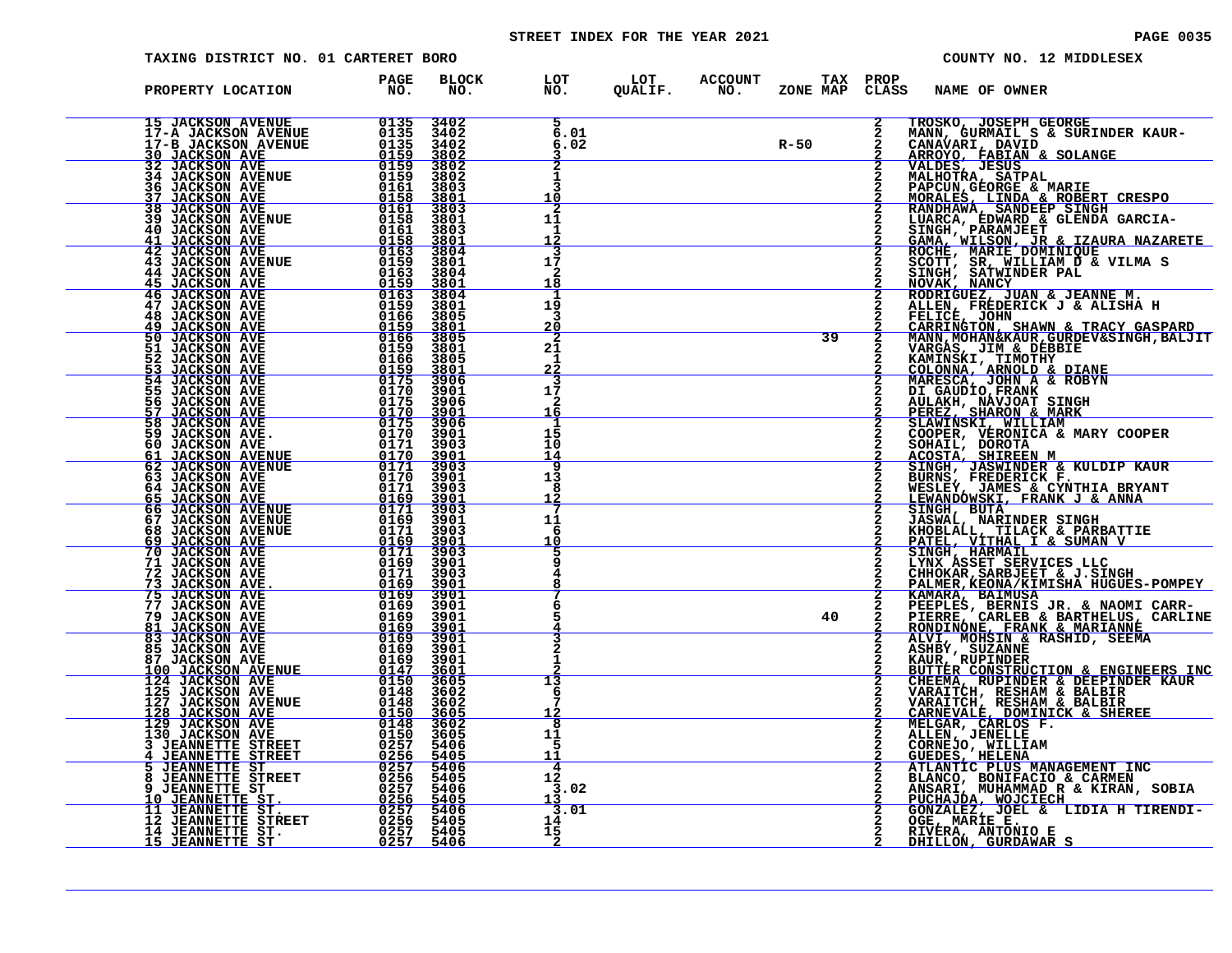STREET INDEX FOR THE YEAR 2021

TAXING DISTRICT NO. 01 CARTERET BORO

COUNTY NO. 12 MIDDLESEX

| PROPERTY LOCATION | PAGE NO. | BLOCK NO. | LOT NO. | LOT QUALIF. | ACCOUNT NO. | ZONE | TAX MAP | PROP CLASS | NAME OF OWNER |
|---|---|---|---|---|---|---|---|---|---|
| 15 JACKSON AVENUE | 0135 | 3402 | 5 | | | | | 2 | TROSKO, JOSEPH GEORGE |
| 17-A JACKSON AVENUE | 0135 | 3402 | 6.01 | | | | | 2 | MANN, GURMAIL S & SURINDER KAUR- |
| 17-B JACKSON AVENUE | 0135 | 3402 | 6.02 | | | R-50 | | 2 | CANAVARI, DAVID |
| 30 JACKSON AVE | 0159 | 3802 | 3 | | | | | 2 | ARROYO, FABIAN & SOLANGE |
| 32 JACKSON AVE | 0159 | 3802 | 2 | | | | | 2 | VALDES, JESUS |
| 34 JACKSON AVENUE | 0159 | 3802 | 1 | | | | | 2 | MALHOTRA, SATPAL |
| 36 JACKSON AVE | 0161 | 3803 | 3 | | | | | 2 | PAPCUN,GEORGE & MARIE |
| 37 JACKSON AVE | 0158 | 3801 | 10 | | | | | 2 | MORALES, LINDA & ROBERT CRESPO |
| 38 JACKSON AVE | 0161 | 3803 | 2 | | | | | 2 | RANDHAWA, SANDEEP SINGH |
| 39 JACKSON AVENUE | 0158 | 3801 | 11 | | | | | 2 | LUARCA, EDWARD & GLENDA GARCIA- |
| 40 JACKSON AVE | 0161 | 3803 | 1 | | | | | 2 | SINGH, PARAMJEET |
| 41 JACKSON AVE | 0158 | 3801 | 12 | | | | | 2 | GAMA, WILSON, JR & IZAURA NAZARETE |
| 42 JACKSON AVE | 0163 | 3804 | 3 | | | | | 2 | ROCHE, MARIE DOMINIQUE |
| 43 JACKSON AVENUE | 0159 | 3801 | 17 | | | | | 2 | SCOTT, SR, WILLIAM D & VILMA S |
| 44 JACKSON AVE | 0163 | 3804 | 2 | | | | | 2 | SINGH, SATWINDER PAL |
| 45 JACKSON AVE | 0159 | 3801 | 18 | | | | | 2 | NOVAK, NANCY |
| 46 JACKSON AVE | 0163 | 3804 | 1 | | | | | 2 | RODRIGUEZ, JUAN & JEANNE M. |
| 47 JACKSON AVE | 0159 | 3801 | 19 | | | | | 2 | ALLEN, FREDERICK J & ALISHA H |
| 48 JACKSON AVE | 0166 | 3805 | 3 | | | | | 2 | FELICE, JOHN |
| 49 JACKSON AVE | 0159 | 3801 | 20 | | | | | 2 | CARRINGTON, SHAWN & TRACY GASPARD |
| 50 JACKSON AVE | 0166 | 3805 | 2 | | | | 39 | 2 | MANN,MOHAN&KAUR,GURDEV&SINGH,BALJIT |
| 51 JACKSON AVE | 0159 | 3801 | 21 | | | | | 2 | VARGAS, JIM & DEBBIE |
| 52 JACKSON AVE | 0166 | 3805 | 1 | | | | | 2 | KAMINSKI, TIMOTHY |
| 53 JACKSON AVE | 0159 | 3801 | 22 | | | | | 2 | COLONNA, ARNOLD & DIANE |
| 54 JACKSON AVE | 0175 | 3906 | 3 | | | | | 2 | MARESCA, JOHN A & ROBYN |
| 55 JACKSON AVE | 0170 | 3901 | 17 | | | | | 2 | DI GAUDIO,FRANK |
| 56 JACKSON AVE | 0175 | 3906 | 2 | | | | | 2 | AULAKH, NAVJOAT SINGH |
| 57 JACKSON AVE | 0170 | 3901 | 16 | | | | | 2 | PEREZ, SHARON & MARK |
| 58 JACKSON AVE | 0175 | 3906 | 1 | | | | | 2 | SLAWINSKI, WILLIAM |
| 59 JACKSON AVE. | 0170 | 3901 | 15 | | | | | 2 | COOPER, VERONICA & MARY COOPER |
| 60 JACKSON AVE | 0171 | 3903 | 10 | | | | | 2 | SOHAIL, DOROTA |
| 61 JACKSON AVENUE | 0170 | 3901 | 14 | | | | | 2 | ACOSTA, SHIREEN M |
| 62 JACKSON AVENUE | 0171 | 3903 | 9 | | | | | 2 | SINGH, JASWINDER & KULDIP KAUR |
| 63 JACKSON AVE | 0170 | 3901 | 13 | | | | | 2 | BURNS, FREDERICK F. |
| 64 JACKSON AVE | 0171 | 3903 | 8 | | | | | 2 | WESLEY, JAMES & CYNTHIA BRYANT |
| 65 JACKSON AVE | 0169 | 3901 | 12 | | | | | 2 | LEWANDOWSKI, FRANK J & ANNA |
| 66 JACKSON AVENUE | 0171 | 3903 | 7 | | | | | 2 | SINGH, BUTA |
| 67 JACKSON AVENUE | 0169 | 3901 | 11 | | | | | 2 | JASWAL, NARINDER SINGH |
| 68 JACKSON AVENUE | 0171 | 3903 | 6 | | | | | 2 | KHOBLALL, TILACK & PARBATTIE |
| 69 JACKSON AVE | 0169 | 3901 | 10 | | | | | 2 | PATEL, VITHAL I & SUMAN V |
| 70 JACKSON AVE | 0171 | 3903 | 5 | | | | | 2 | SINGH, HARMAIL |
| 71 JACKSON AVE | 0169 | 3901 | 9 | | | | | 2 | LYNX ASSET SERVICES LLC |
| 72 JACKSON AVE | 0171 | 3903 | 4 | | | | | 2 | CHHOKAR,SARBJEET & J.SINGH |
| 73 JACKSON AVE. | 0169 | 3901 | 8 | | | | | 2 | PALMER,KEONA/KIMISHA HUGUES-POMPEY |
| 75 JACKSON AVE | 0169 | 3901 | 7 | | | | | 2 | KAMARA, BAIMUSA |
| 77 JACKSON AVE | 0169 | 3901 | 6 | | | | | 2 | PEEPLES, BERNIS JR. & NAOMI CARR- |
| 79 JACKSON AVE | 0169 | 3901 | 5 | | | | 40 | 2 | PIERRE, CARLEB & BARTHELUS, CARLINE |
| 81 JACKSON AVE | 0169 | 3901 | 4 | | | | | 2 | RONDINONE, FRANK & MARIANNE |
| 83 JACKSON AVE | 0169 | 3901 | 3 | | | | | 2 | ALVI, MOHSIN & RASHID, SEEMA |
| 85 JACKSON AVE | 0169 | 3901 | 2 | | | | | 2 | ASHBY, SUZANNE |
| 87 JACKSON AVE | 0169 | 3901 | 1 | | | | | 2 | KAUR, RUPINDER |
| 100 JACKSON AVENUE | 0147 | 3601 | 2 | | | | | 2 | BUTTER CONSTRUCTION & ENGINEERS INC |
| 124 JACKSON AVE | 0150 | 3605 | 13 | | | | | 2 | CHEEMA, RUPINDER & DEEPINDER KAUR |
| 125 JACKSON AVE | 0148 | 3602 | 6 | | | | | 2 | VARAITCH, RESHAM & BALBIR |
| 127 JACKSON AVENUE | 0148 | 3602 | 7 | | | | | 2 | VARAITCH, RESHAM & BALBIR |
| 128 JACKSON AVE | 0150 | 3605 | 12 | | | | | 2 | CARNEVALE, DOMINICK & SHEREE |
| 129 JACKSON AVE | 0148 | 3602 | 8 | | | | | 2 | MELGAR, CARLOS F. |
| 130 JACKSON AVE | 0150 | 3605 | 11 | | | | | 2 | ALLEN, JENELLE |
| 3 JEANNETTE STREET | 0257 | 5406 | 5 | | | | | 2 | CORNEJO, WILLIAM |
| 4 JEANNETTE STREET | 0256 | 5405 | 11 | | | | | 2 | GUEDES, HELENA |
| 5 JEANNETTE ST | 0257 | 5406 | 4 | | | | | 2 | ATLANTIC PLUS MANAGEMENT INC |
| 8 JEANNETTE STREET | 0256 | 5405 | 12 | | | | | 2 | BLANCO, BONIFACIO & CARMEN |
| 9 JEANNETTE ST | 0257 | 5406 | 3.02 | | | | | 2 | ANSARI, MUHAMMAD R & KIRAN, SOBIA |
| 10 JEANNETTE ST. | 0256 | 5405 | 13 | | | | | 2 | PUCHAJDA, WOJCIECH |
| 11 JEANNETTE ST. | 0257 | 5406 | 3.01 | | | | | 2 | GONZALEZ, JOEL & LIDIA H TIRENDI- |
| 12 JEANNETTE STREET | 0256 | 5405 | 14 | | | | | 2 | OGE, MARIE E. |
| 14 JEANNETTE ST. | 0257 | 5405 | 15 | | | | | 2 | RIVERA, ANTONIO E |
| 15 JEANNETTE ST | 0257 | 5406 | 2 | | | | | 2 | DHILLON, GURDAWAR S |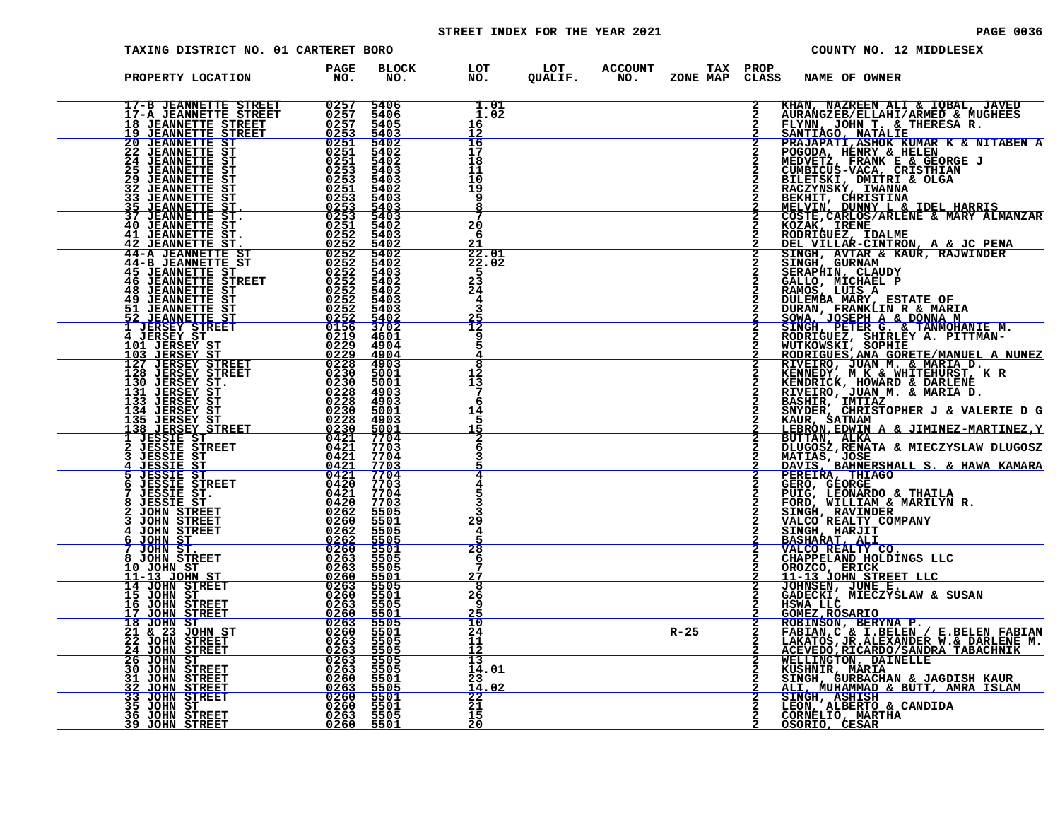STREET INDEX FOR THE YEAR 2021

TAXING DISTRICT NO. 01 CARTERET BORO — COUNTY NO. 12 MIDDLESEX

| PROPERTY LOCATION | PAGE NO. | BLOCK NO. | LOT NO. | LOT QUALIF. | ACCOUNT NO. | TAX ZONE MAP | PROP CLASS | NAME OF OWNER |
|---|---|---|---|---|---|---|---|---|
| 17-B JEANNETTE STREET | 0257 | 5406 | 1.01 | | | | 2 | KHAN, NAZREEN ALI & IQBAL, JAVED |
| 17-A JEANNETTE STREET | 0257 | 5406 | 1.02 | | | | 2 | AURANGZEB/ELLAHI/ARMED & MUGHEES |
| 18 JEANNETTE STREET | 0257 | 5405 | 16 | | | | 2 | FLYNN, JOHN T. & THERESA R. |
| 19 JEANNETTE STREET | 0253 | 5403 | 12 | | | | 2 | SANTIAGO, NATALIE |
| 20 JEANNETTE ST | 0251 | 5402 | 16 | | | | 2 | PRAJAPATI,ASHOK KUMAR K & NITABEN A |
| 22 JEANNETTE ST | 0251 | 5402 | 17 | | | | 2 | POGODA, HENRY & HELEN |
| 24 JEANNETTE ST | 0251 | 5402 | 18 | | | | 2 | MEDVETZ, FRANK E & GEORGE J |
| 25 JEANNETTE ST | 0253 | 5403 | 11 | | | | 2 | CUMBICUS-VACA, CRISTHIAN |
| 29 JEANNETTE ST | 0253 | 5403 | 10 | | | | 2 | BILETSKI, DMITRI & OLGA |
| 32 JEANNETTE ST | 0251 | 5402 | 19 | | | | 2 | RACZYNSKY, IWANNA |
| 33 JEANNETTE ST | 0253 | 5403 | 9 | | | | 2 | BEKHIT, CHRISTINA |
| 35 JEANNETTE ST. | 0253 | 5403 | 8 | | | | 2 | MELVIN, DUNNY L & IDEL HARRIS |
| 37 JEANNETTE ST. | 0253 | 5403 | 7 | | | | 2 | COSTE,CARLOS/ARLENE & MARY ALMANZAR |
| 40 JEANNETTE ST | 0251 | 5402 | 20 | | | | 2 | KOZAK, IRENE |
| 41 JEANNETTE ST. | 0252 | 5403 | 6 | | | | 2 | RODRIGUEZ, IDALME |
| 42 JEANNETTE ST. | 0252 | 5402 | 21 | | | | 2 | DEL VILLAR-CINTRON, A & JC PENA |
| 44-A JEANNETTE ST | 0252 | 5402 | 22.01 | | | | 2 | SINGH, AVTAR & KAUR, RAJWINDER |
| 44-B JEANNETTE ST | 0252 | 5402 | 22.02 | | | | 2 | SINGH, GURNAM |
| 45 JEANNETTE ST | 0252 | 5403 | 5 | | | | 2 | SERAPHIN, CLAUDY |
| 46 JEANNETTE STREET | 0252 | 5402 | 23 | | | | 2 | GALLO, MICHAEL P |
| 48 JEANNETTE ST | 0252 | 5402 | 24 | | | | 2 | RAMOS, LUIS A |
| 49 JEANNETTE ST | 0252 | 5403 | 4 | | | | 2 | DULEMBA MARY, ESTATE OF |
| 51 JEANNETTE ST | 0252 | 5403 | 3 | | | | 2 | DURAN, FRANKLIN R & MARIA |
| 52 JEANNETTE ST | 0252 | 5402 | 25 | | | | 2 | SOWA, JOSEPH A & DONNA M |
| 1 JERSEY STREET | 0156 | 3702 | 12 | | | | 2 | SINGH, PETER G. & TANMOHANIE M. |
| 4 JERSEY ST | 0219 | 4601 | 9 | | | | 2 | RODRIGUEZ, SHIRLEY A. PITTMAN- |
| 101 JERSEY ST | 0229 | 4904 | 5 | | | | 2 | WUTKOWSKI, SOPHIE |
| 103 JERSEY ST | 0229 | 4904 | 4 | | | | 2 | RODRIGUES,ANA GORETE/MANUEL A NUNEZ |
| 127 JERSEY STREET | 0228 | 4903 | 8 | | | | 2 | RIVEIRO, JUAN M. & MARIA D. |
| 128 JERSEY STREET | 0230 | 5001 | 12 | | | | 2 | KENNEDY, M K & WHITEHURST, K R |
| 130 JERSEY ST. | 0230 | 5001 | 13 | | | | 2 | KENDRICK, HOWARD & DARLENE |
| 131 JERSEY ST | 0228 | 4903 | 7 | | | | 2 | RIVEIRO, JUAN M. & MARIA D. |
| 133 JERSEY ST | 0228 | 4903 | 6 | | | | 2 | BASHIR, IMTIAZ |
| 134 JERSEY ST | 0230 | 5001 | 14 | | | | 2 | SNYDER, CHRISTOPHER J & VALERIE D G |
| 135 JERSEY ST | 0228 | 4903 | 5 | | | | 2 | KAUR, SATNAM |
| 138 JERSEY STREET | 0230 | 5001 | 15 | | | | 2 | LEBRON,EDWIN A & JIMINEZ-MARTINEZ,Y |
| 1 JESSIE ST | 0421 | 7704 | 2 | | | | 2 | BUTTAN, ALKA |
| 2 JESSIE STREET | 0421 | 7703 | 6 | | | | 2 | DLUGOSZ,RENATA & MIECZYSLAW DLUGOSZ |
| 3 JESSIE ST | 0421 | 7704 | 3 | | | | 2 | MATIAS, JOSE |
| 4 JESSIE ST | 0421 | 7703 | 5 | | | | 2 | DAVIS, BAHNERSHALL S. & HAWA KAMARA |
| 5 JESSIE ST | 0421 | 7704 | 4 | | | | 2 | PEREIRA, THIAGO |
| 6 JESSIE STREET | 0420 | 7703 | 4 | | | | 2 | GERO, GEORGE |
| 7 JESSIE ST. | 0421 | 7704 | 5 | | | | 2 | PUIG, LEONARDO & THAILA |
| 8 JESSIE ST | 0420 | 7703 | 3 | | | | 2 | FORD, WILLIAM & MARILYN R. |
| 2 JOHN STREET | 0262 | 5505 | 3 | | | | 2 | SINGH, RAVINDER |
| 3 JOHN STREET | 0260 | 5501 | 29 | | | | 2 | VALCO REALTY COMPANY |
| 4 JOHN STREET | 0262 | 5505 | 4 | | | | 2 | SINGH, HARJIT |
| 6 JOHN ST | 0262 | 5505 | 5 | | | | 2 | BASHARAT, ALI |
| 7 JOHN ST. | 0260 | 5501 | 28 | | | | 2 | VALCO REALTY CO. |
| 8 JOHN STREET | 0263 | 5505 | 6 | | | | 2 | CHAPPELAND HOLDINGS LLC |
| 10 JOHN ST | 0263 | 5505 | 7 | | | | 2 | OROZCO, ERICK |
| 11-13 JOHN ST | 0260 | 5501 | 27 | | | | 2 | 11-13 JOHN STREET LLC |
| 14 JOHN STREET | 0263 | 5505 | 8 | | | | 2 | JOHNSEN, JUNE E. |
| 15 JOHN ST | 0260 | 5501 | 26 | | | | 2 | GADECKI, MIECZYSLAW & SUSAN |
| 16 JOHN STREET | 0263 | 5505 | 9 | | | | 2 | HSWA LLC |
| 17 JOHN STREET | 0260 | 5501 | 25 | | | | 2 | GOMEZ,ROSARIO |
| 18 JOHN ST | 0263 | 5505 | 10 | | | | 2 | ROBINSON, BERYNA P. |
| 21 & 23 JOHN ST | 0260 | 5501 | 24 | | | R-25 | 2 | FABIAN,C & I.BELEN / E.BELEN FABIAN |
| 22 JOHN STREET | 0263 | 5505 | 11 | | | | 2 | LAKATOS,JR.ALEXANDER W.& DARLENE M. |
| 24 JOHN STREET | 0263 | 5505 | 12 | | | | 2 | ACEVEDO,RICARDO/SANDRA TABACHNIK |
| 26 JOHN ST | 0263 | 5505 | 13 | | | | 2 | WELLINGTON, DAINELLE |
| 30 JOHN STREET | 0263 | 5505 | 14.01 | | | | 2 | KUSHNIR, MARIA |
| 31 JOHN STREET | 0260 | 5501 | 23 | | | | 2 | SINGH, GURBACHAN & JAGDISH KAUR |
| 32 JOHN STREET | 0263 | 5505 | 14.02 | | | | 2 | ALI, MUHAMMAD & BUTT, AMRA ISLAM |
| 33 JOHN STREET | 0260 | 5501 | 22 | | | | 2 | SINGH, ASHISH |
| 35 JOHN ST | 0260 | 5501 | 21 | | | | 2 | LEON, ALBERTO & CANDIDA |
| 36 JOHN STREET | 0263 | 5505 | 15 | | | | 2 | CORNELIO, MARTHA |
| 39 JOHN STREET | 0260 | 5501 | 20 | | | | 2 | OSORIO, CESAR |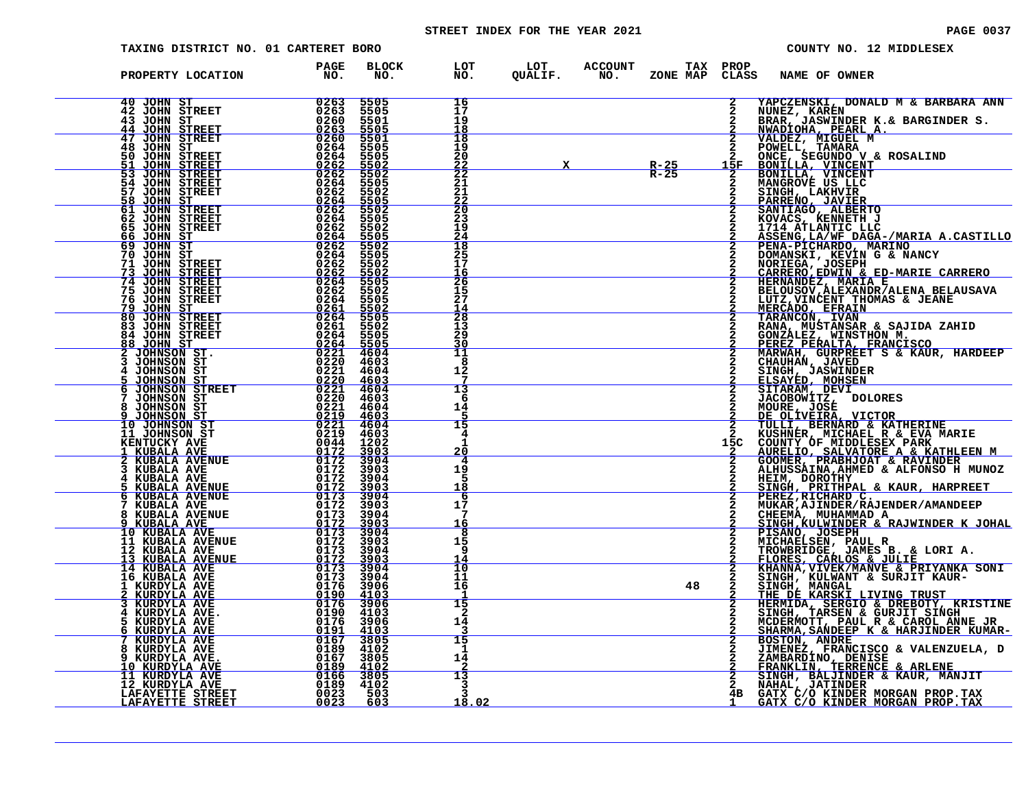STREET INDEX FOR THE YEAR 2021

TAXING DISTRICT NO. 01 CARTERET BORO

COUNTY NO. 12 MIDDLESEX

| PROPERTY LOCATION | PAGE NO. | BLOCK NO. | LOT NO. | LOT QUALIF. | ACCOUNT NO. | ZONE | TAX MAP | PROP CLASS | NAME OF OWNER |
|---|---|---|---|---|---|---|---|---|---|
| 40 JOHN ST | 0263 | 5505 | 16 | | | | | 2 | YAPCZENSKI, DONALD M & BARBARA ANN |
| 42 JOHN STREET | 0263 | 5505 | 17 | | | | | 2 | NUNEZ, KAREN |
| 43 JOHN ST | 0260 | 5501 | 19 | | | | | 2 | BRAR, JASWINDER K.& BARGINDER S. |
| 44 JOHN STREET | 0263 | 5505 | 18 | | | | | 2 | NWADIOHA, PEARL A. |
| 47 JOHN STREET | 0260 | 5501 | 18 | | | | | 2 | VALDEZ, MIGUEL M |
| 48 JOHN ST | 0264 | 5505 | 19 | | | | | 2 | POWELL, TAMARA |
| 50 JOHN STREET | 0264 | 5505 | 20 | | | | | 2 | ONCE, SEGUNDO V & ROSALIND |
| 51 JOHN STREET | 0262 | 5502 | 22 | X | | R-25 | | 15F | BONILLA, VINCENT |
| 53 JOHN STREET | 0262 | 5502 | 22 | | | R-25 | | 2 | BONILLA, VINCENT |
| 54 JOHN STREET | 0264 | 5505 | 21 | | | | | 2 | MANGROVE US LLC |
| 57 JOHN STREET | 0262 | 5502 | 21 | | | | | 2 | SINGH, LAKHVIR |
| 58 JOHN ST | 0264 | 5505 | 22 | | | | | 2 | PARRENO, JAVIER |
| 61 JOHN STREET | 0262 | 5502 | 20 | | | | | 2 | SANTIAGO, ALBERTO |
| 62 JOHN STREET | 0264 | 5505 | 23 | | | | | 2 | KOVACS, KENNETH J |
| 65 JOHN STREET | 0262 | 5502 | 19 | | | | | 2 | 1714 ATLANTIC LLC |
| 66 JOHN ST | 0264 | 5505 | 24 | | | | | 2 | ASSENG,LA/WF DAGA-/MARIA A.CASTILLO |
| 69 JOHN ST | 0262 | 5502 | 18 | | | | | 2 | PENA-PICHARDO, MARINO |
| 70 JOHN ST | 0264 | 5505 | 25 | | | | | 2 | DOMANSKI, KEVIN G & NANCY |
| 71 JOHN STREET | 0262 | 5502 | 17 | | | | | 2 | NORIEGA, JOSEPH |
| 73 JOHN STREET | 0262 | 5502 | 16 | | | | | 2 | CARRERO,EDWIN & ED-MARIE CARRERO |
| 74 JOHN STREET | 0264 | 5505 | 26 | | | | | 2 | HERNANDEZ, MARIA E |
| 75 JOHN STREET | 0262 | 5502 | 15 | | | | | 2 | BELOUSOV,ALEXANDR/ALENA BELAUSAVA |
| 76 JOHN STREET | 0264 | 5505 | 27 | | | | | 2 | LUTZ,VINCENT THOMAS & JEANE |
| 79 JOHN ST | 0261 | 5502 | 14 | | | | | 2 | MERCADO, EFRAIN |
| 80 JOHN STREET | 0264 | 5505 | 28 | | | | | 2 | TARANCON, IVAN |
| 83 JOHN STREET | 0261 | 5502 | 13 | | | | | 2 | RANA, MUSTANSAR & SAJIDA ZAHID |
| 84 JOHN STREET | 0264 | 5505 | 29 | | | | | 2 | GONZALEZ, WINSTHON M. |
| 88 JOHN ST | 0264 | 5505 | 30 | | | | | 2 | PEREZ PERALTA, FRANCISCO |
| 2 JOHNSON ST. | 0221 | 4604 | 11 | | | | | 2 | MARWAH, GURPREET S & KAUR, HARDEEP |
| 3 JOHNSON ST | 0220 | 4603 | 8 | | | | | 2 | CHAUHAN, JAVED |
| 4 JOHNSON ST | 0221 | 4604 | 12 | | | | | 2 | SINGH, JASWINDER |
| 5 JOHNSON ST | 0220 | 4603 | 7 | | | | | 2 | ELSAYED, MOHSEN |
| 6 JOHNSON STREET | 0221 | 4604 | 13 | | | | | 2 | SITARAM, DEVI |
| 7 JOHNSON ST | 0220 | 4603 | 6 | | | | | 2 | JACOBOWITZ, DOLORES |
| 8 JOHNSON ST | 0221 | 4604 | 14 | | | | | 2 | MOURE, JOSE |
| 9 JOHNSON ST | 0219 | 4603 | 5 | | | | | 2 | DE OLIVEIRA, VICTOR |
| 10 JOHNSON ST | 0221 | 4604 | 15 | | | | | 2 | TULLI, BERNARD & KATHERINE |
| 11 JOHNSON ST | 0219 | 4603 | 4 | | | | | 2 | KUSHNER, MICHAEL R & EVA MARIE |
| KENTUCKY AVE | 0044 | 1202 | 1 | | | | | 15C | COUNTY OF MIDDLESEX PARK |
| 1 KUBALA AVE | 0172 | 3903 | 20 | | | | | 2 | AURELIO, SALVATORE A & KATHLEEN M |
| 2 KUBALA AVENUE | 0172 | 3904 | 4 | | | | | 2 | GOOMER, PRABHJOAT & RAVINDER |
| 3 KUBALA AVE | 0172 | 3903 | 19 | | | | | 2 | ALHUSSAINA,AHMED & ALFONSO H MUNOZ |
| 4 KUBALA AVE | 0172 | 3904 | 5 | | | | | 2 | HEIM, DOROTHY |
| 5 KUBALA AVENUE | 0172 | 3903 | 18 | | | | | 2 | SINGH, PRITHPAL & KAUR, HARPREET |
| 6 KUBALA AVENUE | 0173 | 3904 | 6 | | | | | 2 | PEREZ,RICHARD C. |
| 7 KUBALA AVE | 0172 | 3903 | 17 | | | | | 2 | MUKAR,AJINDER/RAJENDER/AMANDEEP |
| 8 KUBALA AVENUE | 0173 | 3904 | 7 | | | | | 2 | CHEEMA, MUHAMMAD A |
| 9 KUBALA AVE | 0172 | 3903 | 16 | | | | | 2 | SINGH,KULWINDER & RAJWINDER K JOHAL |
| 10 KUBALA AVE | 0173 | 3904 | 8 | | | | | 2 | PISANO, JOSEPH |
| 11 KUBALA AVENUE | 0172 | 3903 | 15 | | | | | 2 | MICHAELSEN, PAUL R |
| 12 KUBALA AVE | 0173 | 3904 | 9 | | | | | 2 | TROWBRIDGE, JAMES B. & LORI A. |
| 13 KUBALA AVENUE | 0172 | 3903 | 14 | | | | | 2 | FLORES, CARLOS & JULIE |
| 14 KUBALA AVE | 0173 | 3904 | 10 | | | | | 2 | KHANNA,VIVEK/MANVE & PRIYANKA SONI |
| 16 KUBALA AVE | 0173 | 3904 | 11 | | | | | 2 | SINGH, KULWANT & SURJIT KAUR- |
| 1 KURDYLA AVE | 0176 | 3906 | 16 | | | | 48 | 2 | SINGH, MANGAL |
| 2 KURDYLA AVE | 0190 | 4103 | 1 | | | | | 2 | THE DE KARSKI LIVING TRUST |
| 3 KURDYLA AVE | 0176 | 3906 | 15 | | | | | 2 | HERMIDA, SERGIO & DREBOTY, KRISTINE |
| 4 KURDYLA AVE. | 0190 | 4103 | 2 | | | | | 2 | SINGH, TARSEN & GURJIT SINGH |
| 5 KURDYLA AVE | 0176 | 3906 | 14 | | | | | 2 | MCDERMOTT, PAUL R & CAROL ANNE JR |
| 6 KURDYLA AVE | 0191 | 4103 | 3 | | | | | 2 | SHARMA,SANDEEP K & HARJINDER KUMAR- |
| 7 KURDYLA AVE | 0167 | 3805 | 15 | | | | | 2 | BOSTON, ANDRE |
| 8 KURDYLA AVE | 0189 | 4102 | 1 | | | | | 2 | JIMENEZ, FRANCISCO & VALENZUELA, D |
| 9 KURDYLA AVE. | 0167 | 3805 | 14 | | | | | 2 | ZAMBARDINO, DENISE |
| 10 KURDYLA AVE | 0189 | 4102 | 2 | | | | | 2 | FRANKLIN, TERRENCE & ARLENE |
| 11 KURDYLA AVE | 0166 | 3805 | 13 | | | | | 2 | SINGH, BALJINDER & KAUR, MANJIT |
| 12 KURDYLA AVE | 0189 | 4102 | 3 | | | | | 2 | NAHAL, JATINDER |
| LAFAYETTE STREET | 0023 | 503 | 3 | | | | | 4B | GATX C/O KINDER MORGAN PROP.TAX |
| LAFAYETTE STREET | 0023 | 603 | 18.02 | | | | | 1 | GATX C/O KINDER MORGAN PROP.TAX |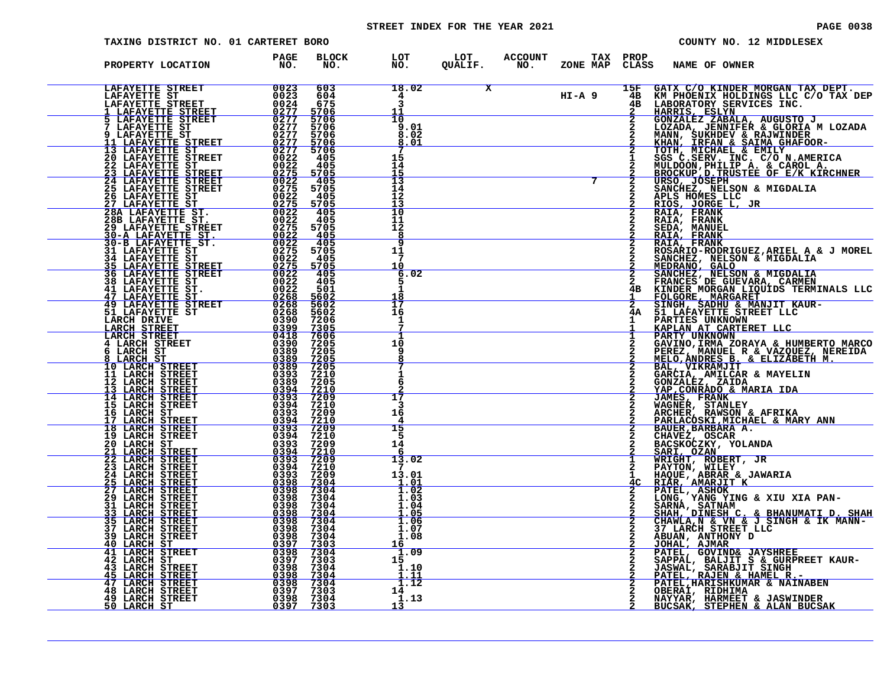STREET INDEX FOR THE YEAR 2021

TAXING DISTRICT NO. 01 CARTERET BORO — COUNTY NO. 12 MIDDLESEX

| PROPERTY LOCATION | PAGE NO. | BLOCK NO. | LOT NO. | LOT QUALIF. | ACCOUNT NO. | TAX ZONE MAP | PROP CLASS | NAME OF OWNER |
|---|---|---|---|---|---|---|---|---|
| LAFAYETTE STREET | 0023 | 603 | 18.02 | X | | | 15F | GATX C/O KINDER MORGAN TAX DEPT. |
| LAFAYETTE ST | 0023 | 604 | 4 | | | HI-A 9 | 4B | KM PHOENIX HOLDINGS LLC C/O TAX DEP |
| LAFAYETTE STREET | 0024 | 675 | 3 | | | | 4B | LABORATORY SERVICES INC. |
| 1 LAFAYETTE STREET | 0277 | 5706 | 11 | | | | 2 | HARRIS, ESLYN |
| 5 LAFAYETTE STREET | 0277 | 5706 | 10 | | | | 2 | GONZALEZ ZABALA, AUGUSTO J |
| 7 LAFAYETTE ST | 0277 | 5706 | 9.01 | | | | 2 | LOZADA, JENNIFER & GLORIA M LOZADA |
| 9 LAFAYETTE ST | 0277 | 5706 | 8.02 | | | | 2 | MANN, SUKHDEV & RAJWINDER |
| 11 LAFAYETTE STREET | 0277 | 5706 | 8.01 | | | | 2 | KHAN, IRFAN & SAIMA GHAFOOR- |
| 13 LAFAYETTE ST | 0277 | 5706 | 7 | | | | 2 | TOTH, MICHAEL & EMILY |
| 20 LAFAYETTE STREET | 0022 | 405 | 15 | | | | 1 | SGS C.SERV. INC. C/O N.AMERICA |
| 22 LAFAYETTE ST | 0022 | 405 | 14 | | | | 2 | MULDOON,PHILIP A. & CAROL A. |
| 23 LAFAYETTE STREET | 0275 | 5705 | 15 | | | | 2 | BROCKUP,D.TRUSTEE OF E/K KIRCHNER |
| 24 LAFAYETTE STREET | 0022 | 405 | 13 | | | 7 | 2 | URSO, JOSEPH |
| 25 LAFAYETTE STREET | 0275 | 5705 | 14 | | | | 2 | SANCHEZ, NELSON & MIGDALIA |
| 26 LAFAYETTE ST | 0022 | 405 | 12 | | | | 2 | APLS HOMES LLC |
| 27 LAFAYETTE ST | 0275 | 5705 | 13 | | | | 2 | RIOS, JORGE L, JR |
| 28A LAFAYETTE ST. | 0022 | 405 | 10 | | | | 2 | RAIA, FRANK |
| 28B LAFAYETTE ST. | 0022 | 405 | 11 | | | | 2 | RAIA, FRANK |
| 29 LAFAYETTE STREET | 0275 | 5705 | 12 | | | | 2 | SEDA, MANUEL |
| 30-A LAFAYETTE ST. | 0022 | 405 | 8 | | | | 2 | RAIA, FRANK |
| 30-B LAFAYETTE ST. | 0022 | 405 | 9 | | | | 2 | RAIA, FRANK |
| 31 LAFAYETTE ST | 0275 | 5705 | 11 | | | | 2 | ROSARIO-RODRIGUEZ,ARIEL A & J MOREL |
| 34 LAFAYETTE ST | 0022 | 405 | 7 | | | | 2 | SANCHEZ, NELSON & MIGDALIA |
| 35 LAFAYETTE STREET | 0275 | 5705 | 10 | | | | 2 | MEDRANO, GALO |
| 36 LAFAYETTE STREET | 0022 | 405 | 6.02 | | | | 2 | SANCHEZ, NELSON & MIGDALIA |
| 38 LAFAYETTE ST | 0022 | 405 | 5 | | | | 2 | FRANCES DE GUEVARA, CARMEN |
| 41 LAFAYETTE ST. | 0022 | 501 | 1 | | | | 4B | KINDER MORGAN LIQUIDS TERMINALS LLC |
| 47 LAFAYETTE ST. | 0268 | 5602 | 18 | | | | 1 | FOLGORE, MARGARET |
| 49 LAFAYETTE STREET | 0268 | 5602 | 17 | | | | 2 | SINGH, SADHU & MANJIT KAUR- |
| 51 LAFAYETTE ST | 0268 | 5602 | 16 | | | | 4A | 51 LAFAYETTE STREET LLC |
| LARCH DRIVE | 0390 | 7206 | 1 | | | | 1 | PARTIES UNKNOWN |
| LARCH STREET | 0399 | 7305 | 7 | | | | 1 | KAPLAN AT CARTERET LLC |
| LARCH STREET | 0418 | 7606 | 1 | | | | 1 | PARTY UNKNOWN |
| 4 LARCH STREET | 0390 | 7205 | 10 | | | | 2 | GAVINO,IRMA ZORAYA & HUMBERTO MARCO |
| 6 LARCH ST | 0389 | 7205 | 9 | | | | 2 | PEREZ, MANUEL R & VAZQUEZ, NEREIDA |
| 8 LARCH ST | 0389 | 7205 | 8 | | | | 2 | MELO,ANDRES B. & ELIZABETH M. |
| 10 LARCH STREET | 0389 | 7205 | 7 | | | | 2 | BAL, VIKRAMJIT |
| 11 LARCH STREET | 0393 | 7210 | 1 | | | | 2 | GARCIA, AMILCAR & MAYELIN |
| 12 LARCH STREET | 0389 | 7205 | 6 | | | | 2 | GONZALEZ, ZAIDA |
| 13 LARCH STREET | 0394 | 7210 | 2 | | | | 2 | YAP,CONRADO & MARIA IDA |
| 14 LARCH STREET | 0393 | 7209 | 17 | | | | 2 | JAMES, FRANK |
| 15 LARCH STREET | 0394 | 7210 | 3 | | | | 2 | WAGNER, STANLEY |
| 16 LARCH ST | 0393 | 7209 | 16 | | | | 2 | ARCHER, RAWSON & AFRIKA |
| 17 LARCH STREET | 0394 | 7210 | 4 | | | | 2 | PARLACOSKI,MICHAEL & MARY ANN |
| 18 LARCH STREET | 0393 | 7209 | 15 | | | | 2 | BAUER,BARBARA A. |
| 19 LARCH STREET | 0394 | 7210 | 5 | | | | 2 | CHAVEZ, OSCAR |
| 20 LARCH ST | 0393 | 7209 | 14 | | | | 2 | BACSKOCZKY, YOLANDA |
| 21 LARCH STREET | 0394 | 7210 | 6 | | | | 2 | SARI, OZAN |
| 22 LARCH STREET | 0393 | 7209 | 13.02 | | | | 1 | WRIGHT, ROBERT, JR |
| 23 LARCH STREET | 0394 | 7210 | 7 | | | | 2 | PAYTON, WILEY |
| 24 LARCH STREET | 0393 | 7209 | 13.01 | | | | 1 | HAQUE, ABRAR & JAWARIA |
| 25 LARCH STREET | 0398 | 7304 | 1.01 | | | | 4C | RIAR, AMARJIT K |
| 27 LARCH STREET | 0398 | 7304 | 1.02 | | | | 2 | PATEL, ASHOK |
| 29 LARCH STREET | 0398 | 7304 | 1.03 | | | | 2 | LONG, YANG YING & XIU XIA PAN- |
| 31 LARCH STREET | 0398 | 7304 | 1.04 | | | | 2 | SARNA, SATNAM |
| 33 LARCH STREET | 0398 | 7304 | 1.05 | | | | 2 | SHAH, DINESH C. & BHANUMATI D. SHAH |
| 35 LARCH STREET | 0398 | 7304 | 1.06 | | | | 2 | CHAWLA,N & VN & J SINGH & IK MANN- |
| 37 LARCH STREET | 0398 | 7304 | 1.07 | | | | 2 | 37 LARCH STREET LLC |
| 39 LARCH STREET | 0398 | 7304 | 1.08 | | | | 2 | ABUAN, ANTHONY D |
| 40 LARCH ST | 0397 | 7303 | 16 | | | | 2 | JOHAL, AJMAR |
| 41 LARCH STREET | 0398 | 7304 | 1.09 | | | | 2 | PATEL, GOVIND& JAYSHREE |
| 42 LARCH ST | 0397 | 7303 | 15 | | | | 2 | SAPPAL, BALJIT S & GURPREET KAUR- |
| 43 LARCH STREET | 0398 | 7304 | 1.10 | | | | 2 | JASWAL, SARABJIT SINGH |
| 45 LARCH STREET | 0398 | 7304 | 1.11 | | | | 2 | PATEL, RAJEN & HAMEL R.- |
| 47 LARCH STREET | 0398 | 7304 | 1.12 | | | | 2 | PATEL,HARISHKUMAR & NAINABEN |
| 48 LARCH STREET | 0397 | 7303 | 14 | | | | 2 | OBERAI, RIDHIMA |
| 49 LARCH STREET | 0398 | 7304 | 1.13 | | | | 2 | NAYYAR, HARMEET & JASWINDER |
| 50 LARCH ST | 0397 | 7303 | 13 | | | | 2 | BUCSAK, STEPHEN & ALAN BUCSAK |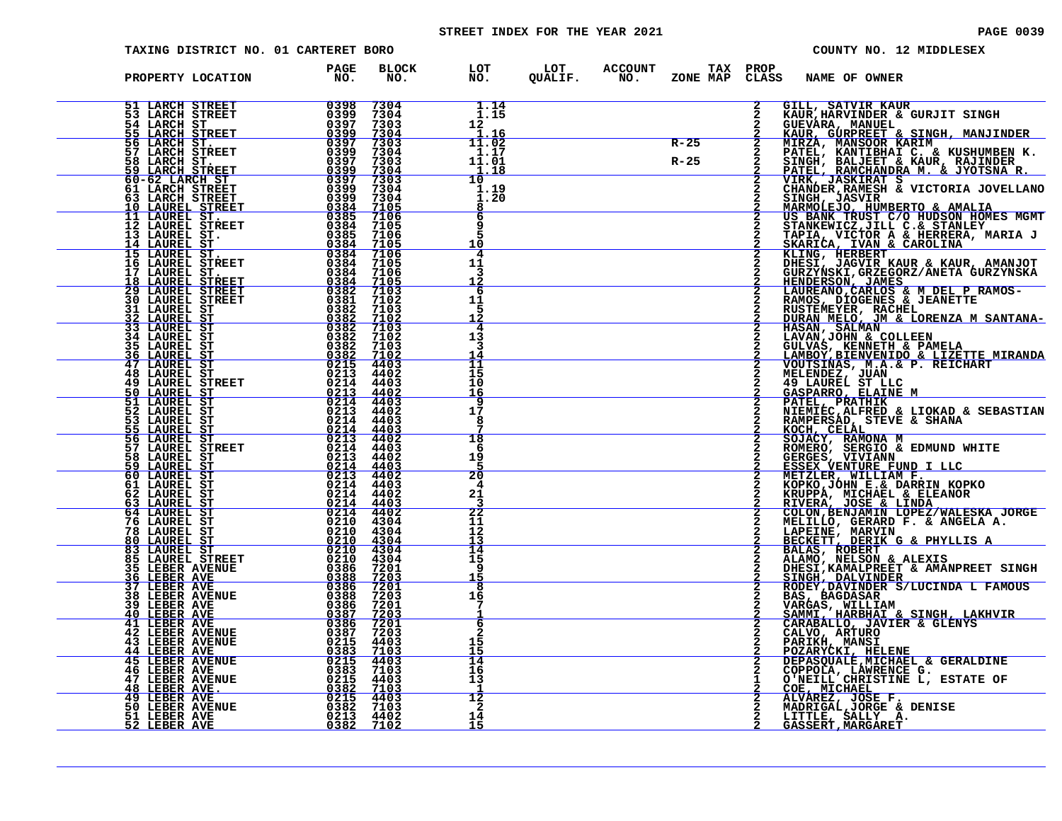STREET INDEX FOR THE YEAR 2021

TAXING DISTRICT NO. 01 CARTERET BORO

COUNTY NO. 12 MIDDLESEX

| PROPERTY LOCATION | PAGE NO. | BLOCK NO. | LOT NO. | LOT QUALIF. | ACCOUNT NO. | TAX ZONE MAP | PROP CLASS | NAME OF OWNER |
|---|---|---|---|---|---|---|---|---|
| 51 LARCH STREET | 0398 | 7304 | 1.14 | | | | 2 | GILL, SATVIR KAUR |
| 53 LARCH STREET | 0399 | 7304 | 1.15 | | | | 2 | KAUR,HARVINDER & GURJIT SINGH |
| 54 LARCH ST | 0397 | 7303 | 12 | | | | 2 | GUEVARA, MANUEL |
| 55 LARCH STREET | 0399 | 7304 | 1.16 | | | | 2 | KAUR, GURPREET & SINGH, MANJINDER |
| 56 LARCH ST. | 0397 | 7303 | 11.02 | | | R-25 | 2 | MIRZA, MANSOOR KARIM |
| 57 LARCH STREET | 0399 | 7304 | 1.17 | | | | 2 | PATEL, KANTIBHAI C. & KUSHUMBEN K. |
| 58 LARCH ST. | 0397 | 7303 | 11.01 | | | R-25 | 2 | SINGH, BALJEET & KAUR, RAJINDER |
| 59 LARCH STREET | 0399 | 7304 | 1.18 | | | | 2 | PATEL, RAMCHANDRA M. & JYOTSNA R. |
| 60-62 LARCH ST | 0397 | 7303 | 10 | | | | 2 | VIRK, JASKIRAT S |
| 61 LARCH STREET | 0399 | 7304 | 1.19 | | | | 2 | CHANDER,RAMESH & VICTORIA JOVELLANO |
| 63 LARCH STREET | 0399 | 7304 | 1.20 | | | | 2 | SINGH, JASVIR |
| 10 LAUREL STREET | 0384 | 7105 | 8 | | | | 2 | MARMOLEJO, HUMBERTO & AMALIA |
| 11 LAUREL ST. | 0385 | 7106 | 6 | | | | 2 | US BANK TRUST C/O HUDSON HOMES MGMT |
| 12 LAUREL STREET | 0384 | 7105 | 9 | | | | 2 | STANKEWICZ,JILL C.& STANLEY |
| 13 LAUREL ST. | 0385 | 7106 | 5 | | | | 2 | TAPIA, VICTOR A & HERRERA, MARIA J |
| 14 LAUREL ST | 0384 | 7105 | 10 | | | | 2 | SKARICA, IVAN & CAROLINA |
| 15 LAUREL ST. | 0384 | 7106 | 4 | | | | 2 | KLING, HERBERT |
| 16 LAUREL STREET | 0384 | 7105 | 11 | | | | 2 | DHESI, JAGVIR KAUR & KAUR, AMANJOT |
| 17 LAUREL ST. | 0384 | 7106 | 3 | | | | 2 | GURZYNSKI,GRZEGORZ/ANETA GURZYNSKA |
| 18 LAUREL STREET | 0384 | 7105 | 12 | | | | 2 | HENDERSON, JAMES |
| 29 LAUREL STREET | 0382 | 7103 | 6 | | | | 2 | LAUREANO,CARLOS & M DEL P RAMOS- |
| 30 LAUREL STREET | 0381 | 7102 | 11 | | | | 2 | RAMOS, DIOGENES & JEANETTE |
| 31 LAUREL ST | 0382 | 7103 | 5 | | | | 2 | RUSTEMEYER, RACHEL |
| 32 LAUREL ST | 0382 | 7102 | 12 | | | | 2 | DURAN MELO, JM & LORENZA M SANTANA- |
| 33 LAUREL ST | 0382 | 7103 | 4 | | | | 2 | HASAN, SALMAN |
| 34 LAUREL ST | 0382 | 7102 | 13 | | | | 2 | LAVAN,JOHN & COLLEEN |
| 35 LAUREL ST | 0382 | 7103 | 3 | | | | 2 | GULVAS, KENNETH & PAMELA |
| 36 LAUREL ST | 0382 | 7102 | 14 | | | | 2 | LAMBOY,BIENVENIDO & LIZETTE MIRANDA |
| 47 LAUREL ST | 0215 | 4403 | 11 | | | | 2 | VOUTSINAS, M.A.& P. REICHART |
| 48 LAUREL ST | 0213 | 4402 | 15 | | | | 2 | MELENDEZ, JUAN |
| 49 LAUREL STREET | 0214 | 4403 | 10 | | | | 2 | 49 LAUREL ST LLC |
| 50 LAUREL ST | 0213 | 4402 | 16 | | | | 2 | GASPARRO, ELAINE M |
| 51 LAUREL ST | 0214 | 4403 | 9 | | | | 2 | PATEL, PRATHIK |
| 52 LAUREL ST | 0213 | 4402 | 17 | | | | 2 | NIEMIEC,ALFRED & LIOKAD & SEBASTIAN |
| 53 LAUREL ST | 0214 | 4403 | 8 | | | | 2 | RAMPERSAD, STEVE & SHANA |
| 55 LAUREL ST | 0214 | 4403 | 7 | | | | 2 | KOCH, CELAL |
| 56 LAUREL ST | 0213 | 4402 | 18 | | | | 2 | SOJACY, RAMONA M |
| 57 LAUREL STREET | 0214 | 4403 | 6 | | | | 2 | ROMERO, SERGIO & EDMUND WHITE |
| 58 LAUREL ST | 0213 | 4402 | 19 | | | | 2 | GERGES, VIVIANN |
| 59 LAUREL ST | 0214 | 4403 | 5 | | | | 2 | ESSEX VENTURE FUND I LLC |
| 60 LAUREL ST | 0213 | 4402 | 20 | | | | 2 | METZLER, WILLIAM F. |
| 61 LAUREL ST | 0214 | 4403 | 4 | | | | 2 | KOPKO,JOHN E.& DARRIN KOPKO |
| 62 LAUREL ST | 0214 | 4402 | 21 | | | | 2 | KRUPPA, MICHAEL & ELEANOR |
| 63 LAUREL ST | 0214 | 4403 | 3 | | | | 2 | RIVERA, JOSE & LINDA |
| 64 LAUREL ST | 0214 | 4402 | 22 | | | | 2 | COLON,BENJAMIN LOPEZ/WALESKA JORGE |
| 76 LAUREL ST | 0210 | 4304 | 11 | | | | 2 | MELILLO, GERARD F. & ANGELA A. |
| 78 LAUREL ST | 0210 | 4304 | 12 | | | | 2 | LAPEINE, MARVIN |
| 80 LAUREL ST | 0210 | 4304 | 13 | | | | 2 | BECKETT, DERIK G & PHYLLIS A |
| 83 LAUREL ST | 0210 | 4304 | 14 | | | | 2 | BALAS, ROBERT |
| 85 LAUREL STREET | 0210 | 4304 | 15 | | | | 2 | ALAMO, NELSON & ALEXIS |
| 35 LEBER AVENUE | 0386 | 7201 | 9 | | | | 2 | DHESI,KAMALPREET & AMANPREET SINGH |
| 36 LEBER AVE | 0388 | 7203 | 15 | | | | 2 | SINGH, DALVINDER |
| 37 LEBER AVE | 0386 | 7201 | 8 | | | | 2 | RODEY,DAVINDER S/LUCINDA L FAMOUS |
| 38 LEBER AVENUE | 0388 | 7203 | 16 | | | | 2 | BAS, BAGDASAR |
| 39 LEBER AVE | 0386 | 7201 | 7 | | | | 2 | VARGAS, WILLIAM |
| 40 LEBER AVE | 0387 | 7203 | 1 | | | | 2 | SAMMI, HARBHAI & SINGH, LAKHVIR |
| 41 LEBER AVE | 0386 | 7201 | 6 | | | | 2 | CARABALLO, JAVIER & GLENYS |
| 42 LEBER AVENUE | 0387 | 7203 | 2 | | | | 2 | CALVO, ARTURO |
| 43 LEBER AVENUE | 0215 | 4403 | 15 | | | | 2 | PARIKH, MANSI |
| 44 LEBER AVE | 0383 | 7103 | 15 | | | | 2 | POZARYCKI, HELENE |
| 45 LEBER AVENUE | 0215 | 4403 | 14 | | | | 2 | DEPASQUALE,MICHAEL & GERALDINE |
| 46 LEBER AVE | 0383 | 7103 | 16 | | | | 2 | COPPOLA, LAWRENCE G. |
| 47 LEBER AVENUE | 0215 | 4403 | 13 | | | | 1 | O'NEILL CHRISTINE L, ESTATE OF |
| 48 LEBER AVE. | 0382 | 7103 | 1 | | | | 2 | COE, MICHAEL |
| 49 LEBER AVE. | 0215 | 4403 | 12 | | | | 2 | ALVAREZ, JOSE F. |
| 50 LEBER AVENUE | 0382 | 7103 | 2 | | | | 2 | MADRIGAL,JORGE & DENISE |
| 51 LEBER AVE | 0213 | 4402 | 14 | | | | 2 | LITTLE, SALLY A. |
| 52 LEBER AVE | 0382 | 7102 | 15 | | | | 2 | GASSERT,MARGARET |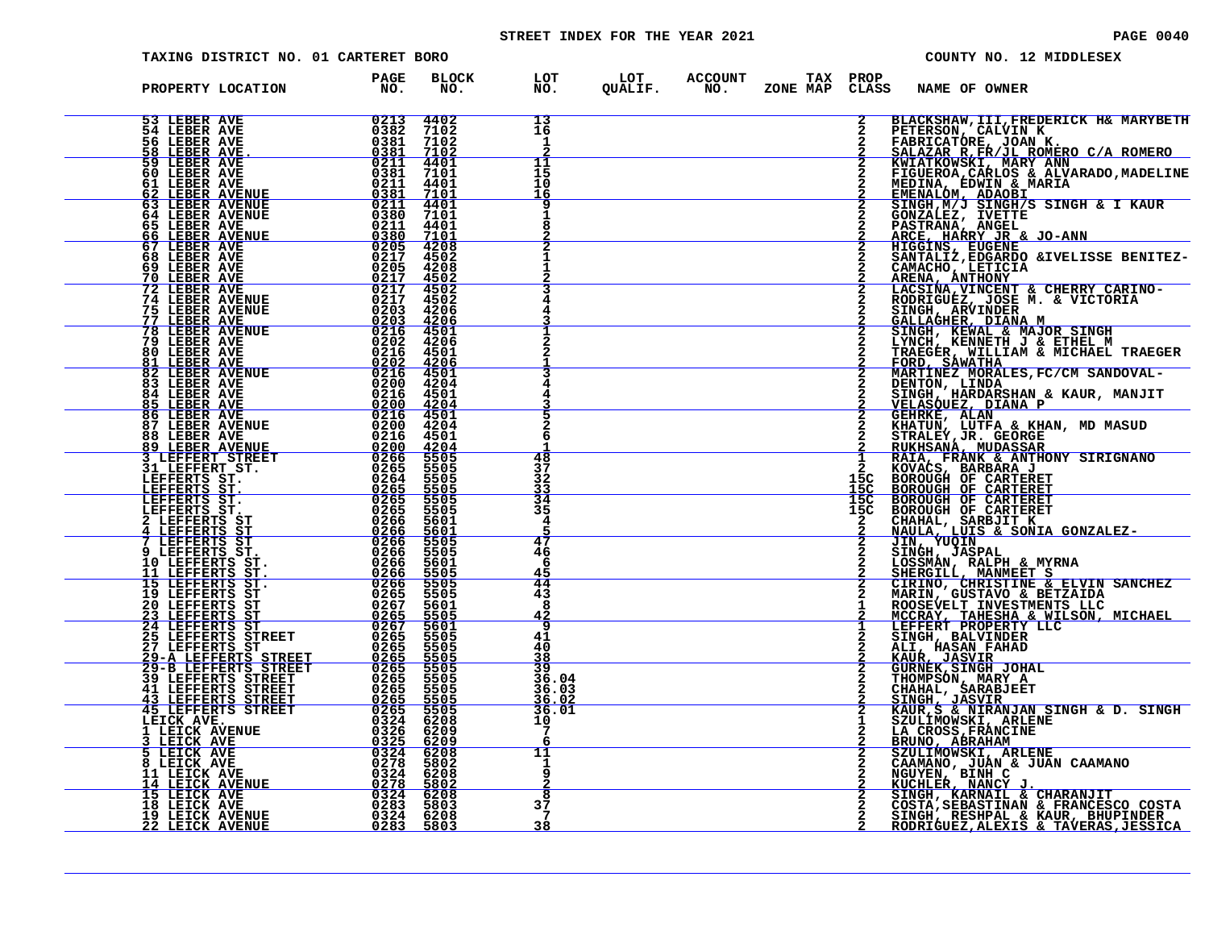# STREET INDEX FOR THE YEAR 2021

TAXING DISTRICT NO. 01 CARTERET BORO

COUNTY NO. 12 MIDDLESEX

| PROPERTY LOCATION | PAGE NO. | BLOCK NO. | LOT NO. | LOT QUALIF. | ACCOUNT NO. | TAX ZONE MAP | PROP CLASS | NAME OF OWNER |
|---|---|---|---|---|---|---|---|---|
| 53 LEBER AVE | 0213 | 4402 | 13 | | | | 2 | BLACKSHAW,III,FREDERICK H& MARYBETH |
| 54 LEBER AVE | 0382 | 7102 | 16 | | | | 2 | PETERSON, CALVIN K |
| 56 LEBER AVE | 0381 | 7102 | 1 | | | | 2 | FABRICATORE, JOAN K. |
| 58 LEBER AVE. | 0381 | 7102 | 2 | | | | 2 | SALAZAR R,FR/JL ROMERO C/A ROMERO |
| 59 LEBER AVE | 0211 | 4401 | 11 | | | | 2 | KWIATKOWSKI, MARY ANN |
| 60 LEBER AVE | 0381 | 7101 | 15 | | | | 2 | FIGUEROA,CARLOS & ALVARADO,MADELINE |
| 61 LEBER AVE | 0211 | 4401 | 10 | | | | 2 | MEDINA, EDWIN & MARIA |
| 62 LEBER AVENUE | 0381 | 7101 | 16 | | | | 2 | EMENALOM, ADAOBI |
| 63 LEBER AVENUE | 0211 | 4401 | 9 | | | | 2 | SINGH,M/J SINGH/S SINGH & I KAUR |
| 64 LEBER AVENUE | 0380 | 7101 | 1 | | | | 2 | GONZALEZ, IVETTE |
| 65 LEBER AVE | 0211 | 4401 | 8 | | | | 2 | PASTRANA, ANGEL |
| 66 LEBER AVENUE | 0380 | 7101 | 2 | | | | 2 | ARCE, HARRY JR & JO-ANN |
| 67 LEBER AVE | 0205 | 4208 | 2 | | | | 2 | HIGGINS, EUGENE |
| 68 LEBER AVE | 0217 | 4502 | 1 | | | | 2 | SANTALIZ,EDGARDO &IVELISSE BENITEZ- |
| 69 LEBER AVE | 0205 | 4208 | 1 | | | | 2 | CAMACHO, LETICIA |
| 70 LEBER AVE | 0217 | 4502 | 2 | | | | 2 | ARENA, ANTHONY |
| 72 LEBER AVE | 0217 | 4502 | 3 | | | | 2 | LACSINA,VINCENT & CHERRY CARINO- |
| 74 LEBER AVENUE | 0217 | 4502 | 4 | | | | 2 | RODRIGUEZ, JOSE M. & VICTORIA |
| 75 LEBER AVENUE | 0203 | 4206 | 4 | | | | 2 | SINGH, ARVINDER |
| 77 LEBER AVE | 0203 | 4206 | 3 | | | | 2 | GALLAGHER, DIANA M |
| 78 LEBER AVENUE | 0216 | 4501 | 1 | | | | 2 | SINGH, KEWAL & MAJOR SINGH |
| 79 LEBER AVE | 0202 | 4206 | 2 | | | | 2 | LYNCH, KENNETH J & ETHEL M |
| 80 LEBER AVE | 0216 | 4501 | 2 | | | | 2 | TRAEGER, WILLIAM & MICHAEL TRAEGER |
| 81 LEBER AVE | 0202 | 4206 | 1 | | | | 2 | FORD, SAWATHA |
| 82 LEBER AVENUE | 0216 | 4501 | 3 | | | | 2 | MARTINEZ MORALES,FC/CM SANDOVAL- |
| 83 LEBER AVE | 0200 | 4204 | 4 | | | | 2 | DENTON, LINDA |
| 84 LEBER AVE | 0216 | 4501 | 4 | | | | 2 | SINGH, HARDARSHAN & KAUR, MANJIT |
| 85 LEBER AVE | 0200 | 4204 | 3 | | | | 2 | VELASQUEZ, DIANA P |
| 86 LEBER AVE | 0216 | 4501 | 5 | | | | 2 | GEHRKE, ALAN |
| 87 LEBER AVENUE | 0200 | 4204 | 2 | | | | 2 | KHATUN, LUTFA & KHAN, MD MASUD |
| 88 LEBER AVE | 0216 | 4501 | 6 | | | | 2 | STRALEY,JR. GEORGE |
| 89 LEBER AVENUE | 0200 | 4204 | 1 | | | | 2 | RUKHSANA, MUDASSAR |
| 3 LEFFERT STREET | 0266 | 5505 | 48 | | | | 1 | RAIA, FRANK & ANTHONY SIRIGNANO |
| 31 LEFFERT ST. | 0265 | 5505 | 37 | | | | 2 | KOVACS, BARBARA J |
| LEFFERTS ST. | 0264 | 5505 | 32 | | | | 15C | BOROUGH OF CARTERET |
| LEFFERTS ST. | 0265 | 5505 | 33 | | | | 15C | BOROUGH OF CARTERET |
| LEFFERTS ST. | 0265 | 5505 | 34 | | | | 15C | BOROUGH OF CARTERET |
| LEFFERTS ST. | 0265 | 5505 | 35 | | | | 15C | BOROUGH OF CARTERET |
| 2 LEFFERTS ST | 0266 | 5601 | 4 | | | | 2 | CHAHAL, SARBJIT K |
| 4 LEFFERTS ST | 0266 | 5601 | 5 | | | | 2 | NAULA, LUIS & SONIA GONZALEZ- |
| 7 LEFFERTS ST | 0266 | 5505 | 47 | | | | 2 | JIN, YUQIN |
| 9 LEFFERTS ST. | 0266 | 5505 | 46 | | | | 2 | SINGH, JASPAL |
| 10 LEFFERTS ST. | 0266 | 5601 | 6 | | | | 2 | LOSSMAN, RALPH & MYRNA |
| 11 LEFFERTS ST. | 0266 | 5505 | 45 | | | | 2 | SHERGILL, MANMEET S |
| 15 LEFFERTS ST. | 0266 | 5505 | 44 | | | | 2 | CIRINO, CHRISTINE & ELVIN SANCHEZ |
| 19 LEFFERTS ST | 0265 | 5505 | 43 | | | | 2 | MARIN, GUSTAVO & BETZAIDA |
| 20 LEFFERTS ST | 0267 | 5601 | 8 | | | | 1 | ROOSEVELT INVESTMENTS LLC |
| 23 LEFFERTS ST | 0265 | 5505 | 42 | | | | 2 | MCCRAY, TAHESHA & WILSON, MICHAEL |
| 24 LEFFERTS ST | 0267 | 5601 | 9 | | | | 1 | LEFFERT PROPERTY LLC |
| 25 LEFFERTS STREET | 0265 | 5505 | 41 | | | | 2 | SINGH, BALVINDER |
| 27 LEFFERTS ST | 0265 | 5505 | 40 | | | | 2 | ALI, HASAN FAHAD |
| 29-A LEFFERTS STREET | 0265 | 5505 | 38 | | | | 2 | KAUR, JASVIR |
| 29-B LEFFERTS STREET | 0265 | 5505 | 39 | | | | 2 | GURNEK,SINGH JOHAL |
| 39 LEFFERTS STREET | 0265 | 5505 | 36.04 | | | | 2 | THOMPSON, MARY A |
| 41 LEFFERTS STREET | 0265 | 5505 | 36.03 | | | | 2 | CHAHAL, SARABJEET |
| 43 LEFFERTS STREET | 0265 | 5505 | 36.02 | | | | 2 | SINGH, JASVIR |
| 45 LEFFERTS STREET | 0265 | 5505 | 36.01 | | | | 2 | KAUR,S & NIRANJAN SINGH & D. SINGH |
| LEICK AVE. | 0324 | 6208 | 10 | | | | 1 | SZULIMOWSKI, ARLENE |
| 1 LEICK AVENUE | 0326 | 6209 | 7 | | | | 2 | LA CROSS,FRANCINE |
| 3 LEICK AVE | 0325 | 6209 | 6 | | | | 2 | BRUNO, ABRAHAM |
| 5 LEICK AVE | 0324 | 6208 | 11 | | | | 2 | SZULIMOWSKI, ARLENE |
| 8 LEICK AVE | 0278 | 5802 | 1 | | | | 2 | CAAMANO, JUAN & JUAN CAAMANO |
| 11 LEICK AVE | 0324 | 6208 | 9 | | | | 2 | NGUYEN, BINH C |
| 14 LEICK AVENUE | 0278 | 5802 | 2 | | | | 2 | KUCHLER, NANCY J. |
| 15 LEICK AVE | 0324 | 6208 | 8 | | | | 2 | SINGH, KARNAIL & CHARANJIT |
| 18 LEICK AVE | 0283 | 5803 | 37 | | | | 2 | COSTA,SEBASTINAN & FRANCESCO COSTA |
| 19 LEICK AVENUE | 0324 | 6208 | 7 | | | | 2 | SINGH, RESHPAL & KAUR, BHUPINDER |
| 22 LEICK AVENUE | 0283 | 5803 | 38 | | | | 2 | RODRIGUEZ,ALEXIS & TAVERAS,JESSICA |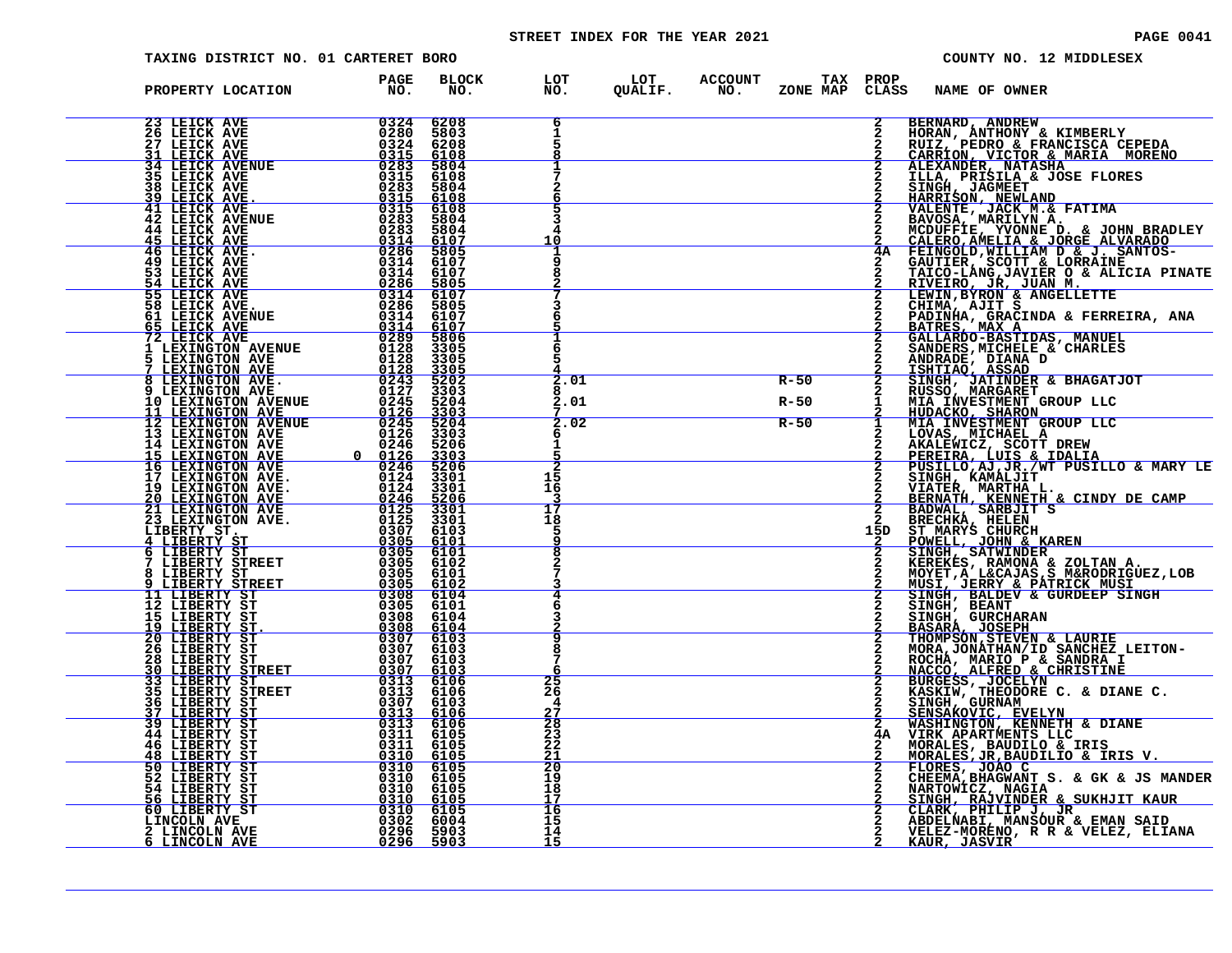# STREET INDEX FOR THE YEAR 2021

TAXING DISTRICT NO. 01 CARTERET BORO

COUNTY NO. 12 MIDDLESEX

| PROPERTY LOCATION | PAGE NO. | BLOCK NO. | LOT NO. | LOT QUALIF. | ACCOUNT NO. | TAX ZONE MAP | PROP CLASS | NAME OF OWNER |
|---|---|---|---|---|---|---|---|---|
| 23 LEICK AVE | 0324 | 6208 | 6 | | | | 2 | BERNARD, ANDREW |
| 26 LEICK AVE | 0280 | 5803 | 1 | | | | 2 | HORAN, ANTHONY & KIMBERLY |
| 27 LEICK AVE | 0324 | 6208 | 5 | | | | 2 | RUIZ, PEDRO & FRANCISCA CEPEDA |
| 31 LEICK AVE | 0315 | 6108 | 8 | | | | 2 | CARRION, VICTOR & MARIA MORENO |
| 34 LEICK AVENUE | 0283 | 5804 | 1 | | | | 2 | ALEXANDER, NATASHA |
| 35 LEICK AVE | 0315 | 6108 | 7 | | | | 2 | ILLA, PRISILA & JOSE FLORES |
| 38 LEICK AVE | 0283 | 5804 | 2 | | | | 2 | SINGH, JAGMEET |
| 39 LEICK AVE. | 0315 | 6108 | 6 | | | | 2 | HARRISON, NEWLAND |
| 41 LEICK AVE | 0315 | 6108 | 5 | | | | 2 | VALENTE, JACK M.& FATIMA |
| 42 LEICK AVENUE | 0283 | 5804 | 3 | | | | 2 | BAVOSA, MARILYN A. |
| 44 LEICK AVE | 0283 | 5804 | 4 | | | | 2 | MCDUFFIE, YVONNE D. & JOHN BRADLEY |
| 45 LEICK AVE | 0314 | 6107 | 10 | | | | 2 | CALERO,AMELIA & JORGE ALVARADO |
| 46 LEICK AVE. | 0286 | 5805 | 1 | | | | 4A | FEINGOLD,WILLIAM D & J. SANTOS- |
| 49 LEICK AVE | 0314 | 6107 | 9 | | | | 2 | GAUTIER, SCOTT & LORRAINE |
| 53 LEICK AVE | 0314 | 6107 | 8 | | | | 2 | TAICO-LANG,JAVIER O & ALICIA PINATE |
| 54 LEICK AVE | 0286 | 5805 | 2 | | | | 2 | RIVEIRO, JR, JUAN M. |
| 55 LEICK AVE | 0314 | 6107 | 7 | | | | 2 | LEWIN,BYRON & ANGELLETTE |
| 58 LEICK AVE. | 0286 | 5805 | 3 | | | | 2 | CHIMA, AJIT S |
| 61 LEICK AVENUE | 0314 | 6107 | 6 | | | | 2 | PADINHA, GRACINDA & FERREIRA, ANA |
| 65 LEICK AVE | 0314 | 6107 | 5 | | | | 2 | BATRES, MAX A |
| 72 LEICK AVE | 0289 | 5806 | 1 | | | | 2 | GALLARDO-BASTIDAS, MANUEL |
| 1 LEXINGTON AVENUE | 0128 | 3305 | 6 | | | | 2 | SANDERS,MICHELE & CHARLES |
| 5 LEXINGTON AVE | 0128 | 3305 | 5 | | | | 2 | ANDRADE, DIANA D |
| 7 LEXINGTON AVE | 0128 | 3305 | 4 | | | | 2 | ISHTIAQ, ASSAD |
| 8 LEXINGTON AVE. | 0243 | 5202 | 2.01 | | | R-50 | 2 | SINGH, JATINDER & BHAGATJOT |
| 9 LEXINGTON AVE | 0127 | 3303 | 8 | | | | 2 | RUSSO, MARGARET |
| 10 LEXINGTON AVENUE | 0245 | 5204 | 2.01 | | | R-50 | 1 | MIA INVESTMENT GROUP LLC |
| 11 LEXINGTON AVE | 0126 | 3303 | 7 | | | | 2 | HUDACKO, SHARON |
| 12 LEXINGTON AVENUE | 0245 | 5204 | 2.02 | | | R-50 | 1 | MIA INVESTMENT GROUP LLC |
| 13 LEXINGTON AVE | 0126 | 3303 | 6 | | | | 2 | LOVAS, MICHAEL A |
| 14 LEXINGTON AVE | 0246 | 5206 | 1 | | | | 2 | AKALEWICZ, SCOTT DREW |
| 15 LEXINGTON AVE 0 | 0126 | 3303 | 5 | | | | 2 | PEREIRA, LUIS & IDALIA |
| 16 LEXINGTON AVE | 0246 | 5206 | 2 | | | | 2 | PUSILLO,AJ,JR./WT PUSILLO & MARY LE |
| 17 LEXINGTON AVE. | 0124 | 3301 | 15 | | | | 2 | SINGH, KAMALJIT |
| 19 LEXINGTON AVE. | 0124 | 3301 | 16 | | | | 2 | VIATER, MARTHA L. |
| 20 LEXINGTON AVE | 0246 | 5206 | 3 | | | | 2 | BERNATH, KENNETH & CINDY DE CAMP |
| 21 LEXINGTON AVE | 0125 | 3301 | 17 | | | | 2 | BADWAL, SARBJIT S |
| 23 LEXINGTON AVE. | 0125 | 3301 | 18 | | | | 2 | BRECHKA, HELEN |
| LIBERTY ST. | 0307 | 6103 | 5 | | | | 15D | ST MARYS CHURCH |
| 4 LIBERTY ST | 0305 | 6101 | 9 | | | | 2 | POWELL, JOHN & KAREN |
| 6 LIBERTY ST | 0305 | 6101 | 8 | | | | 2 | SINGH, SATWINDER |
| 7 LIBERTY STREET | 0305 | 6102 | 2 | | | | 2 | KEREKES, RAMONA & ZOLTAN A. |
| 8 LIBERTY ST | 0305 | 6101 | 7 | | | | 2 | MOYET,A L&CAJAS,S M&RODRIGUEZ,LOB |
| 9 LIBERTY STREET | 0305 | 6102 | 3 | | | | 2 | MUSI, JERRY & PATRICK MUSI |
| 11 LIBERTY ST | 0308 | 6104 | 4 | | | | 2 | SINGH, BALDEV & GURDEEP SINGH |
| 12 LIBERTY ST | 0305 | 6101 | 6 | | | | 2 | SINGH, BEANT |
| 15 LIBERTY ST | 0308 | 6104 | 3 | | | | 2 | SINGH, GURCHARAN |
| 19 LIBERTY ST. | 0308 | 6104 | 2 | | | | 2 | BASARA, JOSEPH |
| 20 LIBERTY ST | 0307 | 6103 | 9 | | | | 2 | THOMPSON,STEVEN & LAURIE |
| 26 LIBERTY ST | 0307 | 6103 | 8 | | | | 2 | MORA,JONATHAN/ID SANCHEZ LEITON- |
| 28 LIBERTY ST | 0307 | 6103 | 7 | | | | 2 | ROCHA, MARIO P & SANDRA I |
| 30 LIBERTY STREET | 0307 | 6103 | 6 | | | | 2 | NACCO, ALFRED & CHRISTINE |
| 33 LIBERTY ST | 0313 | 6106 | 25 | | | | 2 | BURGESS, JOCELYN |
| 35 LIBERTY STREET | 0313 | 6106 | 26 | | | | 2 | KASKIW, THEODORE C. & DIANE C. |
| 36 LIBERTY ST | 0307 | 6103 | 4 | | | | 2 | SINGH, GURNAM |
| 37 LIBERTY ST | 0313 | 6106 | 27 | | | | 2 | SENSAKOVIC, EVELYN |
| 39 LIBERTY ST | 0313 | 6106 | 28 | | | | 2 | WASHINGTON, KENNETH & DIANE |
| 44 LIBERTY ST | 0311 | 6105 | 23 | | | | 4A | VIRK APARTMENTS LLC |
| 46 LIBERTY ST | 0311 | 6105 | 22 | | | | 2 | MORALES, BAUDILO & IRIS |
| 48 LIBERTY ST | 0310 | 6105 | 21 | | | | 2 | MORALES,JR,BAUDILIO & IRIS V. |
| 50 LIBERTY ST | 0310 | 6105 | 20 | | | | 2 | FLORES, JOAO C |
| 52 LIBERTY ST | 0310 | 6105 | 19 | | | | 2 | CHEEMA,BHAGWANT S. & GK & JS MANDER |
| 54 LIBERTY ST | 0310 | 6105 | 18 | | | | 2 | NARTOWICZ, NAGIA |
| 56 LIBERTY ST | 0310 | 6105 | 17 | | | | 2 | SINGH, RAJVINDER & SUKHJIT KAUR |
| 60 LIBERTY ST | 0310 | 6105 | 16 | | | | 2 | CLARK, PHILIP J, JR |
| LINCOLN AVE | 0302 | 6004 | 15 | | | | 2 | ABDELNABI, MANSOUR & EMAN SAID |
| 2 LINCOLN AVE | 0296 | 5903 | 14 | | | | 2 | VELEZ-MORENO, R R & VELEZ, ELIANA |
| 6 LINCOLN AVE | 0296 | 5903 | 15 | | | | 2 | KAUR, JASVIR |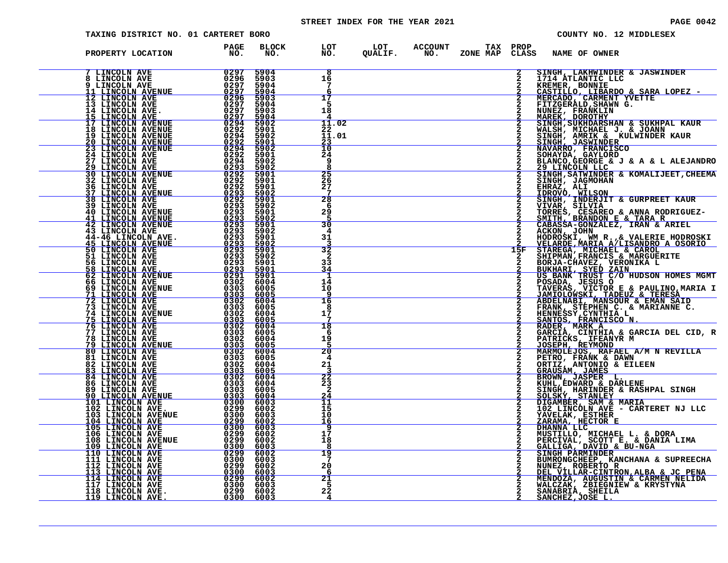STREET INDEX FOR THE YEAR 2021

TAXING DISTRICT NO. 01 CARTERET BORO — COUNTY NO. 12 MIDDLESEX

| PROPERTY LOCATION | PAGE NO. | BLOCK NO. | LOT NO. | LOT QUALIF. | ACCOUNT NO. | TAX ZONE MAP | PROP CLASS | NAME OF OWNER |
|---|---|---|---|---|---|---|---|---|
| 7 LINCOLN AVE | 0297 | 5904 | 8 | | | | 2 | SINGH, LAKHWINDER & JASWINDER |
| 8 LINCOLN AVE | 0296 | 5903 | 16 | | | | 2 | 1714 ATLANTIC LLC |
| 9 LINCOLN AVE | 0297 | 5904 | 7 | | | | 2 | KREMER, BONNIE |
| 11 LINCOLN AVENUE | 0297 | 5904 | 6 | | | | 2 | CASTILLO, LIBARDO & SARA LOPEZ - |
| 12 LINCOLN AVE | 0296 | 5903 | 17 | | | | 2 | MERCADO, CARMENT YVETTE |
| 13 LINCOLN AVE | 0297 | 5904 | 5 | | | | 2 | FITZGERALD,SHAWN G. |
| 14 LINCOLN AVE. | 0297 | 5903 | 18 | | | | 2 | NUNEZ, FRANKLIN |
| 15 LINCOLN AVE | 0297 | 5904 | 4 | | | | 2 | MAREK, DOROTHY |
| 17 LINCOLN AVENUE | 0294 | 5902 | 11.02 | | | | 2 | SINGH,SUKHDARSHAN & SUKHPAL KAUR |
| 18 LINCOLN AVENUE | 0292 | 5901 | 22 | | | | 2 | WALSH, MICHAEL J. & JOANN |
| 19 LINCOLN AVENUE | 0294 | 5902 | 11.01 | | | | 2 | SINGH, AMRIK & KULWINDER KAUR |
| 20 LINCOLN AVENUE | 0292 | 5901 | 23 | | | | 2 | SINGH, JASWINDER |
| 23 LINCOLN AVENUE | 0294 | 5902 | 10 | | | | 2 | NAVARRO, FRANCISCO |
| 24 LINCOLN AVE | 0292 | 5901 | 24 | | | | 2 | SOHAYDA, GAYLORD |
| 27 LINCOLN AVE | 0294 | 5902 | 9 | | | | 2 | BLANCO,GEORGE & J & A & L ALEJANDRO |
| 29 LINCOLN AVE | 0293 | 5902 | 8 | | | | 2 | 29 LINCOLN LLC |
| 30 LINCOLN AVENUE | 0292 | 5901 | 25 | | | | 2 | SINGH,SATWINDER & KOMALIJEET,CHEEMA |
| 32 LINCOLN AVE | 0292 | 5901 | 26 | | | | 2 | SINGH, JAGMOHAN |
| 36 LINCOLN AVE | 0292 | 5901 | 27 | | | | 2 | EHRAZ, ALI |
| 37 LINCOLN AVENUE | 0293 | 5902 | 7 | | | | 2 | IDROVO, WILSON |
| 38 LINCOLN AVE | 0292 | 5901 | 28 | | | | 2 | SINGH, INDERJIT & GURPREET KAUR |
| 39 LINCOLN AVE | 0293 | 5902 | 6 | | | | 2 | VIVAR, SILVIA |
| 40 LINCOLN AVENUE | 0293 | 5901 | 29 | | | | 2 | TORRES, CESAREO & ANNA RODRIGUEZ- |
| 41 LINCOLN AVENUE | 0293 | 5902 | 5 | | | | 2 | SMITH, BRANDON E & TARA R |
| 42 LINCOLN AVENUE | 0293 | 5901 | 30 | | | | 2 | CABASSA-GONZALEZ, IRAN & ARIEL |
| 43 LINCOLN AVE | 0293 | 5902 | 4 | | | | 2 | ACKON, JOHN |
| 44-46 LINCOLN AVE. | 0293 | 5901 | 31 | | | | 2 | HODROSKI, WM R.,& VALERIE HODROSKI |
| 45 LINCOLN AVENUE | 0293 | 5902 | 3 | | | | 2 | VELARDE,MARIA A/LISANDRO A OSORIO |
| 50 LINCOLN AVE | 0293 | 5901 | 32 | | | | 15F | STAREGA, MICHAEL & CAROL |
| 51 LINCOLN AVE | 0293 | 5902 | 2 | | | | 2 | SHIPMAN,FRANCIS & MARGUERITE |
| 56 LINCOLN AVE | 0293 | 5901 | 33 | | | | 2 | BORJA-CHAVEZ, VERONIKA L |
| 58 LINCOLN AVE. | 0293 | 5901 | 34 | | | | 2 | BUKHARI, SYED ZAIN |
| 62 LINCOLN AVENUE | 0291 | 5901 | 1 | | | | 2 | US BANK TRUST C/O HUDSON HOMES MGMT |
| 66 LINCOLN AVE | 0302 | 6004 | 14 | | | | 2 | POSADA, JESUS O |
| 69 LINCOLN AVENUE | 0303 | 6005 | 10 | | | | 2 | TAVERAS, VICTOR E & PAULINO,MARIA I |
| 71 LINCOLN AVE | 0303 | 6005 | 9 | | | | 2 | JAMIOLOWSKI, TADEUZ & TERESA |
| 72 LINCOLN AVE | 0302 | 6004 | 16 | | | | 2 | ABDELNABI, MANSOUR & EMAN SAID |
| 73 LINCOLN AVE | 0303 | 6005 | 8 | | | | 2 | FRANK, STEPHEN C. & MARIANNE C. |
| 74 LINCOLN AVENUE | 0302 | 6004 | 17 | | | | 2 | HENNESSY,CYNTHIA L |
| 75 LINCOLN AVE | 0303 | 6005 | 7 | | | | 2 | SANTOS, FRANCISCO N. |
| 76 LINCOLN AVE | 0302 | 6004 | 18 | | | | 2 | RADER, MARK A |
| 77 LINCOLN AVE | 0303 | 6005 | 6 | | | | 2 | GARCIA, CINTHIA & GARCIA DEL CID, R |
| 78 LINCOLN AVE | 0302 | 6004 | 19 | | | | 2 | PATRICKS, IFEANYR M |
| 79 LINCOLN AVENUE | 0303 | 6005 | 5 | | | | 2 | JOSEPH, REYMOND |
| 80 LINCOLN AVE | 0302 | 6004 | 20 | | | | 2 | MARMOLEJOS, RAFAEL A/M N REVILLA |
| 81 LINCOLN AVE | 0303 | 6005 | 4 | | | | 2 | PETRO, FRANK & DAWN |
| 82 LINCOLN AVE | 0302 | 6004 | 21 | | | | 2 | ORTIZ, ANTONIO & EILEEN |
| 83 LINCOLN AVE | 0303 | 6005 | 3 | | | | 2 | GRAUSAM, JAMES |
| 84 LINCOLN AVE | 0302 | 6004 | 22 | | | | 2 | BROWN, JASPER L. |
| 86 LINCOLN AVE | 0303 | 6004 | 23 | | | | 2 | KUHL,EDWARD & DARLENE |
| 89 LINCOLN AVE | 0303 | 6005 | 2 | | | | 2 | SINGH, HARINDER & RASHPAL SINGH |
| 90 LINCOLN AVENUE | 0303 | 6004 | 24 | | | | 2 | SOLSKY, STANLEY |
| 101 LINCOLN AVE | 0300 | 6003 | 11 | | | | 2 | DIGAMBER, SAM & MARIA |
| 102 LINCOLN AVE. | 0299 | 6002 | 15 | | | | 2 | 102 LINCOLN AVE - CARTERET NJ LLC |
| 103 LINCOLN AVENUE | 0300 | 6003 | 10 | | | | 2 | YAVELAK, ESTHER |
| 104 LINCOLN AVE | 0299 | 6002 | 16 | | | | 2 | ZARAMA, HECTOR E |
| 105 LINCOLN AVE | 0300 | 6003 | 9 | | | | 2 | DHANNA LLC |
| 106 LINCOLN AVE | 0299 | 6002 | 17 | | | | 2 | MUSTILLO, MICHAEL L. & DORA |
| 108 LINCOLN AVENUE | 0299 | 6002 | 18 | | | | 2 | PERCIVAL, SCOTT E. & DANIA LIMA |
| 109 LINCOLN AVE | 0300 | 6003 | 8 | | | | 2 | GALLIGA, DAVID & BU-NGA |
| 110 LINCOLN AVE | 0299 | 6002 | 19 | | | | 2 | SINGH PARMINDER |
| 111 LINCOLN AVE | 0300 | 6003 | 7 | | | | 2 | BUMRONGCHEEP, KANCHANA & SUPREECHA |
| 112 LINCOLN AVE | 0299 | 6002 | 20 | | | | 2 | NUNEZ, ROBERTO R |
| 113 LINCOLN AVE | 0300 | 6003 | 6 | | | | 2 | DEL VILLAR-CINTRON,ALBA & JC PENA |
| 114 LINCOLN AVE | 0299 | 6002 | 21 | | | | 2 | MENDOZA, AUGUSTIN & CARMEN NELIDA |
| 117 LINCOLN AVE | 0300 | 6003 | 5 | | | | 2 | WALCZAK, ZBIEGNIEW & KRYSTYNA |
| 118 LINCOLN AVE. | 0299 | 6002 | 22 | | | | 2 | SANABRIA, SHEILA |
| 119 LINCOLN AVE. | 0300 | 6003 | 4 | | | | 2 | SANCHEZ,JOSE L. |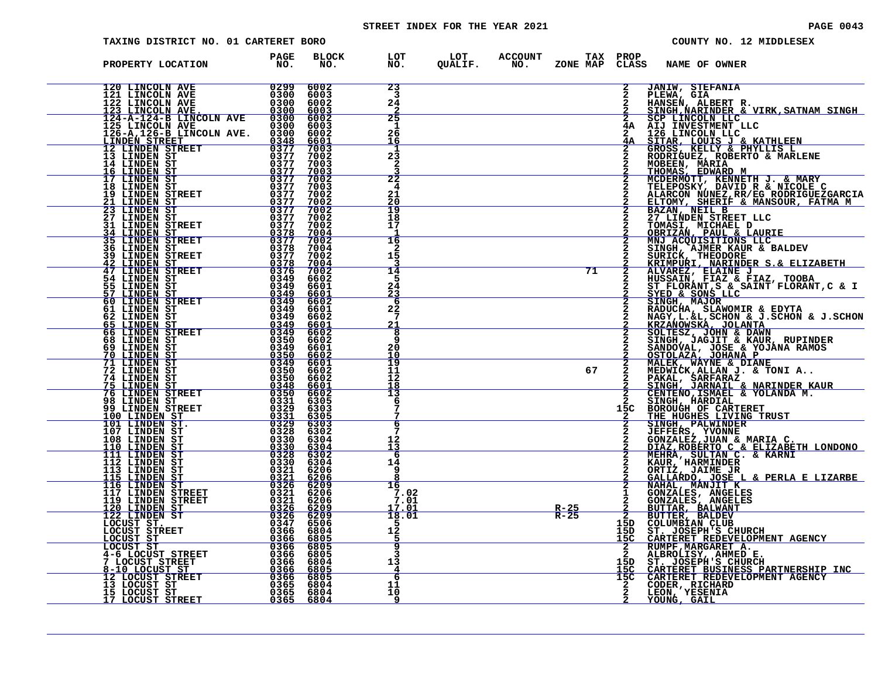STREET INDEX FOR THE YEAR 2021

TAXING DISTRICT NO. 01 CARTERET BORO

COUNTY NO. 12 MIDDLESEX

| PROPERTY LOCATION | PAGE NO. | BLOCK NO. | LOT NO. | LOT QUALIF. | ACCOUNT NO. | ZONE | TAX MAP | PROP CLASS | NAME OF OWNER |
|---|---|---|---|---|---|---|---|---|---|
| 120 LINCOLN AVE | 0299 | 6002 | 23 | | | | | 2 | JANIW, STEFANIA |
| 121 LINCOLN AVE | 0300 | 6003 | 3 | | | | | 2 | PLEWA, GIA |
| 122 LINCOLN AVE | 0300 | 6002 | 24 | | | | | 2 | HANSEN, ALBERT R. |
| 123 LINCOLN AVE. | 0300 | 6003 | 2 | | | | | 2 | SINGH,NARINDER & VIRK,SATNAM SINGH |
| 124-A-124-B LINCOLN AVE | 0300 | 6002 | 25 | | | | | 2 | SCP LINCOLN LLC |
| 125 LINCOLN AVE | 0300 | 6003 | 1 | | | | | 4A | AIJ INVESTMENT LLC |
| 126-A,126-B LINCOLN AVE. | 0300 | 6002 | 26 | | | | | 2 | 126 LINCOLN LLC |
| LINDEN STREET | 0348 | 6601 | 16 | | | | | 4A | SITAR, LOUIS J & KATHLEEN |
| 12 LINDEN STREET | 0377 | 7003 | 1 | | | | | 2 | GROSS, KELLY & PHYLLIS L |
| 13 LINDEN ST | 0377 | 7002 | 23 | | | | | 2 | RODRIGUEZ, ROBERTO & MARLENE |
| 14 LINDEN ST | 0377 | 7003 | 2 | | | | | 2 | MOBEEN, MARIA |
| 16 LINDEN ST | 0377 | 7003 | 3 | | | | | 2 | THOMAS, EDWARD M |
| 17 LINDEN ST | 0377 | 7002 | 22 | | | | | 2 | MCDERMOTT, KENNETH J. & MARY |
| 18 LINDEN ST | 0377 | 7003 | 4 | | | | | 2 | TELEPOSKY, DAVID R & NICOLE C |
| 19 LINDEN STREET | 0377 | 7002 | 21 | | | | | 2 | ALARCON NUNEZ,RR/EG RODRIGUEZGARCIA |
| 21 LINDEN ST | 0377 | 7002 | 20 | | | | | 2 | ELTOMY, SHERIF & MANSOUR, FATMA M |
| 23 LINDEN ST | 0377 | 7002 | 19 | | | | | 2 | BAZAN, NEIL B |
| 27 LINDEN ST | 0377 | 7002 | 18 | | | | | 2 | 27 LINDEN STREET LLC |
| 31 LINDEN STREET | 0377 | 7002 | 17 | | | | | 2 | TOMASI, MICHAEL D |
| 34 LINDEN ST | 0378 | 7004 | 1 | | | | | 2 | OBRIZAN, PAUL & LAURIE |
| 35 LINDEN STREET | 0377 | 7002 | 16 | | | | | 2 | MNJ ACQUISITIONS LLC |
| 36 LINDEN ST | 0378 | 7004 | 2 | | | | | 2 | SINGH, AJMER KAUR & BALDEV |
| 39 LINDEN STREET | 0377 | 7002 | 15 | | | | | 2 | SURICK, THEODORE |
| 42 LINDEN ST | 0378 | 7004 | 3 | | | | | 2 | KRIMPURI, NARINDER S.& ELIZABETH |
| 47 LINDEN STREET | 0376 | 7002 | 14 | | | | 71 | 2 | ALVAREZ, ELAINE J |
| 54 LINDEN ST | 0349 | 6602 | 5 | | | | | 2 | HUSSAIN, FIAZ & FIAZ, TOOBA |
| 55 LINDEN ST | 0349 | 6601 | 24 | | | | | 2 | ST FLORANT,S & SAINT FLORANT,C & I |
| 57 LINDEN ST | 0349 | 6601 | 23 | | | | | 2 | SYED & SONS LLC |
| 60 LINDEN STREET | 0349 | 6602 | 6 | | | | | 2 | SINGH, MAJOR |
| 61 LINDEN ST | 0349 | 6601 | 22 | | | | | 2 | RADUCHA, SLAWOMIR & EDYTA |
| 62 LINDEN ST | 0349 | 6602 | 7 | | | | | 2 | NAGY,L.&L,SCHON & J.SCHON & J.SCHON |
| 65 LINDEN ST | 0349 | 6601 | 21 | | | | | 2 | KRZANOWSKA, JOLANTA |
| 66 LINDEN STREET | 0349 | 6602 | 8 | | | | | 2 | SOLTESZ, JOHN & DAWN |
| 68 LINDEN ST | 0350 | 6602 | 9 | | | | | 2 | SINGH, JAGJIT & KAUR, RUPINDER |
| 69 LINDEN ST | 0349 | 6601 | 20 | | | | | 2 | SANDOVAL, JOSE & YOJANA RAMOS |
| 70 LINDEN ST | 0350 | 6602 | 10 | | | | | 2 | OSTOLAZA, JOHANA P |
| 71 LINDEN ST | 0349 | 6601 | 19 | | | | | 2 | MALEK, WAYNE & DIANE |
| 72 LINDEN ST | 0350 | 6602 | 11 | | | | 67 | 2 | MEDWICK,ALLAN J. & TONI A.. |
| 74 LINDEN ST | 0350 | 6602 | 12 | | | | | 2 | PAKAL, SARFARAZ |
| 75 LINDEN ST | 0348 | 6601 | 18 | | | | | 2 | SINGH, JARNAIL & NARINDER KAUR |
| 76 LINDEN STREET | 0350 | 6602 | 13 | | | | | 2 | CENTENO,ISMAEL & YOLANDA M. |
| 98 LINDEN ST | 0331 | 6305 | 6 | | | | | 2 | SINGH, HARDIAL |
| 99 LINDEN STREET | 0329 | 6303 | 7 | | | | | 15C | BOROUGH OF CARTERET |
| 100 LINDEN ST | 0331 | 6305 | 7 | | | | | 2 | THE HUGHES LIVING TRUST |
| 101 LINDEN ST. | 0329 | 6303 | 6 | | | | | 2 | SINGH, PALWINDER |
| 107 LINDEN ST | 0328 | 6302 | 7 | | | | | 2 | JEFFERS, YVONNE |
| 108 LINDEN ST | 0330 | 6304 | 12 | | | | | 2 | GONZALEZ,JUAN & MARIA C. |
| 110 LINDEN ST | 0330 | 6304 | 13 | | | | | 2 | DIAZ,ROBERTO C & ELIZABETH LONDONO |
| 111 LINDEN ST | 0328 | 6302 | 6 | | | | | 2 | MEHRA, SULTAN C. & KARNI |
| 112 LINDEN ST | 0330 | 6304 | 14 | | | | | 2 | KAUR, HARMINDER |
| 113 LINDEN ST | 0321 | 6206 | 9 | | | | | 2 | ORTIZ, JAIME JR |
| 115 LINDEN ST | 0321 | 6206 | 8 | | | | | 2 | GALLARDO, JOSE L & PERLA E LIZARBE |
| 116 LINDEN ST | 0326 | 6209 | 16 | | | | | 2 | NAHAL, MANJIT K |
| 117 LINDEN STREET | 0321 | 6206 | 7.02 | | | | | 1 | GONZALES, ANGELES |
| 119 LINDEN STREET | 0321 | 6206 | 7.01 | | | | | 2 | GONZALES, ANGELES |
| 120 LINDEN ST | 0326 | 6209 | 17.01 | | | R-25 | | 2 | BUTTAR, BALWANT |
| 122 LINDEN ST | 0326 | 6209 | 18.01 | | | R-25 | | 2 | BUTTER, BALDEV |
| LOCUST ST. | 0347 | 6506 | 5 | | | | | 15D | COLUMBIAN CLUB |
| LOCUST STREET | 0366 | 6804 | 12 | | | | | 15D | ST. JOSEPH'S CHURCH |
| LOCUST ST | 0366 | 6805 | 5 | | | | | 15C | CARTERET REDEVELOPMENT AGENCY |
| LOCUST ST | 0366 | 6805 | 9 | | | | | 2 | RUMPF,MARGARET A. |
| 4-6 LOCUST STREET | 0366 | 6805 | 3 | | | | | 2 | ALBROLISY, AHMED E. |
| 7 LOCUST STREET | 0366 | 6804 | 13 | | | | | 15D | ST. JOSEPH'S CHURCH |
| 8-10 LOCUST ST | 0366 | 6805 | 4 | | | | | 15C | CARTERET BUSINESS PARTNERSHIP INC |
| 12 LOCUST STREET | 0366 | 6805 | 6 | | | | | 15C | CARTERET REDEVELOPMENT AGENCY |
| 13 LOCUST ST | 0365 | 6804 | 11 | | | | | 2 | CODER, RICHARD |
| 15 LOCUST ST | 0365 | 6804 | 10 | | | | | 2 | LEON, YESENIA |
| 17 LOCUST STREET | 0365 | 6804 | 9 | | | | | 2 | YOUNG, GAIL |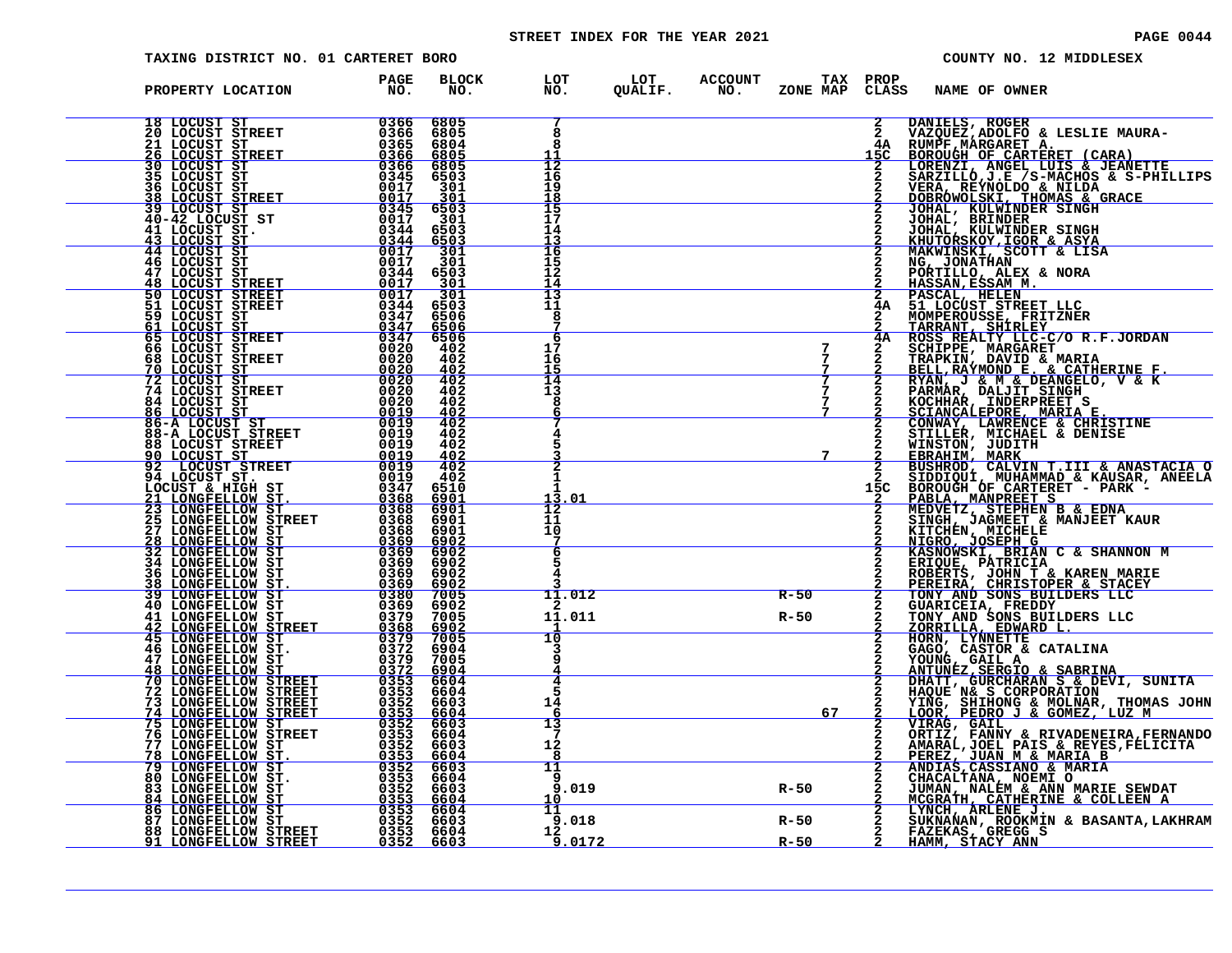STREET INDEX FOR THE YEAR 2021

TAXING DISTRICT NO. 01 CARTERET BORO — COUNTY NO. 12 MIDDLESEX

| PROPERTY LOCATION | PAGE NO. | BLOCK NO. | LOT NO. | LOT QUALIF. | ACCOUNT NO. | ZONE | TAX MAP | PROP CLASS | NAME OF OWNER |
|---|---|---|---|---|---|---|---|---|---|
| 18 LOCUST ST | 0366 | 6805 | 7 | | | | | 2 | DANIELS, ROGER |
| 20 LOCUST STREET | 0366 | 6805 | 8 | | | | | 2 | VAZQUEZ,ADOLFO & LESLIE MAURA- |
| 21 LOCUST ST | 0365 | 6804 | 8 | | | | | 4A | RUMPF,MARGARET A. |
| 26 LOCUST STREET | 0366 | 6805 | 11 | | | | | 15C | BOROUGH OF CARTERET (CARA) |
| 30 LOCUST ST | 0366 | 6805 | 12 | | | | | 2 | LORENZI, ANGEL LUIS & JEANETTE |
| 35 LOCUST ST | 0345 | 6503 | 16 | | | | | 2 | SARZILLO,J.E /S-MACHOS & S-PHILLIPS |
| 36 LOCUST ST | 0017 | 301 | 19 | | | | | 2 | VERA, REYNOLDO & NILDA |
| 38 LOCUST STREET | 0017 | 301 | 18 | | | | | 2 | DOBROWOLSKI, THOMAS & GRACE |
| 39 LOCUST ST | 0345 | 6503 | 15 | | | | | 2 | JOHAL, KULWINDER SINGH |
| 40-42 LOCUST ST | 0017 | 301 | 17 | | | | | 2 | JOHAL, BRINDER |
| 41 LOCUST ST. | 0344 | 6503 | 14 | | | | | 2 | JOHAL, KULWINDER SINGH |
| 43 LOCUST ST | 0344 | 6503 | 13 | | | | | 2 | KHUTORSKOY,IGOR & ASYA |
| 44 LOCUST ST | 0017 | 301 | 16 | | | | | 2 | MAKWINSKI, SCOTT & LISA |
| 46 LOCUST ST | 0017 | 301 | 15 | | | | | 2 | NG, JONATHAN |
| 47 LOCUST ST | 0344 | 6503 | 12 | | | | | 2 | PORTILLO, ALEX & NORA |
| 48 LOCUST STREET | 0017 | 301 | 14 | | | | | 2 | HASSAN,ESSAM M. |
| 50 LOCUST STREET | 0017 | 301 | 13 | | | | | 2 | PASCAL, HELEN |
| 51 LOCUST STREET | 0344 | 6503 | 11 | | | | | 4A | 51 LOCUST STREET LLC |
| 59 LOCUST ST | 0347 | 6506 | 8 | | | | | 2 | MOMPEROUSSE, FRITZNER |
| 61 LOCUST ST | 0347 | 6506 | 7 | | | | | 2 | TARRANT, SHIRLEY |
| 65 LOCUST STREET | 0347 | 6506 | 6 | | | | | 4A | ROSS REALTY LLC-C/O R.F.JORDAN |
| 66 LOCUST ST | 0020 | 402 | 17 | | | | 7 | 2 | SCHIPPE, MARGARET |
| 68 LOCUST STREET | 0020 | 402 | 16 | | | | 7 | 2 | TRAPKIN, DAVID & MARIA |
| 70 LOCUST ST | 0020 | 402 | 15 | | | | 7 | 2 | BELL,RAYMOND E. & CATHERINE F. |
| 72 LOCUST ST | 0020 | 402 | 14 | | | | 7 | 2 | RYAN, J & M & DEANGELO, V & K |
| 74 LOCUST STREET | 0020 | 402 | 13 | | | | 7 | 2 | PARMAR, DALJIT SINGH |
| 84 LOCUST ST | 0020 | 402 | 8 | | | | 7 | 2 | KOCHHAR, INDERPREET S |
| 86 LOCUST ST | 0019 | 402 | 6 | | | | 7 | 2 | SCIANCALEPORE, MARIA E. |
| 86-A LOCUST ST | 0019 | 402 | 7 | | | | | 2 | CONWAY, LAWRENCE & CHRISTINE |
| 88-A LOCUST STREET | 0019 | 402 | 4 | | | | | 2 | STILLER, MICHAEL & DENISE |
| 88 LOCUST STREET | 0019 | 402 | 5 | | | | | 2 | WINSTON, JUDITH |
| 90 LOCUST ST | 0019 | 402 | 3 | | | | 7 | 2 | EBRAHIM, MARK |
| 92 LOCUST STREET | 0019 | 402 | 2 | | | | | 2 | BUSHROD, CALVIN T.III & ANASTACIA O |
| 94 LOCUST ST. | 0019 | 402 | 1 | | | | | 2 | SIDDIQUI, MUHAMMAD & KAUSAR, ANEELA |
| LOCUST & HIGH ST | 0347 | 6510 | 1 | | | | | 15C | BOROUGH OF CARTERET - PARK - |
| 21 LONGFELLOW ST. | 0368 | 6901 | 13.01 | | | | | 2 | PABLA, MANPREET S |
| 23 LONGFELLOW ST | 0368 | 6901 | 12 | | | | | 2 | MEDVETZ, STEPHEN B & EDNA |
| 25 LONGFELLOW STREET | 0368 | 6901 | 11 | | | | | 2 | SINGH, JAGMEET & MANJEET KAUR |
| 27 LONGFELLOW ST | 0368 | 6901 | 10 | | | | | 2 | KITCHEN, MICHELE |
| 28 LONGFELLOW ST | 0369 | 6902 | 7 | | | | | 2 | NIGRO, JOSEPH G |
| 32 LONGFELLOW ST | 0369 | 6902 | 6 | | | | | 2 | KASNOWSKI, BRIAN C & SHANNON M |
| 34 LONGFELLOW ST | 0369 | 6902 | 5 | | | | | 2 | ERIQUE, PATRICIA |
| 36 LONGFELLOW ST | 0369 | 6902 | 4 | | | | | 2 | ROBERTS, JOHN T & KAREN MARIE |
| 38 LONGFELLOW ST. | 0369 | 6902 | 3 | | | | | 2 | PEREIRA, CHRISTOPER & STACEY |
| 39 LONGFELLOW ST | 0380 | 7005 | 11.012 | | | R-50 | | 2 | TONY AND SONS BUILDERS LLC |
| 40 LONGFELLOW ST | 0369 | 6902 | 2 | | | | | 2 | GUARICETA, FREDDY |
| 41 LONGFELLOW ST | 0379 | 7005 | 11.011 | | | R-50 | | 2 | TONY AND SONS BUILDERS LLC |
| 42 LONGFELLOW STREET | 0368 | 6902 | 1 | | | | | 2 | ZORRILLA, EDWARD L. |
| 45 LONGFELLOW ST | 0379 | 7005 | 10 | | | | | 2 | HORN, LYNNETTE |
| 46 LONGFELLOW ST. | 0372 | 6904 | 3 | | | | | 2 | GAGO, CASTOR & CATALINA |
| 47 LONGFELLOW ST | 0379 | 7005 | 9 | | | | | 2 | YOUNG, GAIL A |
| 48 LONGFELLOW ST | 0372 | 6904 | 4 | | | | | 2 | ANTUNEZ,SERGIO & SABRINA |
| 70 LONGFELLOW STREET | 0353 | 6604 | 4 | | | | | 2 | DHATT, GURCHARAN S & DEVI, SUNITA |
| 72 LONGFELLOW STREET | 0353 | 6604 | 5 | | | | | 2 | HAQUE N& S CORPORATION |
| 73 LONGFELLOW STREET | 0352 | 6603 | 14 | | | | | 2 | YING, SHIHONG & MOLNAR, THOMAS JOHN |
| 74 LONGFELLOW STREET | 0353 | 6604 | 6 | | | | 67 | 2 | LOOR, PEDRO J & GOMEZ, LUZ M |
| 75 LONGFELLOW ST | 0352 | 6603 | 13 | | | | | 2 | VIRAG, GAIL |
| 76 LONGFELLOW STREET | 0353 | 6604 | 7 | | | | | 2 | ORTIZ, FANNY & RIVADENEIRA,FERNANDO |
| 77 LONGFELLOW ST | 0352 | 6603 | 12 | | | | | 2 | AMARAL,JOEL PAIS & REYES,FELICITA |
| 78 LONGFELLOW ST. | 0353 | 6604 | 8 | | | | | 2 | PEREZ, JUAN M & MARIA B |
| 79 LONGFELLOW ST | 0352 | 6603 | 11 | | | | | 2 | ANDIAS,CASSIANO & MARIA |
| 80 LONGFELLOW ST. | 0353 | 6604 | 9 | | | | | 2 | CHACALTANA, NOEMI O |
| 83 LONGFELLOW ST | 0352 | 6603 | 9.019 | | | R-50 | | 2 | JUMAN, NALEM & ANN MARIE SEWDAT |
| 84 LONGFELLOW ST | 0353 | 6604 | 10 | | | | | 2 | MCGRATH, CATHERINE & COLLEEN A |
| 86 LONGFELLOW ST | 0353 | 6604 | 11 | | | | | 2 | LYNCH, ARLENE J. |
| 87 LONGFELLOW ST | 0352 | 6603 | 9.018 | | | R-50 | | 2 | SUKNANAN, ROOKMIN & BASANTA,LAKHRAM |
| 88 LONGFELLOW STREET | 0353 | 6604 | 12 | | | | | 2 | FAZEKAS, GREGG S |
| 91 LONGFELLOW STREET | 0352 | 6603 | 9.0172 | | | R-50 | | 2 | HAMM, STACY ANN |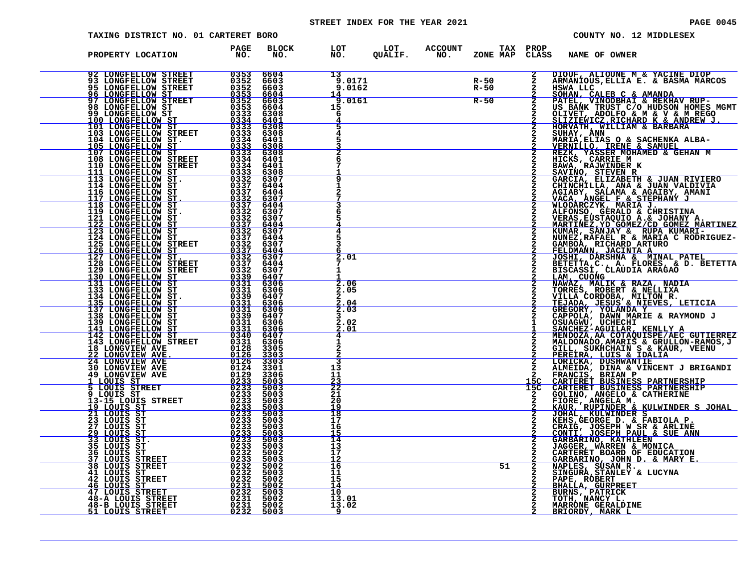STREET INDEX FOR THE YEAR 2021

TAXING DISTRICT NO. 01 CARTERET BORO — COUNTY NO. 12 MIDDLESEX

| PROPERTY LOCATION | PAGE NO. | BLOCK NO. | LOT NO. | LOT QUALIF. | ACCOUNT NO. | TAX ZONE MAP | PROP CLASS | NAME OF OWNER |
|---|---|---|---|---|---|---|---|---|
| 92 LONGFELLOW STREET | 0353 | 6604 | 13 | | | | 2 | DIOUF, ALIOUNE M & YACINE DIOP |
| 93 LONGFELLOW STREET | 0352 | 6603 | 9.0171 | | | R-50 | 2 | ARMANIOUS,ELLIA E. & BASMA MARCOS |
| 95 LONGFELLOW STREET | 0352 | 6603 | 9.0162 | | | R-50 | 2 | HSWA LLC |
| 96 LONGFELLOW ST | 0353 | 6604 | 14 | | | | 2 | SOHAN, CALEB C & AMANDA |
| 97 LONGFELLOW STREET | 0352 | 6603 | 9.0161 | | | R-50 | 2 | PATEL, VINODBHAI & REKHAV RUP- |
| 98 LONGFELLOW ST | 0353 | 6604 | 15 | | | | 2 | US BANK TRUST C/O HUDSON HOMES MGMT |
| 99 LONGFELLOW ST | 0333 | 6308 | 6 | | | | 2 | OLIVET, ADOLFO & M & V & M REGO |
| 100 LONGFELLOW ST | 0334 | 6401 | 4 | | | | 2 | SLIZIEWICZ,RICHARD K & ANDREW J. |
| 101 LONGFELLOW ST | 0333 | 6308 | 5 | | | | 2 | HORVATH, WILLIAM & BARBARA |
| 103 LONGFELLOW STREET | 0333 | 6308 | 4 | | | | 2 | SUHAY, ANN |
| 104 LONGFELLOW ST. | 0334 | 6401 | 5 | | | | 2 | MARIA,ELIAS O & SACHENKA ALBA- |
| 105 LONGFELLOW ST | 0333 | 6308 | 3 | | | | 2 | VERNILLO, IRENE & SAMUEL |
| 107 LONGFELLOW ST | 0333 | 6308 | 2 | | | | 2 | REZK, YASSER MOHAMED & GEHAN M |
| 108 LONGFELLOW STREET | 0334 | 6401 | 6 | | | | 2 | HICKS, CARRIE M |
| 110 LONGFELLOW STREET | 0334 | 6401 | 7 | | | | 2 | BAWA, RAJWINDER K |
| 111 LONGFELLOW ST | 0333 | 6308 | 1 | | | | 2 | SAVINO, STEVEN R |
| 113 LONGFELLOW ST. | 0332 | 6307 | 9 | | | | 2 | GARCIA, ELIZABETH & JUAN RIVIERO |
| 114 LONGFELLOW ST | 0337 | 6404 | 1 | | | | 2 | CHINCHILLA, ANA & JUAN VALDIVIA |
| 116 LONGFELLOW ST | 0337 | 6404 | 2 | | | | 2 | AGIABY, SALAMA & AGAIBY, AMANI |
| 117 LONGFELLOW ST. | 0332 | 6307 | 7 | | | | 2 | VACA, ANGEL F & STEPHANY J |
| 118 LONGFELLOW ST | 0337 | 6404 | 3 | | | | 2 | WLODARCZYK, MARIA J. |
| 119 LONGFELLOW ST. | 0332 | 6307 | 6 | | | | 2 | ALFONSO, GERALD & CHRISTINA |
| 121 LONGFELLOW ST | 0332 | 6307 | 5 | | | | 2 | VERAS,EUSTAQUIO A.& JOHANY A. |
| 122 LONGFELLOW ST | 0337 | 6404 | 4 | | | | 2 | MARTINEZ,YD GOMEZ/CD GOMEZ MARTINEZ |
| 123 LONGFELLOW ST | 0332 | 6307 | 4 | | | | 2 | KUMAR, SANJAY & RUPA KUMARI- |
| 124 LONGFELLOW ST | 0337 | 6404 | 5 | | | | 2 | NUNEZ,RAFAEL R & MARIA C RODRIGUEZ- |
| 125 LONGFELLOW STREET | 0332 | 6307 | 3 | | | | 2 | GAMBOA, RICHARD ARTURO |
| 126 LONGFELLOW ST | 0337 | 6404 | 6 | | | | 2 | FELDMANN, JACINTA A |
| 127 LONGFELLOW ST. | 0332 | 6307 | 2.01 | | | | 2 | JOSHI, DARSHNA & MINAL PATEL |
| 128 LONGFELLOW STREET | 0337 | 6404 | 7 | | | | 2 | BETETTA,C., A. FLORES, & D. BETETTA |
| 129 LONGFELLOW STREET | 0332 | 6307 | 1 | | | | 2 | BISCASSI, CLAUDIA ARAGAO |
| 130 LONGFELLOW ST | 0339 | 6407 | 1 | | | | 2 | LAM, CUONG |
| 131 LONGFELLOW ST | 0331 | 6306 | 2.06 | | | | 2 | NAWAZ, MALIK & RAZA, NADIA |
| 133 LONGFELLOW ST | 0331 | 6306 | 2.05 | | | | 2 | TORRES, ROBERT & NELLIXA |
| 134 LONGFELLOW ST. | 0339 | 6407 | 2 | | | | 2 | VILLA CORDOBA, MILTON R. |
| 135 LONGFELLOW ST | 0331 | 6306 | 2.04 | | | | 2 | TEJADA, JESUS & NIEVES, LETICIA |
| 137 LONGFELLOW ST | 0331 | 6306 | 2.03 | | | | 2 | GREGORY, YOLANDA Y |
| 138 LONGFELLOW ST | 0339 | 6407 | 3 | | | | 2 | CAPPOLA, DAWN MARIE & RAYMOND J |
| 139 LONGFELLOW ST | 0331 | 6306 | 2.02 | | | | 1 | OSUAGWU, UCHECHI |
| 141 LONGFELLOW ST | 0331 | 6306 | 2.01 | | | | 1 | SANCHEZ-AGUILAR, KENLLY A |
| 142 LONGFELLOW ST | 0340 | 6407 | 4 | | | | 2 | MENDOZA,AA COTAQUISPE/AEC GUTIERREZ |
| 143 LONGFELLOW STREET | 0331 | 6306 | 1 | | | | 2 | MALDONADO,AMARIS & GRULLON-RAMOS,J |
| 18 LONGVIEW AVE | 0128 | 3305 | 2 | | | | 2 | GILL, SUKHCHAIN S & KAUR, VEENU |
| 22 LONGVIEW AVE. | 0126 | 3303 | 2 | | | | 2 | PEREIRA, LUIS & IDALIA |
| 24 LONGVIEW AVE | 0126 | 3303 | 3 | | | | 2 | LORICKA, DUSHWANTIE |
| 30 LONGVIEW AVE | 0124 | 3301 | 13 | | | | 2 | ALMEIDA, DINA & VINCENT J BRIGANDI |
| 49 LONGVIEW AVE | 0129 | 3306 | 11 | | | | 2 | FRANCIS, BRIAN P |
| 1 LOUIS ST | 0233 | 5003 | 23 | | | | 15C | CARTERET BUSINESS PARTNERSHIP |
| 5 LOUIS STREET | 0233 | 5003 | 22 | | | | 15C | CARTERET BUSINESS PARTNERSHIP |
| 9 LOUIS ST | 0233 | 5003 | 21 | | | | 2 | GOLINO, ANGELO & CATHERINE |
| 13-15 LOUIS STREET | 0233 | 5003 | 20 | | | | 2 | FIORE, ANGELA M. |
| 19 LOUIS ST | 0233 | 5003 | 19 | | | | 2 | KAUR, RUPINDER & KULWINDER S JOHAL |
| 21 LOUIS ST | 0233 | 5003 | 18 | | | | 2 | JOHAL, KULWINDER S |
| 23 LOUIS ST | 0233 | 5003 | 17 | | | | 2 | KEHS,GEORGE D. & FABIOLA P. |
| 27 LOUIS ST | 0233 | 5003 | 16 | | | | 2 | CRAIG, JOSEPH W SR & ARLINE |
| 29 LOUIS ST | 0233 | 5003 | 15 | | | | 2 | CONTI, JOSEPH PAUL & SUE ANN |
| 33 LOUIS ST. | 0233 | 5003 | 14 | | | | 2 | GARBARINO, KATHLEEN |
| 35 LOUIS ST | 0233 | 5003 | 13 | | | | 2 | JAGGER, WARREN & MONICA |
| 36 LOUIS ST | 0232 | 5002 | 17 | | | | 2 | CARTERET BOARD OF EDUCATION |
| 37 LOUIS STREET | 0233 | 5003 | 12 | | | | 2 | GARBARINO, JOHN D. & MARY E. |
| 38 LOUIS STREET | 0232 | 5002 | 16 | | | 51 | 2 | NAPLES, SUSAN R. |
| 41 LOUIS ST | 0232 | 5003 | 11 | | | | 2 | SINGURA,STANLEY & LUCYNA |
| 42 LOUIS STREET | 0232 | 5002 | 15 | | | | 2 | PAPE, ROBERT |
| 46 LOUIS ST | 0231 | 5002 | 14 | | | | 2 | BHALLA, GURPREET |
| 47 LOUIS STREET | 0232 | 5003 | 10 | | | | 2 | BURNS, PATRICK |
| 48-A LOUIS STREET | 0231 | 5002 | 13.01 | | | | 2 | TOTH, NANCY L. |
| 48-B LOUIS STREET | 0231 | 5002 | 13.02 | | | | 2 | MARRONE GERALDINE |
| 51 LOUIS STREET | 0232 | 5003 | 9 | | | | 2 | BRIORDY, MARK L |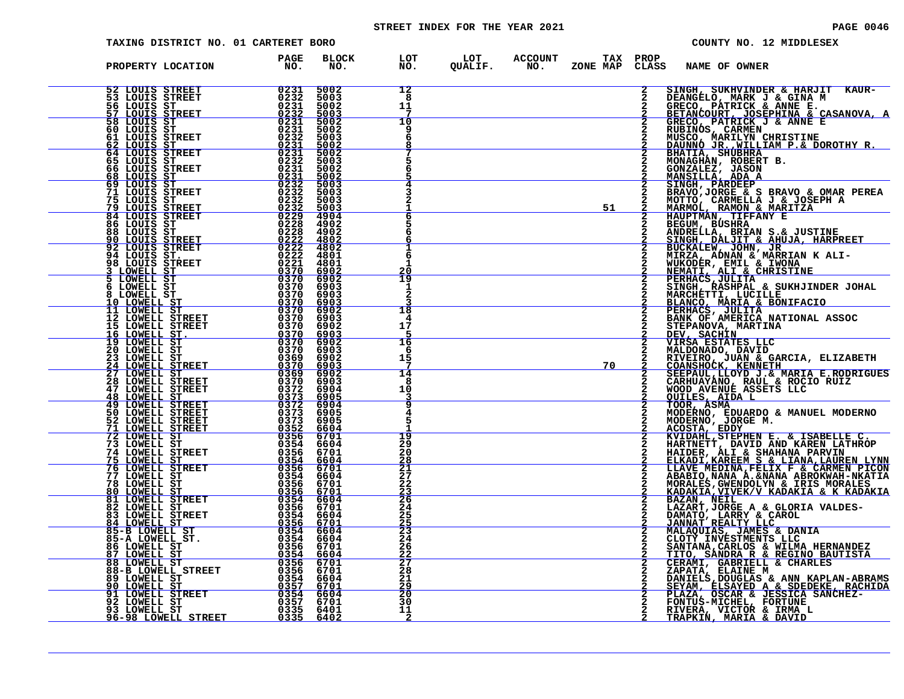STREET INDEX FOR THE YEAR 2021

TAXING DISTRICT NO. 01 CARTERET BORO — COUNTY NO. 12 MIDDLESEX

| PROPERTY LOCATION | PAGE NO. | BLOCK NO. | LOT NO. | LOT QUALIF. | ACCOUNT NO. | TAX ZONE MAP | PROP CLASS | NAME OF OWNER |
|---|---|---|---|---|---|---|---|---|
| 52 LOUIS STREET | 0231 | 5002 | 12 | | | | 2 | SINGH, SUKHVINDER & HARJIT KAUR- |
| 53 LOUIS STREET | 0232 | 5003 | 8 | | | | 2 | DEANGELO, MARK J & GINA M |
| 56 LOUIS ST | 0231 | 5002 | 11 | | | | 2 | GRECO, PATRICK & ANNE E. |
| 57 LOUIS STREET | 0232 | 5003 | 7 | | | | 2 | BETANCOURT, JOSEPHINA & CASANOVA, A |
| 58 LOUIS ST | 0231 | 5002 | 10 | | | | 2 | GRECO, PATRICK J & ANNE E |
| 60 LOUIS ST | 0231 | 5002 | 9 | | | | 2 | RUBINOS, CARMEN |
| 61 LOUIS STREET | 0232 | 5003 | 6 | | | | 2 | MUSCO, MARILYN CHRISTINE |
| 62 LOUIS ST | 0231 | 5002 | 8 | | | | 2 | DAUNNO JR.,WILLIAM P.& DOROTHY R. |
| 64 LOUIS STREET | 0231 | 5002 | 7 | | | | 2 | BHATIA, SHUBHRA |
| 65 LOUIS ST | 0232 | 5003 | 5 | | | | 2 | MONAGHAN, ROBERT B. |
| 66 LOUIS STREET | 0231 | 5002 | 6 | | | | 2 | GONZALEZ, JASON |
| 68 LOUIS ST | 0231 | 5002 | 5 | | | | 2 | MANSILLA, ADA A |
| 69 LOUIS ST | 0232 | 5003 | 4 | | | | 2 | SINGH, PARDEEP |
| 71 LOUIS STREET | 0232 | 5003 | 3 | | | | 2 | BRAVO,JORGE & S BRAVO & OMAR PEREA |
| 75 LOUIS ST | 0232 | 5003 | 2 | | | | 2 | MOTTO, CARMELLA J & JOSEPH A |
| 79 LOUIS STREET | 0232 | 5003 | 1 | | | 51 | 2 | MARMOL, RAMON & MARITZA |
| 84 LOUIS STREET | 0229 | 4904 | 6 | | | | 2 | HAUPTMAN, TIFFANY E |
| 86 LOUIS ST | 0228 | 4902 | 5 | | | | 2 | BEGUM, BUSHRA |
| 88 LOUIS ST | 0228 | 4902 | 6 | | | | 2 | ANDRELLA, BRIAN S.& JUSTINE |
| 90 LOUIS STREET | 0222 | 4802 | 6 | | | | 2 | SINGH, DALJIT & AHUJA, HARPREET |
| 92 LOUIS STREET | 0222 | 4802 | 1 | | | | 2 | BUCKALEW, JOHN, JR |
| 94 LOUIS ST. | 0222 | 4801 | 6 | | | | 2 | MIRZA, ADNAN & MARRIAN K ALI- |
| 98 LOUIS STREET | 0221 | 4801 | 1 | | | | 2 | WUKODER, EMIL & IWONA |
| 3 LOWELL ST | 0370 | 6902 | 20 | | | | 2 | NEMATI, ALI & CHRISTINE |
| 5 LOWELL ST | 0370 | 6902 | 19 | | | | 2 | PERHACS,JULITA |
| 6 LOWELL ST | 0370 | 6903 | 1 | | | | 2 | SINGH, RASHPAL & SUKHJINDER JOHAL |
| 8 LOWELL ST | 0370 | 6903 | 2 | | | | 2 | MARCHETTI, LUCILLE |
| 10 LOWELL ST | 0370 | 6903 | 3 | | | | 2 | BLANCO, MARIA & BONIFACIO |
| 11 LOWELL ST | 0370 | 6902 | 18 | | | | 2 | PERHACS, JULITA |
| 12 LOWELL STREET | 0370 | 6903 | 4 | | | | 2 | BANK OF AMERICA NATIONAL ASSOC |
| 15 LOWELL STREET | 0370 | 6902 | 17 | | | | 2 | STEPANOVA, MARTINA |
| 16 LOWELL ST. | 0370 | 6903 | 5 | | | | 2 | DEV, SACHIN |
| 19 LOWELL ST | 0370 | 6902 | 16 | | | | 2 | VIRSA ESTATES LLC |
| 20 LOWELL ST | 0370 | 6903 | 6 | | | | 2 | MALDONADO, DAVID |
| 23 LOWELL ST | 0369 | 6902 | 15 | | | | 2 | RIVEIRO, JUAN & GARCIA, ELIZABETH |
| 24 LOWELL STREET | 0370 | 6903 | 7 | | | 70 | 2 | COANSHOCK, KENNETH |
| 27 LOWELL ST | 0369 | 6902 | 14 | | | | 2 | SEEPAUL,LLOYD J.& MARIA E.RODRIGUES |
| 28 LOWELL STREET | 0370 | 6903 | 8 | | | | 2 | CARHUAYANO, RAUL & ROCIO RUIZ |
| 47 LOWELL STREET | 0372 | 6904 | 10 | | | | 2 | WOOD AVENUE ASSETS LLC |
| 48 LOWELL ST | 0373 | 6905 | 3 | | | | 2 | QUILES, AIDA L |
| 49 LOWELL STREET | 0372 | 6904 | 9 | | | | 2 | TOOR, ASMA |
| 50 LOWELL STREET | 0373 | 6905 | 4 | | | | 2 | MODERNO, EDUARDO & MANUEL MODERNO |
| 52 LOWELL STREET | 0373 | 6905 | 5 | | | | 2 | MODERNO, JORGE M. |
| 71 LOWELL STREET | 0352 | 6604 | 1 | | | | 2 | ACOSTA, EDDY |
| 72 LOWELL ST | 0356 | 6701 | 19 | | | | 2 | KVIDAHL,STEPHEN E. & ISABELLE C. |
| 73 LOWELL ST | 0354 | 6604 | 29 | | | | 2 | HARTNETT, DAVID AND KAREN LATHROP |
| 74 LOWELL STREET | 0356 | 6701 | 20 | | | | 2 | HAIDER, ALI & SHAHANA PARVIN |
| 75 LOWELL ST | 0354 | 6604 | 28 | | | | 2 | ELKADI,KAREEM S & LIANA,LAUREN LYNN |
| 76 LOWELL STREET | 0356 | 6701 | 21 | | | | 2 | LLAVE MEDINA,FELIX F & CARMEN PICON |
| 77 LOWELL ST | 0354 | 6604 | 27 | | | | 2 | ABABIO,NANA A.&NANA ABROKWAH-NKATIA |
| 78 LOWELL ST | 0356 | 6701 | 22 | | | | 2 | MORALES,GWENDOLYN & IRIS MORALES |
| 80 LOWELL ST | 0356 | 6701 | 23 | | | | 2 | KADAKIA,VIVEK/V KADAKIA & K KADAKIA |
| 81 LOWELL STREET | 0354 | 6604 | 26 | | | | 2 | BAZAN, NEIL |
| 82 LOWELL ST | 0356 | 6701 | 24 | | | | 2 | LAZART,JORGE A & GLORIA VALDES- |
| 83 LOWELL STREET | 0354 | 6604 | 25 | | | | 2 | DAMATO, LARRY & CAROL |
| 84 LOWELL ST | 0356 | 6701 | 25 | | | | 2 | JANNAT REALTY LLC |
| 85-B LOWELL ST | 0354 | 6604 | 23 | | | | 2 | MALAQUIAS, JAMES & DANIA |
| 85-A LOWELL ST. | 0354 | 6604 | 24 | | | | 2 | CLOTY INVESTMENTS LLC |
| 86 LOWELL ST | 0356 | 6701 | 26 | | | | 2 | SANTANA,CARLOS & WILMA HERNANDEZ |
| 87 LOWELL ST | 0354 | 6604 | 22 | | | | 2 | TITO, SANDRA R & REGINO BAUTISTA |
| 88 LOWELL ST | 0356 | 6701 | 27 | | | | 2 | CERAMI, GABRIELL & CHARLES |
| 88-B LOWELL STREET | 0356 | 6701 | 28 | | | | 2 | ZAPATA, ELAINE M |
| 89 LOWELL ST | 0354 | 6604 | 21 | | | | 2 | DANIELS,DOUGLAS & ANN KAPLAN-ABRAMS |
| 90 LOWELL ST | 0357 | 6701 | 29 | | | | 2 | SEYAM, ELSAYED A & SDEDEKE, RACHIDA |
| 91 LOWELL STREET | 0354 | 6604 | 20 | | | | 2 | PLAZA, OSCAR & JESSICA SANCHEZ- |
| 92 LOWELL ST | 0357 | 6701 | 30 | | | | 2 | FONTUS-MICHEL, FORTUNE |
| 93 LOWELL ST | 0335 | 6401 | 11 | | | | 2 | RIVERA, VICTOR & IRMA L |
| 96-98 LOWELL STREET | 0335 | 6402 | 2 | | | | 2 | TRAPKIN, MARIA & DAVID |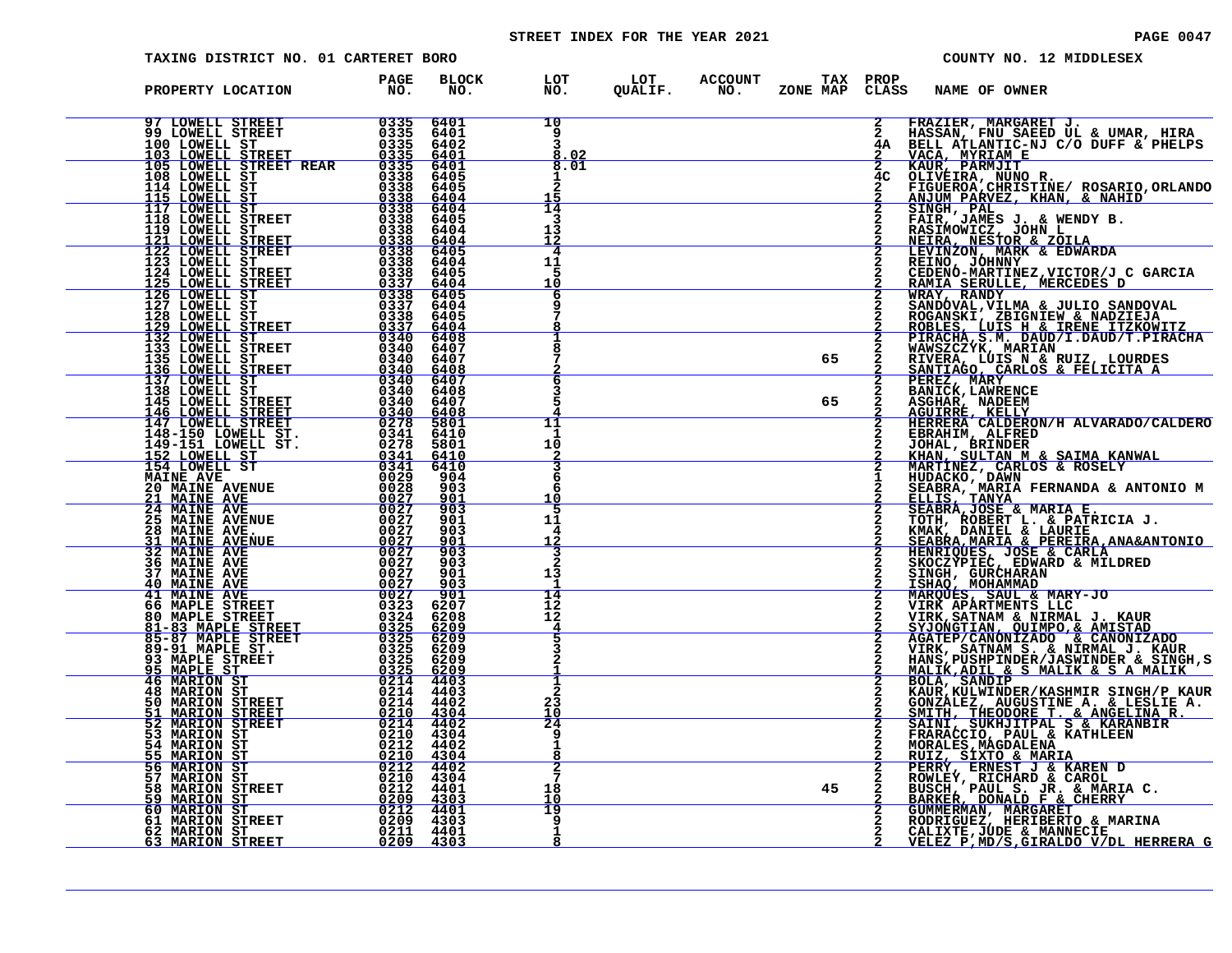STREET INDEX FOR THE YEAR 2021

TAXING DISTRICT NO. 01 CARTERET BORO — COUNTY NO. 12 MIDDLESEX

| PROPERTY LOCATION | PAGE NO. | BLOCK NO. | LOT NO. | LOT QUALIF. | ACCOUNT NO. | TAX ZONE MAP | PROP CLASS | NAME OF OWNER |
|---|---|---|---|---|---|---|---|---|
| 97 LOWELL STREET | 0335 | 6401 | 10 | | | | 2 | FRAZIER, MARGARET J. |
| 99 LOWELL STREET | 0335 | 6401 | 9 | | | | 2 | HASSAN, FNU SAEED UL & UMAR, HIRA |
| 100 LOWELL ST | 0335 | 6402 | 3 | | | | 4A | BELL ATLANTIC-NJ C/O DUFF & PHELPS |
| 103 LOWELL STREET | 0335 | 6401 | 8.02 | | | | 2 | VACA, MYRIAM E |
| 105 LOWELL STREET REAR | 0335 | 6401 | 8.01 | | | | 2 | KAUR, PARMJIT |
| 108 LOWELL ST | 0338 | 6405 | 1 | | | | 4C | OLIVEIRA, NUNO R. |
| 114 LOWELL ST | 0338 | 6405 | 2 | | | | 2 | FIGUEROA,CHRISTINE/ ROSARIO,ORLANDO |
| 115 LOWELL ST | 0338 | 6404 | 15 | | | | 2 | ANJUM PARVEZ, KHAN, & NAHID |
| 117 LOWELL ST | 0338 | 6404 | 14 | | | | 2 | SINGH, PAL |
| 118 LOWELL STREET | 0338 | 6405 | 3 | | | | 2 | FAIR, JAMES J. & WENDY B. |
| 119 LOWELL ST | 0338 | 6404 | 13 | | | | 2 | RASIMOWICZ, JOHN L |
| 121 LOWELL STREET | 0338 | 6404 | 12 | | | | 2 | NEIRA, NESTOR & ZOILA |
| 122 LOWELL STREET | 0338 | 6405 | 4 | | | | 2 | LEVINZON, MARK & EDWARDA |
| 123 LOWELL ST | 0338 | 6404 | 11 | | | | 2 | REINO, JOHNNY |
| 124 LOWELL STREET | 0338 | 6405 | 5 | | | | 2 | CEDENO-MARTINEZ,VICTOR/J C GARCIA |
| 125 LOWELL STREET | 0337 | 6404 | 10 | | | | 2 | RAMIA SERULLE, MERCEDES D |
| 126 LOWELL ST | 0338 | 6405 | 6 | | | | 2 | WRAY, RANDY |
| 127 LOWELL ST | 0337 | 6404 | 9 | | | | 2 | SANDOVAL,VILMA & JULIO SANDOVAL |
| 128 LOWELL ST | 0338 | 6405 | 7 | | | | 2 | ROGANSKI, ZBIGNIEW & NADZIEJA |
| 129 LOWELL STREET | 0337 | 6404 | 8 | | | | 2 | ROBLES, LUIS H & IRENE ITZKOWITZ |
| 132 LOWELL ST | 0340 | 6408 | 1 | | | | 2 | PIRACHA,S.M. DAUD/I.DAUD/T.PIRACHA |
| 133 LOWELL STREET | 0340 | 6407 | 8 | | | | 2 | WAWSZCZYK, MARIAN |
| 135 LOWELL ST | 0340 | 6407 | 7 | | | 65 | 2 | RIVERA, LUIS N & RUIZ, LOURDES |
| 136 LOWELL STREET | 0340 | 6408 | 2 | | | | 2 | SANTIAGO, CARLOS & FELICITA A |
| 137 LOWELL ST | 0340 | 6407 | 6 | | | | 2 | PEREZ, MARY |
| 138 LOWELL ST | 0340 | 6408 | 3 | | | | 2 | BANICK,LAWRENCE |
| 145 LOWELL STREET | 0340 | 6407 | 5 | | | 65 | 2 | ASGHAR, NADEEM |
| 146 LOWELL STREET | 0340 | 6408 | 4 | | | | 2 | AGUIRRE, KELLY |
| 147 LOWELL STREET | 0278 | 5801 | 11 | | | | 2 | HERRERA CALDERON/H ALVARADO/CALDERO |
| 148-150 LOWELL ST. | 0341 | 6410 | 1 | | | | 2 | EBRAHIM, ALFRED |
| 149-151 LOWELL ST. | 0278 | 5801 | 10 | | | | 2 | JOHAL, BRINDER |
| 152 LOWELL ST | 0341 | 6410 | 2 | | | | 2 | KHAN, SULTAN M & SAIMA KANWAL |
| 154 LOWELL ST | 0341 | 6410 | 3 | | | | 2 | MARTINEZ, CARLOS & ROSELY |
| MAINE AVE | 0029 | 904 | 6 | | | | 1 | HUDACKO, DAWN |
| 20 MAINE AVENUE | 0028 | 903 | 6 | | | | 2 | SEABRA, MARIA FERNANDA & ANTONIO M |
| 21 MAINE AVE | 0027 | 901 | 10 | | | | 2 | ELLIS, TANYA |
| 24 MAINE AVE | 0027 | 903 | 5 | | | | 2 | SEABRA,JOSE & MARIA E. |
| 25 MAINE AVENUE | 0027 | 901 | 11 | | | | 2 | TOTH, ROBERT L. & PATRICIA J. |
| 28 MAINE AVE. | 0027 | 903 | 4 | | | | 2 | KMAK, DANIEL & LAURIE |
| 31 MAINE AVENUE | 0027 | 901 | 12 | | | | 2 | SEABRA,MARIA & PEREIRA,ANA&ANTONIO |
| 32 MAINE AVE | 0027 | 903 | 3 | | | | 2 | HENRIQUES, JOSE & CARLA |
| 36 MAINE AVE | 0027 | 903 | 2 | | | | 2 | SKOCZYPIEC, EDWARD & MILDRED |
| 37 MAINE AVE | 0027 | 901 | 13 | | | | 2 | SINGH, GURCHARAN |
| 40 MAINE AVE | 0027 | 903 | 1 | | | | 2 | ISHAQ, MOHAMMAD |
| 41 MAINE AVE | 0027 | 901 | 14 | | | | 2 | MARQUES, SAUL & MARY-JO |
| 66 MAPLE STREET | 0323 | 6207 | 12 | | | | 2 | VIRK APARTMENTS LLC |
| 80 MAPLE STREET | 0324 | 6208 | 12 | | | | 2 | VIRK,SATNAM & NIRMAL J. KAUR |
| 81-83 MAPLE STREET | 0325 | 6209 | 4 | | | | 2 | SYJONGTIAN, QUIMPO,& AMISTAD |
| 85-87 MAPLE STREET | 0325 | 6209 | 5 | | | | 2 | AGATEP/CANONIZADO & CANONIZADO |
| 89-91 MAPLE ST. | 0325 | 6209 | 3 | | | | 2 | VIRK, SATNAM S. & NIRMAL J. KAUR |
| 93 MAPLE STREET | 0325 | 6209 | 2 | | | | 2 | HANS,PUSHPINDER/JASWINDER & SINGH,S |
| 95 MAPLE ST | 0325 | 6209 | 1 | | | | 2 | MALIK,ADIL & S MALIK & S A MALIK |
| 46 MARION ST | 0214 | 4403 | 1 | | | | 2 | BOLA, SANDIP |
| 48 MARION ST | 0214 | 4403 | 2 | | | | 2 | KAUR,KULWINDER/KASHMIR SINGH/P KAUR |
| 50 MARION STREET | 0214 | 4402 | 23 | | | | 2 | GONZALEZ, AUGUSTINE A. & LESLIE A. |
| 51 MARION STREET | 0210 | 4304 | 10 | | | | 2 | SMITH, THEODORE T. & ANGELINA R. |
| 52 MARION STREET | 0214 | 4402 | 24 | | | | 2 | SAINI, SUKHJITPAL S & KARANBIR |
| 53 MARION ST | 0210 | 4304 | 9 | | | | 2 | FRARACCIO, PAUL & KATHLEEN |
| 54 MARION ST | 0212 | 4402 | 1 | | | | 2 | MORALES,MAGDALENA |
| 55 MARION ST | 0210 | 4304 | 8 | | | | 2 | RUIZ, SIXTO & MARIA |
| 56 MARION ST | 0212 | 4402 | 2 | | | | 2 | PERRY, ERNEST J & KAREN D |
| 57 MARION ST | 0210 | 4304 | 7 | | | | 2 | ROWLEY, RICHARD & CAROL |
| 58 MARION STREET | 0212 | 4401 | 18 | | | 45 | 2 | BUSCH, PAUL S. JR. & MARIA C. |
| 59 MARION ST | 0209 | 4303 | 10 | | | | 2 | BARKER, DONALD F & CHERRY |
| 60 MARION ST | 0212 | 4401 | 19 | | | | 2 | GUMMERMAN, MARGARET |
| 61 MARION STREET | 0209 | 4303 | 9 | | | | 2 | RODRIGUEZ, HERIBERTO & MARINA |
| 62 MARION ST | 0211 | 4401 | 1 | | | | 2 | CALIXTE,JUDE & MANNECIE |
| 63 MARION STREET | 0209 | 4303 | 8 | | | | 2 | VELEZ P,MD/S,GIRALDO V/DL HERRERA G |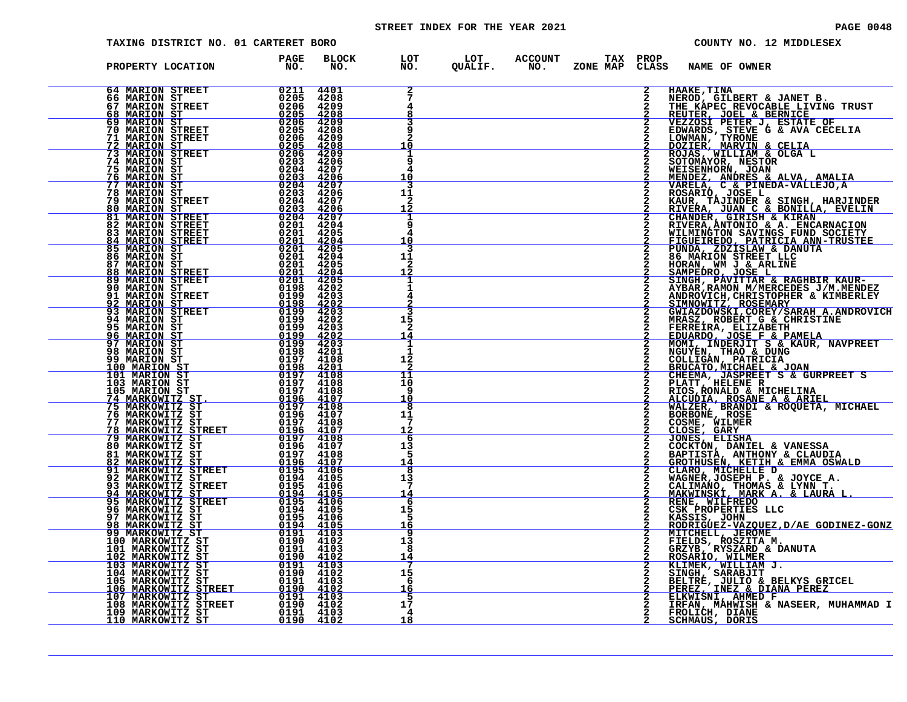# STREET INDEX FOR THE YEAR 2021

TAXING DISTRICT NO. 01 CARTERET BORO

COUNTY NO. 12 MIDDLESEX

| PROPERTY LOCATION | PAGE NO. | BLOCK NO. | LOT NO. | LOT QUALIF. | ACCOUNT NO. | TAX ZONE MAP | PROP CLASS | NAME OF OWNER |
|---|---|---|---|---|---|---|---|---|
| 64 MARION STREET | 0211 | 4401 | 2 | | | | 2 | HAAKE,TINA |
| 66 MARION ST | 0205 | 4208 | 7 | | | | 2 | NEROD, GILBERT & JANET B. |
| 67 MARION STREET | 0206 | 4209 | 4 | | | | 2 | THE KAPEC REVOCABLE LIVING TRUST |
| 68 MARION ST | 0205 | 4208 | 8 | | | | 2 | REUTER, JOEL & BERNICE |
| 69 MARION ST | 0206 | 4209 | 3 | | | | 2 | VEZZOSI PETER J, ESTATE OF |
| 70 MARION STREET | 0205 | 4208 | 9 | | | | 2 | EDWARDS, STEVE G & AVA CECELIA |
| 71 MARION STREET | 0206 | 4209 | 2 | | | | 2 | LOWMAN, TYRONE |
| 72 MARION ST | 0205 | 4208 | 10 | | | | 2 | DOZIER, MARVIN & CELIA |
| 73 MARION STREET | 0206 | 4209 | 1 | | | | 2 | ROJAS, WILLIAM & OLGA L |
| 74 MARION ST | 0203 | 4206 | 9 | | | | 2 | SOTOMAYOR, NESTOR |
| 75 MARION ST | 0204 | 4207 | 4 | | | | 2 | WEISENHORN, JOAN |
| 76 MARION ST | 0203 | 4206 | 10 | | | | 2 | MENDEZ, ANDRES & ALVA, AMALIA |
| 77 MARION ST | 0204 | 4207 | 3 | | | | 2 | VARELA, C & PINEDA-VALLEJO,A |
| 78 MARION ST | 0203 | 4206 | 11 | | | | 2 | ROSARIO, JOSE L |
| 79 MARION STREET | 0204 | 4207 | 2 | | | | 2 | KAUR, TAJINDER & SINGH, HARJINDER |
| 80 MARION ST | 0203 | 4206 | 12 | | | | 2 | RIVERA, JUAN C & BONILLA, EVELIN |
| 81 MARION STREET | 0204 | 4207 | 1 | | | | 2 | CHANDER, GIRISH & KIRAN |
| 82 MARION STREET | 0201 | 4204 | 9 | | | | 2 | RIVERA,ANTONIO & A. ENCARNACION |
| 83 MARION STREET | 0201 | 4205 | 4 | | | | 2 | WILMINGTON SAVINGS FUND SOCIETY |
| 84 MARION STREET | 0201 | 4204 | 10 | | | | 2 | FIGUEIREDO, PATRICIA ANN-TRUSTEE |
| 85 MARION ST | 0201 | 4205 | 3 | | | | 2 | PUNDA, ZDZISLAW & DANUTA |
| 86 MARION ST | 0201 | 4204 | 11 | | | | 2 | 86 MARION STREET LLC |
| 87 MARION ST | 0201 | 4205 | 2 | | | | 2 | HORAN, WM J & ARLINE |
| 88 MARION STREET | 0201 | 4204 | 12 | | | | 2 | SAMPEDRO, JOSE L |
| 89 MARION STREET | 0201 | 4205 | 1 | | | | 2 | SINGH, PAVITTAR & RAGHBIR KAUR- |
| 90 MARION ST | 0198 | 4202 | 1 | | | | 2 | AYBAR,RAMON M/MERCEDES J/M.MENDEZ |
| 91 MARION STREET | 0199 | 4203 | 4 | | | | 2 | ANDROVICH,CHRISTOPHER & KIMBERLEY |
| 92 MARION ST | 0198 | 4202 | 2 | | | | 2 | SIMNOWITZ, ROSEMARY |
| 93 MARION STREET | 0199 | 4203 | 3 | | | | 2 | GWIAZDOWSKI,COREY/SARAH A.ANDROVICH |
| 94 MARION ST | 0199 | 4202 | 15 | | | | 2 | MRASZ, ROBERT G & CHRISTINE |
| 95 MARION ST | 0199 | 4203 | 2 | | | | 2 | FERREIRA, ELIZABETH |
| 96 MARION ST | 0199 | 4202 | 14 | | | | 2 | EDUARDO, JOSE F & PAMELA |
| 97 MARION ST | 0199 | 4203 | 1 | | | | 2 | MOMI, INDERJIT S & KAUR, NAVPREET |
| 98 MARION ST | 0198 | 4201 | 1 | | | | 2 | NGUYEN, THAO & DUNG |
| 99 MARION ST | 0197 | 4108 | 12 | | | | 2 | COLLIGAN, PATRICIA |
| 100 MARION ST | 0198 | 4201 | 2 | | | | 2 | BRUCATO,MICHAEL & JOAN |
| 101 MARION ST | 0197 | 4108 | 11 | | | | 2 | CHEEMA, JASPREET S & GURPREET S |
| 103 MARION ST | 0197 | 4108 | 10 | | | | 2 | PLATT, HELENE R |
| 105 MARION ST | 0197 | 4108 | 9 | | | | 2 | RIOS,RONALD & MICHELINA |
| 74 MARKOWITZ ST. | 0196 | 4107 | 10 | | | | 2 | ALCUDIA, ROSANE A & ARIEL |
| 75 MARKOWITZ ST | 0197 | 4108 | 8 | | | | 2 | WALZER, BRANDI & ROQUETA, MICHAEL |
| 76 MARKOWITZ ST | 0196 | 4107 | 11 | | | | 2 | BORBONE, ROSE |
| 77 MARKOWITZ ST | 0197 | 4108 | 7 | | | | 2 | COSME, WILMER |
| 78 MARKOWITZ STREET | 0196 | 4107 | 12 | | | | 2 | CLOSE, GARY |
| 79 MARKOWITZ ST | 0197 | 4108 | 6 | | | | 2 | JONES, ELISHA |
| 80 MARKOWITZ ST | 0196 | 4107 | 13 | | | | 2 | COCKTON, DANIEL & VANESSA |
| 81 MARKOWITZ ST | 0197 | 4108 | 5 | | | | 2 | BAPTISTA, ANTHONY & CLAUDIA |
| 82 MARKOWITZ ST | 0196 | 4107 | 14 | | | | 2 | GROTHUSEN, KETIH & EMMA OSWALD |
| 91 MARKOWITZ STREET | 0195 | 4106 | 8 | | | | 2 | CLARO, MICHELLE D |
| 92 MARKOWITZ ST | 0194 | 4105 | 13 | | | | 2 | WAGNER,JOSEPH P. & JOYCE A. |
| 93 MARKOWITZ STREET | 0195 | 4106 | 7 | | | | 2 | CALIMANO, THOMAS & LYNN T. |
| 94 MARKOWITZ ST | 0194 | 4105 | 14 | | | | 2 | MAKWINSKI, MARK A. & LAURA L. |
| 95 MARKOWITZ STREET | 0195 | 4106 | 6 | | | | 2 | RENE, WILFREDO |
| 96 MARKOWITZ ST | 0194 | 4105 | 15 | | | | 2 | CSK PROPERTIES LLC |
| 97 MARKOWITZ ST | 0195 | 4106 | 5 | | | | 2 | KASSIS, JOHN |
| 98 MARKOWITZ ST | 0194 | 4105 | 16 | | | | 2 | RODRIGUEZ-VAZQUEZ,D/AE GODINEZ-GONZ |
| 99 MARKOWITZ ST | 0191 | 4103 | 9 | | | | 2 | MITCHELL, JEROME |
| 100 MARKOWITZ ST | 0190 | 4102 | 13 | | | | 2 | FIELDS, ROSZITA M. |
| 101 MARKOWITZ ST | 0191 | 4103 | 8 | | | | 2 | GRZYB, RYSZARD & DANUTA |
| 102 MARKOWITZ ST | 0190 | 4102 | 14 | | | | 2 | ROSARIO, WILMER |
| 103 MARKOWITZ ST | 0191 | 4103 | 7 | | | | 2 | KLIMEK, WILLIAM J. |
| 104 MARKOWITZ ST | 0190 | 4102 | 15 | | | | 2 | SINGH, SARABJIT |
| 105 MARKOWITZ ST | 0191 | 4103 | 6 | | | | 2 | BELTRE, JULIO & BELKYS GRICEL |
| 106 MARKOWITZ STREET | 0190 | 4102 | 16 | | | | 2 | PEREZ, INEZ & DIANA PEREZ |
| 107 MARKOWITZ ST | 0191 | 4103 | 5 | | | | 2 | ELKWISNI, AHMED F |
| 108 MARKOWITZ STREET | 0190 | 4102 | 17 | | | | 2 | IRFAN, MAHWISH & NASEER, MUHAMMAD I |
| 109 MARKOWITZ ST | 0191 | 4103 | 4 | | | | 2 | FROLICH, DIANE |
| 110 MARKOWITZ ST | 0190 | 4102 | 18 | | | | 2 | SCHMAUS, DORIS |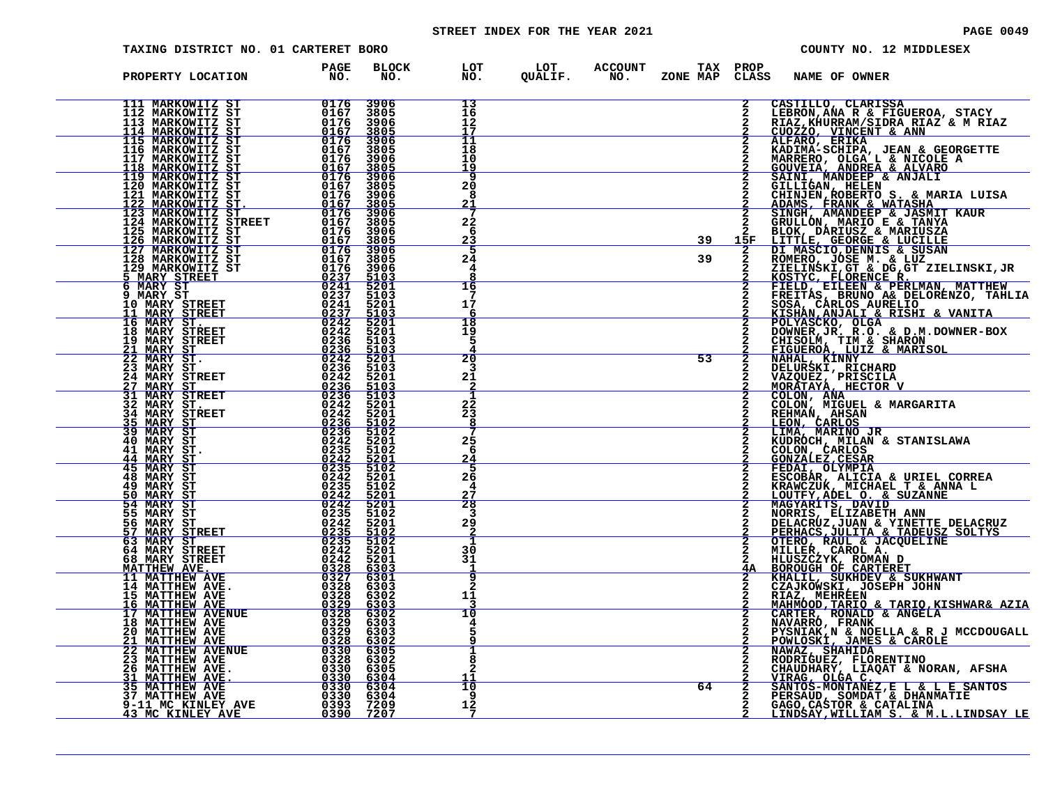STREET INDEX FOR THE YEAR 2021

TAXING DISTRICT NO. 01 CARTERET BORO

COUNTY NO. 12 MIDDLESEX

| PROPERTY LOCATION | PAGE NO. | BLOCK NO. | LOT NO. | LOT QUALIF. | ACCOUNT NO. | TAX ZONE MAP | PROP CLASS | NAME OF OWNER |
|---|---|---|---|---|---|---|---|---|
| 111 MARKOWITZ ST | 0176 | 3906 | 13 | | | | 2 | CASTILLO, CLARISSA |
| 112 MARKOWITZ ST | 0167 | 3805 | 16 | | | | 2 | LEBRON,ANA R & FIGUEROA, STACY |
| 113 MARKOWITZ ST | 0176 | 3906 | 12 | | | | 2 | RIAZ,KHURRAM/SIDRA RIAZ & M RIAZ |
| 114 MARKOWITZ ST | 0167 | 3805 | 17 | | | | 2 | CUOZZO, VINCENT & ANN |
| 115 MARKOWITZ ST | 0176 | 3906 | 11 | | | | 2 | ALFARO, ERIKA |
| 116 MARKOWITZ ST | 0167 | 3805 | 18 | | | | 2 | KADIMA-SCHIPA, JEAN & GEORGETTE |
| 117 MARKOWITZ ST | 0176 | 3906 | 10 | | | | 2 | MARRERO, OLGA L & NICOLE A |
| 118 MARKOWITZ ST | 0167 | 3805 | 19 | | | | 2 | GOUVEIA, ANDREA & ALVARO |
| 119 MARKOWITZ ST | 0176 | 3906 | 9 | | | | 2 | SAINI, MANDEEP & ANJALI |
| 120 MARKOWITZ ST | 0167 | 3805 | 20 | | | | 2 | GILLIGAN, HELEN |
| 121 MARKOWITZ ST | 0176 | 3906 | 8 | | | | 2 | CHINJEN,ROBERTO S. & MARIA LUISA |
| 122 MARKOWITZ ST. | 0167 | 3805 | 21 | | | | 2 | ADAMS, FRANK & WATASHA |
| 123 MARKOWITZ ST | 0176 | 3906 | 7 | | | | 2 | SINGH, AMANDEEP & JASMIT KAUR |
| 124 MARKOWITZ STREET | 0167 | 3805 | 22 | | | | 2 | GRULLON, MARIO E & TANYA |
| 125 MARKOWITZ ST | 0176 | 3906 | 6 | | | | 2 | BLOK, DARIUSZ & MARIUSZA |
| 126 MARKOWITZ ST | 0167 | 3805 | 23 | | | 39 | 15F | LITTLE, GEORGE & LUCILLE |
| 127 MARKOWITZ ST | 0176 | 3906 | 5 | | | | 2 | DI MASCIO,DENNIS & SUSAN |
| 128 MARKOWITZ ST | 0167 | 3805 | 24 | | | 39 | 2 | ROMERO, JOSE M. & LUZ |
| 129 MARKOWITZ ST | 0176 | 3906 | 4 | | | | 2 | ZIELINSKI,GT & DG,GT ZIELINSKI,JR |
| 5 MARY STREET | 0237 | 5103 | 8 | | | | 2 | KOSTYC, FLORENCE R. |
| 6 MARY ST | 0241 | 5201 | 16 | | | | 2 | FIELD, EILEEN & PERLMAN, MATTHEW |
| 9 MARY ST | 0237 | 5103 | 7 | | | | 2 | FREITAS, BRUNO A& DELORENZO, TAHLIA |
| 10 MARY STREET | 0241 | 5201 | 17 | | | | 2 | SOSA, CARLOS AURELIO |
| 11 MARY STREET | 0237 | 5103 | 6 | | | | 2 | KISHAN,ANJALI & RISHI & VANITA |
| 16 MARY ST. | 0242 | 5201 | 18 | | | | 2 | POLYASCKO, OLGA |
| 18 MARY STREET | 0242 | 5201 | 19 | | | | 2 | DOWNER,JR. R.O. & D.M.DOWNER-BOX |
| 19 MARY STREET | 0236 | 5103 | 5 | | | | 2 | CHISOLM, TIM & SHARON |
| 21 MARY ST | 0236 | 5103 | 4 | | | | 2 | FIGUEROA, LUIZ & MARISOL |
| 22 MARY ST. | 0242 | 5201 | 20 | | | 53 | 2 | NAHAL, KINNY |
| 23 MARY ST | 0236 | 5103 | 3 | | | | 2 | DELURSKI, RICHARD |
| 24 MARY STREET | 0242 | 5201 | 21 | | | | 2 | VAZQUEZ, PRISCILA |
| 27 MARY ST | 0236 | 5103 | 2 | | | | 2 | MORATAYA, HECTOR V |
| 31 MARY STREET | 0236 | 5103 | 1 | | | | 2 | COLON, ANA |
| 32 MARY ST. | 0242 | 5201 | 22 | | | | 2 | COLON, MIGUEL & MARGARITA |
| 34 MARY STREET | 0242 | 5201 | 23 | | | | 2 | REHMAN, AHSAN |
| 35 MARY ST | 0236 | 5102 | 8 | | | | 2 | LEON, CARLOS |
| 39 MARY ST | 0236 | 5102 | 7 | | | | 2 | LIMA, MARINO JR |
| 40 MARY ST | 0242 | 5201 | 25 | | | | 2 | KUDROCH, MILAN & STANISLAWA |
| 41 MARY ST. | 0235 | 5102 | 6 | | | | 2 | COLON, CARLOS |
| 44 MARY ST | 0242 | 5201 | 24 | | | | 2 | GONZALEZ,CESAR |
| 45 MARY ST | 0235 | 5102 | 5 | | | | 2 | FEDAI, OLYMPIA |
| 48 MARY ST | 0242 | 5201 | 26 | | | | 2 | ESCOBAR, ALICIA & URIEL CORREA |
| 49 MARY ST | 0235 | 5102 | 4 | | | | 2 | KRAWCZUK, MICHAEL T & ANNA L |
| 50 MARY ST | 0242 | 5201 | 27 | | | | 2 | LOUTFY,ADEL O. & SUZANNE |
| 54 MARY ST | 0242 | 5201 | 28 | | | | 2 | MAGYARITS, DAVID |
| 55 MARY ST | 0235 | 5102 | 3 | | | | 2 | NORRIS, ELIZABETH ANN |
| 56 MARY ST | 0242 | 5201 | 29 | | | | 2 | DELACRUZ,JUAN & YINETTE DELACRUZ |
| 57 MARY STREET | 0235 | 5102 | 2 | | | | 2 | PERHACS,JULITA & TADEUSZ SOLTYS |
| 63 MARY ST | 0235 | 5102 | 1 | | | | 2 | OTERO, RAUL & JACQUELINE |
| 64 MARY STREET | 0242 | 5201 | 30 | | | | 2 | MILLER, CAROL A. |
| 68 MARY STREET | 0242 | 5201 | 31 | | | | 2 | HLUSZCZYK, ROMAN D |
| MATTHEW AVE. | 0328 | 6303 | 1 | | | | 4A | BOROUGH OF CARTERET |
| 11 MATTHEW AVE | 0327 | 6301 | 9 | | | | 2 | KHALIL, SUKHDEV & SUKHWANT |
| 14 MATTHEW AVE. | 0328 | 6303 | 2 | | | | 2 | CZAJKOWSKI, JOSEPH JOHN |
| 15 MATTHEW AVE | 0328 | 6302 | 11 | | | | 2 | RIAZ, MEHREEN |
| 16 MATTHEW AVE | 0329 | 6303 | 3 | | | | 2 | MAHMOOD,TARIQ & TARIQ,KISHWAR& AZIA |
| 17 MATTHEW AVENUE | 0328 | 6302 | 10 | | | | 2 | CARTER, RONALD & ANGELA |
| 18 MATTHEW AVE | 0329 | 6303 | 4 | | | | 2 | NAVARRO, FRANK |
| 20 MATTHEW AVE | 0329 | 6303 | 5 | | | | 2 | PYSNIAK,N & NOELLA & R J MCCDOUGALL |
| 21 MATTHEW AVE | 0328 | 6302 | 9 | | | | 2 | POWLOSKI, JAMES & CAROLE |
| 22 MATTHEW AVENUE | 0330 | 6305 | 1 | | | | 2 | NAWAZ, SHAHIDA |
| 23 MATTHEW AVE | 0328 | 6302 | 8 | | | | 2 | RODRIGUEZ, FLORENTINO |
| 26 MATTHEW AVE. | 0330 | 6305 | 2 | | | | 2 | CHAUDHARY, LIAQAT & NORAN, AFSHA |
| 31 MATTHEW AVE. | 0330 | 6304 | 11 | | | | 2 | VIRAG, OLGA C. |
| 35 MATTHEW AVE | 0330 | 6304 | 10 | | | 64 | 2 | SANTOS-MONTANEZ,E L & L E SANTOS |
| 37 MATTHEW AVE | 0330 | 6304 | 9 | | | | 2 | PERSAUD, SOMDAT & DHANMATIE |
| 9-11 MC KINLEY AVE | 0393 | 7209 | 12 | | | | 2 | GAGO,CASTOR & CATALINA |
| 43 MC KINLEY AVE | 0390 | 7207 | 7 | | | | 2 | LINDSAY,WILLIAM S. & M.L.LINDSAY LE |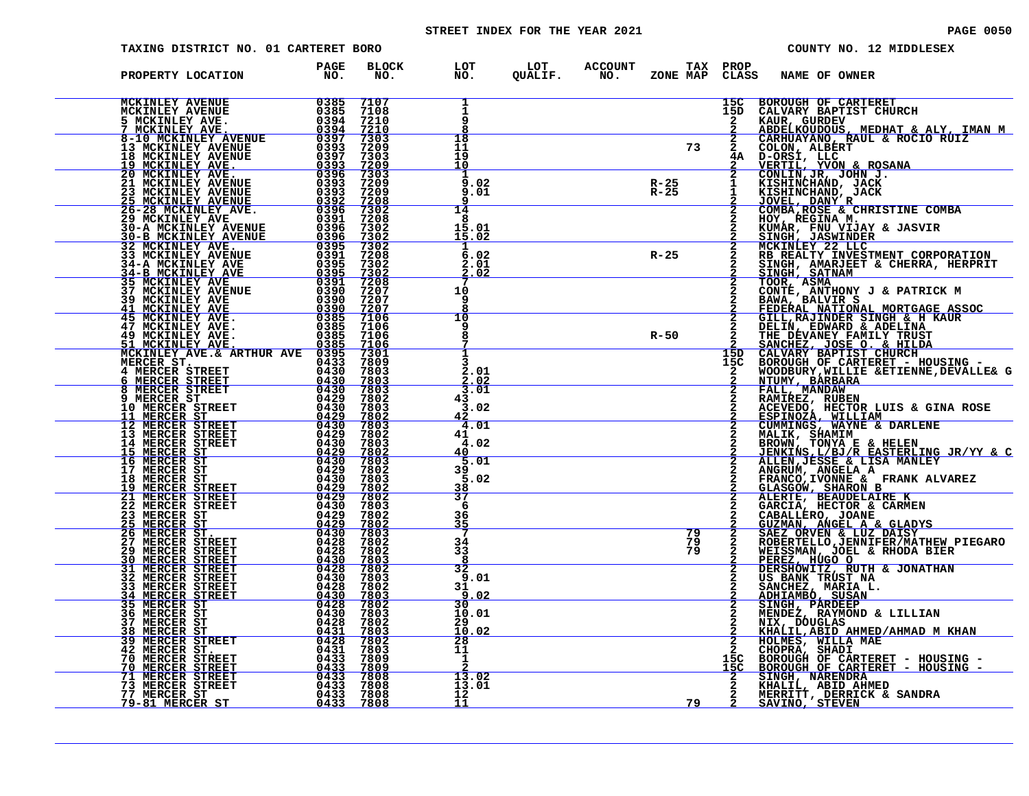STREET INDEX FOR THE YEAR 2021

TAXING DISTRICT NO. 01 CARTERET BORO

COUNTY NO. 12 MIDDLESEX

| PROPERTY LOCATION | PAGE NO. | BLOCK NO. | LOT NO. | LOT QUALIF. | ACCOUNT NO. | ZONE | TAX MAP | PROP CLASS | NAME OF OWNER |
|---|---|---|---|---|---|---|---|---|---|
| MCKINLEY AVENUE | 0385 | 7107 | 1 | | | | | 15C | BOROUGH OF CARTERET |
| MCKINLEY AVENUE | 0385 | 7108 | 1 | | | | | 15D | CALVARY BAPTIST CHURCH |
| 5 MCKINLEY AVE. | 0394 | 7210 | 9 | | | | | 2 | KAUR, GURDEV |
| 7 MCKINLEY AVE. | 0394 | 7210 | 8 | | | | | 2 | ABDELKOUDOUS, MEDHAT & ALY, IMAN M |
| 8-10 MCKINLEY AVENUE | 0397 | 7303 | 18 | | | | | 2 | CARHUAYANO, RAUL & ROCIO RUIZ |
| 13 MCKINLEY AVENUE | 0393 | 7209 | 11 | | | | 73 | 2 | COLON, ALBERT |
| 18 MCKINLEY AVENUE | 0397 | 7303 | 19 | | | | | 4A | D-ORSI, LLC |
| 19 MCKINLEY AVE. | 0393 | 7209 | 10 | | | | | 2 | VERTIL, YVON & ROSANA |
| 20 MCKINLEY AVE. | 0396 | 7303 | 1 | | | | | 2 | CONLIN,JR, JOHN J. |
| 21 MCKINLEY AVENUE | 0393 | 7209 | 9.02 | | | R-25 | | 1 | KISHINCHAND, JACK |
| 23 MCKINLEY AVENUE | 0393 | 7209 | 9.01 | | | R-25 | | 1 | KISHINCHAND, JACK |
| 25 MCKINLEY AVENUE | 0392 | 7208 | 9 | | | | | 2 | JOVEL, DANY R |
| 26-28 MCKINLEY AVE. | 0396 | 7302 | 14 | | | | | 2 | COMBA,ROSE & CHRISTINE COMBA |
| 29 MCKINLEY AVE | 0391 | 7208 | 8 | | | | | 2 | HOY, REGINA M. |
| 30-A MCKINLEY AVENUE | 0396 | 7302 | 15.01 | | | | | 2 | KUMAR, FNU VIJAY & JASVIR |
| 30-B MCKINLEY AVENUE | 0396 | 7302 | 15.02 | | | | | 2 | SINGH, JASWINDER |
| 32 MCKINLEY AVE. | 0395 | 7302 | 1 | | | | | 2 | MCKINLEY 22 LLC |
| 33 MCKINLEY AVENUE | 0391 | 7208 | 6.02 | | | R-25 | | 2 | RB REALTY INVESTMENT CORPORATION |
| 34-A MCKINLEY AVE | 0395 | 7302 | 2.01 | | | | | 2 | SINGH, AMARJEET & CHERRA, HERPRIT |
| 34-B MCKINLEY AVE | 0395 | 7302 | 2.02 | | | | | 2 | SINGH, SATNAM |
| 35 MCKINLEY AVE | 0391 | 7208 | 7 | | | | | 2 | TOOR, ASMA |
| 37 MCKINLEY AVENUE | 0390 | 7207 | 10 | | | | | 2 | CONTE, ANTHONY J & PATRICK M |
| 39 MCKINLEY AVE | 0390 | 7207 | 9 | | | | | 2 | BAWA, BALVIR S |
| 41 MCKINLEY AVE | 0390 | 7207 | 8 | | | | | 2 | FEDERAL NATIONAL MORTGAGE ASSOC |
| 45 MCKINLEY AVE. | 0385 | 7106 | 10 | | | | | 2 | GILL,RAJINDER SINGH & H KAUR |
| 47 MCKINLEY AVE. | 0385 | 7106 | 9 | | | | | 2 | DELIN, EDWARD & ADELINA |
| 49 MCKINLEY AVE. | 0385 | 7106 | 8 | | | R-50 | | 2 | THE DEVANEY FAMILY TRUST |
| 51 MCKINLEY AVE. | 0385 | 7106 | 7 | | | | | 2 | SANCHEZ, JOSE O. & HILDA |
| MCKINLEY AVE.& ARTHUR AVE | 0395 | 7301 | 1 | | | | | 15D | CALVARY BAPTIST CHURCH |
| MERCER ST. | 0433 | 7809 | 3 | | | | | 15C | BOROUGH OF CARTERET - HOUSING - |
| 4 MERCER STREET | 0430 | 7803 | 2.01 | | | | | 2 | WOODBURY,WILLIE &ETIENNE,DEVALLE& G |
| 6 MERCER STREET | 0430 | 7803 | 2.02 | | | | | 2 | NTUMY, BARBARA |
| 8 MERCER STREET | 0430 | 7803 | 3.01 | | | | | 2 | FALL, MANDAW |
| 9 MERCER ST | 0429 | 7802 | 43 | | | | | 2 | RAMIREZ, RUBEN |
| 10 MERCER STREET | 0430 | 7803 | 3.02 | | | | | 2 | ACEVEDO, HECTOR LUIS & GINA ROSE |
| 11 MERCER ST | 0429 | 7802 | 42 | | | | | 2 | ESPINOZA, WILLIAM |
| 12 MERCER STREET | 0430 | 7803 | 4.01 | | | | | 2 | CUMMINGS, WAYNE & DARLENE |
| 13 MERCER STREET | 0429 | 7802 | 41 | | | | | 2 | MALIK, SHAMIM |
| 14 MERCER STREET | 0430 | 7803 | 4.02 | | | | | 2 | BROWN, TONYA E & HELEN |
| 15 MERCER ST | 0429 | 7802 | 40 | | | | | 2 | JENKINS,L/BJ/R EASTERLING JR/YY & C |
| 16 MERCER ST | 0430 | 7803 | 5.01 | | | | | 2 | ALLEN,JESSE & LISA MANLEY |
| 17 MERCER ST | 0429 | 7802 | 39 | | | | | 2 | ANGRUM, ANGELA A |
| 18 MERCER ST | 0430 | 7803 | 5.02 | | | | | 2 | FRANCO,IVONNE & FRANK ALVAREZ |
| 19 MERCER STREET | 0429 | 7802 | 38 | | | | | 2 | GLASGOW, SHARON B |
| 21 MERCER STREET | 0429 | 7802 | 37 | | | | | 2 | ALERTE, BEAUDELAIRE K |
| 22 MERCER STREET | 0430 | 7803 | 6 | | | | | 2 | GARCIA, HECTOR & CARMEN |
| 23 MERCER ST | 0429 | 7802 | 36 | | | | | 2 | CABALLERO, JOANE |
| 25 MERCER ST | 0429 | 7802 | 35 | | | | | 2 | GUZMAN, ANGEL A & GLADYS |
| 26 MERCER ST. | 0430 | 7803 | 7 | | | | 79 | 2 | SAEZ ORVEN & LUZ DAISY |
| 27 MERCER STREET | 0428 | 7802 | 34 | | | | 79 | 2 | ROBERTELLO,JENNIFER/MATHEW PIEGARO |
| 29 MERCER STREET | 0428 | 7802 | 33 | | | | 79 | 2 | WEISSMAN, JOEL & RHODA BIER |
| 30 MERCER STREET | 0430 | 7803 | 8 | | | | | 2 | PEREZ, HUGO O |
| 31 MERCER STREET | 0428 | 7802 | 32 | | | | | 2 | DERSHOWITZ, RUTH & JONATHAN |
| 32 MERCER STREET | 0430 | 7803 | 9.01 | | | | | 2 | US BANK TRUST NA |
| 33 MERCER STREET | 0428 | 7802 | 31 | | | | | 2 | SANCHEZ, MARIA L. |
| 34 MERCER STREET | 0430 | 7803 | 9.02 | | | | | 2 | ADHIAMBO, SUSAN |
| 35 MERCER ST | 0428 | 7802 | 30 | | | | | 2 | SINGH, PARDEEP |
| 36 MERCER ST | 0430 | 7803 | 10.01 | | | | | 2 | MENDEZ, RAYMOND & LILLIAN |
| 37 MERCER ST | 0428 | 7802 | 29 | | | | | 2 | NIX, DOUGLAS |
| 38 MERCER ST | 0431 | 7803 | 10.02 | | | | | 2 | KHALIL,ABID AHMED/AHMAD M KHAN |
| 39 MERCER STREET | 0428 | 7802 | 28 | | | | | 2 | HOLMES, WILLA MAE |
| 42 MERCER ST. | 0431 | 7803 | 11 | | | | | 2 | CHOPRA, SHADI |
| 70 MERCER STREET | 0433 | 7809 | 1 | | | | | 15C | BOROUGH OF CARTERET - HOUSING - |
| 70 MERCER STREET | 0433 | 7809 | 2 | | | | | 15C | BOROUGH OF CARTERET - HOUSING - |
| 71 MERCER STREET | 0433 | 7808 | 13.02 | | | | | 2 | SINGH, NARENDRA |
| 73 MERCER STREET | 0433 | 7808 | 13.01 | | | | | 2 | KHALIL, ABID AHMED |
| 77 MERCER ST | 0433 | 7808 | 12 | | | | | 2 | MERRITT, DERRICK & SANDRA |
| 79-81 MERCER ST | 0433 | 7808 | 11 | | | | 79 | 2 | SAVINO, STEVEN |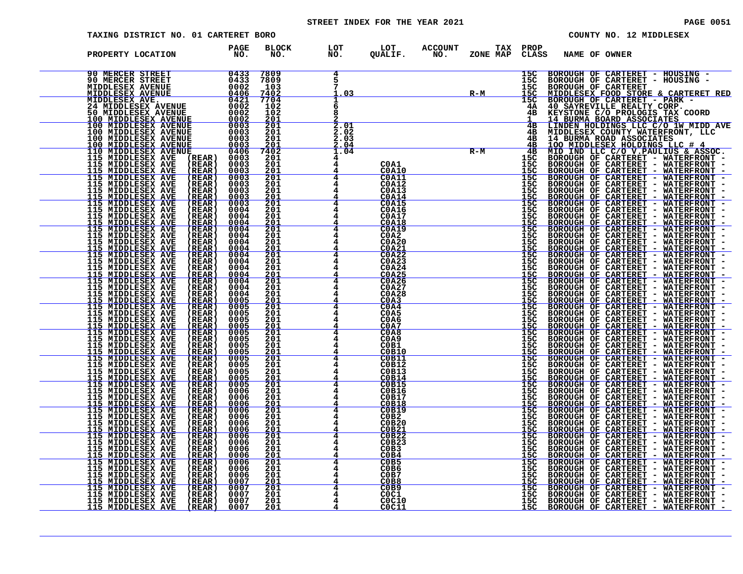STREET INDEX FOR THE YEAR 2021

TAXING DISTRICT NO. 01 CARTERET BORO

COUNTY NO. 12 MIDDLESEX

| PROPERTY LOCATION | PAGE NO. | BLOCK NO. | LOT NO. | LOT QUALIF. | ACCOUNT NO. | TAX ZONE MAP | PROP CLASS | NAME OF OWNER |
|---|---|---|---|---|---|---|---|---|
| 90 MERCER STREET | 0433 | 7809 | 4 | | | | 15C | BOROUGH OF CARTERET - HOUSING - |
| 90 MERCER STREET | 0433 | 7809 | 5 | | | | 15C | BOROUGH OF CARTERET - HOUSING - |
| MIDDLESEX AVENUE | 0002 | 103 | 7 | | | | 15C | BOROUGH OF CARTERET |
| MIDDLESEX AVENUE | 0406 | 7402 | 1.03 | | | R-M | 15C | MIDDLESEX FOOD STORE & CARTERET RED |
| MIDDLESEX AVE. | 0421 | 7704 | 1 | | | | 15C | BOROUGH OF CARTERET - PARK - |
| 24 MIDDLESEX AVENUE | 0002 | 102 | 6 | | | | 4A | 40 SAYREVILLE REALTY CORP. |
| 50 MIDDLESEX AVENUE | 0002 | 102 | 8 | | | | 4B | KEYSTONE C/O PROLOGIS TAX COORD |
| 100 MIDDLESEX AVENUE | 0002 | 201 | 2 | | | | 1 | 14 BURMA BOARD ASSOCIATES |
| 100 MIDDLESEX AVENUE | 0003 | 201 | 2.01 | | | | 4B | LINDEN HOLDINGS LLC C/O 1W MIDD AVE |
| 100 MIDDLESEX AVENUE | 0003 | 201 | 2.02 | | | | 4B | MIDDLESEX COUNTY WATERFRONT, LLC |
| 100 MIDDLESEX AVENUE | 0003 | 201 | 2.03 | | | | 4B | 14 BURMA ROAD ASSOCIATES |
| 100 MIDDLESEX AVENUE | 0003 | 201 | 2.04 | | | | 4B | 100 MIDDLESEX HOLDINGS LLC # 4 |
| 110 MIDDLESEX AVENUE | 0406 | 7402 | 1.04 | | | R-M | 4B | MID IND LLC C/O V.PAULIUS & ASSOC. |
| 115 MIDDLESEX AVE (REAR) | 0003 | 201 | 4 | | | | 15C | BOROUGH OF CARTERET - WATERFRONT - |
| 115 MIDDLESEX AVE (REAR) | 0003 | 201 | 4 | C0A1 | | | 15C | BOROUGH OF CARTERET - WATERFRONT - |
| 115 MIDDLESEX AVE (REAR) | 0003 | 201 | 4 | C0A10 | | | 15C | BOROUGH OF CARTERET - WATERFRONT - |
| 115 MIDDLESEX AVE (REAR) | 0003 | 201 | 4 | C0A11 | | | 15C | BOROUGH OF CARTERET - WATERFRONT - |
| 115 MIDDLESEX AVE (REAR) | 0003 | 201 | 4 | C0A12 | | | 15C | BOROUGH OF CARTERET - WATERFRONT - |
| 115 MIDDLESEX AVE (REAR) | 0003 | 201 | 4 | C0A13 | | | 15C | BOROUGH OF CARTERET - WATERFRONT - |
| 115 MIDDLESEX AVE (REAR) | 0003 | 201 | 4 | C0A14 | | | 15C | BOROUGH OF CARTERET - WATERFRONT - |
| 115 MIDDLESEX AVE (REAR) | 0003 | 201 | 4 | C0A15 | | | 15C | BOROUGH OF CARTERET - WATERFRONT - |
| 115 MIDDLESEX AVE (REAR) | 0004 | 201 | 4 | C0A16 | | | 15C | BOROUGH OF CARTERET - WATERFRONT - |
| 115 MIDDLESEX AVE (REAR) | 0004 | 201 | 4 | C0A17 | | | 15C | BOROUGH OF CARTERET - WATERFRONT - |
| 115 MIDDLESEX AVE (REAR) | 0004 | 201 | 4 | C0A18 | | | 15C | BOROUGH OF CARTERET - WATERFRONT - |
| 115 MIDDLESEX AVE (REAR) | 0004 | 201 | 4 | C0A19 | | | 15C | BOROUGH OF CARTERET - WATERFRONT - |
| 115 MIDDLESEX AVE (REAR) | 0004 | 201 | 4 | C0A2 | | | 15C | BOROUGH OF CARTERET - WATERFRONT - |
| 115 MIDDLESEX AVE (REAR) | 0004 | 201 | 4 | C0A20 | | | 15C | BOROUGH OF CARTERET - WATERFRONT - |
| 115 MIDDLESEX AVE (REAR) | 0004 | 201 | 4 | C0A21 | | | 15C | BOROUGH OF CARTERET - WATERFRONT - |
| 115 MIDDLESEX AVE (REAR) | 0004 | 201 | 4 | C0A22 | | | 15C | BOROUGH OF CARTERET - WATERFRONT - |
| 115 MIDDLESEX AVE (REAR) | 0004 | 201 | 4 | C0A23 | | | 15C | BOROUGH OF CARTERET - WATERFRONT - |
| 115 MIDDLESEX AVE (REAR) | 0004 | 201 | 4 | C0A24 | | | 15C | BOROUGH OF CARTERET - WATERFRONT - |
| 115 MIDDLESEX AVE (REAR) | 0004 | 201 | 4 | C0A25 | | | 15C | BOROUGH OF CARTERET - WATERFRONT - |
| 115 MIDDLESEX AVE (REAR) | 0004 | 201 | 4 | C0A26 | | | 15C | BOROUGH OF CARTERET - WATERFRONT - |
| 115 MIDDLESEX AVE (REAR) | 0004 | 201 | 4 | C0A27 | | | 15C | BOROUGH OF CARTERET - WATERFRONT - |
| 115 MIDDLESEX AVE (REAR) | 0004 | 201 | 4 | C0A28 | | | 15C | BOROUGH OF CARTERET - WATERFRONT - |
| 115 MIDDLESEX AVE (REAR) | 0005 | 201 | 4 | C0A3 | | | 15C | BOROUGH OF CARTERET - WATERFRONT - |
| 115 MIDDLESEX AVE (REAR) | 0005 | 201 | 4 | C0A4 | | | 15C | BOROUGH OF CARTERET - WATERFRONT - |
| 115 MIDDLESEX AVE (REAR) | 0005 | 201 | 4 | C0A5 | | | 15C | BOROUGH OF CARTERET - WATERFRONT - |
| 115 MIDDLESEX AVE (REAR) | 0005 | 201 | 4 | C0A6 | | | 15C | BOROUGH OF CARTERET - WATERFRONT - |
| 115 MIDDLESEX AVE (REAR) | 0005 | 201 | 4 | C0A7 | | | 15C | BOROUGH OF CARTERET - WATERFRONT - |
| 115 MIDDLESEX AVE (REAR) | 0005 | 201 | 4 | C0A8 | | | 15C | BOROUGH OF CARTERET - WATERFRONT - |
| 115 MIDDLESEX AVE (REAR) | 0005 | 201 | 4 | C0A9 | | | 15C | BOROUGH OF CARTERET - WATERFRONT - |
| 115 MIDDLESEX AVE (REAR) | 0005 | 201 | 4 | C0B1 | | | 15C | BOROUGH OF CARTERET - WATERFRONT - |
| 115 MIDDLESEX AVE (REAR) | 0005 | 201 | 4 | C0B10 | | | 15C | BOROUGH OF CARTERET - WATERFRONT - |
| 115 MIDDLESEX AVE (REAR) | 0005 | 201 | 4 | C0B11 | | | 15C | BOROUGH OF CARTERET - WATERFRONT - |
| 115 MIDDLESEX AVE (REAR) | 0005 | 201 | 4 | C0B12 | | | 15C | BOROUGH OF CARTERET - WATERFRONT - |
| 115 MIDDLESEX AVE (REAR) | 0005 | 201 | 4 | C0B13 | | | 15C | BOROUGH OF CARTERET - WATERFRONT - |
| 115 MIDDLESEX AVE (REAR) | 0005 | 201 | 4 | C0B14 | | | 15C | BOROUGH OF CARTERET - WATERFRONT - |
| 115 MIDDLESEX AVE (REAR) | 0005 | 201 | 4 | C0B15 | | | 15C | BOROUGH OF CARTERET - WATERFRONT - |
| 115 MIDDLESEX AVE (REAR) | 0006 | 201 | 4 | C0B16 | | | 15C | BOROUGH OF CARTERET - WATERFRONT - |
| 115 MIDDLESEX AVE (REAR) | 0006 | 201 | 4 | C0B17 | | | 15C | BOROUGH OF CARTERET - WATERFRONT - |
| 115 MIDDLESEX AVE (REAR) | 0006 | 201 | 4 | C0B18 | | | 15C | BOROUGH OF CARTERET - WATERFRONT - |
| 115 MIDDLESEX AVE (REAR) | 0006 | 201 | 4 | C0B19 | | | 15C | BOROUGH OF CARTERET - WATERFRONT - |
| 115 MIDDLESEX AVE (REAR) | 0006 | 201 | 4 | C0B2 | | | 15C | BOROUGH OF CARTERET - WATERFRONT - |
| 115 MIDDLESEX AVE (REAR) | 0006 | 201 | 4 | C0B20 | | | 15C | BOROUGH OF CARTERET - WATERFRONT - |
| 115 MIDDLESEX AVE (REAR) | 0006 | 201 | 4 | C0B21 | | | 15C | BOROUGH OF CARTERET - WATERFRONT - |
| 115 MIDDLESEX AVE (REAR) | 0006 | 201 | 4 | C0B22 | | | 15C | BOROUGH OF CARTERET - WATERFRONT - |
| 115 MIDDLESEX AVE (REAR) | 0006 | 201 | 4 | C0B23 | | | 15C | BOROUGH OF CARTERET - WATERFRONT - |
| 115 MIDDLESEX AVE (REAR) | 0006 | 201 | 4 | C0B3 | | | 15C | BOROUGH OF CARTERET - WATERFRONT - |
| 115 MIDDLESEX AVE (REAR) | 0006 | 201 | 4 | C0B4 | | | 15C | BOROUGH OF CARTERET - WATERFRONT - |
| 115 MIDDLESEX AVE (REAR) | 0006 | 201 | 4 | C0B5 | | | 15C | BOROUGH OF CARTERET - WATERFRONT - |
| 115 MIDDLESEX AVE (REAR) | 0006 | 201 | 4 | C0B6 | | | 15C | BOROUGH OF CARTERET - WATERFRONT - |
| 115 MIDDLESEX AVE (REAR) | 0006 | 201 | 4 | C0B7 | | | 15C | BOROUGH OF CARTERET - WATERFRONT - |
| 115 MIDDLESEX AVE (REAR) | 0007 | 201 | 4 | C0B8 | | | 15C | BOROUGH OF CARTERET - WATERFRONT - |
| 115 MIDDLESEX AVE (REAR) | 0007 | 201 | 4 | C0B9 | | | 15C | BOROUGH OF CARTERET - WATERFRONT - |
| 115 MIDDLESEX AVE (REAR) | 0007 | 201 | 4 | C0C1 | | | 15C | BOROUGH OF CARTERET - WATERFRONT - |
| 115 MIDDLESEX AVE (REAR) | 0007 | 201 | 4 | C0C10 | | | 15C | BOROUGH OF CARTERET - WATERFRONT - |
| 115 MIDDLESEX AVE (REAR) | 0007 | 201 | 4 | C0C11 | | | 15C | BOROUGH OF CARTERET - WATERFRONT - |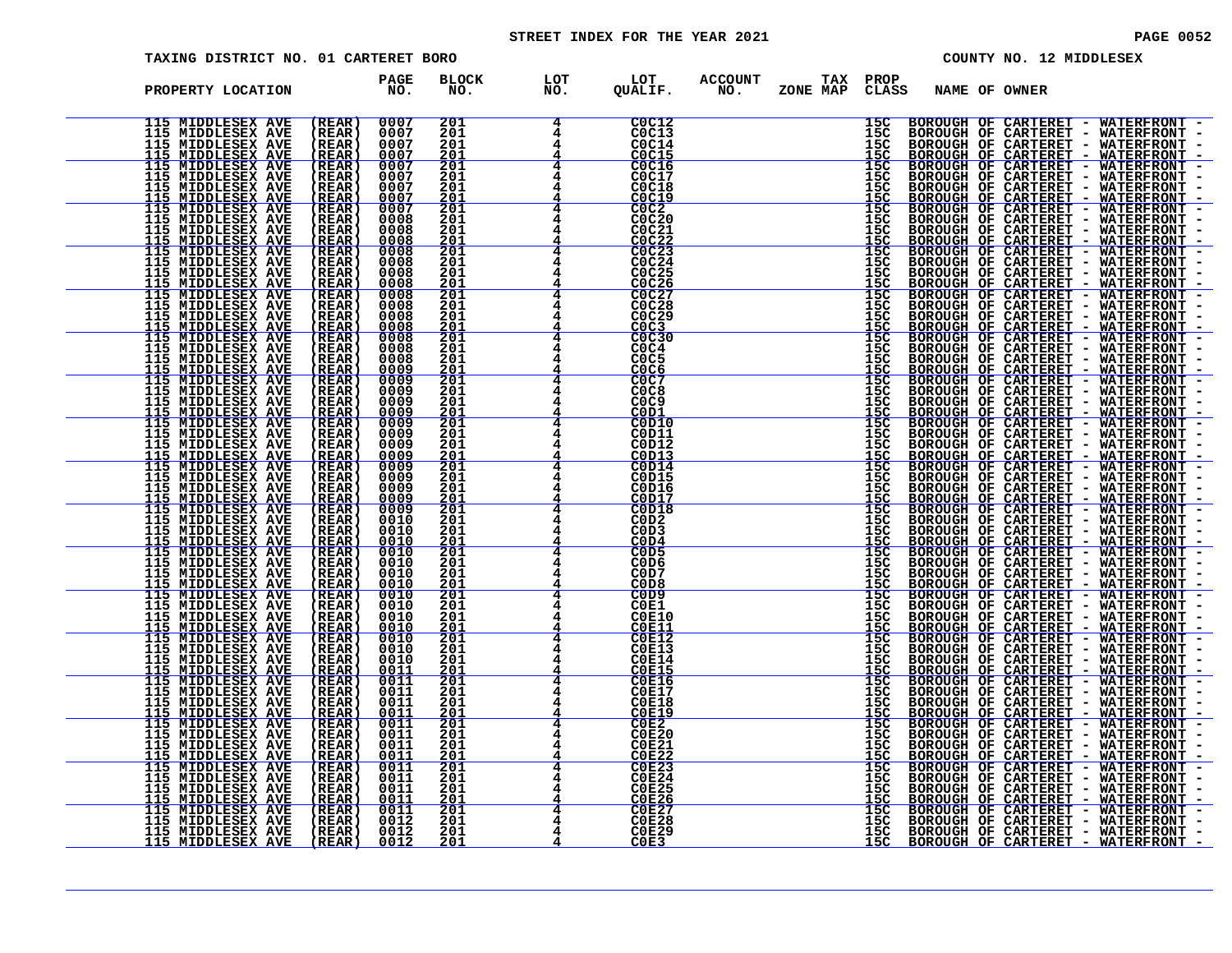# STREET INDEX FOR THE YEAR 2021

TAXING DISTRICT NO. 01 CARTERET BORO

COUNTY NO. 12 MIDDLESEX

| PROPERTY LOCATION | | PAGE NO. | BLOCK NO. | LOT NO. | LOT QUALIF. | ACCOUNT NO. | TAX ZONE MAP | PROP CLASS | NAME OF OWNER |
|---|---|---|---|---|---|---|---|---|---|
| 115 MIDDLESEX AVE | (REAR) | 0007 | 201 | 4 | C0C12 | | | 15C | BOROUGH OF CARTERET - WATERFRONT - |
| 115 MIDDLESEX AVE | (REAR) | 0007 | 201 | 4 | C0C13 | | | 15C | BOROUGH OF CARTERET - WATERFRONT - |
| 115 MIDDLESEX AVE | (REAR) | 0007 | 201 | 4 | C0C14 | | | 15C | BOROUGH OF CARTERET - WATERFRONT - |
| 115 MIDDLESEX AVE | (REAR) | 0007 | 201 | 4 | C0C15 | | | 15C | BOROUGH OF CARTERET - WATERFRONT - |
| 115 MIDDLESEX AVE | (REAR) | 0007 | 201 | 4 | C0C16 | | | 15C | BOROUGH OF CARTERET - WATERFRONT - |
| 115 MIDDLESEX AVE | (REAR) | 0007 | 201 | 4 | C0C17 | | | 15C | BOROUGH OF CARTERET - WATERFRONT - |
| 115 MIDDLESEX AVE | (REAR) | 0007 | 201 | 4 | C0C18 | | | 15C | BOROUGH OF CARTERET - WATERFRONT - |
| 115 MIDDLESEX AVE | (REAR) | 0007 | 201 | 4 | C0C19 | | | 15C | BOROUGH OF CARTERET - WATERFRONT - |
| 115 MIDDLESEX AVE | (REAR) | 0007 | 201 | 4 | C0C2 | | | 15C | BOROUGH OF CARTERET - WATERFRONT - |
| 115 MIDDLESEX AVE | (REAR) | 0008 | 201 | 4 | C0C20 | | | 15C | BOROUGH OF CARTERET - WATERFRONT - |
| 115 MIDDLESEX AVE | (REAR) | 0008 | 201 | 4 | C0C21 | | | 15C | BOROUGH OF CARTERET - WATERFRONT - |
| 115 MIDDLESEX AVE | (REAR) | 0008 | 201 | 4 | C0C22 | | | 15C | BOROUGH OF CARTERET - WATERFRONT - |
| 115 MIDDLESEX AVE | (REAR) | 0008 | 201 | 4 | C0C23 | | | 15C | BOROUGH OF CARTERET - WATERFRONT - |
| 115 MIDDLESEX AVE | (REAR) | 0008 | 201 | 4 | C0C24 | | | 15C | BOROUGH OF CARTERET - WATERFRONT - |
| 115 MIDDLESEX AVE | (REAR) | 0008 | 201 | 4 | C0C25 | | | 15C | BOROUGH OF CARTERET - WATERFRONT - |
| 115 MIDDLESEX AVE | (REAR) | 0008 | 201 | 4 | C0C26 | | | 15C | BOROUGH OF CARTERET - WATERFRONT - |
| 115 MIDDLESEX AVE | (REAR) | 0008 | 201 | 4 | C0C27 | | | 15C | BOROUGH OF CARTERET - WATERFRONT - |
| 115 MIDDLESEX AVE | (REAR) | 0008 | 201 | 4 | C0C28 | | | 15C | BOROUGH OF CARTERET - WATERFRONT - |
| 115 MIDDLESEX AVE | (REAR) | 0008 | 201 | 4 | C0C29 | | | 15C | BOROUGH OF CARTERET - WATERFRONT - |
| 115 MIDDLESEX AVE | (REAR) | 0008 | 201 | 4 | C0C3 | | | 15C | BOROUGH OF CARTERET - WATERFRONT - |
| 115 MIDDLESEX AVE | (REAR) | 0008 | 201 | 4 | C0C30 | | | 15C | BOROUGH OF CARTERET - WATERFRONT - |
| 115 MIDDLESEX AVE | (REAR) | 0008 | 201 | 4 | C0C4 | | | 15C | BOROUGH OF CARTERET - WATERFRONT - |
| 115 MIDDLESEX AVE | (REAR) | 0008 | 201 | 4 | C0C5 | | | 15C | BOROUGH OF CARTERET - WATERFRONT - |
| 115 MIDDLESEX AVE | (REAR) | 0009 | 201 | 4 | C0C6 | | | 15C | BOROUGH OF CARTERET - WATERFRONT - |
| 115 MIDDLESEX AVE | (REAR) | 0009 | 201 | 4 | C0C7 | | | 15C | BOROUGH OF CARTERET - WATERFRONT - |
| 115 MIDDLESEX AVE | (REAR) | 0009 | 201 | 4 | C0C8 | | | 15C | BOROUGH OF CARTERET - WATERFRONT - |
| 115 MIDDLESEX AVE | (REAR) | 0009 | 201 | 4 | C0C9 | | | 15C | BOROUGH OF CARTERET - WATERFRONT - |
| 115 MIDDLESEX AVE | (REAR) | 0009 | 201 | 4 | C0D1 | | | 15C | BOROUGH OF CARTERET - WATERFRONT - |
| 115 MIDDLESEX AVE | (REAR) | 0009 | 201 | 4 | C0D10 | | | 15C | BOROUGH OF CARTERET - WATERFRONT - |
| 115 MIDDLESEX AVE | (REAR) | 0009 | 201 | 4 | C0D11 | | | 15C | BOROUGH OF CARTERET - WATERFRONT - |
| 115 MIDDLESEX AVE | (REAR) | 0009 | 201 | 4 | C0D12 | | | 15C | BOROUGH OF CARTERET - WATERFRONT - |
| 115 MIDDLESEX AVE | (REAR) | 0009 | 201 | 4 | C0D13 | | | 15C | BOROUGH OF CARTERET - WATERFRONT - |
| 115 MIDDLESEX AVE | (REAR) | 0009 | 201 | 4 | C0D14 | | | 15C | BOROUGH OF CARTERET - WATERFRONT - |
| 115 MIDDLESEX AVE | (REAR) | 0009 | 201 | 4 | C0D15 | | | 15C | BOROUGH OF CARTERET - WATERFRONT - |
| 115 MIDDLESEX AVE | (REAR) | 0009 | 201 | 4 | C0D16 | | | 15C | BOROUGH OF CARTERET - WATERFRONT - |
| 115 MIDDLESEX AVE | (REAR) | 0009 | 201 | 4 | C0D17 | | | 15C | BOROUGH OF CARTERET - WATERFRONT - |
| 115 MIDDLESEX AVE | (REAR) | 0009 | 201 | 4 | C0D18 | | | 15C | BOROUGH OF CARTERET - WATERFRONT - |
| 115 MIDDLESEX AVE | (REAR) | 0010 | 201 | 4 | C0D2 | | | 15C | BOROUGH OF CARTERET - WATERFRONT - |
| 115 MIDDLESEX AVE | (REAR) | 0010 | 201 | 4 | C0D3 | | | 15C | BOROUGH OF CARTERET - WATERFRONT - |
| 115 MIDDLESEX AVE | (REAR) | 0010 | 201 | 4 | C0D4 | | | 15C | BOROUGH OF CARTERET - WATERFRONT - |
| 115 MIDDLESEX AVE | (REAR) | 0010 | 201 | 4 | C0D5 | | | 15C | BOROUGH OF CARTERET - WATERFRONT - |
| 115 MIDDLESEX AVE | (REAR) | 0010 | 201 | 4 | C0D6 | | | 15C | BOROUGH OF CARTERET - WATERFRONT - |
| 115 MIDDLESEX AVE | (REAR) | 0010 | 201 | 4 | C0D7 | | | 15C | BOROUGH OF CARTERET - WATERFRONT - |
| 115 MIDDLESEX AVE | (REAR) | 0010 | 201 | 4 | C0D8 | | | 15C | BOROUGH OF CARTERET - WATERFRONT - |
| 115 MIDDLESEX AVE | (REAR) | 0010 | 201 | 4 | C0D9 | | | 15C | BOROUGH OF CARTERET - WATERFRONT - |
| 115 MIDDLESEX AVE | (REAR) | 0010 | 201 | 4 | C0E1 | | | 15C | BOROUGH OF CARTERET - WATERFRONT - |
| 115 MIDDLESEX AVE | (REAR) | 0010 | 201 | 4 | C0E10 | | | 15C | BOROUGH OF CARTERET - WATERFRONT - |
| 115 MIDDLESEX AVE | (REAR) | 0010 | 201 | 4 | C0E11 | | | 15C | BOROUGH OF CARTERET - WATERFRONT - |
| 115 MIDDLESEX AVE | (REAR) | 0010 | 201 | 4 | C0E12 | | | 15C | BOROUGH OF CARTERET - WATERFRONT - |
| 115 MIDDLESEX AVE | (REAR) | 0010 | 201 | 4 | C0E13 | | | 15C | BOROUGH OF CARTERET - WATERFRONT - |
| 115 MIDDLESEX AVE | (REAR) | 0010 | 201 | 4 | C0E14 | | | 15C | BOROUGH OF CARTERET - WATERFRONT - |
| 115 MIDDLESEX AVE | (REAR) | 0011 | 201 | 4 | C0E15 | | | 15C | BOROUGH OF CARTERET - WATERFRONT - |
| 115 MIDDLESEX AVE | (REAR) | 0011 | 201 | 4 | C0E16 | | | 15C | BOROUGH OF CARTERET - WATERFRONT - |
| 115 MIDDLESEX AVE | (REAR) | 0011 | 201 | 4 | C0E17 | | | 15C | BOROUGH OF CARTERET - WATERFRONT - |
| 115 MIDDLESEX AVE | (REAR) | 0011 | 201 | 4 | C0E18 | | | 15C | BOROUGH OF CARTERET - WATERFRONT - |
| 115 MIDDLESEX AVE | (REAR) | 0011 | 201 | 4 | C0E19 | | | 15C | BOROUGH OF CARTERET - WATERFRONT - |
| 115 MIDDLESEX AVE | (REAR) | 0011 | 201 | 4 | C0E2 | | | 15C | BOROUGH OF CARTERET - WATERFRONT - |
| 115 MIDDLESEX AVE | (REAR) | 0011 | 201 | 4 | C0E20 | | | 15C | BOROUGH OF CARTERET - WATERFRONT - |
| 115 MIDDLESEX AVE | (REAR) | 0011 | 201 | 4 | C0E21 | | | 15C | BOROUGH OF CARTERET - WATERFRONT - |
| 115 MIDDLESEX AVE | (REAR) | 0011 | 201 | 4 | C0E22 | | | 15C | BOROUGH OF CARTERET - WATERFRONT - |
| 115 MIDDLESEX AVE | (REAR) | 0011 | 201 | 4 | C0E23 | | | 15C | BOROUGH OF CARTERET - WATERFRONT - |
| 115 MIDDLESEX AVE | (REAR) | 0011 | 201 | 4 | C0E24 | | | 15C | BOROUGH OF CARTERET - WATERFRONT - |
| 115 MIDDLESEX AVE | (REAR) | 0011 | 201 | 4 | C0E25 | | | 15C | BOROUGH OF CARTERET - WATERFRONT - |
| 115 MIDDLESEX AVE | (REAR) | 0011 | 201 | 4 | C0E26 | | | 15C | BOROUGH OF CARTERET - WATERFRONT - |
| 115 MIDDLESEX AVE | (REAR) | 0011 | 201 | 4 | C0E27 | | | 15C | BOROUGH OF CARTERET - WATERFRONT - |
| 115 MIDDLESEX AVE | (REAR) | 0012 | 201 | 4 | C0E28 | | | 15C | BOROUGH OF CARTERET - WATERFRONT - |
| 115 MIDDLESEX AVE | (REAR) | 0012 | 201 | 4 | C0E29 | | | 15C | BOROUGH OF CARTERET - WATERFRONT - |
| 115 MIDDLESEX AVE | (REAR) | 0012 | 201 | 4 | C0E3 | | | 15C | BOROUGH OF CARTERET - WATERFRONT - |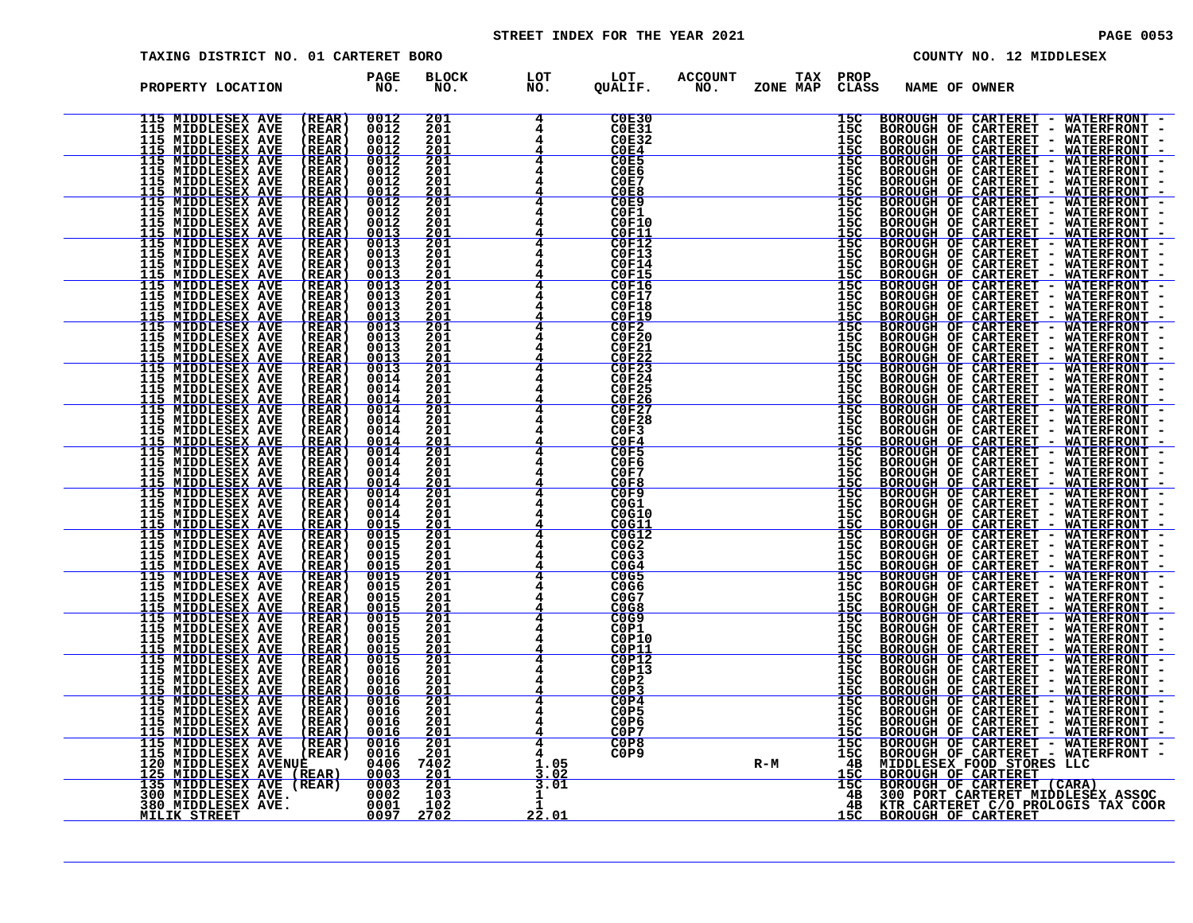# STREET INDEX FOR THE YEAR 2021

TAXING DISTRICT NO. 01 CARTERET BORO

COUNTY NO. 12 MIDDLESEX

| PROPERTY LOCATION | PAGE NO. | BLOCK NO. | LOT NO. | LOT QUALIF. | ACCOUNT NO. | TAX ZONE MAP | PROP CLASS | NAME OF OWNER |
|---|---|---|---|---|---|---|---|---|
| 115 MIDDLESEX AVE (REAR) | 0012 | 201 | 4 | C0E30 | | | 15C | BOROUGH OF CARTERET - WATERFRONT - |
| 115 MIDDLESEX AVE (REAR) | 0012 | 201 | 4 | C0E31 | | | 15C | BOROUGH OF CARTERET - WATERFRONT - |
| 115 MIDDLESEX AVE (REAR) | 0012 | 201 | 4 | C0E32 | | | 15C | BOROUGH OF CARTERET - WATERFRONT - |
| 115 MIDDLESEX AVE (REAR) | 0012 | 201 | 4 | C0E4 | | | 15C | BOROUGH OF CARTERET - WATERFRONT - |
| 115 MIDDLESEX AVE (REAR) | 0012 | 201 | 4 | C0E5 | | | 15C | BOROUGH OF CARTERET - WATERFRONT - |
| 115 MIDDLESEX AVE (REAR) | 0012 | 201 | 4 | C0E6 | | | 15C | BOROUGH OF CARTERET - WATERFRONT - |
| 115 MIDDLESEX AVE (REAR) | 0012 | 201 | 4 | C0E7 | | | 15C | BOROUGH OF CARTERET - WATERFRONT - |
| 115 MIDDLESEX AVE (REAR) | 0012 | 201 | 4 | C0E8 | | | 15C | BOROUGH OF CARTERET - WATERFRONT - |
| 115 MIDDLESEX AVE (REAR) | 0012 | 201 | 4 | C0E9 | | | 15C | BOROUGH OF CARTERET - WATERFRONT - |
| 115 MIDDLESEX AVE (REAR) | 0012 | 201 | 4 | C0F1 | | | 15C | BOROUGH OF CARTERET - WATERFRONT - |
| 115 MIDDLESEX AVE (REAR) | 0012 | 201 | 4 | C0F10 | | | 15C | BOROUGH OF CARTERET - WATERFRONT - |
| 115 MIDDLESEX AVE (REAR) | 0013 | 201 | 4 | C0F11 | | | 15C | BOROUGH OF CARTERET - WATERFRONT - |
| 115 MIDDLESEX AVE (REAR) | 0013 | 201 | 4 | C0F12 | | | 15C | BOROUGH OF CARTERET - WATERFRONT - |
| 115 MIDDLESEX AVE (REAR) | 0013 | 201 | 4 | C0F13 | | | 15C | BOROUGH OF CARTERET - WATERFRONT - |
| 115 MIDDLESEX AVE (REAR) | 0013 | 201 | 4 | C0F14 | | | 15C | BOROUGH OF CARTERET - WATERFRONT - |
| 115 MIDDLESEX AVE (REAR) | 0013 | 201 | 4 | C0F15 | | | 15C | BOROUGH OF CARTERET - WATERFRONT - |
| 115 MIDDLESEX AVE (REAR) | 0013 | 201 | 4 | C0F16 | | | 15C | BOROUGH OF CARTERET - WATERFRONT - |
| 115 MIDDLESEX AVE (REAR) | 0013 | 201 | 4 | C0F17 | | | 15C | BOROUGH OF CARTERET - WATERFRONT - |
| 115 MIDDLESEX AVE (REAR) | 0013 | 201 | 4 | C0F18 | | | 15C | BOROUGH OF CARTERET - WATERFRONT - |
| 115 MIDDLESEX AVE (REAR) | 0013 | 201 | 4 | C0F19 | | | 15C | BOROUGH OF CARTERET - WATERFRONT - |
| 115 MIDDLESEX AVE (REAR) | 0013 | 201 | 4 | C0F2 | | | 15C | BOROUGH OF CARTERET - WATERFRONT - |
| 115 MIDDLESEX AVE (REAR) | 0013 | 201 | 4 | C0F20 | | | 15C | BOROUGH OF CARTERET - WATERFRONT - |
| 115 MIDDLESEX AVE (REAR) | 0013 | 201 | 4 | C0F21 | | | 15C | BOROUGH OF CARTERET - WATERFRONT - |
| 115 MIDDLESEX AVE (REAR) | 0013 | 201 | 4 | C0F22 | | | 15C | BOROUGH OF CARTERET - WATERFRONT - |
| 115 MIDDLESEX AVE (REAR) | 0013 | 201 | 4 | C0F23 | | | 15C | BOROUGH OF CARTERET - WATERFRONT - |
| 115 MIDDLESEX AVE (REAR) | 0014 | 201 | 4 | C0F24 | | | 15C | BOROUGH OF CARTERET - WATERFRONT - |
| 115 MIDDLESEX AVE (REAR) | 0014 | 201 | 4 | C0F25 | | | 15C | BOROUGH OF CARTERET - WATERFRONT - |
| 115 MIDDLESEX AVE (REAR) | 0014 | 201 | 4 | C0F26 | | | 15C | BOROUGH OF CARTERET - WATERFRONT - |
| 115 MIDDLESEX AVE (REAR) | 0014 | 201 | 4 | C0F27 | | | 15C | BOROUGH OF CARTERET - WATERFRONT - |
| 115 MIDDLESEX AVE (REAR) | 0014 | 201 | 4 | C0F28 | | | 15C | BOROUGH OF CARTERET - WATERFRONT - |
| 115 MIDDLESEX AVE (REAR) | 0014 | 201 | 4 | C0F3 | | | 15C | BOROUGH OF CARTERET - WATERFRONT - |
| 115 MIDDLESEX AVE (REAR) | 0014 | 201 | 4 | C0F4 | | | 15C | BOROUGH OF CARTERET - WATERFRONT - |
| 115 MIDDLESEX AVE (REAR) | 0014 | 201 | 4 | C0F5 | | | 15C | BOROUGH OF CARTERET - WATERFRONT - |
| 115 MIDDLESEX AVE (REAR) | 0014 | 201 | 4 | C0F6 | | | 15C | BOROUGH OF CARTERET - WATERFRONT - |
| 115 MIDDLESEX AVE (REAR) | 0014 | 201 | 4 | C0F7 | | | 15C | BOROUGH OF CARTERET - WATERFRONT - |
| 115 MIDDLESEX AVE (REAR) | 0014 | 201 | 4 | C0F8 | | | 15C | BOROUGH OF CARTERET - WATERFRONT - |
| 115 MIDDLESEX AVE (REAR) | 0014 | 201 | 4 | C0F9 | | | 15C | BOROUGH OF CARTERET - WATERFRONT - |
| 115 MIDDLESEX AVE (REAR) | 0014 | 201 | 4 | C0G1 | | | 15C | BOROUGH OF CARTERET - WATERFRONT - |
| 115 MIDDLESEX AVE (REAR) | 0014 | 201 | 4 | C0G10 | | | 15C | BOROUGH OF CARTERET - WATERFRONT - |
| 115 MIDDLESEX AVE (REAR) | 0015 | 201 | 4 | C0G11 | | | 15C | BOROUGH OF CARTERET - WATERFRONT - |
| 115 MIDDLESEX AVE (REAR) | 0015 | 201 | 4 | C0G12 | | | 15C | BOROUGH OF CARTERET - WATERFRONT - |
| 115 MIDDLESEX AVE (REAR) | 0015 | 201 | 4 | C0G2 | | | 15C | BOROUGH OF CARTERET - WATERFRONT - |
| 115 MIDDLESEX AVE (REAR) | 0015 | 201 | 4 | C0G3 | | | 15C | BOROUGH OF CARTERET - WATERFRONT - |
| 115 MIDDLESEX AVE (REAR) | 0015 | 201 | 4 | C0G4 | | | 15C | BOROUGH OF CARTERET - WATERFRONT - |
| 115 MIDDLESEX AVE (REAR) | 0015 | 201 | 4 | C0G5 | | | 15C | BOROUGH OF CARTERET - WATERFRONT - |
| 115 MIDDLESEX AVE (REAR) | 0015 | 201 | 4 | C0G6 | | | 15C | BOROUGH OF CARTERET - WATERFRONT - |
| 115 MIDDLESEX AVE (REAR) | 0015 | 201 | 4 | C0G7 | | | 15C | BOROUGH OF CARTERET - WATERFRONT - |
| 115 MIDDLESEX AVE (REAR) | 0015 | 201 | 4 | C0G8 | | | 15C | BOROUGH OF CARTERET - WATERFRONT - |
| 115 MIDDLESEX AVE (REAR) | 0015 | 201 | 4 | C0G9 | | | 15C | BOROUGH OF CARTERET - WATERFRONT - |
| 115 MIDDLESEX AVE (REAR) | 0015 | 201 | 4 | C0P1 | | | 15C | BOROUGH OF CARTERET - WATERFRONT - |
| 115 MIDDLESEX AVE (REAR) | 0015 | 201 | 4 | C0P10 | | | 15C | BOROUGH OF CARTERET - WATERFRONT - |
| 115 MIDDLESEX AVE (REAR) | 0015 | 201 | 4 | C0P11 | | | 15C | BOROUGH OF CARTERET - WATERFRONT - |
| 115 MIDDLESEX AVE (REAR) | 0015 | 201 | 4 | C0P12 | | | 15C | BOROUGH OF CARTERET - WATERFRONT - |
| 115 MIDDLESEX AVE (REAR) | 0016 | 201 | 4 | C0P13 | | | 15C | BOROUGH OF CARTERET - WATERFRONT - |
| 115 MIDDLESEX AVE (REAR) | 0016 | 201 | 4 | C0P2 | | | 15C | BOROUGH OF CARTERET - WATERFRONT - |
| 115 MIDDLESEX AVE (REAR) | 0016 | 201 | 4 | C0P3 | | | 15C | BOROUGH OF CARTERET - WATERFRONT - |
| 115 MIDDLESEX AVE (REAR) | 0016 | 201 | 4 | C0P4 | | | 15C | BOROUGH OF CARTERET - WATERFRONT - |
| 115 MIDDLESEX AVE (REAR) | 0016 | 201 | 4 | C0P5 | | | 15C | BOROUGH OF CARTERET - WATERFRONT - |
| 115 MIDDLESEX AVE (REAR) | 0016 | 201 | 4 | C0P6 | | | 15C | BOROUGH OF CARTERET - WATERFRONT - |
| 115 MIDDLESEX AVE (REAR) | 0016 | 201 | 4 | C0P7 | | | 15C | BOROUGH OF CARTERET - WATERFRONT - |
| 115 MIDDLESEX AVE (REAR) | 0016 | 201 | 4 | C0P8 | | | 15C | BOROUGH OF CARTERET - WATERFRONT - |
| 115 MIDDLESEX AVE (REAR) | 0016 | 201 | 4 | C0P9 | | | 15C | BOROUGH OF CARTERET - WATERFRONT - |
| 120 MIDDLESEX AVENUE | 0406 | 7402 | 1.05 | | | R-M | 4B | MIDDLESEX FOOD STORES LLC |
| 125 MIDDLESEX AVE (REAR) | 0003 | 201 | 3.02 | | | | 15C | BOROUGH OF CARTERET |
| 135 MIDDLESEX AVE (REAR) | 0003 | 201 | 3.01 | | | | 15C | BOROUGH OF CARTERET (CARA) |
| 300 MIDDLESEX AVE. | 0002 | 103 | 1 | | | | 4B | 300 PORT CARTERET MIDDLESEX ASSOC |
| 380 MIDDLESEX AVE. | 0001 | 102 | 1 | | | | 4B | KTR CARTERET C/O PROLOGIS TAX COOR |
| MILIK STREET | 0097 | 2702 | 22.01 | | | | 15C | BOROUGH OF CARTERET |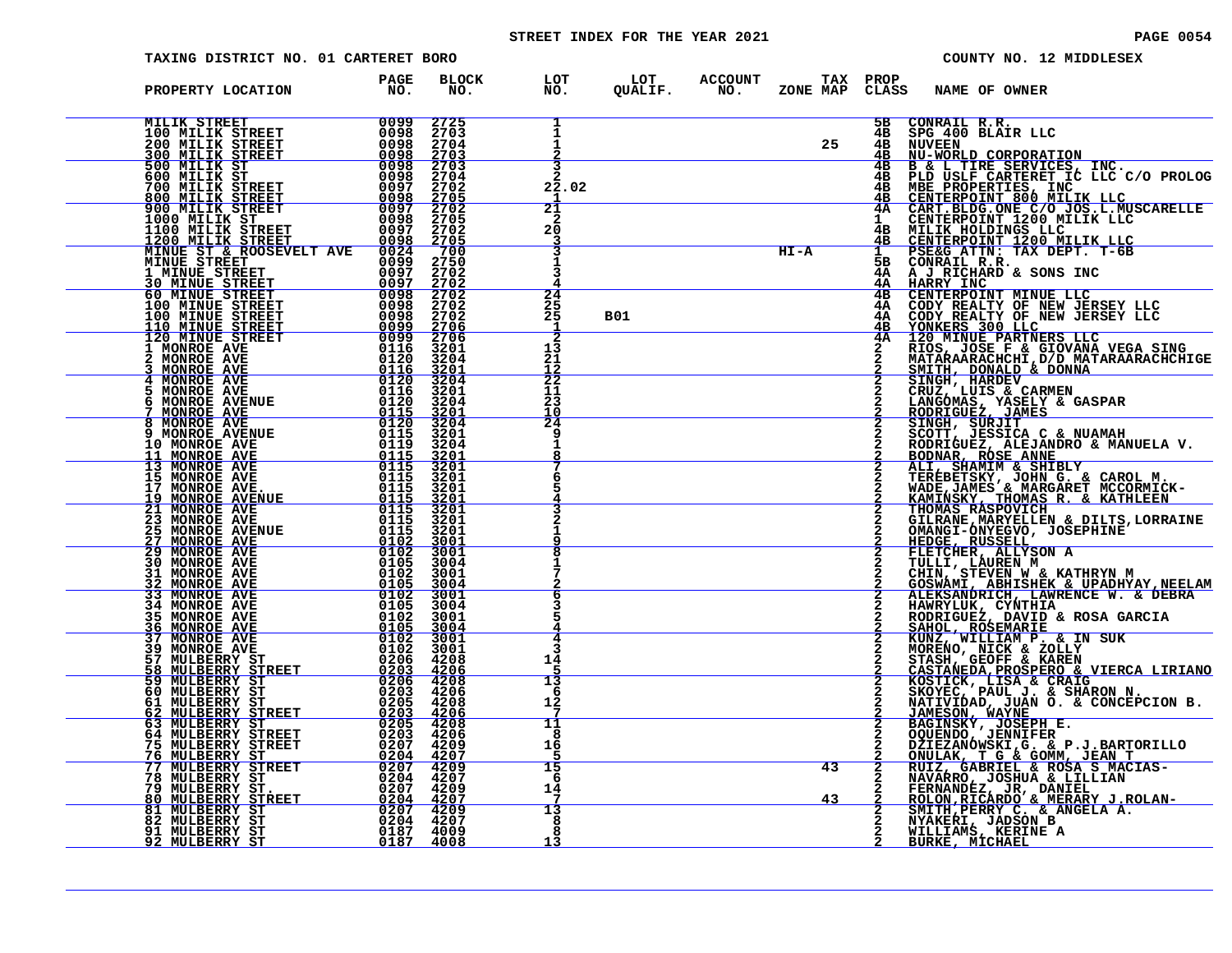# STREET INDEX FOR THE YEAR 2021

TAXING DISTRICT NO. 01 CARTERET BORO

COUNTY NO. 12 MIDDLESEX

| PROPERTY LOCATION | PAGE NO. | BLOCK NO. | LOT NO. | LOT QUALIF. | ACCOUNT NO. | ZONE | TAX MAP | PROP CLASS | NAME OF OWNER |
|---|---|---|---|---|---|---|---|---|---|
| MILIK STREET | 0099 | 2725 | 1 | | | | | 5B | CONRAIL R.R. |
| 100 MILIK STREET | 0098 | 2703 | 1 | | | | | 4B | SPG 400 BLAIR LLC |
| 200 MILIK STREET | 0098 | 2704 | 1 | | | | 25 | 4B | NUVEEN |
| 300 MILIK STREET | 0098 | 2703 | 2 | | | | | 4B | NU-WORLD CORPORATION |
| 500 MILIK ST | 0098 | 2703 | 3 | | | | | 4B | B & L TIRE SERVICES, INC. |
| 600 MILIK ST | 0098 | 2704 | 2 | | | | | 4B | PLD USLF CARTERET IC LLC C/O PROLOG |
| 700 MILIK STREET | 0097 | 2702 | 22.02 | | | | | 4B | MBE PROPERTIES, INC |
| 800 MILIK STREET | 0098 | 2705 | 1 | | | | | 4B | CENTERPOINT 800 MILIK LLC |
| 900 MILIK STREET | 0097 | 2702 | 21 | | | | | 4A | CART.BLDG.ONE C/O JOS.L.MUSCARELLE |
| 1000 MILIK ST | 0098 | 2705 | 2 | | | | | 1 | CENTERPOINT 1200 MILIK LLC |
| 1100 MILIK STREET | 0097 | 2702 | 20 | | | | | 4B | MILIK HOLDINGS LLC |
| 1200 MILIK STREET | 0098 | 2705 | 3 | | | | | 4B | CENTERPOINT 1200 MILIK LLC |
| MINUE ST & ROOSEVELT AVE | 0024 | 700 | 3 | | | HI-A | | 1 | PSE&G ATTN: TAX DEPT. T-6B |
| MINUE STREET | 0099 | 2750 | 1 | | | | | 5B | CONRAIL R.R. |
| 1 MINUE STREET | 0097 | 2702 | 3 | | | | | 4A | A J RICHARD & SONS INC |
| 30 MINUE STREET | 0097 | 2702 | 4 | | | | | 4A | HARRY INC |
| 60 MINUE STREET | 0098 | 2702 | 24 | | | | | 4B | CENTERPOINT MINUE LLC |
| 100 MINUE STREET | 0098 | 2702 | 25 | | | | | 4A | CODY REALTY OF NEW JERSEY LLC |
| 100 MINUE STREET | 0098 | 2702 | 25 | B01 | | | | 4A | CODY REALTY OF NEW JERSEY LLC |
| 110 MINUE STREET | 0099 | 2706 | 1 | | | | | 4B | YONKERS 300 LLC |
| 120 MINUE STREET | 0099 | 2706 | 2 | | | | | 4A | 120 MINUE PARTNERS LLC |
| 1 MONROE AVE | 0116 | 3201 | 13 | | | | | 2 | RIOS, JOSE F & GIOVANA VEGA SING |
| 2 MONROE AVE | 0120 | 3204 | 21 | | | | | 2 | MATARAARACHCHI,D/D MATARAARACHCHIGE |
| 3 MONROE AVE | 0116 | 3201 | 12 | | | | | 2 | SMITH, DONALD & DONNA |
| 4 MONROE AVE | 0120 | 3204 | 22 | | | | | 2 | SINGH, HARDEV |
| 5 MONROE AVE | 0116 | 3201 | 11 | | | | | 2 | CRUZ, LUIS & CARMEN |
| 6 MONROE AVENUE | 0120 | 3204 | 23 | | | | | 2 | LANGOMAS, YASELY & GASPAR |
| 7 MONROE AVE | 0115 | 3201 | 10 | | | | | 2 | RODRIGUEZ, JAMES |
| 8 MONROE AVE | 0120 | 3204 | 24 | | | | | 2 | SINGH, SURJIT |
| 9 MONROE AVENUE | 0115 | 3201 | 9 | | | | | 2 | SCOTT, JESSICA C & NUAMAH |
| 10 MONROE AVE | 0119 | 3204 | 1 | | | | | 2 | RODRIGUEZ, ALEJANDRO & MANUELA V. |
| 11 MONROE AVE | 0115 | 3201 | 8 | | | | | 2 | BODNAR, ROSE ANNE |
| 13 MONROE AVE | 0115 | 3201 | 7 | | | | | 2 | ALI, SHAMIM & SHIBLY |
| 15 MONROE AVE | 0115 | 3201 | 6 | | | | | 2 | TEREBETSKY, JOHN G. & CAROL M. |
| 17 MONROE AVE. | 0115 | 3201 | 5 | | | | | 2 | WADE,JAMES & MARGARET MCCORMICK- |
| 19 MONROE AVENUE | 0115 | 3201 | 4 | | | | | 2 | KAMINSKY, THOMAS R. & KATHLEEN |
| 21 MONROE AVE | 0115 | 3201 | 3 | | | | | 2 | THOMAS RASPOVICH |
| 23 MONROE AVE | 0115 | 3201 | 2 | | | | | 2 | GILRANE,MARYELLEN & DILTS,LORRAINE |
| 25 MONROE AVENUE | 0115 | 3201 | 1 | | | | | 2 | OMANGI-ONYEGVO, JOSEPHINE |
| 27 MONROE AVE | 0102 | 3001 | 9 | | | | | 2 | HEDGE, RUSSELL |
| 29 MONROE AVE | 0102 | 3001 | 8 | | | | | 2 | FLETCHER, ALLYSON A |
| 30 MONROE AVE | 0105 | 3004 | 1 | | | | | 2 | TULLI, LAUREN M |
| 31 MONROE AVE | 0102 | 3001 | 7 | | | | | 2 | CHIN, STEVEN W & KATHRYN M |
| 32 MONROE AVE | 0105 | 3004 | 2 | | | | | 2 | GOSWAMI, ABHISHEK & UPADHYAY,NEELAM |
| 33 MONROE AVE | 0102 | 3001 | 6 | | | | | 2 | ALEKSANDRICH, LAWRENCE W. & DEBRA |
| 34 MONROE AVE | 0105 | 3004 | 3 | | | | | 2 | HAWRYLUK, CYNTHIA |
| 35 MONROE AVE | 0102 | 3001 | 5 | | | | | 2 | RODRIGUEZ, DAVID & ROSA GARCIA |
| 36 MONROE AVE | 0105 | 3004 | 4 | | | | | 2 | SAHOL, ROSEMARIE |
| 37 MONROE AVE | 0102 | 3001 | 4 | | | | | 2 | KUNZ, WILLIAM P. & IN SUK |
| 39 MONROE AVE | 0102 | 3001 | 3 | | | | | 2 | MORENO, NICK & ZOLLY |
| 57 MULBERRY ST | 0206 | 4208 | 14 | | | | | 2 | STASH, GEOFF & KAREN |
| 58 MULBERRY STREET | 0203 | 4206 | 5 | | | | | 2 | CASTANEDA,PROSPERO & VIERCA LIRIANO |
| 59 MULBERRY ST | 0206 | 4208 | 13 | | | | | 2 | KOSTICK, LISA & CRAIG |
| 60 MULBERRY ST | 0203 | 4206 | 6 | | | | | 2 | SKOYEC, PAUL J. & SHARON N. |
| 61 MULBERRY ST | 0205 | 4208 | 12 | | | | | 2 | NATIVIDAD, JUAN O. & CONCEPCION B. |
| 62 MULBERRY STREET | 0203 | 4206 | 7 | | | | | 2 | JAMESON, WAYNE |
| 63 MULBERRY ST | 0205 | 4208 | 11 | | | | | 2 | BAGINSKY, JOSEPH E. |
| 64 MULBERRY STREET | 0203 | 4206 | 8 | | | | | 2 | OQUENDO, JENNIFER |
| 75 MULBERRY STREET | 0207 | 4209 | 16 | | | | | 2 | DZIEZANOWSKI,G. & P.J.BARTORILLO |
| 76 MULBERRY ST | 0204 | 4207 | 5 | | | | | 2 | ONULAK, T G & GOMM, JEAN T |
| 77 MULBERRY STREET | 0207 | 4209 | 15 | | | | 43 | 2 | RUIZ, GABRIEL & ROSA S MACIAS- |
| 78 MULBERRY ST | 0204 | 4207 | 6 | | | | | 2 | NAVARRO, JOSHUA & LILLIAN |
| 79 MULBERRY ST. | 0207 | 4209 | 14 | | | | | 2 | FERNANDEZ, JR, DANIEL |
| 80 MULBERRY STREET | 0204 | 4207 | 7 | | | | 43 | 2 | ROLON,RICARDO & MERARY J.ROLAN- |
| 81 MULBERRY ST | 0207 | 4209 | 13 | | | | | 2 | SMITH,PERRY C. & ANGELA A. |
| 82 MULBERRY ST | 0204 | 4207 | 8 | | | | | 2 | NYAKERI, JADSON B |
| 91 MULBERRY ST | 0187 | 4009 | 8 | | | | | 2 | WILLIAMS, KERINE A |
| 92 MULBERRY ST | 0187 | 4008 | 13 | | | | | 2 | BURKE, MICHAEL |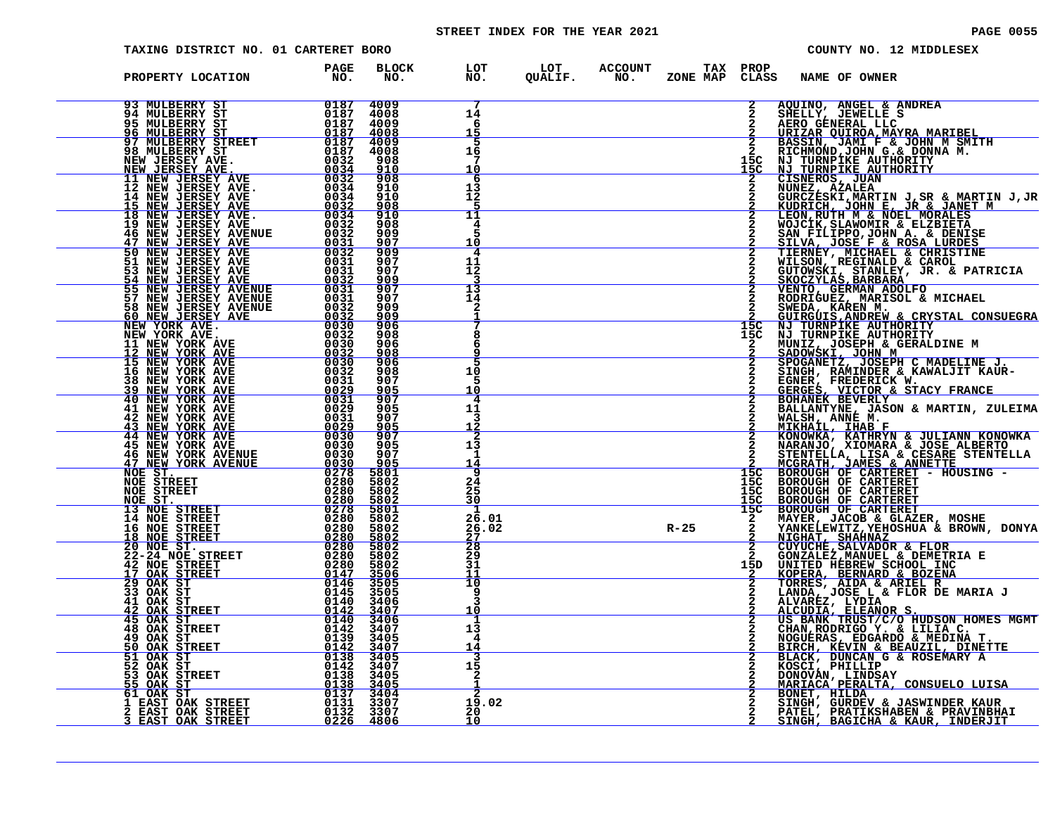STREET INDEX FOR THE YEAR 2021

TAXING DISTRICT NO. 01 CARTERET BORO

COUNTY NO. 12 MIDDLESEX

| PROPERTY LOCATION | PAGE NO. | BLOCK NO. | LOT NO. | LOT QUALIF. | ACCOUNT NO. | TAX ZONE MAP | PROP CLASS | NAME OF OWNER |
|---|---|---|---|---|---|---|---|---|
| 93 MULBERRY ST | 0187 | 4009 | 7 | | | | 2 | AQUINO, ANGEL & ANDREA |
| 94 MULBERRY ST | 0187 | 4008 | 14 | | | | 2 | SHELLY, JEWELLE S |
| 95 MULBERRY ST | 0187 | 4009 | 6 | | | | 2 | AERO GENERAL LLC |
| 96 MULBERRY ST | 0187 | 4008 | 15 | | | | 2 | URIZAR QUIROA,MAYRA MARIBEL |
| 97 MULBERRY STREET | 0187 | 4009 | 5 | | | | 2 | BASSIN, JAMI F & JOHN M SMITH |
| 98 MULBERRY ST | 0187 | 4008 | 16 | | | | 2 | RICHMOND,JOHN G.& DONNA M. |
| NEW JERSEY AVE. | 0032 | 908 | 7 | | | | 15C | NJ TURNPIKE AUTHORITY |
| NEW JERSEY AVE. | 0034 | 910 | 10 | | | | 15C | NJ TURNPIKE AUTHORITY |
| 11 NEW JERSEY AVE | 0032 | 908 | 6 | | | | 2 | CISNEROS, JUAN |
| 12 NEW JERSEY AVE. | 0034 | 910 | 13 | | | | 2 | NUNEZ, AZALEA |
| 14 NEW JERSEY AVE | 0034 | 910 | 12 | | | | 2 | GURCZESKI,MARTIN J,SR & MARTIN J,JR |
| 15 NEW JERSEY AVE | 0032 | 908 | 5 | | | | 2 | KUDRICH, JOHN E, JR & JANET M |
| 18 NEW JERSEY AVE. | 0034 | 910 | 11 | | | | 2 | LEON,RUTH M & NOEL MORALES |
| 19 NEW JERSEY AVE | 0032 | 908 | 4 | | | | 2 | WOJCIK,SLAWOMIR & ELZBIETA |
| 46 NEW JERSEY AVENUE | 0032 | 909 | 5 | | | | 2 | SAN FILIPPO,JOHN A. & DENISE |
| 47 NEW JERSEY AVE | 0031 | 907 | 10 | | | | 2 | SILVA, JOSE F & ROSA LURDES |
| 50 NEW JERSEY AVE | 0032 | 909 | 4 | | | | 2 | TIERNEY, MICHAEL & CHRISTINE |
| 51 NEW JERSEY AVE | 0031 | 907 | 11 | | | | 2 | WILSON, REGINALD & CAROL |
| 53 NEW JERSEY AVE | 0031 | 907 | 12 | | | | 2 | GUTOWSKI, STANLEY, JR. & PATRICIA |
| 54 NEW JERSEY AVE | 0032 | 909 | 3 | | | | 2 | SKOCZYLAS,BARBARA |
| 55 NEW JERSEY AVENUE | 0031 | 907 | 13 | | | | 2 | VENTO, GERMAN ADOLFO |
| 57 NEW JERSEY AVENUE | 0031 | 907 | 14 | | | | 2 | RODRIGUEZ, MARISOL & MICHAEL |
| 58 NEW JERSEY AVENUE | 0032 | 909 | 2 | | | | 2 | SWEDA, KAREN M. |
| 60 NEW JERSEY AVE | 0032 | 909 | 1 | | | | 2 | GUIRGUIS,ANDREW & CRYSTAL CONSUEGRA |
| NEW YORK AVE. | 0030 | 906 | 7 | | | | 15C | NJ TURNPIKE AUTHORITY |
| NEW YORK AVE. | 0032 | 908 | 8 | | | | 15C | NJ TURNPIKE AUTHORITY |
| 11 NEW YORK AVE | 0030 | 906 | 6 | | | | 2 | MUNIZ, JOSEPH & GERALDINE M |
| 12 NEW YORK AVE | 0032 | 908 | 9 | | | | 2 | SADOWSKI, JOHN M |
| 15 NEW YORK AVE | 0030 | 906 | 5 | | | | 2 | SPOGANETZ, JOSEPH C MADELINE J. |
| 16 NEW YORK AVE | 0032 | 908 | 10 | | | | 2 | SINGH, RAMINDER & KAWALJIT KAUR- |
| 38 NEW YORK AVE | 0031 | 907 | 5 | | | | 2 | EGNER, FREDERICK W. |
| 39 NEW YORK AVE | 0029 | 905 | 10 | | | | 2 | GERGES, VICTOR & STACY FRANCE |
| 40 NEW YORK AVE | 0031 | 907 | 4 | | | | 2 | BOHANEK BEVERLY |
| 41 NEW YORK AVE | 0029 | 905 | 11 | | | | 2 | BALLANTYNE, JASON & MARTIN, ZULEIMA |
| 42 NEW YORK AVE | 0031 | 907 | 3 | | | | 2 | WALSH, ANNE M. |
| 43 NEW YORK AVE | 0029 | 905 | 12 | | | | 2 | MIKHAIL, IHAB F |
| 44 NEW YORK AVE | 0030 | 907 | 2 | | | | 2 | KONOWKA, KATHRYN & JULIANN KONOWKA |
| 45 NEW YORK AVE | 0030 | 905 | 13 | | | | 2 | NARANJO, XIOMARA & JOSE ALBERTO |
| 46 NEW YORK AVENUE | 0030 | 907 | 1 | | | | 2 | STENTELLA, LISA & CESARE STENTELLA |
| 47 NEW YORK AVENUE | 0030 | 905 | 14 | | | | 2 | MCGRATH, JAMES & ANNETTE |
| NOE ST. | 0278 | 5801 | 9 | | | | 15C | BOROUGH OF CARTERET - HOUSING - |
| NOE STREET | 0280 | 5802 | 24 | | | | 15C | BOROUGH OF CARTERET |
| NOE STREET | 0280 | 5802 | 25 | | | | 15C | BOROUGH OF CARTERET |
| NOE ST. | 0280 | 5802 | 30 | | | | 15C | BOROUGH OF CARTERET |
| 13 NOE STREET | 0278 | 5801 | 1 | | | | 15C | BOROUGH OF CARTERET |
| 14 NOE STREET | 0280 | 5802 | 26.01 | | | | 2 | MAYER, JACOB & GLAZER, MOSHE |
| 16 NOE STREET | 0280 | 5802 | 26.02 | | | R-25 | 2 | YANKELEWITZ,YEHOSHUA & BROWN, DONYA |
| 18 NOE STREET | 0280 | 5802 | 27 | | | | 2 | NIGHAT, SHAHNAZ |
| 20 NOE ST. | 0280 | 5802 | 28 | | | | 2 | CUYUCHE,SALVADOR & FLOR |
| 22-24 NOE STREET | 0280 | 5802 | 29 | | | | 2 | GONZALEZ,MANUEL & DEMETRIA E |
| 42 NOE STREET | 0280 | 5802 | 31 | | | | 15D | UNITED HEBREW SCHOOL INC |
| 17 OAK STREET | 0147 | 3506 | 11 | | | | 2 | KOPERA, BERNARD & BOZENA |
| 29 OAK ST | 0146 | 3505 | 10 | | | | 2 | TORRES, AIDA & ARIEL R |
| 33 OAK ST | 0145 | 3505 | 9 | | | | 2 | LANDA, JOSE L & FLOR DE MARIA J |
| 41 OAK ST | 0140 | 3406 | 3 | | | | 2 | ALVAREZ, LYDIA |
| 42 OAK STREET | 0142 | 3407 | 10 | | | | 2 | ALCUDIA, ELEANOR S. |
| 45 OAK ST | 0140 | 3406 | 1 | | | | 2 | US BANK TRUST/C/O HUDSON HOMES MGMT |
| 48 OAK STREET | 0142 | 3407 | 13 | | | | 2 | CHAN,RODRIGO Y. & LILIA C. |
| 49 OAK ST | 0139 | 3405 | 4 | | | | 2 | NOGUERAS, EDGARDO & MEDINA T. |
| 50 OAK STREET | 0142 | 3407 | 14 | | | | 2 | BIRCH, KEVIN & BEAUZIL, DINETTE |
| 51 OAK ST | 0138 | 3405 | 3 | | | | 2 | BLACK, DUNCAN G & ROSEMARY A |
| 52 OAK ST | 0142 | 3407 | 15 | | | | 2 | KOSCI, PHILLIP |
| 53 OAK STREET | 0138 | 3405 | 2 | | | | 2 | DONOVAN, LINDSAY |
| 55 OAK ST | 0138 | 3405 | 1 | | | | 2 | MARIACA PERALTA, CONSUELO LUISA |
| 61 OAK ST | 0137 | 3404 | 2 | | | | 2 | BONET, HILDA |
| 1 EAST OAK STREET | 0131 | 3307 | 19.02 | | | | 2 | SINGH, GURDEV & JASWINDER KAUR |
| 2 EAST OAK STREET | 0132 | 3307 | 20 | | | | 2 | PATEL, PRATIKSHABEN & PRAVINBHAI |
| 3 EAST OAK STREET | 0226 | 4806 | 10 | | | | 2 | SINGH, BAGICHA & KAUR, INDERJIT |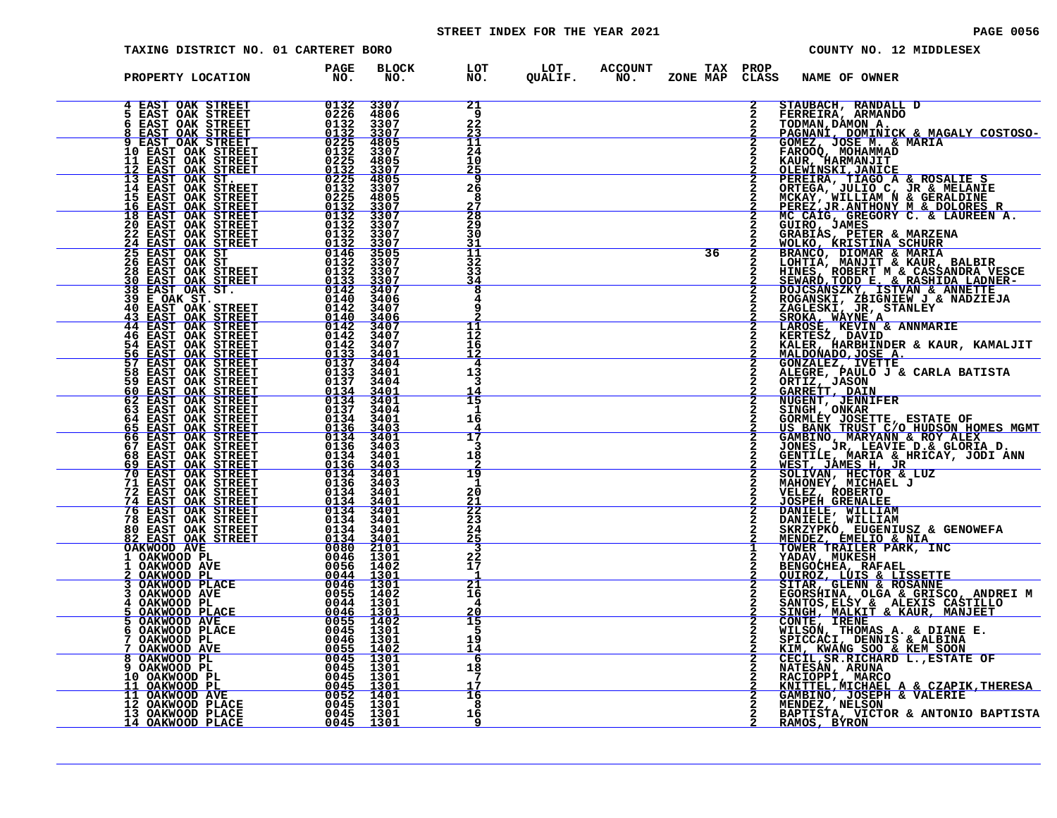STREET INDEX FOR THE YEAR 2021

TAXING DISTRICT NO. 01 CARTERET BORO — COUNTY NO. 12 MIDDLESEX

| PROPERTY LOCATION | PAGE NO. | BLOCK NO. | LOT NO. | LOT QUALIF. | ACCOUNT NO. | TAX ZONE MAP | PROP CLASS | NAME OF OWNER |
|---|---|---|---|---|---|---|---|---|
| 4 EAST OAK STREET | 0132 | 3307 | 21 | | | | 2 | STAUBACH, RANDALL D |
| 5 EAST OAK STREET | 0226 | 4806 | 9 | | | | 2 | FERREIRA, ARMANDO |
| 6 EAST OAK STREET | 0132 | 3307 | 22 | | | | 2 | TODMAN,DAMON A. |
| 8 EAST OAK STREET | 0132 | 3307 | 23 | | | | 2 | PAGNANI, DOMINICK & MAGALY COSTOSO- |
| 9 EAST OAK STREET | 0225 | 4805 | 11 | | | | 2 | GOMEZ, JOSE M. & MARIA |
| 10 EAST OAK STREET | 0132 | 3307 | 24 | | | | 2 | FAROOQ, MOHAMMAD |
| 11 EAST OAK STREET | 0225 | 4805 | 10 | | | | 2 | KAUR, HARMANJIT |
| 12 EAST OAK STREET | 0132 | 3307 | 25 | | | | 2 | OLEWINSKI,JANICE |
| 13 EAST OAK ST. | 0225 | 4805 | 9 | | | | 2 | PEREIRA, TIAGO A & ROSALIE S |
| 14 EAST OAK STREET | 0132 | 3307 | 26 | | | | 2 | ORTEGA, JULIO C, JR & MELANIE |
| 15 EAST OAK STREET | 0225 | 4805 | 8 | | | | 2 | MCKAY, WILLIAM N & GERALDINE |
| 16 EAST OAK STREET | 0132 | 3307 | 27 | | | | 2 | PEREZ,JR.ANTHONY M & DOLORES R |
| 18 EAST OAK STREET | 0132 | 3307 | 28 | | | | 2 | MC CAIG, GREGORY C. & LAUREEN A. |
| 20 EAST OAK STREET | 0132 | 3307 | 29 | | | | 2 | GUIRO, JAMES |
| 22 EAST OAK STREET | 0132 | 3307 | 30 | | | | 2 | GRABIAS, PETER & MARZENA |
| 24 EAST OAK STREET | 0132 | 3307 | 31 | | | | 2 | WOLKO, KRISTINA SCHURR |
| 25 EAST OAK ST | 0146 | 3505 | 11 | | | 36 | 2 | BRANCO, DIOMAR & MARIA |
| 26 EAST OAK ST | 0132 | 3307 | 32 | | | | 2 | LOHTIA, MANJIT & KAUR, BALBIR |
| 28 EAST OAK STREET | 0132 | 3307 | 33 | | | | 2 | HINES, ROBERT M & CASSANDRA VESCE |
| 30 EAST OAK STREET | 0133 | 3307 | 34 | | | | 2 | SEWARD,TODD E. & RASHIDA LADNER- |
| 38 EAST OAK ST. | 0142 | 3407 | 8 | | | | 2 | DOJCSANSZKY, ISTVAN & ANNETTE |
| 39 E OAK ST. | 0140 | 3406 | 4 | | | | 2 | ROGANSKI, ZBIGNIEW J & NADZIEJA |
| 40 EAST OAK STREET | 0142 | 3407 | 9 | | | | 2 | ZAGLESKI, JR, STANLEY |
| 43 EAST OAK STREET | 0140 | 3406 | 2 | | | | 2 | SROKA, WAYNE A |
| 44 EAST OAK STREET | 0142 | 3407 | 11 | | | | 2 | LAROSE, KEVIN & ANNMARIE |
| 46 EAST OAK STREET | 0142 | 3407 | 12 | | | | 2 | KERTESZ, DAVID |
| 54 EAST OAK STREET | 0142 | 3407 | 16 | | | | 2 | KALER, HARBHINDER & KAUR, KAMALJIT |
| 56 EAST OAK STREET | 0133 | 3401 | 12 | | | | 2 | MALDONADO,JOSE A. |
| 57 EAST OAK STREET | 0137 | 3404 | 4 | | | | 2 | GONZALEZ, IVETTE |
| 58 EAST OAK STREET | 0133 | 3401 | 13 | | | | 2 | ALEGRE, PAULO J & CARLA BATISTA |
| 59 EAST OAK STREET | 0137 | 3404 | 3 | | | | 2 | ORTIZ, JASON |
| 60 EAST OAK STREET | 0134 | 3401 | 14 | | | | 2 | GARRETT, DAIN |
| 62 EAST OAK STREET | 0134 | 3401 | 15 | | | | 2 | NUGENT, JENNIFER |
| 63 EAST OAK STREET | 0137 | 3404 | 1 | | | | 2 | SINGH, ONKAR |
| 64 EAST OAK STREET | 0134 | 3401 | 16 | | | | 2 | GORMLEY JOSETTE, ESTATE OF |
| 65 EAST OAK STREET | 0136 | 3403 | 4 | | | | 2 | US BANK TRUST C/O HUDSON HOMES MGMT |
| 66 EAST OAK STREET | 0134 | 3401 | 17 | | | | 2 | GAMBINO, MARYANN & ROY ALEX |
| 67 EAST OAK STREET | 0136 | 3403 | 3 | | | | 2 | JONES, JR, LEAVIE D.& GLORIA D. |
| 68 EAST OAK STREET | 0134 | 3401 | 18 | | | | 2 | GENTILE, MARIA & HRICAY, JODI ANN |
| 69 EAST OAK STREET | 0136 | 3403 | 2 | | | | 2 | WEST, JAMES H, JR |
| 70 EAST OAK STREET | 0134 | 3401 | 19 | | | | 2 | SOLIVAN, HECTOR & LUZ |
| 71 EAST OAK STREET | 0136 | 3403 | 1 | | | | 2 | MAHONEY, MICHAEL J |
| 72 EAST OAK STREET | 0134 | 3401 | 20 | | | | 2 | VELEZ, ROBERTO |
| 74 EAST OAK STREET | 0134 | 3401 | 21 | | | | 2 | JOSPEH GRENALEE |
| 76 EAST OAK STREET | 0134 | 3401 | 22 | | | | 2 | DANIELE, WILLIAM |
| 78 EAST OAK STREET | 0134 | 3401 | 23 | | | | 2 | DANIELE, WILLIAM |
| 80 EAST OAK STREET | 0134 | 3401 | 24 | | | | 2 | SKRZYPKO, EUGENIUSZ & GENOWEFA |
| 82 EAST OAK STREET | 0134 | 3401 | 25 | | | | 2 | MENDEZ, EMELIO & NIA |
| OAKWOOD AVE | 0080 | 2101 | 3 | | | | 1 | TOWER TRAILER PARK, INC |
| 1 OAKWOOD PL | 0046 | 1301 | 22 | | | | 2 | YADAV, MUKESH |
| 1 OAKWOOD AVE | 0056 | 1402 | 17 | | | | 2 | BENGOCHEA, RAFAEL |
| 2 OAKWOOD PL | 0044 | 1301 | 1 | | | | 2 | QUIROZ, LUIS & LISSETTE |
| 3 OAKWOOD PLACE | 0046 | 1301 | 21 | | | | 2 | SITAR, GLENN & ROSANNE |
| 3 OAKWOOD AVE | 0055 | 1402 | 16 | | | | 2 | EGORSHINA, OLGA & GRISCO, ANDREI M |
| 4 OAKWOOD PL | 0044 | 1301 | 4 | | | | 2 | SANTOS,ELSY & ALEXIS CASTILLO |
| 5 OAKWOOD PLACE | 0046 | 1301 | 20 | | | | 2 | SINGH, MALKIT & KAUR, MANJEET |
| 5 OAKWOOD AVE | 0055 | 1402 | 15 | | | | 2 | CONTE, IRENE |
| 6 OAKWOOD PLACE | 0045 | 1301 | 5 | | | | 2 | WILSON, THOMAS A. & DIANE E. |
| 7 OAKWOOD PL | 0046 | 1301 | 19 | | | | 2 | SPICCACI, DENNIS & ALBINA |
| 7 OAKWOOD AVE | 0055 | 1402 | 14 | | | | 2 | KIM, KWANG SOO & KEM SOON |
| 8 OAKWOOD PL | 0045 | 1301 | 6 | | | | 2 | CECIL,SR.RICHARD L.,ESTATE OF |
| 9 OAKWOOD PL | 0045 | 1301 | 18 | | | | 2 | NATESAN, ARUNA |
| 10 OAKWOOD PL | 0045 | 1301 | 7 | | | | 2 | RACIOPPI, MARCO |
| 11 OAKWOOD PL | 0045 | 1301 | 17 | | | | 2 | KNITTEL,MICHAEL A & CZAPIK,THERESA |
| 11 OAKWOOD AVE | 0052 | 1401 | 16 | | | | 2 | GAMBINO, JOSEPH & VALERIE |
| 12 OAKWOOD PLACE | 0045 | 1301 | 8 | | | | 2 | MENDEZ, NELSON |
| 13 OAKWOOD PLACE | 0045 | 1301 | 16 | | | | 2 | BAPTISTA, VICTOR & ANTONIO BAPTISTA |
| 14 OAKWOOD PLACE | 0045 | 1301 | 9 | | | | 2 | RAMOS, BYRON |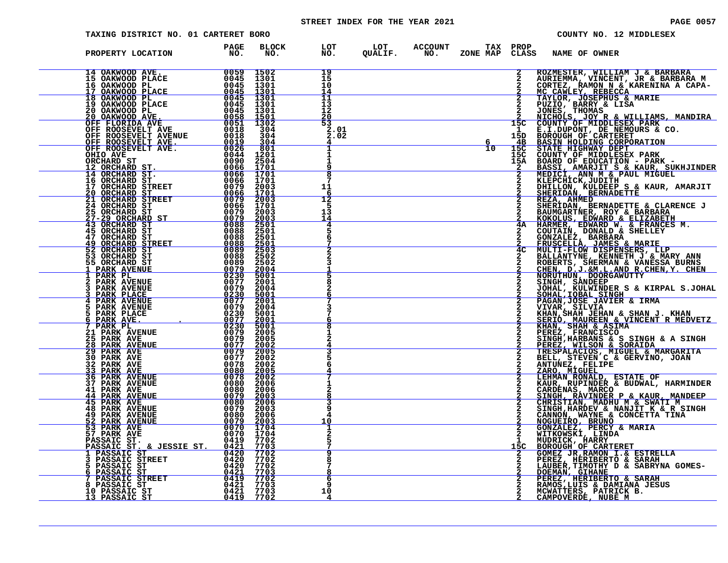STREET INDEX FOR THE YEAR 2021

TAXING DISTRICT NO. 01 CARTERET BORO

COUNTY NO. 12 MIDDLESEX

| PROPERTY LOCATION | PAGE NO. | BLOCK NO. | LOT NO. | LOT QUALIF. | ACCOUNT NO. | TAX ZONE MAP | PROP CLASS | NAME OF OWNER |
|---|---|---|---|---|---|---|---|---|
| 14 OAKWOOD AVE. | 0059 | 1502 | 19 | | | | 2 | ROZMESTER, WILLIAM J & BARBARA |
| 15 OAKWOOD PLACE | 0045 | 1301 | 15 | | | | 2 | AURIEMMA, VINCENT, JR & BARBARA M |
| 16 OAKWOOD PL | 0045 | 1301 | 10 | | | | 2 | CORTEZ, RAMON N & KARENINA A CAPA- |
| 17 OAKWOOD PLACE | 0045 | 1301 | 14 | | | | 2 | MC CAWLEY, REBECCA |
| 18 OAKWOOD PL | 0045 | 1301 | 11 | | | | 2 | TAYLOR, JOSEPHUS & MARIE |
| 19 OAKWOOD PLACE | 0045 | 1301 | 13 | | | | 2 | PUZIO, BARRY & LISA |
| 20 OAKWOOD PL | 0045 | 1301 | 12 | | | | 2 | JONES, THOMAS |
| 20 OAKWOOD AVE. | 0058 | 1501 | 20 | | | | 2 | NICHOLS, JOY R & WILLIAMS, MANDIRA |
| OFF FLORIDA AVE | 0051 | 1302 | 53 | | | | 15C | COUNTY OF MIDDLESEX PARK |
| OFF ROOSEVELT AVE | 0018 | 304 | 2.01 | | | | 1 | E.I.DUPONT, DE NEMOURS & CO. |
| OFF ROOSEVELT AVENUE | 0018 | 304 | 2.02 | | | | 15D | BOROUGH OF CARTERET |
| OFF ROOSEVELT AVE. | 0019 | 304 | 4 | | | 6 | 4B | BASIN HOLDING CORPORATION |
| OFF ROOSEVELT AVE. | 0026 | 801 | 1 | | | 10 | 15C | STATE HIGHWAY DEPT |
| OHIO AVE | 0044 | 1201 | 1 | | | | 15C | COUNTY OF MIDDLESEX PARK |
| ORCHARD ST | 0090 | 2504 | 1 | | | | 15A | BOARD OF EDUCATION - PARK - |
| 12 ORCHARD ST. | 0066 | 1701 | 9 | | | | 2 | BASSI, AMARJIT S & KAUR, SUKHJINDER |
| 14 ORCHARD ST. | 0066 | 1701 | 8 | | | | 2 | MEDICI, ANN M & PAUL MIGUEL |
| 16 ORCHARD ST | 0066 | 1701 | 7 | | | | 2 | KLEPCHICK,JUDITH |
| 17 ORCHARD STREET | 0079 | 2003 | 11 | | | | 2 | DHILLON, KULDEEP S & KAUR, AMARJIT |
| 20 ORCHARD ST | 0066 | 1701 | 6 | | | | 2 | SHERIDAN, BERNADETTE |
| 21 ORCHARD STREET | 0079 | 2003 | 12 | | | | 2 | REZA, AHMED |
| 24 ORCHARD ST | 0066 | 1701 | 5 | | | | 2 | SHERIDAN, BERNADETTE & CLARENCE J |
| 25 ORCHARD ST | 0079 | 2003 | 13 | | | | 2 | BAUMGARTNER, ROY & BARBARA |
| 27-29 ORCHARD ST | 0079 | 2003 | 14 | | | | 2 | KOKOLUS, EDWARD & ELIZABETH |
| 43 ORCHARD ST | 0088 | 2501 | 4 | | | | 4A | HARMER, EDWARD W. & FRANCES M. |
| 45 ORCHARD ST | 0088 | 2501 | 5 | | | | 2 | COUTAIN, DONALD & SHELLEY |
| 47 ORCHARD ST | 0088 | 2501 | 6 | | | | 2 | GONZALEZ, BARBARA |
| 49 ORCHARD STREET | 0088 | 2501 | 7 | | | | 2 | FRUSCELLA, JAMES & MARIE |
| 52 ORCHARD ST | 0089 | 2503 | 2 | | | | 4C | MULTI-FLOW DISPENSERS, LLP |
| 53 ORCHARD ST | 0088 | 2502 | 2 | | | | 2 | BALLANTYNE, KENNETH J & MARY ANN |
| 55 ORCHARD ST | 0089 | 2502 | 3 | | | | 2 | ROBERTS, SHERMAN & VANESSA BURNS |
| 1 PARK AVENUE | 0079 | 2004 | 1 | | | | 2 | CHEN, D.J.&M.L.AND R.CHEN,Y. CHEN |
| 1 PARK PL | 0230 | 5001 | 5 | | | | 2 | NORUTHUN, DOORGAWUTTY |
| 2 PARK AVENUE | 0077 | 2001 | 8 | | | | 2 | SINGH, SANDEEP |
| 3 PARK AVENUE | 0079 | 2004 | 2 | | | | 2 | JOHAL, KULWINDER S & KIRPAL S.JOHAL |
| 3 PARK PLACE | 0230 | 5001 | 6 | | | | 2 | SOHAL,IQBAL SINGH |
| 4 PARK AVENUE | 0077 | 2001 | 7 | | | | 2 | PAGAN,JOSE JAVIER & IRMA |
| 5 PARK AVENUE | 0079 | 2004 | 3 | | | | 2 | VIVAR, SILVIA |
| 5 PARK PLACE | 0230 | 5001 | 7 | | | | 2 | KHAN,SHAH JEHAN & SHAN J. KHAN |
| 6 PARK AVE. | 0077 | 2001 | 6 | | | | 2 | SERIO, MAUREEN & VINCENT R MEDVETZ |
| 7 PARK PL | 0230 | 5001 | 8 | | | | 2 | KHAN, SHAH & ASIMA |
| 21 PARK AVENUE | 0079 | 2005 | 1 | | | | 2 | PEREZ, FRANCISCO |
| 25 PARK AVE | 0079 | 2005 | 2 | | | | 2 | SINGH,HARBANS & S SINGH & A SINGH |
| 28 PARK AVENUE | 0077 | 2002 | 4 | | | | 2 | PEREZ, WILSON & SORAIDA |
| 29 PARK AVE | 0079 | 2005 | 3 | | | | 2 | TRESPALACIOS, MIGUEL & MARGARITA |
| 30 PARK AVE | 0077 | 2002 | 5 | | | | 2 | BELL, STEVEN C & GERVINO, JOAN |
| 32 PARK AVE | 0078 | 2002 | 6 | | | | 2 | ANTUNEZ, FELIPE |
| 33 PARK AVE | 0080 | 2005 | 4 | | | | 2 | ZARO, MIGUEL |
| 36 PARK AVENUE | 0078 | 2002 | 7 | | | | 2 | LEHMAN RONALD, ESTATE OF |
| 37 PARK AVENUE | 0080 | 2006 | 1 | | | | 2 | KAUR, RUPINDER & BUDWAL, HARMINDER |
| 41 PARK AVE | 0080 | 2006 | 2 | | | | 2 | CARDENAS, MARCO |
| 44 PARK AVENUE | 0079 | 2003 | 8 | | | | 2 | SINGH, RAVINDER P & KAUR, MANDEEP |
| 45 PARK AVE | 0080 | 2006 | 3 | | | | 2 | CHRISTIAN, MADHU M & SWATI M |
| 48 PARK AVENUE | 0079 | 2003 | 9 | | | | 2 | SINGH,HARDEV & NANJIT K & R SINGH |
| 49 PARK AVENUE | 0080 | 2006 | 4 | | | | 2 | CANNON, WAYNE & CONCETTA TINA |
| 52 PARK AVENUE | 0079 | 2003 | 10 | | | | 2 | NOGUEIRO, BRUNO |
| 53 PARK AVE | 0070 | 1704 | 1 | | | | 2 | GONZALEZ, PERCY & MARIA |
| 57 PARK AVE | 0070 | 1704 | 2 | | | | 2 | WITKOWSKI, LINDA |
| PASSAIC ST. | 0419 | 7702 | 5 | | | | 1 | MUDRICK, HARRY |
| PASSAIC ST. & JESSIE ST. | 0421 | 7703 | 7 | | | | 15C | BOROUGH OF CARTERET |
| 1 PASSAIC ST | 0420 | 7702 | 9 | | | | 2 | GOMEZ JR,RAMON I.& ESTRELLA |
| 3 PASSAIC STREET | 0420 | 7702 | 8 | | | | 2 | PEREZ, HERIBERTO & SARAH |
| 5 PASSAIC ST | 0420 | 7702 | 7 | | | | 2 | LAUBER,TIMOTHY D & SABRYNA GOMES- |
| 6 PASSAIC ST | 0421 | 7703 | 8 | | | | 2 | DOEMAN, GIHANE |
| 7 PASSAIC STREET | 0419 | 7702 | 6 | | | | 2 | PEREZ, HERIBERTO & SARAH |
| 8 PASSAIC ST | 0421 | 7703 | 9 | | | | 2 | RAMOS,LUIS & DAMIANA JESUS |
| 10 PASSAIC ST | 0421 | 7703 | 10 | | | | 2 | MCWATTERS, PATRICK B. |
| 13 PASSAIC ST | 0419 | 7702 | 4 | | | | 2 | CAMPOVERDE, NUBE M |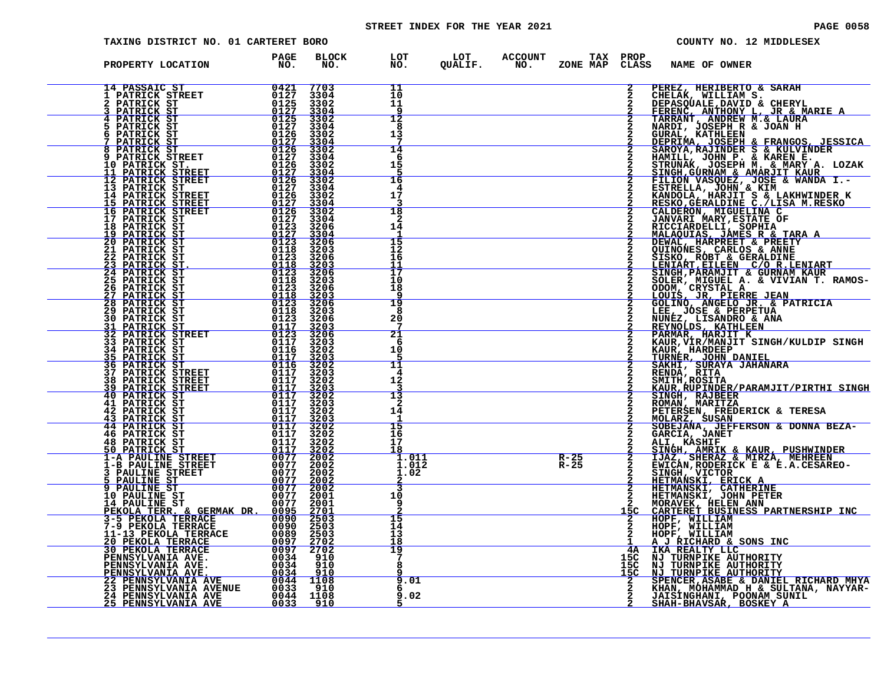STREET INDEX FOR THE YEAR 2021

TAXING DISTRICT NO. 01 CARTERET BORO — COUNTY NO. 12 MIDDLESEX

| PROPERTY LOCATION | PAGE NO. | BLOCK NO. | LOT NO. | LOT QUALIF. | ACCOUNT NO. | TAX ZONE MAP | PROP CLASS | NAME OF OWNER |
|---|---|---|---|---|---|---|---|---|
| 14 PASSAIC ST | 0421 | 7703 | 11 | | | | 2 | PEREZ, HERIBERTO & SARAH |
| 1 PATRICK STREET | 0127 | 3304 | 10 | | | | 2 | CHELAK, WILLIAM S. |
| 2 PATRICK ST | 0125 | 3302 | 11 | | | | 2 | DEPASQUALE,DAVID & CHERYL |
| 3 PATRICK ST | 0127 | 3304 | 9 | | | | 2 | FERENC, ANTHONY L, JR & MARIE A |
| 4 PATRICK ST | 0125 | 3302 | 12 | | | | 2 | TARRANT, ANDREW M.& LAURA |
| 5 PATRICK ST | 0127 | 3304 | 8 | | | | 2 | NARDI, JOSEPH R & JOAN H |
| 6 PATRICK ST | 0126 | 3302 | 13 | | | | 2 | GURAL, KATHLEEN |
| 7 PATRICK ST | 0127 | 3304 | 7 | | | | 2 | DEPRIMA, JOSEPH & FRANGOS, JESSICA |
| 8 PATRICK ST | 0126 | 3302 | 14 | | | | 2 | SAROYA,RAJINDER S & KULVINDER |
| 9 PATRICK STREET | 0127 | 3304 | 6 | | | | 2 | HAMILL, JOHN P. & KAREN E. |
| 10 PATRICK ST. | 0126 | 3302 | 15 | | | | 2 | STRUNAK, JOSEPH M. & MARY A. LOZAK |
| 11 PATRICK STREET | 0127 | 3304 | 5 | | | | 2 | SINGH,GURNAM & AMARJIT KAUR |
| 12 PATRICK STREET | 0126 | 3302 | 16 | | | | 2 | FILION VASQUEZ, JOSE & WANDA I.- |
| 13 PATRICK ST | 0127 | 3304 | 4 | | | | 2 | ESTRELLA, JOHN & KIM |
| 14 PATRICK STREET | 0126 | 3302 | 17 | | | | 2 | KANDOLA, HARJIT S & LAKHWINDER K |
| 15 PATRICK STREET | 0127 | 3304 | 3 | | | | 2 | RESKO,GERALDINE C./LISA M.RESKO |
| 16 PATRICK STREET | 0126 | 3302 | 18 | | | | 2 | CALDERON, MIGUELINA C |
| 17 PATRICK ST | 0127 | 3304 | 2 | | | | 2 | JANVARI MARY,ESTATE OF |
| 18 PATRICK ST | 0123 | 3206 | 14 | | | | 2 | RICCIARDELLI, SOPHIA |
| 19 PATRICK ST | 0127 | 3304 | 1 | | | | 2 | MALAQUIAS, JAMES R & TARA A |
| 20 PATRICK ST | 0123 | 3206 | 15 | | | | 2 | DEWAL, HARPREET & PREETY |
| 21 PATRICK ST | 0118 | 3203 | 12 | | | | 2 | QUINONES, CARLOS & ANNE |
| 22 PATRICK ST | 0123 | 3206 | 16 | | | | 2 | SISKO, ROBT & GERALDINE |
| 23 PATRICK ST. | 0118 | 3203 | 11 | | | | 2 | LENIART,EILEEN C/O R.LENIART |
| 24 PATRICK ST | 0123 | 3206 | 17 | | | | 2 | SINGH,PARAMJIT & GURNAM KAUR |
| 25 PATRICK ST | 0118 | 3203 | 10 | | | | 2 | SOLER, MIGUEL A. & VIVIAN T. RAMOS- |
| 26 PATRICK ST | 0123 | 3206 | 18 | | | | 2 | ODOM, CRYSTAL A |
| 27 PATRICK ST | 0118 | 3203 | 9 | | | | 2 | LOUIS, JR, PIERRE JEAN |
| 28 PATRICK ST | 0123 | 3206 | 19 | | | | 2 | GOLINO, ANGELO JR. & PATRICIA |
| 29 PATRICK ST | 0118 | 3203 | 8 | | | | 2 | LEE, JOSE & PERPETUA |
| 30 PATRICK ST | 0123 | 3206 | 20 | | | | 2 | NUNEZ, LISANDRO & ANA |
| 31 PATRICK ST | 0117 | 3203 | 7 | | | | 2 | REYNOLDS, KATHLEEN |
| 32 PATRICK STREET | 0123 | 3206 | 21 | | | | 2 | PARMAR, HARJIT K |
| 33 PATRICK ST | 0117 | 3203 | 6 | | | | 2 | KAUR,VIR/MANJIT SINGH/KULDIP SINGH |
| 34 PATRICK ST | 0116 | 3202 | 10 | | | | 2 | KAUR, HARDEEP |
| 35 PATRICK ST | 0117 | 3203 | 5 | | | | 2 | TURNER, JOHN DANIEL |
| 36 PATRICK ST | 0116 | 3202 | 11 | | | | 2 | SAKHI, SURAYA JAHANARA |
| 37 PATRICK STREET | 0117 | 3203 | 4 | | | | 2 | RENDA, RITA |
| 38 PATRICK STREET | 0117 | 3202 | 12 | | | | 2 | SMITH,ROSITA |
| 39 PATRICK STREET | 0117 | 3203 | 3 | | | | 2 | KAUR,RUPINDER/PARAMJIT/PIRTHI SINGH |
| 40 PATRICK ST | 0117 | 3202 | 13 | | | | 2 | SINGH, RAJBEER |
| 41 PATRICK ST | 0117 | 3203 | 2 | | | | 2 | ROMAN, MARITZA |
| 42 PATRICK ST | 0117 | 3202 | 14 | | | | 2 | PETERSEN, FREDERICK & TERESA |
| 43 PATRICK ST | 0117 | 3203 | 1 | | | | 2 | MOLARZ, SUSAN |
| 44 PATRICK ST | 0117 | 3202 | 15 | | | | 2 | SOBEJANA, JEFFERSON & DONNA BEZA- |
| 46 PATRICK ST | 0117 | 3202 | 16 | | | | 2 | GARCIA, JANET |
| 48 PATRICK ST | 0117 | 3202 | 17 | | | | 2 | ALI, KASHIF |
| 50 PATRICK ST | 0117 | 3202 | 18 | | | | 2 | SINGH, AMRIK & KAUR, PUSHWINDER |
| 1-A PAULINE STREET | 0077 | 2002 | 1.011 | | | R-25 | 2 | IJAZ, SHERAZ & MIRZA, MEHREEN |
| 1-B PAULINE STREET | 0077 | 2002 | 1.012 | | | R-25 | 2 | EWICAN,RODERICK E & E.A.CESAREO- |
| 3 PAULINE STREET | 0077 | 2002 | 1.02 | | | | 2 | SINGH, VICTOR |
| 5 PAULINE ST | 0077 | 2002 | 2 | | | | 2 | HETMANSKI, ERICK A |
| 9 PAULINE ST | 0077 | 2002 | 3 | | | | 2 | HETMANSKI, CATHERINE |
| 10 PAULINE ST | 0077 | 2001 | 10 | | | | 2 | HETMANSKI, JOHN PETER |
| 14 PAULINE ST | 0077 | 2001 | 9 | | | | 2 | MORAVEK, HELEN ANN |
| PEKOLA TERR. & GERMAK DR. | 0095 | 2701 | 2 | | | | 15C | CARTERET BUSINESS PARTNERSHIP INC |
| 3-5 PEKOLA TERRACE | 0090 | 2503 | 15 | | | | 2 | HOPF, WILLIAM |
| 7-9 PEKOLA TERRACE | 0090 | 2503 | 14 | | | | 2 | HOPF, WILLIAM |
| 11-13 PEKOLA TERRACE | 0089 | 2503 | 13 | | | | 2 | HOPF, WILLIAM |
| 20 PEKOLA TERRACE | 0097 | 2702 | 18 | | | | 1 | A J RICHARD & SONS INC |
| 30 PEKOLA TERRACE | 0097 | 2702 | 19 | | | | 4A | IKA REALTY LLC |
| PENNSYLVANIA AVE. | 0034 | 910 | 7 | | | | 15C | NJ TURNPIKE AUTHORITY |
| PENNSYLVANIA AVE. | 0034 | 910 | 8 | | | | 15C | NJ TURNPIKE AUTHORITY |
| PENNSYLVANIA AVE. | 0034 | 910 | 9 | | | | 15C | NJ TURNPIKE AUTHORITY |
| 22 PENNSYLVANIA AVE | 0044 | 1108 | 9.01 | | | | 2 | SPENCER,ASABE & DANIEL RICHARD MHYA |
| 23 PENNSYLVANIA AVENUE | 0033 | 910 | 6 | | | | 2 | KHAN, MOHAMMAD H & SULTANA, NAYYAR- |
| 24 PENNSYLVANIA AVE | 0044 | 1108 | 9.02 | | | | 2 | JAISINGHANI, POONAM SUNIL |
| 25 PENNSYLVANIA AVE | 0033 | 910 | 5 | | | | 2 | SHAH-BHAVSAR, BOSKEY A |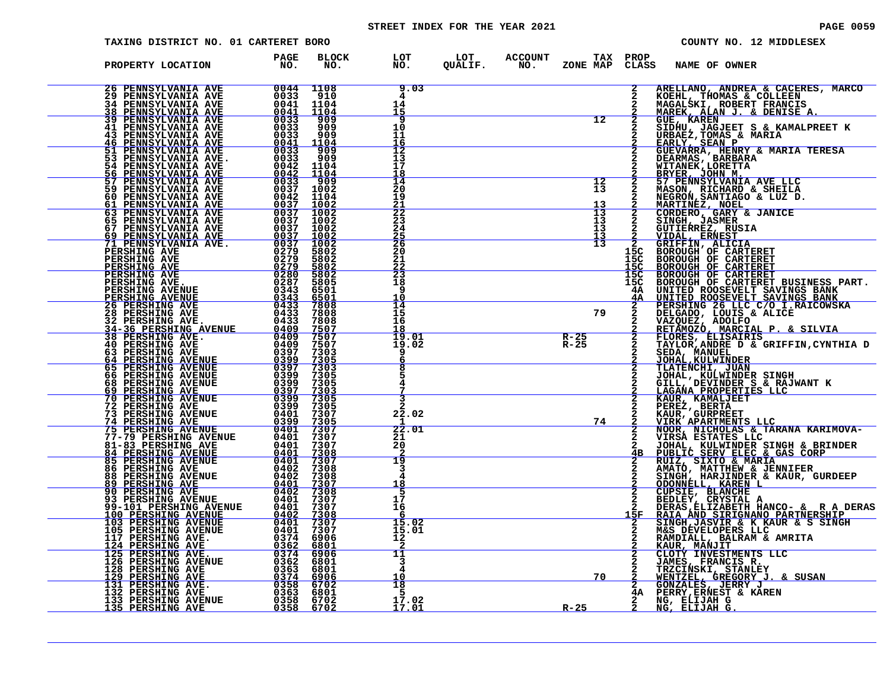# STREET INDEX FOR THE YEAR 2021

TAXING DISTRICT NO. 01 CARTERET BORO — COUNTY NO. 12 MIDDLESEX

| PROPERTY LOCATION | PAGE NO. | BLOCK NO. | LOT NO. | LOT QUALIF. | ACCOUNT NO. | ZONE | TAX MAP | PROP CLASS | NAME OF OWNER |
|---|---|---|---|---|---|---|---|---|---|
| 26 PENNSYLVANIA AVE | 0044 | 1108 | 9.03 | | | | | 2 | ARELLANO, ANDREA & CACERES, MARCO |
| 29 PENNSYLVANIA AVE | 0033 | 910 | 4 | | | | | 2 | KOEHL, THOMAS & COLLEEN |
| 34 PENNSYLVANIA AVE | 0041 | 1104 | 14 | | | | | 2 | MAGALSKI, ROBERT FRANCIS |
| 38 PENNSYLVANIA AVE | 0041 | 1104 | 15 | | | | | 2 | MAREK, ALAN J. & DENISE A. |
| 39 PENNSYLVANIA AVE | 0033 | 909 | 9 | | | | 12 | 2 | GUE, KAREN |
| 41 PENNSYLVANIA AVE | 0033 | 909 | 10 | | | | | 2 | SIDHU, JAGJEET S & KAMALPREET K |
| 43 PENNSYLVANIA AVE | 0033 | 909 | 11 | | | | | 2 | URBAEZ,TOMAS & MARIA |
| 46 PENNSYLVANIA AVE | 0041 | 1104 | 16 | | | | | 2 | EARLY, SEAN P |
| 51 PENNSYLVANIA AVE | 0033 | 909 | 12 | | | | | 2 | GUEVARRA, HENRY & MARIA TERESA |
| 53 PENNSYLVANIA AVE. | 0033 | 909 | 13 | | | | | 2 | DEARMAS, BARBARA |
| 54 PENNSYLVANIA AVE | 0042 | 1104 | 17 | | | | | 2 | WITANEK,LORETTA |
| 56 PENNSYLVANIA AVE | 0042 | 1104 | 18 | | | | | 2 | BRYER, JOHN M. |
| 57 PENNSYLVANIA AVE | 0033 | 909 | 14 | | | | 12 | 2 | 57 PENNSYLVANIA AVE LLC |
| 59 PENNSYLVANIA AVE | 0037 | 1002 | 20 | | | | 13 | 2 | MASON, RICHARD & SHEILA |
| 60 PENNSYLVANIA AVE | 0042 | 1104 | 19 | | | | | 2 | NEGRON,SANTIAGO & LUZ D. |
| 61 PENNSYLVANIA AVE | 0037 | 1002 | 21 | | | | 13 | 2 | MARTINEZ, NOEL |
| 63 PENNSYLVANIA AVE | 0037 | 1002 | 22 | | | | 13 | 2 | CORDERO, GARY & JANICE |
| 65 PENNSYLVANIA AVE | 0037 | 1002 | 23 | | | | 13 | 2 | SINGH, JASMER |
| 67 PENNSYLVANIA AVE | 0037 | 1002 | 24 | | | | 13 | 2 | GUTIERREZ, RUSIA |
| 69 PENNSYLVANIA AVE | 0037 | 1002 | 25 | | | | 13 | 2 | VIDAL, ERNEST |
| 71 PENNSYLVANIA AVE. | 0037 | 1002 | 26 | | | | 13 | 2 | GRIFFIN, ALICIA |
| PERSHING AVE | 0279 | 5802 | 20 | | | | | 15C | BOROUGH OF CARTERET |
| PERSHING AVE | 0279 | 5802 | 21 | | | | | 15C | BOROUGH OF CARTERET |
| PERSHING AVE | 0279 | 5802 | 22 | | | | | 15C | BOROUGH OF CARTERET |
| PERSHING AVE | 0280 | 5802 | 23 | | | | | 15C | BOROUGH OF CARTERET |
| PERSHING AVE. | 0287 | 5805 | 18 | | | | | 15C | BOROUGH OF CARTERET BUSINESS PART. |
| PERSHING AVENUE | 0343 | 6501 | 9 | | | | | 4A | UNITED ROOSEVELT SAVINGS BANK |
| PERSHING AVENUE | 0343 | 6501 | 10 | | | | | 4A | UNITED ROOSEVELT SAVINGS BANK |
| 26 PERSHING AVE | 0433 | 7808 | 14 | | | | | 2 | PERSHING 26 LLC C/O I.RAICOWSKA |
| 28 PERSHING AVE | 0433 | 7808 | 15 | | | | 79 | 2 | DELGADO, LOUIS & ALICE |
| 32 PERSHING AVE. | 0433 | 7808 | 16 | | | | | 2 | VAZQUEZ, ADOLFO |
| 34-36 PERSHING AVENUE | 0409 | 7507 | 18 | | | | | 2 | RETAMOZO, MARCIAL P. & SILVIA |
| 38 PERSHING AVE. | 0409 | 7507 | 19.01 | | | R-25 | | 2 | FLORES, ELISAIRIS |
| 40 PERSHING AVE | 0409 | 7507 | 19.02 | | | R-25 | | 2 | TAYLOR,ANDRE D & GRIFFIN,CYNTHIA D |
| 63 PERSHING AVE | 0397 | 7303 | 9 | | | | | 2 | SEDA, MANUEL |
| 64 PERSHING AVENUE | 0399 | 7305 | 6 | | | | | 2 | JOHAL,KULWINDER |
| 65 PERSHING AVENUE | 0397 | 7303 | 8 | | | | | 2 | TLATENCHI, JUAN |
| 66 PERSHING AVENUE | 0399 | 7305 | 5 | | | | | 2 | JOHAL, KULWINDER SINGH |
| 68 PERSHING AVENUE | 0399 | 7305 | 4 | | | | | 2 | GILL, DEVINDER S & RAJWANT K |
| 69 PERSHING AVE | 0397 | 7303 | 7 | | | | | 2 | LAGANA PROPERTIES LLC |
| 70 PERSHING AVENUE | 0399 | 7305 | 3 | | | | | 2 | KAUR, KAMALJEET |
| 72 PERSHING AVE | 0399 | 7305 | 2 | | | | | 2 | PEREZ, BERTA |
| 73 PERSHING AVENUE | 0401 | 7307 | 22.02 | | | | | 2 | KAUR, GURPREET |
| 74 PERSHING AVE | 0399 | 7305 | 1 | | | | 74 | 2 | VIRK APARTMENTS LLC |
| 75 PERSHING AVENUE | 0401 | 7307 | 22.01 | | | | | 2 | NOOR, NICHOLAS & TARANA KARIMOVA- |
| 77-79 PERSHING AVENUE | 0401 | 7307 | 21 | | | | | 2 | VIRSA ESTATES LLC |
| 81-83 PERSHING AVE | 0401 | 7307 | 20 | | | | | 2 | JOHAL, KULWINDER SINGH & BRINDER |
| 84 PERSHING AVENUE | 0401 | 7308 | 2 | | | | | 4B | PUBLIC SERV ELEC & GAS CORP |
| 85 PERSHING AVENUE | 0401 | 7307 | 19 | | | | | 2 | RUIZ, SIXTO & MARIA |
| 86 PERSHING AVE | 0402 | 7308 | 3 | | | | | 2 | AMATO, MATTHEW & JENNIFER |
| 88 PERSHING AVENUE | 0402 | 7308 | 4 | | | | | 2 | SINGH, HARJINDER & KAUR, GURDEEP |
| 89 PERSHING AVE | 0401 | 7307 | 18 | | | | | 2 | ODONNELL, KAREN L |
| 90 PERSHING AVE | 0402 | 7308 | 5 | | | | | 2 | CUPSIE, BLANCHE |
| 93 PERSHING AVENUE | 0401 | 7307 | 17 | | | | | 2 | BEDLEY, CRYSTAL A |
| 99-101 PERSHING AVENUE | 0401 | 7307 | 16 | | | | | 2 | DERAS,ELIZABETH HANCO- & R A DERAS |
| 100 PERSHING AVENUE | 0402 | 7308 | 6 | | | | | 15F | RAIA AND SIRIGNANO PARTNERSHIP |
| 103 PERSHING AVENUE | 0401 | 7307 | 15.02 | | | | | 2 | SINGH,JASVIR & K KAUR & S SINGH |
| 105 PERSHING AVENUE | 0401 | 7307 | 15.01 | | | | | 2 | M&S DEVELOPERS LLC |
| 117 PERSHING AVE. | 0374 | 6906 | 12 | | | | | 2 | RAMDIALL, BALRAM & AMRITA |
| 124 PERSHING AVE | 0362 | 6801 | 2 | | | | | 2 | KAUR, MANJIT |
| 125 PERSHING AVE. | 0374 | 6906 | 11 | | | | | 2 | CLOTY INVESTMENTS LLC |
| 126 PERSHING AVENUE | 0362 | 6801 | 3 | | | | | 2 | JAMES, FRANCIS R. |
| 128 PERSHING AVE | 0363 | 6801 | 4 | | | | | 2 | TRZCINSKI, STANLEY |
| 129 PERSHING AVE | 0374 | 6906 | 10 | | | | 70 | 2 | WENTZEL, GREGORY J. & SUSAN |
| 131 PERSHING AVE. | 0358 | 6702 | 18 | | | | | 2 | GONZALES, JERRY J |
| 132 PERSHING AVE. | 0363 | 6801 | 5 | | | | | 4A | PERRY,ERNEST & KAREN |
| 133 PERSHING AVENUE | 0358 | 6702 | 17.02 | | | | | 2 | NG, ELIJAH G |
| 135 PERSHING AVE | 0358 | 6702 | 17.01 | | | R-25 | | 2 | NG, ELIJAH G. |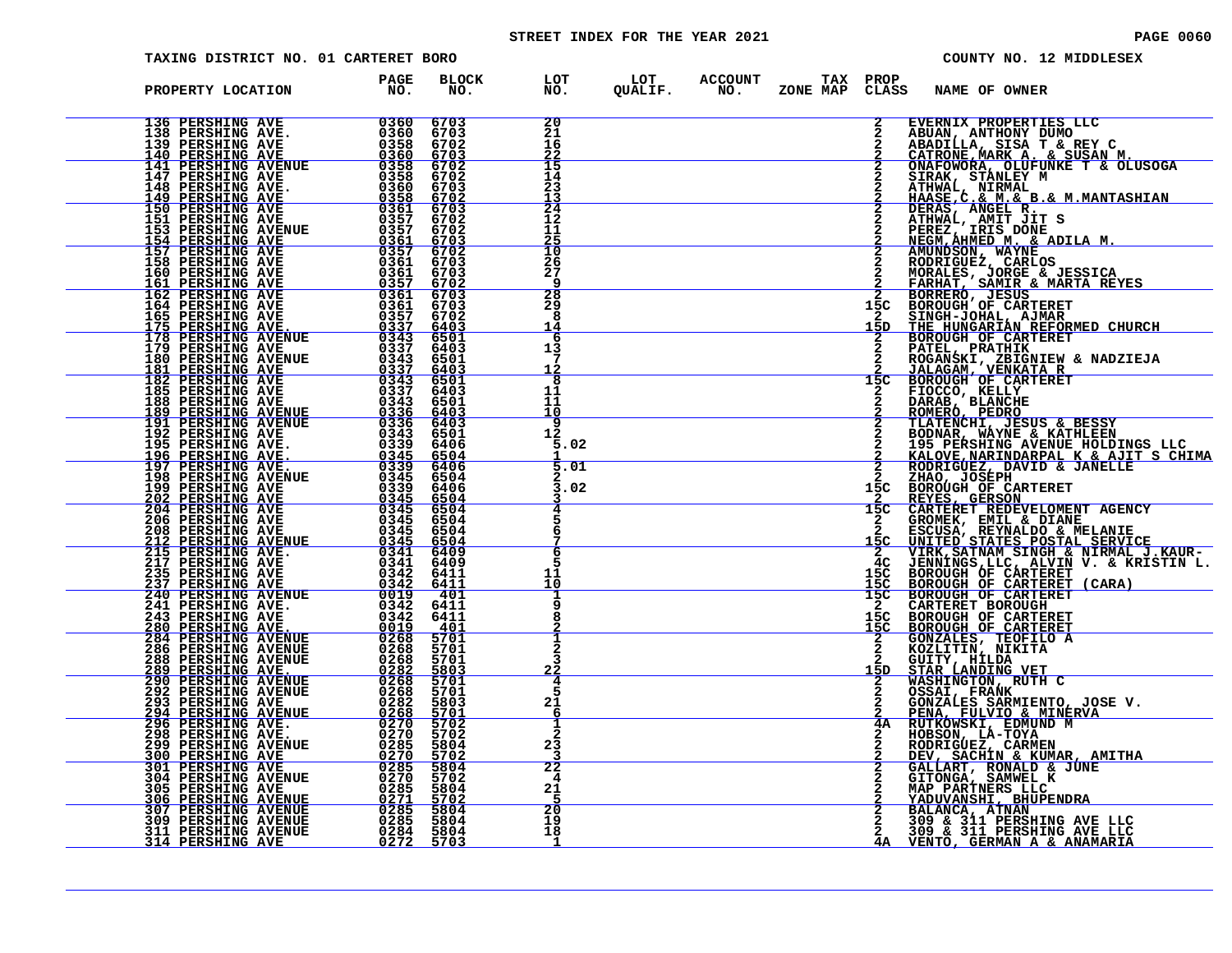STREET INDEX FOR THE YEAR 2021

TAXING DISTRICT NO. 01 CARTERET BORO — COUNTY NO. 12 MIDDLESEX

| PROPERTY LOCATION | PAGE NO. | BLOCK NO. | LOT NO. | LOT QUALIF. | ACCOUNT NO. | TAX ZONE MAP | PROP CLASS | NAME OF OWNER |
|---|---|---|---|---|---|---|---|---|
| 136 PERSHING AVE | 0360 | 6703 | 20 | | | | 2 | EVERNIX PROPERTIES LLC |
| 138 PERSHING AVE. | 0360 | 6703 | 21 | | | | 2 | ABUAN, ANTHONY DUMO |
| 139 PERSHING AVE | 0358 | 6702 | 16 | | | | 2 | ABADILLA, SISA T & REY C |
| 140 PERSHING AVE | 0360 | 6703 | 22 | | | | 2 | CATRONE,MARK A. & SUSAN M. |
| 141 PERSHING AVENUE | 0358 | 6702 | 15 | | | | 2 | ONAFOWORA, OLUFUNKE T & OLUSOGA |
| 147 PERSHING AVE | 0358 | 6702 | 14 | | | | 2 | SIRAK, STANLEY M |
| 148 PERSHING AVE. | 0360 | 6703 | 23 | | | | 2 | ATHWAL, NIRMAL |
| 149 PERSHING AVE | 0358 | 6702 | 13 | | | | 2 | HAASE,C.& M.& B.& M.MANTASHIAN |
| 150 PERSHING AVE | 0361 | 6703 | 24 | | | | 2 | DERAS, ANGEL R. |
| 151 PERSHING AVE | 0357 | 6702 | 12 | | | | 2 | ATHWAL, AMIT JIT S |
| 153 PERSHING AVENUE | 0357 | 6702 | 11 | | | | 2 | PEREZ, IRIS DONE |
| 154 PERSHING AVE | 0361 | 6703 | 25 | | | | 2 | NEGM,AHMED M. & ADILA M. |
| 157 PERSHING AVE | 0357 | 6702 | 10 | | | | 2 | AMUNDSON, WAYNE |
| 158 PERSHING AVE | 0361 | 6703 | 26 | | | | 2 | RODRIGUEZ, CARLOS |
| 160 PERSHING AVE | 0361 | 6703 | 27 | | | | 2 | MORALES, JORGE & JESSICA |
| 161 PERSHING AVE | 0357 | 6702 | 9 | | | | 2 | FARHAT, SAMIR & MARTA REYES |
| 162 PERSHING AVE | 0361 | 6703 | 28 | | | | 2 | BORRERO, JESUS |
| 164 PERSHING AVE | 0361 | 6703 | 29 | | | | 15C | BOROUGH OF CARTERET |
| 165 PERSHING AVE | 0357 | 6702 | 8 | | | | 2 | SINGH-JOHAL, AJMAR |
| 175 PERSHING AVE. | 0337 | 6403 | 14 | | | | 15D | THE HUNGARIAN REFORMED CHURCH |
| 178 PERSHING AVENUE | 0343 | 6501 | 6 | | | | 2 | BOROUGH OF CARTERET |
| 179 PERSHING AVE | 0337 | 6403 | 13 | | | | 2 | PATEL, PRATHIK |
| 180 PERSHING AVENUE | 0343 | 6501 | 7 | | | | 2 | ROGANSKI, ZBIGNIEW & NADZIEJA |
| 181 PERSHING AVE | 0337 | 6403 | 12 | | | | 2 | JALAGAM, VENKATA R |
| 182 PERSHING AVE | 0343 | 6501 | 8 | | | | 15C | BOROUGH OF CARTERET |
| 185 PERSHING AVE | 0337 | 6403 | 11 | | | | 2 | FIOCCO, KELLY |
| 188 PERSHING AVE | 0343 | 6501 | 11 | | | | 2 | DARAB, BLANCHE |
| 189 PERSHING AVENUE | 0336 | 6403 | 10 | | | | 2 | ROMERO, PEDRO |
| 191 PERSHING AVENUE | 0336 | 6403 | 9 | | | | 2 | TLATENCHI, JESUS & BESSY |
| 192 PERSHING AVE | 0343 | 6501 | 12 | | | | 2 | BODNAR, WAYNE & KATHLEEN |
| 195 PERSHING AVE. | 0339 | 6406 | 5.02 | | | | 2 | 195 PERSHING AVENUE HOLDINGS LLC |
| 196 PERSHING AVE. | 0345 | 6504 | 1 | | | | 2 | KALOVE,NARINDARPAL K & AJIT S CHIMA |
| 197 PERSHING AVE. | 0339 | 6406 | 5.01 | | | | 2 | RODRIGUEZ, DAVID & JANELLE |
| 198 PERSHING AVENUE | 0345 | 6504 | 2 | | | | 2 | ZHAO, JOSEPH |
| 199 PERSHING AVE | 0339 | 6406 | 3.02 | | | | 15C | BOROUGH OF CARTERET |
| 202 PERSHING AVE | 0345 | 6504 | 3 | | | | 2 | REYES, GERSON |
| 204 PERSHING AVE | 0345 | 6504 | 4 | | | | 15C | CARTERET REDEVELOMENT AGENCY |
| 206 PERSHING AVE | 0345 | 6504 | 5 | | | | 2 | GROMEK, EMIL & DIANE |
| 208 PERSHING AVE | 0345 | 6504 | 6 | | | | 2 | ESCUSA, REYNALDO & MELANIE |
| 212 PERSHING AVENUE | 0345 | 6504 | 7 | | | | 15C | UNITED STATES POSTAL SERVICE |
| 215 PERSHING AVE. | 0341 | 6409 | 6 | | | | 2 | VIRK,SATNAM SINGH & NIRMAL J.KAUR- |
| 217 PERSHING AVE | 0341 | 6409 | 5 | | | | 4C | JENNINGS,LLC, ALVIN V. & KRISTIN L. |
| 235 PERSHING AVE | 0342 | 6411 | 11 | | | | 15C | BOROUGH OF CARTERET |
| 237 PERSHING AVE | 0342 | 6411 | 10 | | | | 15C | BOROUGH OF CARTERET (CARA) |
| 240 PERSHING AVENUE | 0019 | 401 | 1 | | | | 15C | BOROUGH OF CARTERET |
| 241 PERSHING AVE. | 0342 | 6411 | 9 | | | | 2 | CARTERET BOROUGH |
| 243 PERSHING AVE | 0342 | 6411 | 8 | | | | 15C | BOROUGH OF CARTERET |
| 280 PERSHING AVE. | 0019 | 401 | 2 | | | | 15C | BOROUGH OF CARTERET |
| 284 PERSHING AVENUE | 0268 | 5701 | 1 | | | | 2 | GONZALES, TEOFILO A |
| 286 PERSHING AVENUE | 0268 | 5701 | 2 | | | | 2 | KOZLITIN, NIKITA |
| 288 PERSHING AVENUE | 0268 | 5701 | 3 | | | | 2 | GUITY, HILDA |
| 289 PERSHING AVE. | 0282 | 5803 | 22 | | | | 15D | STAR LANDING VET |
| 290 PERSHING AVENUE | 0268 | 5701 | 4 | | | | 2 | WASHINGTON, RUTH C |
| 292 PERSHING AVENUE | 0268 | 5701 | 5 | | | | 2 | OSSAI, FRANK |
| 293 PERSHING AVE | 0282 | 5803 | 21 | | | | 2 | GONZALES SARMIENTO, JOSE V. |
| 294 PERSHING AVENUE | 0268 | 5701 | 6 | | | | 2 | PENA, FULVIO & MINERVA |
| 296 PERSHING AVE. | 0270 | 5702 | 1 | | | | 4A | RUTKOWSKI, EDMUND M |
| 298 PERSHING AVE. | 0270 | 5702 | 2 | | | | 2 | HOBSON, LA-TOYA |
| 299 PERSHING AVENUE | 0285 | 5804 | 23 | | | | 2 | RODRIGUEZ, CARMEN |
| 300 PERSHING AVE | 0270 | 5702 | 3 | | | | 2 | DEV, SACHIN & KUMAR, AMITHA |
| 301 PERSHING AVE | 0285 | 5804 | 22 | | | | 2 | GALLART, RONALD & JUNE |
| 304 PERSHING AVENUE | 0270 | 5702 | 4 | | | | 2 | GITONGA, SAMWEL K |
| 305 PERSHING AVE | 0285 | 5804 | 21 | | | | 2 | MAP PARTNERS LLC |
| 306 PERSHING AVENUE | 0271 | 5702 | 5 | | | | 2 | YADUVANSHI, BHUPENDRA |
| 307 PERSHING AVENUE | 0285 | 5804 | 20 | | | | 2 | BALANCA, ATNAN |
| 309 PERSHING AVENUE | 0285 | 5804 | 19 | | | | 2 | 309 & 311 PERSHING AVE LLC |
| 311 PERSHING AVENUE | 0284 | 5804 | 18 | | | | 2 | 309 & 311 PERSHING AVE LLC |
| 314 PERSHING AVE | 0272 | 5703 | 1 | | | | 4A | VENTO, GERMAN A & ANAMARIA |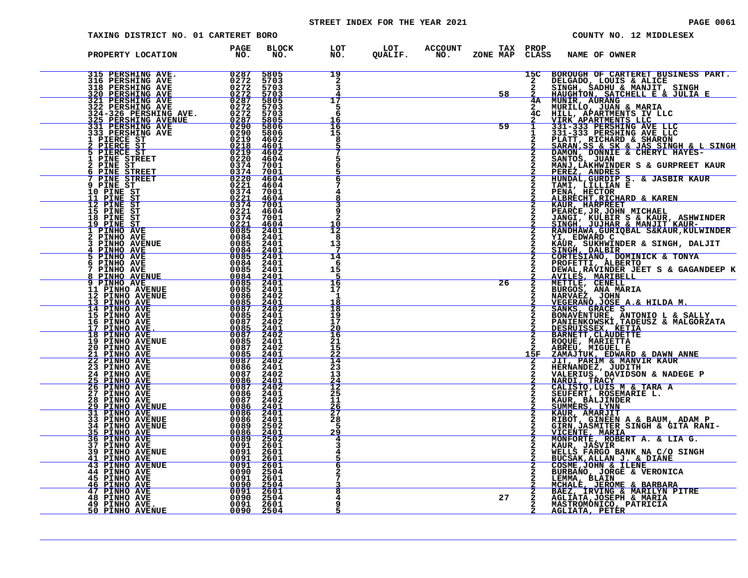STREET INDEX FOR THE YEAR 2021

TAXING DISTRICT NO. 01 CARTERET BORO — COUNTY NO. 12 MIDDLESEX

| PROPERTY LOCATION | PAGE NO. | BLOCK NO. | LOT NO. | LOT QUALIF. | ACCOUNT NO. | ZONE | TAX MAP | PROP CLASS | NAME OF OWNER |
|---|---|---|---|---|---|---|---|---|---|
| 315 PERSHING AVE. | 0287 | 5805 | 19 | | | | | 15C | BOROUGH OF CARTERET BUSINESS PART. |
| 316 PERSHING AVE | 0272 | 5703 | 2 | | | | | 2 | DELGADO, LOUIS & ALICE |
| 318 PERSHING AVE | 0272 | 5703 | 3 | | | | | 2 | SINGH, SADHU & MANJIT, SINGH |
| 320 PERSHING AVE | 0272 | 5703 | 4 | | | | 58 | 2 | HAUGHTON, SATCHELL E & JULIA E |
| 321 PERSHING AVE | 0287 | 5805 | 17 | | | | | 4A | MUNIR, AURANG |
| 322 PERSHING AVE | 0272 | 5703 | 5 | | | | | 2 | MURILLO, JUAN & MARIA |
| 324-326 PERSHING AVE. | 0272 | 5703 | 6 | | | | | 4C | HILL, APARTMENTS IV LLC |
| 325 PERSHING AVENUE | 0287 | 5805 | 16 | | | | | 2 | VIRK APARTMENTS LLC |
| 331 PERSHING AVE | 0290 | 5806 | 16 | | | | 59 | 1 | 331-333 PERSHING AVE LLC |
| 333 PERSHING AVE | 0290 | 5806 | 15 | | | | | 1 | 331-333 PERSHING AVE LLC |
| 1 PIERCE ST | 0219 | 4602 | 8 | | | | | 2 | PLATT, RICHARD & SHARON |
| 2 PIERCE ST | 0218 | 4601 | 5 | | | | | 2 | SARAN,SS & SK & JAS SINGH & L SINGH |
| 5 PIERCE ST | 0219 | 4602 | 7 | | | | | 2 | DAMON, DONNIE & CHERYL HAYES- |
| 1 PINE STREET | 0220 | 4604 | 5 | | | | | 2 | SANTOS, JUAN |
| 2 PINE ST | 0374 | 7001 | 6 | | | | | 2 | MANJ,LAKHWINDER S & GURPREET KAUR |
| 6 PINE STREET | 0374 | 7001 | 5 | | | | | 2 | PEREZ, ANDRES |
| 7 PINE STREET | 0220 | 4604 | 6 | | | | | 2 | HUNDAL,GURDIP S. & JASBIR KAUR |
| 9 PINE ST | 0221 | 4604 | 7 | | | | | 2 | TAMI, LILLIAN E |
| 10 PINE ST | 0374 | 7001 | 4 | | | | | 2 | PENA, HECTOR |
| 11 PINE ST | 0221 | 4604 | 8 | | | | | 2 | ALBRECHT,RICHARD & KAREN |
| 12 PINE ST | 0374 | 7001 | 3 | | | | | 2 | KAUR, HARPREET |
| 15 PINE ST | 0221 | 4604 | 9 | | | | | 2 | PEARCE,JR,JOHN MICHAEL |
| 18 PINE ST | 0374 | 7001 | 2 | | | | | 2 | JANGI, KULBIR S & KAUR, ASHWINDER |
| 19 PINE ST | 0221 | 4604 | 10 | | | | | 2 | SINGH, JUJHAR & MANJIT KAUR- |
| 1 PINHO AVE | 0085 | 2401 | 12 | | | | | 2 | RANDHAWA,GURIQBAL S&KAUR,KULWINDER |
| 2 PINHO AVE | 0084 | 2401 | 8 | | | | | 2 | YI, EDWARD C |
| 3 PINHO AVENUE | 0085 | 2401 | 13 | | | | | 2 | KAUR, SUKHWINDER & SINGH, DALJIT |
| 4 PINHO AVE | 0084 | 2401 | 7 | | | | | 2 | SINGH, DALBIR |
| 5 PINHO AVE | 0085 | 2401 | 14 | | | | | 2 | CORTESIANO, DOMINICK & TONYA |
| 6 PINHO AVE | 0084 | 2401 | 6 | | | | | 2 | PROFETTI, ALBERTO |
| 7 PINHO AVE | 0085 | 2401 | 15 | | | | | 2 | DEWAL,RAVINDER JEET S & GAGANDEEP K |
| 8 PINHO AVENUE | 0084 | 2401 | 5 | | | | | 2 | AVILES, MARIBELL |
| 9 PINHO AVE | 0085 | 2401 | 16 | | | | 26 | 2 | METTLE, CENELL |
| 11 PINHO AVENUE | 0085 | 2401 | 17 | | | | | 2 | BURGOS, ANA MARIA |
| 12 PINHO AVENUE | 0086 | 2402 | 1 | | | | | 2 | NARVAEZ, JOHN |
| 13 PINHO AVE | 0085 | 2401 | 18 | | | | | 2 | VEGERANO,JOSE A.& HILDA M. |
| 14 PINHO AVE | 0087 | 2402 | 18 | | | | | 2 | SANKS, GRACE S |
| 15 PINHO AVE | 0085 | 2401 | 19 | | | | | 2 | BONAVENTURE, ANTONIO L & SALLY |
| 16 PINHO AVE | 0087 | 2402 | 17 | | | | | 2 | PANIENKOWSKI,TADEUSZ & MALGORZATA |
| 17 PINHO AVE. | 0085 | 2401 | 20 | | | | | 2 | DESRUISSEX, KETIA |
| 18 PINHO AVE | 0087 | 2402 | 16 | | | | | 2 | BARNETT,CLAUDETTE |
| 19 PINHO AVENUE | 0085 | 2401 | 21 | | | | | 2 | ROQUE, MARIETTA |
| 20 PINHO AVE | 0087 | 2402 | 15 | | | | | 2 | ABREU, MIGUEL E |
| 21 PINHO AVE | 0085 | 2401 | 22 | | | | | 15F | ZAMAJTUK, EDWARD & DAWN ANNE |
| 22 PINHO AVE | 0087 | 2402 | 14 | | | | | 2 | JIT, PARIM & MANVIR KAUR |
| 23 PINHO AVE | 0086 | 2401 | 23 | | | | | 2 | HERNANDEZ, JUDITH |
| 24 PINHO AVE | 0087 | 2402 | 13 | | | | | 2 | VALERIUS, DAVIDSON & NADEGE P |
| 25 PINHO AVE | 0086 | 2401 | 24 | | | | | 2 | NARDI, TRACY |
| 26 PINHO AVE | 0087 | 2402 | 12 | | | | | 2 | CALISTO,LUIS M & TARA A |
| 27 PINHO AVE | 0086 | 2401 | 25 | | | | | 2 | SEUFERT, ROSEMARIE L. |
| 28 PINHO AVE | 0087 | 2402 | 11 | | | | | 2 | KAUR, BALJINDER |
| 29 PINHO AVENUE | 0086 | 2401 | 26 | | | | | 2 | SUMMERS, LYNN |
| 31 PINHO AVE | 0086 | 2401 | 27 | | | | | 2 | KAUR, AMARJIT |
| 33 PINHO AVENUE | 0086 | 2401 | 28 | | | | | 2 | RIBOT, GINEEN A & BAUM, ADAM P |
| 34 PINHO AVENUE | 0089 | 2502 | 5 | | | | | 2 | GIRN,JASMITER SINGH & GITA RANI- |
| 35 PINHO AVE | 0086 | 2401 | 29 | | | | | 2 | VICENTE, MARIA |
| 36 PINHO AVE | 0089 | 2502 | 4 | | | | | 2 | MONFORTE, ROBERT A. & LIA G. |
| 37 PINHO AVE | 0091 | 2601 | 3 | | | | | 2 | KAUR, JASVIR |
| 39 PINHO AVENUE | 0091 | 2601 | 4 | | | | | 2 | WELLS FARGO BANK NA C/O SINGH |
| 41 PINHO AVE | 0091 | 2601 | 5 | | | | | 2 | BUCSAK,ALLAN J. & DIANE |
| 43 PINHO AVENUE | 0091 | 2601 | 6 | | | | | 2 | COSME,JOHN & ILENE |
| 44 PINHO AVE | 0090 | 2504 | 2 | | | | | 2 | BURBANO, JORGE & VERONICA |
| 45 PINHO AVE | 0091 | 2601 | 7 | | | | | 2 | LEMMA, BLAIN |
| 46 PINHO AVE | 0090 | 2504 | 3 | | | | | 2 | MCHALE, JEROME & BARBARA |
| 47 PINHO AVE | 0091 | 2601 | 8 | | | | | 2 | BAEZ, IRVING & MARILYN PITRE |
| 48 PINHO AVE | 0090 | 2504 | 4 | | | | 27 | 2 | AGLIATA,JOSEPH & MARIA |
| 49 PINHO AVE. | 0091 | 2601 | 9 | | | | | 2 | MASTROMONICO, PATRICIA |
| 50 PINHO AVENUE | 0090 | 2504 | 5 | | | | | 2 | AGLIATA, PETER |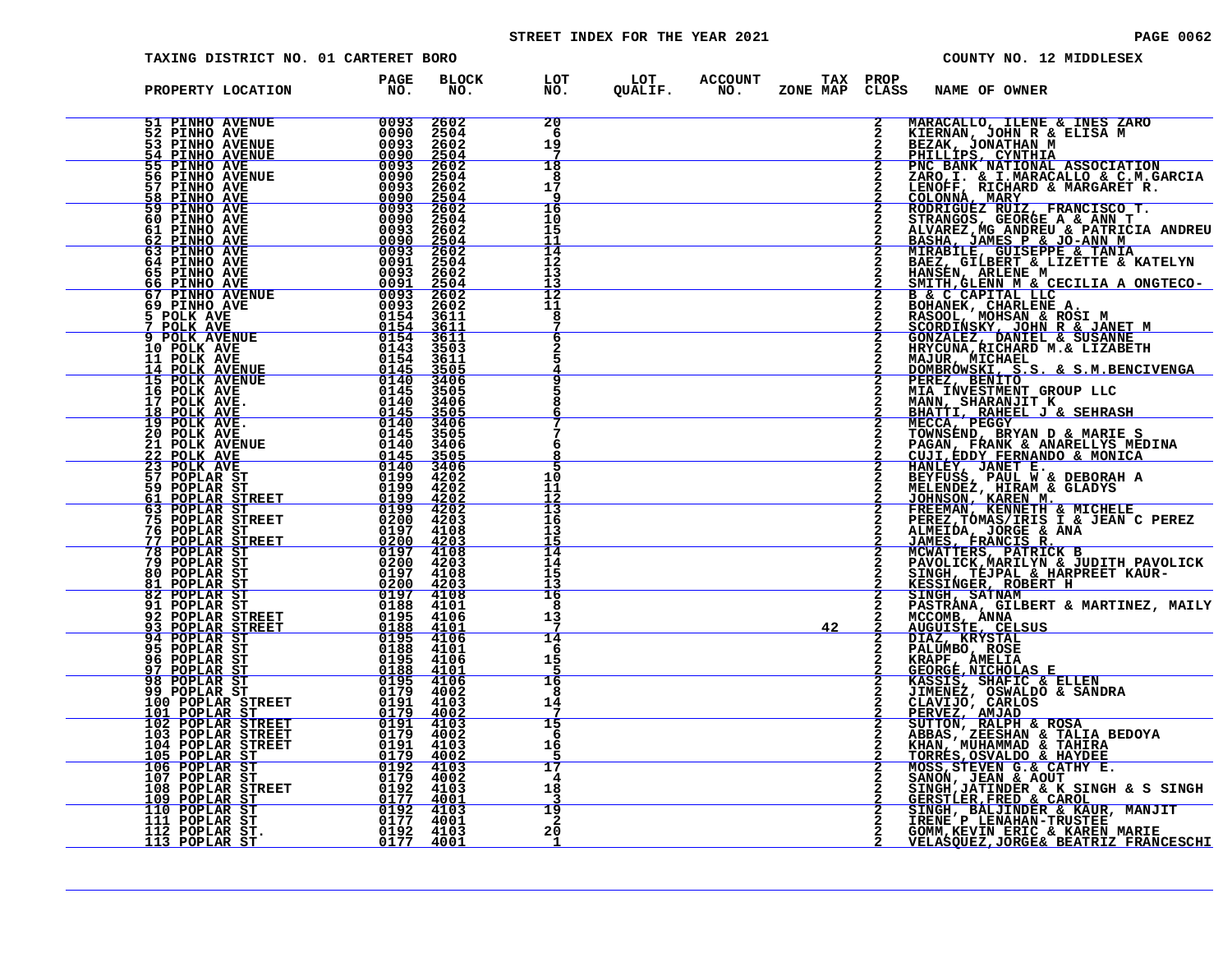STREET INDEX FOR THE YEAR 2021

TAXING DISTRICT NO. 01 CARTERET BORO

COUNTY NO. 12 MIDDLESEX

| PROPERTY LOCATION | PAGE NO. | BLOCK NO. | LOT NO. | LOT QUALIF. | ACCOUNT NO. | TAX ZONE MAP | PROP CLASS | NAME OF OWNER |
|---|---|---|---|---|---|---|---|---|
| 51 PINHO AVENUE | 0093 | 2602 | 20 | | | | 2 | MARACALLO, ILENE & INES ZARO |
| 52 PINHO AVE | 0090 | 2504 | 6 | | | | 2 | KIERNAN, JOHN R & ELISA M |
| 53 PINHO AVENUE | 0093 | 2602 | 19 | | | | 2 | BEZAK, JONATHAN M |
| 54 PINHO AVENUE | 0090 | 2504 | 7 | | | | 2 | PHILLIPS, CYNTHIA |
| 55 PINHO AVE | 0093 | 2602 | 18 | | | | 2 | PNC BANK NATIONAL ASSOCIATION |
| 56 PINHO AVENUE | 0090 | 2504 | 8 | | | | 2 | ZARO,I. & I.MARACALLO & C.M.GARCIA |
| 57 PINHO AVE | 0093 | 2602 | 17 | | | | 2 | LENOFF, RICHARD & MARGARET R. |
| 58 PINHO AVE | 0090 | 2504 | 9 | | | | 2 | COLONNA, MARY |
| 59 PINHO AVE | 0093 | 2602 | 16 | | | | 2 | RODRIGUEZ RUIZ, FRANCISCO T. |
| 60 PINHO AVE | 0090 | 2504 | 10 | | | | 2 | STRANGOS, GEORGE A & ANN T |
| 61 PINHO AVE | 0093 | 2602 | 15 | | | | 2 | ALVAREZ,MG ANDREU & PATRICIA ANDREU |
| 62 PINHO AVE | 0090 | 2504 | 11 | | | | 2 | BASHA, JAMES P & JO-ANN M |
| 63 PINHO AVE | 0093 | 2602 | 14 | | | | 2 | MIRABILE, GUISEPPE & TANIA |
| 64 PINHO AVE | 0091 | 2504 | 12 | | | | 2 | BAEZ, GILBERT & LIZETTE & KATELYN |
| 65 PINHO AVE | 0093 | 2602 | 13 | | | | 2 | HANSEN, ARLENE M |
| 66 PINHO AVE | 0091 | 2504 | 13 | | | | 2 | SMITH,GLENN M & CECILIA A ONGTECO- |
| 67 PINHO AVENUE | 0093 | 2602 | 12 | | | | 2 | B & C CAPITAL LLC |
| 69 PINHO AVE | 0093 | 2602 | 11 | | | | 2 | BOHANEK, CHARLENE A. |
| 5 POLK AVE | 0154 | 3611 | 8 | | | | 2 | RASOOL, MOHSAN & ROSI M |
| 7 POLK AVE | 0154 | 3611 | 7 | | | | 2 | SCORDINSKY, JOHN R & JANET M |
| 9 POLK AVENUE | 0154 | 3611 | 6 | | | | 2 | GONZALEZ, DANIEL & SUSANNE |
| 10 POLK AVE | 0143 | 3503 | 2 | | | | 2 | HRYCUNA,RICHARD M.& LIZABETH |
| 11 POLK AVE | 0154 | 3611 | 5 | | | | 2 | MAJUR, MICHAEL |
| 14 POLK AVENUE | 0145 | 3505 | 4 | | | | 2 | DOMBROWSKI, S.S. & S.M.BENCIVENGA |
| 15 POLK AVENUE | 0140 | 3406 | 9 | | | | 2 | PEREZ, BENITO |
| 16 POLK AVE | 0145 | 3505 | 5 | | | | 2 | MIA INVESTMENT GROUP LLC |
| 17 POLK AVE. | 0140 | 3406 | 8 | | | | 2 | MANN, SHARANJIT K |
| 18 POLK AVE | 0145 | 3505 | 6 | | | | 2 | BHATTI, RAHEEL J & SEHRASH |
| 19 POLK AVE. | 0140 | 3406 | 7 | | | | 2 | MECCA, PEGGY |
| 20 POLK AVE | 0145 | 3505 | 7 | | | | 2 | TOWNSEND, BRYAN D & MARIE S |
| 21 POLK AVENUE | 0140 | 3406 | 6 | | | | 2 | PAGAN, FRANK & ANARELLYS MEDINA |
| 22 POLK AVE | 0145 | 3505 | 8 | | | | 2 | CUJI,EDDY FERNANDO & MONICA |
| 23 POLK AVE | 0140 | 3406 | 5 | | | | 2 | HANLEY, JANET E. |
| 57 POPLAR ST | 0199 | 4202 | 10 | | | | 2 | BEYFUSS, PAUL W & DEBORAH A |
| 59 POPLAR ST | 0199 | 4202 | 11 | | | | 2 | MELENDEZ, HIRAM & GLADYS |
| 61 POPLAR STREET | 0199 | 4202 | 12 | | | | 2 | JOHNSON, KAREN M. |
| 63 POPLAR ST | 0199 | 4202 | 13 | | | | 2 | FREEMAN, KENNETH & MICHELE |
| 75 POPLAR STREET | 0200 | 4203 | 16 | | | | 2 | PEREZ,TOMAS/IRIS I & JEAN C PEREZ |
| 76 POPLAR ST | 0197 | 4108 | 13 | | | | 2 | ALMEIDA, JORGE & ANA |
| 77 POPLAR STREET | 0200 | 4203 | 15 | | | | 2 | JAMES, FRANCIS R. |
| 78 POPLAR ST | 0197 | 4108 | 14 | | | | 2 | MCWATTERS, PATRICK B |
| 79 POPLAR ST | 0200 | 4203 | 14 | | | | 2 | PAVOLICK,MARILYN & JUDITH PAVOLICK |
| 80 POPLAR ST | 0197 | 4108 | 15 | | | | 2 | SINGH, TEJPAL & HARPREET KAUR- |
| 81 POPLAR ST | 0200 | 4203 | 13 | | | | 2 | KESSINGER, ROBERT H |
| 82 POPLAR ST | 0197 | 4108 | 16 | | | | 2 | SINGH, SATNAM |
| 91 POPLAR ST | 0188 | 4101 | 8 | | | | 2 | PASTRANA, GILBERT & MARTINEZ, MAILY |
| 92 POPLAR STREET | 0195 | 4106 | 13 | | | | 2 | MCCOMB, ANNA |
| 93 POPLAR STREET | 0188 | 4101 | 7 | | | 42 | 2 | AUGUISTE, CELSUS |
| 94 POPLAR ST | 0195 | 4106 | 14 | | | | 2 | DIAZ, KRYSTAL |
| 95 POPLAR ST | 0188 | 4101 | 6 | | | | 2 | PALUMBO, ROSE |
| 96 POPLAR ST | 0195 | 4106 | 15 | | | | 2 | KRAPF, AMELIA |
| 97 POPLAR ST | 0188 | 4101 | 5 | | | | 2 | GEORGE,NICHOLAS E |
| 98 POPLAR ST | 0195 | 4106 | 16 | | | | 2 | KASSIS, SHAFIC & ELLEN |
| 99 POPLAR ST | 0179 | 4002 | 8 | | | | 2 | JIMENEZ, OSWALDO & SANDRA |
| 100 POPLAR STREET | 0191 | 4103 | 14 | | | | 2 | CLAVIJO, CARLOS |
| 101 POPLAR ST | 0179 | 4002 | 7 | | | | 2 | PERVEZ, AMJAD |
| 102 POPLAR STREET | 0191 | 4103 | 15 | | | | 2 | SUTTON, RALPH & ROSA |
| 103 POPLAR STREET | 0179 | 4002 | 6 | | | | 2 | ABBAS, ZEESHAN & TALIA BEDOYA |
| 104 POPLAR STREET | 0191 | 4103 | 16 | | | | 2 | KHAN, MUHAMMAD & TAHIRA |
| 105 POPLAR ST | 0179 | 4002 | 5 | | | | 2 | TORRES,OSVALDO & HAYDEE |
| 106 POPLAR ST | 0192 | 4103 | 17 | | | | 2 | MOSS,STEVEN G.& CATHY E. |
| 107 POPLAR ST | 0179 | 4002 | 4 | | | | 2 | SANON, JEAN & AOUT |
| 108 POPLAR STREET | 0192 | 4103 | 18 | | | | 2 | SINGH,JATINDER & K SINGH & S SINGH |
| 109 POPLAR ST | 0177 | 4001 | 3 | | | | 2 | GERSTLER,FRED & CAROL |
| 110 POPLAR ST | 0192 | 4103 | 19 | | | | 2 | SINGH, BALJINDER & KAUR, MANJIT |
| 111 POPLAR ST | 0177 | 4001 | 2 | | | | 2 | IRENE P LENAHAN-TRUSTEE |
| 112 POPLAR ST. | 0192 | 4103 | 20 | | | | 2 | GOMM,KEVIN ERIC & KAREN MARIE |
| 113 POPLAR ST | 0177 | 4001 | 1 | | | | 2 | VELASQUEZ,JORGE& BEATRIZ FRANCESCHI |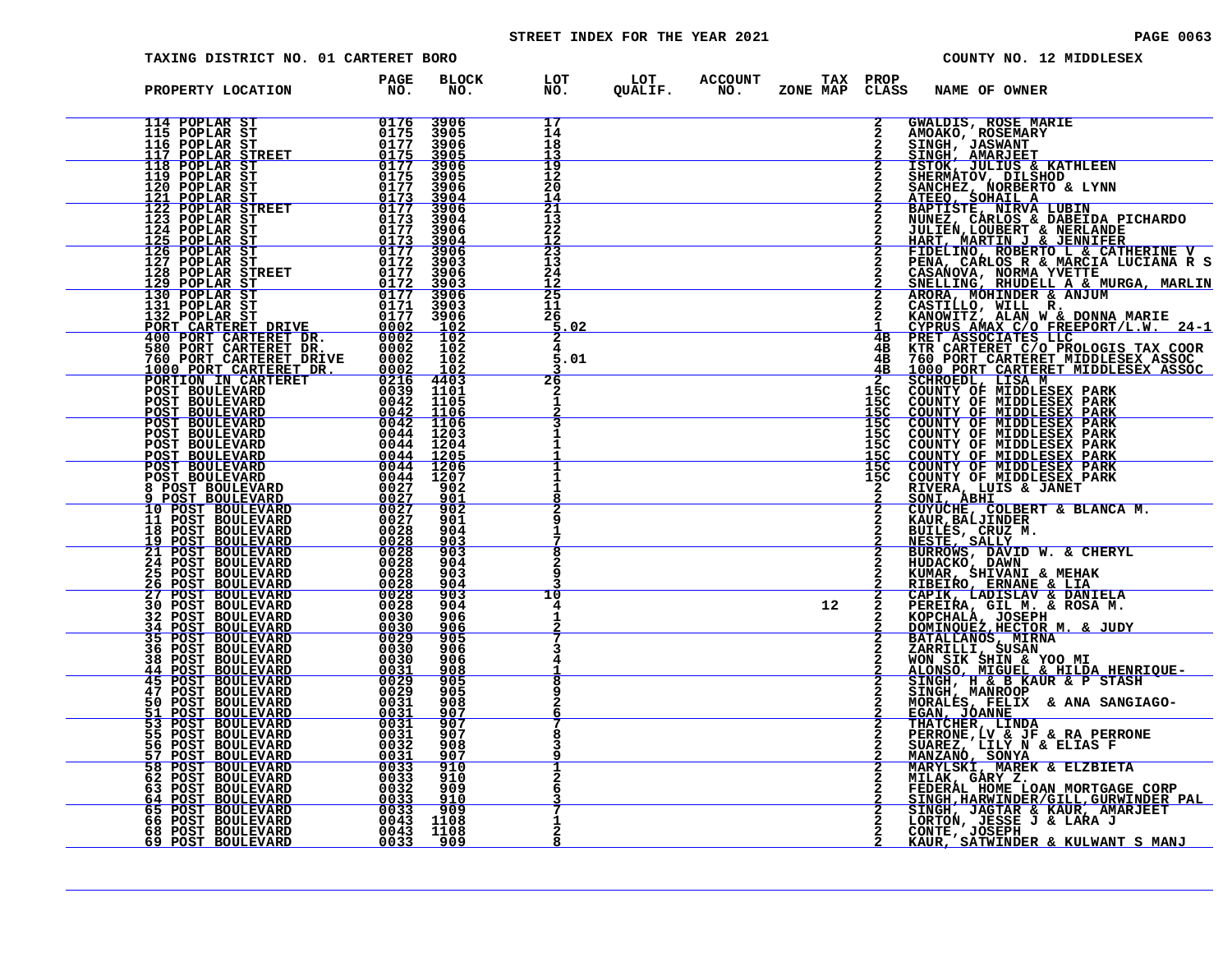STREET INDEX FOR THE YEAR 2021

TAXING DISTRICT NO. 01 CARTERET BORO

COUNTY NO. 12 MIDDLESEX

| PROPERTY LOCATION | PAGE NO. | BLOCK NO. | LOT NO. | LOT QUALIF. | ACCOUNT NO. | ZONE | TAX MAP | PROP CLASS | NAME OF OWNER |
|---|---|---|---|---|---|---|---|---|---|
| 114 POPLAR ST | 0176 | 3906 | 17 | | | | | 2 | GWALDIS, ROSE MARIE |
| 115 POPLAR ST | 0175 | 3905 | 14 | | | | | 2 | AMOAKO, ROSEMARY |
| 116 POPLAR ST | 0177 | 3906 | 18 | | | | | 2 | SINGH, JASWANT |
| 117 POPLAR STREET | 0175 | 3905 | 13 | | | | | 2 | SINGH, AMARJEET |
| 118 POPLAR ST | 0177 | 3906 | 19 | | | | | 2 | ISTOK, JULIUS & KATHLEEN |
| 119 POPLAR ST | 0175 | 3905 | 12 | | | | | 2 | SHERMATOV, DILSHOD |
| 120 POPLAR ST | 0177 | 3906 | 20 | | | | | 2 | SANCHEZ, NORBERTO & LYNN |
| 121 POPLAR ST | 0173 | 3904 | 14 | | | | | 2 | ATEEQ, SOHAIL A |
| 122 POPLAR STREET | 0177 | 3906 | 21 | | | | | 2 | BAPTISTE, NIRVA LUBIN |
| 123 POPLAR ST | 0173 | 3904 | 13 | | | | | 2 | NUNEZ, CARLOS & DABEIDA PICHARDO |
| 124 POPLAR ST | 0177 | 3906 | 22 | | | | | 2 | JULIEN,LOUBERT & NERLANDE |
| 125 POPLAR ST | 0173 | 3904 | 12 | | | | | 2 | HART, MARTIN J & JENNIFER |
| 126 POPLAR ST | 0177 | 3906 | 23 | | | | | 2 | FIDELINO, ROBERTO L & CATHERINE V |
| 127 POPLAR ST | 0172 | 3903 | 13 | | | | | 2 | PENA, CARLOS R & MARCIA LUCIANA R S |
| 128 POPLAR STREET | 0177 | 3906 | 24 | | | | | 2 | CASANOVA, NORMA YVETTE |
| 129 POPLAR ST | 0172 | 3903 | 12 | | | | | 2 | SNELLING, RHUDELL A & MURGA, MARLIN |
| 130 POPLAR ST | 0177 | 3906 | 25 | | | | | 2 | ARORA, MOHINDER & ANJUM |
| 131 POPLAR ST | 0171 | 3903 | 11 | | | | | 2 | CASTILLO, WILL R. |
| 132 POPLAR ST | 0177 | 3906 | 26 | | | | | 2 | KANOWITZ, ALAN W & DONNA MARIE |
| PORT CARTERET DRIVE | 0002 | 102 | 5.02 | | | | | 1 | CYPRUS AMAX C/O FREEPORT/L.W. 24-1 |
| 400 PORT CARTERET DR. | 0002 | 102 | 2 | | | | | 4B | PRET ASSOCIATES LLC |
| 580 PORT CARTERET DR. | 0002 | 102 | 4 | | | | | 4B | KTR CARTERET C/O PROLOGIS TAX COOR |
| 760 PORT CARTERET DRIVE | 0002 | 102 | 5.01 | | | | | 4B | 760 PORT CARTERET MIDDLESEX ASSOC |
| 1000 PORT CARTERET DR. | 0002 | 102 | 3 | | | | | 4B | 1000 PORT CARTERET MIDDLESEX ASSOC |
| PORTION IN CARTERET | 0216 | 4403 | 26 | | | | | 2 | SCHROEDL, LISA M |
| POST BOULEVARD | 0039 | 1101 | 2 | | | | | 15C | COUNTY OF MIDDLESEX PARK |
| POST BOULEVARD | 0042 | 1105 | 1 | | | | | 15C | COUNTY OF MIDDLESEX PARK |
| POST BOULEVARD | 0042 | 1106 | 2 | | | | | 15C | COUNTY OF MIDDLESEX PARK |
| POST BOULEVARD | 0042 | 1106 | 3 | | | | | 15C | COUNTY OF MIDDLESEX PARK |
| POST BOULEVARD | 0044 | 1203 | 1 | | | | | 15C | COUNTY OF MIDDLESEX PARK |
| POST BOULEVARD | 0044 | 1204 | 1 | | | | | 15C | COUNTY OF MIDDLESEX PARK |
| POST BOULEVARD | 0044 | 1205 | 1 | | | | | 15C | COUNTY OF MIDDLESEX PARK |
| POST BOULEVARD | 0044 | 1206 | 1 | | | | | 15C | COUNTY OF MIDDLESEX PARK |
| POST BOULEVARD | 0044 | 1207 | 1 | | | | | 15C | COUNTY OF MIDDLESEX PARK |
| 8 POST BOULEVARD | 0027 | 902 | 1 | | | | | 2 | RIVERA, LUIS & JANET |
| 9 POST BOULEVARD | 0027 | 901 | 8 | | | | | 2 | SONI, ABHI |
| 10 POST BOULEVARD | 0027 | 902 | 2 | | | | | 2 | CUYUCHE, COLBERT & BLANCA M. |
| 11 POST BOULEVARD | 0027 | 901 | 9 | | | | | 2 | KAUR,BALJINDER |
| 18 POST BOULEVARD | 0028 | 904 | 1 | | | | | 2 | BUILES, CRUZ M. |
| 19 POST BOULEVARD | 0028 | 903 | 7 | | | | | 2 | NESTE, SALLY |
| 21 POST BOULEVARD | 0028 | 903 | 8 | | | | | 2 | BURROWS, DAVID W. & CHERYL |
| 24 POST BOULEVARD | 0028 | 904 | 2 | | | | | 2 | HUDACKO, DAWN |
| 25 POST BOULEVARD | 0028 | 903 | 9 | | | | | 2 | KUMAR, SHIVANI & MEHAK |
| 26 POST BOULEVARD | 0028 | 904 | 3 | | | | | 2 | RIBEIRO, ERNANE & LIA |
| 27 POST BOULEVARD | 0028 | 903 | 10 | | | | | 2 | CAPIK, LADISLAV & DANIELA |
| 30 POST BOULEVARD | 0028 | 904 | 4 | | | | 12 | 2 | PEREIRA, GIL M. & ROSA M. |
| 32 POST BOULEVARD | 0030 | 906 | 1 | | | | | 2 | KOPCHALA, JOSEPH |
| 34 POST BOULEVARD | 0030 | 906 | 2 | | | | | 2 | DOMINQUEZ,HECTOR M. & JUDY |
| 35 POST BOULEVARD | 0029 | 905 | 7 | | | | | 2 | BATALLANOS, MIRNA |
| 36 POST BOULEVARD | 0030 | 906 | 3 | | | | | 2 | ZARRILLI, SUSAN |
| 38 POST BOULEVARD | 0030 | 906 | 4 | | | | | 2 | WON SIK SHIN & YOO MI |
| 44 POST BOULEVARD | 0031 | 908 | 1 | | | | | 2 | ALONSO, MIGUEL & HILDA HENRIQUE- |
| 45 POST BOULEVARD | 0029 | 905 | 8 | | | | | 2 | SINGH, H & B KAUR & P STASH |
| 47 POST BOULEVARD | 0029 | 905 | 9 | | | | | 2 | SINGH, MANROOP |
| 50 POST BOULEVARD | 0031 | 908 | 2 | | | | | 2 | MORALES, FELIX & ANA SANGIAGO- |
| 51 POST BOULEVARD | 0031 | 907 | 6 | | | | | 2 | EGAN, JOANNE |
| 53 POST BOULEVARD | 0031 | 907 | 7 | | | | | 2 | THATCHER, LINDA |
| 55 POST BOULEVARD | 0031 | 907 | 8 | | | | | 2 | PERRONE,LV & JF & RA PERRONE |
| 56 POST BOULEVARD | 0032 | 908 | 3 | | | | | 2 | SUAREZ, LILY N & ELIAS F |
| 57 POST BOULEVARD | 0031 | 907 | 9 | | | | | 2 | MANZANO, SONYA |
| 58 POST BOULEVARD | 0033 | 910 | 1 | | | | | 2 | MARYLSKI, MAREK & ELZBIETA |
| 62 POST BOULEVARD | 0033 | 910 | 2 | | | | | 2 | MILAK, GARY Z. |
| 63 POST BOULEVARD | 0032 | 909 | 6 | | | | | 2 | FEDERAL HOME LOAN MORTGAGE CORP |
| 64 POST BOULEVARD | 0033 | 910 | 3 | | | | | 2 | SINGH,HARWINDER/GILL,GURWINDER PAL |
| 65 POST BOULEVARD | 0033 | 909 | 7 | | | | | 2 | SINGH, JAGTAR & KAUR, AMARJEET |
| 66 POST BOULEVARD | 0043 | 1108 | 1 | | | | | 2 | LORTON, JESSE J & LARA J |
| 68 POST BOULEVARD | 0043 | 1108 | 2 | | | | | 2 | CONTE, JOSEPH |
| 69 POST BOULEVARD | 0033 | 909 | 8 | | | | | 2 | KAUR, SATWINDER & KULWANT S MANJ |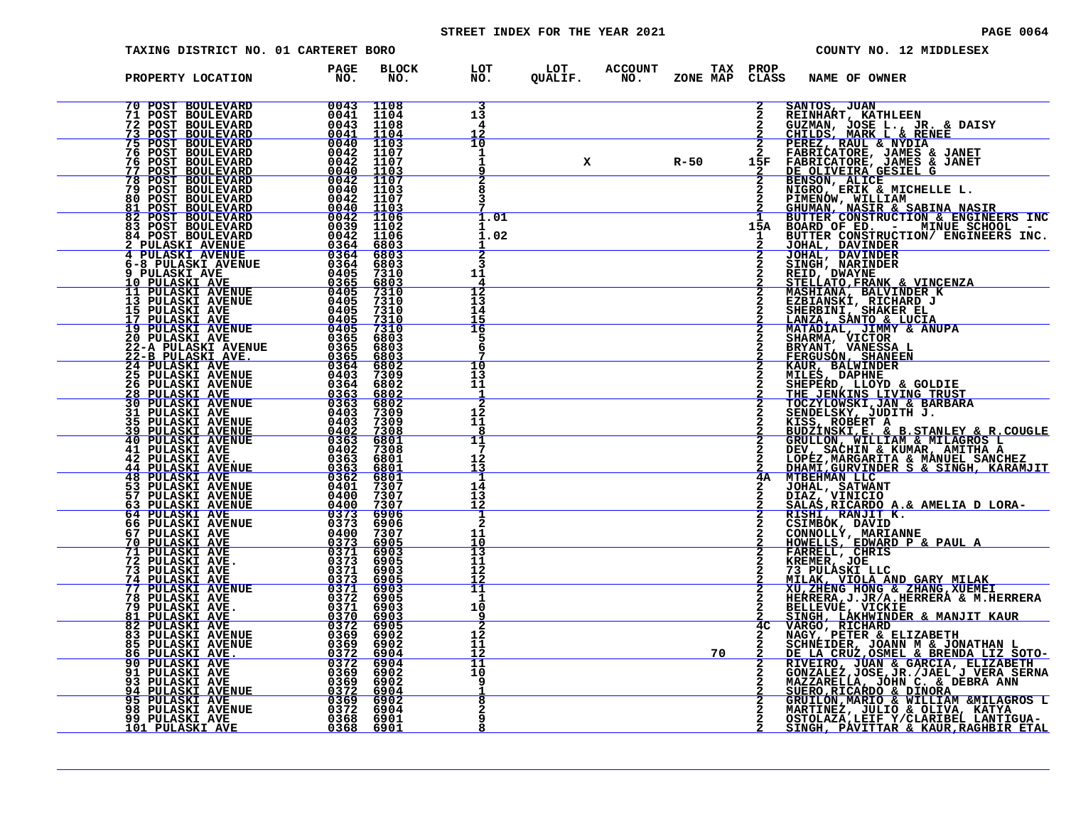STREET INDEX FOR THE YEAR 2021

TAXING DISTRICT NO. 01 CARTERET BORO

COUNTY NO. 12 MIDDLESEX

| PROPERTY LOCATION | PAGE NO. | BLOCK NO. | LOT NO. | LOT QUALIF. | ACCOUNT NO. | TAX ZONE MAP | PROP CLASS | NAME OF OWNER |
|---|---|---|---|---|---|---|---|---|
| 70 POST BOULEVARD | 0043 | 1108 | 3 | | | | 2 | SANTOS, JUAN |
| 71 POST BOULEVARD | 0041 | 1104 | 13 | | | | 2 | REINHART, KATHLEEN |
| 72 POST BOULEVARD | 0043 | 1108 | 4 | | | | 2 | GUZMAN, JOSE L., JR. & DAISY |
| 73 POST BOULEVARD | 0041 | 1104 | 12 | | | | 2 | CHILDS, MARK L & RENEE |
| 75 POST BOULEVARD | 0040 | 1103 | 10 | | | | 2 | PEREZ, RAUL & NYDIA |
| 76 POST BOULEVARD | 0042 | 1107 | 1 | | | | 2 | FABRICATORE, JAMES & JANET |
| 76 POST BOULEVARD | 0042 | 1107 | 1 | X | | R-50 | 15F | FABRICATORE, JAMES & JANET |
| 77 POST BOULEVARD | 0040 | 1103 | 9 | | | | 2 | DE OLIVEIRA GESIEL G |
| 78 POST BOULEVARD | 0042 | 1107 | 2 | | | | 2 | BENSON, ALICE |
| 79 POST BOULEVARD | 0040 | 1103 | 8 | | | | 2 | NIGRO, ERIK & MICHELLE L. |
| 80 POST BOULEVARD | 0042 | 1107 | 3 | | | | 2 | PIMENOW, WILLIAM |
| 81 POST BOULEVARD | 0040 | 1103 | 7 | | | | 2 | GHUMAN, NASIR & SABINA NASIR |
| 82 POST BOULEVARD | 0042 | 1106 | 1.01 | | | | 1 | BUTTER CONSTRUCTION & ENGINEERS INC |
| 83 POST BOULEVARD | 0039 | 1102 | 1 | | | | 15A | BOARD OF ED. - MINUE SCHOOL - |
| 84 POST BOULEVARD | 0042 | 1106 | 1.02 | | | | 1 | BUTTER CONSTRUCTION/ ENGINEERS INC. |
| 2 PULASKI AVENUE | 0364 | 6803 | 1 | | | | 2 | JOHAL, DAVINDER |
| 4 PULASKI AVENUE | 0364 | 6803 | 2 | | | | 2 | JOHAL, DAVINDER |
| 6-8 PULASKI AVENUE | 0364 | 6803 | 3 | | | | 2 | SINGH, NARINDER |
| 9 PULASKI AVE | 0405 | 7310 | 11 | | | | 2 | REID, DWAYNE |
| 10 PULASKI AVE | 0365 | 6803 | 4 | | | | 2 | STELLATO,FRANK & VINCENZA |
| 11 PULASKI AVENUE | 0405 | 7310 | 12 | | | | 2 | MASHIANA, BALVINDER K |
| 13 PULASKI AVENUE | 0405 | 7310 | 13 | | | | 2 | EZBIANSKI, RICHARD J |
| 15 PULASKI AVE | 0405 | 7310 | 14 | | | | 2 | SHERBINI, SHAKER EL |
| 17 PULASKI AVE | 0405 | 7310 | 15 | | | | 2 | LANZA, SANTO & LUCIA |
| 19 PULASKI AVENUE | 0405 | 7310 | 16 | | | | 2 | MATADIAL, JIMMY & ANUPA |
| 20 PULASKI AVE | 0365 | 6803 | 5 | | | | 2 | SHARMA, VICTOR |
| 22-A PULASKI AVENUE | 0365 | 6803 | 6 | | | | 2 | BRYANT, VANESSA L |
| 22-B PULASKI AVE. | 0365 | 6803 | 7 | | | | 2 | FERGUSON, SHANEEN |
| 24 PULASKI AVE | 0364 | 6802 | 10 | | | | 2 | KAUR, BALWINDER |
| 25 PULASKI AVENUE | 0403 | 7309 | 13 | | | | 2 | MILES, DAPHNE |
| 26 PULASKI AVENUE | 0364 | 6802 | 11 | | | | 2 | SHEPERD, LLOYD & GOLDIE |
| 28 PULASKI AVE | 0363 | 6802 | 1 | | | | 2 | THE JENKINS LIVING TRUST |
| 30 PULASKI AVENUE | 0363 | 6802 | 2 | | | | 2 | TOCZYLOWSKI,JAN & BARBARA |
| 31 PULASKI AVE | 0403 | 7309 | 12 | | | | 2 | SENDELSKY, JUDITH J. |
| 35 PULASKI AVENUE | 0403 | 7309 | 11 | | | | 2 | KISS, ROBERT A |
| 39 PULASKI AVENUE | 0402 | 7308 | 8 | | | | 2 | BUDZINSKI,E. & B.STANLEY & R.COUGLE |
| 40 PULASKI AVENUE | 0363 | 6801 | 11 | | | | 2 | GRULLON, WILLIAM & MILAGROS L |
| 41 PULASKI AVE | 0402 | 7308 | 7 | | | | 2 | DEV, SACHIN & KUMAR, AMITHA A |
| 42 PULASKI AVE. | 0363 | 6801 | 12 | | | | 2 | LOPEZ,MARGARITA & MANUEL SANCHEZ |
| 44 PULASKI AVENUE | 0363 | 6801 | 13 | | | | 2 | DHAMI,GURVINDER S & SINGH, KARAMJIT |
| 48 PULASKI AVE | 0362 | 6801 | 1 | | | | 4A | MTBEHMAN LLC |
| 53 PULASKI AVENUE | 0401 | 7307 | 14 | | | | 2 | JOHAL, SATWANT |
| 57 PULASKI AVENUE | 0400 | 7307 | 13 | | | | 2 | DIAZ, VINICIO |
| 63 PULASKI AVENUE | 0400 | 7307 | 12 | | | | 2 | SALAS,RICARDO A.& AMELIA D LORA- |
| 64 PULASKI AVE | 0373 | 6906 | 1 | | | | 2 | RISHI, RANJIT K. |
| 66 PULASKI AVENUE | 0373 | 6906 | 2 | | | | 2 | CSIMBOK, DAVID |
| 67 PULASKI AVE | 0400 | 7307 | 11 | | | | 2 | CONNOLLY, MARIANNE |
| 70 PULASKI AVE | 0373 | 6905 | 10 | | | | 2 | HOWELLS, EDWARD P & PAUL A |
| 71 PULASKI AVE | 0371 | 6903 | 13 | | | | 2 | FARRELL, CHRIS |
| 72 PULASKI AVE. | 0373 | 6905 | 11 | | | | 2 | KREMER, JOE |
| 73 PULASKI AVE | 0371 | 6903 | 12 | | | | 2 | 73 PULASKI LLC |
| 74 PULASKI AVE | 0373 | 6905 | 12 | | | | 2 | MILAK, VIOLA AND GARY MILAK |
| 77 PULASKI AVENUE | 0371 | 6903 | 11 | | | | 2 | XU,ZHENG HONG & ZHANG,XUEMEI |
| 78 PULASKI AVE | 0372 | 6905 | 1 | | | | 2 | HERRERA,J.JR/A.HERRERA & M.HERRERA |
| 79 PULASKI AVE. | 0371 | 6903 | 10 | | | | 2 | BELLEVUE, VICKIE |
| 81 PULASKI AVE | 0370 | 6903 | 9 | | | | 2 | SINGH, LAKHWINDER & MANJIT KAUR |
| 82 PULASKI AVE | 0372 | 6905 | 2 | | | | 4C | VARGO, RICHARD |
| 83 PULASKI AVENUE | 0369 | 6902 | 12 | | | | 2 | NAGY, PETER & ELIZABETH |
| 85 PULASKI AVENUE | 0369 | 6902 | 11 | | | | 2 | SCHNEIDER, JOANN M & JONATHAN L |
| 86 PULASKI AVE. | 0372 | 6904 | 12 | | | 70 | 2 | DE LA CRUZ,OSMEL & BRENDA LIZ SOTO- |
| 90 PULASKI AVE | 0372 | 6904 | 11 | | | | 2 | RIVEIRO, JUAN & GARCIA, ELIZABETH |
| 91 PULASKI AVE | 0369 | 6902 | 10 | | | | 2 | GONZALEZ,JOSE,JR./JAEL J VERA SERNA |
| 93 PULASKI AVE | 0369 | 6902 | 9 | | | | 2 | MAZZARELLA, JOHN C. & DEBRA ANN |
| 94 PULASKI AVENUE | 0372 | 6904 | 1 | | | | 2 | SUERO,RICARDO & DINORA |
| 95 PULASKI AVE | 0369 | 6902 | 8 | | | | 2 | GRULLON,MARIO & WILLIAM &MILAGROS L |
| 98 PULASKI AVENUE | 0372 | 6904 | 2 | | | | 2 | MARTINEZ, JULIO & OLIVA, KATYA |
| 99 PULASKI AVE | 0368 | 6901 | 9 | | | | 2 | OSTOLAZA,LEIF Y/CLARIBEL LANTIGUA- |
| 101 PULASKI AVE | 0368 | 6901 | 8 | | | | 2 | SINGH, PAVITTAR & KAUR,RAGHBIR ETAL |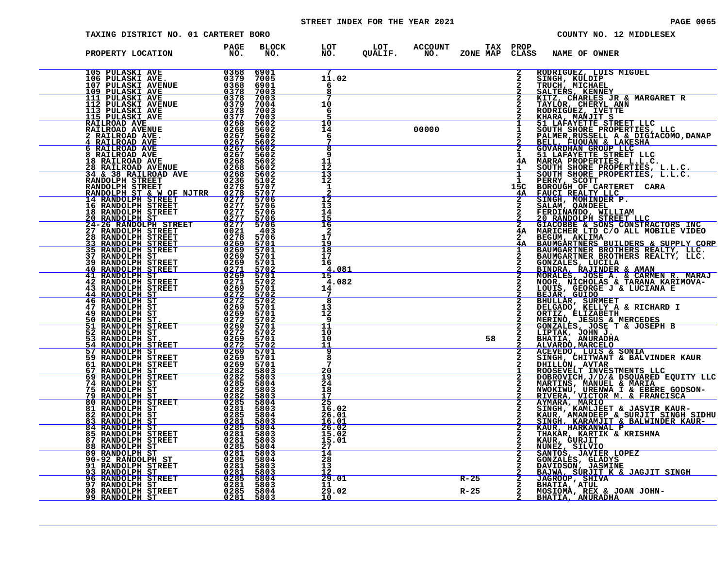STREET INDEX FOR THE YEAR 2021

TAXING DISTRICT NO. 01 CARTERET BORO — COUNTY NO. 12 MIDDLESEX

| PROPERTY LOCATION | PAGE NO. | BLOCK NO. | LOT NO. | LOT QUALIF. | ACCOUNT NO. | ZONE | TAX MAP | PROP CLASS | NAME OF OWNER |
|---|---|---|---|---|---|---|---|---|---|
| 105 PULASKI AVE | 0368 | 6901 | 7 | | | | | 2 | RODRIGUEZ, LUIS MIGUEL |
| 106 PULASKI AVE. | 0379 | 7005 | 11.02 | | | | | 2 | SINGH, KULDIP |
| 107 PULASKI AVENUE | 0368 | 6901 | 6 | | | | | 2 | TRUCH, MICHAEL |
| 109 PULASKI AVE | 0378 | 7003 | 8 | | | | | 2 | SALTERS, KENNEY |
| 111 PULASKI AVE | 0378 | 7003 | 7 | | | | | 2 | KITZ, CHARLES JR & MARGARET R |
| 112 PULASKI AVENUE | 0379 | 7004 | 10 | | | | | 2 | TAYLOR, CHERYL ANN |
| 113 PULASKI AVE | 0378 | 7003 | 6 | | | | | 2 | RODRIGUEZ, IVETTE |
| 115 PULASKI AVE | 0377 | 7003 | 5 | | | | | 2 | KHARA, MANJIT S |
| RAILROAD AVE | 0268 | 5602 | 10 | | | | | 1 | 51 LAFAYETTE STREET LLC |
| RAILROAD AVENUE | 0268 | 5602 | 14 | | 00000 | | | 1 | SOUTH SHORE PROPERTIES, LLC |
| 2 RAILROAD AVE. | 0267 | 5602 | 6 | | | | | 2 | PALMER,RUSSELL A & DIGIACOMO,DANAP |
| 4 RAILROAD AVE | 0267 | 5602 | 7 | | | | | 2 | BELL, FUQUAN & LAKESHA |
| 6 RAILROAD AVE | 0267 | 5602 | 8 | | | | | 2 | GOVARDHAN GROUP LLC |
| 8 RAILROAD AVE | 0267 | 5602 | 9 | | | | | 1 | 51 LAFAYETTE STREET LLC |
| 18 RAILROAD AVE | 0268 | 5602 | 11 | | | | | 4A | MARRA PROPERTIES, L.L.C. |
| 28 RAILROAD AVENUE | 0268 | 5602 | 12 | | | | | 1 | SOUTH SHORE PROPERTIES, L.L.C. |
| 34 & 38 RAILROAD AVE | 0268 | 5602 | 13 | | | | | 1 | SOUTH SHORE PROPERTIES, L.L.C. |
| RANDOLPH STREET | 0236 | 5102 | 12 | | | | | 1 | PERRY, SCOTT |
| RANDOLPH STREET | 0278 | 5707 | 1 | | | | | 15C | BOROUGH OF CARTERET CARA |
| RANDOLPH ST & W OF NJTRR | 0278 | 5707 | 2 | | | | | 4A | FAUCI REALTY LLC |
| 14 RANDOLPH STREET | 0277 | 5706 | 12 | | | | | 2 | SINGH, MOHINDER P. |
| 16 RANDOLPH STREET | 0277 | 5706 | 13 | | | | | 2 | SALAM, QANDEEL |
| 18 RANDOLPH STREET | 0277 | 5706 | 14 | | | | | 2 | FERDINANDO, WILLIAM |
| 20 RANDOLPH ST | 0277 | 5706 | 15 | | | | | 2 | 20 RANDOLPH STREET LLC |
| 24-26 RANDOLPH STREET | 0277 | 5706 | 16 | | | | | 2 | GIACOBBE & SONS CONSTRACTORS INC |
| 27 RANDOLPH STREET | 0021 | 403 | 2 | | | | | 4A | MARICHER LTD C/O ALL MOBILE VIDEO |
| 28 RANDOLPH STREET | 0278 | 5706 | 17 | | | | | 2 | BEGUM, AKLIMA |
| 33 RANDOLPH STREET | 0269 | 5701 | 19 | | | | | 4A | BAUMGARTNERS BUILDERS & SUPPLY CORP |
| 35 RANDOLPH STREET | 0269 | 5701 | 18 | | | | | 1 | BAUMGARTNER BROTHERS REALTY, LLC. |
| 37 RANDOLPH ST | 0269 | 5701 | 17 | | | | | 2 | BAUMGARTNER BROTHERS REALTY, LLC. |
| 39 RANDOLPH STREET | 0269 | 5701 | 16 | | | | | 2 | GONZALES, LUCILA |
| 40 RANDOLPH STREET | 0271 | 5702 | 4.081 | | | | | 2 | BINDRA, RAJINDER & AMAN |
| 41 RANDOLPH ST | 0269 | 5701 | 15 | | | | | 2 | MORALES, JOSE A. & CARMEN R. MARAJ |
| 42 RANDOLPH STREET | 0271 | 5702 | 4.082 | | | | | 2 | NOOR, NICHOLAS & TARANA KARIMOVA- |
| 43 RANDOLPH STREET | 0269 | 5701 | 14 | | | | | 2 | LOUIS, GEORGE J & LUCIANA E |
| 44 RANDOLPH ST | 0272 | 5702 | 7 | | | | | 2 | BEJAR, GUIDO |
| 46 RANDOLPH ST | 0272 | 5702 | 8 | | | | | 2 | BHULLAR, SURMEET |
| 47 RANDOLPH ST | 0269 | 5701 | 13 | | | | | 2 | DELGADO, KELLY A & RICHARD I |
| 49 RANDOLPH ST | 0269 | 5701 | 12 | | | | | 2 | ORTIZ, ELIZABETH |
| 50 RANDOLPH ST. | 0272 | 5702 | 9 | | | | | 2 | MERINO, JESUS & MERCEDES |
| 51 RANDOLPH STREET | 0269 | 5701 | 11 | | | | | 2 | GONZALES, JOSE T & JOSEPH B |
| 52 RANDOLPH ST | 0272 | 5702 | 10 | | | | | 2 | LIPTAK, JOHN J. |
| 53 RANDOLPH ST. | 0269 | 5701 | 10 | | | | 58 | 2 | BHATIA, ANURADHA |
| 54 RANDOLPH STREET | 0272 | 5702 | 11 | | | | | 2 | ALVARDO,MARCELO |
| 57 RANDOLPH ST | 0269 | 5701 | 9 | | | | | 2 | ACEVEDO, LUIS & SONIA |
| 59 RANDOLPH STREET | 0269 | 5701 | 8 | | | | | 2 | SINGH, CHITWANT & BALVINDER KAUR |
| 61 RANDOLPH STREET | 0269 | 5701 | 7 | | | | | 2 | DHILLON, AVTAR |
| 67 RANDOLPH ST | 0282 | 5803 | 20 | | | | | 1 | ROOSEVELT INVESTMENTS LLC |
| 69 RANDOLPH STREET | 0282 | 5803 | 19 | | | | | 2 | DOBROVICH,J/D/& DSQUARED EQUITY LLC |
| 74 RANDOLPH ST | 0285 | 5804 | 24 | | | | | 2 | MARTINS, MANUEL & MARIA |
| 75 RANDOLPH ST | 0282 | 5803 | 18 | | | | | 2 | NWOKIWU, URENWA I & EBERE GODSON- |
| 79 RANDOLPH ST | 0282 | 5803 | 17 | | | | | 2 | RIVERA, VICTOR M. & FRANCISCA |
| 80 RANDOLPH STREET | 0285 | 5804 | 25 | | | | | 2 | AYMARA, MARIO |
| 81 RANDOLPH ST | 0281 | 5803 | 16.02 | | | | | 2 | SINGH, KAMLJEET & JASVIR KAUR- |
| 82 RANDOLPH ST | 0285 | 5804 | 26.01 | | | | | 2 | KAUR, AMANDEEP & SURJIT SINGH SIDHU |
| 83 RANDOLPH ST | 0281 | 5803 | 16.01 | | | | | 2 | SINGH, KARAMJIT & BALWINDER KAUR- |
| 84 RANDOLPH ST | 0285 | 5804 | 26.02 | | | | | 2 | KAUR, HARKANWAL P |
| 85 RANDOLPH STREET | 0281 | 5803 | 15.02 | | | | | 2 | THAKAR, KARTIK & KRISHNA |
| 87 RANDOLPH STREET | 0281 | 5803 | 15.01 | | | | | 2 | KAUR, GURJIT |
| 88 RANDOLPH ST | 0285 | 5804 | 27 | | | | | 2 | NUNEZ, SILVIO |
| 89 RANDOLPH ST | 0281 | 5803 | 14 | | | | | 2 | SANTOS, JAVIER LOPEZ |
| 90-92 RANDOLPH ST | 0285 | 5804 | 28 | | | | | 2 | GONZALES, GLADYS |
| 91 RANDOLPH STREET | 0281 | 5803 | 13 | | | | | 2 | DAVIDSON, JASMINE |
| 93 RANDOLPH ST | 0281 | 5803 | 12 | | | | | 2 | BAJWA, SURJIT K & JAGJIT SINGH |
| 96 RANDOLPH STREET | 0285 | 5804 | 29.01 | | | R-25 | | 2 | JAGROOP, SHIVA |
| 97 RANDOLPH ST | 0281 | 5803 | 11 | | | | | 2 | BHATIA, ATUL |
| 98 RANDOLPH STREET | 0285 | 5804 | 29.02 | | | R-25 | | 2 | MOSIOMA, REX & JOAN JOHN- |
| 99 RANDOLPH ST | 0281 | 5803 | 10 | | | | | 2 | BHATIA, ANURADHA |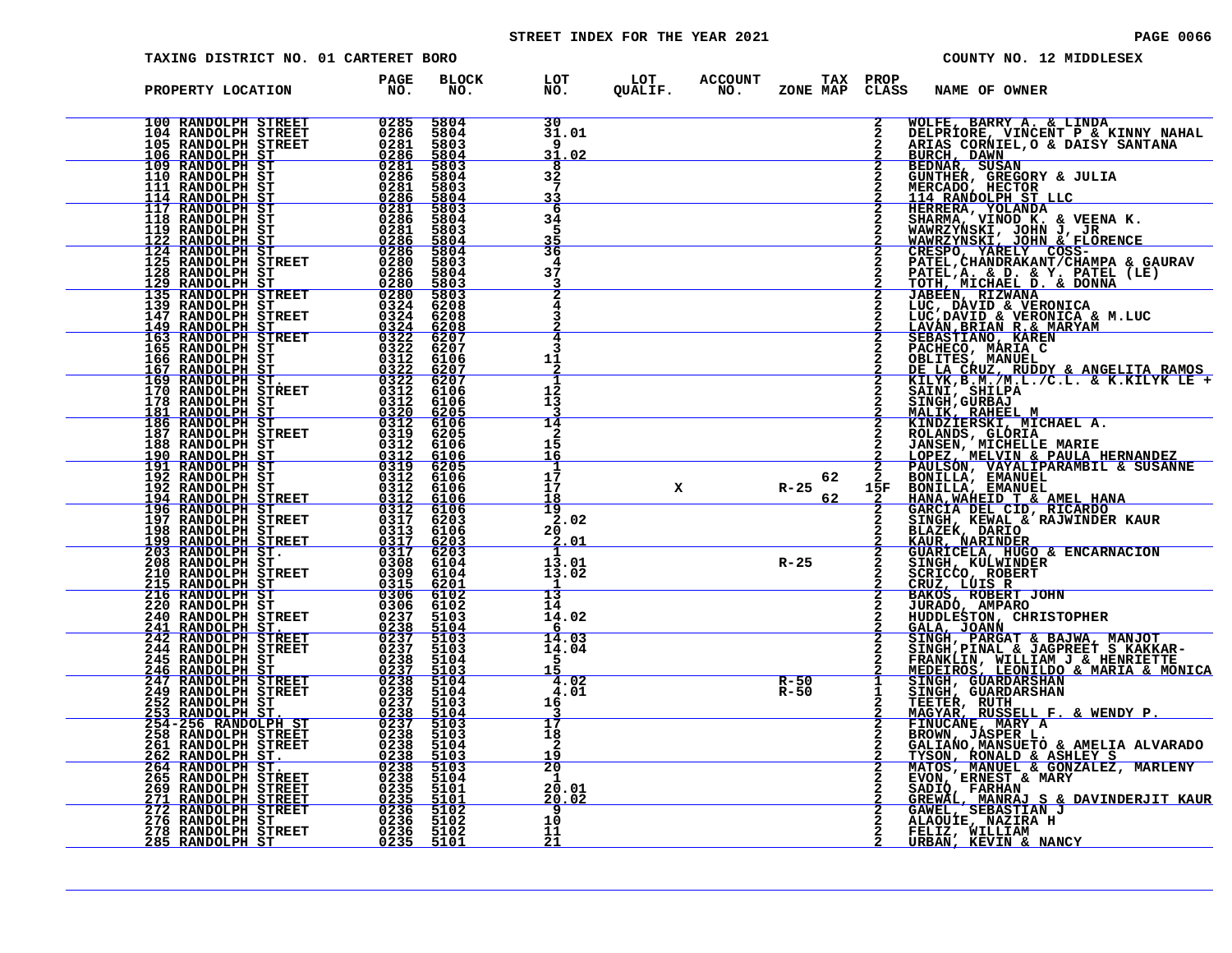STREET INDEX FOR THE YEAR 2021

TAXING DISTRICT NO. 01 CARTERET BORO

COUNTY NO. 12 MIDDLESEX

| PROPERTY LOCATION | PAGE NO. | BLOCK NO. | LOT NO. | LOT QUALIF. | ACCOUNT NO. | ZONE | TAX MAP | PROP CLASS | NAME OF OWNER |
|---|---|---|---|---|---|---|---|---|---|
| 100 RANDOLPH STREET | 0285 | 5804 | 30 | | | | | 2 | WOLFE, BARRY A. & LINDA |
| 104 RANDOLPH STREET | 0286 | 5804 | 31.01 | | | | | 2 | DELPRIORE, VINCENT P & KINNY NAHAL |
| 105 RANDOLPH STREET | 0281 | 5803 | 9 | | | | | 2 | ARIAS CORNIEL,O & DAISY SANTANA |
| 106 RANDOLPH ST | 0286 | 5804 | 31.02 | | | | | 2 | BURCH, DAWN |
| 109 RANDOLPH ST | 0281 | 5803 | 8 | | | | | 2 | BEDNAR, SUSAN |
| 110 RANDOLPH ST | 0286 | 5804 | 32 | | | | | 2 | GUNTHER, GREGORY & JULIA |
| 111 RANDOLPH ST | 0281 | 5803 | 7 | | | | | 2 | MERCADO, HECTOR |
| 114 RANDOLPH ST | 0286 | 5804 | 33 | | | | | 2 | 114 RANDOLPH ST LLC |
| 117 RANDOLPH ST | 0281 | 5803 | 6 | | | | | 2 | HERRERA, YOLANDA |
| 118 RANDOLPH ST | 0286 | 5804 | 34 | | | | | 2 | SHARMA, VINOD K. & VEENA K. |
| 119 RANDOLPH ST | 0281 | 5803 | 5 | | | | | 2 | WAWRZYNSKI, JOHN J, JR |
| 122 RANDOLPH ST | 0286 | 5804 | 35 | | | | | 2 | WAWRZYNSKI, JOHN & FLORENCE |
| 124 RANDOLPH ST | 0286 | 5804 | 36 | | | | | 2 | CRESPO, YARELY COSS- |
| 125 RANDOLPH STREET | 0280 | 5803 | 4 | | | | | 2 | PATEL,CHANDRAKANT/CHAMPA & GAURAV |
| 128 RANDOLPH ST | 0286 | 5804 | 37 | | | | | 2 | PATEL,A. & D. & Y. PATEL (LE) |
| 129 RANDOLPH ST | 0280 | 5803 | 3 | | | | | 2 | TOTH, MICHAEL D. & DONNA |
| 135 RANDOLPH STREET | 0280 | 5803 | 2 | | | | | 2 | JABEEN, RIZWANA |
| 139 RANDOLPH ST | 0324 | 6208 | 4 | | | | | 2 | LUC, DAVID & VERONICA |
| 147 RANDOLPH STREET | 0324 | 6208 | 3 | | | | | 2 | LUC,DAVID & VERONICA & M.LUC |
| 149 RANDOLPH ST | 0324 | 6208 | 2 | | | | | 2 | LAVAN,BRIAN R.& MARYAM |
| 163 RANDOLPH STREET | 0322 | 6207 | 4 | | | | | 2 | SEBASTIANO, KAREN |
| 165 RANDOLPH ST | 0322 | 6207 | 3 | | | | | 2 | PACHECO, MARIA C |
| 166 RANDOLPH ST | 0312 | 6106 | 11 | | | | | 2 | OBLITES, MANUEL |
| 167 RANDOLPH ST | 0322 | 6207 | 2 | | | | | 2 | DE LA CRUZ, RUDDY & ANGELITA RAMOS |
| 169 RANDOLPH ST. | 0322 | 6207 | 1 | | | | | 2 | KILYK,B.M./M.L./C.L. & K.KILYK LE + |
| 170 RANDOLPH STREET | 0312 | 6106 | 12 | | | | | 2 | SAINI, SHILPA |
| 178 RANDOLPH ST | 0312 | 6106 | 13 | | | | | 2 | SINGH,GURBAJ |
| 181 RANDOLPH ST | 0320 | 6205 | 3 | | | | | 2 | MALIK, RAHEEL M |
| 186 RANDOLPH ST | 0312 | 6106 | 14 | | | | | 2 | KINDZIERSKI, MICHAEL A. |
| 187 RANDOLPH STREET | 0319 | 6205 | 2 | | | | | 2 | ROLANDS, GLORIA |
| 188 RANDOLPH ST | 0312 | 6106 | 15 | | | | | 2 | JANSEN, MICHELLE MARIE |
| 190 RANDOLPH ST | 0312 | 6106 | 16 | | | | | 2 | LOPEZ, MELVIN & PAULA HERNANDEZ |
| 191 RANDOLPH ST | 0319 | 6205 | 1 | | | | | 2 | PAULSON, VAYALIPARAMBIL & SUSANNE |
| 192 RANDOLPH ST | 0312 | 6106 | 17 | | | | 62 | 2 | BONILLA, EMANUEL |
| 192 RANDOLPH ST | 0312 | 6106 | 17 | X | | R-25 | | 15F | BONILLA, EMANUEL |
| 194 RANDOLPH STREET | 0312 | 6106 | 18 | | | | 62 | 2 | HANA,WAHEID T & AMEL HANA |
| 196 RANDOLPH ST | 0312 | 6106 | 19 | | | | | 2 | GARCIA DEL CID, RICARDO |
| 197 RANDOLPH STREET | 0317 | 6203 | 2.02 | | | | | 2 | SINGH, KEWAL & RAJWINDER KAUR |
| 198 RANDOLPH ST | 0313 | 6106 | 20 | | | | | 2 | BLAZEK, DARIO |
| 199 RANDOLPH STREET | 0317 | 6203 | 2.01 | | | | | 2 | KAUR, NARINDER |
| 203 RANDOLPH ST. | 0317 | 6203 | 1 | | | | | 2 | GUARICELA, HUGO & ENCARNACION |
| 208 RANDOLPH ST | 0308 | 6104 | 13.01 | | | R-25 | | 2 | SINGH, KULWINDER |
| 210 RANDOLPH STREET | 0309 | 6104 | 13.02 | | | | | 2 | SCRICCO, ROBERT |
| 215 RANDOLPH ST | 0315 | 6201 | 1 | | | | | 2 | CRUZ, LUIS R |
| 216 RANDOLPH ST | 0306 | 6102 | 13 | | | | | 2 | BAKOS, ROBERT JOHN |
| 220 RANDOLPH ST | 0306 | 6102 | 14 | | | | | 2 | JURADO, AMPARO |
| 240 RANDOLPH STREET | 0237 | 5103 | 14.02 | | | | | 2 | HUDDLESTON, CHRISTOPHER |
| 241 RANDOLPH ST. | 0238 | 5104 | 6 | | | | | 2 | GALA, JOANN |
| 242 RANDOLPH STREET | 0237 | 5103 | 14.03 | | | | | 2 | SINGH, PARGAT & BAJWA, MANJOT |
| 244 RANDOLPH STREET | 0237 | 5103 | 14.04 | | | | | 2 | SINGH,PINAL & JAGPREET S KAKKAR- |
| 245 RANDOLPH ST | 0238 | 5104 | 5 | | | | | 2 | FRANKLIN, WILLIAM J & HENRIETTE |
| 246 RANDOLPH ST | 0237 | 5103 | 15 | | | | | 2 | MEDEIROS, LEONILDO & MARIA & MONICA |
| 247 RANDOLPH STREET | 0238 | 5104 | 4.02 | | | R-50 | | 1 | SINGH, GUARDARSHAN |
| 249 RANDOLPH STREET | 0238 | 5104 | 4.01 | | | R-50 | | 1 | SINGH, GUARDARSHAN |
| 252 RANDOLPH ST | 0237 | 5103 | 16 | | | | | 2 | TEETER, RUTH |
| 253 RANDOLPH ST. | 0238 | 5104 | 3 | | | | | 2 | MAGYAR, RUSSELL F. & WENDY P. |
| 254-256 RANDOLPH ST | 0237 | 5103 | 17 | | | | | 2 | FINUCANE, MARY A |
| 258 RANDOLPH STREET | 0238 | 5103 | 18 | | | | | 2 | BROWN, JASPER L. |
| 261 RANDOLPH STREET | 0238 | 5104 | 2 | | | | | 2 | GALIANO,MANSUETO & AMELIA ALVARADO |
| 262 RANDOLPH ST. | 0238 | 5103 | 19 | | | | | 2 | TYSON, RONALD & ASHLEY S |
| 264 RANDOLPH ST. | 0238 | 5103 | 20 | | | | | 2 | MATOS, MANUEL & GONZALEZ, MARLENY |
| 265 RANDOLPH STREET | 0238 | 5104 | 1 | | | | | 2 | EVON, ERNEST & MARY |
| 269 RANDOLPH STREET | 0235 | 5101 | 20.01 | | | | | 2 | SADIQ, FARHAN |
| 271 RANDOLPH STREET | 0235 | 5101 | 20.02 | | | | | 2 | GREWAL, MANRAJ S & DAVINDERJIT KAUR |
| 272 RANDOLPH STREET | 0236 | 5102 | 9 | | | | | 2 | GAWEL, SEBASTIAN J |
| 276 RANDOLPH ST | 0236 | 5102 | 10 | | | | | 2 | ALAOUIE, NAZIRA H |
| 278 RANDOLPH STREET | 0236 | 5102 | 11 | | | | | 2 | FELIZ, WILLIAM |
| 285 RANDOLPH ST | 0235 | 5101 | 21 | | | | | 2 | URBAN, KEVIN & NANCY |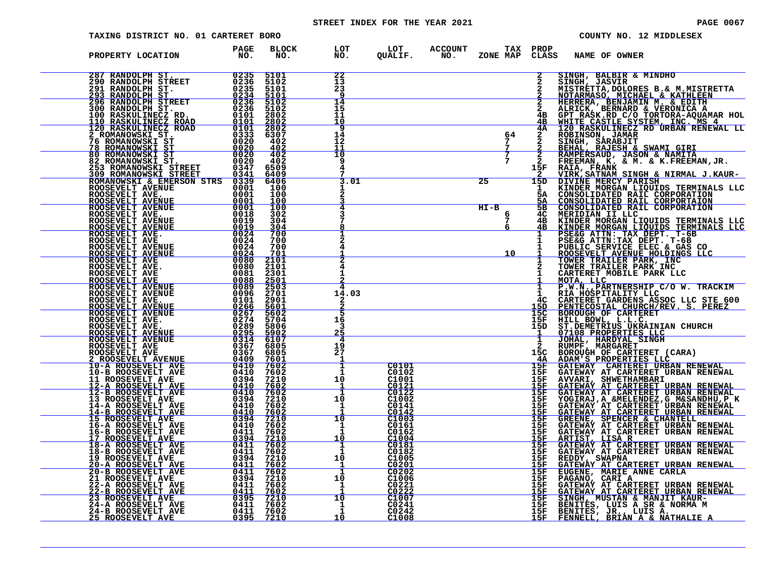STREET INDEX FOR THE YEAR 2021

TAXING DISTRICT NO. 01 CARTERET BORO

COUNTY NO. 12 MIDDLESEX

| PROPERTY LOCATION | PAGE NO. | BLOCK NO. | LOT NO. | LOT QUALIF. | ACCOUNT NO. | ZONE | TAX MAP | PROP CLASS | NAME OF OWNER |
|---|---|---|---|---|---|---|---|---|---|
| 287 RANDOLPH ST. | 0235 | 5101 | 22 | | | | | 2 | SINGH, BALBIR & MINDHO |
| 290 RANDOLPH STREET | 0236 | 5102 | 13 | | | | | 2 | SINGH, JASVIR |
| 291 RANDOLPH ST. | 0235 | 5101 | 23 | | | | | 2 | MISTRETTA,DOLORES B.& M.MISTRETTA |
| 293 RANDOLPH ST | 0234 | 5101 | 9 | | | | | 2 | NOTARMASO, MICHAEL & KATHLEEN |
| 296 RANDOLPH STREET | 0236 | 5102 | 14 | | | | | 2 | HERRERA, BENJAMIN M. & EDITH |
| 300 RANDOLPH ST. | 0236 | 5102 | 15 | | | | | 2 | ALRICK, BERNARD & VERONICA A |
| 100 RASKULINECZ RD. | 0101 | 2802 | 11 | | | | | 4B | GPT RASK.RD C/O TORTORA-AQUAMAR HOL |
| 110 RASKULINECZ ROAD | 0101 | 2802 | 10 | | | | | 4B | WHITE CASTLE SYSTEM, INC. MS 4 |
| 120 RASKULINECZ ROAD | 0101 | 2802 | 9 | | | | | 4A | 120 RASKULINECZ RD URBAN RENEWAL LL |
| 2 ROMANOWSKI ST. | 0333 | 6307 | 14 | | | | 64 | 2 | ROBINSON, JAMAR |
| 76 ROMANOWSKI ST | 0020 | 402 | 12 | | | | 7 | 2 | SINGH, SARABJIT |
| 78 ROMANOWSKI ST | 0020 | 402 | 11 | | | | 7 | 2 | BEHAL, RAJESH & SWAMI GIRI |
| 80 ROMANOWSKI ST | 0020 | 402 | 10 | | | | 7 | 2 | RAMPERSAUD, JASON & NAMITA |
| 82 ROMANOWSKI ST. | 0020 | 402 | 9 | | | | 7 | 2 | FREEMAN, K. & M. & K.FREEMAN,JR. |
| 253 ROMANOWSKI STREET | 0347 | 6509 | 4 | | | | | 15F | RAIA, FRANK |
| 309 ROMANOWSKI STREET | 0341 | 6409 | 7 | | | | | 2 | VIRK,SATNAM SINGH & NIRMAL J.KAUR- |
| ROMANOWSKI & EMERSON STRS | 0339 | 6406 | 3.01 | | | 25 | | 15D | DIVINE MERCY PARISH |
| ROOSEVELT AVENUE | 0001 | 100 | 1 | | | | | 1 | KINDER MORGAN LIQUIDS TERMINALS LLC |
| ROOSEVELT AVE. | 0001 | 100 | 2 | | | | | 5A | CONSOLIDATED RAIL CORPORATION |
| ROOSEVELT AVENUE | 0001 | 100 | 3 | | | | | 5A | CONSOLIDATED RAIL CORPORTAION |
| ROOSEVELT AVENUE | 0001 | 100 | 4 | | | HI-B | | 5B | CONSOLIDATED RAIL CORPORATION |
| ROOSEVELT AVE. | 0018 | 302 | 3 | | | | 6 | 4C | MERIDIAN II LLC |
| ROOSEVELT AVENUE | 0019 | 304 | 7 | | | | 7 | 4B | KINDER MORGAN LIQUIDS TERMINALS LLC |
| ROOSEVELT AVENUE | 0019 | 304 | 8 | | | | 6 | 4B | KINDER MORGAN LIQUIDS TERMINALS LLC |
| ROOSEVELT AVE. | 0024 | 700 | 1 | | | | | 1 | PSE&G ATTN: TAX DEPT. T-6B |
| ROOSEVELT AVE | 0024 | 700 | 2 | | | | | 1 | PSE&G ATTN:TAX DEPT. T-6B |
| ROOSEVELT AVENUE | 0024 | 700 | 4 | | | | | 1 | PUBLIC SERVICE ELEC & GAS CO |
| ROOSEVELT AVENUE | 0024 | 701 | 1 | | | | 10 | 1 | ROOSEVELT AVENUE HOLDINGS LLC |
| ROOSEVELT AVE | 0080 | 2101 | 2 | | | | | 1 | TOWER TRAILER PARK, INC |
| ROOSEVELT AVE. | 0080 | 2101 | 4 | | | | | 2 | TOWER TRAILER PARK INC |
| ROOSEVELT AVE | 0081 | 2301 | 1 | | | | | 1 | CARTERET MOBILE PARK LLC |
| ROOSEVELT AVE | 0088 | 2501 | 2 | | | | | 1 | MOTA, LLC |
| ROOSEVELT AVENUE | 0089 | 2503 | 4 | | | | | 1 | P.W.N.,PARTNERSHIP C/O W. TRACKIM |
| ROOSEVELT AVENUE | 0096 | 2701 | 14.03 | | | | | 1 | RIA HOSPITALITY LLC |
| ROOSEVELT AVE. | 0101 | 2901 | 2 | | | | | 4C | CARTERET GARDENS ASSOC LLC STE 600 |
| ROOSEVELT AVENUE | 0266 | 5601 | 2 | | | | | 15D | PENTECOSTAL CHURCH/REV. S. PEREZ |
| ROOSEVELT AVENUE | 0267 | 5602 | 5 | | | | | 15C | BOROUGH OF CARTERET |
| ROOSEVELT AVE. | 0274 | 5704 | 16 | | | | | 15F | HILL BOWL, L.L.C. |
| ROOSEVELT AVE. | 0289 | 5806 | 3 | | | | | 15D | ST.DEMETRIUS UKRAINIAN CHURCH |
| ROOSEVELT AVENUE | 0295 | 5902 | 25 | | | | | 1 | 07108 PROPERTIES LLC |
| ROOSEVELT AVENUE | 0314 | 6107 | 4 | | | | | 1 | JOHAL, HARDYAL SINGH |
| ROOSEVELT AVE | 0367 | 6805 | 19 | | | | | 2 | RUMPF, MARGARET |
| ROOSEVELT AVE | 0367 | 6805 | 27 | | | | | 15C | BOROUGH OF CARTERET (CARA) |
| 2 ROOSEVELT AVENUE | 0409 | 7601 | 1 | | | | | 4A | ADAM'S PROPERTIES LLC |
| 10-A ROOSEVELT AVE | 0410 | 7602 | 1 | C0101 | | | | 15F | GATEWAY CARTERET URBAN RENEWAL |
| 10-B ROOSEVELT AVE | 0410 | 7602 | 1 | C0102 | | | | 15F | GATEWAY AT CARTERET URBAN RENEWAL |
| 11 ROOSEVELT AVE | 0394 | 7210 | 10 | C1001 | | | | 15F | AVVARI, SHWETHAMBARI |
| 12-A ROOSEVELT AVE | 0410 | 7602 | 1 | C0121 | | | | 15F | GATEWAY AT CARTERET URBAN RENEWAL |
| 12-B ROOSEVELT AVE | 0410 | 7602 | 1 | C0122 | | | | 15F | GATEWAY AT CARTERET URBAN RENEWAL |
| 13 ROOSEVELT AVE | 0394 | 7210 | 10 | C1002 | | | | 15F | YOGIRAJ,A &MELENDEZ,G M&SANDHU,P K |
| 14-A ROOSEVELT AVE | 0410 | 7602 | 1 | C0141 | | | | 15F | GATEWAY AT CARTERET URBAN RENEWAL |
| 14-B ROOSEVELT AVE | 0410 | 7602 | 1 | C0142 | | | | 15F | GATEWAY AT CARTERET URBAN RENEWAL |
| 15 ROOSEVELT AVE | 0394 | 7210 | 10 | C1003 | | | | 15F | GREENE, SPENCER & CHANTELL |
| 16-A ROOSEVELT AVE | 0410 | 7602 | 1 | C0161 | | | | 15F | GATEWAY AT CARTERET URBAN RENEWAL |
| 16-B ROOSEVELT AVE | 0411 | 7602 | 1 | C0162 | | | | 15F | GATEWAY AT CARTERET URBAN RENEWAL |
| 17 ROOSEVELT AVE | 0394 | 7210 | 10 | C1004 | | | | 15F | ARTIST, LISA R |
| 18-A ROOSEVELT AVE | 0411 | 7602 | 1 | C0181 | | | | 15F | GATEWAY AT CARTERET URBAN RENEWAL |
| 18-B ROOSEVELT AVE | 0411 | 7602 | 1 | C0182 | | | | 15F | GATEWAY AT CARTERET URBAN RENEWAL |
| 19 ROOSEVELT AVE | 0394 | 7210 | 10 | C1005 | | | | 15F | REDDY, SWAPNA |
| 20-A ROOSEVELT AVE | 0411 | 7602 | 1 | C0201 | | | | 15F | GATEWAY AT CARTERET URBAN RENEWAL |
| 20-B ROOSEVELT AVE | 0411 | 7602 | 1 | C0202 | | | | 15F | EUGENE, MARIE ANNE CARLA |
| 21 ROOSEVELT AVE | 0394 | 7210 | 10 | C1006 | | | | 15F | PAGANO, CARI A |
| 22-A ROOSEVELT AVE | 0411 | 7602 | 1 | C0221 | | | | 15F | GATEWAY AT CARTERET URBAN RENEWAL |
| 22-B ROOSEVELT AVE | 0411 | 7602 | 1 | C0222 | | | | 15F | GATEWAY AT CARTERET URBAN RENEWAL |
| 23 ROOSEVELT AVE | 0395 | 7210 | 10 | C1007 | | | | 15F | SINGH, MUSTAN & MANJIT KAUR- |
| 24-A ROOSEVELT AVE | 0411 | 7602 | 1 | C0241 | | | | 15F | BENITES, LUIS A SR & NORMA M |
| 24-B ROOSEVELT AVE | 0411 | 7602 | 1 | C0242 | | | | 15F | BENITES, JR., LUIS A. |
| 25 ROOSEVELT AVE | 0395 | 7210 | 10 | C1008 | | | | 15F | FENNELL, BRIAN A & NATHALIE A |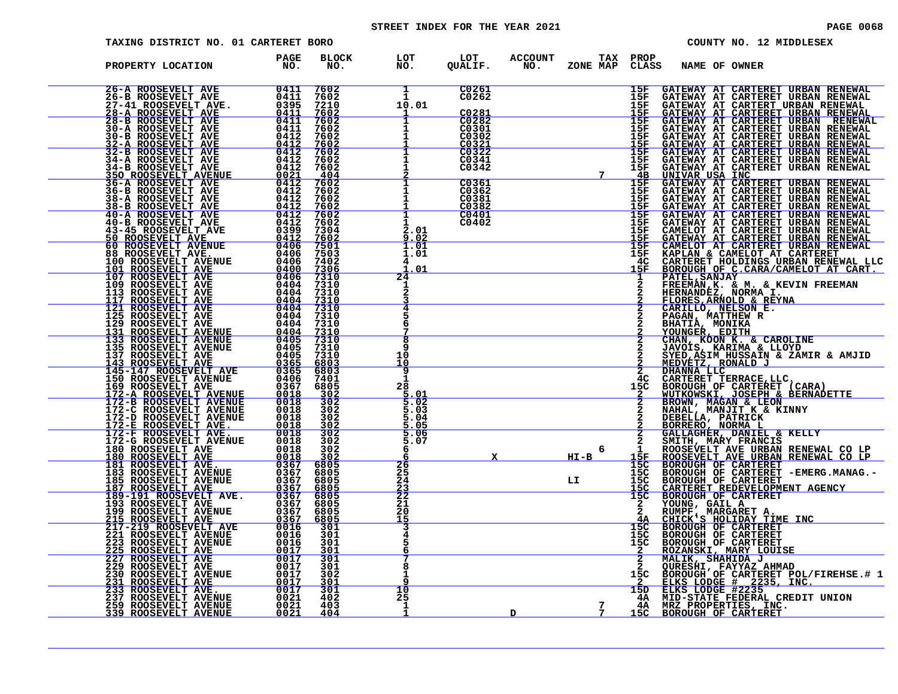STREET INDEX FOR THE YEAR 2021

TAXING DISTRICT NO. 01 CARTERET BORO — COUNTY NO. 12 MIDDLESEX

| PROPERTY LOCATION | PAGE NO. | BLOCK NO. | LOT NO. | LOT QUALIF. | ACCOUNT NO. | ZONE | TAX MAP | PROP CLASS | NAME OF OWNER |
|---|---|---|---|---|---|---|---|---|---|
| 26-A ROOSEVELT AVE | 0411 | 7602 | 1 | C0261 | | | | 15F | GATEWAY AT CARTERET URBAN RENEWAL |
| 26-B ROOSEVELT AVE | 0411 | 7602 | 1 | C0262 | | | | 15F | GATEWAY AT CARTERET URBAN RENEWAL |
| 27-41 ROOSEVELT AVE. | 0395 | 7210 | 10.01 | | | | | 15F | GATEWAY AT CARTERT URBAN RENEWAL |
| 28-A ROOSEVELT AVE | 0411 | 7602 | 1 | C0281 | | | | 15F | GATEWAY AT CARTERET URBAN RENEWAL |
| 28-B ROOSEVELT AVE | 0411 | 7602 | 1 | C0282 | | | | 15F | GATEWAY AT CARTERET URBAN RENEWAL |
| 30-A ROOSEVELT AVE | 0411 | 7602 | 1 | C0301 | | | | 15F | GATEWAY AT CARTERET URBAN RENEWAL |
| 30-B ROOSEVELT AVE | 0412 | 7602 | 1 | C0302 | | | | 15F | GATEWAY AT CARTERET URBAN RENEWAL |
| 32-A ROOSEVELT AVE | 0412 | 7602 | 1 | C0321 | | | | 15F | GATEWAY AT CARTERET URBAN RENEWAL |
| 32-B ROOSEVELT AVE | 0412 | 7602 | 1 | C0322 | | | | 15F | GATEWAY AT CARTERET URBAN RENEWAL |
| 34-A ROOSEVELT AVE | 0412 | 7602 | 1 | C0341 | | | | 15F | GATEWAY AT CARTERET URBAN RENEWAL |
| 34-B ROOSEVELT AVE | 0412 | 7602 | 1 | C0342 | | | | 15F | GATEWAY AT CARTERET URBAN RENEWAL |
| 350 ROOSEVELT AVENUE | 0021 | 404 | 2 | | | | 7 | 4B | UNIVAR USA INC |
| 36-A ROOSEVELT AVE | 0412 | 7602 | 1 | C0361 | | | | 15F | GATEWAY AT CARTERET URBAN RENEWAL |
| 36-B ROOSEVELT AVE | 0412 | 7602 | 1 | C0362 | | | | 15F | GATEWAY AT CARTERET URBAN RENEWAL |
| 38-A ROOSEVELT AVE | 0412 | 7602 | 1 | C0381 | | | | 15F | GATEWAY AT CARTERET URBAN RENEWAL |
| 38-B ROOSEVELT AVE | 0412 | 7602 | 1 | C0382 | | | | 15F | GATEWAY AT CARTERET URBAN RENEWAL |
| 40-A ROOSEVELT AVE | 0412 | 7602 | 1 | C0401 | | | | 15F | GATEWAY AT CARTERET URBAN RENEWAL |
| 40-B ROOSEVELT AVE | 0412 | 7602 | 1 | C0402 | | | | 15F | GATEWAY AT CARTERET URBAN RENEWAL |
| 43-45 ROOSEVELT AVE | 0399 | 7304 | 2.01 | | | | | 15F | CAMELOT AT CARTERET URBAN RENEWAL |
| 50 ROOSEVELT AVE | 0412 | 7602 | 9.02 | | | | | 15F | GATEWAY AT CARTERET URBAN RENEWAL |
| 60 ROOSEVELT AVENUE | 0406 | 7501 | 1.01 | | | | | 15F | CAMELOT AT CARTERET URBAN RENEWAL |
| 88 ROOSEVELT AVE. | 0406 | 7503 | 1.01 | | | | | 15F | KAPLAN & CAMELOT AT CARTERET |
| 100 ROOSEVELT AVENUE | 0406 | 7402 | 4 | | | | | 4C | CARTERET HOLDINGS URBAN RENEWAL LLC |
| 101 ROOSEVELT AVE | 0400 | 7306 | 1.01 | | | | | 15F | BOROUGH OF C.CARA/CAMELOT AT CART. |
| 107 ROOSEVELT AVE | 0406 | 7310 | 24 | | | | | 1 | PATEL,SANJAY |
| 109 ROOSEVELT AVE | 0404 | 7310 | 1 | | | | | 2 | FREEMAN,K. & M. & KEVIN FREEMAN |
| 113 ROOSEVELT AVE | 0404 | 7310 | 2 | | | | | 2 | HERNANDEZ, NORMA I. |
| 117 ROOSEVELT AVE | 0404 | 7310 | 3 | | | | | 2 | FLORES,ARNOLD & REYNA |
| 121 ROOSEVELT AVE | 0404 | 7310 | 4 | | | | | 2 | CARILLO, NELSON E. |
| 125 ROOSEVELT AVE | 0404 | 7310 | 5 | | | | | 2 | PAGAN, MATTHEW R |
| 129 ROOSEVELT AVE | 0404 | 7310 | 6 | | | | | 2 | BHATIA, MONIKA |
| 131 ROOSEVELT AVENUE | 0404 | 7310 | 7 | | | | | 2 | YOUNGER, EDITH |
| 133 ROOSEVELT AVENUE | 0405 | 7310 | 8 | | | | | 2 | CHAN, KOON K. & CAROLINE |
| 135 ROOSEVELT AVENUE | 0405 | 7310 | 9 | | | | | 2 | JAVOIS, KARIMA & LLOYD |
| 137 ROOSEVELT AVE | 0405 | 7310 | 10 | | | | | 2 | SYED,ASIM HUSSAIN & ZAMIR & AMJID |
| 143 ROOSEVELT AVE | 0365 | 6803 | 10 | | | | | 2 | MEDVETZ, RONALD J |
| 145-147 ROOSEVELT AVE | 0365 | 6803 | 9 | | | | | 2 | DHANNA LLC |
| 150 ROOSEVELT AVENUE | 0406 | 7401 | 1 | | | | | 4C | CARTERET TERRACE,LLC. |
| 169 ROOSEVELT AVE | 0367 | 6805 | 28 | | | | | 15C | BOROUGH OF CARTERET (CARA) |
| 172-A ROOSEVELT AVENUE | 0018 | 302 | 5.01 | | | | | 2 | WUTKOWSKI, JOSEPH & BERNADETTE |
| 172-B ROOSEVELT AVENUE | 0018 | 302 | 5.02 | | | | | 2 | BROWN, MAGAN & LEON |
| 172-C ROOSEVELT AVENUE | 0018 | 302 | 5.03 | | | | | 2 | NAHAL, MANJIT K & KINNY |
| 172-D ROOSEVELT AVENUE | 0018 | 302 | 5.04 | | | | | 2 | DEBELLA, PATRICK |
| 172-E ROOSEVELT AVE. | 0018 | 302 | 5.05 | | | | | 2 | BORRERO, NORMA L |
| 172-F ROOSEVELT AVE. | 0018 | 302 | 5.06 | | | | | 2 | GALLAGHER, DANIEL & KELLY |
| 172-G ROOSEVELT AVENUE | 0018 | 302 | 5.07 | | | | | 2 | SMITH, MARY FRANCIS |
| 180 ROOSEVELT AVE | 0018 | 302 | 6 | | | | 6 | 1 | ROOSEVELT AVE URBAN RENEWAL CO LP |
| 180 ROOSEVELT AVE | 0018 | 302 | 6 | X | | HI-B | | 15F | ROOSEVELT AVE URBAN RENEWAL CO LP |
| 181 ROOSEVELT AVE. | 0367 | 6805 | 26 | | | | | 15C | BOROUGH OF CARTERET |
| 183 ROOSEVELT AVENUE | 0367 | 6805 | 25 | | | | | 15C | BOROUGH OF CARTERET -EMERG.MANAG.- |
| 185 ROOSEVELT AVENUE | 0367 | 6805 | 24 | | | LI | | 15C | BOROUGH OF CARTERET |
| 187 ROOSEVELT AVE | 0367 | 6805 | 23 | | | | | 15C | CARTERET REDEVELOPMENT AGENCY |
| 189-191 ROOSEVELT AVE. | 0367 | 6805 | 22 | | | | | 15C | BOROUGH OF CARTERET |
| 193 ROOSEVELT AVE | 0367 | 6805 | 21 | | | | | 2 | YOUNG, GAIL A |
| 199 ROOSEVELT AVENUE | 0367 | 6805 | 20 | | | | | 2 | RUMPF, MARGARET A. |
| 215 ROOSEVELT AVE | 0367 | 6805 | 15 | | | | | 4A | CHICK'S HOLIDAY TIME INC |
| 217-219 ROOSEVELT AVE | 0016 | 301 | 3 | | | | | 15C | BOROUGH OF CARTERET |
| 221 ROOSEVELT AVENUE | 0016 | 301 | 4 | | | | | 15C | BOROUGH OF CARTERET |
| 223 ROOSEVELT AVENUE | 0016 | 301 | 5 | | | | | 15C | BOROUGH OF CARTERET |
| 225 ROOSEVELT AVE | 0017 | 301 | 6 | | | | | 2 | ROZANSKI, MARY LOUISE |
| 227 ROOSEVELT AVE | 0017 | 301 | 7 | | | | | 2 | MALIK, SHAHIDA J |
| 229 ROOSEVELT AVE | 0017 | 301 | 8 | | | | | 2 | QURESHI, FAYYAZ AHMAD |
| 230 ROOSEVELT AVENUE | 0017 | 302 | 1 | | | | | 15C | BOROUGH OF CARTERET POL/FIREHSE.# 1 |
| 231 ROOSEVELT AVE | 0017 | 301 | 9 | | | | | 2 | ELKS LODGE # 2235, INC. |
| 233 ROOSEVELT AVE. | 0017 | 301 | 10 | | | | | 15D | ELKS LODGE #2235 |
| 237 ROOSEVELT AVENUE | 0021 | 402 | 25 | | | | | 4A | MID-STATE FEDERAL CREDIT UNION |
| 259 ROOSEVELT AVENUE | 0021 | 403 | 1 | | | | 7 | 4A | MRZ PROPERTIES, INC. |
| 339 ROOSEVELT AVENUE | 0021 | 404 | 1 | | D | | 7 | 15C | BOROUGH OF CARTERET |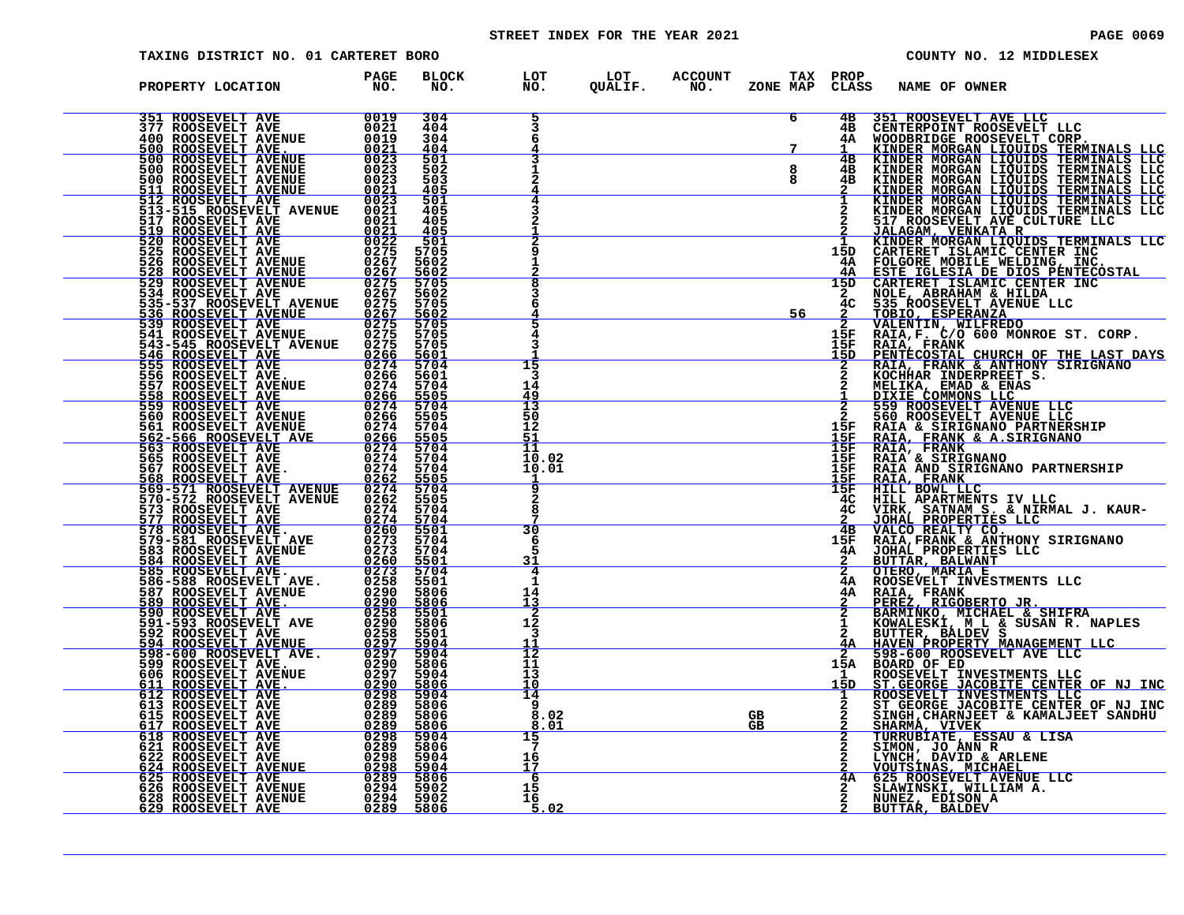STREET INDEX FOR THE YEAR 2021

TAXING DISTRICT NO. 01 CARTERET BORO

COUNTY NO. 12 MIDDLESEX

| PROPERTY LOCATION | PAGE NO. | BLOCK NO. | LOT NO. | LOT QUALIF. | ACCOUNT NO. | ZONE | TAX MAP | PROP CLASS | NAME OF OWNER |
|---|---|---|---|---|---|---|---|---|---|
| 351 ROOSEVELT AVE | 0019 | 304 | 5 | | | | 6 | 4B | 351 ROOSEVELT AVE LLC |
| 377 ROOSEVELT AVE | 0021 | 404 | 3 | | | | | 4B | CENTERPOINT ROOSEVELT LLC |
| 400 ROOSEVELT AVENUE | 0019 | 304 | 6 | | | | | 4A | WOODBRIDGE ROOSEVELT CORP. |
| 500 ROOSEVELT AVE. | 0021 | 404 | 4 | | | | 7 | 1 | KINDER MORGAN LIQUIDS TERMINALS LLC |
| 500 ROOSEVELT AVENUE | 0023 | 501 | 3 | | | | | 4B | KINDER MORGAN LIQUIDS TERMINALS LLC |
| 500 ROOSEVELT AVENUE | 0023 | 502 | 1 | | | | 8 | 4B | KINDER MORGAN LIQUIDS TERMINALS LLC |
| 500 ROOSEVELT AVENUE | 0023 | 503 | 2 | | | | 8 | 4B | KINDER MORGAN LIQUIDS TERMINALS LLC |
| 511 ROOSEVELT AVENUE | 0021 | 405 | 4 | | | | | 2 | KINDER MORGAN LIQUIDS TERMINALS LLC |
| 512 ROOSEVELT AVE | 0023 | 501 | 4 | | | | | 1 | KINDER MORGAN LIQUIDS TERMINALS LLC |
| 513-515 ROOSEVELT AVENUE | 0021 | 405 | 3 | | | | | 2 | KINDER MORGAN LIQUIDS TERMINALS LLC |
| 517 ROOSEVELT AVE | 0021 | 405 | 2 | | | | | 2 | 517 ROOSEVELT AVE CULTURE LLC |
| 519 ROOSEVELT AVE | 0021 | 405 | 1 | | | | | 2 | JALAGAM, VENKATA R |
| 520 ROOSEVELT AVE | 0022 | 501 | 2 | | | | | 1 | KINDER MORGAN LIQUIDS TERMINALS LLC |
| 525 ROOSEVELT AVE | 0275 | 5705 | 9 | | | | | 15D | CARTERET ISLAMIC CENTER INC |
| 526 ROOSEVELT AVENUE | 0267 | 5602 | 1 | | | | | 4A | FOLGORE MOBILE WELDING, INC. |
| 528 ROOSEVELT AVENUE | 0267 | 5602 | 2 | | | | | 4A | ESTE IGLESIA DE DIOS PENTECOSTAL |
| 529 ROOSEVELT AVENUE | 0275 | 5705 | 8 | | | | | 15D | CARTERET ISLAMIC CENTER INC |
| 534 ROOSEVELT AVE | 0267 | 5602 | 3 | | | | | 2 | NOLE, ABRAHAM & HILDA |
| 535-537 ROOSEVELT AVENUE | 0275 | 5705 | 6 | | | | | 4C | 535 ROOSEVELT AVENUE LLC |
| 536 ROOSEVELT AVENUE | 0267 | 5602 | 4 | | | | 56 | 2 | TOBIO, ESPERANZA |
| 539 ROOSEVELT AVE | 0275 | 5705 | 5 | | | | | 2 | VALENTIN, WILFREDO |
| 541 ROOSEVELT AVENUE | 0275 | 5705 | 4 | | | | | 15F | RAIA,F. C/O 600 MONROE ST. CORP. |
| 543-545 ROOSEVELT AVENUE | 0275 | 5705 | 3 | | | | | 15F | RAIA, FRANK |
| 546 ROOSEVELT AVE | 0266 | 5601 | 1 | | | | | 15D | PENTECOSTAL CHURCH OF THE LAST DAYS |
| 555 ROOSEVELT AVE | 0274 | 5704 | 15 | | | | | 2 | RAIA, FRANK & ANTHONY SIRIGNANO |
| 556 ROOSEVELT AVE. | 0266 | 5601 | 3 | | | | | 2 | KOCHHAR INDERPREET S. |
| 557 ROOSEVELT AVENUE | 0274 | 5704 | 14 | | | | | 2 | MELIKA, EMAD & ENAS |
| 558 ROOSEVELT AVE | 0266 | 5505 | 49 | | | | | 1 | DIXIE COMMONS LLC |
| 559 ROOSEVELT AVE | 0274 | 5704 | 13 | | | | | 2 | 559 ROOSEVELT AVENUE LLC |
| 560 ROOSEVELT AVENUE | 0266 | 5505 | 50 | | | | | 2 | 560 ROOSEVELT AVENUE LLC |
| 561 ROOSEVELT AVENUE | 0274 | 5704 | 12 | | | | | 15F | RAIA & SIRIGNANO PARTNERSHIP |
| 562-566 ROOSEVELT AVE | 0266 | 5505 | 51 | | | | | 15F | RAIA, FRANK & A.SIRIGNANO |
| 563 ROOSEVELT AVE | 0274 | 5704 | 11 | | | | | 15F | RAIA, FRANK |
| 565 ROOSEVELT AVE | 0274 | 5704 | 10.02 | | | | | 15F | RAIA & SIRIGNANO |
| 567 ROOSEVELT AVE. | 0274 | 5704 | 10.01 | | | | | 15F | RAIA AND SIRIGNANO PARTNERSHIP |
| 568 ROOSEVELT AVE | 0262 | 5505 | 1 | | | | | 15F | RAIA, FRANK |
| 569-571 ROOSEVELT AVENUE | 0274 | 5704 | 9 | | | | | 15F | HILL BOWL LLC |
| 570-572 ROOSEVELT AVENUE | 0262 | 5505 | 2 | | | | | 4C | HILL APARTMENTS IV LLC |
| 573 ROOSEVELT AVE | 0274 | 5704 | 8 | | | | | 4C | VIRK, SATNAM S. & NIRMAL J. KAUR- |
| 577 ROOSEVELT AVE | 0274 | 5704 | 7 | | | | | 2 | JOHAL PROPERTIES LLC |
| 578 ROOSEVELT AVE. | 0260 | 5501 | 30 | | | | | 4B | VALCO REALTY CO. |
| 579-581 ROOSEVELT AVE | 0273 | 5704 | 6 | | | | | 15F | RAIA,FRANK & ANTHONY SIRIGNANO |
| 583 ROOSEVELT AVENUE | 0273 | 5704 | 5 | | | | | 4A | JOHAL PROPERTIES LLC |
| 584 ROOSEVELT AVE | 0260 | 5501 | 31 | | | | | 2 | BUTTAR, BALWANT |
| 585 ROOSEVELT AVE. | 0273 | 5704 | 4 | | | | | 2 | OTERO, MARIA E |
| 586-588 ROOSEVELT AVE. | 0258 | 5501 | 1 | | | | | 4A | ROOSEVELT INVESTMENTS LLC |
| 587 ROOSEVELT AVENUE | 0290 | 5806 | 14 | | | | | 4A | RAIA, FRANK |
| 589 ROOSEVELT AVE. | 0290 | 5806 | 13 | | | | | 2 | PEREZ, RIGOBERTO JR. |
| 590 ROOSEVELT AVE | 0258 | 5501 | 2 | | | | | 2 | BARMINKO, MICHAEL & SHIFRA |
| 591-593 ROOSEVELT AVE | 0290 | 5806 | 12 | | | | | 1 | KOWALESKI, M L & SUSAN R. NAPLES |
| 592 ROOSEVELT AVE | 0258 | 5501 | 3 | | | | | 2 | BUTTER, BALDEV S |
| 594 ROOSEVELT AVENUE | 0297 | 5904 | 11 | | | | | 4A | HAVEN PROPERTY MANAGEMENT LLC |
| 598-600 ROOSEVELT AVE. | 0297 | 5904 | 12 | | | | | 2 | 598-600 ROOSEVELT AVE LLC |
| 599 ROOSEVELT AVE. | 0290 | 5806 | 11 | | | | | 15A | BOARD OF ED |
| 606 ROOSEVELT AVENUE | 0297 | 5904 | 13 | | | | | 1 | ROOSEVELT INVESTMENTS LLC |
| 611 ROOSEVELT AVE. | 0290 | 5806 | 10 | | | | | 15D | ST.GEORGE JACOBITE CENTER OF NJ INC |
| 612 ROOSEVELT AVE | 0298 | 5904 | 14 | | | | | 1 | ROOSEVELT INVESTMENTS LLC |
| 613 ROOSEVELT AVE | 0289 | 5806 | 9 | | | | | 2 | ST GEORGE JACOBITE CENTER OF NJ INC |
| 615 ROOSEVELT AVE | 0289 | 5806 | 8.02 | | | GB | | 2 | SINGH,CHARNJEET & KAMALJEET SANDHU |
| 617 ROOSEVELT AVE | 0289 | 5806 | 8.01 | | | GB | | 2 | SHARMA, VIVEK |
| 618 ROOSEVELT AVE | 0298 | 5904 | 15 | | | | | 2 | TURRUBIATE, ESSAU & LISA |
| 621 ROOSEVELT AVE | 0289 | 5806 | 7 | | | | | 2 | SIMON, JO ANN R |
| 622 ROOSEVELT AVE | 0298 | 5904 | 16 | | | | | 2 | LYNCH, DAVID & ARLENE |
| 624 ROOSEVELT AVENUE | 0298 | 5904 | 17 | | | | | 2 | VOUTSINAS, MICHAEL |
| 625 ROOSEVELT AVE | 0289 | 5806 | 6 | | | | | 4A | 625 ROOSEVELT AVENUE LLC |
| 626 ROOSEVELT AVENUE | 0294 | 5902 | 15 | | | | | 2 | SLAWINSKI, WILLIAM A. |
| 628 ROOSEVELT AVENUE | 0294 | 5902 | 16 | | | | | 2 | NUNEZ, EDISON A |
| 629 ROOSEVELT AVE | 0289 | 5806 | 5.02 | | | | | 2 | BUTTAR, BALDEV |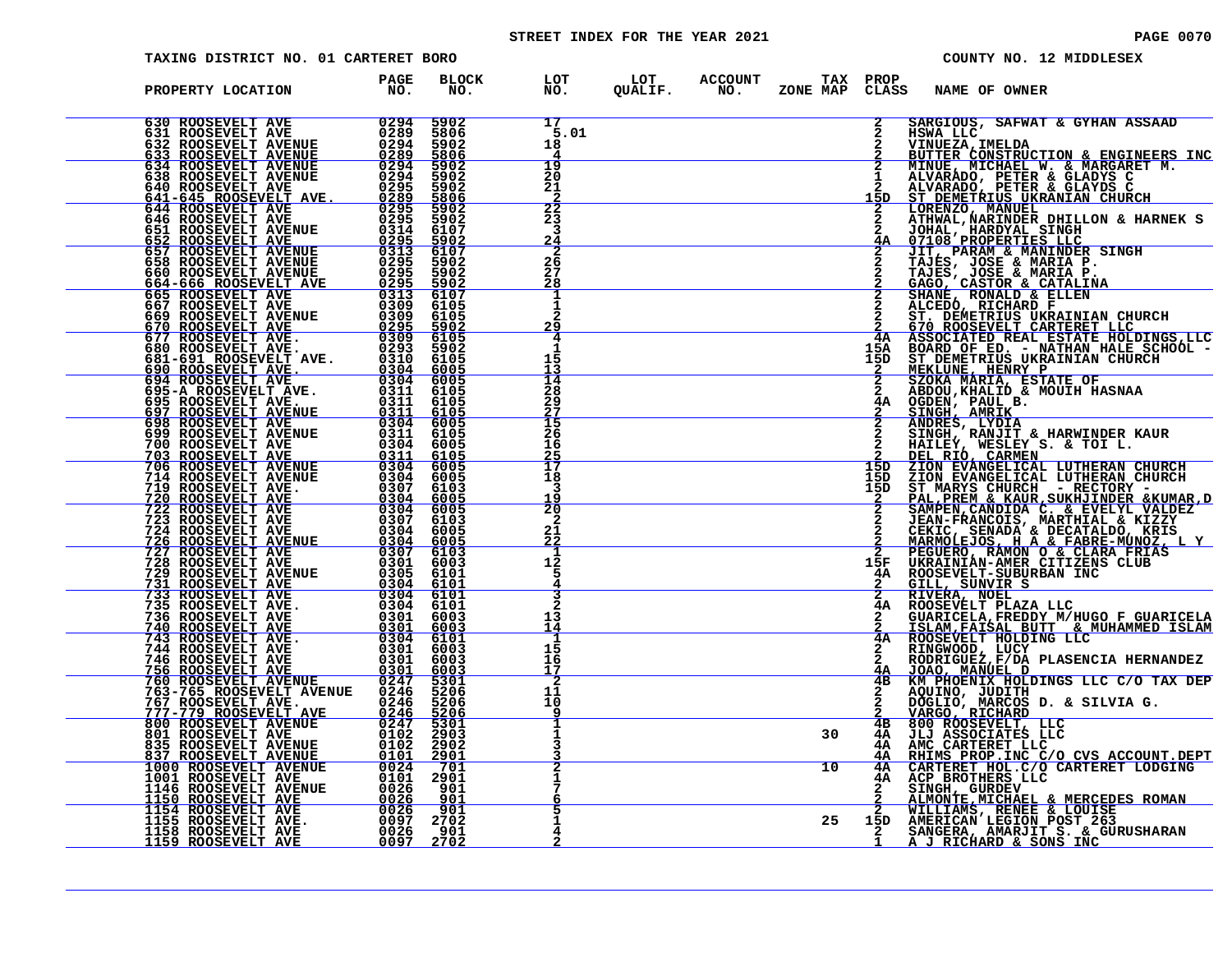STREET INDEX FOR THE YEAR 2021

TAXING DISTRICT NO. 01 CARTERET BORO

COUNTY NO. 12 MIDDLESEX

| PROPERTY LOCATION | PAGE NO. | BLOCK NO. | LOT NO. | LOT QUALIF. | ACCOUNT NO. | TAX ZONE MAP | PROP CLASS | NAME OF OWNER |
|---|---|---|---|---|---|---|---|---|
| 630 ROOSEVELT AVE | 0294 | 5902 | 17 | | | | 2 | SARGIOUS, SAFWAT & GYHAN ASSAAD |
| 631 ROOSEVELT AVE | 0289 | 5806 | 5.01 | | | | 2 | HSWA LLC |
| 632 ROOSEVELT AVENUE | 0294 | 5902 | 18 | | | | 2 | VINUEZA,IMELDA |
| 633 ROOSEVELT AVENUE | 0289 | 5806 | 4 | | | | 2 | BUTTER CONSTRUCTION & ENGINEERS INC |
| 634 ROOSEVELT AVENUE | 0294 | 5902 | 19 | | | | 2 | MINUE, MICHAEL W. & MARGARET M. |
| 638 ROOSEVELT AVENUE | 0294 | 5902 | 20 | | | | 1 | ALVARADO, PETER & GLADYS C |
| 640 ROOSEVELT AVE | 0295 | 5902 | 21 | | | | 2 | ALVARADO, PETER & GLAYDS C |
| 641-645 ROOSEVELT AVE. | 0289 | 5806 | 2 | | | | 15D | ST DEMETRIUS UKRANIAN CHURCH |
| 644 ROOSEVELT AVE | 0295 | 5902 | 22 | | | | 2 | LORENZO, MANUEL |
| 646 ROOSEVELT AVE | 0295 | 5902 | 23 | | | | 2 | ATHWAL,NARINDER DHILLON & HARNEK S |
| 651 ROOSEVELT AVENUE | 0314 | 6107 | 3 | | | | 2 | JOHAL, HARDYAL SINGH |
| 652 ROOSEVELT AVE | 0295 | 5902 | 24 | | | | 4A | 07108 PROPERTIES LLC |
| 657 ROOSEVELT AVENUE | 0313 | 6107 | 2 | | | | 2 | JIT, PARAM & MANINDER SINGH |
| 658 ROOSEVELT AVENUE | 0295 | 5902 | 26 | | | | 2 | TAJES, JOSE & MARIA P. |
| 660 ROOSEVELT AVENUE | 0295 | 5902 | 27 | | | | 2 | TAJES, JOSE & MARIA P. |
| 664-666 ROOSEVELT AVE | 0295 | 5902 | 28 | | | | 2 | GAGO, CASTOR & CATALINA |
| 665 ROOSEVELT AVE | 0313 | 6107 | 1 | | | | 2 | SHANE, RONALD & ELLEN |
| 667 ROOSEVELT AVE | 0309 | 6105 | 1 | | | | 2 | ALCEDO, RICHARD F |
| 669 ROOSEVELT AVENUE | 0309 | 6105 | 2 | | | | 2 | ST. DEMETRIUS UKRAINIAN CHURCH |
| 670 ROOSEVELT AVE | 0295 | 5902 | 29 | | | | 2 | 670 ROOSEVELT CARTERET LLC |
| 677 ROOSEVELT AVE. | 0309 | 6105 | 4 | | | | 4A | ASSOCIATED REAL ESTATE HOLDINGS,LLC |
| 680 ROOSEVELT AVE. | 0293 | 5902 | 1 | | | | 15A | BOARD OF ED. - NATHAN HALE SCHOOL - |
| 681-691 ROOSEVELT AVE. | 0310 | 6105 | 15 | | | | 15D | ST DEMETRIUS UKRAINIAN CHURCH |
| 690 ROOSEVELT AVE. | 0304 | 6005 | 13 | | | | 2 | MEKLUNE, HENRY P |
| 694 ROOSEVELT AVE | 0304 | 6005 | 14 | | | | 2 | SZOKA MARIA, ESTATE OF |
| 695-A ROOSEVELT AVE. | 0311 | 6105 | 28 | | | | 2 | ABDOU,KHALID & MOUIH HASNAA |
| 695 ROOSEVELT AVE. | 0311 | 6105 | 29 | | | | 4A | OGDEN, PAUL B. |
| 697 ROOSEVELT AVENUE | 0311 | 6105 | 27 | | | | 2 | SINGH, AMRIK |
| 698 ROOSEVELT AVE | 0304 | 6005 | 15 | | | | 2 | ANDRES, LYDIA |
| 699 ROOSEVELT AVENUE | 0311 | 6105 | 26 | | | | 2 | SINGH, RANJIT & HARWINDER KAUR |
| 700 ROOSEVELT AVE | 0304 | 6005 | 16 | | | | 2 | HAILEY, WESLEY S. & TOI L. |
| 703 ROOSEVELT AVE | 0311 | 6105 | 25 | | | | 2 | DEL RIO, CARMEN |
| 706 ROOSEVELT AVENUE | 0304 | 6005 | 17 | | | | 15D | ZION EVANGELICAL LUTHERAN CHURCH |
| 714 ROOSEVELT AVENUE | 0304 | 6005 | 18 | | | | 15D | ZION EVANGELICAL LUTHERAN CHURCH |
| 719 ROOSEVELT AVE. | 0307 | 6103 | 3 | | | | 15D | ST MARYS CHURCH - RECTORY - |
| 720 ROOSEVELT AVE | 0304 | 6005 | 19 | | | | 2 | PAL,PREM & KAUR,SUKHJINDER &KUMAR,D |
| 722 ROOSEVELT AVE | 0304 | 6005 | 20 | | | | 2 | SAMPEN,CANDIDA C. & EVELYL VALDEZ |
| 723 ROOSEVELT AVE | 0307 | 6103 | 2 | | | | 2 | JEAN-FRANCOIS, MARTHIAL & KIZZY |
| 724 ROOSEVELT AVE | 0304 | 6005 | 21 | | | | 2 | CEKIC, SENADA & DECATALDO, KRIS |
| 726 ROOSEVELT AVENUE | 0304 | 6005 | 22 | | | | 2 | MARMOLEJOS, H A & FABRE-MUNOZ, L Y |
| 727 ROOSEVELT AVE | 0307 | 6103 | 1 | | | | 2 | PEGUERO, RAMON O & CLARA FRIAS |
| 728 ROOSEVELT AVE | 0301 | 6003 | 12 | | | | 15F | UKRAINIAN-AMER CITIZENS CLUB |
| 729 ROOSEVELT AVENUE | 0305 | 6101 | 5 | | | | 4A | ROOSEVELT-SUBURBAN INC |
| 731 ROOSEVELT AVE | 0304 | 6101 | 4 | | | | 2 | GILL, SUNVIR S |
| 733 ROOSEVELT AVE | 0304 | 6101 | 3 | | | | 2 | RIVERA, NOEL |
| 735 ROOSEVELT AVE. | 0304 | 6101 | 2 | | | | 4A | ROOSEVELT PLAZA LLC |
| 736 ROOSEVELT AVE | 0301 | 6003 | 13 | | | | 2 | GUARICELA,FREDDY M/HUGO F GUARICELA |
| 740 ROOSEVELT AVE | 0301 | 6003 | 14 | | | | 2 | ISLAM,FAISAL BUTT & MUHAMMED ISLAM |
| 743 ROOSEVELT AVE. | 0304 | 6101 | 1 | | | | 4A | ROOSEVELT HOLDING LLC |
| 744 ROOSEVELT AVE | 0301 | 6003 | 15 | | | | 2 | RINGWOOD, LUCY |
| 746 ROOSEVELT AVE | 0301 | 6003 | 16 | | | | 2 | RODRIGUEZ,F/DA PLASENCIA HERNANDEZ |
| 756 ROOSEVELT AVE | 0301 | 6003 | 17 | | | | 4A | JOAO, MANUEL D |
| 760 ROOSEVELT AVENUE | 0247 | 5301 | 2 | | | | 4B | KM PHOENIX HOLDINGS LLC C/O TAX DEP |
| 763-765 ROOSEVELT AVENUE | 0246 | 5206 | 11 | | | | 2 | AQUINO, JUDITH |
| 767 ROOSEVELT AVE. | 0246 | 5206 | 10 | | | | 2 | DOGLIO, MARCOS D. & SILVIA G. |
| 777-779 ROOSEVELT AVE | 0246 | 5206 | 9 | | | | 2 | VARGO, RICHARD |
| 800 ROOSEVELT AVENUE | 0247 | 5301 | 1 | | | | 4B | 800 ROOSEVELT, LLC |
| 801 ROOSEVELT AVE | 0102 | 2903 | 1 | | | 30 | 4A | JLJ ASSOCIATES LLC |
| 835 ROOSEVELT AVENUE | 0102 | 2902 | 3 | | | | 4A | AMC CARTERET LLC |
| 837 ROOSEVELT AVENUE | 0101 | 2901 | 3 | | | | 4A | RHIMS PROP.INC C/O CVS ACCOUNT.DEPT |
| 1000 ROOSEVELT AVENUE | 0024 | 701 | 2 | | | 10 | 4A | CARTERET HOL.C/O CARTERET LODGING |
| 1001 ROOSEVELT AVE | 0101 | 2901 | 1 | | | | 4A | ACP BROTHERS LLC |
| 1146 ROOSEVELT AVENUE | 0026 | 901 | 7 | | | | 2 | SINGH, GURDEV |
| 1150 ROOSEVELT AVE | 0026 | 901 | 6 | | | | 2 | ALMONTE,MICHAEL & MERCEDES ROMAN |
| 1154 ROOSEVELT AVE | 0026 | 901 | 5 | | | | 2 | WILLIAMS, RENEE & LOUISE |
| 1155 ROOSEVELT AVE. | 0097 | 2702 | 1 | | | 25 | 15D | AMERICAN LEGION POST 263 |
| 1158 ROOSEVELT AVE | 0026 | 901 | 4 | | | | 2 | SANGERA, AMARJIT S. & GURUSHARAN |
| 1159 ROOSEVELT AVE | 0097 | 2702 | 2 | | | | 1 | A J RICHARD & SONS INC |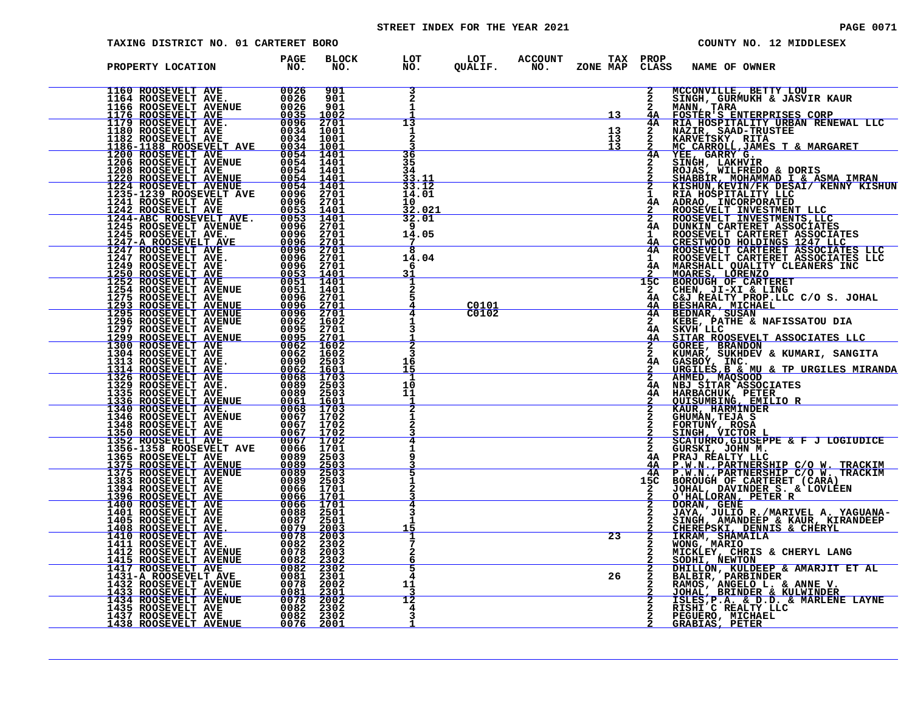STREET INDEX FOR THE YEAR 2021

TAXING DISTRICT NO. 01 CARTERET BORO — COUNTY NO. 12 MIDDLESEX

| PROPERTY LOCATION | PAGE NO. | BLOCK NO. | LOT NO. | LOT QUALIF. | ACCOUNT NO. | TAX ZONE MAP | PROP CLASS | NAME OF OWNER |
|---|---|---|---|---|---|---|---|---|
| 1160 ROOSEVELT AVE | 0026 | 901 | 3 | | | | 2 | MCCONVILLE, BETTY LOU |
| 1164 ROOSEVELT AVE. | 0026 | 901 | 2 | | | | 2 | SINGH, GURMUKH & JASVIR KAUR |
| 1166 ROOSEVELT AVENUE | 0026 | 901 | 1 | | | | 2 | MANN, TARA |
| 1176 ROOSEVELT AVE | 0035 | 1002 | 1 | | | 13 | 4A | FOSTER'S ENTERPRISES CORP |
| 1179 ROOSEVELT AVE. | 0096 | 2701 | 13 | | | | 4A | RIA HOSPITALITY URBAN RENEWAL LLC |
| 1180 ROOSEVELT AVE | 0034 | 1001 | 1 | | | 13 | 2 | NAZIR, SAAD-TRUSTEE |
| 1182 ROOSEVELT AVE. | 0034 | 1001 | 2 | | | 13 | 2 | KARVETSKY, RITA |
| 1186-1188 ROOSEVELT AVE | 0034 | 1001 | 3 | | | 13 | 2 | MC CARROLL,JAMES T & MARGARET |
| 1200 ROOSEVELT AVE | 0054 | 1401 | 36 | | | | 4A | YEE, GARRY G. |
| 1206 ROOSEVELT AVENUE | 0054 | 1401 | 35 | | | | 2 | SINGH, LAKHVIR |
| 1208 ROOSEVELT AVE | 0054 | 1401 | 34 | | | | 2 | ROJAS, WILFREDO & DORIS |
| 1220 ROOSEVELT AVENUE | 0054 | 1401 | 33.11 | | | | 2 | SHABBIR, MOHAMMAD I & ASMA IMRAN |
| 1224 ROOSEVELT AVENUE | 0054 | 1401 | 33.12 | | | | 2 | KISHUN,KEVIN/FK DESAI/ KENNY KISHUN |
| 1235-1239 ROOSEVELT AVE | 0096 | 2701 | 14.01 | | | | 1 | RIA HOSPITALITY LLC |
| 1241 ROOSEVELT AVE | 0096 | 2701 | 10 | | | | 4A | ADRAO, INCORPORATED |
| 1242 ROOSEVELT AVE | 0053 | 1401 | 32.021 | | | | 2 | ROOSEVELT INVESTMENT LLC |
| 1244-ABC ROOSEVELT AVE. | 0053 | 1401 | 32.01 | | | | 2 | ROOSEVELT INVESTMENTS,LLC |
| 1245 ROOSEVELT AVENUE | 0096 | 2701 | 9 | | | | 4A | DUNKIN CARTERET ASSOCIATES |
| 1245 ROOSEVELT AVE. | 0096 | 2701 | 14.05 | | | | 1 | ROOSEVELT CARTERET ASSOCIATES |
| 1247-A ROOSEVELT AVE | 0096 | 2701 | 7 | | | | 4A | CRESTWOOD HOLDINGS 1247 LLC |
| 1247 ROOSEVELT AVE | 0096 | 2701 | 8 | | | | 4A | ROOSEVELT CARTERET ASSOCIATES LLC |
| 1247 ROOSEVELT AVE. | 0096 | 2701 | 14.04 | | | | 1 | ROOSEVELT CARTERET ASSOCIATES LLC |
| 1249 ROOSEVELT AVE | 0096 | 2701 | 6 | | | | 4A | MARSHALL QUALITY CLEANERS INC |
| 1250 ROOSEVELT AVE | 0053 | 1401 | 31 | | | | 2 | MOARES, LORENZO |
| 1252 ROOSEVELT AVE | 0051 | 1401 | 1 | | | | 15C | BOROUGH OF CARTERET |
| 1254 ROOSEVELT AVENUE | 0051 | 1401 | 2 | | | | 2 | CHEN, JI-XI & LING |
| 1275 ROOSEVELT AVE | 0096 | 2701 | 5 | | | | 4A | C&J REALTY PROP.LLC C/O S. JOHAL |
| 1293 ROOSEVELT AVENUE | 0096 | 2701 | 4 | C0101 | | | 4A | BESHARA, MICHAEL |
| 1295 ROOSEVELT AVENUE | 0096 | 2701 | 4 | C0102 | | | 4A | BEDNAR, SUSAN |
| 1296 ROOSEVELT AVENUE | 0062 | 1602 | 1 | | | | 2 | KEBE, PATHE & NAFISSATOU DIA |
| 1297 ROOSEVELT AVE | 0095 | 2701 | 3 | | | | 4A | SKVH LLC |
| 1299 ROOSEVELT AVENUE | 0095 | 2701 | 1 | | | | 4A | SITAR ROOSEVELT ASSOCIATES LLC |
| 1300 ROOSEVELT AVE | 0062 | 1602 | 2 | | | | 2 | GOREE, BRANDON |
| 1304 ROOSEVELT AVE | 0062 | 1602 | 3 | | | | 2 | KUMAR, SUKHDEV & KUMARI, SANGITA |
| 1313 ROOSEVELT AVE. | 0090 | 2503 | 16 | | | | 4A | GASBOY, INC. |
| 1314 ROOSEVELT AVE | 0062 | 1601 | 15 | | | | 2 | URGILES,B & MU & TP URGILES MIRANDA |
| 1326 ROOSEVELT AVE | 0068 | 1703 | 1 | | | | 2 | AHMED, MAQSOOD |
| 1329 ROOSEVELT AVE. | 0089 | 2503 | 10 | | | | 4A | NBJ SITAR ASSOCIATES |
| 1335 ROOSEVELT AVE | 0089 | 2503 | 11 | | | | 4A | HARBACHUK, PETER |
| 1336 ROOSEVELT AVENUE | 0061 | 1601 | 1 | | | | 2 | QUISUMBING, EMILIO R |
| 1340 ROOSEVELT AVE. | 0068 | 1703 | 2 | | | | 2 | KAUR, HARMINDER |
| 1346 ROOSEVELT AVENUE | 0067 | 1702 | 1 | | | | 2 | GHUMAN,TEJA S |
| 1348 ROOSEVELT AVE | 0067 | 1702 | 2 | | | | 2 | FORTUNY, ROSA |
| 1350 ROOSEVELT AVE | 0067 | 1702 | 3 | | | | 2 | SINGH, VICTOR L |
| 1352 ROOSEVELT AVE | 0067 | 1702 | 4 | | | | 2 | SCATURRO,GIUSEPPE & F J LOGIUDICE |
| 1356-1358 ROOSEVELT AVE | 0066 | 1701 | 1 | | | | 2 | GURSKI, JOHN M. |
| 1365 ROOSEVELT AVE | 0089 | 2503 | 9 | | | | 4A | PRAJ REALTY LLC |
| 1375 ROOSEVELT AVENUE | 0089 | 2503 | 3 | | | | 4A | P.W.N.,PARTNERSHIP C/O W. TRACKIM |
| 1375 ROOSEVELT AVENUE | 0089 | 2503 | 5 | | | | 4A | P.W.N.,PARTNERSHIP C/O W. TRACKIM |
| 1383 ROOSEVELT AVE | 0089 | 2503 | 1 | | | | 15C | BOROUGH OF CARTERET (CARA) |
| 1394 ROOSEVELT AVE | 0066 | 1701 | 2 | | | | 2 | JOHAL, DAVINDER S. & LOVLEEN |
| 1396 ROOSEVELT AVE | 0066 | 1701 | 3 | | | | 2 | O'HALLORAN, PETER R |
| 1400 ROOSEVELT AVE | 0066 | 1701 | 4 | | | | 2 | DORAN, GENE |
| 1401 ROOSEVELT AVE | 0088 | 2501 | 3 | | | | 2 | JAYA, JULIO R./MARIVEL A. YAGUANA- |
| 1405 ROOSEVELT AVE | 0087 | 2501 | 1 | | | | 2 | SINGH, AMANDEEP & KAUR, KIRANDEEP |
| 1408 ROOSEVELT AVE. | 0079 | 2003 | 15 | | | | 2 | CHEREPSKI, DENNIS & CHERYL |
| 1410 ROOSEVELT AVE | 0078 | 2003 | 1 | | | 23 | 2 | IKRAM, SHAMAILA |
| 1411 ROOSEVELT AVE. | 0082 | 2302 | 7 | | | | 2 | WONG, MARIO |
| 1412 ROOSEVELT AVENUE | 0078 | 2003 | 2 | | | | 2 | MICKLEY, CHRIS & CHERYL LANG |
| 1415 ROOSEVELT AVENUE | 0082 | 2302 | 6 | | | | 2 | SODHI, NEWTON |
| 1417 ROOSEVELT AVE | 0082 | 2302 | 5 | | | | 2 | DHILLON, KULDEEP & AMARJIT ET AL |
| 1431-A ROOSEVELT AVE | 0081 | 2301 | 4 | | | 26 | 2 | BALBIR, PARBINDER |
| 1432 ROOSEVELT AVENUE | 0078 | 2002 | 11 | | | | 2 | RAMOS, ANGELO L. & ANNE V. |
| 1433 ROOSEVELT AVE. | 0081 | 2301 | 3 | | | | 2 | JOHAL, BRINDER & KULWINDER |
| 1434 ROOSEVELT AVENUE | 0078 | 2002 | 12 | | | | 2 | ISLES,P.A. & D.D. & MARLENE LAYNE |
| 1435 ROOSEVELT AVE | 0082 | 2302 | 4 | | | | 2 | RISHI C REALTY LLC |
| 1437 ROOSEVELT AVE | 0082 | 2302 | 3 | | | | 2 | PEGUERO, MICHAEL |
| 1438 ROOSEVELT AVENUE | 0076 | 2001 | 1 | | | | 2 | GRABIAS, PETER |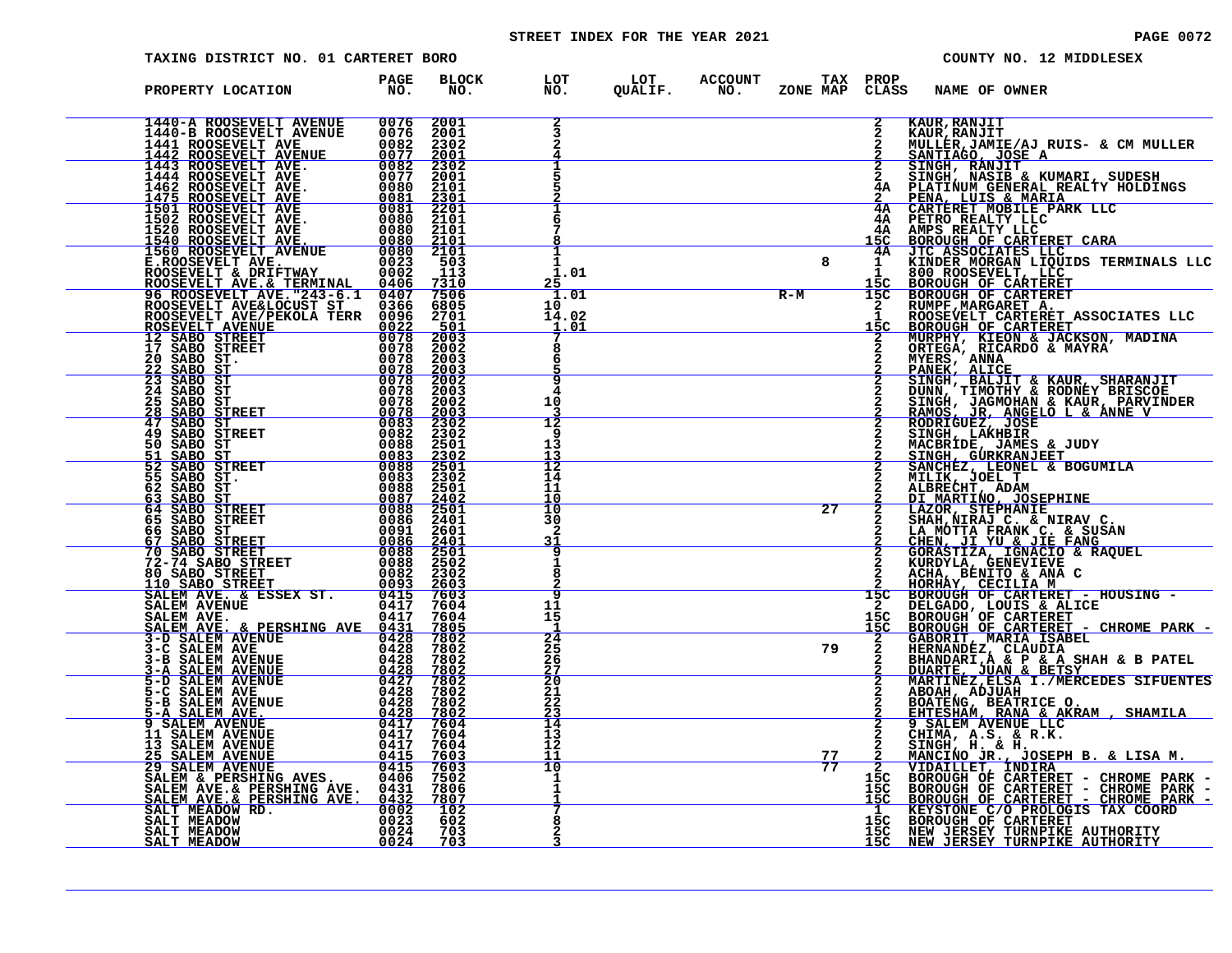STREET INDEX FOR THE YEAR 2021

TAXING DISTRICT NO. 01 CARTERET BORO — COUNTY NO. 12 MIDDLESEX

| PROPERTY LOCATION | PAGE NO. | BLOCK NO. | LOT NO. | LOT QUALIF. | ACCOUNT NO. | ZONE | TAX MAP | PROP CLASS | NAME OF OWNER |
|---|---|---|---|---|---|---|---|---|---|
| 1440-A ROOSEVELT AVENUE | 0076 | 2001 | 2 | | | | | 2 | KAUR,RANJIT |
| 1440-B ROOSEVELT AVENUE | 0076 | 2001 | 3 | | | | | 2 | KAUR,RANJIT |
| 1441 ROOSEVELT AVE | 0082 | 2302 | 2 | | | | | 2 | MULLER,JAMIE/AJ RUIS- & CM MULLER |
| 1442 ROOSEVELT AVENUE | 0077 | 2001 | 4 | | | | | 2 | SANTIAGO, JOSE A |
| 1443 ROOSEVELT AVE. | 0082 | 2302 | 1 | | | | | 2 | SINGH, RANJIT |
| 1444 ROOSEVELT AVE | 0077 | 2001 | 5 | | | | | 2 | SINGH, NASIB & KUMARI, SUDESH |
| 1462 ROOSEVELT AVE. | 0080 | 2101 | 5 | | | | | 4A | PLATINUM GENERAL REALTY HOLDINGS |
| 1475 ROOSEVELT AVE | 0081 | 2301 | 2 | | | | | 2 | PENA, LUIS & MARIA |
| 1501 ROOSEVELT AVE | 0081 | 2201 | 1 | | | | | 4A | CARTERET MOBILE PARK LLC |
| 1502 ROOSEVELT AVE. | 0080 | 2101 | 6 | | | | | 4A | PETRO REALTY LLC |
| 1520 ROOSEVELT AVE | 0080 | 2101 | 7 | | | | | 4A | AMPS REALTY LLC |
| 1540 ROOSEVELT AVE. | 0080 | 2101 | 8 | | | | | 15C | BOROUGH OF CARTERET CARA |
| 1560 ROOSEVELT AVENUE | 0080 | 2101 | 1 | | | | | 4A | JTC ASSOCIATES LLC |
| E.ROOSEVELT AVE. | 0023 | 503 | 1 | | | | 8 | 1 | KINDER MORGAN LIQUIDS TERMINALS LLC |
| ROOSEVELT & DRIFTWAY | 0002 | 113 | 1.01 | | | | | 1 | 800 ROOSEVELT, LLC |
| ROOSEVELT AVE.& TERMINAL | 0406 | 7310 | 25 | | | | | 15C | BOROUGH OF CARTERET |
| 96 ROOSEVELT AVE."243-6.1 | 0407 | 7506 | 1.01 | | | R-M | | 15C | BOROUGH OF CARTERET |
| ROOSEVELT AVE&LOCUST ST | 0366 | 6805 | 10 | | | | | 2 | RUMPF,MARGARET A. |
| ROOSEVELT AVE/PEKOLA TERR | 0096 | 2701 | 14.02 | | | | | 1 | ROOSEVELT CARTERET ASSOCIATES LLC |
| ROSEVELT AVENUE | 0022 | 501 | 1.01 | | | | | 15C | BOROUGH OF CARTERET |
| 12 SABO STREET | 0078 | 2003 | 7 | | | | | 2 | MURPHY, KIEON & JACKSON, MADINA |
| 17 SABO STREET | 0078 | 2002 | 8 | | | | | 2 | ORTEGA, RICARDO & MAYRA |
| 20 SABO ST. | 0078 | 2003 | 6 | | | | | 2 | MYERS, ANNA |
| 22 SABO ST | 0078 | 2003 | 5 | | | | | 2 | PANEK, ALICE |
| 23 SABO ST | 0078 | 2002 | 9 | | | | | 2 | SINGH, BALJIT & KAUR, SHARANJIT |
| 24 SABO ST | 0078 | 2003 | 4 | | | | | 2 | DUNN, TIMOTHY & RODNEY BRISCOE |
| 25 SABO ST | 0078 | 2002 | 10 | | | | | 2 | SINGH, JAGMOHAN & KAUR, PARVINDER |
| 28 SABO STREET | 0078 | 2003 | 3 | | | | | 2 | RAMOS, JR, ANGELO L & ANNE V |
| 47 SABO ST | 0083 | 2302 | 12 | | | | | 2 | RODRIGUEZ, JOSE |
| 49 SABO STREET | 0082 | 2302 | 9 | | | | | 2 | SINGH, LAKHBIR |
| 50 SABO ST | 0088 | 2501 | 13 | | | | | 2 | MACBRIDE, JAMES & JUDY |
| 51 SABO ST | 0083 | 2302 | 13 | | | | | 2 | SINGH, GURKRANJEET |
| 52 SABO STREET | 0088 | 2501 | 12 | | | | | 2 | SANCHEZ, LEONEL & BOGUMILA |
| 55 SABO ST. | 0083 | 2302 | 14 | | | | | 2 | MILIK, JOEL T |
| 62 SABO ST | 0088 | 2501 | 11 | | | | | 2 | ALBRECHT, ADAM |
| 63 SABO ST | 0087 | 2402 | 10 | | | | | 2 | DI MARTINO, JOSEPHINE |
| 64 SABO STREET | 0088 | 2501 | 10 | | | | 27 | 2 | LAZOR, STEPHANIE |
| 65 SABO STREET | 0086 | 2401 | 30 | | | | | 2 | SHAH,NIRAJ C. & NIRAV C. |
| 66 SABO ST | 0091 | 2601 | 2 | | | | | 2 | LA MOTTA FRANK C. & SUSAN |
| 67 SABO STREET | 0086 | 2401 | 31 | | | | | 2 | CHEN, JI YU & JIE FANG |
| 70 SABO STREET | 0088 | 2501 | 9 | | | | | 2 | GORASTIZA, IGNACIO & RAQUEL |
| 72-74 SABO STREET | 0088 | 2502 | 1 | | | | | 2 | KURDYLA, GENEVIEVE |
| 80 SABO STREET | 0082 | 2302 | 8 | | | | | 2 | ACHA, BENITO & ANA C |
| 110 SABO STREET | 0093 | 2603 | 2 | | | | | 2 | HORHAY, CECILIA M |
| SALEM AVE. & ESSEX ST. | 0415 | 7603 | 9 | | | | | 15C | BOROUGH OF CARTERET - HOUSING - |
| SALEM AVENUE | 0417 | 7604 | 11 | | | | | 2 | DELGADO, LOUIS & ALICE |
| SALEM AVE. | 0417 | 7604 | 15 | | | | | 15C | BOROUGH OF CARTERET |
| SALEM AVE. & PERSHING AVE | 0431 | 7805 | 1 | | | | | 15C | BOROUGH OF CARTERET - CHROME PARK - |
| 3-D SALEM AVENUE | 0428 | 7802 | 24 | | | | | 2 | GABORIT, MARIA ISABEL |
| 3-C SALEM AVE | 0428 | 7802 | 25 | | | | 79 | 2 | HERNANDEZ, CLAUDIA |
| 3-B SALEM AVENUE | 0428 | 7802 | 26 | | | | | 2 | BHANDARI,A & P & A SHAH & B PATEL |
| 3-A SALEM AVENUE | 0428 | 7802 | 27 | | | | | 2 | DUARTE, JUAN & BETSY |
| 5-D SALEM AVENUE | 0427 | 7802 | 20 | | | | | 2 | MARTINEZ,ELSA I./MERCEDES SIFUENTES |
| 5-C SALEM AVE | 0428 | 7802 | 21 | | | | | 2 | ABOAH, ADJUAH |
| 5-B SALEM AVENUE | 0428 | 7802 | 22 | | | | | 2 | BOATENG, BEATRICE O. |
| 5-A SALEM AVE. | 0428 | 7802 | 23 | | | | | 2 | EHTESHAM, RANA & AKRAM , SHAMILA |
| 9 SALEM AVENUE | 0417 | 7604 | 14 | | | | | 2 | 9 SALEM AVENUE LLC |
| 11 SALEM AVENUE | 0417 | 7604 | 13 | | | | | 2 | CHIMA, A.S. & R.K. |
| 13 SALEM AVENUE | 0417 | 7604 | 12 | | | | | 2 | SINGH, H. & H. |
| 25 SALEM AVENUE | 0415 | 7603 | 11 | | | | 77 | 2 | MANCINO JR., JOSEPH B. & LISA M. |
| 29 SALEM AVENUE | 0415 | 7603 | 10 | | | | 77 | 2 | VIDAILLET, INDIRA |
| SALEM & PERSHING AVES. | 0406 | 7502 | 1 | | | | | 15C | BOROUGH OF CARTERET - CHROME PARK - |
| SALEM AVE.& PERSHING AVE. | 0431 | 7806 | 1 | | | | | 15C | BOROUGH OF CARTERET - CHROME PARK - |
| SALEM AVE.& PERSHING AVE. | 0432 | 7807 | 1 | | | | | 15C | BOROUGH OF CARTERET - CHROME PARK - |
| SALT MEADOW RD. | 0002 | 102 | 7 | | | | | 1 | KEYSTONE C/O PROLOGIS TAX COORD |
| SALT MEADOW | 0023 | 602 | 8 | | | | | 15C | BOROUGH OF CARTERET |
| SALT MEADOW | 0024 | 703 | 2 | | | | | 15C | NEW JERSEY TURNPIKE AUTHORITY |
| SALT MEADOW | 0024 | 703 | 3 | | | | | 15C | NEW JERSEY TURNPIKE AUTHORITY |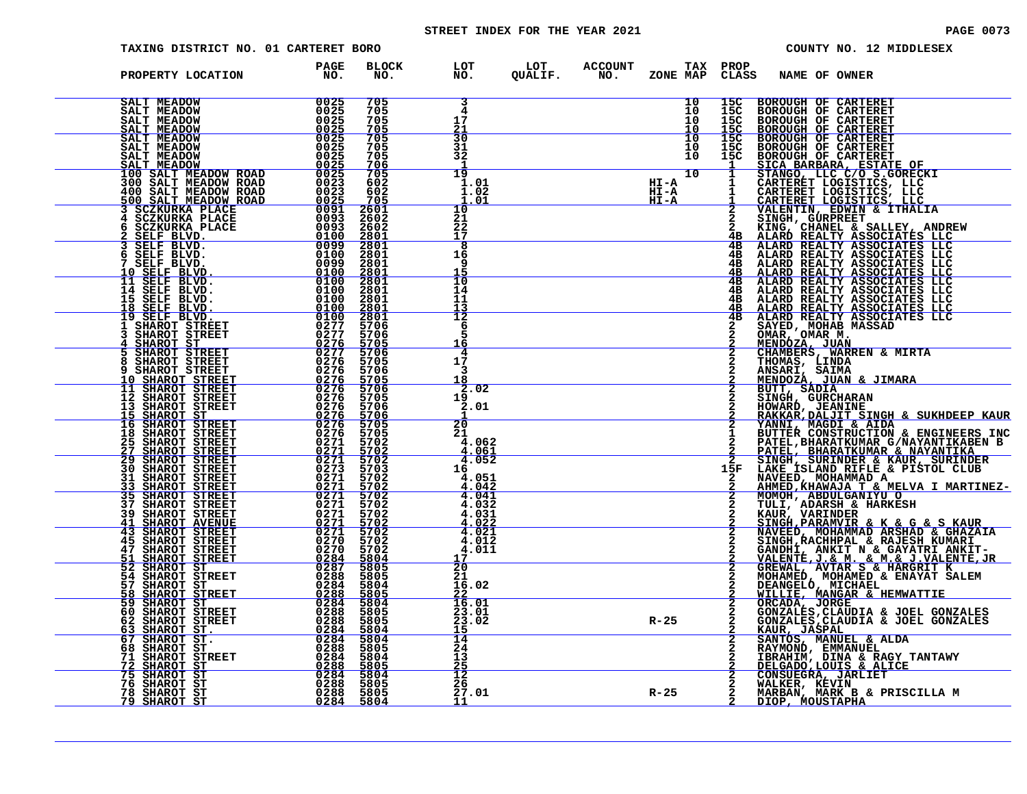STREET INDEX FOR THE YEAR 2021

TAXING DISTRICT NO. 01 CARTERET BORO — COUNTY NO. 12 MIDDLESEX

| PROPERTY LOCATION | PAGE NO. | BLOCK NO. | LOT NO. | LOT QUALIF. | ACCOUNT NO. | ZONE | TAX MAP | PROP CLASS | NAME OF OWNER |
|---|---|---|---|---|---|---|---|---|---|
| SALT MEADOW | 0025 | 705 | 3 | | | | 10 | 15C | BOROUGH OF CARTERET |
| SALT MEADOW | 0025 | 705 | 4 | | | | 10 | 15C | BOROUGH OF CARTERET |
| SALT MEADOW | 0025 | 705 | 17 | | | | 10 | 15C | BOROUGH OF CARTERET |
| SALT MEADOW | 0025 | 705 | 21 | | | | 10 | 15C | BOROUGH OF CARTERET |
| SALT MEADOW | 0025 | 705 | 30 | | | | 10 | 15C | BOROUGH OF CARTERET |
| SALT MEADOW | 0025 | 705 | 31 | | | | 10 | 15C | BOROUGH OF CARTERET |
| SALT MEADOW | 0025 | 705 | 32 | | | | 10 | 15C | BOROUGH OF CARTERET |
| SALT MEADOW | 0025 | 706 | 1 | | | | | 1 | SICA BARBARA, ESTATE OF |
| 100 SALT MEADOW ROAD | 0025 | 705 | 19 | | | | 10 | 1 | STANGO, LLC C/O S.GORECKI |
| 300 SALT MEADOW ROAD | 0023 | 602 | 1.01 | | | HI-A | | 1 | CARTERET LOGISTICS, LLC |
| 400 SALT MEADOW ROAD | 0023 | 602 | 1.02 | | | HI-A | | 1 | CARTERET LOGISTICS, LLC |
| 500 SALT MEADOW ROAD | 0025 | 705 | 1.01 | | | HI-A | | 1 | CARTERET LOGISTICS, LLC |
| 3 SCZKURKA PLACE | 0091 | 2601 | 10 | | | | | 2 | VALENTIN, EDWIN & ITHALIA |
| 4 SCZKURKA PLACE | 0093 | 2602 | 21 | | | | | 2 | SINGH, GURPREET |
| 6 SCZKURKA PLACE | 0093 | 2602 | 22 | | | | | 2 | KING, CHANEL & SALLEY, ANDREW |
| 2 SELF BLVD. | 0100 | 2801 | 17 | | | | | 4B | ALARD REALTY ASSOCIATES LLC |
| 3 SELF BLVD. | 0099 | 2801 | 8 | | | | | 4B | ALARD REALTY ASSOCIATES LLC |
| 6 SELF BLVD. | 0100 | 2801 | 16 | | | | | 4B | ALARD REALTY ASSOCIATES LLC |
| 7 SELF BLVD. | 0099 | 2801 | 9 | | | | | 4B | ALARD REALTY ASSOCIATES LLC |
| 10 SELF BLVD. | 0100 | 2801 | 15 | | | | | 4B | ALARD REALTY ASSOCIATES LLC |
| 11 SELF BLVD. | 0100 | 2801 | 10 | | | | | 4B | ALARD REALTY ASSOCIATES LLC |
| 14 SELF BLVD. | 0100 | 2801 | 14 | | | | | 4B | ALARD REALTY ASSOCIATES LLC |
| 15 SELF BLVD. | 0100 | 2801 | 11 | | | | | 4B | ALARD REALTY ASSOCIATES LLC |
| 18 SELF BLVD. | 0100 | 2801 | 13 | | | | | 4B | ALARD REALTY ASSOCIATES LLC |
| 19 SELF BLVD. | 0100 | 2801 | 12 | | | | | 4B | ALARD REALTY ASSOCIATES LLC |
| 1 SHAROT STREET | 0277 | 5706 | 6 | | | | | 2 | SAYED, MOHAB MASSAD |
| 3 SHAROT STREET | 0277 | 5706 | 5 | | | | | 2 | OMAR, OMAR M. |
| 4 SHAROT ST | 0276 | 5705 | 16 | | | | | 2 | MENDOZA, JUAN |
| 5 SHAROT STREET | 0277 | 5706 | 4 | | | | | 2 | CHAMBERS, WARREN & MIRTA |
| 8 SHAROT STREET | 0276 | 5705 | 17 | | | | | 2 | THOMAS, LINDA |
| 9 SHAROT STREET | 0276 | 5706 | 3 | | | | | 2 | ANSARI, SAIMA |
| 10 SHAROT STREET | 0276 | 5705 | 18 | | | | | 2 | MENDOZA, JUAN & JIMARA |
| 11 SHAROT STREET | 0276 | 5706 | 2.02 | | | | | 2 | BUTT, SADIA |
| 12 SHAROT STREET | 0276 | 5705 | 19 | | | | | 2 | SINGH, GURCHARAN |
| 13 SHAROT STREET | 0276 | 5706 | 2.01 | | | | | 2 | HOWARD, JEANINE |
| 15 SHAROT ST | 0276 | 5706 | 1 | | | | | 2 | RAKKAR,DALJIT SINGH & SUKHDEEP KAUR |
| 16 SHAROT STREET | 0276 | 5705 | 20 | | | | | 2 | YANNI, MAGDI & AIDA |
| 18 SHAROT STREET | 0276 | 5705 | 21 | | | | | 1 | BUTTER CONSTRUCTION & ENGINEERS INC |
| 25 SHAROT STREET | 0271 | 5702 | 4.062 | | | | | 2 | PATEL,BHARATKUMAR G/NAYANTIKABEN B |
| 27 SHAROT STREET | 0271 | 5702 | 4.061 | | | | | 2 | PATEL, BHARATKUMAR & NAYANTIKA |
| 29 SHAROT STREET | 0271 | 5702 | 4.052 | | | | | 2 | SINGH, SURINDER & KAUR, SURINDER |
| 30 SHAROT STREET | 0273 | 5703 | 16 | | | | | 15F | LAKE ISLAND RIFLE & PISTOL CLUB |
| 31 SHAROT STREET | 0271 | 5702 | 4.051 | | | | | 2 | NAVEED, MOHAMMAD A |
| 33 SHAROT STREET | 0271 | 5702 | 4.042 | | | | | 2 | AHMED,KHAWAJA T & MELVA I MARTINEZ- |
| 35 SHAROT STREET | 0271 | 5702 | 4.041 | | | | | 2 | MOMOH, ABDULGANIYU O |
| 37 SHAROT STREET | 0271 | 5702 | 4.032 | | | | | 2 | TULI, ADARSH & HARKESH |
| 39 SHAROT STREET | 0271 | 5702 | 4.031 | | | | | 2 | KAUR, VARINDER |
| 41 SHAROT AVENUE | 0271 | 5702 | 4.022 | | | | | 2 | SINGH,PARAMVIR & K & G & S KAUR |
| 43 SHAROT STREET | 0271 | 5702 | 4.021 | | | | | 2 | NAVEED, MOHAMMAD ARSHAD & GHAZALA |
| 45 SHAROT STREET | 0270 | 5702 | 4.012 | | | | | 2 | SINGH,RACHHPAL & RAJESH KUMARI |
| 47 SHAROT STREET | 0270 | 5702 | 4.011 | | | | | 2 | GANDHI, ANKIT N & GAYATRI ANKIT- |
| 51 SHAROT STREET | 0284 | 5804 | 17 | | | | | 2 | VALENTE,J.& M. & M.& J.VALENTE,JR |
| 52 SHAROT ST | 0287 | 5805 | 20 | | | | | 2 | GREWAL, AVTAR S & HARGRIT K |
| 54 SHAROT STREET | 0288 | 5805 | 21 | | | | | 2 | MOHAMED, MOHAMED & ENAYAT SALEM |
| 57 SHAROT ST | 0284 | 5804 | 16.02 | | | | | 2 | DEANGELO, MICHAEL |
| 58 SHAROT STREET | 0288 | 5805 | 22 | | | | | 2 | WILLIE, MANGAR & HEMWATTIE |
| 59 SHAROT ST | 0284 | 5804 | 16.01 | | | | | 2 | ORCADA, JORGE |
| 60 SHAROT STREET | 0288 | 5805 | 23.01 | | | | | 2 | GONZALES,CLAUDIA & JOEL GONZALES |
| 62 SHAROT STREET | 0288 | 5805 | 23.02 | | | R-25 | | 2 | GONZALES,CLAUDIA & JOEL GONZALES |
| 63 SHAROT ST. | 0284 | 5804 | 15 | | | | | 2 | KAUR, JASPAL |
| 67 SHAROT ST. | 0284 | 5804 | 14 | | | | | 2 | SANTOS, MANUEL & ALDA |
| 68 SHAROT ST | 0288 | 5805 | 24 | | | | | 2 | RAYMOND, EMMANUEL |
| 71 SHAROT STREET | 0284 | 5804 | 13 | | | | | 2 | IBRAHIM, DINA & RAGY TANTAWY |
| 72 SHAROT ST | 0288 | 5805 | 25 | | | | | 2 | DELGADO,LOUIS & ALICE |
| 75 SHAROT ST | 0284 | 5804 | 12 | | | | | 2 | CONSUEGRA, JARLIET |
| 76 SHAROT ST | 0288 | 5805 | 26 | | | | | 2 | WALKER, KEVIN |
| 78 SHAROT ST | 0288 | 5805 | 27.01 | | | R-25 | | 2 | MARBAN, MARK B & PRISCILLA M |
| 79 SHAROT ST | 0284 | 5804 | 11 | | | | | 2 | DIOP, MOUSTAPHA |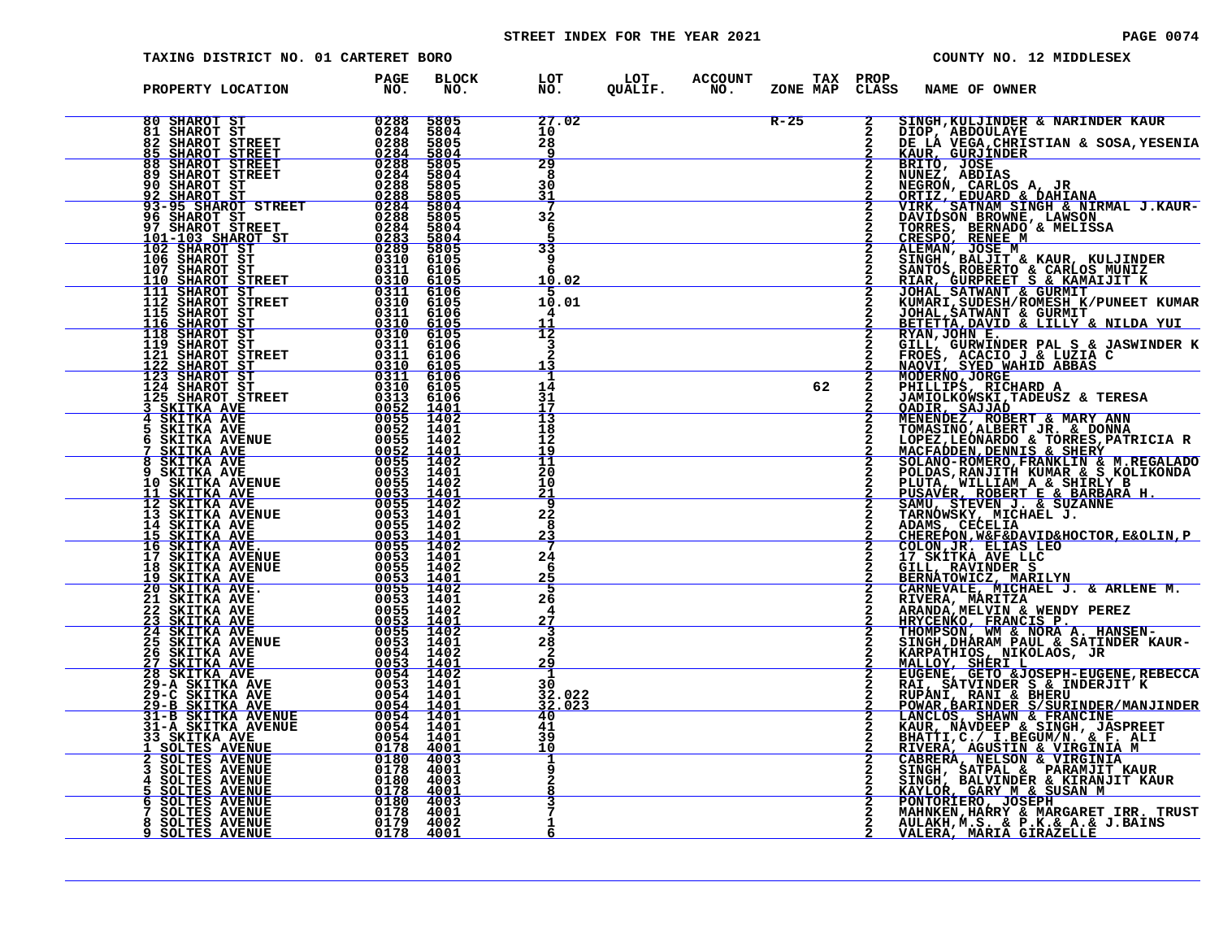STREET INDEX FOR THE YEAR 2021

TAXING DISTRICT NO. 01 CARTERET BORO

COUNTY NO. 12 MIDDLESEX

| PROPERTY LOCATION | PAGE NO. | BLOCK NO. | LOT NO. | LOT QUALIF. | ACCOUNT NO. | ZONE | TAX MAP | PROP CLASS | NAME OF OWNER |
|---|---|---|---|---|---|---|---|---|---|
| 80 SHAROT ST | 0288 | 5805 | 27.02 | | | R-25 | | 2 | SINGH,KULJINDER & NARINDER KAUR |
| 81 SHAROT ST | 0284 | 5804 | 10 | | | | | 2 | DIOP, ABDOULAYE |
| 82 SHAROT STREET | 0288 | 5805 | 28 | | | | | 2 | DE LA VEGA,CHRISTIAN & SOSA,YESENIA |
| 85 SHAROT STREET | 0284 | 5804 | 9 | | | | | 2 | KAUR, GURJINDER |
| 88 SHAROT STREET | 0288 | 5805 | 29 | | | | | 2 | BRITO, JOSE |
| 89 SHAROT STREET | 0284 | 5804 | 8 | | | | | 2 | NUNEZ, ABDIAS |
| 90 SHAROT ST | 0288 | 5805 | 30 | | | | | 2 | NEGRON, CARLOS A, JR |
| 92 SHAROT ST | 0288 | 5805 | 31 | | | | | 2 | ORTIZ, EDUARD & DAHIANA |
| 93-95 SHAROT STREET | 0284 | 5804 | 7 | | | | | 2 | VIRK, SATNAM SINGH & NIRMAL J.KAUR- |
| 96 SHAROT ST | 0288 | 5805 | 32 | | | | | 2 | DAVIDSON BROWNE, LAWSON |
| 97 SHAROT STREET | 0284 | 5804 | 6 | | | | | 2 | TORRES, BERNADO & MELISSA |
| 101-103 SHAROT ST | 0283 | 5804 | 5 | | | | | 2 | CRESPO, RENEE M |
| 102 SHAROT ST | 0289 | 5805 | 33 | | | | | 2 | ALEMAN, JOSE M |
| 106 SHAROT ST | 0310 | 6105 | 9 | | | | | 2 | SINGH, BALJIT & KAUR, KULJINDER |
| 107 SHAROT ST | 0311 | 6106 | 6 | | | | | 2 | SANTOS,ROBERTO & CARLOS MUNIZ |
| 110 SHAROT STREET | 0310 | 6105 | 10.02 | | | | | 2 | RIAR, GURPREET S & KAMAIJIT K |
| 111 SHAROT ST | 0311 | 6106 | 5 | | | | | 2 | JOHAL SATWANT & GURMIT |
| 112 SHAROT STREET | 0310 | 6105 | 10.01 | | | | | 2 | KUMARI,SUDESH/ROMESH K/PUNEET KUMAR |
| 115 SHAROT ST | 0311 | 6106 | 4 | | | | | 2 | JOHAL,SATWANT & GURMIT |
| 116 SHAROT ST | 0310 | 6105 | 11 | | | | | 2 | BETETTA,DAVID & LILLY & NILDA YUI |
| 118 SHAROT ST | 0310 | 6105 | 12 | | | | | 2 | RYAN,JOHN E. |
| 119 SHAROT ST | 0311 | 6106 | 3 | | | | | 2 | GILL, GURWINDER PAL S & JASWINDER K |
| 121 SHAROT STREET | 0311 | 6106 | 2 | | | | | 2 | FROES, ACACIO J & LUZIA C |
| 122 SHAROT ST | 0310 | 6105 | 13 | | | | | 2 | NAQVI, SYED WAHID ABBAS |
| 123 SHAROT ST | 0311 | 6106 | 1 | | | | | 2 | MODERNO,JORGE |
| 124 SHAROT ST | 0310 | 6105 | 14 | | | | 62 | 2 | PHILLIPS, RICHARD A |
| 125 SHAROT STREET | 0313 | 6106 | 31 | | | | | 2 | JAMIOLKOWSKI,TADEUSZ & TERESA |
| 3 SKITKA AVE | 0052 | 1401 | 17 | | | | | 2 | QADIR, SAJJAD |
| 4 SKITKA AVE | 0055 | 1402 | 13 | | | | | 2 | MENENDEZ, ROBERT & MARY ANN |
| 5 SKITKA AVE | 0052 | 1401 | 18 | | | | | 2 | TOMASINO,ALBERT JR. & DONNA |
| 6 SKITKA AVENUE | 0055 | 1402 | 12 | | | | | 2 | LOPEZ,LEONARDO & TORRES,PATRICIA R |
| 7 SKITKA AVE | 0052 | 1401 | 19 | | | | | 2 | MACFADDEN,DENNIS & SHERY |
| 8 SKITKA AVE | 0055 | 1402 | 11 | | | | | 2 | SOLANO-ROMERO,FRANKLIN & M.REGALADO |
| 9 SKITKA AVE | 0053 | 1401 | 20 | | | | | 2 | POLDAS,RANJITH KUMAR & S KOLIKONDA |
| 10 SKITKA AVENUE | 0055 | 1402 | 10 | | | | | 2 | PLUTA, WILLIAM A & SHIRLY B |
| 11 SKITKA AVE | 0053 | 1401 | 21 | | | | | 2 | PUSAVER, ROBERT E & BARBARA H. |
| 12 SKITKA AVE | 0055 | 1402 | 9 | | | | | 2 | SAMU, STEVEN J. & SUZANNE |
| 13 SKITKA AVENUE | 0053 | 1401 | 22 | | | | | 2 | TARNOWSKY, MICHAEL J. |
| 14 SKITKA AVE | 0055 | 1402 | 8 | | | | | 2 | ADAMS, CECELIA |
| 15 SKITKA AVE | 0053 | 1401 | 23 | | | | | 2 | CHEREPON,W&F&DAVID&HOCTOR,E&OLIN,P |
| 16 SKITKA AVE. | 0055 | 1402 | 7 | | | | | 2 | COLON,JR. ELIAS LEO |
| 17 SKITKA AVENUE | 0053 | 1401 | 24 | | | | | 2 | 17 SKITKA AVE LLC |
| 18 SKITKA AVENUE | 0055 | 1402 | 6 | | | | | 2 | GILL, RAVINDER S |
| 19 SKITKA AVE | 0053 | 1401 | 25 | | | | | 2 | BERNATOWICZ, MARILYN |
| 20 SKITKA AVE. | 0055 | 1402 | 5 | | | | | 2 | CARNEVALE, MICHAEL J. & ARLENE M. |
| 21 SKITKA AVE | 0053 | 1401 | 26 | | | | | 2 | RIVERA, MARITZA |
| 22 SKITKA AVE | 0055 | 1402 | 4 | | | | | 2 | ARANDA,MELVIN & WENDY PEREZ |
| 23 SKITKA AVE | 0053 | 1401 | 27 | | | | | 2 | HRYCENKO, FRANCIS P. |
| 24 SKITKA AVE | 0055 | 1402 | 3 | | | | | 2 | THOMPSON, WM & NORA A. HANSEN- |
| 25 SKITKA AVENUE | 0053 | 1401 | 28 | | | | | 2 | SINGH,DHARAM PAUL & SATINDER KAUR- |
| 26 SKITKA AVE | 0054 | 1402 | 2 | | | | | 2 | KARPATHIOS, NIKOLAOS, JR |
| 27 SKITKA AVE | 0053 | 1401 | 29 | | | | | 2 | MALLOY, SHERI L |
| 28 SKITKA AVE | 0054 | 1402 | 1 | | | | | 2 | EUGENE, GETO &JOSEPH-EUGENE,REBECCA |
| 29-A SKITKA AVE | 0053 | 1401 | 30 | | | | | 2 | RAI, SATVINDER S & INDERJIT K |
| 29-C SKITKA AVE | 0054 | 1401 | 32.022 | | | | | 2 | RUPANI, RANI & BHERU |
| 29-B SKITKA AVE | 0054 | 1401 | 32.023 | | | | | 2 | POWAR,BARINDER S/SURINDER/MANJINDER |
| 31-B SKITKA AVENUE | 0054 | 1401 | 40 | | | | | 2 | LANCLOS, SHAWN & FRANCINE |
| 31-A SKITKA AVENUE | 0054 | 1401 | 41 | | | | | 2 | KAUR, NAVDEEP & SINGH, JASPREET |
| 33 SKITKA AVE | 0054 | 1401 | 39 | | | | | 2 | BHATTI,C./ I.BEGUM/N. & F. ALI |
| 1 SOLTES AVENUE | 0178 | 4001 | 10 | | | | | 2 | RIVERA, AGUSTIN & VIRGINIA M |
| 2 SOLTES AVENUE | 0180 | 4003 | 1 | | | | | 2 | CABRERA, NELSON & VIRGINIA |
| 3 SOLTES AVENUE | 0178 | 4001 | 9 | | | | | 2 | SINGH, SATPAL & PARAMJIT KAUR |
| 4 SOLTES AVENUE | 0180 | 4003 | 2 | | | | | 2 | SINGH, BALVINDER & KIRANJIT KAUR |
| 5 SOLTES AVENUE | 0178 | 4001 | 8 | | | | | 2 | KAYLOR, GARY M & SUSAN M |
| 6 SOLTES AVENUE | 0180 | 4003 | 3 | | | | | 2 | PONTORIERO, JOSEPH |
| 7 SOLTES AVENUE | 0178 | 4001 | 7 | | | | | 2 | MAHNKEN,HARRY & MARGARET IRR. TRUST |
| 8 SOLTES AVENUE | 0179 | 4002 | 1 | | | | | 2 | AULAKH,M.S. & P.K.& A.& J.BAINS |
| 9 SOLTES AVENUE | 0178 | 4001 | 6 | | | | | 2 | VALERA, MARIA GIRAZELLE |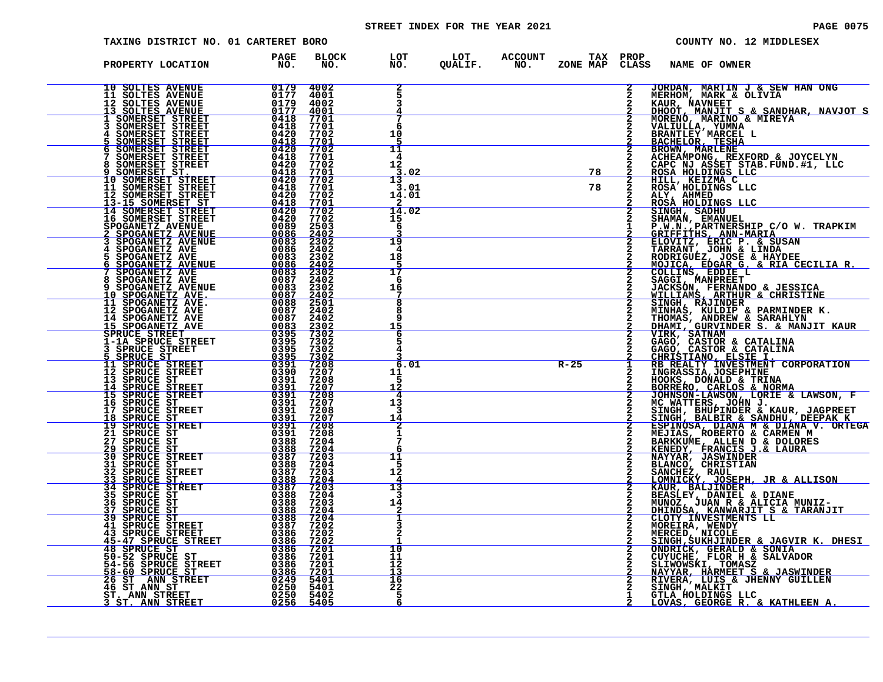STREET INDEX FOR THE YEAR 2021

TAXING DISTRICT NO. 01 CARTERET BORO — COUNTY NO. 12 MIDDLESEX

| PROPERTY LOCATION | PAGE NO. | BLOCK NO. | LOT NO. | LOT QUALIF. | ACCOUNT NO. | ZONE | TAX MAP | PROP CLASS | NAME OF OWNER |
|---|---|---|---|---|---|---|---|---|---|
| 10 SOLTES AVENUE | 0179 | 4002 | 2 | | | | | 2 | JORDAN, MARTIN J & SEW HAN ONG |
| 11 SOLTES AVENUE | 0177 | 4001 | 5 | | | | | 2 | MERHOM, MARK & OLIVIA |
| 12 SOLTES AVENUE | 0179 | 4002 | 3 | | | | | 2 | KAUR, NAVNEET |
| 13 SOLTES AVENUE | 0177 | 4001 | 4 | | | | | 2 | DHOOT, MANJIT S & SANDHAR, NAVJOT S |
| 1 SOMERSET STREET | 0418 | 7701 | 7 | | | | | 2 | MORENO, MARINO & MIREYA |
| 3 SOMERSET STREET | 0418 | 7701 | 6 | | | | | 2 | VALIULLA, YUMNA |
| 4 SOMERSET STREET | 0420 | 7702 | 10 | | | | | 2 | BRANTLEY MARCEL L |
| 5 SOMERSET STREET | 0418 | 7701 | 5 | | | | | 2 | BACHELOR, TESHA |
| 6 SOMERSET STREET | 0420 | 7702 | 11 | | | | | 2 | BROWN, MARLENE |
| 7 SOMERSET STREET | 0418 | 7701 | 4 | | | | | 2 | ACHEAMPONG, REXFORD & JOYCELYN |
| 8 SOMERSET STREET | 0420 | 7702 | 12 | | | | | 2 | CAPC NJ ASSET STAB.FUND.#1, LLC |
| 9 SOMERSET ST. | 0418 | 7701 | 3.02 | | | | 78 | 2 | ROSA HOLDINGS LLC |
| 10 SOMERSET STREET | 0420 | 7702 | 13 | | | | | 2 | HILL, KEIZMA C |
| 11 SOMERSET STREET | 0418 | 7701 | 3.01 | | | | 78 | 2 | ROSA HOLDINGS LLC |
| 12 SOMERSET STREET | 0420 | 7702 | 14.01 | | | | | 2 | ALY, AHMED |
| 13-15 SOMERSET ST | 0418 | 7701 | 2 | | | | | 2 | ROSA HOLDINGS LLC |
| 14 SOMERSET STREET | 0420 | 7702 | 14.02 | | | | | 2 | SINGH, SADHU |
| 16 SOMERSET STREET | 0420 | 7702 | 15 | | | | | 2 | SHAMAN, EMANUEL |
| SPOGANETZ AVENUE | 0089 | 2503 | 6 | | | | | 1 | P.W.N.,PARTNERSHIP C/O W. TRAPKIM |
| 2 SPOGANETZ AVENUE | 0086 | 2402 | 3 | | | | | 2 | GRIFFITHS, ANN-MARIA |
| 3 SPOGANETZ AVENUE | 0083 | 2302 | 19 | | | | | 2 | ELOVITZ, ERIC P. & SUSAN |
| 4 SPOGANETZ AVE | 0086 | 2402 | 4 | | | | | 2 | TARRANT, JOHN & LINDA |
| 5 SPOGANETZ AVE | 0083 | 2302 | 18 | | | | | 2 | RODRIGUEZ, JOSE & HAYDEE |
| 6 SPOGANETZ AVENUE | 0086 | 2402 | 5 | | | | | 2 | MOJICA, EDGAR G. & RIA CECILIA R. |
| 7 SPOGANETZ AVE | 0083 | 2302 | 17 | | | | | 2 | COLLINS, EDDIE L |
| 8 SPOGANETZ AVE | 0087 | 2402 | 6 | | | | | 2 | SAGGI, MANPREET |
| 9 SPOGANETZ AVENUE | 0083 | 2302 | 16 | | | | | 2 | JACKSON, FERNANDO & JESSICA |
| 10 SPOGANETZ AVE. | 0087 | 2402 | 7 | | | | | 2 | WILLIAMS, ARTHUR & CHRISTINE |
| 11 SPOGANETZ AVE. | 0088 | 2501 | 8 | | | | | 2 | SINGH, RAJINDER |
| 12 SPOGANETZ AVE | 0087 | 2402 | 8 | | | | | 2 | MINHAS, KULDIP & PARMINDER K. |
| 14 SPOGANETZ AVE | 0087 | 2402 | 9 | | | | | 2 | THOMAS, ANDREW & SARAHLYN |
| 15 SPOGANETZ AVE | 0083 | 2302 | 15 | | | | | 2 | DHAMI, GURVINDER S. & MANJIT KAUR |
| SPRUCE STREET | 0395 | 7302 | 6 | | | | | 2 | VIRK, SATNAM |
| 1-1A SPRUCE STREET | 0395 | 7302 | 5 | | | | | 2 | GAGO, CASTOR & CATALINA |
| 3 SPRUCE STREET | 0395 | 7302 | 4 | | | | | 2 | GAGO, CASTOR & CATALINA |
| 5 SPRUCE ST | 0395 | 7302 | 3 | | | | | 2 | CHRISTIANO, ELSIE I. |
| 11 SPRUCE STREET | 0391 | 7208 | 6.01 | | | R-25 | | 1 | RB REALTY INVESTMENT CORPORATION |
| 12 SPRUCE STREET | 0390 | 7207 | 11 | | | | | 2 | INGRASSIA,JOSEPHINE |
| 13 SPRUCE ST | 0391 | 7208 | 5 | | | | | 2 | HOOKS, DONALD & TRINA |
| 14 SPRUCE STREET | 0391 | 7207 | 12 | | | | | 2 | BORRERO, CARLOS & NORMA |
| 15 SPRUCE STREET | 0391 | 7208 | 4 | | | | | 2 | JOHNSON-LAWSON, LORIE & LAWSON, F |
| 16 SPRUCE ST | 0391 | 7207 | 13 | | | | | 2 | MC WATTERS, JOHN J. |
| 17 SPRUCE STREET | 0391 | 7208 | 3 | | | | | 2 | SINGH, BHUPINDER & KAUR, JAGPREET |
| 18 SPRUCE ST | 0391 | 7207 | 14 | | | | | 2 | SINGH, BALBIR & SANDHU, DEEPAK K |
| 19 SPRUCE STREET | 0391 | 7208 | 2 | | | | | 2 | ESPINOSA, DIANA M & DIANA V. ORTEGA |
| 21 SPRUCE ST | 0391 | 7208 | 1 | | | | | 2 | MEJIAS, ROBERTO & CARMEN M |
| 27 SPRUCE ST | 0388 | 7204 | 7 | | | | | 2 | BARKKUME, ALLEN D & DOLORES |
| 29 SPRUCE ST | 0388 | 7204 | 6 | | | | | 2 | KENEDY, FRANCIS J.& LAURA |
| 30 SPRUCE STREET | 0387 | 7203 | 11 | | | | | 2 | NAYYAR, JASWINDER |
| 31 SPRUCE ST | 0388 | 7204 | 5 | | | | | 2 | BLANCO, CHRISTIAN |
| 32 SPRUCE STREET | 0387 | 7203 | 12 | | | | | 2 | SANCHEZ, RAUL |
| 33 SPRUCE ST. | 0388 | 7204 | 4 | | | | | 2 | LOMNICKY, JOSEPH, JR & ALLISON |
| 34 SPRUCE STREET | 0387 | 7203 | 13 | | | | | 2 | KAUR, BALJINDER |
| 35 SPRUCE ST | 0388 | 7204 | 3 | | | | | 2 | BEASLEY, DANIEL & DIANE |
| 36 SPRUCE ST | 0388 | 7203 | 14 | | | | | 2 | MUNOZ, JUAN R & ALICIA MUNIZ- |
| 37 SPRUCE ST | 0388 | 7204 | 2 | | | | | 2 | DHINDSA, KANWARJIT S & TARANJIT |
| 39 SPRUCE ST | 0388 | 7204 | 1 | | | | | 2 | CLOTY INVESTMENTS LL |
| 41 SPRUCE STREET | 0387 | 7202 | 3 | | | | | 2 | MOREIRA, WENDY |
| 43 SPRUCE STREET | 0386 | 7202 | 2 | | | | | 2 | MERCED, NICOLE |
| 45-47 SPRUCE STREET | 0386 | 7202 | 1 | | | | | 2 | SINGH,SUKHJINDER & JAGVIR K. DHESI |
| 48 SPRUCE ST | 0386 | 7201 | 10 | | | | | 2 | ONDRICK, GERALD & SONIA |
| 50-52 SPRUCE ST | 0386 | 7201 | 11 | | | | | 2 | CUYUCHE, FLOR H & SALVADOR |
| 54-56 SPRUCE STREET | 0386 | 7201 | 12 | | | | | 2 | SLIWOWSKI, TOMASZ |
| 58-60 SPRUCE ST | 0386 | 7201 | 13 | | | | | 2 | NAYYAR, HARMEET S & JASWINDER |
| 26 ST ANN STREET | 0249 | 5401 | 16 | | | | | 2 | RIVERA, LUIS & JHENNY GUILLEN |
| 46 ST ANN ST | 0250 | 5401 | 22 | | | | | 2 | SINGH, MALKIT |
| ST. ANN STREET | 0250 | 5402 | 5 | | | | | 1 | GTLA HOLDINGS LLC |
| 3 ST. ANN STREET | 0256 | 5405 | 6 | | | | | 2 | LOVAS, GEORGE R. & KATHLEEN A. |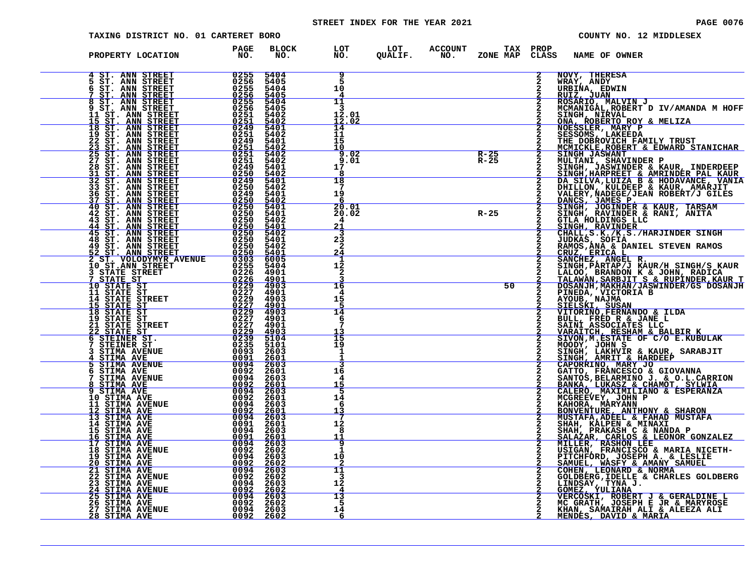STREET INDEX FOR THE YEAR 2021

TAXING DISTRICT NO. 01 CARTERET BORO — COUNTY NO. 12 MIDDLESEX

| PROPERTY LOCATION | PAGE NO. | BLOCK NO. | LOT NO. | LOT QUALIF. | ACCOUNT NO. | ZONE | TAX MAP | PROP CLASS | NAME OF OWNER |
|---|---|---|---|---|---|---|---|---|---|
| 4 ST. ANN STREET | 0255 | 5404 | 9 | | | | | 2 | NOVY, THERESA |
| 5 ST. ANN STREET | 0256 | 5405 | 5 | | | | | 2 | WRAY, ANDY |
| 6 ST. ANN STREET | 0255 | 5404 | 10 | | | | | 2 | URBIÑA, EDWIN |
| 7 ST. ANN STREET | 0256 | 5405 | 4 | | | | | 2 | RUIZ, JUAN |
| 8 ST. ANN STREET | 0255 | 5404 | 11 | | | | | 2 | ROSARIO, MALVIN J |
| 9 ST. ANN STREET | 0256 | 5405 | 3 | | | | | 2 | MCMANIGAL,ROBERT D IV/AMANDA M HOFF |
| 11 ST. ANN STREET | 0251 | 5402 | 12.01 | | | | | 2 | SINGH, NIRVAL |
| 15 ST. ANN STREET | 0251 | 5402 | 12.02 | | | | | 2 | ONA, ROBERTO ROY & MELIZA |
| 18 ST. ANN STREET | 0249 | 5401 | 14 | | | | | 2 | NOESSLER, MARY P |
| 19 ST. ANN STREET | 0251 | 5402 | 11 | | | | | 2 | SESSOMS, LAKEEDA |
| 22 ST. ANN STREET | 0249 | 5401 | 15 | | | | | 2 | THE DOBROVICH FAMILY TRUST |
| 23 ST. ANN STREET | 0251 | 5402 | 10 | | | | | 2 | MCMICKLE,ROBERT & EDWARD STANICHAR |
| 25 ST. ANN STREET | 0251 | 5402 | 9.02 | | | R-25 | | 2 | SINGH JASWANT |
| 27 ST. ANN STREET | 0251 | 5402 | 9.01 | | | R-25 | | 2 | MULTANI, SHAVINDER P |
| 28 ST. ANN STREET | 0249 | 5401 | 17 | | | | | 2 | SINGH, JASWINDER & KAUR, INDERDEEP |
| 31 ST. ANN STREET | 0250 | 5402 | 8 | | | | | 2 | SINGH,HARPREET & AMRINDER PAL KAUR |
| 32 ST. ANN STREET | 0249 | 5401 | 18 | | | | | 2 | DA SILVA,LUIZA B & HODAVANCE, VANIA |
| 33 ST. ANN STREET | 0250 | 5402 | 7 | | | | | 2 | DHILLON, KULDEEP & KAUR, AMARJIT |
| 36 ST. ANN STREET | 0249 | 5401 | 19 | | | | | 2 | VALERY,NADEGE/JEAN ROBERT/J GILES |
| 37 ST. ANN STREET | 0250 | 5402 | 6 | | | | | 2 | DANCS, JAMES P. |
| 40 ST. ANN STREET | 0250 | 5401 | 20.01 | | | | | 2 | SINGH, JOGINDER & KAUR, TARSAM |
| 42 ST. ANN STREET | 0250 | 5401 | 20.02 | | | R-25 | | 2 | SINGH, RAVINDER & RANI, ANITA |
| 43 ST. ANN STREET | 0250 | 5402 | 4 | | | | | 2 | GTLA HOLDINGS LLC |
| 44 ST. ANN STREET | 0250 | 5401 | 21 | | | | | 2 | SINGH, RAVINDER |
| 45 ST. ANN STREET | 0250 | 5402 | 3 | | | | | 2 | CHALL,S.K./K.S./HARJINDER SINGH |
| 48 ST. ANN STREET | 0250 | 5401 | 23 | | | | | 2 | JUDKAS, SOFIA |
| 49 ST. ANN STREET | 0250 | 5402 | 2 | | | | | 2 | RAMOS,ANA & DANIEL STEVEN RAMOS |
| 52 ST. ANN STREET | 0250 | 5401 | 24 | | | | | 2 | CRUZ, ERICA L |
| 2 ST. VOLODYMYR AVENUE | 0303 | 6005 | 1 | | | | | 2 | SANCHEZ, ANGEL R. |
| 10 ST.ANN STREET | 0255 | 5404 | 12 | | | | | 2 | SINGH,PARTAP/J KAUR/H SINGH/S KAUR |
| 3 STATE STREET | 0226 | 4901 | 2 | | | | | 2 | LALOO, BRANDON K & JOHN, RADICA |
| 7 STATE ST | 0226 | 4901 | 3 | | | | | 2 | TALAWAN,SARBJIT S & RUPINDER,KAUR T |
| 10 STATE ST | 0229 | 4903 | 16 | | | | 50 | 2 | DOSANJH,MAKHAN/JASWINDER/GS DOSANJH |
| 11 STATE ST | 0227 | 4901 | 4 | | | | | 2 | PINEDA, VICTORIA B |
| 14 STATE STREET | 0229 | 4903 | 15 | | | | | 2 | AYOUB, NAJMA |
| 15 STATE ST | 0227 | 4901 | 5 | | | | | 2 | SIELSKI, SUSAN |
| 18 STATE ST | 0229 | 4903 | 14 | | | | | 2 | VITORINO,FERNANDO & ILDA |
| 19 STATE ST | 0227 | 4901 | 6 | | | | | 2 | BULL, FRED R & JANE L |
| 21 STATE STREET | 0227 | 4901 | 7 | | | | | 2 | SAINI ASSOCIATES LLC |
| 22 STATE ST | 0229 | 4903 | 13 | | | | | 2 | VARAITCH, RESHAM & BALBIR K |
| 6 STEINER ST. | 0239 | 5104 | 15 | | | | | 2 | SIVON,M.ESTATE OF C/O E.KUBULAK |
| 7 STEINER ST | 0235 | 5101 | 19 | | | | | 2 | MOODY, JOHN S |
| 3 STIMA AVENUE | 0093 | 2603 | 1 | | | | | 2 | SINGH, LAKHVIR & KAUR, SARABJIT |
| 4 STIMA AVE | 0091 | 2601 | 1 | | | | | 2 | SINGH, AMRIT & HARDEEP |
| 5 STIMA AVENUE | 0094 | 2603 | 3 | | | | | 2 | CAPORRINO, MARY JO |
| 6 STIMA AVE | 0092 | 2601 | 16 | | | | | 2 | GATTO, FRANCESCO & GIOVANNA |
| 7 STIMA AVENUE | 0094 | 2603 | 4 | | | | | 2 | SANTOS,BELARMINO J. & O.L.CARRION |
| 8 STIMA AVE | 0092 | 2601 | 15 | | | | | 2 | BANKA, LUKASZ & CHAMOT, SYLWIA |
| 9 STIMA AVE | 0094 | 2603 | 5 | | | | | 2 | CALERO, MAXIMILIANO & ESPERANZA |
| 10 STIMA AVE | 0092 | 2601 | 14 | | | | | 2 | MCGREEVEY, JOHN P |
| 11 STIMA AVENUE | 0094 | 2603 | 6 | | | | | 2 | KAHORA, MARYANN |
| 12 STIMA AVE | 0092 | 2601 | 13 | | | | | 2 | BONVENTURE, ANTHONY & SHARON |
| 13 STIMA AVE | 0094 | 2603 | 7 | | | | | 2 | MUSTAFA,ADEEL & FAHAD MUSTAFA |
| 14 STIMA AVE | 0091 | 2601 | 12 | | | | | 2 | SHAH, KALPEN & MINAXI |
| 15 STIMA AVE | 0094 | 2603 | 8 | | | | | 2 | SHAH, PRAKASH C & NANDA P |
| 16 STIMA AVE | 0091 | 2601 | 11 | | | | | 2 | SALAZAR, CARLOS & LEONOR GONZALEZ |
| 17 STIMA AVE | 0094 | 2603 | 9 | | | | | 2 | MILLER, RASHON LEE |
| 18 STIMA AVENUE | 0092 | 2602 | 1 | | | | | 2 | USIGAN, FRANCISCO & MARIA NICETH- |
| 19 STIMA AVE | 0094 | 2603 | 10 | | | | | 2 | PITCHFORD, JOSEPH A. & LESLIE |
| 20 STIMA AVE | 0092 | 2602 | 2 | | | | | 2 | SAMUEL, WASFY & AMANY SAMUEL |
| 21 STIMA AVE | 0094 | 2603 | 11 | | | | | 2 | COHEN, LEONARD & NORMA |
| 22 STIMA AVENUE | 0092 | 2602 | 3 | | | | | 2 | GOLDBERG,IDELLE & CHARLES GOLDBERG |
| 23 STIMA AVE | 0094 | 2603 | 12 | | | | | 2 | LINDSAY, TYNA J. |
| 24 STIMA AVENUE | 0092 | 2602 | 4 | | | | | 2 | GOMEZ, YULIANA |
| 25 STIMA AVE | 0094 | 2603 | 13 | | | | | 2 | VERCOSKI, ROBERT J & GERALDINE L |
| 26 STIMA AVE | 0092 | 2602 | 5 | | | | | 2 | MC GRATH, JOSEPH E JR & MARYROSE |
| 27 STIMA AVENUE | 0094 | 2603 | 14 | | | | | 2 | KHAN, SAMAIRAH ALI & ALEEZA ALI |
| 28 STIMA AVE | 0092 | 2602 | 6 | | | | | 2 | MENDES, DAVID & MARIA |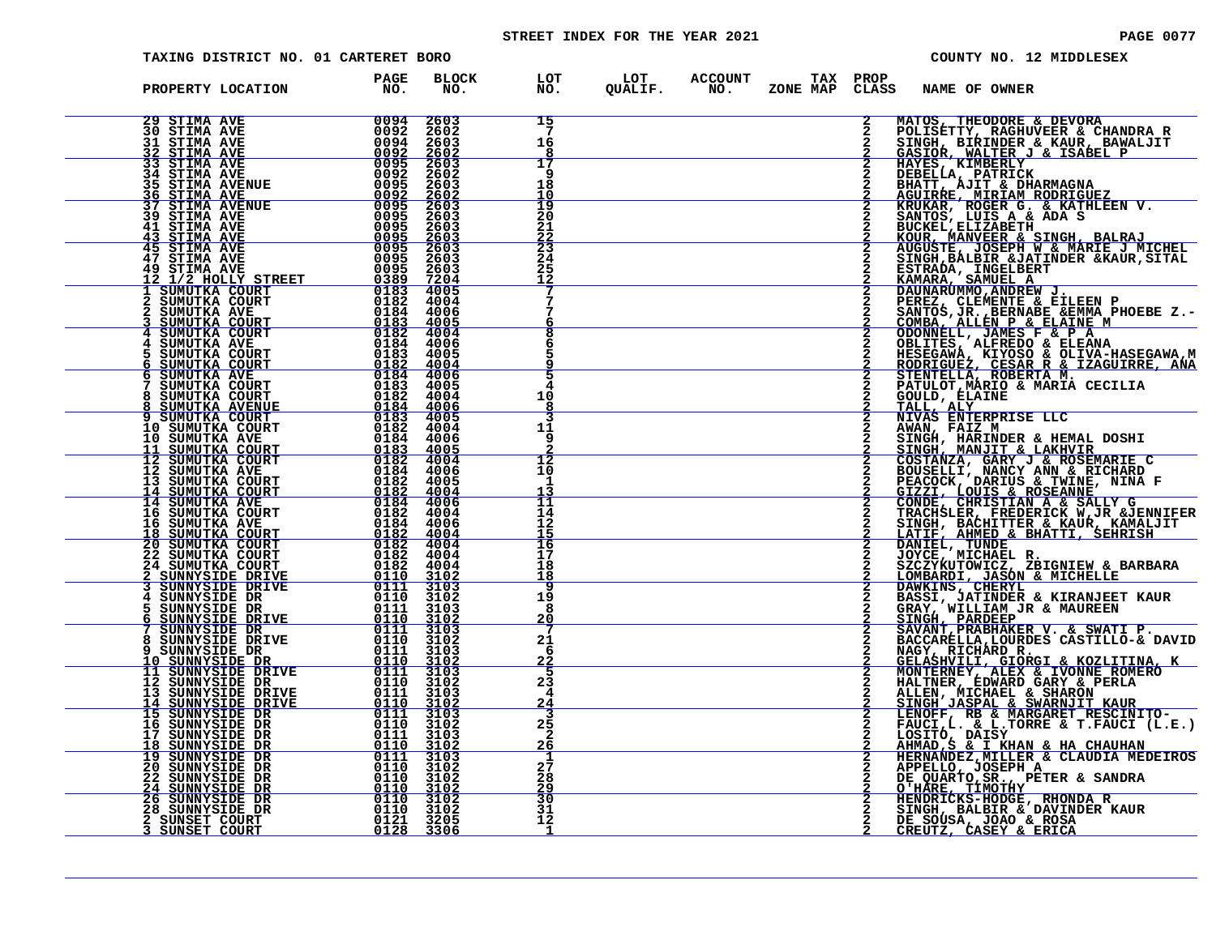STREET INDEX FOR THE YEAR 2021

TAXING DISTRICT NO. 01 CARTERET BORO — COUNTY NO. 12 MIDDLESEX

| PROPERTY LOCATION | PAGE NO. | BLOCK NO. | LOT NO. | LOT QUALIF. | ACCOUNT NO. | TAX ZONE MAP | PROP CLASS | NAME OF OWNER |
|---|---|---|---|---|---|---|---|---|
| 29 STIMA AVE | 0094 | 2603 | 15 | | | | 2 | MATOS, THEODORE & DEVORA |
| 30 STIMA AVE | 0092 | 2602 | 7 | | | | 2 | POLISETTY, RAGHUVEER & CHANDRA R |
| 31 STIMA AVE | 0094 | 2603 | 16 | | | | 2 | SINGH, BIRINDER & KAUR, BAWALJIT |
| 32 STIMA AVE | 0092 | 2602 | 8 | | | | 2 | GASIOR, WALTER J & ISABEL P |
| 33 STIMA AVE | 0095 | 2603 | 17 | | | | 2 | HAYES, KIMBERLY |
| 34 STIMA AVE | 0092 | 2602 | 9 | | | | 2 | DEBELLA, PATRICK |
| 35 STIMA AVENUE | 0095 | 2603 | 18 | | | | 2 | BHATT, AJIT & DHARMAGNA |
| 36 STIMA AVE | 0092 | 2602 | 10 | | | | 2 | AGUIRRE, MIRIAM RODRIGUEZ |
| 37 STIMA AVENUE | 0095 | 2603 | 19 | | | | 2 | KRUKAR, ROGER G. & KATHLEEN V. |
| 39 STIMA AVE | 0095 | 2603 | 20 | | | | 2 | SANTOS, LUIS A & ADA S |
| 41 STIMA AVE | 0095 | 2603 | 21 | | | | 2 | BUCKEL,ELIZABETH |
| 43 STIMA AVE | 0095 | 2603 | 22 | | | | 2 | KOUR, MANVEER & SINGH, BALRAJ |
| 45 STIMA AVE | 0095 | 2603 | 23 | | | | 2 | AUGUSTE, JOSEPH W & MARIE J MICHEL |
| 47 STIMA AVE | 0095 | 2603 | 24 | | | | 2 | SINGH,BALBIR &JATINDER &KAUR,SITAL |
| 49 STIMA AVE | 0095 | 2603 | 25 | | | | 2 | ESTRADA, INGELBERT |
| 12 1/2 HOLLY STREET | 0389 | 7204 | 12 | | | | 2 | KAMARA, SAMUEL A |
| 1 SUMUTKA COURT | 0183 | 4005 | 7 | | | | 2 | DAUNARUMMO,ANDREW J. |
| 2 SUMUTKA COURT | 0182 | 4004 | 7 | | | | 2 | PEREZ, CLEMENTE & EILEEN P |
| 2 SUMUTKA AVE | 0184 | 4006 | 7 | | | | 2 | SANTOS,JR.,BERNABE &EMMA PHOEBE Z.- |
| 3 SUMUTKA COURT | 0183 | 4005 | 6 | | | | 2 | COMBA, ALLEN P & ELAINE M |
| 4 SUMUTKA COURT | 0182 | 4004 | 8 | | | | 2 | ODONNELL, JAMES F & P A |
| 4 SUMUTKA AVE | 0184 | 4006 | 6 | | | | 2 | OBLITES, ALFREDO & ELEANA |
| 5 SUMUTKA COURT | 0183 | 4005 | 5 | | | | 2 | HESEGAWA, KIYOSO & OLIVA-HASEGAWA,M |
| 6 SUMUTKA COURT | 0182 | 4004 | 9 | | | | 2 | RODRIGUEZ, CESAR R & IZAGUIRRE, ANA |
| 6 SUMUTKA AVE | 0184 | 4006 | 5 | | | | 2 | STENTELLA, ROBERTA M. |
| 7 SUMUTKA COURT | 0183 | 4005 | 4 | | | | 2 | PATULOT,MARIO & MARIA CECILIA |
| 8 SUMUTKA COURT | 0182 | 4004 | 10 | | | | 2 | GOULD, ELAINE |
| 8 SUMUTKA AVENUE | 0184 | 4006 | 8 | | | | 2 | TALL, ALY |
| 9 SUMUTKA COURT | 0183 | 4005 | 3 | | | | 2 | NIVAS ENTERPRISE LLC |
| 10 SUMUTKA COURT | 0182 | 4004 | 11 | | | | 2 | AWAN, FAIZ M |
| 10 SUMUTKA AVE | 0184 | 4006 | 9 | | | | 2 | SINGH, HARINDER & HEMAL DOSHI |
| 11 SUMUTKA COURT | 0183 | 4005 | 2 | | | | 2 | SINGH, MANJIT & LAKHVIR |
| 12 SUMUTKA COURT | 0182 | 4004 | 12 | | | | 2 | COSTANZA, GARY J & ROSEMARIE C |
| 12 SUMUTKA AVE | 0184 | 4006 | 10 | | | | 2 | BOUSELLI, NANCY ANN & RICHARD |
| 13 SUMUTKA COURT | 0182 | 4005 | 1 | | | | 2 | PEACOCK, DARIUS & TWINE, NINA F |
| 14 SUMUTKA COURT | 0182 | 4004 | 13 | | | | 2 | GIZZI, LOUIS & ROSEANNE |
| 14 SUMUTKA AVE | 0184 | 4006 | 11 | | | | 2 | CONDE, CHRISTIAN A & SALLY G |
| 16 SUMUTKA COURT | 0182 | 4004 | 14 | | | | 2 | TRACHSLER, FREDERICK W,JR &JENNIFER |
| 16 SUMUTKA AVE | 0184 | 4006 | 12 | | | | 2 | SINGH, BACHITTER & KAUR, KAMALJIT |
| 18 SUMUTKA COURT | 0182 | 4004 | 15 | | | | 2 | LATIF, AHMED & BHATTI, SEHRISH |
| 20 SUMUTKA COURT | 0182 | 4004 | 16 | | | | 2 | DANIEL, TUNDE |
| 22 SUMUTKA COURT | 0182 | 4004 | 17 | | | | 2 | JOYCE, MICHAEL R. |
| 24 SUMUTKA COURT | 0182 | 4004 | 18 | | | | 2 | SZCZYKUTOWICZ, ZBIGNIEW & BARBARA |
| 2 SUNNYSIDE DRIVE | 0110 | 3102 | 18 | | | | 2 | LOMBARDI, JASON & MICHELLE |
| 3 SUNNYSIDE DRIVE | 0111 | 3103 | 9 | | | | 2 | DAWKINS, CHERYL |
| 4 SUNNYSIDE DR | 0110 | 3102 | 19 | | | | 2 | BASSI, JATINDER & KIRANJEET KAUR |
| 5 SUNNYSIDE DR | 0111 | 3103 | 8 | | | | 2 | GRAY, WILLIAM JR & MAUREEN |
| 6 SUNNYSIDE DRIVE | 0110 | 3102 | 20 | | | | 2 | SINGH, PARDEEP |
| 7 SUNNYSIDE DR | 0111 | 3103 | 7 | | | | 2 | SAVANT,PRABHAKER V. & SWATI P. |
| 8 SUNNYSIDE DRIVE | 0110 | 3102 | 21 | | | | 2 | BACCARELLA,LOURDES CASTILLO-& DAVID |
| 9 SUNNYSIDE DR | 0111 | 3103 | 6 | | | | 2 | NAGY, RICHARD R. |
| 10 SUNNYSIDE DR | 0110 | 3102 | 22 | | | | 2 | GELASHVILI, GIORGI & KOZLITINA, K |
| 11 SUNNYSIDE DRIVE | 0111 | 3103 | 5 | | | | 2 | MONTERNEY, ALEX & IVONNE ROMERO |
| 12 SUNNYSIDE DR | 0110 | 3102 | 23 | | | | 2 | HALTNER, EDWARD GARY & PERLA |
| 13 SUNNYSIDE DRIVE | 0111 | 3103 | 4 | | | | 2 | ALLEN, MICHAEL & SHARON |
| 14 SUNNYSIDE DRIVE | 0110 | 3102 | 24 | | | | 2 | SINGH,JASPAL & SWARNJIT KAUR |
| 15 SUNNYSIDE DR | 0111 | 3103 | 3 | | | | 2 | LENOFF, RB & MARGARET RESCINITO- |
| 16 SUNNYSIDE DR | 0110 | 3102 | 25 | | | | 2 | FAUCI,L. & L.TORRE & T.FAUCI (L.E.) |
| 17 SUNNYSIDE DR | 0111 | 3103 | 2 | | | | 2 | LOSITO, DAISY |
| 18 SUNNYSIDE DR | 0110 | 3102 | 26 | | | | 2 | AHMAD,S & I KHAN & HA CHAUHAN |
| 19 SUNNYSIDE DR | 0111 | 3103 | 1 | | | | 2 | HERNANDEZ,MILLER & CLAUDIA MEDEIROS |
| 20 SUNNYSIDE DR | 0110 | 3102 | 27 | | | | 2 | APPELLO, JOSEPH A |
| 22 SUNNYSIDE DR | 0110 | 3102 | 28 | | | | 2 | DE QUARTO,SR., PETER & SANDRA |
| 24 SUNNYSIDE DR | 0110 | 3102 | 29 | | | | 2 | O'HARE, TIMOTHY |
| 26 SUNNYSIDE DR | 0110 | 3102 | 30 | | | | 2 | HENDRICKS-HODGE, RHONDA R |
| 28 SUNNYSIDE DR | 0110 | 3102 | 31 | | | | 2 | SINGH, BALBIR & DAVINDER KAUR |
| 2 SUNSET COURT | 0121 | 3205 | 12 | | | | 2 | DE SOUSA, JOAO & ROSA |
| 3 SUNSET COURT | 0128 | 3306 | 1 | | | | 2 | CREUTZ, CASEY & ERICA |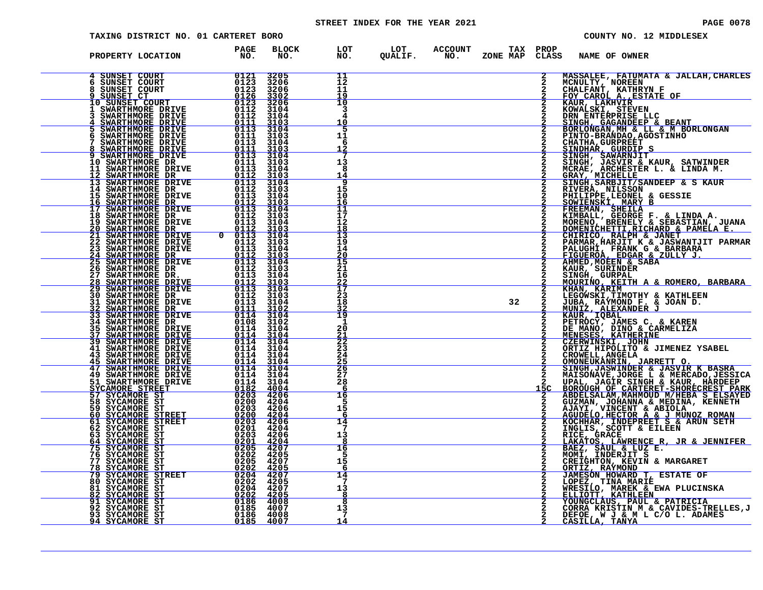STREET INDEX FOR THE YEAR 2021

TAXING DISTRICT NO. 01 CARTERET BORO

COUNTY NO. 12 MIDDLESEX

| PROPERTY LOCATION | PAGE NO. | BLOCK NO. | LOT NO. | LOT QUALIF. | ACCOUNT NO. | TAX ZONE MAP | PROP CLASS | NAME OF OWNER |
|---|---|---|---|---|---|---|---|---|
| 4 SUNSET COURT | 0121 | 3205 | 11 | | | | 2 | MASSALEE, FATUMATA & JALLAH,CHARLES |
| 6 SUNSET COURT | 0123 | 3206 | 12 | | | | 2 | MCNULTY, NOREEN |
| 8 SUNSET COURT | 0123 | 3206 | 11 | | | | 2 | CHALFANT, KATHRYN F |
| 9 SUNSET CT | 0126 | 3302 | 19 | | | | 2 | FOY CAROL A.,ESTATE OF |
| 10 SUNSET COURT | 0123 | 3206 | 10 | | | | 2 | KAUR, LAKHVIR |
| 1 SWARTHMORE DRIVE | 0112 | 3104 | 3 | | | | 2 | KOWALSKI, STEVEN |
| 3 SWARTHMORE DRIVE | 0112 | 3104 | 4 | | | | 2 | DRN ENTERPRISE LLC |
| 4 SWARTHMORE DRIVE | 0111 | 3103 | 10 | | | | 2 | SINGH, GAGANDEEP & BEANT |
| 5 SWARTHMORE DRIVE | 0113 | 3104 | 5 | | | | 2 | BORLONGAN,MH & LL & M BORLONGAN |
| 6 SWARTHMORE DRIVE | 0111 | 3103 | 11 | | | | 2 | PINTO-BRANDAO,AGOSTINHO |
| 7 SWARTHMORE DRIVE | 0113 | 3104 | 6 | | | | 2 | CHATHA,GURPREET |
| 8 SWARTHMORE DRIVE | 0111 | 3103 | 12 | | | | 2 | SINDHAR, GURDIP S |
| 9 SWARTHMORE DRIVE | 0113 | 3104 | 7 | | | | 2 | SINGH, SAWARNJIT |
| 10 SWARTHMORE DR | 0111 | 3103 | 13 | | | | 2 | SINGH, JASVIR & KAUR, SATWINDER |
| 11 SWARTHMORE DRIVE | 0113 | 3104 | 8 | | | | 2 | MCRAE, ARCHESTER L. & LINDA M. |
| 12 SWARTHMORE DR | 0112 | 3103 | 14 | | | | 2 | GRAY, MICHELLE |
| 13 SWARTHMORE DRIVE | 0113 | 3104 | 9 | | | | 2 | SINGH,SARBJIT/SANDEEP & S KAUR |
| 14 SWARTHMORE DR | 0112 | 3103 | 15 | | | | 2 | RIVERA, NILSSON |
| 15 SWARTHMORE DRIVE | 0113 | 3104 | 10 | | | | 2 | PHILIPPE,LEONEL & GESSIE |
| 16 SWARTHMORE DR | 0112 | 3103 | 16 | | | | 2 | SOWIENSKI, MARY B |
| 17 SWARTHMORE DRIVE | 0113 | 3104 | 11 | | | | 2 | FREEMAN, SHEILA |
| 18 SWARTHMORE DR | 0112 | 3103 | 17 | | | | 2 | KIMBALL, GEORGE F. & LINDA A. |
| 19 SWARTHMORE DRIVE | 0113 | 3104 | 12 | | | | 2 | MORENO, BRENELY & SEBASTIAN, JUANA |
| 20 SWARTHMORE DR | 0112 | 3103 | 18 | | | | 2 | DOMENICHETTI,RICHARD & PAMELA E. |
| 21 SWARTHMORE DRIVE 0 | 0113 | 3104 | 13 | | | | 2 | CHIRICO, RALPH & JANET |
| 22 SWARTHMORE DRIVE | 0112 | 3103 | 19 | | | | 2 | PARMAR,HARJIT K & JASWANTJIT PARMAR |
| 23 SWARTHMORE DRIVE | 0113 | 3104 | 14 | | | | 2 | PALUGHI, FRANK G & BARBARA |
| 24 SWARTHMORE DR | 0112 | 3103 | 20 | | | | 2 | FIGUEROA, EDGAR & ZULLY J. |
| 25 SWARTHMORE DRIVE | 0113 | 3104 | 15 | | | | 2 | AHMED,MOEEN & SABA |
| 26 SWARTHMORE DR | 0112 | 3103 | 21 | | | | 2 | KAUR, SURINDER |
| 27 SWARTHMORE DR. | 0113 | 3104 | 16 | | | | 2 | SINGH, GURPAL |
| 28 SWARTHMORE DRIVE | 0112 | 3103 | 22 | | | | 2 | MOURINO, KEITH A & ROMERO, BARBARA |
| 29 SWARTHMORE DRIVE | 0113 | 3104 | 17 | | | | 2 | KHAN, KARIM |
| 30 SWARTHMORE DR | 0112 | 3103 | 23 | | | | 2 | LEGOWSKI,TIMOTHY & KATHLEEN |
| 31 SWARTHMORE DRIVE | 0113 | 3104 | 18 | | | 32 | 2 | JUBA, RAYMOND F. & JOAN D. |
| 32 SWARTHMORE DR | 0111 | 3102 | 32 | | | | 2 | MUNIZ, ALEXANDER J |
| 33 SWARTHMORE DRIVE | 0114 | 3104 | 19 | | | | 2 | KAUR, IQBAL |
| 34 SWARTHMORE DR | 0108 | 3102 | 1 | | | | 2 | PETROCY, JAMES C. & KAREN |
| 35 SWARTHMORE DRIVE | 0114 | 3104 | 20 | | | | 2 | DE MANO, DINO & CARMELIZA |
| 37 SWARTHMORE DRIVE | 0114 | 3104 | 21 | | | | 2 | MENESES, KATHERINE |
| 39 SWARTHMORE DRIVE | 0114 | 3104 | 22 | | | | 2 | CZERWINSKI, JOHN |
| 41 SWARTHMORE DRIVE | 0114 | 3104 | 23 | | | | 2 | ORTIZ HIPOLITO & JIMENEZ YSABEL |
| 43 SWARTHMORE DRIVE | 0114 | 3104 | 24 | | | | 2 | CROWELL,ANGELA |
| 45 SWARTHMORE DRIVE | 0114 | 3104 | 25 | | | | 2 | OMONEUKANRIN, JARRETT O. |
| 47 SWARTHMORE DRIVE | 0114 | 3104 | 26 | | | | 2 | SINGH,JASWINDER & JASVIR K BASRA |
| 49 SWARTHMORE DRIVE | 0114 | 3104 | 27 | | | | 2 | MAISONAVE,JORGE L & MERCADO,JESSICA |
| 51 SWARTHMORE DRIVE | 0114 | 3104 | 28 | | | | 2 | UPAL, JAGIR SINGH & KAUR, HARDEEP |
| SYCAMORE STREET | 0182 | 4004 | 6 | | | | 15C | BOROUGH OF CARTERET-SHORECREST PARK |
| 57 SYCAMORE ST | 0203 | 4206 | 16 | | | | 2 | ABDELSALAM,MAHMOUD M/HEBA S ELSAYED |
| 58 SYCAMORE ST | 0200 | 4204 | 5 | | | | 2 | GUZMAN, JOHANNA & MEDINA, KENNETH |
| 59 SYCAMORE ST | 0203 | 4206 | 15 | | | | 2 | AJAYI, VINCENT & ABIOLA |
| 60 SYCAMORE STREET | 0200 | 4204 | 6 | | | | 2 | AGUDELO,HECTOR A & J MUNOZ ROMAN |
| 61 SYCAMORE STREET | 0203 | 4206 | 14 | | | | 2 | KOCHHAR, INDEPREET S & ARUN SETH |
| 62 SYCAMORE ST | 0201 | 4204 | 7 | | | | 2 | INGLIS, SCOTT & EILEEN |
| 63 SYCAMORE ST | 0203 | 4206 | 13 | | | | 2 | RICE, GRACE |
| 64 SYCAMORE ST | 0201 | 4204 | 8 | | | | 2 | LAKATOS, LAWRENCE R, JR & JENNIFER |
| 75 SYCAMORE ST | 0205 | 4207 | 16 | | | | 2 | BAEZ, SAUL & LUZ E. |
| 76 SYCAMORE ST | 0202 | 4205 | 5 | | | | 2 | MOMI, INDERJIT S |
| 77 SYCAMORE ST | 0205 | 4207 | 15 | | | | 2 | CREIGHTON, KEVIN & MARGARET |
| 78 SYCAMORE ST | 0202 | 4205 | 6 | | | | 2 | ORTIZ, RAYMOND |
| 79 SYCAMORE STREET | 0204 | 4207 | 14 | | | | 2 | JAMESON HOWARD T, ESTATE OF |
| 80 SYCAMORE ST | 0202 | 4205 | 7 | | | | 2 | LOPEZ, TINA MARIE |
| 81 SYCAMORE ST | 0204 | 4207 | 13 | | | | 2 | WRESILO, MAREK & EWA PLUCINSKA |
| 82 SYCAMORE ST | 0202 | 4205 | 8 | | | | 2 | ELLIOTT, KATHLEEN |
| 91 SYCAMORE ST | 0186 | 4008 | 8 | | | | 2 | YOUNGCLAUS, PAUL & PATRICIA |
| 92 SYCAMORE ST | 0185 | 4007 | 13 | | | | 2 | CORRA KRISTIN M & CAVIDES-TRELLES,J |
| 93 SYCAMORE ST | 0186 | 4008 | 7 | | | | 2 | DEFOE, W J & M L C/O L. ADAMES |
| 94 SYCAMORE ST | 0185 | 4007 | 14 | | | | 2 | CASILLA, TANYA |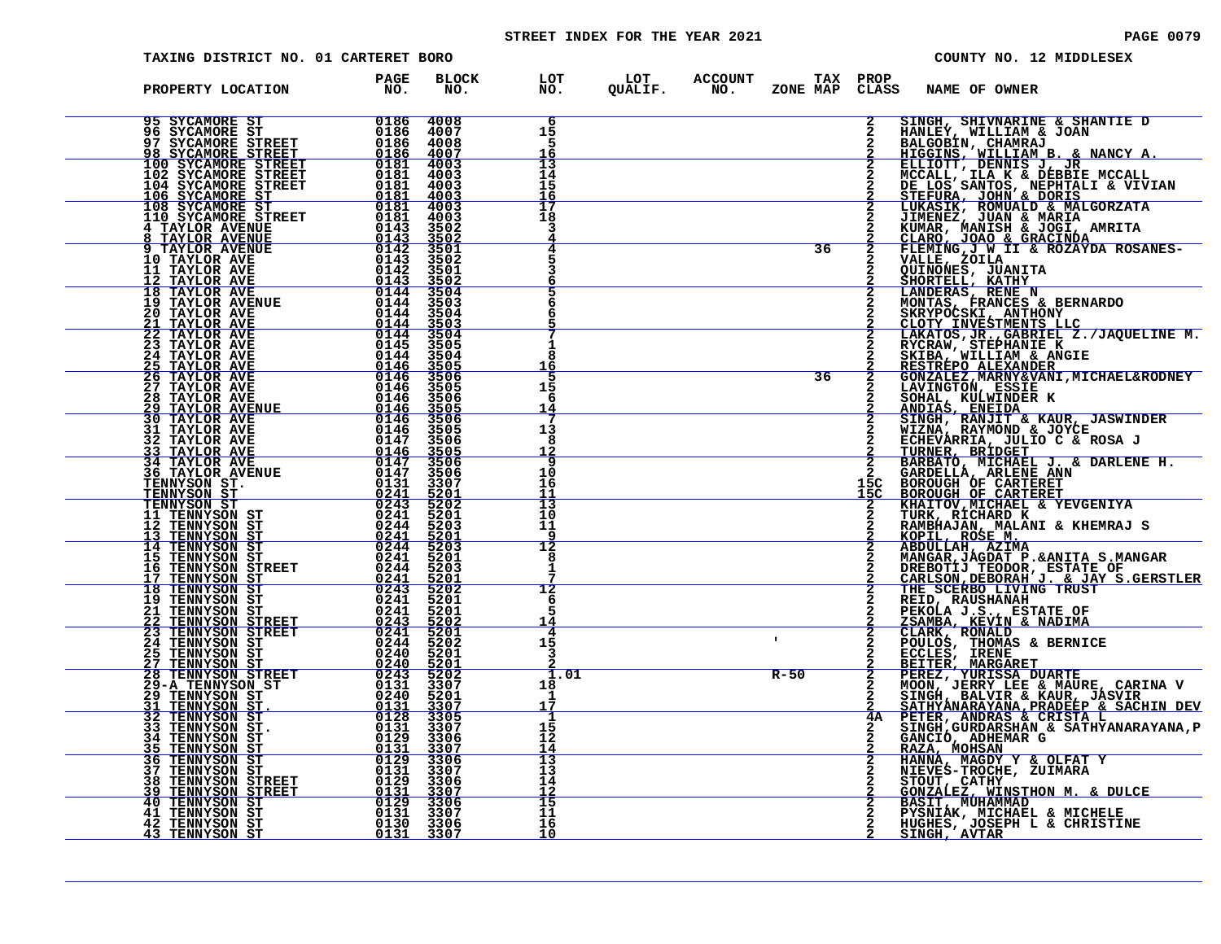STREET INDEX FOR THE YEAR 2021

TAXING DISTRICT NO. 01 CARTERET BORO — COUNTY NO. 12 MIDDLESEX

| PROPERTY LOCATION | PAGE NO. | BLOCK NO. | LOT NO. | LOT QUALIF. | ACCOUNT NO. | TAX ZONE MAP | PROP CLASS | NAME OF OWNER |
|---|---|---|---|---|---|---|---|---|
| 95 SYCAMORE ST | 0186 | 4008 | 6 | | | | 2 | SINGH, SHIVNARINE & SHANTIE D |
| 96 SYCAMORE ST | 0186 | 4007 | 15 | | | | 2 | HANLEY, WILLIAM & JOAN |
| 97 SYCAMORE STREET | 0186 | 4008 | 5 | | | | 2 | BALGOBIN, CHAMRAJ |
| 98 SYCAMORE STREET | 0186 | 4007 | 16 | | | | 2 | HIGGINS, WILLIAM B. & NANCY A. |
| 100 SYCAMORE STREET | 0181 | 4003 | 13 | | | | 2 | ELLIOTT, DENNIS J, JR |
| 102 SYCAMORE STREET | 0181 | 4003 | 14 | | | | 2 | MCCALL, ILA K & DEBBIE MCCALL |
| 104 SYCAMORE STREET | 0181 | 4003 | 15 | | | | 2 | DE LOS SANTOS, NEPHTALI & VIVIAN |
| 106 SYCAMORE ST | 0181 | 4003 | 16 | | | | 2 | STEFURA, JOHN & DORIS |
| 108 SYCAMORE ST | 0181 | 4003 | 17 | | | | 2 | LUKASIK, ROMUALD & MALGORZATA |
| 110 SYCAMORE STREET | 0181 | 4003 | 18 | | | | 2 | JIMENEZ, JUAN & MARIA |
| 4 TAYLOR AVENUE | 0143 | 3502 | 3 | | | | 2 | KUMAR, MANISH & JOGI, AMRITA |
| 8 TAYLOR AVENUE | 0143 | 3502 | 4 | | | | 2 | CLARO, JOAO & GRACINDA |
| 9 TAYLOR AVENUE | 0142 | 3501 | 4 | | | 36 | 2 | FLEMING,J W II & ROZAYDA ROSANES- |
| 10 TAYLOR AVE | 0143 | 3502 | 5 | | | | 2 | VALLE, ZOILA |
| 11 TAYLOR AVE | 0142 | 3501 | 3 | | | | 2 | QUINONES, JUANITA |
| 12 TAYLOR AVE | 0143 | 3502 | 6 | | | | 2 | SHORTELL, KATHY |
| 18 TAYLOR AVE | 0144 | 3504 | 5 | | | | 2 | LANDERAS, RENE N |
| 19 TAYLOR AVENUE | 0144 | 3503 | 6 | | | | 2 | MONTAS, FRANCES & BERNARDO |
| 20 TAYLOR AVE | 0144 | 3504 | 6 | | | | 2 | SKRYPOCSKI, ANTHONY |
| 21 TAYLOR AVE | 0144 | 3503 | 5 | | | | 2 | CLOTY INVESTMENTS LLC |
| 22 TAYLOR AVE | 0144 | 3504 | 7 | | | | 2 | LAKATOS,JR.,GABRIEL Z./JAQUELINE M. |
| 23 TAYLOR AVE | 0145 | 3505 | 1 | | | | 2 | RYCRAW, STEPHANIE K |
| 24 TAYLOR AVE | 0144 | 3504 | 8 | | | | 2 | SKIBA, WILLIAM & ANGIE |
| 25 TAYLOR AVE | 0146 | 3505 | 16 | | | | 2 | RESTREPO ALEXANDER |
| 26 TAYLOR AVE | 0146 | 3506 | 5 | | | 36 | 2 | GONZALEZ,MARNY&VANI,MICHAEL&RODNEY |
| 27 TAYLOR AVE | 0146 | 3505 | 15 | | | | 2 | LAVINGTON, ESSIE |
| 28 TAYLOR AVE | 0146 | 3506 | 6 | | | | 2 | SOHAL, KULWINDER K |
| 29 TAYLOR AVENUE | 0146 | 3505 | 14 | | | | 2 | ANDIAS, ENEIDA |
| 30 TAYLOR AVE | 0146 | 3506 | 7 | | | | 2 | SINGH, RANJIT & KAUR, JASWINDER |
| 31 TAYLOR AVE | 0146 | 3505 | 13 | | | | 2 | WIZNA, RAYMOND & JOYCE |
| 32 TAYLOR AVE | 0147 | 3506 | 8 | | | | 2 | ECHEVARRIA, JULIO C & ROSA J |
| 33 TAYLOR AVE | 0146 | 3505 | 12 | | | | 2 | TURNER, BRIDGET |
| 34 TAYLOR AVE | 0147 | 3506 | 9 | | | | 2 | BARBATO, MICHAEL J. & DARLENE H. |
| 36 TAYLOR AVENUE | 0147 | 3506 | 10 | | | | 2 | GARDELLA, ARLENE ANN |
| TENNYSON ST. | 0131 | 3307 | 16 | | | | 15C | BOROUGH OF CARTERET |
| TENNYSON ST | 0241 | 5201 | 11 | | | | 15C | BOROUGH OF CARTERET |
| TENNYSON ST | 0243 | 5202 | 13 | | | | 2 | KHAITOV,MICHAEL & YEVGENIYA |
| 11 TENNYSON ST | 0241 | 5201 | 10 | | | | 2 | TURK, RICHARD K |
| 12 TENNYSON ST | 0244 | 5203 | 11 | | | | 2 | RAMBHAJAN, MALANI & KHEMRAJ S |
| 13 TENNYSON ST | 0241 | 5201 | 9 | | | | 2 | KOPIL, ROSE M. |
| 14 TENNYSON ST | 0244 | 5203 | 12 | | | | 2 | ABDULLAH, AZIMA |
| 15 TENNYSON ST | 0241 | 5201 | 8 | | | | 2 | MANGAR, JAGDAT P.&ANITA S.MANGAR |
| 16 TENNYSON STREET | 0244 | 5203 | 1 | | | | 2 | DREBOTIJ TEODOR, ESTATE OF |
| 17 TENNYSON ST | 0241 | 5201 | 7 | | | | 2 | CARLSON,DEBORAH J. & JAY S.GERSTLER |
| 18 TENNYSON ST | 0243 | 5202 | 12 | | | | 2 | THE SCERBO LIVING TRUST |
| 19 TENNYSON ST | 0241 | 5201 | 6 | | | | 2 | REID, RAUSHANAH |
| 21 TENNYSON ST | 0241 | 5201 | 5 | | | | 2 | PEKOLA J.S., ESTATE OF |
| 22 TENNYSON STREET | 0243 | 5202 | 14 | | | | 2 | ZSAMBA, KEVIN & NADIMA |
| 23 TENNYSON STREET | 0241 | 5201 | 4 | | | ' | 2 | CLARK, RONALD |
| 24 TENNYSON ST | 0244 | 5202 | 15 | | | | 2 | POULOS, THOMAS & BERNICE |
| 25 TENNYSON ST | 0240 | 5201 | 3 | | | | 2 | ECCLES, IRENE |
| 27 TENNYSON ST | 0240 | 5201 | 2 | | | | 2 | BEITER, MARGARET |
| 28 TENNYSON STREET | 0243 | 5202 | 1.01 | | | R-50 | 2 | PEREZ, YURISSA DUARTE |
| 29-A TENNYSON ST | 0131 | 3307 | 18 | | | | 2 | MOON, JERRY LEE & MAURE, CARINA V |
| 29 TENNYSON ST | 0240 | 5201 | 1 | | | | 2 | SINGH, BALVIR & KAUR, JASVIR |
| 31 TENNYSON ST. | 0131 | 3307 | 17 | | | | 2 | SATHYANARAYANA,PRADEEP & SACHIN DEV |
| 32 TENNYSON ST | 0128 | 3305 | 1 | | | | 4A | PETER, ANDRAS & CRISTA L |
| 33 TENNYSON ST. | 0131 | 3307 | 15 | | | | 2 | SINGH,GURDARSHAN & SATHYANARAYANA,P |
| 34 TENNYSON ST | 0129 | 3306 | 12 | | | | 2 | GANCIO, ADHEMAR G |
| 35 TENNYSON ST | 0131 | 3307 | 14 | | | | 2 | RAZA, MOHSAN |
| 36 TENNYSON ST | 0129 | 3306 | 13 | | | | 2 | HANNA, MAGDY Y & OLFAT Y |
| 37 TENNYSON ST | 0131 | 3307 | 13 | | | | 2 | NIEVES-TROCHE, ZUIMARA |
| 38 TENNYSON STREET | 0129 | 3306 | 14 | | | | 2 | STOUT, CATHY |
| 39 TENNYSON STREET | 0131 | 3307 | 12 | | | | 2 | GONZALEZ, WINSTHON M. & DULCE |
| 40 TENNYSON ST | 0129 | 3306 | 15 | | | | 2 | BASIT, MUHAMMAD |
| 41 TENNYSON ST | 0131 | 3307 | 11 | | | | 2 | PYSNIAK, MICHAEL & MICHELE |
| 42 TENNYSON ST | 0130 | 3306 | 16 | | | | 2 | HUGHES, JOSEPH L & CHRISTINE |
| 43 TENNYSON ST | 0131 | 3307 | 10 | | | | 2 | SINGH, AVTAR |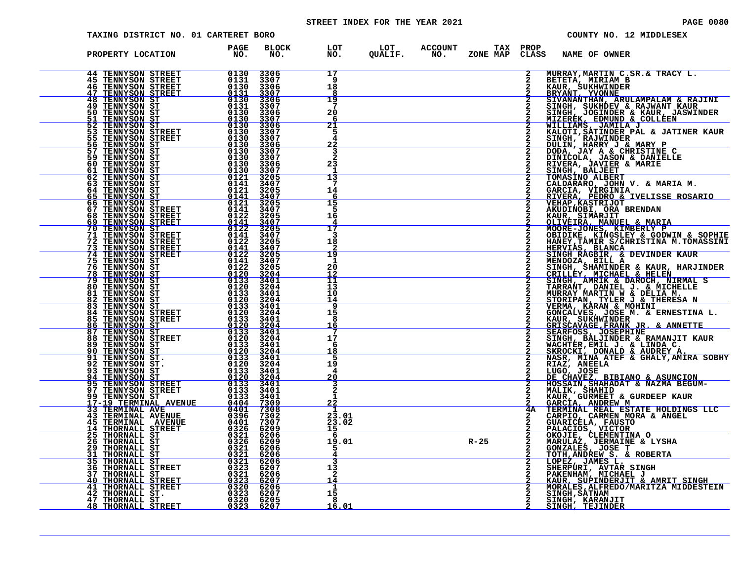STREET INDEX FOR THE YEAR 2021

TAXING DISTRICT NO. 01 CARTERET BORO | COUNTY NO. 12 MIDDLESEX

| PROPERTY LOCATION | PAGE NO. | BLOCK NO. | LOT NO. | LOT QUALIF. | ACCOUNT NO. | TAX ZONE MAP | PROP CLASS | NAME OF OWNER |
|---|---|---|---|---|---|---|---|---|
| 44 TENNYSON STREET | 0130 | 3306 | 17 | | | | 2 | MURRAY,MARTIN C.SR.& TRACY L. |
| 45 TENNYSON STREET | 0131 | 3307 | 9 | | | | 2 | BETETA, MIRIAM B |
| 46 TENNYSON STREET | 0130 | 3306 | 18 | | | | 2 | KAUR, SUKHWINDER |
| 47 TENNYSON STREET | 0131 | 3307 | 8 | | | | 2 | BRYANT, YVONNE |
| 48 TENNYSON ST | 0130 | 3306 | 19 | | | | 2 | SIVANANTHAN, ARULAMPALAM & RAJINI |
| 49 TENNYSON ST | 0131 | 3307 | 7 | | | | 2 | SINGH, SUKHDEV & RAJWANT KAUR |
| 50 TENNYSON ST | 0130 | 3306 | 20 | | | | 2 | SINGH, JOGINDER & KAUR, JASWINDER |
| 51 TENNYSON ST | 0130 | 3307 | 6 | | | | 2 | MIZEREK, EDMUND & COLLEEN |
| 52 TENNYSON ST | 0130 | 3306 | 21 | | | | 2 | WILLIAMS, JAMILA J |
| 53 TENNYSON STREET | 0130 | 3307 | 5 | | | | 2 | KALOTI,SATINDER PAL & JATINER KAUR |
| 55 TENNYSON STREET | 0130 | 3307 | 4 | | | | 2 | SINGH, RAJWINDER |
| 56 TENNYSON ST | 0130 | 3306 | 22 | | | | 2 | DULIN, HARRY J & MARY P |
| 57 TENNYSON ST | 0130 | 3307 | 3 | | | | 2 | DODA, JAY A & CHRISTINE C |
| 59 TENNYSON ST | 0130 | 3307 | 2 | | | | 2 | DINICOLA, JASON & DANIELLE |
| 60 TENNYSON ST | 0130 | 3306 | 23 | | | | 2 | RIVERA, JAVIER & MARIE |
| 61 TENNYSON ST | 0130 | 3307 | 1 | | | | 2 | SINGH, BALJEET |
| 62 TENNYSON ST | 0121 | 3205 | 13 | | | | 2 | TOMASINO ALBERT |
| 63 TENNYSON ST | 0141 | 3407 | 7 | | | | 2 | CALDARARO, JOHN V. & MARIA M. |
| 64 TENNYSON ST | 0121 | 3205 | 14 | | | | 2 | GARCIA, VIRGINIA |
| 65 TENNYSON ST | 0141 | 3407 | 6 | | | | 2 | RIVERA, PEDRO & IVELISSE ROSARIO |
| 66 TENNYSON ST | 0121 | 3205 | 15 | | | | 2 | VEHAP,KASTRIJOT |
| 67 TENNYSON STREET | 0141 | 3407 | 5 | | | | 2 | AKUDINOBI, ORA BRENDAN |
| 68 TENNYSON STREET | 0122 | 3205 | 16 | | | | 2 | KAUR, SIMARJIT |
| 69 TENNYSON STREET | 0141 | 3407 | 4 | | | | 2 | OLIVEIRA, MANUEL & MARIA |
| 70 TENNYSON ST | 0122 | 3205 | 17 | | | | 2 | MOORE-JONES, KIMBERLY P |
| 71 TENNYSON STREET | 0141 | 3407 | 3 | | | | 2 | OBIDIKE, KINGSLEY & GODWIN & SOPHIE |
| 72 TENNYSON STREET | 0122 | 3205 | 18 | | | | 2 | HANEY,TAMIR S/CHRISTINA M.TOMASSINI |
| 73 TENNYSON STREET | 0141 | 3407 | 2 | | | | 2 | HERVIAS, BLANCA |
| 74 TENNYSON STREET | 0122 | 3205 | 19 | | | | 2 | SINGH RAGBIR, & DEVINDER KAUR |
| 75 TENNYSON ST | 0141 | 3407 | 1 | | | | 2 | MENDOZA, BILL A |
| 76 TENNYSON ST | 0122 | 3205 | 20 | | | | 2 | SINGH, SHAMINDER & KAUR, HARJINDER |
| 78 TENNYSON ST | 0120 | 3204 | 12 | | | | 2 | CRILLEY, MICHAEL & HELEN |
| 79 TENNYSON ST | 0133 | 3401 | 11 | | | | 2 | SINGH, AMRIK & DAROCH, NIRMAL S |
| 80 TENNYSON ST | 0120 | 3204 | 13 | | | | 2 | TARRANT, DANIEL J. & MICHELLE |
| 81 TENNYSON ST | 0133 | 3401 | 10 | | | | 2 | MURRAY MARTIN W & DELIA M. |
| 82 TENNYSON ST | 0120 | 3204 | 14 | | | | 2 | STORIPAN, TYLER J & THERESA N |
| 83 TENNYSON ST | 0133 | 3401 | 9 | | | | 2 | VERMA, KARAN & MOHINI |
| 84 TENNYSON STREET | 0120 | 3204 | 15 | | | | 2 | GONCALVES, JOSE M. & ERNESTINA L. |
| 85 TENNYSON STREET | 0133 | 3401 | 8 | | | | 2 | KAUR, SUKHWINDER |
| 86 TENNYSON ST | 0120 | 3204 | 16 | | | | 2 | GRISCAVAGE,FRANK JR. & ANNETTE |
| 87 TENNYSON ST | 0133 | 3401 | 7 | | | | 2 | SEARFOSS, JOSEPHINE |
| 88 TENNYSON STREET | 0120 | 3204 | 17 | | | | 2 | SINGH, BALJINDER & RAMANJIT KAUR |
| 89 TENNYSON ST | 0133 | 3401 | 6 | | | | 2 | WACHTER,EMIL J. & LINDA C. |
| 90 TENNYSON ST | 0120 | 3204 | 18 | | | | 2 | SKROCKI, DONALD & AUDREY A. |
| 91 TENNYSON ST. | 0133 | 3401 | 5 | | | | 2 | NASR, MINA ATEF & GHALY,AMIRA SOBHY |
| 92 TENNYSON ST. | 0120 | 3204 | 19 | | | | 2 | RIAZ, ANEELA |
| 93 TENNYSON ST | 0133 | 3401 | 4 | | | | 2 | LUGO, JOSE |
| 94 TENNYSON ST | 0120 | 3204 | 20 | | | | 2 | DE CHAVEZ, BIBIANO & ASUNCION |
| 95 TENNYSON STREET | 0133 | 3401 | 3 | | | | 2 | HOSSAIN,SHAHADAT & NAZMA BEGUM- |
| 97 TENNYSON STREET | 0133 | 3401 | 2 | | | | 2 | MALIK, SHAHID |
| 99 TENNYSON ST | 0133 | 3401 | 1 | | | | 2 | KAUR, GURMEET & GURDEEP KAUR |
| 17-19 TERMINAL AVENUE | 0404 | 7309 | 22 | | | | 2 | GARCIA, ANDREW M |
| 33 TERMINAL AVE | 0401 | 7308 | 1 | | | | 4A | TERMINAL REAL ESTATE HOLDINGS LLC |
| 43 TERMINAL AVENUE | 0396 | 7302 | 23.01 | | | | 2 | CARPIO, CARMEN MORA & ANGEL |
| 45 TERMINAL AVENUE | 0401 | 7307 | 23.02 | | | | 2 | GUARICELA, FAUSTO |
| 14 THORNALL STREET | 0326 | 6209 | 15 | | | | 2 | PALACIOS, VICTOR |
| 25 THORNALL ST | 0321 | 6206 | 6 | | | | 2 | OKOJIE, CLEMENTINA O |
| 26 THORNALL ST | 0326 | 6209 | 19.01 | | | R-25 | 2 | MARULAZ, JERMAINE & LYSHA |
| 29 THORNALL ST | 0321 | 6206 | 5 | | | | 2 | GONZALES, JOSE T |
| 31 THORNALL ST | 0321 | 6206 | 4 | | | | 2 | TOTH,ANDREW S. & ROBERTA |
| 35 THORNALL ST | 0321 | 6206 | 3 | | | | 2 | LOPEZ, JAMES L. |
| 36 THORNALL STREET | 0323 | 6207 | 13 | | | | 2 | SHERPURI, AVTAR SINGH |
| 37 THORNALL ST | 0321 | 6206 | 2 | | | | 2 | PAKENHAM, MICHAEL J |
| 40 THORNALL STREET | 0323 | 6207 | 14 | | | | 2 | KAUR, SUPINDERJIT & AMRIT SINGH |
| 41 THORNALL STREET | 0320 | 6206 | 1 | | | | 2 | MORALES,ALFREDO/MARITZA MIDDESTEIN |
| 42 THORNALL ST. | 0323 | 6207 | 15 | | | | 2 | SINGH,SATNAM |
| 47 THORNALL ST | 0320 | 6205 | 8 | | | | 2 | SINGH, KARANJIT |
| 48 THORNALL STREET | 0323 | 6207 | 16.01 | | | | 2 | SINGH, TEJINDER |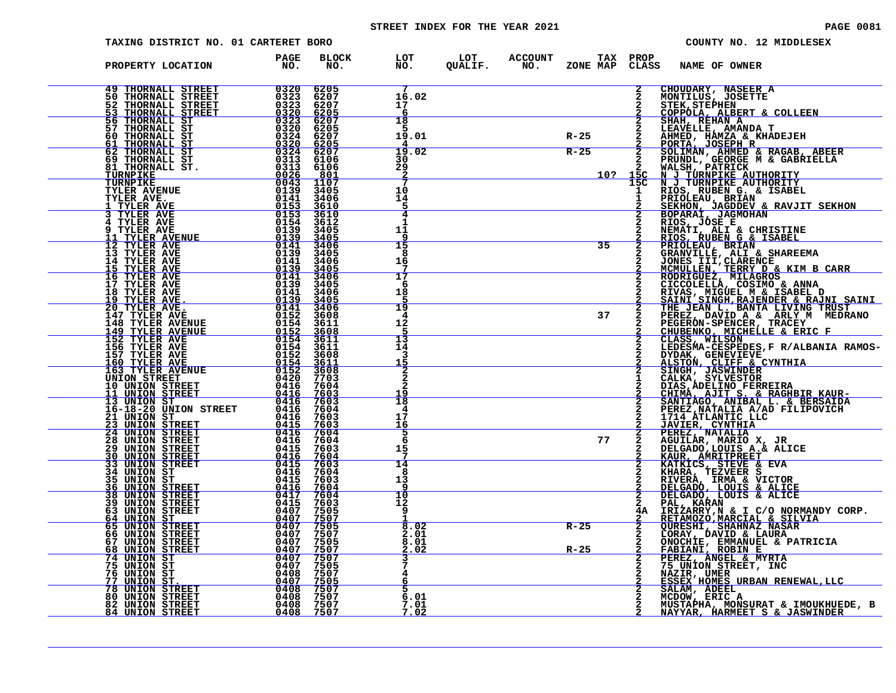# STREET INDEX FOR THE YEAR 2021

TAXING DISTRICT NO. 01 CARTERET BORO — COUNTY NO. 12 MIDDLESEX

| PROPERTY LOCATION | PAGE NO. | BLOCK NO. | LOT NO. | LOT QUALIF. | ACCOUNT NO. | ZONE | TAX MAP | PROP CLASS | NAME OF OWNER |
|---|---|---|---|---|---|---|---|---|---|
| 49 THORNALL STREET | 0320 | 6205 | 7 | | | | | 2 | CHOUDARY, NASEER A |
| 50 THORNALL STREET | 0323 | 6207 | 16.02 | | | | | 2 | MONTILUS, JOSETTE |
| 52 THORNALL STREET | 0323 | 6207 | 17 | | | | | 2 | STEK,STEPHEN |
| 53 THORNALL STREET | 0320 | 6205 | 6 | | | | | 2 | COPPOLA, ALBERT & COLLEEN |
| 56 THORNALL ST | 0323 | 6207 | 18 | | | | | 2 | SHAH, REHAN A |
| 57 THORNALL ST | 0320 | 6205 | 5 | | | | | 2 | LEAVELLE, AMANDA T |
| 60 THORNALL ST | 0324 | 6207 | 19.01 | | | R-25 | | 2 | AHMED, HAMZA & KHADEJEH |
| 61 THORNALL ST | 0320 | 6205 | 4 | | | | | 2 | PORTA, JOSEPH R |
| 62 THORNALL ST | 0324 | 6207 | 19.02 | | | R-25 | | 2 | SOLIMAN, AHMED & RAGAB, ABEER |
| 69 THORNALL ST | 0313 | 6106 | 30 | | | | | 2 | PRUNDL, GEORGE M & GABRIELLA |
| 81 THORNALL ST. | 0313 | 6106 | 29 | | | | | 2 | WALSH, PATRICK |
| TURNPIKE | 0026 | 801 | 2 | | | | 10? | 15C | N J TURNPIKE AUTHORITY |
| TURNPIKE | 0043 | 1107 | 7 | | | | | 15C | N J TURNPIKE AUTHORITY |
| TYLER AVENUE | 0139 | 3405 | 10 | | | | | 1 | RIOS, RUBEN G. & ISABEL |
| TYLER AVE. | 0141 | 3406 | 14 | | | | | 1 | PRIOLEAU, BRIAN |
| 1 TYLER AVE | 0153 | 3610 | 5 | | | | | 2 | SEKHON, JAGDDEV & RAVJIT SEKHON |
| 3 TYLER AVE | 0153 | 3610 | 4 | | | | | 2 | BOPARAI, JAGMOHAN |
| 4 TYLER AVE | 0154 | 3612 | 1 | | | | | 2 | RIOS, JOSE E |
| 9 TYLER AVE | 0139 | 3405 | 11 | | | | | 2 | NEMATI, ALI & CHRISTINE |
| 11 TYLER AVENUE | 0139 | 3405 | 9 | | | | | 2 | RIOS, RUBEN G & ISABEL |
| 12 TYLER AVE | 0141 | 3406 | 15 | | | | 35 | 2 | PRIOLEAU, BRIAN |
| 13 TYLER AVE | 0139 | 3405 | 8 | | | | | 2 | GRANVILLE, ALI & SHAREEMA |
| 14 TYLER AVE | 0141 | 3406 | 16 | | | | | 2 | JONES III,CLARENCE |
| 15 TYLER AVE | 0139 | 3405 | 7 | | | | | 2 | MCMULLEN, TERRY D & KIM B CARR |
| 16 TYLER AVE | 0141 | 3406 | 17 | | | | | 2 | RODRIGUEZ, MILAGROS |
| 17 TYLER AVE | 0139 | 3405 | 6 | | | | | 2 | CICCOLELLA, COSIMO & ANNA |
| 18 TYLER AVE | 0141 | 3406 | 18 | | | | | 2 | RIVAS, MIGUEL M & ISABEL D |
| 19 TYLER AVE. | 0139 | 3405 | 5 | | | | | 2 | SAINI SINGH,RAJENDER & RAJNI SAINI |
| 20 TYLER AVE. | 0141 | 3406 | 19 | | | | | 2 | THE JEAN L. BANTA LIVING TRUST |
| 147 TYLER AVE | 0152 | 3608 | 4 | | | | 37 | 2 | PEREZ, DAVID A & ARLY M MEDRANO |
| 148 TYLER AVENUE | 0154 | 3611 | 12 | | | | | 2 | PEGERON-SPENCER, TRACEY |
| 149 TYLER AVENUE | 0152 | 3608 | 5 | | | | | 2 | CHUBENKO, MICHELLE & ERIC F |
| 152 TYLER AVE | 0154 | 3611 | 13 | | | | | 2 | CLASS, WILSON |
| 156 TYLER AVE | 0154 | 3611 | 14 | | | | | 2 | LEDESMA-CESPEDES,F R/ALBANIA RAMOS- |
| 157 TYLER AVE | 0152 | 3608 | 3 | | | | | 2 | DYDAK, GENEVIEVE |
| 160 TYLER AVE | 0154 | 3611 | 15 | | | | | 2 | ALSTON, CLIFF & CYNTHIA |
| 163 TYLER AVENUE | 0152 | 3608 | 2 | | | | | 2 | SINGH, JASWINDER |
| UNION STREET | 0420 | 7703 | 2 | | | | | 1 | CALKA, SYLVESTOR |
| 10 UNION STREET | 0416 | 7604 | 2 | | | | | 2 | DIAS,ADELINO FERREIRA |
| 11 UNION STREET | 0416 | 7603 | 19 | | | | | 2 | CHIMA, AJIT S. & RAGHBIR KAUR- |
| 13 UNION ST | 0416 | 7603 | 18 | | | | | 2 | SANTIAGO, ANIBAL L. & BERSAIDA |
| 16-18-20 UNION STREET | 0416 | 7604 | 4 | | | | | 2 | PEREZ,NATALIA A/AD FILIPOVICH |
| 21 UNION ST | 0416 | 7603 | 17 | | | | | 2 | 1714 ATLANTIC LLC |
| 23 UNION STREET | 0415 | 7603 | 16 | | | | | 2 | JAVIER, CYNTHIA |
| 24 UNION STREET | 0416 | 7604 | 5 | | | | | 2 | PEREZ, NATALIA |
| 28 UNION STREET | 0416 | 7604 | 6 | | | | 77 | 2 | AGUILAR, MARIO X, JR |
| 29 UNION STREET | 0415 | 7603 | 15 | | | | | 2 | DELGADO,LOUIS A.& ALICE |
| 30 UNION STREET | 0416 | 7604 | 7 | | | | | 2 | KAUR, AMRITPREET |
| 33 UNION STREET | 0415 | 7603 | 14 | | | | | 2 | KATKICS, STEVE & EVA |
| 34 UNION ST | 0416 | 7604 | 8 | | | | | 2 | KHARA, TEZVEER S |
| 35 UNION ST | 0415 | 7603 | 13 | | | | | 2 | RIVERA, IRMA & VICTOR |
| 36 UNION STREET | 0416 | 7604 | 9 | | | | | 2 | DELGADO, LOUIS & ALICE |
| 38 UNION STREET | 0417 | 7604 | 10 | | | | | 2 | DELGADO, LOUIS & ALICE |
| 39 UNION STREET | 0415 | 7603 | 12 | | | | | 2 | PAL, KARAN |
| 63 UNION STREET | 0407 | 7505 | 9 | | | | | 4A | IRIZARRY,N & I C/O NORMANDY CORP. |
| 64 UNION ST | 0407 | 7507 | 1 | | | | | 2 | RETAMOZO,MARCIAL & SILVIA |
| 65 UNION STREET | 0407 | 7505 | 8.02 | | | R-25 | | 2 | QURESHI, SHAHNAZ NASAR |
| 66 UNION STREET | 0407 | 7507 | 2.01 | | | | | 2 | LORAY, DAVID & LAURA |
| 67 UNION STREET | 0407 | 7505 | 8.01 | | | | | 2 | ONOCHIE, EMMANUEL & PATRICIA |
| 68 UNION STREET | 0407 | 7507 | 2.02 | | | R-25 | | 2 | FABIANI, ROBIN E |
| 74 UNION ST | 0407 | 7507 | 3 | | | | | 2 | PEREZ, ANGEL & MYRTA |
| 75 UNION ST | 0407 | 7505 | 7 | | | | | 2 | 75 UNION STREET, INC |
| 76 UNION ST | 0408 | 7507 | 4 | | | | | 2 | NAZIR, UMER |
| 77 UNION ST. | 0407 | 7505 | 6 | | | | | 2 | ESSEX HOMES URBAN RENEWAL,LLC |
| 78 UNION STREET | 0408 | 7507 | 5 | | | | | 2 | SALAM, ADEEL |
| 80 UNION STREET | 0408 | 7507 | 6.01 | | | | | 2 | MCDOW, ERIC A |
| 82 UNION STREET | 0408 | 7507 | 7.01 | | | | | 2 | MUSTAPHA, MONSURAT & IMOUKHUEDE, B |
| 84 UNION STREET | 0408 | 7507 | 7.02 | | | | | 2 | NAYYAR, HARMEET S & JASWINDER |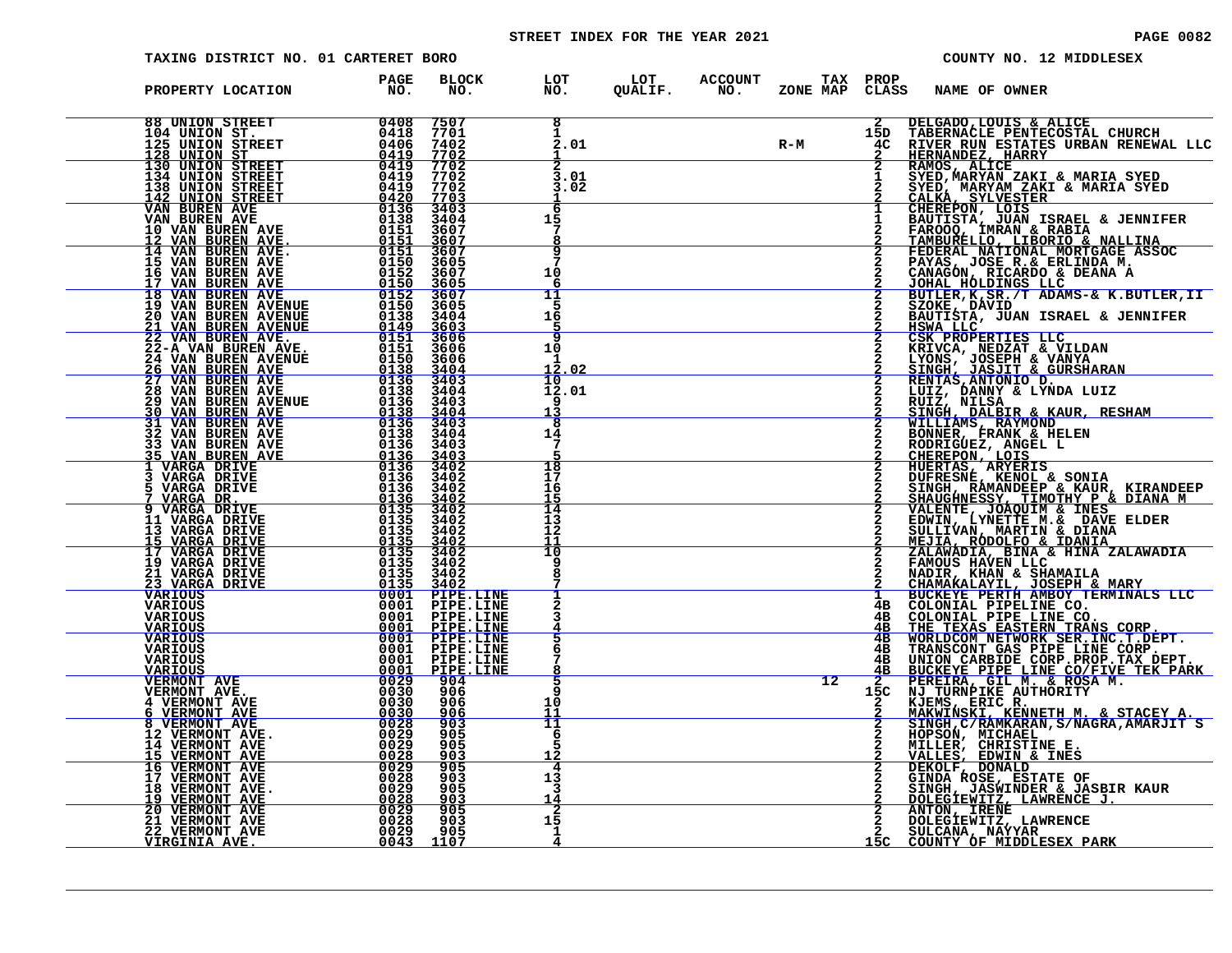STREET INDEX FOR THE YEAR 2021

TAXING DISTRICT NO. 01 CARTERET BORO

COUNTY NO. 12 MIDDLESEX

| PROPERTY LOCATION | PAGE NO. | BLOCK NO. | LOT NO. | LOT QUALIF. | ACCOUNT NO. | ZONE | TAX MAP | PROP CLASS | NAME OF OWNER |
|---|---|---|---|---|---|---|---|---|---|
| 88 UNION STREET | 0408 | 7507 | 8 | | | | | 2 | DELGADO,LOUIS & ALICE |
| 104 UNION ST. | 0418 | 7701 | 1 | | | | | 15D | TABERNACLE PENTECOSTAL CHURCH |
| 125 UNION STREET | 0406 | 7402 | 2.01 | | | R-M | | 4C | RIVER RUN ESTATES URBAN RENEWAL LLC |
| 128 UNION ST | 0419 | 7702 | 1 | | | | | 2 | HERNANDEZ, HARRY |
| 130 UNION STREET | 0419 | 7702 | 2 | | | | | 2 | RAMOS, ALICE |
| 134 UNION STREET | 0419 | 7702 | 3.01 | | | | | 1 | SYED,MARYAN ZAKI & MARIA SYED |
| 138 UNION STREET | 0419 | 7702 | 3.02 | | | | | 2 | SYED, MARYAM ZAKI & MARIA SYED |
| 142 UNION STREET | 0420 | 7703 | 1 | | | | | 2 | CALKA, SYLVESTER |
| VAN BUREN AVE | 0136 | 3403 | 6 | | | | | 1 | CHEREPON, LOIS |
| VAN BUREN AVE | 0138 | 3404 | 15 | | | | | 1 | BAUTISTA, JUAN ISRAEL & JENNIFER |
| 10 VAN BUREN AVE | 0151 | 3607 | 7 | | | | | 2 | FAROOQ, IMRAN & RABIA |
| 12 VAN BUREN AVE. | 0151 | 3607 | 8 | | | | | 2 | TAMBURELLO, LIBORIO & NALLINA |
| 14 VAN BUREN AVE. | 0151 | 3607 | 9 | | | | | 2 | FEDERAL NATIONAL MORTGAGE ASSOC |
| 15 VAN BUREN AVE | 0150 | 3605 | 7 | | | | | 2 | PAYAS, JOSE R.& ERLINDA M. |
| 16 VAN BUREN AVE | 0152 | 3607 | 10 | | | | | 2 | CANAGON, RICARDO & DEANA A |
| 17 VAN BUREN AVE | 0150 | 3605 | 6 | | | | | 2 | JOHAL HOLDINGS LLC |
| 18 VAN BUREN AVE | 0152 | 3607 | 11 | | | | | 2 | BUTLER,K,SR./T ADAMS-& K.BUTLER,II |
| 19 VAN BUREN AVENUE | 0150 | 3605 | 5 | | | | | 2 | SZOKE, DAVID |
| 20 VAN BUREN AVENUE | 0138 | 3404 | 16 | | | | | 2 | BAUTISTA, JUAN ISRAEL & JENNIFER |
| 21 VAN BUREN AVENUE | 0149 | 3603 | 5 | | | | | 2 | HSWA LLC |
| 22 VAN BUREN AVE. | 0151 | 3606 | 9 | | | | | 2 | CSK PROPERTIES LLC |
| 22-A VAN BUREN AVE. | 0151 | 3606 | 10 | | | | | 2 | KRIVCA, NEDZAT & VILDAN |
| 24 VAN BUREN AVENUE | 0150 | 3606 | 1 | | | | | 2 | LYONS, JOSEPH & VANYA |
| 26 VAN BUREN AVE | 0138 | 3404 | 12.02 | | | | | 2 | SINGH, JASJIT & GURSHARAN |
| 27 VAN BUREN AVE | 0136 | 3403 | 10 | | | | | 2 | RENTAS,ANTONIO D. |
| 28 VAN BUREN AVE | 0138 | 3404 | 12.01 | | | | | 2 | LUIZ, DANNY & LYNDA LUIZ |
| 29 VAN BUREN AVENUE | 0136 | 3403 | 9 | | | | | 2 | RUIZ, NILSA |
| 30 VAN BUREN AVE | 0138 | 3404 | 13 | | | | | 2 | SINGH, DALBIR & KAUR, RESHAM |
| 31 VAN BUREN AVE | 0136 | 3403 | 8 | | | | | 2 | WILLIAMS, RAYMOND |
| 32 VAN BUREN AVE | 0138 | 3404 | 14 | | | | | 2 | BONNER, FRANK & HELEN |
| 33 VAN BUREN AVE | 0136 | 3403 | 7 | | | | | 2 | RODRIGUEZ, ANGEL L |
| 35 VAN BUREN AVE | 0136 | 3403 | 5 | | | | | 2 | CHEREPON, LOIS |
| 1 VARGA DRIVE | 0136 | 3402 | 18 | | | | | 2 | HUERTAS, ARYERIS |
| 3 VARGA DRIVE | 0136 | 3402 | 17 | | | | | 2 | DUFRESNE, KENOL & SONIA |
| 5 VARGA DRIVE | 0136 | 3402 | 16 | | | | | 2 | SINGH, RAMANDEEP & KAUR, KIRANDEEP |
| 7 VARGA DR. | 0136 | 3402 | 15 | | | | | 2 | SHAUGHNESSY, TIMOTHY P & DIANA M |
| 9 VARGA DRIVE | 0135 | 3402 | 14 | | | | | 2 | VALENTE, JOAQUIM & INES |
| 11 VARGA DRIVE | 0135 | 3402 | 13 | | | | | 2 | EDWIN, LYNETTE M.& DAVE ELDER |
| 13 VARGA DRIVE | 0135 | 3402 | 12 | | | | | 2 | SULLIVAN, MARTIN & DIANA |
| 15 VARGA DRIVE | 0135 | 3402 | 11 | | | | | 2 | MEJIA, RODOLFO & IDANIA |
| 17 VARGA DRIVE | 0135 | 3402 | 10 | | | | | 2 | ZALAWADIA, BINA & HINA ZALAWADIA |
| 19 VARGA DRIVE | 0135 | 3402 | 9 | | | | | 2 | FAMOUS HAVEN LLC |
| 21 VARGA DRIVE | 0135 | 3402 | 8 | | | | | 2 | NADIR, KHAN & SHAMAILA |
| 23 VARGA DRIVE | 0135 | 3402 | 7 | | | | | 2 | CHAMAKALAYIL, JOSEPH & MARY |
| VARIOUS | 0001 | PIPE.LINE | 1 | | | | | 1 | BUCKEYE PERTH AMBOY TERMINALS LLC |
| VARIOUS | 0001 | PIPE.LINE | 2 | | | | | 4B | COLONIAL PIPELINE CO. |
| VARIOUS | 0001 | PIPE.LINE | 3 | | | | | 4B | COLONIAL PIPE LINE CO. |
| VARIOUS | 0001 | PIPE.LINE | 4 | | | | | 4B | THE TEXAS EASTERN TRANS CORP. |
| VARIOUS | 0001 | PIPE.LINE | 5 | | | | | 4B | WORLDCOM NETWORK SER.INC.T.DEPT. |
| VARIOUS | 0001 | PIPE.LINE | 6 | | | | | 4B | TRANSCONT GAS PIPE LINE CORP. |
| VARIOUS | 0001 | PIPE.LINE | 7 | | | | | 4B | UNION CARBIDE CORP.PROP.TAX DEPT. |
| VARIOUS | 0001 | PIPE.LINE | 8 | | | | | 4B | BUCKEYE PIPE LINE CO/FIVE TEK PARK |
| VERMONT AVE | 0029 | 904 | 5 | | | | 12 | 2 | PEREIRA, GIL M. & ROSA M. |
| VERMONT AVE. | 0030 | 906 | 9 | | | | | 15C | NJ TURNPIKE AUTHORITY |
| 4 VERMONT AVE | 0030 | 906 | 10 | | | | | 2 | KJEMS, ERIC R. |
| 6 VERMONT AVE | 0030 | 906 | 11 | | | | | 2 | MAKWINSKI, KENNETH M. & STACEY A. |
| 8 VERMONT AVE | 0028 | 903 | 11 | | | | | 2 | SINGH,C/RAMKARAN,S/NAGRA,AMARJIT S |
| 12 VERMONT AVE. | 0029 | 905 | 6 | | | | | 2 | HOPSON, MICHAEL |
| 14 VERMONT AVE | 0029 | 905 | 5 | | | | | 2 | MILLER, CHRISTINE E. |
| 15 VERMONT AVE | 0028 | 903 | 12 | | | | | 2 | VALLES, EDWIN & INES |
| 16 VERMONT AVE | 0029 | 905 | 4 | | | | | 2 | DEKOLF, DONALD |
| 17 VERMONT AVE | 0028 | 903 | 13 | | | | | 2 | GINDA ROSE, ESTATE OF |
| 18 VERMONT AVE. | 0029 | 905 | 3 | | | | | 2 | SINGH, JASWINDER & JASBIR KAUR |
| 19 VERMONT AVE | 0028 | 903 | 14 | | | | | 2 | DOLEGIEWITZ, LAWRENCE J. |
| 20 VERMONT AVE | 0029 | 905 | 2 | | | | | 2 | ANTON, IRENE |
| 21 VERMONT AVE | 0028 | 903 | 15 | | | | | 2 | DOLEGIEWITZ, LAWRENCE |
| 22 VERMONT AVE | 0029 | 905 | 1 | | | | | 2 | SULCANA, NAYYAR |
| VIRGINIA AVE. | 0043 | 1107 | 4 | | | | | 15C | COUNTY OF MIDDLESEX PARK |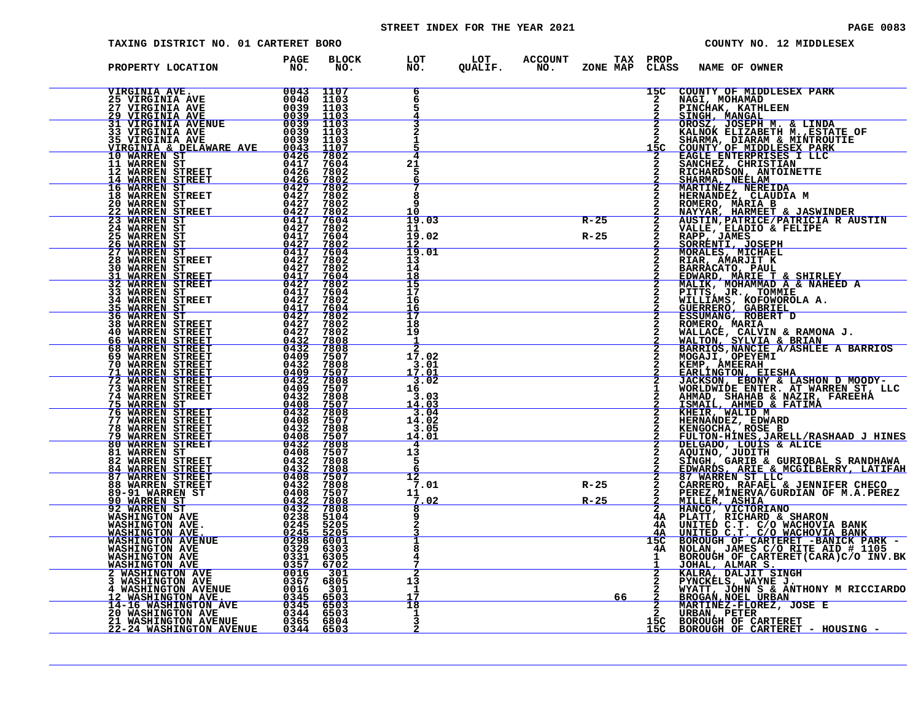STREET INDEX FOR THE YEAR 2021

TAXING DISTRICT NO. 01 CARTERET BORO — COUNTY NO. 12 MIDDLESEX

| PROPERTY LOCATION | PAGE NO. | BLOCK NO. | LOT NO. | LOT QUALIF. | ACCOUNT NO. | TAX ZONE MAP | PROP CLASS | NAME OF OWNER |
|---|---|---|---|---|---|---|---|---|
| VIRGINIA AVE. | 0043 | 1107 | 6 | | | | 15C | COUNTY OF MIDDLESEX PARK |
| 25 VIRGINIA AVE | 0040 | 1103 | 6 | | | | 2 | NAGI, MOHAMAD |
| 27 VIRGINIA AVE | 0039 | 1103 | 5 | | | | 2 | PINCHAK, KATHLEEN |
| 29 VIRGINIA AVE | 0039 | 1103 | 4 | | | | 2 | SINGH, MANGAL |
| 31 VIRGINIA AVENUE | 0039 | 1103 | 3 | | | | 2 | OROSZ, JOSEPH M. & LINDA |
| 33 VIRGINIA AVE | 0039 | 1103 | 2 | | | | 2 | KALNOK ELIZABETH M.,ESTATE OF |
| 35 VIRGINIA AVE | 0039 | 1103 | 1 | | | | 2 | SHARMA, DIARAM & MINTROUTIE |
| VIRGINIA & DELAWARE AVE | 0043 | 1107 | 5 | | | | 15C | COUNTY OF MIDDLESEX PARK |
| 10 WARREN ST | 0426 | 7802 | 4 | | | | 2 | EAGLE ENTERPRISES I LLC |
| 11 WARREN ST | 0417 | 7604 | 21 | | | | 2 | SANCHEZ, CHRISTIAN |
| 12 WARREN STREET | 0426 | 7802 | 5 | | | | 2 | RICHARDSON, ANTOINETTE |
| 14 WARREN STREET | 0426 | 7802 | 6 | | | | 2 | SHARMA, NEELAM |
| 16 WARREN ST | 0427 | 7802 | 7 | | | | 2 | MARTINEZ, NEREIDA |
| 18 WARREN STREET | 0427 | 7802 | 8 | | | | 2 | HERNANDEZ, CLAUDIA M |
| 20 WARREN ST | 0427 | 7802 | 9 | | | | 2 | ROMERO, MARIA B |
| 22 WARREN STREET | 0427 | 7802 | 10 | | | | 2 | NAYYAR, HARMEET & JASWINDER |
| 23 WARREN ST | 0417 | 7604 | 19.03 | | | R-25 | 2 | AUSTIN,PATRICE/PATRICIA R AUSTIN |
| 24 WARREN ST | 0427 | 7802 | 11 | | | | 2 | VALLE, ELADIO & FELIPE |
| 25 WARREN ST | 0417 | 7604 | 19.02 | | | R-25 | 2 | RAPP, JAMES |
| 26 WARREN ST | 0427 | 7802 | 12 | | | | 2 | SORRENTI, JOSEPH |
| 27 WARREN ST | 0417 | 7604 | 19.01 | | | | 2 | MORALES, MICHAEL |
| 28 WARREN STREET | 0427 | 7802 | 13 | | | | 2 | RIAR, AMARJIT K |
| 30 WARREN ST | 0427 | 7802 | 14 | | | | 2 | BARRACATO, PAUL |
| 31 WARREN STREET | 0417 | 7604 | 18 | | | | 2 | EDWARD, MARIE T & SHIRLEY |
| 32 WARREN STREET | 0427 | 7802 | 15 | | | | 2 | MALIK, MOHAMMAD A & NAHEED A |
| 33 WARREN ST | 0417 | 7604 | 17 | | | | 2 | PITTS, JR., TOMMIE |
| 34 WARREN STREET | 0427 | 7802 | 16 | | | | 2 | WILLIAMS, KOFOWOROLA A. |
| 35 WARREN ST | 0417 | 7604 | 16 | | | | 2 | GUERRERO, GABRIEL |
| 36 WARREN ST | 0427 | 7802 | 17 | | | | 2 | ESSUMANG, ROBERT D |
| 38 WARREN STREET | 0427 | 7802 | 18 | | | | 2 | ROMERO, MARIA |
| 40 WARREN STREET | 0427 | 7802 | 19 | | | | 2 | WALLACE, CALVIN & RAMONA J. |
| 66 WARREN STREET | 0432 | 7808 | 1 | | | | 2 | WALTON, SYLVIA & BRIAN |
| 68 WARREN STREET | 0432 | 7808 | 2 | | | | 2 | BARRIOS,NANCIE A/ASHLEE A BARRIOS |
| 69 WARREN STREET | 0409 | 7507 | 17.02 | | | | 2 | MOGAJI, OPEYEMI |
| 70 WARREN STREET | 0432 | 7808 | 3.01 | | | | 2 | KEMP, AMEERAH |
| 71 WARREN STREET | 0409 | 7507 | 17.01 | | | | 2 | EARLINGTON, EIESHA |
| 72 WARREN STREET | 0432 | 7808 | 3.02 | | | | 2 | JACKSON, EBONY & LASHON D MOODY- |
| 73 WARREN STREET | 0409 | 7507 | 16 | | | | 1 | WORLDWIDE ENTER. AT WARREN ST, LLC |
| 74 WARREN STREET | 0432 | 7808 | 3.03 | | | | 2 | AHMAD, SHAHAB & NAZIR, FAREEHA |
| 75 WARREN ST | 0408 | 7507 | 14.03 | | | | 2 | ISMAIL, AHMED & FATIMA |
| 76 WARREN STREET | 0432 | 7808 | 3.04 | | | | 2 | KHEIR, WALID M |
| 77 WARREN STREET | 0408 | 7507 | 14.02 | | | | 2 | HERNANDEZ, EDWARD |
| 78 WARREN STREET | 0432 | 7808 | 3.05 | | | | 2 | KENGOCHA, ROSE B |
| 79 WARREN STREET | 0408 | 7507 | 14.01 | | | | 2 | FULTON-HINES,JARELL/RASHAAD J HINES |
| 80 WARREN STREET | 0432 | 7808 | 4 | | | | 2 | DELGADO, LOUIS & ALICE |
| 81 WARREN ST | 0408 | 7507 | 13 | | | | 2 | AQUINO, JUDITH |
| 82 WARREN STREET | 0432 | 7808 | 5 | | | | 2 | SINGH, GARIB & GURIQBAL S RANDHAWA |
| 84 WARREN STREET | 0432 | 7808 | 6 | | | | 2 | EDWARDS, ARIE & MCGILBERRY, LATIFAH |
| 87 WARREN STREET | 0408 | 7507 | 12 | | | | 2 | 87 WARREN ST LLC |
| 88 WARREN STREET | 0432 | 7808 | 7.01 | | | R-25 | 2 | CARRERO, RAFAEL & JENNIFER CHECO |
| 89-91 WARREN ST | 0408 | 7507 | 11 | | | | 2 | PEREZ,MINERVA/GURDIAN OF M.A.PEREZ |
| 90 WARREN ST | 0432 | 7808 | 7.02 | | | R-25 | 2 | MILLER, ASHIA |
| 92 WARREN ST | 0432 | 7808 | 8 | | | | 2 | HANCO, VICTORIANO |
| WASHINGTON AVE | 0238 | 5104 | 9 | | | | 4A | PLATT, RICHARD & SHARON |
| WASHINGTON AVE. | 0245 | 5205 | 2 | | | | 4A | UNITED C.T. C/O WACHOVIA BANK |
| WASHINGTON AVE. | 0245 | 5205 | 3 | | | | 4A | UNITED C.T. C/O WACHOVIA BANK |
| WASHINGTON AVENUE | 0298 | 6001 | 1 | | | | 15C | BOROUGH OF CARTERET -BANICK PARK - |
| WASHINGTON AVE | 0329 | 6303 | 8 | | | | 4A | NOLAN, JAMES C/O RITE AID # 1105 |
| WASHINGTON AVE | 0331 | 6305 | 4 | | | | 1 | BOROUGH OF CARTERET(CARA)C/O INV.BK |
| WASHINGTON AVE | 0357 | 6702 | 7 | | | | 1 | JOHAL, ALMAR S. |
| 2 WASHINGTON AVE | 0016 | 301 | 2 | | | | 2 | KALRA, DALJIT SINGH |
| 3 WASHINGTON AVE | 0367 | 6805 | 13 | | | | 2 | PYNCKELS, WAYNE J. |
| 4 WASHINGTON AVENUE | 0016 | 301 | 1 | | | | 2 | WYATT, JOHN S & ANTHONY M RICCIARDO |
| 12 WASHINGTON AVE. | 0345 | 6503 | 17 | | | 66 | 2 | BROGAN,NOEL URBAN |
| 14-16 WASHINGTON AVE | 0345 | 6503 | 18 | | | | 2 | MARTINEZ-FLOREZ, JOSE E |
| 20 WASHINGTON AVE | 0344 | 6503 | 1 | | | | 2 | URBAN, PETER |
| 21 WASHINGTON AVENUE | 0365 | 6804 | 3 | | | | 15C | BOROUGH OF CARTERET |
| 22-24 WASHINGTON AVENUE | 0344 | 6503 | 2 | | | | 15C | BOROUGH OF CARTERET - HOUSING - |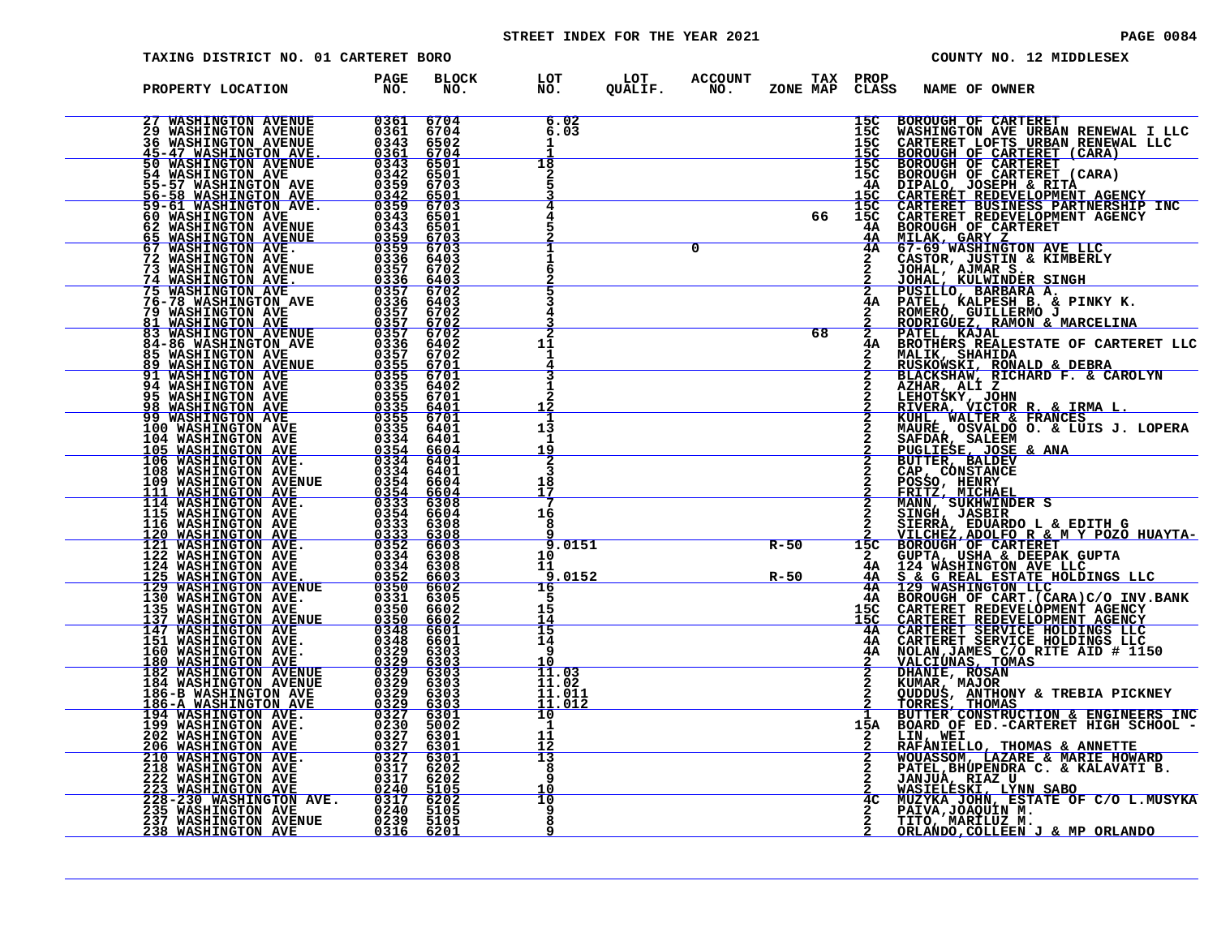STREET INDEX FOR THE YEAR 2021

TAXING DISTRICT NO. 01 CARTERET BORO

COUNTY NO. 12 MIDDLESEX

| PROPERTY LOCATION | PAGE NO. | BLOCK NO. | LOT NO. | LOT QUALIF. | ACCOUNT NO. | ZONE | TAX MAP | PROP CLASS | NAME OF OWNER |
|---|---|---|---|---|---|---|---|---|---|
| 27 WASHINGTON AVENUE | 0361 | 6704 | 6.02 | | | | | 15C | BOROUGH OF CARTERET |
| 29 WASHINGTON AVENUE | 0361 | 6704 | 6.03 | | | | | 15C | WASHINGTON AVE URBAN RENEWAL I LLC |
| 36 WASHINGTON AVENUE | 0343 | 6502 | 1 | | | | | 15C | CARTERET LOFTS URBAN RENEWAL LLC |
| 45-47 WASHINGTON AVE. | 0361 | 6704 | 1 | | | | | 15C | BOROUGH OF CARTERET (CARA) |
| 50 WASHINGTON AVENUE | 0343 | 6501 | 18 | | | | | 15C | BOROUGH OF CARTERET |
| 54 WASHINGTON AVE | 0342 | 6501 | 2 | | | | | 15C | BOROUGH OF CARTERET (CARA) |
| 55-57 WASHINGTON AVE | 0359 | 6703 | 5 | | | | | 4A | DIPALO, JOSEPH & RITA |
| 56-58 WASHINGTON AVE | 0342 | 6501 | 3 | | | | | 15C | CARTERET REDEVELOPMENT AGENCY |
| 59-61 WASHINGTON AVE. | 0359 | 6703 | 4 | | | | | 15C | CARTERET BUSINESS PARTNERSHIP INC |
| 60 WASHINGTON AVE | 0343 | 6501 | 4 | | | | 66 | 15C | CARTERET REDEVELOPMENT AGENCY |
| 62 WASHINGTON AVENUE | 0343 | 6501 | 5 | | | | | 4A | BOROUGH OF CARTERET |
| 65 WASHINGTON AVENUE | 0359 | 6703 | 2 | | | | | 4A | MILAK, GARY Z |
| 67 WASHINGTON AVE. | 0359 | 6703 | 1 | | 0 | | | 4A | 67-69 WASHINGTON AVE LLC |
| 72 WASHINGTON AVE | 0336 | 6403 | 1 | | | | | 2 | CASTOR, JUSTIN & KIMBERLY |
| 73 WASHINGTON AVENUE | 0357 | 6702 | 6 | | | | | 2 | JOHAL, AJMAR S. |
| 74 WASHINGTON AVE. | 0336 | 6403 | 2 | | | | | 2 | JOHAL, KULWINDER SINGH |
| 75 WASHINGTON AVE | 0357 | 6702 | 5 | | | | | 2 | PUSILLO, BARBARA A. |
| 76-78 WASHINGTON AVE | 0336 | 6403 | 3 | | | | | 4A | PATEL, KALPESH B. & PINKY K. |
| 79 WASHINGTON AVE | 0357 | 6702 | 4 | | | | | 2 | ROMERO, GUILLERMO J |
| 81 WASHINGTON AVE | 0357 | 6702 | 3 | | | | | 2 | RODRIGUEZ, RAMON & MARCELINA |
| 83 WASHINGTON AVENUE | 0357 | 6702 | 2 | | | | 68 | 2 | PATEL, KAJAL |
| 84-86 WASHINGTON AVE | 0336 | 6402 | 11 | | | | | 4A | BROTHERS REALESTATE OF CARTERET LLC |
| 85 WASHINGTON AVE | 0357 | 6702 | 1 | | | | | 2 | MALIK, SHAHIDA |
| 89 WASHINGTON AVENUE | 0355 | 6701 | 4 | | | | | 2 | RUSKOWSKI, RONALD & DEBRA |
| 91 WASHINGTON AVE | 0355 | 6701 | 3 | | | | | 2 | BLACKSHAW, RICHARD F. & CAROLYN |
| 94 WASHINGTON AVE | 0335 | 6402 | 1 | | | | | 2 | AZHAR, ALI Z |
| 95 WASHINGTON AVE | 0355 | 6701 | 2 | | | | | 2 | LEHOTSKY, JOHN |
| 98 WASHINGTON AVE | 0335 | 6401 | 12 | | | | | 2 | RIVERA, VICTOR R. & IRMA L. |
| 99 WASHINGTON AVE | 0355 | 6701 | 1 | | | | | 2 | KUHL, WALTER & FRANCES |
| 100 WASHINGTON AVE | 0335 | 6401 | 13 | | | | | 2 | MAURE, OSVALDO O. & LUIS J. LOPERA |
| 104 WASHINGTON AVE | 0334 | 6401 | 1 | | | | | 2 | SAFDAR, SALEEM |
| 105 WASHINGTON AVE | 0354 | 6604 | 19 | | | | | 2 | PUGLIESE, JOSE & ANA |
| 106 WASHINGTON AVE. | 0334 | 6401 | 2 | | | | | 2 | BUTTER, BALDEV |
| 108 WASHINGTON AVE | 0334 | 6401 | 3 | | | | | 2 | CAP, CONSTANCE |
| 109 WASHINGTON AVENUE | 0354 | 6604 | 18 | | | | | 2 | POSSO, HENRY |
| 111 WASHINGTON AVE | 0354 | 6604 | 17 | | | | | 2 | FRITZ, MICHAEL |
| 114 WASHINGTON AVE. | 0333 | 6308 | 7 | | | | | 2 | MANN, SUKHWINDER S |
| 115 WASHINGTON AVE | 0354 | 6604 | 16 | | | | | 2 | SINGH, JASBIR |
| 116 WASHINGTON AVE | 0333 | 6308 | 8 | | | | | 2 | SIERRA, EDUARDO L & EDITH G |
| 120 WASHINGTON AVE | 0333 | 6308 | 9 | | | | | 2 | VILCHEZ,ADOLFO R & M Y POZO HUAYTA- |
| 121 WASHINGTON AVE. | 0352 | 6603 | 9.0151 | | | R-50 | | 15C | BOROUGH OF CARTERET |
| 122 WASHINGTON AVE | 0334 | 6308 | 10 | | | | | 2 | GUPTA, USHA & DEEPAK GUPTA |
| 124 WASHINGTON AVE | 0334 | 6308 | 11 | | | | | 4A | 124 WASHINGTON AVE LLC |
| 125 WASHINGTON AVE. | 0352 | 6603 | 9.0152 | | | R-50 | | 4A | S & G REAL ESTATE HOLDINGS LLC |
| 129 WASHINGTON AVENUE | 0350 | 6602 | 16 | | | | | 4A | 129 WASHINGTON LLC |
| 130 WASHINGTON AVE. | 0331 | 6305 | 5 | | | | | 4A | BOROUGH OF CART.(CARA)C/O INV.BANK |
| 135 WASHINGTON AVE | 0350 | 6602 | 15 | | | | | 15C | CARTERET REDEVELOPMENT AGENCY |
| 137 WASHINGTON AVENUE | 0350 | 6602 | 14 | | | | | 15C | CARTERET REDEVELOPMENT AGENCY |
| 147 WASHINGTON AVE | 0348 | 6601 | 15 | | | | | 4A | CARTERET SERVICE HOLDINGS LLC |
| 151 WASHINGTON AVE. | 0348 | 6601 | 14 | | | | | 4A | CARTERET SERVICE HOLDINGS LLC |
| 160 WASHINGTON AVE. | 0329 | 6303 | 9 | | | | | 4A | NOLAN,JAMES C/O RITE AID # 1150 |
| 180 WASHINGTON AVE | 0329 | 6303 | 10 | | | | | 2 | VALCIUNAS, TOMAS |
| 182 WASHINGTON AVENUE | 0329 | 6303 | 11.03 | | | | | 2 | DHANIE, ROSAN |
| 184 WASHINGTON AVENUE | 0329 | 6303 | 11.02 | | | | | 2 | KUMAR, MAJOR |
| 186-B WASHINGTON AVE | 0329 | 6303 | 11.011 | | | | | 2 | QUDDUS, ANTHONY & TREBIA PICKNEY |
| 186-A WASHINGTON AVE | 0329 | 6303 | 11.012 | | | | | 2 | TORRES, THOMAS |
| 194 WASHINGTON AVE. | 0327 | 6301 | 10 | | | | | 1 | BUTTER CONSTRUCTION & ENGINEERS INC |
| 199 WASHINGTON AVE. | 0230 | 5002 | 1 | | | | | 15A | BOARD OF ED.-CARTERET HIGH SCHOOL - |
| 202 WASHINGTON AVE | 0327 | 6301 | 11 | | | | | 2 | LIN, WEI |
| 206 WASHINGTON AVE | 0327 | 6301 | 12 | | | | | 2 | RAFANIELLO, THOMAS & ANNETTE |
| 210 WASHINGTON AVE. | 0327 | 6301 | 13 | | | | | 2 | WOUASSOM, LAZARE & MARIE HOWARD |
| 218 WASHINGTON AVE | 0317 | 6202 | 8 | | | | | 2 | PATEL,BHUPENDRA C. & KALAVATI B. |
| 222 WASHINGTON AVE | 0317 | 6202 | 9 | | | | | 2 | JANJUA, RIAZ U |
| 223 WASHINGTON AVE | 0240 | 5105 | 10 | | | | | 2 | WASIELESKI, LYNN SABO |
| 228-230 WASHINGTON AVE. | 0317 | 6202 | 10 | | | | | 4C | MUZYKA JOHN, ESTATE OF C/O L.MUSYKA |
| 235 WASHINGTON AVE | 0240 | 5105 | 9 | | | | | 2 | PAIVA,JOAQUIN M. |
| 237 WASHINGTON AVENUE | 0239 | 5105 | 8 | | | | | 2 | TITO, MARILUZ M. |
| 238 WASHINGTON AVE | 0316 | 6201 | 9 | | | | | 2 | ORLANDO,COLLEEN J & MP ORLANDO |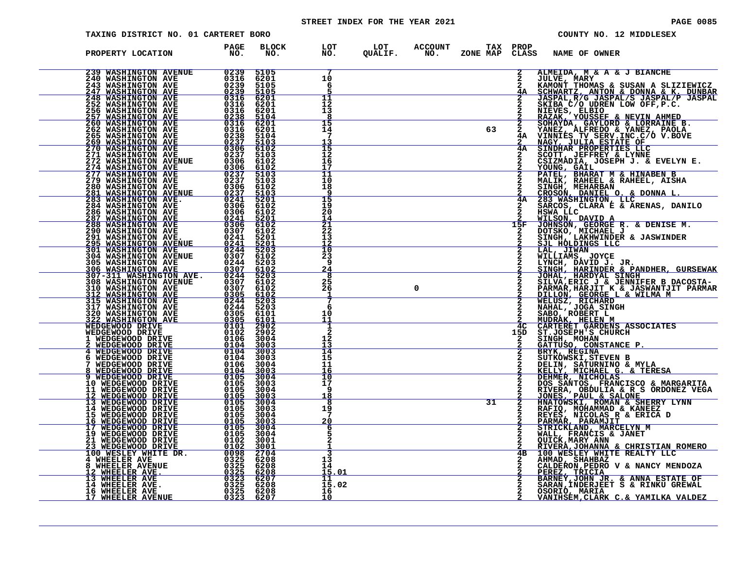STREET INDEX FOR THE YEAR 2021

TAXING DISTRICT NO. 01 CARTERET BORO

COUNTY NO. 12 MIDDLESEX

| PROPERTY LOCATION | PAGE NO. | BLOCK NO. | LOT NO. | LOT QUALIF. | ACCOUNT NO. | TAX ZONE MAP | PROP CLASS | NAME OF OWNER |
|---|---|---|---|---|---|---|---|---|
| 239 WASHINGTON AVENUE | 0239 | 5105 | 7 | | | | 2 | ALMEIDA, M & A & J BIANCHE |
| 240 WASHINGTON AVE | 0316 | 6201 | 10 | | | | 2 | JULVE, MARY |
| 243 WASHINGTON AVE | 0239 | 5105 | 6 | | | | 2 | KAMONT THOMAS & SUSAN A SLIZIEWICZ |
| 247 WASHINGTON AVE | 0239 | 5105 | 5 | | | | 4A | SCHWARTZ, ANTON & DONNA & K. DUNBAR |
| 248 WASHINGTON AVE | 0316 | 6201 | 11 | | | | 2 | JASPAL,R/G JASPAL/S JASPAL/P JASPAL |
| 252 WASHINGTON AVE | 0316 | 6201 | 12 | | | | 2 | SKIBA C/O UDREN LOW OFF,P.C. |
| 256 WASHINGTON AVE | 0316 | 6201 | 13 | | | | 2 | NIEVES, ELBIO |
| 257 WASHINGTON AVE | 0238 | 5104 | 8 | | | | 2 | RAZAK, YOUSSEF & NEVIN AHMED |
| 260 WASHINGTON AVE | 0316 | 6201 | 15 | | | | 2 | SOHAYDA, GAYLORD & LORRAINE B. |
| 262 WASHINGTON AVE | 0316 | 6201 | 14 | | | 63 | 2 | YANEZ, ALFREDO & YANEZ, PAOLA |
| 265 WASHINGTON AVE | 0238 | 5104 | 7 | | | | 4A | VINNIES TV SERV.INC.C/O V.BOVE |
| 269 WASHINGTON AVE | 0237 | 5103 | 13 | | | | 2 | NAGY, JULIA ESTATE OF |
| 270 WASHINGTON AVE | 0306 | 6102 | 15 | | | | 4A | SINDHAR PROPERTIES LLC |
| 271 WASHINGTON AVE | 0237 | 5103 | 12 | | | | 2 | SCOTT, JEFFREY & LYNNE |
| 272 WASHINGTON AVENUE | 0306 | 6102 | 16 | | | | 2 | CSIZMADIA, JOSEPH J. & EVELYN E. |
| 274 WASHINGTON AVE | 0306 | 6102 | 17 | | | | 2 | YOUNG, GAIL |
| 277 WASHINGTON AVE | 0237 | 5103 | 11 | | | | 2 | PATEL, BHARAT M & HINABEN B |
| 279 WASHINGTON AVE | 0237 | 5103 | 10 | | | | 2 | MALIK, RAHEEL & RAHEEL, AISHA |
| 280 WASHINGTON AVE | 0306 | 6102 | 18 | | | | 2 | SINGH, MEHARBAN |
| 281 WASHINGTON AVENUE | 0237 | 5103 | 9 | | | | 2 | CROSON, DANIEL O. & DONNA L. |
| 283 WASHINGTON AVE. | 0241 | 5201 | 15 | | | | 4A | 283 WASHINGTON, LLC |
| 284 WASHINGTON AVE | 0306 | 6102 | 19 | | | | 2 | SARCOS, CLARA E & ARENAS, DANILO |
| 286 WASHINGTON AVE | 0306 | 6102 | 20 | | | | 2 | HSWA LLC |
| 287 WASHINGTON AVE | 0241 | 5201 | 14 | | | | 2 | WILSON, DAVID A |
| 288 WASHINGTON AVE | 0306 | 6102 | 21 | | | | 15F | JOHNSON, GEORGE R. & DENISE M. |
| 290 WASHINGTON AVE | 0307 | 6102 | 22 | | | | 2 | DOTSKO, MICHAEL J |
| 291 WASHINGTON AVE. | 0241 | 5201 | 13 | | | | 2 | SINGH, LAKHWINDER & JASWINDER |
| 295 WASHINGTON AVENUE | 0241 | 5201 | 12 | | | | 2 | SJL HOLDINGS LLC |
| 301 WASHINGTON AVE | 0244 | 5203 | 10 | | | | 2 | LAL, JIWAN |
| 304 WASHINGTON AVENUE | 0307 | 6102 | 23 | | | | 2 | WILLIAMS, JOYCE |
| 305 WASHINGTON AVE | 0244 | 5203 | 9 | | | | 2 | LYNCH, DAVID J. JR. |
| 306 WASHINGTON AVE | 0307 | 6102 | 24 | | | | 2 | SINGH, HARINDER & PANDHER, GURSEWAK |
| 307-311 WASHINGTON AVE. | 0244 | 5203 | 8 | | | | 2 | JOHAL, HARDYAL SINGH |
| 308 WASHINGTON AVENUE | 0307 | 6102 | 25 | | | | 2 | SILVA,ERIC J & JENNIFER B DACOSTA- |
| 310 WASHINGTON AVE | 0307 | 6102 | 26 | | 0 | | 2 | PARMAR,HARJIT K & JASWANTJIT PARMAR |
| 312 WASHINGTON AVE | 0305 | 6102 | 1 | | | | 2 | DILLON, GEORGE L & WILMA M |
| 315 WASHINGTON AVE | 0244 | 5203 | 7 | | | | 2 | WELUSZ, RICHARD |
| 317 WASHINGTON AVE | 0244 | 5203 | 6 | | | | 2 | NAHAL, JOGA SINGH |
| 320 WASHINGTON AVE | 0305 | 6101 | 10 | | | | 2 | SABO, ROBERT L |
| 322 WASHINGTON AVE | 0305 | 6101 | 11 | | | | 2 | MUDRAK, HELEN M |
| WEDGEWOOD DRIVE | 0101 | 2902 | 1 | | | | 4C | CARTERET GARDENS ASSOCIATES |
| WEDGEWOOD DRIVE | 0102 | 2902 | 2 | | | | 15D | ST.JOSEPH'S CHURCH |
| 1 WEDGEWOOD DRIVE | 0106 | 3004 | 12 | | | | 2 | SINGH, MOHAN |
| 2 WEDGEWOOD DRIVE | 0104 | 3003 | 13 | | | | 2 | GATTUSO, CONSTANCE P. |
| 4 WEDGEWOOD DRIVE | 0104 | 3003 | 14 | | | | 2 | BRYK, REGINA |
| 6 WEDGEWOOD DRIVE | 0104 | 3003 | 15 | | | | 2 | SUTKOWSKI,STEVEN B |
| 7 WEDGEWOOD DRIVE | 0106 | 3004 | 11 | | | | 2 | DELIN, SATURNINO & MYLA |
| 8 WEDGEWOOD DRIVE | 0104 | 3003 | 16 | | | | 2 | KELLY, MICHAEL G. & TERESA |
| 9 WEDGEWOOD DRIVE | 0105 | 3004 | 10 | | | | 2 | DEHMER, NICHOLAS |
| 10 WEDGEWOOD DRIVE | 0105 | 3003 | 17 | | | | 2 | DOS SANTOS, FRANCISCO & MARGARITA |
| 11 WEDGEWOOD DRIVE | 0105 | 3004 | 9 | | | | 2 | RIVERA, OBDULIA & R S ORDONEZ VEGA |
| 12 WEDGEWOOD DRIVE | 0105 | 3003 | 18 | | | | 2 | JONES, PAUL & SALONE |
| 13 WEDGEWOOD DRIVE | 0105 | 3004 | 8 | | | 31 | 2 | HNATOWSKI, ROMAN & SHERRY LYNN |
| 14 WEDGEWOOD DRIVE | 0105 | 3003 | 19 | | | | 2 | RAFIQ, MOHAMMAD & KANEEZ |
| 15 WEDGEWOOD DRIVE | 0105 | 3004 | 7 | | | | 2 | REYES, NICOLAS R & ERICA D |
| 16 WEDGEWOOD DRIVE | 0105 | 3003 | 20 | | | | 2 | PARMAR, PARAMJIT |
| 17 WEDGEWOOD DRIVE | 0105 | 3004 | 6 | | | | 2 | STRICKLAND, MARCELYN M |
| 19 WEDGEWOOD DRIVE | 0105 | 3004 | 5 | | | | 2 | WALL, FRANCIS & JANET |
| 21 WEDGEWOOD DRIVE | 0102 | 3001 | 2 | | | | 2 | QUICK,MARY ANN |
| 23 WEDGEWOOD DRIVE | 0102 | 3001 | 1 | | | | 2 | RIVERA,JOHANNA & CHRISTIAN ROMERO |
| 100 WESLEY WHITE DR. | 0098 | 2704 | 3 | | | | 4B | 100 WESLEY WHITE REALTY LLC |
| 4 WHEELER AVE | 0325 | 6208 | 13 | | | | 2 | AHMAD, SHAHBAZ |
| 8 WHEELER AVENUE | 0325 | 6208 | 14 | | | | 2 | CALDERON,PEDRO V & NANCY MENDOZA |
| 12 WHEELER AVE. | 0325 | 6208 | 15.01 | | | | 2 | PEREZ, TRICIA |
| 13 WHEELER AVE | 0323 | 6207 | 11 | | | | 2 | BARNEY,JOHN JR. & ANNA ESTATE OF |
| 14 WHEELER AVE. | 0325 | 6208 | 15.02 | | | | 2 | SARAN,INDERJEET S & RINKU GREWAL |
| 16 WHEELER AVE | 0325 | 6208 | 16 | | | | 2 | OSORIO, MARIA |
| 17 WHEELER AVENUE | 0323 | 6207 | 10 | | | | 2 | VANIHSEM,CLARK C.& YAMILKA VALDEZ |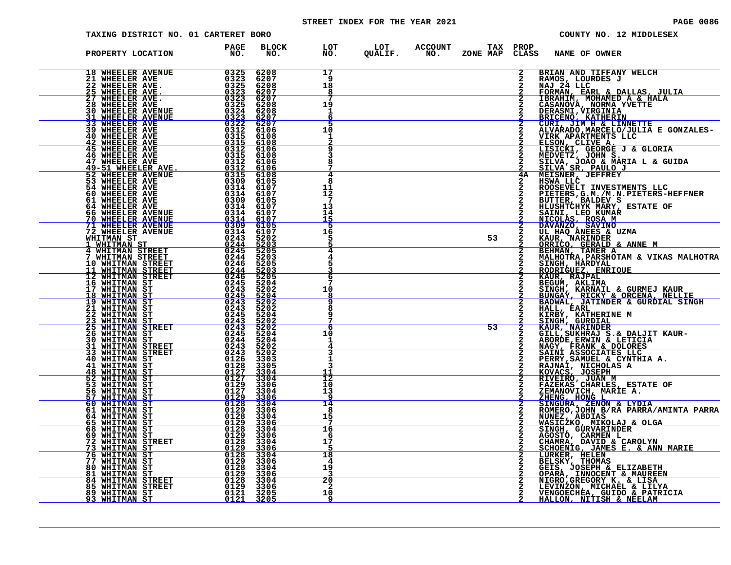STREET INDEX FOR THE YEAR 2021

TAXING DISTRICT NO. 01 CARTERET BORO — COUNTY NO. 12 MIDDLESEX

| PROPERTY LOCATION | PAGE NO. | BLOCK NO. | LOT NO. | LOT QUALIF. | ACCOUNT NO. | TAX ZONE MAP | PROP CLASS | NAME OF OWNER |
|---|---|---|---|---|---|---|---|---|
| 18 WHEELER AVENUE | 0325 | 6208 | 17 | | | | 2 | BRIAN AND TIFFANY WELCH |
| 21 WHEELER AVE | 0323 | 6207 | 9 | | | | 2 | RAMOS, LOURDES J |
| 22 WHEELER AVE. | 0325 | 6208 | 18 | | | | 2 | NAJ 24 LLC |
| 25 WHEELER AVE. | 0323 | 6207 | 8 | | | | 2 | FORMAN, EARL & DALLAS, JULIA |
| 27 WHEELER AVE. | 0323 | 6207 | 7 | | | | 2 | IBRAHIM, MOHAMED A & HALA |
| 28 WHEELER AVE | 0325 | 6208 | 19 | | | | 2 | CASANOVA, NORMA YVETTE |
| 30 WHEELER AVENUE | 0324 | 6208 | 1 | | | | 2 | DERASMI,VIRGINIA |
| 31 WHEELER AVENUE | 0323 | 6207 | 6 | | | | 2 | BRICENO, KATHERIN |
| 33 WHEELER AVE | 0322 | 6207 | 5 | | | | 2 | CURI, JIM H & LINNETTE |
| 39 WHEELER AVE | 0312 | 6106 | 10 | | | | 2 | ALVARADO,MARCELO/JULIA E GONZALES- |
| 40 WHEELER AVE | 0315 | 6108 | 1 | | | | 2 | VIRK APARTMENTS LLC |
| 42 WHEELER AVE | 0315 | 6108 | 2 | | | | 2 | ELSON, CLIVE A. |
| 45 WHEELER AVE | 0312 | 6106 | 9 | | | | 2 | LISICKI, GEORGE J & GLORIA |
| 46 WHEELER AVE | 0315 | 6108 | 3 | | | | 2 | MEDVETZ, JOHN S. |
| 47 WHEELER AVE | 0312 | 6106 | 8 | | | | 2 | SILVA, JOAO & MARIA L & GUIDA |
| 49-51 WHEELER AVE. | 0312 | 6106 | 7 | | | | 2 | SILVA SR, PAULO J |
| 52 WHEELER AVENUE | 0315 | 6108 | 4 | | | | 4A | MEISNER, JEFFREY |
| 53 WHEELER AVE | 0309 | 6105 | 8 | | | | 2 | HSWA LLC |
| 54 WHEELER AVE | 0314 | 6107 | 11 | | | | 2 | ROOSEVELT INVESTMENTS LLC |
| 60 WHEELER AVE | 0314 | 6107 | 12 | | | | 2 | PIETERS,G.M./M.N.PIETERS-HEFFNER |
| 61 WHEELER AVE | 0309 | 6105 | 7 | | | | 2 | BUTTER, BALDEV S |
| 64 WHEELER AVE | 0314 | 6107 | 13 | | | | 2 | HLUSHTCHYK MARY, ESTATE OF |
| 66 WHEELER AVENUE | 0314 | 6107 | 14 | | | | 2 | SAINI, LEO KUMAR |
| 70 WHEELER AVENUE | 0314 | 6107 | 15 | | | | 2 | NICOLAS, ROSA M |
| 71 WHEELER AVENUE | 0309 | 6105 | 5 | | | | 2 | DAVANZO, SAVINO |
| 72 WHEELER AVENUE | 0314 | 6107 | 16 | | | | 2 | UL HAQ ANEES & UZMA |
| WHITMAN ST | 0243 | 5202 | 5 | | | 53 | 2 | KAUR, NARINDER |
| 1 WHITMAN ST | 0244 | 5203 | 5 | | | | 2 | ORRICO, GERALD & ANNE M |
| 4 WHITMAN STREET | 0245 | 5205 | 4 | | | | 2 | BEHMAN, TAMER A |
| 7 WHITMAN STREET | 0244 | 5203 | 4 | | | | 2 | MALHOTRA,PARSHOTAM & VIKAS MALHOTRA |
| 10 WHITMAN STREET | 0246 | 5205 | 5 | | | | 2 | SINGH, HARDYAL |
| 11 WHITMAN STREET | 0244 | 5203 | 3 | | | | 2 | RODRIGUEZ, ENRIQUE |
| 12 WHITMAN STREET | 0246 | 5205 | 6 | | | | 2 | KAUR, RAJPAL |
| 16 WHITMAN ST | 0245 | 5204 | 7 | | | | 2 | BEGUM, AKLIMA |
| 17 WHITMAN ST | 0243 | 5202 | 10 | | | | 2 | SINGH, KARNAIL & GURMEJ KAUR |
| 18 WHITMAN ST | 0245 | 5204 | 8 | | | | 2 | BUNGAY, RICKY & ORCENA, NELLIE |
| 19 WHITMAN ST | 0243 | 5202 | 9 | | | | 2 | BADWAL, JATINDER & GURDIAL SINGH |
| 21 WHITMAN ST | 0243 | 5202 | 8 | | | | 2 | HALL, EARL |
| 22 WHITMAN ST | 0245 | 5204 | 9 | | | | 2 | KIRBY, KATHERINE M |
| 23 WHITMAN ST | 0243 | 5202 | 7 | | | | 2 | SINGH, GURDIAL |
| 25 WHITMAN STREET | 0243 | 5202 | 6 | | | 53 | 2 | KAUR, NARINDER |
| 26 WHITMAN ST | 0245 | 5204 | 10 | | | | 2 | GILL,SUKHRAJ S.& DALJIT KAUR- |
| 30 WHITMAN ST | 0244 | 5204 | 1 | | | | 2 | ABORDE,ERWIN & LETICIA |
| 31 WHITMAN STREET | 0243 | 5202 | 4 | | | | 2 | NAGY, FRANK & DOLORES |
| 33 WHITMAN STREET | 0243 | 5202 | 3 | | | | 2 | SAINI ASSOCIATES LLC |
| 40 WHITMAN ST | 0126 | 3303 | 1 | | | | 2 | PERRY,SAMUEL & CYNTHIA A. |
| 41 WHITMAN ST | 0128 | 3305 | 3 | | | | 2 | RAJNAI, NICHOLAS A |
| 48 WHITMAN ST | 0127 | 3304 | 11 | | | | 2 | KOVACS, JOSEPH |
| 52 WHITMAN ST | 0127 | 3304 | 12 | | | | 2 | RIVEIRO, JUAN M |
| 53 WHITMAN ST | 0129 | 3306 | 10 | | | | 2 | FAZEKAS CHARLES, ESTATE OF |
| 56 WHITMAN ST | 0127 | 3304 | 13 | | | | 2 | ZEMANOVICH, MARIE A. |
| 57 WHITMAN ST | 0129 | 3306 | 9 | | | | 2 | ZHENG, HONG L |
| 60 WHITMAN ST | 0128 | 3304 | 14 | | | | 2 | SINGURA, ZENON & LYDIA |
| 61 WHITMAN ST | 0129 | 3306 | 8 | | | | 2 | ROMERO,JOHN B/RA PARRA/AMINTA PARRA |
| 64 WHITMAN ST | 0128 | 3304 | 15 | | | | 2 | NUNEZ, ABDIAS |
| 65 WHITMAN ST | 0129 | 3306 | 7 | | | | 2 | WASICZKO, MIKOLAJ & OLGA |
| 68 WHITMAN ST | 0128 | 3304 | 16 | | | | 2 | SINGH, GURVARINDER |
| 69 WHITMAN ST | 0129 | 3306 | 6 | | | | 2 | AGOSTO, CARMEN L |
| 72 WHITMAN STREET | 0128 | 3304 | 17 | | | | 2 | CHAMRA, DAVID & CAROLYN |
| 73 WHITMAN ST | 0129 | 3306 | 5 | | | | 2 | SCHOENIG, JAMES E. & ANN MARIE |
| 76 WHITMAN ST | 0128 | 3304 | 18 | | | | 2 | LURKER, HELEN |
| 77 WHITMAN ST | 0129 | 3306 | 4 | | | | 2 | BELSKY, THOMAS |
| 80 WHITMAN ST | 0128 | 3304 | 19 | | | | 2 | GEIS, JOSEPH & ELIZABETH |
| 81 WHITMAN ST | 0129 | 3306 | 3 | | | | 2 | OPARA, INNOCENT & MAUREEN |
| 84 WHITMAN STREET | 0128 | 3304 | 20 | | | | 2 | NIGRO,GREGORY K. & LISA |
| 85 WHITMAN STREET | 0129 | 3306 | 2 | | | | 2 | LEVINZON, MICHAEL & LILYA |
| 89 WHITMAN ST | 0121 | 3205 | 10 | | | | 2 | VENGOECHEA, GUIDO & PATRICIA |
| 93 WHITMAN ST | 0121 | 3205 | 9 | | | | 2 | HALLON, NITISH & NEELAM |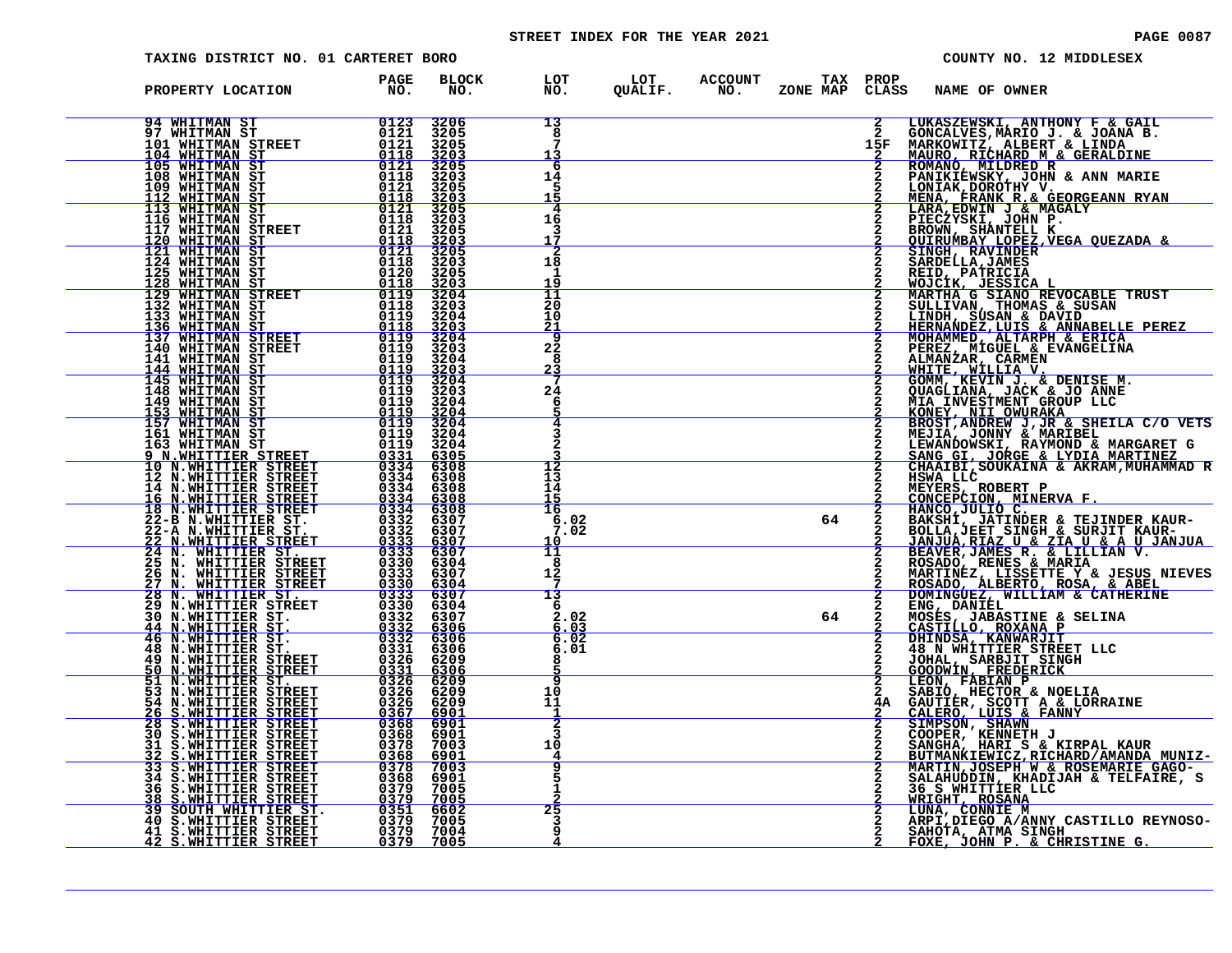STREET INDEX FOR THE YEAR 2021

TAXING DISTRICT NO. 01 CARTERET BORO | COUNTY NO. 12 MIDDLESEX

| PROPERTY LOCATION | PAGE NO. | BLOCK NO. | LOT NO. | LOT QUALIF. | ACCOUNT NO. | TAX ZONE MAP | PROP CLASS | NAME OF OWNER |
|---|---|---|---|---|---|---|---|---|
| 94 WHITMAN ST | 0123 | 3206 | 13 | | | | 2 | LUKASZEWSKI, ANTHONY F & GAIL |
| 97 WHITMAN ST | 0121 | 3205 | 8 | | | | 2 | GONCALVES,MARIO J. & JOANA B. |
| 101 WHITMAN STREET | 0121 | 3205 | 7 | | | | 15F | MARKOWITZ, ALBERT & LINDA |
| 104 WHITMAN ST | 0118 | 3203 | 13 | | | | 2 | MAURO, RICHARD M & GERALDINE |
| 105 WHITMAN ST | 0121 | 3205 | 6 | | | | 2 | ROMANO, MILDRED R |
| 108 WHITMAN ST | 0118 | 3203 | 14 | | | | 2 | PANIKIEWSKY, JOHN & ANN MARIE |
| 109 WHITMAN ST | 0121 | 3205 | 5 | | | | 2 | LONIAK,DOROTHY V. |
| 112 WHITMAN ST | 0118 | 3203 | 15 | | | | 2 | MENA, FRANK R.& GEORGEANN RYAN |
| 113 WHITMAN ST | 0121 | 3205 | 4 | | | | 2 | LARA,EDWIN J & MAGALY |
| 116 WHITMAN ST | 0118 | 3203 | 16 | | | | 2 | PIECZYSKI, JOHN P. |
| 117 WHITMAN STREET | 0121 | 3205 | 3 | | | | 2 | BROWN, SHANTELL K |
| 120 WHITMAN ST | 0118 | 3203 | 17 | | | | 2 | QUIRUMBAY LOPEZ,VEGA QUEZADA & |
| 121 WHITMAN ST | 0121 | 3205 | 2 | | | | 2 | SINGH, RAVINDER |
| 124 WHITMAN ST | 0118 | 3203 | 18 | | | | 2 | SARDELLA,JAMES |
| 125 WHITMAN ST | 0120 | 3205 | 1 | | | | 2 | REID, PATRICIA |
| 128 WHITMAN ST | 0118 | 3203 | 19 | | | | 2 | WOJCIK, JESSICA L |
| 129 WHITMAN STREET | 0119 | 3204 | 11 | | | | 2 | MARTHA G SIANO REVOCABLE TRUST |
| 132 WHITMAN ST | 0118 | 3203 | 20 | | | | 2 | SULLIVAN, THOMAS & SUSAN |
| 133 WHITMAN ST | 0119 | 3204 | 10 | | | | 2 | LINDH, SUSAN & DAVID |
| 136 WHITMAN ST | 0118 | 3203 | 21 | | | | 2 | HERNANDEZ,LUIS & ANNABELLE PEREZ |
| 137 WHITMAN STREET | 0119 | 3204 | 9 | | | | 2 | MOHAMMED, ALTARPH & ERICA |
| 140 WHITMAN STREET | 0119 | 3203 | 22 | | | | 2 | PEREZ, MIGUEL & EVANGELINA |
| 141 WHITMAN ST | 0119 | 3204 | 8 | | | | 2 | ALMANZAR, CARMEN |
| 144 WHITMAN ST | 0119 | 3203 | 23 | | | | 2 | WHITE, WILLIA V. |
| 145 WHITMAN ST | 0119 | 3204 | 7 | | | | 2 | GOMM, KEVIN J. & DENISE M. |
| 148 WHITMAN ST | 0119 | 3203 | 24 | | | | 2 | QUAGLIANA, JACK & JO ANNE |
| 149 WHITMAN ST | 0119 | 3204 | 6 | | | | 2 | MIA INVESTMENT GROUP LLC |
| 153 WHITMAN ST | 0119 | 3204 | 5 | | | | 2 | KONEY, NII OWURAKA |
| 157 WHITMAN ST | 0119 | 3204 | 4 | | | | 2 | BROST,ANDREW J,JR & SHEILA C/O VETS |
| 161 WHITMAN ST | 0119 | 3204 | 3 | | | | 2 | MEJIA, JONNY & MARIBEL |
| 163 WHITMAN ST | 0119 | 3204 | 2 | | | | 2 | LEWANDOWSKI, RAYMOND & MARGARET G |
| 9 N.WHITTIER STREET | 0331 | 6305 | 3 | | | | 2 | SANG GI, JORGE & LYDIA MARTINEZ |
| 10 N.WHITTIER STREET | 0334 | 6308 | 12 | | | | 2 | CHAAIBI,SOUKAINA & AKRAM,MUHAMMAD R |
| 12 N.WHITTIER STREET | 0334 | 6308 | 13 | | | | 2 | HSWA LLC |
| 14 N.WHITTIER STREET | 0334 | 6308 | 14 | | | | 2 | MEYERS, ROBERT P |
| 16 N.WHITTIER STREET | 0334 | 6308 | 15 | | | | 2 | CONCEPCION, MINERVA F. |
| 18 N.WHITTIER STREET | 0334 | 6308 | 16 | | | | 2 | HANCO,JULIO C. |
| 22-B N.WHITTIER ST. | 0332 | 6307 | 6.02 | | | 64 | 2 | BAKSHI, JATINDER & TEJINDER KAUR- |
| 22-A N.WHITTIER ST. | 0332 | 6307 | 7.02 | | | | 2 | BOLLA,JEET SINGH & SURJIT KAUR- |
| 22 N.WHITTIER STREET | 0333 | 6307 | 10 | | | | 2 | JANJUA,RIAZ U & ZIA U & A U JANJUA |
| 24 N. WHITTIER ST. | 0333 | 6307 | 11 | | | | 2 | BEAVER,JAMES R. & LILLIAN V. |
| 25 N. WHITTIER STREET | 0330 | 6304 | 8 | | | | 2 | ROSADO, RENES & MARIA |
| 26 N. WHITTIER STREET | 0333 | 6307 | 12 | | | | 2 | MARTINEZ, LISSETTE Y & JESUS NIEVES |
| 27 N. WHITTIER STREET | 0330 | 6304 | 7 | | | | 2 | ROSADO, ALBERTO, ROSA, & ABEL |
| 28 N. WHITTIER ST. | 0333 | 6307 | 13 | | | | 2 | DOMINGUEZ, WILLIAM & CATHERINE |
| 29 N.WHITTIER STREET | 0330 | 6304 | 6 | | | | 2 | ENG, DANIEL |
| 30 N.WHITTIER ST. | 0332 | 6307 | 2.02 | | | 64 | 2 | MOSES, JABASTINE & SELINA |
| 44 N.WHITTIER ST. | 0332 | 6306 | 6.03 | | | | 2 | CASTILLO, ROXANA P |
| 46 N.WHITTIER ST. | 0332 | 6306 | 6.02 | | | | 2 | DHINDSA, KANWARJIT |
| 48 N.WHITTIER ST. | 0331 | 6306 | 6.01 | | | | 2 | 48 N WHITTIER STREET LLC |
| 49 N.WHITTIER STREET | 0326 | 6209 | 8 | | | | 2 | JOHAL, SARBJIT SINGH |
| 50 N.WHITTIER STREET | 0331 | 6306 | 5 | | | | 2 | GOODWIN, FREDERICK |
| 51 N.WHITTIER ST. | 0326 | 6209 | 9 | | | | 2 | LEON, FABIAN P |
| 53 N.WHITTIER STREET | 0326 | 6209 | 10 | | | | 2 | SABIO, HECTOR & NOELIA |
| 54 N.WHITTIER STREET | 0326 | 6209 | 11 | | | | 4A | GAUTIER, SCOTT A & LORRAINE |
| 26 S.WHITTIER STREET | 0367 | 6901 | 1 | | | | 2 | CALERO, LUIS & FANNY |
| 28 S.WHITTIER STREET | 0368 | 6901 | 2 | | | | 2 | SIMPSON, SHAWN |
| 30 S.WHITTIER STREET | 0368 | 6901 | 3 | | | | 2 | COOPER, KENNETH J |
| 31 S.WHITTIER STREET | 0378 | 7003 | 10 | | | | 2 | SANGHA, HARI S & KIRPAL KAUR |
| 32 S.WHITTIER STREET | 0368 | 6901 | 4 | | | | 2 | BUTMANKIEWICZ,RICHARD/AMANDA MUNIZ- |
| 33 S.WHITTIER STREET | 0378 | 7003 | 9 | | | | 2 | MARTIN,JOSEPH W & ROSEMARIE GAGO- |
| 34 S.WHITTIER STREET | 0368 | 6901 | 5 | | | | 2 | SALAHUDDIN, KHADIJAH & TELFAIRE, S |
| 36 S.WHITTIER STREET | 0379 | 7005 | 1 | | | | 2 | 36 S WHITTIER LLC |
| 38 S.WHITTIER STREET | 0379 | 7005 | 2 | | | | 2 | WRIGHT, ROSANA |
| 39 SOUTH WHITTIER ST. | 0351 | 6602 | 25 | | | | 2 | LUNA, CONNIE M |
| 40 S.WHITTIER STREET | 0379 | 7005 | 3 | | | | 2 | ARPI,DIEGO A/ANNY CASTILLO REYNOSO- |
| 41 S.WHITTIER STREET | 0379 | 7004 | 9 | | | | 2 | SAHOTA, ATMA SINGH |
| 42 S.WHITTIER STREET | 0379 | 7005 | 4 | | | | 2 | FOXE, JOHN P. & CHRISTINE G. |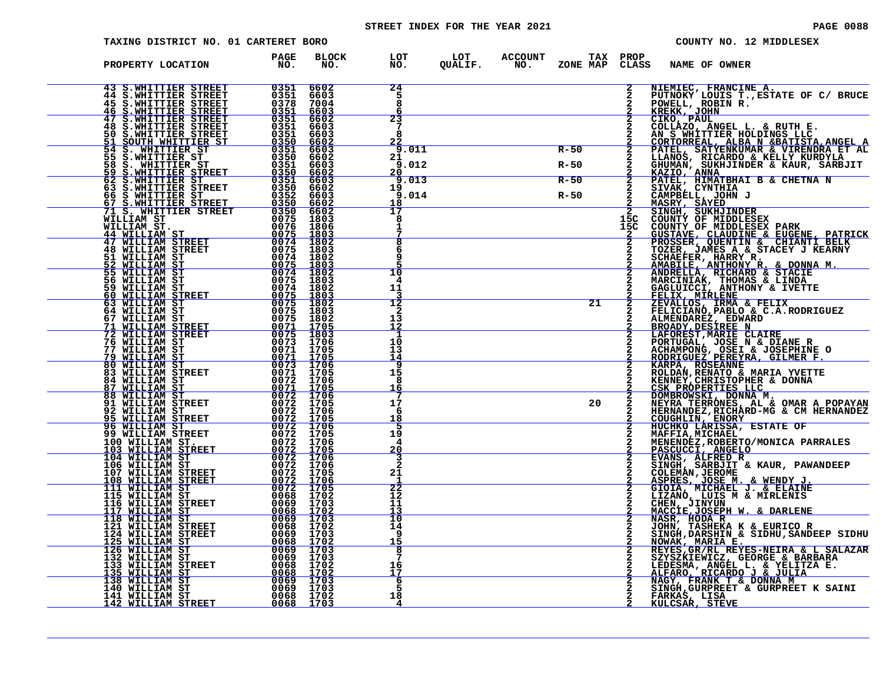STREET INDEX FOR THE YEAR 2021

TAXING DISTRICT NO. 01 CARTERET BORO

COUNTY NO. 12 MIDDLESEX

| PROPERTY LOCATION | PAGE NO. | BLOCK NO. | LOT NO. | LOT QUALIF. | ACCOUNT NO. | ZONE | TAX MAP | PROP CLASS | NAME OF OWNER |
|---|---|---|---|---|---|---|---|---|---|
| 43 S.WHITTIER STREET | 0351 | 6602 | 24 | | | | | 2 | NIEMIEC, FRANCINE A. |
| 44 S.WHITTIER STREET | 0351 | 6603 | 5 | | | | | 2 | PUTNOKY LOUIS T.,ESTATE OF C/ BRUCE |
| 45 S.WHITTIER STREET | 0378 | 7004 | 8 | | | | | 2 | POWELL, ROBIN R. |
| 46 S.WHITTIER STREET | 0351 | 6603 | 6 | | | | | 2 | KREKK, JOHN |
| 47 S.WHITTIER STREET | 0351 | 6602 | 23 | | | | | 2 | CIKO, PAUL |
| 48 S.WHITTIER STREET | 0351 | 6603 | 7 | | | | | 2 | COLLAZO, ANGEL L. & RUTH E. |
| 50 S.WHITTIER STREET | 0351 | 6603 | 8 | | | | | 2 | AN S WHITTIER HOLDINGS LLC |
| 51 SOUTH WHITTIER ST | 0350 | 6602 | 22 | | | | | 2 | CORTORREAL, ALBA N &BATISTA,ANGEL A |
| 54 S. WHITTIER ST | 0351 | 6603 | 9.011 | | | R-50 | | 2 | PATEL, SATYENKUMAR & VIRENDRA ET AL |
| 55 S.WHITTIER ST | 0350 | 6602 | 21 | | | | | 2 | LLANOS, RICARDO & KELLY KURDYLA |
| 58 S. WHITTIER ST | 0351 | 6603 | 9.012 | | | R-50 | | 2 | GHUMAN, SUKHJINDER & KAUR, SARBJIT |
| 59 S.WHITTIER STREET | 0350 | 6602 | 20 | | | | | 2 | KAZIO, ANNA |
| 62 S.WHITTIER ST | 0351 | 6603 | 9.013 | | | R-50 | | 2 | PATEL, HIMATBHAI B & CHETNA N |
| 63 S.WHITTIER STREET | 0350 | 6602 | 19 | | | | | 2 | SIVAK, CYNTHIA |
| 66 S WHITTIER ST | 0352 | 6603 | 9.014 | | | R-50 | | 2 | CAMPBELL, JOHN J |
| 67 S.WHITTIER STREET | 0350 | 6602 | 18 | | | | | 2 | MASRY, SAYED |
| 71 S. WHITTIER STREET | 0350 | 6602 | 17 | | | | | 2 | SINGH, SUKHJINDER |
| WILLIAM ST | 0075 | 1803 | 8 | | | | | 15C | COUNTY OF MIDDLESEX |
| WILLIAM ST. | 0076 | 1806 | 1 | | | | | 15C | COUNTY OF MIDDLESEX PARK |
| 44 WILLIAM ST | 0075 | 1803 | 7 | | | | | 2 | GUSTAVE, CLAUDINE & EUGENE, PATRICK |
| 47 WILLIAM STREET | 0074 | 1802 | 8 | | | | | 2 | PROSSER, QUENTIN & CHIANTI BELK |
| 48 WILLIAM STREET | 0075 | 1803 | 6 | | | | | 2 | TOZER, JAMES A & STACEY J KEARNY |
| 51 WILLIAM ST | 0074 | 1802 | 9 | | | | | 2 | SCHAEFER, HARRY R. |
| 52 WILLIAM ST | 0075 | 1803 | 5 | | | | | 2 | AMABILE, ANTHONY R. & DONNA M. |
| 55 WILLIAM ST | 0074 | 1802 | 10 | | | | | 2 | ANDRELLA, RICHARD & STACIE |
| 56 WILLIAM ST | 0075 | 1803 | 4 | | | | | 2 | MARCINIAK, THOMAS & LINDA |
| 59 WILLIAM ST | 0074 | 1802 | 11 | | | | | 2 | GAGLIUCCI, ANTHONY & IVETTE |
| 60 WILLIAM STREET | 0075 | 1803 | 3 | | | | | 2 | FELIX, MIRLENE |
| 63 WILLIAM ST | 0075 | 1802 | 12 | | | | 21 | 2 | ZEVALLOS, IRMA & FELIX |
| 64 WILLIAM ST | 0075 | 1803 | 2 | | | | | 2 | FELICIANO,PABLO & C.A.RODRIGUEZ |
| 67 WILLIAM ST | 0075 | 1802 | 13 | | | | | 2 | ALMENDAREZ, EDWARD |
| 71 WILLIAM STREET | 0071 | 1705 | 12 | | | | | 2 | BROADY,DESIREE N |
| 72 WILLIAM STREET | 0075 | 1803 | 1 | | | | | 2 | LAFOREST,MARIE CLAIRE |
| 76 WILLIAM ST | 0073 | 1706 | 10 | | | | | 2 | PORTUGAL, JOSE N & DIANE R |
| 77 WILLIAM ST | 0071 | 1705 | 13 | | | | | 2 | ACHAMPONG, OSEI & JOSEPHINE O |
| 79 WILLIAM ST | 0071 | 1705 | 14 | | | | | 2 | RODRIGUEZ PEREYRA, GILMER F. |
| 80 WILLIAM ST | 0073 | 1706 | 9 | | | | | 2 | KARPA, ROSEANNE |
| 83 WILLIAM STREET | 0071 | 1705 | 15 | | | | | 2 | ROLDAN,RENATO & MARIA YVETTE |
| 84 WILLIAM ST | 0072 | 1706 | 8 | | | | | 2 | KENNEY,CHRISTOPHER & DONNA |
| 87 WILLIAM ST | 0071 | 1705 | 16 | | | | | 2 | CSK PROPERTIES LLC |
| 88 WILLIAM ST | 0072 | 1706 | 7 | | | | | 2 | DOMBROWSKI, DONNA M. |
| 91 WILLIAM STREET | 0072 | 1705 | 17 | | | | 20 | 2 | NEYRA TERRONES, AL & OMAR A POPAYAN |
| 92 WILLIAM ST | 0072 | 1706 | 6 | | | | | 2 | HERNANDEZ,RICHARD-MG & CM HERNANDEZ |
| 95 WILLIAM STREET | 0072 | 1705 | 18 | | | | | 2 | COUGHLIN, ENORY |
| 96 WILLIAM ST | 0072 | 1706 | 5 | | | | | 2 | HUCHKO LARISSA, ESTATE OF |
| 99 WILLIAM STREET | 0072 | 1705 | 19 | | | | | 2 | MAFFIA,MICHAEL |
| 100 WILLIAM ST. | 0072 | 1706 | 4 | | | | | 2 | MENENDEZ,ROBERTO/MONICA PARRALES |
| 103 WILLIAM STREET | 0072 | 1705 | 20 | | | | | 2 | PASCUCCI, ANGELO |
| 104 WILLIAM ST | 0072 | 1706 | 3 | | | | | 2 | EVANS, ALFRED R |
| 106 WILLIAM ST | 0072 | 1706 | 2 | | | | | 2 | SINGH, SARBJIT & KAUR, PAWANDEEP |
| 107 WILLIAM STREET | 0072 | 1705 | 21 | | | | | 2 | COLEMAN,JEROME |
| 108 WILLIAM STREET | 0072 | 1706 | 1 | | | | | 2 | ASPRES, JOSE M. & WENDY J. |
| 111 WILLIAM ST | 0072 | 1705 | 22 | | | | | 2 | GIOIA, MICHAEL J. & ELAINE |
| 115 WILLIAM ST | 0068 | 1702 | 12 | | | | | 2 | LIZANO, LUIS M & MIRLENIS |
| 116 WILLIAM STREET | 0069 | 1703 | 11 | | | | | 2 | CHEN, JINYUN |
| 117 WILLIAM ST | 0068 | 1702 | 13 | | | | | 2 | MACCIE,JOSEPH W. & DARLENE |
| 118 WILLIAM ST | 0069 | 1703 | 10 | | | | | 2 | NASR, HODA R |
| 121 WILLIAM STREET | 0068 | 1702 | 14 | | | | | 2 | JOHN, TASHEKA K & EURICO R |
| 124 WILLIAM STREET | 0069 | 1703 | 9 | | | | | 2 | SINGH,DARSHIN & SIDHU,SANDEEP SIDHU |
| 125 WILLIAM ST | 0068 | 1702 | 15 | | | | | 2 | NOWAK, MARIA E. |
| 126 WILLIAM ST | 0069 | 1703 | 8 | | | | | 2 | REYES,GR/RL REYES-NEIRA & L SALAZAR |
| 132 WILLIAM ST | 0069 | 1703 | 7 | | | | | 2 | SZYSZKIEWICZ, GEORGE & BARBARA |
| 133 WILLIAM STREET | 0068 | 1702 | 16 | | | | | 2 | LEDESMA, ANGEL L. & YELITZA E. |
| 135 WILLIAM ST | 0068 | 1702 | 17 | | | | | 2 | ALFARO, RICARDO J & JULIA |
| 138 WILLIAM ST | 0069 | 1703 | 6 | | | | | 2 | NAGY, FRANK T & DONNA M |
| 140 WILLIAM ST | 0069 | 1703 | 5 | | | | | 2 | SINGH,GURPREET & GURPREET K SAINI |
| 141 WILLIAM ST | 0068 | 1702 | 18 | | | | | 2 | FARKAS, LISA |
| 142 WILLIAM STREET | 0068 | 1703 | 4 | | | | | 2 | KULCSAR, STEVE |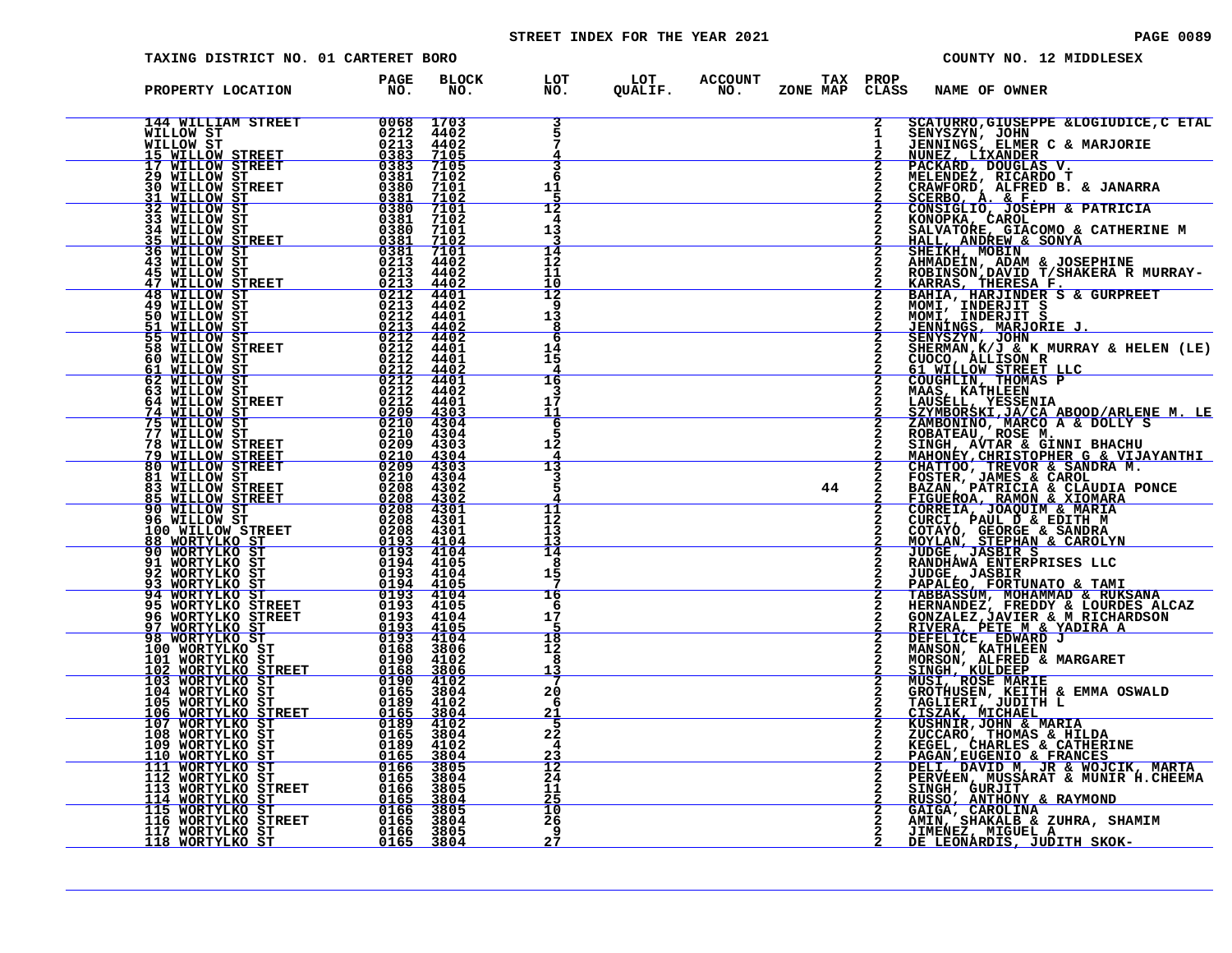STREET INDEX FOR THE YEAR 2021

TAXING DISTRICT NO. 01 CARTERET BORO

COUNTY NO. 12 MIDDLESEX

| PROPERTY LOCATION | PAGE NO. | BLOCK NO. | LOT NO. | LOT QUALIF. | ACCOUNT NO. | TAX ZONE MAP | PROP CLASS | NAME OF OWNER |
|---|---|---|---|---|---|---|---|---|
| 144 WILLIAM STREET | 0068 | 1703 | 3 | | | | 2 | SCATURRO,GIUSEPPE &LOGIUDICE,C ETAL |
| WILLOW ST | 0212 | 4402 | 5 | | | | 1 | SENYSZYN, JOHN |
| WILLOW ST | 0213 | 4402 | 7 | | | | 1 | JENNINGS, ELMER C & MARJORIE |
| 15 WILLOW STREET | 0383 | 7105 | 4 | | | | 2 | NUNEZ, LIXANDER |
| 17 WILLOW STREET | 0383 | 7105 | 3 | | | | 2 | PACKARD, DOUGLAS V. |
| 29 WILLOW ST | 0381 | 7102 | 6 | | | | 2 | MELENDEZ, RICARDO T |
| 30 WILLOW STREET | 0380 | 7101 | 11 | | | | 2 | CRAWFORD, ALFRED B. & JANARRA |
| 31 WILLOW ST | 0381 | 7102 | 5 | | | | 2 | SCERBO, A. & F. |
| 32 WILLOW ST | 0380 | 7101 | 12 | | | | 2 | CONSIGLIO, JOSEPH & PATRICIA |
| 33 WILLOW ST | 0381 | 7102 | 4 | | | | 2 | KONOPKA, CAROL |
| 34 WILLOW ST | 0380 | 7101 | 13 | | | | 2 | SALVATORE, GIACOMO & CATHERINE M |
| 35 WILLOW STREET | 0381 | 7102 | 3 | | | | 2 | HALL, ANDREW & SONYA |
| 36 WILLOW ST | 0381 | 7101 | 14 | | | | 2 | SHEIKH, MOBIN |
| 43 WILLOW ST | 0213 | 4402 | 12 | | | | 2 | AHMADEIN, ADAM & JOSEPHINE |
| 45 WILLOW ST | 0213 | 4402 | 11 | | | | 2 | ROBINSON,DAVID T/SHAKERA R MURRAY- |
| 47 WILLOW STREET | 0213 | 4402 | 10 | | | | 2 | KARRAS, THERESA F. |
| 48 WILLOW ST | 0212 | 4401 | 12 | | | | 2 | BAHIA, HARJINDER S & GURPREET |
| 49 WILLOW ST | 0213 | 4402 | 9 | | | | 2 | MOMI, INDERJIT S |
| 50 WILLOW ST | 0212 | 4401 | 13 | | | | 2 | MOMI, INDERJIT S |
| 51 WILLOW ST | 0213 | 4402 | 8 | | | | 2 | JENNINGS, MARJORIE J. |
| 55 WILLOW ST | 0212 | 4402 | 6 | | | | 2 | SENYSZYN, JOHN |
| 58 WILLOW STREET | 0212 | 4401 | 14 | | | | 2 | SHERMAN,K/J & K MURRAY & HELEN (LE) |
| 60 WILLOW ST | 0212 | 4401 | 15 | | | | 2 | CUOCO, ALLISON R |
| 61 WILLOW ST | 0212 | 4402 | 4 | | | | 2 | 61 WILLOW STREET LLC |
| 62 WILLOW ST | 0212 | 4401 | 16 | | | | 2 | COUGHLIN, THOMAS P |
| 63 WILLOW ST | 0212 | 4402 | 3 | | | | 2 | MAAS, KATHLEEN |
| 64 WILLOW STREET | 0212 | 4401 | 17 | | | | 2 | LAUSELL, YESSENIA |
| 74 WILLOW ST | 0209 | 4303 | 11 | | | | 2 | SZYMBORSKI,JA/CA ABOOD/ARLENE M. LE |
| 75 WILLOW ST | 0210 | 4304 | 6 | | | | 2 | ZAMBONINO, MARCO A & DOLLY S |
| 77 WILLOW ST | 0210 | 4304 | 5 | | | | 2 | ROBATEAU, ROSE M. |
| 78 WILLOW STREET | 0209 | 4303 | 12 | | | | 2 | SINGH, AVTAR & GINNI BHACHU |
| 79 WILLOW STREET | 0210 | 4304 | 4 | | | | 2 | MAHONEY,CHRISTOPHER G & VIJAYANTHI |
| 80 WILLOW STREET | 0209 | 4303 | 13 | | | | 2 | CHATTOO, TREVOR & SANDRA M. |
| 81 WILLOW ST | 0210 | 4304 | 3 | | | | 2 | FOSTER, JAMES & CAROL |
| 83 WILLOW STREET | 0208 | 4302 | 5 | | | 44 | 2 | BAZAN, PATRICIA & CLAUDIA PONCE |
| 85 WILLOW STREET | 0208 | 4302 | 4 | | | | 2 | FIGUEROA, RAMON & XIOMARA |
| 90 WILLOW ST | 0208 | 4301 | 11 | | | | 2 | CORREIA, JOAQUIM & MARIA |
| 96 WILLOW ST | 0208 | 4301 | 12 | | | | 2 | CURCI, PAUL D & EDITH M |
| 100 WILLOW STREET | 0208 | 4301 | 13 | | | | 2 | COTAYO, GEORGE & SANDRA |
| 88 WORTYLKO ST | 0193 | 4104 | 13 | | | | 2 | MOYLAN, STEPHAN & CAROLYN |
| 90 WORTYLKO ST | 0193 | 4104 | 14 | | | | 2 | JUDGE, JASBIR S |
| 91 WORTYLKO ST | 0194 | 4105 | 8 | | | | 2 | RANDHAWA ENTERPRISES LLC |
| 92 WORTYLKO ST | 0193 | 4104 | 15 | | | | 2 | JUDGE, JASBIR |
| 93 WORTYLKO ST | 0194 | 4105 | 7 | | | | 2 | PAPALEO, FORTUNATO & TAMI |
| 94 WORTYLKO ST | 0193 | 4104 | 16 | | | | 2 | TABBASSUM, MOHAMMAD & RUKSANA |
| 95 WORTYLKO STREET | 0193 | 4105 | 6 | | | | 2 | HERNANDEZ, FREDDY & LOURDES ALCAZ |
| 96 WORTYLKO STREET | 0193 | 4104 | 17 | | | | 2 | GONZALEZ,JAVIER & M RICHARDSON |
| 97 WORTYLKO ST | 0193 | 4105 | 5 | | | | 2 | RIVERA, PETE M & YADIRA A |
| 98 WORTYLKO ST | 0193 | 4104 | 18 | | | | 2 | DEFELICE, EDWARD J |
| 100 WORTYLKO ST | 0168 | 3806 | 12 | | | | 2 | MANSON, KATHLEEN |
| 101 WORTYLKO ST | 0190 | 4102 | 8 | | | | 2 | MORSON, ALFRED & MARGARET |
| 102 WORTYLKO STREET | 0168 | 3806 | 13 | | | | 2 | SINGH, KULDEEP |
| 103 WORTYLKO ST | 0190 | 4102 | 7 | | | | 2 | MUSI, ROSE MARIE |
| 104 WORTYLKO ST | 0165 | 3804 | 20 | | | | 2 | GROTHUSEN, KEITH & EMMA OSWALD |
| 105 WORTYLKO ST | 0189 | 4102 | 6 | | | | 2 | TAGLIERI, JUDITH L |
| 106 WORTYLKO STREET | 0165 | 3804 | 21 | | | | 2 | CISZAK, MICHAEL |
| 107 WORTYLKO ST | 0189 | 4102 | 5 | | | | 2 | KUSHNIR,JOHN & MARIA |
| 108 WORTYLKO ST | 0165 | 3804 | 22 | | | | 2 | ZUCCARO, THOMAS & HILDA |
| 109 WORTYLKO ST | 0189 | 4102 | 4 | | | | 2 | KEGEL, CHARLES & CATHERINE |
| 110 WORTYLKO ST | 0165 | 3804 | 23 | | | | 2 | PAGAN,EUGENIO & FRANCES |
| 111 WORTYLKO ST | 0166 | 3805 | 12 | | | | 2 | DELI, DAVID M, JR & WOJCIK, MARTA |
| 112 WORTYLKO ST | 0165 | 3804 | 24 | | | | 2 | PERVEEN, MUSSARAT & MUNIR H.CHEEMA |
| 113 WORTYLKO STREET | 0166 | 3805 | 11 | | | | 2 | SINGH, GURJIT |
| 114 WORTYLKO ST | 0165 | 3804 | 25 | | | | 2 | RUSSO, ANTHONY & RAYMOND |
| 115 WORTYLKO ST | 0166 | 3805 | 10 | | | | 2 | GAIGA, CAROLINA |
| 116 WORTYLKO STREET | 0165 | 3804 | 26 | | | | 2 | AMIN, SHAKALB & ZUHRA, SHAMIM |
| 117 WORTYLKO ST | 0166 | 3805 | 9 | | | | 2 | JIMENEZ, MIGUEL A |
| 118 WORTYLKO ST | 0165 | 3804 | 27 | | | | 2 | DE LEONARDIS, JUDITH SKOK- |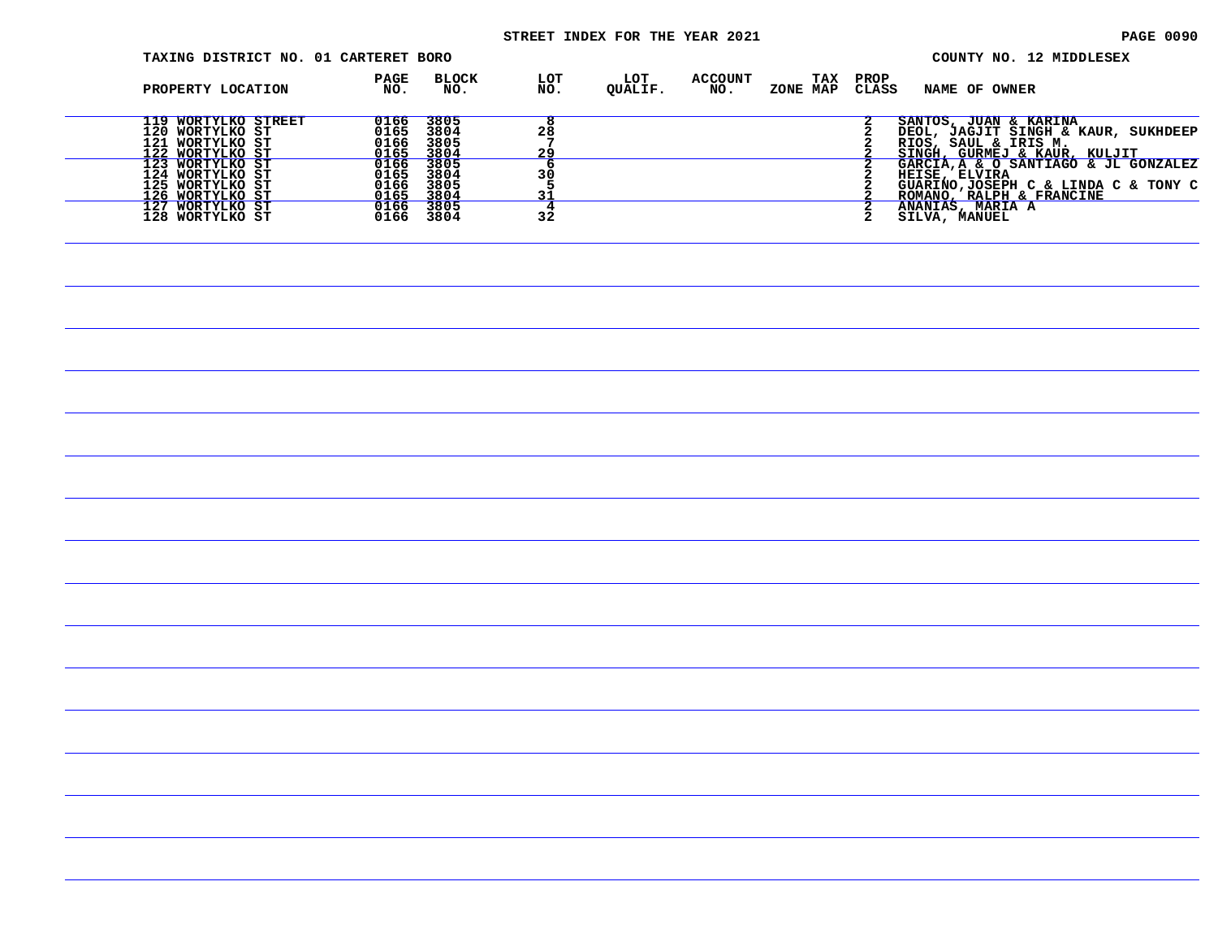STREET INDEX FOR THE YEAR 2021

TAXING DISTRICT NO. 01 CARTERET BORO

COUNTY NO. 12 MIDDLESEX

| PROPERTY LOCATION | PAGE NO. | BLOCK NO. | LOT NO. | LOT QUALIF. | ACCOUNT NO. | TAX ZONE MAP | PROP CLASS | NAME OF OWNER |
|---|---|---|---|---|---|---|---|---|
| 119 WORTYLKO STREET | 0166 | 3805 | 8 | | | | 2 | SANTOS, JUAN & KARINA |
| 120 WORTYLKO ST | 0165 | 3804 | 28 | | | | 2 | DEOL, JAGJIT SINGH & KAUR, SUKHDEEP |
| 121 WORTYLKO ST | 0166 | 3805 | 7 | | | | 2 | RIOS, SAUL & IRIS M. |
| 122 WORTYLKO ST | 0165 | 3804 | 29 | | | | 2 | SINGH, GURMEJ & KAUR, KULJIT |
| 123 WORTYLKO ST | 0166 | 3805 | 6 | | | | 2 | GARCIA,A & O SANTIAGO & JL GONZALEZ |
| 124 WORTYLKO ST | 0165 | 3804 | 30 | | | | 2 | HEISE, ELVIRA |
| 125 WORTYLKO ST | 0166 | 3805 | 5 | | | | 2 | GUARINO,JOSEPH C & LINDA C & TONY C |
| 126 WORTYLKO ST | 0165 | 3804 | 31 | | | | 2 | ROMANO, RALPH & FRANCINE |
| 127 WORTYLKO ST | 0166 | 3805 | 4 | | | | 2 | ANANIAS, MARIA A |
| 128 WORTYLKO ST | 0166 | 3804 | 32 | | | | 2 | SILVA, MANUEL |